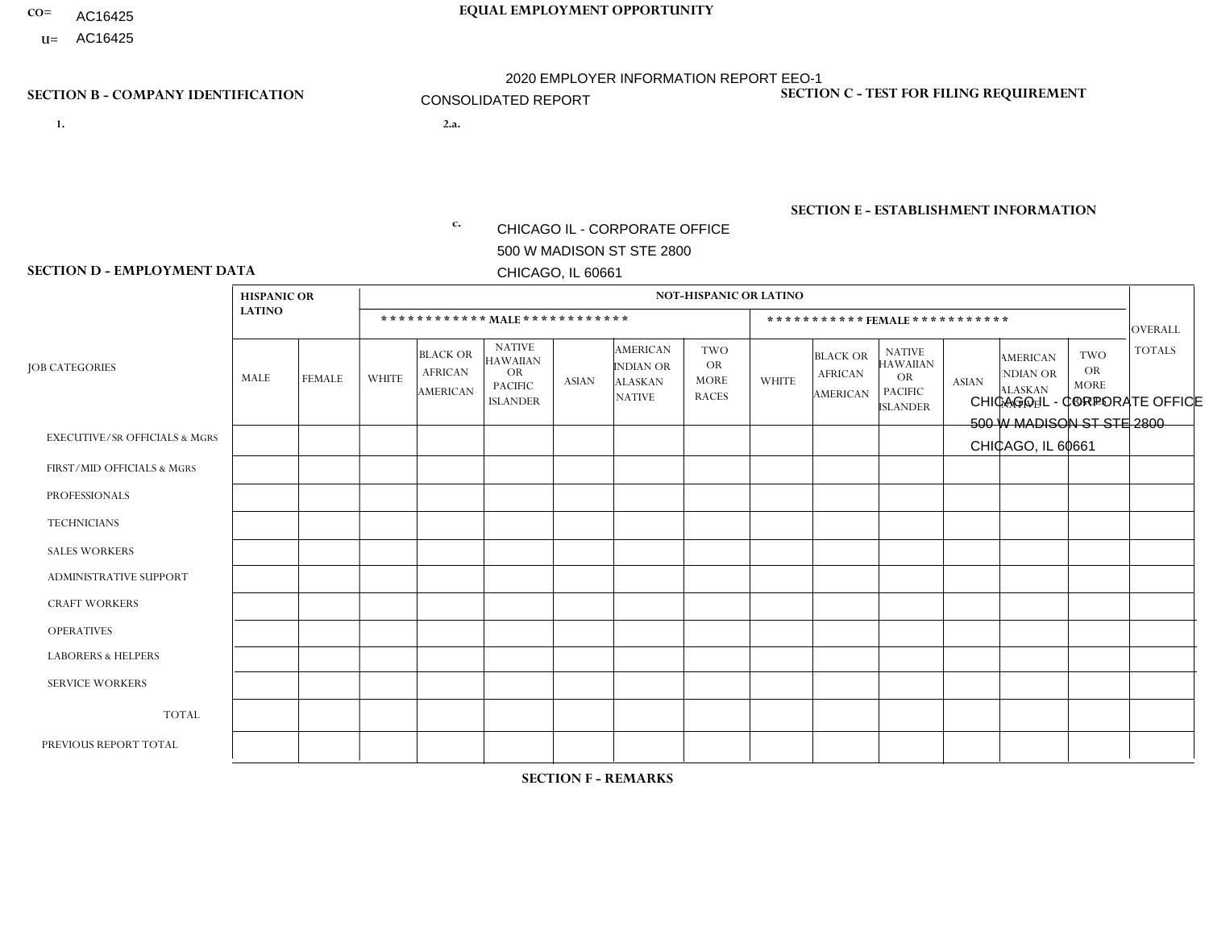CO= AC16425
U= AC16425

**EQUAL EMPLOYMENT OPPORTUNITY**

2020 EMPLOYER INFORMATION REPORT EEO-1

CONSOLIDATED REPORT

**SECTION B - COMPANY IDENTIFICATION**

1.

2.a.

c. CHICAGO IL - CORPORATE OFFICE
500 W MADISON ST STE 2800
CHICAGO, IL 60661

**SECTION C - TEST FOR FILING REQUIREMENT**

**SECTION E - ESTABLISHMENT INFORMATION**

CHICAGO IL - CORPORATE OFFICE
500 W MADISON ST STE 2800
CHICAGO, IL 60661

**SECTION D - EMPLOYMENT DATA**

| JOB CATEGORIES | HISPANIC OR LATINO | | NOT-HISPANIC OR LATINO | | | | | | | | | | | | OVERALL TOTALS |
|---|---|---|---|---|---|---|---|---|---|---|---|---|---|---|---|
| | | | MALE | | | | | | FEMALE | | | | | | |
| | MALE | FEMALE | WHITE | BLACK OR AFRICAN AMERICAN | NATIVE HAWAIIAN OR PACIFIC ISLANDER | ASIAN | AMERICAN INDIAN OR ALASKAN NATIVE | TWO OR MORE RACES | WHITE | BLACK OR AFRICAN AMERICAN | NATIVE HAWAIIAN OR PACIFIC ISLANDER | ASIAN | AMERICAN INDIAN OR ALASKAN NATIVE | TWO OR MORE RACES | |
| EXECUTIVE/SR OFFICIALS & MGRS | | | | | | | | | | | | | | | |
| FIRST/MID OFFICIALS & MGRS | | | | | | | | | | | | | | | |
| PROFESSIONALS | | | | | | | | | | | | | | | |
| TECHNICIANS | | | | | | | | | | | | | | | |
| SALES WORKERS | | | | | | | | | | | | | | | |
| ADMINISTRATIVE SUPPORT | | | | | | | | | | | | | | | |
| CRAFT WORKERS | | | | | | | | | | | | | | | |
| OPERATIVES | | | | | | | | | | | | | | | |
| LABORERS & HELPERS | | | | | | | | | | | | | | | |
| SERVICE WORKERS | | | | | | | | | | | | | | | |
| TOTAL | | | | | | | | | | | | | | | |
| PREVIOUS REPORT TOTAL | | | | | | | | | | | | | | | |

**SECTION F - REMARKS**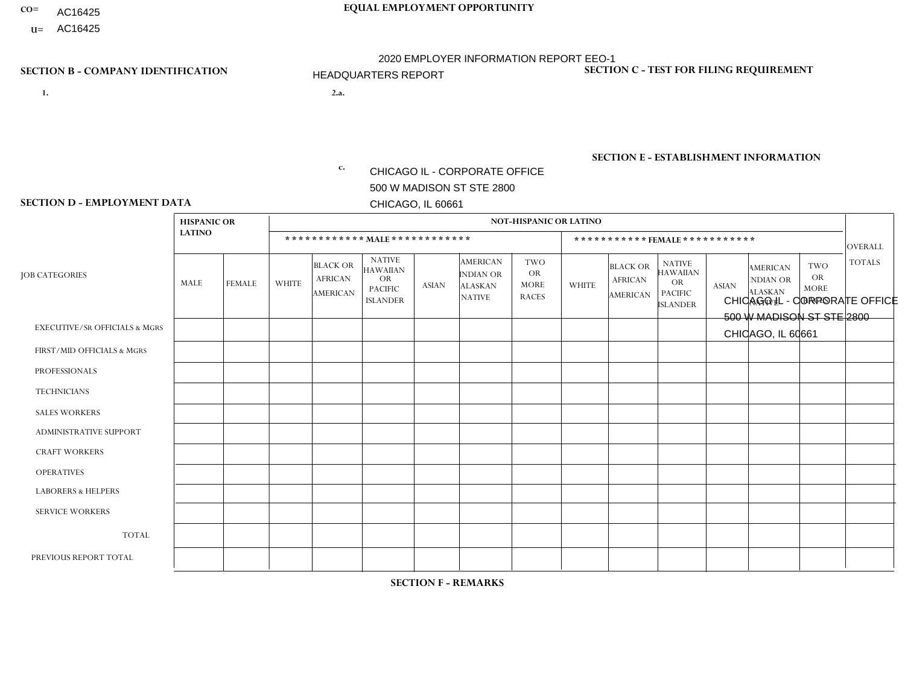CO= AC16425
U= AC16425

**EQUAL EMPLOYMENT OPPORTUNITY**

2020 EMPLOYER INFORMATION REPORT EEO-1

HEADQUARTERS REPORT

**SECTION B - COMPANY IDENTIFICATION**

1.

2.a.

c. CHICAGO IL - CORPORATE OFFICE
500 W MADISON ST STE 2800
CHICAGO, IL 60661

**SECTION C - TEST FOR FILING REQUIREMENT**

**SECTION E - ESTABLISHMENT INFORMATION**

CHICAGO IL - CORPORATE OFFICE
500 W MADISON ST STE 2800
CHICAGO, IL 60661

**SECTION D - EMPLOYMENT DATA**

| JOB CATEGORIES | HISPANIC OR LATINO | | NOT-HISPANIC OR LATINO | | | | | | | | | | | | OVERALL TOTALS |
|---|---|---|---|---|---|---|---|---|---|---|---|---|---|---|---|
| | | | MALE | | | | | | FEMALE | | | | | | |
| | MALE | FEMALE | WHITE | BLACK OR AFRICAN AMERICAN | NATIVE HAWAIIAN OR PACIFIC ISLANDER | ASIAN | AMERICAN INDIAN OR ALASKAN NATIVE | TWO OR MORE RACES | WHITE | BLACK OR AFRICAN AMERICAN | NATIVE HAWAIIAN OR PACIFIC ISLANDER | ASIAN | AMERICAN INDIAN OR ALASKAN NATIVE | TWO OR MORE RACES | |
| EXECUTIVE/SR OFFICIALS & MGRS | | | | | | | | | | | | | | | |
| FIRST/MID OFFICIALS & MGRS | | | | | | | | | | | | | | | |
| PROFESSIONALS | | | | | | | | | | | | | | | |
| TECHNICIANS | | | | | | | | | | | | | | | |
| SALES WORKERS | | | | | | | | | | | | | | | |
| ADMINISTRATIVE SUPPORT | | | | | | | | | | | | | | | |
| CRAFT WORKERS | | | | | | | | | | | | | | | |
| OPERATIVES | | | | | | | | | | | | | | | |
| LABORERS & HELPERS | | | | | | | | | | | | | | | |
| SERVICE WORKERS | | | | | | | | | | | | | | | |
| TOTAL | | | | | | | | | | | | | | | |
| PREVIOUS REPORT TOTAL | | | | | | | | | | | | | | | |

**SECTION F - REMARKS**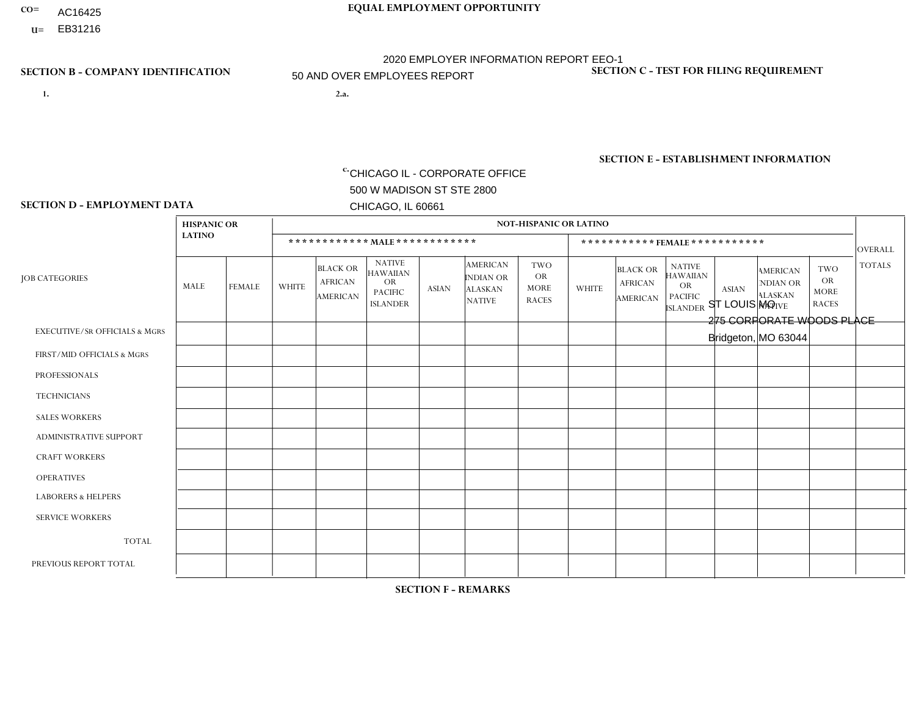CO= AC16425
U= EB31216

# EQUAL EMPLOYMENT OPPORTUNITY

2020 EMPLOYER INFORMATION REPORT EEO-1
50 AND OVER EMPLOYEES REPORT

## SECTION B - COMPANY IDENTIFICATION

1.

2.a.

c. CHICAGO IL - CORPORATE OFFICE
500 W MADISON ST STE 2800
CHICAGO, IL 60661

## SECTION C - TEST FOR FILING REQUIREMENT

## SECTION E - ESTABLISHMENT INFORMATION

ST LOUIS MO
275 CORPORATE WOODS PLACE
Bridgeton, MO 63044

## SECTION D - EMPLOYMENT DATA

| JOB CATEGORIES | HISPANIC OR LATINO | | NOT-HISPANIC OR LATINO | | | | | | | | | | | | OVERALL TOTALS |
|---|---|---|---|---|---|---|---|---|---|---|---|---|---|---|---|
| | | | MALE | | | | | | FEMALE | | | | | | |
| | MALE | FEMALE | WHITE | BLACK OR AFRICAN AMERICAN | NATIVE HAWAIIAN OR PACIFIC ISLANDER | ASIAN | AMERICAN INDIAN OR ALASKAN NATIVE | TWO OR MORE RACES | WHITE | BLACK OR AFRICAN AMERICAN | NATIVE HAWAIIAN OR PACIFIC ISLANDER | ASIAN | AMERICAN INDIAN OR ALASKAN NATIVE | TWO OR MORE RACES | |
| EXECUTIVE/SR OFFICIALS & MGRS | | | | | | | | | | | | | | | |
| FIRST/MID OFFICIALS & MGRS | | | | | | | | | | | | | | | |
| PROFESSIONALS | | | | | | | | | | | | | | | |
| TECHNICIANS | | | | | | | | | | | | | | | |
| SALES WORKERS | | | | | | | | | | | | | | | |
| ADMINISTRATIVE SUPPORT | | | | | | | | | | | | | | | |
| CRAFT WORKERS | | | | | | | | | | | | | | | |
| OPERATIVES | | | | | | | | | | | | | | | |
| LABORERS & HELPERS | | | | | | | | | | | | | | | |
| SERVICE WORKERS | | | | | | | | | | | | | | | |
| TOTAL | | | | | | | | | | | | | | | |
| PREVIOUS REPORT TOTAL | | | | | | | | | | | | | | | |

## SECTION F - REMARKS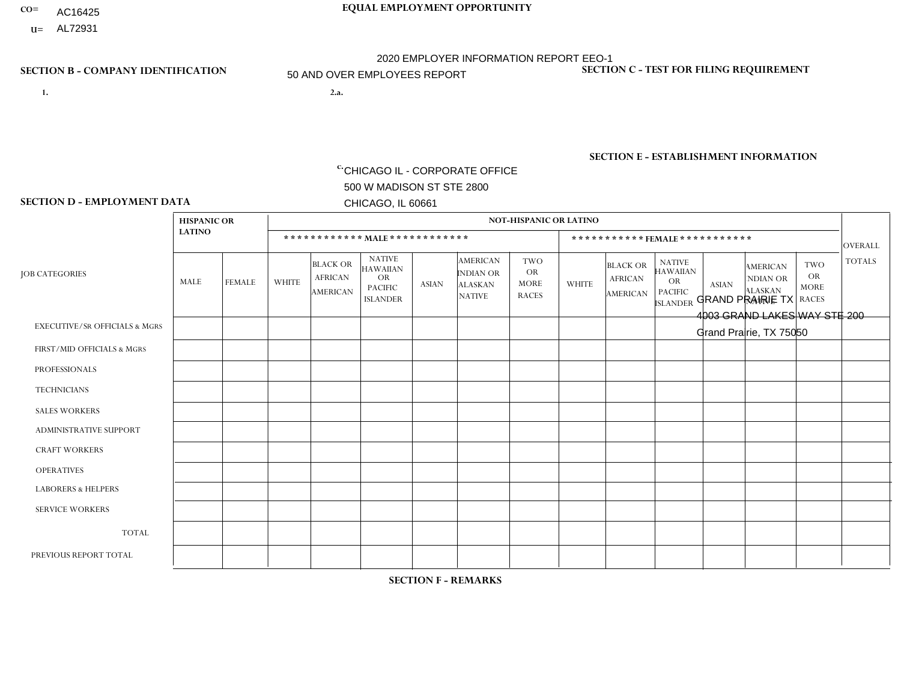CO= AC16425
U= AL72931

EQUAL EMPLOYMENT OPPORTUNITY

2020 EMPLOYER INFORMATION REPORT EEO-1

50 AND OVER EMPLOYEES REPORT

SECTION B - COMPANY IDENTIFICATION

1.

2.a.

c. CHICAGO IL - CORPORATE OFFICE
500 W MADISON ST STE 2800
CHICAGO, IL 60661

SECTION C - TEST FOR FILING REQUIREMENT

SECTION E - ESTABLISHMENT INFORMATION

GRAND PRAIRIE TX
4003 GRAND LAKES WAY STE 200
Grand Prairie, TX 75050

SECTION D - EMPLOYMENT DATA

| JOB CATEGORIES | HISPANIC OR LATINO | | NOT-HISPANIC OR LATINO | | | | | | | | | | | | OVERALL TOTALS |
|---|---|---|---|---|---|---|---|---|---|---|---|---|---|---|---|
| | | | MALE | | | | | | FEMALE | | | | | | |
| | MALE | FEMALE | WHITE | BLACK OR AFRICAN AMERICAN | NATIVE HAWAIIAN OR PACIFIC ISLANDER | ASIAN | AMERICAN INDIAN OR ALASKAN NATIVE | TWO OR MORE RACES | WHITE | BLACK OR AFRICAN AMERICAN | NATIVE HAWAIIAN OR PACIFIC ISLANDER | ASIAN | AMERICAN INDIAN OR ALASKAN NATIVE | TWO OR MORE RACES | |
| EXECUTIVE/SR OFFICIALS & MGRS | | | | | | | | | | | | | | | |
| FIRST/MID OFFICIALS & MGRS | | | | | | | | | | | | | | | |
| PROFESSIONALS | | | | | | | | | | | | | | | |
| TECHNICIANS | | | | | | | | | | | | | | | |
| SALES WORKERS | | | | | | | | | | | | | | | |
| ADMINISTRATIVE SUPPORT | | | | | | | | | | | | | | | |
| CRAFT WORKERS | | | | | | | | | | | | | | | |
| OPERATIVES | | | | | | | | | | | | | | | |
| LABORERS & HELPERS | | | | | | | | | | | | | | | |
| SERVICE WORKERS | | | | | | | | | | | | | | | |
| TOTAL | | | | | | | | | | | | | | | |
| PREVIOUS REPORT TOTAL | | | | | | | | | | | | | | | |

SECTION F - REMARKS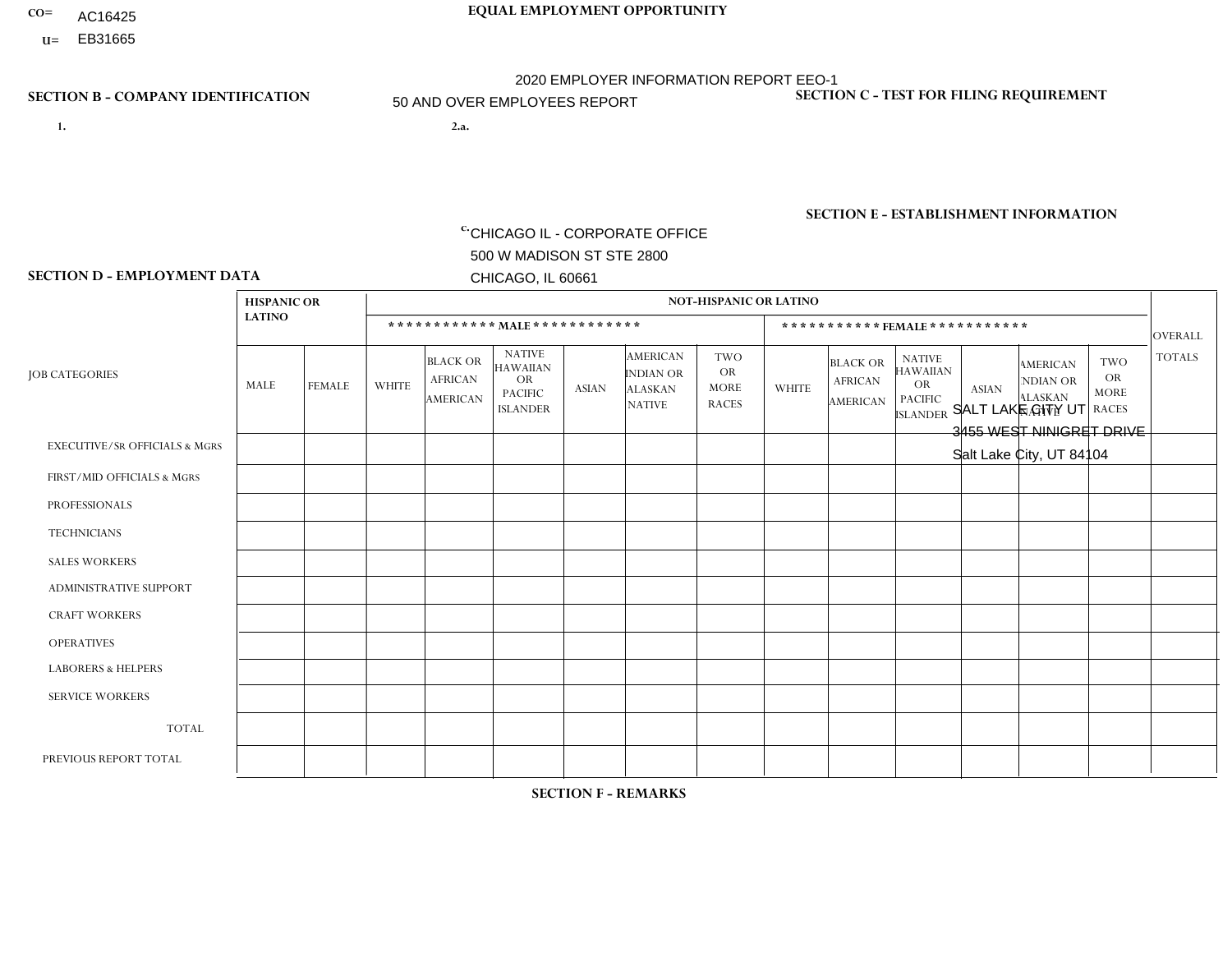CO= AC16425
U= EB31665

**EQUAL EMPLOYMENT OPPORTUNITY**

2020 EMPLOYER INFORMATION REPORT EEO-1

50 AND OVER EMPLOYEES REPORT

**SECTION B - COMPANY IDENTIFICATION**

1.

2.a.

c. CHICAGO IL - CORPORATE OFFICE
500 W MADISON ST STE 2800
CHICAGO, IL 60661

**SECTION C - TEST FOR FILING REQUIREMENT**

**SECTION E - ESTABLISHMENT INFORMATION**

SALT LAKE CITY UT
3455 WEST NINIGRET DRIVE
Salt Lake City, UT 84104

**SECTION D - EMPLOYMENT DATA**

| JOB CATEGORIES | HISPANIC OR LATINO | | NOT-HISPANIC OR LATINO | | | | | | | | | | | | OVERALL TOTALS |
|---|---|---|---|---|---|---|---|---|---|---|---|---|---|---|---|
| | | | MALE | | | | | | FEMALE | | | | | | |
| | MALE | FEMALE | WHITE | BLACK OR AFRICAN AMERICAN | NATIVE HAWAIIAN OR PACIFIC ISLANDER | ASIAN | AMERICAN INDIAN OR ALASKAN NATIVE | TWO OR MORE RACES | WHITE | BLACK OR AFRICAN AMERICAN | NATIVE HAWAIIAN OR PACIFIC ISLANDER | ASIAN | AMERICAN INDIAN OR ALASKAN NATIVE | TWO OR MORE RACES | |
| EXECUTIVE/SR OFFICIALS & MGRS | | | | | | | | | | | | | | | |
| FIRST/MID OFFICIALS & MGRS | | | | | | | | | | | | | | | |
| PROFESSIONALS | | | | | | | | | | | | | | | |
| TECHNICIANS | | | | | | | | | | | | | | | |
| SALES WORKERS | | | | | | | | | | | | | | | |
| ADMINISTRATIVE SUPPORT | | | | | | | | | | | | | | | |
| CRAFT WORKERS | | | | | | | | | | | | | | | |
| OPERATIVES | | | | | | | | | | | | | | | |
| LABORERS & HELPERS | | | | | | | | | | | | | | | |
| SERVICE WORKERS | | | | | | | | | | | | | | | |
| TOTAL | | | | | | | | | | | | | | | |
| PREVIOUS REPORT TOTAL | | | | | | | | | | | | | | | |

**SECTION F - REMARKS**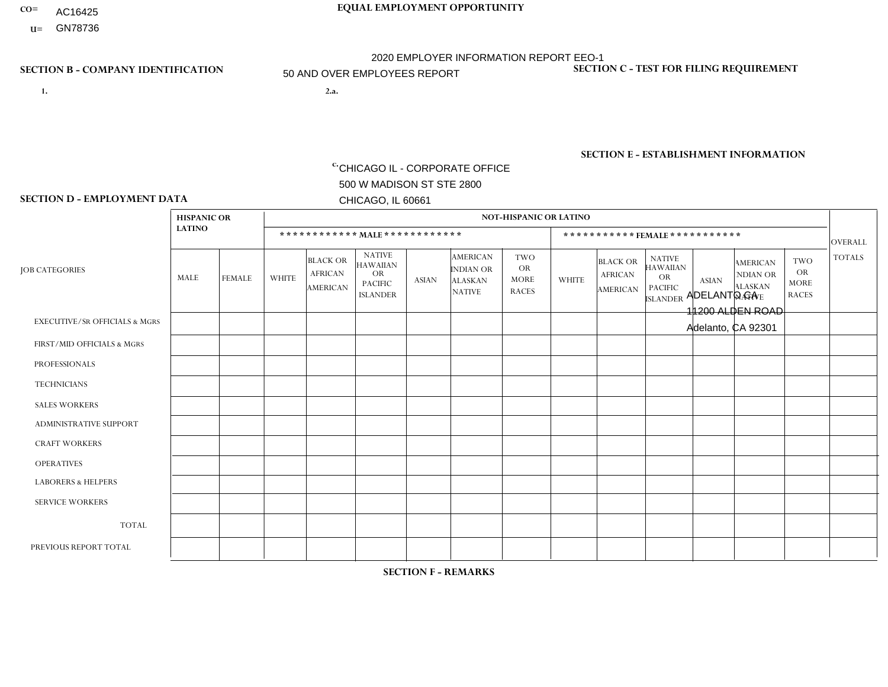CO= AC16425
U= GN78736

**EQUAL EMPLOYMENT OPPORTUNITY**

2020 EMPLOYER INFORMATION REPORT EEO-1
50 AND OVER EMPLOYEES REPORT

**SECTION B - COMPANY IDENTIFICATION**

1.

2.a.

c. CHICAGO IL - CORPORATE OFFICE
500 W MADISON ST STE 2800
CHICAGO, IL 60661

**SECTION C - TEST FOR FILING REQUIREMENT**

**SECTION E - ESTABLISHMENT INFORMATION**

ADELANTO CA
11200 ALDEN ROAD
Adelanto, CA 92301

**SECTION D - EMPLOYMENT DATA**

| JOB CATEGORIES | HISPANIC OR LATINO | | NOT-HISPANIC OR LATINO | | | | | | | | | | | | OVERALL TOTALS |
|---|---|---|---|---|---|---|---|---|---|---|---|---|---|---|---|
| | | | MALE | | | | | | FEMALE | | | | | | |
| | MALE | FEMALE | WHITE | BLACK OR AFRICAN AMERICAN | NATIVE HAWAIIAN OR PACIFIC ISLANDER | ASIAN | AMERICAN INDIAN OR ALASKAN NATIVE | TWO OR MORE RACES | WHITE | BLACK OR AFRICAN AMERICAN | NATIVE HAWAIIAN OR PACIFIC ISLANDER | ASIAN | AMERICAN INDIAN OR ALASKAN NATIVE | TWO OR MORE RACES | |
| EXECUTIVE/SR OFFICIALS & MGRS | | | | | | | | | | | | | | | |
| FIRST/MID OFFICIALS & MGRS | | | | | | | | | | | | | | | |
| PROFESSIONALS | | | | | | | | | | | | | | | |
| TECHNICIANS | | | | | | | | | | | | | | | |
| SALES WORKERS | | | | | | | | | | | | | | | |
| ADMINISTRATIVE SUPPORT | | | | | | | | | | | | | | | |
| CRAFT WORKERS | | | | | | | | | | | | | | | |
| OPERATIVES | | | | | | | | | | | | | | | |
| LABORERS & HELPERS | | | | | | | | | | | | | | | |
| SERVICE WORKERS | | | | | | | | | | | | | | | |
| TOTAL | | | | | | | | | | | | | | | |
| PREVIOUS REPORT TOTAL | | | | | | | | | | | | | | | |

**SECTION F - REMARKS**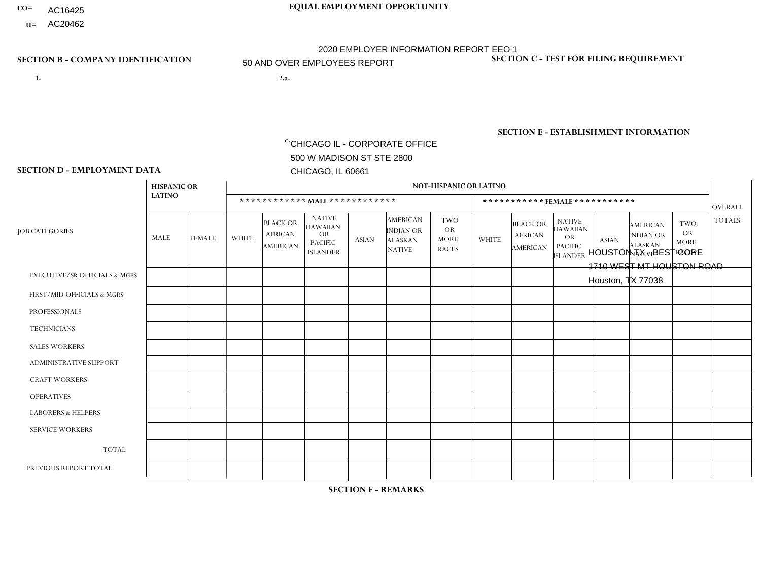CO= AC16425
U= AC20462

**EQUAL EMPLOYMENT OPPORTUNITY**

2020 EMPLOYER INFORMATION REPORT EEO-1

50 AND OVER EMPLOYEES REPORT

**SECTION B - COMPANY IDENTIFICATION**

1.

2.a.

c. CHICAGO IL - CORPORATE OFFICE
500 W MADISON ST STE 2800
CHICAGO, IL 60661

**SECTION C - TEST FOR FILING REQUIREMENT**

**SECTION E - ESTABLISHMENT INFORMATION**

HOUSTON TX - BEST CORE
1710 WEST MT HOUSTON ROAD
Houston, TX 77038

**SECTION D - EMPLOYMENT DATA**

| JOB CATEGORIES | HISPANIC OR LATINO | | NOT-HISPANIC OR LATINO | | | | | | | | | | | | OVERALL TOTALS |
|---|---|---|---|---|---|---|---|---|---|---|---|---|---|---|---|
| | | | MALE | | | | | | FEMALE | | | | | | |
| | MALE | FEMALE | WHITE | BLACK OR AFRICAN AMERICAN | NATIVE HAWAIIAN OR PACIFIC ISLANDER | ASIAN | AMERICAN INDIAN OR ALASKAN NATIVE | TWO OR MORE RACES | WHITE | BLACK OR AFRICAN AMERICAN | NATIVE HAWAIIAN OR PACIFIC ISLANDER | ASIAN | AMERICAN INDIAN OR ALASKAN NATIVE | TWO OR MORE RACES | |
| EXECUTIVE/SR OFFICIALS & MGRS | | | | | | | | | | | | | | | |
| FIRST/MID OFFICIALS & MGRS | | | | | | | | | | | | | | | |
| PROFESSIONALS | | | | | | | | | | | | | | | |
| TECHNICIANS | | | | | | | | | | | | | | | |
| SALES WORKERS | | | | | | | | | | | | | | | |
| ADMINISTRATIVE SUPPORT | | | | | | | | | | | | | | | |
| CRAFT WORKERS | | | | | | | | | | | | | | | |
| OPERATIVES | | | | | | | | | | | | | | | |
| LABORERS & HELPERS | | | | | | | | | | | | | | | |
| SERVICE WORKERS | | | | | | | | | | | | | | | |
| TOTAL | | | | | | | | | | | | | | | |
| PREVIOUS REPORT TOTAL | | | | | | | | | | | | | | | |

**SECTION F - REMARKS**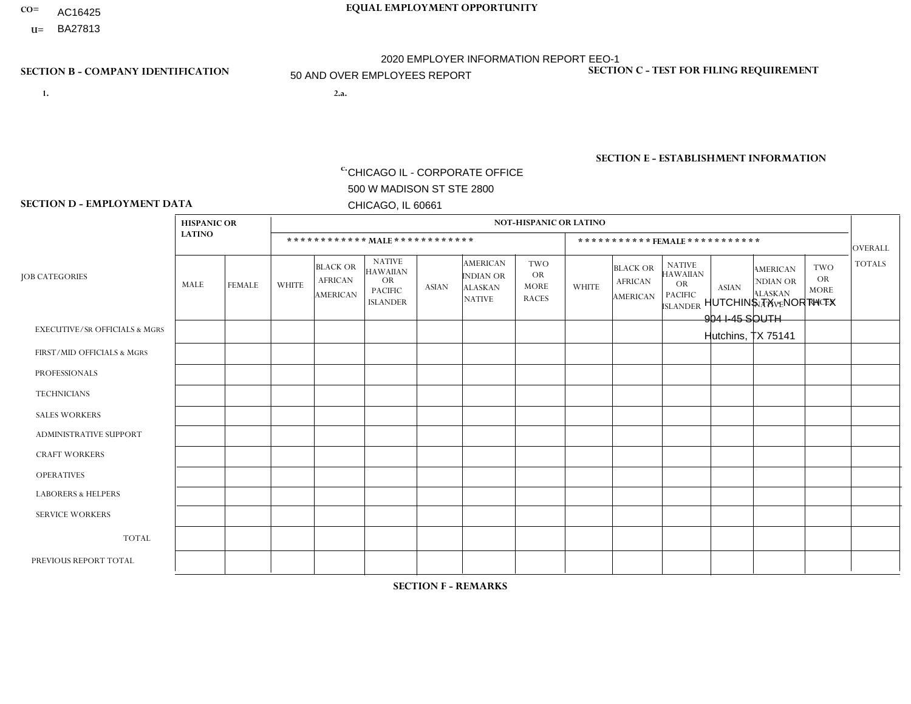CO= AC16425

U= BA27813

**EQUAL EMPLOYMENT OPPORTUNITY**

2020 EMPLOYER INFORMATION REPORT EEO-1

50 AND OVER EMPLOYEES REPORT

**SECTION B - COMPANY IDENTIFICATION**

1.

2.a.

c. CHICAGO IL - CORPORATE OFFICE
500 W MADISON ST STE 2800
CHICAGO, IL 60661

**SECTION C - TEST FOR FILING REQUIREMENT**

**SECTION E - ESTABLISHMENT INFORMATION**

HUTCHINS TX - NORTH TX
904 I-45 SOUTH
Hutchins, TX 75141

**SECTION D - EMPLOYMENT DATA**

| JOB CATEGORIES | HISPANIC OR LATINO | | NOT-HISPANIC OR LATINO | | | | | | | | | | | | OVERALL TOTALS |
|---|---|---|---|---|---|---|---|---|---|---|---|---|---|---|---|
| | | | MALE | | | | | | FEMALE | | | | | | |
| | MALE | FEMALE | WHITE | BLACK OR AFRICAN AMERICAN | NATIVE HAWAIIAN OR PACIFIC ISLANDER | ASIAN | AMERICAN INDIAN OR ALASKAN NATIVE | TWO OR MORE RACES | WHITE | BLACK OR AFRICAN AMERICAN | NATIVE HAWAIIAN OR PACIFIC ISLANDER | ASIAN | AMERICAN INDIAN OR ALASKAN NATIVE | TWO OR MORE RACES | |
| EXECUTIVE/SR OFFICIALS & MGRS | | | | | | | | | | | | | | | |
| FIRST/MID OFFICIALS & MGRS | | | | | | | | | | | | | | | |
| PROFESSIONALS | | | | | | | | | | | | | | | |
| TECHNICIANS | | | | | | | | | | | | | | | |
| SALES WORKERS | | | | | | | | | | | | | | | |
| ADMINISTRATIVE SUPPORT | | | | | | | | | | | | | | | |
| CRAFT WORKERS | | | | | | | | | | | | | | | |
| OPERATIVES | | | | | | | | | | | | | | | |
| LABORERS & HELPERS | | | | | | | | | | | | | | | |
| SERVICE WORKERS | | | | | | | | | | | | | | | |
| TOTAL | | | | | | | | | | | | | | | |
| PREVIOUS REPORT TOTAL | | | | | | | | | | | | | | | |

**SECTION F - REMARKS**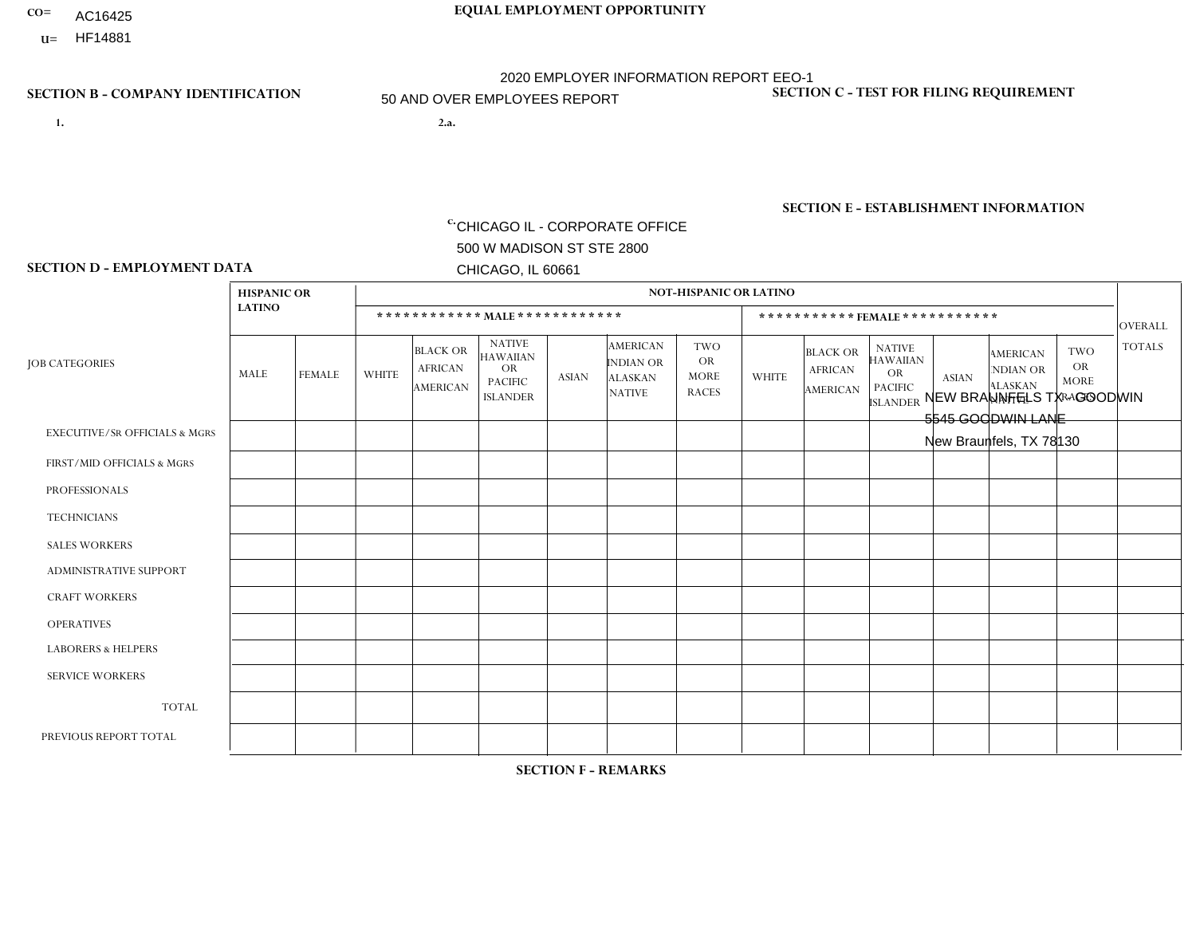CO= AC16425
U= HF14881

**EQUAL EMPLOYMENT OPPORTUNITY**

2020 EMPLOYER INFORMATION REPORT EEO-1

50 AND OVER EMPLOYEES REPORT

**SECTION B - COMPANY IDENTIFICATION**

1.

2.a.

c. CHICAGO IL - CORPORATE OFFICE
500 W MADISON ST STE 2800
CHICAGO, IL 60661

**SECTION C - TEST FOR FILING REQUIREMENT**

**SECTION E - ESTABLISHMENT INFORMATION**

NEW BRAUNFELS TX - GOODWIN
5545 GOODWIN LANE
New Braunfels, TX 78130

**SECTION D - EMPLOYMENT DATA**

| JOB CATEGORIES | HISPANIC OR LATINO | | NOT-HISPANIC OR LATINO | | | | | | | | | | | | OVERALL TOTALS |
|---|---|---|---|---|---|---|---|---|---|---|---|---|---|---|---|
| | | | MALE | | | | | | FEMALE | | | | | | |
| | MALE | FEMALE | WHITE | BLACK OR AFRICAN AMERICAN | NATIVE HAWAIIAN OR PACIFIC ISLANDER | ASIAN | AMERICAN INDIAN OR ALASKAN NATIVE | TWO OR MORE RACES | WHITE | BLACK OR AFRICAN AMERICAN | NATIVE HAWAIIAN OR PACIFIC ISLANDER | ASIAN | AMERICAN INDIAN OR ALASKAN NATIVE | TWO OR MORE RACES | |
| EXECUTIVE/SR OFFICIALS & MGRS | | | | | | | | | | | | | | | |
| FIRST/MID OFFICIALS & MGRS | | | | | | | | | | | | | | | |
| PROFESSIONALS | | | | | | | | | | | | | | | |
| TECHNICIANS | | | | | | | | | | | | | | | |
| SALES WORKERS | | | | | | | | | | | | | | | |
| ADMINISTRATIVE SUPPORT | | | | | | | | | | | | | | | |
| CRAFT WORKERS | | | | | | | | | | | | | | | |
| OPERATIVES | | | | | | | | | | | | | | | |
| LABORERS & HELPERS | | | | | | | | | | | | | | | |
| SERVICE WORKERS | | | | | | | | | | | | | | | |
| TOTAL | | | | | | | | | | | | | | | |
| PREVIOUS REPORT TOTAL | | | | | | | | | | | | | | | |

**SECTION F - REMARKS**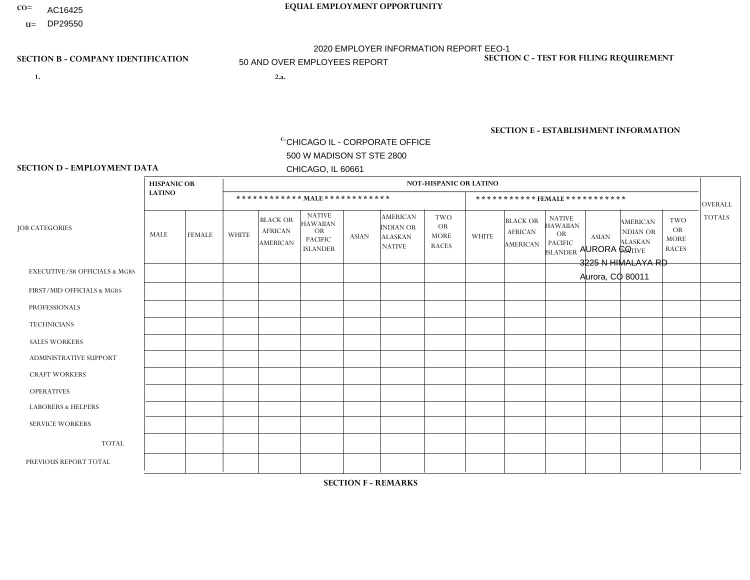CO= AC16425
U= DP29550

**EQUAL EMPLOYMENT OPPORTUNITY**

2020 EMPLOYER INFORMATION REPORT EEO-1

50 AND OVER EMPLOYEES REPORT

**SECTION B - COMPANY IDENTIFICATION**

**SECTION C - TEST FOR FILING REQUIREMENT**

1.

2.a.

c. CHICAGO IL - CORPORATE OFFICE
500 W MADISON ST STE 2800
CHICAGO, IL 60661

**SECTION E - ESTABLISHMENT INFORMATION**

AURORA CO
3225 N HIMALAYA RD
Aurora, CO 80011

**SECTION D - EMPLOYMENT DATA**

| JOB CATEGORIES | HISPANIC OR LATINO | | NOT-HISPANIC OR LATINO | | | | | | | | | | | | OVERALL TOTALS |
|---|---|---|---|---|---|---|---|---|---|---|---|---|---|---|---|
| | | | ************ MALE ************ | | | | | | *********** FEMALE *********** | | | | | | |
| | MALE | FEMALE | WHITE | BLACK OR AFRICAN AMERICAN | NATIVE HAWAIIAN OR PACIFIC ISLANDER | ASIAN | AMERICAN INDIAN OR ALASKAN NATIVE | TWO OR MORE RACES | WHITE | BLACK OR AFRICAN AMERICAN | NATIVE HAWAIIAN OR PACIFIC ISLANDER | ASIAN | AMERICAN INDIAN OR ALASKAN NATIVE | TWO OR MORE RACES | |
| EXECUTIVE/Sr OFFICIALS & MGRS | | | | | | | | | | | | | | | |
| FIRST/MID OFFICIALS & MGRS | | | | | | | | | | | | | | | |
| PROFESSIONALS | | | | | | | | | | | | | | | |
| TECHNICIANS | | | | | | | | | | | | | | | |
| SALES WORKERS | | | | | | | | | | | | | | | |
| ADMINISTRATIVE SUPPORT | | | | | | | | | | | | | | | |
| CRAFT WORKERS | | | | | | | | | | | | | | | |
| OPERATIVES | | | | | | | | | | | | | | | |
| LABORERS & HELPERS | | | | | | | | | | | | | | | |
| SERVICE WORKERS | | | | | | | | | | | | | | | |
| TOTAL | | | | | | | | | | | | | | | |
| PREVIOUS REPORT TOTAL | | | | | | | | | | | | | | | |

**SECTION F - REMARKS**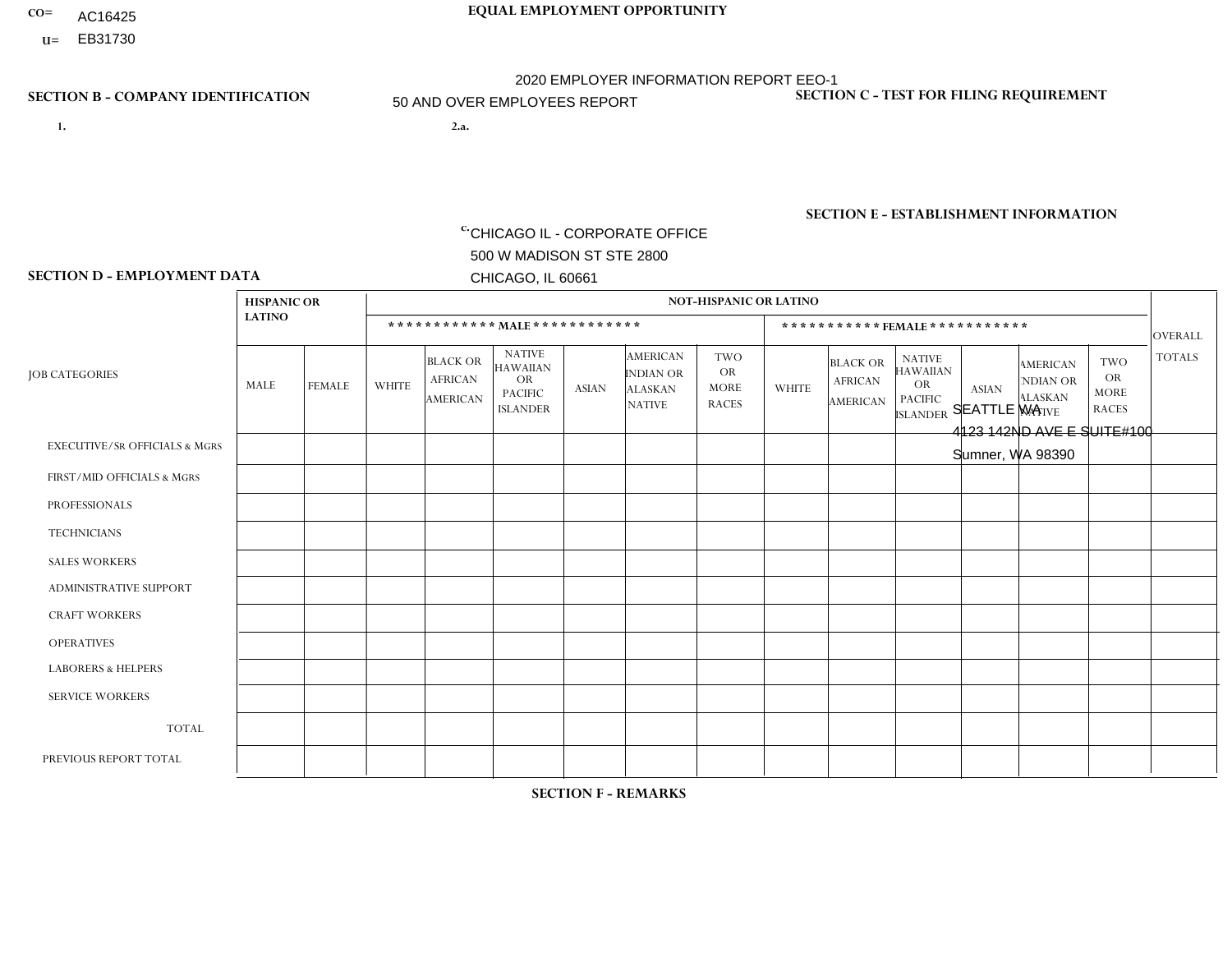CO= AC16425
U= EB31730

EQUAL EMPLOYMENT OPPORTUNITY

2020 EMPLOYER INFORMATION REPORT EEO-1
50 AND OVER EMPLOYEES REPORT

**SECTION B - COMPANY IDENTIFICATION**

1.

2.a.

c. CHICAGO IL - CORPORATE OFFICE
500 W MADISON ST STE 2800
CHICAGO, IL 60661

**SECTION C - TEST FOR FILING REQUIREMENT**

**SECTION E - ESTABLISHMENT INFORMATION**

SEATTLE WA
4123 142ND AVE E SUITE#100
Sumner, WA 98390

**SECTION D - EMPLOYMENT DATA**

| JOB CATEGORIES | HISPANIC OR LATINO | | NOT-HISPANIC OR LATINO | | | | | | | | | | | | OVERALL TOTALS |
|---|---|---|---|---|---|---|---|---|---|---|---|---|---|---|---|
| | | | MALE | | | | | | FEMALE | | | | | | |
| | MALE | FEMALE | WHITE | BLACK OR AFRICAN AMERICAN | NATIVE HAWAIIAN OR PACIFIC ISLANDER | ASIAN | AMERICAN INDIAN OR ALASKAN NATIVE | TWO OR MORE RACES | WHITE | BLACK OR AFRICAN AMERICAN | NATIVE HAWAIIAN OR PACIFIC ISLANDER | ASIAN | AMERICAN INDIAN OR ALASKAN NATIVE | TWO OR MORE RACES | |
| EXECUTIVE/SR OFFICIALS & MGRS | | | | | | | | | | | | | | | |
| FIRST/MID OFFICIALS & MGRS | | | | | | | | | | | | | | | |
| PROFESSIONALS | | | | | | | | | | | | | | | |
| TECHNICIANS | | | | | | | | | | | | | | | |
| SALES WORKERS | | | | | | | | | | | | | | | |
| ADMINISTRATIVE SUPPORT | | | | | | | | | | | | | | | |
| CRAFT WORKERS | | | | | | | | | | | | | | | |
| OPERATIVES | | | | | | | | | | | | | | | |
| LABORERS & HELPERS | | | | | | | | | | | | | | | |
| SERVICE WORKERS | | | | | | | | | | | | | | | |
| TOTAL | | | | | | | | | | | | | | | |
| PREVIOUS REPORT TOTAL | | | | | | | | | | | | | | | |

**SECTION F - REMARKS**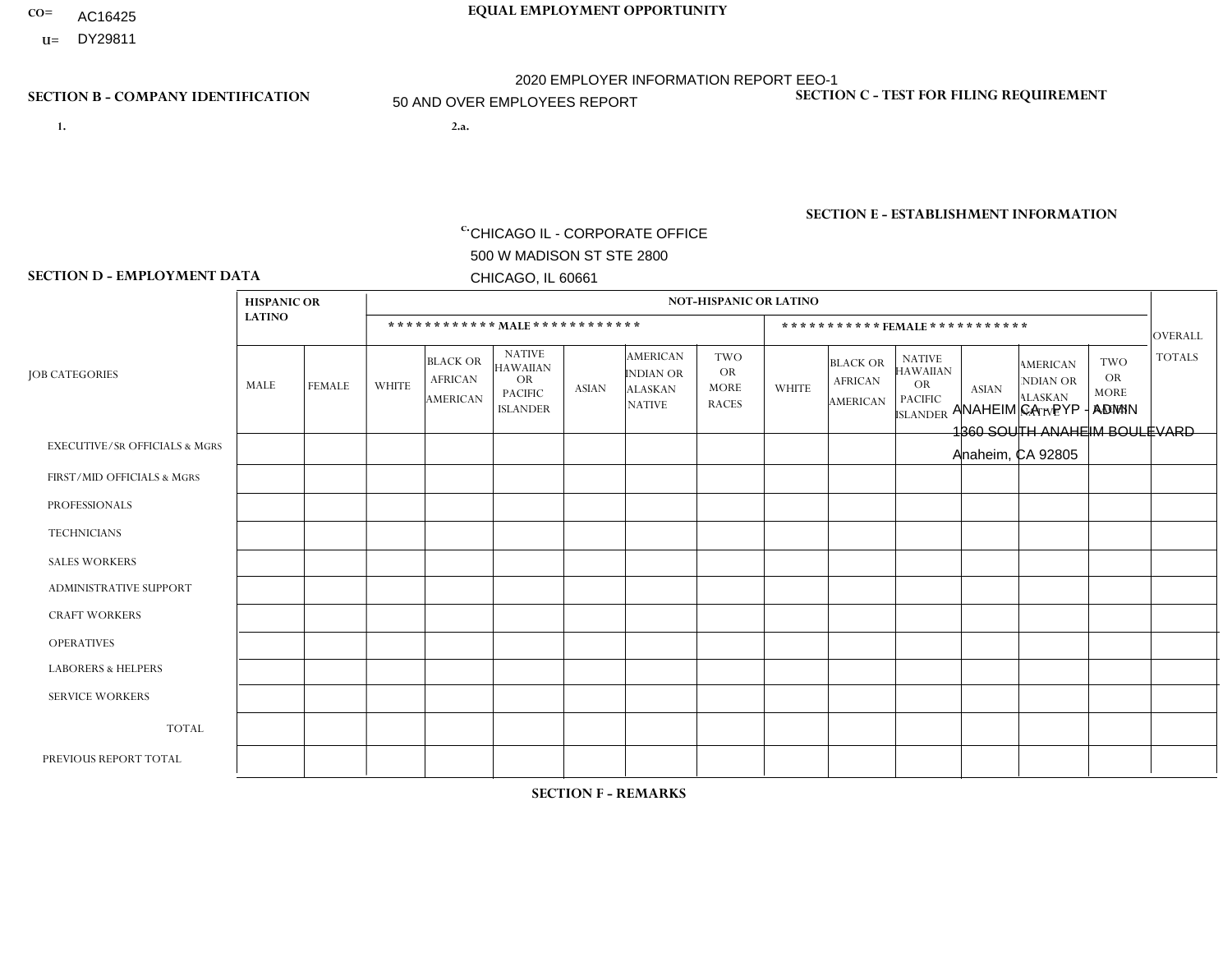CO= AC16425
U= DY29811

**EQUAL EMPLOYMENT OPPORTUNITY**

2020 EMPLOYER INFORMATION REPORT EEO-1

50 AND OVER EMPLOYEES REPORT

**SECTION B - COMPANY IDENTIFICATION**

1.

2.a.

c. CHICAGO IL - CORPORATE OFFICE
500 W MADISON ST STE 2800
CHICAGO, IL 60661

**SECTION C - TEST FOR FILING REQUIREMENT**

**SECTION E - ESTABLISHMENT INFORMATION**

ANAHEIM CA - PYP - ADMIN
1360 SOUTH ANAHEIM BOULEVARD
Anaheim, CA 92805

**SECTION D - EMPLOYMENT DATA**

| JOB CATEGORIES | HISPANIC OR LATINO | | NOT-HISPANIC OR LATINO | | | | | | | | | | | | OVERALL TOTALS |
|---|---|---|---|---|---|---|---|---|---|---|---|---|---|---|---|
| | | | MALE | | | | | | FEMALE | | | | | | |
| | MALE | FEMALE | WHITE | BLACK OR AFRICAN AMERICAN | NATIVE HAWAIIAN OR PACIFIC ISLANDER | ASIAN | AMERICAN INDIAN OR ALASKAN NATIVE | TWO OR MORE RACES | WHITE | BLACK OR AFRICAN AMERICAN | NATIVE HAWAIIAN OR PACIFIC ISLANDER | ASIAN | AMERICAN INDIAN OR ALASKAN NATIVE | TWO OR MORE RACES | |
| EXECUTIVE/SR OFFICIALS & MGRS | | | | | | | | | | | | | | | |
| FIRST/MID OFFICIALS & MGRS | | | | | | | | | | | | | | | |
| PROFESSIONALS | | | | | | | | | | | | | | | |
| TECHNICIANS | | | | | | | | | | | | | | | |
| SALES WORKERS | | | | | | | | | | | | | | | |
| ADMINISTRATIVE SUPPORT | | | | | | | | | | | | | | | |
| CRAFT WORKERS | | | | | | | | | | | | | | | |
| OPERATIVES | | | | | | | | | | | | | | | |
| LABORERS & HELPERS | | | | | | | | | | | | | | | |
| SERVICE WORKERS | | | | | | | | | | | | | | | |
| TOTAL | | | | | | | | | | | | | | | |
| PREVIOUS REPORT TOTAL | | | | | | | | | | | | | | | |

**SECTION F - REMARKS**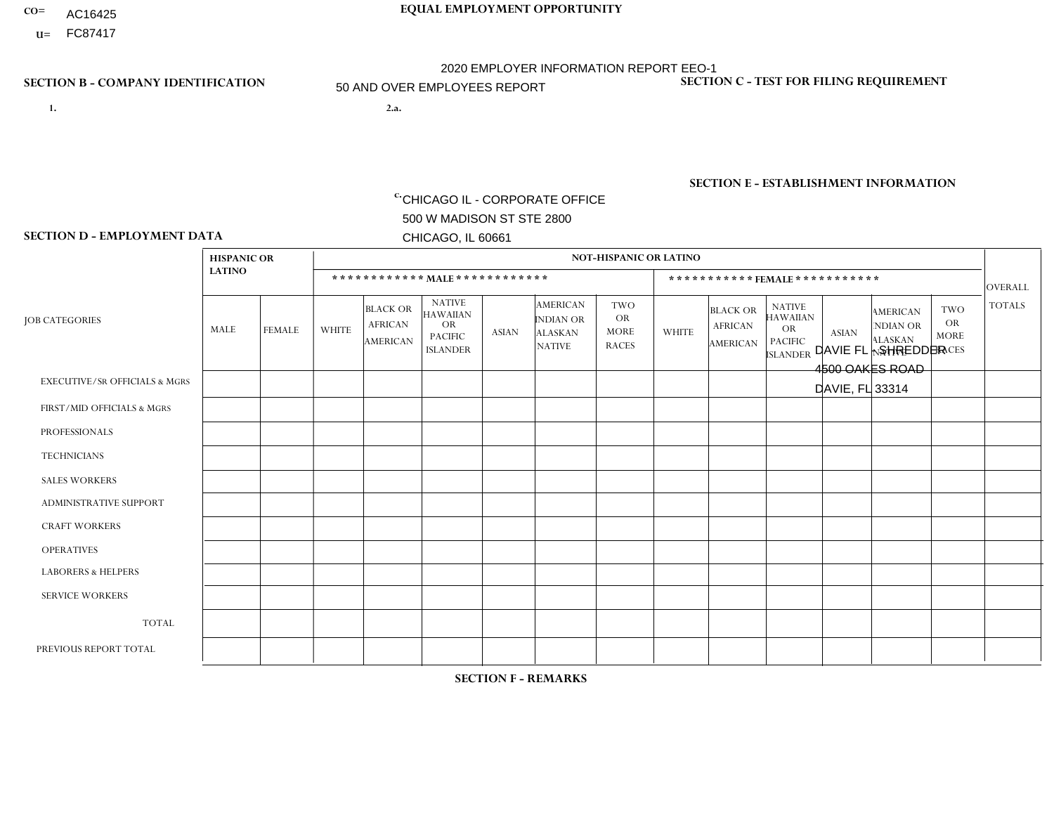CO= AC16425
U= FC87417

**EQUAL EMPLOYMENT OPPORTUNITY**

2020 EMPLOYER INFORMATION REPORT EEO-1

50 AND OVER EMPLOYEES REPORT

**SECTION B - COMPANY IDENTIFICATION**

1.

2.a.

c. CHICAGO IL - CORPORATE OFFICE
500 W MADISON ST STE 2800
CHICAGO, IL 60661

**SECTION C - TEST FOR FILING REQUIREMENT**

**SECTION E - ESTABLISHMENT INFORMATION**

DAVIE FL - SHREDDER
4500 OAKES ROAD
DAVIE, FL 33314

**SECTION D - EMPLOYMENT DATA**

| JOB CATEGORIES | HISPANIC OR LATINO | | NOT-HISPANIC OR LATINO | | | | | | | | | | | | OVERALL TOTALS |
|---|---|---|---|---|---|---|---|---|---|---|---|---|---|---|---|
| | | | MALE | | | | | | FEMALE | | | | | | |
| | MALE | FEMALE | WHITE | BLACK OR AFRICAN AMERICAN | NATIVE HAWAIIAN OR PACIFIC ISLANDER | ASIAN | AMERICAN INDIAN OR ALASKAN NATIVE | TWO OR MORE RACES | WHITE | BLACK OR AFRICAN AMERICAN | NATIVE HAWAIIAN OR PACIFIC ISLANDER | ASIAN | AMERICAN INDIAN OR ALASKAN NATIVE | TWO OR MORE RACES | |
| EXECUTIVE/SR OFFICIALS & MGRS | | | | | | | | | | | | | | | |
| FIRST/MID OFFICIALS & MGRS | | | | | | | | | | | | | | | |
| PROFESSIONALS | | | | | | | | | | | | | | | |
| TECHNICIANS | | | | | | | | | | | | | | | |
| SALES WORKERS | | | | | | | | | | | | | | | |
| ADMINISTRATIVE SUPPORT | | | | | | | | | | | | | | | |
| CRAFT WORKERS | | | | | | | | | | | | | | | |
| OPERATIVES | | | | | | | | | | | | | | | |
| LABORERS & HELPERS | | | | | | | | | | | | | | | |
| SERVICE WORKERS | | | | | | | | | | | | | | | |
| TOTAL | | | | | | | | | | | | | | | |
| PREVIOUS REPORT TOTAL | | | | | | | | | | | | | | | |

**SECTION F - REMARKS**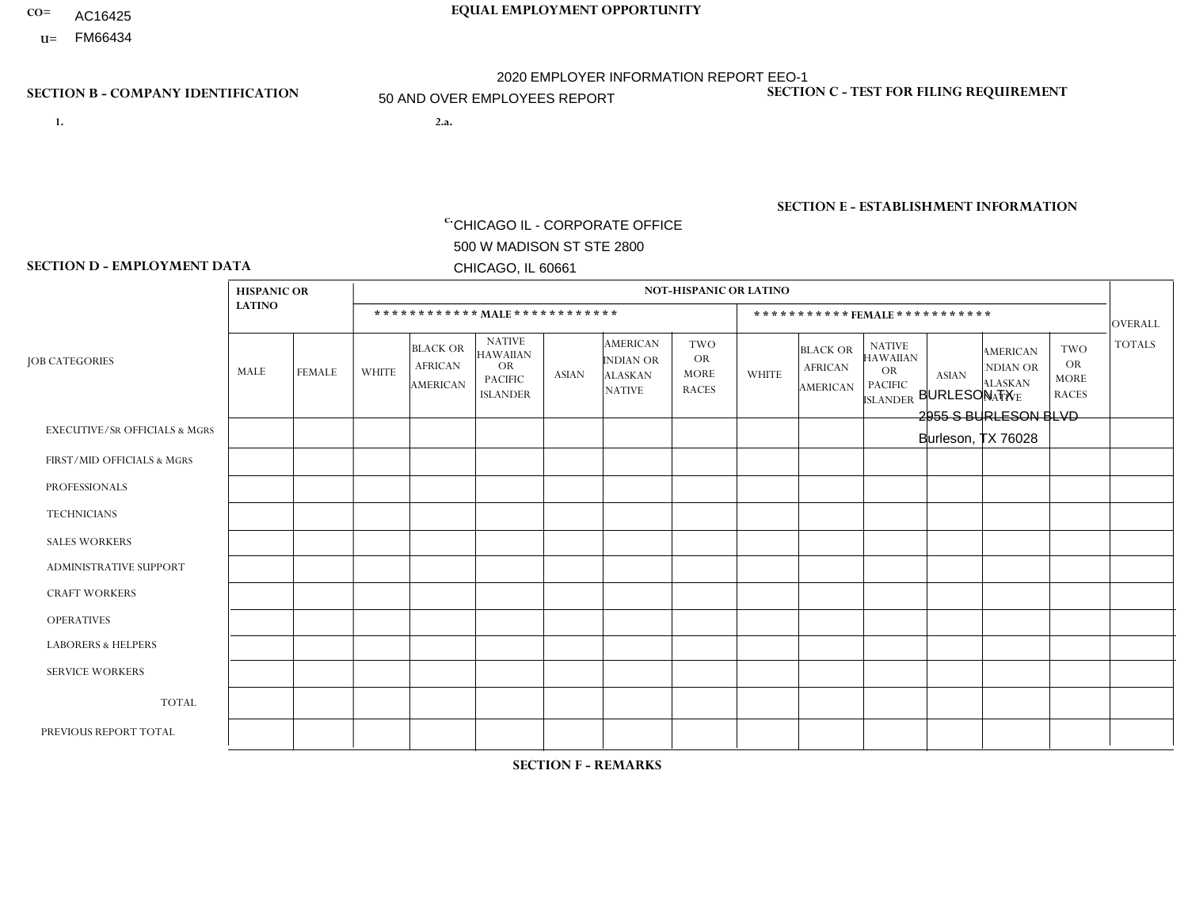CO= AC16425
U= FM66434

**EQUAL EMPLOYMENT OPPORTUNITY**

2020 EMPLOYER INFORMATION REPORT EEO-1
50 AND OVER EMPLOYEES REPORT

**SECTION B - COMPANY IDENTIFICATION**

1.

2.a.

c. CHICAGO IL - CORPORATE OFFICE
500 W MADISON ST STE 2800
CHICAGO, IL 60661

**SECTION C - TEST FOR FILING REQUIREMENT**

**SECTION E - ESTABLISHMENT INFORMATION**

BURLESON TX
2955 S BURLESON BLVD
Burleson, TX 76028

**SECTION D - EMPLOYMENT DATA**

| JOB CATEGORIES | HISPANIC OR LATINO | | NOT-HISPANIC OR LATINO | | | | | | | | | | | | OVERALL TOTALS |
|---|---|---|---|---|---|---|---|---|---|---|---|---|---|---|---|
| | | | MALE | | | | | | FEMALE | | | | | | |
| | MALE | FEMALE | WHITE | BLACK OR AFRICAN AMERICAN | NATIVE HAWAIIAN OR PACIFIC ISLANDER | ASIAN | AMERICAN INDIAN OR ALASKAN NATIVE | TWO OR MORE RACES | WHITE | BLACK OR AFRICAN AMERICAN | NATIVE HAWAIIAN OR PACIFIC ISLANDER | ASIAN | AMERICAN INDIAN OR ALASKAN NATIVE | TWO OR MORE RACES | |
| EXECUTIVE/SR OFFICIALS & MGRS | | | | | | | | | | | | | | | |
| FIRST/MID OFFICIALS & MGRS | | | | | | | | | | | | | | | |
| PROFESSIONALS | | | | | | | | | | | | | | | |
| TECHNICIANS | | | | | | | | | | | | | | | |
| SALES WORKERS | | | | | | | | | | | | | | | |
| ADMINISTRATIVE SUPPORT | | | | | | | | | | | | | | | |
| CRAFT WORKERS | | | | | | | | | | | | | | | |
| OPERATIVES | | | | | | | | | | | | | | | |
| LABORERS & HELPERS | | | | | | | | | | | | | | | |
| SERVICE WORKERS | | | | | | | | | | | | | | | |
| TOTAL | | | | | | | | | | | | | | | |
| PREVIOUS REPORT TOTAL | | | | | | | | | | | | | | | |

**SECTION F - REMARKS**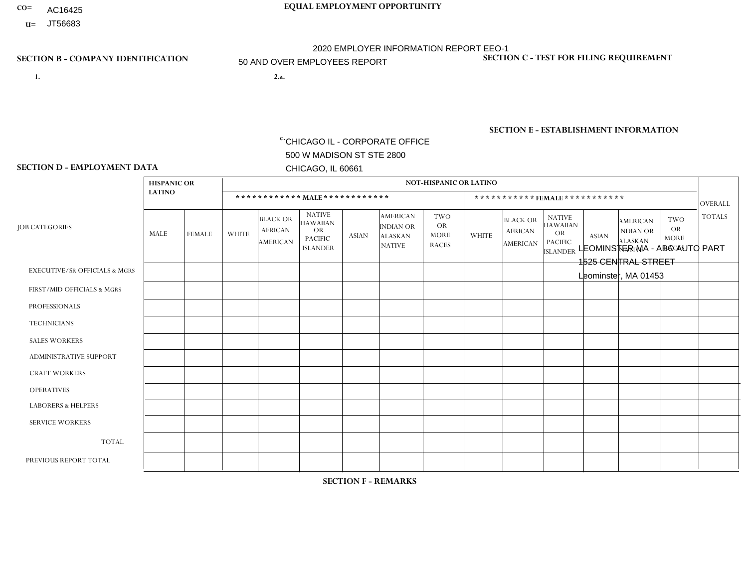CO= AC16425
U= JT56683

**EQUAL EMPLOYMENT OPPORTUNITY**

2020 EMPLOYER INFORMATION REPORT EEO-1

50 AND OVER EMPLOYEES REPORT

**SECTION B - COMPANY IDENTIFICATION**

1.

2.a.

c. CHICAGO IL - CORPORATE OFFICE
500 W MADISON ST STE 2800
CHICAGO, IL 60661

**SECTION C - TEST FOR FILING REQUIREMENT**

**SECTION E - ESTABLISHMENT INFORMATION**

LEOMINSTER MA - ABC AUTO PART
1525 CENTRAL STREET
Leominster, MA 01453

**SECTION D - EMPLOYMENT DATA**

| JOB CATEGORIES | HISPANIC OR LATINO | | NOT-HISPANIC OR LATINO | | | | | | | | | | | | OVERALL TOTALS |
|---|---|---|---|---|---|---|---|---|---|---|---|---|---|---|---|
| | | | MALE | | | | | | FEMALE | | | | | | |
| | MALE | FEMALE | WHITE | BLACK OR AFRICAN AMERICAN | NATIVE HAWAIIAN OR PACIFIC ISLANDER | ASIAN | AMERICAN INDIAN OR ALASKAN NATIVE | TWO OR MORE RACES | WHITE | BLACK OR AFRICAN AMERICAN | NATIVE HAWAIIAN OR PACIFIC ISLANDER | ASIAN | AMERICAN INDIAN OR ALASKAN NATIVE | TWO OR MORE RACES | |
| EXECUTIVE/SR OFFICIALS & MGRS | | | | | | | | | | | | | | | |
| FIRST/MID OFFICIALS & MGRS | | | | | | | | | | | | | | | |
| PROFESSIONALS | | | | | | | | | | | | | | | |
| TECHNICIANS | | | | | | | | | | | | | | | |
| SALES WORKERS | | | | | | | | | | | | | | | |
| ADMINISTRATIVE SUPPORT | | | | | | | | | | | | | | | |
| CRAFT WORKERS | | | | | | | | | | | | | | | |
| OPERATIVES | | | | | | | | | | | | | | | |
| LABORERS & HELPERS | | | | | | | | | | | | | | | |
| SERVICE WORKERS | | | | | | | | | | | | | | | |
| TOTAL | | | | | | | | | | | | | | | |
| PREVIOUS REPORT TOTAL | | | | | | | | | | | | | | | |

**SECTION F - REMARKS**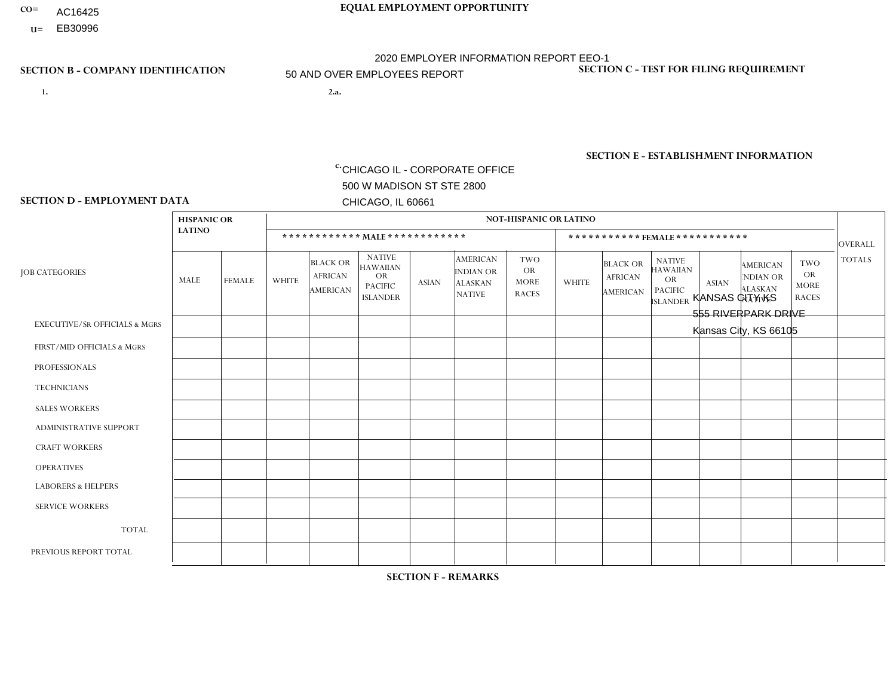CO= AC16425
U= EB30996

**EQUAL EMPLOYMENT OPPORTUNITY**

2020 EMPLOYER INFORMATION REPORT EEO-1
50 AND OVER EMPLOYEES REPORT

**SECTION B - COMPANY IDENTIFICATION**

1.

2.a.

c. CHICAGO IL - CORPORATE OFFICE
500 W MADISON ST STE 2800
CHICAGO, IL 60661

**SECTION C - TEST FOR FILING REQUIREMENT**

**SECTION E - ESTABLISHMENT INFORMATION**

KANSAS CITY KS
555 RIVERPARK DRIVE
Kansas City, KS 66105

**SECTION D - EMPLOYMENT DATA**

| JOB CATEGORIES | HISPANIC OR LATINO | | NOT-HISPANIC OR LATINO | | | | | | | | | | | | OVERALL TOTALS |
|---|---|---|---|---|---|---|---|---|---|---|---|---|---|---|---|
| | | | MALE | | | | | | FEMALE | | | | | | |
| | MALE | FEMALE | WHITE | BLACK OR AFRICAN AMERICAN | NATIVE HAWAIIAN OR PACIFIC ISLANDER | ASIAN | AMERICAN INDIAN OR ALASKAN NATIVE | TWO OR MORE RACES | WHITE | BLACK OR AFRICAN AMERICAN | NATIVE HAWAIIAN OR PACIFIC ISLANDER | ASIAN | AMERICAN INDIAN OR ALASKAN NATIVE | TWO OR MORE RACES | |
| EXECUTIVE/SR OFFICIALS & MGRS | | | | | | | | | | | | | | | |
| FIRST/MID OFFICIALS & MGRS | | | | | | | | | | | | | | | |
| PROFESSIONALS | | | | | | | | | | | | | | | |
| TECHNICIANS | | | | | | | | | | | | | | | |
| SALES WORKERS | | | | | | | | | | | | | | | |
| ADMINISTRATIVE SUPPORT | | | | | | | | | | | | | | | |
| CRAFT WORKERS | | | | | | | | | | | | | | | |
| OPERATIVES | | | | | | | | | | | | | | | |
| LABORERS & HELPERS | | | | | | | | | | | | | | | |
| SERVICE WORKERS | | | | | | | | | | | | | | | |
| TOTAL | | | | | | | | | | | | | | | |
| PREVIOUS REPORT TOTAL | | | | | | | | | | | | | | | |

**SECTION F - REMARKS**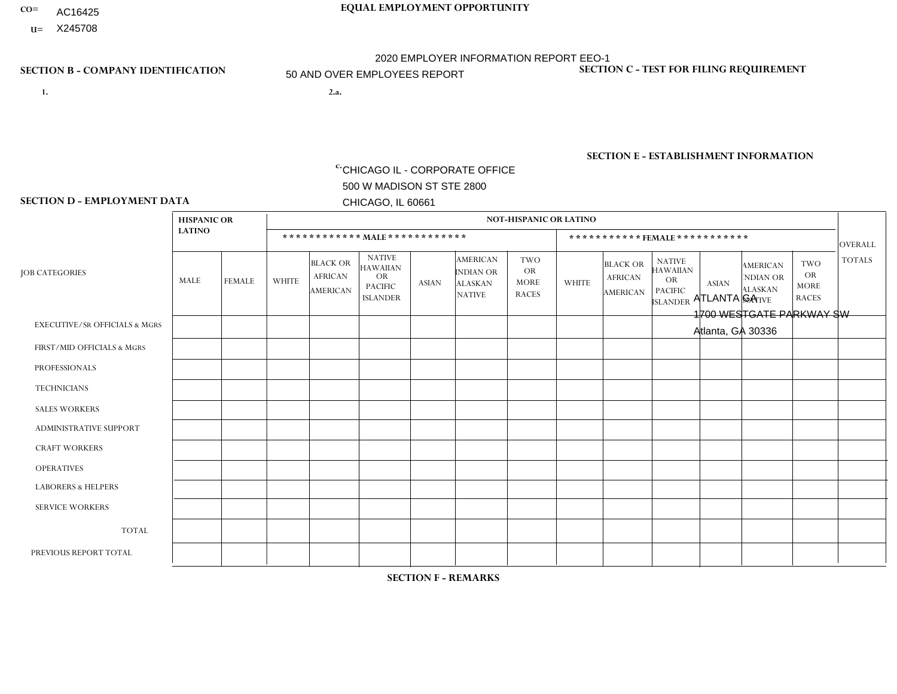CO= AC16425
U= X245708

**EQUAL EMPLOYMENT OPPORTUNITY**

2020 EMPLOYER INFORMATION REPORT EEO-1

50 AND OVER EMPLOYEES REPORT

**SECTION B - COMPANY IDENTIFICATION**

**SECTION C - TEST FOR FILING REQUIREMENT**

1.

2.a.

c. CHICAGO IL - CORPORATE OFFICE
500 W MADISON ST STE 2800
CHICAGO, IL 60661

**SECTION E - ESTABLISHMENT INFORMATION**

ATLANTA GA
1700 WESTGATE PARKWAY SW
Atlanta, GA 30336

**SECTION D - EMPLOYMENT DATA**

| JOB CATEGORIES | HISPANIC OR LATINO | | NOT-HISPANIC OR LATINO | | | | | | | | | | | | OVERALL TOTALS |
|---|---|---|---|---|---|---|---|---|---|---|---|---|---|---|---|
| | | | MALE | | | | | | FEMALE | | | | | | |
| | MALE | FEMALE | WHITE | BLACK OR AFRICAN AMERICAN | NATIVE HAWAIIAN OR PACIFIC ISLANDER | ASIAN | AMERICAN INDIAN OR ALASKAN NATIVE | TWO OR MORE RACES | WHITE | BLACK OR AFRICAN AMERICAN | NATIVE HAWAIIAN OR PACIFIC ISLANDER | ASIAN | AMERICAN INDIAN OR ALASKAN NATIVE | TWO OR MORE RACES | |
| EXECUTIVE/SR OFFICIALS & MGRS | | | | | | | | | | | | | | | |
| FIRST/MID OFFICIALS & MGRS | | | | | | | | | | | | | | | |
| PROFESSIONALS | | | | | | | | | | | | | | | |
| TECHNICIANS | | | | | | | | | | | | | | | |
| SALES WORKERS | | | | | | | | | | | | | | | |
| ADMINISTRATIVE SUPPORT | | | | | | | | | | | | | | | |
| CRAFT WORKERS | | | | | | | | | | | | | | | |
| OPERATIVES | | | | | | | | | | | | | | | |
| LABORERS & HELPERS | | | | | | | | | | | | | | | |
| SERVICE WORKERS | | | | | | | | | | | | | | | |
| TOTAL | | | | | | | | | | | | | | | |
| PREVIOUS REPORT TOTAL | | | | | | | | | | | | | | | |

**SECTION F - REMARKS**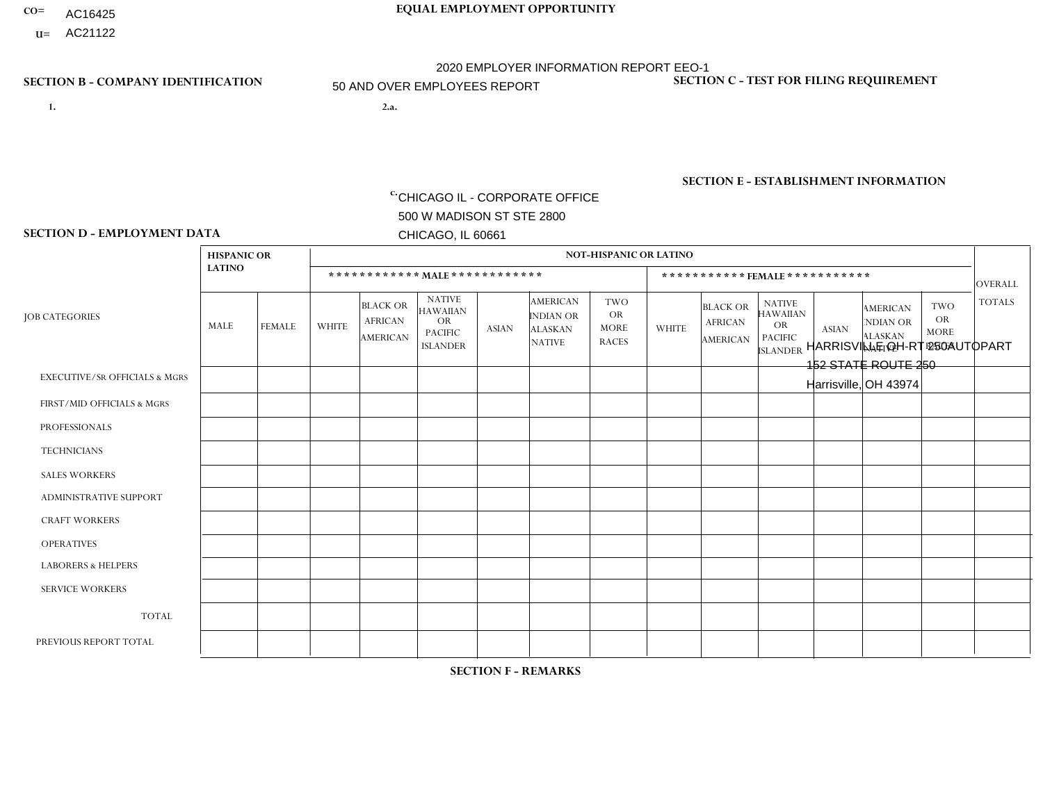CO= AC16425

U= AC21122

**EQUAL EMPLOYMENT OPPORTUNITY**

2020 EMPLOYER INFORMATION REPORT EEO-1

50 AND OVER EMPLOYEES REPORT

## SECTION B - COMPANY IDENTIFICATION

1.

2.a.

c. CHICAGO IL - CORPORATE OFFICE
500 W MADISON ST STE 2800
CHICAGO, IL 60661

## SECTION C - TEST FOR FILING REQUIREMENT

## SECTION E - ESTABLISHMENT INFORMATION

HARRISVILLE OH-RT 250AUTOPART
152 STATE ROUTE 250
Harrisville, OH 43974

## SECTION D - EMPLOYMENT DATA

| JOB CATEGORIES | HISPANIC OR LATINO | | NOT-HISPANIC OR LATINO | | | | | | | | | | | | OVERALL TOTALS |
|---|---|---|---|---|---|---|---|---|---|---|---|---|---|---|---|
| | | | ************ MALE ************ | | | | | | *********** FEMALE *********** | | | | | | |
| | MALE | FEMALE | WHITE | BLACK OR AFRICAN AMERICAN | NATIVE HAWAIIAN OR PACIFIC ISLANDER | ASIAN | AMERICAN INDIAN OR ALASKAN NATIVE | TWO OR MORE RACES | WHITE | BLACK OR AFRICAN AMERICAN | NATIVE HAWAIIAN OR PACIFIC ISLANDER | ASIAN | AMERICAN INDIAN OR ALASKAN NATIVE | TWO OR MORE RACES | |
| EXECUTIVE/Sr OFFICIALS & MGRS | | | | | | | | | | | | | | | |
| FIRST/MID OFFICIALS & MGRS | | | | | | | | | | | | | | | |
| PROFESSIONALS | | | | | | | | | | | | | | | |
| TECHNICIANS | | | | | | | | | | | | | | | |
| SALES WORKERS | | | | | | | | | | | | | | | |
| ADMINISTRATIVE SUPPORT | | | | | | | | | | | | | | | |
| CRAFT WORKERS | | | | | | | | | | | | | | | |
| OPERATIVES | | | | | | | | | | | | | | | |
| LABORERS & HELPERS | | | | | | | | | | | | | | | |
| SERVICE WORKERS | | | | | | | | | | | | | | | |
| TOTAL | | | | | | | | | | | | | | | |
| PREVIOUS REPORT TOTAL | | | | | | | | | | | | | | | |

## SECTION F - REMARKS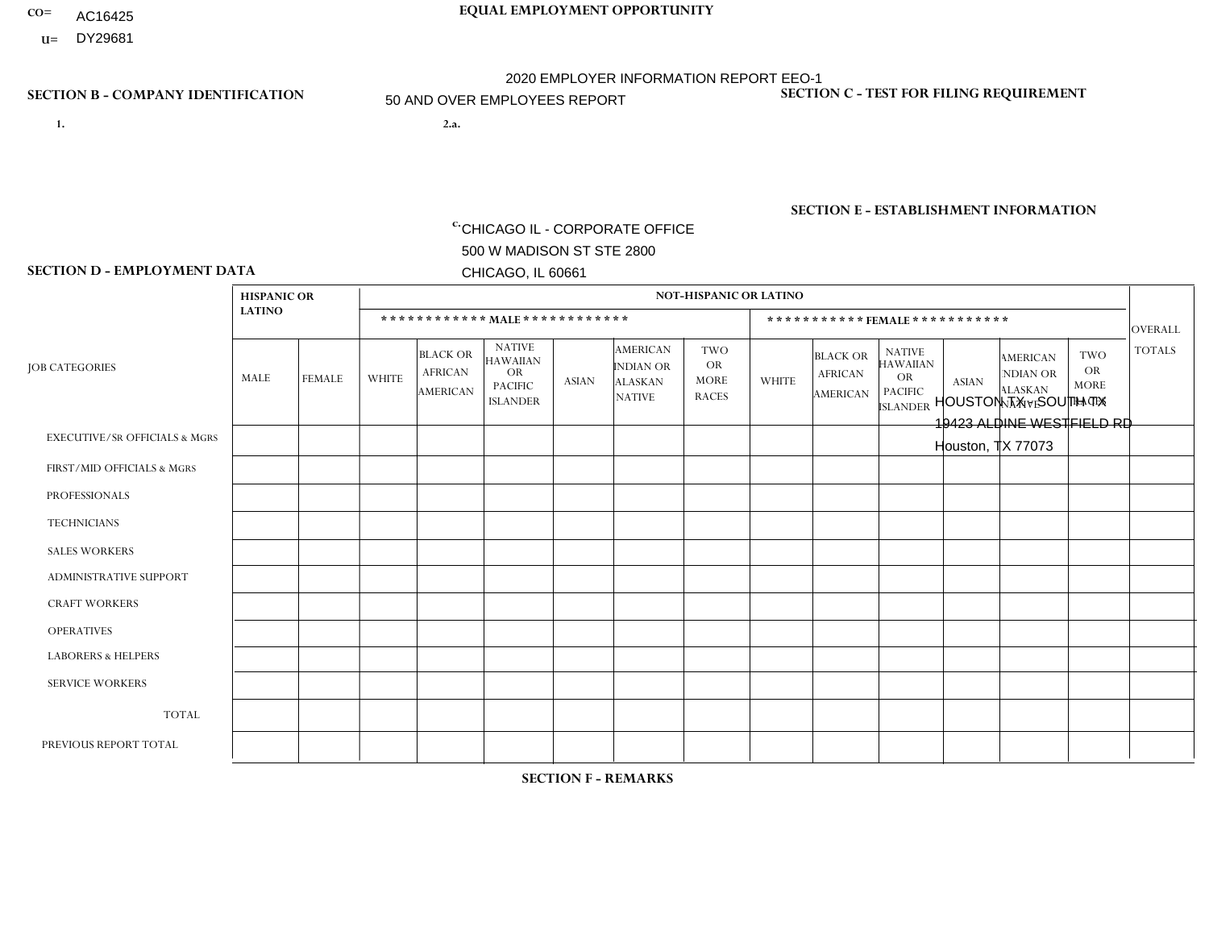CO= AC16425
U= DY29681

**EQUAL EMPLOYMENT OPPORTUNITY**

2020 EMPLOYER INFORMATION REPORT EEO-1
50 AND OVER EMPLOYEES REPORT

**SECTION B - COMPANY IDENTIFICATION**

1.

2.a.

c. CHICAGO IL - CORPORATE OFFICE
500 W MADISON ST STE 2800
CHICAGO, IL 60661

**SECTION C - TEST FOR FILING REQUIREMENT**

**SECTION E - ESTABLISHMENT INFORMATION**

HOUSTON TX - SOUTH TX
19423 ALDINE WESTFIELD RD
Houston, TX 77073

**SECTION D - EMPLOYMENT DATA**

| JOB CATEGORIES | HISPANIC OR LATINO | | NOT-HISPANIC OR LATINO | | | | | | | | | | | | OVERALL TOTALS |
|---|---|---|---|---|---|---|---|---|---|---|---|---|---|---|---|
| | | | MALE | | | | | | FEMALE | | | | | | |
| | MALE | FEMALE | WHITE | BLACK OR AFRICAN AMERICAN | NATIVE HAWAIIAN OR PACIFIC ISLANDER | ASIAN | AMERICAN INDIAN OR ALASKAN NATIVE | TWO OR MORE RACES | WHITE | BLACK OR AFRICAN AMERICAN | NATIVE HAWAIIAN OR PACIFIC ISLANDER | ASIAN | AMERICAN INDIAN OR ALASKAN NATIVE | TWO OR MORE RACES | |
| EXECUTIVE/SR OFFICIALS & MGRS | | | | | | | | | | | | | | | |
| FIRST/MID OFFICIALS & MGRS | | | | | | | | | | | | | | | |
| PROFESSIONALS | | | | | | | | | | | | | | | |
| TECHNICIANS | | | | | | | | | | | | | | | |
| SALES WORKERS | | | | | | | | | | | | | | | |
| ADMINISTRATIVE SUPPORT | | | | | | | | | | | | | | | |
| CRAFT WORKERS | | | | | | | | | | | | | | | |
| OPERATIVES | | | | | | | | | | | | | | | |
| LABORERS & HELPERS | | | | | | | | | | | | | | | |
| SERVICE WORKERS | | | | | | | | | | | | | | | |
| TOTAL | | | | | | | | | | | | | | | |
| PREVIOUS REPORT TOTAL | | | | | | | | | | | | | | | |

**SECTION F - REMARKS**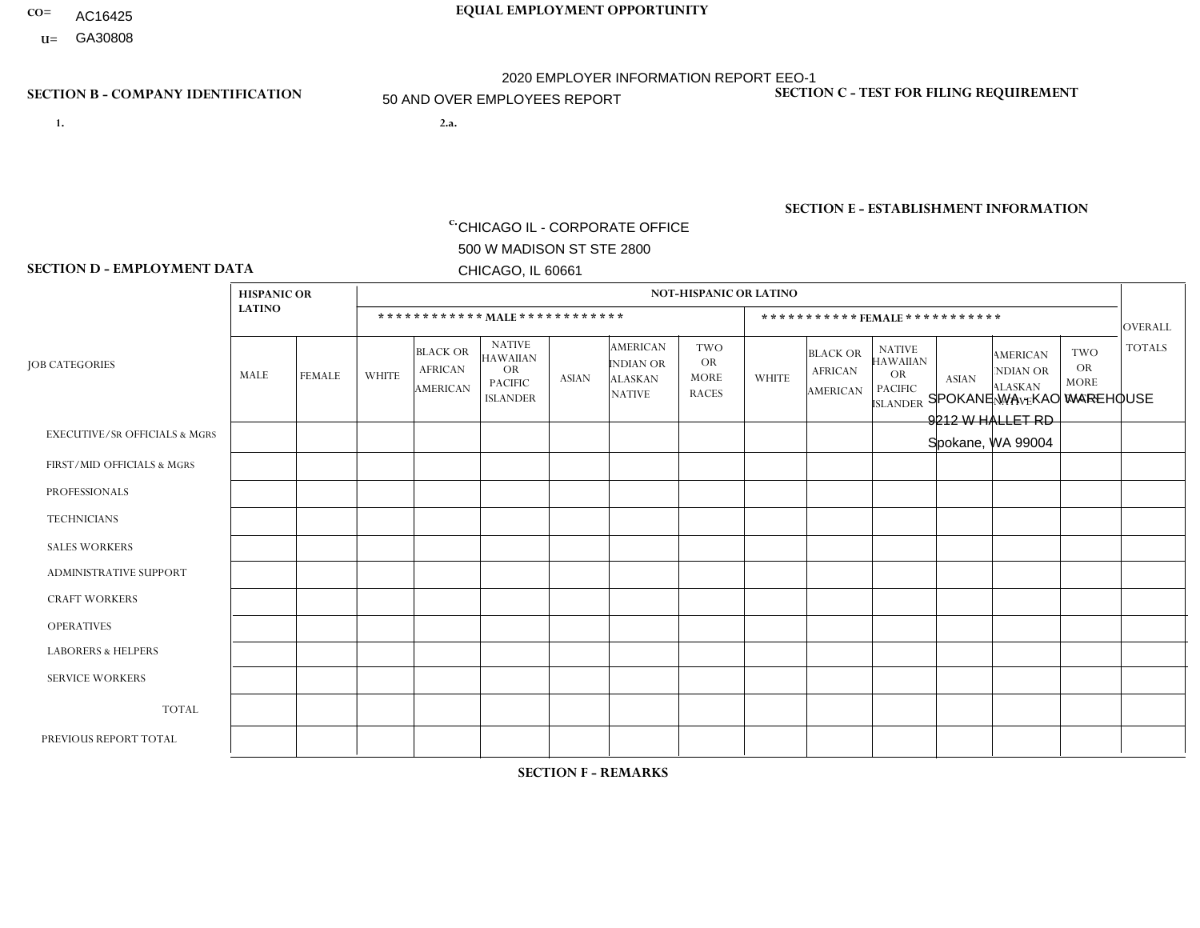CO= AC16425
U= GA30808

**EQUAL EMPLOYMENT OPPORTUNITY**

2020 EMPLOYER INFORMATION REPORT EEO-1

50 AND OVER EMPLOYEES REPORT

**SECTION B - COMPANY IDENTIFICATION**

1.

2.a.

c. CHICAGO IL - CORPORATE OFFICE
500 W MADISON ST STE 2800
CHICAGO, IL 60661

**SECTION C - TEST FOR FILING REQUIREMENT**

**SECTION E - ESTABLISHMENT INFORMATION**

SPOKANE WA - KAO WAREHOUSE
9212 W HALLET RD
Spokane, WA 99004

**SECTION D - EMPLOYMENT DATA**

| JOB CATEGORIES | HISPANIC OR LATINO | | NOT-HISPANIC OR LATINO | | | | | | | | | | | | OVERALL TOTALS |
|---|---|---|---|---|---|---|---|---|---|---|---|---|---|---|---|
| | | | MALE | | | | | | FEMALE | | | | | | |
| | MALE | FEMALE | WHITE | BLACK OR AFRICAN AMERICAN | NATIVE HAWAIIAN OR PACIFIC ISLANDER | ASIAN | AMERICAN INDIAN OR ALASKAN NATIVE | TWO OR MORE RACES | WHITE | BLACK OR AFRICAN AMERICAN | NATIVE HAWAIIAN OR PACIFIC ISLANDER | ASIAN | AMERICAN INDIAN OR ALASKAN NATIVE | TWO OR MORE RACES | |
| EXECUTIVE/SR OFFICIALS & MGRS | | | | | | | | | | | | | | | |
| FIRST/MID OFFICIALS & MGRS | | | | | | | | | | | | | | | |
| PROFESSIONALS | | | | | | | | | | | | | | | |
| TECHNICIANS | | | | | | | | | | | | | | | |
| SALES WORKERS | | | | | | | | | | | | | | | |
| ADMINISTRATIVE SUPPORT | | | | | | | | | | | | | | | |
| CRAFT WORKERS | | | | | | | | | | | | | | | |
| OPERATIVES | | | | | | | | | | | | | | | |
| LABORERS & HELPERS | | | | | | | | | | | | | | | |
| SERVICE WORKERS | | | | | | | | | | | | | | | |
| TOTAL | | | | | | | | | | | | | | | |
| PREVIOUS REPORT TOTAL | | | | | | | | | | | | | | | |

**SECTION F - REMARKS**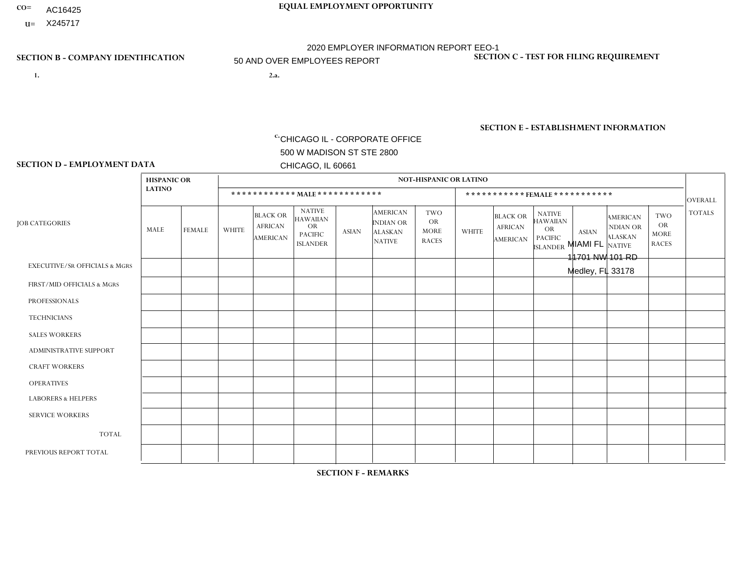CO= AC16425
U= X245717

EQUAL EMPLOYMENT OPPORTUNITY

2020 EMPLOYER INFORMATION REPORT EEO-1
50 AND OVER EMPLOYEES REPORT

SECTION B - COMPANY IDENTIFICATION

1.

2.a.

c. CHICAGO IL - CORPORATE OFFICE
500 W MADISON ST STE 2800
CHICAGO, IL 60661

SECTION C - TEST FOR FILING REQUIREMENT

SECTION E - ESTABLISHMENT INFORMATION

MIAMI FL
11701 NW 101 RD
Medley, FL 33178

SECTION D - EMPLOYMENT DATA

| JOB CATEGORIES | HISPANIC OR LATINO | | NOT-HISPANIC OR LATINO | | | | | | | | | | | | OVERALL TOTALS |
|---|---|---|---|---|---|---|---|---|---|---|---|---|---|---|---|
| | | | MALE | | | | | | FEMALE | | | | | | |
| | MALE | FEMALE | WHITE | BLACK OR AFRICAN AMERICAN | NATIVE HAWAIIAN OR PACIFIC ISLANDER | ASIAN | AMERICAN INDIAN OR ALASKAN NATIVE | TWO OR MORE RACES | WHITE | BLACK OR AFRICAN AMERICAN | NATIVE HAWAIIAN OR PACIFIC ISLANDER | ASIAN | AMERICAN INDIAN OR ALASKAN NATIVE | TWO OR MORE RACES | |
| EXECUTIVE/SR OFFICIALS & MGRS | | | | | | | | | | | | | | | |
| FIRST/MID OFFICIALS & MGRS | | | | | | | | | | | | | | | |
| PROFESSIONALS | | | | | | | | | | | | | | | |
| TECHNICIANS | | | | | | | | | | | | | | | |
| SALES WORKERS | | | | | | | | | | | | | | | |
| ADMINISTRATIVE SUPPORT | | | | | | | | | | | | | | | |
| CRAFT WORKERS | | | | | | | | | | | | | | | |
| OPERATIVES | | | | | | | | | | | | | | | |
| LABORERS & HELPERS | | | | | | | | | | | | | | | |
| SERVICE WORKERS | | | | | | | | | | | | | | | |
| TOTAL | | | | | | | | | | | | | | | |
| PREVIOUS REPORT TOTAL | | | | | | | | | | | | | | | |

SECTION F - REMARKS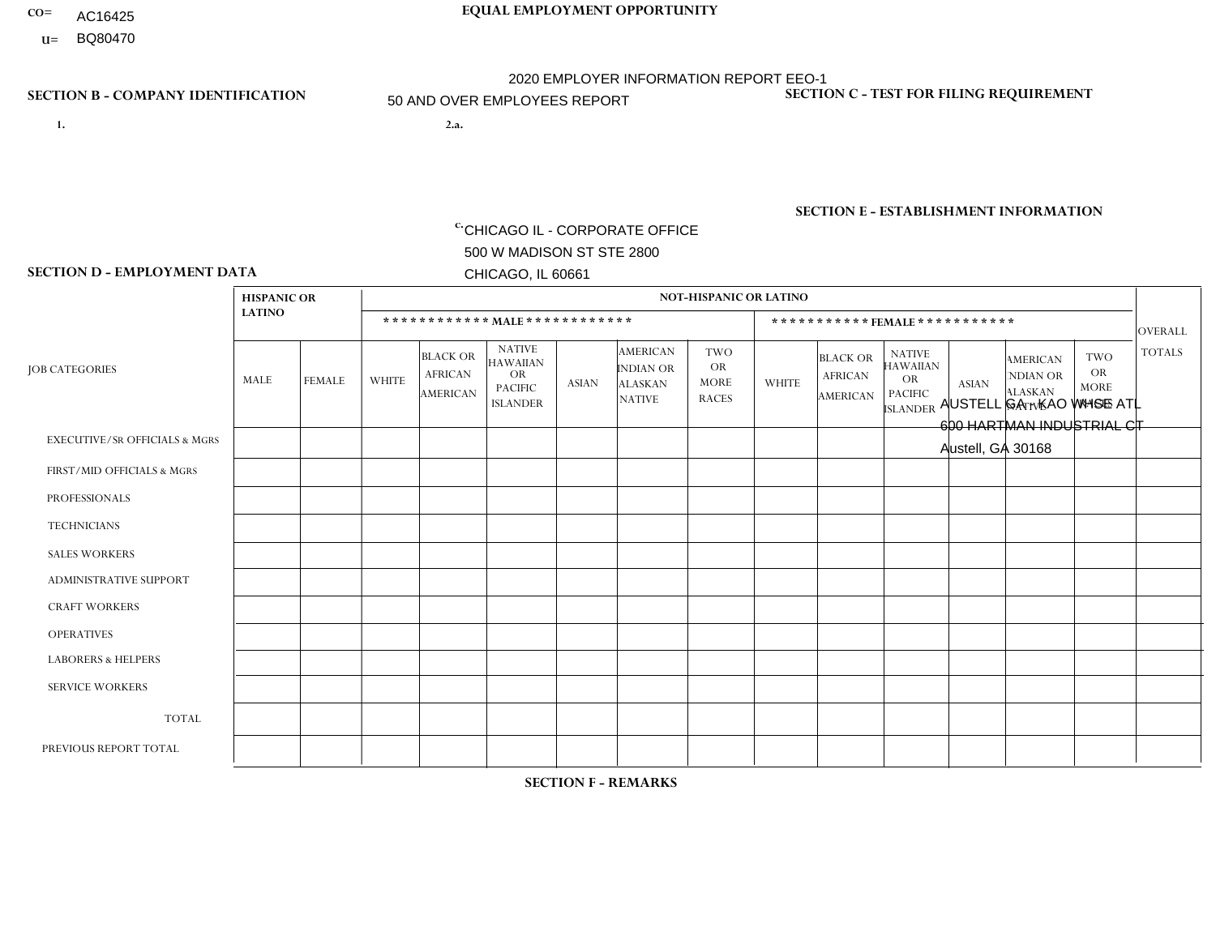CO= AC16425
U= BQ80470

**EQUAL EMPLOYMENT OPPORTUNITY**

2020 EMPLOYER INFORMATION REPORT EEO-1
50 AND OVER EMPLOYEES REPORT

**SECTION B - COMPANY IDENTIFICATION**

1.

2.a.

c. CHICAGO IL - CORPORATE OFFICE
500 W MADISON ST STE 2800
CHICAGO, IL 60661

**SECTION C - TEST FOR FILING REQUIREMENT**

**SECTION E - ESTABLISHMENT INFORMATION**

AUSTELL GA - KAO WHSE ATL
600 HARTMAN INDUSTRIAL CT
Austell, GA 30168

**SECTION D - EMPLOYMENT DATA**

| JOB CATEGORIES | HISPANIC OR LATINO | | NOT-HISPANIC OR LATINO | | | | | | | | | | | | OVERALL TOTALS |
|---|---|---|---|---|---|---|---|---|---|---|---|---|---|---|---|
| | | | MALE | | | | | | FEMALE | | | | | | |
| | MALE | FEMALE | WHITE | BLACK OR AFRICAN AMERICAN | NATIVE HAWAIIAN OR PACIFIC ISLANDER | ASIAN | AMERICAN INDIAN OR ALASKAN NATIVE | TWO OR MORE RACES | WHITE | BLACK OR AFRICAN AMERICAN | NATIVE HAWAIIAN OR PACIFIC ISLANDER | ASIAN | AMERICAN INDIAN OR ALASKAN NATIVE | TWO OR MORE RACES | |
| EXECUTIVE/Sr OFFICIALS & MGRS | | | | | | | | | | | | | | | |
| FIRST/MID OFFICIALS & MGRS | | | | | | | | | | | | | | | |
| PROFESSIONALS | | | | | | | | | | | | | | | |
| TECHNICIANS | | | | | | | | | | | | | | | |
| SALES WORKERS | | | | | | | | | | | | | | | |
| ADMINISTRATIVE SUPPORT | | | | | | | | | | | | | | | |
| CRAFT WORKERS | | | | | | | | | | | | | | | |
| OPERATIVES | | | | | | | | | | | | | | | |
| LABORERS & HELPERS | | | | | | | | | | | | | | | |
| SERVICE WORKERS | | | | | | | | | | | | | | | |
| TOTAL | | | | | | | | | | | | | | | |
| PREVIOUS REPORT TOTAL | | | | | | | | | | | | | | | |

**SECTION F - REMARKS**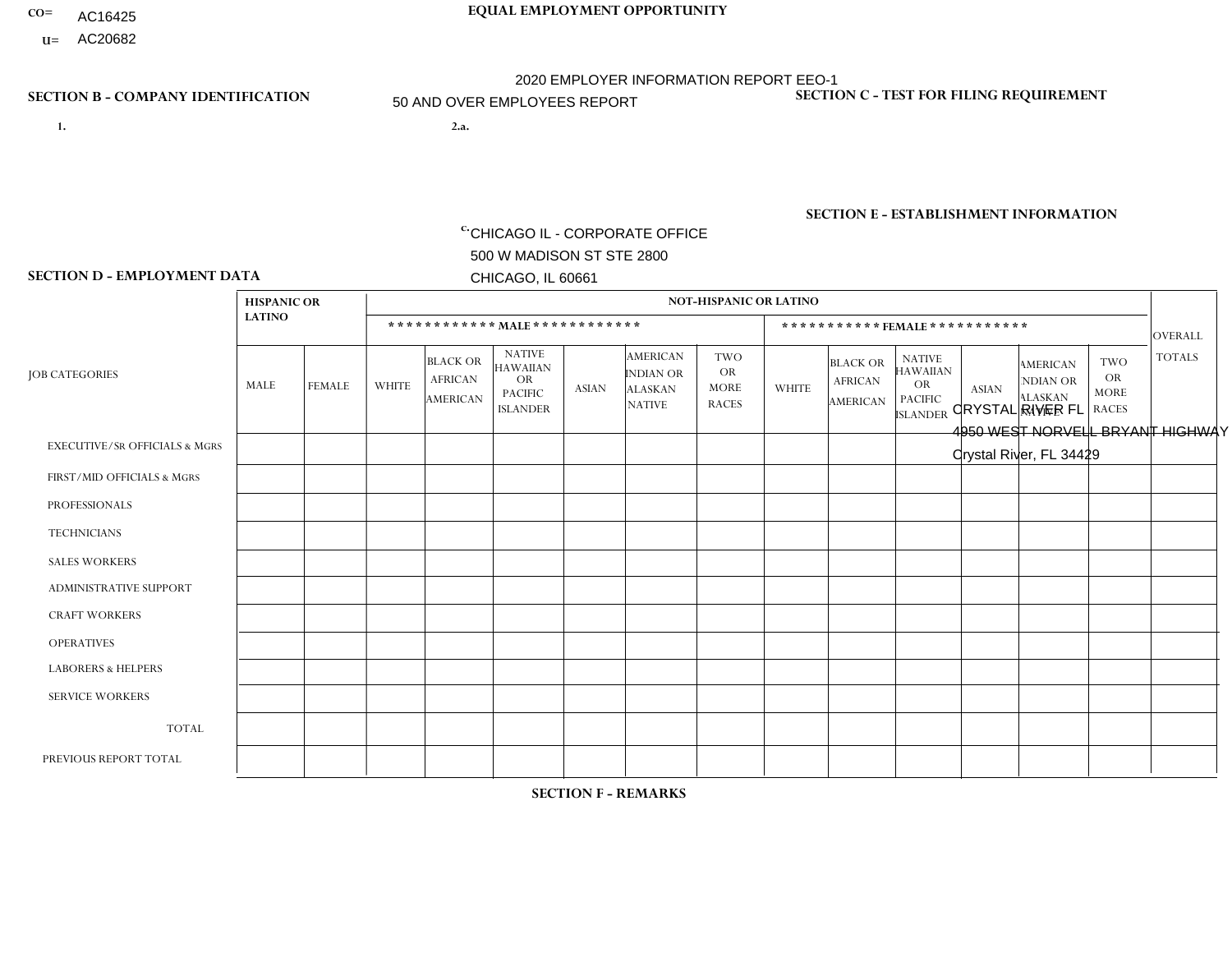CO= AC16425
U= AC20682

**EQUAL EMPLOYMENT OPPORTUNITY**

2020 EMPLOYER INFORMATION REPORT EEO-1

50 AND OVER EMPLOYEES REPORT

**SECTION B - COMPANY IDENTIFICATION**

1.

2.a.

c. CHICAGO IL - CORPORATE OFFICE
500 W MADISON ST STE 2800
CHICAGO, IL 60661

**SECTION C - TEST FOR FILING REQUIREMENT**

**SECTION E - ESTABLISHMENT INFORMATION**

CRYSTAL RIVER FL
4950 WEST NORVELL BRYANT HIGHWAY
Crystal River, FL 34429

**SECTION D - EMPLOYMENT DATA**

| JOB CATEGORIES | HISPANIC OR LATINO | | NOT-HISPANIC OR LATINO | | | | | | | | | | | | OVERALL TOTALS |
|---|---|---|---|---|---|---|---|---|---|---|---|---|---|---|---|
| | | | MALE | | | | | | FEMALE | | | | | | |
| | MALE | FEMALE | WHITE | BLACK OR AFRICAN AMERICAN | NATIVE HAWAIIAN OR PACIFIC ISLANDER | ASIAN | AMERICAN INDIAN OR ALASKAN NATIVE | TWO OR MORE RACES | WHITE | BLACK OR AFRICAN AMERICAN | NATIVE HAWAIIAN OR PACIFIC ISLANDER | ASIAN | AMERICAN INDIAN OR ALASKAN NATIVE | TWO OR MORE RACES | |
| EXECUTIVE/SR OFFICIALS & MGRS | | | | | | | | | | | | | | | |
| FIRST/MID OFFICIALS & MGRS | | | | | | | | | | | | | | | |
| PROFESSIONALS | | | | | | | | | | | | | | | |
| TECHNICIANS | | | | | | | | | | | | | | | |
| SALES WORKERS | | | | | | | | | | | | | | | |
| ADMINISTRATIVE SUPPORT | | | | | | | | | | | | | | | |
| CRAFT WORKERS | | | | | | | | | | | | | | | |
| OPERATIVES | | | | | | | | | | | | | | | |
| LABORERS & HELPERS | | | | | | | | | | | | | | | |
| SERVICE WORKERS | | | | | | | | | | | | | | | |
| TOTAL | | | | | | | | | | | | | | | |
| PREVIOUS REPORT TOTAL | | | | | | | | | | | | | | | |

**SECTION F - REMARKS**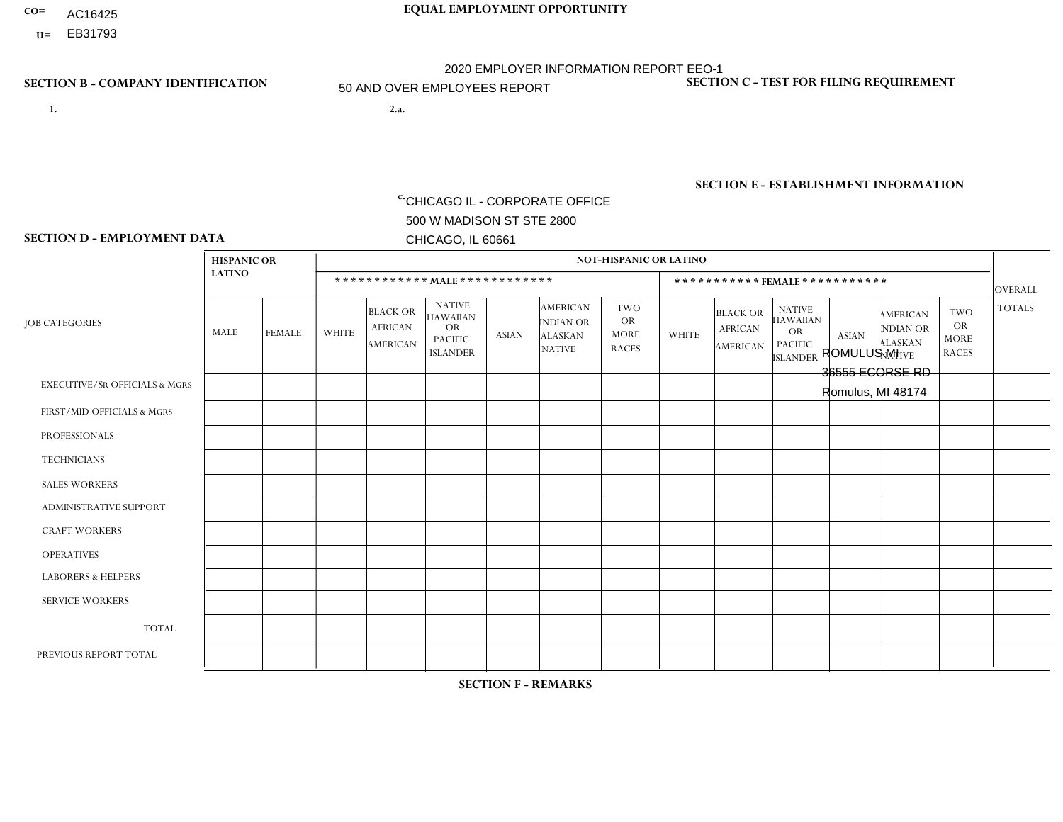CO= AC16425
U= EB31793

**EQUAL EMPLOYMENT OPPORTUNITY**

2020 EMPLOYER INFORMATION REPORT EEO-1
50 AND OVER EMPLOYEES REPORT

**SECTION B - COMPANY IDENTIFICATION**

1.

2.a.

c. CHICAGO IL - CORPORATE OFFICE
500 W MADISON ST STE 2800
CHICAGO, IL 60661

**SECTION C - TEST FOR FILING REQUIREMENT**

**SECTION E - ESTABLISHMENT INFORMATION**

ROMULUS MI
36555 ECORSE RD
Romulus, MI 48174

**SECTION D - EMPLOYMENT DATA**

| JOB CATEGORIES | HISPANIC OR LATINO | | NOT-HISPANIC OR LATINO | | | | | | | | | | | | OVERALL TOTALS |
|---|---|---|---|---|---|---|---|---|---|---|---|---|---|---|---|
| | | | ************ MALE ************ | | | | | | *********** FEMALE *********** | | | | | | |
| | MALE | FEMALE | WHITE | BLACK OR AFRICAN AMERICAN | NATIVE HAWAIIAN OR PACIFIC ISLANDER | ASIAN | AMERICAN INDIAN OR ALASKAN NATIVE | TWO OR MORE RACES | WHITE | BLACK OR AFRICAN AMERICAN | NATIVE HAWAIIAN OR PACIFIC ISLANDER | ASIAN | AMERICAN INDIAN OR ALASKAN NATIVE | TWO OR MORE RACES | |
| EXECUTIVE/Sr OFFICIALS & MGRS | | | | | | | | | | | | | | | |
| FIRST/MID OFFICIALS & MGRS | | | | | | | | | | | | | | | |
| PROFESSIONALS | | | | | | | | | | | | | | | |
| TECHNICIANS | | | | | | | | | | | | | | | |
| SALES WORKERS | | | | | | | | | | | | | | | |
| ADMINISTRATIVE SUPPORT | | | | | | | | | | | | | | | |
| CRAFT WORKERS | | | | | | | | | | | | | | | |
| OPERATIVES | | | | | | | | | | | | | | | |
| LABORERS & HELPERS | | | | | | | | | | | | | | | |
| SERVICE WORKERS | | | | | | | | | | | | | | | |
| TOTAL | | | | | | | | | | | | | | | |
| PREVIOUS REPORT TOTAL | | | | | | | | | | | | | | | |

**SECTION F - REMARKS**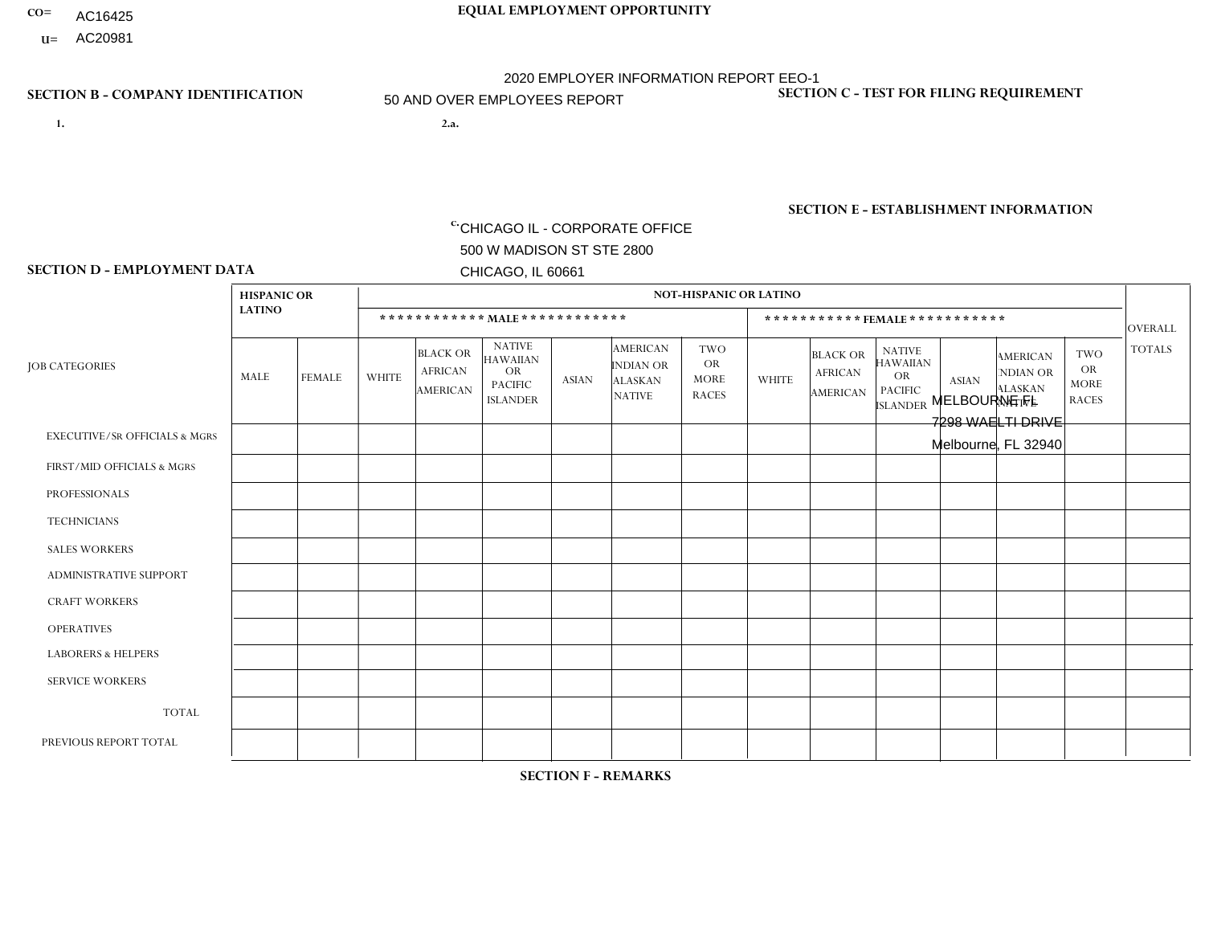CO= AC16425

U= AC20981

**EQUAL EMPLOYMENT OPPORTUNITY**

2020 EMPLOYER INFORMATION REPORT EEO-1

50 AND OVER EMPLOYEES REPORT

**SECTION B - COMPANY IDENTIFICATION**

1.

2.a.

c. CHICAGO IL - CORPORATE OFFICE
500 W MADISON ST STE 2800
CHICAGO, IL 60661

**SECTION C - TEST FOR FILING REQUIREMENT**

**SECTION E - ESTABLISHMENT INFORMATION**

MELBOURNE FL
7298 WAELTI DRIVE
Melbourne, FL 32940

**SECTION D - EMPLOYMENT DATA**

| JOB CATEGORIES | HISPANIC OR LATINO | | NOT-HISPANIC OR LATINO | | | | | | | | | | | | OVERALL TOTALS |
|---|---|---|---|---|---|---|---|---|---|---|---|---|---|---|---|
| | | | MALE | | | | | | FEMALE | | | | | | |
| | MALE | FEMALE | WHITE | BLACK OR AFRICAN AMERICAN | NATIVE HAWAIIAN OR PACIFIC ISLANDER | ASIAN | AMERICAN INDIAN OR ALASKAN NATIVE | TWO OR MORE RACES | WHITE | BLACK OR AFRICAN AMERICAN | NATIVE HAWAIIAN OR PACIFIC ISLANDER | ASIAN | AMERICAN INDIAN OR ALASKAN NATIVE | TWO OR MORE RACES | |
| EXECUTIVE/SR OFFICIALS & MGRS | | | | | | | | | | | | | | | |
| FIRST/MID OFFICIALS & MGRS | | | | | | | | | | | | | | | |
| PROFESSIONALS | | | | | | | | | | | | | | | |
| TECHNICIANS | | | | | | | | | | | | | | | |
| SALES WORKERS | | | | | | | | | | | | | | | |
| ADMINISTRATIVE SUPPORT | | | | | | | | | | | | | | | |
| CRAFT WORKERS | | | | | | | | | | | | | | | |
| OPERATIVES | | | | | | | | | | | | | | | |
| LABORERS & HELPERS | | | | | | | | | | | | | | | |
| SERVICE WORKERS | | | | | | | | | | | | | | | |
| TOTAL | | | | | | | | | | | | | | | |
| PREVIOUS REPORT TOTAL | | | | | | | | | | | | | | | |

**SECTION F - REMARKS**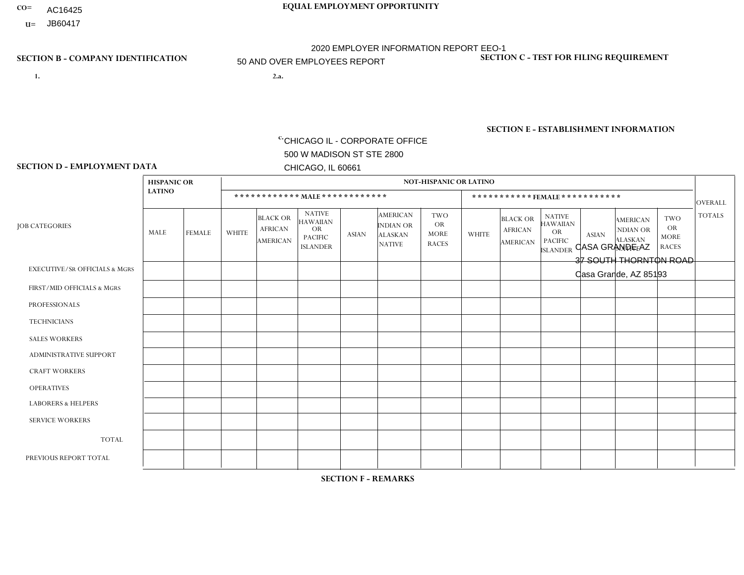CO= AC16425
U= JB60417

**EQUAL EMPLOYMENT OPPORTUNITY**

2020 EMPLOYER INFORMATION REPORT EEO-1
50 AND OVER EMPLOYEES REPORT

**SECTION B - COMPANY IDENTIFICATION**

1.

2.a.

c. CHICAGO IL - CORPORATE OFFICE
500 W MADISON ST STE 2800
CHICAGO, IL 60661

**SECTION C - TEST FOR FILING REQUIREMENT**

**SECTION E - ESTABLISHMENT INFORMATION**

CASA GRANDE AZ
37 SOUTH THORNTON ROAD
Casa Grande, AZ 85193

**SECTION D - EMPLOYMENT DATA**

| JOB CATEGORIES | HISPANIC OR LATINO | | NOT-HISPANIC OR LATINO | | | | | | | | | | | | OVERALL TOTALS |
|---|---|---|---|---|---|---|---|---|---|---|---|---|---|---|---|
| | | | ************ MALE ************ | | | | | | *********** FEMALE *********** | | | | | | |
| | MALE | FEMALE | WHITE | BLACK OR AFRICAN AMERICAN | NATIVE HAWAIIAN OR PACIFIC ISLANDER | ASIAN | AMERICAN INDIAN OR ALASKAN NATIVE | TWO OR MORE RACES | WHITE | BLACK OR AFRICAN AMERICAN | NATIVE HAWAIIAN OR PACIFIC ISLANDER | ASIAN | AMERICAN INDIAN OR ALASKAN NATIVE | TWO OR MORE RACES | |
| EXECUTIVE/SR OFFICIALS & MGRS | | | | | | | | | | | | | | | |
| FIRST/MID OFFICIALS & MGRS | | | | | | | | | | | | | | | |
| PROFESSIONALS | | | | | | | | | | | | | | | |
| TECHNICIANS | | | | | | | | | | | | | | | |
| SALES WORKERS | | | | | | | | | | | | | | | |
| ADMINISTRATIVE SUPPORT | | | | | | | | | | | | | | | |
| CRAFT WORKERS | | | | | | | | | | | | | | | |
| OPERATIVES | | | | | | | | | | | | | | | |
| LABORERS & HELPERS | | | | | | | | | | | | | | | |
| SERVICE WORKERS | | | | | | | | | | | | | | | |
| TOTAL | | | | | | | | | | | | | | | |
| PREVIOUS REPORT TOTAL | | | | | | | | | | | | | | | |

**SECTION F - REMARKS**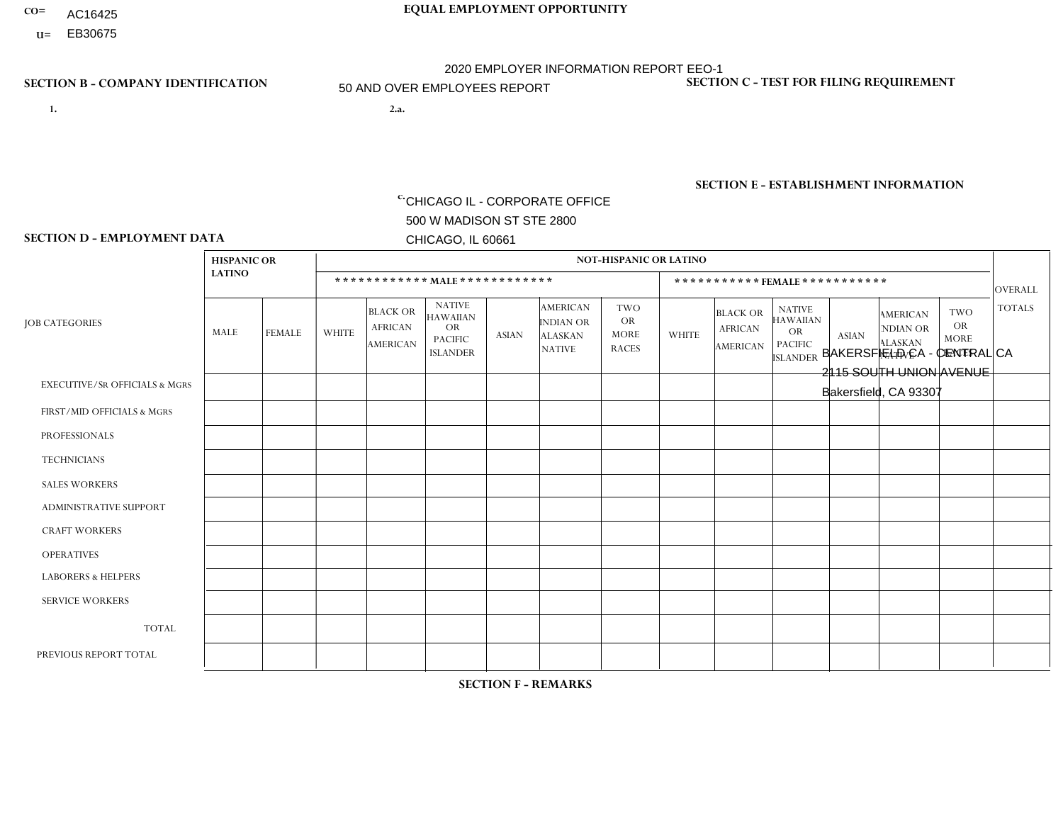CO= AC16425

U= EB30675

**EQUAL EMPLOYMENT OPPORTUNITY**

2020 EMPLOYER INFORMATION REPORT EEO-1

50 AND OVER EMPLOYEES REPORT

**SECTION B - COMPANY IDENTIFICATION**

1.

2.a.

c. CHICAGO IL - CORPORATE OFFICE
500 W MADISON ST STE 2800
CHICAGO, IL 60661

**SECTION C - TEST FOR FILING REQUIREMENT**

**SECTION E - ESTABLISHMENT INFORMATION**

BAKERSFIELD CA - CENTRAL CA
2115 SOUTH UNION AVENUE
Bakersfield, CA 93307

**SECTION D - EMPLOYMENT DATA**

| JOB CATEGORIES | HISPANIC OR LATINO | | NOT-HISPANIC OR LATINO | | | | | | | | | | | | OVERALL TOTALS |
|---|---|---|---|---|---|---|---|---|---|---|---|---|---|---|---|
| | | | MALE | | | | | | FEMALE | | | | | | |
| | MALE | FEMALE | WHITE | BLACK OR AFRICAN AMERICAN | NATIVE HAWAIIAN OR PACIFIC ISLANDER | ASIAN | AMERICAN INDIAN OR ALASKAN NATIVE | TWO OR MORE RACES | WHITE | BLACK OR AFRICAN AMERICAN | NATIVE HAWAIIAN OR PACIFIC ISLANDER | ASIAN | AMERICAN INDIAN OR ALASKAN NATIVE | TWO OR MORE RACES | |
| EXECUTIVE/SR OFFICIALS & MGRS | | | | | | | | | | | | | | | |
| FIRST/MID OFFICIALS & MGRS | | | | | | | | | | | | | | | |
| PROFESSIONALS | | | | | | | | | | | | | | | |
| TECHNICIANS | | | | | | | | | | | | | | | |
| SALES WORKERS | | | | | | | | | | | | | | | |
| ADMINISTRATIVE SUPPORT | | | | | | | | | | | | | | | |
| CRAFT WORKERS | | | | | | | | | | | | | | | |
| OPERATIVES | | | | | | | | | | | | | | | |
| LABORERS & HELPERS | | | | | | | | | | | | | | | |
| SERVICE WORKERS | | | | | | | | | | | | | | | |
| TOTAL | | | | | | | | | | | | | | | |
| PREVIOUS REPORT TOTAL | | | | | | | | | | | | | | | |

**SECTION F - REMARKS**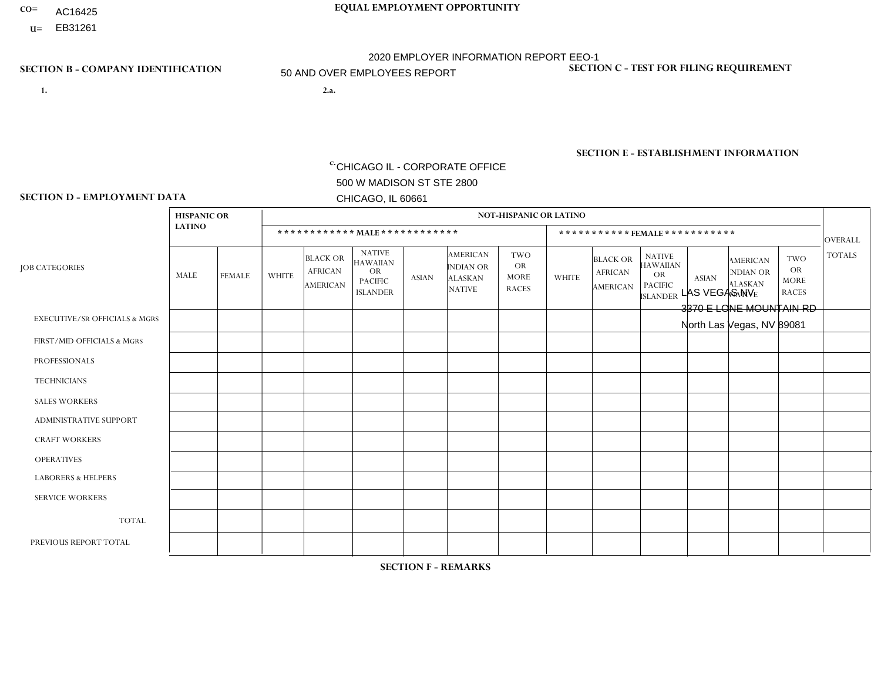CO= AC16425
U= EB31261

**EQUAL EMPLOYMENT OPPORTUNITY**

2020 EMPLOYER INFORMATION REPORT EEO-1
50 AND OVER EMPLOYEES REPORT

**SECTION B - COMPANY IDENTIFICATION**

1.

2.a.

c. CHICAGO IL - CORPORATE OFFICE
500 W MADISON ST STE 2800
CHICAGO, IL 60661

**SECTION C - TEST FOR FILING REQUIREMENT**

**SECTION E - ESTABLISHMENT INFORMATION**

LAS VEGAS NV
3370 E LONE MOUNTAIN RD
North Las Vegas, NV 89081

**SECTION D - EMPLOYMENT DATA**

| JOB CATEGORIES | HISPANIC OR LATINO | | NOT-HISPANIC OR LATINO | | | | | | | | | | | | OVERALL TOTALS |
|---|---|---|---|---|---|---|---|---|---|---|---|---|---|---|---|
| | | | MALE | | | | | | FEMALE | | | | | | |
| | MALE | FEMALE | WHITE | BLACK OR AFRICAN AMERICAN | NATIVE HAWAIIAN OR PACIFIC ISLANDER | ASIAN | AMERICAN INDIAN OR ALASKAN NATIVE | TWO OR MORE RACES | WHITE | BLACK OR AFRICAN AMERICAN | NATIVE HAWAIIAN OR PACIFIC ISLANDER | ASIAN | AMERICAN INDIAN OR ALASKAN NATIVE | TWO OR MORE RACES | |
| EXECUTIVE/SR OFFICIALS & MGRS | | | | | | | | | | | | | | | |
| FIRST/MID OFFICIALS & MGRS | | | | | | | | | | | | | | | |
| PROFESSIONALS | | | | | | | | | | | | | | | |
| TECHNICIANS | | | | | | | | | | | | | | | |
| SALES WORKERS | | | | | | | | | | | | | | | |
| ADMINISTRATIVE SUPPORT | | | | | | | | | | | | | | | |
| CRAFT WORKERS | | | | | | | | | | | | | | | |
| OPERATIVES | | | | | | | | | | | | | | | |
| LABORERS & HELPERS | | | | | | | | | | | | | | | |
| SERVICE WORKERS | | | | | | | | | | | | | | | |
| TOTAL | | | | | | | | | | | | | | | |
| PREVIOUS REPORT TOTAL | | | | | | | | | | | | | | | |

**SECTION F - REMARKS**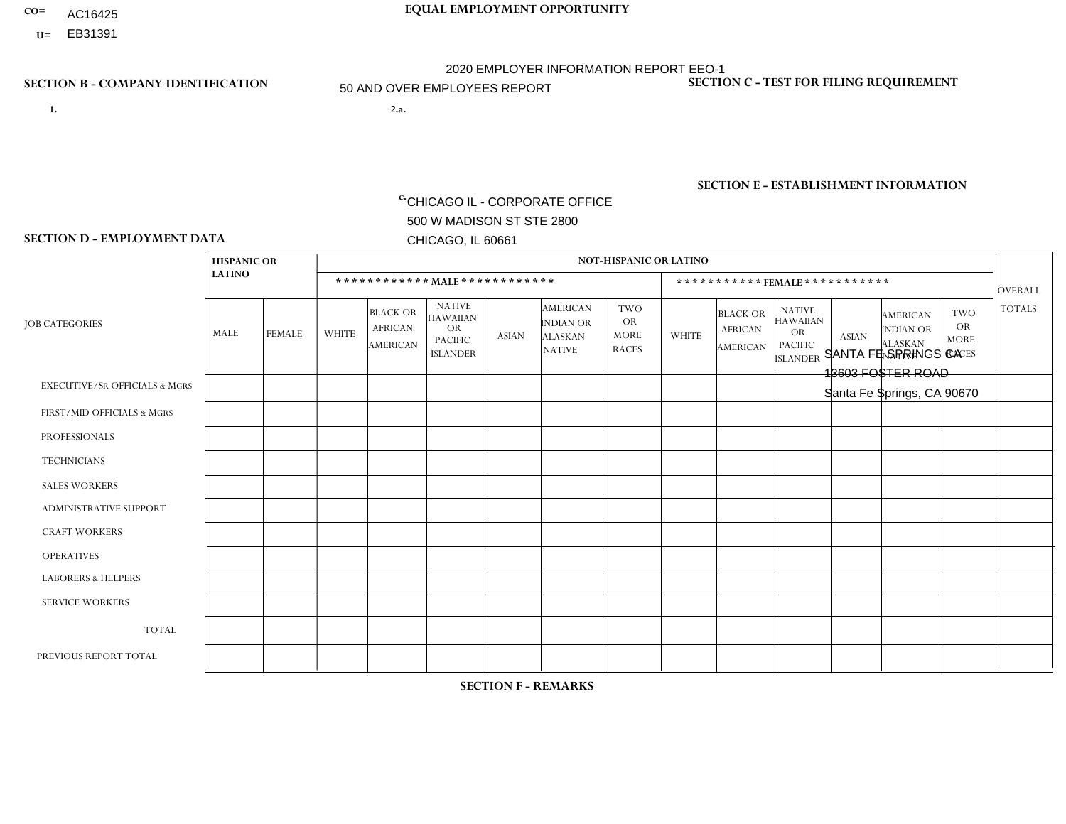CO= AC16425
U= EB31391

**EQUAL EMPLOYMENT OPPORTUNITY**

2020 EMPLOYER INFORMATION REPORT EEO-1

50 AND OVER EMPLOYEES REPORT

**SECTION B - COMPANY IDENTIFICATION**

1.

2.a.

c. CHICAGO IL - CORPORATE OFFICE
500 W MADISON ST STE 2800
CHICAGO, IL 60661

**SECTION C - TEST FOR FILING REQUIREMENT**

**SECTION E - ESTABLISHMENT INFORMATION**

SANTA FE SPRINGS CA
13603 FOSTER ROAD
Santa Fe Springs, CA 90670

**SECTION D - EMPLOYMENT DATA**

| JOB CATEGORIES | HISPANIC OR LATINO | | NOT-HISPANIC OR LATINO | | | | | | | | | | | | OVERALL TOTALS |
|---|---|---|---|---|---|---|---|---|---|---|---|---|---|---|---|
| | | | MALE | | | | | | FEMALE | | | | | | |
| | MALE | FEMALE | WHITE | BLACK OR AFRICAN AMERICAN | NATIVE HAWAIIAN OR PACIFIC ISLANDER | ASIAN | AMERICAN INDIAN OR ALASKAN NATIVE | TWO OR MORE RACES | WHITE | BLACK OR AFRICAN AMERICAN | NATIVE HAWAIIAN OR PACIFIC ISLANDER | ASIAN | AMERICAN INDIAN OR ALASKAN NATIVE | TWO OR MORE RACES | |
| EXECUTIVE/SR OFFICIALS & MGRS | | | | | | | | | | | | | | | |
| FIRST/MID OFFICIALS & MGRS | | | | | | | | | | | | | | | |
| PROFESSIONALS | | | | | | | | | | | | | | | |
| TECHNICIANS | | | | | | | | | | | | | | | |
| SALES WORKERS | | | | | | | | | | | | | | | |
| ADMINISTRATIVE SUPPORT | | | | | | | | | | | | | | | |
| CRAFT WORKERS | | | | | | | | | | | | | | | |
| OPERATIVES | | | | | | | | | | | | | | | |
| LABORERS & HELPERS | | | | | | | | | | | | | | | |
| SERVICE WORKERS | | | | | | | | | | | | | | | |
| TOTAL | | | | | | | | | | | | | | | |
| PREVIOUS REPORT TOTAL | | | | | | | | | | | | | | | |

**SECTION F - REMARKS**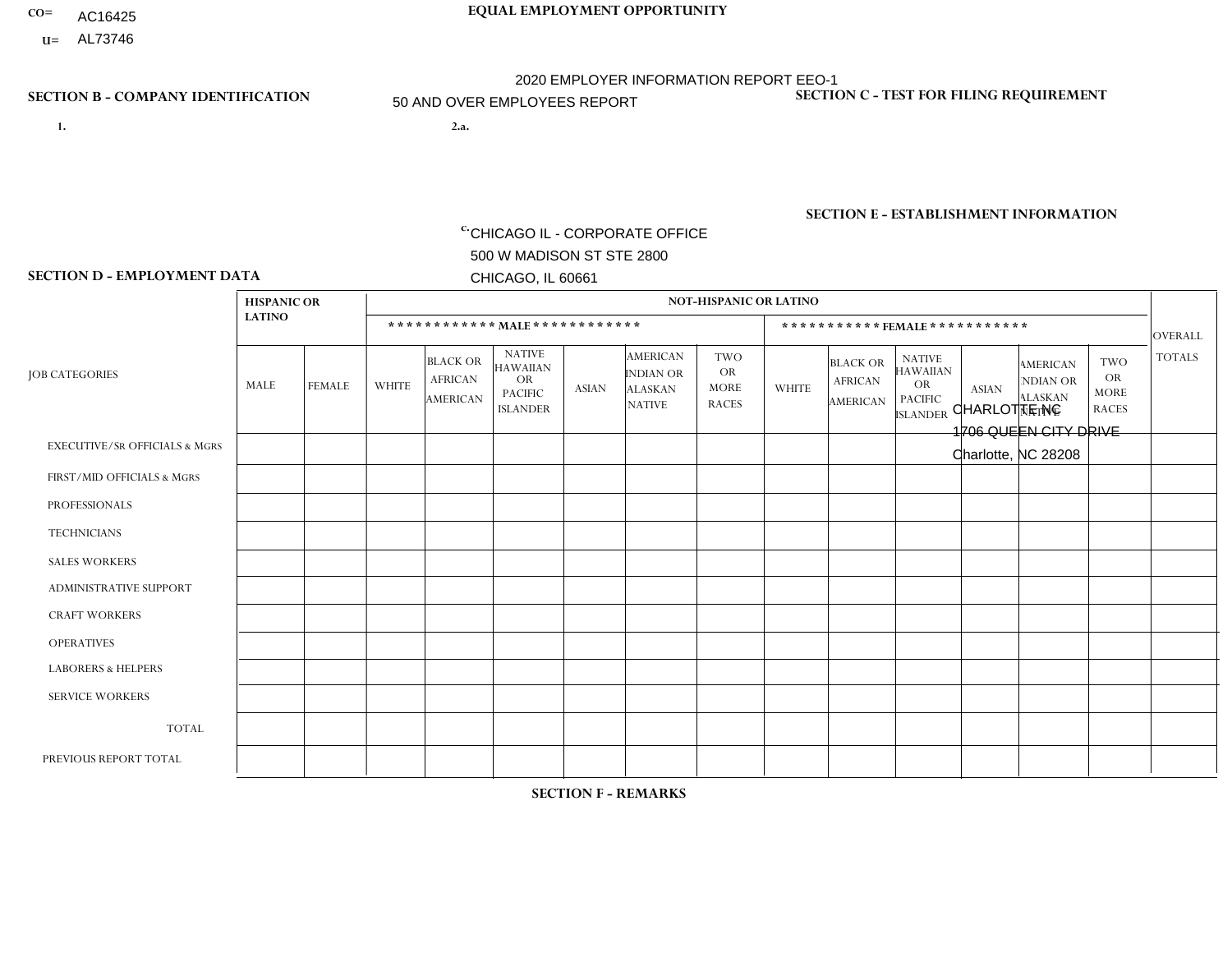CO= AC16425
U= AL73746

**EQUAL EMPLOYMENT OPPORTUNITY**

2020 EMPLOYER INFORMATION REPORT EEO-1

50 AND OVER EMPLOYEES REPORT

**SECTION B - COMPANY IDENTIFICATION**

1.

2.a.

c. CHICAGO IL - CORPORATE OFFICE
500 W MADISON ST STE 2800
CHICAGO, IL 60661

**SECTION C - TEST FOR FILING REQUIREMENT**

**SECTION E - ESTABLISHMENT INFORMATION**

CHARLOTTE NC
1706 QUEEN CITY DRIVE
Charlotte, NC 28208

**SECTION D - EMPLOYMENT DATA**

| JOB CATEGORIES | HISPANIC OR LATINO | | NOT-HISPANIC OR LATINO | | | | | | | | | | | | OVERALL TOTALS |
|---|---|---|---|---|---|---|---|---|---|---|---|---|---|---|---|
| | | | MALE | | | | | | FEMALE | | | | | | |
| | MALE | FEMALE | WHITE | BLACK OR AFRICAN AMERICAN | NATIVE HAWAIIAN OR PACIFIC ISLANDER | ASIAN | AMERICAN INDIAN OR ALASKAN NATIVE | TWO OR MORE RACES | WHITE | BLACK OR AFRICAN AMERICAN | NATIVE HAWAIIAN OR PACIFIC ISLANDER | ASIAN | AMERICAN INDIAN OR ALASKAN NATIVE | TWO OR MORE RACES | |
| EXECUTIVE/SR OFFICIALS & MGRS | | | | | | | | | | | | | | | |
| FIRST/MID OFFICIALS & MGRS | | | | | | | | | | | | | | | |
| PROFESSIONALS | | | | | | | | | | | | | | | |
| TECHNICIANS | | | | | | | | | | | | | | | |
| SALES WORKERS | | | | | | | | | | | | | | | |
| ADMINISTRATIVE SUPPORT | | | | | | | | | | | | | | | |
| CRAFT WORKERS | | | | | | | | | | | | | | | |
| OPERATIVES | | | | | | | | | | | | | | | |
| LABORERS & HELPERS | | | | | | | | | | | | | | | |
| SERVICE WORKERS | | | | | | | | | | | | | | | |
| TOTAL | | | | | | | | | | | | | | | |
| PREVIOUS REPORT TOTAL | | | | | | | | | | | | | | | |

**SECTION F - REMARKS**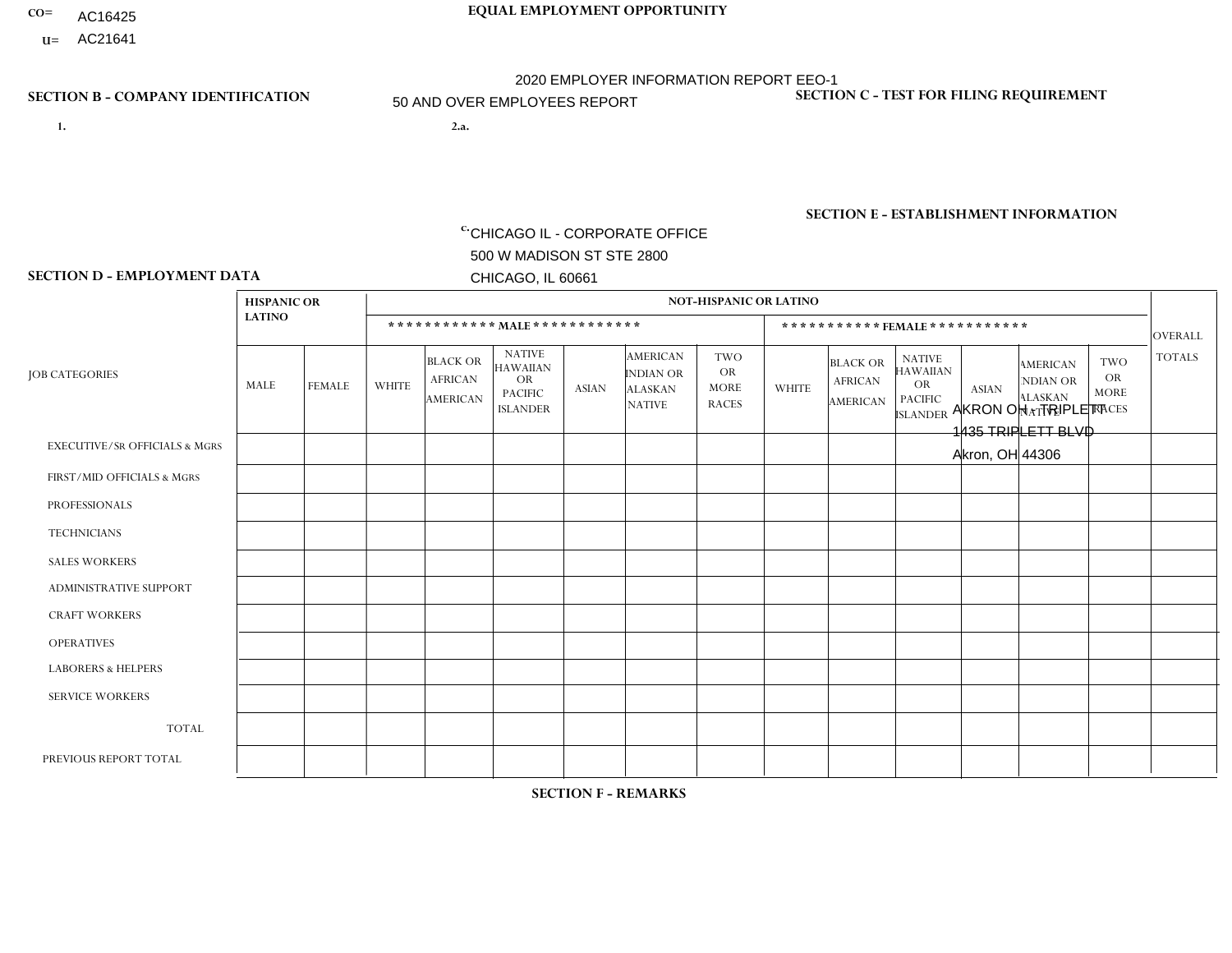CO= AC16425
U= AC21641

EQUAL EMPLOYMENT OPPORTUNITY

2020 EMPLOYER INFORMATION REPORT EEO-1
50 AND OVER EMPLOYEES REPORT

SECTION B - COMPANY IDENTIFICATION

1.

2.a.

c. CHICAGO IL - CORPORATE OFFICE
500 W MADISON ST STE 2800
CHICAGO, IL 60661

SECTION C - TEST FOR FILING REQUIREMENT

SECTION E - ESTABLISHMENT INFORMATION

AKRON OH - TRIPLETT
1435 TRIPLETT BLVD
Akron, OH 44306

SECTION D - EMPLOYMENT DATA

| JOB CATEGORIES | HISPANIC OR LATINO | | NOT-HISPANIC OR LATINO | | | | | | | | | | | | OVERALL TOTALS |
|---|---|---|---|---|---|---|---|---|---|---|---|---|---|---|---|
| | | | MALE | | | | | | FEMALE | | | | | | |
| | MALE | FEMALE | WHITE | BLACK OR AFRICAN AMERICAN | NATIVE HAWAIIAN OR PACIFIC ISLANDER | ASIAN | AMERICAN INDIAN OR ALASKAN NATIVE | TWO OR MORE RACES | WHITE | BLACK OR AFRICAN AMERICAN | NATIVE HAWAIIAN OR PACIFIC ISLANDER | ASIAN | AMERICAN INDIAN OR ALASKAN NATIVE | TWO OR MORE RACES | |
| EXECUTIVE/SR OFFICIALS & MGRS | | | | | | | | | | | | | | | |
| FIRST/MID OFFICIALS & MGRS | | | | | | | | | | | | | | | |
| PROFESSIONALS | | | | | | | | | | | | | | | |
| TECHNICIANS | | | | | | | | | | | | | | | |
| SALES WORKERS | | | | | | | | | | | | | | | |
| ADMINISTRATIVE SUPPORT | | | | | | | | | | | | | | | |
| CRAFT WORKERS | | | | | | | | | | | | | | | |
| OPERATIVES | | | | | | | | | | | | | | | |
| LABORERS & HELPERS | | | | | | | | | | | | | | | |
| SERVICE WORKERS | | | | | | | | | | | | | | | |
| TOTAL | | | | | | | | | | | | | | | |
| PREVIOUS REPORT TOTAL | | | | | | | | | | | | | | | |

SECTION F - REMARKS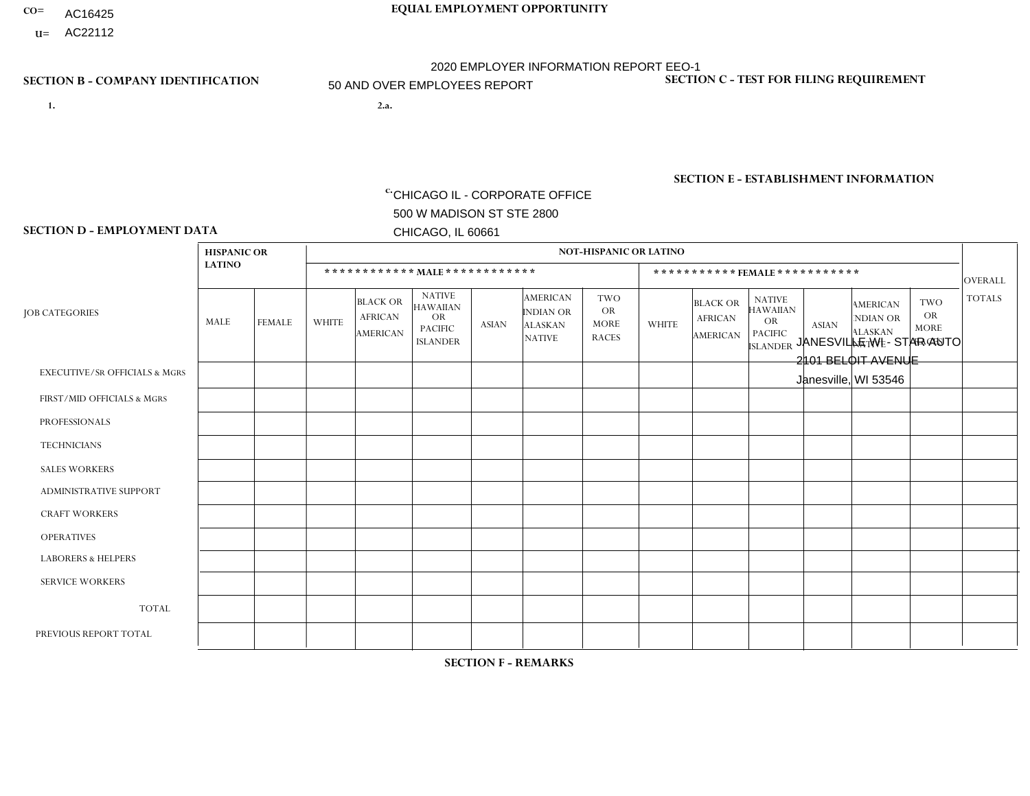CO= AC16425
U= AC22112

**EQUAL EMPLOYMENT OPPORTUNITY**

2020 EMPLOYER INFORMATION REPORT EEO-1
50 AND OVER EMPLOYEES REPORT

**SECTION B - COMPANY IDENTIFICATION**

1.

2.a.

c. CHICAGO IL - CORPORATE OFFICE
500 W MADISON ST STE 2800
CHICAGO, IL 60661

**SECTION C - TEST FOR FILING REQUIREMENT**

**SECTION E - ESTABLISHMENT INFORMATION**

JANESVILLE WI - STAR AUTO
2101 BELOIT AVENUE
Janesville, WI 53546

**SECTION D - EMPLOYMENT DATA**

| JOB CATEGORIES | HISPANIC OR LATINO | | NOT-HISPANIC OR LATINO | | | | | | | | | | | | OVERALL TOTALS |
|---|---|---|---|---|---|---|---|---|---|---|---|---|---|---|---|
| | | | MALE | | | | | | FEMALE | | | | | | |
| | MALE | FEMALE | WHITE | BLACK OR AFRICAN AMERICAN | NATIVE HAWAIIAN OR PACIFIC ISLANDER | ASIAN | AMERICAN INDIAN OR ALASKAN NATIVE | TWO OR MORE RACES | WHITE | BLACK OR AFRICAN AMERICAN | NATIVE HAWAIIAN OR PACIFIC ISLANDER | ASIAN | AMERICAN INDIAN OR ALASKAN NATIVE | TWO OR MORE RACES | |
| EXECUTIVE/SR OFFICIALS & MGRS | | | | | | | | | | | | | | | |
| FIRST/MID OFFICIALS & MGRS | | | | | | | | | | | | | | | |
| PROFESSIONALS | | | | | | | | | | | | | | | |
| TECHNICIANS | | | | | | | | | | | | | | | |
| SALES WORKERS | | | | | | | | | | | | | | | |
| ADMINISTRATIVE SUPPORT | | | | | | | | | | | | | | | |
| CRAFT WORKERS | | | | | | | | | | | | | | | |
| OPERATIVES | | | | | | | | | | | | | | | |
| LABORERS & HELPERS | | | | | | | | | | | | | | | |
| SERVICE WORKERS | | | | | | | | | | | | | | | |
| TOTAL | | | | | | | | | | | | | | | |
| PREVIOUS REPORT TOTAL | | | | | | | | | | | | | | | |

**SECTION F - REMARKS**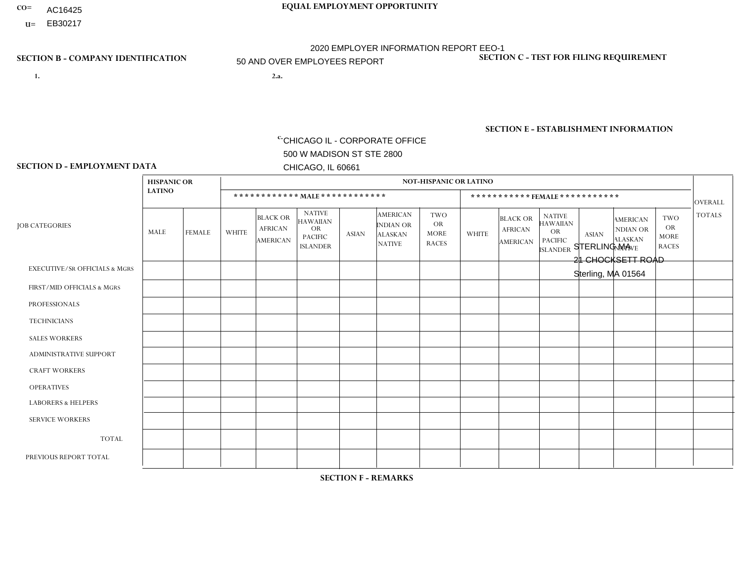CO= AC16425
U= EB30217

**EQUAL EMPLOYMENT OPPORTUNITY**

2020 EMPLOYER INFORMATION REPORT EEO-1

50 AND OVER EMPLOYEES REPORT

**SECTION B - COMPANY IDENTIFICATION**

1.

2.a.

c. CHICAGO IL - CORPORATE OFFICE
500 W MADISON ST STE 2800
CHICAGO, IL 60661

**SECTION C - TEST FOR FILING REQUIREMENT**

**SECTION E - ESTABLISHMENT INFORMATION**

STERLING MA
21 CHOCKSETT ROAD
Sterling, MA 01564

**SECTION D - EMPLOYMENT DATA**

| JOB CATEGORIES | HISPANIC OR LATINO | | NOT-HISPANIC OR LATINO | | | | | | | | | | | | OVERALL TOTALS |
|---|---|---|---|---|---|---|---|---|---|---|---|---|---|---|---|
| | | | MALE | | | | | | FEMALE | | | | | | |
| | MALE | FEMALE | WHITE | BLACK OR AFRICAN AMERICAN | NATIVE HAWAIIAN OR PACIFIC ISLANDER | ASIAN | AMERICAN INDIAN OR ALASKAN NATIVE | TWO OR MORE RACES | WHITE | BLACK OR AFRICAN AMERICAN | NATIVE HAWAIIAN OR PACIFIC ISLANDER | ASIAN | AMERICAN INDIAN OR ALASKAN NATIVE | TWO OR MORE RACES | |
| EXECUTIVE/SR OFFICIALS & MGRS | | | | | | | | | | | | | | | |
| FIRST/MID OFFICIALS & MGRS | | | | | | | | | | | | | | | |
| PROFESSIONALS | | | | | | | | | | | | | | | |
| TECHNICIANS | | | | | | | | | | | | | | | |
| SALES WORKERS | | | | | | | | | | | | | | | |
| ADMINISTRATIVE SUPPORT | | | | | | | | | | | | | | | |
| CRAFT WORKERS | | | | | | | | | | | | | | | |
| OPERATIVES | | | | | | | | | | | | | | | |
| LABORERS & HELPERS | | | | | | | | | | | | | | | |
| SERVICE WORKERS | | | | | | | | | | | | | | | |
| TOTAL | | | | | | | | | | | | | | | |
| PREVIOUS REPORT TOTAL | | | | | | | | | | | | | | | |

**SECTION F - REMARKS**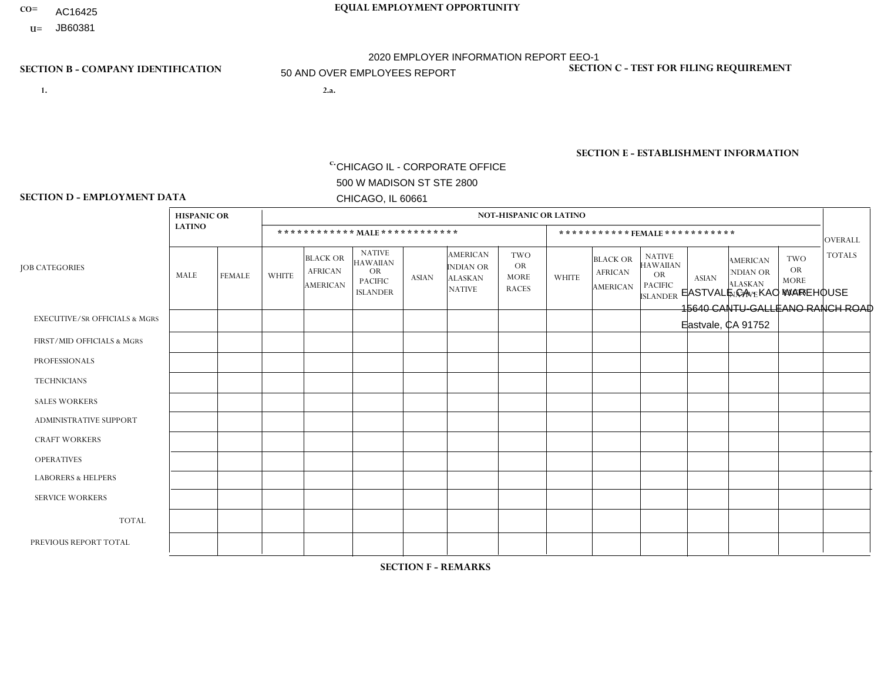CO= AC16425
U= JB60381

EQUAL EMPLOYMENT OPPORTUNITY

2020 EMPLOYER INFORMATION REPORT EEO-1
50 AND OVER EMPLOYEES REPORT

SECTION B - COMPANY IDENTIFICATION

1.

2.a.

c. CHICAGO IL - CORPORATE OFFICE
500 W MADISON ST STE 2800
CHICAGO, IL 60661

SECTION C - TEST FOR FILING REQUIREMENT

SECTION E - ESTABLISHMENT INFORMATION

EASTVALE CA - KAO WAREHOUSE
15640 CANTU-GALLEANO RANCH ROAD
Eastvale, CA 91752

SECTION D - EMPLOYMENT DATA

| JOB CATEGORIES | HISPANIC OR LATINO | | NOT-HISPANIC OR LATINO | | | | | | | | | | | | OVERALL TOTALS |
|---|---|---|---|---|---|---|---|---|---|---|---|---|---|---|---|
| | | | MALE | | | | | | FEMALE | | | | | | |
| | MALE | FEMALE | WHITE | BLACK OR AFRICAN AMERICAN | NATIVE HAWAIIAN OR PACIFIC ISLANDER | ASIAN | AMERICAN INDIAN OR ALASKAN NATIVE | TWO OR MORE RACES | WHITE | BLACK OR AFRICAN AMERICAN | NATIVE HAWAIIAN OR PACIFIC ISLANDER | ASIAN | AMERICAN INDIAN OR ALASKAN NATIVE | TWO OR MORE RACES | |
| EXECUTIVE/SR OFFICIALS & MGRS | | | | | | | | | | | | | | | |
| FIRST/MID OFFICIALS & MGRS | | | | | | | | | | | | | | | |
| PROFESSIONALS | | | | | | | | | | | | | | | |
| TECHNICIANS | | | | | | | | | | | | | | | |
| SALES WORKERS | | | | | | | | | | | | | | | |
| ADMINISTRATIVE SUPPORT | | | | | | | | | | | | | | | |
| CRAFT WORKERS | | | | | | | | | | | | | | | |
| OPERATIVES | | | | | | | | | | | | | | | |
| LABORERS & HELPERS | | | | | | | | | | | | | | | |
| SERVICE WORKERS | | | | | | | | | | | | | | | |
| TOTAL | | | | | | | | | | | | | | | |
| PREVIOUS REPORT TOTAL | | | | | | | | | | | | | | | |

SECTION F - REMARKS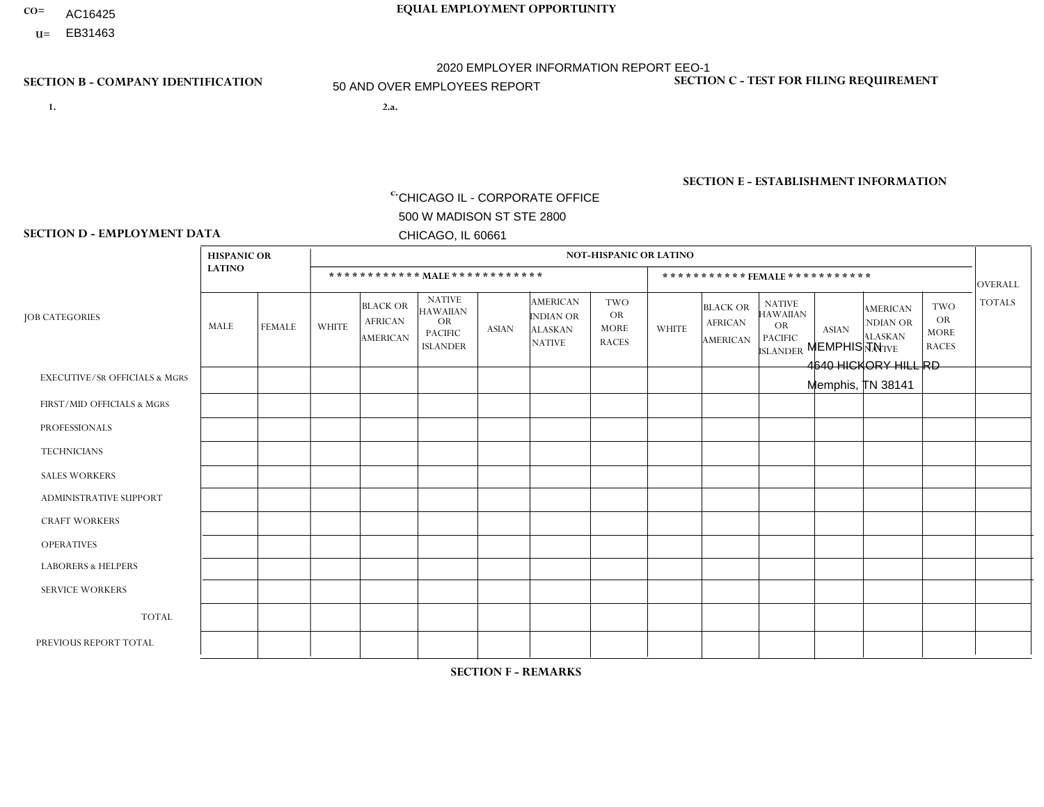CO= AC16425
U= EB31463

**EQUAL EMPLOYMENT OPPORTUNITY**

2020 EMPLOYER INFORMATION REPORT EEO-1

50 AND OVER EMPLOYEES REPORT

**SECTION B - COMPANY IDENTIFICATION**

1.

2.a.

c. CHICAGO IL - CORPORATE OFFICE
500 W MADISON ST STE 2800
CHICAGO, IL 60661

**SECTION C - TEST FOR FILING REQUIREMENT**

**SECTION E - ESTABLISHMENT INFORMATION**

MEMPHIS TN
4640 HICKORY HILL RD
Memphis, TN 38141

**SECTION D - EMPLOYMENT DATA**

| JOB CATEGORIES | HISPANIC OR LATINO | | NOT-HISPANIC OR LATINO | | | | | | | | | | | | OVERALL TOTALS |
|---|---|---|---|---|---|---|---|---|---|---|---|---|---|---|---|
| | | | MALE | | | | | | FEMALE | | | | | | |
| | MALE | FEMALE | WHITE | BLACK OR AFRICAN AMERICAN | NATIVE HAWAIIAN OR PACIFIC ISLANDER | ASIAN | AMERICAN INDIAN OR ALASKAN NATIVE | TWO OR MORE RACES | WHITE | BLACK OR AFRICAN AMERICAN | NATIVE HAWAIIAN OR PACIFIC ISLANDER | ASIAN | AMERICAN INDIAN OR ALASKAN NATIVE | TWO OR MORE RACES | |
| EXECUTIVE/SR OFFICIALS & MGRS | | | | | | | | | | | | | | | |
| FIRST/MID OFFICIALS & MGRS | | | | | | | | | | | | | | | |
| PROFESSIONALS | | | | | | | | | | | | | | | |
| TECHNICIANS | | | | | | | | | | | | | | | |
| SALES WORKERS | | | | | | | | | | | | | | | |
| ADMINISTRATIVE SUPPORT | | | | | | | | | | | | | | | |
| CRAFT WORKERS | | | | | | | | | | | | | | | |
| OPERATIVES | | | | | | | | | | | | | | | |
| LABORERS & HELPERS | | | | | | | | | | | | | | | |
| SERVICE WORKERS | | | | | | | | | | | | | | | |
| TOTAL | | | | | | | | | | | | | | | |
| PREVIOUS REPORT TOTAL | | | | | | | | | | | | | | | |

**SECTION F - REMARKS**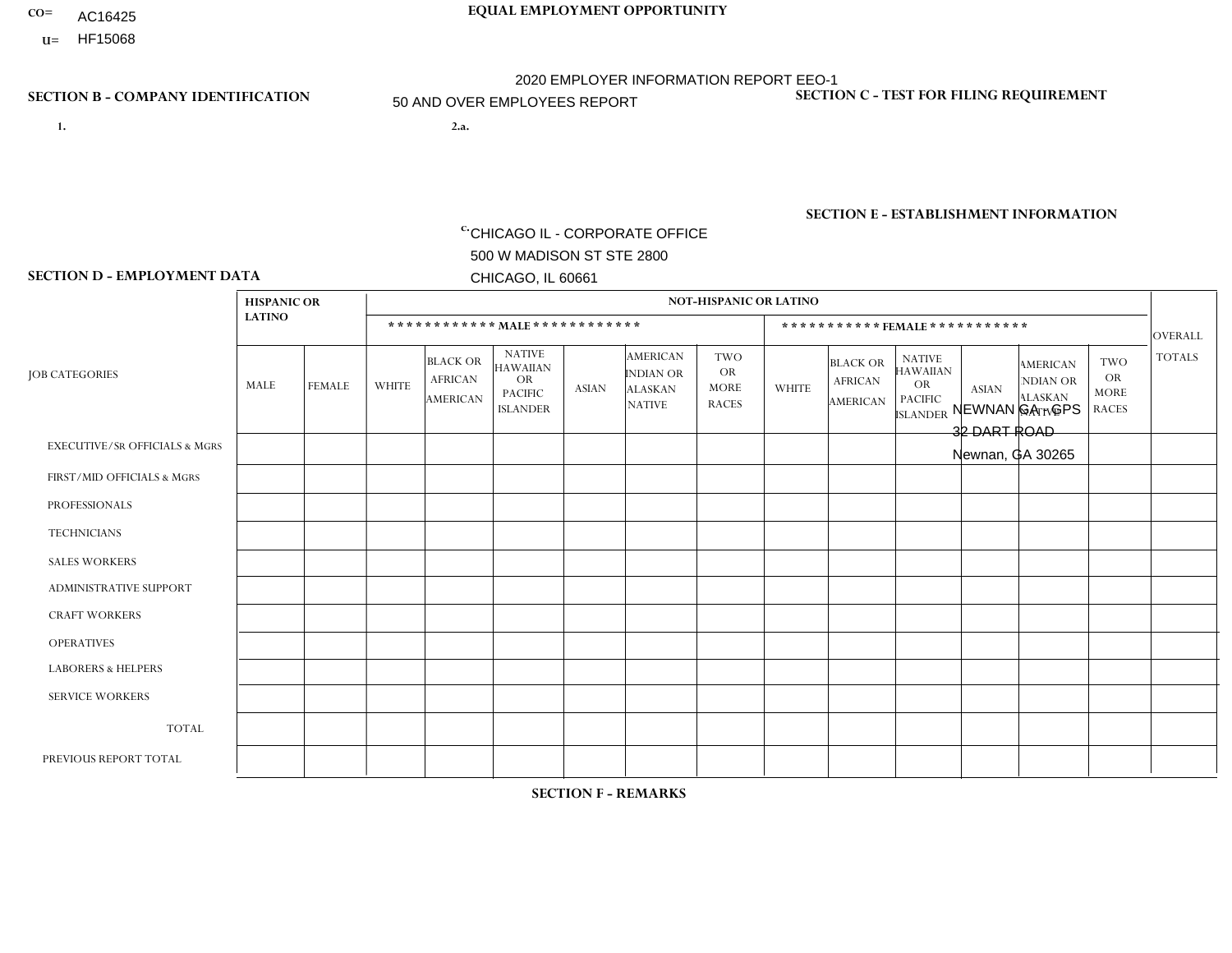CO= AC16425
U= HF15068

**EQUAL EMPLOYMENT OPPORTUNITY**

2020 EMPLOYER INFORMATION REPORT EEO-1
50 AND OVER EMPLOYEES REPORT

**SECTION B - COMPANY IDENTIFICATION**

1.

2.a.

c. CHICAGO IL - CORPORATE OFFICE
500 W MADISON ST STE 2800
CHICAGO, IL 60661

**SECTION C - TEST FOR FILING REQUIREMENT**

**SECTION E - ESTABLISHMENT INFORMATION**

NEWNAN GA - GPS
32 DART ROAD
Newnan, GA 30265

**SECTION D - EMPLOYMENT DATA**

| JOB CATEGORIES | HISPANIC OR LATINO | | NOT-HISPANIC OR LATINO | | | | | | | | | | | | OVERALL TOTALS |
|---|---|---|---|---|---|---|---|---|---|---|---|---|---|---|---|
| | | | MALE | | | | | | FEMALE | | | | | | |
| | MALE | FEMALE | WHITE | BLACK OR AFRICAN AMERICAN | NATIVE HAWAIIAN OR PACIFIC ISLANDER | ASIAN | AMERICAN INDIAN OR ALASKAN NATIVE | TWO OR MORE RACES | WHITE | BLACK OR AFRICAN AMERICAN | NATIVE HAWAIIAN OR PACIFIC ISLANDER | ASIAN | AMERICAN INDIAN OR ALASKAN NATIVE | TWO OR MORE RACES | |
| EXECUTIVE/SR OFFICIALS & MGRS | | | | | | | | | | | | | | | |
| FIRST/MID OFFICIALS & MGRS | | | | | | | | | | | | | | | |
| PROFESSIONALS | | | | | | | | | | | | | | | |
| TECHNICIANS | | | | | | | | | | | | | | | |
| SALES WORKERS | | | | | | | | | | | | | | | |
| ADMINISTRATIVE SUPPORT | | | | | | | | | | | | | | | |
| CRAFT WORKERS | | | | | | | | | | | | | | | |
| OPERATIVES | | | | | | | | | | | | | | | |
| LABORERS & HELPERS | | | | | | | | | | | | | | | |
| SERVICE WORKERS | | | | | | | | | | | | | | | |
| TOTAL | | | | | | | | | | | | | | | |
| PREVIOUS REPORT TOTAL | | | | | | | | | | | | | | | |

**SECTION F - REMARKS**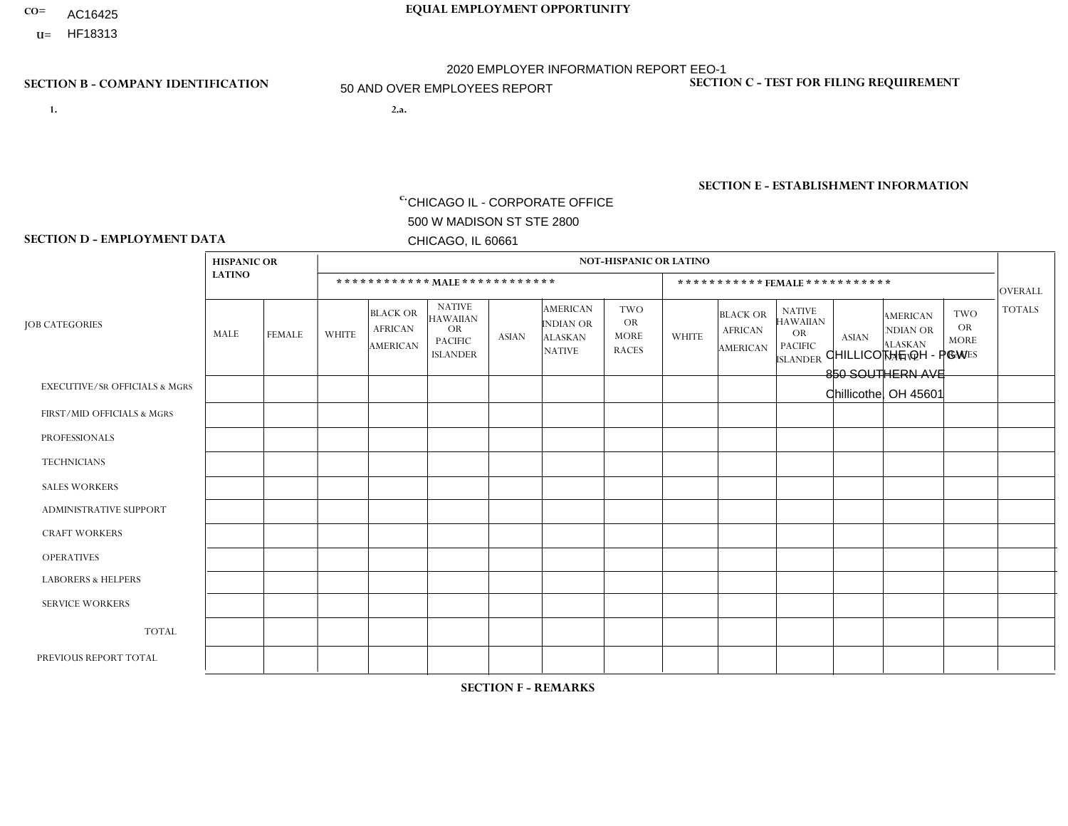CO= AC16425
U= HF18313

**EQUAL EMPLOYMENT OPPORTUNITY**

2020 EMPLOYER INFORMATION REPORT EEO-1

50 AND OVER EMPLOYEES REPORT

**SECTION B - COMPANY IDENTIFICATION**

1.

2.a.

c. CHICAGO IL - CORPORATE OFFICE
500 W MADISON ST STE 2800
CHICAGO, IL 60661

**SECTION C - TEST FOR FILING REQUIREMENT**

**SECTION E - ESTABLISHMENT INFORMATION**

CHILLICOTHE OH - PGW
850 SOUTHERN AVE
Chillicothe, OH 45601

**SECTION D - EMPLOYMENT DATA**

| JOB CATEGORIES | HISPANIC OR LATINO | | NOT-HISPANIC OR LATINO | | | | | | | | | | | | OVERALL TOTALS |
|---|---|---|---|---|---|---|---|---|---|---|---|---|---|---|---|
| | | | MALE | | | | | | FEMALE | | | | | | |
| | MALE | FEMALE | WHITE | BLACK OR AFRICAN AMERICAN | NATIVE HAWAIIAN OR PACIFIC ISLANDER | ASIAN | AMERICAN INDIAN OR ALASKAN NATIVE | TWO OR MORE RACES | WHITE | BLACK OR AFRICAN AMERICAN | NATIVE HAWAIIAN OR PACIFIC ISLANDER | ASIAN | AMERICAN INDIAN OR ALASKAN NATIVE | TWO OR MORE RACES | |
| EXECUTIVE/SR OFFICIALS & MGRS | | | | | | | | | | | | | | | |
| FIRST/MID OFFICIALS & MGRS | | | | | | | | | | | | | | | |
| PROFESSIONALS | | | | | | | | | | | | | | | |
| TECHNICIANS | | | | | | | | | | | | | | | |
| SALES WORKERS | | | | | | | | | | | | | | | |
| ADMINISTRATIVE SUPPORT | | | | | | | | | | | | | | | |
| CRAFT WORKERS | | | | | | | | | | | | | | | |
| OPERATIVES | | | | | | | | | | | | | | | |
| LABORERS & HELPERS | | | | | | | | | | | | | | | |
| SERVICE WORKERS | | | | | | | | | | | | | | | |
| TOTAL | | | | | | | | | | | | | | | |
| PREVIOUS REPORT TOTAL | | | | | | | | | | | | | | | |

**SECTION F - REMARKS**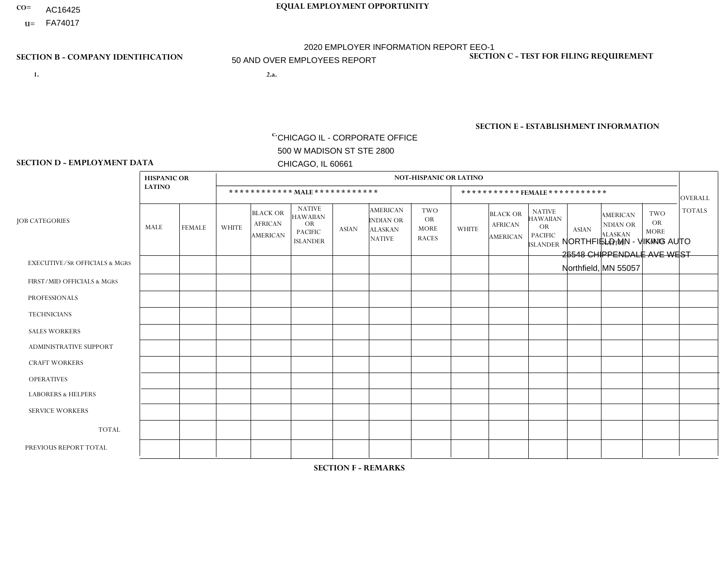CO= AC16425
U= FA74017

EQUAL EMPLOYMENT OPPORTUNITY

2020 EMPLOYER INFORMATION REPORT EEO-1
50 AND OVER EMPLOYEES REPORT

## SECTION B - COMPANY IDENTIFICATION

1.

2.a.

c. CHICAGO IL - CORPORATE OFFICE
500 W MADISON ST STE 2800
CHICAGO, IL 60661

## SECTION C - TEST FOR FILING REQUIREMENT

## SECTION E - ESTABLISHMENT INFORMATION

NORTHFIELD MN - VIKING AUTO
26548 CHIPPENDALE AVE WEST
Northfield, MN 55057

## SECTION D - EMPLOYMENT DATA

| JOB CATEGORIES | HISPANIC OR LATINO | | NOT-HISPANIC OR LATINO | | | | | | | | | | | | OVERALL TOTALS |
|---|---|---|---|---|---|---|---|---|---|---|---|---|---|---|---|
| | | | MALE | | | | | | FEMALE | | | | | | |
| | MALE | FEMALE | WHITE | BLACK OR AFRICAN AMERICAN | NATIVE HAWAIIAN OR PACIFIC ISLANDER | ASIAN | AMERICAN INDIAN OR ALASKAN NATIVE | TWO OR MORE RACES | WHITE | BLACK OR AFRICAN AMERICAN | NATIVE HAWAIIAN OR PACIFIC ISLANDER | ASIAN | AMERICAN INDIAN OR ALASKAN NATIVE | TWO OR MORE RACES | |
| EXECUTIVE/SR OFFICIALS & MGRS | | | | | | | | | | | | | | | |
| FIRST/MID OFFICIALS & MGRS | | | | | | | | | | | | | | | |
| PROFESSIONALS | | | | | | | | | | | | | | | |
| TECHNICIANS | | | | | | | | | | | | | | | |
| SALES WORKERS | | | | | | | | | | | | | | | |
| ADMINISTRATIVE SUPPORT | | | | | | | | | | | | | | | |
| CRAFT WORKERS | | | | | | | | | | | | | | | |
| OPERATIVES | | | | | | | | | | | | | | | |
| LABORERS & HELPERS | | | | | | | | | | | | | | | |
| SERVICE WORKERS | | | | | | | | | | | | | | | |
| TOTAL | | | | | | | | | | | | | | | |
| PREVIOUS REPORT TOTAL | | | | | | | | | | | | | | | |

## SECTION F - REMARKS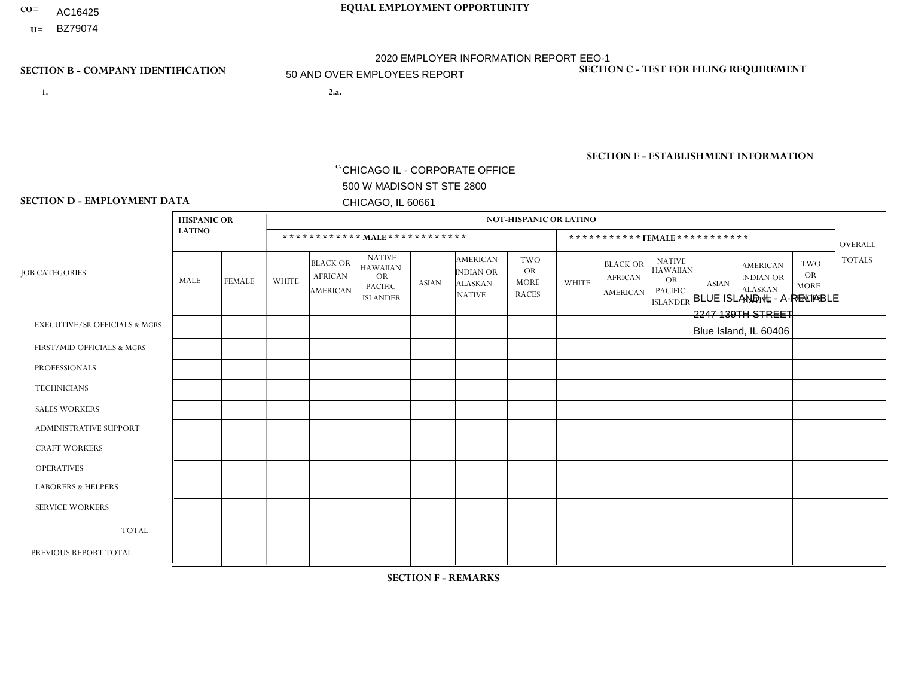CO= AC16425
U= BZ79074

**EQUAL EMPLOYMENT OPPORTUNITY**

2020 EMPLOYER INFORMATION REPORT EEO-1
50 AND OVER EMPLOYEES REPORT

**SECTION B - COMPANY IDENTIFICATION**

1.

2.a.

c. CHICAGO IL - CORPORATE OFFICE
500 W MADISON ST STE 2800
CHICAGO, IL 60661

**SECTION C - TEST FOR FILING REQUIREMENT**

**SECTION E - ESTABLISHMENT INFORMATION**

BLUE ISLAND IL - A-RELIABLE
2247 139TH STREET
Blue Island, IL 60406

**SECTION D - EMPLOYMENT DATA**

| JOB CATEGORIES | HISPANIC OR LATINO | | NOT-HISPANIC OR LATINO | | | | | | | | | | | | OVERALL TOTALS |
|---|---|---|---|---|---|---|---|---|---|---|---|---|---|---|---|
| | | | MALE | | | | | | FEMALE | | | | | | |
| | MALE | FEMALE | WHITE | BLACK OR AFRICAN AMERICAN | NATIVE HAWAIIAN OR PACIFIC ISLANDER | ASIAN | AMERICAN INDIAN OR ALASKAN NATIVE | TWO OR MORE RACES | WHITE | BLACK OR AFRICAN AMERICAN | NATIVE HAWAIIAN OR PACIFIC ISLANDER | ASIAN | AMERICAN INDIAN OR ALASKAN NATIVE | TWO OR MORE RACES | |
| EXECUTIVE/SR OFFICIALS & MGRS | | | | | | | | | | | | | | | |
| FIRST/MID OFFICIALS & MGRS | | | | | | | | | | | | | | | |
| PROFESSIONALS | | | | | | | | | | | | | | | |
| TECHNICIANS | | | | | | | | | | | | | | | |
| SALES WORKERS | | | | | | | | | | | | | | | |
| ADMINISTRATIVE SUPPORT | | | | | | | | | | | | | | | |
| CRAFT WORKERS | | | | | | | | | | | | | | | |
| OPERATIVES | | | | | | | | | | | | | | | |
| LABORERS & HELPERS | | | | | | | | | | | | | | | |
| SERVICE WORKERS | | | | | | | | | | | | | | | |
| TOTAL | | | | | | | | | | | | | | | |
| PREVIOUS REPORT TOTAL | | | | | | | | | | | | | | | |

**SECTION F - REMARKS**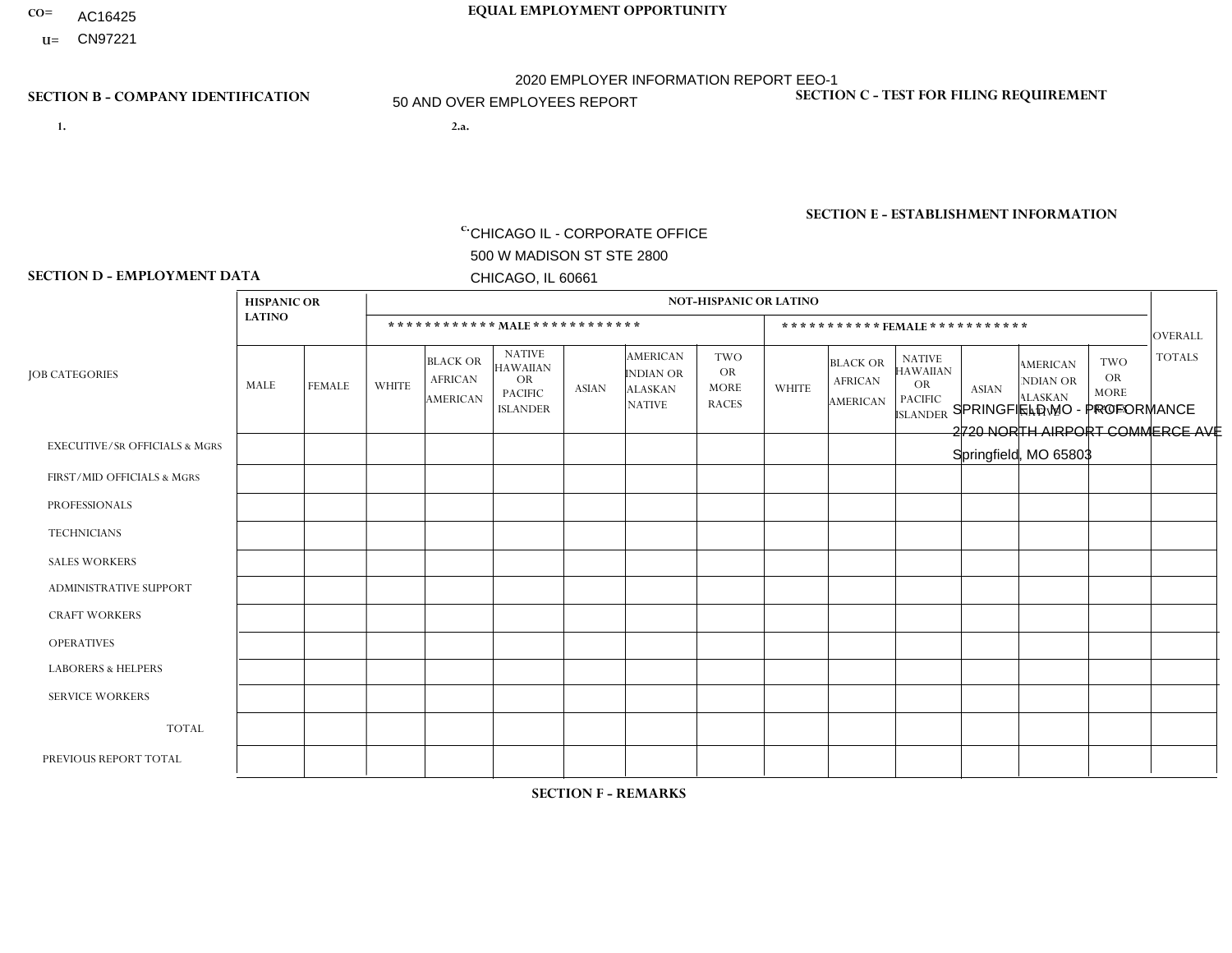CO= AC16425
U= CN97221

**EQUAL EMPLOYMENT OPPORTUNITY**

2020 EMPLOYER INFORMATION REPORT EEO-1
50 AND OVER EMPLOYEES REPORT

**SECTION B - COMPANY IDENTIFICATION**

1.

2.a.

c. CHICAGO IL - CORPORATE OFFICE
500 W MADISON ST STE 2800
CHICAGO, IL 60661

**SECTION C - TEST FOR FILING REQUIREMENT**

**SECTION E - ESTABLISHMENT INFORMATION**

SPRINGFIELD MO - PROFORMANCE
2720 NORTH AIRPORT COMMERCE AVE
Springfield, MO 65803

**SECTION D - EMPLOYMENT DATA**

| JOB CATEGORIES | HISPANIC OR LATINO | | NOT-HISPANIC OR LATINO | | | | | | | | | | | | OVERALL TOTALS |
|---|---|---|---|---|---|---|---|---|---|---|---|---|---|---|---|
| | | | MALE | | | | | | FEMALE | | | | | | |
| | MALE | FEMALE | WHITE | BLACK OR AFRICAN AMERICAN | NATIVE HAWAIIAN OR PACIFIC ISLANDER | ASIAN | AMERICAN INDIAN OR ALASKAN NATIVE | TWO OR MORE RACES | WHITE | BLACK OR AFRICAN AMERICAN | NATIVE HAWAIIAN OR PACIFIC ISLANDER | ASIAN | AMERICAN INDIAN OR ALASKAN NATIVE | TWO OR MORE RACES | |
| EXECUTIVE/SR OFFICIALS & MGRS | | | | | | | | | | | | | | | |
| FIRST/MID OFFICIALS & MGRS | | | | | | | | | | | | | | | |
| PROFESSIONALS | | | | | | | | | | | | | | | |
| TECHNICIANS | | | | | | | | | | | | | | | |
| SALES WORKERS | | | | | | | | | | | | | | | |
| ADMINISTRATIVE SUPPORT | | | | | | | | | | | | | | | |
| CRAFT WORKERS | | | | | | | | | | | | | | | |
| OPERATIVES | | | | | | | | | | | | | | | |
| LABORERS & HELPERS | | | | | | | | | | | | | | | |
| SERVICE WORKERS | | | | | | | | | | | | | | | |
| TOTAL | | | | | | | | | | | | | | | |
| PREVIOUS REPORT TOTAL | | | | | | | | | | | | | | | |

**SECTION F - REMARKS**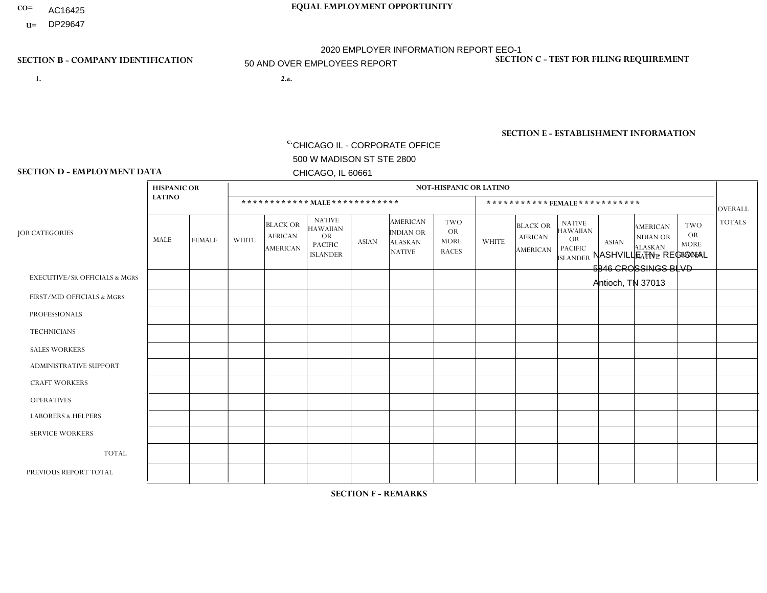CO= AC16425
U= DP29647

**EQUAL EMPLOYMENT OPPORTUNITY**

2020 EMPLOYER INFORMATION REPORT EEO-1
50 AND OVER EMPLOYEES REPORT

**SECTION B - COMPANY IDENTIFICATION**

1.

2.a.

c. CHICAGO IL - CORPORATE OFFICE
500 W MADISON ST STE 2800
CHICAGO, IL 60661

**SECTION C - TEST FOR FILING REQUIREMENT**

**SECTION E - ESTABLISHMENT INFORMATION**

NASHVILLE TN - REGIONAL
5846 CROSSINGS BLVD
Antioch, TN 37013

**SECTION D - EMPLOYMENT DATA**

| JOB CATEGORIES | HISPANIC OR LATINO | | NOT-HISPANIC OR LATINO | | | | | | | | | | | | OVERALL TOTALS |
|---|---|---|---|---|---|---|---|---|---|---|---|---|---|---|---|
| | | | MALE | | | | | | FEMALE | | | | | | |
| | MALE | FEMALE | WHITE | BLACK OR AFRICAN AMERICAN | NATIVE HAWAIIAN OR PACIFIC ISLANDER | ASIAN | AMERICAN INDIAN OR ALASKAN NATIVE | TWO OR MORE RACES | WHITE | BLACK OR AFRICAN AMERICAN | NATIVE HAWAIIAN OR PACIFIC ISLANDER | ASIAN | AMERICAN INDIAN OR ALASKAN NATIVE | TWO OR MORE RACES | |
| EXECUTIVE/SR OFFICIALS & MGRS | | | | | | | | | | | | | | | |
| FIRST/MID OFFICIALS & MGRS | | | | | | | | | | | | | | | |
| PROFESSIONALS | | | | | | | | | | | | | | | |
| TECHNICIANS | | | | | | | | | | | | | | | |
| SALES WORKERS | | | | | | | | | | | | | | | |
| ADMINISTRATIVE SUPPORT | | | | | | | | | | | | | | | |
| CRAFT WORKERS | | | | | | | | | | | | | | | |
| OPERATIVES | | | | | | | | | | | | | | | |
| LABORERS & HELPERS | | | | | | | | | | | | | | | |
| SERVICE WORKERS | | | | | | | | | | | | | | | |
| TOTAL | | | | | | | | | | | | | | | |
| PREVIOUS REPORT TOTAL | | | | | | | | | | | | | | | |

**SECTION F - REMARKS**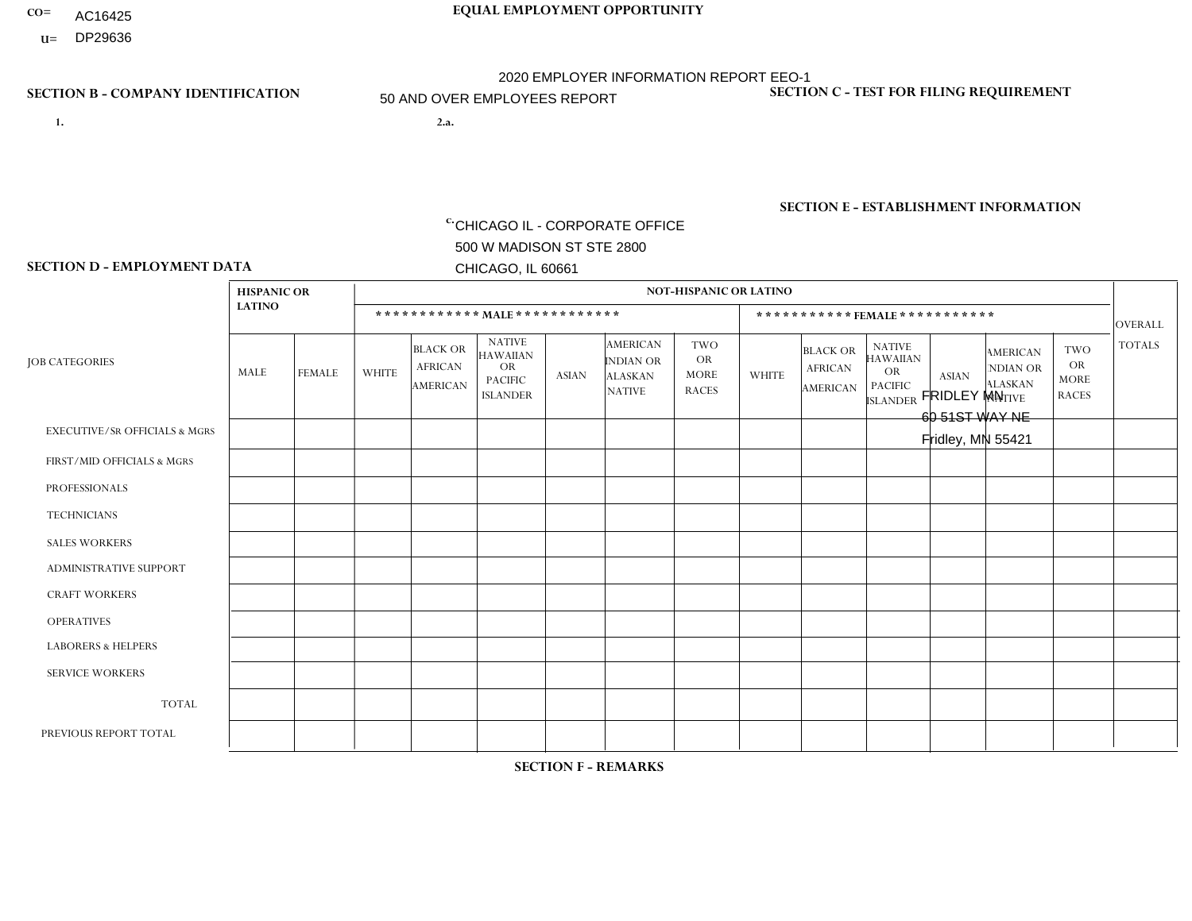CO= AC16425
U= DP29636

**EQUAL EMPLOYMENT OPPORTUNITY**

2020 EMPLOYER INFORMATION REPORT EEO-1
50 AND OVER EMPLOYEES REPORT

**SECTION B - COMPANY IDENTIFICATION**

1.

2.a.

c. CHICAGO IL - CORPORATE OFFICE
500 W MADISON ST STE 2800
CHICAGO, IL 60661

**SECTION C - TEST FOR FILING REQUIREMENT**

**SECTION E - ESTABLISHMENT INFORMATION**

FRIDLEY MN
60 51ST WAY NE
Fridley, MN 55421

**SECTION D - EMPLOYMENT DATA**

| JOB CATEGORIES | HISPANIC OR LATINO | | NOT-HISPANIC OR LATINO | | | | | | | | | | | | OVERALL TOTALS |
|---|---|---|---|---|---|---|---|---|---|---|---|---|---|---|---|
| | | | MALE | | | | | | FEMALE | | | | | | |
| | MALE | FEMALE | WHITE | BLACK OR AFRICAN AMERICAN | NATIVE HAWAIIAN OR PACIFIC ISLANDER | ASIAN | AMERICAN INDIAN OR ALASKAN NATIVE | TWO OR MORE RACES | WHITE | BLACK OR AFRICAN AMERICAN | NATIVE HAWAIIAN OR PACIFIC ISLANDER | ASIAN | AMERICAN INDIAN OR ALASKAN NATIVE | TWO OR MORE RACES | |
| EXECUTIVE/SR OFFICIALS & MGRS | | | | | | | | | | | | | | | |
| FIRST/MID OFFICIALS & MGRS | | | | | | | | | | | | | | | |
| PROFESSIONALS | | | | | | | | | | | | | | | |
| TECHNICIANS | | | | | | | | | | | | | | | |
| SALES WORKERS | | | | | | | | | | | | | | | |
| ADMINISTRATIVE SUPPORT | | | | | | | | | | | | | | | |
| CRAFT WORKERS | | | | | | | | | | | | | | | |
| OPERATIVES | | | | | | | | | | | | | | | |
| LABORERS & HELPERS | | | | | | | | | | | | | | | |
| SERVICE WORKERS | | | | | | | | | | | | | | | |
| TOTAL | | | | | | | | | | | | | | | |
| PREVIOUS REPORT TOTAL | | | | | | | | | | | | | | | |

**SECTION F - REMARKS**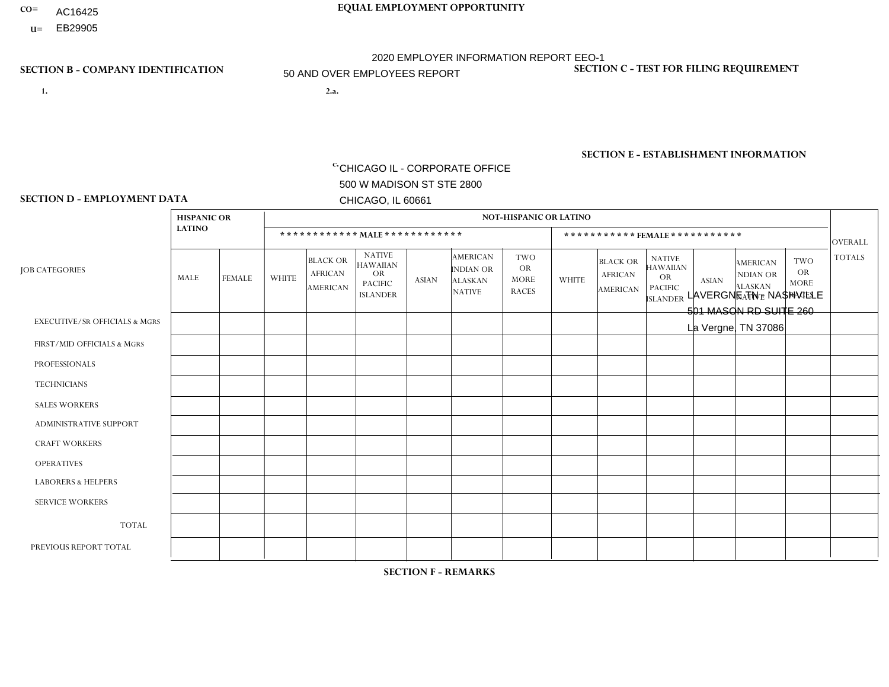CO= AC16425
U= EB29905

**EQUAL EMPLOYMENT OPPORTUNITY**

2020 EMPLOYER INFORMATION REPORT EEO-1
50 AND OVER EMPLOYEES REPORT

**SECTION B - COMPANY IDENTIFICATION**

1.

2.a.

c. CHICAGO IL - CORPORATE OFFICE
500 W MADISON ST STE 2800
CHICAGO, IL 60661

**SECTION C - TEST FOR FILING REQUIREMENT**

**SECTION E - ESTABLISHMENT INFORMATION**

LAVERGNE TN - NASHVILLE
501 MASON RD SUITE 260
La Vergne, TN 37086

**SECTION D - EMPLOYMENT DATA**

| JOB CATEGORIES | HISPANIC OR LATINO | | NOT-HISPANIC OR LATINO | | | | | | | | | | | | OVERALL TOTALS |
|---|---|---|---|---|---|---|---|---|---|---|---|---|---|---|---|
| | | | MALE | | | | | | FEMALE | | | | | | |
| | MALE | FEMALE | WHITE | BLACK OR AFRICAN AMERICAN | NATIVE HAWAIIAN OR PACIFIC ISLANDER | ASIAN | AMERICAN INDIAN OR ALASKAN NATIVE | TWO OR MORE RACES | WHITE | BLACK OR AFRICAN AMERICAN | NATIVE HAWAIIAN OR PACIFIC ISLANDER | ASIAN | AMERICAN INDIAN OR ALASKAN NATIVE | TWO OR MORE RACES | |
| EXECUTIVE/SR OFFICIALS & MGRS | | | | | | | | | | | | | | | |
| FIRST/MID OFFICIALS & MGRS | | | | | | | | | | | | | | | |
| PROFESSIONALS | | | | | | | | | | | | | | | |
| TECHNICIANS | | | | | | | | | | | | | | | |
| SALES WORKERS | | | | | | | | | | | | | | | |
| ADMINISTRATIVE SUPPORT | | | | | | | | | | | | | | | |
| CRAFT WORKERS | | | | | | | | | | | | | | | |
| OPERATIVES | | | | | | | | | | | | | | | |
| LABORERS & HELPERS | | | | | | | | | | | | | | | |
| SERVICE WORKERS | | | | | | | | | | | | | | | |
| TOTAL | | | | | | | | | | | | | | | |
| PREVIOUS REPORT TOTAL | | | | | | | | | | | | | | | |

**SECTION F - REMARKS**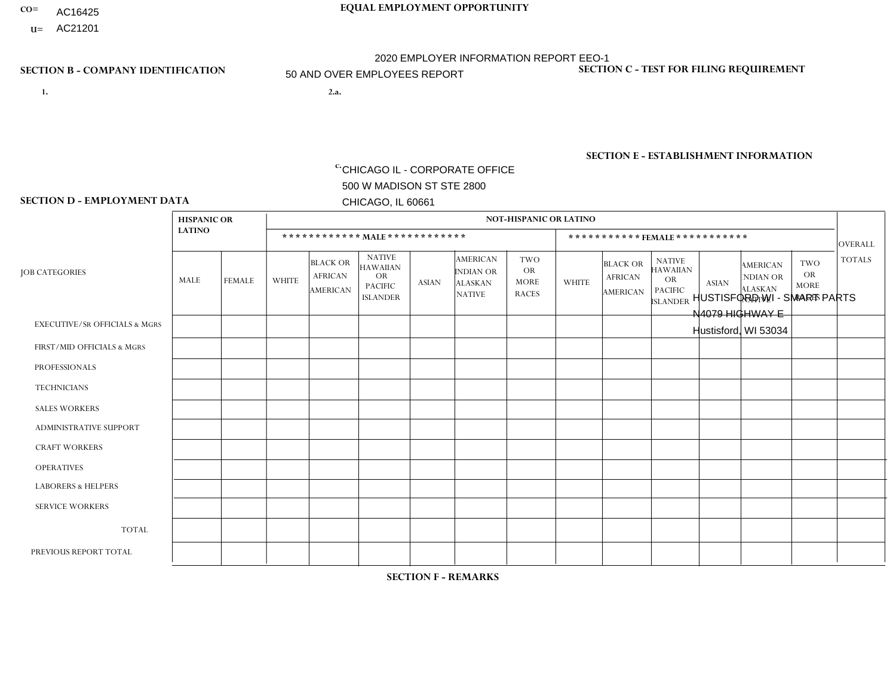CO= AC16425
U= AC21201

EQUAL EMPLOYMENT OPPORTUNITY

2020 EMPLOYER INFORMATION REPORT EEO-1
50 AND OVER EMPLOYEES REPORT

SECTION B - COMPANY IDENTIFICATION

1.

2.a.

c. CHICAGO IL - CORPORATE OFFICE
500 W MADISON ST STE 2800
CHICAGO, IL 60661

SECTION C - TEST FOR FILING REQUIREMENT

SECTION E - ESTABLISHMENT INFORMATION

HUSTISFORD WI - SMART PARTS
N4079 HIGHWAY E
Hustisford, WI 53034

SECTION D - EMPLOYMENT DATA

| JOB CATEGORIES | HISPANIC OR LATINO | | NOT-HISPANIC OR LATINO | | | | | | | | | | | | OVERALL TOTALS |
|---|---|---|---|---|---|---|---|---|---|---|---|---|---|---|---|
| | | | MALE | | | | | | FEMALE | | | | | | |
| | MALE | FEMALE | WHITE | BLACK OR AFRICAN AMERICAN | NATIVE HAWAIIAN OR PACIFIC ISLANDER | ASIAN | AMERICAN INDIAN OR ALASKAN NATIVE | TWO OR MORE RACES | WHITE | BLACK OR AFRICAN AMERICAN | NATIVE HAWAIIAN OR PACIFIC ISLANDER | ASIAN | AMERICAN INDIAN OR ALASKAN NATIVE | TWO OR MORE RACES | |
| EXECUTIVE/SR OFFICIALS & MGRS | | | | | | | | | | | | | | | |
| FIRST/MID OFFICIALS & MGRS | | | | | | | | | | | | | | | |
| PROFESSIONALS | | | | | | | | | | | | | | | |
| TECHNICIANS | | | | | | | | | | | | | | | |
| SALES WORKERS | | | | | | | | | | | | | | | |
| ADMINISTRATIVE SUPPORT | | | | | | | | | | | | | | | |
| CRAFT WORKERS | | | | | | | | | | | | | | | |
| OPERATIVES | | | | | | | | | | | | | | | |
| LABORERS & HELPERS | | | | | | | | | | | | | | | |
| SERVICE WORKERS | | | | | | | | | | | | | | | |
| TOTAL | | | | | | | | | | | | | | | |
| PREVIOUS REPORT TOTAL | | | | | | | | | | | | | | | |

SECTION F - REMARKS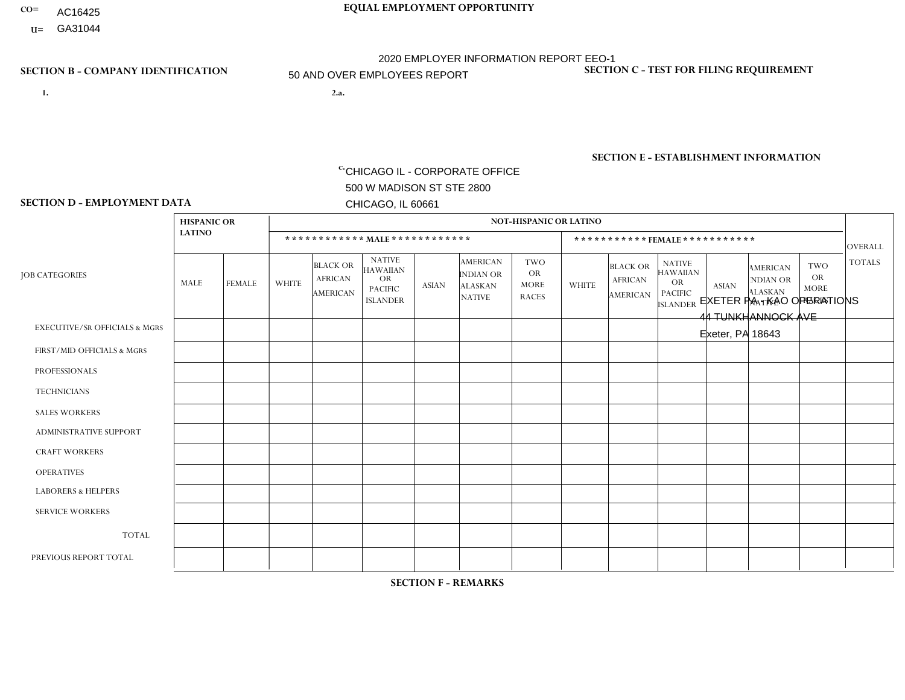CO= AC16425
U= GA31044

**EQUAL EMPLOYMENT OPPORTUNITY**

2020 EMPLOYER INFORMATION REPORT EEO-1

50 AND OVER EMPLOYEES REPORT

**SECTION B - COMPANY IDENTIFICATION**

**SECTION C - TEST FOR FILING REQUIREMENT**

1.

2.a.

c. CHICAGO IL - CORPORATE OFFICE
500 W MADISON ST STE 2800
CHICAGO, IL 60661

**SECTION E - ESTABLISHMENT INFORMATION**

EXETER PA - KAO OPERATIONS
44 TUNKHANNOCK AVE
Exeter, PA 18643

**SECTION D - EMPLOYMENT DATA**

| JOB CATEGORIES | HISPANIC OR LATINO | | NOT-HISPANIC OR LATINO | | | | | | | | | | | | OVERALL TOTALS |
|---|---|---|---|---|---|---|---|---|---|---|---|---|---|---|---|
| | | | MALE | | | | | | FEMALE | | | | | | |
| | MALE | FEMALE | WHITE | BLACK OR AFRICAN AMERICAN | NATIVE HAWAIIAN OR PACIFIC ISLANDER | ASIAN | AMERICAN INDIAN OR ALASKAN NATIVE | TWO OR MORE RACES | WHITE | BLACK OR AFRICAN AMERICAN | NATIVE HAWAIIAN OR PACIFIC ISLANDER | ASIAN | AMERICAN INDIAN OR ALASKAN NATIVE | TWO OR MORE RACES | |
| EXECUTIVE/SR OFFICIALS & MGRS | | | | | | | | | | | | | | | |
| FIRST/MID OFFICIALS & MGRS | | | | | | | | | | | | | | | |
| PROFESSIONALS | | | | | | | | | | | | | | | |
| TECHNICIANS | | | | | | | | | | | | | | | |
| SALES WORKERS | | | | | | | | | | | | | | | |
| ADMINISTRATIVE SUPPORT | | | | | | | | | | | | | | | |
| CRAFT WORKERS | | | | | | | | | | | | | | | |
| OPERATIVES | | | | | | | | | | | | | | | |
| LABORERS & HELPERS | | | | | | | | | | | | | | | |
| SERVICE WORKERS | | | | | | | | | | | | | | | |
| TOTAL | | | | | | | | | | | | | | | |
| PREVIOUS REPORT TOTAL | | | | | | | | | | | | | | | |

**SECTION F - REMARKS**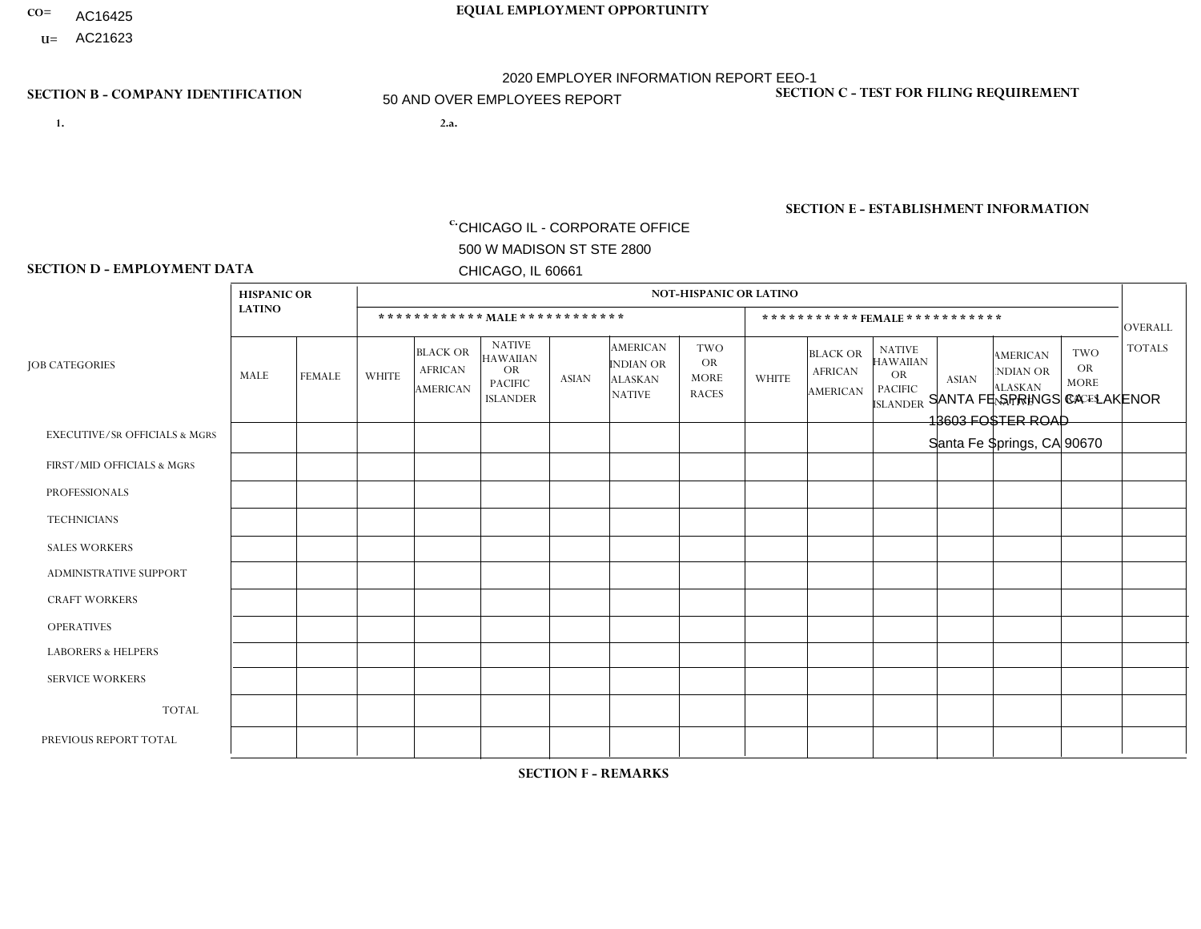CO= AC16425
U= AC21623

**EQUAL EMPLOYMENT OPPORTUNITY**

2020 EMPLOYER INFORMATION REPORT EEO-1

50 AND OVER EMPLOYEES REPORT

**SECTION B - COMPANY IDENTIFICATION**

1.

2.a.

c. CHICAGO IL - CORPORATE OFFICE
500 W MADISON ST STE 2800
CHICAGO, IL 60661

**SECTION C - TEST FOR FILING REQUIREMENT**

**SECTION E - ESTABLISHMENT INFORMATION**

SANTA FE SPRINGS CA - LAKENOR
13603 FOSTER ROAD
Santa Fe Springs, CA 90670

**SECTION D - EMPLOYMENT DATA**

| JOB CATEGORIES | HISPANIC OR LATINO | | NOT-HISPANIC OR LATINO | | | | | | | | | | | | OVERALL TOTALS |
|---|---|---|---|---|---|---|---|---|---|---|---|---|---|---|---|
| | | | MALE | | | | | | FEMALE | | | | | | |
| | MALE | FEMALE | WHITE | BLACK OR AFRICAN AMERICAN | NATIVE HAWAIIAN OR PACIFIC ISLANDER | ASIAN | AMERICAN INDIAN OR ALASKAN NATIVE | TWO OR MORE RACES | WHITE | BLACK OR AFRICAN AMERICAN | NATIVE HAWAIIAN OR PACIFIC ISLANDER | ASIAN | AMERICAN INDIAN OR ALASKAN NATIVE | TWO OR MORE RACES | |
| EXECUTIVE/SR OFFICIALS & MGRS | | | | | | | | | | | | | | | |
| FIRST/MID OFFICIALS & MGRS | | | | | | | | | | | | | | | |
| PROFESSIONALS | | | | | | | | | | | | | | | |
| TECHNICIANS | | | | | | | | | | | | | | | |
| SALES WORKERS | | | | | | | | | | | | | | | |
| ADMINISTRATIVE SUPPORT | | | | | | | | | | | | | | | |
| CRAFT WORKERS | | | | | | | | | | | | | | | |
| OPERATIVES | | | | | | | | | | | | | | | |
| LABORERS & HELPERS | | | | | | | | | | | | | | | |
| SERVICE WORKERS | | | | | | | | | | | | | | | |
| TOTAL | | | | | | | | | | | | | | | |
| PREVIOUS REPORT TOTAL | | | | | | | | | | | | | | | |

**SECTION F - REMARKS**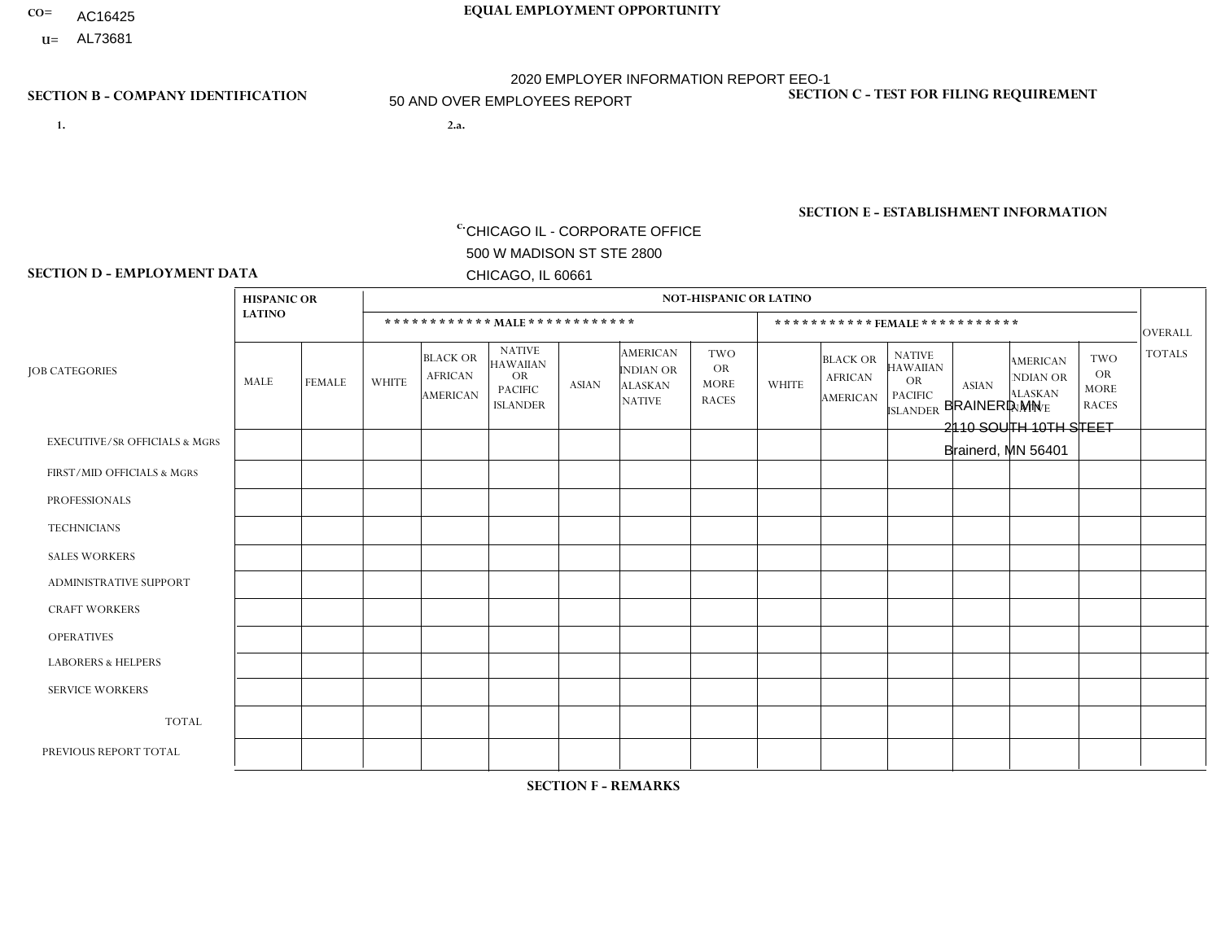CO= AC16425

U= AL73681

**EQUAL EMPLOYMENT OPPORTUNITY**

2020 EMPLOYER INFORMATION REPORT EEO-1

50 AND OVER EMPLOYEES REPORT

**SECTION B - COMPANY IDENTIFICATION**

1.

2.a.

c. CHICAGO IL - CORPORATE OFFICE
500 W MADISON ST STE 2800
CHICAGO, IL 60661

**SECTION C - TEST FOR FILING REQUIREMENT**

**SECTION E - ESTABLISHMENT INFORMATION**

BRAINERD MN
2110 SOUTH 10TH STEET
Brainerd, MN 56401

**SECTION D - EMPLOYMENT DATA**

| JOB CATEGORIES | HISPANIC OR LATINO | | NOT-HISPANIC OR LATINO | | | | | | | | | | | | OVERALL TOTALS |
|---|---|---|---|---|---|---|---|---|---|---|---|---|---|---|---|
| | | | ************ MALE ************ | | | | | | *********** FEMALE *********** | | | | | | |
| | MALE | FEMALE | WHITE | BLACK OR AFRICAN AMERICAN | NATIVE HAWAIIAN OR PACIFIC ISLANDER | ASIAN | AMERICAN INDIAN OR ALASKAN NATIVE | TWO OR MORE RACES | WHITE | BLACK OR AFRICAN AMERICAN | NATIVE HAWAIIAN OR PACIFIC ISLANDER | ASIAN | AMERICAN INDIAN OR ALASKAN NATIVE | TWO OR MORE RACES | |
| EXECUTIVE/SR OFFICIALS & MGRS | | | | | | | | | | | | | | | |
| FIRST/MID OFFICIALS & MGRS | | | | | | | | | | | | | | | |
| PROFESSIONALS | | | | | | | | | | | | | | | |
| TECHNICIANS | | | | | | | | | | | | | | | |
| SALES WORKERS | | | | | | | | | | | | | | | |
| ADMINISTRATIVE SUPPORT | | | | | | | | | | | | | | | |
| CRAFT WORKERS | | | | | | | | | | | | | | | |
| OPERATIVES | | | | | | | | | | | | | | | |
| LABORERS & HELPERS | | | | | | | | | | | | | | | |
| SERVICE WORKERS | | | | | | | | | | | | | | | |
| TOTAL | | | | | | | | | | | | | | | |
| PREVIOUS REPORT TOTAL | | | | | | | | | | | | | | | |

**SECTION F - REMARKS**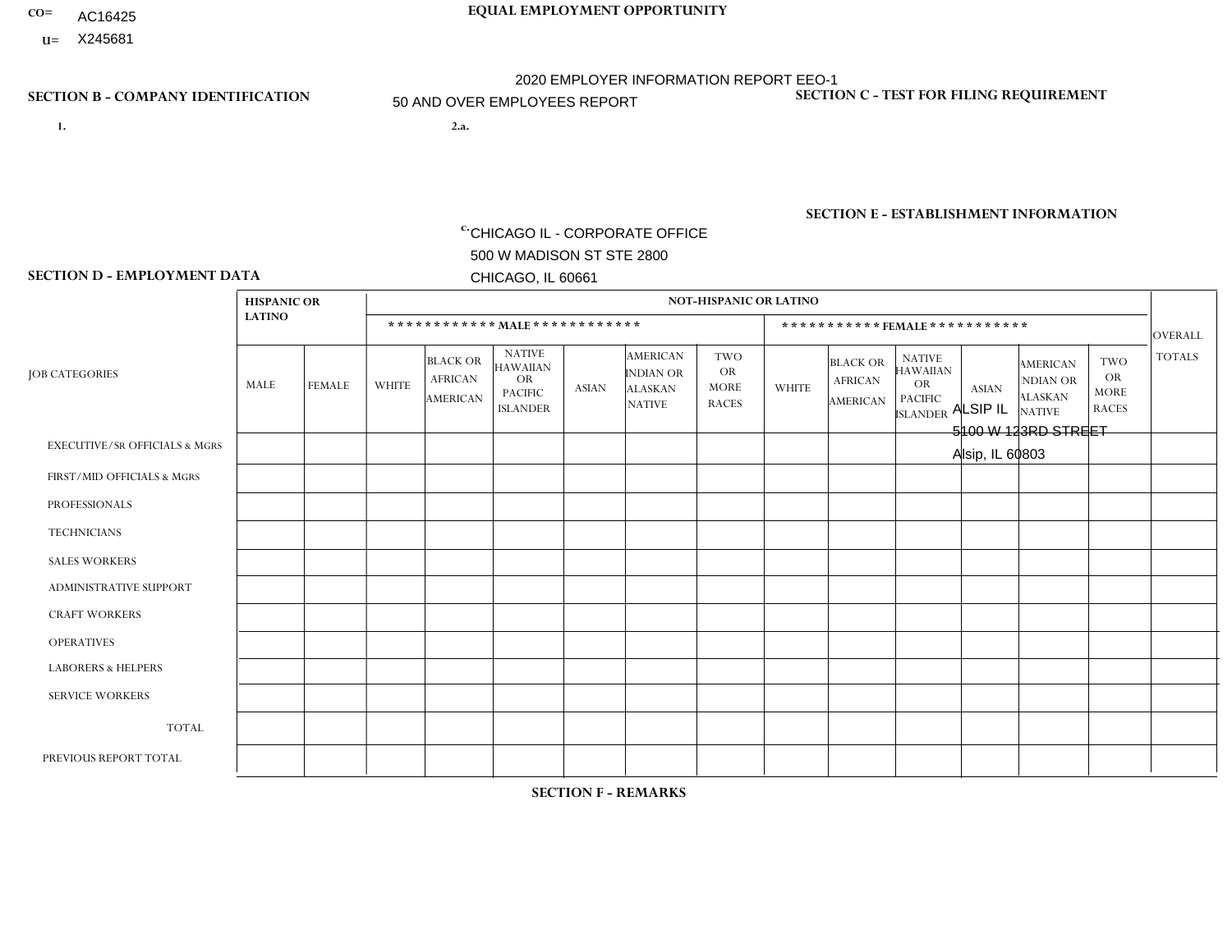CO= AC16425
U= X245681

**EQUAL EMPLOYMENT OPPORTUNITY**

2020 EMPLOYER INFORMATION REPORT EEO-1
50 AND OVER EMPLOYEES REPORT

**SECTION B - COMPANY IDENTIFICATION**

1.

2.a.

c. CHICAGO IL - CORPORATE OFFICE
500 W MADISON ST STE 2800
CHICAGO, IL 60661

**SECTION C - TEST FOR FILING REQUIREMENT**

**SECTION E - ESTABLISHMENT INFORMATION**

ALSIP IL
5100 W 123RD STREET
Alsip, IL 60803

**SECTION D - EMPLOYMENT DATA**

| JOB CATEGORIES | HISPANIC OR LATINO | | NOT-HISPANIC OR LATINO | | | | | | | | | | | | OVERALL TOTALS |
|---|---|---|---|---|---|---|---|---|---|---|---|---|---|---|---|
| | | | MALE | | | | | | FEMALE | | | | | | |
| | MALE | FEMALE | WHITE | BLACK OR AFRICAN AMERICAN | NATIVE HAWAIIAN OR PACIFIC ISLANDER | ASIAN | AMERICAN INDIAN OR ALASKAN NATIVE | TWO OR MORE RACES | WHITE | BLACK OR AFRICAN AMERICAN | NATIVE HAWAIIAN OR PACIFIC ISLANDER | ASIAN | AMERICAN INDIAN OR ALASKAN NATIVE | TWO OR MORE RACES | |
| EXECUTIVE/SR OFFICIALS & MGRS | | | | | | | | | | | | | | | |
| FIRST/MID OFFICIALS & MGRS | | | | | | | | | | | | | | | |
| PROFESSIONALS | | | | | | | | | | | | | | | |
| TECHNICIANS | | | | | | | | | | | | | | | |
| SALES WORKERS | | | | | | | | | | | | | | | |
| ADMINISTRATIVE SUPPORT | | | | | | | | | | | | | | | |
| CRAFT WORKERS | | | | | | | | | | | | | | | |
| OPERATIVES | | | | | | | | | | | | | | | |
| LABORERS & HELPERS | | | | | | | | | | | | | | | |
| SERVICE WORKERS | | | | | | | | | | | | | | | |
| TOTAL | | | | | | | | | | | | | | | |
| PREVIOUS REPORT TOTAL | | | | | | | | | | | | | | | |

**SECTION F - REMARKS**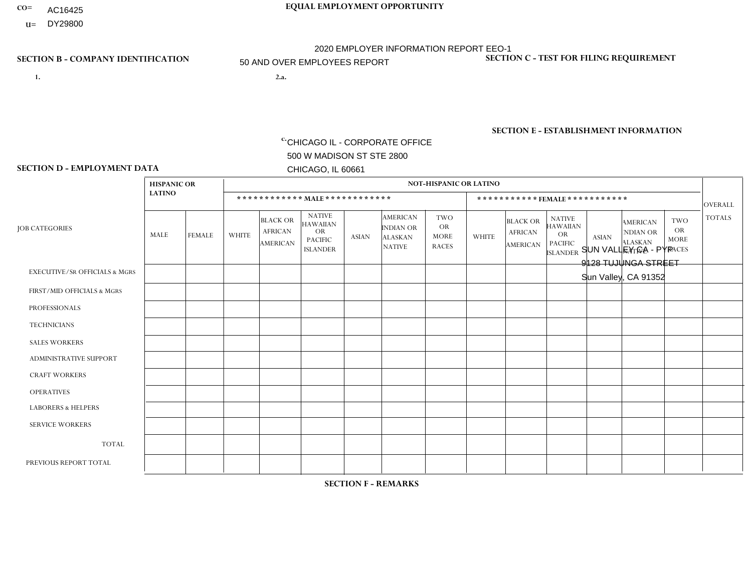CO= AC16425
U= DY29800

**EQUAL EMPLOYMENT OPPORTUNITY**

2020 EMPLOYER INFORMATION REPORT EEO-1
50 AND OVER EMPLOYEES REPORT

**SECTION B - COMPANY IDENTIFICATION**

1.

2.a.

c. CHICAGO IL - CORPORATE OFFICE
500 W MADISON ST STE 2800
CHICAGO, IL 60661

**SECTION C - TEST FOR FILING REQUIREMENT**

**SECTION E - ESTABLISHMENT INFORMATION**

SUN VALLEY CA - PYP
9128 TUJUNGA STREET
Sun Valley, CA 91352

**SECTION D - EMPLOYMENT DATA**

| JOB CATEGORIES | HISPANIC OR LATINO | | NOT-HISPANIC OR LATINO | | | | | | | | | | | | OVERALL TOTALS |
|---|---|---|---|---|---|---|---|---|---|---|---|---|---|---|---|
| | | | MALE | | | | | | FEMALE | | | | | | |
| | MALE | FEMALE | WHITE | BLACK OR AFRICAN AMERICAN | NATIVE HAWAIIAN OR PACIFIC ISLANDER | ASIAN | AMERICAN INDIAN OR ALASKAN NATIVE | TWO OR MORE RACES | WHITE | BLACK OR AFRICAN AMERICAN | NATIVE HAWAIIAN OR PACIFIC ISLANDER | ASIAN | AMERICAN INDIAN OR ALASKAN NATIVE | TWO OR MORE RACES | |
| EXECUTIVE/SR OFFICIALS & MGRS | | | | | | | | | | | | | | | |
| FIRST/MID OFFICIALS & MGRS | | | | | | | | | | | | | | | |
| PROFESSIONALS | | | | | | | | | | | | | | | |
| TECHNICIANS | | | | | | | | | | | | | | | |
| SALES WORKERS | | | | | | | | | | | | | | | |
| ADMINISTRATIVE SUPPORT | | | | | | | | | | | | | | | |
| CRAFT WORKERS | | | | | | | | | | | | | | | |
| OPERATIVES | | | | | | | | | | | | | | | |
| LABORERS & HELPERS | | | | | | | | | | | | | | | |
| SERVICE WORKERS | | | | | | | | | | | | | | | |
| TOTAL | | | | | | | | | | | | | | | |
| PREVIOUS REPORT TOTAL | | | | | | | | | | | | | | | |

**SECTION F - REMARKS**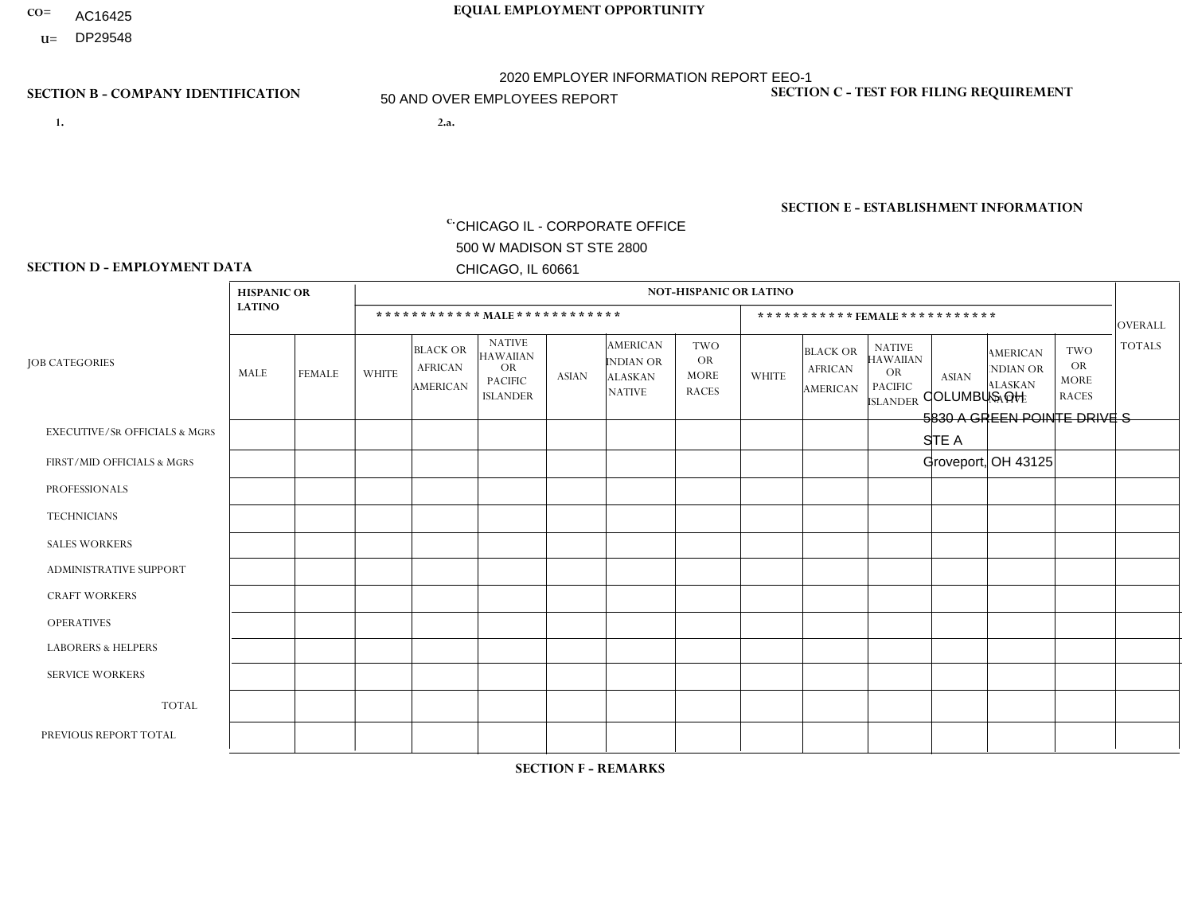CO= AC16425

U= DP29548

**EQUAL EMPLOYMENT OPPORTUNITY**

2020 EMPLOYER INFORMATION REPORT EEO-1

50 AND OVER EMPLOYEES REPORT

## SECTION B - COMPANY IDENTIFICATION

1.

2.a.

c. CHICAGO IL - CORPORATE OFFICE
500 W MADISON ST STE 2800
CHICAGO, IL 60661

## SECTION C - TEST FOR FILING REQUIREMENT

## SECTION E - ESTABLISHMENT INFORMATION

COLUMBUS OH
5830 A GREEN POINTE DRIVE S
STE A
Groveport, OH 43125

## SECTION D - EMPLOYMENT DATA

| JOB CATEGORIES | HISPANIC OR LATINO | | NOT-HISPANIC OR LATINO | | | | | | | | | | | | OVERALL TOTALS |
|---|---|---|---|---|---|---|---|---|---|---|---|---|---|---|---|
| | | | MALE | | | | | | FEMALE | | | | | | |
| | MALE | FEMALE | WHITE | BLACK OR AFRICAN AMERICAN | NATIVE HAWAIIAN OR PACIFIC ISLANDER | ASIAN | AMERICAN INDIAN OR ALASKAN NATIVE | TWO OR MORE RACES | WHITE | BLACK OR AFRICAN AMERICAN | NATIVE HAWAIIAN OR PACIFIC ISLANDER | ASIAN | AMERICAN INDIAN OR ALASKAN NATIVE | TWO OR MORE RACES | |
| EXECUTIVE/SR OFFICIALS & MGRS | | | | | | | | | | | | | | | |
| FIRST/MID OFFICIALS & MGRS | | | | | | | | | | | | | | | |
| PROFESSIONALS | | | | | | | | | | | | | | | |
| TECHNICIANS | | | | | | | | | | | | | | | |
| SALES WORKERS | | | | | | | | | | | | | | | |
| ADMINISTRATIVE SUPPORT | | | | | | | | | | | | | | | |
| CRAFT WORKERS | | | | | | | | | | | | | | | |
| OPERATIVES | | | | | | | | | | | | | | | |
| LABORERS & HELPERS | | | | | | | | | | | | | | | |
| SERVICE WORKERS | | | | | | | | | | | | | | | |
| TOTAL | | | | | | | | | | | | | | | |
| PREVIOUS REPORT TOTAL | | | | | | | | | | | | | | | |

## SECTION F - REMARKS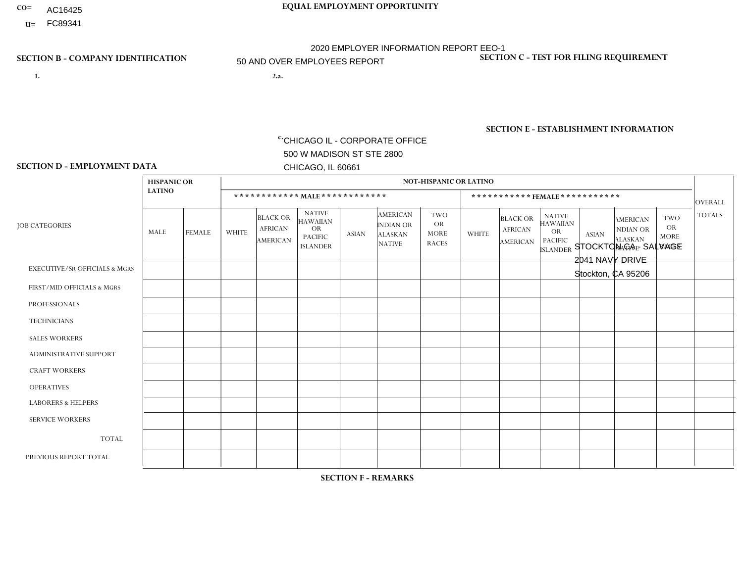CO= AC16425

U= FC89341

**EQUAL EMPLOYMENT OPPORTUNITY**

2020 EMPLOYER INFORMATION REPORT EEO-1

50 AND OVER EMPLOYEES REPORT

**SECTION B - COMPANY IDENTIFICATION**

1.

2.a.

c. CHICAGO IL - CORPORATE OFFICE
500 W MADISON ST STE 2800
CHICAGO, IL 60661

**SECTION C - TEST FOR FILING REQUIREMENT**

**SECTION E - ESTABLISHMENT INFORMATION**

STOCKTON CA - SALVAGE
2041 NAVY DRIVE
Stockton, CA 95206

**SECTION D - EMPLOYMENT DATA**

| JOB CATEGORIES | HISPANIC OR LATINO | | NOT-HISPANIC OR LATINO | | | | | | | | | | | | OVERALL TOTALS |
|---|---|---|---|---|---|---|---|---|---|---|---|---|---|---|---|
| | | | MALE | | | | | | FEMALE | | | | | | |
| | MALE | FEMALE | WHITE | BLACK OR AFRICAN AMERICAN | NATIVE HAWAIIAN OR PACIFIC ISLANDER | ASIAN | AMERICAN INDIAN OR ALASKAN NATIVE | TWO OR MORE RACES | WHITE | BLACK OR AFRICAN AMERICAN | NATIVE HAWAIIAN OR PACIFIC ISLANDER | ASIAN | AMERICAN INDIAN OR ALASKAN NATIVE | TWO OR MORE RACES | |
| EXECUTIVE/Sr OFFICIALS & MGRS | | | | | | | | | | | | | | | |
| FIRST/MID OFFICIALS & MGRS | | | | | | | | | | | | | | | |
| PROFESSIONALS | | | | | | | | | | | | | | | |
| TECHNICIANS | | | | | | | | | | | | | | | |
| SALES WORKERS | | | | | | | | | | | | | | | |
| ADMINISTRATIVE SUPPORT | | | | | | | | | | | | | | | |
| CRAFT WORKERS | | | | | | | | | | | | | | | |
| OPERATIVES | | | | | | | | | | | | | | | |
| LABORERS & HELPERS | | | | | | | | | | | | | | | |
| SERVICE WORKERS | | | | | | | | | | | | | | | |
| TOTAL | | | | | | | | | | | | | | | |
| PREVIOUS REPORT TOTAL | | | | | | | | | | | | | | | |

**SECTION F - REMARKS**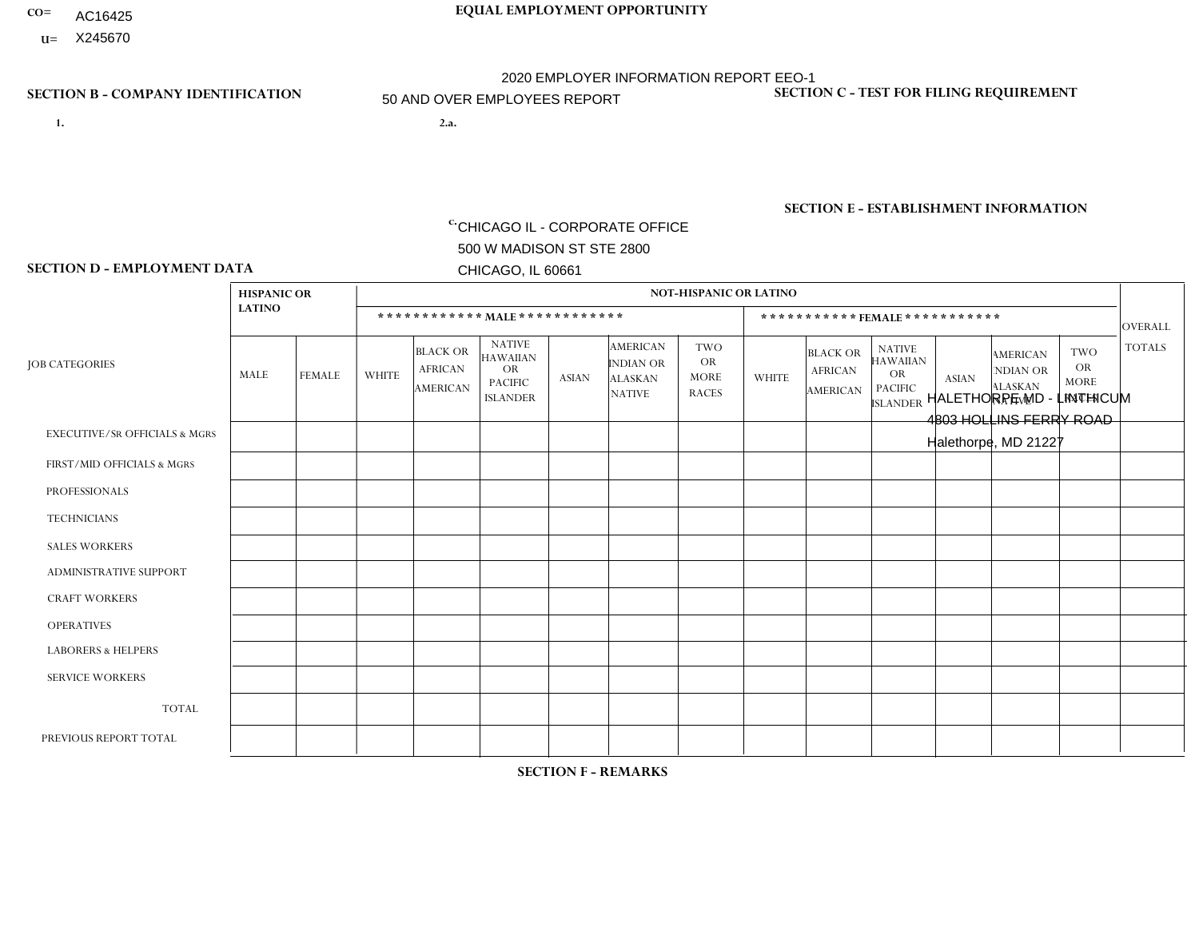CO= AC16425

U= X245670

**EQUAL EMPLOYMENT OPPORTUNITY**

2020 EMPLOYER INFORMATION REPORT EEO-1

50 AND OVER EMPLOYEES REPORT

**SECTION B - COMPANY IDENTIFICATION**

1.

2.a.

c. CHICAGO IL - CORPORATE OFFICE
500 W MADISON ST STE 2800
CHICAGO, IL 60661

**SECTION C - TEST FOR FILING REQUIREMENT**

**SECTION E - ESTABLISHMENT INFORMATION**

HALETHORPE, MD - LINTHICUM
4803 HOLLINS FERRY ROAD
Halethorpe, MD 21227

**SECTION D - EMPLOYMENT DATA**

| JOB CATEGORIES | HISPANIC OR LATINO | | NOT-HISPANIC OR LATINO | | | | | | | | | | | | OVERALL TOTALS |
|---|---|---|---|---|---|---|---|---|---|---|---|---|---|---|---|
| | | | MALE | | | | | | FEMALE | | | | | | |
| | MALE | FEMALE | WHITE | BLACK OR AFRICAN AMERICAN | NATIVE HAWAIIAN OR PACIFIC ISLANDER | ASIAN | AMERICAN INDIAN OR ALASKAN NATIVE | TWO OR MORE RACES | WHITE | BLACK OR AFRICAN AMERICAN | NATIVE HAWAIIAN OR PACIFIC ISLANDER | ASIAN | AMERICAN INDIAN OR ALASKAN NATIVE | TWO OR MORE RACES | |
| EXECUTIVE/SR OFFICIALS & MGRS | | | | | | | | | | | | | | | |
| FIRST/MID OFFICIALS & MGRS | | | | | | | | | | | | | | | |
| PROFESSIONALS | | | | | | | | | | | | | | | |
| TECHNICIANS | | | | | | | | | | | | | | | |
| SALES WORKERS | | | | | | | | | | | | | | | |
| ADMINISTRATIVE SUPPORT | | | | | | | | | | | | | | | |
| CRAFT WORKERS | | | | | | | | | | | | | | | |
| OPERATIVES | | | | | | | | | | | | | | | |
| LABORERS & HELPERS | | | | | | | | | | | | | | | |
| SERVICE WORKERS | | | | | | | | | | | | | | | |
| TOTAL | | | | | | | | | | | | | | | |
| PREVIOUS REPORT TOTAL | | | | | | | | | | | | | | | |

**SECTION F - REMARKS**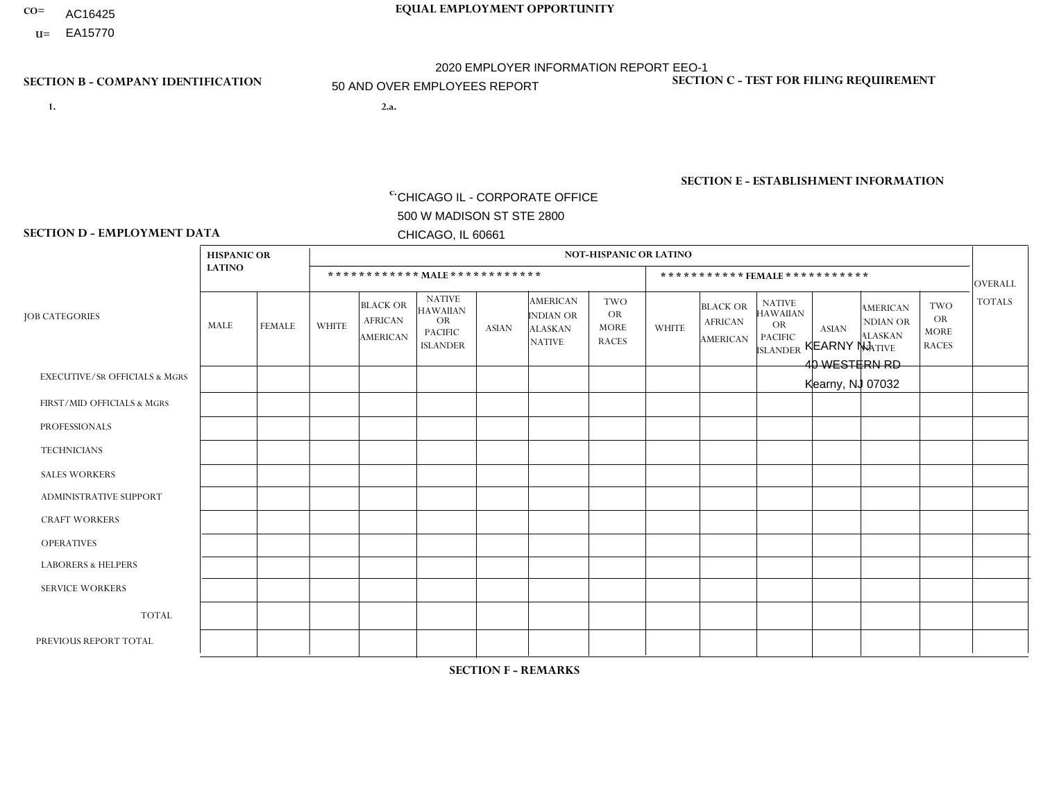CO= AC16425
U= EA15770

**EQUAL EMPLOYMENT OPPORTUNITY**

2020 EMPLOYER INFORMATION REPORT EEO-1
50 AND OVER EMPLOYEES REPORT

**SECTION B - COMPANY IDENTIFICATION**

1.

2.a.

c. CHICAGO IL - CORPORATE OFFICE
500 W MADISON ST STE 2800
CHICAGO, IL 60661

**SECTION C - TEST FOR FILING REQUIREMENT**

**SECTION E - ESTABLISHMENT INFORMATION**

KEARNY NJ
40 WESTERN RD
Kearny, NJ 07032

**SECTION D - EMPLOYMENT DATA**

| JOB CATEGORIES | HISPANIC OR LATINO | | NOT-HISPANIC OR LATINO | | | | | | | | | | | | OVERALL TOTALS |
|---|---|---|---|---|---|---|---|---|---|---|---|---|---|---|---|
| | | | ************ MALE ************ | | | | | | *********** FEMALE *********** | | | | | | |
| | MALE | FEMALE | WHITE | BLACK OR AFRICAN AMERICAN | NATIVE HAWAIIAN OR PACIFIC ISLANDER | ASIAN | AMERICAN INDIAN OR ALASKAN NATIVE | TWO OR MORE RACES | WHITE | BLACK OR AFRICAN AMERICAN | NATIVE HAWAIIAN OR PACIFIC ISLANDER | ASIAN | AMERICAN INDIAN OR ALASKAN NATIVE | TWO OR MORE RACES | |
| EXECUTIVE/Sr OFFICIALS & MGRS | | | | | | | | | | | | | | | |
| FIRST/MID OFFICIALS & MGRS | | | | | | | | | | | | | | | |
| PROFESSIONALS | | | | | | | | | | | | | | | |
| TECHNICIANS | | | | | | | | | | | | | | | |
| SALES WORKERS | | | | | | | | | | | | | | | |
| ADMINISTRATIVE SUPPORT | | | | | | | | | | | | | | | |
| CRAFT WORKERS | | | | | | | | | | | | | | | |
| OPERATIVES | | | | | | | | | | | | | | | |
| LABORERS & HELPERS | | | | | | | | | | | | | | | |
| SERVICE WORKERS | | | | | | | | | | | | | | | |
| TOTAL | | | | | | | | | | | | | | | |
| PREVIOUS REPORT TOTAL | | | | | | | | | | | | | | | |

**SECTION F - REMARKS**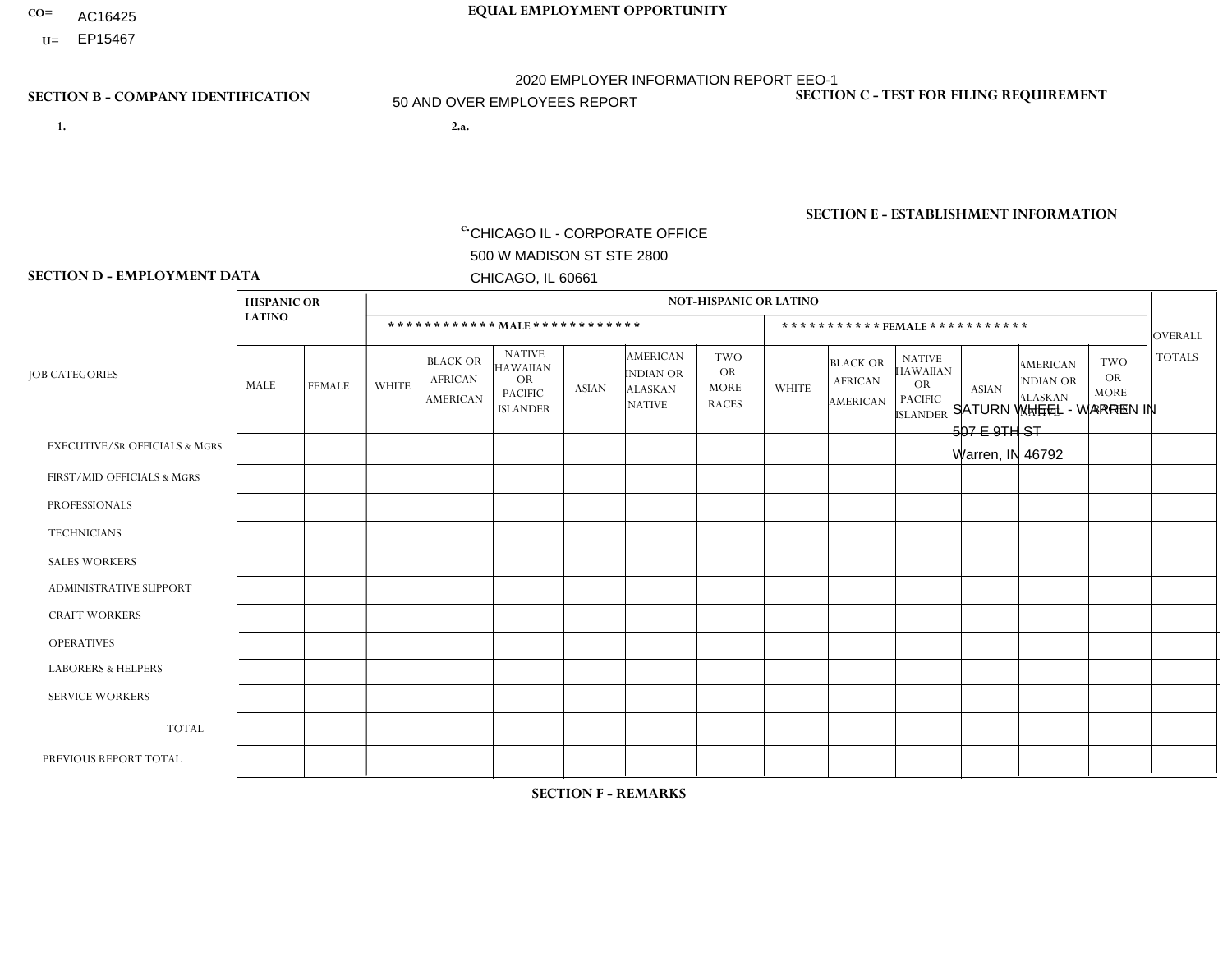CO= AC16425
U= EP15467

# EQUAL EMPLOYMENT OPPORTUNITY

2020 EMPLOYER INFORMATION REPORT EEO-1
50 AND OVER EMPLOYEES REPORT

## SECTION B - COMPANY IDENTIFICATION

1.

2.a.

c. CHICAGO IL - CORPORATE OFFICE
500 W MADISON ST STE 2800
CHICAGO, IL 60661

## SECTION C - TEST FOR FILING REQUIREMENT

## SECTION E - ESTABLISHMENT INFORMATION

SATURN WHEEL - WARREN IN
507 E 9TH ST
Warren, IN 46792

## SECTION D - EMPLOYMENT DATA

| JOB CATEGORIES | HISPANIC OR LATINO | | NOT-HISPANIC OR LATINO | | | | | | | | | | | | OVERALL TOTALS |
|---|---|---|---|---|---|---|---|---|---|---|---|---|---|---|---|
| | | | MALE | | | | | | FEMALE | | | | | | |
| | MALE | FEMALE | WHITE | BLACK OR AFRICAN AMERICAN | NATIVE HAWAIIAN OR PACIFIC ISLANDER | ASIAN | AMERICAN INDIAN OR ALASKAN NATIVE | TWO OR MORE RACES | WHITE | BLACK OR AFRICAN AMERICAN | NATIVE HAWAIIAN OR PACIFIC ISLANDER | ASIAN | AMERICAN INDIAN OR ALASKAN NATIVE | TWO OR MORE RACES | |
| EXECUTIVE/SR OFFICIALS & MGRS | | | | | | | | | | | | | | | |
| FIRST/MID OFFICIALS & MGRS | | | | | | | | | | | | | | | |
| PROFESSIONALS | | | | | | | | | | | | | | | |
| TECHNICIANS | | | | | | | | | | | | | | | |
| SALES WORKERS | | | | | | | | | | | | | | | |
| ADMINISTRATIVE SUPPORT | | | | | | | | | | | | | | | |
| CRAFT WORKERS | | | | | | | | | | | | | | | |
| OPERATIVES | | | | | | | | | | | | | | | |
| LABORERS & HELPERS | | | | | | | | | | | | | | | |
| SERVICE WORKERS | | | | | | | | | | | | | | | |
| TOTAL | | | | | | | | | | | | | | | |
| PREVIOUS REPORT TOTAL | | | | | | | | | | | | | | | |

## SECTION F - REMARKS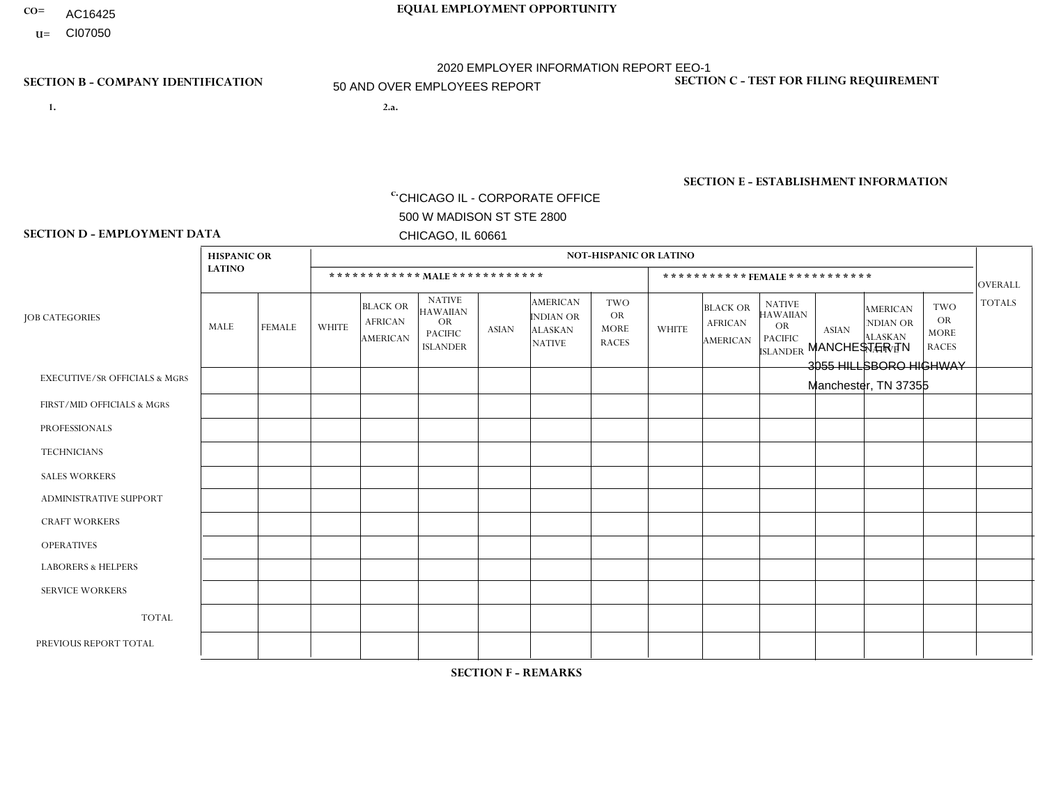CO= AC16425
U= CI07050

**EQUAL EMPLOYMENT OPPORTUNITY**

2020 EMPLOYER INFORMATION REPORT EEO-1
50 AND OVER EMPLOYEES REPORT

**SECTION B - COMPANY IDENTIFICATION**

1.

2.a.

c. CHICAGO IL - CORPORATE OFFICE
500 W MADISON ST STE 2800
CHICAGO, IL 60661

**SECTION C - TEST FOR FILING REQUIREMENT**

**SECTION E - ESTABLISHMENT INFORMATION**

MANCHESTER TN
3055 HILLSBORO HIGHWAY
Manchester, TN 37355

**SECTION D - EMPLOYMENT DATA**

| JOB CATEGORIES | HISPANIC OR LATINO | | NOT-HISPANIC OR LATINO | | | | | | | | | | | | OVERALL TOTALS |
|---|---|---|---|---|---|---|---|---|---|---|---|---|---|---|---|
| | | | MALE | | | | | | FEMALE | | | | | | |
| | MALE | FEMALE | WHITE | BLACK OR AFRICAN AMERICAN | NATIVE HAWAIIAN OR PACIFIC ISLANDER | ASIAN | AMERICAN INDIAN OR ALASKAN NATIVE | TWO OR MORE RACES | WHITE | BLACK OR AFRICAN AMERICAN | NATIVE HAWAIIAN OR PACIFIC ISLANDER | ASIAN | AMERICAN INDIAN OR ALASKAN NATIVE | TWO OR MORE RACES | |
| EXECUTIVE/SR OFFICIALS & MGRS | | | | | | | | | | | | | | | |
| FIRST/MID OFFICIALS & MGRS | | | | | | | | | | | | | | | |
| PROFESSIONALS | | | | | | | | | | | | | | | |
| TECHNICIANS | | | | | | | | | | | | | | | |
| SALES WORKERS | | | | | | | | | | | | | | | |
| ADMINISTRATIVE SUPPORT | | | | | | | | | | | | | | | |
| CRAFT WORKERS | | | | | | | | | | | | | | | |
| OPERATIVES | | | | | | | | | | | | | | | |
| LABORERS & HELPERS | | | | | | | | | | | | | | | |
| SERVICE WORKERS | | | | | | | | | | | | | | | |
| TOTAL | | | | | | | | | | | | | | | |
| PREVIOUS REPORT TOTAL | | | | | | | | | | | | | | | |

**SECTION F - REMARKS**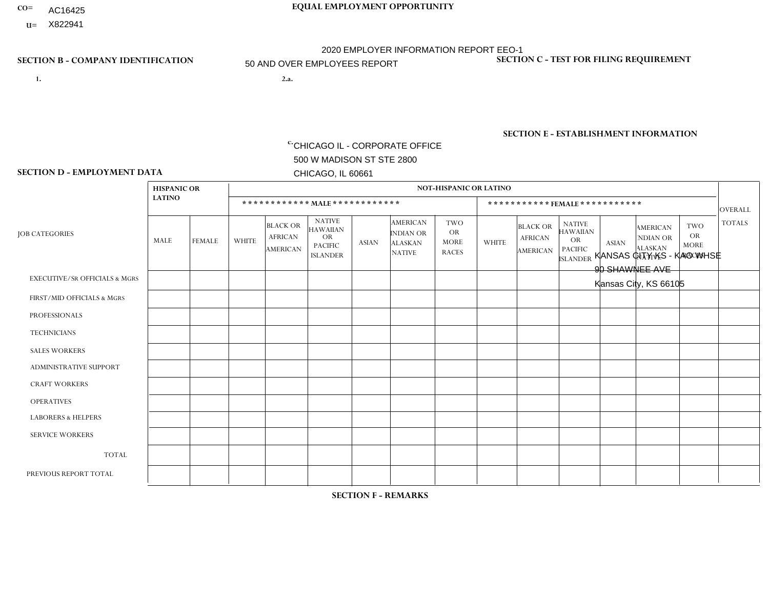CO= AC16425
U= X822941

**EQUAL EMPLOYMENT OPPORTUNITY**

2020 EMPLOYER INFORMATION REPORT EEO-1

50 AND OVER EMPLOYEES REPORT

**SECTION B - COMPANY IDENTIFICATION**

1.

2.a.

c. CHICAGO IL - CORPORATE OFFICE
500 W MADISON ST STE 2800
CHICAGO, IL 60661

**SECTION C - TEST FOR FILING REQUIREMENT**

**SECTION E - ESTABLISHMENT INFORMATION**

KANSAS CITY KS - KAO WHSE
90 SHAWNEE AVE
Kansas City, KS 66105

**SECTION D - EMPLOYMENT DATA**

| JOB CATEGORIES | HISPANIC OR LATINO | | NOT-HISPANIC OR LATINO | | | | | | | | | | | | OVERALL TOTALS |
|---|---|---|---|---|---|---|---|---|---|---|---|---|---|---|---|
| | | | MALE | | | | | | FEMALE | | | | | | |
| | MALE | FEMALE | WHITE | BLACK OR AFRICAN AMERICAN | NATIVE HAWAIIAN OR PACIFIC ISLANDER | ASIAN | AMERICAN INDIAN OR ALASKAN NATIVE | TWO OR MORE RACES | WHITE | BLACK OR AFRICAN AMERICAN | NATIVE HAWAIIAN OR PACIFIC ISLANDER | ASIAN | AMERICAN INDIAN OR ALASKAN NATIVE | TWO OR MORE RACES | |
| EXECUTIVE/SR OFFICIALS & MGRS | | | | | | | | | | | | | | | |
| FIRST/MID OFFICIALS & MGRS | | | | | | | | | | | | | | | |
| PROFESSIONALS | | | | | | | | | | | | | | | |
| TECHNICIANS | | | | | | | | | | | | | | | |
| SALES WORKERS | | | | | | | | | | | | | | | |
| ADMINISTRATIVE SUPPORT | | | | | | | | | | | | | | | |
| CRAFT WORKERS | | | | | | | | | | | | | | | |
| OPERATIVES | | | | | | | | | | | | | | | |
| LABORERS & HELPERS | | | | | | | | | | | | | | | |
| SERVICE WORKERS | | | | | | | | | | | | | | | |
| TOTAL | | | | | | | | | | | | | | | |
| PREVIOUS REPORT TOTAL | | | | | | | | | | | | | | | |

**SECTION F - REMARKS**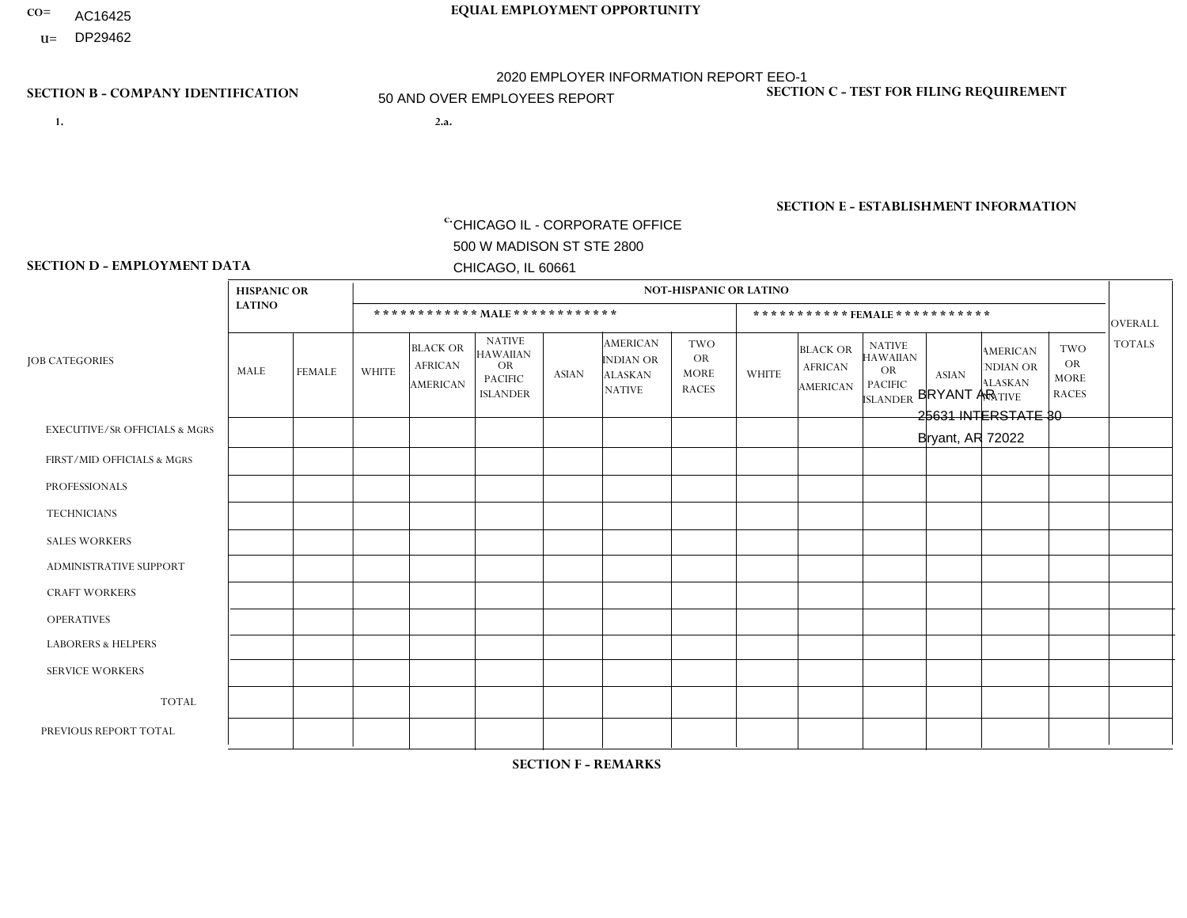CO= AC16425
U= DP29462

**EQUAL EMPLOYMENT OPPORTUNITY**

2020 EMPLOYER INFORMATION REPORT EEO-1
50 AND OVER EMPLOYEES REPORT

**SECTION B - COMPANY IDENTIFICATION**

1.

2.a.

c. CHICAGO IL - CORPORATE OFFICE
500 W MADISON ST STE 2800
CHICAGO, IL 60661

**SECTION C - TEST FOR FILING REQUIREMENT**

**SECTION E - ESTABLISHMENT INFORMATION**

BRYANT AR
25631 INTERSTATE 30
Bryant, AR 72022

**SECTION D - EMPLOYMENT DATA**

| JOB CATEGORIES | HISPANIC OR LATINO | | NOT-HISPANIC OR LATINO | | | | | | | | | | | | OVERALL TOTALS |
|---|---|---|---|---|---|---|---|---|---|---|---|---|---|---|---|
| | | | MALE | | | | | | FEMALE | | | | | | |
| | MALE | FEMALE | WHITE | BLACK OR AFRICAN AMERICAN | NATIVE HAWAIIAN OR PACIFIC ISLANDER | ASIAN | AMERICAN INDIAN OR ALASKAN NATIVE | TWO OR MORE RACES | WHITE | BLACK OR AFRICAN AMERICAN | NATIVE HAWAIIAN OR PACIFIC ISLANDER | ASIAN | AMERICAN INDIAN OR ALASKAN NATIVE | TWO OR MORE RACES | |
| EXECUTIVE/SR OFFICIALS & MGRS | | | | | | | | | | | | | | | |
| FIRST/MID OFFICIALS & MGRS | | | | | | | | | | | | | | | |
| PROFESSIONALS | | | | | | | | | | | | | | | |
| TECHNICIANS | | | | | | | | | | | | | | | |
| SALES WORKERS | | | | | | | | | | | | | | | |
| ADMINISTRATIVE SUPPORT | | | | | | | | | | | | | | | |
| CRAFT WORKERS | | | | | | | | | | | | | | | |
| OPERATIVES | | | | | | | | | | | | | | | |
| LABORERS & HELPERS | | | | | | | | | | | | | | | |
| SERVICE WORKERS | | | | | | | | | | | | | | | |
| TOTAL | | | | | | | | | | | | | | | |
| PREVIOUS REPORT TOTAL | | | | | | | | | | | | | | | |

**SECTION F - REMARKS**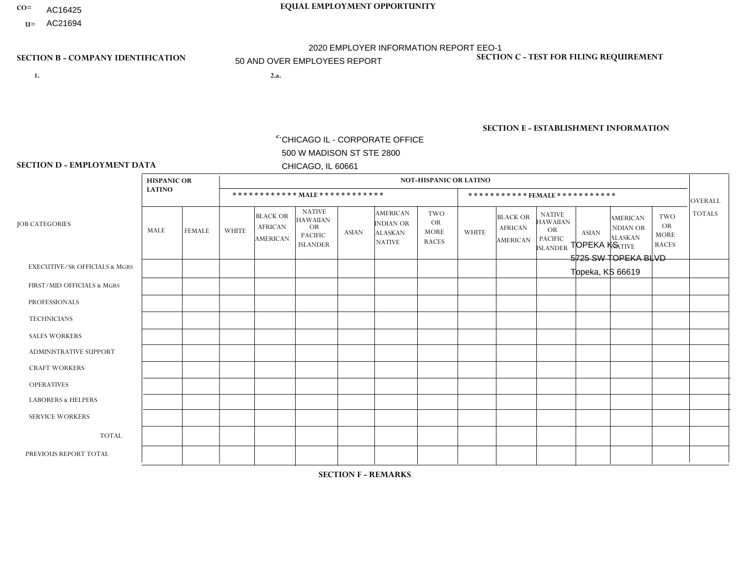CO= AC16425
U= AC21694

**EQUAL EMPLOYMENT OPPORTUNITY**

2020 EMPLOYER INFORMATION REPORT EEO-1
50 AND OVER EMPLOYEES REPORT

**SECTION B - COMPANY IDENTIFICATION**

1.

2.a.

c. CHICAGO IL - CORPORATE OFFICE
500 W MADISON ST STE 2800
CHICAGO, IL 60661

**SECTION C - TEST FOR FILING REQUIREMENT**

**SECTION E - ESTABLISHMENT INFORMATION**

TOPEKA KS
5725 SW TOPEKA BLVD
Topeka, KS 66619

**SECTION D - EMPLOYMENT DATA**

| JOB CATEGORIES | HISPANIC OR LATINO | | NOT-HISPANIC OR LATINO | | | | | | | | | | | | OVERALL TOTALS |
|---|---|---|---|---|---|---|---|---|---|---|---|---|---|---|---|
| | | | MALE | | | | | | FEMALE | | | | | | |
| | MALE | FEMALE | WHITE | BLACK OR AFRICAN AMERICAN | NATIVE HAWAIIAN OR PACIFIC ISLANDER | ASIAN | AMERICAN INDIAN OR ALASKAN NATIVE | TWO OR MORE RACES | WHITE | BLACK OR AFRICAN AMERICAN | NATIVE HAWAIIAN OR PACIFIC ISLANDER | ASIAN | AMERICAN INDIAN OR ALASKAN NATIVE | TWO OR MORE RACES | |
| EXECUTIVE/Sr OFFICIALS & MGRS | | | | | | | | | | | | | | | |
| FIRST/MID OFFICIALS & MGRS | | | | | | | | | | | | | | | |
| PROFESSIONALS | | | | | | | | | | | | | | | |
| TECHNICIANS | | | | | | | | | | | | | | | |
| SALES WORKERS | | | | | | | | | | | | | | | |
| ADMINISTRATIVE SUPPORT | | | | | | | | | | | | | | | |
| CRAFT WORKERS | | | | | | | | | | | | | | | |
| OPERATIVES | | | | | | | | | | | | | | | |
| LABORERS & HELPERS | | | | | | | | | | | | | | | |
| SERVICE WORKERS | | | | | | | | | | | | | | | |
| TOTAL | | | | | | | | | | | | | | | |
| PREVIOUS REPORT TOTAL | | | | | | | | | | | | | | | |

**SECTION F - REMARKS**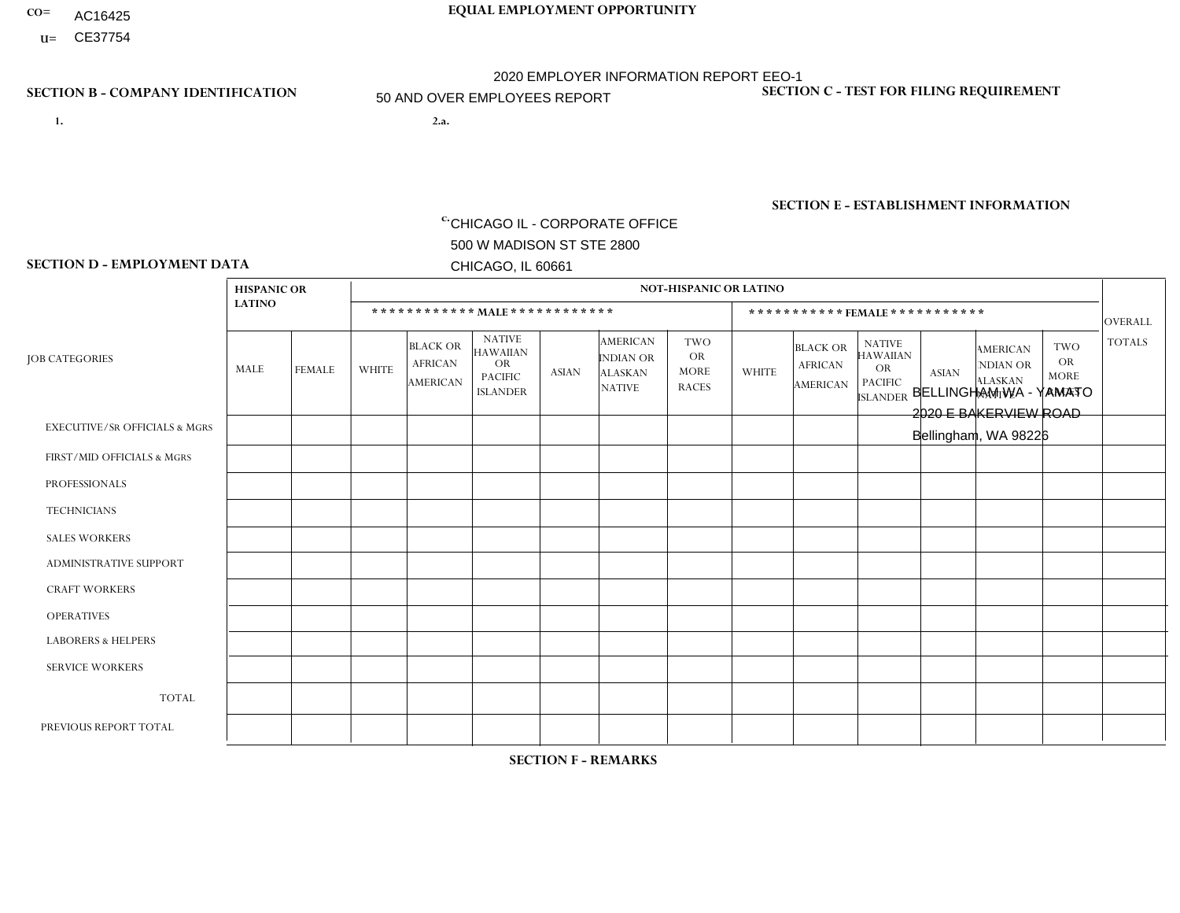CO= AC16425
U= CE37754

**EQUAL EMPLOYMENT OPPORTUNITY**

2020 EMPLOYER INFORMATION REPORT EEO-1
50 AND OVER EMPLOYEES REPORT

**SECTION B - COMPANY IDENTIFICATION**

1.

2.a.

c. CHICAGO IL - CORPORATE OFFICE
500 W MADISON ST STE 2800
CHICAGO, IL 60661

**SECTION C - TEST FOR FILING REQUIREMENT**

**SECTION E - ESTABLISHMENT INFORMATION**

BELLINGHAM WA - YAMATO
2020 E BAKERVIEW ROAD
Bellingham, WA 98226

**SECTION D - EMPLOYMENT DATA**

| JOB CATEGORIES | HISPANIC OR LATINO | | NOT-HISPANIC OR LATINO | | | | | | | | | | | | OVERALL TOTALS |
|---|---|---|---|---|---|---|---|---|---|---|---|---|---|---|---|
| | | | ************ MALE ************ | | | | | | *********** FEMALE *********** | | | | | | |
| | MALE | FEMALE | WHITE | BLACK OR AFRICAN AMERICAN | NATIVE HAWAIIAN OR PACIFIC ISLANDER | ASIAN | AMERICAN INDIAN OR ALASKAN NATIVE | TWO OR MORE RACES | WHITE | BLACK OR AFRICAN AMERICAN | NATIVE HAWAIIAN OR PACIFIC ISLANDER | ASIAN | AMERICAN INDIAN OR ALASKAN NATIVE | TWO OR MORE RACES | |
| EXECUTIVE/SR OFFICIALS & MGRS | | | | | | | | | | | | | | | |
| FIRST/MID OFFICIALS & MGRS | | | | | | | | | | | | | | | |
| PROFESSIONALS | | | | | | | | | | | | | | | |
| TECHNICIANS | | | | | | | | | | | | | | | |
| SALES WORKERS | | | | | | | | | | | | | | | |
| ADMINISTRATIVE SUPPORT | | | | | | | | | | | | | | | |
| CRAFT WORKERS | | | | | | | | | | | | | | | |
| OPERATIVES | | | | | | | | | | | | | | | |
| LABORERS & HELPERS | | | | | | | | | | | | | | | |
| SERVICE WORKERS | | | | | | | | | | | | | | | |
| TOTAL | | | | | | | | | | | | | | | |
| PREVIOUS REPORT TOTAL | | | | | | | | | | | | | | | |

**SECTION F - REMARKS**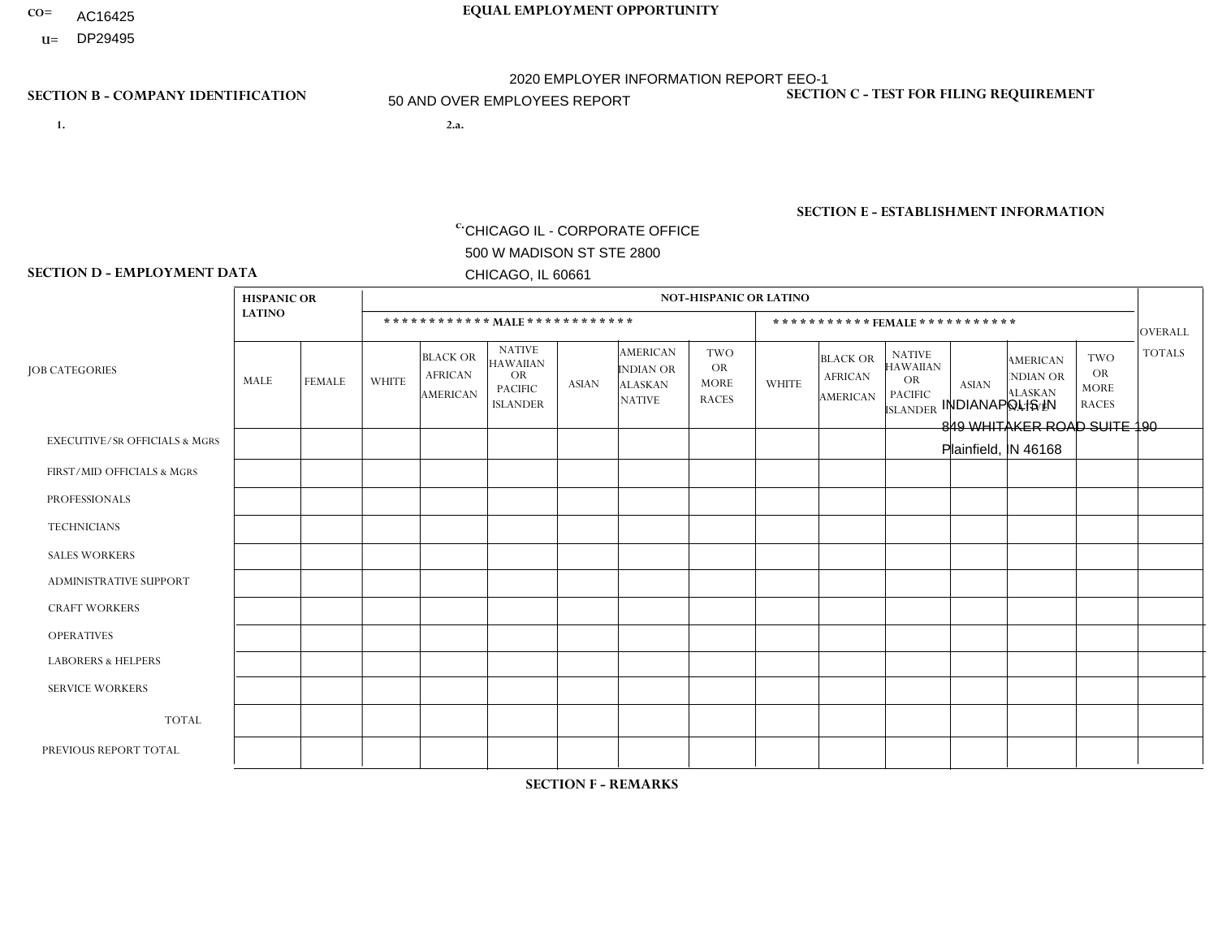CO= AC16425
U= DP29495

**EQUAL EMPLOYMENT OPPORTUNITY**

2020 EMPLOYER INFORMATION REPORT EEO-1
50 AND OVER EMPLOYEES REPORT

**SECTION B - COMPANY IDENTIFICATION**

1.

2.a.

c. CHICAGO IL - CORPORATE OFFICE
500 W MADISON ST STE 2800
CHICAGO, IL 60661

**SECTION C - TEST FOR FILING REQUIREMENT**

**SECTION E - ESTABLISHMENT INFORMATION**

INDIANAPOLIS IN
849 WHITAKER ROAD SUITE 190
Plainfield, IN 46168

**SECTION D - EMPLOYMENT DATA**

| JOB CATEGORIES | HISPANIC OR LATINO | | NOT-HISPANIC OR LATINO | | | | | | | | | | | | OVERALL TOTALS |
|---|---|---|---|---|---|---|---|---|---|---|---|---|---|---|---|
| | | | MALE | | | | | | FEMALE | | | | | | |
| | MALE | FEMALE | WHITE | BLACK OR AFRICAN AMERICAN | NATIVE HAWAIIAN OR PACIFIC ISLANDER | ASIAN | AMERICAN INDIAN OR ALASKAN NATIVE | TWO OR MORE RACES | WHITE | BLACK OR AFRICAN AMERICAN | NATIVE HAWAIIAN OR PACIFIC ISLANDER | ASIAN | AMERICAN INDIAN OR ALASKAN NATIVE | TWO OR MORE RACES | |
| EXECUTIVE/Sr OFFICIALS & MGRS | | | | | | | | | | | | | | | |
| FIRST/MID OFFICIALS & MGRS | | | | | | | | | | | | | | | |
| PROFESSIONALS | | | | | | | | | | | | | | | |
| TECHNICIANS | | | | | | | | | | | | | | | |
| SALES WORKERS | | | | | | | | | | | | | | | |
| ADMINISTRATIVE SUPPORT | | | | | | | | | | | | | | | |
| CRAFT WORKERS | | | | | | | | | | | | | | | |
| OPERATIVES | | | | | | | | | | | | | | | |
| LABORERS & HELPERS | | | | | | | | | | | | | | | |
| SERVICE WORKERS | | | | | | | | | | | | | | | |
| TOTAL | | | | | | | | | | | | | | | |
| PREVIOUS REPORT TOTAL | | | | | | | | | | | | | | | |

**SECTION F - REMARKS**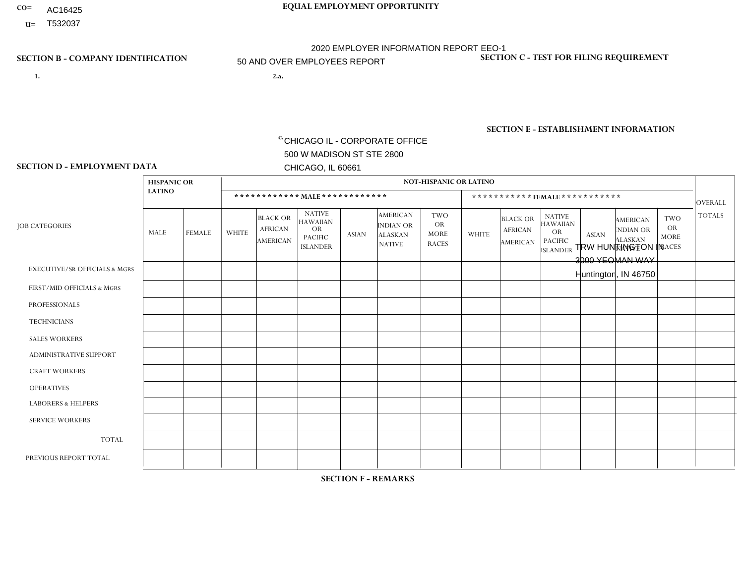CO= AC16425
U= T532037

**EQUAL EMPLOYMENT OPPORTUNITY**

2020 EMPLOYER INFORMATION REPORT EEO-1
50 AND OVER EMPLOYEES REPORT

**SECTION B - COMPANY IDENTIFICATION**

1.

2.a.

c. CHICAGO IL - CORPORATE OFFICE
500 W MADISON ST STE 2800
CHICAGO, IL 60661

**SECTION C - TEST FOR FILING REQUIREMENT**

**SECTION E - ESTABLISHMENT INFORMATION**

TRW HUNTINGTON IN
3000 YEOMAN WAY
Huntington, IN 46750

**SECTION D - EMPLOYMENT DATA**

| JOB CATEGORIES | HISPANIC OR LATINO | | NOT-HISPANIC OR LATINO | | | | | | | | | | | | OVERALL TOTALS |
|---|---|---|---|---|---|---|---|---|---|---|---|---|---|---|---|
| | | | MALE | | | | | | FEMALE | | | | | | |
| | MALE | FEMALE | WHITE | BLACK OR AFRICAN AMERICAN | NATIVE HAWAIIAN OR PACIFIC ISLANDER | ASIAN | AMERICAN INDIAN OR ALASKAN NATIVE | TWO OR MORE RACES | WHITE | BLACK OR AFRICAN AMERICAN | NATIVE HAWAIIAN OR PACIFIC ISLANDER | ASIAN | AMERICAN INDIAN OR ALASKAN NATIVE | TWO OR MORE RACES | |
| EXECUTIVE/SR OFFICIALS & MGRS | | | | | | | | | | | | | | | |
| FIRST/MID OFFICIALS & MGRS | | | | | | | | | | | | | | | |
| PROFESSIONALS | | | | | | | | | | | | | | | |
| TECHNICIANS | | | | | | | | | | | | | | | |
| SALES WORKERS | | | | | | | | | | | | | | | |
| ADMINISTRATIVE SUPPORT | | | | | | | | | | | | | | | |
| CRAFT WORKERS | | | | | | | | | | | | | | | |
| OPERATIVES | | | | | | | | | | | | | | | |
| LABORERS & HELPERS | | | | | | | | | | | | | | | |
| SERVICE WORKERS | | | | | | | | | | | | | | | |
| TOTAL | | | | | | | | | | | | | | | |
| PREVIOUS REPORT TOTAL | | | | | | | | | | | | | | | |

**SECTION F - REMARKS**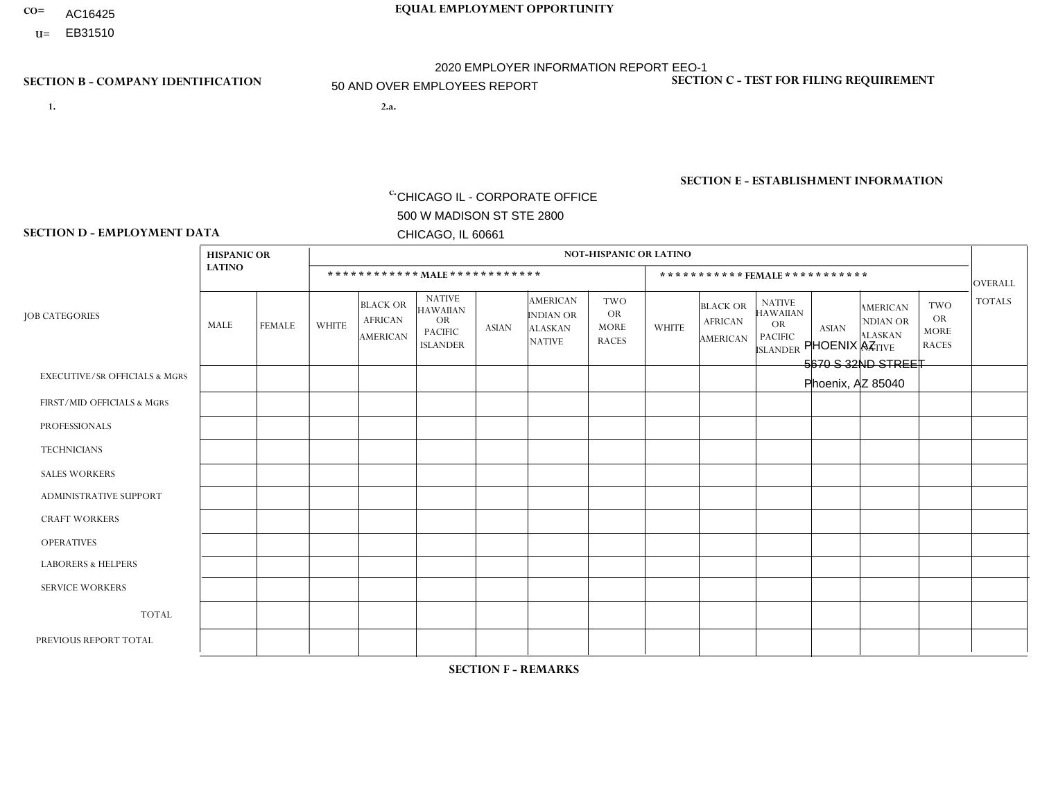CO= AC16425
U= EB31510

**EQUAL EMPLOYMENT OPPORTUNITY**

2020 EMPLOYER INFORMATION REPORT EEO-1

50 AND OVER EMPLOYEES REPORT

**SECTION B - COMPANY IDENTIFICATION**

1.

2.a.

c. CHICAGO IL - CORPORATE OFFICE
500 W MADISON ST STE 2800
CHICAGO, IL 60661

**SECTION C - TEST FOR FILING REQUIREMENT**

**SECTION E - ESTABLISHMENT INFORMATION**

PHOENIX AZ
5670 S 32ND STREET
Phoenix, AZ 85040

**SECTION D - EMPLOYMENT DATA**

| JOB CATEGORIES | HISPANIC OR LATINO | | NOT-HISPANIC OR LATINO | | | | | | | | | | | | OVERALL TOTALS |
|---|---|---|---|---|---|---|---|---|---|---|---|---|---|---|---|
| | | | MALE | | | | | | FEMALE | | | | | | |
| | MALE | FEMALE | WHITE | BLACK OR AFRICAN AMERICAN | NATIVE HAWAIIAN OR PACIFIC ISLANDER | ASIAN | AMERICAN INDIAN OR ALASKAN NATIVE | TWO OR MORE RACES | WHITE | BLACK OR AFRICAN AMERICAN | NATIVE HAWAIIAN OR PACIFIC ISLANDER | ASIAN | AMERICAN INDIAN OR ALASKAN NATIVE | TWO OR MORE RACES | |
| EXECUTIVE/SR OFFICIALS & MGRS | | | | | | | | | | | | | | | |
| FIRST/MID OFFICIALS & MGRS | | | | | | | | | | | | | | | |
| PROFESSIONALS | | | | | | | | | | | | | | | |
| TECHNICIANS | | | | | | | | | | | | | | | |
| SALES WORKERS | | | | | | | | | | | | | | | |
| ADMINISTRATIVE SUPPORT | | | | | | | | | | | | | | | |
| CRAFT WORKERS | | | | | | | | | | | | | | | |
| OPERATIVES | | | | | | | | | | | | | | | |
| LABORERS & HELPERS | | | | | | | | | | | | | | | |
| SERVICE WORKERS | | | | | | | | | | | | | | | |
| TOTAL | | | | | | | | | | | | | | | |
| PREVIOUS REPORT TOTAL | | | | | | | | | | | | | | | |

**SECTION F - REMARKS**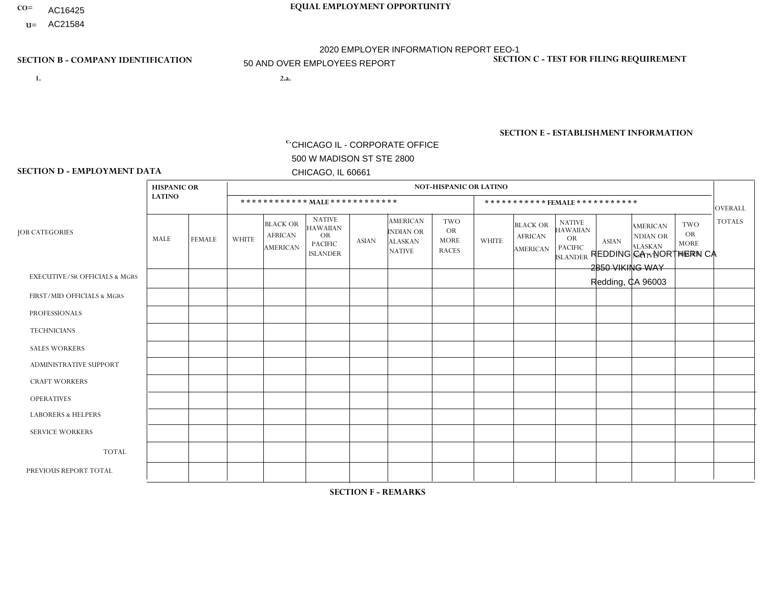CO= AC16425
U= AC21584

**EQUAL EMPLOYMENT OPPORTUNITY**

2020 EMPLOYER INFORMATION REPORT EEO-1
50 AND OVER EMPLOYEES REPORT

**SECTION B - COMPANY IDENTIFICATION**

1.

2.a.

c. CHICAGO IL - CORPORATE OFFICE
500 W MADISON ST STE 2800
CHICAGO, IL 60661

**SECTION C - TEST FOR FILING REQUIREMENT**

**SECTION E - ESTABLISHMENT INFORMATION**

REDDING CA - NORTHERN CA
2850 VIKING WAY
Redding, CA 96003

**SECTION D - EMPLOYMENT DATA**

| JOB CATEGORIES | HISPANIC OR LATINO | | NOT-HISPANIC OR LATINO | | | | | | | | | | | | OVERALL TOTALS |
|---|---|---|---|---|---|---|---|---|---|---|---|---|---|---|---|
| | | | MALE | | | | | | FEMALE | | | | | | |
| | MALE | FEMALE | WHITE | BLACK OR AFRICAN AMERICAN | NATIVE HAWAIIAN OR PACIFIC ISLANDER | ASIAN | AMERICAN INDIAN OR ALASKAN NATIVE | TWO OR MORE RACES | WHITE | BLACK OR AFRICAN AMERICAN | NATIVE HAWAIIAN OR PACIFIC ISLANDER | ASIAN | AMERICAN INDIAN OR ALASKAN NATIVE | TWO OR MORE RACES | |
| EXECUTIVE/SR OFFICIALS & MGRS | | | | | | | | | | | | | | | |
| FIRST/MID OFFICIALS & MGRS | | | | | | | | | | | | | | | |
| PROFESSIONALS | | | | | | | | | | | | | | | |
| TECHNICIANS | | | | | | | | | | | | | | | |
| SALES WORKERS | | | | | | | | | | | | | | | |
| ADMINISTRATIVE SUPPORT | | | | | | | | | | | | | | | |
| CRAFT WORKERS | | | | | | | | | | | | | | | |
| OPERATIVES | | | | | | | | | | | | | | | |
| LABORERS & HELPERS | | | | | | | | | | | | | | | |
| SERVICE WORKERS | | | | | | | | | | | | | | | |
| TOTAL | | | | | | | | | | | | | | | |
| PREVIOUS REPORT TOTAL | | | | | | | | | | | | | | | |

**SECTION F - REMARKS**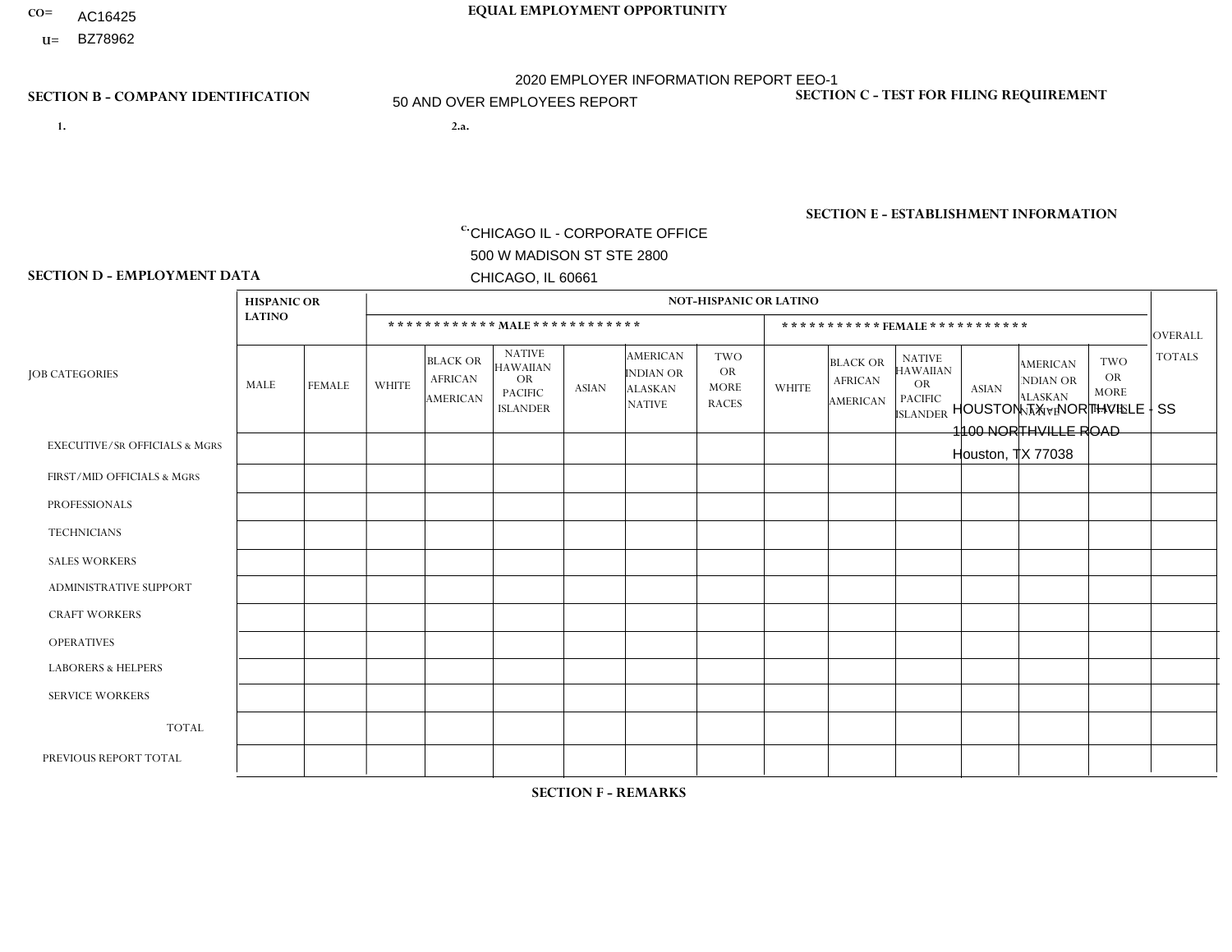CO= AC16425
U= BZ78962

**EQUAL EMPLOYMENT OPPORTUNITY**

2020 EMPLOYER INFORMATION REPORT EEO-1

50 AND OVER EMPLOYEES REPORT

**SECTION B - COMPANY IDENTIFICATION**

1.

2.a.

c. CHICAGO IL - CORPORATE OFFICE
500 W MADISON ST STE 2800
CHICAGO, IL 60661

**SECTION C - TEST FOR FILING REQUIREMENT**

**SECTION E - ESTABLISHMENT INFORMATION**

HOUSTON TX - NORTHVILLE - SS
1100 NORTHVILLE ROAD
Houston, TX 77038

**SECTION D - EMPLOYMENT DATA**

| JOB CATEGORIES | HISPANIC OR LATINO | | NOT-HISPANIC OR LATINO | | | | | | | | | | | | OVERALL TOTALS |
|---|---|---|---|---|---|---|---|---|---|---|---|---|---|---|---|
| | | | MALE | | | | | | FEMALE | | | | | | |
| | MALE | FEMALE | WHITE | BLACK OR AFRICAN AMERICAN | NATIVE HAWAIIAN OR PACIFIC ISLANDER | ASIAN | AMERICAN INDIAN OR ALASKAN NATIVE | TWO OR MORE RACES | WHITE | BLACK OR AFRICAN AMERICAN | NATIVE HAWAIIAN OR PACIFIC ISLANDER | ASIAN | AMERICAN INDIAN OR ALASKAN NATIVE | TWO OR MORE RACES | |
| EXECUTIVE/SR OFFICIALS & MGRS | | | | | | | | | | | | | | | |
| FIRST/MID OFFICIALS & MGRS | | | | | | | | | | | | | | | |
| PROFESSIONALS | | | | | | | | | | | | | | | |
| TECHNICIANS | | | | | | | | | | | | | | | |
| SALES WORKERS | | | | | | | | | | | | | | | |
| ADMINISTRATIVE SUPPORT | | | | | | | | | | | | | | | |
| CRAFT WORKERS | | | | | | | | | | | | | | | |
| OPERATIVES | | | | | | | | | | | | | | | |
| LABORERS & HELPERS | | | | | | | | | | | | | | | |
| SERVICE WORKERS | | | | | | | | | | | | | | | |
| TOTAL | | | | | | | | | | | | | | | |
| PREVIOUS REPORT TOTAL | | | | | | | | | | | | | | | |

**SECTION F - REMARKS**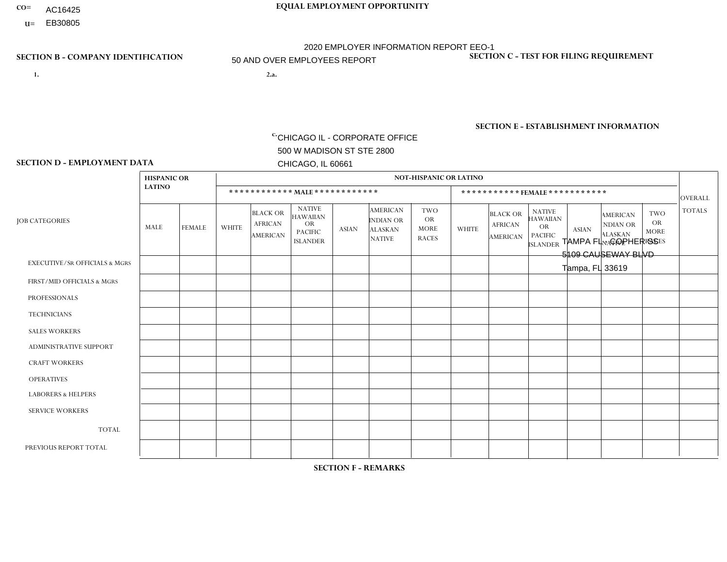CO= AC16425
U= EB30805

**EQUAL EMPLOYMENT OPPORTUNITY**

2020 EMPLOYER INFORMATION REPORT EEO-1
50 AND OVER EMPLOYEES REPORT

**SECTION B - COMPANY IDENTIFICATION**

1.

2.a.

c. CHICAGO IL - CORPORATE OFFICE
500 W MADISON ST STE 2800
CHICAGO, IL 60661

**SECTION C - TEST FOR FILING REQUIREMENT**

**SECTION E - ESTABLISHMENT INFORMATION**

TAMPA FL - GOPHER SS
5109 CAUSEWAY BLVD
Tampa, FL 33619

**SECTION D - EMPLOYMENT DATA**

| JOB CATEGORIES | HISPANIC OR LATINO | | NOT-HISPANIC OR LATINO | | | | | | | | | | | | OVERALL TOTALS |
|---|---|---|---|---|---|---|---|---|---|---|---|---|---|---|---|
| | | | MALE | | | | | | FEMALE | | | | | | |
| | MALE | FEMALE | WHITE | BLACK OR AFRICAN AMERICAN | NATIVE HAWAIIAN OR PACIFIC ISLANDER | ASIAN | AMERICAN INDIAN OR ALASKAN NATIVE | TWO OR MORE RACES | WHITE | BLACK OR AFRICAN AMERICAN | NATIVE HAWAIIAN OR PACIFIC ISLANDER | ASIAN | AMERICAN INDIAN OR ALASKAN NATIVE | TWO OR MORE RACES | |
| EXECUTIVE/Sr OFFICIALS & MGRS | | | | | | | | | | | | | | | |
| FIRST/MID OFFICIALS & MGRS | | | | | | | | | | | | | | | |
| PROFESSIONALS | | | | | | | | | | | | | | | |
| TECHNICIANS | | | | | | | | | | | | | | | |
| SALES WORKERS | | | | | | | | | | | | | | | |
| ADMINISTRATIVE SUPPORT | | | | | | | | | | | | | | | |
| CRAFT WORKERS | | | | | | | | | | | | | | | |
| OPERATIVES | | | | | | | | | | | | | | | |
| LABORERS & HELPERS | | | | | | | | | | | | | | | |
| SERVICE WORKERS | | | | | | | | | | | | | | | |
| TOTAL | | | | | | | | | | | | | | | |
| PREVIOUS REPORT TOTAL | | | | | | | | | | | | | | | |

**SECTION F - REMARKS**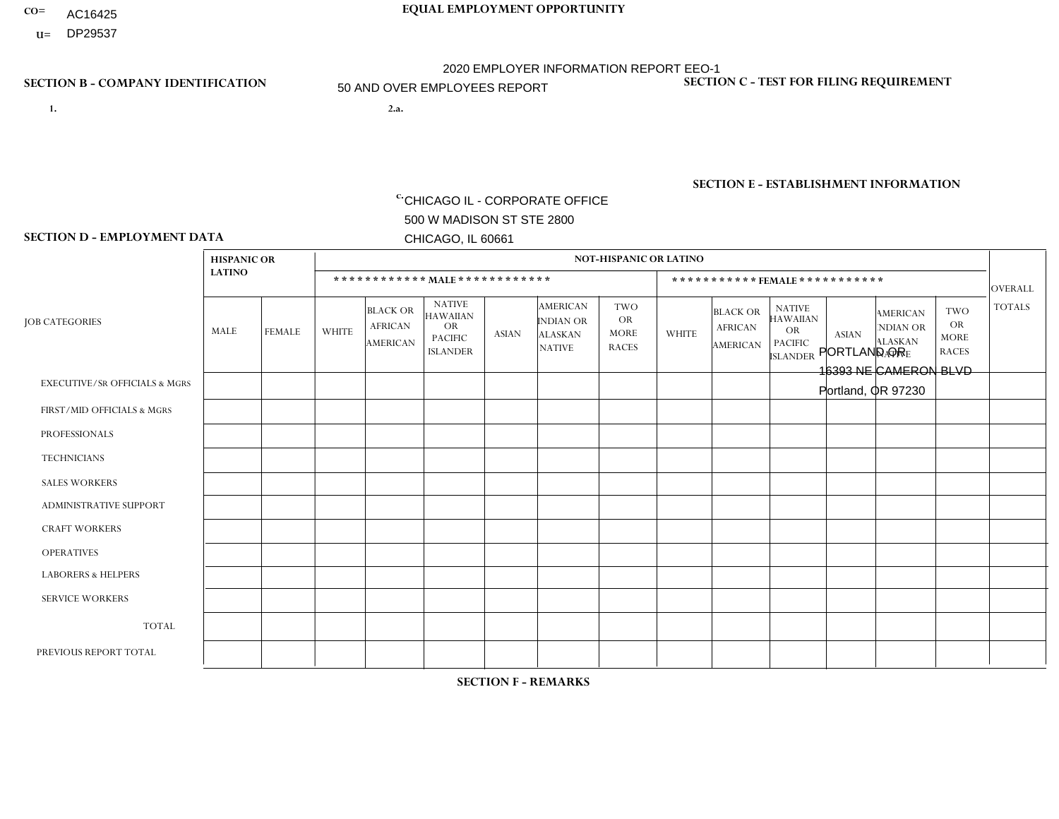CO= AC16425
U= DP29537

**EQUAL EMPLOYMENT OPPORTUNITY**

2020 EMPLOYER INFORMATION REPORT EEO-1
50 AND OVER EMPLOYEES REPORT

**SECTION B - COMPANY IDENTIFICATION**

1.

2.a.

c. CHICAGO IL - CORPORATE OFFICE
500 W MADISON ST STE 2800
CHICAGO, IL 60661

**SECTION C - TEST FOR FILING REQUIREMENT**

**SECTION E - ESTABLISHMENT INFORMATION**

PORTLAND OR
16393 NE CAMERON BLVD
Portland, OR 97230

**SECTION D - EMPLOYMENT DATA**

| JOB CATEGORIES | HISPANIC OR LATINO | | NOT-HISPANIC OR LATINO | | | | | | | | | | | | OVERALL TOTALS |
|---|---|---|---|---|---|---|---|---|---|---|---|---|---|---|---|
| | | | MALE | | | | | | FEMALE | | | | | | |
| | MALE | FEMALE | WHITE | BLACK OR AFRICAN AMERICAN | NATIVE HAWAIIAN OR PACIFIC ISLANDER | ASIAN | AMERICAN INDIAN OR ALASKAN NATIVE | TWO OR MORE RACES | WHITE | BLACK OR AFRICAN AMERICAN | NATIVE HAWAIIAN OR PACIFIC ISLANDER | ASIAN | AMERICAN INDIAN OR ALASKAN NATIVE | TWO OR MORE RACES | |
| EXECUTIVE/SR OFFICIALS & MGRS | | | | | | | | | | | | | | | |
| FIRST/MID OFFICIALS & MGRS | | | | | | | | | | | | | | | |
| PROFESSIONALS | | | | | | | | | | | | | | | |
| TECHNICIANS | | | | | | | | | | | | | | | |
| SALES WORKERS | | | | | | | | | | | | | | | |
| ADMINISTRATIVE SUPPORT | | | | | | | | | | | | | | | |
| CRAFT WORKERS | | | | | | | | | | | | | | | |
| OPERATIVES | | | | | | | | | | | | | | | |
| LABORERS & HELPERS | | | | | | | | | | | | | | | |
| SERVICE WORKERS | | | | | | | | | | | | | | | |
| TOTAL | | | | | | | | | | | | | | | |
| PREVIOUS REPORT TOTAL | | | | | | | | | | | | | | | |

**SECTION F - REMARKS**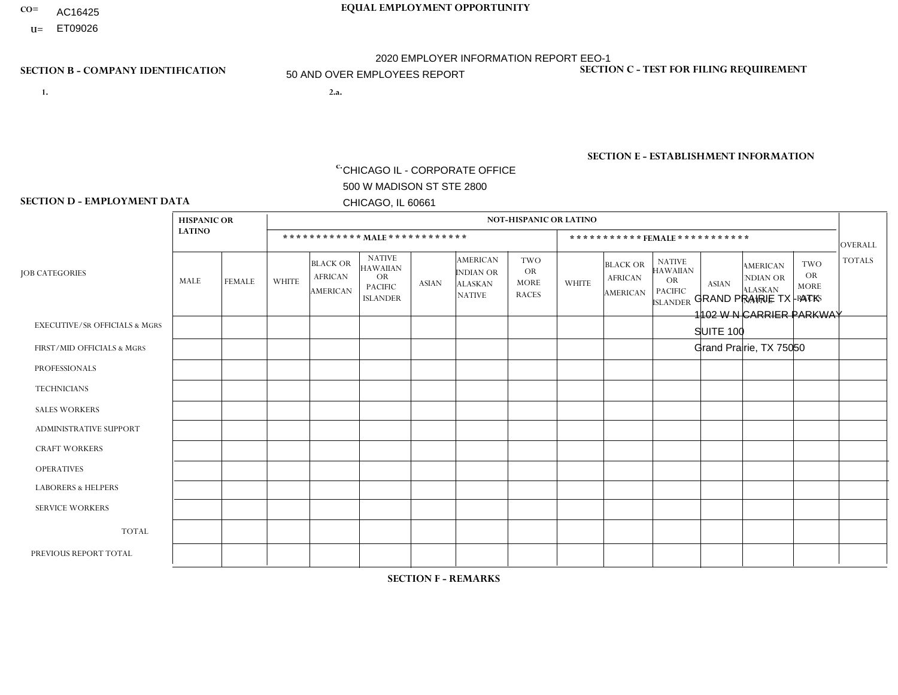CO= AC16425
U= ET09026

**EQUAL EMPLOYMENT OPPORTUNITY**

2020 EMPLOYER INFORMATION REPORT EEO-1
50 AND OVER EMPLOYEES REPORT

**SECTION B - COMPANY IDENTIFICATION**

1.

2.a.

c. CHICAGO IL - CORPORATE OFFICE
500 W MADISON ST STE 2800
CHICAGO, IL 60661

**SECTION C - TEST FOR FILING REQUIREMENT**

**SECTION E - ESTABLISHMENT INFORMATION**

GRAND PRAIRIE TX - ATK
1102 W N CARRIER PARKWAY
SUITE 100
Grand Prairie, TX 75050

**SECTION D - EMPLOYMENT DATA**

| JOB CATEGORIES | HISPANIC OR LATINO | | NOT-HISPANIC OR LATINO | | | | | | | | | | | | OVERALL TOTALS |
|---|---|---|---|---|---|---|---|---|---|---|---|---|---|---|---|
| | | | MALE | | | | | | FEMALE | | | | | | |
| | MALE | FEMALE | WHITE | BLACK OR AFRICAN AMERICAN | NATIVE HAWAIIAN OR PACIFIC ISLANDER | ASIAN | AMERICAN INDIAN OR ALASKAN NATIVE | TWO OR MORE RACES | WHITE | BLACK OR AFRICAN AMERICAN | NATIVE HAWAIIAN OR PACIFIC ISLANDER | ASIAN | AMERICAN INDIAN OR ALASKAN NATIVE | TWO OR MORE RACES | |
| EXECUTIVE/SR OFFICIALS & MGRS | | | | | | | | | | | | | | | |
| FIRST/MID OFFICIALS & MGRS | | | | | | | | | | | | | | | |
| PROFESSIONALS | | | | | | | | | | | | | | | |
| TECHNICIANS | | | | | | | | | | | | | | | |
| SALES WORKERS | | | | | | | | | | | | | | | |
| ADMINISTRATIVE SUPPORT | | | | | | | | | | | | | | | |
| CRAFT WORKERS | | | | | | | | | | | | | | | |
| OPERATIVES | | | | | | | | | | | | | | | |
| LABORERS & HELPERS | | | | | | | | | | | | | | | |
| SERVICE WORKERS | | | | | | | | | | | | | | | |
| TOTAL | | | | | | | | | | | | | | | |
| PREVIOUS REPORT TOTAL | | | | | | | | | | | | | | | |

**SECTION F - REMARKS**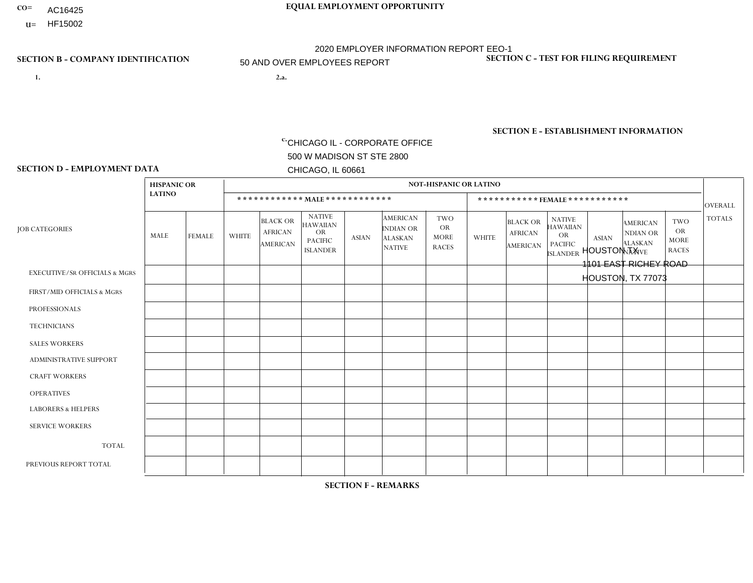CO= AC16425
U= HF15002

**EQUAL EMPLOYMENT OPPORTUNITY**

2020 EMPLOYER INFORMATION REPORT EEO-1

50 AND OVER EMPLOYEES REPORT

**SECTION B - COMPANY IDENTIFICATION**

1.

2.a.

c. CHICAGO IL - CORPORATE OFFICE
500 W MADISON ST STE 2800
CHICAGO, IL 60661

**SECTION C - TEST FOR FILING REQUIREMENT**

**SECTION E - ESTABLISHMENT INFORMATION**

HOUSTON TX
1101 EAST RICHEY ROAD
HOUSTON, TX 77073

**SECTION D - EMPLOYMENT DATA**

| JOB CATEGORIES | HISPANIC OR LATINO | | NOT-HISPANIC OR LATINO | | | | | | | | | | | | OVERALL TOTALS |
|---|---|---|---|---|---|---|---|---|---|---|---|---|---|---|---|
| | | | ************ MALE ************ | | | | | | *********** FEMALE *********** | | | | | | |
| | MALE | FEMALE | WHITE | BLACK OR AFRICAN AMERICAN | NATIVE HAWAIIAN OR PACIFIC ISLANDER | ASIAN | AMERICAN INDIAN OR ALASKAN NATIVE | TWO OR MORE RACES | WHITE | BLACK OR AFRICAN AMERICAN | NATIVE HAWAIIAN OR PACIFIC ISLANDER | ASIAN | AMERICAN INDIAN OR ALASKAN NATIVE | TWO OR MORE RACES | |
| EXECUTIVE/SR OFFICIALS & MGRS | | | | | | | | | | | | | | | |
| FIRST/MID OFFICIALS & MGRS | | | | | | | | | | | | | | | |
| PROFESSIONALS | | | | | | | | | | | | | | | |
| TECHNICIANS | | | | | | | | | | | | | | | |
| SALES WORKERS | | | | | | | | | | | | | | | |
| ADMINISTRATIVE SUPPORT | | | | | | | | | | | | | | | |
| CRAFT WORKERS | | | | | | | | | | | | | | | |
| OPERATIVES | | | | | | | | | | | | | | | |
| LABORERS & HELPERS | | | | | | | | | | | | | | | |
| SERVICE WORKERS | | | | | | | | | | | | | | | |
| TOTAL | | | | | | | | | | | | | | | |
| PREVIOUS REPORT TOTAL | | | | | | | | | | | | | | | |

**SECTION F - REMARKS**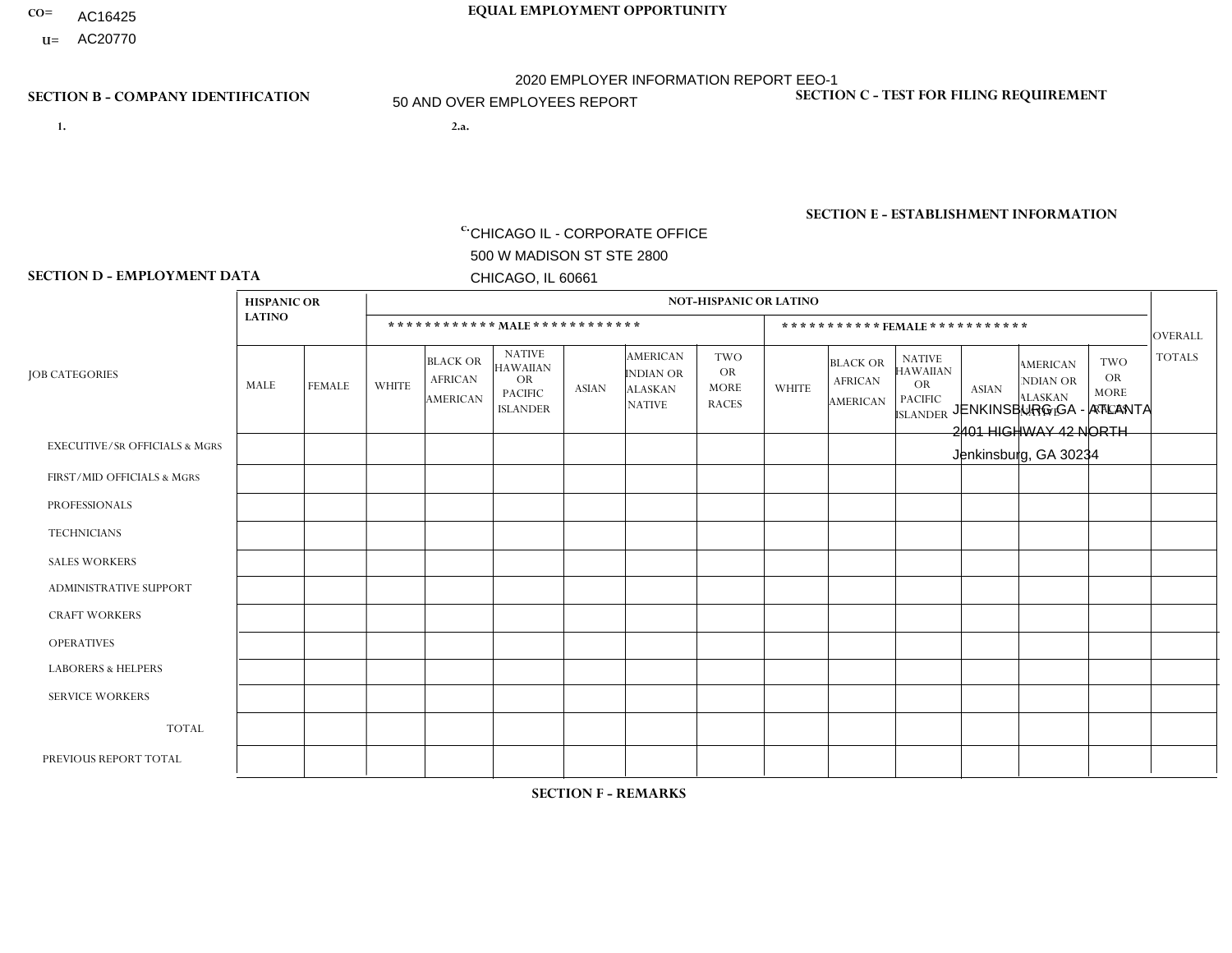CO= AC16425
U= AC20770

**EQUAL EMPLOYMENT OPPORTUNITY**

2020 EMPLOYER INFORMATION REPORT EEO-1

50 AND OVER EMPLOYEES REPORT

**SECTION B - COMPANY IDENTIFICATION**

1.

2.a.

c. CHICAGO IL - CORPORATE OFFICE
500 W MADISON ST STE 2800
CHICAGO, IL 60661

**SECTION C - TEST FOR FILING REQUIREMENT**

**SECTION E - ESTABLISHMENT INFORMATION**

JENKINSBURG GA - ATLANTA
2401 HIGHWAY 42 NORTH
Jenkinsburg, GA 30234

**SECTION D - EMPLOYMENT DATA**

| JOB CATEGORIES | HISPANIC OR LATINO | | NOT-HISPANIC OR LATINO | | | | | | | | | | | | OVERALL TOTALS |
|---|---|---|---|---|---|---|---|---|---|---|---|---|---|---|---|
| | | | MALE | | | | | | FEMALE | | | | | | |
| | MALE | FEMALE | WHITE | BLACK OR AFRICAN AMERICAN | NATIVE HAWAIIAN OR PACIFIC ISLANDER | ASIAN | AMERICAN INDIAN OR ALASKAN NATIVE | TWO OR MORE RACES | WHITE | BLACK OR AFRICAN AMERICAN | NATIVE HAWAIIAN OR PACIFIC ISLANDER | ASIAN | AMERICAN INDIAN OR ALASKAN NATIVE | TWO OR MORE RACES | |
| EXECUTIVE/SR OFFICIALS & MGRS | | | | | | | | | | | | | | | |
| FIRST/MID OFFICIALS & MGRS | | | | | | | | | | | | | | | |
| PROFESSIONALS | | | | | | | | | | | | | | | |
| TECHNICIANS | | | | | | | | | | | | | | | |
| SALES WORKERS | | | | | | | | | | | | | | | |
| ADMINISTRATIVE SUPPORT | | | | | | | | | | | | | | | |
| CRAFT WORKERS | | | | | | | | | | | | | | | |
| OPERATIVES | | | | | | | | | | | | | | | |
| LABORERS & HELPERS | | | | | | | | | | | | | | | |
| SERVICE WORKERS | | | | | | | | | | | | | | | |
| TOTAL | | | | | | | | | | | | | | | |
| PREVIOUS REPORT TOTAL | | | | | | | | | | | | | | | |

**SECTION F - REMARKS**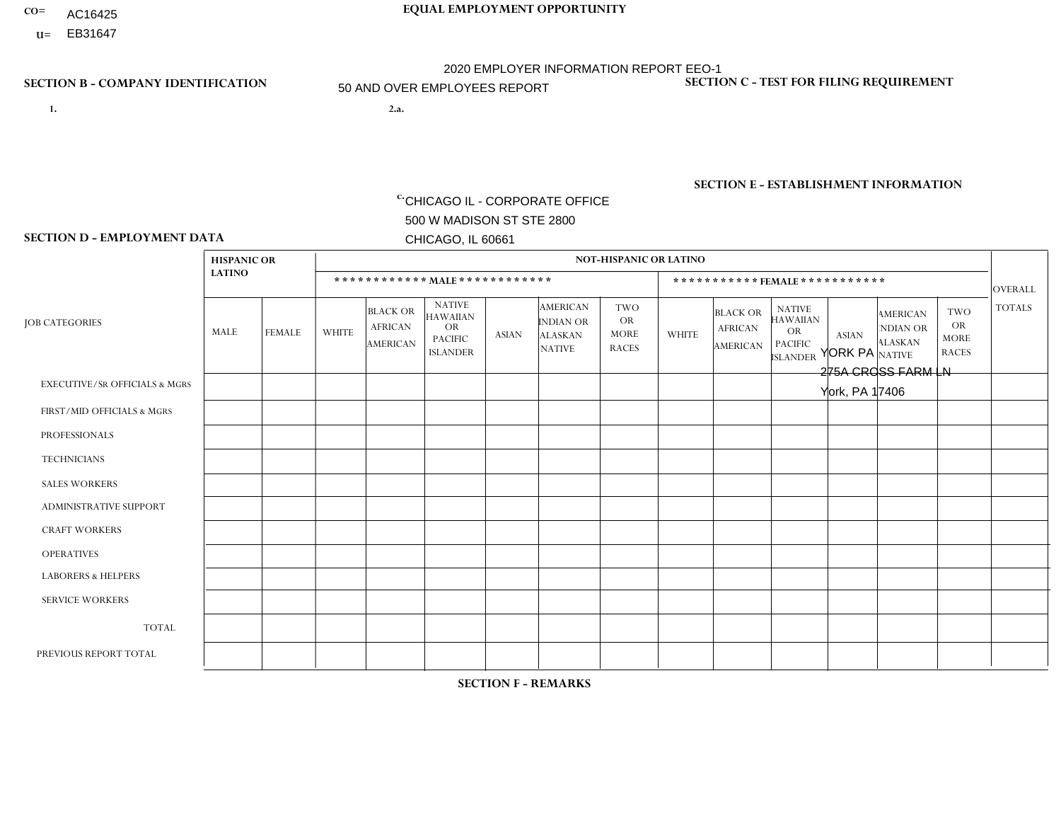CO= AC16425
U= EB31647

**EQUAL EMPLOYMENT OPPORTUNITY**

2020 EMPLOYER INFORMATION REPORT EEO-1

50 AND OVER EMPLOYEES REPORT

**SECTION B - COMPANY IDENTIFICATION**

1.

2.a.

c. CHICAGO IL - CORPORATE OFFICE
500 W MADISON ST STE 2800
CHICAGO, IL 60661

**SECTION C - TEST FOR FILING REQUIREMENT**

**SECTION E - ESTABLISHMENT INFORMATION**

YORK PA
275A CROSS FARM LN
York, PA 17406

**SECTION D - EMPLOYMENT DATA**

| JOB CATEGORIES | HISPANIC OR LATINO | | NOT-HISPANIC OR LATINO | | | | | | | | | | | | OVERALL TOTALS |
|---|---|---|---|---|---|---|---|---|---|---|---|---|---|---|---|
| | | | MALE | | | | | | FEMALE | | | | | | |
| | MALE | FEMALE | WHITE | BLACK OR AFRICAN AMERICAN | NATIVE HAWAIIAN OR PACIFIC ISLANDER | ASIAN | AMERICAN INDIAN OR ALASKAN NATIVE | TWO OR MORE RACES | WHITE | BLACK OR AFRICAN AMERICAN | NATIVE HAWAIIAN OR PACIFIC ISLANDER | ASIAN | AMERICAN INDIAN OR ALASKAN NATIVE | TWO OR MORE RACES | |
| EXECUTIVE/SR OFFICIALS & MGRS | | | | | | | | | | | | | | | |
| FIRST/MID OFFICIALS & MGRS | | | | | | | | | | | | | | | |
| PROFESSIONALS | | | | | | | | | | | | | | | |
| TECHNICIANS | | | | | | | | | | | | | | | |
| SALES WORKERS | | | | | | | | | | | | | | | |
| ADMINISTRATIVE SUPPORT | | | | | | | | | | | | | | | |
| CRAFT WORKERS | | | | | | | | | | | | | | | |
| OPERATIVES | | | | | | | | | | | | | | | |
| LABORERS & HELPERS | | | | | | | | | | | | | | | |
| SERVICE WORKERS | | | | | | | | | | | | | | | |
| TOTAL | | | | | | | | | | | | | | | |
| PREVIOUS REPORT TOTAL | | | | | | | | | | | | | | | |

**SECTION F - REMARKS**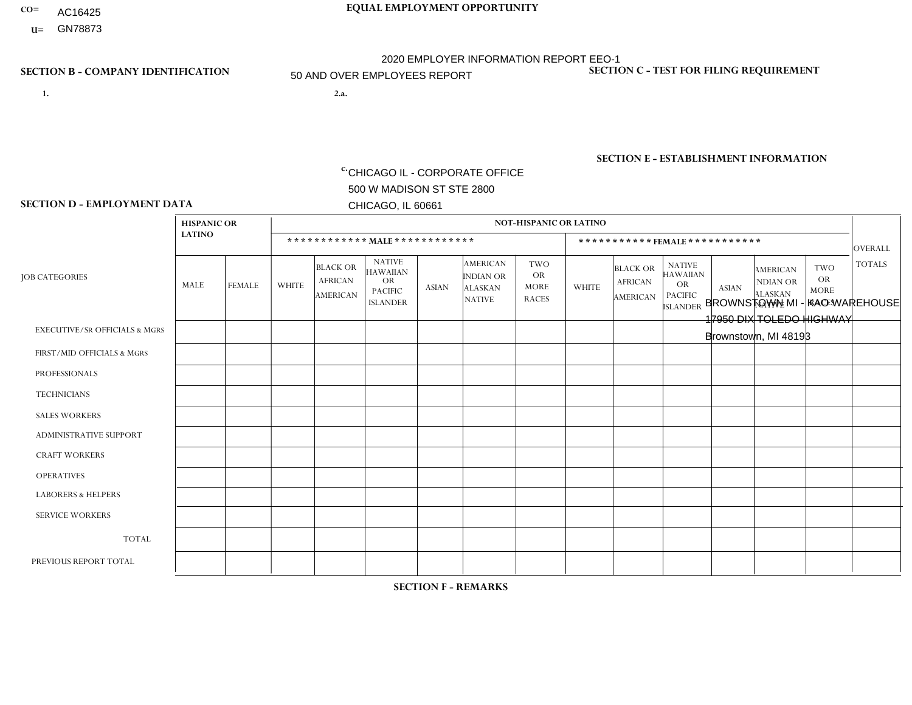CO= AC16425
U= GN78873

EQUAL EMPLOYMENT OPPORTUNITY

2020 EMPLOYER INFORMATION REPORT EEO-1
50 AND OVER EMPLOYEES REPORT

SECTION B - COMPANY IDENTIFICATION

SECTION C - TEST FOR FILING REQUIREMENT

1.

2.a.

c. CHICAGO IL - CORPORATE OFFICE
500 W MADISON ST STE 2800
CHICAGO, IL 60661

SECTION E - ESTABLISHMENT INFORMATION

BROWNSTOWN MI - KAO WAREHOUSE
17950 DIX TOLEDO HIGHWAY
Brownstown, MI 48193

SECTION D - EMPLOYMENT DATA

| JOB CATEGORIES | HISPANIC OR LATINO | | NOT-HISPANIC OR LATINO | | | | | | | | | | | | OVERALL TOTALS |
|---|---|---|---|---|---|---|---|---|---|---|---|---|---|---|---|
| | | | MALE | | | | | | FEMALE | | | | | | |
| | MALE | FEMALE | WHITE | BLACK OR AFRICAN AMERICAN | NATIVE HAWAIIAN OR PACIFIC ISLANDER | ASIAN | AMERICAN INDIAN OR ALASKAN NATIVE | TWO OR MORE RACES | WHITE | BLACK OR AFRICAN AMERICAN | NATIVE HAWAIIAN OR PACIFIC ISLANDER | ASIAN | AMERICAN INDIAN OR ALASKAN NATIVE | TWO OR MORE RACES | |
| EXECUTIVE/SR OFFICIALS & MGRS | | | | | | | | | | | | | | | |
| FIRST/MID OFFICIALS & MGRS | | | | | | | | | | | | | | | |
| PROFESSIONALS | | | | | | | | | | | | | | | |
| TECHNICIANS | | | | | | | | | | | | | | | |
| SALES WORKERS | | | | | | | | | | | | | | | |
| ADMINISTRATIVE SUPPORT | | | | | | | | | | | | | | | |
| CRAFT WORKERS | | | | | | | | | | | | | | | |
| OPERATIVES | | | | | | | | | | | | | | | |
| LABORERS & HELPERS | | | | | | | | | | | | | | | |
| SERVICE WORKERS | | | | | | | | | | | | | | | |
| TOTAL | | | | | | | | | | | | | | | |
| PREVIOUS REPORT TOTAL | | | | | | | | | | | | | | | |

SECTION F - REMARKS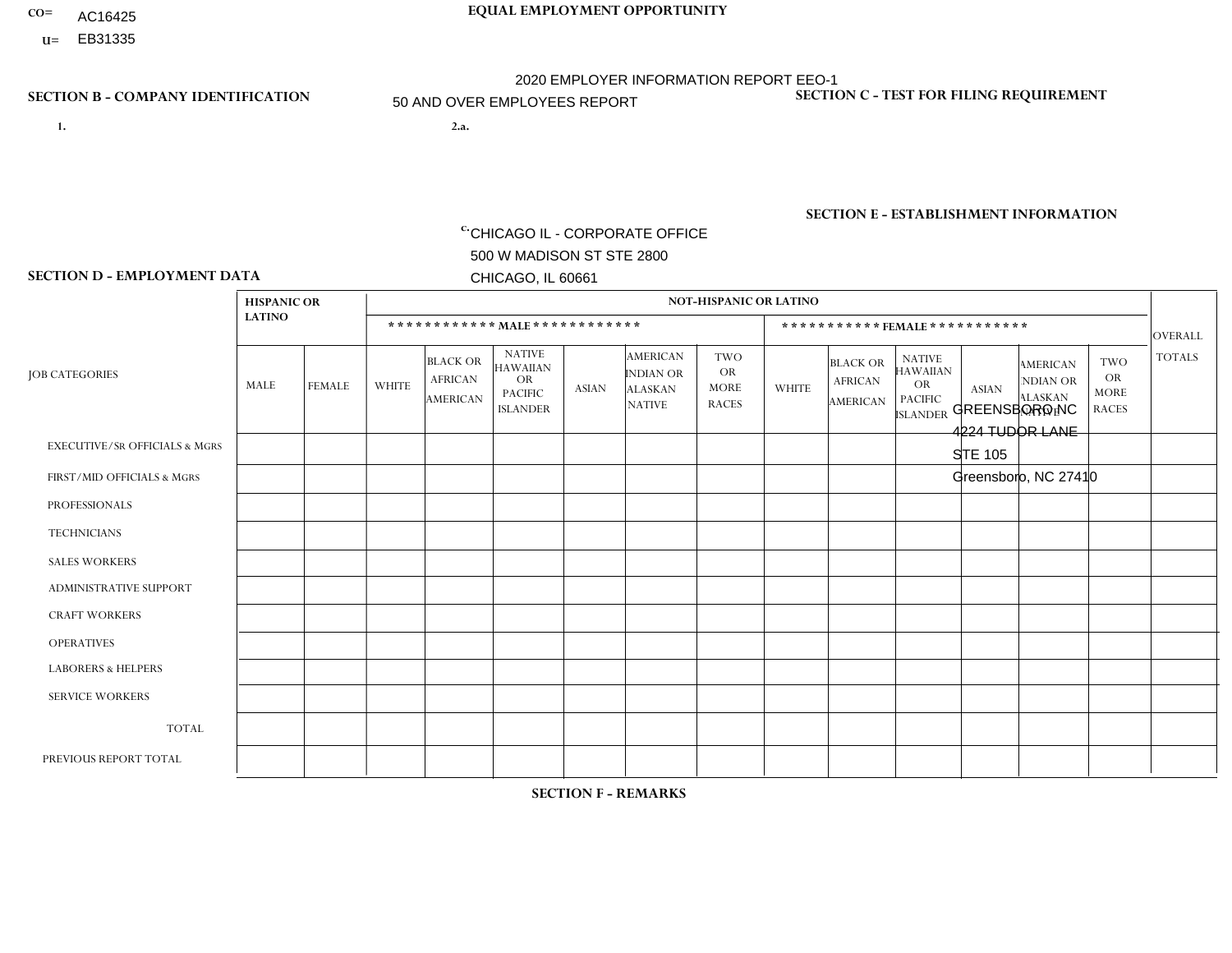CO= AC16425
U= EB31335

**EQUAL EMPLOYMENT OPPORTUNITY**

2020 EMPLOYER INFORMATION REPORT EEO-1
50 AND OVER EMPLOYEES REPORT

**SECTION B - COMPANY IDENTIFICATION**

1.

2.a.

c. CHICAGO IL - CORPORATE OFFICE
500 W MADISON ST STE 2800
CHICAGO, IL 60661

**SECTION C - TEST FOR FILING REQUIREMENT**

**SECTION E - ESTABLISHMENT INFORMATION**

GREENSBORO NC
4224 TUDOR LANE
STE 105
Greensboro, NC 27410

**SECTION D - EMPLOYMENT DATA**

| JOB CATEGORIES | HISPANIC OR LATINO | | NOT-HISPANIC OR LATINO | | | | | | | | | | | | OVERALL TOTALS |
|---|---|---|---|---|---|---|---|---|---|---|---|---|---|---|---|
| | | | *********** MALE *********** | | | | | | *********** FEMALE *********** | | | | | | |
| | MALE | FEMALE | WHITE | BLACK OR AFRICAN AMERICAN | NATIVE HAWAIIAN OR PACIFIC ISLANDER | ASIAN | AMERICAN INDIAN OR ALASKAN NATIVE | TWO OR MORE RACES | WHITE | BLACK OR AFRICAN AMERICAN | NATIVE HAWAIIAN OR PACIFIC ISLANDER | ASIAN | AMERICAN INDIAN OR ALASKAN NATIVE | TWO OR MORE RACES | |
| EXECUTIVE/SR OFFICIALS & MGRS | | | | | | | | | | | | | | | |
| FIRST/MID OFFICIALS & MGRS | | | | | | | | | | | | | | | |
| PROFESSIONALS | | | | | | | | | | | | | | | |
| TECHNICIANS | | | | | | | | | | | | | | | |
| SALES WORKERS | | | | | | | | | | | | | | | |
| ADMINISTRATIVE SUPPORT | | | | | | | | | | | | | | | |
| CRAFT WORKERS | | | | | | | | | | | | | | | |
| OPERATIVES | | | | | | | | | | | | | | | |
| LABORERS & HELPERS | | | | | | | | | | | | | | | |
| SERVICE WORKERS | | | | | | | | | | | | | | | |
| TOTAL | | | | | | | | | | | | | | | |
| PREVIOUS REPORT TOTAL | | | | | | | | | | | | | | | |

**SECTION F - REMARKS**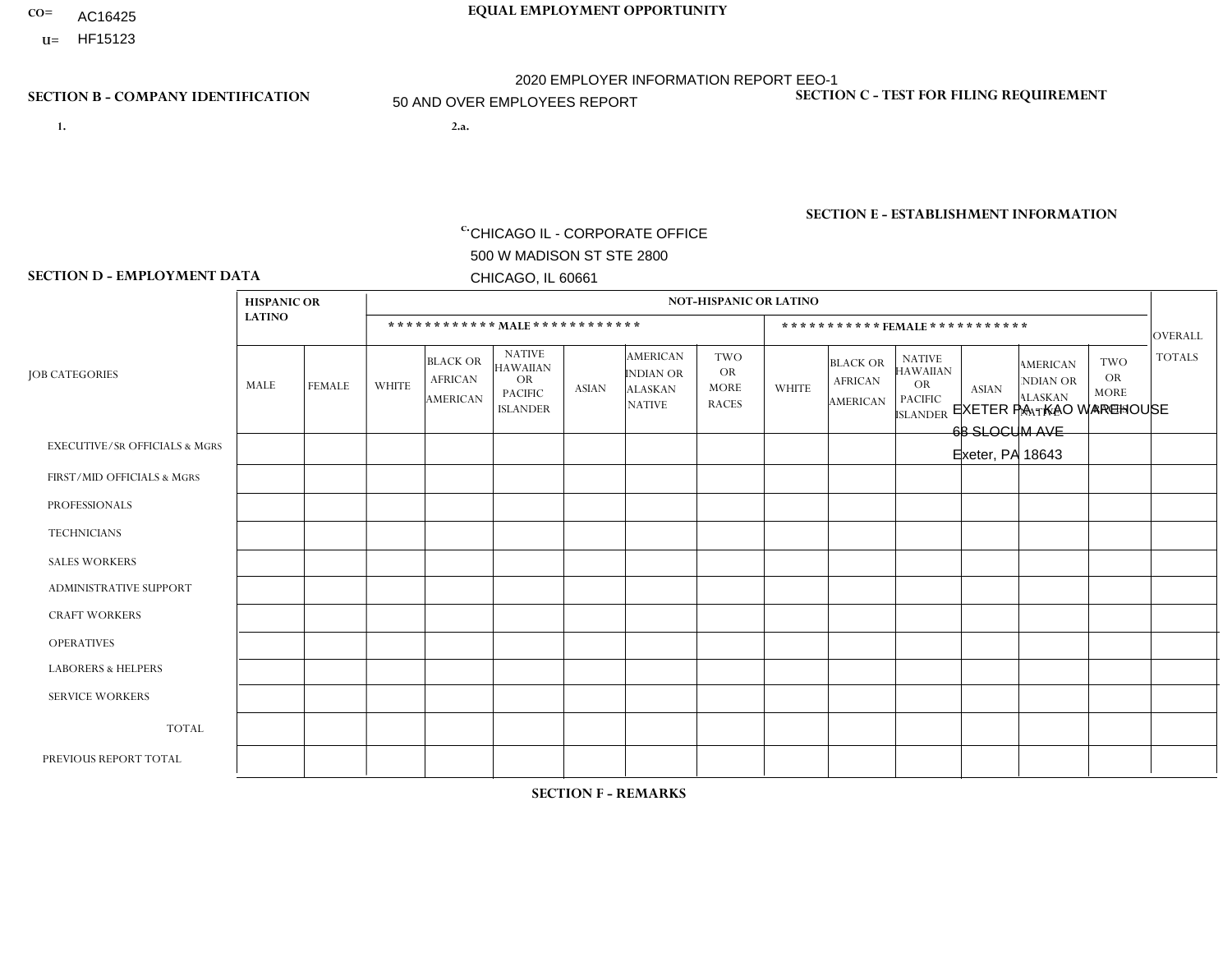CO= AC16425
U= HF15123

EQUAL EMPLOYMENT OPPORTUNITY

2020 EMPLOYER INFORMATION REPORT EEO-1

50 AND OVER EMPLOYEES REPORT

**SECTION B - COMPANY IDENTIFICATION**

1.

2.a.

c. CHICAGO IL - CORPORATE OFFICE
500 W MADISON ST STE 2800
CHICAGO, IL 60661

**SECTION C - TEST FOR FILING REQUIREMENT**

**SECTION E - ESTABLISHMENT INFORMATION**

EXETER PA - KAO WAREHOUSE
68 SLOCUM AVE
Exeter, PA 18643

**SECTION D - EMPLOYMENT DATA**

| JOB CATEGORIES | HISPANIC OR LATINO | | NOT-HISPANIC OR LATINO | | | | | | | | | | | | OVERALL TOTALS |
|---|---|---|---|---|---|---|---|---|---|---|---|---|---|---|---|
| | | | MALE | | | | | | FEMALE | | | | | | |
| | MALE | FEMALE | WHITE | BLACK OR AFRICAN AMERICAN | NATIVE HAWAIIAN OR PACIFIC ISLANDER | ASIAN | AMERICAN INDIAN OR ALASKAN NATIVE | TWO OR MORE RACES | WHITE | BLACK OR AFRICAN AMERICAN | NATIVE HAWAIIAN OR PACIFIC ISLANDER | ASIAN | AMERICAN INDIAN OR ALASKAN NATIVE | TWO OR MORE RACES | |
| EXECUTIVE/SR OFFICIALS & MGRS | | | | | | | | | | | | | | | |
| FIRST/MID OFFICIALS & MGRS | | | | | | | | | | | | | | | |
| PROFESSIONALS | | | | | | | | | | | | | | | |
| TECHNICIANS | | | | | | | | | | | | | | | |
| SALES WORKERS | | | | | | | | | | | | | | | |
| ADMINISTRATIVE SUPPORT | | | | | | | | | | | | | | | |
| CRAFT WORKERS | | | | | | | | | | | | | | | |
| OPERATIVES | | | | | | | | | | | | | | | |
| LABORERS & HELPERS | | | | | | | | | | | | | | | |
| SERVICE WORKERS | | | | | | | | | | | | | | | |
| TOTAL | | | | | | | | | | | | | | | |
| PREVIOUS REPORT TOTAL | | | | | | | | | | | | | | | |

**SECTION F - REMARKS**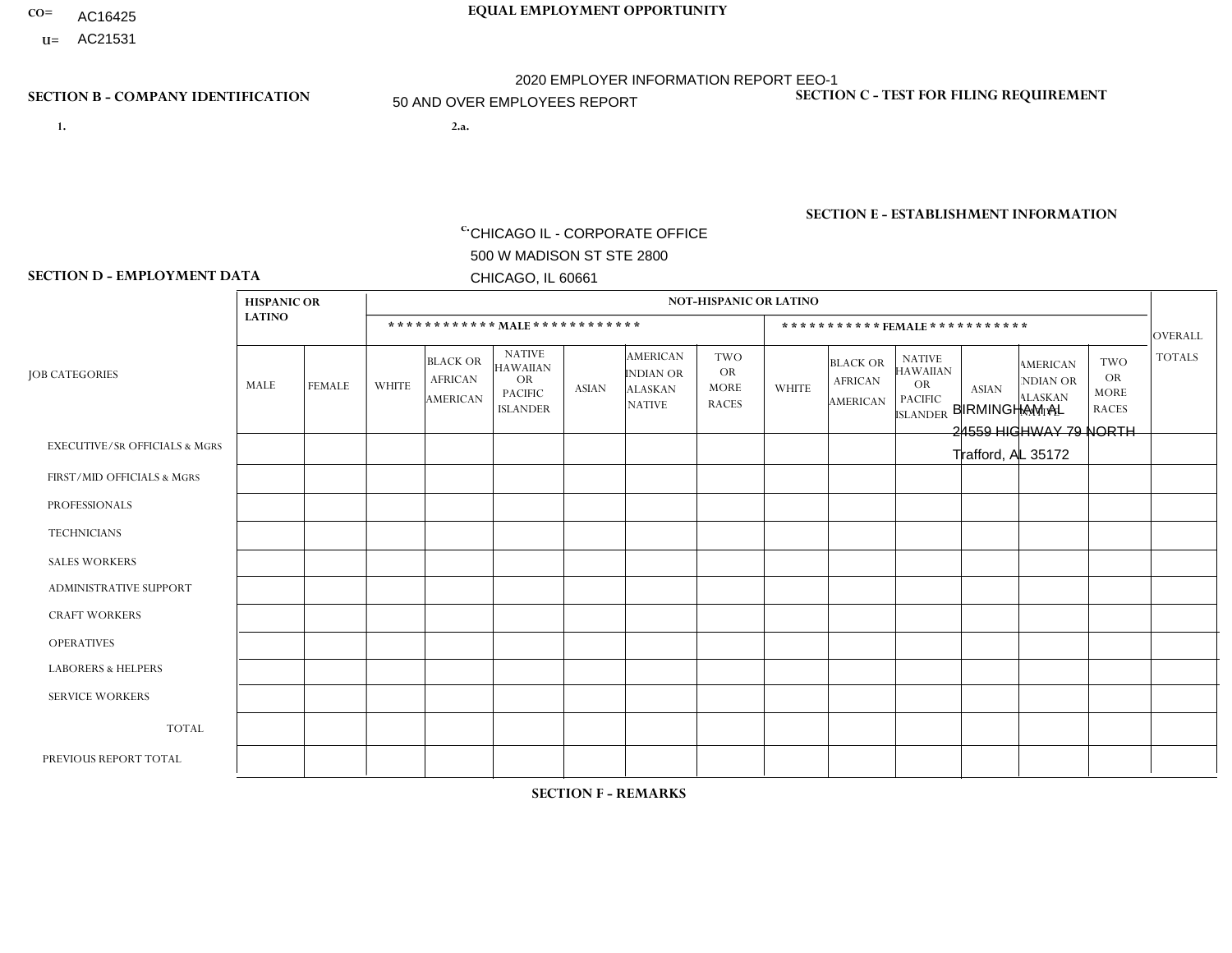CO= AC16425

U= AC21531

**EQUAL EMPLOYMENT OPPORTUNITY**

2020 EMPLOYER INFORMATION REPORT EEO-1

50 AND OVER EMPLOYEES REPORT

## SECTION B - COMPANY IDENTIFICATION

1.

2.a.

c. CHICAGO IL - CORPORATE OFFICE
500 W MADISON ST STE 2800
CHICAGO, IL 60661

## SECTION C - TEST FOR FILING REQUIREMENT

## SECTION E - ESTABLISHMENT INFORMATION

BIRMINGHAM AL
24559 HIGHWAY 79 NORTH
Trafford, AL 35172

## SECTION D - EMPLOYMENT DATA

| JOB CATEGORIES | HISPANIC OR LATINO | | NOT-HISPANIC OR LATINO | | | | | | | | | | | | OVERALL TOTALS |
|---|---|---|---|---|---|---|---|---|---|---|---|---|---|---|---|
| | | | MALE | | | | | | FEMALE | | | | | | |
| | MALE | FEMALE | WHITE | BLACK OR AFRICAN AMERICAN | NATIVE HAWAIIAN OR PACIFIC ISLANDER | ASIAN | AMERICAN INDIAN OR ALASKAN NATIVE | TWO OR MORE RACES | WHITE | BLACK OR AFRICAN AMERICAN | NATIVE HAWAIIAN OR PACIFIC ISLANDER | ASIAN | AMERICAN INDIAN OR ALASKAN NATIVE | TWO OR MORE RACES | |
| EXECUTIVE/SR OFFICIALS & MGRS | | | | | | | | | | | | | | | |
| FIRST/MID OFFICIALS & MGRS | | | | | | | | | | | | | | | |
| PROFESSIONALS | | | | | | | | | | | | | | | |
| TECHNICIANS | | | | | | | | | | | | | | | |
| SALES WORKERS | | | | | | | | | | | | | | | |
| ADMINISTRATIVE SUPPORT | | | | | | | | | | | | | | | |
| CRAFT WORKERS | | | | | | | | | | | | | | | |
| OPERATIVES | | | | | | | | | | | | | | | |
| LABORERS & HELPERS | | | | | | | | | | | | | | | |
| SERVICE WORKERS | | | | | | | | | | | | | | | |
| TOTAL | | | | | | | | | | | | | | | |
| PREVIOUS REPORT TOTAL | | | | | | | | | | | | | | | |

## SECTION F - REMARKS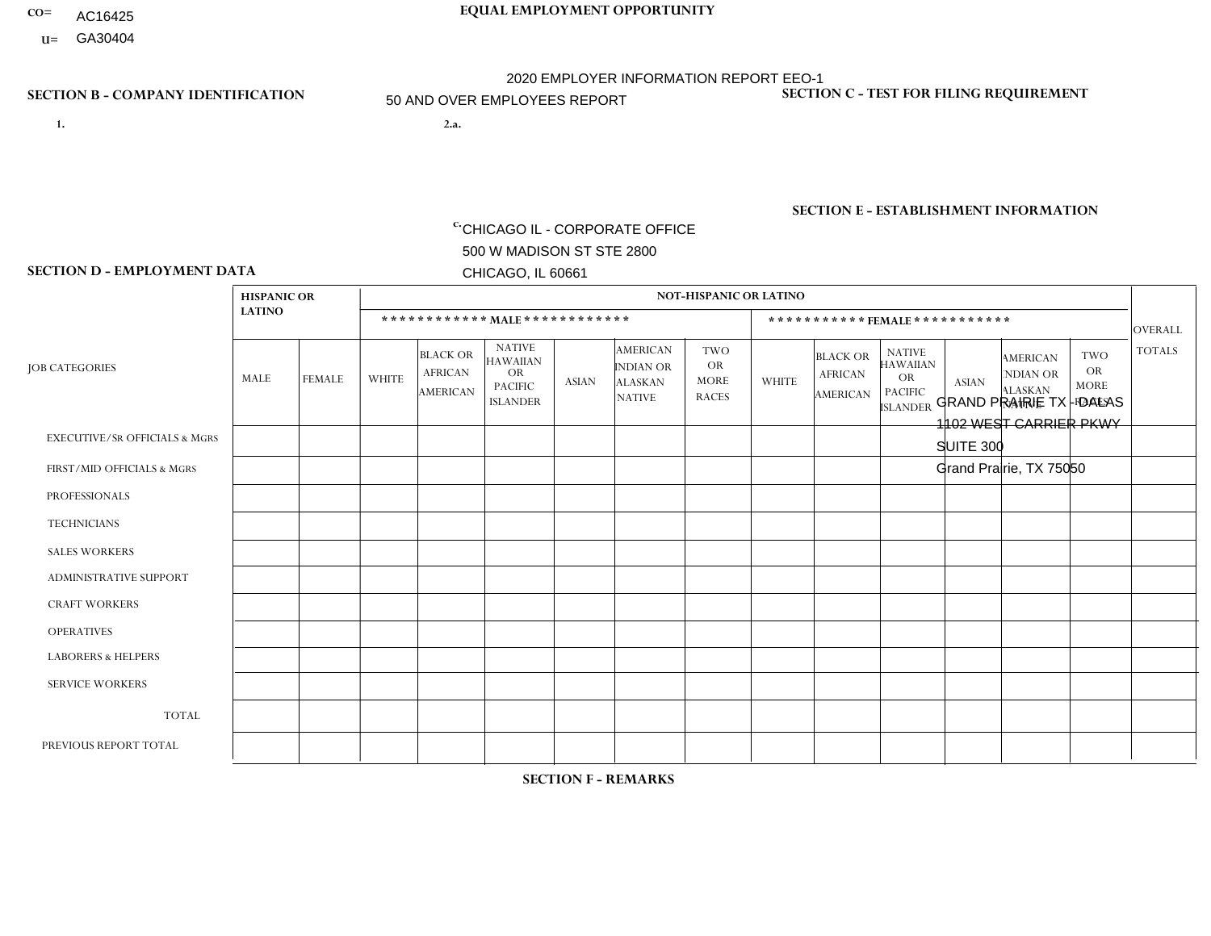CO= AC16425
U= GA30404

**EQUAL EMPLOYMENT OPPORTUNITY**

2020 EMPLOYER INFORMATION REPORT EEO-1
50 AND OVER EMPLOYEES REPORT

**SECTION B - COMPANY IDENTIFICATION**

1.

2.a.

c. CHICAGO IL - CORPORATE OFFICE
500 W MADISON ST STE 2800
CHICAGO, IL 60661

**SECTION C - TEST FOR FILING REQUIREMENT**

**SECTION E - ESTABLISHMENT INFORMATION**

GRAND PRAIRIE TX - DALLAS
1102 WEST CARRIER PKWY
SUITE 300
Grand Prairie, TX 75050

**SECTION D - EMPLOYMENT DATA**

| JOB CATEGORIES | HISPANIC OR LATINO | | NOT-HISPANIC OR LATINO | | | | | | | | | | | | OVERALL TOTALS |
|---|---|---|---|---|---|---|---|---|---|---|---|---|---|---|---|
| | | | MALE | | | | | | FEMALE | | | | | | |
| | MALE | FEMALE | WHITE | BLACK OR AFRICAN AMERICAN | NATIVE HAWAIIAN OR PACIFIC ISLANDER | ASIAN | AMERICAN INDIAN OR ALASKAN NATIVE | TWO OR MORE RACES | WHITE | BLACK OR AFRICAN AMERICAN | NATIVE HAWAIIAN OR PACIFIC ISLANDER | ASIAN | AMERICAN INDIAN OR ALASKAN NATIVE | TWO OR MORE RACES | |
| EXECUTIVE/SR OFFICIALS & MGRS | | | | | | | | | | | | | | | |
| FIRST/MID OFFICIALS & MGRS | | | | | | | | | | | | | | | |
| PROFESSIONALS | | | | | | | | | | | | | | | |
| TECHNICIANS | | | | | | | | | | | | | | | |
| SALES WORKERS | | | | | | | | | | | | | | | |
| ADMINISTRATIVE SUPPORT | | | | | | | | | | | | | | | |
| CRAFT WORKERS | | | | | | | | | | | | | | | |
| OPERATIVES | | | | | | | | | | | | | | | |
| LABORERS & HELPERS | | | | | | | | | | | | | | | |
| SERVICE WORKERS | | | | | | | | | | | | | | | |
| TOTAL | | | | | | | | | | | | | | | |
| PREVIOUS REPORT TOTAL | | | | | | | | | | | | | | | |

**SECTION F - REMARKS**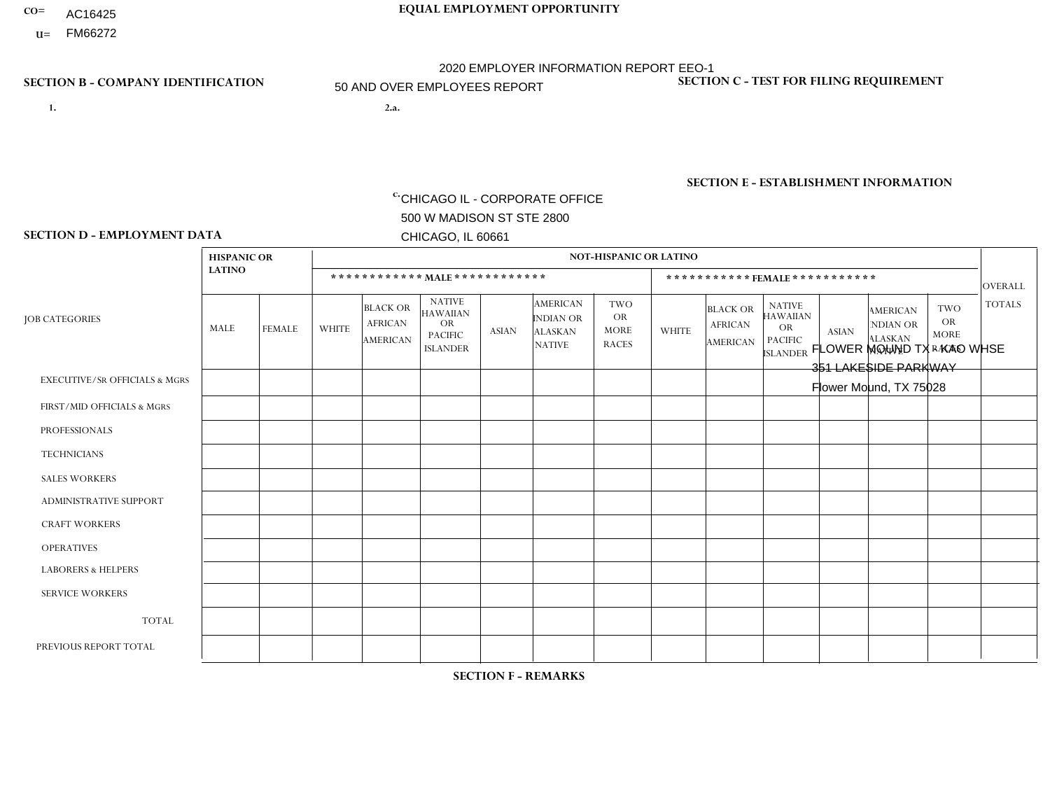CO= AC16425
U= FM66272

**EQUAL EMPLOYMENT OPPORTUNITY**

2020 EMPLOYER INFORMATION REPORT EEO-1

50 AND OVER EMPLOYEES REPORT

**SECTION B - COMPANY IDENTIFICATION**

1.

2.a.

c. CHICAGO IL - CORPORATE OFFICE
500 W MADISON ST STE 2800
CHICAGO, IL 60661

**SECTION C - TEST FOR FILING REQUIREMENT**

**SECTION E - ESTABLISHMENT INFORMATION**

FLOWER MOUND TX - KAO WHSE
351 LAKESIDE PARKWAY
Flower Mound, TX 75028

**SECTION D - EMPLOYMENT DATA**

| JOB CATEGORIES | HISPANIC OR LATINO | | NOT-HISPANIC OR LATINO | | | | | | | | | | | | OVERALL TOTALS |
|---|---|---|---|---|---|---|---|---|---|---|---|---|---|---|---|
| | | | MALE | | | | | | FEMALE | | | | | | |
| | MALE | FEMALE | WHITE | BLACK OR AFRICAN AMERICAN | NATIVE HAWAIIAN OR PACIFIC ISLANDER | ASIAN | AMERICAN INDIAN OR ALASKAN NATIVE | TWO OR MORE RACES | WHITE | BLACK OR AFRICAN AMERICAN | NATIVE HAWAIIAN OR PACIFIC ISLANDER | ASIAN | AMERICAN INDIAN OR ALASKAN NATIVE | TWO OR MORE RACES | |
| EXECUTIVE/SR OFFICIALS & MGRS | | | | | | | | | | | | | | | |
| FIRST/MID OFFICIALS & MGRS | | | | | | | | | | | | | | | |
| PROFESSIONALS | | | | | | | | | | | | | | | |
| TECHNICIANS | | | | | | | | | | | | | | | |
| SALES WORKERS | | | | | | | | | | | | | | | |
| ADMINISTRATIVE SUPPORT | | | | | | | | | | | | | | | |
| CRAFT WORKERS | | | | | | | | | | | | | | | |
| OPERATIVES | | | | | | | | | | | | | | | |
| LABORERS & HELPERS | | | | | | | | | | | | | | | |
| SERVICE WORKERS | | | | | | | | | | | | | | | |
| TOTAL | | | | | | | | | | | | | | | |
| PREVIOUS REPORT TOTAL | | | | | | | | | | | | | | | |

**SECTION F - REMARKS**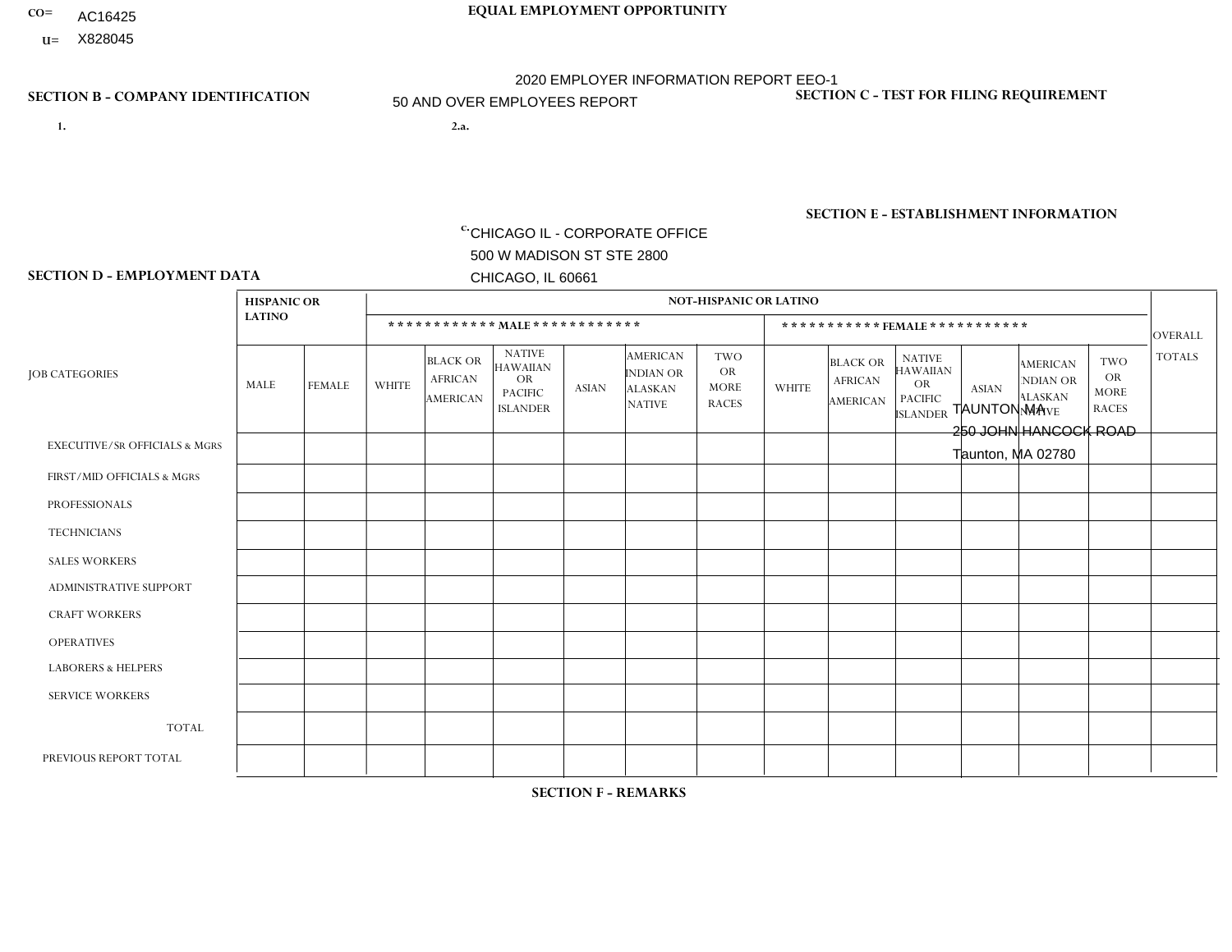CO= AC16425
U= X828045

**EQUAL EMPLOYMENT OPPORTUNITY**

2020 EMPLOYER INFORMATION REPORT EEO-1
50 AND OVER EMPLOYEES REPORT

**SECTION B - COMPANY IDENTIFICATION**

1.

2.a.

c. CHICAGO IL - CORPORATE OFFICE
500 W MADISON ST STE 2800
CHICAGO, IL 60661

**SECTION C - TEST FOR FILING REQUIREMENT**

**SECTION E - ESTABLISHMENT INFORMATION**

TAUNTON MA
250 JOHN HANCOCK ROAD
Taunton, MA 02780

**SECTION D - EMPLOYMENT DATA**

| JOB CATEGORIES | HISPANIC OR LATINO | | NOT-HISPANIC OR LATINO | | | | | | | | | | | | OVERALL TOTALS |
|---|---|---|---|---|---|---|---|---|---|---|---|---|---|---|---|
| | | | MALE | | | | | | FEMALE | | | | | | |
| | MALE | FEMALE | WHITE | BLACK OR AFRICAN AMERICAN | NATIVE HAWAIIAN OR PACIFIC ISLANDER | ASIAN | AMERICAN INDIAN OR ALASKAN NATIVE | TWO OR MORE RACES | WHITE | BLACK OR AFRICAN AMERICAN | NATIVE HAWAIIAN OR PACIFIC ISLANDER | ASIAN | AMERICAN INDIAN OR ALASKAN NATIVE | TWO OR MORE RACES | |
| EXECUTIVE/SR OFFICIALS & MGRS | | | | | | | | | | | | | | | |
| FIRST/MID OFFICIALS & MGRS | | | | | | | | | | | | | | | |
| PROFESSIONALS | | | | | | | | | | | | | | | |
| TECHNICIANS | | | | | | | | | | | | | | | |
| SALES WORKERS | | | | | | | | | | | | | | | |
| ADMINISTRATIVE SUPPORT | | | | | | | | | | | | | | | |
| CRAFT WORKERS | | | | | | | | | | | | | | | |
| OPERATIVES | | | | | | | | | | | | | | | |
| LABORERS & HELPERS | | | | | | | | | | | | | | | |
| SERVICE WORKERS | | | | | | | | | | | | | | | |
| TOTAL | | | | | | | | | | | | | | | |
| PREVIOUS REPORT TOTAL | | | | | | | | | | | | | | | |

**SECTION F - REMARKS**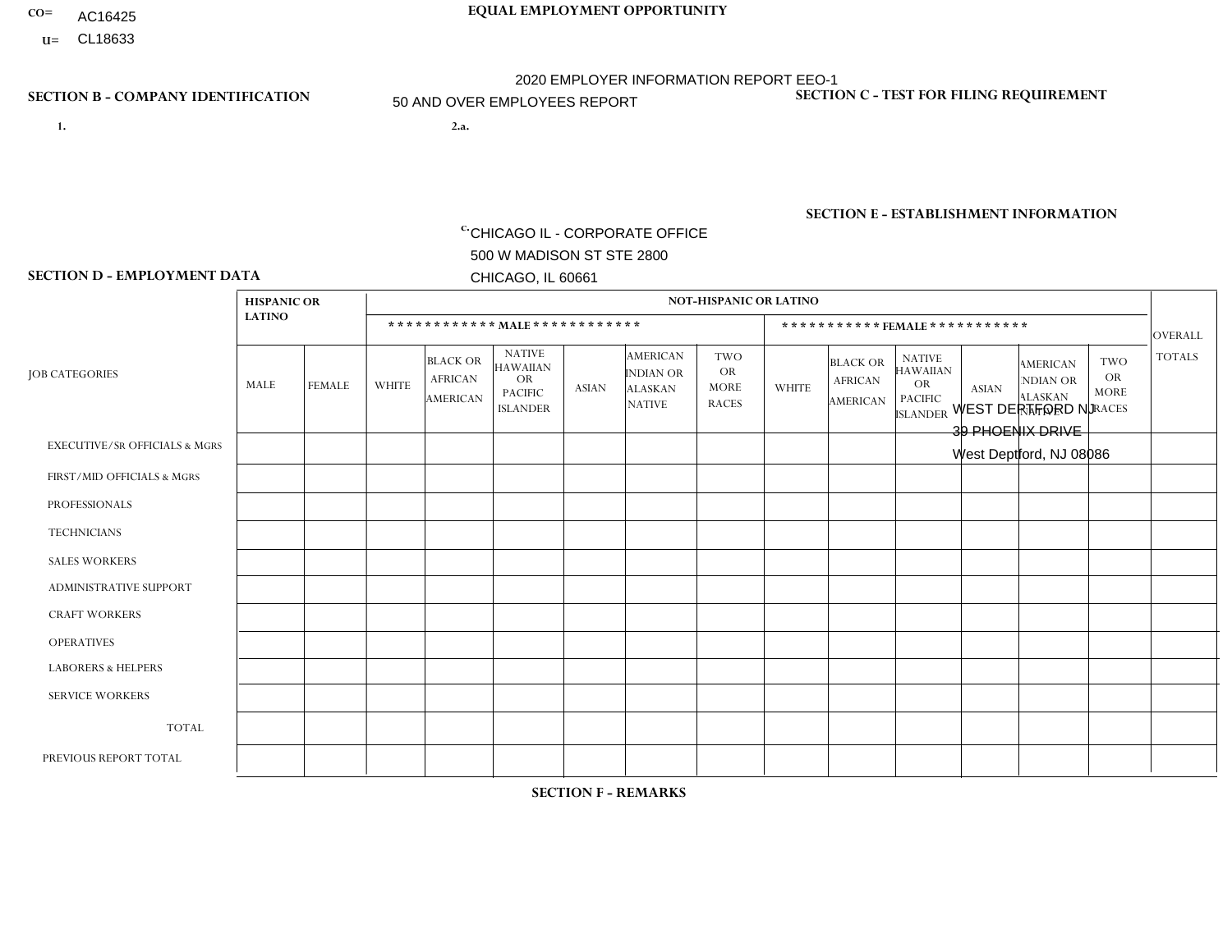CO= AC16425
U= CL18633

**EQUAL EMPLOYMENT OPPORTUNITY**

2020 EMPLOYER INFORMATION REPORT EEO-1
50 AND OVER EMPLOYEES REPORT

**SECTION B - COMPANY IDENTIFICATION**

1.

2.a.

c. CHICAGO IL - CORPORATE OFFICE
500 W MADISON ST STE 2800
CHICAGO, IL 60661

**SECTION C - TEST FOR FILING REQUIREMENT**

**SECTION E - ESTABLISHMENT INFORMATION**

WEST DEPTFORD NJ
39 PHOENIX DRIVE
West Deptford, NJ 08086

**SECTION D - EMPLOYMENT DATA**

| JOB CATEGORIES | HISPANIC OR LATINO | | NOT-HISPANIC OR LATINO | | | | | | | | | | | | OVERALL TOTALS |
|---|---|---|---|---|---|---|---|---|---|---|---|---|---|---|---|
| | | | MALE | | | | | | FEMALE | | | | | | |
| | MALE | FEMALE | WHITE | BLACK OR AFRICAN AMERICAN | NATIVE HAWAIIAN OR PACIFIC ISLANDER | ASIAN | AMERICAN INDIAN OR ALASKAN NATIVE | TWO OR MORE RACES | WHITE | BLACK OR AFRICAN AMERICAN | NATIVE HAWAIIAN OR PACIFIC ISLANDER | ASIAN | AMERICAN INDIAN OR ALASKAN NATIVE | TWO OR MORE RACES | |
| EXECUTIVE/SR OFFICIALS & MGRS | | | | | | | | | | | | | | | |
| FIRST/MID OFFICIALS & MGRS | | | | | | | | | | | | | | | |
| PROFESSIONALS | | | | | | | | | | | | | | | |
| TECHNICIANS | | | | | | | | | | | | | | | |
| SALES WORKERS | | | | | | | | | | | | | | | |
| ADMINISTRATIVE SUPPORT | | | | | | | | | | | | | | | |
| CRAFT WORKERS | | | | | | | | | | | | | | | |
| OPERATIVES | | | | | | | | | | | | | | | |
| LABORERS & HELPERS | | | | | | | | | | | | | | | |
| SERVICE WORKERS | | | | | | | | | | | | | | | |
| TOTAL | | | | | | | | | | | | | | | |
| PREVIOUS REPORT TOTAL | | | | | | | | | | | | | | | |

**SECTION F - REMARKS**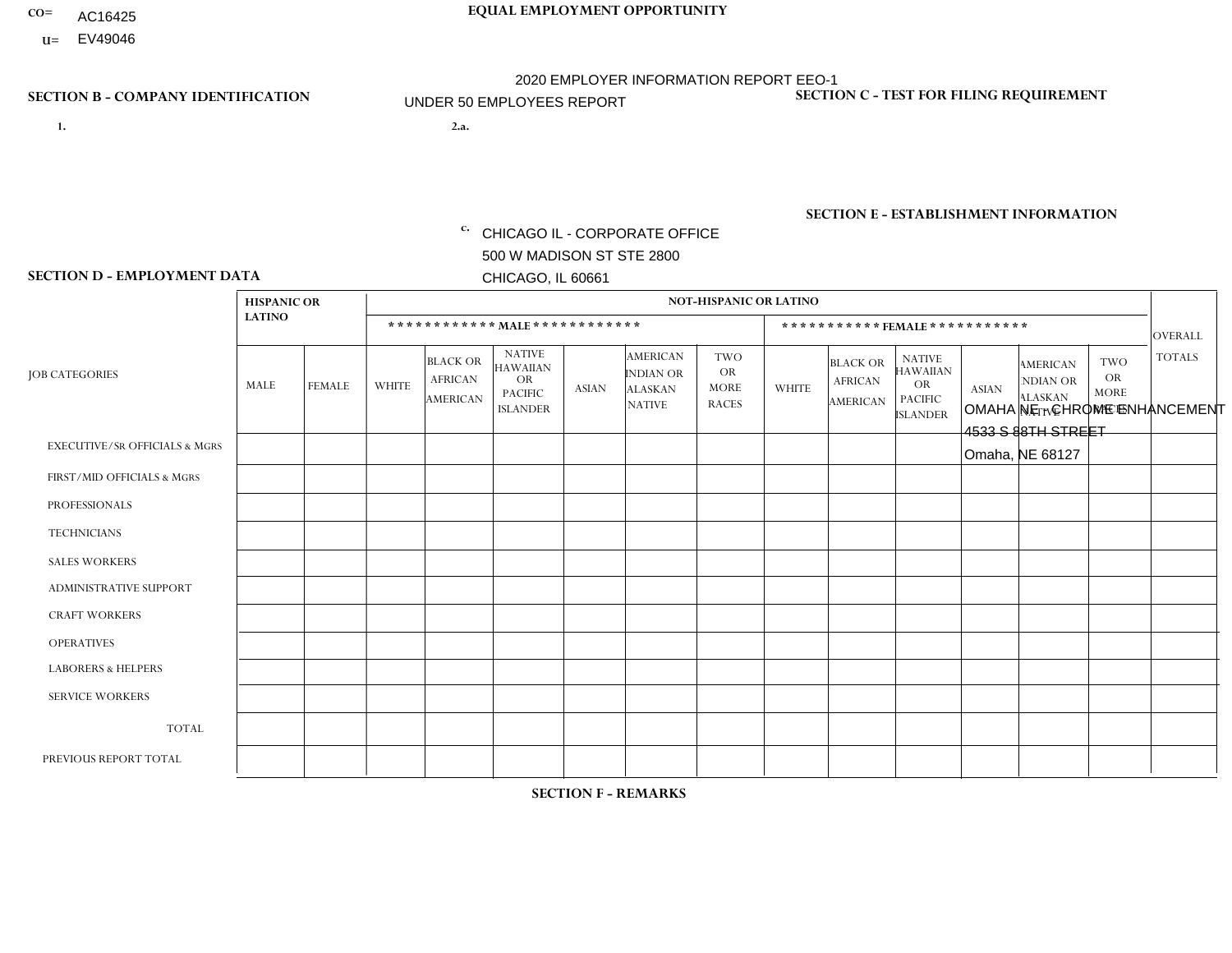CO= AC16425
U= EV49046

**EQUAL EMPLOYMENT OPPORTUNITY**

2020 EMPLOYER INFORMATION REPORT EEO-1

UNDER 50 EMPLOYEES REPORT

**SECTION B - COMPANY IDENTIFICATION**

1.

2.a.

c. CHICAGO IL - CORPORATE OFFICE
500 W MADISON ST STE 2800
CHICAGO, IL 60661

**SECTION C - TEST FOR FILING REQUIREMENT**

**SECTION E - ESTABLISHMENT INFORMATION**

OMAHA NE - CHROME ENHANCEMENT
4533 S 88TH STREET
Omaha, NE 68127

**SECTION D - EMPLOYMENT DATA**

| JOB CATEGORIES | HISPANIC OR LATINO | | NOT-HISPANIC OR LATINO | | | | | | | | | | | | OVERALL TOTALS |
|---|---|---|---|---|---|---|---|---|---|---|---|---|---|---|---|
| | | | MALE | | | | | | FEMALE | | | | | | |
| | MALE | FEMALE | WHITE | BLACK OR AFRICAN AMERICAN | NATIVE HAWAIIAN OR PACIFIC ISLANDER | ASIAN | AMERICAN INDIAN OR ALASKAN NATIVE | TWO OR MORE RACES | WHITE | BLACK OR AFRICAN AMERICAN | NATIVE HAWAIIAN OR PACIFIC ISLANDER | ASIAN | AMERICAN INDIAN OR ALASKAN NATIVE | TWO OR MORE RACES | |
| EXECUTIVE/SR OFFICIALS & MGRS | | | | | | | | | | | | | | | |
| FIRST/MID OFFICIALS & MGRS | | | | | | | | | | | | | | | |
| PROFESSIONALS | | | | | | | | | | | | | | | |
| TECHNICIANS | | | | | | | | | | | | | | | |
| SALES WORKERS | | | | | | | | | | | | | | | |
| ADMINISTRATIVE SUPPORT | | | | | | | | | | | | | | | |
| CRAFT WORKERS | | | | | | | | | | | | | | | |
| OPERATIVES | | | | | | | | | | | | | | | |
| LABORERS & HELPERS | | | | | | | | | | | | | | | |
| SERVICE WORKERS | | | | | | | | | | | | | | | |
| TOTAL | | | | | | | | | | | | | | | |
| PREVIOUS REPORT TOTAL | | | | | | | | | | | | | | | |

**SECTION F - REMARKS**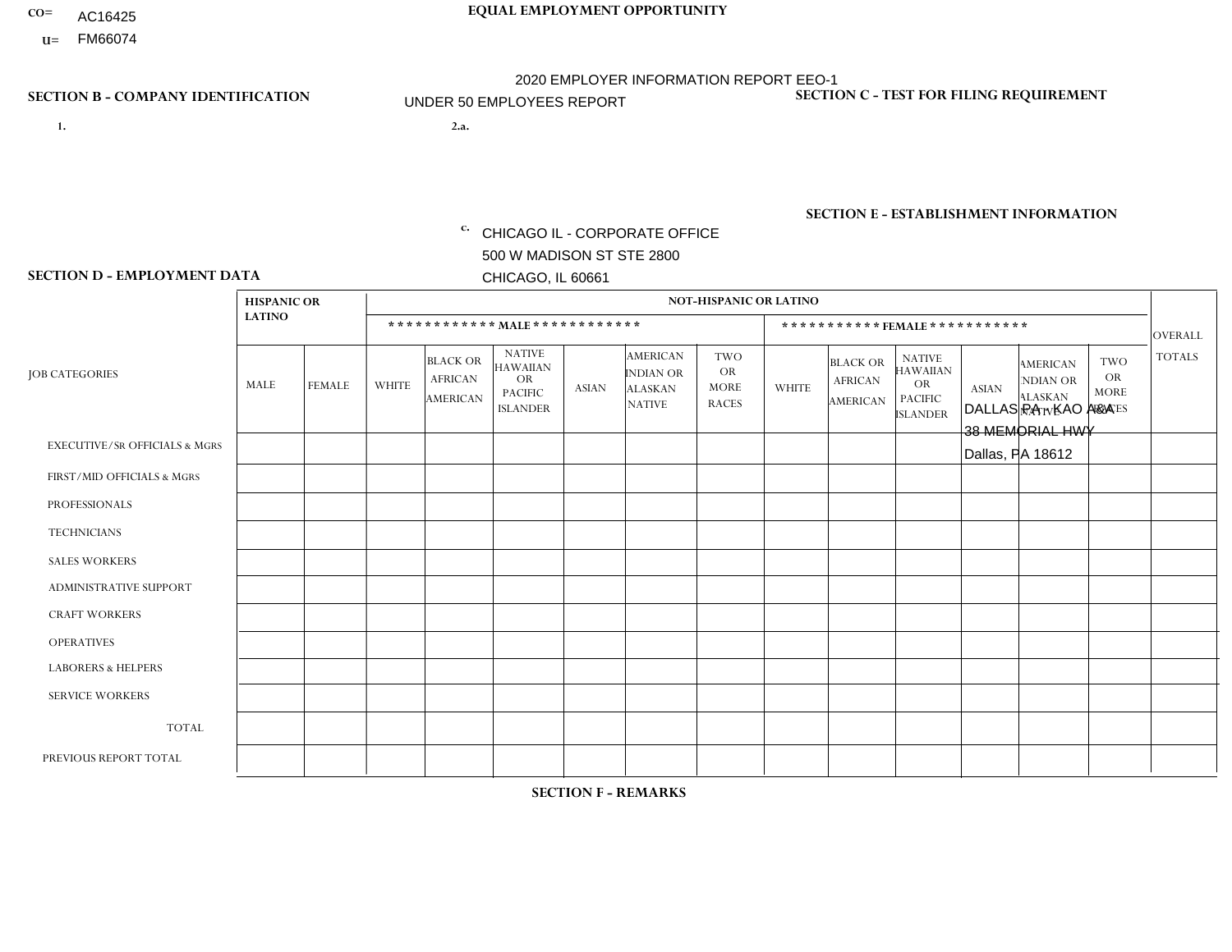CO= AC16425

U= FM66074

**EQUAL EMPLOYMENT OPPORTUNITY**

2020 EMPLOYER INFORMATION REPORT EEO-1

UNDER 50 EMPLOYEES REPORT

**SECTION B - COMPANY IDENTIFICATION**

1.

2.a.

c. CHICAGO IL - CORPORATE OFFICE
500 W MADISON ST STE 2800
CHICAGO, IL 60661

**SECTION C - TEST FOR FILING REQUIREMENT**

**SECTION E - ESTABLISHMENT INFORMATION**

DALLAS PA - KAO A&A
38 MEMORIAL HWY
Dallas, PA 18612

**SECTION D - EMPLOYMENT DATA**

| JOB CATEGORIES | HISPANIC OR LATINO | | NOT-HISPANIC OR LATINO | | | | | | | | | | | | OVERALL TOTALS |
|---|---|---|---|---|---|---|---|---|---|---|---|---|---|---|---|
| | | | MALE | | | | | | FEMALE | | | | | | |
| | MALE | FEMALE | WHITE | BLACK OR AFRICAN AMERICAN | NATIVE HAWAIIAN OR PACIFIC ISLANDER | ASIAN | AMERICAN INDIAN OR ALASKAN NATIVE | TWO OR MORE RACES | WHITE | BLACK OR AFRICAN AMERICAN | NATIVE HAWAIIAN OR PACIFIC ISLANDER | ASIAN | AMERICAN INDIAN OR ALASKAN NATIVE | TWO OR MORE RACES | |
| EXECUTIVE/Sr OFFICIALS & MGRS | | | | | | | | | | | | | | | |
| FIRST/MID OFFICIALS & MGRS | | | | | | | | | | | | | | | |
| PROFESSIONALS | | | | | | | | | | | | | | | |
| TECHNICIANS | | | | | | | | | | | | | | | |
| SALES WORKERS | | | | | | | | | | | | | | | |
| ADMINISTRATIVE SUPPORT | | | | | | | | | | | | | | | |
| CRAFT WORKERS | | | | | | | | | | | | | | | |
| OPERATIVES | | | | | | | | | | | | | | | |
| LABORERS & HELPERS | | | | | | | | | | | | | | | |
| SERVICE WORKERS | | | | | | | | | | | | | | | |
| TOTAL | | | | | | | | | | | | | | | |
| PREVIOUS REPORT TOTAL | | | | | | | | | | | | | | | |

**SECTION F - REMARKS**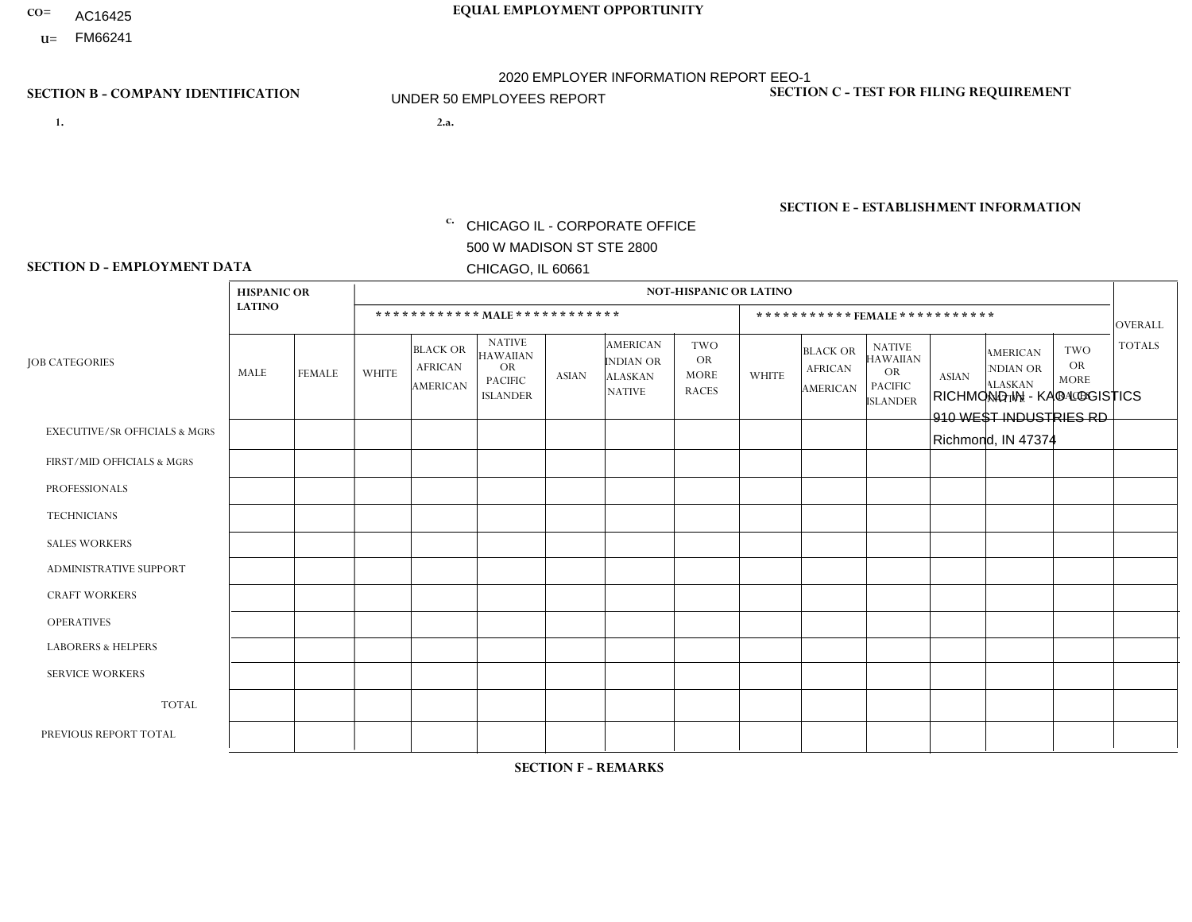CO= AC16425
U= FM66241

**EQUAL EMPLOYMENT OPPORTUNITY**

2020 EMPLOYER INFORMATION REPORT EEO-1
UNDER 50 EMPLOYEES REPORT

**SECTION B - COMPANY IDENTIFICATION**

1.

2.a.

c. CHICAGO IL - CORPORATE OFFICE
500 W MADISON ST STE 2800
CHICAGO, IL 60661

**SECTION C - TEST FOR FILING REQUIREMENT**

**SECTION E - ESTABLISHMENT INFORMATION**

RICHMOND IN - KAG LOGISTICS
910 WEST INDUSTRIES RD
Richmond, IN 47374

**SECTION D - EMPLOYMENT DATA**

| JOB CATEGORIES | HISPANIC OR LATINO | | NOT-HISPANIC OR LATINO | | | | | | | | | | | | OVERALL TOTALS |
|---|---|---|---|---|---|---|---|---|---|---|---|---|---|---|---|
| | | | MALE | | | | | | FEMALE | | | | | | |
| | MALE | FEMALE | WHITE | BLACK OR AFRICAN AMERICAN | NATIVE HAWAIIAN OR PACIFIC ISLANDER | ASIAN | AMERICAN INDIAN OR ALASKAN NATIVE | TWO OR MORE RACES | WHITE | BLACK OR AFRICAN AMERICAN | NATIVE HAWAIIAN OR PACIFIC ISLANDER | ASIAN | AMERICAN INDIAN OR ALASKAN NATIVE | TWO OR MORE RACES | |
| EXECUTIVE/SR OFFICIALS & MGRS | | | | | | | | | | | | | | | |
| FIRST/MID OFFICIALS & MGRS | | | | | | | | | | | | | | | |
| PROFESSIONALS | | | | | | | | | | | | | | | |
| TECHNICIANS | | | | | | | | | | | | | | | |
| SALES WORKERS | | | | | | | | | | | | | | | |
| ADMINISTRATIVE SUPPORT | | | | | | | | | | | | | | | |
| CRAFT WORKERS | | | | | | | | | | | | | | | |
| OPERATIVES | | | | | | | | | | | | | | | |
| LABORERS & HELPERS | | | | | | | | | | | | | | | |
| SERVICE WORKERS | | | | | | | | | | | | | | | |
| TOTAL | | | | | | | | | | | | | | | |
| PREVIOUS REPORT TOTAL | | | | | | | | | | | | | | | |

**SECTION F - REMARKS**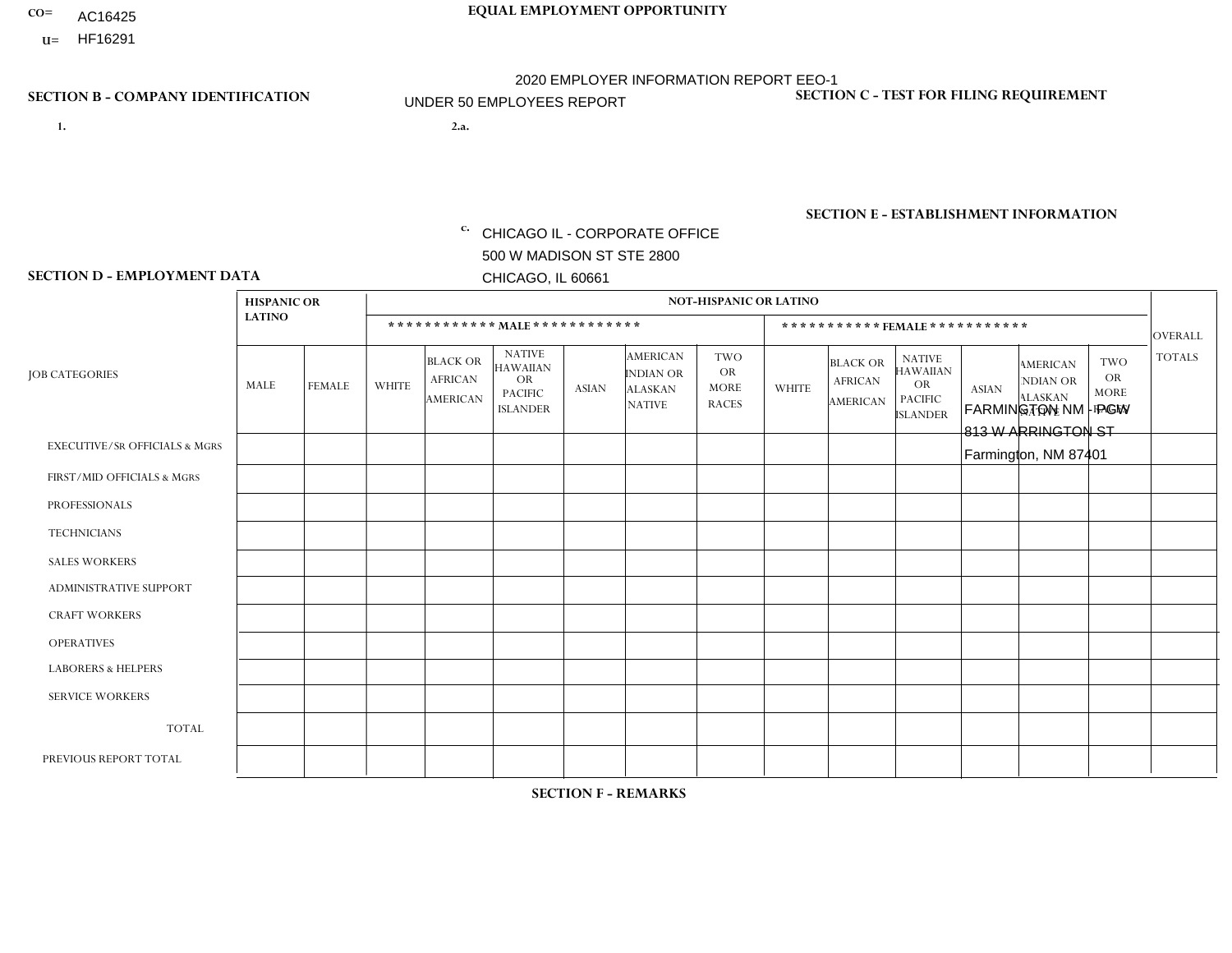CO= AC16425
U= HF16291

**EQUAL EMPLOYMENT OPPORTUNITY**

2020 EMPLOYER INFORMATION REPORT EEO-1
UNDER 50 EMPLOYEES REPORT

**SECTION B - COMPANY IDENTIFICATION**

1.

2.a.

c. CHICAGO IL - CORPORATE OFFICE
500 W MADISON ST STE 2800
CHICAGO, IL 60661

**SECTION C - TEST FOR FILING REQUIREMENT**

**SECTION E - ESTABLISHMENT INFORMATION**

FARMINGTON NM - PGW
813 W ARRINGTON ST
Farmington, NM 87401

**SECTION D - EMPLOYMENT DATA**

| JOB CATEGORIES | HISPANIC OR LATINO | | NOT-HISPANIC OR LATINO | | | | | | | | | | | | OVERALL TOTALS |
|---|---|---|---|---|---|---|---|---|---|---|---|---|---|---|---|
| | | | MALE | | | | | | FEMALE | | | | | | |
| | MALE | FEMALE | WHITE | BLACK OR AFRICAN AMERICAN | NATIVE HAWAIIAN OR PACIFIC ISLANDER | ASIAN | AMERICAN INDIAN OR ALASKAN NATIVE | TWO OR MORE RACES | WHITE | BLACK OR AFRICAN AMERICAN | NATIVE HAWAIIAN OR PACIFIC ISLANDER | ASIAN | AMERICAN INDIAN OR ALASKAN NATIVE | TWO OR MORE RACES | |
| EXECUTIVE/SR OFFICIALS & MGRS | | | | | | | | | | | | | | | |
| FIRST/MID OFFICIALS & MGRS | | | | | | | | | | | | | | | |
| PROFESSIONALS | | | | | | | | | | | | | | | |
| TECHNICIANS | | | | | | | | | | | | | | | |
| SALES WORKERS | | | | | | | | | | | | | | | |
| ADMINISTRATIVE SUPPORT | | | | | | | | | | | | | | | |
| CRAFT WORKERS | | | | | | | | | | | | | | | |
| OPERATIVES | | | | | | | | | | | | | | | |
| LABORERS & HELPERS | | | | | | | | | | | | | | | |
| SERVICE WORKERS | | | | | | | | | | | | | | | |
| TOTAL | | | | | | | | | | | | | | | |
| PREVIOUS REPORT TOTAL | | | | | | | | | | | | | | | |

**SECTION F - REMARKS**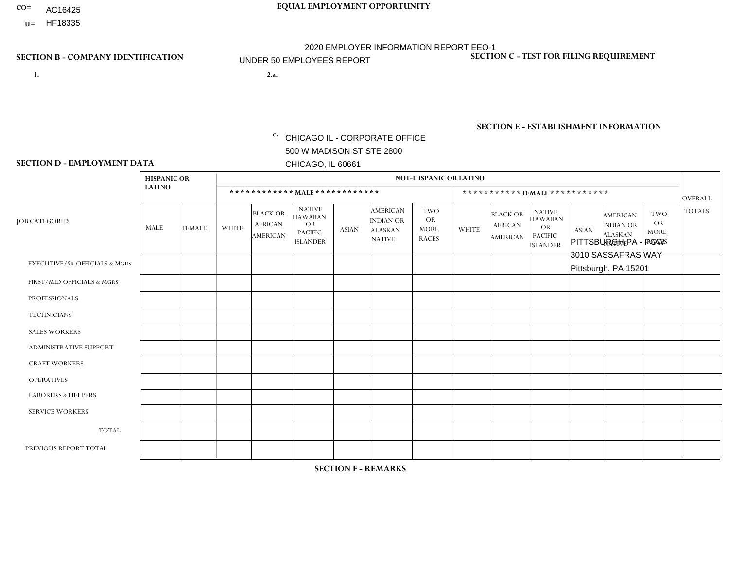CO= AC16425

U= HF18335

EQUAL EMPLOYMENT OPPORTUNITY

2020 EMPLOYER INFORMATION REPORT EEO-1

UNDER 50 EMPLOYEES REPORT

## SECTION B - COMPANY IDENTIFICATION

1.

2.a.

c. CHICAGO IL - CORPORATE OFFICE
500 W MADISON ST STE 2800
CHICAGO, IL 60661

## SECTION C - TEST FOR FILING REQUIREMENT

## SECTION E - ESTABLISHMENT INFORMATION

PITTSBURGH PA - PGW
3010 SASSAFRAS WAY
Pittsburgh, PA 15201

## SECTION D - EMPLOYMENT DATA

| JOB CATEGORIES | HISPANIC OR LATINO | | NOT-HISPANIC OR LATINO | | | | | | | | | | | | OVERALL TOTALS |
|---|---|---|---|---|---|---|---|---|---|---|---|---|---|---|---|
| | | | MALE | | | | | | FEMALE | | | | | | |
| | MALE | FEMALE | WHITE | BLACK OR AFRICAN AMERICAN | NATIVE HAWAIIAN OR PACIFIC ISLANDER | ASIAN | AMERICAN INDIAN OR ALASKAN NATIVE | TWO OR MORE RACES | WHITE | BLACK OR AFRICAN AMERICAN | NATIVE HAWAIIAN OR PACIFIC ISLANDER | ASIAN | AMERICAN INDIAN OR ALASKAN NATIVE | TWO OR MORE RACES | |
| EXECUTIVE/Sr OFFICIALS & MGRS | | | | | | | | | | | | | | | |
| FIRST/MID OFFICIALS & MGRS | | | | | | | | | | | | | | | |
| PROFESSIONALS | | | | | | | | | | | | | | | |
| TECHNICIANS | | | | | | | | | | | | | | | |
| SALES WORKERS | | | | | | | | | | | | | | | |
| ADMINISTRATIVE SUPPORT | | | | | | | | | | | | | | | |
| CRAFT WORKERS | | | | | | | | | | | | | | | |
| OPERATIVES | | | | | | | | | | | | | | | |
| LABORERS & HELPERS | | | | | | | | | | | | | | | |
| SERVICE WORKERS | | | | | | | | | | | | | | | |
| TOTAL | | | | | | | | | | | | | | | |
| PREVIOUS REPORT TOTAL | | | | | | | | | | | | | | | |

## SECTION F - REMARKS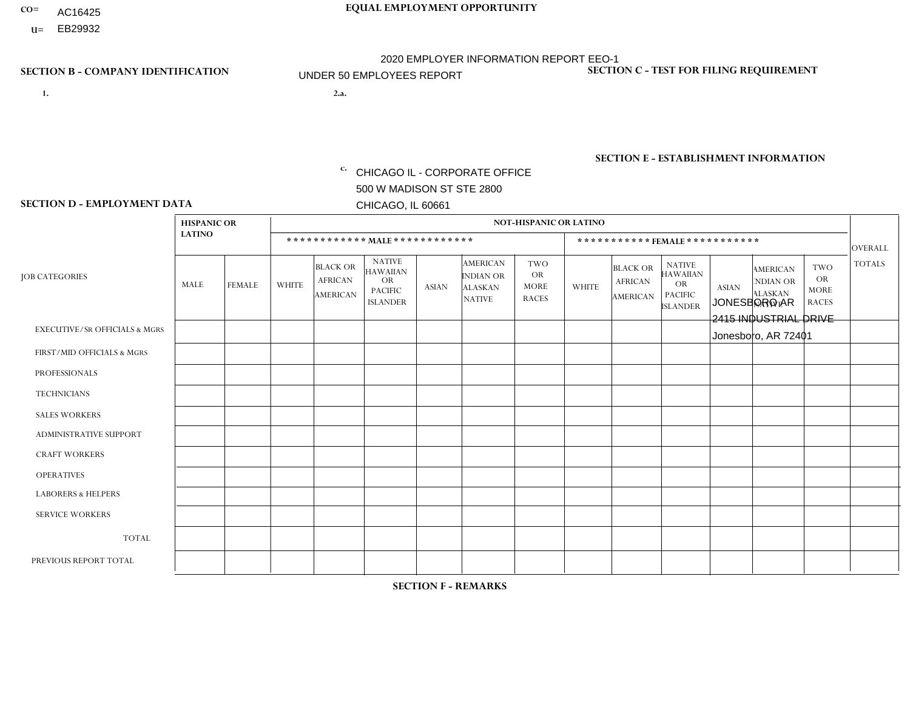CO= AC16425
U= EB29932

**EQUAL EMPLOYMENT OPPORTUNITY**

2020 EMPLOYER INFORMATION REPORT EEO-1

UNDER 50 EMPLOYEES REPORT

**SECTION B - COMPANY IDENTIFICATION**

1.

2.a.

c. CHICAGO IL - CORPORATE OFFICE
500 W MADISON ST STE 2800
CHICAGO, IL 60661

**SECTION C - TEST FOR FILING REQUIREMENT**

**SECTION E - ESTABLISHMENT INFORMATION**

JONESBORO AR
2415 INDUSTRIAL DRIVE
Jonesboro, AR 72401

**SECTION D - EMPLOYMENT DATA**

| JOB CATEGORIES | HISPANIC OR LATINO | | NOT-HISPANIC OR LATINO | | | | | | | | | | | | OVERALL TOTALS |
|---|---|---|---|---|---|---|---|---|---|---|---|---|---|---|---|
| | | | MALE | | | | | | FEMALE | | | | | | |
| | MALE | FEMALE | WHITE | BLACK OR AFRICAN AMERICAN | NATIVE HAWAIIAN OR PACIFIC ISLANDER | ASIAN | AMERICAN INDIAN OR ALASKAN NATIVE | TWO OR MORE RACES | WHITE | BLACK OR AFRICAN AMERICAN | NATIVE HAWAIIAN OR PACIFIC ISLANDER | ASIAN | AMERICAN INDIAN OR ALASKAN NATIVE | TWO OR MORE RACES | |
| EXECUTIVE/SR OFFICIALS & MGRS | | | | | | | | | | | | | | | |
| FIRST/MID OFFICIALS & MGRS | | | | | | | | | | | | | | | |
| PROFESSIONALS | | | | | | | | | | | | | | | |
| TECHNICIANS | | | | | | | | | | | | | | | |
| SALES WORKERS | | | | | | | | | | | | | | | |
| ADMINISTRATIVE SUPPORT | | | | | | | | | | | | | | | |
| CRAFT WORKERS | | | | | | | | | | | | | | | |
| OPERATIVES | | | | | | | | | | | | | | | |
| LABORERS & HELPERS | | | | | | | | | | | | | | | |
| SERVICE WORKERS | | | | | | | | | | | | | | | |
| TOTAL | | | | | | | | | | | | | | | |
| PREVIOUS REPORT TOTAL | | | | | | | | | | | | | | | |

**SECTION F - REMARKS**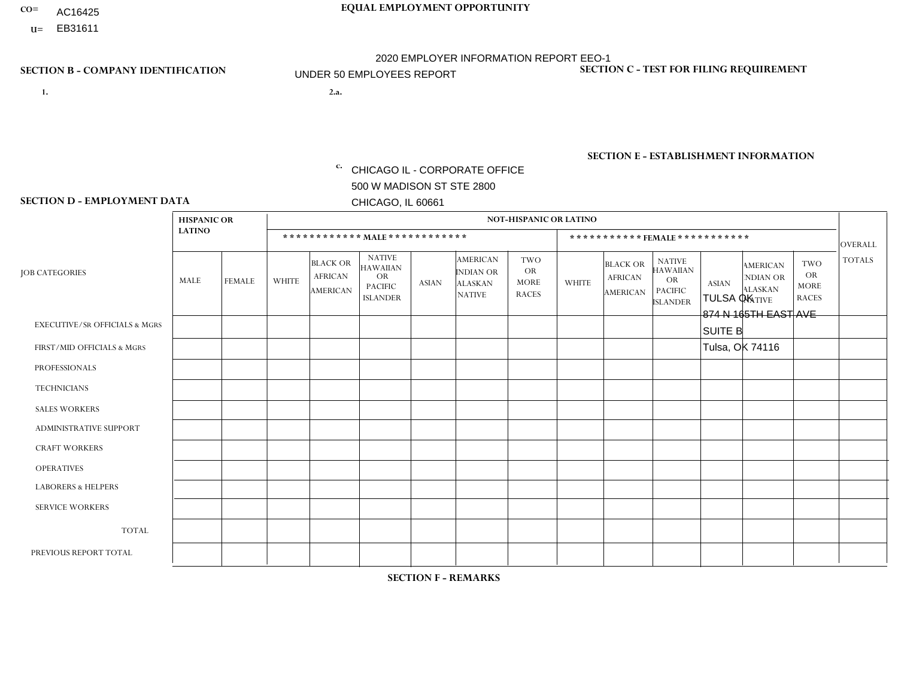CO= AC16425
U= EB31611

**EQUAL EMPLOYMENT OPPORTUNITY**

2020 EMPLOYER INFORMATION REPORT EEO-1

UNDER 50 EMPLOYEES REPORT

**SECTION B - COMPANY IDENTIFICATION**

1.

2.a.

c. CHICAGO IL - CORPORATE OFFICE
500 W MADISON ST STE 2800
CHICAGO, IL 60661

**SECTION C - TEST FOR FILING REQUIREMENT**

**SECTION E - ESTABLISHMENT INFORMATION**

TULSA OK
874 N 165TH EAST AVE
SUITE B
Tulsa, OK 74116

**SECTION D - EMPLOYMENT DATA**

| JOB CATEGORIES | HISPANIC OR LATINO | | NOT-HISPANIC OR LATINO | | | | | | | | | | | | OVERALL TOTALS |
|---|---|---|---|---|---|---|---|---|---|---|---|---|---|---|---|
| | | | MALE | | | | | | FEMALE | | | | | | |
| | MALE | FEMALE | WHITE | BLACK OR AFRICAN AMERICAN | NATIVE HAWAIIAN OR PACIFIC ISLANDER | ASIAN | AMERICAN INDIAN OR ALASKAN NATIVE | TWO OR MORE RACES | WHITE | BLACK OR AFRICAN AMERICAN | NATIVE HAWAIIAN OR PACIFIC ISLANDER | ASIAN | AMERICAN INDIAN OR ALASKAN NATIVE | TWO OR MORE RACES | |
| EXECUTIVE/SR OFFICIALS & MGRS | | | | | | | | | | | | | | | |
| FIRST/MID OFFICIALS & MGRS | | | | | | | | | | | | | | | |
| PROFESSIONALS | | | | | | | | | | | | | | | |
| TECHNICIANS | | | | | | | | | | | | | | | |
| SALES WORKERS | | | | | | | | | | | | | | | |
| ADMINISTRATIVE SUPPORT | | | | | | | | | | | | | | | |
| CRAFT WORKERS | | | | | | | | | | | | | | | |
| OPERATIVES | | | | | | | | | | | | | | | |
| LABORERS & HELPERS | | | | | | | | | | | | | | | |
| SERVICE WORKERS | | | | | | | | | | | | | | | |
| TOTAL | | | | | | | | | | | | | | | |
| PREVIOUS REPORT TOTAL | | | | | | | | | | | | | | | |

**SECTION F - REMARKS**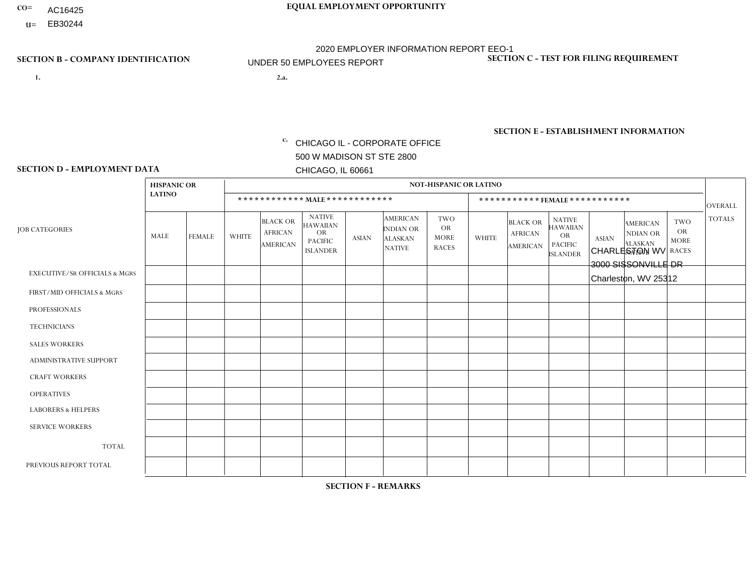CO= AC16425
U= EB30244

**EQUAL EMPLOYMENT OPPORTUNITY**

2020 EMPLOYER INFORMATION REPORT EEO-1
UNDER 50 EMPLOYEES REPORT

**SECTION B - COMPANY IDENTIFICATION**

1.

2.a.

c. CHICAGO IL - CORPORATE OFFICE
500 W MADISON ST STE 2800
CHICAGO, IL 60661

**SECTION C - TEST FOR FILING REQUIREMENT**

**SECTION E - ESTABLISHMENT INFORMATION**

CHARLESTON WV
3000 SISSONVILLE DR
Charleston, WV 25312

**SECTION D - EMPLOYMENT DATA**

| JOB CATEGORIES | HISPANIC OR LATINO | | NOT-HISPANIC OR LATINO | | | | | | | | | | | | OVERALL TOTALS |
|---|---|---|---|---|---|---|---|---|---|---|---|---|---|---|---|
| | | | MALE | | | | | | FEMALE | | | | | | |
| | MALE | FEMALE | WHITE | BLACK OR AFRICAN AMERICAN | NATIVE HAWAIIAN OR PACIFIC ISLANDER | ASIAN | AMERICAN INDIAN OR ALASKAN NATIVE | TWO OR MORE RACES | WHITE | BLACK OR AFRICAN AMERICAN | NATIVE HAWAIIAN OR PACIFIC ISLANDER | ASIAN | AMERICAN INDIAN OR ALASKAN NATIVE | TWO OR MORE RACES | |
| EXECUTIVE/Sr OFFICIALS & Mgrs | | | | | | | | | | | | | | | |
| FIRST/MID OFFICIALS & Mgrs | | | | | | | | | | | | | | | |
| PROFESSIONALS | | | | | | | | | | | | | | | |
| TECHNICIANS | | | | | | | | | | | | | | | |
| SALES WORKERS | | | | | | | | | | | | | | | |
| ADMINISTRATIVE SUPPORT | | | | | | | | | | | | | | | |
| CRAFT WORKERS | | | | | | | | | | | | | | | |
| OPERATIVES | | | | | | | | | | | | | | | |
| LABORERS & HELPERS | | | | | | | | | | | | | | | |
| SERVICE WORKERS | | | | | | | | | | | | | | | |
| TOTAL | | | | | | | | | | | | | | | |
| PREVIOUS REPORT TOTAL | | | | | | | | | | | | | | | |

**SECTION F - REMARKS**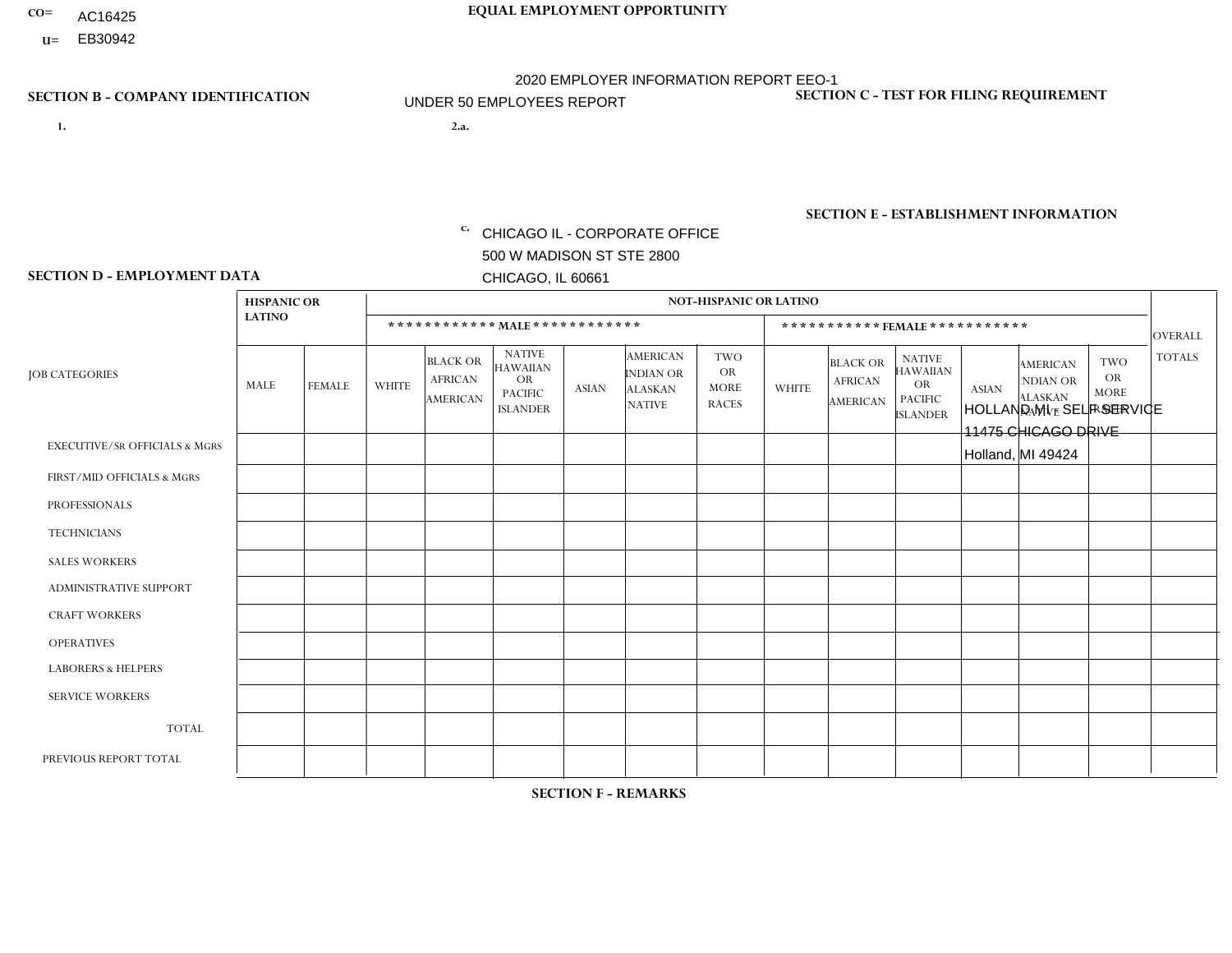CO= AC16425

U= EB30942

**EQUAL EMPLOYMENT OPPORTUNITY**

2020 EMPLOYER INFORMATION REPORT EEO-1

UNDER 50 EMPLOYEES REPORT

## SECTION B - COMPANY IDENTIFICATION

1.

2.a.

c. CHICAGO IL - CORPORATE OFFICE
500 W MADISON ST STE 2800
CHICAGO, IL 60661

## SECTION C - TEST FOR FILING REQUIREMENT

## SECTION E - ESTABLISHMENT INFORMATION

HOLLAND MI - SELF SERVICE
11475 CHICAGO DRIVE
Holland, MI 49424

## SECTION D - EMPLOYMENT DATA

| JOB CATEGORIES | HISPANIC OR LATINO | | NOT-HISPANIC OR LATINO | | | | | | | | | | | | OVERALL TOTALS |
|---|---|---|---|---|---|---|---|---|---|---|---|---|---|---|---|
| | | | MALE | | | | | | FEMALE | | | | | | |
| | MALE | FEMALE | WHITE | BLACK OR AFRICAN AMERICAN | NATIVE HAWAIIAN OR PACIFIC ISLANDER | ASIAN | AMERICAN INDIAN OR ALASKAN NATIVE | TWO OR MORE RACES | WHITE | BLACK OR AFRICAN AMERICAN | NATIVE HAWAIIAN OR PACIFIC ISLANDER | ASIAN | AMERICAN INDIAN OR ALASKAN NATIVE | TWO OR MORE RACES | |
| EXECUTIVE/SR OFFICIALS & MGRS | | | | | | | | | | | | | | | |
| FIRST/MID OFFICIALS & MGRS | | | | | | | | | | | | | | | |
| PROFESSIONALS | | | | | | | | | | | | | | | |
| TECHNICIANS | | | | | | | | | | | | | | | |
| SALES WORKERS | | | | | | | | | | | | | | | |
| ADMINISTRATIVE SUPPORT | | | | | | | | | | | | | | | |
| CRAFT WORKERS | | | | | | | | | | | | | | | |
| OPERATIVES | | | | | | | | | | | | | | | |
| LABORERS & HELPERS | | | | | | | | | | | | | | | |
| SERVICE WORKERS | | | | | | | | | | | | | | | |
| TOTAL | | | | | | | | | | | | | | | |
| PREVIOUS REPORT TOTAL | | | | | | | | | | | | | | | |

## SECTION F - REMARKS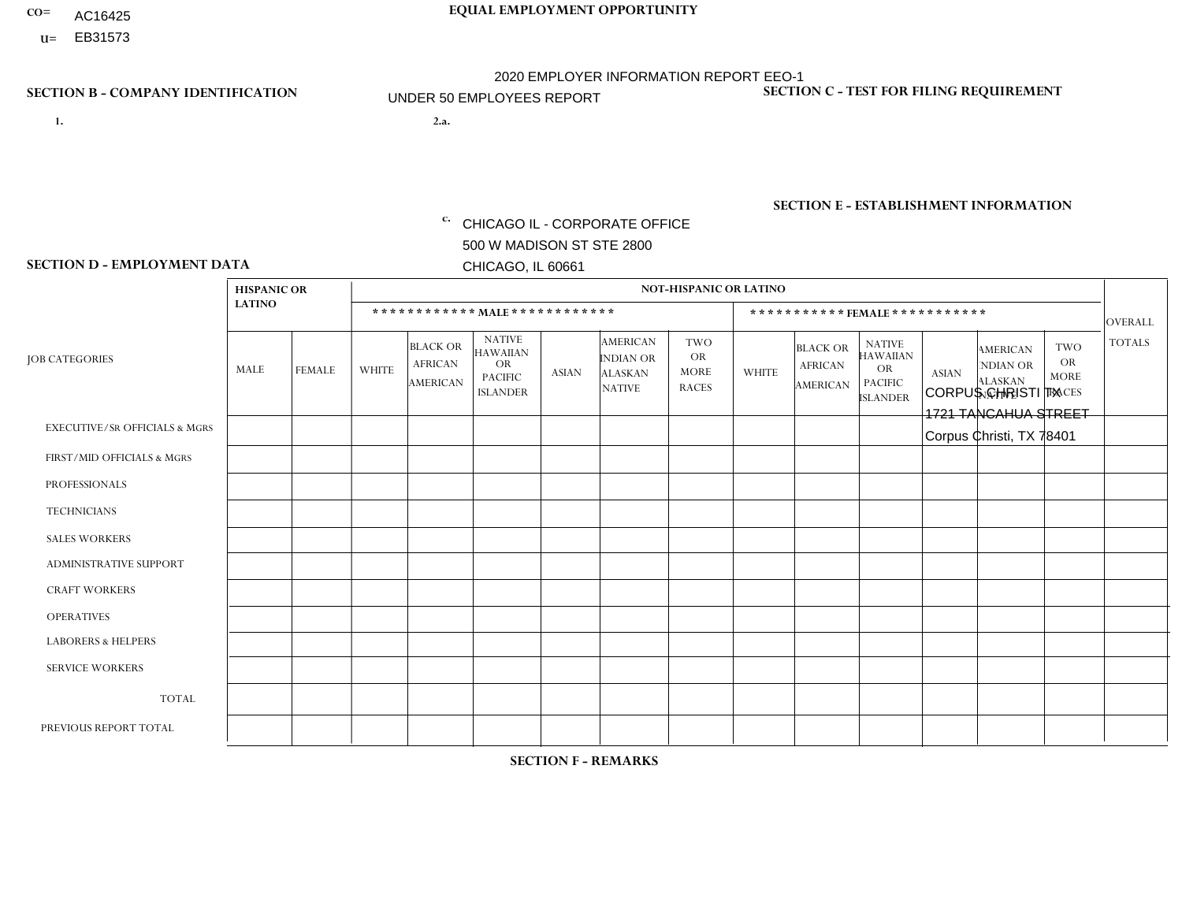CO= AC16425
U= EB31573

**EQUAL EMPLOYMENT OPPORTUNITY**

2020 EMPLOYER INFORMATION REPORT EEO-1

UNDER 50 EMPLOYEES REPORT

**SECTION B - COMPANY IDENTIFICATION**

1.

2.a.

c. CHICAGO IL - CORPORATE OFFICE
500 W MADISON ST STE 2800
CHICAGO, IL 60661

**SECTION C - TEST FOR FILING REQUIREMENT**

**SECTION E - ESTABLISHMENT INFORMATION**

CORPUS CHRISTI TX
1721 TANCAHUA STREET
Corpus Christi, TX 78401

**SECTION D - EMPLOYMENT DATA**

| JOB CATEGORIES | HISPANIC OR LATINO | | NOT-HISPANIC OR LATINO | | | | | | | | | | | | OVERALL TOTALS |
|---|---|---|---|---|---|---|---|---|---|---|---|---|---|---|---|
| | | | MALE | | | | | | FEMALE | | | | | | |
| | MALE | FEMALE | WHITE | BLACK OR AFRICAN AMERICAN | NATIVE HAWAIIAN OR PACIFIC ISLANDER | ASIAN | AMERICAN INDIAN OR ALASKAN NATIVE | TWO OR MORE RACES | WHITE | BLACK OR AFRICAN AMERICAN | NATIVE HAWAIIAN OR PACIFIC ISLANDER | ASIAN | AMERICAN INDIAN OR ALASKAN NATIVE | TWO OR MORE RACES | |
| EXECUTIVE/Sr OFFICIALS & MGRS | | | | | | | | | | | | | | | |
| FIRST/MID OFFICIALS & MGRS | | | | | | | | | | | | | | | |
| PROFESSIONALS | | | | | | | | | | | | | | | |
| TECHNICIANS | | | | | | | | | | | | | | | |
| SALES WORKERS | | | | | | | | | | | | | | | |
| ADMINISTRATIVE SUPPORT | | | | | | | | | | | | | | | |
| CRAFT WORKERS | | | | | | | | | | | | | | | |
| OPERATIVES | | | | | | | | | | | | | | | |
| LABORERS & HELPERS | | | | | | | | | | | | | | | |
| SERVICE WORKERS | | | | | | | | | | | | | | | |
| TOTAL | | | | | | | | | | | | | | | |
| PREVIOUS REPORT TOTAL | | | | | | | | | | | | | | | |

**SECTION F - REMARKS**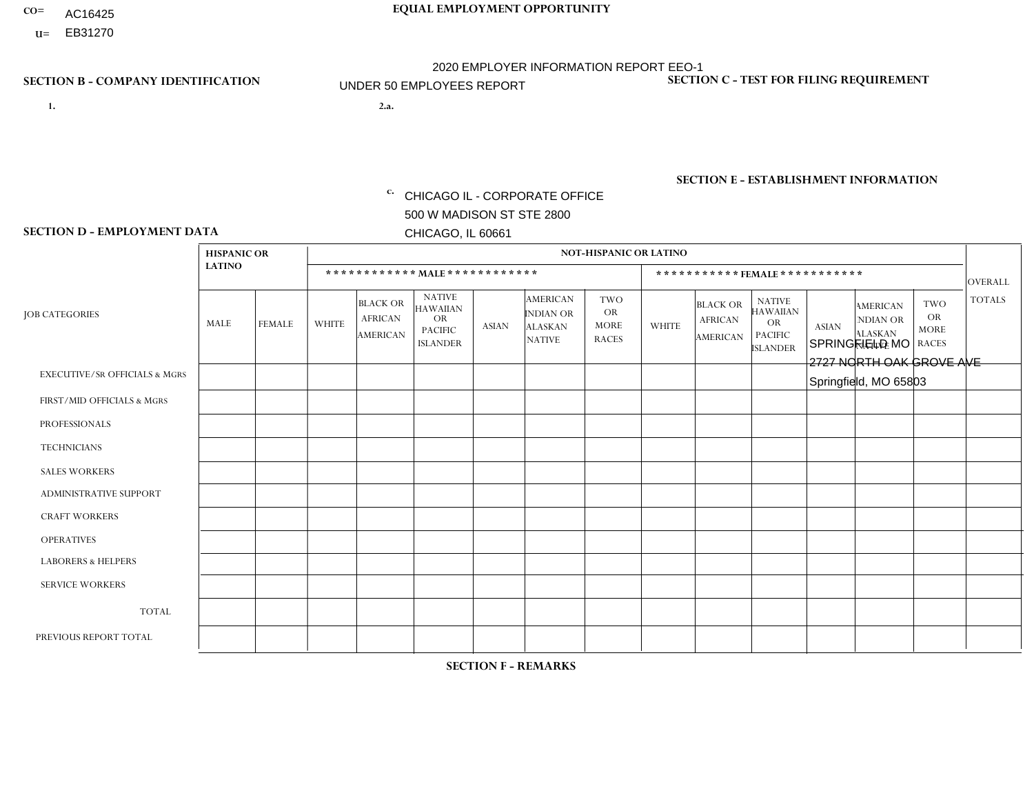CO= AC16425
U= EB31270

**EQUAL EMPLOYMENT OPPORTUNITY**

2020 EMPLOYER INFORMATION REPORT EEO-1

UNDER 50 EMPLOYEES REPORT

**SECTION B - COMPANY IDENTIFICATION**

1.

2.a.

c. CHICAGO IL - CORPORATE OFFICE
500 W MADISON ST STE 2800
CHICAGO, IL 60661

**SECTION C - TEST FOR FILING REQUIREMENT**

**SECTION E - ESTABLISHMENT INFORMATION**

SPRINGFIELD MO
2727 NORTH OAK GROVE AVE
Springfield, MO 65803

**SECTION D - EMPLOYMENT DATA**

| JOB CATEGORIES | HISPANIC OR LATINO | | NOT-HISPANIC OR LATINO | | | | | | | | | | | | OVERALL TOTALS |
|---|---|---|---|---|---|---|---|---|---|---|---|---|---|---|---|
| | | | MALE | | | | | | FEMALE | | | | | | |
| | MALE | FEMALE | WHITE | BLACK OR AFRICAN AMERICAN | NATIVE HAWAIIAN OR PACIFIC ISLANDER | ASIAN | AMERICAN INDIAN OR ALASKAN NATIVE | TWO OR MORE RACES | WHITE | BLACK OR AFRICAN AMERICAN | NATIVE HAWAIIAN OR PACIFIC ISLANDER | ASIAN | AMERICAN INDIAN OR ALASKAN NATIVE | TWO OR MORE RACES | |
| EXECUTIVE/SR OFFICIALS & MGRS | | | | | | | | | | | | | | | |
| FIRST/MID OFFICIALS & MGRS | | | | | | | | | | | | | | | |
| PROFESSIONALS | | | | | | | | | | | | | | | |
| TECHNICIANS | | | | | | | | | | | | | | | |
| SALES WORKERS | | | | | | | | | | | | | | | |
| ADMINISTRATIVE SUPPORT | | | | | | | | | | | | | | | |
| CRAFT WORKERS | | | | | | | | | | | | | | | |
| OPERATIVES | | | | | | | | | | | | | | | |
| LABORERS & HELPERS | | | | | | | | | | | | | | | |
| SERVICE WORKERS | | | | | | | | | | | | | | | |
| TOTAL | | | | | | | | | | | | | | | |
| PREVIOUS REPORT TOTAL | | | | | | | | | | | | | | | |

**SECTION F - REMARKS**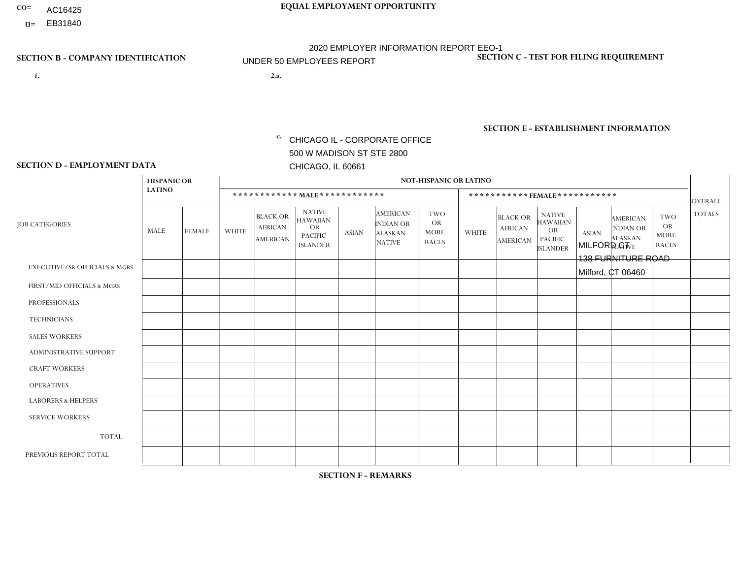CO= AC16425
U= EB31840

**EQUAL EMPLOYMENT OPPORTUNITY**

2020 EMPLOYER INFORMATION REPORT EEO-1

UNDER 50 EMPLOYEES REPORT

**SECTION B - COMPANY IDENTIFICATION**

1.

2.a.

c. CHICAGO IL - CORPORATE OFFICE
500 W MADISON ST STE 2800
CHICAGO, IL 60661

**SECTION C - TEST FOR FILING REQUIREMENT**

**SECTION E - ESTABLISHMENT INFORMATION**

MILFORD CT
138 FURNITURE ROAD
Milford, CT 06460

**SECTION D - EMPLOYMENT DATA**

| JOB CATEGORIES | HISPANIC OR LATINO | | NOT-HISPANIC OR LATINO | | | | | | | | | | | | OVERALL TOTALS |
|---|---|---|---|---|---|---|---|---|---|---|---|---|---|---|---|
| | | | MALE | | | | | | FEMALE | | | | | | |
| | MALE | FEMALE | WHITE | BLACK OR AFRICAN AMERICAN | NATIVE HAWAIIAN OR PACIFIC ISLANDER | ASIAN | AMERICAN INDIAN OR ALASKAN NATIVE | TWO OR MORE RACES | WHITE | BLACK OR AFRICAN AMERICAN | NATIVE HAWAIIAN OR PACIFIC ISLANDER | ASIAN | AMERICAN INDIAN OR ALASKAN NATIVE | TWO OR MORE RACES | |
| EXECUTIVE/SR OFFICIALS & MGRS | | | | | | | | | | | | | | | |
| FIRST/MID OFFICIALS & MGRS | | | | | | | | | | | | | | | |
| PROFESSIONALS | | | | | | | | | | | | | | | |
| TECHNICIANS | | | | | | | | | | | | | | | |
| SALES WORKERS | | | | | | | | | | | | | | | |
| ADMINISTRATIVE SUPPORT | | | | | | | | | | | | | | | |
| CRAFT WORKERS | | | | | | | | | | | | | | | |
| OPERATIVES | | | | | | | | | | | | | | | |
| LABORERS & HELPERS | | | | | | | | | | | | | | | |
| SERVICE WORKERS | | | | | | | | | | | | | | | |
| TOTAL | | | | | | | | | | | | | | | |
| PREVIOUS REPORT TOTAL | | | | | | | | | | | | | | | |

**SECTION F - REMARKS**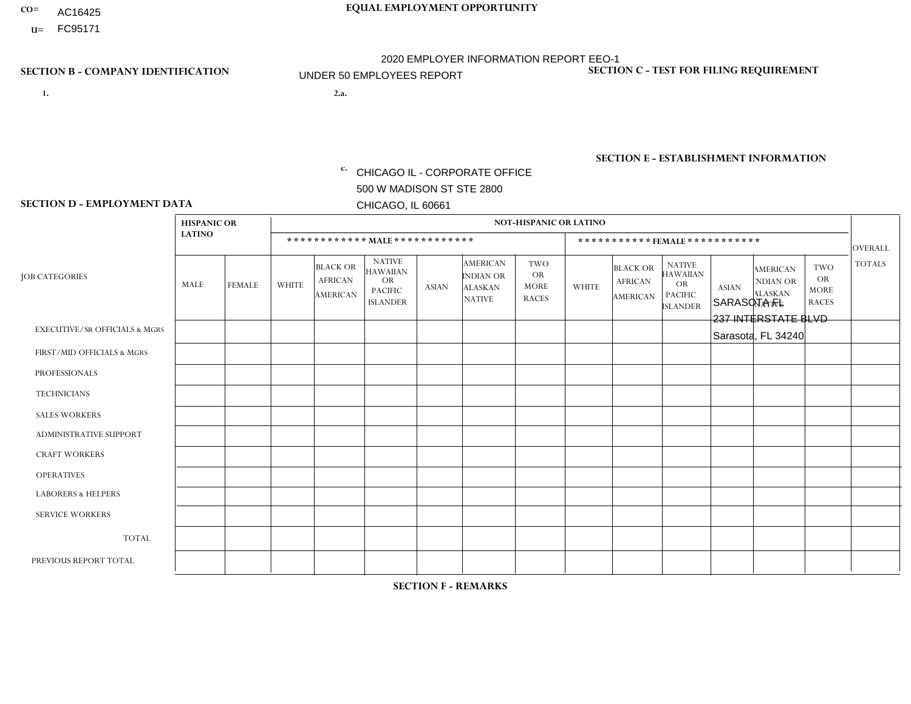CO= AC16425
U= FC95171

**EQUAL EMPLOYMENT OPPORTUNITY**

2020 EMPLOYER INFORMATION REPORT EEO-1
UNDER 50 EMPLOYEES REPORT

**SECTION B - COMPANY IDENTIFICATION**

1.

2.a.

c. CHICAGO IL - CORPORATE OFFICE
500 W MADISON ST STE 2800
CHICAGO, IL 60661

**SECTION C - TEST FOR FILING REQUIREMENT**

**SECTION E - ESTABLISHMENT INFORMATION**

SARASOTA FL
237 INTERSTATE BLVD
Sarasota, FL 34240

**SECTION D - EMPLOYMENT DATA**

| JOB CATEGORIES | HISPANIC OR LATINO | | NOT-HISPANIC OR LATINO | | | | | | | | | | | | OVERALL TOTALS |
|---|---|---|---|---|---|---|---|---|---|---|---|---|---|---|---|
| | | | MALE | | | | | | FEMALE | | | | | | |
| | MALE | FEMALE | WHITE | BLACK OR AFRICAN AMERICAN | NATIVE HAWAIIAN OR PACIFIC ISLANDER | ASIAN | AMERICAN INDIAN OR ALASKAN NATIVE | TWO OR MORE RACES | WHITE | BLACK OR AFRICAN AMERICAN | NATIVE HAWAIIAN OR PACIFIC ISLANDER | ASIAN | AMERICAN INDIAN OR ALASKAN NATIVE | TWO OR MORE RACES | |
| EXECUTIVE/SR OFFICIALS & MGRS | | | | | | | | | | | | | | | |
| FIRST/MID OFFICIALS & MGRS | | | | | | | | | | | | | | | |
| PROFESSIONALS | | | | | | | | | | | | | | | |
| TECHNICIANS | | | | | | | | | | | | | | | |
| SALES WORKERS | | | | | | | | | | | | | | | |
| ADMINISTRATIVE SUPPORT | | | | | | | | | | | | | | | |
| CRAFT WORKERS | | | | | | | | | | | | | | | |
| OPERATIVES | | | | | | | | | | | | | | | |
| LABORERS & HELPERS | | | | | | | | | | | | | | | |
| SERVICE WORKERS | | | | | | | | | | | | | | | |
| TOTAL | | | | | | | | | | | | | | | |
| PREVIOUS REPORT TOTAL | | | | | | | | | | | | | | | |

**SECTION F - REMARKS**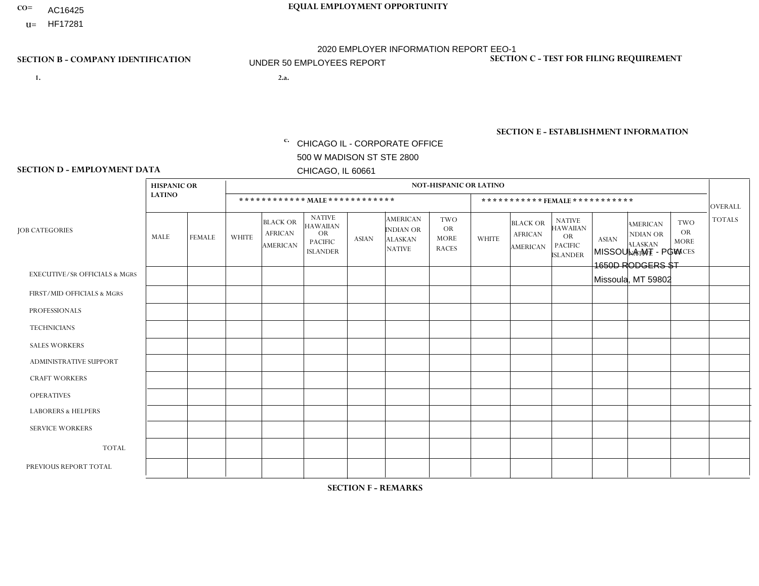CO= AC16425
U= HF17281

**EQUAL EMPLOYMENT OPPORTUNITY**

2020 EMPLOYER INFORMATION REPORT EEO-1
UNDER 50 EMPLOYEES REPORT

**SECTION B - COMPANY IDENTIFICATION**

1.

2.a.

c. CHICAGO IL - CORPORATE OFFICE
500 W MADISON ST STE 2800
CHICAGO, IL 60661

**SECTION C - TEST FOR FILING REQUIREMENT**

**SECTION E - ESTABLISHMENT INFORMATION**

MISSOULA MT - PGW
1650D RODGERS ST
Missoula, MT 59802

**SECTION D - EMPLOYMENT DATA**

| JOB CATEGORIES | HISPANIC OR LATINO | | NOT-HISPANIC OR LATINO | | | | | | | | | | | | OVERALL TOTALS |
|---|---|---|---|---|---|---|---|---|---|---|---|---|---|---|---|
| | | | MALE | | | | | | FEMALE | | | | | | |
| | MALE | FEMALE | WHITE | BLACK OR AFRICAN AMERICAN | NATIVE HAWAIIAN OR PACIFIC ISLANDER | ASIAN | AMERICAN INDIAN OR ALASKAN NATIVE | TWO OR MORE RACES | WHITE | BLACK OR AFRICAN AMERICAN | NATIVE HAWAIIAN OR PACIFIC ISLANDER | ASIAN | AMERICAN INDIAN OR ALASKAN NATIVE | TWO OR MORE RACES | |
| EXECUTIVE/SR OFFICIALS & MGRS | | | | | | | | | | | | | | | |
| FIRST/MID OFFICIALS & MGRS | | | | | | | | | | | | | | | |
| PROFESSIONALS | | | | | | | | | | | | | | | |
| TECHNICIANS | | | | | | | | | | | | | | | |
| SALES WORKERS | | | | | | | | | | | | | | | |
| ADMINISTRATIVE SUPPORT | | | | | | | | | | | | | | | |
| CRAFT WORKERS | | | | | | | | | | | | | | | |
| OPERATIVES | | | | | | | | | | | | | | | |
| LABORERS & HELPERS | | | | | | | | | | | | | | | |
| SERVICE WORKERS | | | | | | | | | | | | | | | |
| TOTAL | | | | | | | | | | | | | | | |
| PREVIOUS REPORT TOTAL | | | | | | | | | | | | | | | |

**SECTION F - REMARKS**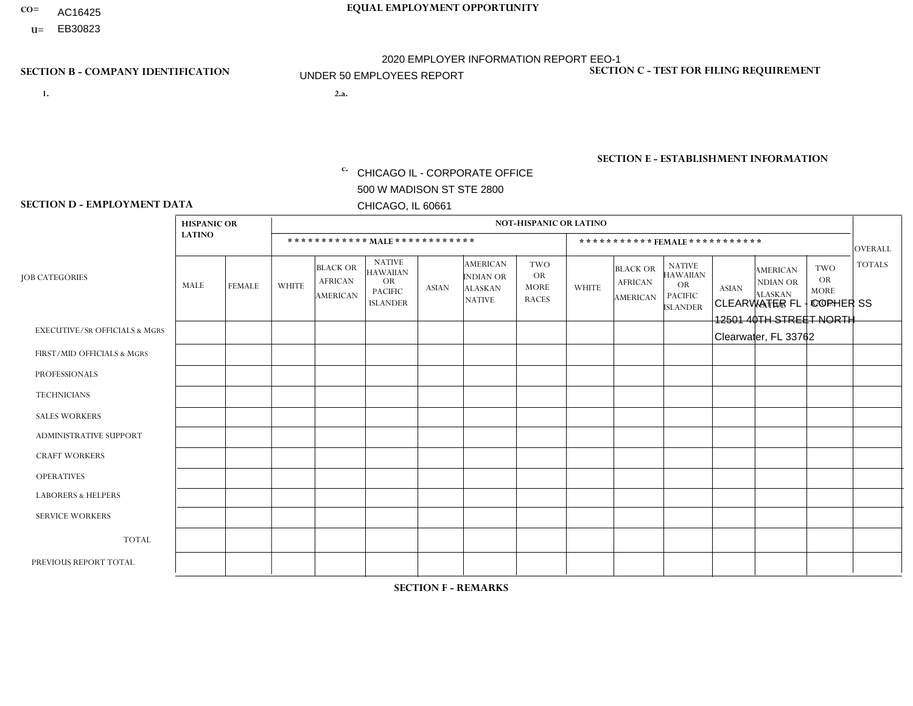CO= AC16425
U= EB30823

**EQUAL EMPLOYMENT OPPORTUNITY**

2020 EMPLOYER INFORMATION REPORT EEO-1
UNDER 50 EMPLOYEES REPORT

**SECTION B - COMPANY IDENTIFICATION**

1.

2.a.

c. CHICAGO IL - CORPORATE OFFICE
500 W MADISON ST STE 2800
CHICAGO, IL 60661

**SECTION C - TEST FOR FILING REQUIREMENT**

**SECTION E - ESTABLISHMENT INFORMATION**

CLEARWATER FL - COPHER SS
12501 40TH STREET NORTH
Clearwater, FL 33762

**SECTION D - EMPLOYMENT DATA**

| JOB CATEGORIES | HISPANIC OR LATINO | | NOT-HISPANIC OR LATINO | | | | | | | | | | | | OVERALL TOTALS |
|---|---|---|---|---|---|---|---|---|---|---|---|---|---|---|---|
| | | | MALE | | | | | | FEMALE | | | | | | |
| | MALE | FEMALE | WHITE | BLACK OR AFRICAN AMERICAN | NATIVE HAWAIIAN OR PACIFIC ISLANDER | ASIAN | AMERICAN INDIAN OR ALASKAN NATIVE | TWO OR MORE RACES | WHITE | BLACK OR AFRICAN AMERICAN | NATIVE HAWAIIAN OR PACIFIC ISLANDER | ASIAN | AMERICAN INDIAN OR ALASKAN NATIVE | TWO OR MORE RACES | |
| EXECUTIVE/SR OFFICIALS & MGRS | | | | | | | | | | | | | | | |
| FIRST/MID OFFICIALS & MGRS | | | | | | | | | | | | | | | |
| PROFESSIONALS | | | | | | | | | | | | | | | |
| TECHNICIANS | | | | | | | | | | | | | | | |
| SALES WORKERS | | | | | | | | | | | | | | | |
| ADMINISTRATIVE SUPPORT | | | | | | | | | | | | | | | |
| CRAFT WORKERS | | | | | | | | | | | | | | | |
| OPERATIVES | | | | | | | | | | | | | | | |
| LABORERS & HELPERS | | | | | | | | | | | | | | | |
| SERVICE WORKERS | | | | | | | | | | | | | | | |
| TOTAL | | | | | | | | | | | | | | | |
| PREVIOUS REPORT TOTAL | | | | | | | | | | | | | | | |

**SECTION F - REMARKS**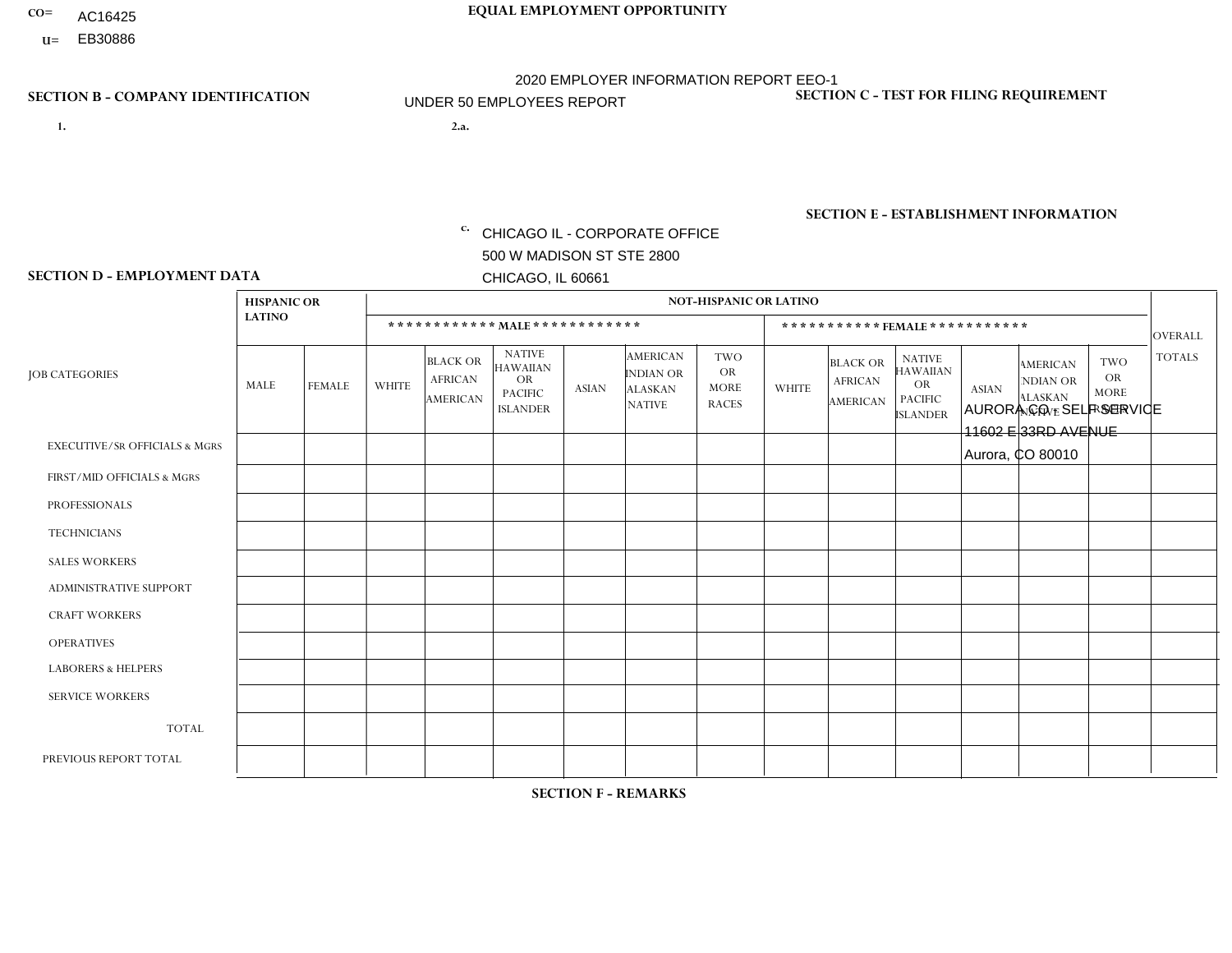CO= AC16425
U= EB30886

**EQUAL EMPLOYMENT OPPORTUNITY**

2020 EMPLOYER INFORMATION REPORT EEO-1

UNDER 50 EMPLOYEES REPORT

**SECTION B - COMPANY IDENTIFICATION**

**SECTION C - TEST FOR FILING REQUIREMENT**

1.

2.a.

c. CHICAGO IL - CORPORATE OFFICE
500 W MADISON ST STE 2800
CHICAGO, IL 60661

**SECTION E - ESTABLISHMENT INFORMATION**

AURORA CO - SELF SERVICE
11602 E 33RD AVENUE
Aurora, CO 80010

**SECTION D - EMPLOYMENT DATA**

| JOB CATEGORIES | HISPANIC OR LATINO | | NOT-HISPANIC OR LATINO | | | | | | | | | | | | OVERALL TOTALS |
|---|---|---|---|---|---|---|---|---|---|---|---|---|---|---|---|
| | | | ************ MALE ************ | | | | | | *********** FEMALE *********** | | | | | | |
| | MALE | FEMALE | WHITE | BLACK OR AFRICAN AMERICAN | NATIVE HAWAIIAN OR PACIFIC ISLANDER | ASIAN | AMERICAN INDIAN OR ALASKAN NATIVE | TWO OR MORE RACES | WHITE | BLACK OR AFRICAN AMERICAN | NATIVE HAWAIIAN OR PACIFIC ISLANDER | ASIAN | AMERICAN INDIAN OR ALASKAN NATIVE | TWO OR MORE RACES | |
| EXECUTIVE/SR OFFICIALS & MGRS | | | | | | | | | | | | | | | |
| FIRST/MID OFFICIALS & MGRS | | | | | | | | | | | | | | | |
| PROFESSIONALS | | | | | | | | | | | | | | | |
| TECHNICIANS | | | | | | | | | | | | | | | |
| SALES WORKERS | | | | | | | | | | | | | | | |
| ADMINISTRATIVE SUPPORT | | | | | | | | | | | | | | | |
| CRAFT WORKERS | | | | | | | | | | | | | | | |
| OPERATIVES | | | | | | | | | | | | | | | |
| LABORERS & HELPERS | | | | | | | | | | | | | | | |
| SERVICE WORKERS | | | | | | | | | | | | | | | |
| TOTAL | | | | | | | | | | | | | | | |
| PREVIOUS REPORT TOTAL | | | | | | | | | | | | | | | |

**SECTION F - REMARKS**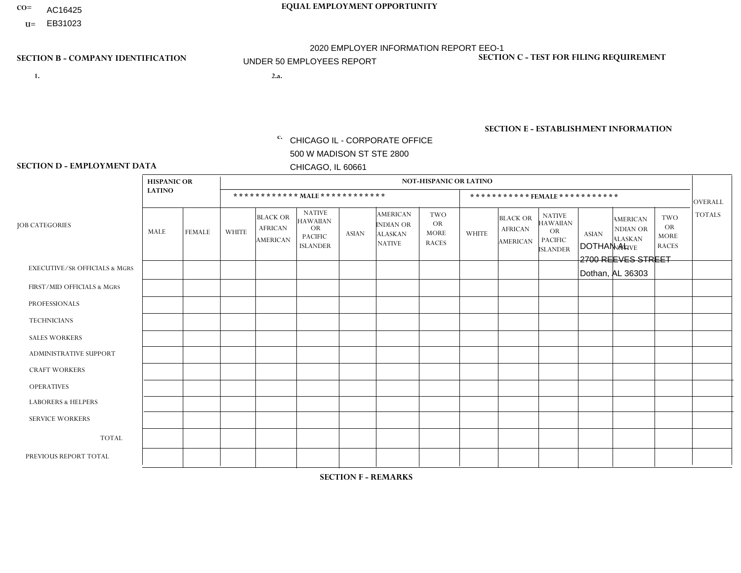CO= AC16425
U= EB31023

**EQUAL EMPLOYMENT OPPORTUNITY**

2020 EMPLOYER INFORMATION REPORT EEO-1

UNDER 50 EMPLOYEES REPORT

**SECTION B - COMPANY IDENTIFICATION**

1.

2.a.

c. CHICAGO IL - CORPORATE OFFICE
500 W MADISON ST STE 2800
CHICAGO, IL 60661

**SECTION C - TEST FOR FILING REQUIREMENT**

**SECTION E - ESTABLISHMENT INFORMATION**

DOTHAN AL
2700 REEVES STREET
Dothan, AL 36303

**SECTION D - EMPLOYMENT DATA**

| JOB CATEGORIES | HISPANIC OR LATINO | | NOT-HISPANIC OR LATINO | | | | | | | | | | | | OVERALL TOTALS |
|---|---|---|---|---|---|---|---|---|---|---|---|---|---|---|---|
| | | | MALE | | | | | | FEMALE | | | | | | |
| | MALE | FEMALE | WHITE | BLACK OR AFRICAN AMERICAN | NATIVE HAWAIIAN OR PACIFIC ISLANDER | ASIAN | AMERICAN INDIAN OR ALASKAN NATIVE | TWO OR MORE RACES | WHITE | BLACK OR AFRICAN AMERICAN | NATIVE HAWAIIAN OR PACIFIC ISLANDER | ASIAN | AMERICAN INDIAN OR ALASKAN NATIVE | TWO OR MORE RACES | |
| EXECUTIVE/SR OFFICIALS & MGRS | | | | | | | | | | | | | | | |
| FIRST/MID OFFICIALS & MGRS | | | | | | | | | | | | | | | |
| PROFESSIONALS | | | | | | | | | | | | | | | |
| TECHNICIANS | | | | | | | | | | | | | | | |
| SALES WORKERS | | | | | | | | | | | | | | | |
| ADMINISTRATIVE SUPPORT | | | | | | | | | | | | | | | |
| CRAFT WORKERS | | | | | | | | | | | | | | | |
| OPERATIVES | | | | | | | | | | | | | | | |
| LABORERS & HELPERS | | | | | | | | | | | | | | | |
| SERVICE WORKERS | | | | | | | | | | | | | | | |
| TOTAL | | | | | | | | | | | | | | | |
| PREVIOUS REPORT TOTAL | | | | | | | | | | | | | | | |

**SECTION F - REMARKS**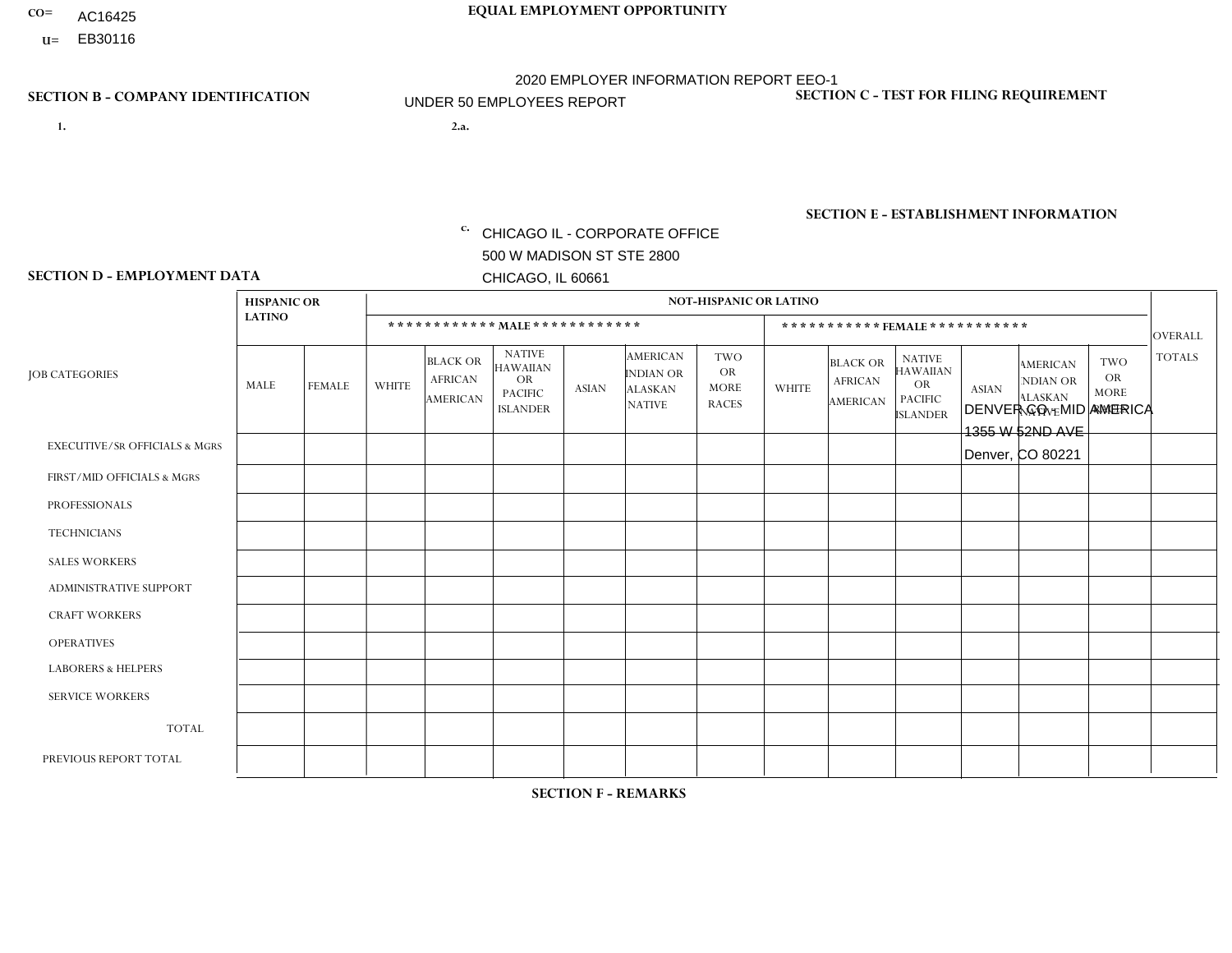CO= AC16425
U= EB30116

**EQUAL EMPLOYMENT OPPORTUNITY**

2020 EMPLOYER INFORMATION REPORT EEO-1
UNDER 50 EMPLOYEES REPORT

**SECTION B - COMPANY IDENTIFICATION**

1.

2.a.

c. CHICAGO IL - CORPORATE OFFICE
500 W MADISON ST STE 2800
CHICAGO, IL 60661

**SECTION C - TEST FOR FILING REQUIREMENT**

**SECTION E - ESTABLISHMENT INFORMATION**

DENVER CO - MID AMERICA
1355 W 52ND AVE
Denver, CO 80221

**SECTION D - EMPLOYMENT DATA**

| JOB CATEGORIES | HISPANIC OR LATINO | | NOT-HISPANIC OR LATINO | | | | | | | | | | | | OVERALL TOTALS |
|---|---|---|---|---|---|---|---|---|---|---|---|---|---|---|---|
| | | | MALE | | | | | | FEMALE | | | | | | |
| | MALE | FEMALE | WHITE | BLACK OR AFRICAN AMERICAN | NATIVE HAWAIIAN OR PACIFIC ISLANDER | ASIAN | AMERICAN INDIAN OR ALASKAN NATIVE | TWO OR MORE RACES | WHITE | BLACK OR AFRICAN AMERICAN | NATIVE HAWAIIAN OR PACIFIC ISLANDER | ASIAN | AMERICAN INDIAN OR ALASKAN NATIVE | TWO OR MORE RACES | |
| EXECUTIVE/SR OFFICIALS & MGRS | | | | | | | | | | | | | | | |
| FIRST/MID OFFICIALS & MGRS | | | | | | | | | | | | | | | |
| PROFESSIONALS | | | | | | | | | | | | | | | |
| TECHNICIANS | | | | | | | | | | | | | | | |
| SALES WORKERS | | | | | | | | | | | | | | | |
| ADMINISTRATIVE SUPPORT | | | | | | | | | | | | | | | |
| CRAFT WORKERS | | | | | | | | | | | | | | | |
| OPERATIVES | | | | | | | | | | | | | | | |
| LABORERS & HELPERS | | | | | | | | | | | | | | | |
| SERVICE WORKERS | | | | | | | | | | | | | | | |
| TOTAL | | | | | | | | | | | | | | | |
| PREVIOUS REPORT TOTAL | | | | | | | | | | | | | | | |

**SECTION F - REMARKS**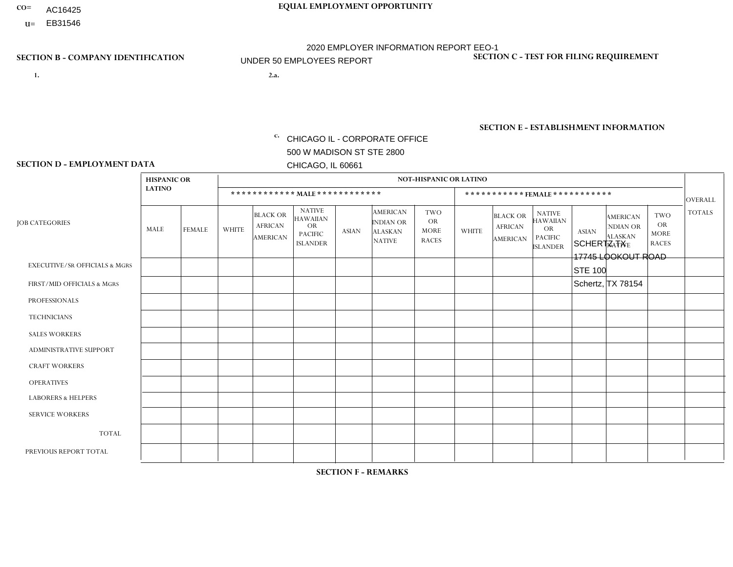CO= AC16425
U= EB31546

**EQUAL EMPLOYMENT OPPORTUNITY**

2020 EMPLOYER INFORMATION REPORT EEO-1

UNDER 50 EMPLOYEES REPORT

**SECTION B - COMPANY IDENTIFICATION**

1.

2.a.

c. CHICAGO IL - CORPORATE OFFICE
500 W MADISON ST STE 2800
CHICAGO, IL 60661

**SECTION C - TEST FOR FILING REQUIREMENT**

**SECTION E - ESTABLISHMENT INFORMATION**

SCHERTZ TX
17745 LOOKOUT ROAD
STE 100
Schertz, TX 78154

**SECTION D - EMPLOYMENT DATA**

| JOB CATEGORIES | HISPANIC OR LATINO | | NOT-HISPANIC OR LATINO | | | | | | | | | | | | OVERALL TOTALS |
|---|---|---|---|---|---|---|---|---|---|---|---|---|---|---|---|
| | | | MALE | | | | | | FEMALE | | | | | | |
| | MALE | FEMALE | WHITE | BLACK OR AFRICAN AMERICAN | NATIVE HAWAIIAN OR PACIFIC ISLANDER | ASIAN | AMERICAN INDIAN OR ALASKAN NATIVE | TWO OR MORE RACES | WHITE | BLACK OR AFRICAN AMERICAN | NATIVE HAWAIIAN OR PACIFIC ISLANDER | ASIAN | AMERICAN INDIAN OR ALASKAN NATIVE | TWO OR MORE RACES | |
| EXECUTIVE/Sr OFFICIALS & MGRS | | | | | | | | | | | | | | | |
| FIRST/MID OFFICIALS & MGRS | | | | | | | | | | | | | | | |
| PROFESSIONALS | | | | | | | | | | | | | | | |
| TECHNICIANS | | | | | | | | | | | | | | | |
| SALES WORKERS | | | | | | | | | | | | | | | |
| ADMINISTRATIVE SUPPORT | | | | | | | | | | | | | | | |
| CRAFT WORKERS | | | | | | | | | | | | | | | |
| OPERATIVES | | | | | | | | | | | | | | | |
| LABORERS & HELPERS | | | | | | | | | | | | | | | |
| SERVICE WORKERS | | | | | | | | | | | | | | | |
| TOTAL | | | | | | | | | | | | | | | |
| PREVIOUS REPORT TOTAL | | | | | | | | | | | | | | | |

**SECTION F - REMARKS**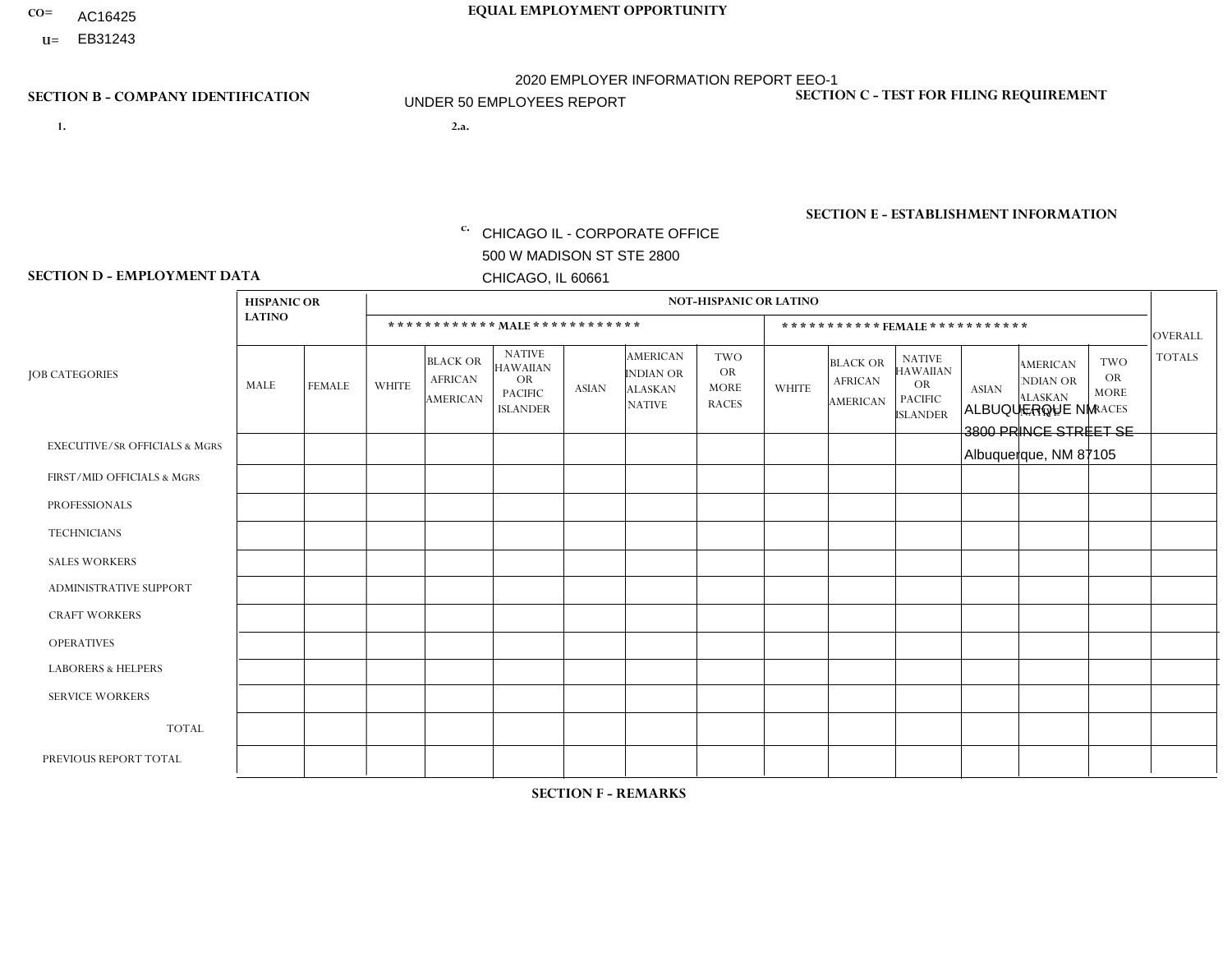CO= AC16425
U= EB31243

**EQUAL EMPLOYMENT OPPORTUNITY**

2020 EMPLOYER INFORMATION REPORT EEO-1
UNDER 50 EMPLOYEES REPORT

**SECTION B - COMPANY IDENTIFICATION**

1.

2.a.

c. CHICAGO IL - CORPORATE OFFICE
500 W MADISON ST STE 2800
CHICAGO, IL 60661

**SECTION C - TEST FOR FILING REQUIREMENT**

**SECTION E - ESTABLISHMENT INFORMATION**

ALBUQUERQUE NM
3800 PRINCE STREET SE
Albuquerque, NM 87105

**SECTION D - EMPLOYMENT DATA**

| JOB CATEGORIES | HISPANIC OR LATINO | | NOT-HISPANIC OR LATINO | | | | | | | | | | | | OVERALL TOTALS |
|---|---|---|---|---|---|---|---|---|---|---|---|---|---|---|---|
| | | | MALE | | | | | | FEMALE | | | | | | |
| | MALE | FEMALE | WHITE | BLACK OR AFRICAN AMERICAN | NATIVE HAWAIIAN OR PACIFIC ISLANDER | ASIAN | AMERICAN INDIAN OR ALASKAN NATIVE | TWO OR MORE RACES | WHITE | BLACK OR AFRICAN AMERICAN | NATIVE HAWAIIAN OR PACIFIC ISLANDER | ASIAN | AMERICAN INDIAN OR ALASKAN NATIVE | TWO OR MORE RACES | |
| EXECUTIVE/Sr OFFICIALS & MGRS | | | | | | | | | | | | | | | |
| FIRST/MID OFFICIALS & MGRS | | | | | | | | | | | | | | | |
| PROFESSIONALS | | | | | | | | | | | | | | | |
| TECHNICIANS | | | | | | | | | | | | | | | |
| SALES WORKERS | | | | | | | | | | | | | | | |
| ADMINISTRATIVE SUPPORT | | | | | | | | | | | | | | | |
| CRAFT WORKERS | | | | | | | | | | | | | | | |
| OPERATIVES | | | | | | | | | | | | | | | |
| LABORERS & HELPERS | | | | | | | | | | | | | | | |
| SERVICE WORKERS | | | | | | | | | | | | | | | |
| TOTAL | | | | | | | | | | | | | | | |
| PREVIOUS REPORT TOTAL | | | | | | | | | | | | | | | |

**SECTION F - REMARKS**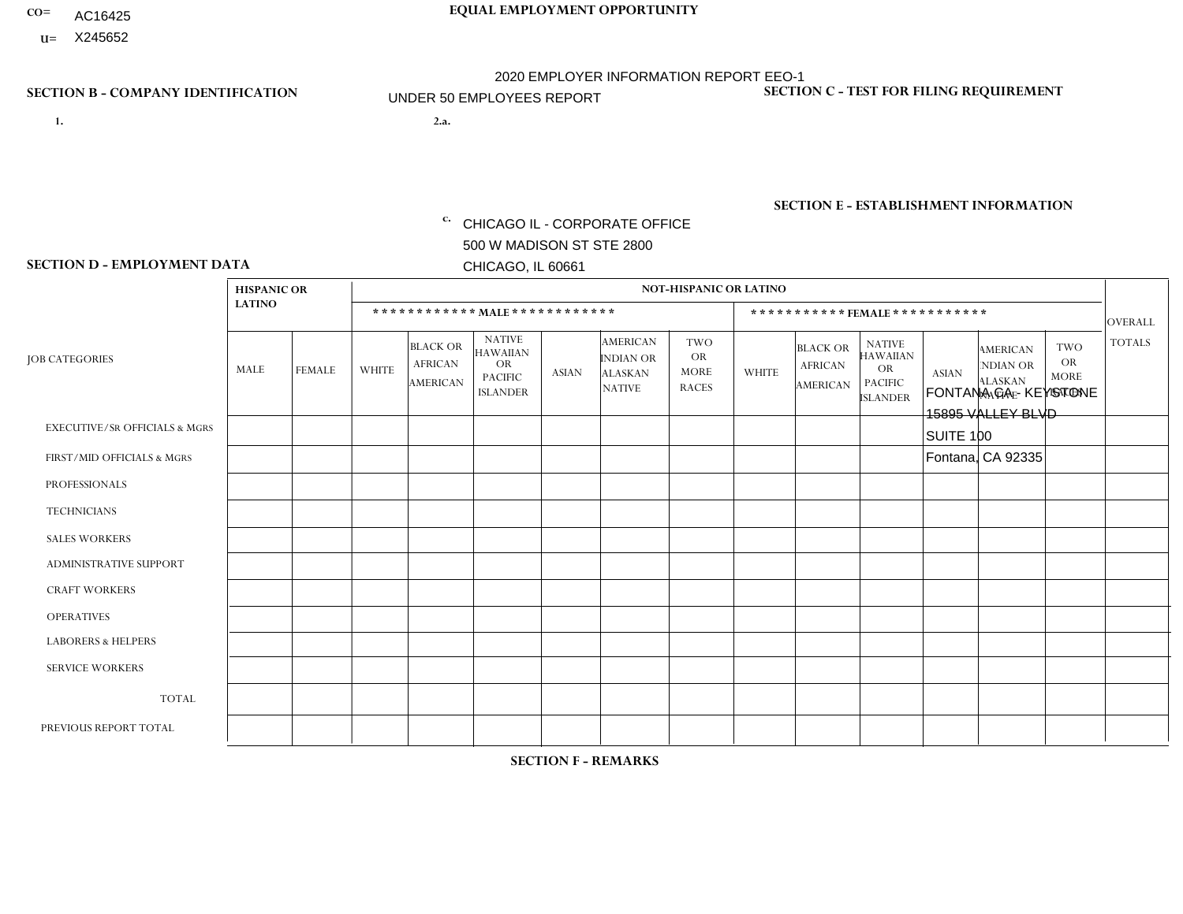CO= AC16425
U= X245652

**EQUAL EMPLOYMENT OPPORTUNITY**

2020 EMPLOYER INFORMATION REPORT EEO-1
UNDER 50 EMPLOYEES REPORT

**SECTION B - COMPANY IDENTIFICATION**

1.

2.a.

c. CHICAGO IL - CORPORATE OFFICE
500 W MADISON ST STE 2800
CHICAGO, IL 60661

**SECTION C - TEST FOR FILING REQUIREMENT**

**SECTION E - ESTABLISHMENT INFORMATION**

FONTANA CA - KEYSTONE
15895 VALLEY BLVD
SUITE 100
Fontana, CA 92335

**SECTION D - EMPLOYMENT DATA**

| JOB CATEGORIES | HISPANIC OR LATINO | | NOT-HISPANIC OR LATINO | | | | | | | | | | | | OVERALL TOTALS |
|---|---|---|---|---|---|---|---|---|---|---|---|---|---|---|---|
| | | | MALE | | | | | | FEMALE | | | | | | |
| | MALE | FEMALE | WHITE | BLACK OR AFRICAN AMERICAN | NATIVE HAWAIIAN OR PACIFIC ISLANDER | ASIAN | AMERICAN INDIAN OR ALASKAN NATIVE | TWO OR MORE RACES | WHITE | BLACK OR AFRICAN AMERICAN | NATIVE HAWAIIAN OR PACIFIC ISLANDER | ASIAN | AMERICAN INDIAN OR ALASKAN NATIVE | TWO OR MORE RACES | |
| EXECUTIVE/SR OFFICIALS & MGRS | | | | | | | | | | | | | | | |
| FIRST/MID OFFICIALS & MGRS | | | | | | | | | | | | | | | |
| PROFESSIONALS | | | | | | | | | | | | | | | |
| TECHNICIANS | | | | | | | | | | | | | | | |
| SALES WORKERS | | | | | | | | | | | | | | | |
| ADMINISTRATIVE SUPPORT | | | | | | | | | | | | | | | |
| CRAFT WORKERS | | | | | | | | | | | | | | | |
| OPERATIVES | | | | | | | | | | | | | | | |
| LABORERS & HELPERS | | | | | | | | | | | | | | | |
| SERVICE WORKERS | | | | | | | | | | | | | | | |
| TOTAL | | | | | | | | | | | | | | | |
| PREVIOUS REPORT TOTAL | | | | | | | | | | | | | | | |

**SECTION F - REMARKS**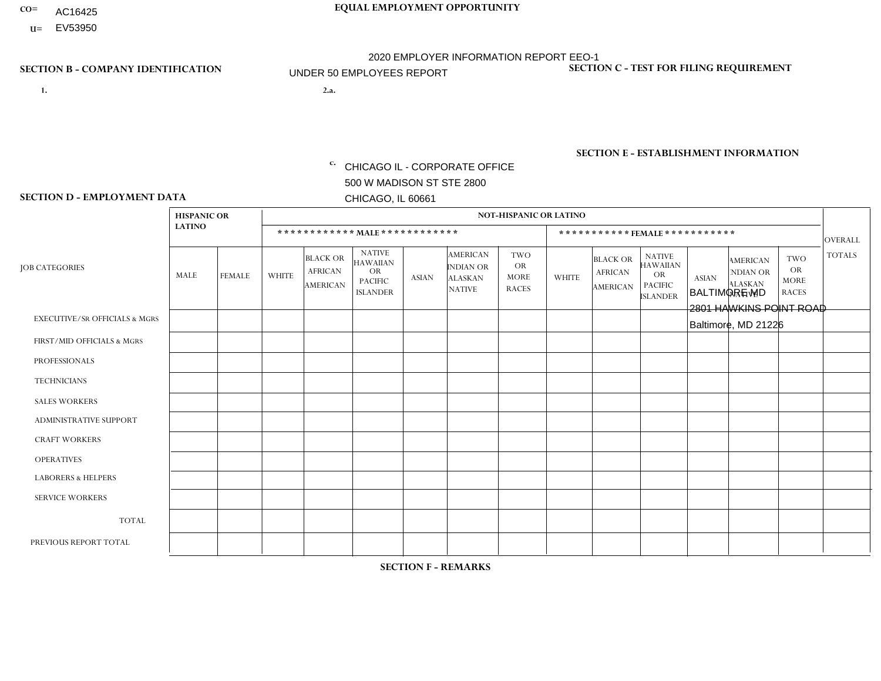CO= AC16425
U= EV53950

**EQUAL EMPLOYMENT OPPORTUNITY**

2020 EMPLOYER INFORMATION REPORT EEO-1

UNDER 50 EMPLOYEES REPORT

## SECTION B - COMPANY IDENTIFICATION

1.

2.a.

c. CHICAGO IL - CORPORATE OFFICE
500 W MADISON ST STE 2800
CHICAGO, IL 60661

## SECTION C - TEST FOR FILING REQUIREMENT

## SECTION E - ESTABLISHMENT INFORMATION

BALTIMORE MD
2801 HAWKINS POINT ROAD
Baltimore, MD 21226

## SECTION D - EMPLOYMENT DATA

| JOB CATEGORIES | HISPANIC OR LATINO | | NOT-HISPANIC OR LATINO | | | | | | | | | | | | OVERALL TOTALS |
|---|---|---|---|---|---|---|---|---|---|---|---|---|---|---|---|
| | | | MALE | | | | | | FEMALE | | | | | | |
| | MALE | FEMALE | WHITE | BLACK OR AFRICAN AMERICAN | NATIVE HAWAIIAN OR PACIFIC ISLANDER | ASIAN | AMERICAN INDIAN OR ALASKAN NATIVE | TWO OR MORE RACES | WHITE | BLACK OR AFRICAN AMERICAN | NATIVE HAWAIIAN OR PACIFIC ISLANDER | ASIAN | AMERICAN INDIAN OR ALASKAN NATIVE | TWO OR MORE RACES | |
| EXECUTIVE/Sr OFFICIALS & MGRS | | | | | | | | | | | | | | | |
| FIRST/MID OFFICIALS & MGRS | | | | | | | | | | | | | | | |
| PROFESSIONALS | | | | | | | | | | | | | | | |
| TECHNICIANS | | | | | | | | | | | | | | | |
| SALES WORKERS | | | | | | | | | | | | | | | |
| ADMINISTRATIVE SUPPORT | | | | | | | | | | | | | | | |
| CRAFT WORKERS | | | | | | | | | | | | | | | |
| OPERATIVES | | | | | | | | | | | | | | | |
| LABORERS & HELPERS | | | | | | | | | | | | | | | |
| SERVICE WORKERS | | | | | | | | | | | | | | | |
| TOTAL | | | | | | | | | | | | | | | |
| PREVIOUS REPORT TOTAL | | | | | | | | | | | | | | | |

## SECTION F - REMARKS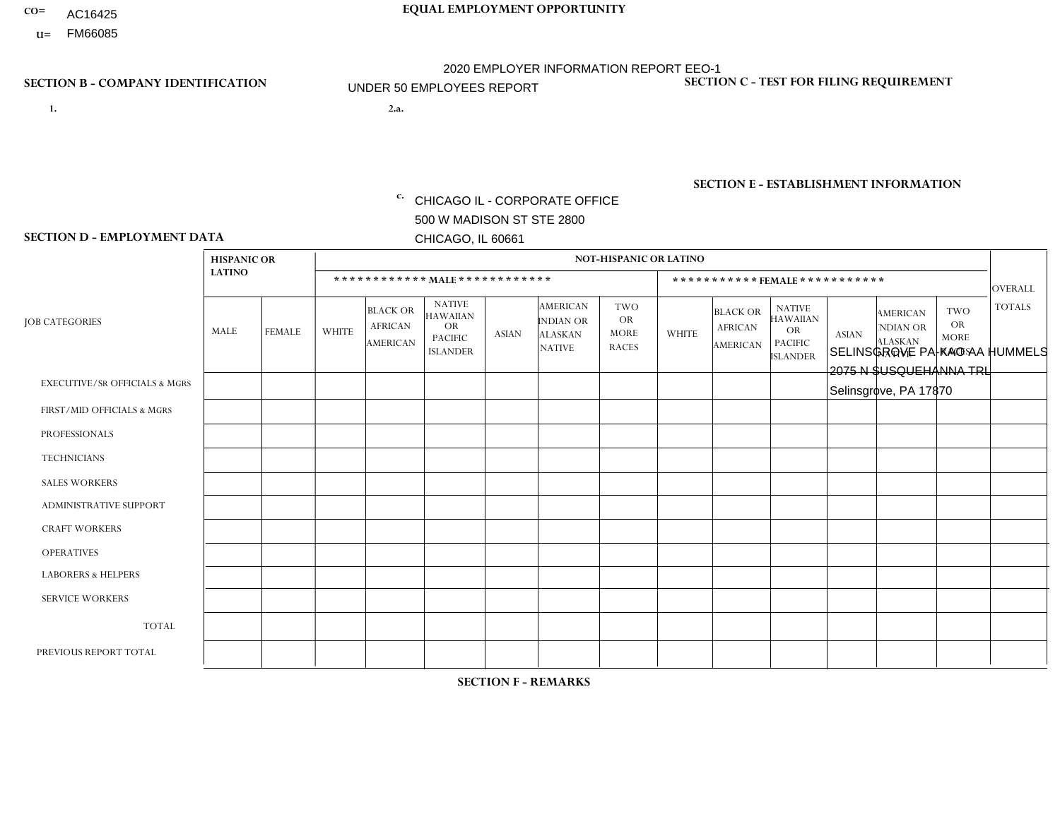CO= AC16425
U= FM66085

**EQUAL EMPLOYMENT OPPORTUNITY**

2020 EMPLOYER INFORMATION REPORT EEO-1

UNDER 50 EMPLOYEES REPORT

**SECTION B - COMPANY IDENTIFICATION**

1.

2.a.

c. CHICAGO IL - CORPORATE OFFICE
500 W MADISON ST STE 2800
CHICAGO, IL 60661

**SECTION C - TEST FOR FILING REQUIREMENT**

**SECTION E - ESTABLISHMENT INFORMATION**

SELINSGROVE PA-KAO AA HUMMELS
2075 N SUSQUEHANNA TRL
Selinsgrove, PA 17870

**SECTION D - EMPLOYMENT DATA**

| JOB CATEGORIES | HISPANIC OR LATINO | | NOT-HISPANIC OR LATINO | | | | | | | | | | | | OVERALL TOTALS |
|---|---|---|---|---|---|---|---|---|---|---|---|---|---|---|---|
| | | | MALE | | | | | | FEMALE | | | | | | |
| | MALE | FEMALE | WHITE | BLACK OR AFRICAN AMERICAN | NATIVE HAWAIIAN OR PACIFIC ISLANDER | ASIAN | AMERICAN INDIAN OR ALASKAN NATIVE | TWO OR MORE RACES | WHITE | BLACK OR AFRICAN AMERICAN | NATIVE HAWAIIAN OR PACIFIC ISLANDER | ASIAN | AMERICAN INDIAN OR ALASKAN NATIVE | TWO OR MORE RACES | |
| EXECUTIVE/SR OFFICIALS & MGRS | | | | | | | | | | | | | | | |
| FIRST/MID OFFICIALS & MGRS | | | | | | | | | | | | | | | |
| PROFESSIONALS | | | | | | | | | | | | | | | |
| TECHNICIANS | | | | | | | | | | | | | | | |
| SALES WORKERS | | | | | | | | | | | | | | | |
| ADMINISTRATIVE SUPPORT | | | | | | | | | | | | | | | |
| CRAFT WORKERS | | | | | | | | | | | | | | | |
| OPERATIVES | | | | | | | | | | | | | | | |
| LABORERS & HELPERS | | | | | | | | | | | | | | | |
| SERVICE WORKERS | | | | | | | | | | | | | | | |
| TOTAL | | | | | | | | | | | | | | | |
| PREVIOUS REPORT TOTAL | | | | | | | | | | | | | | | |

**SECTION F - REMARKS**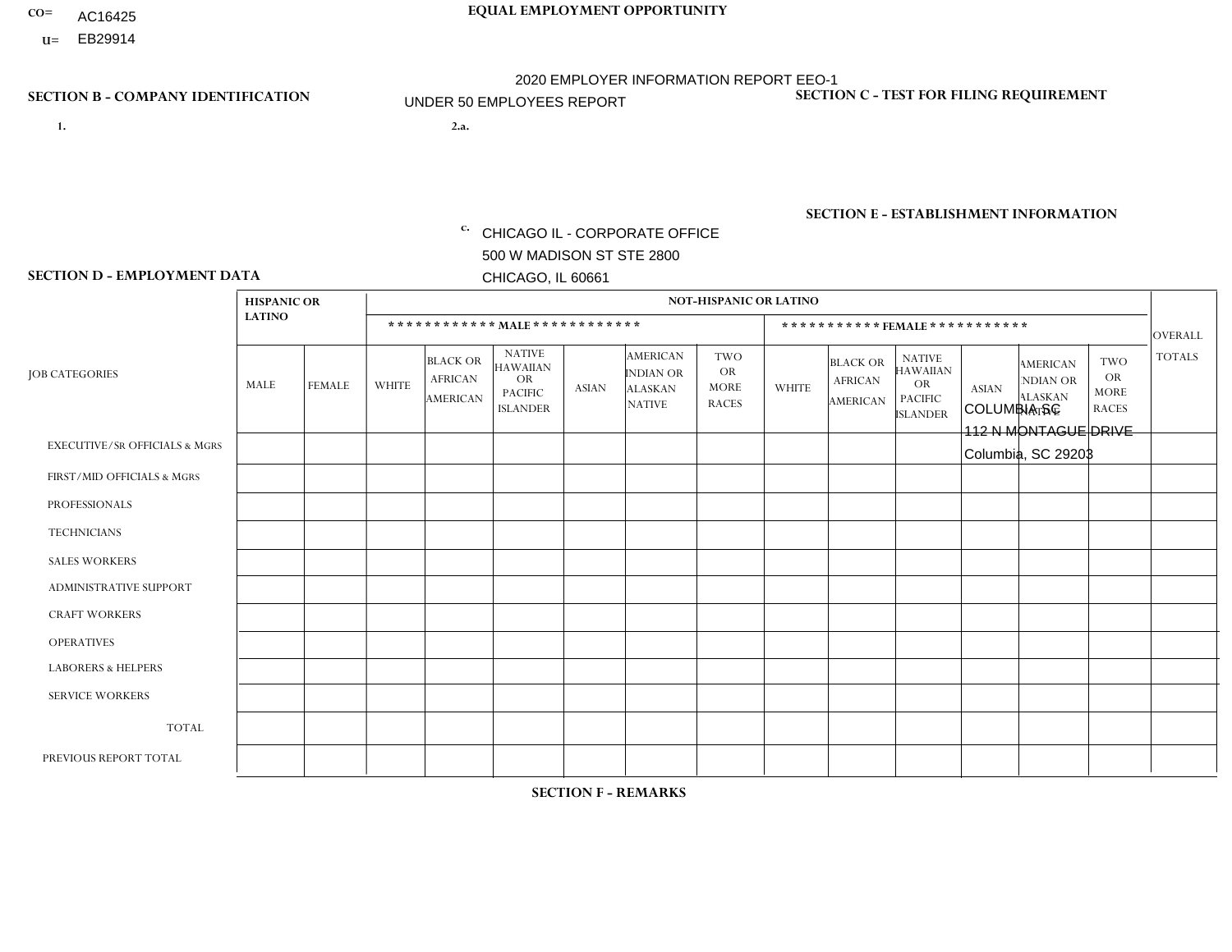CO= AC16425
U= EB29914

**EQUAL EMPLOYMENT OPPORTUNITY**

2020 EMPLOYER INFORMATION REPORT EEO-1
UNDER 50 EMPLOYEES REPORT

**SECTION B - COMPANY IDENTIFICATION**

1.

2.a.

c. CHICAGO IL - CORPORATE OFFICE
500 W MADISON ST STE 2800
CHICAGO, IL 60661

**SECTION C - TEST FOR FILING REQUIREMENT**

**SECTION E - ESTABLISHMENT INFORMATION**

COLUMBIA SC
112 N MONTAGUE DRIVE
Columbia, SC 29203

**SECTION D - EMPLOYMENT DATA**

| JOB CATEGORIES | HISPANIC OR LATINO | | NOT-HISPANIC OR LATINO | | | | | | | | | | | | OVERALL TOTALS |
|---|---|---|---|---|---|---|---|---|---|---|---|---|---|---|---|
| | | | MALE | | | | | | FEMALE | | | | | | |
| | MALE | FEMALE | WHITE | BLACK OR AFRICAN AMERICAN | NATIVE HAWAIIAN OR PACIFIC ISLANDER | ASIAN | AMERICAN INDIAN OR ALASKAN NATIVE | TWO OR MORE RACES | WHITE | BLACK OR AFRICAN AMERICAN | NATIVE HAWAIIAN OR PACIFIC ISLANDER | ASIAN | AMERICAN INDIAN OR ALASKAN NATIVE | TWO OR MORE RACES | |
| EXECUTIVE/Sr OFFICIALS & MGRS | | | | | | | | | | | | | | | |
| FIRST/MID OFFICIALS & MGRS | | | | | | | | | | | | | | | |
| PROFESSIONALS | | | | | | | | | | | | | | | |
| TECHNICIANS | | | | | | | | | | | | | | | |
| SALES WORKERS | | | | | | | | | | | | | | | |
| ADMINISTRATIVE SUPPORT | | | | | | | | | | | | | | | |
| CRAFT WORKERS | | | | | | | | | | | | | | | |
| OPERATIVES | | | | | | | | | | | | | | | |
| LABORERS & HELPERS | | | | | | | | | | | | | | | |
| SERVICE WORKERS | | | | | | | | | | | | | | | |
| TOTAL | | | | | | | | | | | | | | | |
| PREVIOUS REPORT TOTAL | | | | | | | | | | | | | | | |

**SECTION F - REMARKS**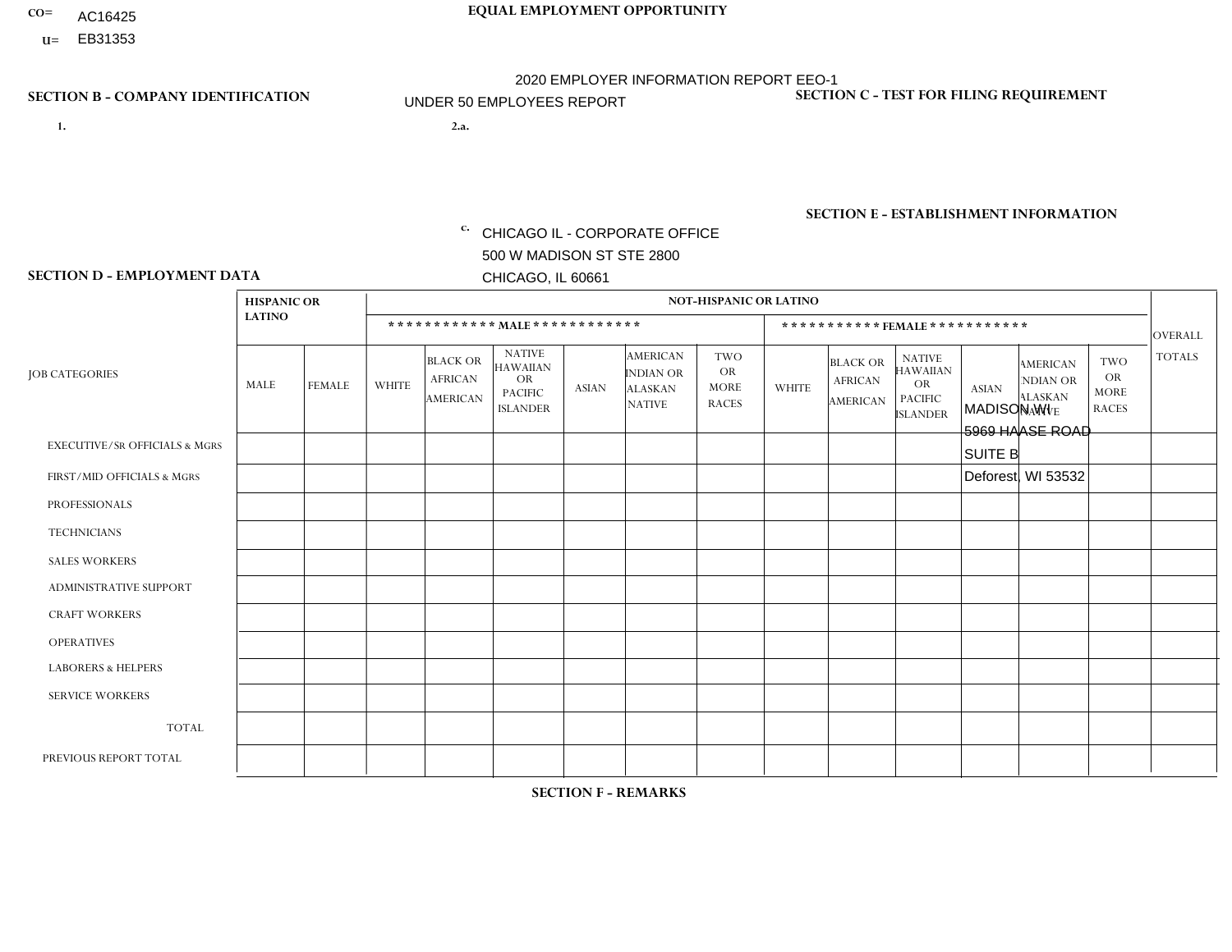CO= AC16425
U= EB31353

**EQUAL EMPLOYMENT OPPORTUNITY**

2020 EMPLOYER INFORMATION REPORT EEO-1
UNDER 50 EMPLOYEES REPORT

**SECTION B - COMPANY IDENTIFICATION**

1.

2.a.

c. CHICAGO IL - CORPORATE OFFICE
500 W MADISON ST STE 2800
CHICAGO, IL 60661

**SECTION C - TEST FOR FILING REQUIREMENT**

**SECTION E - ESTABLISHMENT INFORMATION**

MADISON WI
5969 HAASE ROAD
SUITE B
Deforest, WI 53532

**SECTION D - EMPLOYMENT DATA**

| JOB CATEGORIES | HISPANIC OR LATINO | | NOT-HISPANIC OR LATINO | | | | | | | | | | | | OVERALL TOTALS |
|---|---|---|---|---|---|---|---|---|---|---|---|---|---|---|---|
| | | | ************ MALE ************ | | | | | | *********** FEMALE *********** | | | | | | |
| | MALE | FEMALE | WHITE | BLACK OR AFRICAN AMERICAN | NATIVE HAWAIIAN OR PACIFIC ISLANDER | ASIAN | AMERICAN INDIAN OR ALASKAN NATIVE | TWO OR MORE RACES | WHITE | BLACK OR AFRICAN AMERICAN | NATIVE HAWAIIAN OR PACIFIC ISLANDER | ASIAN | AMERICAN INDIAN OR ALASKAN NATIVE | TWO OR MORE RACES | |
| EXECUTIVE/SR OFFICIALS & MGRS | | | | | | | | | | | | | | | |
| FIRST/MID OFFICIALS & MGRS | | | | | | | | | | | | | | | |
| PROFESSIONALS | | | | | | | | | | | | | | | |
| TECHNICIANS | | | | | | | | | | | | | | | |
| SALES WORKERS | | | | | | | | | | | | | | | |
| ADMINISTRATIVE SUPPORT | | | | | | | | | | | | | | | |
| CRAFT WORKERS | | | | | | | | | | | | | | | |
| OPERATIVES | | | | | | | | | | | | | | | |
| LABORERS & HELPERS | | | | | | | | | | | | | | | |
| SERVICE WORKERS | | | | | | | | | | | | | | | |
| TOTAL | | | | | | | | | | | | | | | |
| PREVIOUS REPORT TOTAL | | | | | | | | | | | | | | | |

**SECTION F - REMARKS**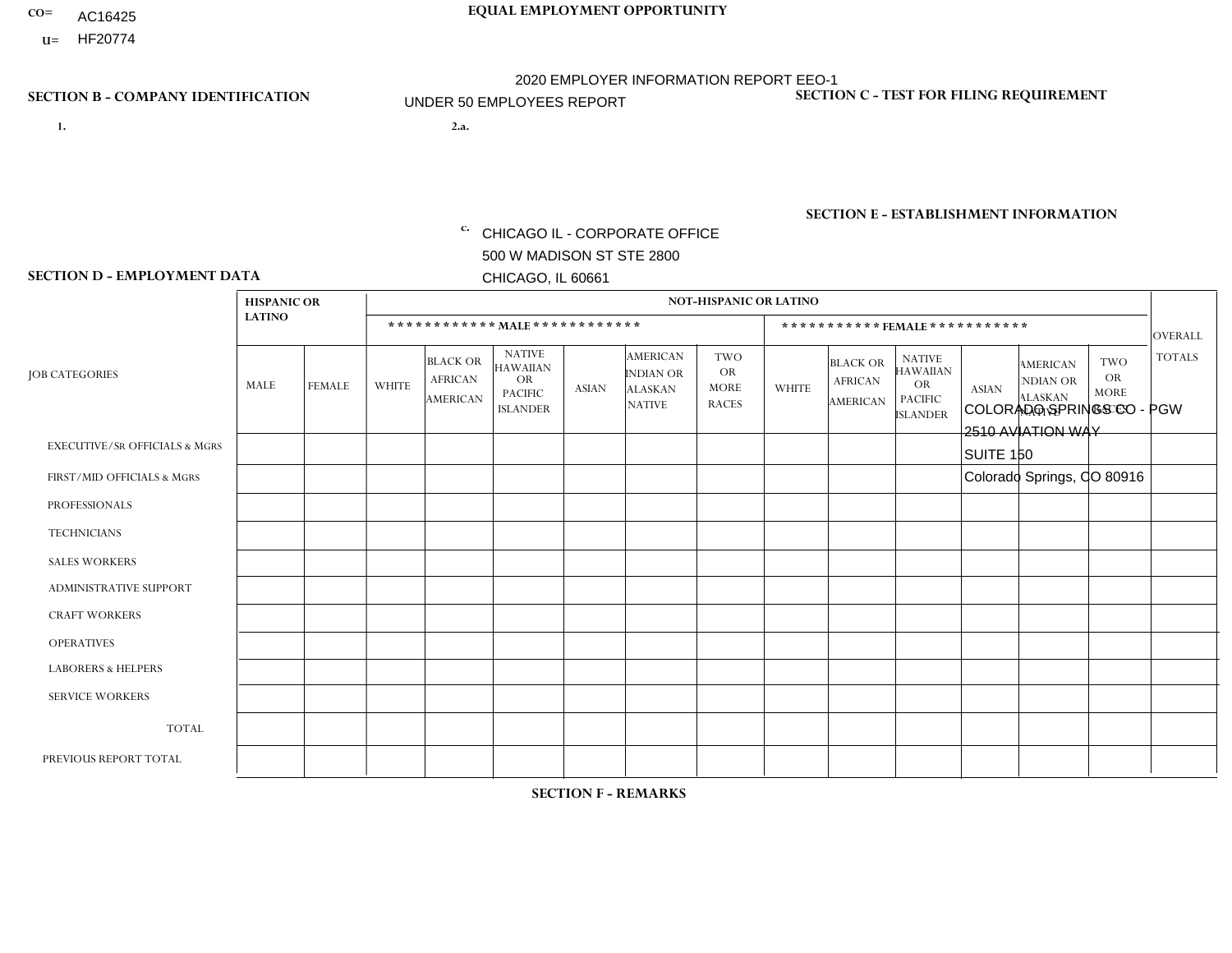CO= AC16425
U= HF20774

**EQUAL EMPLOYMENT OPPORTUNITY**

2020 EMPLOYER INFORMATION REPORT EEO-1
UNDER 50 EMPLOYEES REPORT

**SECTION B - COMPANY IDENTIFICATION**

1.

2.a.

c. CHICAGO IL - CORPORATE OFFICE
500 W MADISON ST STE 2800
CHICAGO, IL 60661

**SECTION C - TEST FOR FILING REQUIREMENT**

**SECTION E - ESTABLISHMENT INFORMATION**

COLORADO SPRINGS CO - PGW
2510 AVIATION WAY
SUITE 150
Colorado Springs, CO 80916

**SECTION D - EMPLOYMENT DATA**

| JOB CATEGORIES | HISPANIC OR LATINO | | NOT-HISPANIC OR LATINO | | | | | | | | | | | | OVERALL TOTALS |
|---|---|---|---|---|---|---|---|---|---|---|---|---|---|---|---|
| | | | MALE | | | | | | FEMALE | | | | | | |
| | MALE | FEMALE | WHITE | BLACK OR AFRICAN AMERICAN | NATIVE HAWAIIAN OR PACIFIC ISLANDER | ASIAN | AMERICAN INDIAN OR ALASKAN NATIVE | TWO OR MORE RACES | WHITE | BLACK OR AFRICAN AMERICAN | NATIVE HAWAIIAN OR PACIFIC ISLANDER | ASIAN | AMERICAN INDIAN OR ALASKAN NATIVE | TWO OR MORE RACES | |
| EXECUTIVE/SR OFFICIALS & MGRS | | | | | | | | | | | | | | | |
| FIRST/MID OFFICIALS & MGRS | | | | | | | | | | | | | | | |
| PROFESSIONALS | | | | | | | | | | | | | | | |
| TECHNICIANS | | | | | | | | | | | | | | | |
| SALES WORKERS | | | | | | | | | | | | | | | |
| ADMINISTRATIVE SUPPORT | | | | | | | | | | | | | | | |
| CRAFT WORKERS | | | | | | | | | | | | | | | |
| OPERATIVES | | | | | | | | | | | | | | | |
| LABORERS & HELPERS | | | | | | | | | | | | | | | |
| SERVICE WORKERS | | | | | | | | | | | | | | | |
| TOTAL | | | | | | | | | | | | | | | |
| PREVIOUS REPORT TOTAL | | | | | | | | | | | | | | | |

**SECTION F - REMARKS**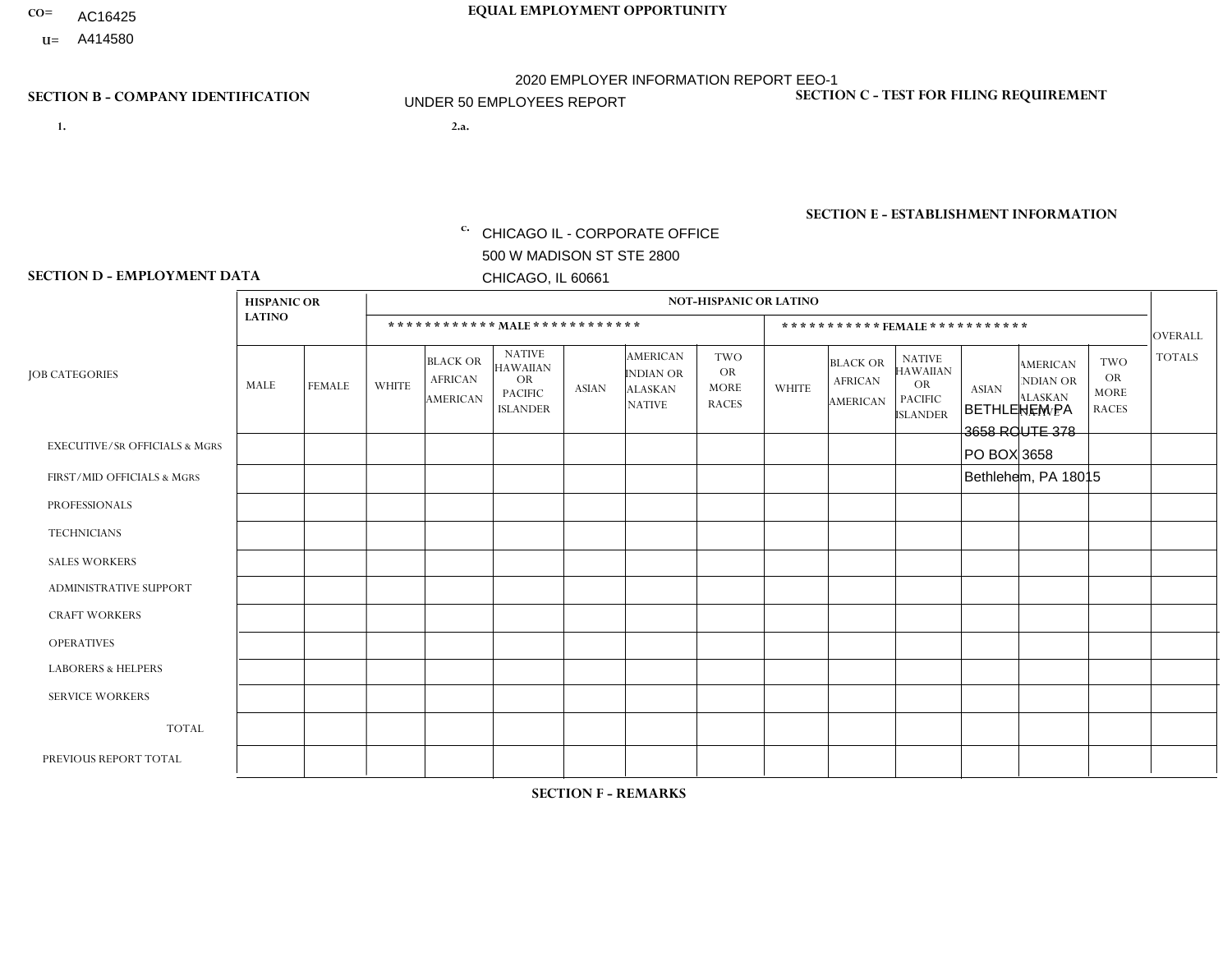CO= AC16425
U= A414580

EQUAL EMPLOYMENT OPPORTUNITY

2020 EMPLOYER INFORMATION REPORT EEO-1
UNDER 50 EMPLOYEES REPORT

## SECTION B - COMPANY IDENTIFICATION

1.

2.a.

c. CHICAGO IL - CORPORATE OFFICE
500 W MADISON ST STE 2800
CHICAGO, IL 60661

## SECTION C - TEST FOR FILING REQUIREMENT

## SECTION E - ESTABLISHMENT INFORMATION

BETHLEHEM PA
3658 ROUTE 378
PO BOX 3658
Bethlehem, PA 18015

## SECTION D - EMPLOYMENT DATA

| JOB CATEGORIES | HISPANIC OR LATINO | | NOT-HISPANIC OR LATINO | | | | | | | | | | | | OVERALL TOTALS |
|---|---|---|---|---|---|---|---|---|---|---|---|---|---|---|---|
| | | | MALE | | | | | | FEMALE | | | | | | |
| | MALE | FEMALE | WHITE | BLACK OR AFRICAN AMERICAN | NATIVE HAWAIIAN OR PACIFIC ISLANDER | ASIAN | AMERICAN INDIAN OR ALASKAN NATIVE | TWO OR MORE RACES | WHITE | BLACK OR AFRICAN AMERICAN | NATIVE HAWAIIAN OR PACIFIC ISLANDER | ASIAN | AMERICAN INDIAN OR ALASKAN NATIVE | TWO OR MORE RACES | |
| EXECUTIVE/SR OFFICIALS & MGRS | | | | | | | | | | | | | | | |
| FIRST/MID OFFICIALS & MGRS | | | | | | | | | | | | | | | |
| PROFESSIONALS | | | | | | | | | | | | | | | |
| TECHNICIANS | | | | | | | | | | | | | | | |
| SALES WORKERS | | | | | | | | | | | | | | | |
| ADMINISTRATIVE SUPPORT | | | | | | | | | | | | | | | |
| CRAFT WORKERS | | | | | | | | | | | | | | | |
| OPERATIVES | | | | | | | | | | | | | | | |
| LABORERS & HELPERS | | | | | | | | | | | | | | | |
| SERVICE WORKERS | | | | | | | | | | | | | | | |
| TOTAL | | | | | | | | | | | | | | | |
| PREVIOUS REPORT TOTAL | | | | | | | | | | | | | | | |

## SECTION F - REMARKS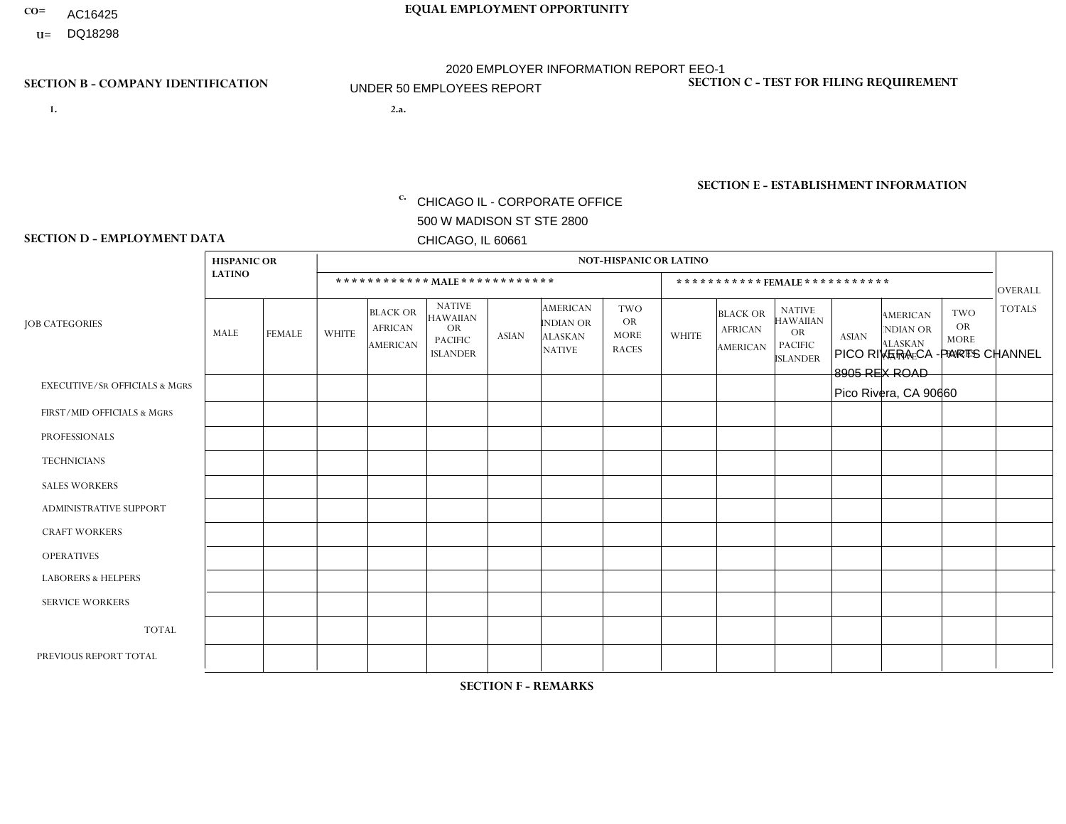CO= AC16425
U= DQ18298

**EQUAL EMPLOYMENT OPPORTUNITY**

2020 EMPLOYER INFORMATION REPORT EEO-1
UNDER 50 EMPLOYEES REPORT

**SECTION B - COMPANY IDENTIFICATION**

1.

2.a.

c. CHICAGO IL - CORPORATE OFFICE
500 W MADISON ST STE 2800
CHICAGO, IL 60661

**SECTION C - TEST FOR FILING REQUIREMENT**

**SECTION E - ESTABLISHMENT INFORMATION**

PICO RIVERA CA - PARTS CHANNEL
8905 REX ROAD
Pico Rivera, CA 90660

**SECTION D - EMPLOYMENT DATA**

| JOB CATEGORIES | HISPANIC OR LATINO | | NOT-HISPANIC OR LATINO | | | | | | | | | | | | OVERALL TOTALS |
|---|---|---|---|---|---|---|---|---|---|---|---|---|---|---|---|
| | | | MALE | | | | | | FEMALE | | | | | | |
| | MALE | FEMALE | WHITE | BLACK OR AFRICAN AMERICAN | NATIVE HAWAIIAN OR PACIFIC ISLANDER | ASIAN | AMERICAN INDIAN OR ALASKAN NATIVE | TWO OR MORE RACES | WHITE | BLACK OR AFRICAN AMERICAN | NATIVE HAWAIIAN OR PACIFIC ISLANDER | ASIAN | AMERICAN INDIAN OR ALASKAN NATIVE | TWO OR MORE RACES | |
| EXECUTIVE/SR OFFICIALS & MGRS | | | | | | | | | | | | | | | |
| FIRST/MID OFFICIALS & MGRS | | | | | | | | | | | | | | | |
| PROFESSIONALS | | | | | | | | | | | | | | | |
| TECHNICIANS | | | | | | | | | | | | | | | |
| SALES WORKERS | | | | | | | | | | | | | | | |
| ADMINISTRATIVE SUPPORT | | | | | | | | | | | | | | | |
| CRAFT WORKERS | | | | | | | | | | | | | | | |
| OPERATIVES | | | | | | | | | | | | | | | |
| LABORERS & HELPERS | | | | | | | | | | | | | | | |
| SERVICE WORKERS | | | | | | | | | | | | | | | |
| TOTAL | | | | | | | | | | | | | | | |
| PREVIOUS REPORT TOTAL | | | | | | | | | | | | | | | |

**SECTION F - REMARKS**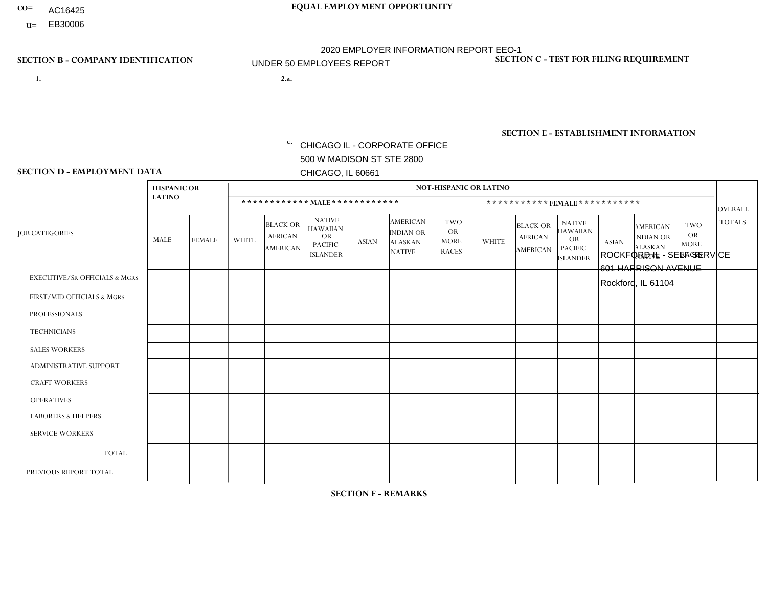CO= AC16425

U= EB30006

**EQUAL EMPLOYMENT OPPORTUNITY**

2020 EMPLOYER INFORMATION REPORT EEO-1

UNDER 50 EMPLOYEES REPORT

**SECTION B - COMPANY IDENTIFICATION**

1.

2.a.

c. CHICAGO IL - CORPORATE OFFICE
500 W MADISON ST STE 2800
CHICAGO, IL 60661

**SECTION C - TEST FOR FILING REQUIREMENT**

**SECTION E - ESTABLISHMENT INFORMATION**

ROCKFORD IL - SELF SERVICE
601 HARRISON AVENUE
Rockford, IL 61104

**SECTION D - EMPLOYMENT DATA**

| JOB CATEGORIES | HISPANIC OR LATINO | | NOT-HISPANIC OR LATINO | | | | | | | | | | | | OVERALL TOTALS |
|---|---|---|---|---|---|---|---|---|---|---|---|---|---|---|---|
| | | | MALE | | | | | | FEMALE | | | | | | |
| | MALE | FEMALE | WHITE | BLACK OR AFRICAN AMERICAN | NATIVE HAWAIIAN OR PACIFIC ISLANDER | ASIAN | AMERICAN INDIAN OR ALASKAN NATIVE | TWO OR MORE RACES | WHITE | BLACK OR AFRICAN AMERICAN | NATIVE HAWAIIAN OR PACIFIC ISLANDER | ASIAN | AMERICAN INDIAN OR ALASKAN NATIVE | TWO OR MORE RACES | |
| EXECUTIVE/SR OFFICIALS & MGRS | | | | | | | | | | | | | | | |
| FIRST/MID OFFICIALS & MGRS | | | | | | | | | | | | | | | |
| PROFESSIONALS | | | | | | | | | | | | | | | |
| TECHNICIANS | | | | | | | | | | | | | | | |
| SALES WORKERS | | | | | | | | | | | | | | | |
| ADMINISTRATIVE SUPPORT | | | | | | | | | | | | | | | |
| CRAFT WORKERS | | | | | | | | | | | | | | | |
| OPERATIVES | | | | | | | | | | | | | | | |
| LABORERS & HELPERS | | | | | | | | | | | | | | | |
| SERVICE WORKERS | | | | | | | | | | | | | | | |
| TOTAL | | | | | | | | | | | | | | | |
| PREVIOUS REPORT TOTAL | | | | | | | | | | | | | | | |

**SECTION F - REMARKS**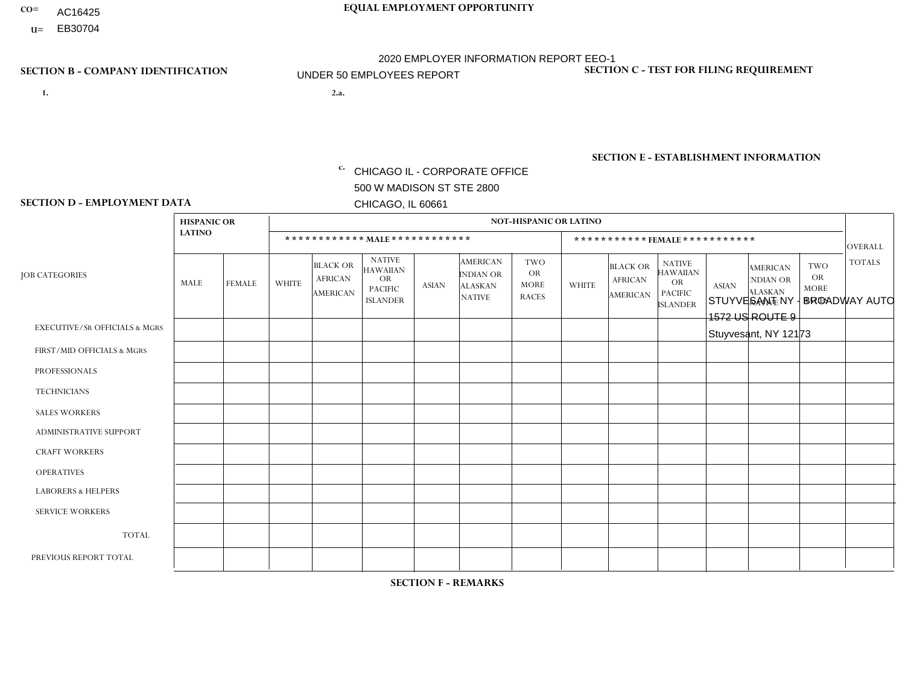CO= AC16425

U= EB30704

**EQUAL EMPLOYMENT OPPORTUNITY**

2020 EMPLOYER INFORMATION REPORT EEO-1

UNDER 50 EMPLOYEES REPORT

**SECTION B - COMPANY IDENTIFICATION**

1.

2.a.

c. CHICAGO IL - CORPORATE OFFICE
500 W MADISON ST STE 2800
CHICAGO, IL 60661

**SECTION C - TEST FOR FILING REQUIREMENT**

**SECTION E - ESTABLISHMENT INFORMATION**

STUYVESANT NY - BROADWAY AUTO
1572 US ROUTE 9
Stuyvesant, NY 12173

**SECTION D - EMPLOYMENT DATA**

| JOB CATEGORIES | HISPANIC OR LATINO | | NOT-HISPANIC OR LATINO | | | | | | | | | | | | OVERALL TOTALS |
|---|---|---|---|---|---|---|---|---|---|---|---|---|---|---|---|
| | | | MALE | | | | | | FEMALE | | | | | | |
| | MALE | FEMALE | WHITE | BLACK OR AFRICAN AMERICAN | NATIVE HAWAIIAN OR PACIFIC ISLANDER | ASIAN | AMERICAN INDIAN OR ALASKAN NATIVE | TWO OR MORE RACES | WHITE | BLACK OR AFRICAN AMERICAN | NATIVE HAWAIIAN OR PACIFIC ISLANDER | ASIAN | AMERICAN INDIAN OR ALASKAN NATIVE | TWO OR MORE RACES | |
| EXECUTIVE/SR OFFICIALS & MGRS | | | | | | | | | | | | | | | |
| FIRST/MID OFFICIALS & MGRS | | | | | | | | | | | | | | | |
| PROFESSIONALS | | | | | | | | | | | | | | | |
| TECHNICIANS | | | | | | | | | | | | | | | |
| SALES WORKERS | | | | | | | | | | | | | | | |
| ADMINISTRATIVE SUPPORT | | | | | | | | | | | | | | | |
| CRAFT WORKERS | | | | | | | | | | | | | | | |
| OPERATIVES | | | | | | | | | | | | | | | |
| LABORERS & HELPERS | | | | | | | | | | | | | | | |
| SERVICE WORKERS | | | | | | | | | | | | | | | |
| TOTAL | | | | | | | | | | | | | | | |
| PREVIOUS REPORT TOTAL | | | | | | | | | | | | | | | |

**SECTION F - REMARKS**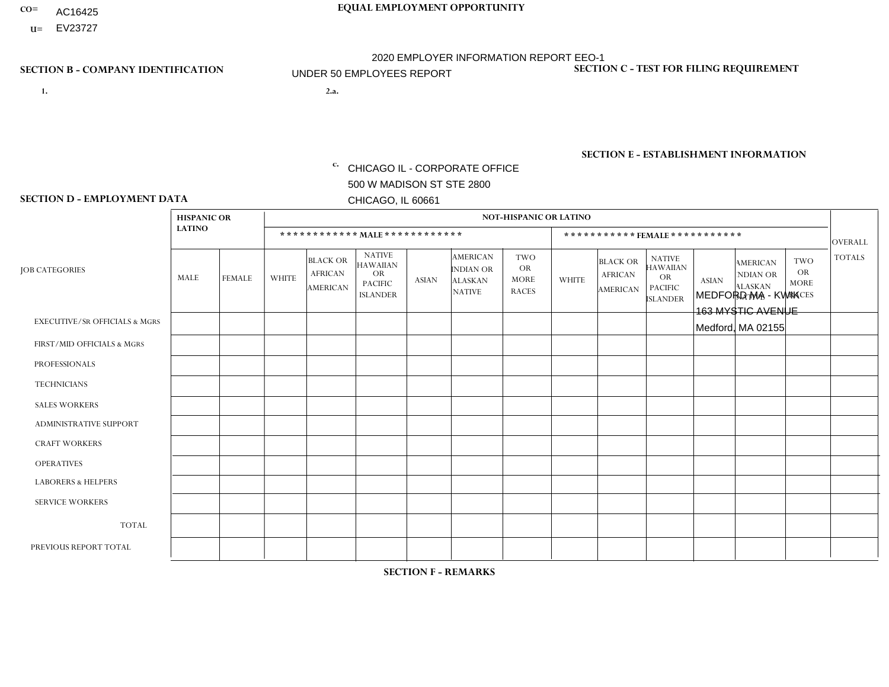CO= AC16425
U= EV23727

**EQUAL EMPLOYMENT OPPORTUNITY**

2020 EMPLOYER INFORMATION REPORT EEO-1
UNDER 50 EMPLOYEES REPORT

**SECTION B - COMPANY IDENTIFICATION**

1.

2.a.

c. CHICAGO IL - CORPORATE OFFICE
500 W MADISON ST STE 2800
CHICAGO, IL 60661

**SECTION C - TEST FOR FILING REQUIREMENT**

**SECTION E - ESTABLISHMENT INFORMATION**

MEDFORD MA - KWIK
163 MYSTIC AVENUE
Medford, MA 02155

**SECTION D - EMPLOYMENT DATA**

| JOB CATEGORIES | HISPANIC OR LATINO | | NOT-HISPANIC OR LATINO | | | | | | | | | | | | OVERALL TOTALS |
|---|---|---|---|---|---|---|---|---|---|---|---|---|---|---|---|
| | | | MALE | | | | | | FEMALE | | | | | | |
| | MALE | FEMALE | WHITE | BLACK OR AFRICAN AMERICAN | NATIVE HAWAIIAN OR PACIFIC ISLANDER | ASIAN | AMERICAN INDIAN OR ALASKAN NATIVE | TWO OR MORE RACES | WHITE | BLACK OR AFRICAN AMERICAN | NATIVE HAWAIIAN OR PACIFIC ISLANDER | ASIAN | AMERICAN INDIAN OR ALASKAN NATIVE | TWO OR MORE RACES | |
| EXECUTIVE/SR OFFICIALS & MGRS | | | | | | | | | | | | | | | |
| FIRST/MID OFFICIALS & MGRS | | | | | | | | | | | | | | | |
| PROFESSIONALS | | | | | | | | | | | | | | | |
| TECHNICIANS | | | | | | | | | | | | | | | |
| SALES WORKERS | | | | | | | | | | | | | | | |
| ADMINISTRATIVE SUPPORT | | | | | | | | | | | | | | | |
| CRAFT WORKERS | | | | | | | | | | | | | | | |
| OPERATIVES | | | | | | | | | | | | | | | |
| LABORERS & HELPERS | | | | | | | | | | | | | | | |
| SERVICE WORKERS | | | | | | | | | | | | | | | |
| TOTAL | | | | | | | | | | | | | | | |
| PREVIOUS REPORT TOTAL | | | | | | | | | | | | | | | |

**SECTION F - REMARKS**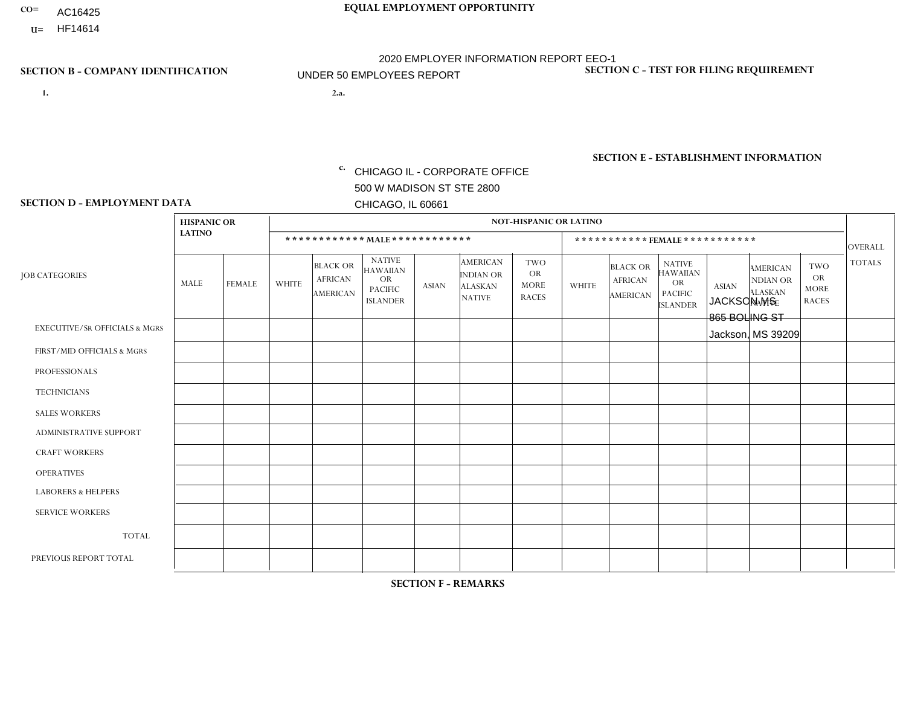CO= AC16425
U= HF14614

**EQUAL EMPLOYMENT OPPORTUNITY**

2020 EMPLOYER INFORMATION REPORT EEO-1

UNDER 50 EMPLOYEES REPORT

**SECTION B - COMPANY IDENTIFICATION**

1.

2.a.

c. CHICAGO IL - CORPORATE OFFICE
500 W MADISON ST STE 2800
CHICAGO, IL 60661

**SECTION C - TEST FOR FILING REQUIREMENT**

**SECTION E - ESTABLISHMENT INFORMATION**

JACKSON MS
865 BOLING ST
Jackson, MS 39209

**SECTION D - EMPLOYMENT DATA**

| JOB CATEGORIES | HISPANIC OR LATINO | | NOT-HISPANIC OR LATINO | | | | | | | | | | | | OVERALL TOTALS |
|---|---|---|---|---|---|---|---|---|---|---|---|---|---|---|---|
| | | | MALE | | | | | | FEMALE | | | | | | |
| | MALE | FEMALE | WHITE | BLACK OR AFRICAN AMERICAN | NATIVE HAWAIIAN OR PACIFIC ISLANDER | ASIAN | AMERICAN INDIAN OR ALASKAN NATIVE | TWO OR MORE RACES | WHITE | BLACK OR AFRICAN AMERICAN | NATIVE HAWAIIAN OR PACIFIC ISLANDER | ASIAN | AMERICAN INDIAN OR ALASKAN NATIVE | TWO OR MORE RACES | |
| EXECUTIVE/Sr OFFICIALS & MGRS | | | | | | | | | | | | | | | |
| FIRST/MID OFFICIALS & MGRS | | | | | | | | | | | | | | | |
| PROFESSIONALS | | | | | | | | | | | | | | | |
| TECHNICIANS | | | | | | | | | | | | | | | |
| SALES WORKERS | | | | | | | | | | | | | | | |
| ADMINISTRATIVE SUPPORT | | | | | | | | | | | | | | | |
| CRAFT WORKERS | | | | | | | | | | | | | | | |
| OPERATIVES | | | | | | | | | | | | | | | |
| LABORERS & HELPERS | | | | | | | | | | | | | | | |
| SERVICE WORKERS | | | | | | | | | | | | | | | |
| TOTAL | | | | | | | | | | | | | | | |
| PREVIOUS REPORT TOTAL | | | | | | | | | | | | | | | |

**SECTION F - REMARKS**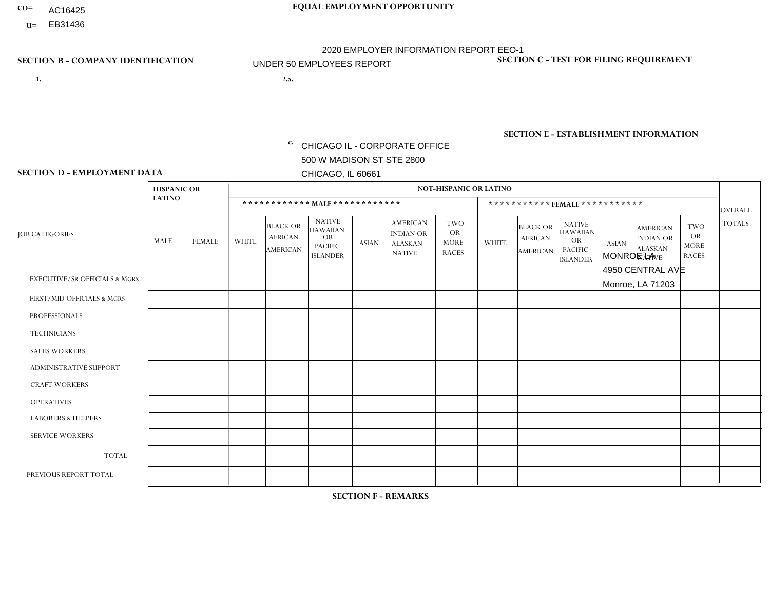CO= AC16425
U= EB31436

EQUAL EMPLOYMENT OPPORTUNITY

2020 EMPLOYER INFORMATION REPORT EEO-1
UNDER 50 EMPLOYEES REPORT

## SECTION B - COMPANY IDENTIFICATION

1.

2.a.

c. CHICAGO IL - CORPORATE OFFICE
500 W MADISON ST STE 2800
CHICAGO, IL 60661

## SECTION C - TEST FOR FILING REQUIREMENT

## SECTION E - ESTABLISHMENT INFORMATION

MONROE LA
4950 CENTRAL AVE
Monroe, LA 71203

## SECTION D - EMPLOYMENT DATA

| JOB CATEGORIES | HISPANIC OR LATINO | | NOT-HISPANIC OR LATINO | | | | | | | | | | | | OVERALL TOTALS |
|---|---|---|---|---|---|---|---|---|---|---|---|---|---|---|---|
| | | | MALE | | | | | | FEMALE | | | | | | |
| | MALE | FEMALE | WHITE | BLACK OR AFRICAN AMERICAN | NATIVE HAWAIIAN OR PACIFIC ISLANDER | ASIAN | AMERICAN INDIAN OR ALASKAN NATIVE | TWO OR MORE RACES | WHITE | BLACK OR AFRICAN AMERICAN | NATIVE HAWAIIAN OR PACIFIC ISLANDER | ASIAN | AMERICAN INDIAN OR ALASKAN NATIVE | TWO OR MORE RACES | |
| EXECUTIVE/Sr OFFICIALS & MGRS | | | | | | | | | | | | | | | |
| FIRST/MID OFFICIALS & MGRS | | | | | | | | | | | | | | | |
| PROFESSIONALS | | | | | | | | | | | | | | | |
| TECHNICIANS | | | | | | | | | | | | | | | |
| SALES WORKERS | | | | | | | | | | | | | | | |
| ADMINISTRATIVE SUPPORT | | | | | | | | | | | | | | | |
| CRAFT WORKERS | | | | | | | | | | | | | | | |
| OPERATIVES | | | | | | | | | | | | | | | |
| LABORERS & HELPERS | | | | | | | | | | | | | | | |
| SERVICE WORKERS | | | | | | | | | | | | | | | |
| TOTAL | | | | | | | | | | | | | | | |
| PREVIOUS REPORT TOTAL | | | | | | | | | | | | | | | |

## SECTION F - REMARKS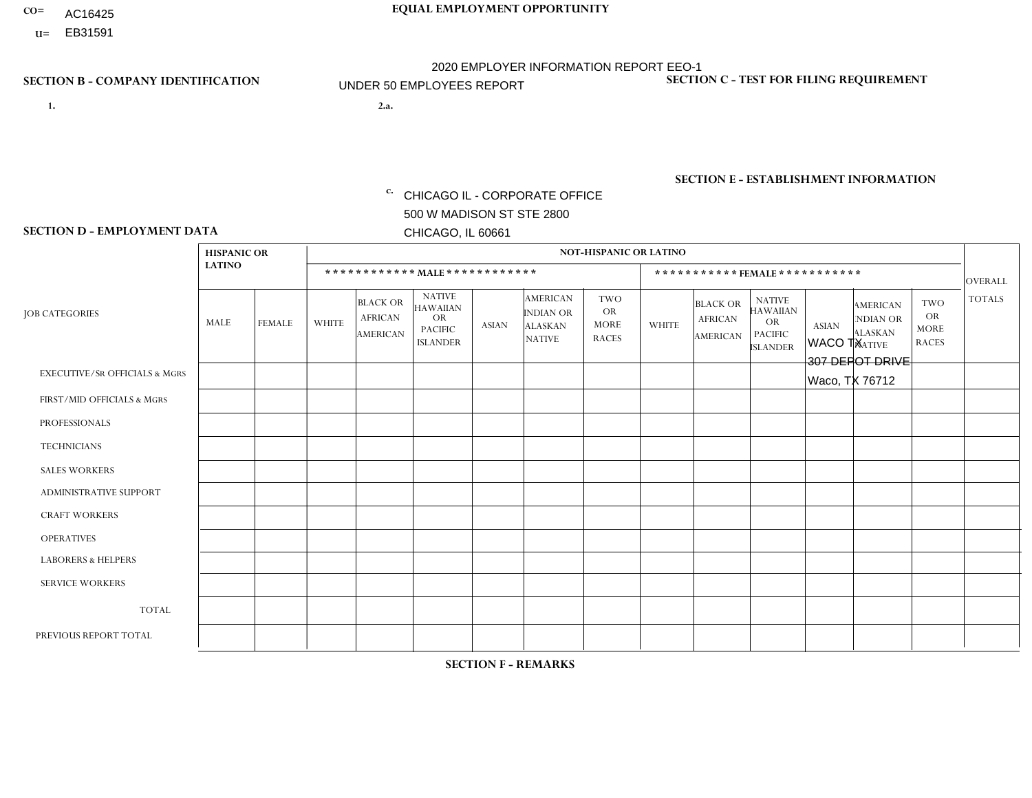CO= AC16425
U= EB31591

**EQUAL EMPLOYMENT OPPORTUNITY**

2020 EMPLOYER INFORMATION REPORT EEO-1

UNDER 50 EMPLOYEES REPORT

**SECTION B - COMPANY IDENTIFICATION**

1.

2.a.

c. CHICAGO IL - CORPORATE OFFICE
500 W MADISON ST STE 2800
CHICAGO, IL 60661

**SECTION C - TEST FOR FILING REQUIREMENT**

**SECTION E - ESTABLISHMENT INFORMATION**

WACO TX
307 DEPOT DRIVE
Waco, TX 76712

**SECTION D - EMPLOYMENT DATA**

| JOB CATEGORIES | HISPANIC OR LATINO | | NOT-HISPANIC OR LATINO | | | | | | | | | | | | OVERALL TOTALS |
|---|---|---|---|---|---|---|---|---|---|---|---|---|---|---|---|
| | | | ************ MALE ************ | | | | | | *********** FEMALE *********** | | | | | | |
| | MALE | FEMALE | WHITE | BLACK OR AFRICAN AMERICAN | NATIVE HAWAIIAN OR PACIFIC ISLANDER | ASIAN | AMERICAN INDIAN OR ALASKAN NATIVE | TWO OR MORE RACES | WHITE | BLACK OR AFRICAN AMERICAN | NATIVE HAWAIIAN OR PACIFIC ISLANDER | ASIAN | AMERICAN INDIAN OR ALASKAN NATIVE | TWO OR MORE RACES | |
| EXECUTIVE/Sr OFFICIALS & MGRS | | | | | | | | | | | | | | | |
| FIRST/MID OFFICIALS & MGRS | | | | | | | | | | | | | | | |
| PROFESSIONALS | | | | | | | | | | | | | | | |
| TECHNICIANS | | | | | | | | | | | | | | | |
| SALES WORKERS | | | | | | | | | | | | | | | |
| ADMINISTRATIVE SUPPORT | | | | | | | | | | | | | | | |
| CRAFT WORKERS | | | | | | | | | | | | | | | |
| OPERATIVES | | | | | | | | | | | | | | | |
| LABORERS & HELPERS | | | | | | | | | | | | | | | |
| SERVICE WORKERS | | | | | | | | | | | | | | | |
| TOTAL | | | | | | | | | | | | | | | |
| PREVIOUS REPORT TOTAL | | | | | | | | | | | | | | | |

**SECTION F - REMARKS**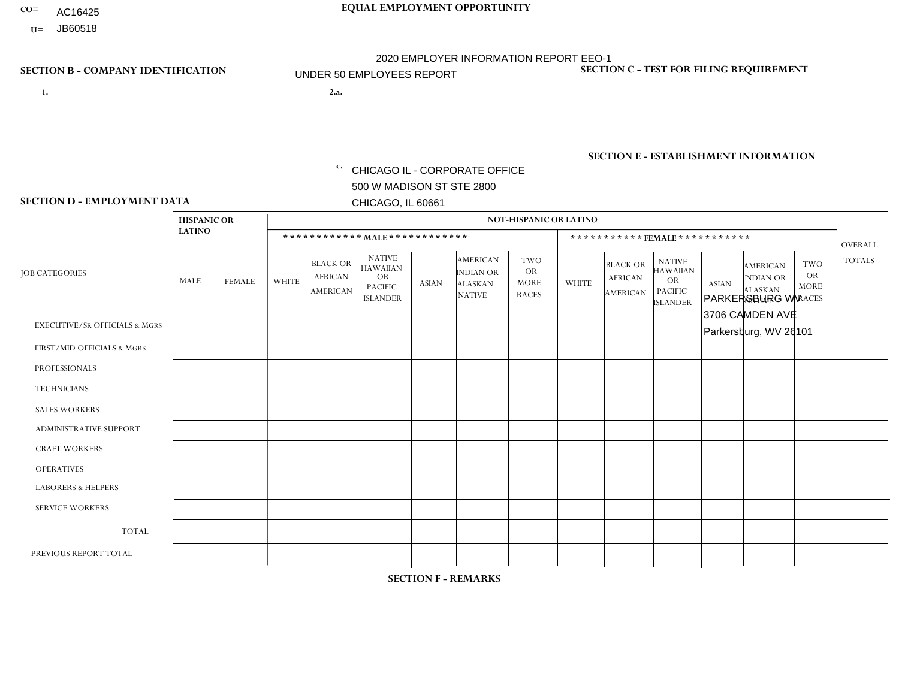CO= AC16425
U= JB60518

**EQUAL EMPLOYMENT OPPORTUNITY**

2020 EMPLOYER INFORMATION REPORT EEO-1
UNDER 50 EMPLOYEES REPORT

**SECTION B - COMPANY IDENTIFICATION**

1.

2.a.

c. CHICAGO IL - CORPORATE OFFICE
500 W MADISON ST STE 2800
CHICAGO, IL 60661

**SECTION C - TEST FOR FILING REQUIREMENT**

**SECTION E - ESTABLISHMENT INFORMATION**

PARKERSBURG WV
3706 CAMDEN AVE
Parkersburg, WV 26101

**SECTION D - EMPLOYMENT DATA**

| JOB CATEGORIES | HISPANIC OR LATINO | | NOT-HISPANIC OR LATINO | | | | | | | | | | | | OVERALL TOTALS |
|---|---|---|---|---|---|---|---|---|---|---|---|---|---|---|---|
| | | | MALE | | | | | | FEMALE | | | | | | |
| | MALE | FEMALE | WHITE | BLACK OR AFRICAN AMERICAN | NATIVE HAWAIIAN OR PACIFIC ISLANDER | ASIAN | AMERICAN INDIAN OR ALASKAN NATIVE | TWO OR MORE RACES | WHITE | BLACK OR AFRICAN AMERICAN | NATIVE HAWAIIAN OR PACIFIC ISLANDER | ASIAN | AMERICAN INDIAN OR ALASKAN NATIVE | TWO OR MORE RACES | |
| EXECUTIVE/Sr OFFICIALS & MGRS | | | | | | | | | | | | | | | |
| FIRST/MID OFFICIALS & MGRS | | | | | | | | | | | | | | | |
| PROFESSIONALS | | | | | | | | | | | | | | | |
| TECHNICIANS | | | | | | | | | | | | | | | |
| SALES WORKERS | | | | | | | | | | | | | | | |
| ADMINISTRATIVE SUPPORT | | | | | | | | | | | | | | | |
| CRAFT WORKERS | | | | | | | | | | | | | | | |
| OPERATIVES | | | | | | | | | | | | | | | |
| LABORERS & HELPERS | | | | | | | | | | | | | | | |
| SERVICE WORKERS | | | | | | | | | | | | | | | |
| TOTAL | | | | | | | | | | | | | | | |
| PREVIOUS REPORT TOTAL | | | | | | | | | | | | | | | |

**SECTION F - REMARKS**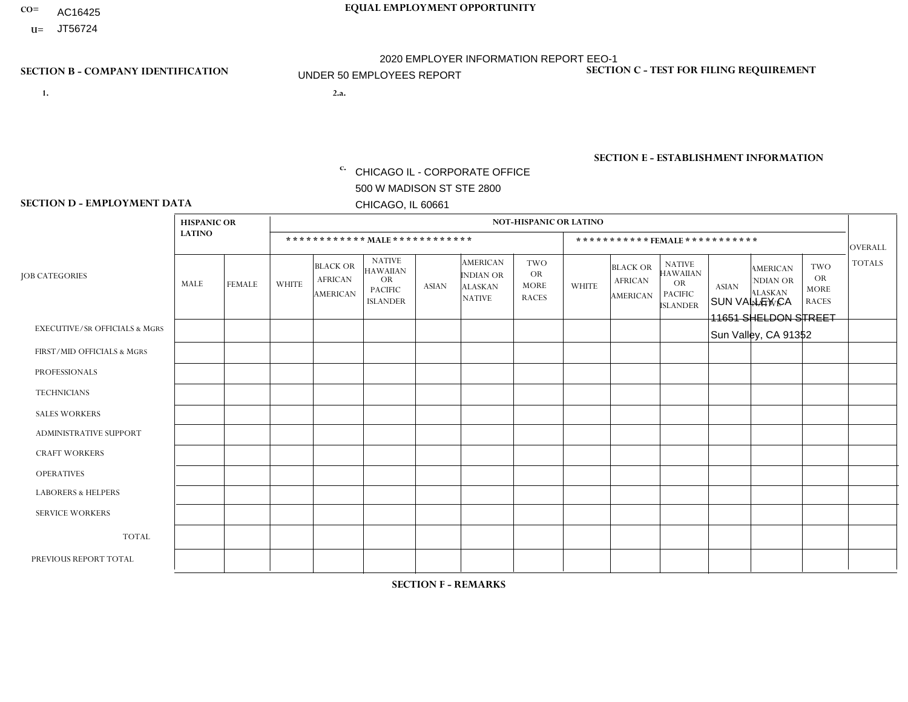CO= AC16425

U= JT56724

**EQUAL EMPLOYMENT OPPORTUNITY**

2020 EMPLOYER INFORMATION REPORT EEO-1

UNDER 50 EMPLOYEES REPORT

**SECTION B - COMPANY IDENTIFICATION**

1.

2.a.

c. CHICAGO IL - CORPORATE OFFICE
500 W MADISON ST STE 2800
CHICAGO, IL 60661

**SECTION C - TEST FOR FILING REQUIREMENT**

**SECTION E - ESTABLISHMENT INFORMATION**

SUN VALLEY CA
11651 SHELDON STREET
Sun Valley, CA 91352

**SECTION D - EMPLOYMENT DATA**

| JOB CATEGORIES | HISPANIC OR LATINO | | NOT-HISPANIC OR LATINO | | | | | | | | | | | | OVERALL TOTALS |
|---|---|---|---|---|---|---|---|---|---|---|---|---|---|---|---|
| | | | *********** MALE *********** | | | | | | *********** FEMALE *********** | | | | | | |
| | MALE | FEMALE | WHITE | BLACK OR AFRICAN AMERICAN | NATIVE HAWAIIAN OR PACIFIC ISLANDER | ASIAN | AMERICAN INDIAN OR ALASKAN NATIVE | TWO OR MORE RACES | WHITE | BLACK OR AFRICAN AMERICAN | NATIVE HAWAIIAN OR PACIFIC ISLANDER | ASIAN | AMERICAN INDIAN OR ALASKAN NATIVE | TWO OR MORE RACES | |
| EXECUTIVE/SR OFFICIALS & MGRS | | | | | | | | | | | | | | | |
| FIRST/MID OFFICIALS & MGRS | | | | | | | | | | | | | | | |
| PROFESSIONALS | | | | | | | | | | | | | | | |
| TECHNICIANS | | | | | | | | | | | | | | | |
| SALES WORKERS | | | | | | | | | | | | | | | |
| ADMINISTRATIVE SUPPORT | | | | | | | | | | | | | | | |
| CRAFT WORKERS | | | | | | | | | | | | | | | |
| OPERATIVES | | | | | | | | | | | | | | | |
| LABORERS & HELPERS | | | | | | | | | | | | | | | |
| SERVICE WORKERS | | | | | | | | | | | | | | | |
| TOTAL | | | | | | | | | | | | | | | |
| PREVIOUS REPORT TOTAL | | | | | | | | | | | | | | | |

**SECTION F - REMARKS**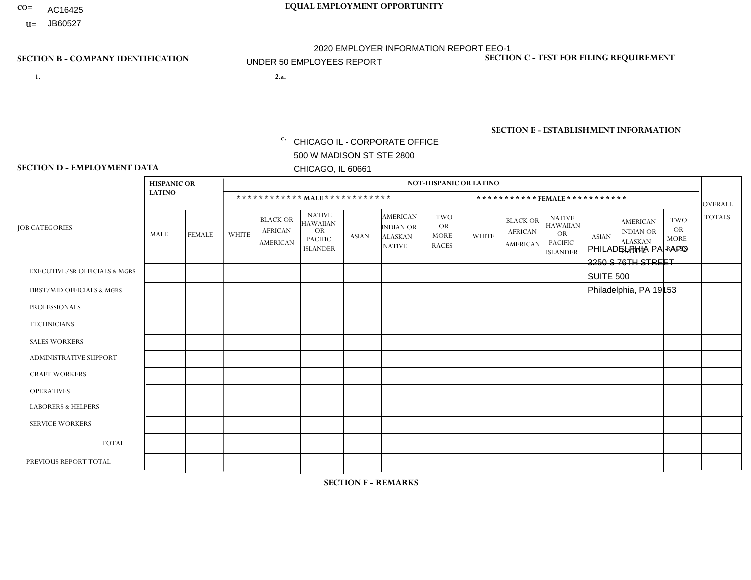CO= AC16425
U= JB60527

**EQUAL EMPLOYMENT OPPORTUNITY**

2020 EMPLOYER INFORMATION REPORT EEO-1

UNDER 50 EMPLOYEES REPORT

**SECTION B - COMPANY IDENTIFICATION**

1.

2.a.

c. CHICAGO IL - CORPORATE OFFICE
500 W MADISON ST STE 2800
CHICAGO, IL 60661

**SECTION C - TEST FOR FILING REQUIREMENT**

**SECTION E - ESTABLISHMENT INFORMATION**

PHILADELPHIA PA - APO
3250 S 76TH STREET
SUITE 500
Philadelphia, PA 19153

**SECTION D - EMPLOYMENT DATA**

| JOB CATEGORIES | HISPANIC OR LATINO | | NOT-HISPANIC OR LATINO | | | | | | | | | | | | OVERALL TOTALS |
|---|---|---|---|---|---|---|---|---|---|---|---|---|---|---|---|
| | | | MALE | | | | | | FEMALE | | | | | | |
| | MALE | FEMALE | WHITE | BLACK OR AFRICAN AMERICAN | NATIVE HAWAIIAN OR PACIFIC ISLANDER | ASIAN | AMERICAN INDIAN OR ALASKAN NATIVE | TWO OR MORE RACES | WHITE | BLACK OR AFRICAN AMERICAN | NATIVE HAWAIIAN OR PACIFIC ISLANDER | ASIAN | AMERICAN INDIAN OR ALASKAN NATIVE | TWO OR MORE RACES | |
| EXECUTIVE/SR OFFICIALS & MGRS | | | | | | | | | | | | | | | |
| FIRST/MID OFFICIALS & MGRS | | | | | | | | | | | | | | | |
| PROFESSIONALS | | | | | | | | | | | | | | | |
| TECHNICIANS | | | | | | | | | | | | | | | |
| SALES WORKERS | | | | | | | | | | | | | | | |
| ADMINISTRATIVE SUPPORT | | | | | | | | | | | | | | | |
| CRAFT WORKERS | | | | | | | | | | | | | | | |
| OPERATIVES | | | | | | | | | | | | | | | |
| LABORERS & HELPERS | | | | | | | | | | | | | | | |
| SERVICE WORKERS | | | | | | | | | | | | | | | |
| TOTAL | | | | | | | | | | | | | | | |
| PREVIOUS REPORT TOTAL | | | | | | | | | | | | | | | |

**SECTION F - REMARKS**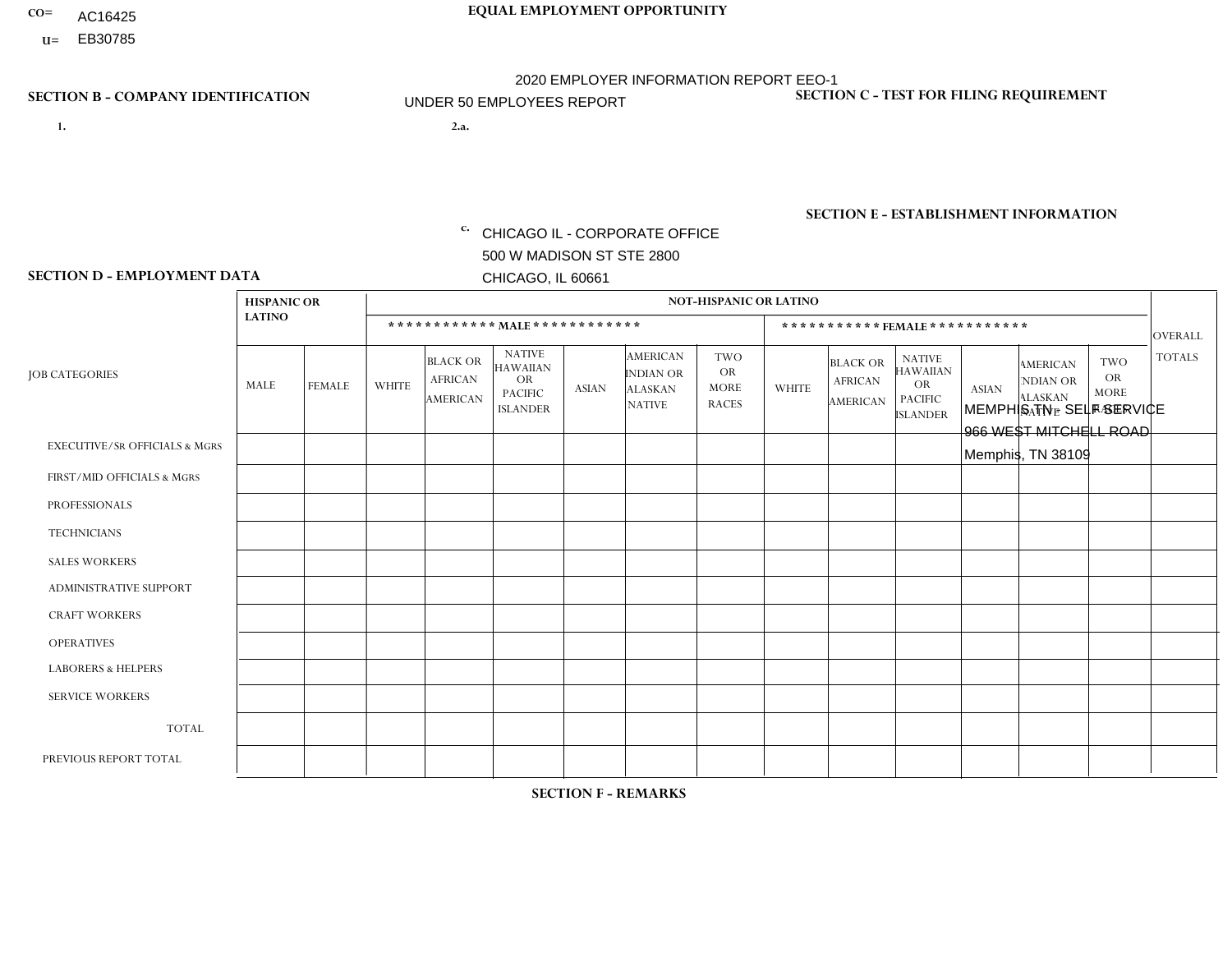CO= AC16425
U= EB30785

**EQUAL EMPLOYMENT OPPORTUNITY**

2020 EMPLOYER INFORMATION REPORT EEO-1
UNDER 50 EMPLOYEES REPORT

**SECTION B - COMPANY IDENTIFICATION**

1.

2.a.

c. CHICAGO IL - CORPORATE OFFICE
500 W MADISON ST STE 2800
CHICAGO, IL 60661

**SECTION C - TEST FOR FILING REQUIREMENT**

**SECTION E - ESTABLISHMENT INFORMATION**

MEMPHIS TN - SELF SERVICE
966 WEST MITCHELL ROAD
Memphis, TN 38109

**SECTION D - EMPLOYMENT DATA**

| JOB CATEGORIES | HISPANIC OR LATINO | | NOT-HISPANIC OR LATINO | | | | | | | | | | | | OVERALL TOTALS |
|---|---|---|---|---|---|---|---|---|---|---|---|---|---|---|---|
| | | | MALE | | | | | | FEMALE | | | | | | |
| | MALE | FEMALE | WHITE | BLACK OR AFRICAN AMERICAN | NATIVE HAWAIIAN OR PACIFIC ISLANDER | ASIAN | AMERICAN INDIAN OR ALASKAN NATIVE | TWO OR MORE RACES | WHITE | BLACK OR AFRICAN AMERICAN | NATIVE HAWAIIAN OR PACIFIC ISLANDER | ASIAN | AMERICAN INDIAN OR ALASKAN NATIVE | TWO OR MORE RACES | |
| EXECUTIVE/Sr OFFICIALS & MGRS | | | | | | | | | | | | | | | |
| FIRST/MID OFFICIALS & MGRS | | | | | | | | | | | | | | | |
| PROFESSIONALS | | | | | | | | | | | | | | | |
| TECHNICIANS | | | | | | | | | | | | | | | |
| SALES WORKERS | | | | | | | | | | | | | | | |
| ADMINISTRATIVE SUPPORT | | | | | | | | | | | | | | | |
| CRAFT WORKERS | | | | | | | | | | | | | | | |
| OPERATIVES | | | | | | | | | | | | | | | |
| LABORERS & HELPERS | | | | | | | | | | | | | | | |
| SERVICE WORKERS | | | | | | | | | | | | | | | |
| TOTAL | | | | | | | | | | | | | | | |
| PREVIOUS REPORT TOTAL | | | | | | | | | | | | | | | |

**SECTION F - REMARKS**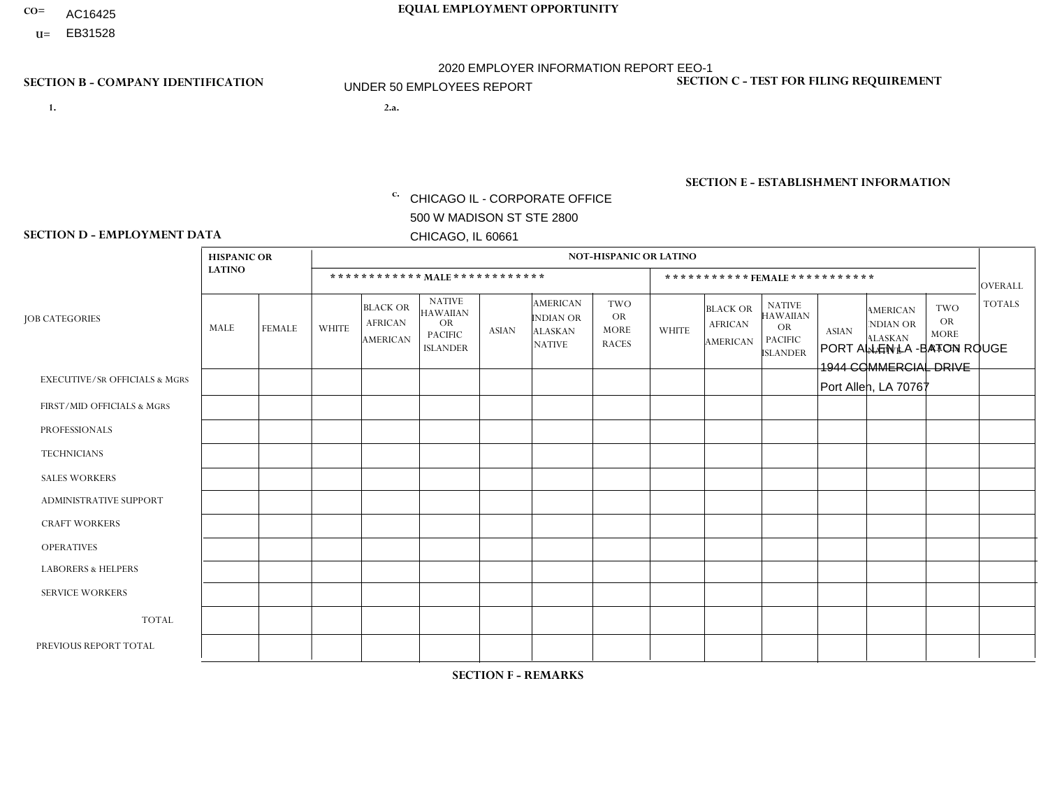CO= AC16425
U= EB31528

**EQUAL EMPLOYMENT OPPORTUNITY**

2020 EMPLOYER INFORMATION REPORT EEO-1
UNDER 50 EMPLOYEES REPORT

**SECTION B - COMPANY IDENTIFICATION**

1.

2.a.

c. CHICAGO IL - CORPORATE OFFICE
500 W MADISON ST STE 2800
CHICAGO, IL 60661

**SECTION C - TEST FOR FILING REQUIREMENT**

**SECTION E - ESTABLISHMENT INFORMATION**

PORT ALLEN LA -BATON ROUGE
1944 COMMERCIAL DRIVE
Port Allen, LA 70767

**SECTION D - EMPLOYMENT DATA**

| JOB CATEGORIES | HISPANIC OR LATINO | | NOT-HISPANIC OR LATINO | | | | | | | | | | | | OVERALL TOTALS |
|---|---|---|---|---|---|---|---|---|---|---|---|---|---|---|---|
| | | | MALE | | | | | | FEMALE | | | | | | |
| | MALE | FEMALE | WHITE | BLACK OR AFRICAN AMERICAN | NATIVE HAWAIIAN OR PACIFIC ISLANDER | ASIAN | AMERICAN INDIAN OR ALASKAN NATIVE | TWO OR MORE RACES | WHITE | BLACK OR AFRICAN AMERICAN | NATIVE HAWAIIAN OR PACIFIC ISLANDER | ASIAN | AMERICAN INDIAN OR ALASKAN NATIVE | TWO OR MORE RACES | |
| EXECUTIVE/SR OFFICIALS & MGRS | | | | | | | | | | | | | | | |
| FIRST/MID OFFICIALS & MGRS | | | | | | | | | | | | | | | |
| PROFESSIONALS | | | | | | | | | | | | | | | |
| TECHNICIANS | | | | | | | | | | | | | | | |
| SALES WORKERS | | | | | | | | | | | | | | | |
| ADMINISTRATIVE SUPPORT | | | | | | | | | | | | | | | |
| CRAFT WORKERS | | | | | | | | | | | | | | | |
| OPERATIVES | | | | | | | | | | | | | | | |
| LABORERS & HELPERS | | | | | | | | | | | | | | | |
| SERVICE WORKERS | | | | | | | | | | | | | | | |
| TOTAL | | | | | | | | | | | | | | | |
| PREVIOUS REPORT TOTAL | | | | | | | | | | | | | | | |

**SECTION F - REMARKS**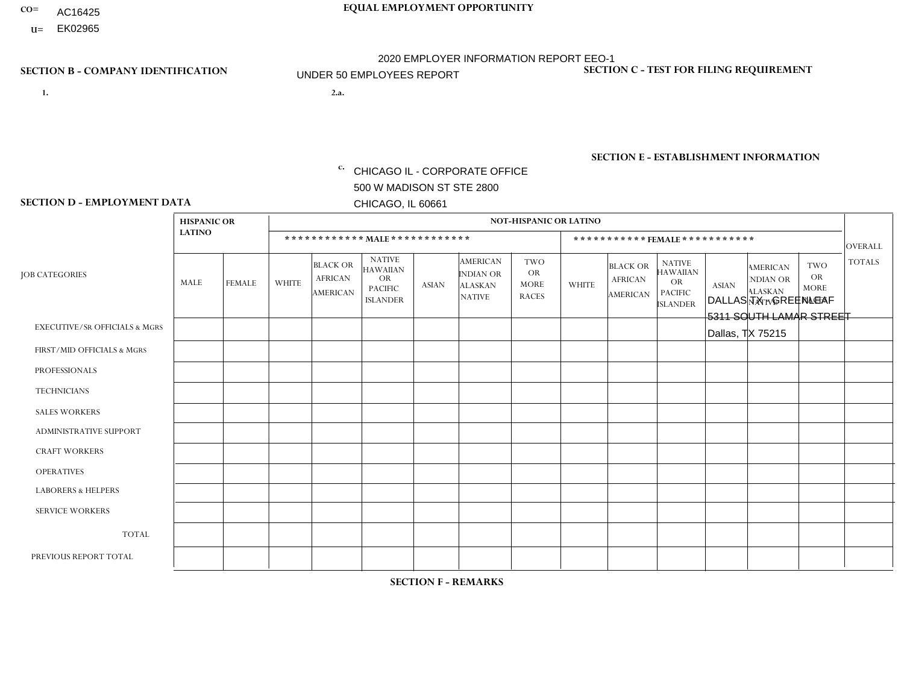CO= AC16425
U= EK02965

**EQUAL EMPLOYMENT OPPORTUNITY**

2020 EMPLOYER INFORMATION REPORT EEO-1
UNDER 50 EMPLOYEES REPORT

**SECTION B - COMPANY IDENTIFICATION**

1.

2.a.

c. CHICAGO IL - CORPORATE OFFICE
500 W MADISON ST STE 2800
CHICAGO, IL 60661

**SECTION C - TEST FOR FILING REQUIREMENT**

**SECTION E - ESTABLISHMENT INFORMATION**

DALLAS TX - GREENLEAF
5311 SOUTH LAMAR STREET
Dallas, TX 75215

**SECTION D - EMPLOYMENT DATA**

| JOB CATEGORIES | HISPANIC OR LATINO | | NOT-HISPANIC OR LATINO | | | | | | | | | | | | OVERALL TOTALS |
|---|---|---|---|---|---|---|---|---|---|---|---|---|---|---|---|
| | | | MALE | | | | | | FEMALE | | | | | | |
| | MALE | FEMALE | WHITE | BLACK OR AFRICAN AMERICAN | NATIVE HAWAIIAN OR PACIFIC ISLANDER | ASIAN | AMERICAN INDIAN OR ALASKAN NATIVE | TWO OR MORE RACES | WHITE | BLACK OR AFRICAN AMERICAN | NATIVE HAWAIIAN OR PACIFIC ISLANDER | ASIAN | AMERICAN INDIAN OR ALASKAN NATIVE | TWO OR MORE RACES | |
| EXECUTIVE/SR OFFICIALS & MGRS | | | | | | | | | | | | | | | |
| FIRST/MID OFFICIALS & MGRS | | | | | | | | | | | | | | | |
| PROFESSIONALS | | | | | | | | | | | | | | | |
| TECHNICIANS | | | | | | | | | | | | | | | |
| SALES WORKERS | | | | | | | | | | | | | | | |
| ADMINISTRATIVE SUPPORT | | | | | | | | | | | | | | | |
| CRAFT WORKERS | | | | | | | | | | | | | | | |
| OPERATIVES | | | | | | | | | | | | | | | |
| LABORERS & HELPERS | | | | | | | | | | | | | | | |
| SERVICE WORKERS | | | | | | | | | | | | | | | |
| TOTAL | | | | | | | | | | | | | | | |
| PREVIOUS REPORT TOTAL | | | | | | | | | | | | | | | |

**SECTION F - REMARKS**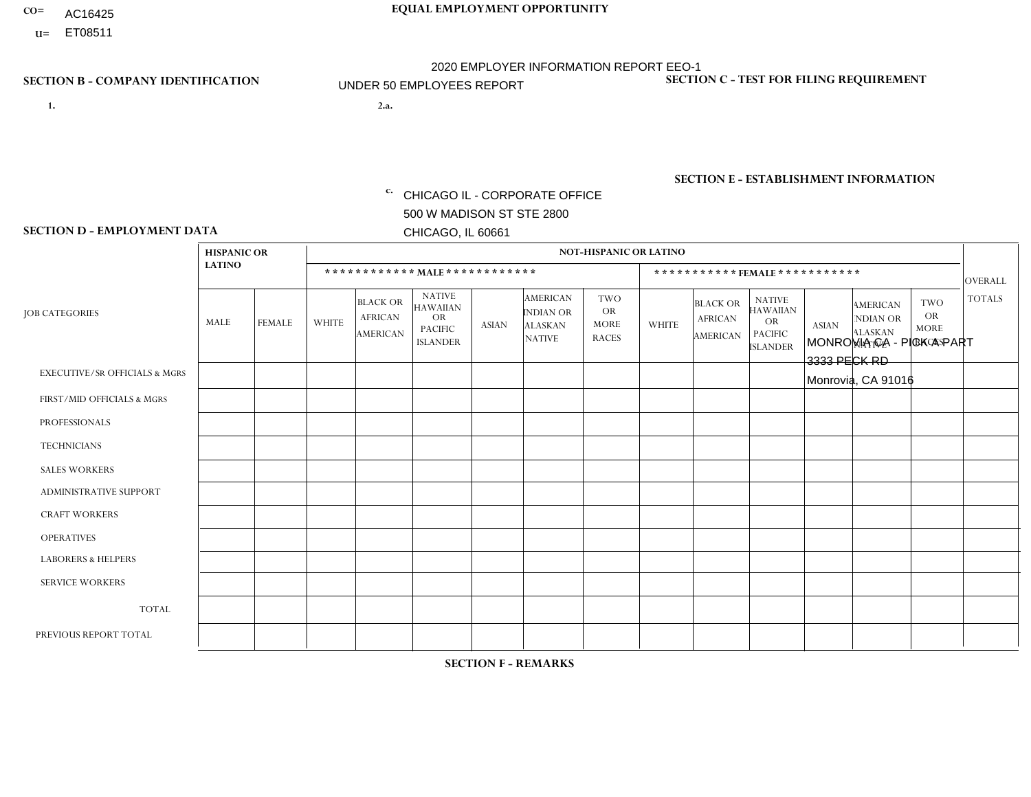CO= AC16425
U= ET08511

EQUAL EMPLOYMENT OPPORTUNITY

2020 EMPLOYER INFORMATION REPORT EEO-1
UNDER 50 EMPLOYEES REPORT

**SECTION B - COMPANY IDENTIFICATION**

1.

2.a.

c. CHICAGO IL - CORPORATE OFFICE
500 W MADISON ST STE 2800
CHICAGO, IL 60661

**SECTION C - TEST FOR FILING REQUIREMENT**

**SECTION E - ESTABLISHMENT INFORMATION**

MONROVIA CA - PICK A PART
3333 PECK RD
Monrovia, CA 91016

**SECTION D - EMPLOYMENT DATA**

| JOB CATEGORIES | HISPANIC OR LATINO | | NOT-HISPANIC OR LATINO | | | | | | | | | | | | OVERALL TOTALS |
|---|---|---|---|---|---|---|---|---|---|---|---|---|---|---|---|
| | | | MALE | | | | | | FEMALE | | | | | | |
| | MALE | FEMALE | WHITE | BLACK OR AFRICAN AMERICAN | NATIVE HAWAIIAN OR PACIFIC ISLANDER | ASIAN | AMERICAN INDIAN OR ALASKAN NATIVE | TWO OR MORE RACES | WHITE | BLACK OR AFRICAN AMERICAN | NATIVE HAWAIIAN OR PACIFIC ISLANDER | ASIAN | AMERICAN INDIAN OR ALASKAN NATIVE | TWO OR MORE RACES | |
| EXECUTIVE/SR OFFICIALS & MGRS | | | | | | | | | | | | | | | |
| FIRST/MID OFFICIALS & MGRS | | | | | | | | | | | | | | | |
| PROFESSIONALS | | | | | | | | | | | | | | | |
| TECHNICIANS | | | | | | | | | | | | | | | |
| SALES WORKERS | | | | | | | | | | | | | | | |
| ADMINISTRATIVE SUPPORT | | | | | | | | | | | | | | | |
| CRAFT WORKERS | | | | | | | | | | | | | | | |
| OPERATIVES | | | | | | | | | | | | | | | |
| LABORERS & HELPERS | | | | | | | | | | | | | | | |
| SERVICE WORKERS | | | | | | | | | | | | | | | |
| TOTAL | | | | | | | | | | | | | | | |
| PREVIOUS REPORT TOTAL | | | | | | | | | | | | | | | |

**SECTION F - REMARKS**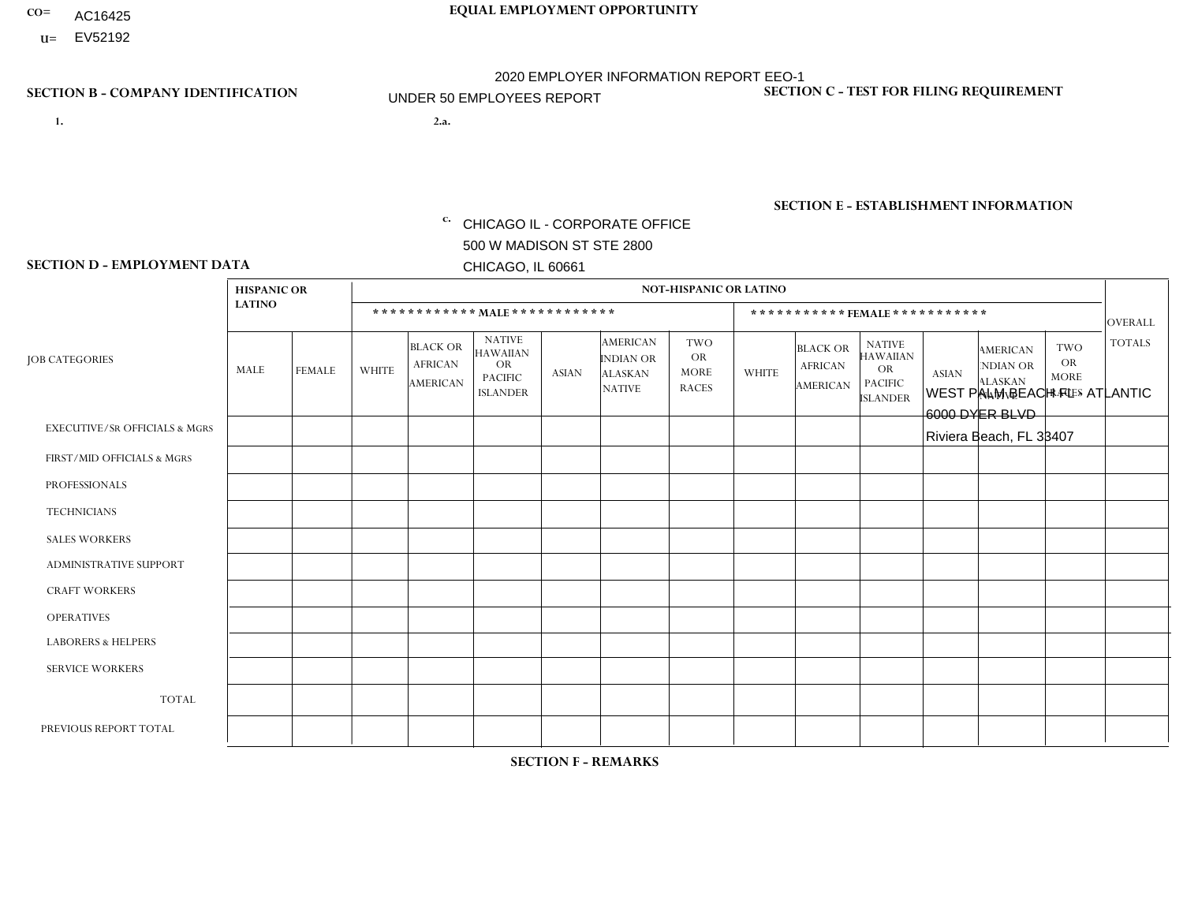CO= AC16425
U= EV52192

**EQUAL EMPLOYMENT OPPORTUNITY**

2020 EMPLOYER INFORMATION REPORT EEO-1
UNDER 50 EMPLOYEES REPORT

**SECTION B - COMPANY IDENTIFICATION**

1.

2.a.

c. CHICAGO IL - CORPORATE OFFICE
500 W MADISON ST STE 2800
CHICAGO, IL 60661

**SECTION C - TEST FOR FILING REQUIREMENT**

**SECTION E - ESTABLISHMENT INFORMATION**

WEST PALM BEACH FL - ATLANTIC
6000 DYER BLVD
Riviera Beach, FL 33407

**SECTION D - EMPLOYMENT DATA**

| JOB CATEGORIES | HISPANIC OR LATINO | | NOT-HISPANIC OR LATINO | | | | | | | | | | | | OVERALL TOTALS |
|---|---|---|---|---|---|---|---|---|---|---|---|---|---|---|---|
| | | | MALE | | | | | | FEMALE | | | | | | |
| | MALE | FEMALE | WHITE | BLACK OR AFRICAN AMERICAN | NATIVE HAWAIIAN OR PACIFIC ISLANDER | ASIAN | AMERICAN INDIAN OR ALASKAN NATIVE | TWO OR MORE RACES | WHITE | BLACK OR AFRICAN AMERICAN | NATIVE HAWAIIAN OR PACIFIC ISLANDER | ASIAN | AMERICAN INDIAN OR ALASKAN NATIVE | TWO OR MORE RACES | |
| EXECUTIVE/SR OFFICIALS & MGRS | | | | | | | | | | | | | | | |
| FIRST/MID OFFICIALS & MGRS | | | | | | | | | | | | | | | |
| PROFESSIONALS | | | | | | | | | | | | | | | |
| TECHNICIANS | | | | | | | | | | | | | | | |
| SALES WORKERS | | | | | | | | | | | | | | | |
| ADMINISTRATIVE SUPPORT | | | | | | | | | | | | | | | |
| CRAFT WORKERS | | | | | | | | | | | | | | | |
| OPERATIVES | | | | | | | | | | | | | | | |
| LABORERS & HELPERS | | | | | | | | | | | | | | | |
| SERVICE WORKERS | | | | | | | | | | | | | | | |
| TOTAL | | | | | | | | | | | | | | | |
| PREVIOUS REPORT TOTAL | | | | | | | | | | | | | | | |

**SECTION F - REMARKS**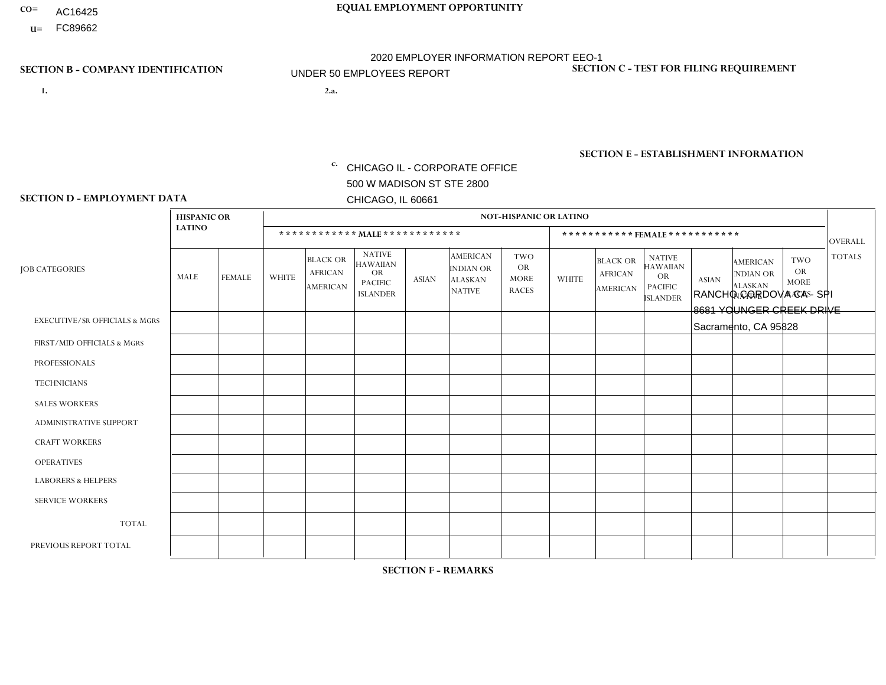CO= AC16425
U= FC89662

**EQUAL EMPLOYMENT OPPORTUNITY**

2020 EMPLOYER INFORMATION REPORT EEO-1
UNDER 50 EMPLOYEES REPORT

**SECTION B - COMPANY IDENTIFICATION**

1.

2.a.

c. CHICAGO IL - CORPORATE OFFICE
500 W MADISON ST STE 2800
CHICAGO, IL 60661

**SECTION C - TEST FOR FILING REQUIREMENT**

**SECTION E - ESTABLISHMENT INFORMATION**

RANCHO CORDOVA CA - SPI
8681 YOUNGER CREEK DRIVE
Sacramento, CA 95828

**SECTION D - EMPLOYMENT DATA**

| JOB CATEGORIES | HISPANIC OR LATINO | | NOT-HISPANIC OR LATINO | | | | | | | | | | | | OVERALL TOTALS |
|---|---|---|---|---|---|---|---|---|---|---|---|---|---|---|---|
| | | | MALE | | | | | | FEMALE | | | | | | |
| | MALE | FEMALE | WHITE | BLACK OR AFRICAN AMERICAN | NATIVE HAWAIIAN OR PACIFIC ISLANDER | ASIAN | AMERICAN INDIAN OR ALASKAN NATIVE | TWO OR MORE RACES | WHITE | BLACK OR AFRICAN AMERICAN | NATIVE HAWAIIAN OR PACIFIC ISLANDER | ASIAN | AMERICAN INDIAN OR ALASKAN NATIVE | TWO OR MORE RACES | |
| EXECUTIVE/SR OFFICIALS & MGRS | | | | | | | | | | | | | | | |
| FIRST/MID OFFICIALS & MGRS | | | | | | | | | | | | | | | |
| PROFESSIONALS | | | | | | | | | | | | | | | |
| TECHNICIANS | | | | | | | | | | | | | | | |
| SALES WORKERS | | | | | | | | | | | | | | | |
| ADMINISTRATIVE SUPPORT | | | | | | | | | | | | | | | |
| CRAFT WORKERS | | | | | | | | | | | | | | | |
| OPERATIVES | | | | | | | | | | | | | | | |
| LABORERS & HELPERS | | | | | | | | | | | | | | | |
| SERVICE WORKERS | | | | | | | | | | | | | | | |
| TOTAL | | | | | | | | | | | | | | | |
| PREVIOUS REPORT TOTAL | | | | | | | | | | | | | | | |

**SECTION F - REMARKS**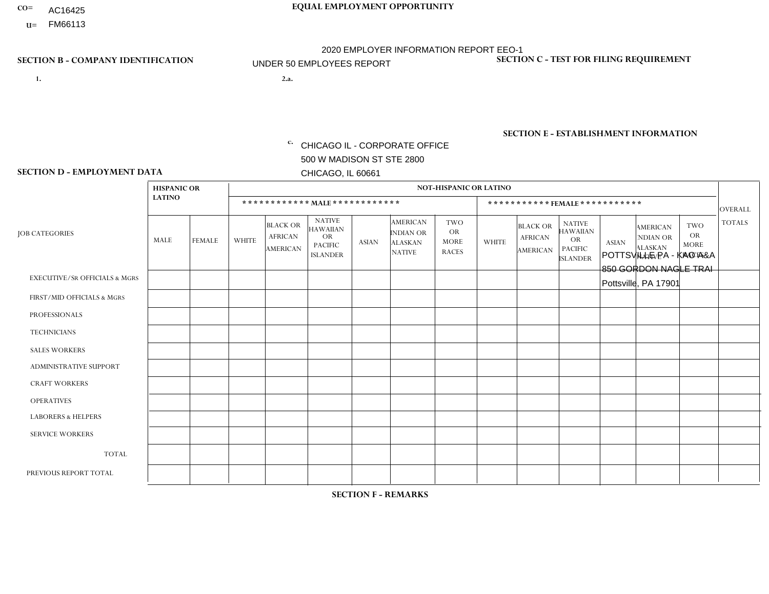CO= AC16425
U= FM66113

**EQUAL EMPLOYMENT OPPORTUNITY**

2020 EMPLOYER INFORMATION REPORT EEO-1
UNDER 50 EMPLOYEES REPORT

**SECTION B - COMPANY IDENTIFICATION**

1.

2.a.

c. CHICAGO IL - CORPORATE OFFICE
500 W MADISON ST STE 2800
CHICAGO, IL 60661

**SECTION C - TEST FOR FILING REQUIREMENT**

**SECTION E - ESTABLISHMENT INFORMATION**

POTTSVILLE PA - KAO A&A
850 GORDON NAGLE TRAI
Pottsville, PA 17901

**SECTION D - EMPLOYMENT DATA**

| JOB CATEGORIES | HISPANIC OR LATINO | | NOT-HISPANIC OR LATINO | | | | | | | | | | | | OVERALL TOTALS |
|---|---|---|---|---|---|---|---|---|---|---|---|---|---|---|---|
| | | | MALE | | | | | | FEMALE | | | | | | |
| | MALE | FEMALE | WHITE | BLACK OR AFRICAN AMERICAN | NATIVE HAWAIIAN OR PACIFIC ISLANDER | ASIAN | AMERICAN INDIAN OR ALASKAN NATIVE | TWO OR MORE RACES | WHITE | BLACK OR AFRICAN AMERICAN | NATIVE HAWAIIAN OR PACIFIC ISLANDER | ASIAN | AMERICAN INDIAN OR ALASKAN NATIVE | TWO OR MORE RACES | |
| EXECUTIVE/Sr OFFICIALS & MGRS | | | | | | | | | | | | | | | |
| FIRST/MID OFFICIALS & MGRS | | | | | | | | | | | | | | | |
| PROFESSIONALS | | | | | | | | | | | | | | | |
| TECHNICIANS | | | | | | | | | | | | | | | |
| SALES WORKERS | | | | | | | | | | | | | | | |
| ADMINISTRATIVE SUPPORT | | | | | | | | | | | | | | | |
| CRAFT WORKERS | | | | | | | | | | | | | | | |
| OPERATIVES | | | | | | | | | | | | | | | |
| LABORERS & HELPERS | | | | | | | | | | | | | | | |
| SERVICE WORKERS | | | | | | | | | | | | | | | |
| TOTAL | | | | | | | | | | | | | | | |
| PREVIOUS REPORT TOTAL | | | | | | | | | | | | | | | |

**SECTION F - REMARKS**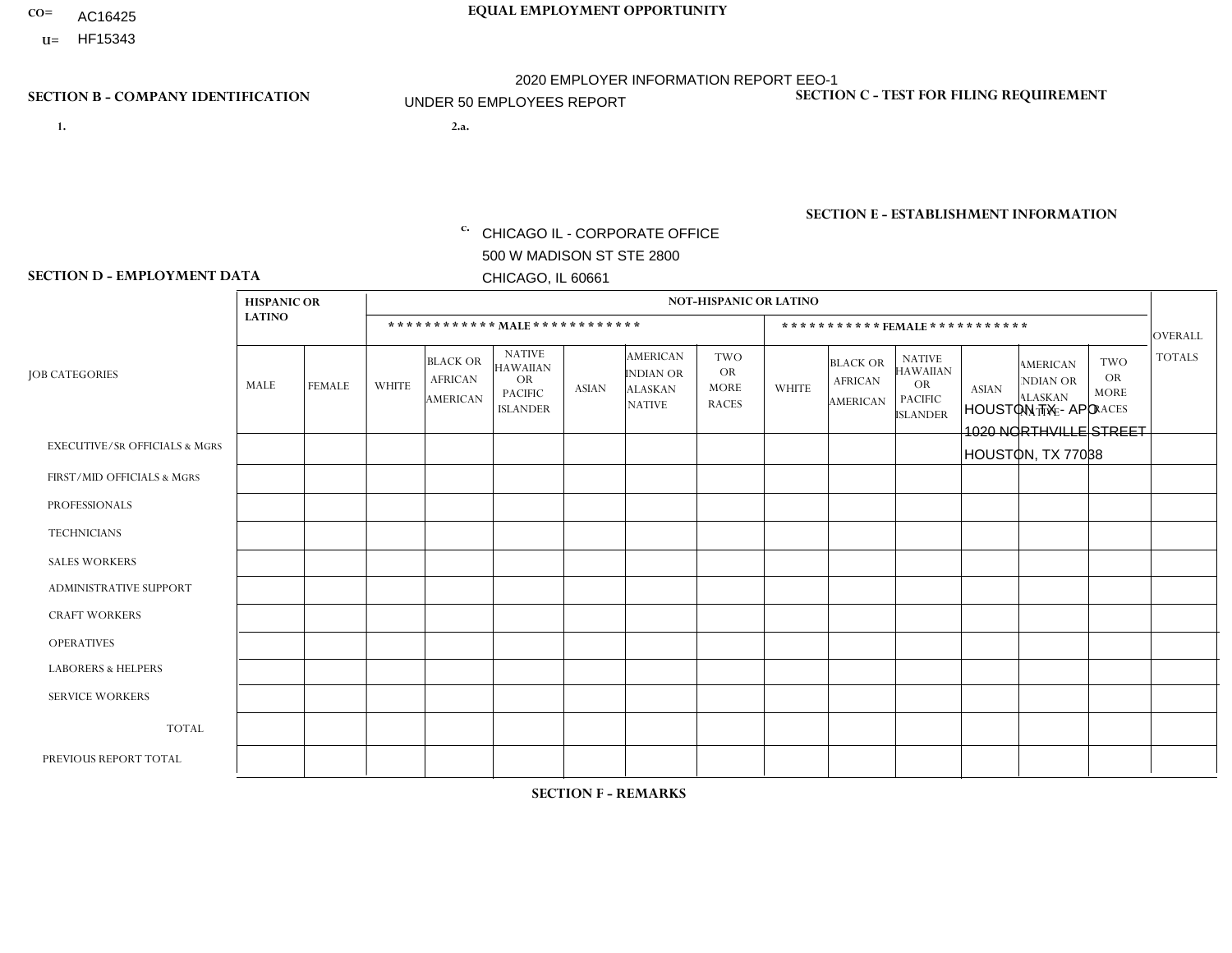CO= AC16425
U= HF15343

**EQUAL EMPLOYMENT OPPORTUNITY**

2020 EMPLOYER INFORMATION REPORT EEO-1
UNDER 50 EMPLOYEES REPORT

**SECTION B - COMPANY IDENTIFICATION**

1.

2.a.

c. CHICAGO IL - CORPORATE OFFICE
500 W MADISON ST STE 2800
CHICAGO, IL 60661

**SECTION C - TEST FOR FILING REQUIREMENT**

**SECTION E - ESTABLISHMENT INFORMATION**

HOUSTON TX - APO
1020 NORTHVILLE STREET
HOUSTON, TX 77038

**SECTION D - EMPLOYMENT DATA**

| JOB CATEGORIES | HISPANIC OR LATINO | | NOT-HISPANIC OR LATINO | | | | | | | | | | | | OVERALL TOTALS |
|---|---|---|---|---|---|---|---|---|---|---|---|---|---|---|---|
| | | | MALE | | | | | | FEMALE | | | | | | |
| | MALE | FEMALE | WHITE | BLACK OR AFRICAN AMERICAN | NATIVE HAWAIIAN OR PACIFIC ISLANDER | ASIAN | AMERICAN INDIAN OR ALASKAN NATIVE | TWO OR MORE RACES | WHITE | BLACK OR AFRICAN AMERICAN | NATIVE HAWAIIAN OR PACIFIC ISLANDER | ASIAN | AMERICAN INDIAN OR ALASKAN NATIVE | TWO OR MORE RACES | |
| EXECUTIVE/SR OFFICIALS & MGRS | | | | | | | | | | | | | | | |
| FIRST/MID OFFICIALS & MGRS | | | | | | | | | | | | | | | |
| PROFESSIONALS | | | | | | | | | | | | | | | |
| TECHNICIANS | | | | | | | | | | | | | | | |
| SALES WORKERS | | | | | | | | | | | | | | | |
| ADMINISTRATIVE SUPPORT | | | | | | | | | | | | | | | |
| CRAFT WORKERS | | | | | | | | | | | | | | | |
| OPERATIVES | | | | | | | | | | | | | | | |
| LABORERS & HELPERS | | | | | | | | | | | | | | | |
| SERVICE WORKERS | | | | | | | | | | | | | | | |
| TOTAL | | | | | | | | | | | | | | | |
| PREVIOUS REPORT TOTAL | | | | | | | | | | | | | | | |

**SECTION F - REMARKS**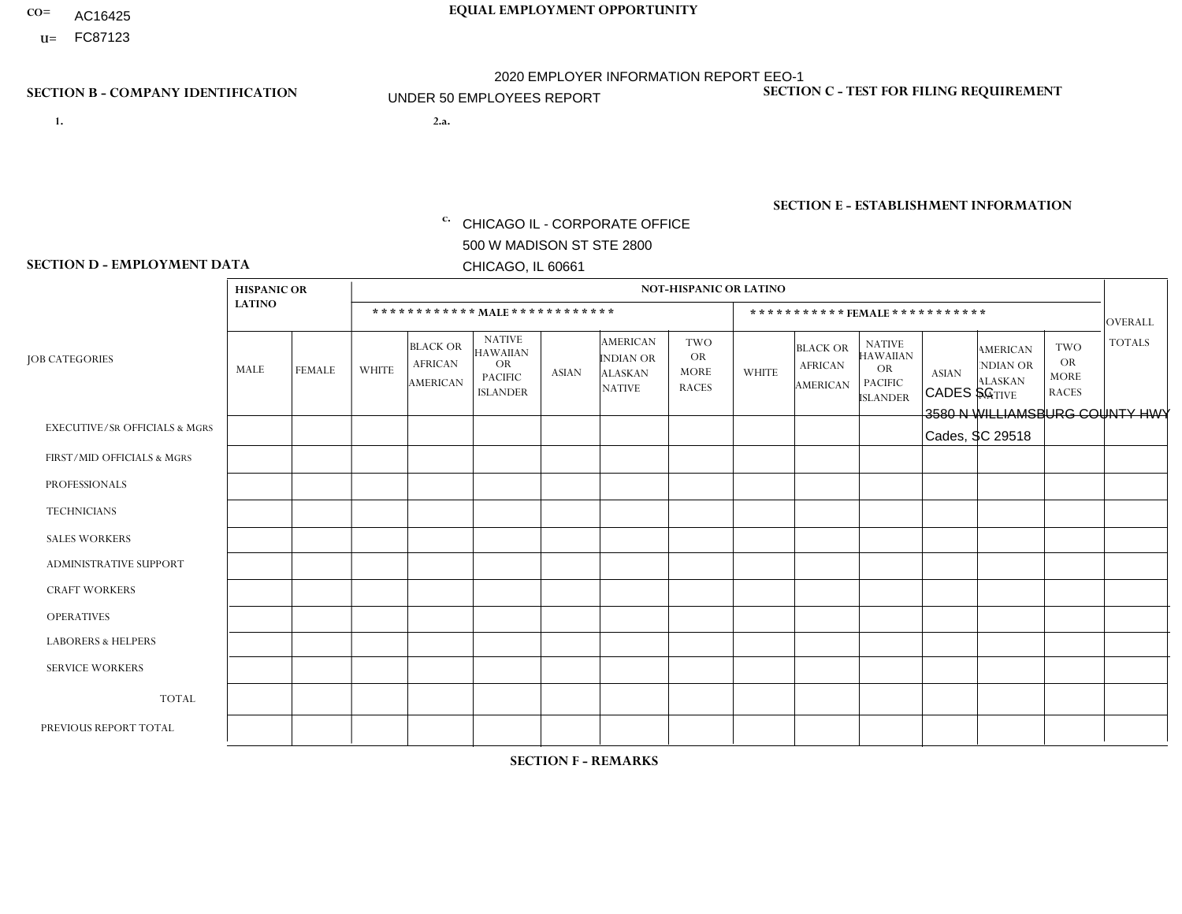CO= AC16425
U= FC87123

**EQUAL EMPLOYMENT OPPORTUNITY**

2020 EMPLOYER INFORMATION REPORT EEO-1
UNDER 50 EMPLOYEES REPORT

**SECTION B - COMPANY IDENTIFICATION**

1.

2.a.

c. CHICAGO IL - CORPORATE OFFICE
500 W MADISON ST STE 2800
CHICAGO, IL 60661

**SECTION C - TEST FOR FILING REQUIREMENT**

**SECTION E - ESTABLISHMENT INFORMATION**

CADES SC
3580 N WILLIAMSBURG COUNTY HWY
Cades, SC 29518

**SECTION D - EMPLOYMENT DATA**

| JOB CATEGORIES | HISPANIC OR LATINO | | NOT-HISPANIC OR LATINO | | | | | | | | | | | | OVERALL TOTALS |
|---|---|---|---|---|---|---|---|---|---|---|---|---|---|---|---|
| | | | MALE | | | | | | FEMALE | | | | | | |
| | MALE | FEMALE | WHITE | BLACK OR AFRICAN AMERICAN | NATIVE HAWAIIAN OR PACIFIC ISLANDER | ASIAN | AMERICAN INDIAN OR ALASKAN NATIVE | TWO OR MORE RACES | WHITE | BLACK OR AFRICAN AMERICAN | NATIVE HAWAIIAN OR PACIFIC ISLANDER | ASIAN | AMERICAN INDIAN OR ALASKAN NATIVE | TWO OR MORE RACES | |
| EXECUTIVE/SR OFFICIALS & MGRS | | | | | | | | | | | | | | | |
| FIRST/MID OFFICIALS & MGRS | | | | | | | | | | | | | | | |
| PROFESSIONALS | | | | | | | | | | | | | | | |
| TECHNICIANS | | | | | | | | | | | | | | | |
| SALES WORKERS | | | | | | | | | | | | | | | |
| ADMINISTRATIVE SUPPORT | | | | | | | | | | | | | | | |
| CRAFT WORKERS | | | | | | | | | | | | | | | |
| OPERATIVES | | | | | | | | | | | | | | | |
| LABORERS & HELPERS | | | | | | | | | | | | | | | |
| SERVICE WORKERS | | | | | | | | | | | | | | | |
| TOTAL | | | | | | | | | | | | | | | |
| PREVIOUS REPORT TOTAL | | | | | | | | | | | | | | | |

**SECTION F - REMARKS**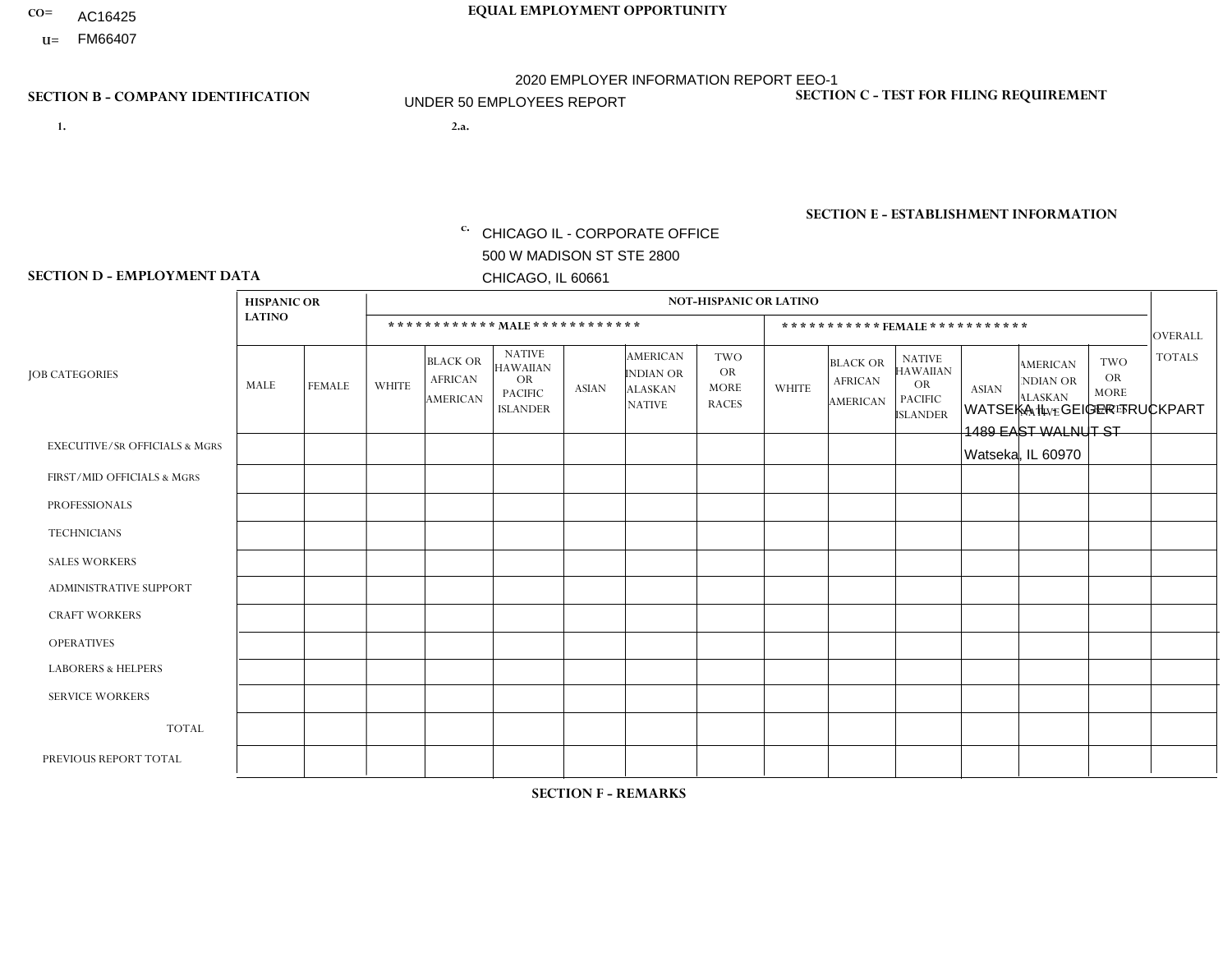CO= AC16425
U= FM66407

**EQUAL EMPLOYMENT OPPORTUNITY**

2020 EMPLOYER INFORMATION REPORT EEO-1

UNDER 50 EMPLOYEES REPORT

**SECTION B - COMPANY IDENTIFICATION**

1.

2.a.

c. CHICAGO IL - CORPORATE OFFICE
500 W MADISON ST STE 2800
CHICAGO, IL 60661

**SECTION C - TEST FOR FILING REQUIREMENT**

**SECTION E - ESTABLISHMENT INFORMATION**

WATSEKA IL - GEIGER TRUCKPART
1489 EAST WALNUT ST
Watseka, IL 60970

**SECTION D - EMPLOYMENT DATA**

| JOB CATEGORIES | HISPANIC OR LATINO | | NOT-HISPANIC OR LATINO | | | | | | | | | | | | OVERALL TOTALS |
|---|---|---|---|---|---|---|---|---|---|---|---|---|---|---|---|
| | | | MALE | | | | | | FEMALE | | | | | | |
| | MALE | FEMALE | WHITE | BLACK OR AFRICAN AMERICAN | NATIVE HAWAIIAN OR PACIFIC ISLANDER | ASIAN | AMERICAN INDIAN OR ALASKAN NATIVE | TWO OR MORE RACES | WHITE | BLACK OR AFRICAN AMERICAN | NATIVE HAWAIIAN OR PACIFIC ISLANDER | ASIAN | AMERICAN INDIAN OR ALASKAN NATIVE | TWO OR MORE RACES | |
| EXECUTIVE/Sr OFFICIALS & MGRS | | | | | | | | | | | | | | | |
| FIRST/MID OFFICIALS & MGRS | | | | | | | | | | | | | | | |
| PROFESSIONALS | | | | | | | | | | | | | | | |
| TECHNICIANS | | | | | | | | | | | | | | | |
| SALES WORKERS | | | | | | | | | | | | | | | |
| ADMINISTRATIVE SUPPORT | | | | | | | | | | | | | | | |
| CRAFT WORKERS | | | | | | | | | | | | | | | |
| OPERATIVES | | | | | | | | | | | | | | | |
| LABORERS & HELPERS | | | | | | | | | | | | | | | |
| SERVICE WORKERS | | | | | | | | | | | | | | | |
| TOTAL | | | | | | | | | | | | | | | |
| PREVIOUS REPORT TOTAL | | | | | | | | | | | | | | | |

**SECTION F - REMARKS**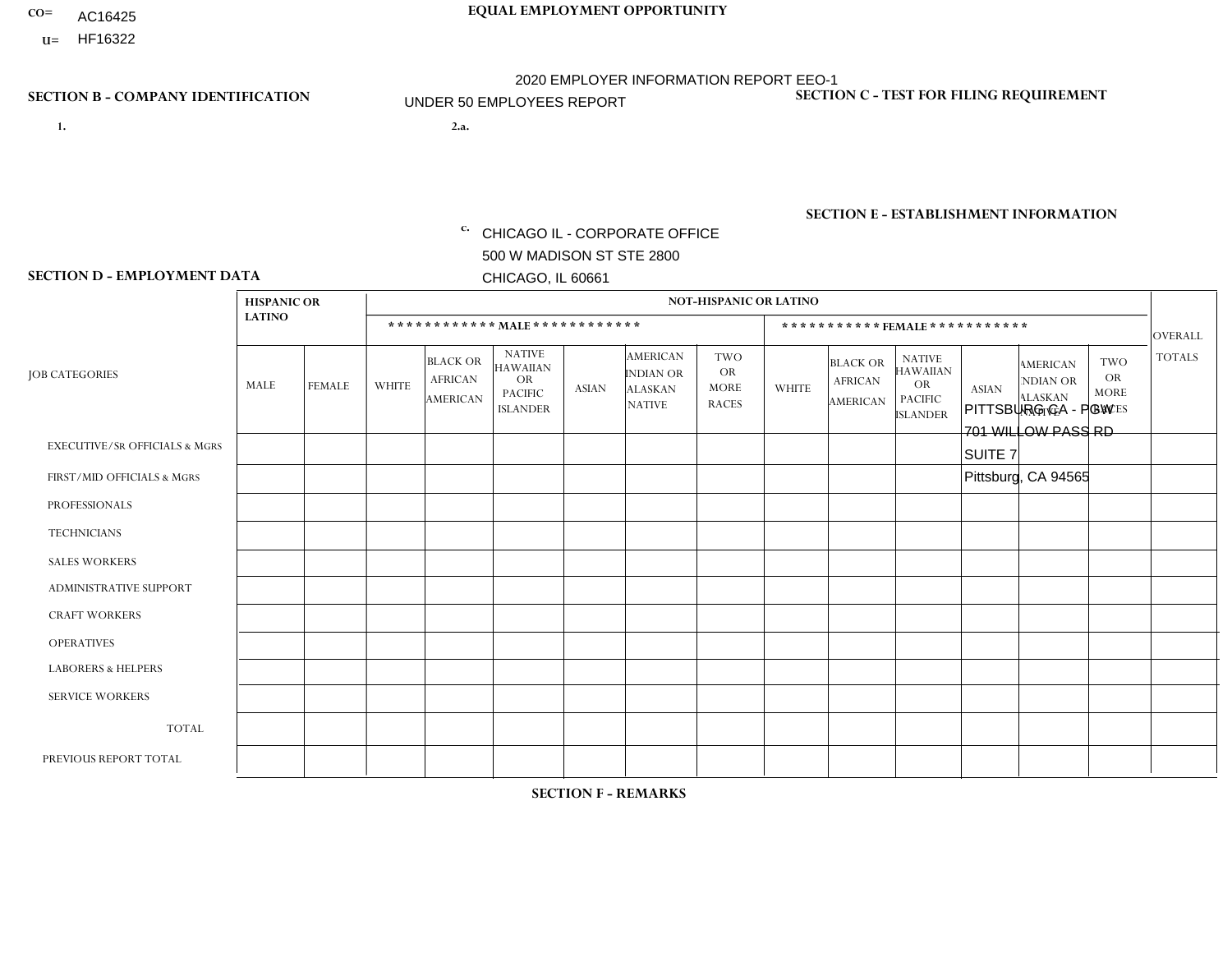CO= AC16425
U= HF16322

**EQUAL EMPLOYMENT OPPORTUNITY**

2020 EMPLOYER INFORMATION REPORT EEO-1

UNDER 50 EMPLOYEES REPORT

**SECTION B - COMPANY IDENTIFICATION**

1.

2.a.

c. CHICAGO IL - CORPORATE OFFICE
500 W MADISON ST STE 2800
CHICAGO, IL 60661

**SECTION C - TEST FOR FILING REQUIREMENT**

**SECTION E - ESTABLISHMENT INFORMATION**

PITTSBURG CA - PGW
701 WILLOW PASS RD
SUITE 7
Pittsburg, CA 94565

**SECTION D - EMPLOYMENT DATA**

| JOB CATEGORIES | HISPANIC OR LATINO | | NOT-HISPANIC OR LATINO | | | | | | | | | | | | OVERALL TOTALS |
|---|---|---|---|---|---|---|---|---|---|---|---|---|---|---|---|
| | | | MALE | | | | | | FEMALE | | | | | | |
| | MALE | FEMALE | WHITE | BLACK OR AFRICAN AMERICAN | NATIVE HAWAIIAN OR PACIFIC ISLANDER | ASIAN | AMERICAN INDIAN OR ALASKAN NATIVE | TWO OR MORE RACES | WHITE | BLACK OR AFRICAN AMERICAN | NATIVE HAWAIIAN OR PACIFIC ISLANDER | ASIAN | AMERICAN INDIAN OR ALASKAN NATIVE | TWO OR MORE RACES | |
| EXECUTIVE/SR OFFICIALS & MGRS | | | | | | | | | | | | | | | |
| FIRST/MID OFFICIALS & MGRS | | | | | | | | | | | | | | | |
| PROFESSIONALS | | | | | | | | | | | | | | | |
| TECHNICIANS | | | | | | | | | | | | | | | |
| SALES WORKERS | | | | | | | | | | | | | | | |
| ADMINISTRATIVE SUPPORT | | | | | | | | | | | | | | | |
| CRAFT WORKERS | | | | | | | | | | | | | | | |
| OPERATIVES | | | | | | | | | | | | | | | |
| LABORERS & HELPERS | | | | | | | | | | | | | | | |
| SERVICE WORKERS | | | | | | | | | | | | | | | |
| TOTAL | | | | | | | | | | | | | | | |
| PREVIOUS REPORT TOTAL | | | | | | | | | | | | | | | |

**SECTION F - REMARKS**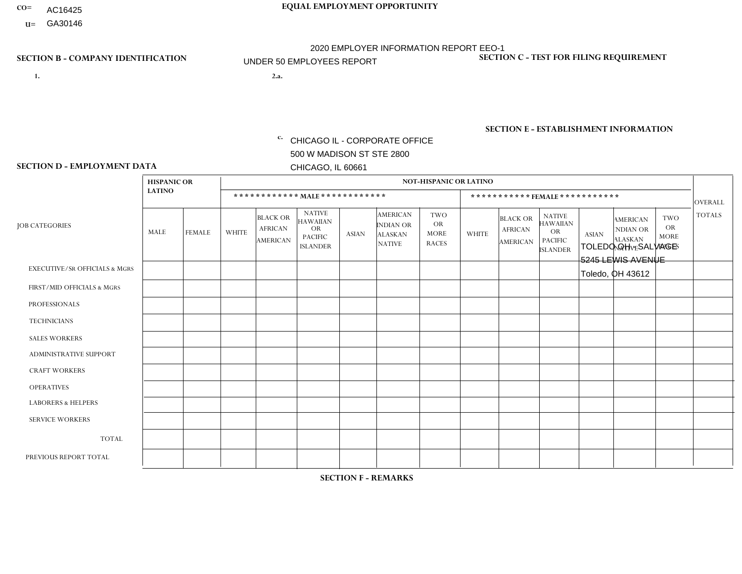CO= AC16425
U= GA30146

**EQUAL EMPLOYMENT OPPORTUNITY**

2020 EMPLOYER INFORMATION REPORT EEO-1
UNDER 50 EMPLOYEES REPORT

**SECTION B - COMPANY IDENTIFICATION**

1.

2.a.

c. CHICAGO IL - CORPORATE OFFICE
500 W MADISON ST STE 2800
CHICAGO, IL 60661

**SECTION C - TEST FOR FILING REQUIREMENT**

**SECTION E - ESTABLISHMENT INFORMATION**

TOLEDO OH - SALVAGE
5245 LEWIS AVENUE
Toledo, OH 43612

**SECTION D - EMPLOYMENT DATA**

| JOB CATEGORIES | HISPANIC OR LATINO | | NOT-HISPANIC OR LATINO | | | | | | | | | | | | OVERALL TOTALS |
|---|---|---|---|---|---|---|---|---|---|---|---|---|---|---|---|
| | | | MALE | | | | | | FEMALE | | | | | | |
| | MALE | FEMALE | WHITE | BLACK OR AFRICAN AMERICAN | NATIVE HAWAIIAN OR PACIFIC ISLANDER | ASIAN | AMERICAN INDIAN OR ALASKAN NATIVE | TWO OR MORE RACES | WHITE | BLACK OR AFRICAN AMERICAN | NATIVE HAWAIIAN OR PACIFIC ISLANDER | ASIAN | AMERICAN INDIAN OR ALASKAN NATIVE | TWO OR MORE RACES | |
| EXECUTIVE/SR OFFICIALS & MGRS | | | | | | | | | | | | | | | |
| FIRST/MID OFFICIALS & MGRS | | | | | | | | | | | | | | | |
| PROFESSIONALS | | | | | | | | | | | | | | | |
| TECHNICIANS | | | | | | | | | | | | | | | |
| SALES WORKERS | | | | | | | | | | | | | | | |
| ADMINISTRATIVE SUPPORT | | | | | | | | | | | | | | | |
| CRAFT WORKERS | | | | | | | | | | | | | | | |
| OPERATIVES | | | | | | | | | | | | | | | |
| LABORERS & HELPERS | | | | | | | | | | | | | | | |
| SERVICE WORKERS | | | | | | | | | | | | | | | |
| TOTAL | | | | | | | | | | | | | | | |
| PREVIOUS REPORT TOTAL | | | | | | | | | | | | | | | |

**SECTION F - REMARKS**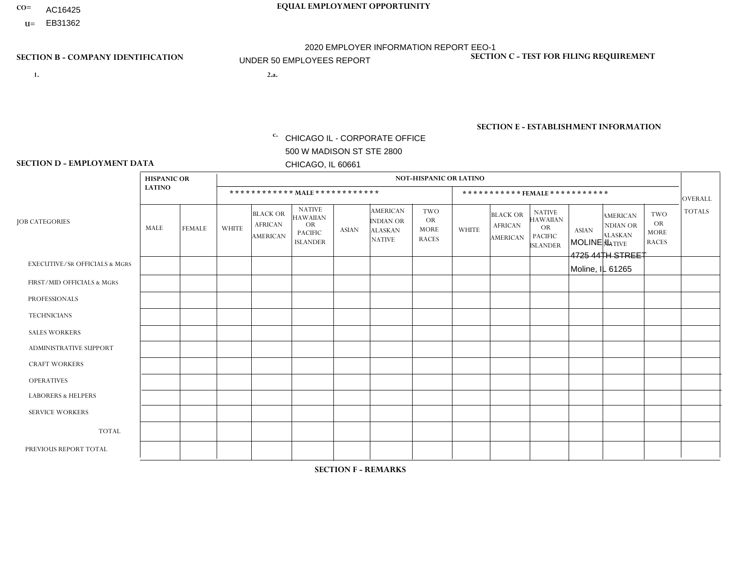CO= AC16425
U= EB31362

**EQUAL EMPLOYMENT OPPORTUNITY**

2020 EMPLOYER INFORMATION REPORT EEO-1
UNDER 50 EMPLOYEES REPORT

**SECTION B - COMPANY IDENTIFICATION**

1.

2.a.

c. CHICAGO IL - CORPORATE OFFICE
500 W MADISON ST STE 2800
CHICAGO, IL 60661

**SECTION C - TEST FOR FILING REQUIREMENT**

**SECTION E - ESTABLISHMENT INFORMATION**

MOLINE IL
4725 44TH STREET
Moline, IL 61265

**SECTION D - EMPLOYMENT DATA**

| JOB CATEGORIES | HISPANIC OR LATINO | | NOT-HISPANIC OR LATINO | | | | | | | | | | | | OVERALL TOTALS |
|---|---|---|---|---|---|---|---|---|---|---|---|---|---|---|---|
| | | | MALE | | | | | | FEMALE | | | | | | |
| | MALE | FEMALE | WHITE | BLACK OR AFRICAN AMERICAN | NATIVE HAWAIIAN OR PACIFIC ISLANDER | ASIAN | AMERICAN INDIAN OR ALASKAN NATIVE | TWO OR MORE RACES | WHITE | BLACK OR AFRICAN AMERICAN | NATIVE HAWAIIAN OR PACIFIC ISLANDER | ASIAN | AMERICAN INDIAN OR ALASKAN NATIVE | TWO OR MORE RACES | |
| EXECUTIVE/SR OFFICIALS & MGRS | | | | | | | | | | | | | | | |
| FIRST/MID OFFICIALS & MGRS | | | | | | | | | | | | | | | |
| PROFESSIONALS | | | | | | | | | | | | | | | |
| TECHNICIANS | | | | | | | | | | | | | | | |
| SALES WORKERS | | | | | | | | | | | | | | | |
| ADMINISTRATIVE SUPPORT | | | | | | | | | | | | | | | |
| CRAFT WORKERS | | | | | | | | | | | | | | | |
| OPERATIVES | | | | | | | | | | | | | | | |
| LABORERS & HELPERS | | | | | | | | | | | | | | | |
| SERVICE WORKERS | | | | | | | | | | | | | | | |
| TOTAL | | | | | | | | | | | | | | | |
| PREVIOUS REPORT TOTAL | | | | | | | | | | | | | | | |

**SECTION F - REMARKS**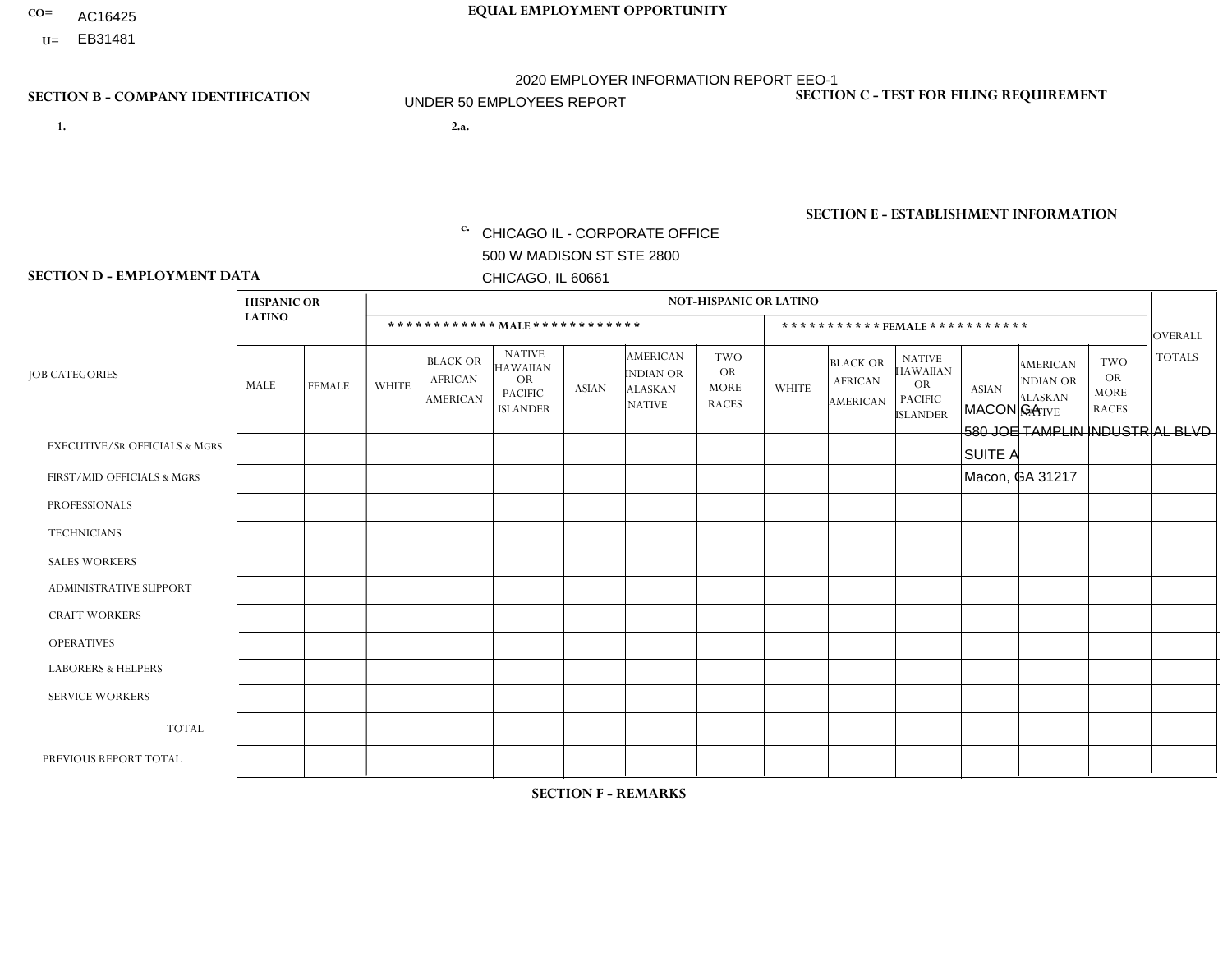CO= AC16425
U= EB31481

**EQUAL EMPLOYMENT OPPORTUNITY**

2020 EMPLOYER INFORMATION REPORT EEO-1
UNDER 50 EMPLOYEES REPORT

**SECTION B - COMPANY IDENTIFICATION**

1.

2.a.

c. CHICAGO IL - CORPORATE OFFICE
500 W MADISON ST STE 2800
CHICAGO, IL 60661

**SECTION C - TEST FOR FILING REQUIREMENT**

**SECTION E - ESTABLISHMENT INFORMATION**

MACON GA
580 JOE TAMPLIN INDUSTRIAL BLVD
SUITE A
Macon, GA 31217

**SECTION D - EMPLOYMENT DATA**

| JOB CATEGORIES | HISPANIC OR LATINO | | NOT-HISPANIC OR LATINO | | | | | | | | | | | | OVERALL TOTALS |
|---|---|---|---|---|---|---|---|---|---|---|---|---|---|---|---|
| | | | MALE | | | | | | FEMALE | | | | | | |
| | MALE | FEMALE | WHITE | BLACK OR AFRICAN AMERICAN | NATIVE HAWAIIAN OR PACIFIC ISLANDER | ASIAN | AMERICAN INDIAN OR ALASKAN NATIVE | TWO OR MORE RACES | WHITE | BLACK OR AFRICAN AMERICAN | NATIVE HAWAIIAN OR PACIFIC ISLANDER | ASIAN | AMERICAN INDIAN OR ALASKAN NATIVE | TWO OR MORE RACES | |
| EXECUTIVE/SR OFFICIALS & MGRS | | | | | | | | | | | | | | | |
| FIRST/MID OFFICIALS & MGRS | | | | | | | | | | | | | | | |
| PROFESSIONALS | | | | | | | | | | | | | | | |
| TECHNICIANS | | | | | | | | | | | | | | | |
| SALES WORKERS | | | | | | | | | | | | | | | |
| ADMINISTRATIVE SUPPORT | | | | | | | | | | | | | | | |
| CRAFT WORKERS | | | | | | | | | | | | | | | |
| OPERATIVES | | | | | | | | | | | | | | | |
| LABORERS & HELPERS | | | | | | | | | | | | | | | |
| SERVICE WORKERS | | | | | | | | | | | | | | | |
| TOTAL | | | | | | | | | | | | | | | |
| PREVIOUS REPORT TOTAL | | | | | | | | | | | | | | | |

**SECTION F - REMARKS**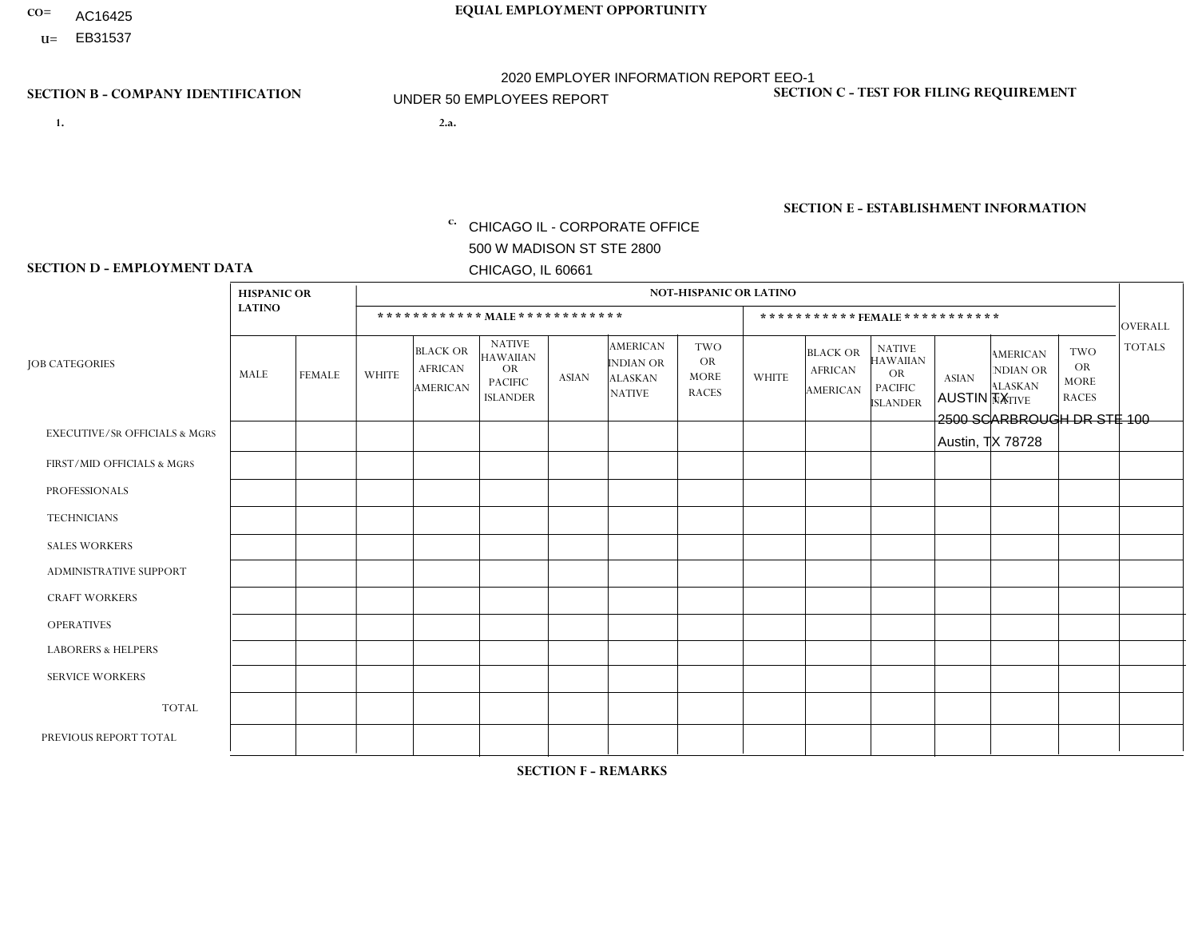CO= AC16425
U= EB31537

**EQUAL EMPLOYMENT OPPORTUNITY**

2020 EMPLOYER INFORMATION REPORT EEO-1
UNDER 50 EMPLOYEES REPORT

**SECTION B - COMPANY IDENTIFICATION**

1.

2.a.

c. CHICAGO IL - CORPORATE OFFICE
500 W MADISON ST STE 2800
CHICAGO, IL 60661

**SECTION C - TEST FOR FILING REQUIREMENT**

**SECTION E - ESTABLISHMENT INFORMATION**

AUSTIN TX
2500 SCARBROUGH DR STE 100
Austin, TX 78728

**SECTION D - EMPLOYMENT DATA**

| JOB CATEGORIES | HISPANIC OR LATINO | | NOT-HISPANIC OR LATINO | | | | | | | | | | | | OVERALL TOTALS |
|---|---|---|---|---|---|---|---|---|---|---|---|---|---|---|---|
| | | | MALE | | | | | | FEMALE | | | | | | |
| | MALE | FEMALE | WHITE | BLACK OR AFRICAN AMERICAN | NATIVE HAWAIIAN OR PACIFIC ISLANDER | ASIAN | AMERICAN INDIAN OR ALASKAN NATIVE | TWO OR MORE RACES | WHITE | BLACK OR AFRICAN AMERICAN | NATIVE HAWAIIAN OR PACIFIC ISLANDER | ASIAN | AMERICAN INDIAN OR ALASKAN NATIVE | TWO OR MORE RACES | |
| EXECUTIVE/SR OFFICIALS & MGRS | | | | | | | | | | | | | | | |
| FIRST/MID OFFICIALS & MGRS | | | | | | | | | | | | | | | |
| PROFESSIONALS | | | | | | | | | | | | | | | |
| TECHNICIANS | | | | | | | | | | | | | | | |
| SALES WORKERS | | | | | | | | | | | | | | | |
| ADMINISTRATIVE SUPPORT | | | | | | | | | | | | | | | |
| CRAFT WORKERS | | | | | | | | | | | | | | | |
| OPERATIVES | | | | | | | | | | | | | | | |
| LABORERS & HELPERS | | | | | | | | | | | | | | | |
| SERVICE WORKERS | | | | | | | | | | | | | | | |
| TOTAL | | | | | | | | | | | | | | | |
| PREVIOUS REPORT TOTAL | | | | | | | | | | | | | | | |

**SECTION F - REMARKS**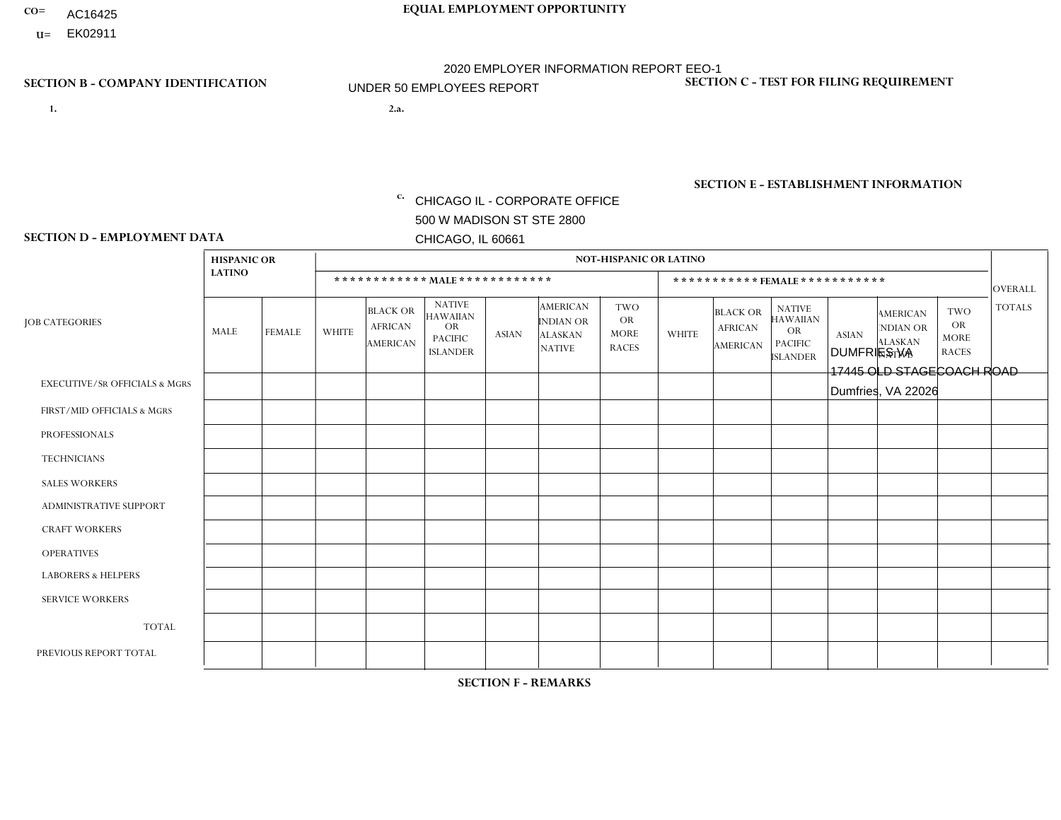CO= AC16425
U= EK02911

**EQUAL EMPLOYMENT OPPORTUNITY**

2020 EMPLOYER INFORMATION REPORT EEO-1
UNDER 50 EMPLOYEES REPORT

**SECTION B - COMPANY IDENTIFICATION**

1.

2.a.

c. CHICAGO IL - CORPORATE OFFICE
500 W MADISON ST STE 2800
CHICAGO, IL 60661

**SECTION C - TEST FOR FILING REQUIREMENT**

**SECTION E - ESTABLISHMENT INFORMATION**

DUMFRIES VA
17445 OLD STAGECOACH ROAD
Dumfries, VA 22026

**SECTION D - EMPLOYMENT DATA**

| JOB CATEGORIES | HISPANIC OR LATINO | | NOT-HISPANIC OR LATINO | | | | | | | | | | | | OVERALL TOTALS |
|---|---|---|---|---|---|---|---|---|---|---|---|---|---|---|---|
| | | | MALE | | | | | | FEMALE | | | | | | |
| | MALE | FEMALE | WHITE | BLACK OR AFRICAN AMERICAN | NATIVE HAWAIIAN OR PACIFIC ISLANDER | ASIAN | AMERICAN INDIAN OR ALASKAN NATIVE | TWO OR MORE RACES | WHITE | BLACK OR AFRICAN AMERICAN | NATIVE HAWAIIAN OR PACIFIC ISLANDER | ASIAN | AMERICAN INDIAN OR ALASKAN NATIVE | TWO OR MORE RACES | |
| EXECUTIVE/SR OFFICIALS & MGRS | | | | | | | | | | | | | | | |
| FIRST/MID OFFICIALS & MGRS | | | | | | | | | | | | | | | |
| PROFESSIONALS | | | | | | | | | | | | | | | |
| TECHNICIANS | | | | | | | | | | | | | | | |
| SALES WORKERS | | | | | | | | | | | | | | | |
| ADMINISTRATIVE SUPPORT | | | | | | | | | | | | | | | |
| CRAFT WORKERS | | | | | | | | | | | | | | | |
| OPERATIVES | | | | | | | | | | | | | | | |
| LABORERS & HELPERS | | | | | | | | | | | | | | | |
| SERVICE WORKERS | | | | | | | | | | | | | | | |
| TOTAL | | | | | | | | | | | | | | | |
| PREVIOUS REPORT TOTAL | | | | | | | | | | | | | | | |

**SECTION F - REMARKS**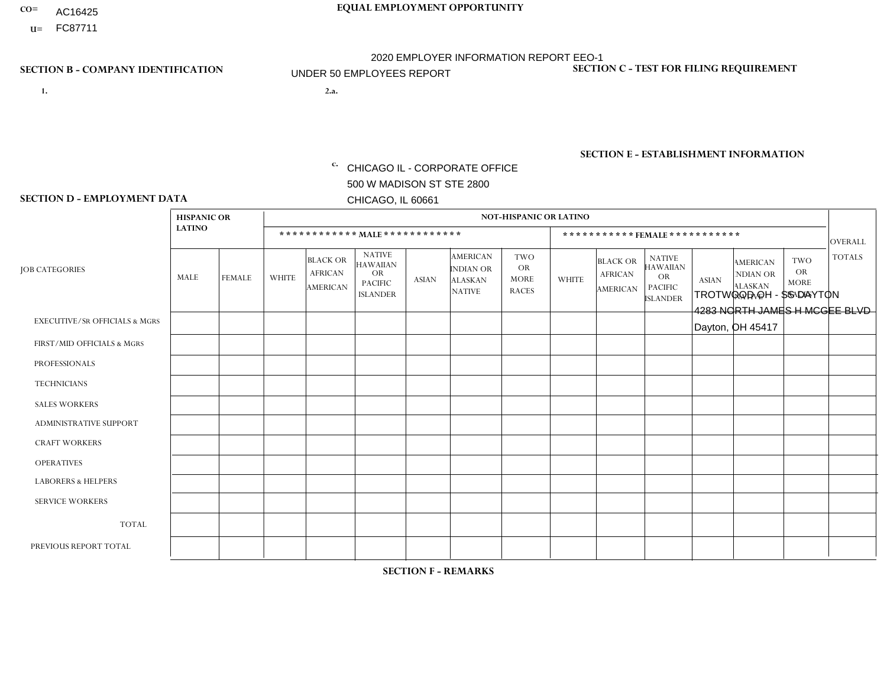CO= AC16425
U= FC87711

**EQUAL EMPLOYMENT OPPORTUNITY**

2020 EMPLOYER INFORMATION REPORT EEO-1
UNDER 50 EMPLOYEES REPORT

**SECTION B - COMPANY IDENTIFICATION**

1.

2.a.

c. CHICAGO IL - CORPORATE OFFICE
500 W MADISON ST STE 2800
CHICAGO, IL 60661

**SECTION C - TEST FOR FILING REQUIREMENT**

**SECTION E - ESTABLISHMENT INFORMATION**

TROTWOOD OH - SS DAYTON
4283 NORTH JAMES H MCGEE BLVD
Dayton, OH 45417

**SECTION D - EMPLOYMENT DATA**

| JOB CATEGORIES | HISPANIC OR LATINO | | NOT-HISPANIC OR LATINO | | | | | | | | | | | | OVERALL TOTALS |
|---|---|---|---|---|---|---|---|---|---|---|---|---|---|---|---|
| | | | MALE | | | | | | FEMALE | | | | | | |
| | MALE | FEMALE | WHITE | BLACK OR AFRICAN AMERICAN | NATIVE HAWAIIAN OR PACIFIC ISLANDER | ASIAN | AMERICAN INDIAN OR ALASKAN NATIVE | TWO OR MORE RACES | WHITE | BLACK OR AFRICAN AMERICAN | NATIVE HAWAIIAN OR PACIFIC ISLANDER | ASIAN | AMERICAN INDIAN OR ALASKAN NATIVE | TWO OR MORE RACES | |
| EXECUTIVE/Sr OFFICIALS & MGRS | | | | | | | | | | | | | | | |
| FIRST/MID OFFICIALS & MGRS | | | | | | | | | | | | | | | |
| PROFESSIONALS | | | | | | | | | | | | | | | |
| TECHNICIANS | | | | | | | | | | | | | | | |
| SALES WORKERS | | | | | | | | | | | | | | | |
| ADMINISTRATIVE SUPPORT | | | | | | | | | | | | | | | |
| CRAFT WORKERS | | | | | | | | | | | | | | | |
| OPERATIVES | | | | | | | | | | | | | | | |
| LABORERS & HELPERS | | | | | | | | | | | | | | | |
| SERVICE WORKERS | | | | | | | | | | | | | | | |
| TOTAL | | | | | | | | | | | | | | | |
| PREVIOUS REPORT TOTAL | | | | | | | | | | | | | | | |

**SECTION F - REMARKS**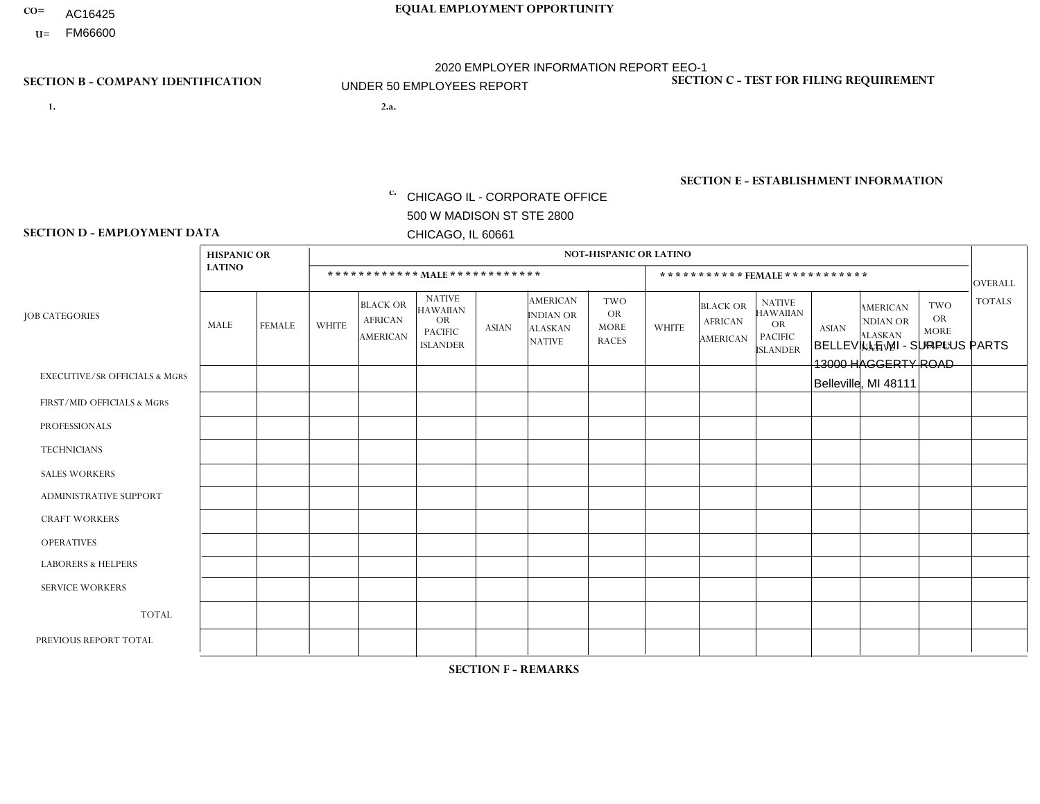CO= AC16425
U= FM66600

# EQUAL EMPLOYMENT OPPORTUNITY

2020 EMPLOYER INFORMATION REPORT EEO-1
UNDER 50 EMPLOYEES REPORT

## SECTION B - COMPANY IDENTIFICATION

1.

2.a.

c. CHICAGO IL - CORPORATE OFFICE
500 W MADISON ST STE 2800
CHICAGO, IL 60661

## SECTION C - TEST FOR FILING REQUIREMENT

## SECTION E - ESTABLISHMENT INFORMATION

BELLEVILLE MI - SURPLUS PARTS
13000 HAGGERTY ROAD
Belleville, MI 48111

## SECTION D - EMPLOYMENT DATA

| JOB CATEGORIES | HISPANIC OR LATINO | | NOT-HISPANIC OR LATINO | | | | | | | | | | | | OVERALL TOTALS |
|---|---|---|---|---|---|---|---|---|---|---|---|---|---|---|---|
| | | | MALE | | | | | | FEMALE | | | | | | |
| | MALE | FEMALE | WHITE | BLACK OR AFRICAN AMERICAN | NATIVE HAWAIIAN OR PACIFIC ISLANDER | ASIAN | AMERICAN INDIAN OR ALASKAN NATIVE | TWO OR MORE RACES | WHITE | BLACK OR AFRICAN AMERICAN | NATIVE HAWAIIAN OR PACIFIC ISLANDER | ASIAN | AMERICAN INDIAN OR ALASKAN NATIVE | TWO OR MORE RACES | |
| EXECUTIVE/SR OFFICIALS & MGRS | | | | | | | | | | | | | | | |
| FIRST/MID OFFICIALS & MGRS | | | | | | | | | | | | | | | |
| PROFESSIONALS | | | | | | | | | | | | | | | |
| TECHNICIANS | | | | | | | | | | | | | | | |
| SALES WORKERS | | | | | | | | | | | | | | | |
| ADMINISTRATIVE SUPPORT | | | | | | | | | | | | | | | |
| CRAFT WORKERS | | | | | | | | | | | | | | | |
| OPERATIVES | | | | | | | | | | | | | | | |
| LABORERS & HELPERS | | | | | | | | | | | | | | | |
| SERVICE WORKERS | | | | | | | | | | | | | | | |
| TOTAL | | | | | | | | | | | | | | | |
| PREVIOUS REPORT TOTAL | | | | | | | | | | | | | | | |

## SECTION F - REMARKS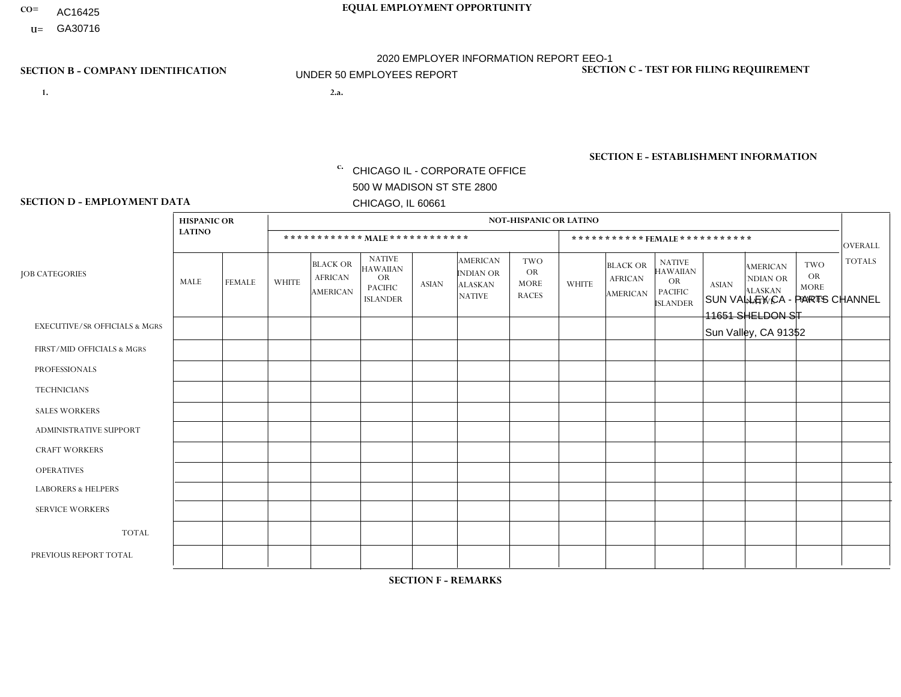CO= AC16425
U= GA30716

**EQUAL EMPLOYMENT OPPORTUNITY**

2020 EMPLOYER INFORMATION REPORT EEO-1
UNDER 50 EMPLOYEES REPORT

**SECTION B - COMPANY IDENTIFICATION**

1.

2.a.

c. CHICAGO IL - CORPORATE OFFICE
500 W MADISON ST STE 2800
CHICAGO, IL 60661

**SECTION C - TEST FOR FILING REQUIREMENT**

**SECTION E - ESTABLISHMENT INFORMATION**

SUN VALLEY CA - PARTS CHANNEL
11651 SHELDON ST
Sun Valley, CA 91352

**SECTION D - EMPLOYMENT DATA**

| JOB CATEGORIES | HISPANIC OR LATINO | | NOT-HISPANIC OR LATINO | | | | | | | | | | | | OVERALL TOTALS |
|---|---|---|---|---|---|---|---|---|---|---|---|---|---|---|---|
| | | | MALE | | | | | | FEMALE | | | | | | |
| | MALE | FEMALE | WHITE | BLACK OR AFRICAN AMERICAN | NATIVE HAWAIIAN OR PACIFIC ISLANDER | ASIAN | AMERICAN INDIAN OR ALASKAN NATIVE | TWO OR MORE RACES | WHITE | BLACK OR AFRICAN AMERICAN | NATIVE HAWAIIAN OR PACIFIC ISLANDER | ASIAN | AMERICAN INDIAN OR ALASKAN NATIVE | TWO OR MORE RACES | |
| EXECUTIVE/SR OFFICIALS & MGRS | | | | | | | | | | | | | | | |
| FIRST/MID OFFICIALS & MGRS | | | | | | | | | | | | | | | |
| PROFESSIONALS | | | | | | | | | | | | | | | |
| TECHNICIANS | | | | | | | | | | | | | | | |
| SALES WORKERS | | | | | | | | | | | | | | | |
| ADMINISTRATIVE SUPPORT | | | | | | | | | | | | | | | |
| CRAFT WORKERS | | | | | | | | | | | | | | | |
| OPERATIVES | | | | | | | | | | | | | | | |
| LABORERS & HELPERS | | | | | | | | | | | | | | | |
| SERVICE WORKERS | | | | | | | | | | | | | | | |
| TOTAL | | | | | | | | | | | | | | | |
| PREVIOUS REPORT TOTAL | | | | | | | | | | | | | | | |

**SECTION F - REMARKS**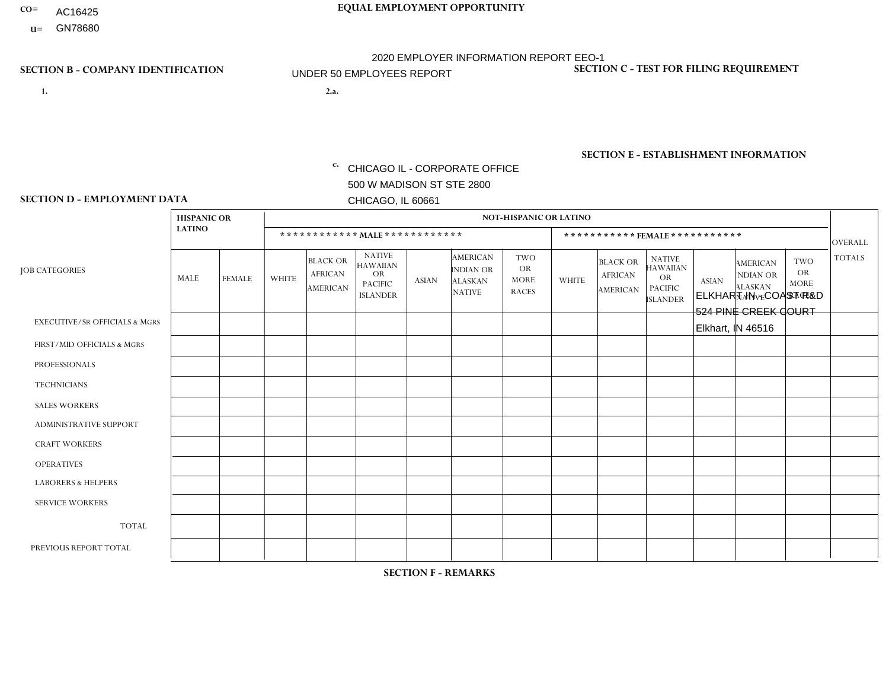CO= AC16425
U= GN78680

**EQUAL EMPLOYMENT OPPORTUNITY**

2020 EMPLOYER INFORMATION REPORT EEO-1

UNDER 50 EMPLOYEES REPORT

**SECTION B - COMPANY IDENTIFICATION**

1.

2.a.

c. CHICAGO IL - CORPORATE OFFICE
500 W MADISON ST STE 2800
CHICAGO, IL 60661

**SECTION C - TEST FOR FILING REQUIREMENT**

**SECTION E - ESTABLISHMENT INFORMATION**

ELKHART IN - COAST R&D
524 PINE CREEK COURT
Elkhart, IN 46516

**SECTION D - EMPLOYMENT DATA**

| JOB CATEGORIES | HISPANIC OR LATINO | | NOT-HISPANIC OR LATINO | | | | | | | | | | | | OVERALL TOTALS |
|---|---|---|---|---|---|---|---|---|---|---|---|---|---|---|---|
| | | | ************ MALE ************ | | | | | | *********** FEMALE *********** | | | | | | |
| | MALE | FEMALE | WHITE | BLACK OR AFRICAN AMERICAN | NATIVE HAWAIIAN OR PACIFIC ISLANDER | ASIAN | AMERICAN INDIAN OR ALASKAN NATIVE | TWO OR MORE RACES | WHITE | BLACK OR AFRICAN AMERICAN | NATIVE HAWAIIAN OR PACIFIC ISLANDER | ASIAN | AMERICAN INDIAN OR ALASKAN NATIVE | TWO OR MORE RACES | |
| EXECUTIVE/Sr OFFICIALS & MGRS | | | | | | | | | | | | | | | |
| FIRST/MID OFFICIALS & MGRS | | | | | | | | | | | | | | | |
| PROFESSIONALS | | | | | | | | | | | | | | | |
| TECHNICIANS | | | | | | | | | | | | | | | |
| SALES WORKERS | | | | | | | | | | | | | | | |
| ADMINISTRATIVE SUPPORT | | | | | | | | | | | | | | | |
| CRAFT WORKERS | | | | | | | | | | | | | | | |
| OPERATIVES | | | | | | | | | | | | | | | |
| LABORERS & HELPERS | | | | | | | | | | | | | | | |
| SERVICE WORKERS | | | | | | | | | | | | | | | |
| TOTAL | | | | | | | | | | | | | | | |
| PREVIOUS REPORT TOTAL | | | | | | | | | | | | | | | |

**SECTION F - REMARKS**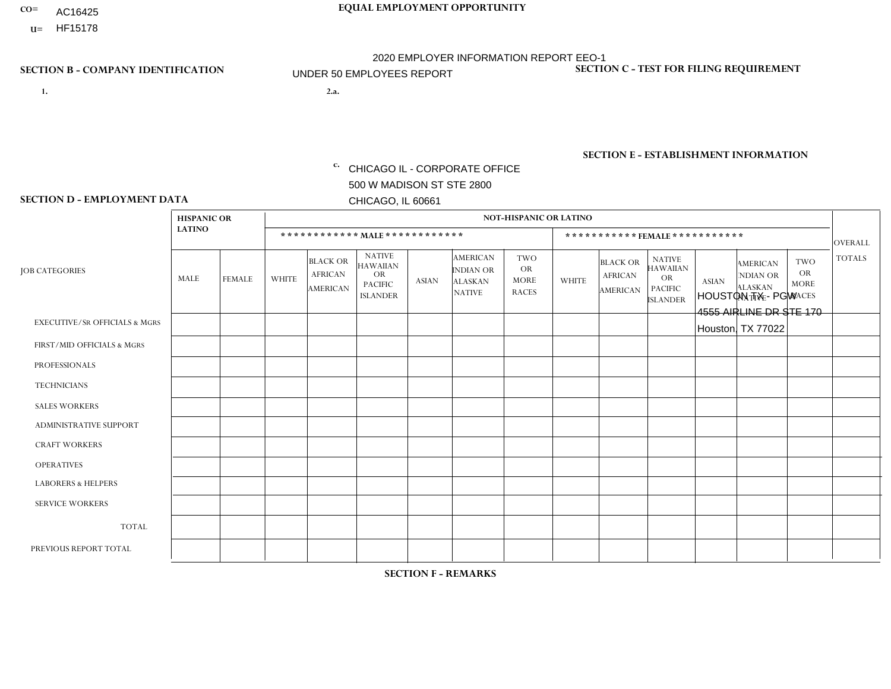CO= AC16425
U= HF15178

**EQUAL EMPLOYMENT OPPORTUNITY**

2020 EMPLOYER INFORMATION REPORT EEO-1
UNDER 50 EMPLOYEES REPORT

**SECTION B - COMPANY IDENTIFICATION**

1.

2.a.

c. CHICAGO IL - CORPORATE OFFICE
500 W MADISON ST STE 2800
CHICAGO, IL 60661

**SECTION C - TEST FOR FILING REQUIREMENT**

**SECTION E - ESTABLISHMENT INFORMATION**

HOUSTON TX - PGW
4555 AIRLINE DR STE 170
Houston, TX 77022

**SECTION D - EMPLOYMENT DATA**

| JOB CATEGORIES | HISPANIC OR LATINO | | NOT-HISPANIC OR LATINO | | | | | | | | | | | | OVERALL TOTALS |
|---|---|---|---|---|---|---|---|---|---|---|---|---|---|---|---|
| | | | MALE | | | | | | FEMALE | | | | | | |
| | MALE | FEMALE | WHITE | BLACK OR AFRICAN AMERICAN | NATIVE HAWAIIAN OR PACIFIC ISLANDER | ASIAN | AMERICAN INDIAN OR ALASKAN NATIVE | TWO OR MORE RACES | WHITE | BLACK OR AFRICAN AMERICAN | NATIVE HAWAIIAN OR PACIFIC ISLANDER | ASIAN | AMERICAN INDIAN OR ALASKAN NATIVE | TWO OR MORE RACES | |
| EXECUTIVE/SR OFFICIALS & MGRS | | | | | | | | | | | | | | | |
| FIRST/MID OFFICIALS & MGRS | | | | | | | | | | | | | | | |
| PROFESSIONALS | | | | | | | | | | | | | | | |
| TECHNICIANS | | | | | | | | | | | | | | | |
| SALES WORKERS | | | | | | | | | | | | | | | |
| ADMINISTRATIVE SUPPORT | | | | | | | | | | | | | | | |
| CRAFT WORKERS | | | | | | | | | | | | | | | |
| OPERATIVES | | | | | | | | | | | | | | | |
| LABORERS & HELPERS | | | | | | | | | | | | | | | |
| SERVICE WORKERS | | | | | | | | | | | | | | | |
| TOTAL | | | | | | | | | | | | | | | |
| PREVIOUS REPORT TOTAL | | | | | | | | | | | | | | | |

**SECTION F - REMARKS**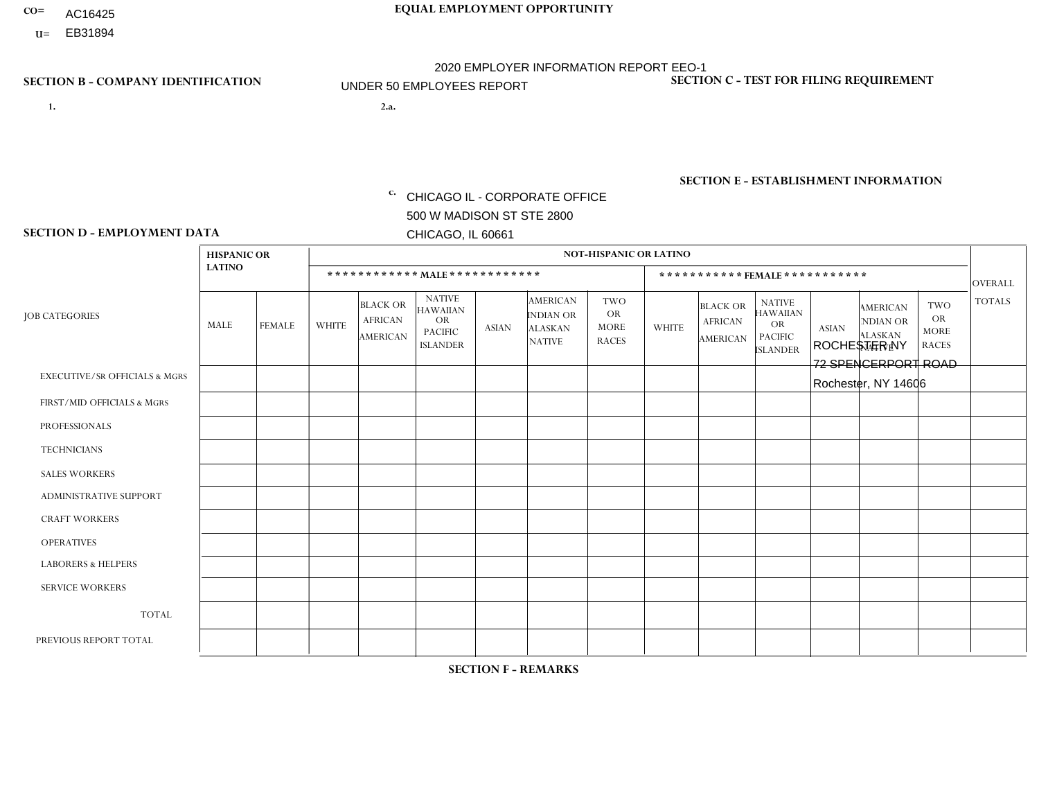CO= AC16425
U= EB31894

**EQUAL EMPLOYMENT OPPORTUNITY**

2020 EMPLOYER INFORMATION REPORT EEO-1

UNDER 50 EMPLOYEES REPORT

**SECTION B - COMPANY IDENTIFICATION**

1.

2.a.

c. CHICAGO IL - CORPORATE OFFICE
500 W MADISON ST STE 2800
CHICAGO, IL 60661

**SECTION C - TEST FOR FILING REQUIREMENT**

**SECTION E - ESTABLISHMENT INFORMATION**

ROCHESTER NY
72 SPENCERPORT ROAD
Rochester, NY 14606

**SECTION D - EMPLOYMENT DATA**

| JOB CATEGORIES | HISPANIC OR LATINO | | NOT-HISPANIC OR LATINO | | | | | | | | | | | | OVERALL TOTALS |
|---|---|---|---|---|---|---|---|---|---|---|---|---|---|---|---|
| | | | MALE | | | | | | FEMALE | | | | | | |
| | MALE | FEMALE | WHITE | BLACK OR AFRICAN AMERICAN | NATIVE HAWAIIAN OR PACIFIC ISLANDER | ASIAN | AMERICAN INDIAN OR ALASKAN NATIVE | TWO OR MORE RACES | WHITE | BLACK OR AFRICAN AMERICAN | NATIVE HAWAIIAN OR PACIFIC ISLANDER | ASIAN | AMERICAN INDIAN OR ALASKAN NATIVE | TWO OR MORE RACES | |
| EXECUTIVE/SR OFFICIALS & MGRS | | | | | | | | | | | | | | | |
| FIRST/MID OFFICIALS & MGRS | | | | | | | | | | | | | | | |
| PROFESSIONALS | | | | | | | | | | | | | | | |
| TECHNICIANS | | | | | | | | | | | | | | | |
| SALES WORKERS | | | | | | | | | | | | | | | |
| ADMINISTRATIVE SUPPORT | | | | | | | | | | | | | | | |
| CRAFT WORKERS | | | | | | | | | | | | | | | |
| OPERATIVES | | | | | | | | | | | | | | | |
| LABORERS & HELPERS | | | | | | | | | | | | | | | |
| SERVICE WORKERS | | | | | | | | | | | | | | | |
| TOTAL | | | | | | | | | | | | | | | |
| PREVIOUS REPORT TOTAL | | | | | | | | | | | | | | | |

**SECTION F - REMARKS**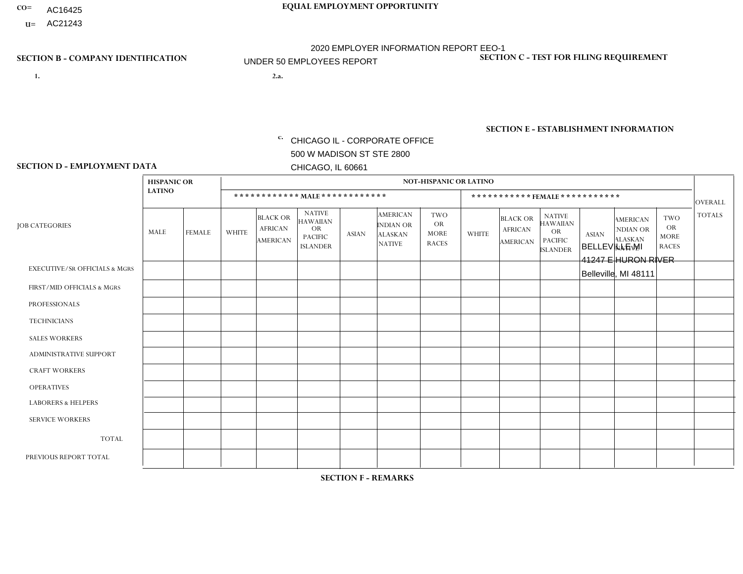CO= AC16425
U= AC21243

# EQUAL EMPLOYMENT OPPORTUNITY

2020 EMPLOYER INFORMATION REPORT EEO-1
UNDER 50 EMPLOYEES REPORT

## SECTION B - COMPANY IDENTIFICATION

1.

2.a.

c. CHICAGO IL - CORPORATE OFFICE
500 W MADISON ST STE 2800
CHICAGO, IL 60661

## SECTION C - TEST FOR FILING REQUIREMENT

## SECTION E - ESTABLISHMENT INFORMATION

BELLEVILLE MI
41247 E HURON RIVER
Belleville, MI 48111

## SECTION D - EMPLOYMENT DATA

| JOB CATEGORIES | HISPANIC OR LATINO | | NOT-HISPANIC OR LATINO | | | | | | | | | | | | OVERALL TOTALS |
|---|---|---|---|---|---|---|---|---|---|---|---|---|---|---|---|
| | | | MALE | | | | | | FEMALE | | | | | | |
| | MALE | FEMALE | WHITE | BLACK OR AFRICAN AMERICAN | NATIVE HAWAIIAN OR PACIFIC ISLANDER | ASIAN | AMERICAN INDIAN OR ALASKAN NATIVE | TWO OR MORE RACES | WHITE | BLACK OR AFRICAN AMERICAN | NATIVE HAWAIIAN OR PACIFIC ISLANDER | ASIAN | AMERICAN INDIAN OR ALASKAN NATIVE | TWO OR MORE RACES | |
| EXECUTIVE/Sr OFFICIALS & MGRS | | | | | | | | | | | | | | | |
| FIRST/MID OFFICIALS & MGRS | | | | | | | | | | | | | | | |
| PROFESSIONALS | | | | | | | | | | | | | | | |
| TECHNICIANS | | | | | | | | | | | | | | | |
| SALES WORKERS | | | | | | | | | | | | | | | |
| ADMINISTRATIVE SUPPORT | | | | | | | | | | | | | | | |
| CRAFT WORKERS | | | | | | | | | | | | | | | |
| OPERATIVES | | | | | | | | | | | | | | | |
| LABORERS & HELPERS | | | | | | | | | | | | | | | |
| SERVICE WORKERS | | | | | | | | | | | | | | | |
| TOTAL | | | | | | | | | | | | | | | |
| PREVIOUS REPORT TOTAL | | | | | | | | | | | | | | | |

## SECTION F - REMARKS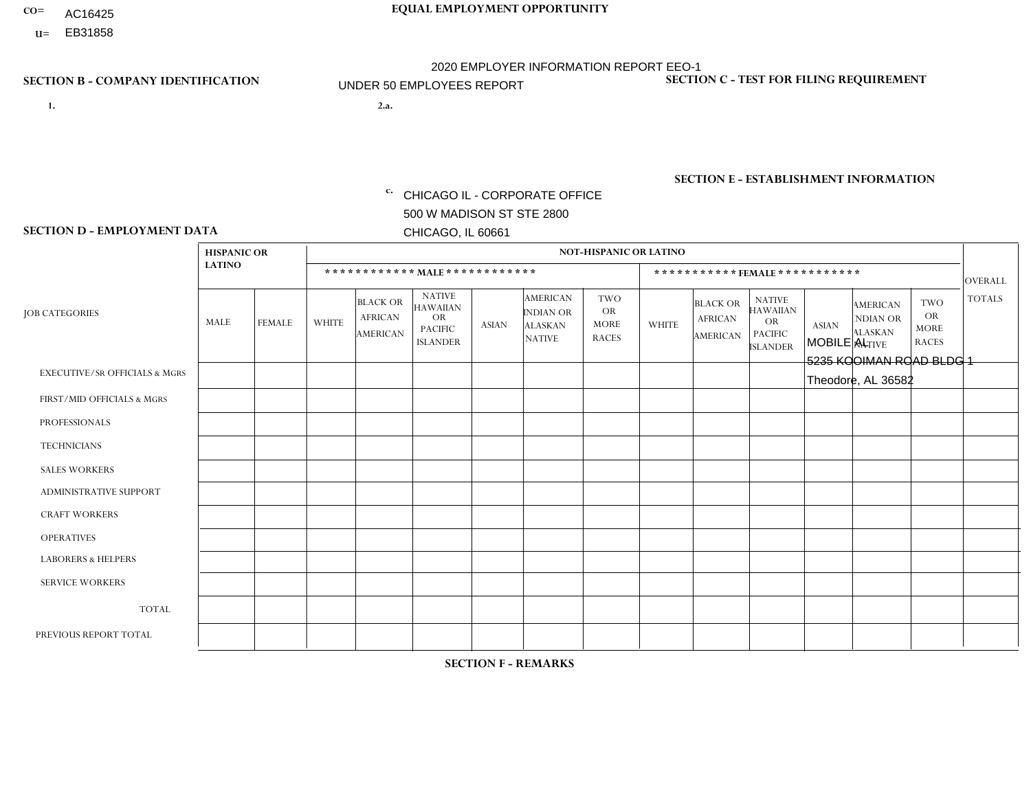CO= AC16425
U= EB31858

**EQUAL EMPLOYMENT OPPORTUNITY**

2020 EMPLOYER INFORMATION REPORT EEO-1

UNDER 50 EMPLOYEES REPORT

**SECTION B - COMPANY IDENTIFICATION**

1.

2.a.

c. CHICAGO IL - CORPORATE OFFICE
500 W MADISON ST STE 2800
CHICAGO, IL 60661

**SECTION C - TEST FOR FILING REQUIREMENT**

**SECTION E - ESTABLISHMENT INFORMATION**

MOBILE AL
5235 KOOIMAN ROAD BLDG 1
Theodore, AL 36582

**SECTION D - EMPLOYMENT DATA**

| JOB CATEGORIES | HISPANIC OR LATINO | | NOT-HISPANIC OR LATINO | | | | | | | | | | | | OVERALL TOTALS |
|---|---|---|---|---|---|---|---|---|---|---|---|---|---|---|---|
| | | | MALE | | | | | | FEMALE | | | | | | |
| | MALE | FEMALE | WHITE | BLACK OR AFRICAN AMERICAN | NATIVE HAWAIIAN OR PACIFIC ISLANDER | ASIAN | AMERICAN INDIAN OR ALASKAN NATIVE | TWO OR MORE RACES | WHITE | BLACK OR AFRICAN AMERICAN | NATIVE HAWAIIAN OR PACIFIC ISLANDER | ASIAN | AMERICAN INDIAN OR ALASKAN NATIVE | TWO OR MORE RACES | |
| EXECUTIVE/Sr OFFICIALS & MGRS | | | | | | | | | | | | | | | |
| FIRST/MID OFFICIALS & MGRS | | | | | | | | | | | | | | | |
| PROFESSIONALS | | | | | | | | | | | | | | | |
| TECHNICIANS | | | | | | | | | | | | | | | |
| SALES WORKERS | | | | | | | | | | | | | | | |
| ADMINISTRATIVE SUPPORT | | | | | | | | | | | | | | | |
| CRAFT WORKERS | | | | | | | | | | | | | | | |
| OPERATIVES | | | | | | | | | | | | | | | |
| LABORERS & HELPERS | | | | | | | | | | | | | | | |
| SERVICE WORKERS | | | | | | | | | | | | | | | |
| TOTAL | | | | | | | | | | | | | | | |
| PREVIOUS REPORT TOTAL | | | | | | | | | | | | | | | |

**SECTION F - REMARKS**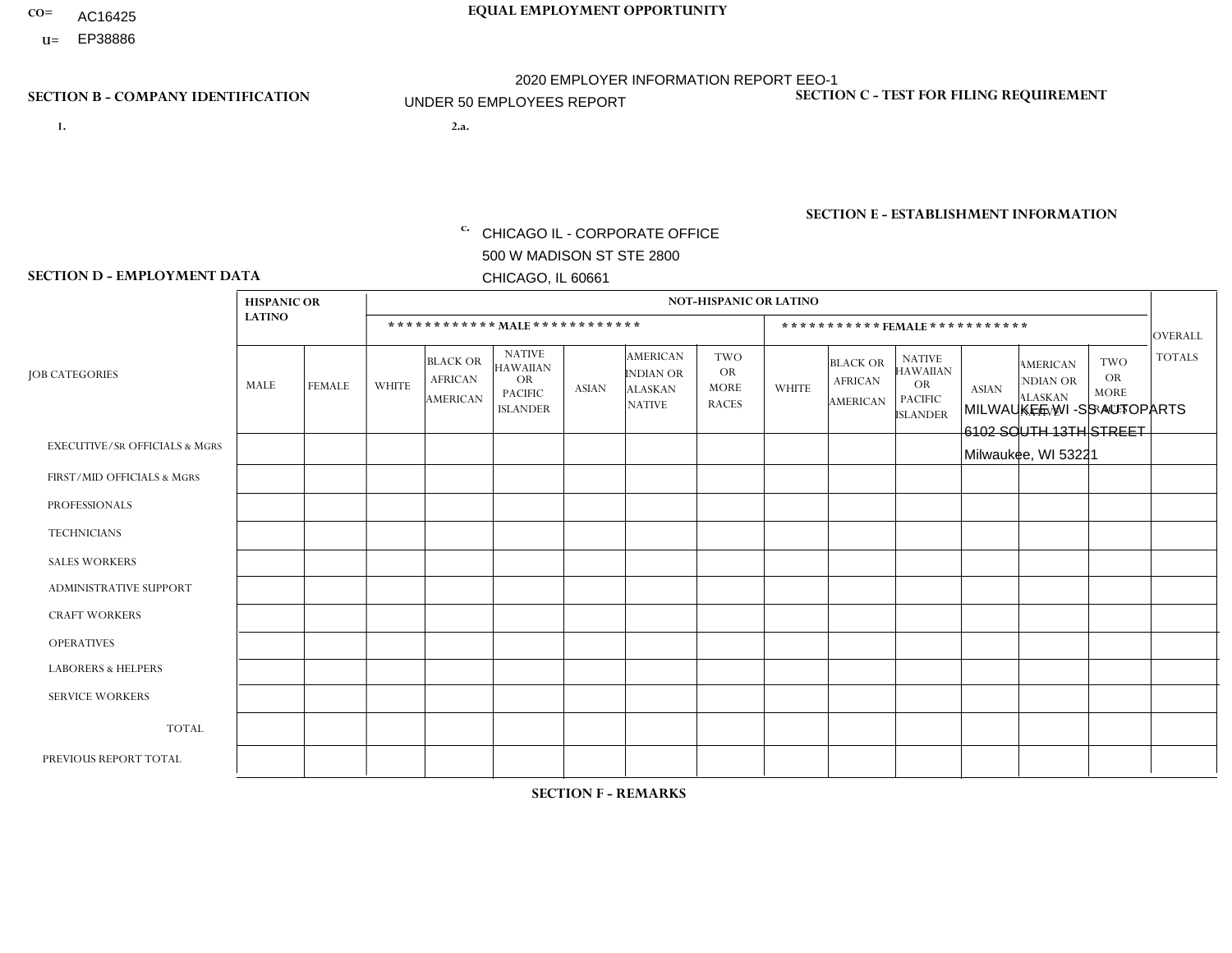CO= AC16425
U= EP38886

**EQUAL EMPLOYMENT OPPORTUNITY**

2020 EMPLOYER INFORMATION REPORT EEO-1
UNDER 50 EMPLOYEES REPORT

**SECTION B - COMPANY IDENTIFICATION**

1.

2.a.

c. CHICAGO IL - CORPORATE OFFICE
500 W MADISON ST STE 2800
CHICAGO, IL 60661

**SECTION C - TEST FOR FILING REQUIREMENT**

**SECTION E - ESTABLISHMENT INFORMATION**

MILWAUKEE WI -SS AUTOPARTS
6102 SOUTH 13TH STREET
Milwaukee, WI 53221

**SECTION D - EMPLOYMENT DATA**

| JOB CATEGORIES | HISPANIC OR LATINO | | NOT-HISPANIC OR LATINO | | | | | | | | | | | | OVERALL TOTALS |
|---|---|---|---|---|---|---|---|---|---|---|---|---|---|---|---|
| | | | MALE | | | | | | FEMALE | | | | | | |
| | MALE | FEMALE | WHITE | BLACK OR AFRICAN AMERICAN | NATIVE HAWAIIAN OR PACIFIC ISLANDER | ASIAN | AMERICAN INDIAN OR ALASKAN NATIVE | TWO OR MORE RACES | WHITE | BLACK OR AFRICAN AMERICAN | NATIVE HAWAIIAN OR PACIFIC ISLANDER | ASIAN | AMERICAN INDIAN OR ALASKAN NATIVE | TWO OR MORE RACES | |
| EXECUTIVE/SR OFFICIALS & MGRS | | | | | | | | | | | | | | | |
| FIRST/MID OFFICIALS & MGRS | | | | | | | | | | | | | | | |
| PROFESSIONALS | | | | | | | | | | | | | | | |
| TECHNICIANS | | | | | | | | | | | | | | | |
| SALES WORKERS | | | | | | | | | | | | | | | |
| ADMINISTRATIVE SUPPORT | | | | | | | | | | | | | | | |
| CRAFT WORKERS | | | | | | | | | | | | | | | |
| OPERATIVES | | | | | | | | | | | | | | | |
| LABORERS & HELPERS | | | | | | | | | | | | | | | |
| SERVICE WORKERS | | | | | | | | | | | | | | | |
| TOTAL | | | | | | | | | | | | | | | |
| PREVIOUS REPORT TOTAL | | | | | | | | | | | | | | | |

**SECTION F - REMARKS**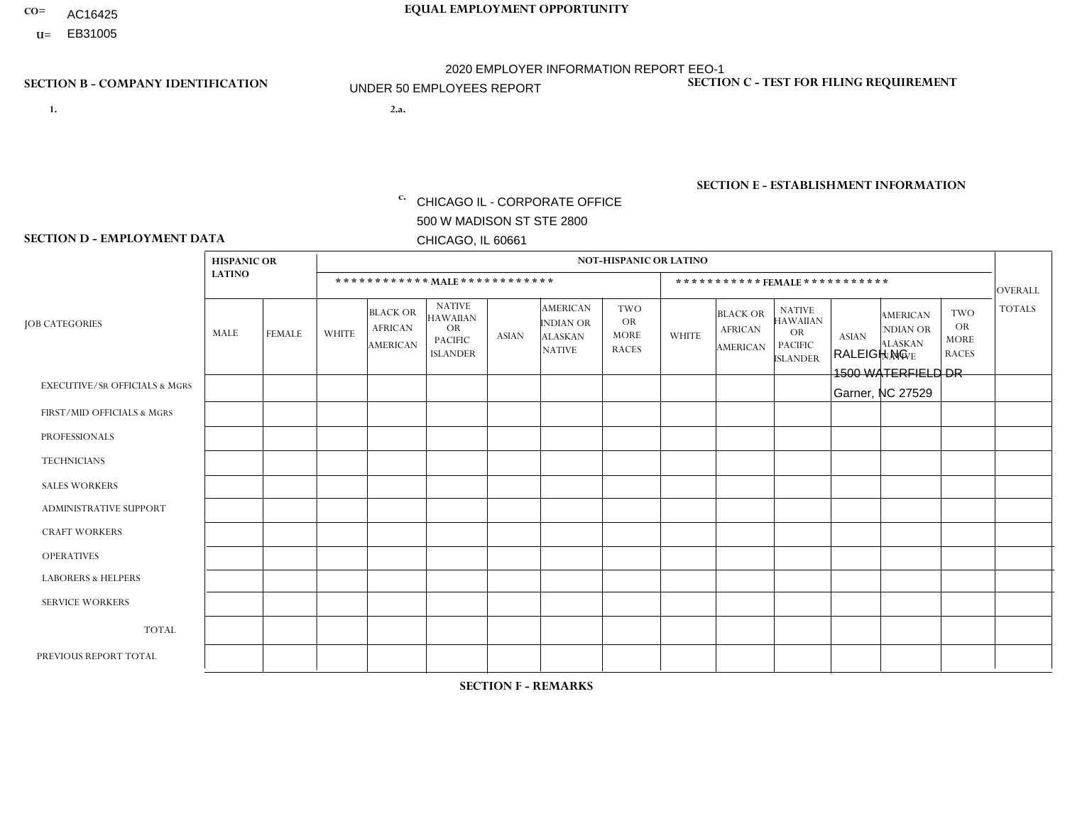CO= AC16425
U= EB31005

# EQUAL EMPLOYMENT OPPORTUNITY

2020 EMPLOYER INFORMATION REPORT EEO-1
UNDER 50 EMPLOYEES REPORT

## SECTION B - COMPANY IDENTIFICATION

1.

2.a.

c. CHICAGO IL - CORPORATE OFFICE
500 W MADISON ST STE 2800
CHICAGO, IL 60661

## SECTION C - TEST FOR FILING REQUIREMENT

## SECTION E - ESTABLISHMENT INFORMATION

RALEIGH NC
1500 WATERFIELD DR
Garner, NC 27529

## SECTION D - EMPLOYMENT DATA

| JOB CATEGORIES | HISPANIC OR LATINO | | NOT-HISPANIC OR LATINO | | | | | | | | | | | | OVERALL TOTALS |
|---|---|---|---|---|---|---|---|---|---|---|---|---|---|---|---|
| | | | MALE | | | | | | FEMALE | | | | | | |
| | MALE | FEMALE | WHITE | BLACK OR AFRICAN AMERICAN | NATIVE HAWAIIAN OR PACIFIC ISLANDER | ASIAN | AMERICAN INDIAN OR ALASKAN NATIVE | TWO OR MORE RACES | WHITE | BLACK OR AFRICAN AMERICAN | NATIVE HAWAIIAN OR PACIFIC ISLANDER | ASIAN | AMERICAN INDIAN OR ALASKAN NATIVE | TWO OR MORE RACES | |
| EXECUTIVE/SR OFFICIALS & MGRS | | | | | | | | | | | | | | | |
| FIRST/MID OFFICIALS & MGRS | | | | | | | | | | | | | | | |
| PROFESSIONALS | | | | | | | | | | | | | | | |
| TECHNICIANS | | | | | | | | | | | | | | | |
| SALES WORKERS | | | | | | | | | | | | | | | |
| ADMINISTRATIVE SUPPORT | | | | | | | | | | | | | | | |
| CRAFT WORKERS | | | | | | | | | | | | | | | |
| OPERATIVES | | | | | | | | | | | | | | | |
| LABORERS & HELPERS | | | | | | | | | | | | | | | |
| SERVICE WORKERS | | | | | | | | | | | | | | | |
| TOTAL | | | | | | | | | | | | | | | |
| PREVIOUS REPORT TOTAL | | | | | | | | | | | | | | | |

## SECTION F - REMARKS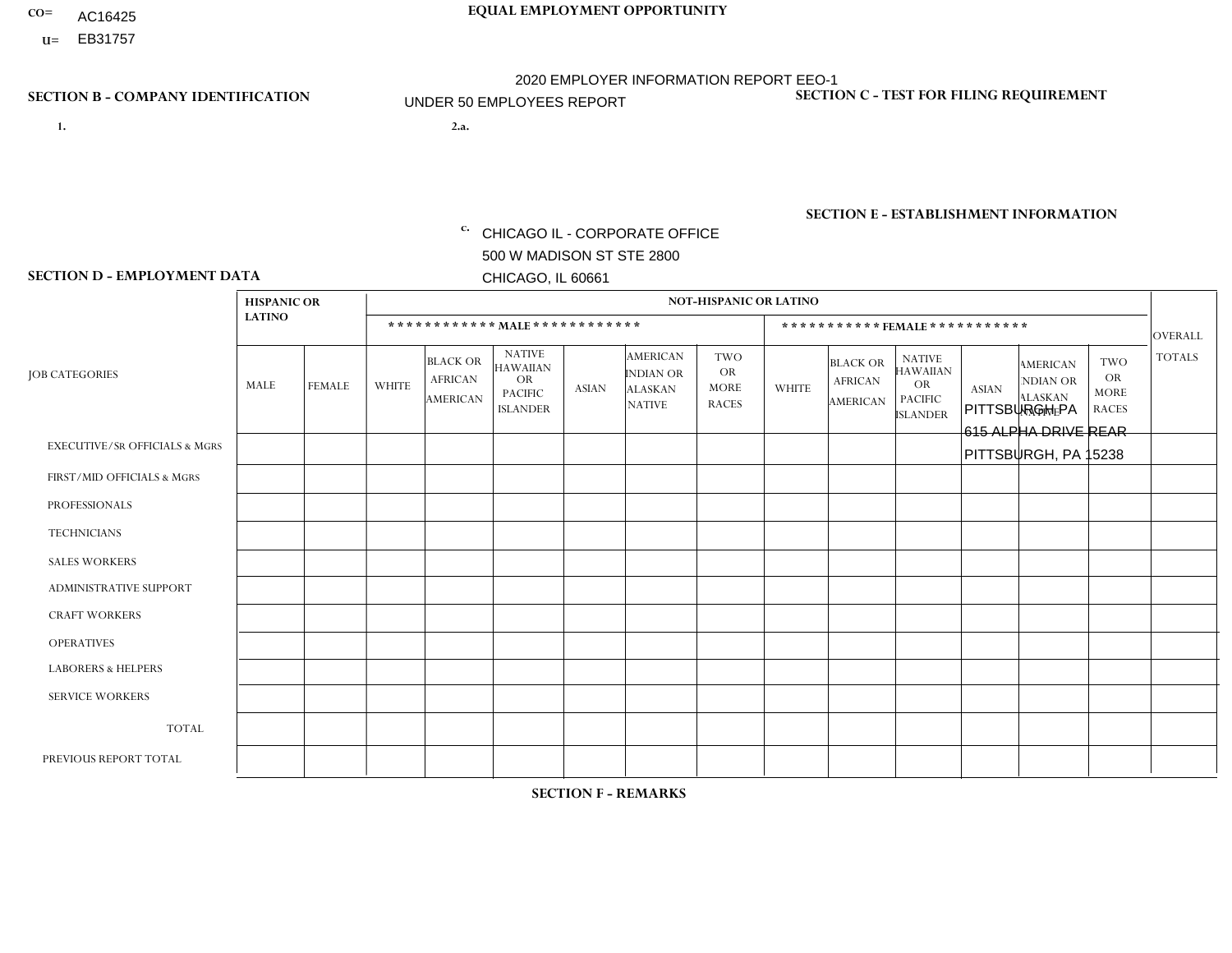CO= AC16425
U= EB31757

**EQUAL EMPLOYMENT OPPORTUNITY**

2020 EMPLOYER INFORMATION REPORT EEO-1
UNDER 50 EMPLOYEES REPORT

**SECTION B - COMPANY IDENTIFICATION**

1.

2.a.

c. CHICAGO IL - CORPORATE OFFICE
500 W MADISON ST STE 2800
CHICAGO, IL 60661

**SECTION C - TEST FOR FILING REQUIREMENT**

**SECTION E - ESTABLISHMENT INFORMATION**

PITTSBURGH PA
615 ALPHA DRIVE REAR
PITTSBURGH, PA 15238

**SECTION D - EMPLOYMENT DATA**

| JOB CATEGORIES | HISPANIC OR LATINO | | NOT-HISPANIC OR LATINO | | | | | | | | | | | | OVERALL TOTALS |
|---|---|---|---|---|---|---|---|---|---|---|---|---|---|---|---|
| | | | MALE | | | | | | FEMALE | | | | | | |
| | MALE | FEMALE | WHITE | BLACK OR AFRICAN AMERICAN | NATIVE HAWAIIAN OR PACIFIC ISLANDER | ASIAN | AMERICAN INDIAN OR ALASKAN NATIVE | TWO OR MORE RACES | WHITE | BLACK OR AFRICAN AMERICAN | NATIVE HAWAIIAN OR PACIFIC ISLANDER | ASIAN | AMERICAN INDIAN OR ALASKAN NATIVE | TWO OR MORE RACES | |
| EXECUTIVE/SR OFFICIALS & MGRS | | | | | | | | | | | | | | | |
| FIRST/MID OFFICIALS & MGRS | | | | | | | | | | | | | | | |
| PROFESSIONALS | | | | | | | | | | | | | | | |
| TECHNICIANS | | | | | | | | | | | | | | | |
| SALES WORKERS | | | | | | | | | | | | | | | |
| ADMINISTRATIVE SUPPORT | | | | | | | | | | | | | | | |
| CRAFT WORKERS | | | | | | | | | | | | | | | |
| OPERATIVES | | | | | | | | | | | | | | | |
| LABORERS & HELPERS | | | | | | | | | | | | | | | |
| SERVICE WORKERS | | | | | | | | | | | | | | | |
| TOTAL | | | | | | | | | | | | | | | |
| PREVIOUS REPORT TOTAL | | | | | | | | | | | | | | | |

**SECTION F - REMARKS**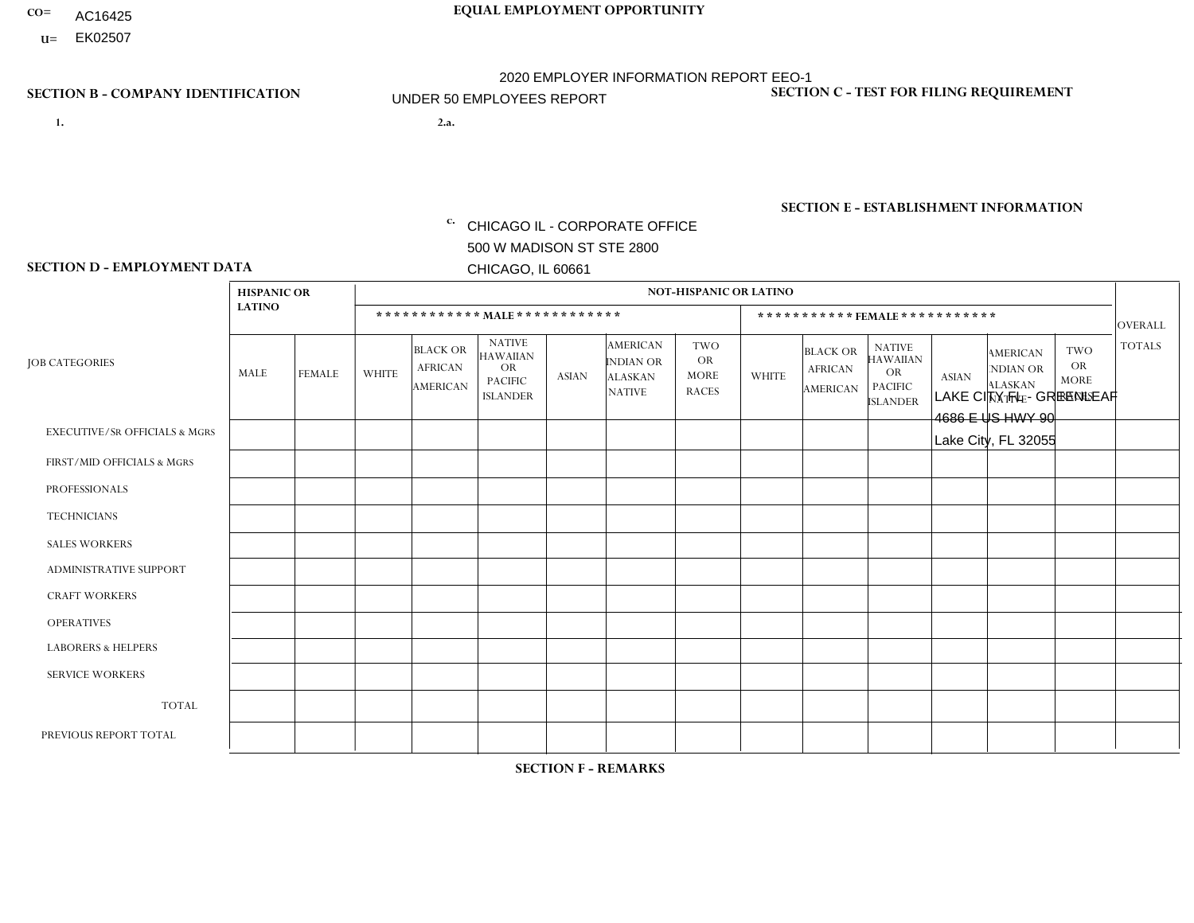CO= AC16425
U= EK02507

**EQUAL EMPLOYMENT OPPORTUNITY**

2020 EMPLOYER INFORMATION REPORT EEO-1

UNDER 50 EMPLOYEES REPORT

**SECTION B - COMPANY IDENTIFICATION**

1.

2.a.

c. CHICAGO IL - CORPORATE OFFICE
500 W MADISON ST STE 2800
CHICAGO, IL 60661

**SECTION C - TEST FOR FILING REQUIREMENT**

**SECTION E - ESTABLISHMENT INFORMATION**

LAKE CITY FL - GREENLEAF
4686 E US HWY 90
Lake City, FL 32055

**SECTION D - EMPLOYMENT DATA**

| JOB CATEGORIES | HISPANIC OR LATINO | | NOT-HISPANIC OR LATINO | | | | | | | | | | | | OVERALL TOTALS |
|---|---|---|---|---|---|---|---|---|---|---|---|---|---|---|---|
| | | | MALE | | | | | | FEMALE | | | | | | |
| | MALE | FEMALE | WHITE | BLACK OR AFRICAN AMERICAN | NATIVE HAWAIIAN OR PACIFIC ISLANDER | ASIAN | AMERICAN INDIAN OR ALASKAN NATIVE | TWO OR MORE RACES | WHITE | BLACK OR AFRICAN AMERICAN | NATIVE HAWAIIAN OR PACIFIC ISLANDER | ASIAN | AMERICAN INDIAN OR ALASKAN NATIVE | TWO OR MORE RACES | |
| EXECUTIVE/SR OFFICIALS & MGRS | | | | | | | | | | | | | | | |
| FIRST/MID OFFICIALS & MGRS | | | | | | | | | | | | | | | |
| PROFESSIONALS | | | | | | | | | | | | | | | |
| TECHNICIANS | | | | | | | | | | | | | | | |
| SALES WORKERS | | | | | | | | | | | | | | | |
| ADMINISTRATIVE SUPPORT | | | | | | | | | | | | | | | |
| CRAFT WORKERS | | | | | | | | | | | | | | | |
| OPERATIVES | | | | | | | | | | | | | | | |
| LABORERS & HELPERS | | | | | | | | | | | | | | | |
| SERVICE WORKERS | | | | | | | | | | | | | | | |
| TOTAL | | | | | | | | | | | | | | | |
| PREVIOUS REPORT TOTAL | | | | | | | | | | | | | | | |

**SECTION F - REMARKS**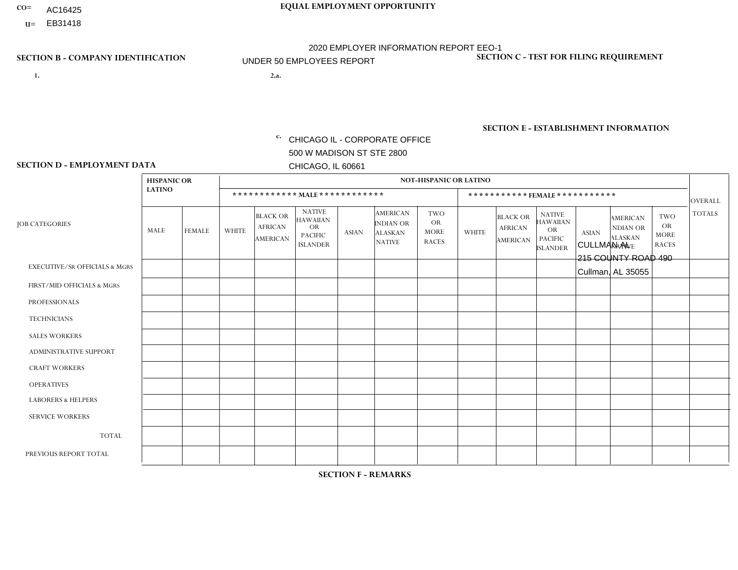CO= AC16425
U= EB31418

**EQUAL EMPLOYMENT OPPORTUNITY**

2020 EMPLOYER INFORMATION REPORT EEO-1
UNDER 50 EMPLOYEES REPORT

**SECTION B - COMPANY IDENTIFICATION**

1.

2.a.

c. CHICAGO IL - CORPORATE OFFICE
500 W MADISON ST STE 2800
CHICAGO, IL 60661

**SECTION C - TEST FOR FILING REQUIREMENT**

**SECTION E - ESTABLISHMENT INFORMATION**

CULLMAN AL
215 COUNTY ROAD 490
Cullman, AL 35055

**SECTION D - EMPLOYMENT DATA**

| JOB CATEGORIES | HISPANIC OR LATINO | | NOT-HISPANIC OR LATINO | | | | | | | | | | | | OVERALL TOTALS |
|---|---|---|---|---|---|---|---|---|---|---|---|---|---|---|---|
| | | | MALE | | | | | | FEMALE | | | | | | |
| | MALE | FEMALE | WHITE | BLACK OR AFRICAN AMERICAN | NATIVE HAWAIIAN OR PACIFIC ISLANDER | ASIAN | AMERICAN INDIAN OR ALASKAN NATIVE | TWO OR MORE RACES | WHITE | BLACK OR AFRICAN AMERICAN | NATIVE HAWAIIAN OR PACIFIC ISLANDER | ASIAN | AMERICAN INDIAN OR ALASKAN NATIVE | TWO OR MORE RACES | |
| EXECUTIVE/SR OFFICIALS & MGRS | | | | | | | | | | | | | | | |
| FIRST/MID OFFICIALS & MGRS | | | | | | | | | | | | | | | |
| PROFESSIONALS | | | | | | | | | | | | | | | |
| TECHNICIANS | | | | | | | | | | | | | | | |
| SALES WORKERS | | | | | | | | | | | | | | | |
| ADMINISTRATIVE SUPPORT | | | | | | | | | | | | | | | |
| CRAFT WORKERS | | | | | | | | | | | | | | | |
| OPERATIVES | | | | | | | | | | | | | | | |
| LABORERS & HELPERS | | | | | | | | | | | | | | | |
| SERVICE WORKERS | | | | | | | | | | | | | | | |
| TOTAL | | | | | | | | | | | | | | | |
| PREVIOUS REPORT TOTAL | | | | | | | | | | | | | | | |

**SECTION F - REMARKS**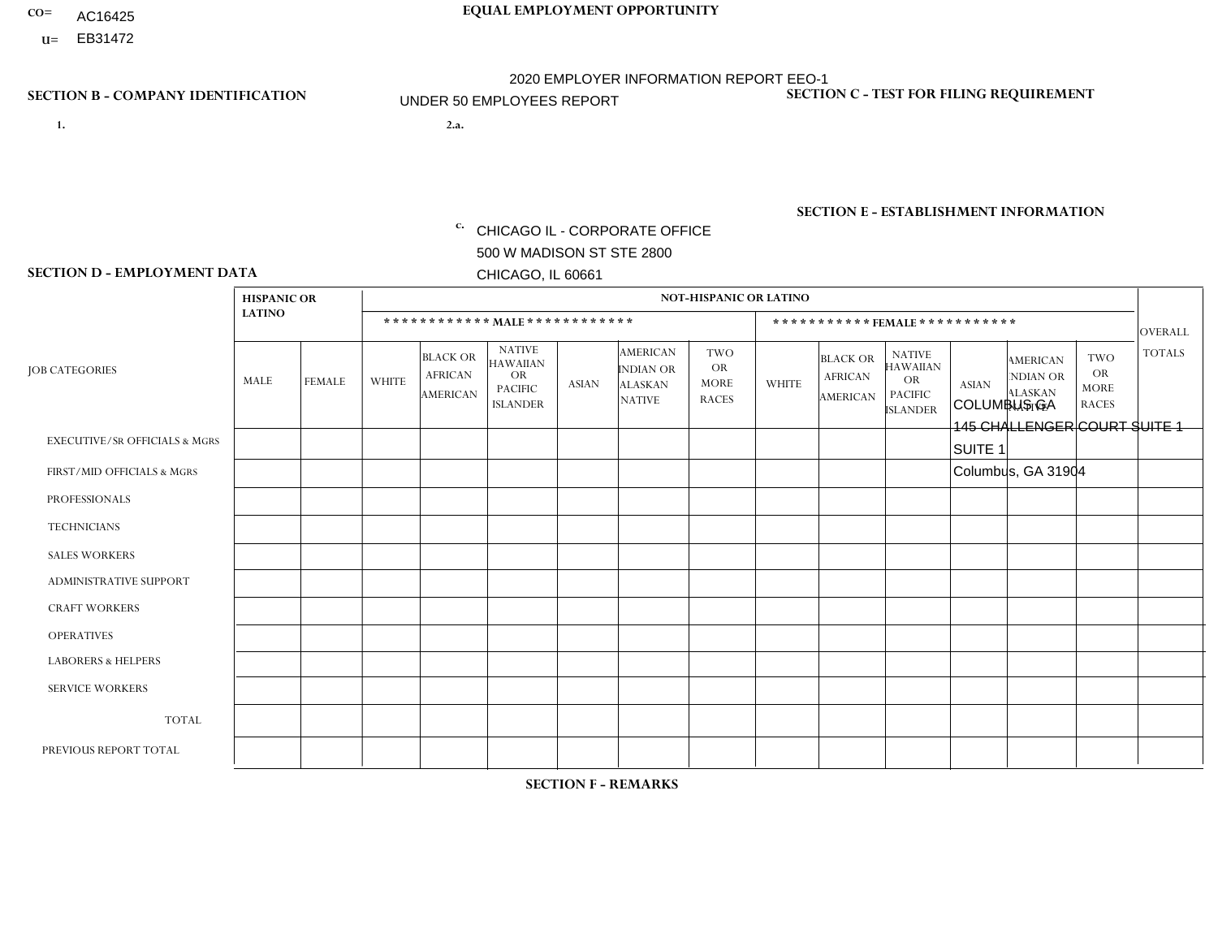CO= AC16425
U= EB31472

**EQUAL EMPLOYMENT OPPORTUNITY**

2020 EMPLOYER INFORMATION REPORT EEO-1
UNDER 50 EMPLOYEES REPORT

**SECTION B - COMPANY IDENTIFICATION**

1.

2.a.

c. CHICAGO IL - CORPORATE OFFICE
500 W MADISON ST STE 2800
CHICAGO, IL 60661

**SECTION C - TEST FOR FILING REQUIREMENT**

**SECTION E - ESTABLISHMENT INFORMATION**

COLUMBUS GA
145 CHALLENGER COURT SUITE 1
SUITE 1
Columbus, GA 31904

**SECTION D - EMPLOYMENT DATA**

| JOB CATEGORIES | HISPANIC OR LATINO | | NOT-HISPANIC OR LATINO | | | | | | | | | | | | OVERALL TOTALS |
|---|---|---|---|---|---|---|---|---|---|---|---|---|---|---|---|
| | | | MALE | | | | | | FEMALE | | | | | | |
| | MALE | FEMALE | WHITE | BLACK OR AFRICAN AMERICAN | NATIVE HAWAIIAN OR PACIFIC ISLANDER | ASIAN | AMERICAN INDIAN OR ALASKAN NATIVE | TWO OR MORE RACES | WHITE | BLACK OR AFRICAN AMERICAN | NATIVE HAWAIIAN OR PACIFIC ISLANDER | ASIAN | AMERICAN INDIAN OR ALASKAN NATIVE | TWO OR MORE RACES | |
| EXECUTIVE/Sr OFFICIALS & MGRS | | | | | | | | | | | | | | | |
| FIRST/MID OFFICIALS & MGRS | | | | | | | | | | | | | | | |
| PROFESSIONALS | | | | | | | | | | | | | | | |
| TECHNICIANS | | | | | | | | | | | | | | | |
| SALES WORKERS | | | | | | | | | | | | | | | |
| ADMINISTRATIVE SUPPORT | | | | | | | | | | | | | | | |
| CRAFT WORKERS | | | | | | | | | | | | | | | |
| OPERATIVES | | | | | | | | | | | | | | | |
| LABORERS & HELPERS | | | | | | | | | | | | | | | |
| SERVICE WORKERS | | | | | | | | | | | | | | | |
| TOTAL | | | | | | | | | | | | | | | |
| PREVIOUS REPORT TOTAL | | | | | | | | | | | | | | | |

**SECTION F - REMARKS**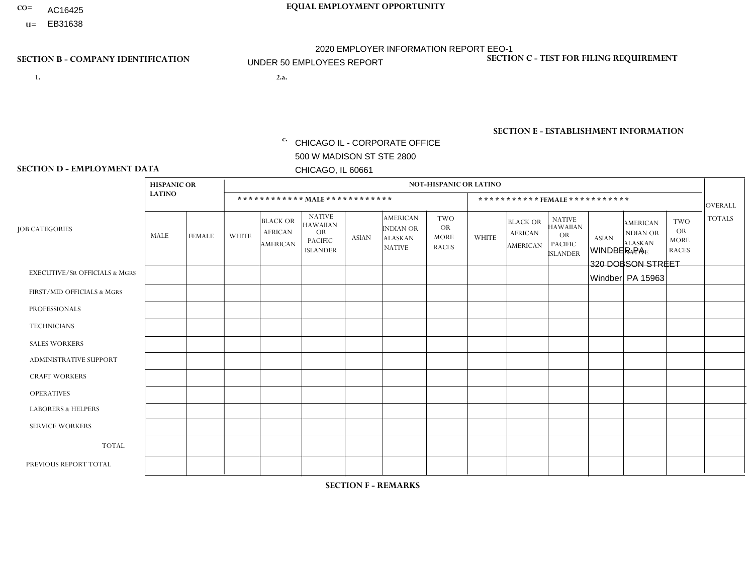CO= AC16425
U= EB31638

**EQUAL EMPLOYMENT OPPORTUNITY**

2020 EMPLOYER INFORMATION REPORT EEO-1

UNDER 50 EMPLOYEES REPORT

**SECTION B - COMPANY IDENTIFICATION**

1.

2.a.

c. CHICAGO IL - CORPORATE OFFICE
500 W MADISON ST STE 2800
CHICAGO, IL 60661

**SECTION C - TEST FOR FILING REQUIREMENT**

**SECTION E - ESTABLISHMENT INFORMATION**

WINDBER PA
320 DOBSON STREET
Windber, PA 15963

**SECTION D - EMPLOYMENT DATA**

| JOB CATEGORIES | HISPANIC OR LATINO | | NOT-HISPANIC OR LATINO | | | | | | | | | | | | OVERALL TOTALS |
|---|---|---|---|---|---|---|---|---|---|---|---|---|---|---|---|
| | | | MALE | | | | | | FEMALE | | | | | | |
| | MALE | FEMALE | WHITE | BLACK OR AFRICAN AMERICAN | NATIVE HAWAIIAN OR PACIFIC ISLANDER | ASIAN | AMERICAN INDIAN OR ALASKAN NATIVE | TWO OR MORE RACES | WHITE | BLACK OR AFRICAN AMERICAN | NATIVE HAWAIIAN OR PACIFIC ISLANDER | ASIAN | AMERICAN INDIAN OR ALASKAN NATIVE | TWO OR MORE RACES | |
| EXECUTIVE/SR OFFICIALS & MGRS | | | | | | | | | | | | | | | |
| FIRST/MID OFFICIALS & MGRS | | | | | | | | | | | | | | | |
| PROFESSIONALS | | | | | | | | | | | | | | | |
| TECHNICIANS | | | | | | | | | | | | | | | |
| SALES WORKERS | | | | | | | | | | | | | | | |
| ADMINISTRATIVE SUPPORT | | | | | | | | | | | | | | | |
| CRAFT WORKERS | | | | | | | | | | | | | | | |
| OPERATIVES | | | | | | | | | | | | | | | |
| LABORERS & HELPERS | | | | | | | | | | | | | | | |
| SERVICE WORKERS | | | | | | | | | | | | | | | |
| TOTAL | | | | | | | | | | | | | | | |
| PREVIOUS REPORT TOTAL | | | | | | | | | | | | | | | |

**SECTION F - REMARKS**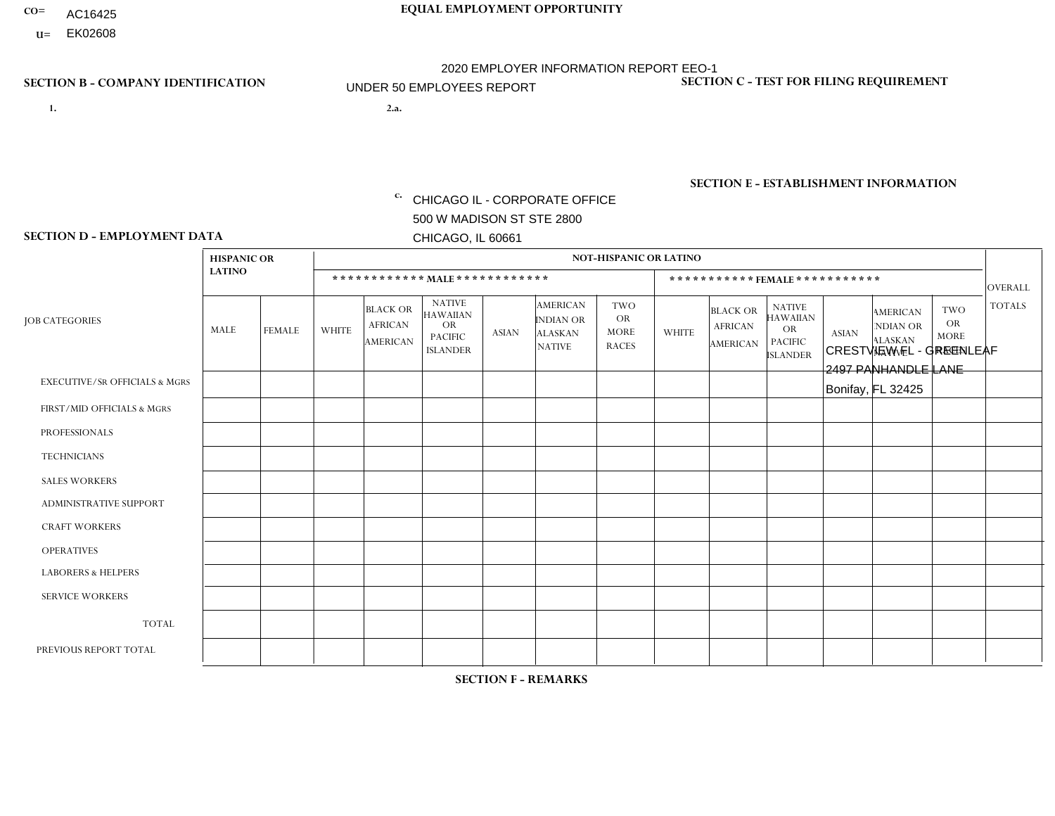CO= AC16425
U= EK02608

**EQUAL EMPLOYMENT OPPORTUNITY**

2020 EMPLOYER INFORMATION REPORT EEO-1
UNDER 50 EMPLOYEES REPORT

**SECTION B - COMPANY IDENTIFICATION**

1.

2.a.

c. CHICAGO IL - CORPORATE OFFICE
500 W MADISON ST STE 2800
CHICAGO, IL 60661

**SECTION C - TEST FOR FILING REQUIREMENT**

**SECTION E - ESTABLISHMENT INFORMATION**

CRESTVIEW FL - GREENLEAF
2497 PANHANDLE LANE
Bonifay, FL 32425

**SECTION D - EMPLOYMENT DATA**

| JOB CATEGORIES | HISPANIC OR LATINO | | NOT-HISPANIC OR LATINO | | | | | | | | | | | | OVERALL TOTALS |
|---|---|---|---|---|---|---|---|---|---|---|---|---|---|---|---|
| | | | MALE | | | | | | FEMALE | | | | | | |
| | MALE | FEMALE | WHITE | BLACK OR AFRICAN AMERICAN | NATIVE HAWAIIAN OR PACIFIC ISLANDER | ASIAN | AMERICAN INDIAN OR ALASKAN NATIVE | TWO OR MORE RACES | WHITE | BLACK OR AFRICAN AMERICAN | NATIVE HAWAIIAN OR PACIFIC ISLANDER | ASIAN | AMERICAN INDIAN OR ALASKAN NATIVE | TWO OR MORE RACES | |
| EXECUTIVE/SR OFFICIALS & MGRS | | | | | | | | | | | | | | | |
| FIRST/MID OFFICIALS & MGRS | | | | | | | | | | | | | | | |
| PROFESSIONALS | | | | | | | | | | | | | | | |
| TECHNICIANS | | | | | | | | | | | | | | | |
| SALES WORKERS | | | | | | | | | | | | | | | |
| ADMINISTRATIVE SUPPORT | | | | | | | | | | | | | | | |
| CRAFT WORKERS | | | | | | | | | | | | | | | |
| OPERATIVES | | | | | | | | | | | | | | | |
| LABORERS & HELPERS | | | | | | | | | | | | | | | |
| SERVICE WORKERS | | | | | | | | | | | | | | | |
| TOTAL | | | | | | | | | | | | | | | |
| PREVIOUS REPORT TOTAL | | | | | | | | | | | | | | | |

**SECTION F - REMARKS**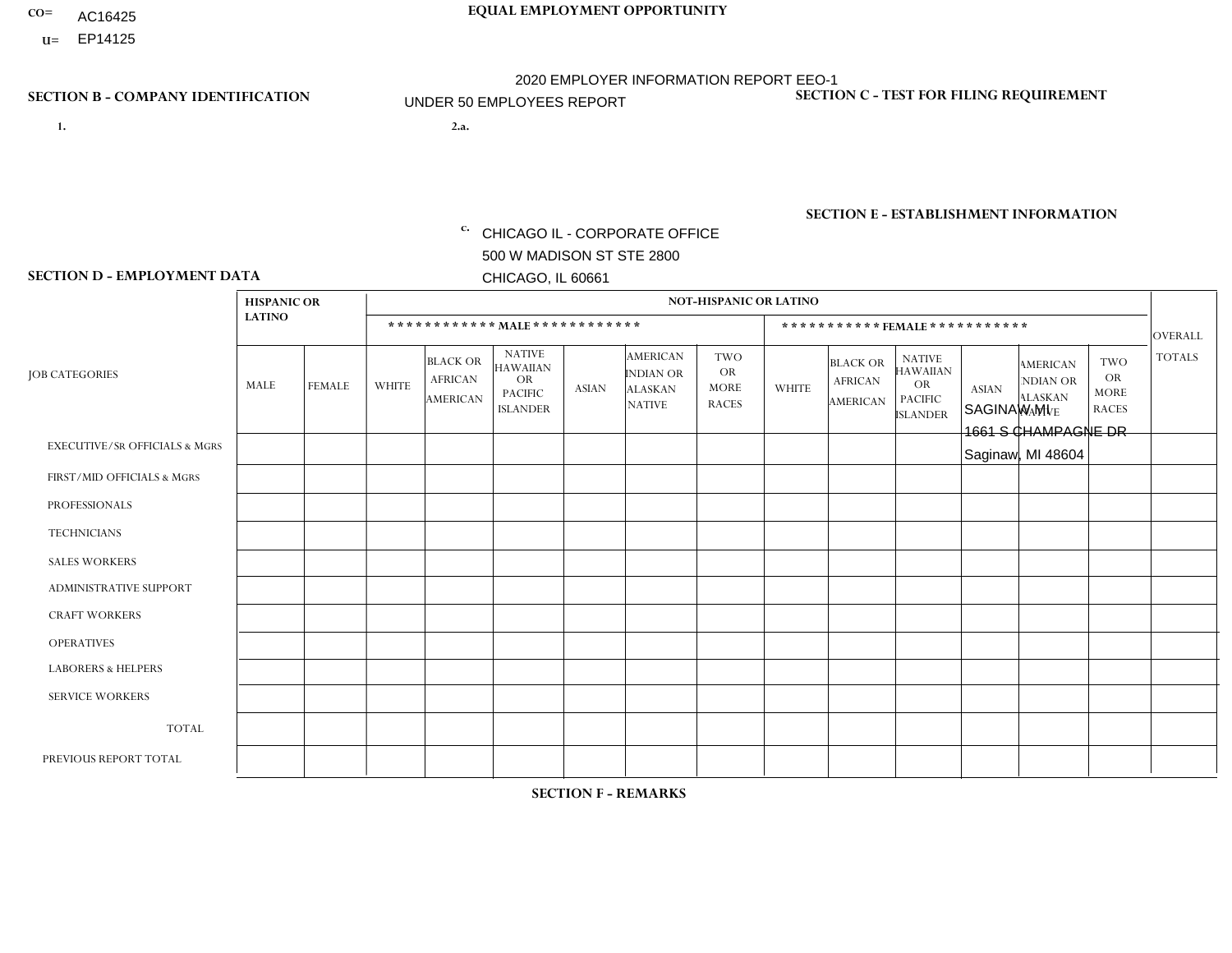CO= AC16425
U= EP14125

**EQUAL EMPLOYMENT OPPORTUNITY**

2020 EMPLOYER INFORMATION REPORT EEO-1
UNDER 50 EMPLOYEES REPORT

**SECTION B - COMPANY IDENTIFICATION**

1.

2.a.

c. CHICAGO IL - CORPORATE OFFICE
500 W MADISON ST STE 2800
CHICAGO, IL 60661

**SECTION C - TEST FOR FILING REQUIREMENT**

**SECTION E - ESTABLISHMENT INFORMATION**

SAGINAW MI
1661 S CHAMPAGNE DR
Saginaw, MI 48604

**SECTION D - EMPLOYMENT DATA**

| JOB CATEGORIES | HISPANIC OR LATINO | | NOT-HISPANIC OR LATINO | | | | | | | | | | | | OVERALL TOTALS |
|---|---|---|---|---|---|---|---|---|---|---|---|---|---|---|---|
| | | | *********** MALE *********** | | | | | | *********** FEMALE *********** | | | | | | |
| | MALE | FEMALE | WHITE | BLACK OR AFRICAN AMERICAN | NATIVE HAWAIIAN OR PACIFIC ISLANDER | ASIAN | AMERICAN INDIAN OR ALASKAN NATIVE | TWO OR MORE RACES | WHITE | BLACK OR AFRICAN AMERICAN | NATIVE HAWAIIAN OR PACIFIC ISLANDER | ASIAN | AMERICAN INDIAN OR ALASKAN NATIVE | TWO OR MORE RACES | |
| EXECUTIVE/Sr OFFICIALS & MGRS | | | | | | | | | | | | | | | |
| FIRST/MID OFFICIALS & MGRS | | | | | | | | | | | | | | | |
| PROFESSIONALS | | | | | | | | | | | | | | | |
| TECHNICIANS | | | | | | | | | | | | | | | |
| SALES WORKERS | | | | | | | | | | | | | | | |
| ADMINISTRATIVE SUPPORT | | | | | | | | | | | | | | | |
| CRAFT WORKERS | | | | | | | | | | | | | | | |
| OPERATIVES | | | | | | | | | | | | | | | |
| LABORERS & HELPERS | | | | | | | | | | | | | | | |
| SERVICE WORKERS | | | | | | | | | | | | | | | |
| TOTAL | | | | | | | | | | | | | | | |
| PREVIOUS REPORT TOTAL | | | | | | | | | | | | | | | |

**SECTION F - REMARKS**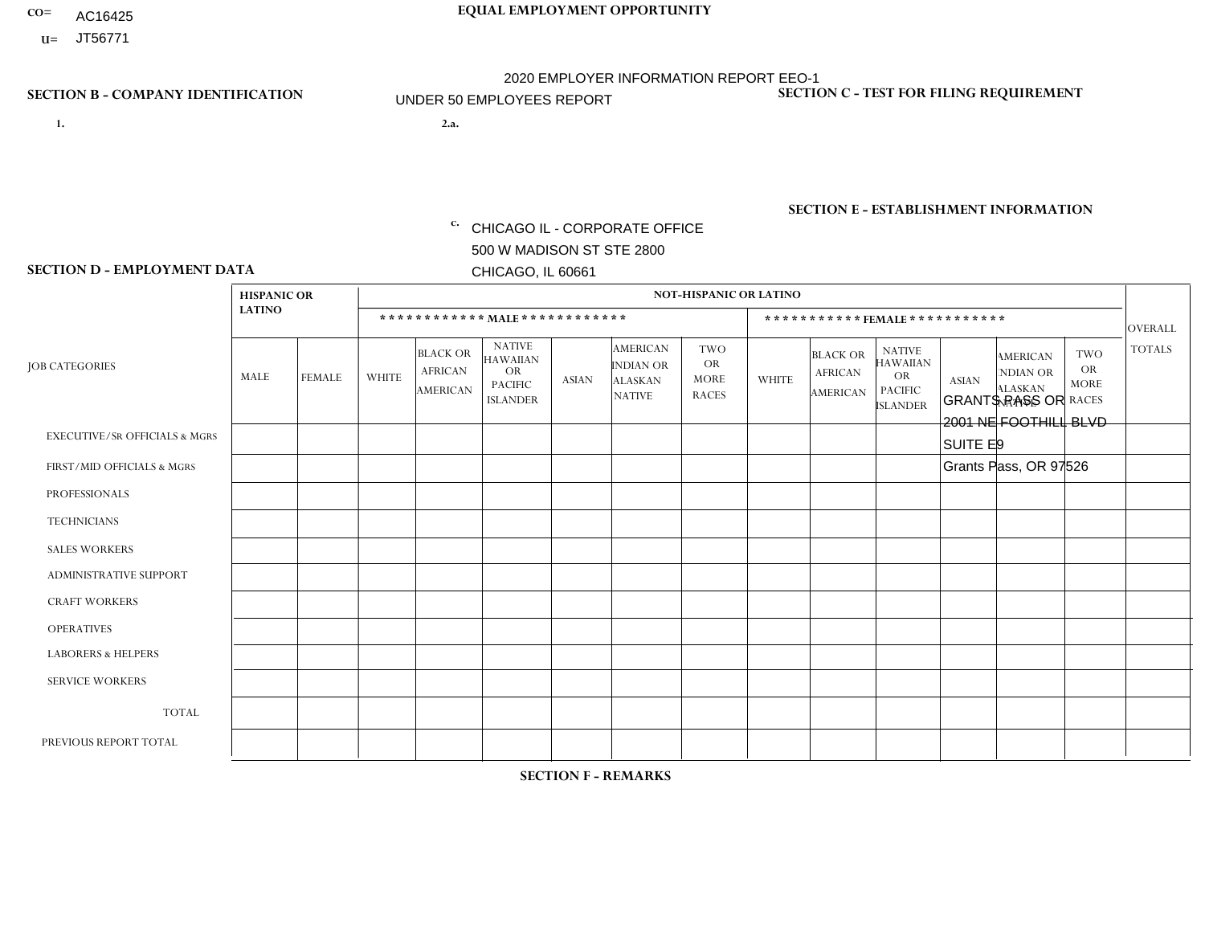CO= AC16425

U= JT56771

**EQUAL EMPLOYMENT OPPORTUNITY**

2020 EMPLOYER INFORMATION REPORT EEO-1

UNDER 50 EMPLOYEES REPORT

**SECTION B - COMPANY IDENTIFICATION**

1.

2.a.

c. CHICAGO IL - CORPORATE OFFICE
500 W MADISON ST STE 2800
CHICAGO, IL 60661

**SECTION C - TEST FOR FILING REQUIREMENT**

**SECTION E - ESTABLISHMENT INFORMATION**

GRANTS PASS OR
2001 NE FOOTHILL BLVD
SUITE E9
Grants Pass, OR 97526

**SECTION D - EMPLOYMENT DATA**

| JOB CATEGORIES | HISPANIC OR LATINO | | NOT-HISPANIC OR LATINO | | | | | | | | | | | | OVERALL TOTALS |
|---|---|---|---|---|---|---|---|---|---|---|---|---|---|---|---|
| | | | MALE | | | | | | FEMALE | | | | | | |
| | MALE | FEMALE | WHITE | BLACK OR AFRICAN AMERICAN | NATIVE HAWAIIAN OR PACIFIC ISLANDER | ASIAN | AMERICAN INDIAN OR ALASKAN NATIVE | TWO OR MORE RACES | WHITE | BLACK OR AFRICAN AMERICAN | NATIVE HAWAIIAN OR PACIFIC ISLANDER | ASIAN | AMERICAN INDIAN OR ALASKAN NATIVE | TWO OR MORE RACES | |
| EXECUTIVE/Sr OFFICIALS & MGRS | | | | | | | | | | | | | | | |
| FIRST/MID OFFICIALS & MGRS | | | | | | | | | | | | | | | |
| PROFESSIONALS | | | | | | | | | | | | | | | |
| TECHNICIANS | | | | | | | | | | | | | | | |
| SALES WORKERS | | | | | | | | | | | | | | | |
| ADMINISTRATIVE SUPPORT | | | | | | | | | | | | | | | |
| CRAFT WORKERS | | | | | | | | | | | | | | | |
| OPERATIVES | | | | | | | | | | | | | | | |
| LABORERS & HELPERS | | | | | | | | | | | | | | | |
| SERVICE WORKERS | | | | | | | | | | | | | | | |
| TOTAL | | | | | | | | | | | | | | | |
| PREVIOUS REPORT TOTAL | | | | | | | | | | | | | | | |

**SECTION F - REMARKS**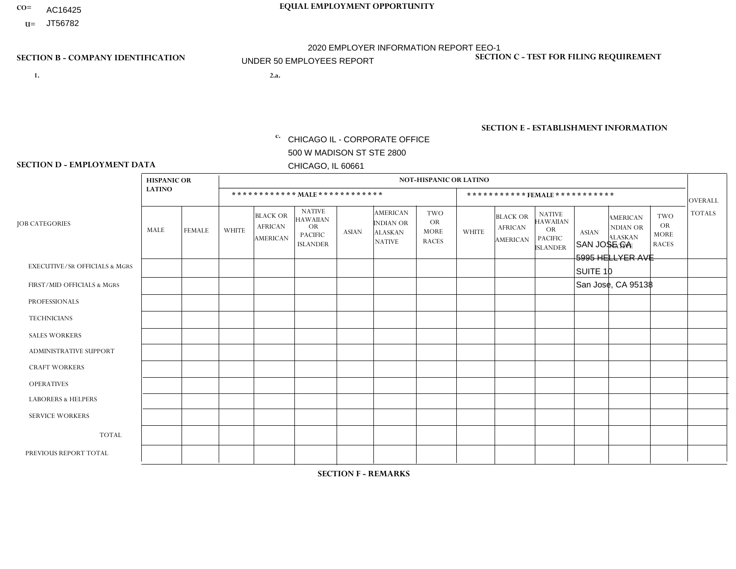CO= AC16425

U= JT56782

**EQUAL EMPLOYMENT OPPORTUNITY**

2020 EMPLOYER INFORMATION REPORT EEO-1

UNDER 50 EMPLOYEES REPORT

**SECTION B - COMPANY IDENTIFICATION**

1.

2.a.

c. CHICAGO IL - CORPORATE OFFICE
500 W MADISON ST STE 2800
CHICAGO, IL 60661

**SECTION C - TEST FOR FILING REQUIREMENT**

**SECTION E - ESTABLISHMENT INFORMATION**

SAN JOSE CA
5995 HELLYER AVE
SUITE 10
San Jose, CA 95138

**SECTION D - EMPLOYMENT DATA**

| JOB CATEGORIES | HISPANIC OR LATINO | | NOT-HISPANIC OR LATINO | | | | | | | | | | | | OVERALL TOTALS |
|---|---|---|---|---|---|---|---|---|---|---|---|---|---|---|---|
| | | | MALE | | | | | | FEMALE | | | | | | |
| | MALE | FEMALE | WHITE | BLACK OR AFRICAN AMERICAN | NATIVE HAWAIIAN OR PACIFIC ISLANDER | ASIAN | AMERICAN INDIAN OR ALASKAN NATIVE | TWO OR MORE RACES | WHITE | BLACK OR AFRICAN AMERICAN | NATIVE HAWAIIAN OR PACIFIC ISLANDER | ASIAN | AMERICAN INDIAN OR ALASKAN NATIVE | TWO OR MORE RACES | |
| EXECUTIVE/SR OFFICIALS & MGRS | | | | | | | | | | | | | | | |
| FIRST/MID OFFICIALS & MGRS | | | | | | | | | | | | | | | |
| PROFESSIONALS | | | | | | | | | | | | | | | |
| TECHNICIANS | | | | | | | | | | | | | | | |
| SALES WORKERS | | | | | | | | | | | | | | | |
| ADMINISTRATIVE SUPPORT | | | | | | | | | | | | | | | |
| CRAFT WORKERS | | | | | | | | | | | | | | | |
| OPERATIVES | | | | | | | | | | | | | | | |
| LABORERS & HELPERS | | | | | | | | | | | | | | | |
| SERVICE WORKERS | | | | | | | | | | | | | | | |
| TOTAL | | | | | | | | | | | | | | | |
| PREVIOUS REPORT TOTAL | | | | | | | | | | | | | | | |

**SECTION F - REMARKS**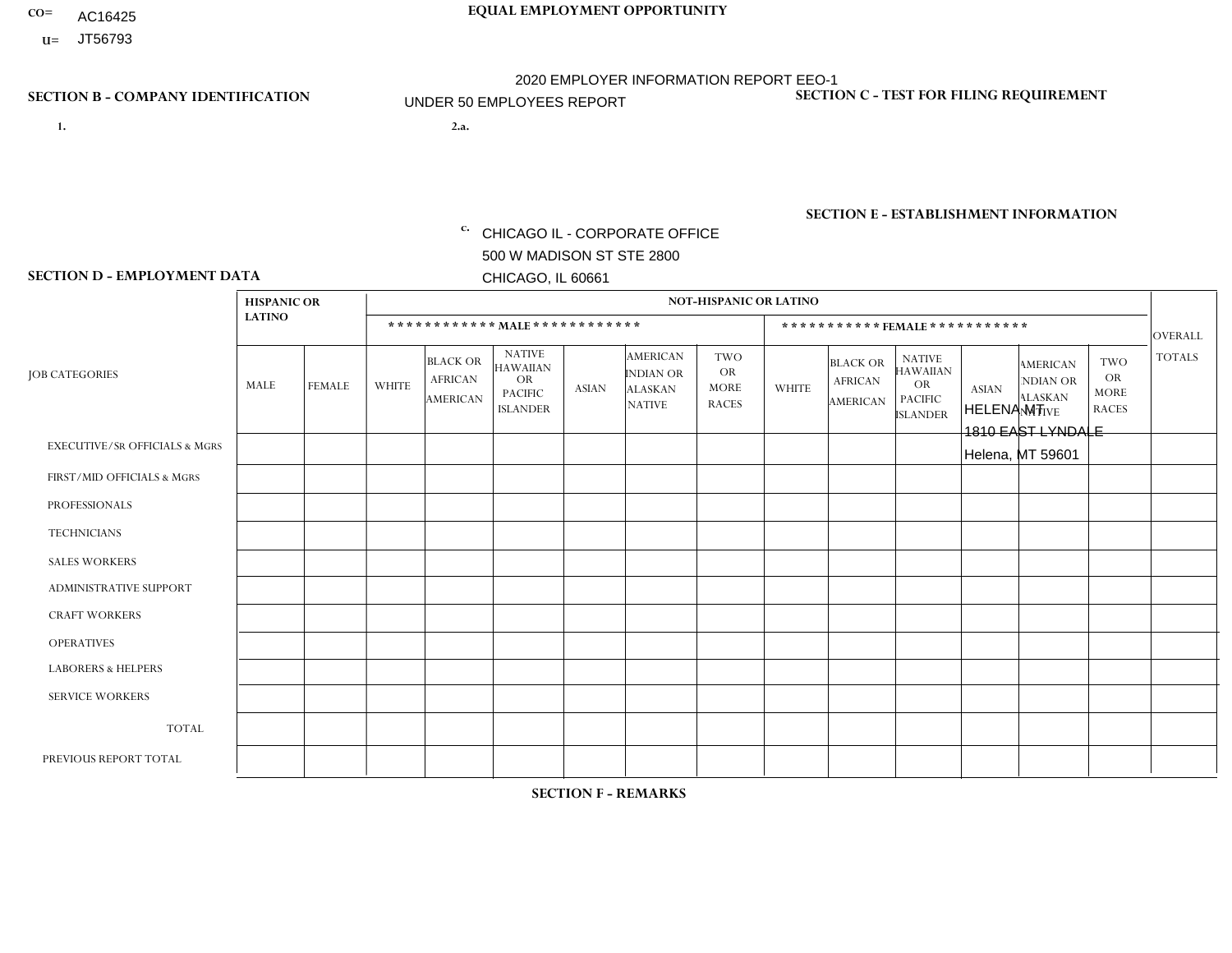CO= AC16425
U= JT56793

# EQUAL EMPLOYMENT OPPORTUNITY

2020 EMPLOYER INFORMATION REPORT EEO-1

UNDER 50 EMPLOYEES REPORT

## SECTION B - COMPANY IDENTIFICATION

1.

2.a.

c. CHICAGO IL - CORPORATE OFFICE
500 W MADISON ST STE 2800
CHICAGO, IL 60661

## SECTION C - TEST FOR FILING REQUIREMENT

## SECTION E - ESTABLISHMENT INFORMATION

HELENA MT
1810 EAST LYNDALE
Helena, MT 59601

## SECTION D - EMPLOYMENT DATA

| JOB CATEGORIES | HISPANIC OR LATINO | | NOT-HISPANIC OR LATINO | | | | | | | | | | | | OVERALL TOTALS |
|---|---|---|---|---|---|---|---|---|---|---|---|---|---|---|---|
| | | | MALE | | | | | | FEMALE | | | | | | |
| | MALE | FEMALE | WHITE | BLACK OR AFRICAN AMERICAN | NATIVE HAWAIIAN OR PACIFIC ISLANDER | ASIAN | AMERICAN INDIAN OR ALASKAN NATIVE | TWO OR MORE RACES | WHITE | BLACK OR AFRICAN AMERICAN | NATIVE HAWAIIAN OR PACIFIC ISLANDER | ASIAN | AMERICAN INDIAN OR ALASKAN NATIVE | TWO OR MORE RACES | |
| EXECUTIVE/SR OFFICIALS & MGRS | | | | | | | | | | | | | | | |
| FIRST/MID OFFICIALS & MGRS | | | | | | | | | | | | | | | |
| PROFESSIONALS | | | | | | | | | | | | | | | |
| TECHNICIANS | | | | | | | | | | | | | | | |
| SALES WORKERS | | | | | | | | | | | | | | | |
| ADMINISTRATIVE SUPPORT | | | | | | | | | | | | | | | |
| CRAFT WORKERS | | | | | | | | | | | | | | | |
| OPERATIVES | | | | | | | | | | | | | | | |
| LABORERS & HELPERS | | | | | | | | | | | | | | | |
| SERVICE WORKERS | | | | | | | | | | | | | | | |
| TOTAL | | | | | | | | | | | | | | | |
| PREVIOUS REPORT TOTAL | | | | | | | | | | | | | | | |

## SECTION F - REMARKS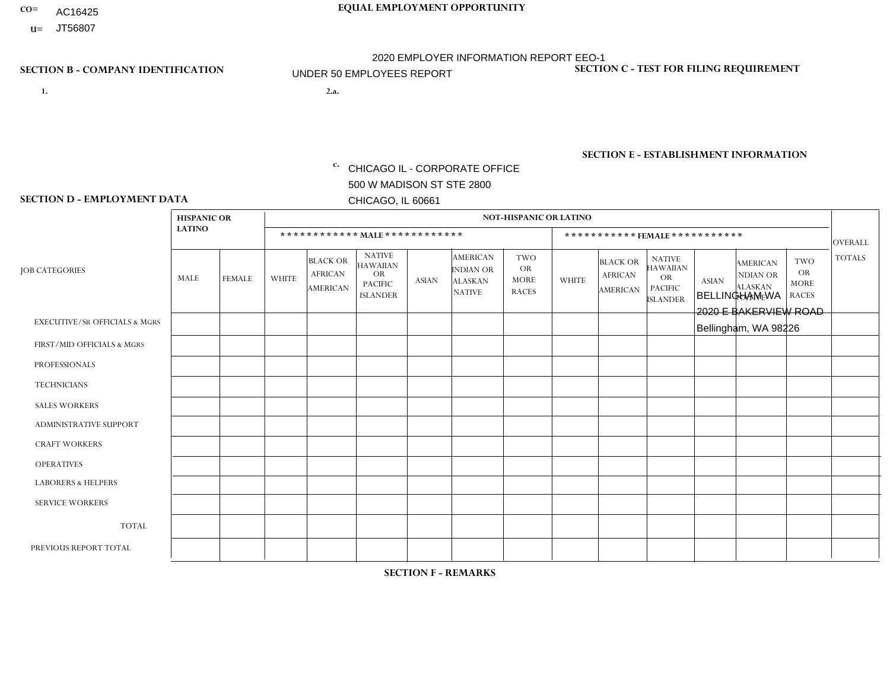CO= AC16425
U= JT56807

**EQUAL EMPLOYMENT OPPORTUNITY**

2020 EMPLOYER INFORMATION REPORT EEO-1
UNDER 50 EMPLOYEES REPORT

**SECTION B - COMPANY IDENTIFICATION**

1.

2.a.

c. CHICAGO IL - CORPORATE OFFICE
500 W MADISON ST STE 2800
CHICAGO, IL 60661

**SECTION C - TEST FOR FILING REQUIREMENT**

**SECTION E - ESTABLISHMENT INFORMATION**

BELLINGHAM WA
2020 E BAKERVIEW ROAD
Bellingham, WA 98226

**SECTION D - EMPLOYMENT DATA**

| JOB CATEGORIES | HISPANIC OR LATINO | | NOT-HISPANIC OR LATINO | | | | | | | | | | | | OVERALL TOTALS |
|---|---|---|---|---|---|---|---|---|---|---|---|---|---|---|---|
| | | | MALE | | | | | | FEMALE | | | | | | |
| | MALE | FEMALE | WHITE | BLACK OR AFRICAN AMERICAN | NATIVE HAWAIIAN OR PACIFIC ISLANDER | ASIAN | AMERICAN INDIAN OR ALASKAN NATIVE | TWO OR MORE RACES | WHITE | BLACK OR AFRICAN AMERICAN | NATIVE HAWAIIAN OR PACIFIC ISLANDER | ASIAN | AMERICAN INDIAN OR ALASKAN NATIVE | TWO OR MORE RACES | |
| EXECUTIVE/Sr OFFICIALS & MGRS | | | | | | | | | | | | | | | |
| FIRST/MID OFFICIALS & MGRS | | | | | | | | | | | | | | | |
| PROFESSIONALS | | | | | | | | | | | | | | | |
| TECHNICIANS | | | | | | | | | | | | | | | |
| SALES WORKERS | | | | | | | | | | | | | | | |
| ADMINISTRATIVE SUPPORT | | | | | | | | | | | | | | | |
| CRAFT WORKERS | | | | | | | | | | | | | | | |
| OPERATIVES | | | | | | | | | | | | | | | |
| LABORERS & HELPERS | | | | | | | | | | | | | | | |
| SERVICE WORKERS | | | | | | | | | | | | | | | |
| TOTAL | | | | | | | | | | | | | | | |
| PREVIOUS REPORT TOTAL | | | | | | | | | | | | | | | |

**SECTION F - REMARKS**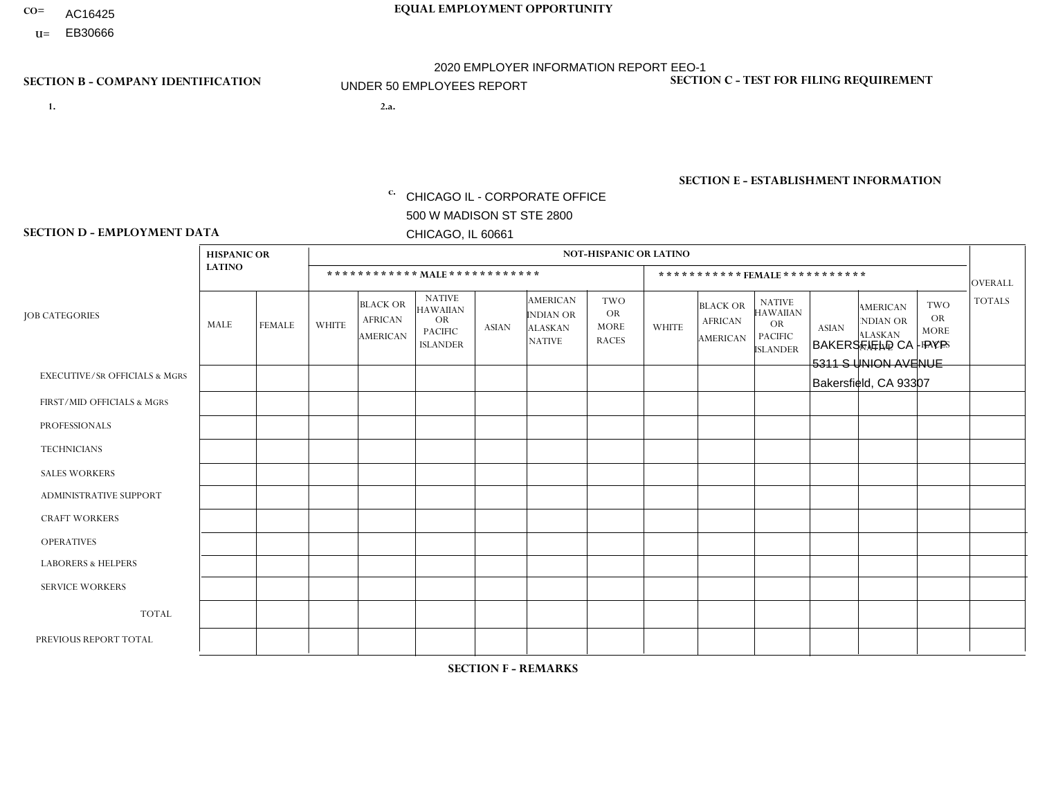CO= AC16425

U= EB30666

EQUAL EMPLOYMENT OPPORTUNITY

2020 EMPLOYER INFORMATION REPORT EEO-1

UNDER 50 EMPLOYEES REPORT

## SECTION B - COMPANY IDENTIFICATION

1.

2.a.

c. CHICAGO IL - CORPORATE OFFICE
500 W MADISON ST STE 2800
CHICAGO, IL 60661

## SECTION C - TEST FOR FILING REQUIREMENT

## SECTION E - ESTABLISHMENT INFORMATION

BAKERSFIELD CA - PYP
5311 S UNION AVENUE
Bakersfield, CA 93307

## SECTION D - EMPLOYMENT DATA

| JOB CATEGORIES | HISPANIC OR LATINO | | NOT-HISPANIC OR LATINO | | | | | | | | | | | | OVERALL TOTALS |
|---|---|---|---|---|---|---|---|---|---|---|---|---|---|---|---|
| | | | MALE | | | | | | FEMALE | | | | | | |
| | MALE | FEMALE | WHITE | BLACK OR AFRICAN AMERICAN | NATIVE HAWAIIAN OR PACIFIC ISLANDER | ASIAN | AMERICAN INDIAN OR ALASKAN NATIVE | TWO OR MORE RACES | WHITE | BLACK OR AFRICAN AMERICAN | NATIVE HAWAIIAN OR PACIFIC ISLANDER | ASIAN | AMERICAN INDIAN OR ALASKAN NATIVE | TWO OR MORE RACES | |
| EXECUTIVE/Sr OFFICIALS & MGRS | | | | | | | | | | | | | | | |
| FIRST/MID OFFICIALS & MGRS | | | | | | | | | | | | | | | |
| PROFESSIONALS | | | | | | | | | | | | | | | |
| TECHNICIANS | | | | | | | | | | | | | | | |
| SALES WORKERS | | | | | | | | | | | | | | | |
| ADMINISTRATIVE SUPPORT | | | | | | | | | | | | | | | |
| CRAFT WORKERS | | | | | | | | | | | | | | | |
| OPERATIVES | | | | | | | | | | | | | | | |
| LABORERS & HELPERS | | | | | | | | | | | | | | | |
| SERVICE WORKERS | | | | | | | | | | | | | | | |
| TOTAL | | | | | | | | | | | | | | | |
| PREVIOUS REPORT TOTAL | | | | | | | | | | | | | | | |

## SECTION F - REMARKS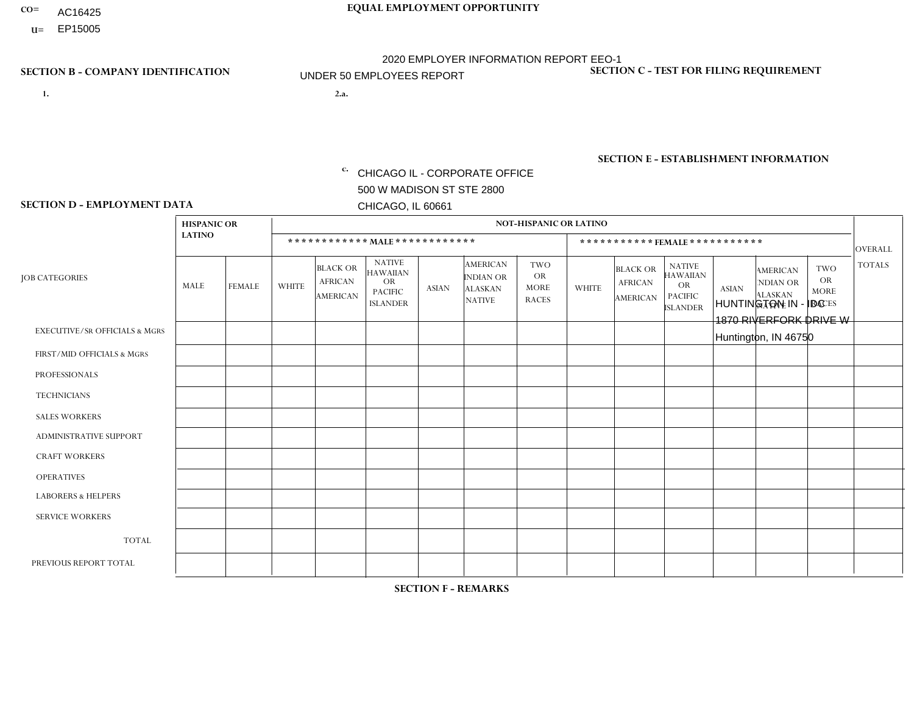CO= AC16425

U= EP15005

**EQUAL EMPLOYMENT OPPORTUNITY**

2020 EMPLOYER INFORMATION REPORT EEO-1

UNDER 50 EMPLOYEES REPORT

**SECTION B - COMPANY IDENTIFICATION**

**SECTION C - TEST FOR FILING REQUIREMENT**

1.

2.a.

c. CHICAGO IL - CORPORATE OFFICE
500 W MADISON ST STE 2800
CHICAGO, IL 60661

**SECTION E - ESTABLISHMENT INFORMATION**

HUNTINGTON IN - IBC
1870 RIVERFORK DRIVE W
Huntington, IN 46750

**SECTION D - EMPLOYMENT DATA**

| JOB CATEGORIES | HISPANIC OR LATINO | | NOT-HISPANIC OR LATINO | | | | | | | | | | | | OVERALL TOTALS |
|---|---|---|---|---|---|---|---|---|---|---|---|---|---|---|---|
| | | | MALE | | | | | | FEMALE | | | | | | |
| | MALE | FEMALE | WHITE | BLACK OR AFRICAN AMERICAN | NATIVE HAWAIIAN OR PACIFIC ISLANDER | ASIAN | AMERICAN INDIAN OR ALASKAN NATIVE | TWO OR MORE RACES | WHITE | BLACK OR AFRICAN AMERICAN | NATIVE HAWAIIAN OR PACIFIC ISLANDER | ASIAN | AMERICAN INDIAN OR ALASKAN NATIVE | TWO OR MORE RACES | |
| EXECUTIVE/Sr OFFICIALS & MGRS | | | | | | | | | | | | | | | |
| FIRST/MID OFFICIALS & MGRS | | | | | | | | | | | | | | | |
| PROFESSIONALS | | | | | | | | | | | | | | | |
| TECHNICIANS | | | | | | | | | | | | | | | |
| SALES WORKERS | | | | | | | | | | | | | | | |
| ADMINISTRATIVE SUPPORT | | | | | | | | | | | | | | | |
| CRAFT WORKERS | | | | | | | | | | | | | | | |
| OPERATIVES | | | | | | | | | | | | | | | |
| LABORERS & HELPERS | | | | | | | | | | | | | | | |
| SERVICE WORKERS | | | | | | | | | | | | | | | |
| TOTAL | | | | | | | | | | | | | | | |
| PREVIOUS REPORT TOTAL | | | | | | | | | | | | | | | |

**SECTION F - REMARKS**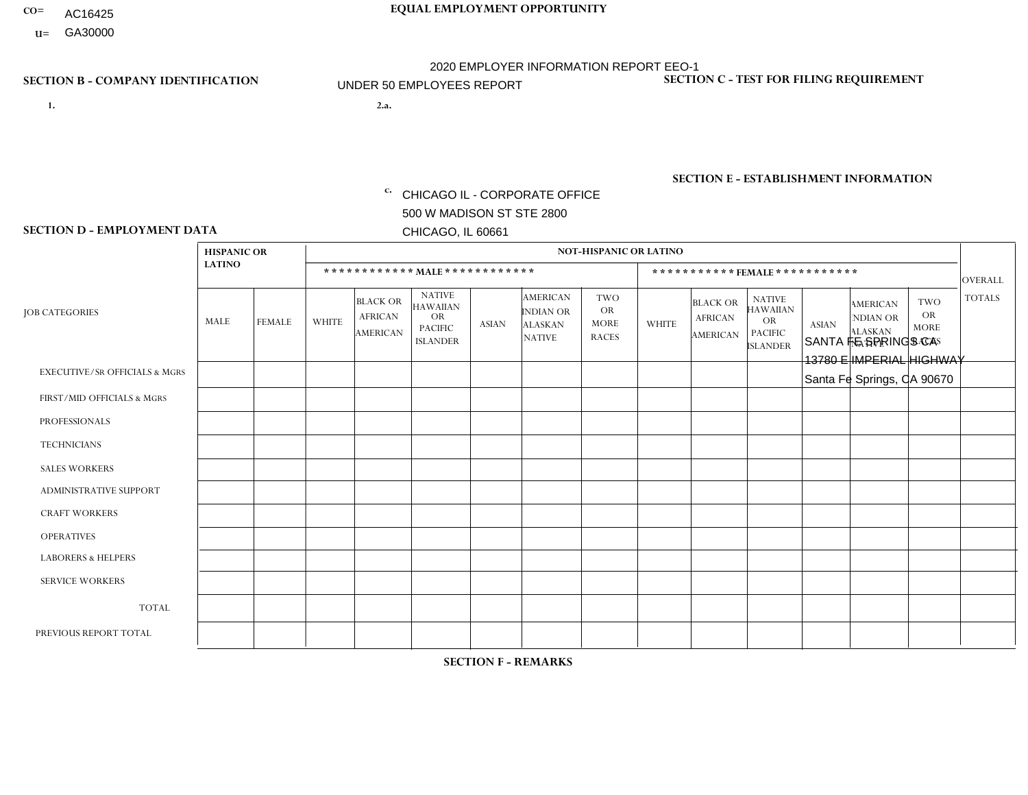CO= AC16425
U= GA30000

**EQUAL EMPLOYMENT OPPORTUNITY**

2020 EMPLOYER INFORMATION REPORT EEO-1
UNDER 50 EMPLOYEES REPORT

**SECTION B - COMPANY IDENTIFICATION**

1.

2.a.

c. CHICAGO IL - CORPORATE OFFICE
500 W MADISON ST STE 2800
CHICAGO, IL 60661

**SECTION C - TEST FOR FILING REQUIREMENT**

**SECTION E - ESTABLISHMENT INFORMATION**

SANTA FE SPRINGS CA
13780 E IMPERIAL HIGHWAY
Santa Fe Springs, CA 90670

**SECTION D - EMPLOYMENT DATA**

| JOB CATEGORIES | HISPANIC OR LATINO | | NOT-HISPANIC OR LATINO | | | | | | | | | | | | OVERALL TOTALS |
|---|---|---|---|---|---|---|---|---|---|---|---|---|---|---|---|
| | | | MALE | | | | | | FEMALE | | | | | | |
| | MALE | FEMALE | WHITE | BLACK OR AFRICAN AMERICAN | NATIVE HAWAIIAN OR PACIFIC ISLANDER | ASIAN | AMERICAN INDIAN OR ALASKAN NATIVE | TWO OR MORE RACES | WHITE | BLACK OR AFRICAN AMERICAN | NATIVE HAWAIIAN OR PACIFIC ISLANDER | ASIAN | AMERICAN INDIAN OR ALASKAN NATIVE | TWO OR MORE RACES | |
| EXECUTIVE/SR OFFICIALS & MGRS | | | | | | | | | | | | | | | |
| FIRST/MID OFFICIALS & MGRS | | | | | | | | | | | | | | | |
| PROFESSIONALS | | | | | | | | | | | | | | | |
| TECHNICIANS | | | | | | | | | | | | | | | |
| SALES WORKERS | | | | | | | | | | | | | | | |
| ADMINISTRATIVE SUPPORT | | | | | | | | | | | | | | | |
| CRAFT WORKERS | | | | | | | | | | | | | | | |
| OPERATIVES | | | | | | | | | | | | | | | |
| LABORERS & HELPERS | | | | | | | | | | | | | | | |
| SERVICE WORKERS | | | | | | | | | | | | | | | |
| TOTAL | | | | | | | | | | | | | | | |
| PREVIOUS REPORT TOTAL | | | | | | | | | | | | | | | |

**SECTION F - REMARKS**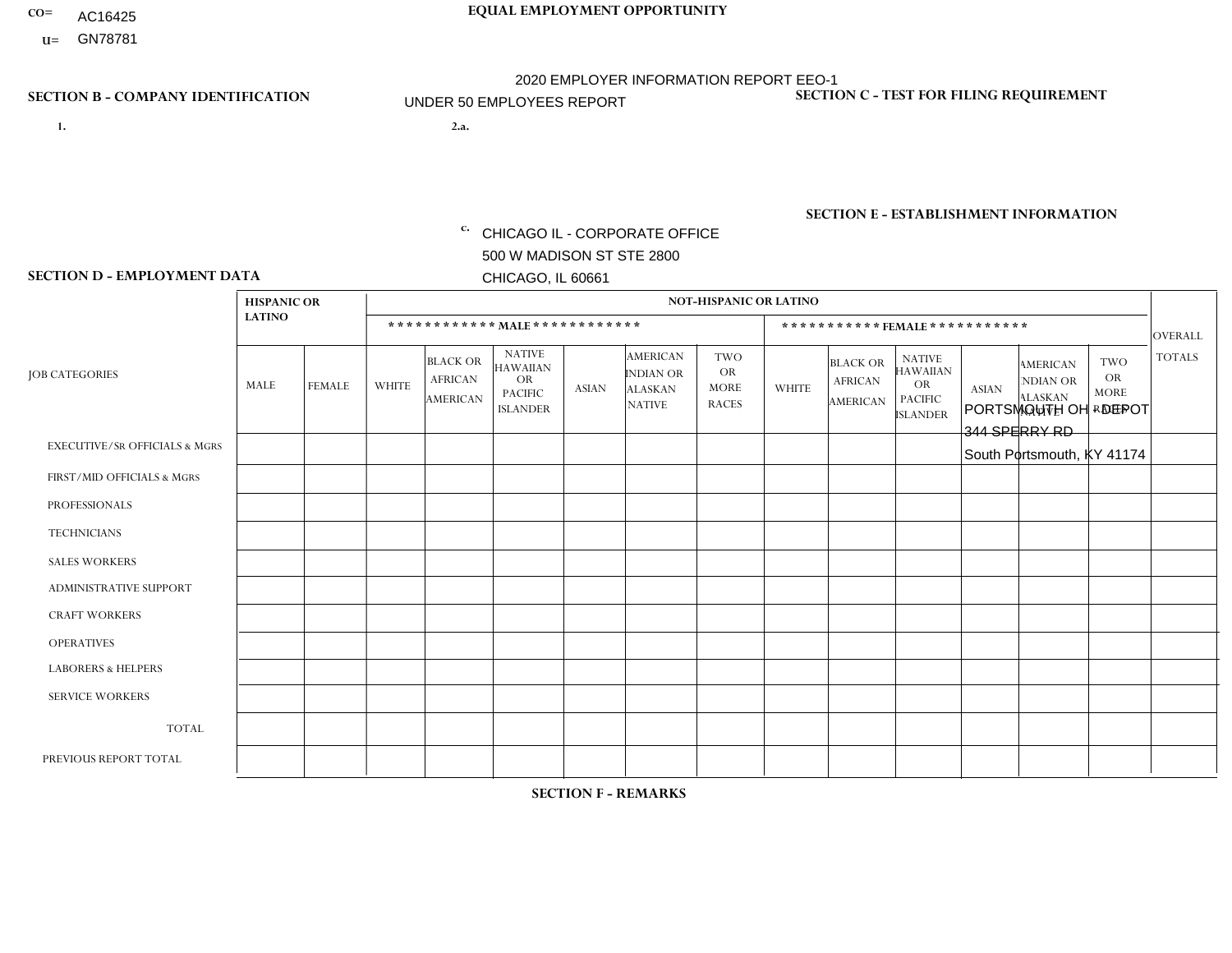CO= AC16425
U= GN78781

**EQUAL EMPLOYMENT OPPORTUNITY**

2020 EMPLOYER INFORMATION REPORT EEO-1
UNDER 50 EMPLOYEES REPORT

**SECTION B - COMPANY IDENTIFICATION**

1.

2.a.

c. CHICAGO IL - CORPORATE OFFICE
500 W MADISON ST STE 2800
CHICAGO, IL 60661

**SECTION C - TEST FOR FILING REQUIREMENT**

**SECTION E - ESTABLISHMENT INFORMATION**

PORTSMOUTH OH - DEPOT
344 SPERRY RD
South Portsmouth, KY 41174

**SECTION D - EMPLOYMENT DATA**

| JOB CATEGORIES | HISPANIC OR LATINO | | NOT-HISPANIC OR LATINO | | | | | | | | | | | | OVERALL TOTALS |
|---|---|---|---|---|---|---|---|---|---|---|---|---|---|---|---|
| | | | ************ MALE ************ | | | | | | *********** FEMALE *********** | | | | | | |
| | MALE | FEMALE | WHITE | BLACK OR AFRICAN AMERICAN | NATIVE HAWAIIAN OR PACIFIC ISLANDER | ASIAN | AMERICAN INDIAN OR ALASKAN NATIVE | TWO OR MORE RACES | WHITE | BLACK OR AFRICAN AMERICAN | NATIVE HAWAIIAN OR PACIFIC ISLANDER | ASIAN | AMERICAN INDIAN OR ALASKAN NATIVE | TWO OR MORE RACES | |
| EXECUTIVE/SR OFFICIALS & MGRS | | | | | | | | | | | | | | | |
| FIRST/MID OFFICIALS & MGRS | | | | | | | | | | | | | | | |
| PROFESSIONALS | | | | | | | | | | | | | | | |
| TECHNICIANS | | | | | | | | | | | | | | | |
| SALES WORKERS | | | | | | | | | | | | | | | |
| ADMINISTRATIVE SUPPORT | | | | | | | | | | | | | | | |
| CRAFT WORKERS | | | | | | | | | | | | | | | |
| OPERATIVES | | | | | | | | | | | | | | | |
| LABORERS & HELPERS | | | | | | | | | | | | | | | |
| SERVICE WORKERS | | | | | | | | | | | | | | | |
| TOTAL | | | | | | | | | | | | | | | |
| PREVIOUS REPORT TOTAL | | | | | | | | | | | | | | | |

**SECTION F - REMARKS**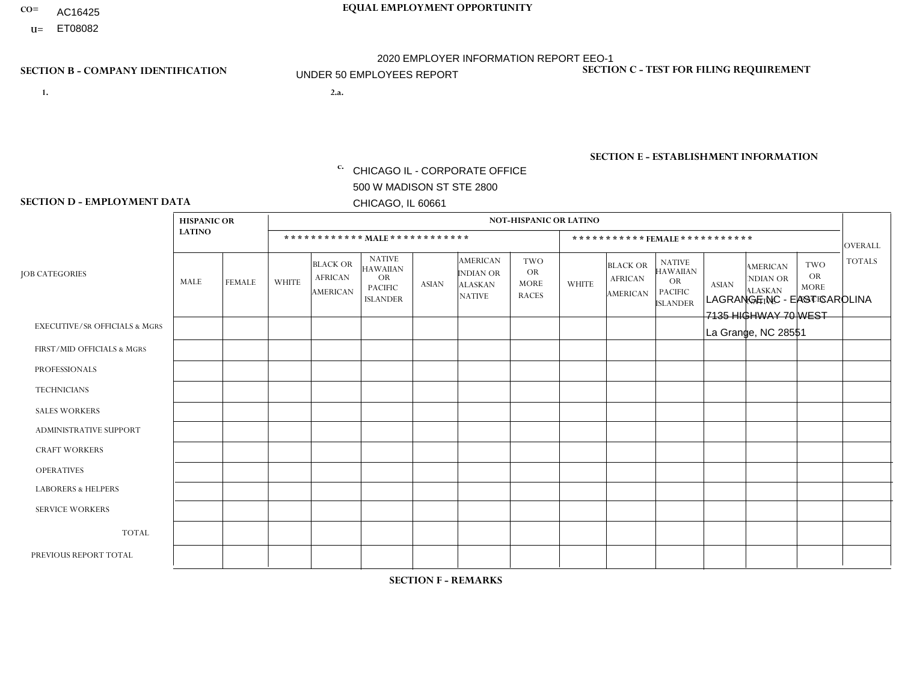CO= AC16425
U= ET08082

**EQUAL EMPLOYMENT OPPORTUNITY**

2020 EMPLOYER INFORMATION REPORT EEO-1
UNDER 50 EMPLOYEES REPORT

**SECTION B - COMPANY IDENTIFICATION**

1.

2.a.

c. CHICAGO IL - CORPORATE OFFICE
500 W MADISON ST STE 2800
CHICAGO, IL 60661

**SECTION C - TEST FOR FILING REQUIREMENT**

**SECTION E - ESTABLISHMENT INFORMATION**

LAGRANGE NC - EAST CAROLINA
7135 HIGHWAY 70 WEST
La Grange, NC 28551

**SECTION D - EMPLOYMENT DATA**

| JOB CATEGORIES | HISPANIC OR LATINO | | NOT-HISPANIC OR LATINO | | | | | | | | | | | | OVERALL TOTALS |
|---|---|---|---|---|---|---|---|---|---|---|---|---|---|---|---|
| | | | MALE | | | | | | FEMALE | | | | | | |
| | MALE | FEMALE | WHITE | BLACK OR AFRICAN AMERICAN | NATIVE HAWAIIAN OR PACIFIC ISLANDER | ASIAN | AMERICAN INDIAN OR ALASKAN NATIVE | TWO OR MORE RACES | WHITE | BLACK OR AFRICAN AMERICAN | NATIVE HAWAIIAN OR PACIFIC ISLANDER | ASIAN | AMERICAN INDIAN OR ALASKAN NATIVE | TWO OR MORE RACES | |
| EXECUTIVE/SR OFFICIALS & MGRS | | | | | | | | | | | | | | | |
| FIRST/MID OFFICIALS & MGRS | | | | | | | | | | | | | | | |
| PROFESSIONALS | | | | | | | | | | | | | | | |
| TECHNICIANS | | | | | | | | | | | | | | | |
| SALES WORKERS | | | | | | | | | | | | | | | |
| ADMINISTRATIVE SUPPORT | | | | | | | | | | | | | | | |
| CRAFT WORKERS | | | | | | | | | | | | | | | |
| OPERATIVES | | | | | | | | | | | | | | | |
| LABORERS & HELPERS | | | | | | | | | | | | | | | |
| SERVICE WORKERS | | | | | | | | | | | | | | | |
| TOTAL | | | | | | | | | | | | | | | |
| PREVIOUS REPORT TOTAL | | | | | | | | | | | | | | | |

**SECTION F - REMARKS**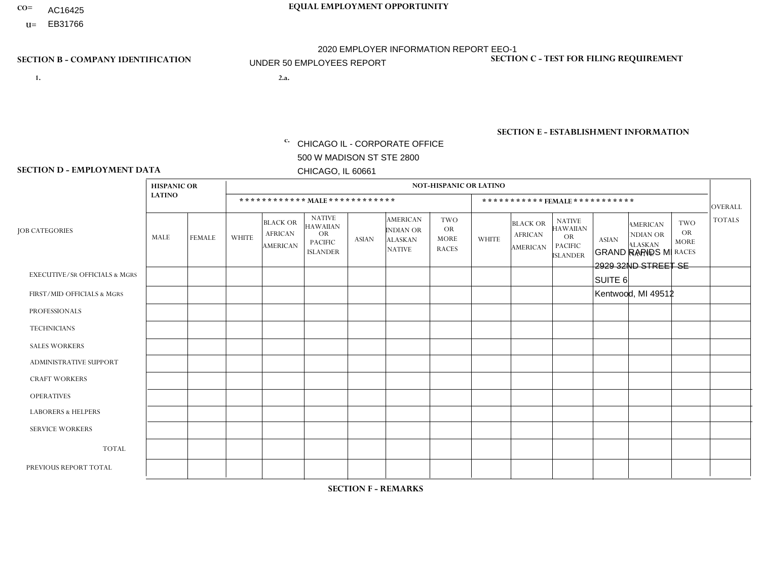CO= AC16425
U= EB31766

**EQUAL EMPLOYMENT OPPORTUNITY**

2020 EMPLOYER INFORMATION REPORT EEO-1

UNDER 50 EMPLOYEES REPORT

**SECTION B - COMPANY IDENTIFICATION**

1.

2.a.

c. CHICAGO IL - CORPORATE OFFICE
500 W MADISON ST STE 2800
CHICAGO, IL 60661

**SECTION C - TEST FOR FILING REQUIREMENT**

**SECTION E - ESTABLISHMENT INFORMATION**

GRAND RAPIDS MI
2929 32ND STREET SE
SUITE 6
Kentwood, MI 49512

**SECTION D - EMPLOYMENT DATA**

| JOB CATEGORIES | HISPANIC OR LATINO | | NOT-HISPANIC OR LATINO | | | | | | | | | | | | OVERALL TOTALS |
|---|---|---|---|---|---|---|---|---|---|---|---|---|---|---|---|
| | | | MALE | | | | | | FEMALE | | | | | | |
| | MALE | FEMALE | WHITE | BLACK OR AFRICAN AMERICAN | NATIVE HAWAIIAN OR PACIFIC ISLANDER | ASIAN | AMERICAN INDIAN OR ALASKAN NATIVE | TWO OR MORE RACES | WHITE | BLACK OR AFRICAN AMERICAN | NATIVE HAWAIIAN OR PACIFIC ISLANDER | ASIAN | AMERICAN INDIAN OR ALASKAN NATIVE | TWO OR MORE RACES | |
| EXECUTIVE/Sr OFFICIALS & MGRS | | | | | | | | | | | | | | | |
| FIRST/MID OFFICIALS & MGRS | | | | | | | | | | | | | | | |
| PROFESSIONALS | | | | | | | | | | | | | | | |
| TECHNICIANS | | | | | | | | | | | | | | | |
| SALES WORKERS | | | | | | | | | | | | | | | |
| ADMINISTRATIVE SUPPORT | | | | | | | | | | | | | | | |
| CRAFT WORKERS | | | | | | | | | | | | | | | |
| OPERATIVES | | | | | | | | | | | | | | | |
| LABORERS & HELPERS | | | | | | | | | | | | | | | |
| SERVICE WORKERS | | | | | | | | | | | | | | | |
| TOTAL | | | | | | | | | | | | | | | |
| PREVIOUS REPORT TOTAL | | | | | | | | | | | | | | | |

**SECTION F - REMARKS**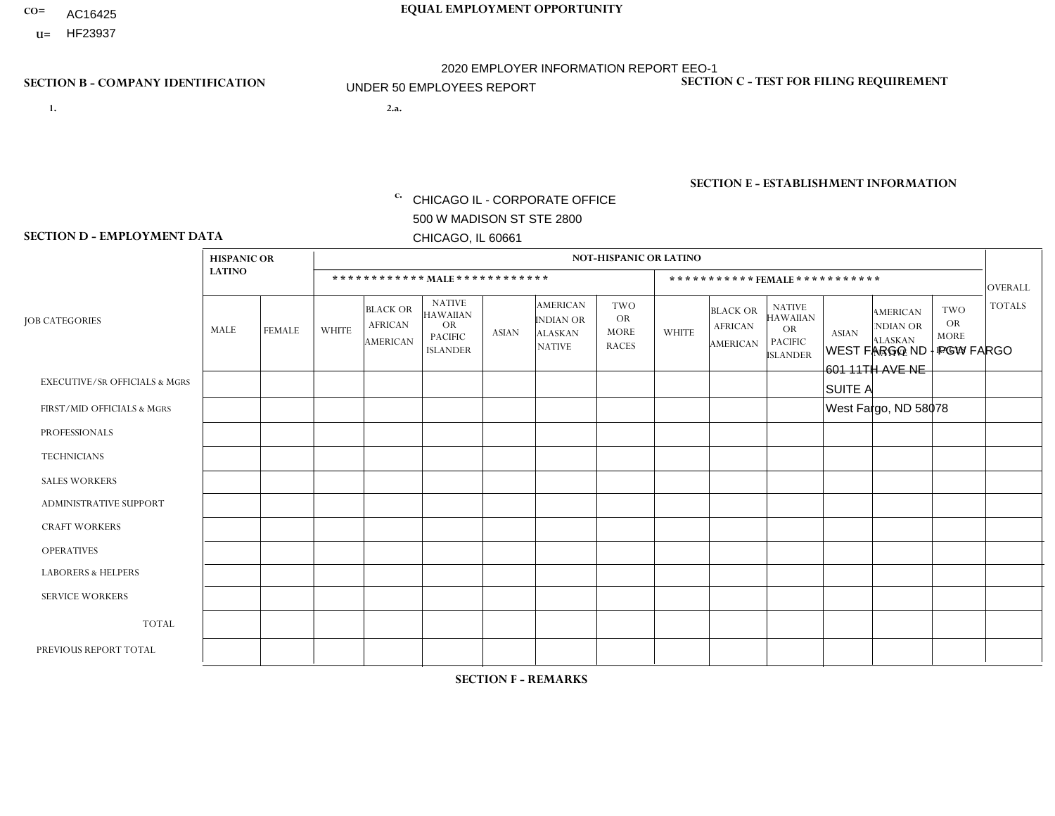CO= AC16425
U= HF23937

**EQUAL EMPLOYMENT OPPORTUNITY**

2020 EMPLOYER INFORMATION REPORT EEO-1
UNDER 50 EMPLOYEES REPORT

**SECTION B - COMPANY IDENTIFICATION**

1.

2.a.

c. CHICAGO IL - CORPORATE OFFICE
500 W MADISON ST STE 2800
CHICAGO, IL 60661

**SECTION C - TEST FOR FILING REQUIREMENT**

**SECTION E - ESTABLISHMENT INFORMATION**

WEST FARGO ND - PGW FARGO
601 11TH AVE NE
SUITE A
West Fargo, ND 58078

**SECTION D - EMPLOYMENT DATA**

| JOB CATEGORIES | HISPANIC OR LATINO | | NOT-HISPANIC OR LATINO | | | | | | | | | | | | OVERALL TOTALS |
|---|---|---|---|---|---|---|---|---|---|---|---|---|---|---|---|
| | | | MALE | | | | | | FEMALE | | | | | | |
| | MALE | FEMALE | WHITE | BLACK OR AFRICAN AMERICAN | NATIVE HAWAIIAN OR PACIFIC ISLANDER | ASIAN | AMERICAN INDIAN OR ALASKAN NATIVE | TWO OR MORE RACES | WHITE | BLACK OR AFRICAN AMERICAN | NATIVE HAWAIIAN OR PACIFIC ISLANDER | ASIAN | AMERICAN INDIAN OR ALASKAN NATIVE | TWO OR MORE RACES | |
| EXECUTIVE/SR OFFICIALS & MGRS | | | | | | | | | | | | | | | |
| FIRST/MID OFFICIALS & MGRS | | | | | | | | | | | | | | | |
| PROFESSIONALS | | | | | | | | | | | | | | | |
| TECHNICIANS | | | | | | | | | | | | | | | |
| SALES WORKERS | | | | | | | | | | | | | | | |
| ADMINISTRATIVE SUPPORT | | | | | | | | | | | | | | | |
| CRAFT WORKERS | | | | | | | | | | | | | | | |
| OPERATIVES | | | | | | | | | | | | | | | |
| LABORERS & HELPERS | | | | | | | | | | | | | | | |
| SERVICE WORKERS | | | | | | | | | | | | | | | |
| TOTAL | | | | | | | | | | | | | | | |
| PREVIOUS REPORT TOTAL | | | | | | | | | | | | | | | |

**SECTION F - REMARKS**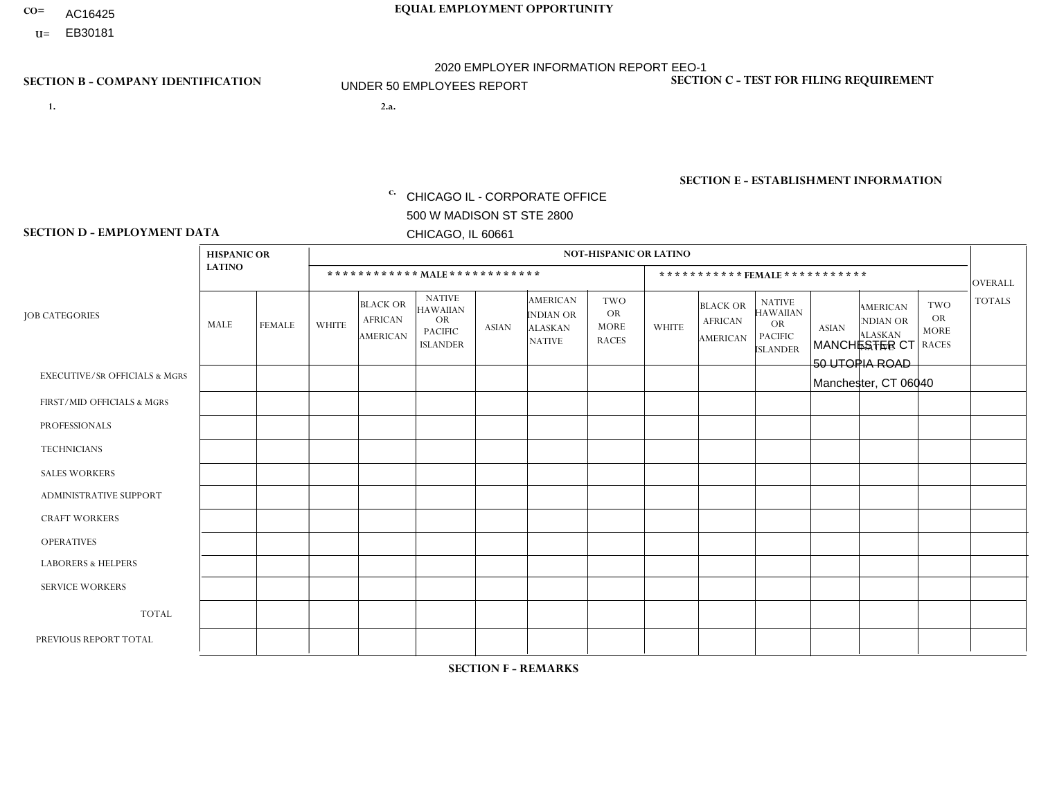CO= AC16425
U= EB30181

**EQUAL EMPLOYMENT OPPORTUNITY**

2020 EMPLOYER INFORMATION REPORT EEO-1
UNDER 50 EMPLOYEES REPORT

**SECTION B - COMPANY IDENTIFICATION**

1.

2.a.

c. CHICAGO IL - CORPORATE OFFICE
500 W MADISON ST STE 2800
CHICAGO, IL 60661

**SECTION C - TEST FOR FILING REQUIREMENT**

**SECTION E - ESTABLISHMENT INFORMATION**

MANCHESTER CT
50 UTOPIA ROAD
Manchester, CT 06040

**SECTION D - EMPLOYMENT DATA**

| JOB CATEGORIES | HISPANIC OR LATINO | | NOT-HISPANIC OR LATINO | | | | | | | | | | | | OVERALL TOTALS |
|---|---|---|---|---|---|---|---|---|---|---|---|---|---|---|---|
| | | | MALE | | | | | | FEMALE | | | | | | |
| | MALE | FEMALE | WHITE | BLACK OR AFRICAN AMERICAN | NATIVE HAWAIIAN OR PACIFIC ISLANDER | ASIAN | AMERICAN INDIAN OR ALASKAN NATIVE | TWO OR MORE RACES | WHITE | BLACK OR AFRICAN AMERICAN | NATIVE HAWAIIAN OR PACIFIC ISLANDER | ASIAN | AMERICAN INDIAN OR ALASKAN NATIVE | TWO OR MORE RACES | |
| EXECUTIVE/SR OFFICIALS & MGRS | | | | | | | | | | | | | | | |
| FIRST/MID OFFICIALS & MGRS | | | | | | | | | | | | | | | |
| PROFESSIONALS | | | | | | | | | | | | | | | |
| TECHNICIANS | | | | | | | | | | | | | | | |
| SALES WORKERS | | | | | | | | | | | | | | | |
| ADMINISTRATIVE SUPPORT | | | | | | | | | | | | | | | |
| CRAFT WORKERS | | | | | | | | | | | | | | | |
| OPERATIVES | | | | | | | | | | | | | | | |
| LABORERS & HELPERS | | | | | | | | | | | | | | | |
| SERVICE WORKERS | | | | | | | | | | | | | | | |
| TOTAL | | | | | | | | | | | | | | | |
| PREVIOUS REPORT TOTAL | | | | | | | | | | | | | | | |

**SECTION F - REMARKS**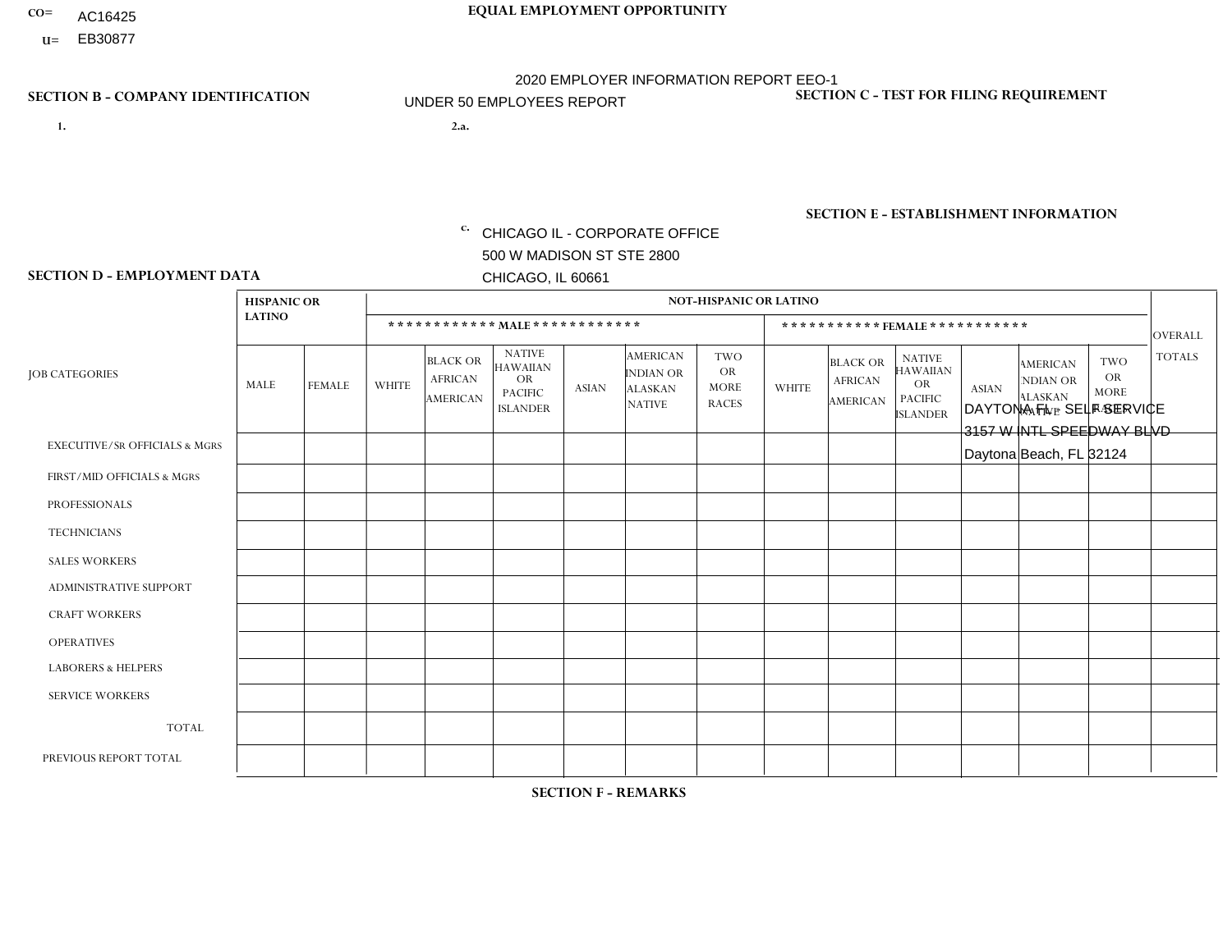CO= AC16425
U= EB30877

**EQUAL EMPLOYMENT OPPORTUNITY**

2020 EMPLOYER INFORMATION REPORT EEO-1

UNDER 50 EMPLOYEES REPORT

**SECTION B - COMPANY IDENTIFICATION**

1.

2.a.

c. CHICAGO IL - CORPORATE OFFICE
500 W MADISON ST STE 2800
CHICAGO, IL 60661

**SECTION C - TEST FOR FILING REQUIREMENT**

**SECTION E - ESTABLISHMENT INFORMATION**

DAYTONA FL - SELF SERVICE
3157 W INTL SPEEDWAY BLVD
Daytona Beach, FL 32124

**SECTION D - EMPLOYMENT DATA**

| JOB CATEGORIES | HISPANIC OR LATINO | | NOT-HISPANIC OR LATINO | | | | | | | | | | | | OVERALL TOTALS |
|---|---|---|---|---|---|---|---|---|---|---|---|---|---|---|---|
| | | | MALE | | | | | | FEMALE | | | | | | |
| | MALE | FEMALE | WHITE | BLACK OR AFRICAN AMERICAN | NATIVE HAWAIIAN OR PACIFIC ISLANDER | ASIAN | AMERICAN INDIAN OR ALASKAN NATIVE | TWO OR MORE RACES | WHITE | BLACK OR AFRICAN AMERICAN | NATIVE HAWAIIAN OR PACIFIC ISLANDER | ASIAN | AMERICAN INDIAN OR ALASKAN NATIVE | TWO OR MORE RACES | |
| EXECUTIVE/SR OFFICIALS & MGRS | | | | | | | | | | | | | | | |
| FIRST/MID OFFICIALS & MGRS | | | | | | | | | | | | | | | |
| PROFESSIONALS | | | | | | | | | | | | | | | |
| TECHNICIANS | | | | | | | | | | | | | | | |
| SALES WORKERS | | | | | | | | | | | | | | | |
| ADMINISTRATIVE SUPPORT | | | | | | | | | | | | | | | |
| CRAFT WORKERS | | | | | | | | | | | | | | | |
| OPERATIVES | | | | | | | | | | | | | | | |
| LABORERS & HELPERS | | | | | | | | | | | | | | | |
| SERVICE WORKERS | | | | | | | | | | | | | | | |
| TOTAL | | | | | | | | | | | | | | | |
| PREVIOUS REPORT TOTAL | | | | | | | | | | | | | | | |

**SECTION F - REMARKS**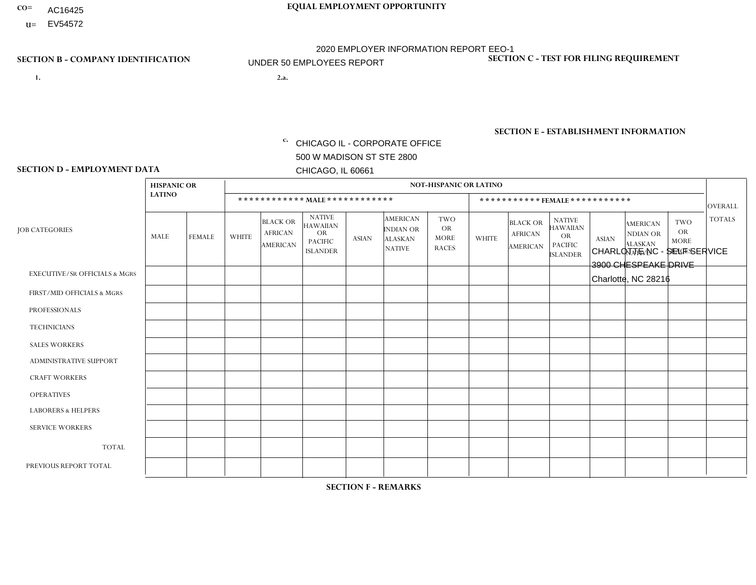CO= AC16425
U= EV54572

**EQUAL EMPLOYMENT OPPORTUNITY**

2020 EMPLOYER INFORMATION REPORT EEO-1

UNDER 50 EMPLOYEES REPORT

**SECTION B - COMPANY IDENTIFICATION**

1.

2.a.

c. CHICAGO IL - CORPORATE OFFICE
500 W MADISON ST STE 2800
CHICAGO, IL 60661

**SECTION C - TEST FOR FILING REQUIREMENT**

**SECTION E - ESTABLISHMENT INFORMATION**

CHARLOTTE NC - SELF SERVICE
3900 CHESPEAKE DRIVE
Charlotte, NC 28216

**SECTION D - EMPLOYMENT DATA**

| JOB CATEGORIES | HISPANIC OR LATINO | | NOT-HISPANIC OR LATINO | | | | | | | | | | | | OVERALL TOTALS |
|---|---|---|---|---|---|---|---|---|---|---|---|---|---|---|---|
| | | | MALE | | | | | | FEMALE | | | | | | |
| | MALE | FEMALE | WHITE | BLACK OR AFRICAN AMERICAN | NATIVE HAWAIIAN OR PACIFIC ISLANDER | ASIAN | AMERICAN INDIAN OR ALASKAN NATIVE | TWO OR MORE RACES | WHITE | BLACK OR AFRICAN AMERICAN | NATIVE HAWAIIAN OR PACIFIC ISLANDER | ASIAN | AMERICAN INDIAN OR ALASKAN NATIVE | TWO OR MORE RACES | |
| EXECUTIVE/Sr OFFICIALS & MGRS | | | | | | | | | | | | | | | |
| FIRST/MID OFFICIALS & MGRS | | | | | | | | | | | | | | | |
| PROFESSIONALS | | | | | | | | | | | | | | | |
| TECHNICIANS | | | | | | | | | | | | | | | |
| SALES WORKERS | | | | | | | | | | | | | | | |
| ADMINISTRATIVE SUPPORT | | | | | | | | | | | | | | | |
| CRAFT WORKERS | | | | | | | | | | | | | | | |
| OPERATIVES | | | | | | | | | | | | | | | |
| LABORERS & HELPERS | | | | | | | | | | | | | | | |
| SERVICE WORKERS | | | | | | | | | | | | | | | |
| TOTAL | | | | | | | | | | | | | | | |
| PREVIOUS REPORT TOTAL | | | | | | | | | | | | | | | |

**SECTION F - REMARKS**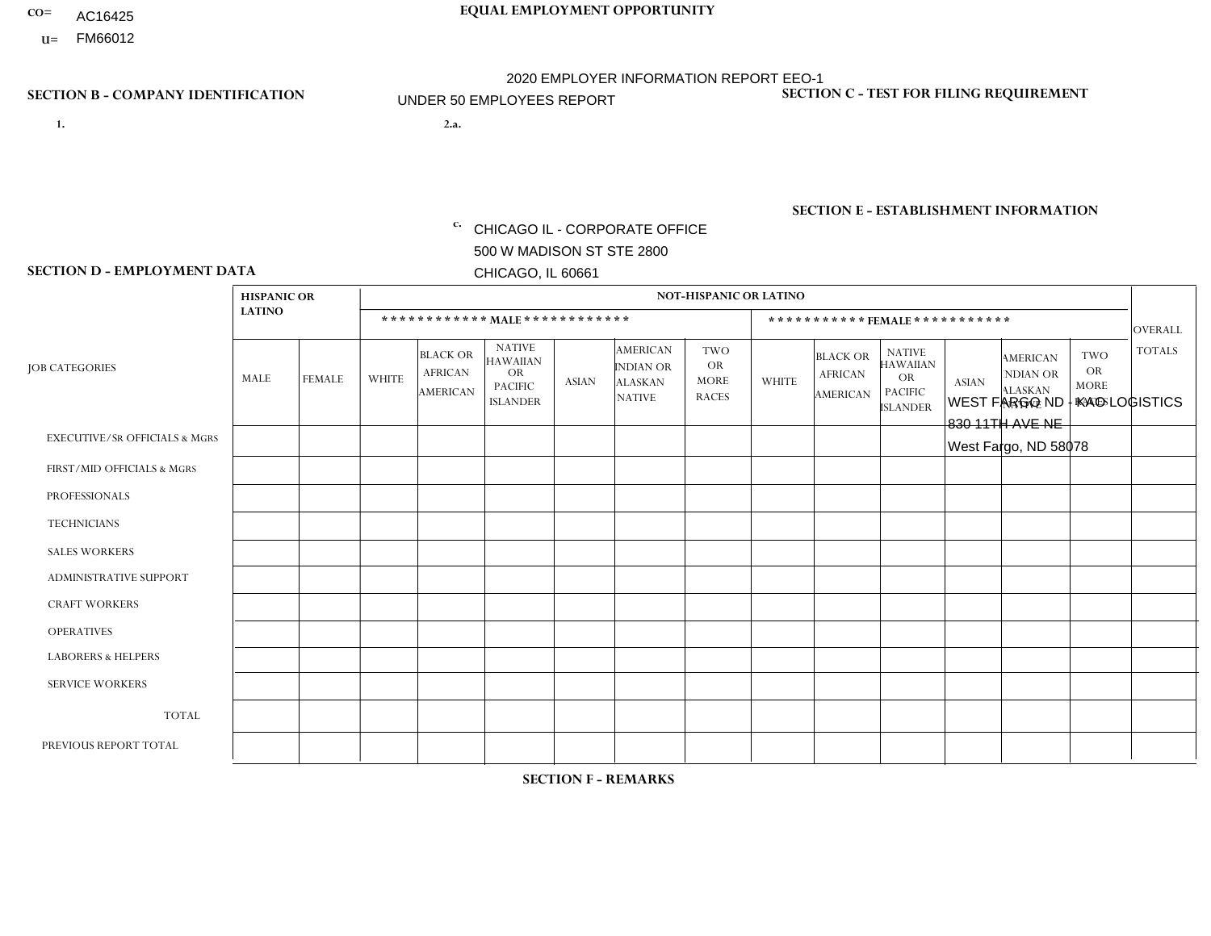CO= AC16425
U= FM66012

**EQUAL EMPLOYMENT OPPORTUNITY**

2020 EMPLOYER INFORMATION REPORT EEO-1
UNDER 50 EMPLOYEES REPORT

**SECTION B - COMPANY IDENTIFICATION**

1.

2.a.

c. CHICAGO IL - CORPORATE OFFICE
500 W MADISON ST STE 2800
CHICAGO, IL 60661

**SECTION C - TEST FOR FILING REQUIREMENT**

**SECTION E - ESTABLISHMENT INFORMATION**

WEST FARGO ND - KAG LOGISTICS
830 11TH AVE NE
West Fargo, ND 58078

**SECTION D - EMPLOYMENT DATA**

| JOB CATEGORIES | HISPANIC OR LATINO | | NOT-HISPANIC OR LATINO | | | | | | | | | | | | OVERALL TOTALS |
|---|---|---|---|---|---|---|---|---|---|---|---|---|---|---|---|
| | | | ************ MALE ************ | | | | | | *********** FEMALE *********** | | | | | | |
| | MALE | FEMALE | WHITE | BLACK OR AFRICAN AMERICAN | NATIVE HAWAIIAN OR PACIFIC ISLANDER | ASIAN | AMERICAN INDIAN OR ALASKAN NATIVE | TWO OR MORE RACES | WHITE | BLACK OR AFRICAN AMERICAN | NATIVE HAWAIIAN OR PACIFIC ISLANDER | ASIAN | AMERICAN INDIAN OR ALASKAN NATIVE | TWO OR MORE RACES | |
| EXECUTIVE/Sr OFFICIALS & MGRS | | | | | | | | | | | | | | | |
| FIRST/MID OFFICIALS & MGRS | | | | | | | | | | | | | | | |
| PROFESSIONALS | | | | | | | | | | | | | | | |
| TECHNICIANS | | | | | | | | | | | | | | | |
| SALES WORKERS | | | | | | | | | | | | | | | |
| ADMINISTRATIVE SUPPORT | | | | | | | | | | | | | | | |
| CRAFT WORKERS | | | | | | | | | | | | | | | |
| OPERATIVES | | | | | | | | | | | | | | | |
| LABORERS & HELPERS | | | | | | | | | | | | | | | |
| SERVICE WORKERS | | | | | | | | | | | | | | | |
| TOTAL | | | | | | | | | | | | | | | |
| PREVIOUS REPORT TOTAL | | | | | | | | | | | | | | | |

**SECTION F - REMARKS**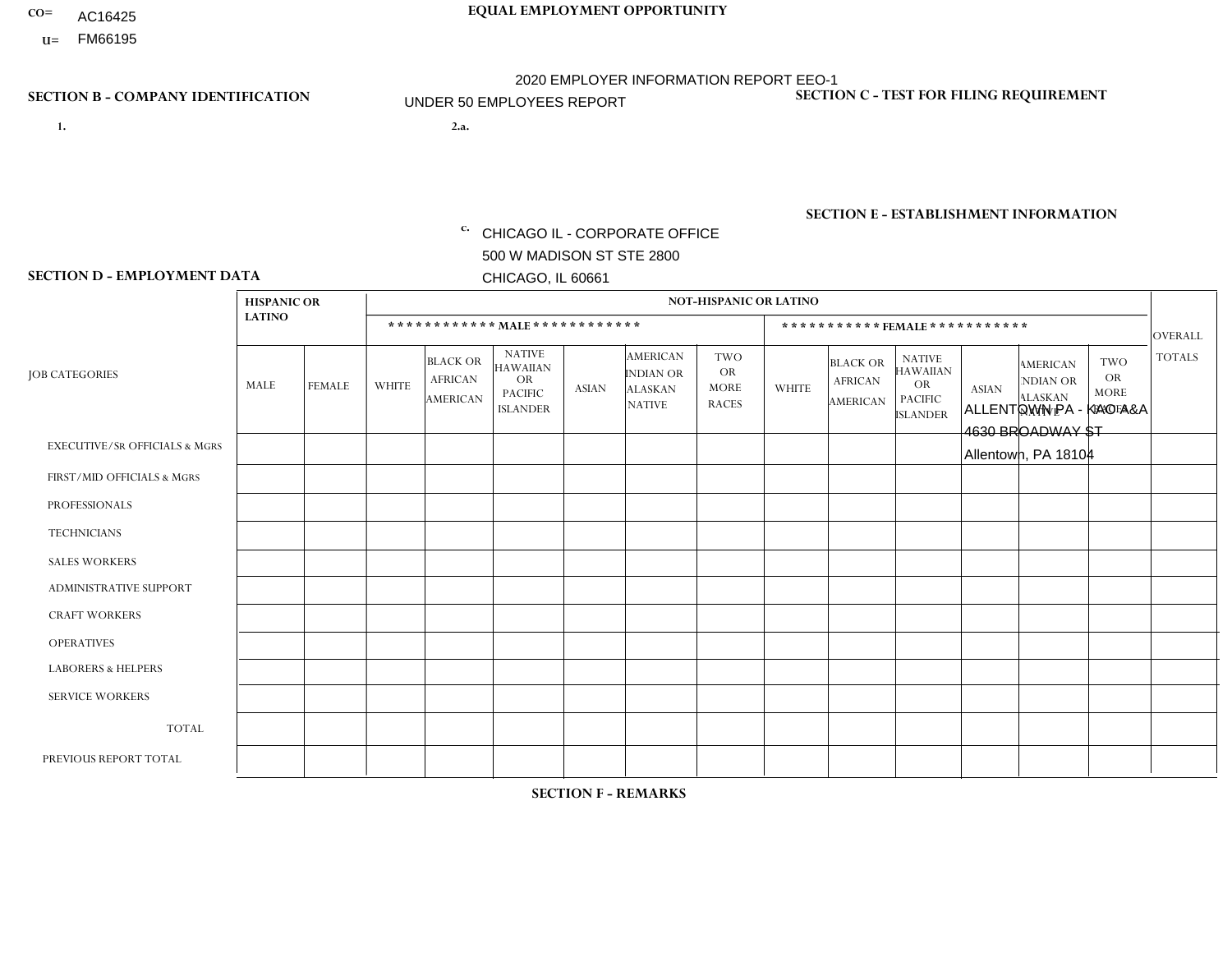CO= AC16425
U= FM66195

**EQUAL EMPLOYMENT OPPORTUNITY**

2020 EMPLOYER INFORMATION REPORT EEO-1
UNDER 50 EMPLOYEES REPORT

**SECTION B - COMPANY IDENTIFICATION**

1.

2.a.

c. CHICAGO IL - CORPORATE OFFICE
500 W MADISON ST STE 2800
CHICAGO, IL 60661

**SECTION C - TEST FOR FILING REQUIREMENT**

**SECTION E - ESTABLISHMENT INFORMATION**

ALLENTOWN PA - KAO A&A
4630 BROADWAY ST
Allentown, PA 18104

**SECTION D - EMPLOYMENT DATA**

| JOB CATEGORIES | HISPANIC OR LATINO | | NOT-HISPANIC OR LATINO | | | | | | | | | | | | OVERALL TOTALS |
|---|---|---|---|---|---|---|---|---|---|---|---|---|---|---|---|
| | | | ************ MALE ************ | | | | | | *********** FEMALE *********** | | | | | | |
| | MALE | FEMALE | WHITE | BLACK OR AFRICAN AMERICAN | NATIVE HAWAIIAN OR PACIFIC ISLANDER | ASIAN | AMERICAN INDIAN OR ALASKAN NATIVE | TWO OR MORE RACES | WHITE | BLACK OR AFRICAN AMERICAN | NATIVE HAWAIIAN OR PACIFIC ISLANDER | ASIAN | AMERICAN INDIAN OR ALASKAN NATIVE | TWO OR MORE RACES | |
| EXECUTIVE/SR OFFICIALS & MGRS | | | | | | | | | | | | | | | |
| FIRST/MID OFFICIALS & MGRS | | | | | | | | | | | | | | | |
| PROFESSIONALS | | | | | | | | | | | | | | | |
| TECHNICIANS | | | | | | | | | | | | | | | |
| SALES WORKERS | | | | | | | | | | | | | | | |
| ADMINISTRATIVE SUPPORT | | | | | | | | | | | | | | | |
| CRAFT WORKERS | | | | | | | | | | | | | | | |
| OPERATIVES | | | | | | | | | | | | | | | |
| LABORERS & HELPERS | | | | | | | | | | | | | | | |
| SERVICE WORKERS | | | | | | | | | | | | | | | |
| TOTAL | | | | | | | | | | | | | | | |
| PREVIOUS REPORT TOTAL | | | | | | | | | | | | | | | |

**SECTION F - REMARKS**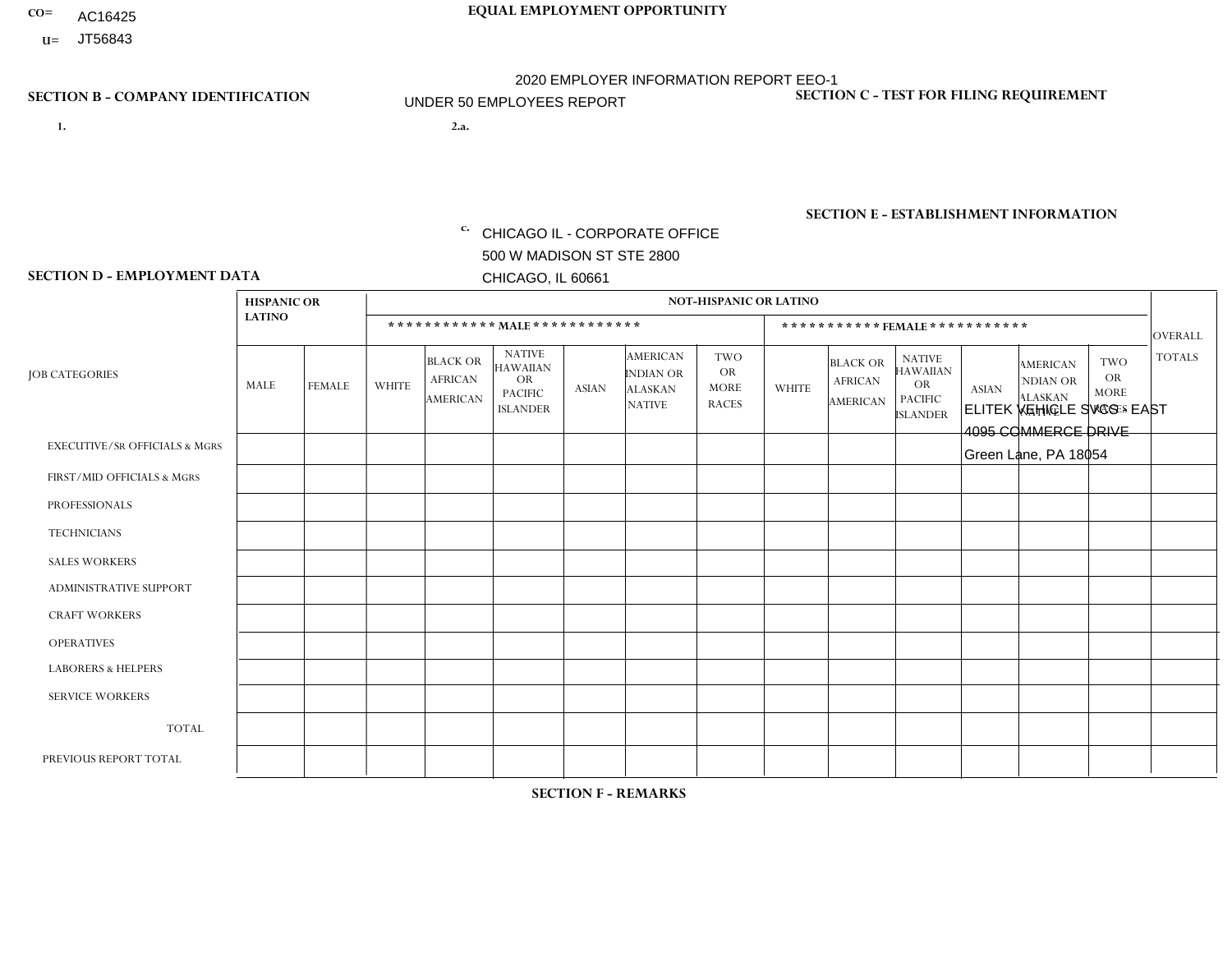CO= AC16425
U= JT56843

EQUAL EMPLOYMENT OPPORTUNITY

2020 EMPLOYER INFORMATION REPORT EEO-1
UNDER 50 EMPLOYEES REPORT

**SECTION B - COMPANY IDENTIFICATION**

1.

2.a.

c. CHICAGO IL - CORPORATE OFFICE
500 W MADISON ST STE 2800
CHICAGO, IL 60661

**SECTION C - TEST FOR FILING REQUIREMENT**

**SECTION E - ESTABLISHMENT INFORMATION**

ELITEK VEHICLE SVCS - EAST
4095 COMMERCE DRIVE
Green Lane, PA 18054

**SECTION D - EMPLOYMENT DATA**

| JOB CATEGORIES | HISPANIC OR LATINO | | NOT-HISPANIC OR LATINO | | | | | | | | | | | | OVERALL TOTALS |
|---|---|---|---|---|---|---|---|---|---|---|---|---|---|---|---|
| | | | MALE | | | | | | FEMALE | | | | | | |
| | MALE | FEMALE | WHITE | BLACK OR AFRICAN AMERICAN | NATIVE HAWAIIAN OR PACIFIC ISLANDER | ASIAN | AMERICAN INDIAN OR ALASKAN NATIVE | TWO OR MORE RACES | WHITE | BLACK OR AFRICAN AMERICAN | NATIVE HAWAIIAN OR PACIFIC ISLANDER | ASIAN | AMERICAN INDIAN OR ALASKAN NATIVE | TWO OR MORE RACES | |
| EXECUTIVE/Sr OFFICIALS & MGRS | | | | | | | | | | | | | | | |
| FIRST/MID OFFICIALS & MGRS | | | | | | | | | | | | | | | |
| PROFESSIONALS | | | | | | | | | | | | | | | |
| TECHNICIANS | | | | | | | | | | | | | | | |
| SALES WORKERS | | | | | | | | | | | | | | | |
| ADMINISTRATIVE SUPPORT | | | | | | | | | | | | | | | |
| CRAFT WORKERS | | | | | | | | | | | | | | | |
| OPERATIVES | | | | | | | | | | | | | | | |
| LABORERS & HELPERS | | | | | | | | | | | | | | | |
| SERVICE WORKERS | | | | | | | | | | | | | | | |
| TOTAL | | | | | | | | | | | | | | | |
| PREVIOUS REPORT TOTAL | | | | | | | | | | | | | | | |

**SECTION F - REMARKS**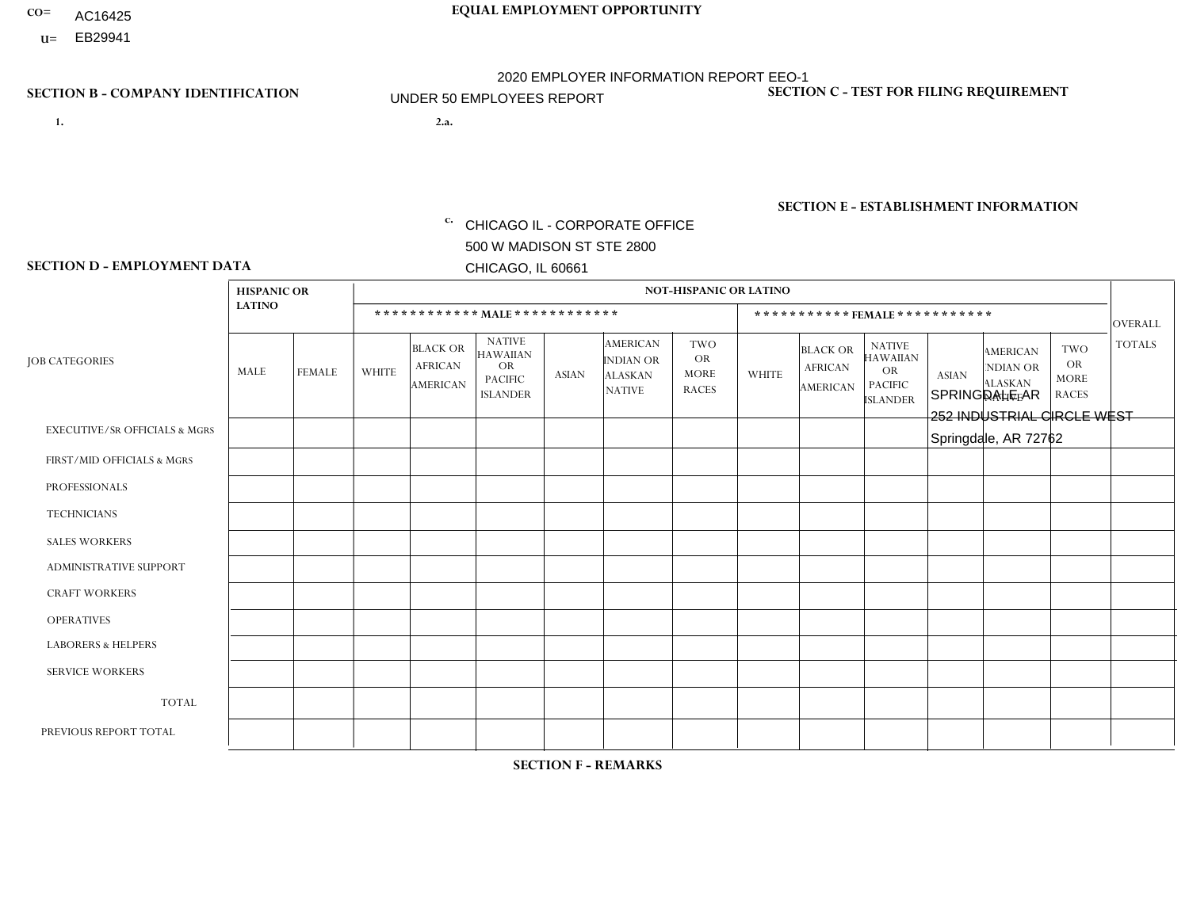CO= AC16425
U= EB29941

**EQUAL EMPLOYMENT OPPORTUNITY**

2020 EMPLOYER INFORMATION REPORT EEO-1
UNDER 50 EMPLOYEES REPORT

**SECTION B - COMPANY IDENTIFICATION**

1.

2.a.

c. CHICAGO IL - CORPORATE OFFICE
500 W MADISON ST STE 2800
CHICAGO, IL 60661

**SECTION C - TEST FOR FILING REQUIREMENT**

**SECTION E - ESTABLISHMENT INFORMATION**

SPRINGDALE AR
252 INDUSTRIAL CIRCLE WEST
Springdale, AR 72762

**SECTION D - EMPLOYMENT DATA**

| JOB CATEGORIES | HISPANIC OR LATINO | | NOT-HISPANIC OR LATINO | | | | | | | | | | | | OVERALL TOTALS |
|---|---|---|---|---|---|---|---|---|---|---|---|---|---|---|---|
| | | | MALE | | | | | | FEMALE | | | | | | |
| | MALE | FEMALE | WHITE | BLACK OR AFRICAN AMERICAN | NATIVE HAWAIIAN OR PACIFIC ISLANDER | ASIAN | AMERICAN INDIAN OR ALASKAN NATIVE | TWO OR MORE RACES | WHITE | BLACK OR AFRICAN AMERICAN | NATIVE HAWAIIAN OR PACIFIC ISLANDER | ASIAN | AMERICAN INDIAN OR ALASKAN NATIVE | TWO OR MORE RACES | |
| EXECUTIVE/SR OFFICIALS & MGRS | | | | | | | | | | | | | | | |
| FIRST/MID OFFICIALS & MGRS | | | | | | | | | | | | | | | |
| PROFESSIONALS | | | | | | | | | | | | | | | |
| TECHNICIANS | | | | | | | | | | | | | | | |
| SALES WORKERS | | | | | | | | | | | | | | | |
| ADMINISTRATIVE SUPPORT | | | | | | | | | | | | | | | |
| CRAFT WORKERS | | | | | | | | | | | | | | | |
| OPERATIVES | | | | | | | | | | | | | | | |
| LABORERS & HELPERS | | | | | | | | | | | | | | | |
| SERVICE WORKERS | | | | | | | | | | | | | | | |
| TOTAL | | | | | | | | | | | | | | | |
| PREVIOUS REPORT TOTAL | | | | | | | | | | | | | | | |

**SECTION F - REMARKS**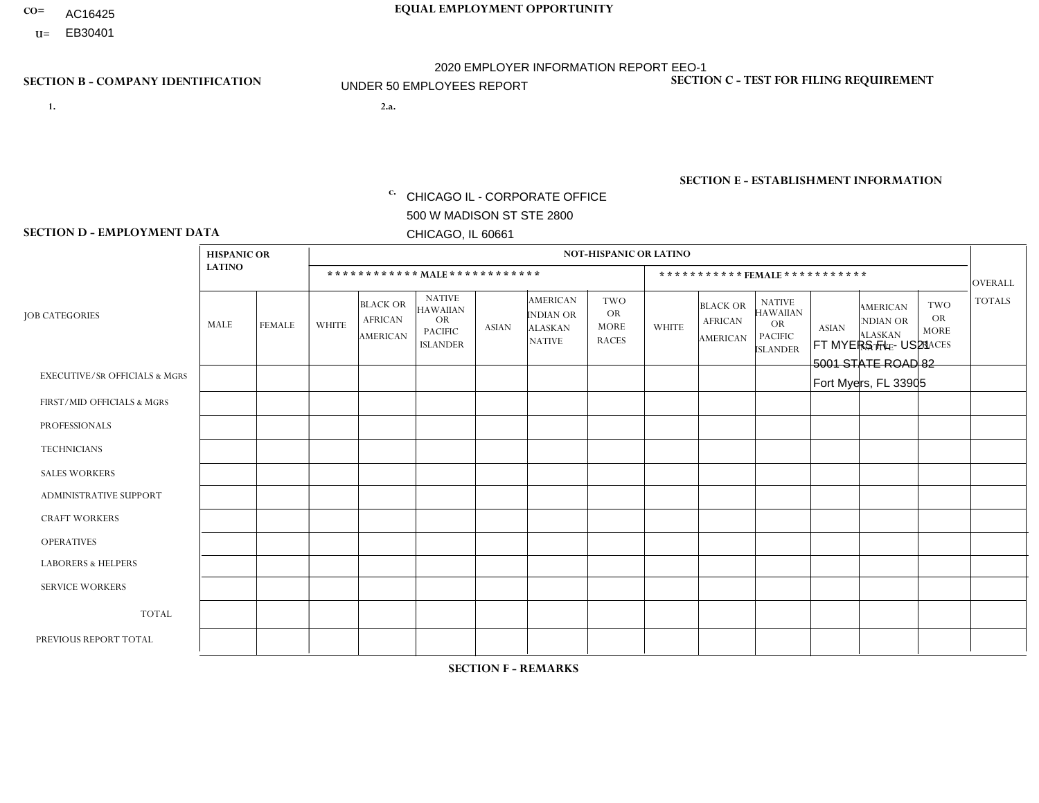CO= AC16425
U= EB30401

**EQUAL EMPLOYMENT OPPORTUNITY**

2020 EMPLOYER INFORMATION REPORT EEO-1
UNDER 50 EMPLOYEES REPORT

**SECTION B - COMPANY IDENTIFICATION**

1.

2.a.

c. CHICAGO IL - CORPORATE OFFICE
500 W MADISON ST STE 2800
CHICAGO, IL 60661

**SECTION C - TEST FOR FILING REQUIREMENT**

**SECTION E - ESTABLISHMENT INFORMATION**

FT MYERS FL - US21
5001 STATE ROAD 82
Fort Myers, FL 33905

**SECTION D - EMPLOYMENT DATA**

| JOB CATEGORIES | HISPANIC OR LATINO | | NOT-HISPANIC OR LATINO | | | | | | | | | | | | OVERALL TOTALS |
|---|---|---|---|---|---|---|---|---|---|---|---|---|---|---|---|
| | | | MALE | | | | | | FEMALE | | | | | | |
| | MALE | FEMALE | WHITE | BLACK OR AFRICAN AMERICAN | NATIVE HAWAIIAN OR PACIFIC ISLANDER | ASIAN | AMERICAN INDIAN OR ALASKAN NATIVE | TWO OR MORE RACES | WHITE | BLACK OR AFRICAN AMERICAN | NATIVE HAWAIIAN OR PACIFIC ISLANDER | ASIAN | AMERICAN INDIAN OR ALASKAN NATIVE | TWO OR MORE RACES | |
| EXECUTIVE/SR OFFICIALS & MGRS | | | | | | | | | | | | | | | |
| FIRST/MID OFFICIALS & MGRS | | | | | | | | | | | | | | | |
| PROFESSIONALS | | | | | | | | | | | | | | | |
| TECHNICIANS | | | | | | | | | | | | | | | |
| SALES WORKERS | | | | | | | | | | | | | | | |
| ADMINISTRATIVE SUPPORT | | | | | | | | | | | | | | | |
| CRAFT WORKERS | | | | | | | | | | | | | | | |
| OPERATIVES | | | | | | | | | | | | | | | |
| LABORERS & HELPERS | | | | | | | | | | | | | | | |
| SERVICE WORKERS | | | | | | | | | | | | | | | |
| TOTAL | | | | | | | | | | | | | | | |
| PREVIOUS REPORT TOTAL | | | | | | | | | | | | | | | |

**SECTION F - REMARKS**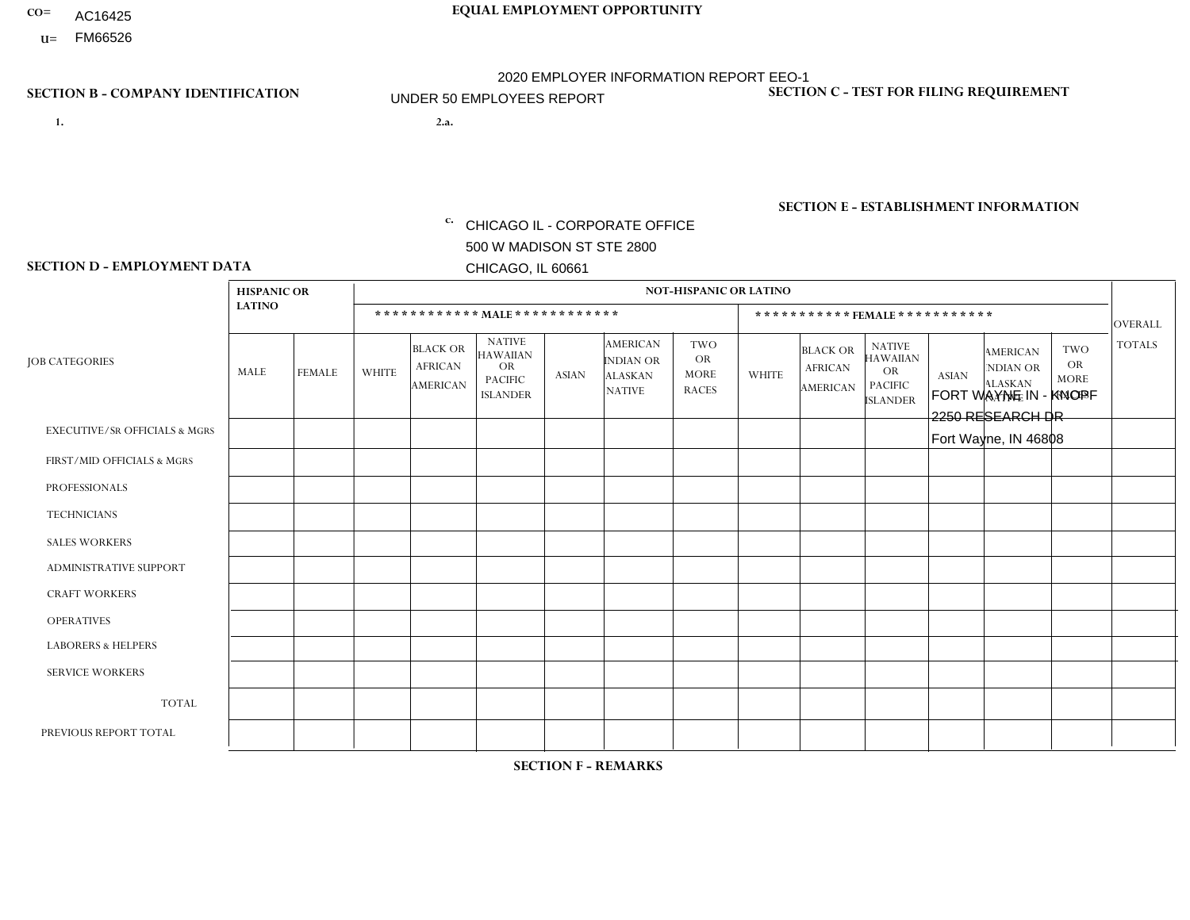CO= AC16425
U= FM66526

**EQUAL EMPLOYMENT OPPORTUNITY**

2020 EMPLOYER INFORMATION REPORT EEO-1
UNDER 50 EMPLOYEES REPORT

**SECTION B - COMPANY IDENTIFICATION**

1.

2.a.

c. CHICAGO IL - CORPORATE OFFICE
500 W MADISON ST STE 2800
CHICAGO, IL 60661

**SECTION C - TEST FOR FILING REQUIREMENT**

**SECTION E - ESTABLISHMENT INFORMATION**

FORT WAYNE IN - KNOPF
2250 RESEARCH DR
Fort Wayne, IN 46808

**SECTION D - EMPLOYMENT DATA**

| JOB CATEGORIES | HISPANIC OR LATINO | | NOT-HISPANIC OR LATINO | | | | | | | | | | | | OVERALL TOTALS |
|---|---|---|---|---|---|---|---|---|---|---|---|---|---|---|---|
| | | | MALE | | | | | | FEMALE | | | | | | |
| | MALE | FEMALE | WHITE | BLACK OR AFRICAN AMERICAN | NATIVE HAWAIIAN OR PACIFIC ISLANDER | ASIAN | AMERICAN INDIAN OR ALASKAN NATIVE | TWO OR MORE RACES | WHITE | BLACK OR AFRICAN AMERICAN | NATIVE HAWAIIAN OR PACIFIC ISLANDER | ASIAN | AMERICAN INDIAN OR ALASKAN NATIVE | TWO OR MORE RACES | |
| EXECUTIVE/SR OFFICIALS & MGRS | | | | | | | | | | | | | | | |
| FIRST/MID OFFICIALS & MGRS | | | | | | | | | | | | | | | |
| PROFESSIONALS | | | | | | | | | | | | | | | |
| TECHNICIANS | | | | | | | | | | | | | | | |
| SALES WORKERS | | | | | | | | | | | | | | | |
| ADMINISTRATIVE SUPPORT | | | | | | | | | | | | | | | |
| CRAFT WORKERS | | | | | | | | | | | | | | | |
| OPERATIVES | | | | | | | | | | | | | | | |
| LABORERS & HELPERS | | | | | | | | | | | | | | | |
| SERVICE WORKERS | | | | | | | | | | | | | | | |
| TOTAL | | | | | | | | | | | | | | | |
| PREVIOUS REPORT TOTAL | | | | | | | | | | | | | | | |

**SECTION F - REMARKS**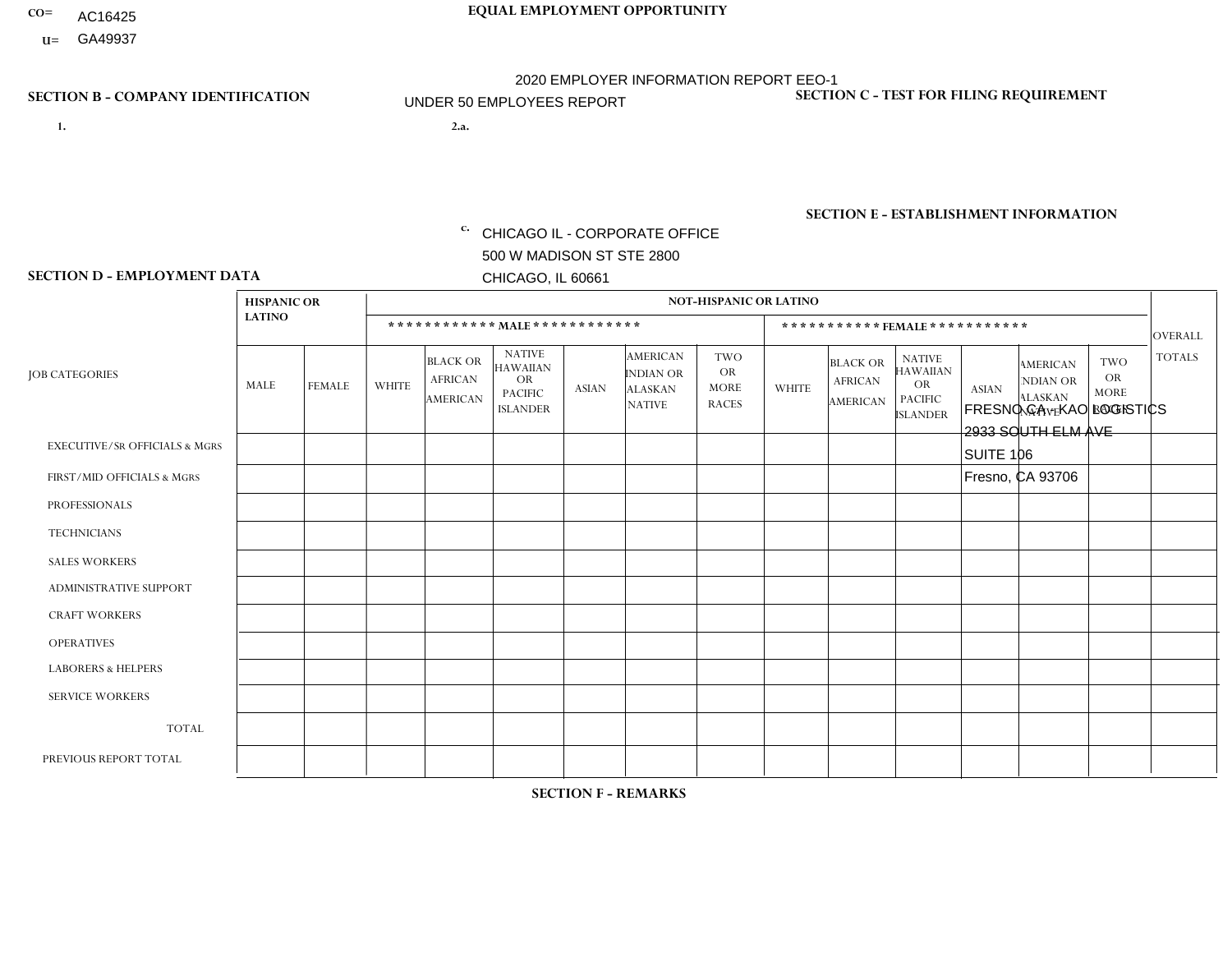CO= AC16425
U= GA49937

**EQUAL EMPLOYMENT OPPORTUNITY**

2020 EMPLOYER INFORMATION REPORT EEO-1
UNDER 50 EMPLOYEES REPORT

**SECTION B - COMPANY IDENTIFICATION**

1.

2.a.

c. CHICAGO IL - CORPORATE OFFICE
500 W MADISON ST STE 2800
CHICAGO, IL 60661

**SECTION C - TEST FOR FILING REQUIREMENT**

**SECTION E - ESTABLISHMENT INFORMATION**

FRESNO CA - KAO LOGISTICS
2933 SOUTH ELM AVE
SUITE 106
Fresno, CA 93706

**SECTION D - EMPLOYMENT DATA**

| JOB CATEGORIES | HISPANIC OR LATINO | | NOT-HISPANIC OR LATINO | | | | | | | | | | | | OVERALL TOTALS |
|---|---|---|---|---|---|---|---|---|---|---|---|---|---|---|---|
| | | | MALE | | | | | | FEMALE | | | | | | |
| | MALE | FEMALE | WHITE | BLACK OR AFRICAN AMERICAN | NATIVE HAWAIIAN OR PACIFIC ISLANDER | ASIAN | AMERICAN INDIAN OR ALASKAN NATIVE | TWO OR MORE RACES | WHITE | BLACK OR AFRICAN AMERICAN | NATIVE HAWAIIAN OR PACIFIC ISLANDER | ASIAN | AMERICAN INDIAN OR ALASKAN NATIVE | TWO OR MORE RACES | |
| EXECUTIVE/SR OFFICIALS & MGRS | | | | | | | | | | | | | | | |
| FIRST/MID OFFICIALS & MGRS | | | | | | | | | | | | | | | |
| PROFESSIONALS | | | | | | | | | | | | | | | |
| TECHNICIANS | | | | | | | | | | | | | | | |
| SALES WORKERS | | | | | | | | | | | | | | | |
| ADMINISTRATIVE SUPPORT | | | | | | | | | | | | | | | |
| CRAFT WORKERS | | | | | | | | | | | | | | | |
| OPERATIVES | | | | | | | | | | | | | | | |
| LABORERS & HELPERS | | | | | | | | | | | | | | | |
| SERVICE WORKERS | | | | | | | | | | | | | | | |
| TOTAL | | | | | | | | | | | | | | | |
| PREVIOUS REPORT TOTAL | | | | | | | | | | | | | | | |

**SECTION F - REMARKS**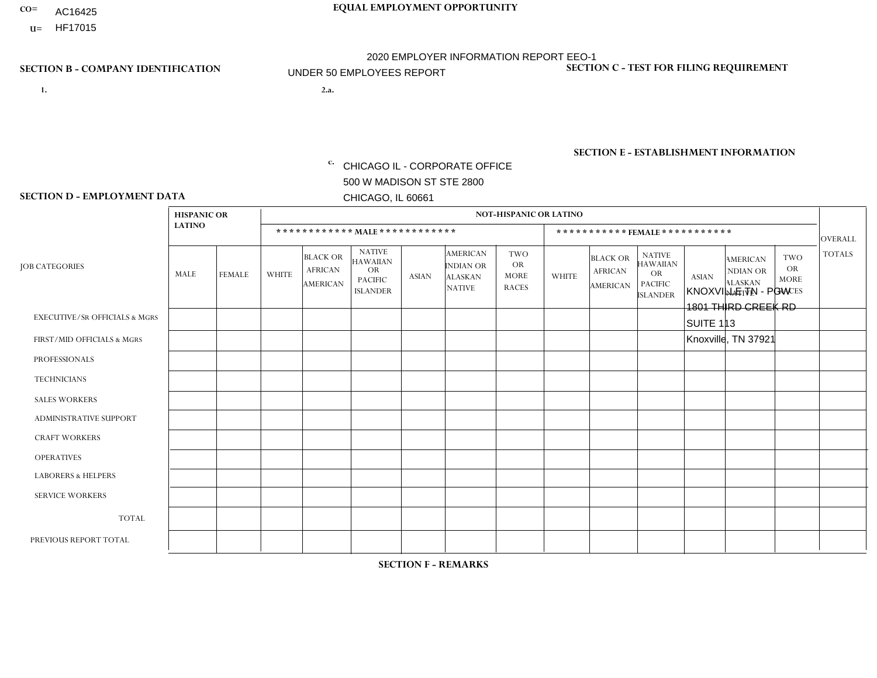CO= AC16425
U= HF17015

**EQUAL EMPLOYMENT OPPORTUNITY**

2020 EMPLOYER INFORMATION REPORT EEO-1
UNDER 50 EMPLOYEES REPORT

**SECTION B - COMPANY IDENTIFICATION**

1.

2.a.

c. CHICAGO IL - CORPORATE OFFICE
500 W MADISON ST STE 2800
CHICAGO, IL 60661

**SECTION C - TEST FOR FILING REQUIREMENT**

**SECTION E - ESTABLISHMENT INFORMATION**

KNOXVILLE TN - PGW
1801 THIRD CREEK RD
SUITE 113
Knoxville, TN 37921

**SECTION D - EMPLOYMENT DATA**

| JOB CATEGORIES | HISPANIC OR LATINO | | NOT-HISPANIC OR LATINO | | | | | | | | | | | | OVERALL TOTALS |
|---|---|---|---|---|---|---|---|---|---|---|---|---|---|---|---|
| | | | MALE | | | | | | FEMALE | | | | | | |
| | MALE | FEMALE | WHITE | BLACK OR AFRICAN AMERICAN | NATIVE HAWAIIAN OR PACIFIC ISLANDER | ASIAN | AMERICAN INDIAN OR ALASKAN NATIVE | TWO OR MORE RACES | WHITE | BLACK OR AFRICAN AMERICAN | NATIVE HAWAIIAN OR PACIFIC ISLANDER | ASIAN | AMERICAN INDIAN OR ALASKAN NATIVE | TWO OR MORE RACES | |
| EXECUTIVE/SR OFFICIALS & MGRS | | | | | | | | | | | | | | | |
| FIRST/MID OFFICIALS & MGRS | | | | | | | | | | | | | | | |
| PROFESSIONALS | | | | | | | | | | | | | | | |
| TECHNICIANS | | | | | | | | | | | | | | | |
| SALES WORKERS | | | | | | | | | | | | | | | |
| ADMINISTRATIVE SUPPORT | | | | | | | | | | | | | | | |
| CRAFT WORKERS | | | | | | | | | | | | | | | |
| OPERATIVES | | | | | | | | | | | | | | | |
| LABORERS & HELPERS | | | | | | | | | | | | | | | |
| SERVICE WORKERS | | | | | | | | | | | | | | | |
| TOTAL | | | | | | | | | | | | | | | |
| PREVIOUS REPORT TOTAL | | | | | | | | | | | | | | | |

**SECTION F - REMARKS**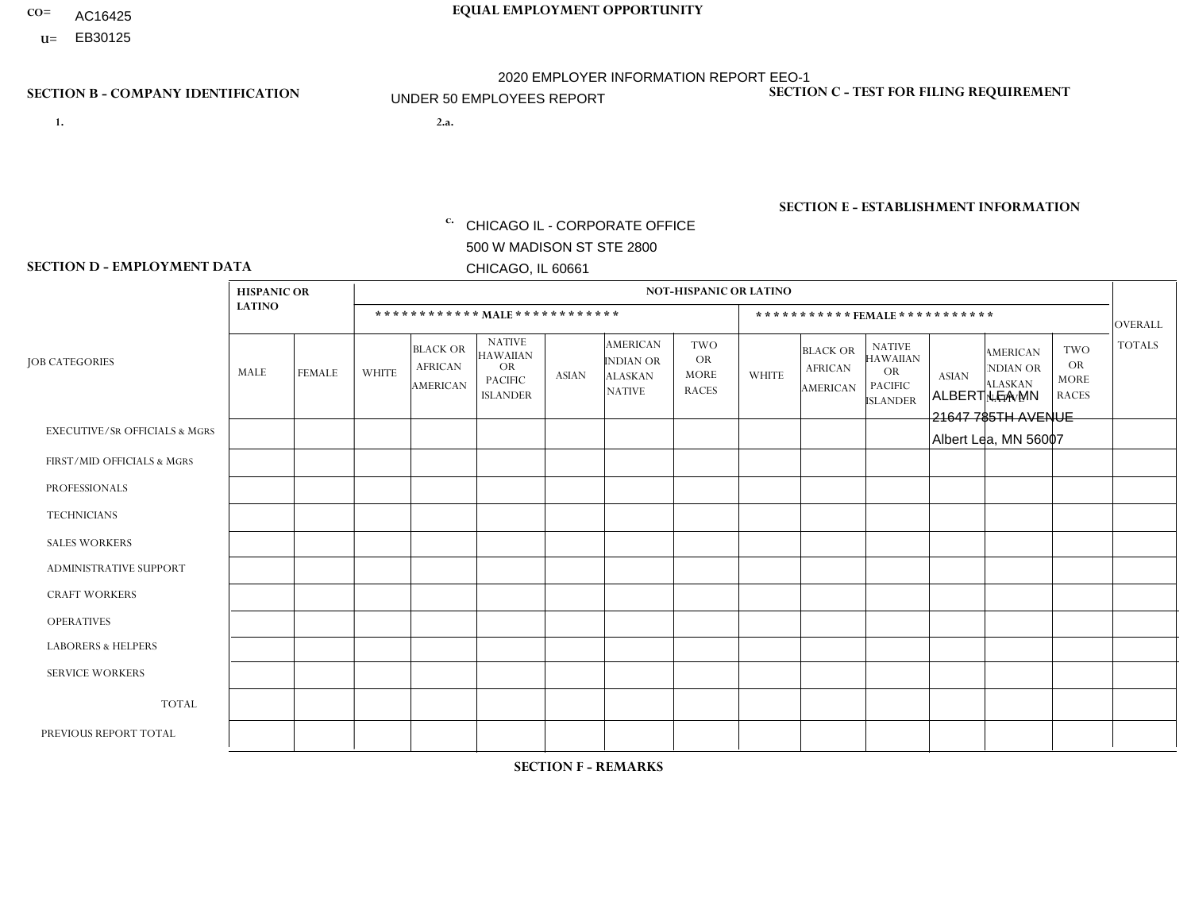CO= AC16425
U= EB30125

**EQUAL EMPLOYMENT OPPORTUNITY**

2020 EMPLOYER INFORMATION REPORT EEO-1
UNDER 50 EMPLOYEES REPORT

**SECTION B - COMPANY IDENTIFICATION**

1.

2.a.

c. CHICAGO IL - CORPORATE OFFICE
500 W MADISON ST STE 2800
CHICAGO, IL 60661

**SECTION C - TEST FOR FILING REQUIREMENT**

**SECTION E - ESTABLISHMENT INFORMATION**

ALBERT LEA MN
21647 785TH AVENUE
Albert Lea, MN 56007

**SECTION D - EMPLOYMENT DATA**

| JOB CATEGORIES | HISPANIC OR LATINO | | NOT-HISPANIC OR LATINO | | | | | | | | | | | | OVERALL TOTALS |
|---|---|---|---|---|---|---|---|---|---|---|---|---|---|---|---|
| | | | MALE | | | | | | FEMALE | | | | | | |
| | MALE | FEMALE | WHITE | BLACK OR AFRICAN AMERICAN | NATIVE HAWAIIAN OR PACIFIC ISLANDER | ASIAN | AMERICAN INDIAN OR ALASKAN NATIVE | TWO OR MORE RACES | WHITE | BLACK OR AFRICAN AMERICAN | NATIVE HAWAIIAN OR PACIFIC ISLANDER | ASIAN | AMERICAN INDIAN OR ALASKAN NATIVE | TWO OR MORE RACES | |
| EXECUTIVE/Sr OFFICIALS & MGRS | | | | | | | | | | | | | | | |
| FIRST/MID OFFICIALS & MGRS | | | | | | | | | | | | | | | |
| PROFESSIONALS | | | | | | | | | | | | | | | |
| TECHNICIANS | | | | | | | | | | | | | | | |
| SALES WORKERS | | | | | | | | | | | | | | | |
| ADMINISTRATIVE SUPPORT | | | | | | | | | | | | | | | |
| CRAFT WORKERS | | | | | | | | | | | | | | | |
| OPERATIVES | | | | | | | | | | | | | | | |
| LABORERS & HELPERS | | | | | | | | | | | | | | | |
| SERVICE WORKERS | | | | | | | | | | | | | | | |
| TOTAL | | | | | | | | | | | | | | | |
| PREVIOUS REPORT TOTAL | | | | | | | | | | | | | | | |

**SECTION F - REMARKS**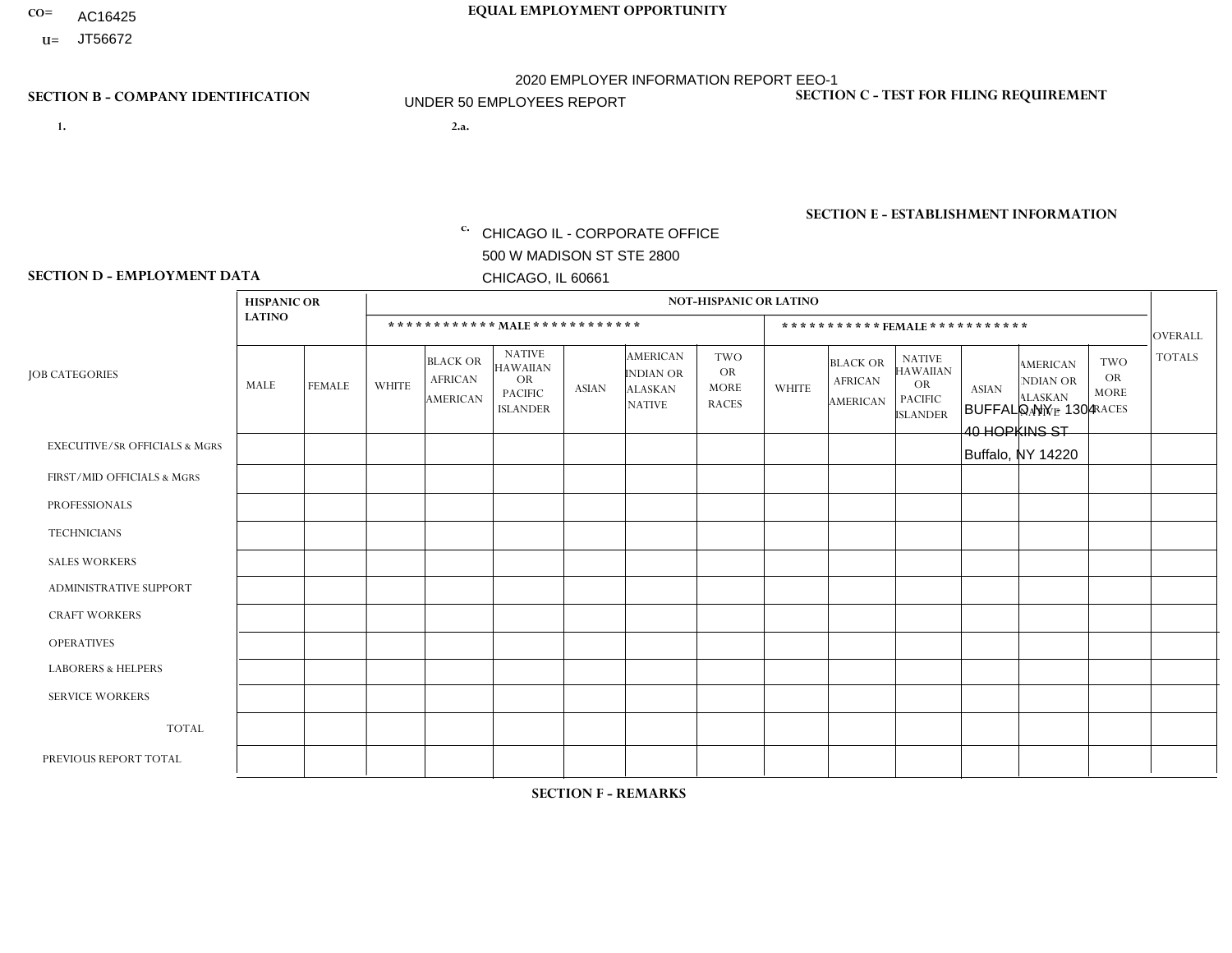CO= AC16425

U= JT56672

**EQUAL EMPLOYMENT OPPORTUNITY**

2020 EMPLOYER INFORMATION REPORT EEO-1

UNDER 50 EMPLOYEES REPORT

**SECTION B - COMPANY IDENTIFICATION**

1.

2.a.

c. CHICAGO IL - CORPORATE OFFICE
500 W MADISON ST STE 2800
CHICAGO, IL 60661

**SECTION C - TEST FOR FILING REQUIREMENT**

**SECTION E - ESTABLISHMENT INFORMATION**

BUFFALO NY - 1304
40 HOPKINS ST
Buffalo, NY 14220

**SECTION D - EMPLOYMENT DATA**

| JOB CATEGORIES | HISPANIC OR LATINO | | NOT-HISPANIC OR LATINO | | | | | | | | | | | | OVERALL TOTALS |
|---|---|---|---|---|---|---|---|---|---|---|---|---|---|---|---|
| | | | MALE | | | | | | FEMALE | | | | | | |
| | MALE | FEMALE | WHITE | BLACK OR AFRICAN AMERICAN | NATIVE HAWAIIAN OR PACIFIC ISLANDER | ASIAN | AMERICAN INDIAN OR ALASKAN NATIVE | TWO OR MORE RACES | WHITE | BLACK OR AFRICAN AMERICAN | NATIVE HAWAIIAN OR PACIFIC ISLANDER | ASIAN | AMERICAN INDIAN OR ALASKAN NATIVE | TWO OR MORE RACES | |
| EXECUTIVE/SR OFFICIALS & MGRS | | | | | | | | | | | | | | | |
| FIRST/MID OFFICIALS & MGRS | | | | | | | | | | | | | | | |
| PROFESSIONALS | | | | | | | | | | | | | | | |
| TECHNICIANS | | | | | | | | | | | | | | | |
| SALES WORKERS | | | | | | | | | | | | | | | |
| ADMINISTRATIVE SUPPORT | | | | | | | | | | | | | | | |
| CRAFT WORKERS | | | | | | | | | | | | | | | |
| OPERATIVES | | | | | | | | | | | | | | | |
| LABORERS & HELPERS | | | | | | | | | | | | | | | |
| SERVICE WORKERS | | | | | | | | | | | | | | | |
| TOTAL | | | | | | | | | | | | | | | |
| PREVIOUS REPORT TOTAL | | | | | | | | | | | | | | | |

**SECTION F - REMARKS**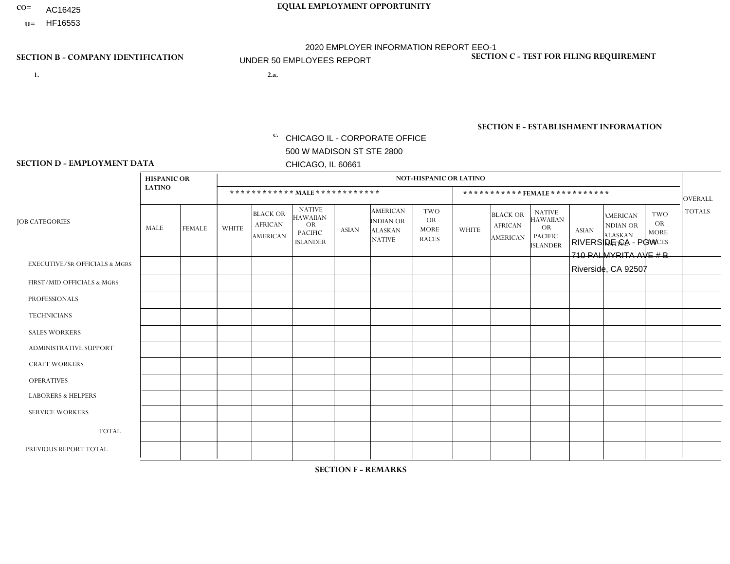CO= AC16425
U= HF16553

**EQUAL EMPLOYMENT OPPORTUNITY**

2020 EMPLOYER INFORMATION REPORT EEO-1

UNDER 50 EMPLOYEES REPORT

**SECTION B - COMPANY IDENTIFICATION**

1.

2.a.

c. CHICAGO IL - CORPORATE OFFICE
500 W MADISON ST STE 2800
CHICAGO, IL 60661

**SECTION C - TEST FOR FILING REQUIREMENT**

**SECTION E - ESTABLISHMENT INFORMATION**

RIVERSIDE CA - PGW
710 PALMYRITA AVE # B
Riverside, CA 92507

**SECTION D - EMPLOYMENT DATA**

| JOB CATEGORIES | HISPANIC OR LATINO | | NOT-HISPANIC OR LATINO | | | | | | | | | | | | OVERALL TOTALS |
|---|---|---|---|---|---|---|---|---|---|---|---|---|---|---|---|
| | | | *********** MALE *********** | | | | | | *********** FEMALE *********** | | | | | | |
| | MALE | FEMALE | WHITE | BLACK OR AFRICAN AMERICAN | NATIVE HAWAIIAN OR PACIFIC ISLANDER | ASIAN | AMERICAN INDIAN OR ALASKAN NATIVE | TWO OR MORE RACES | WHITE | BLACK OR AFRICAN AMERICAN | NATIVE HAWAIIAN OR PACIFIC ISLANDER | ASIAN | AMERICAN INDIAN OR ALASKAN NATIVE | TWO OR MORE RACES | |
| EXECUTIVE/SR OFFICIALS & MGRS | | | | | | | | | | | | | | | |
| FIRST/MID OFFICIALS & MGRS | | | | | | | | | | | | | | | |
| PROFESSIONALS | | | | | | | | | | | | | | | |
| TECHNICIANS | | | | | | | | | | | | | | | |
| SALES WORKERS | | | | | | | | | | | | | | | |
| ADMINISTRATIVE SUPPORT | | | | | | | | | | | | | | | |
| CRAFT WORKERS | | | | | | | | | | | | | | | |
| OPERATIVES | | | | | | | | | | | | | | | |
| LABORERS & HELPERS | | | | | | | | | | | | | | | |
| SERVICE WORKERS | | | | | | | | | | | | | | | |
| TOTAL | | | | | | | | | | | | | | | |
| PREVIOUS REPORT TOTAL | | | | | | | | | | | | | | | |

**SECTION F - REMARKS**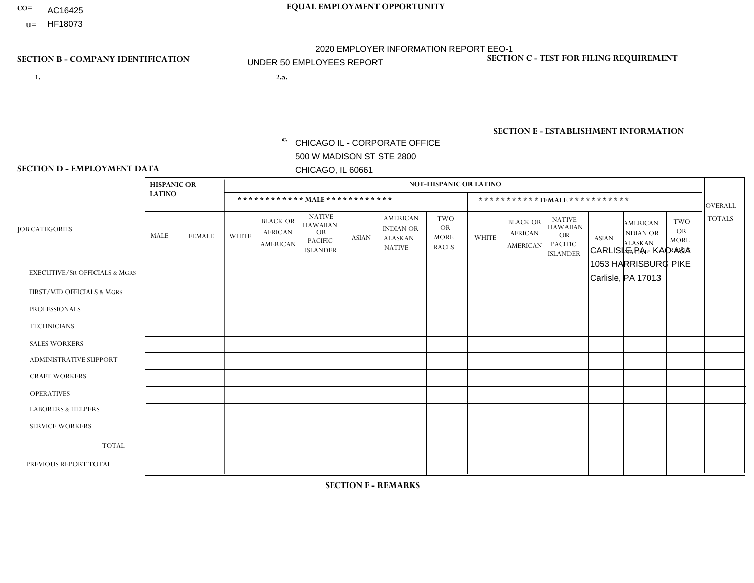CO= AC16425
U= HF18073

**EQUAL EMPLOYMENT OPPORTUNITY**

2020 EMPLOYER INFORMATION REPORT EEO-1

UNDER 50 EMPLOYEES REPORT

**SECTION B - COMPANY IDENTIFICATION**

1.

2.a.

c. CHICAGO IL - CORPORATE OFFICE
500 W MADISON ST STE 2800
CHICAGO, IL 60661

**SECTION C - TEST FOR FILING REQUIREMENT**

**SECTION E - ESTABLISHMENT INFORMATION**

CARLISLE PA - KAO A&A
1053 HARRISBURG PIKE
Carlisle, PA 17013

**SECTION D - EMPLOYMENT DATA**

| JOB CATEGORIES | HISPANIC OR LATINO | | NOT-HISPANIC OR LATINO | | | | | | | | | | | | OVERALL TOTALS |
|---|---|---|---|---|---|---|---|---|---|---|---|---|---|---|---|
| | | | MALE | | | | | | FEMALE | | | | | | |
| | MALE | FEMALE | WHITE | BLACK OR AFRICAN AMERICAN | NATIVE HAWAIIAN OR PACIFIC ISLANDER | ASIAN | AMERICAN INDIAN OR ALASKAN NATIVE | TWO OR MORE RACES | WHITE | BLACK OR AFRICAN AMERICAN | NATIVE HAWAIIAN OR PACIFIC ISLANDER | ASIAN | AMERICAN INDIAN OR ALASKAN NATIVE | TWO OR MORE RACES | |
| EXECUTIVE/Sr OFFICIALS & MGRS | | | | | | | | | | | | | | | |
| FIRST/MID OFFICIALS & MGRS | | | | | | | | | | | | | | | |
| PROFESSIONALS | | | | | | | | | | | | | | | |
| TECHNICIANS | | | | | | | | | | | | | | | |
| SALES WORKERS | | | | | | | | | | | | | | | |
| ADMINISTRATIVE SUPPORT | | | | | | | | | | | | | | | |
| CRAFT WORKERS | | | | | | | | | | | | | | | |
| OPERATIVES | | | | | | | | | | | | | | | |
| LABORERS & HELPERS | | | | | | | | | | | | | | | |
| SERVICE WORKERS | | | | | | | | | | | | | | | |
| TOTAL | | | | | | | | | | | | | | | |
| PREVIOUS REPORT TOTAL | | | | | | | | | | | | | | | |

**SECTION F - REMARKS**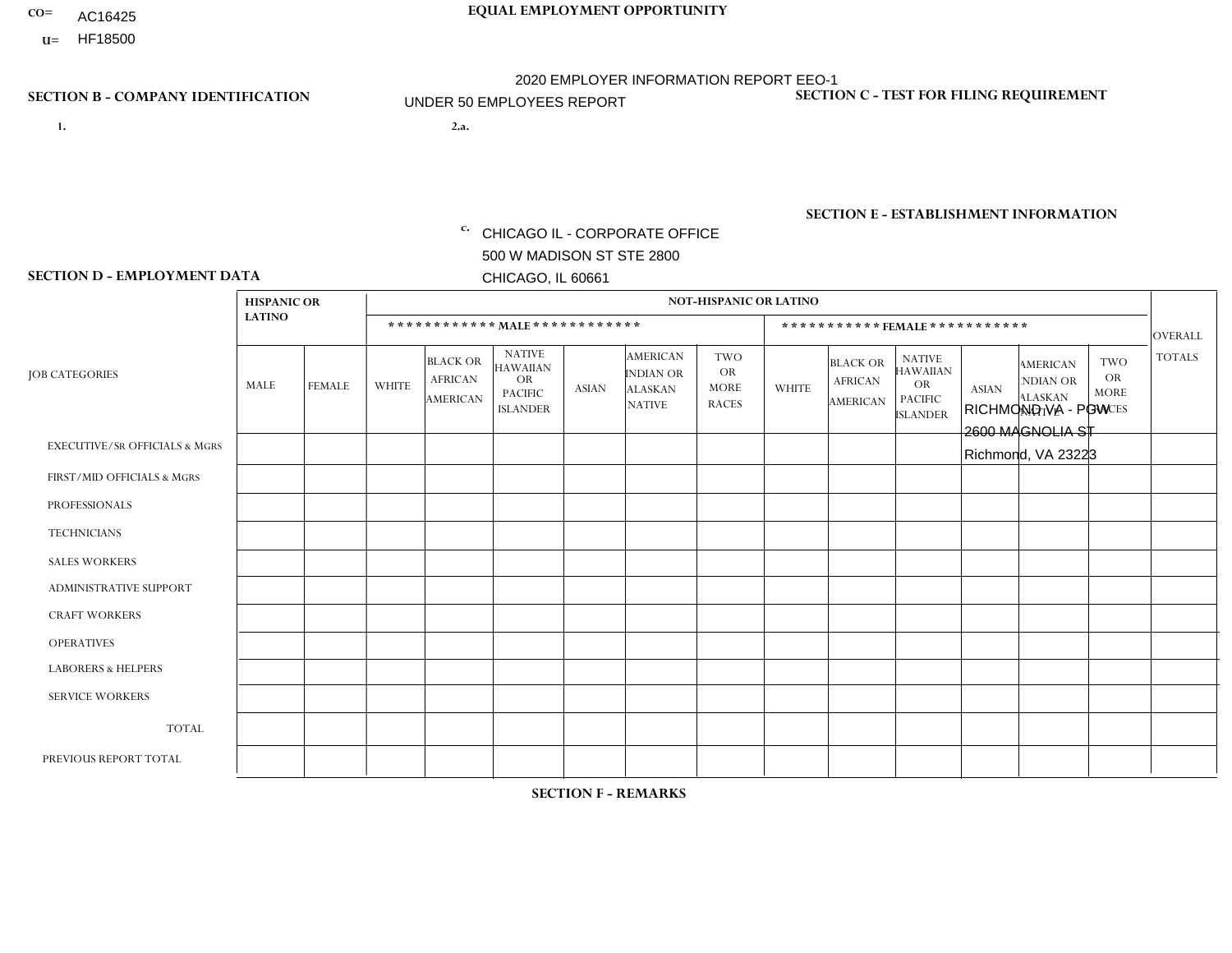CO= AC16425
U= HF18500

**EQUAL EMPLOYMENT OPPORTUNITY**

2020 EMPLOYER INFORMATION REPORT EEO-1
UNDER 50 EMPLOYEES REPORT

**SECTION B - COMPANY IDENTIFICATION**

1.

2.a.

c. CHICAGO IL - CORPORATE OFFICE
500 W MADISON ST STE 2800
CHICAGO, IL 60661

**SECTION C - TEST FOR FILING REQUIREMENT**

**SECTION E - ESTABLISHMENT INFORMATION**

RICHMOND VA - PGW
2600 MAGNOLIA ST
Richmond, VA 23223

**SECTION D - EMPLOYMENT DATA**

| JOB CATEGORIES | HISPANIC OR LATINO | | NOT-HISPANIC OR LATINO | | | | | | | | | | | | OVERALL TOTALS |
|---|---|---|---|---|---|---|---|---|---|---|---|---|---|---|---|
| | | | *********** MALE *********** | | | | | | *********** FEMALE *********** | | | | | | |
| | MALE | FEMALE | WHITE | BLACK OR AFRICAN AMERICAN | NATIVE HAWAIIAN OR PACIFIC ISLANDER | ASIAN | AMERICAN INDIAN OR ALASKAN NATIVE | TWO OR MORE RACES | WHITE | BLACK OR AFRICAN AMERICAN | NATIVE HAWAIIAN OR PACIFIC ISLANDER | ASIAN | AMERICAN INDIAN OR ALASKAN NATIVE | TWO OR MORE RACES | |
| EXECUTIVE/SR OFFICIALS & MGRS | | | | | | | | | | | | | | | |
| FIRST/MID OFFICIALS & MGRS | | | | | | | | | | | | | | | |
| PROFESSIONALS | | | | | | | | | | | | | | | |
| TECHNICIANS | | | | | | | | | | | | | | | |
| SALES WORKERS | | | | | | | | | | | | | | | |
| ADMINISTRATIVE SUPPORT | | | | | | | | | | | | | | | |
| CRAFT WORKERS | | | | | | | | | | | | | | | |
| OPERATIVES | | | | | | | | | | | | | | | |
| LABORERS & HELPERS | | | | | | | | | | | | | | | |
| SERVICE WORKERS | | | | | | | | | | | | | | | |
| TOTAL | | | | | | | | | | | | | | | |
| PREVIOUS REPORT TOTAL | | | | | | | | | | | | | | | |

**SECTION F - REMARKS**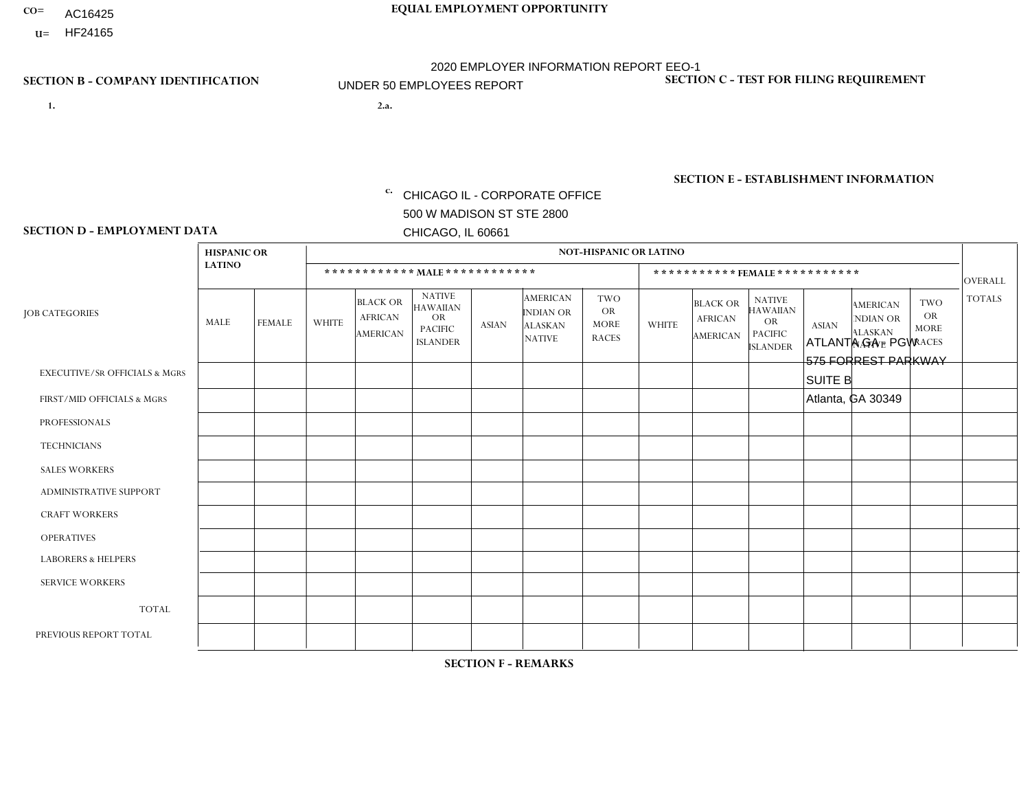CO= AC16425
U= HF24165

**EQUAL EMPLOYMENT OPPORTUNITY**

2020 EMPLOYER INFORMATION REPORT EEO-1
UNDER 50 EMPLOYEES REPORT

**SECTION B - COMPANY IDENTIFICATION**

1.

2.a.

c. CHICAGO IL - CORPORATE OFFICE
500 W MADISON ST STE 2800
CHICAGO, IL 60661

**SECTION C - TEST FOR FILING REQUIREMENT**

**SECTION E - ESTABLISHMENT INFORMATION**

ATLANTA GA - PGW
575 FORREST PARKWAY
SUITE B
Atlanta, GA 30349

**SECTION D - EMPLOYMENT DATA**

| JOB CATEGORIES | HISPANIC OR LATINO | | NOT-HISPANIC OR LATINO | | | | | | | | | | | | OVERALL TOTALS |
|---|---|---|---|---|---|---|---|---|---|---|---|---|---|---|---|
| | | | MALE | | | | | | FEMALE | | | | | | |
| | MALE | FEMALE | WHITE | BLACK OR AFRICAN AMERICAN | NATIVE HAWAIIAN OR PACIFIC ISLANDER | ASIAN | AMERICAN INDIAN OR ALASKAN NATIVE | TWO OR MORE RACES | WHITE | BLACK OR AFRICAN AMERICAN | NATIVE HAWAIIAN OR PACIFIC ISLANDER | ASIAN | AMERICAN INDIAN OR ALASKAN NATIVE | TWO OR MORE RACES | |
| EXECUTIVE/SR OFFICIALS & MGRS | | | | | | | | | | | | | | | |
| FIRST/MID OFFICIALS & MGRS | | | | | | | | | | | | | | | |
| PROFESSIONALS | | | | | | | | | | | | | | | |
| TECHNICIANS | | | | | | | | | | | | | | | |
| SALES WORKERS | | | | | | | | | | | | | | | |
| ADMINISTRATIVE SUPPORT | | | | | | | | | | | | | | | |
| CRAFT WORKERS | | | | | | | | | | | | | | | |
| OPERATIVES | | | | | | | | | | | | | | | |
| LABORERS & HELPERS | | | | | | | | | | | | | | | |
| SERVICE WORKERS | | | | | | | | | | | | | | | |
| TOTAL | | | | | | | | | | | | | | | |
| PREVIOUS REPORT TOTAL | | | | | | | | | | | | | | | |

**SECTION F - REMARKS**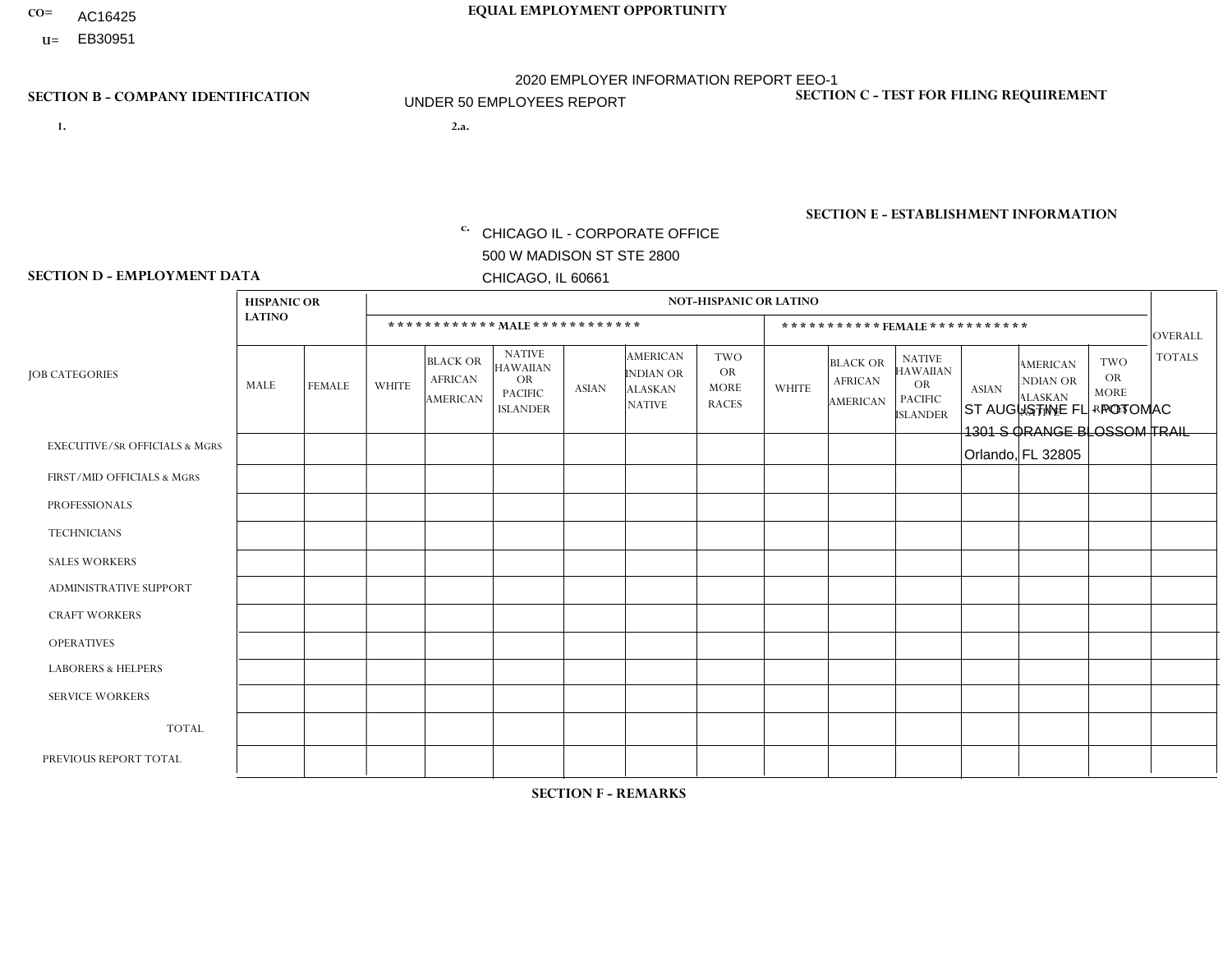CO= AC16425
U= EB30951

**EQUAL EMPLOYMENT OPPORTUNITY**

2020 EMPLOYER INFORMATION REPORT EEO-1
UNDER 50 EMPLOYEES REPORT

**SECTION B - COMPANY IDENTIFICATION**

1.

2.a.

c. CHICAGO IL - CORPORATE OFFICE
500 W MADISON ST STE 2800
CHICAGO, IL 60661

**SECTION C - TEST FOR FILING REQUIREMENT**

**SECTION E - ESTABLISHMENT INFORMATION**

ST AUGUSTINE FL - POTOMAC
1301 S ORANGE BLOSSOM TRAIL
Orlando, FL 32805

**SECTION D - EMPLOYMENT DATA**

| JOB CATEGORIES | HISPANIC OR LATINO | | NOT-HISPANIC OR LATINO | | | | | | | | | | | | OVERALL TOTALS |
|---|---|---|---|---|---|---|---|---|---|---|---|---|---|---|---|
| | | | MALE | | | | | | FEMALE | | | | | | |
| | MALE | FEMALE | WHITE | BLACK OR AFRICAN AMERICAN | NATIVE HAWAIIAN OR PACIFIC ISLANDER | ASIAN | AMERICAN INDIAN OR ALASKAN NATIVE | TWO OR MORE RACES | WHITE | BLACK OR AFRICAN AMERICAN | NATIVE HAWAIIAN OR PACIFIC ISLANDER | ASIAN | AMERICAN INDIAN OR ALASKAN NATIVE | TWO OR MORE RACES | |
| EXECUTIVE/SR OFFICIALS & MGRS | | | | | | | | | | | | | | | |
| FIRST/MID OFFICIALS & MGRS | | | | | | | | | | | | | | | |
| PROFESSIONALS | | | | | | | | | | | | | | | |
| TECHNICIANS | | | | | | | | | | | | | | | |
| SALES WORKERS | | | | | | | | | | | | | | | |
| ADMINISTRATIVE SUPPORT | | | | | | | | | | | | | | | |
| CRAFT WORKERS | | | | | | | | | | | | | | | |
| OPERATIVES | | | | | | | | | | | | | | | |
| LABORERS & HELPERS | | | | | | | | | | | | | | | |
| SERVICE WORKERS | | | | | | | | | | | | | | | |
| TOTAL | | | | | | | | | | | | | | | |
| PREVIOUS REPORT TOTAL | | | | | | | | | | | | | | | |

**SECTION F - REMARKS**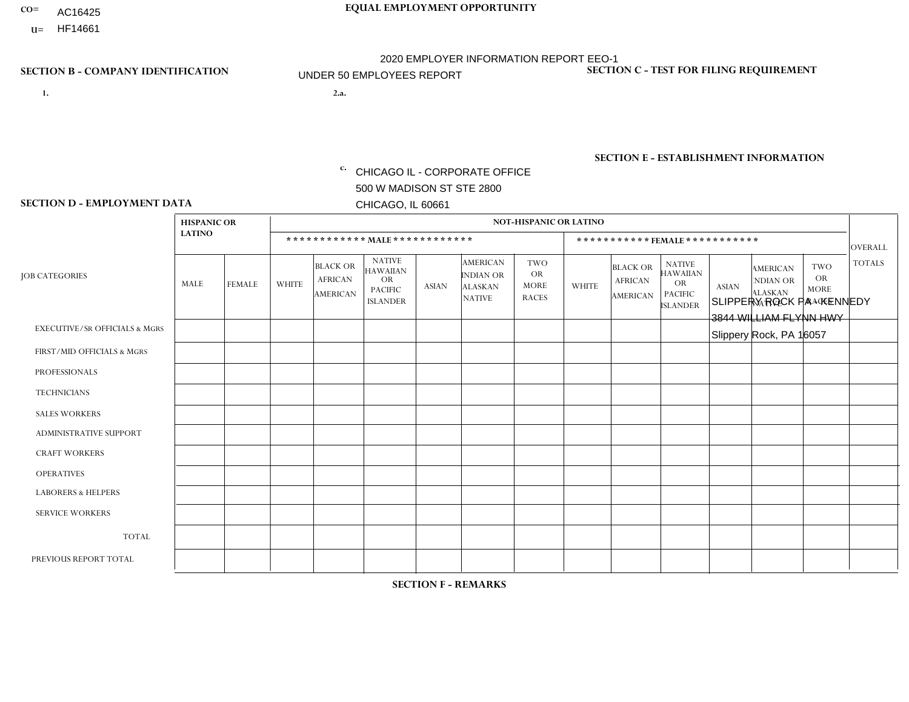CO= AC16425
U= HF14661

**EQUAL EMPLOYMENT OPPORTUNITY**

2020 EMPLOYER INFORMATION REPORT EEO-1
UNDER 50 EMPLOYEES REPORT

**SECTION B - COMPANY IDENTIFICATION**

1.

2.a.

c. CHICAGO IL - CORPORATE OFFICE
500 W MADISON ST STE 2800
CHICAGO, IL 60661

**SECTION C - TEST FOR FILING REQUIREMENT**

**SECTION E - ESTABLISHMENT INFORMATION**

SLIPPERY ROCK PA - KENNEDY
3844 WILLIAM FLYNN HWY
Slippery Rock, PA 16057

**SECTION D - EMPLOYMENT DATA**

| JOB CATEGORIES | HISPANIC OR LATINO | | NOT-HISPANIC OR LATINO | | | | | | | | | | | | OVERALL TOTALS |
|---|---|---|---|---|---|---|---|---|---|---|---|---|---|---|---|
| | | | MALE | | | | | | FEMALE | | | | | | |
| | MALE | FEMALE | WHITE | BLACK OR AFRICAN AMERICAN | NATIVE HAWAIIAN OR PACIFIC ISLANDER | ASIAN | AMERICAN INDIAN OR ALASKAN NATIVE | TWO OR MORE RACES | WHITE | BLACK OR AFRICAN AMERICAN | NATIVE HAWAIIAN OR PACIFIC ISLANDER | ASIAN | AMERICAN INDIAN OR ALASKAN NATIVE | TWO OR MORE RACES | |
| EXECUTIVE/SR OFFICIALS & MGRS | | | | | | | | | | | | | | | |
| FIRST/MID OFFICIALS & MGRS | | | | | | | | | | | | | | | |
| PROFESSIONALS | | | | | | | | | | | | | | | |
| TECHNICIANS | | | | | | | | | | | | | | | |
| SALES WORKERS | | | | | | | | | | | | | | | |
| ADMINISTRATIVE SUPPORT | | | | | | | | | | | | | | | |
| CRAFT WORKERS | | | | | | | | | | | | | | | |
| OPERATIVES | | | | | | | | | | | | | | | |
| LABORERS & HELPERS | | | | | | | | | | | | | | | |
| SERVICE WORKERS | | | | | | | | | | | | | | | |
| TOTAL | | | | | | | | | | | | | | | |
| PREVIOUS REPORT TOTAL | | | | | | | | | | | | | | | |

**SECTION F - REMARKS**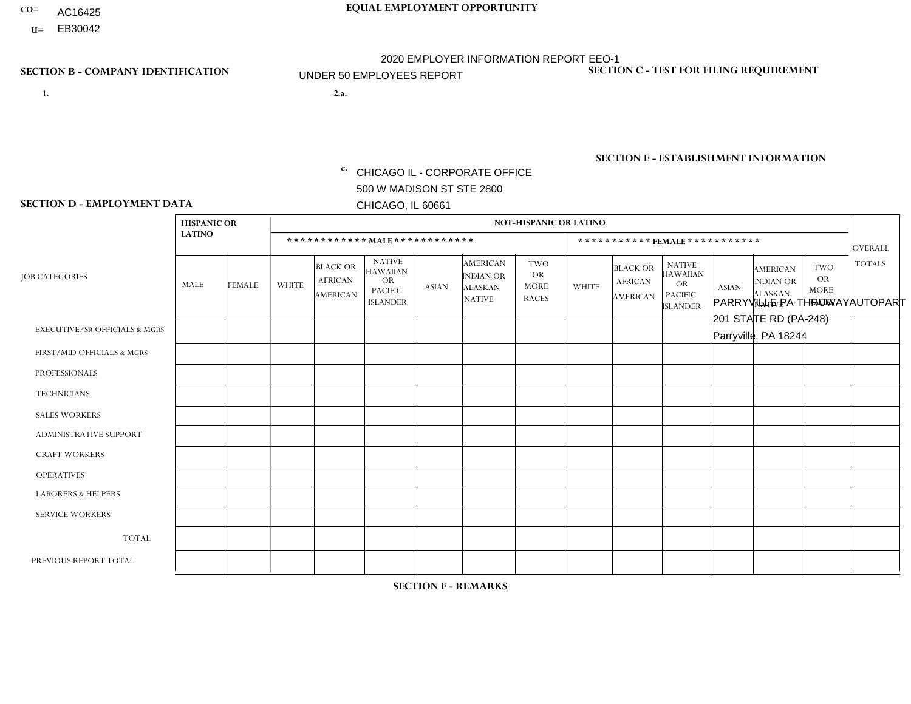CO= AC16425
U= EB30042

EQUAL EMPLOYMENT OPPORTUNITY

2020 EMPLOYER INFORMATION REPORT EEO-1
UNDER 50 EMPLOYEES REPORT

## SECTION B - COMPANY IDENTIFICATION

1.

2.a.

c. CHICAGO IL - CORPORATE OFFICE
500 W MADISON ST STE 2800
CHICAGO, IL 60661

## SECTION C - TEST FOR FILING REQUIREMENT

## SECTION E - ESTABLISHMENT INFORMATION

PARRYVILLE PA-THRUWAYAUTOPART
201 STATE RD (PA-248)
Parryville, PA 18244

## SECTION D - EMPLOYMENT DATA

| JOB CATEGORIES | HISPANIC OR LATINO | | NOT-HISPANIC OR LATINO | | | | | | | | | | | | OVERALL TOTALS |
|---|---|---|---|---|---|---|---|---|---|---|---|---|---|---|---|
| | | | MALE | | | | | | FEMALE | | | | | | |
| | MALE | FEMALE | WHITE | BLACK OR AFRICAN AMERICAN | NATIVE HAWAIIAN OR PACIFIC ISLANDER | ASIAN | AMERICAN INDIAN OR ALASKAN NATIVE | TWO OR MORE RACES | WHITE | BLACK OR AFRICAN AMERICAN | NATIVE HAWAIIAN OR PACIFIC ISLANDER | ASIAN | AMERICAN INDIAN OR ALASKAN NATIVE | TWO OR MORE RACES | |
| EXECUTIVE/SR OFFICIALS & MGRS | | | | | | | | | | | | | | | |
| FIRST/MID OFFICIALS & MGRS | | | | | | | | | | | | | | | |
| PROFESSIONALS | | | | | | | | | | | | | | | |
| TECHNICIANS | | | | | | | | | | | | | | | |
| SALES WORKERS | | | | | | | | | | | | | | | |
| ADMINISTRATIVE SUPPORT | | | | | | | | | | | | | | | |
| CRAFT WORKERS | | | | | | | | | | | | | | | |
| OPERATIVES | | | | | | | | | | | | | | | |
| LABORERS & HELPERS | | | | | | | | | | | | | | | |
| SERVICE WORKERS | | | | | | | | | | | | | | | |
| TOTAL | | | | | | | | | | | | | | | |
| PREVIOUS REPORT TOTAL | | | | | | | | | | | | | | | |

## SECTION F - REMARKS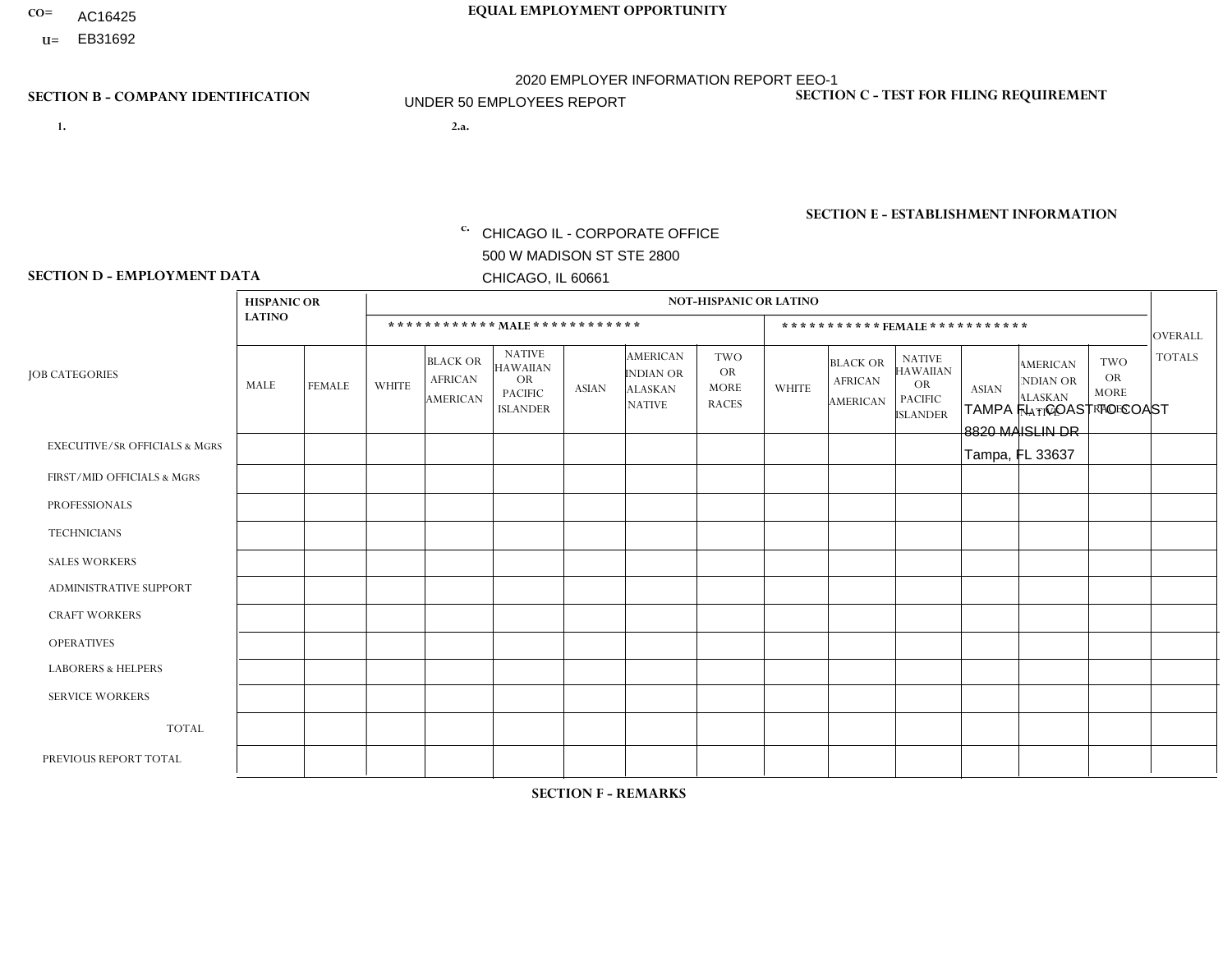CO= AC16425
U= EB31692

**EQUAL EMPLOYMENT OPPORTUNITY**

2020 EMPLOYER INFORMATION REPORT EEO-1
UNDER 50 EMPLOYEES REPORT

**SECTION B - COMPANY IDENTIFICATION**

1.

2.a.

c. CHICAGO IL - CORPORATE OFFICE
500 W MADISON ST STE 2800
CHICAGO, IL 60661

**SECTION C - TEST FOR FILING REQUIREMENT**

**SECTION E - ESTABLISHMENT INFORMATION**

TAMPA FL - COAST TO COAST
8820 MAISLIN DR
Tampa, FL 33637

**SECTION D - EMPLOYMENT DATA**

| JOB CATEGORIES | HISPANIC OR LATINO | | NOT-HISPANIC OR LATINO | | | | | | | | | | | | OVERALL TOTALS |
|---|---|---|---|---|---|---|---|---|---|---|---|---|---|---|---|
| | | | MALE | | | | | | FEMALE | | | | | | |
| | MALE | FEMALE | WHITE | BLACK OR AFRICAN AMERICAN | NATIVE HAWAIIAN OR PACIFIC ISLANDER | ASIAN | AMERICAN INDIAN OR ALASKAN NATIVE | TWO OR MORE RACES | WHITE | BLACK OR AFRICAN AMERICAN | NATIVE HAWAIIAN OR PACIFIC ISLANDER | ASIAN | AMERICAN INDIAN OR ALASKAN NATIVE | TWO OR MORE RACES | |
| EXECUTIVE/SR OFFICIALS & MGRS | | | | | | | | | | | | | | | |
| FIRST/MID OFFICIALS & MGRS | | | | | | | | | | | | | | | |
| PROFESSIONALS | | | | | | | | | | | | | | | |
| TECHNICIANS | | | | | | | | | | | | | | | |
| SALES WORKERS | | | | | | | | | | | | | | | |
| ADMINISTRATIVE SUPPORT | | | | | | | | | | | | | | | |
| CRAFT WORKERS | | | | | | | | | | | | | | | |
| OPERATIVES | | | | | | | | | | | | | | | |
| LABORERS & HELPERS | | | | | | | | | | | | | | | |
| SERVICE WORKERS | | | | | | | | | | | | | | | |
| TOTAL | | | | | | | | | | | | | | | |
| PREVIOUS REPORT TOTAL | | | | | | | | | | | | | | | |

**SECTION F - REMARKS**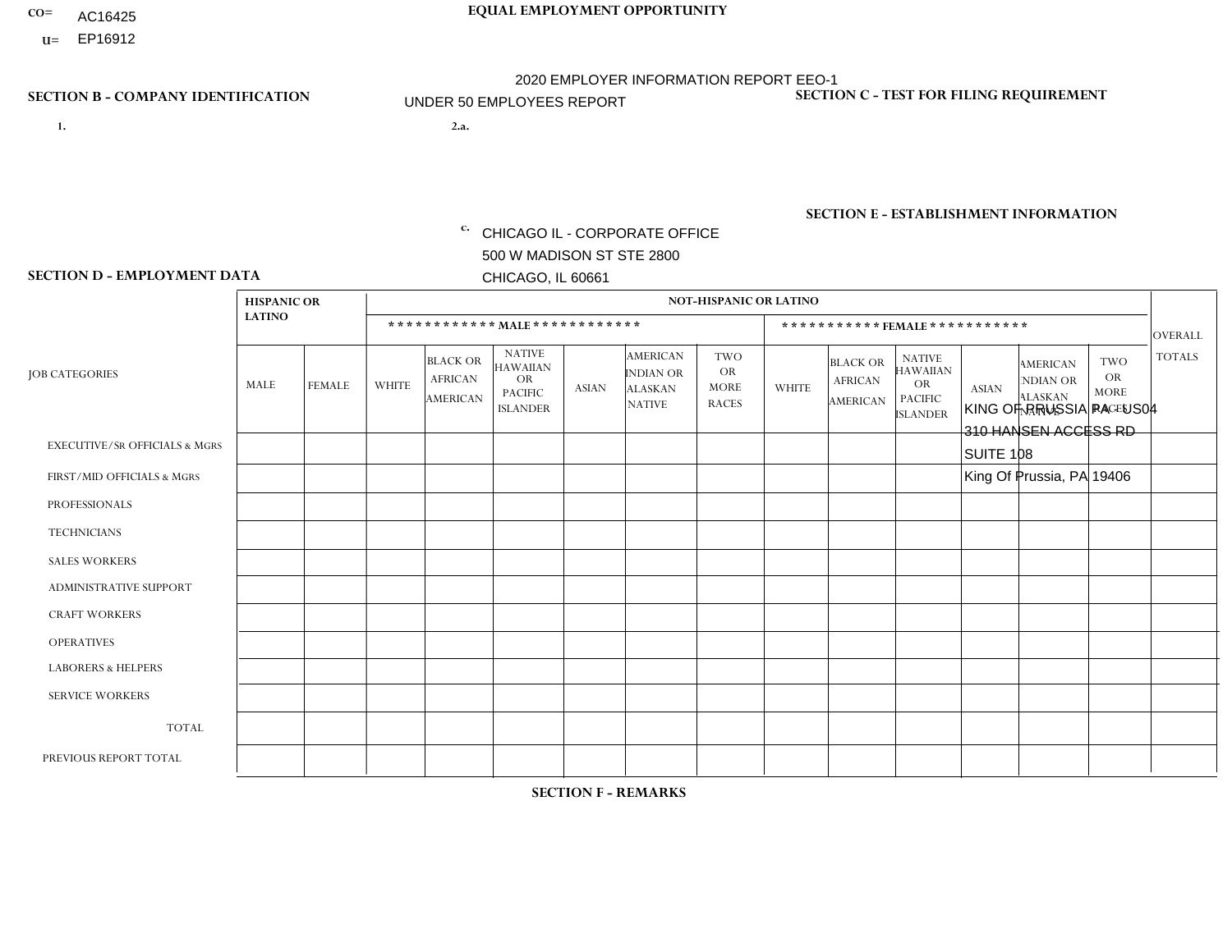CO= AC16425
U= EP16912

**EQUAL EMPLOYMENT OPPORTUNITY**

2020 EMPLOYER INFORMATION REPORT EEO-1
UNDER 50 EMPLOYEES REPORT

**SECTION B - COMPANY IDENTIFICATION**

1.

2.a.

c. CHICAGO IL - CORPORATE OFFICE
500 W MADISON ST STE 2800
CHICAGO, IL 60661

**SECTION C - TEST FOR FILING REQUIREMENT**

**SECTION E - ESTABLISHMENT INFORMATION**

KING OF PRUSSIA PA - US04
310 HANSEN ACCESS RD
SUITE 108
King Of Prussia, PA 19406

**SECTION D - EMPLOYMENT DATA**

| JOB CATEGORIES | HISPANIC OR LATINO | | NOT-HISPANIC OR LATINO | | | | | | | | | | | | OVERALL TOTALS |
|---|---|---|---|---|---|---|---|---|---|---|---|---|---|---|---|
| | | | MALE | | | | | | FEMALE | | | | | | |
| | MALE | FEMALE | WHITE | BLACK OR AFRICAN AMERICAN | NATIVE HAWAIIAN OR PACIFIC ISLANDER | ASIAN | AMERICAN INDIAN OR ALASKAN NATIVE | TWO OR MORE RACES | WHITE | BLACK OR AFRICAN AMERICAN | NATIVE HAWAIIAN OR PACIFIC ISLANDER | ASIAN | AMERICAN INDIAN OR ALASKAN NATIVE | TWO OR MORE RACES | |
| EXECUTIVE/SR OFFICIALS & MGRS | | | | | | | | | | | | | | | |
| FIRST/MID OFFICIALS & MGRS | | | | | | | | | | | | | | | |
| PROFESSIONALS | | | | | | | | | | | | | | | |
| TECHNICIANS | | | | | | | | | | | | | | | |
| SALES WORKERS | | | | | | | | | | | | | | | |
| ADMINISTRATIVE SUPPORT | | | | | | | | | | | | | | | |
| CRAFT WORKERS | | | | | | | | | | | | | | | |
| OPERATIVES | | | | | | | | | | | | | | | |
| LABORERS & HELPERS | | | | | | | | | | | | | | | |
| SERVICE WORKERS | | | | | | | | | | | | | | | |
| TOTAL | | | | | | | | | | | | | | | |
| PREVIOUS REPORT TOTAL | | | | | | | | | | | | | | | |

**SECTION F - REMARKS**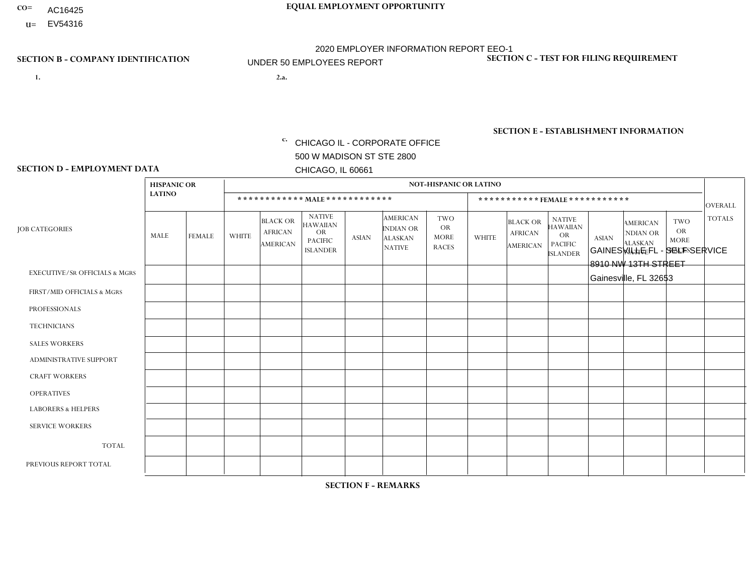CO= AC16425
U= EV54316

**EQUAL EMPLOYMENT OPPORTUNITY**

2020 EMPLOYER INFORMATION REPORT EEO-1

UNDER 50 EMPLOYEES REPORT

**SECTION B - COMPANY IDENTIFICATION**

1.

2.a.

c. CHICAGO IL - CORPORATE OFFICE
500 W MADISON ST STE 2800
CHICAGO, IL 60661

**SECTION C - TEST FOR FILING REQUIREMENT**

**SECTION E - ESTABLISHMENT INFORMATION**

GAINESVILLE FL - SELF SERVICE
8910 NW 13TH STREET
Gainesville, FL 32653

**SECTION D - EMPLOYMENT DATA**

| JOB CATEGORIES | HISPANIC OR LATINO | | NOT-HISPANIC OR LATINO | | | | | | | | | | | | OVERALL TOTALS |
|---|---|---|---|---|---|---|---|---|---|---|---|---|---|---|---|
| | | | MALE | | | | | | FEMALE | | | | | | |
| | MALE | FEMALE | WHITE | BLACK OR AFRICAN AMERICAN | NATIVE HAWAIIAN OR PACIFIC ISLANDER | ASIAN | AMERICAN INDIAN OR ALASKAN NATIVE | TWO OR MORE RACES | WHITE | BLACK OR AFRICAN AMERICAN | NATIVE HAWAIIAN OR PACIFIC ISLANDER | ASIAN | AMERICAN INDIAN OR ALASKAN NATIVE | TWO OR MORE RACES | |
| EXECUTIVE/SR OFFICIALS & MGRS | | | | | | | | | | | | | | | |
| FIRST/MID OFFICIALS & MGRS | | | | | | | | | | | | | | | |
| PROFESSIONALS | | | | | | | | | | | | | | | |
| TECHNICIANS | | | | | | | | | | | | | | | |
| SALES WORKERS | | | | | | | | | | | | | | | |
| ADMINISTRATIVE SUPPORT | | | | | | | | | | | | | | | |
| CRAFT WORKERS | | | | | | | | | | | | | | | |
| OPERATIVES | | | | | | | | | | | | | | | |
| LABORERS & HELPERS | | | | | | | | | | | | | | | |
| SERVICE WORKERS | | | | | | | | | | | | | | | |
| TOTAL | | | | | | | | | | | | | | | |
| PREVIOUS REPORT TOTAL | | | | | | | | | | | | | | | |

**SECTION F - REMARKS**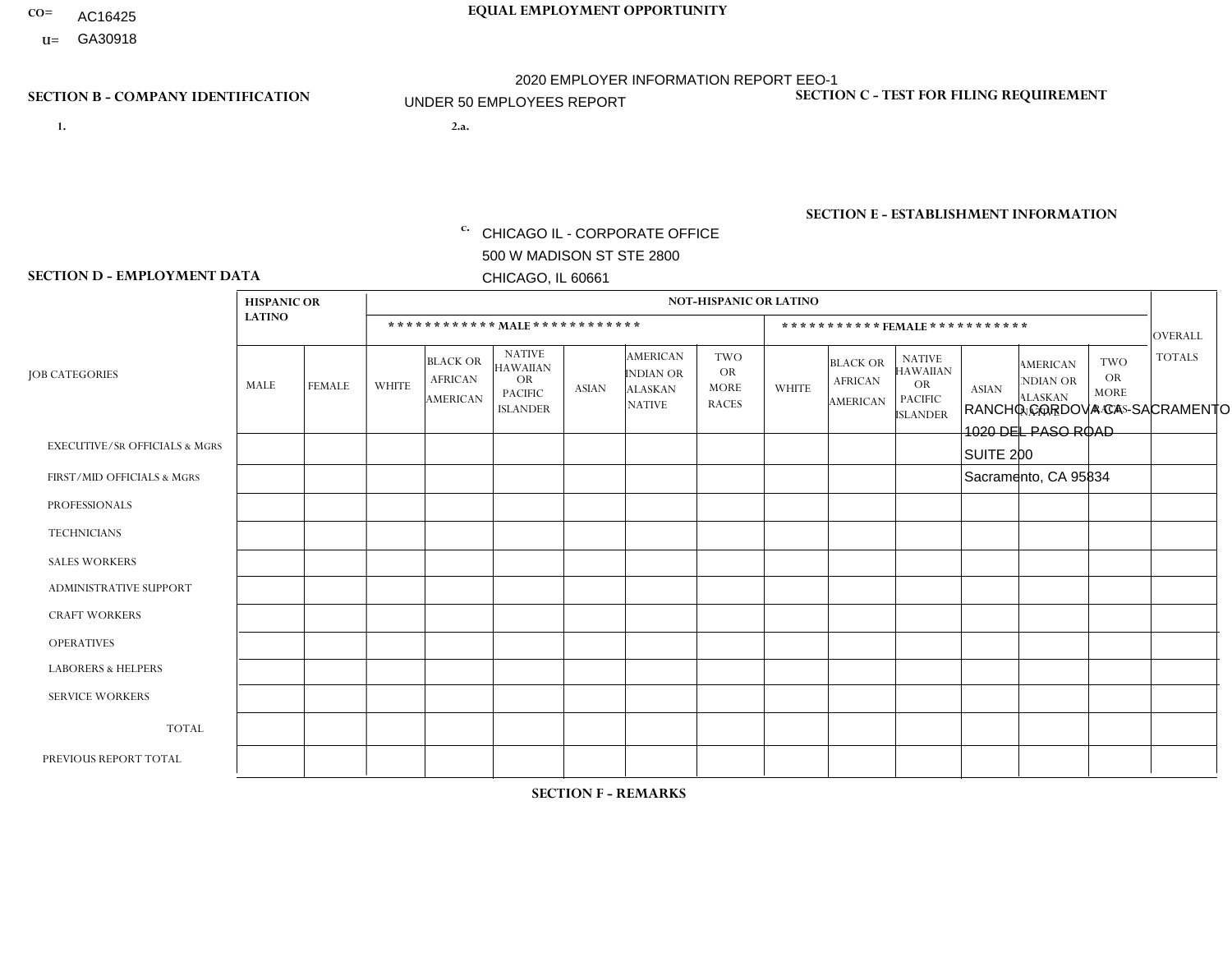CO= AC16425
U= GA30918

**EQUAL EMPLOYMENT OPPORTUNITY**

2020 EMPLOYER INFORMATION REPORT EEO-1
UNDER 50 EMPLOYEES REPORT

**SECTION B - COMPANY IDENTIFICATION**

1.

2.a.

c. CHICAGO IL - CORPORATE OFFICE
500 W MADISON ST STE 2800
CHICAGO, IL 60661

**SECTION C - TEST FOR FILING REQUIREMENT**

**SECTION E - ESTABLISHMENT INFORMATION**

RANCHO CORDOVA CA - SACRAMENTO
1020 DEL PASO ROAD
SUITE 200
Sacramento, CA 95834

**SECTION D - EMPLOYMENT DATA**

| JOB CATEGORIES | HISPANIC OR LATINO | | NOT-HISPANIC OR LATINO | | | | | | | | | | | | OVERALL TOTALS |
|---|---|---|---|---|---|---|---|---|---|---|---|---|---|---|---|
| | | | MALE | | | | | | FEMALE | | | | | | |
| | MALE | FEMALE | WHITE | BLACK OR AFRICAN AMERICAN | NATIVE HAWAIIAN OR PACIFIC ISLANDER | ASIAN | AMERICAN INDIAN OR ALASKAN NATIVE | TWO OR MORE RACES | WHITE | BLACK OR AFRICAN AMERICAN | NATIVE HAWAIIAN OR PACIFIC ISLANDER | ASIAN | AMERICAN INDIAN OR ALASKAN NATIVE | TWO OR MORE RACES | |
| EXECUTIVE/Sr OFFICIALS & MGRS | | | | | | | | | | | | | | | |
| FIRST/MID OFFICIALS & MGRS | | | | | | | | | | | | | | | |
| PROFESSIONALS | | | | | | | | | | | | | | | |
| TECHNICIANS | | | | | | | | | | | | | | | |
| SALES WORKERS | | | | | | | | | | | | | | | |
| ADMINISTRATIVE SUPPORT | | | | | | | | | | | | | | | |
| CRAFT WORKERS | | | | | | | | | | | | | | | |
| OPERATIVES | | | | | | | | | | | | | | | |
| LABORERS & HELPERS | | | | | | | | | | | | | | | |
| SERVICE WORKERS | | | | | | | | | | | | | | | |
| TOTAL | | | | | | | | | | | | | | | |
| PREVIOUS REPORT TOTAL | | | | | | | | | | | | | | | |

**SECTION F - REMARKS**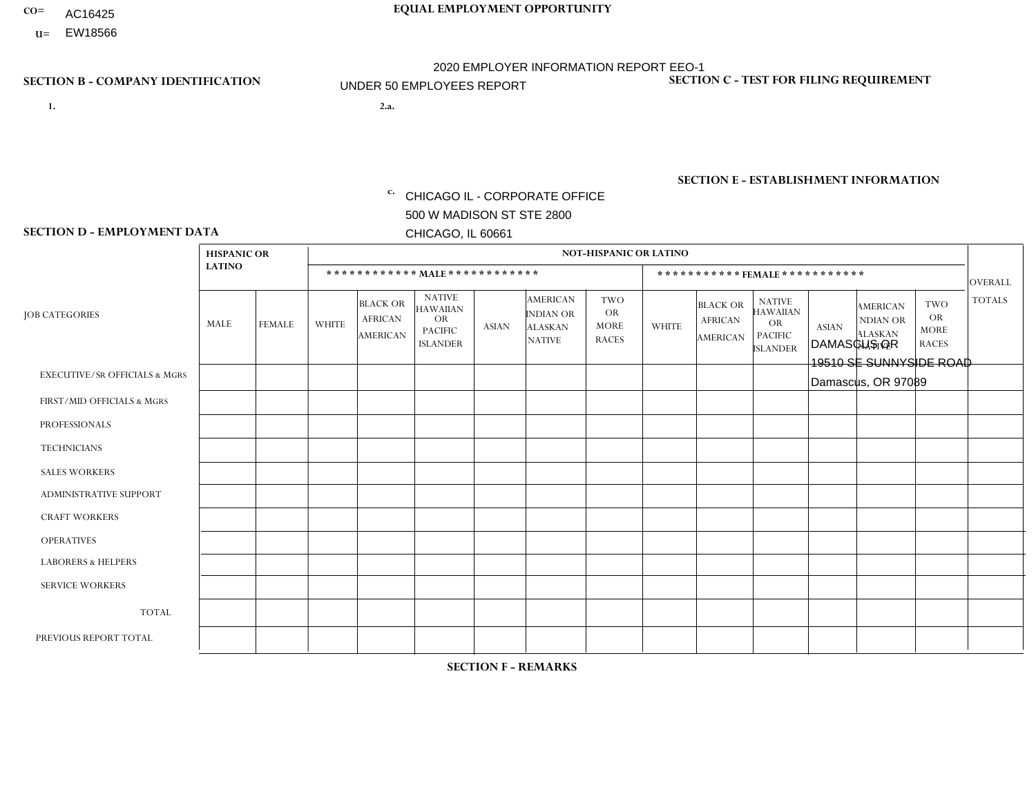CO= AC16425
U= EW18566

**EQUAL EMPLOYMENT OPPORTUNITY**

2020 EMPLOYER INFORMATION REPORT EEO-1

UNDER 50 EMPLOYEES REPORT

**SECTION B - COMPANY IDENTIFICATION**

1.

2.a.

c. CHICAGO IL - CORPORATE OFFICE
500 W MADISON ST STE 2800
CHICAGO, IL 60661

**SECTION C - TEST FOR FILING REQUIREMENT**

**SECTION E - ESTABLISHMENT INFORMATION**

DAMASCUS OR
19510 SE SUNNYSIDE ROAD
Damascus, OR 97089

**SECTION D - EMPLOYMENT DATA**

| JOB CATEGORIES | HISPANIC OR LATINO | | NOT-HISPANIC OR LATINO | | | | | | | | | | | | OVERALL TOTALS |
|---|---|---|---|---|---|---|---|---|---|---|---|---|---|---|---|
| | | | MALE | | | | | | FEMALE | | | | | | |
| | MALE | FEMALE | WHITE | BLACK OR AFRICAN AMERICAN | NATIVE HAWAIIAN OR PACIFIC ISLANDER | ASIAN | AMERICAN INDIAN OR ALASKAN NATIVE | TWO OR MORE RACES | WHITE | BLACK OR AFRICAN AMERICAN | NATIVE HAWAIIAN OR PACIFIC ISLANDER | ASIAN | AMERICAN INDIAN OR ALASKAN NATIVE | TWO OR MORE RACES | |
| EXECUTIVE/SR OFFICIALS & MGRS | | | | | | | | | | | | | | | |
| FIRST/MID OFFICIALS & MGRS | | | | | | | | | | | | | | | |
| PROFESSIONALS | | | | | | | | | | | | | | | |
| TECHNICIANS | | | | | | | | | | | | | | | |
| SALES WORKERS | | | | | | | | | | | | | | | |
| ADMINISTRATIVE SUPPORT | | | | | | | | | | | | | | | |
| CRAFT WORKERS | | | | | | | | | | | | | | | |
| OPERATIVES | | | | | | | | | | | | | | | |
| LABORERS & HELPERS | | | | | | | | | | | | | | | |
| SERVICE WORKERS | | | | | | | | | | | | | | | |
| TOTAL | | | | | | | | | | | | | | | |
| PREVIOUS REPORT TOTAL | | | | | | | | | | | | | | | |

**SECTION F - REMARKS**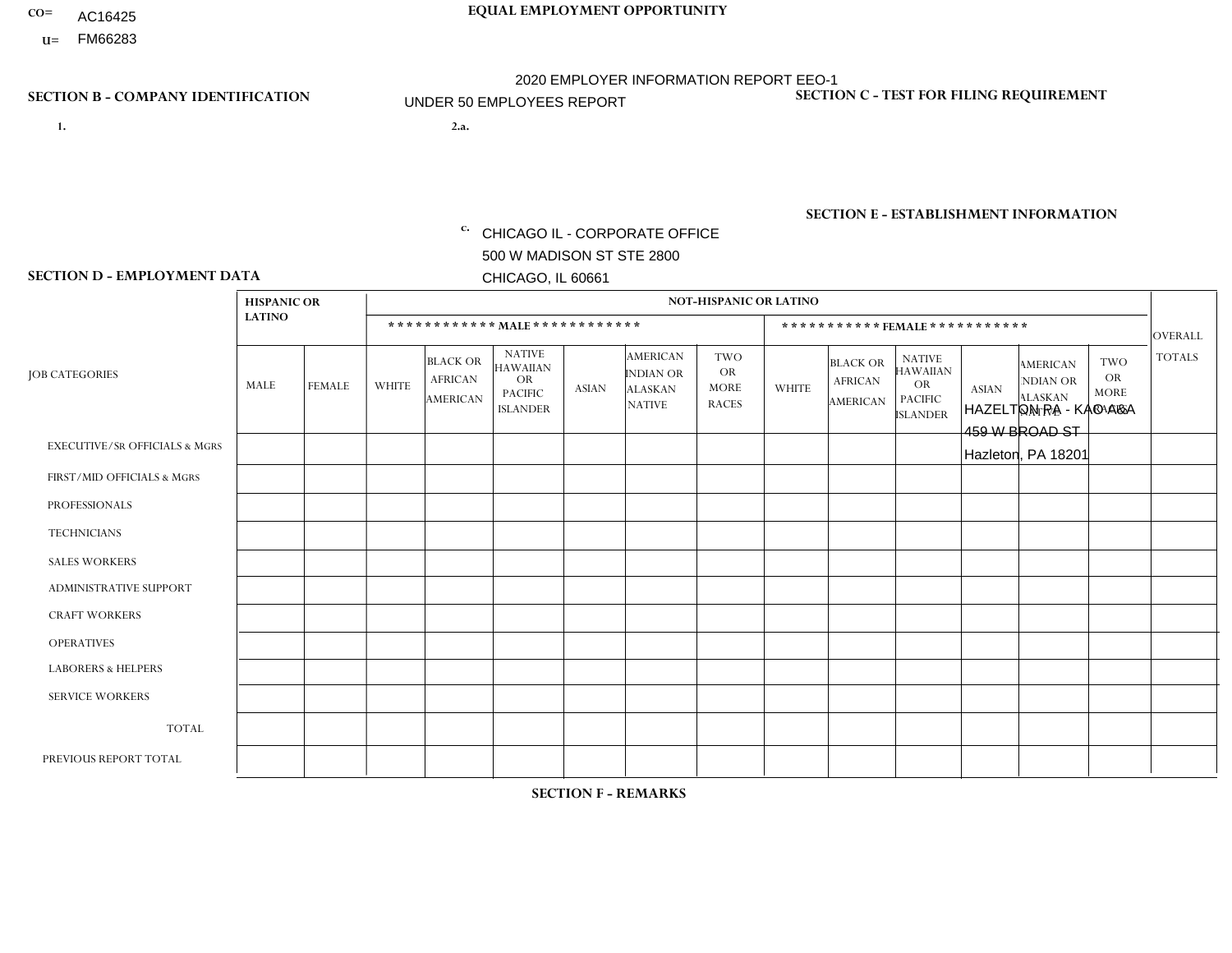CO= AC16425
U= FM66283

**EQUAL EMPLOYMENT OPPORTUNITY**

2020 EMPLOYER INFORMATION REPORT EEO-1
UNDER 50 EMPLOYEES REPORT

**SECTION B - COMPANY IDENTIFICATION**

1.

2.a.

c. CHICAGO IL - CORPORATE OFFICE
500 W MADISON ST STE 2800
CHICAGO, IL 60661

**SECTION C - TEST FOR FILING REQUIREMENT**

**SECTION E - ESTABLISHMENT INFORMATION**

HAZELTON PA - KAO A&A
459 W BROAD ST
Hazleton, PA 18201

**SECTION D - EMPLOYMENT DATA**

| JOB CATEGORIES | HISPANIC OR LATINO | | NOT-HISPANIC OR LATINO | | | | | | | | | | | | OVERALL TOTALS |
|---|---|---|---|---|---|---|---|---|---|---|---|---|---|---|---|
| | | | MALE | | | | | | FEMALE | | | | | | |
| | MALE | FEMALE | WHITE | BLACK OR AFRICAN AMERICAN | NATIVE HAWAIIAN OR PACIFIC ISLANDER | ASIAN | AMERICAN INDIAN OR ALASKAN NATIVE | TWO OR MORE RACES | WHITE | BLACK OR AFRICAN AMERICAN | NATIVE HAWAIIAN OR PACIFIC ISLANDER | ASIAN | AMERICAN INDIAN OR ALASKAN NATIVE | TWO OR MORE RACES | |
| EXECUTIVE/SR OFFICIALS & MGRS | | | | | | | | | | | | | | | |
| FIRST/MID OFFICIALS & MGRS | | | | | | | | | | | | | | | |
| PROFESSIONALS | | | | | | | | | | | | | | | |
| TECHNICIANS | | | | | | | | | | | | | | | |
| SALES WORKERS | | | | | | | | | | | | | | | |
| ADMINISTRATIVE SUPPORT | | | | | | | | | | | | | | | |
| CRAFT WORKERS | | | | | | | | | | | | | | | |
| OPERATIVES | | | | | | | | | | | | | | | |
| LABORERS & HELPERS | | | | | | | | | | | | | | | |
| SERVICE WORKERS | | | | | | | | | | | | | | | |
| TOTAL | | | | | | | | | | | | | | | |
| PREVIOUS REPORT TOTAL | | | | | | | | | | | | | | | |

**SECTION F - REMARKS**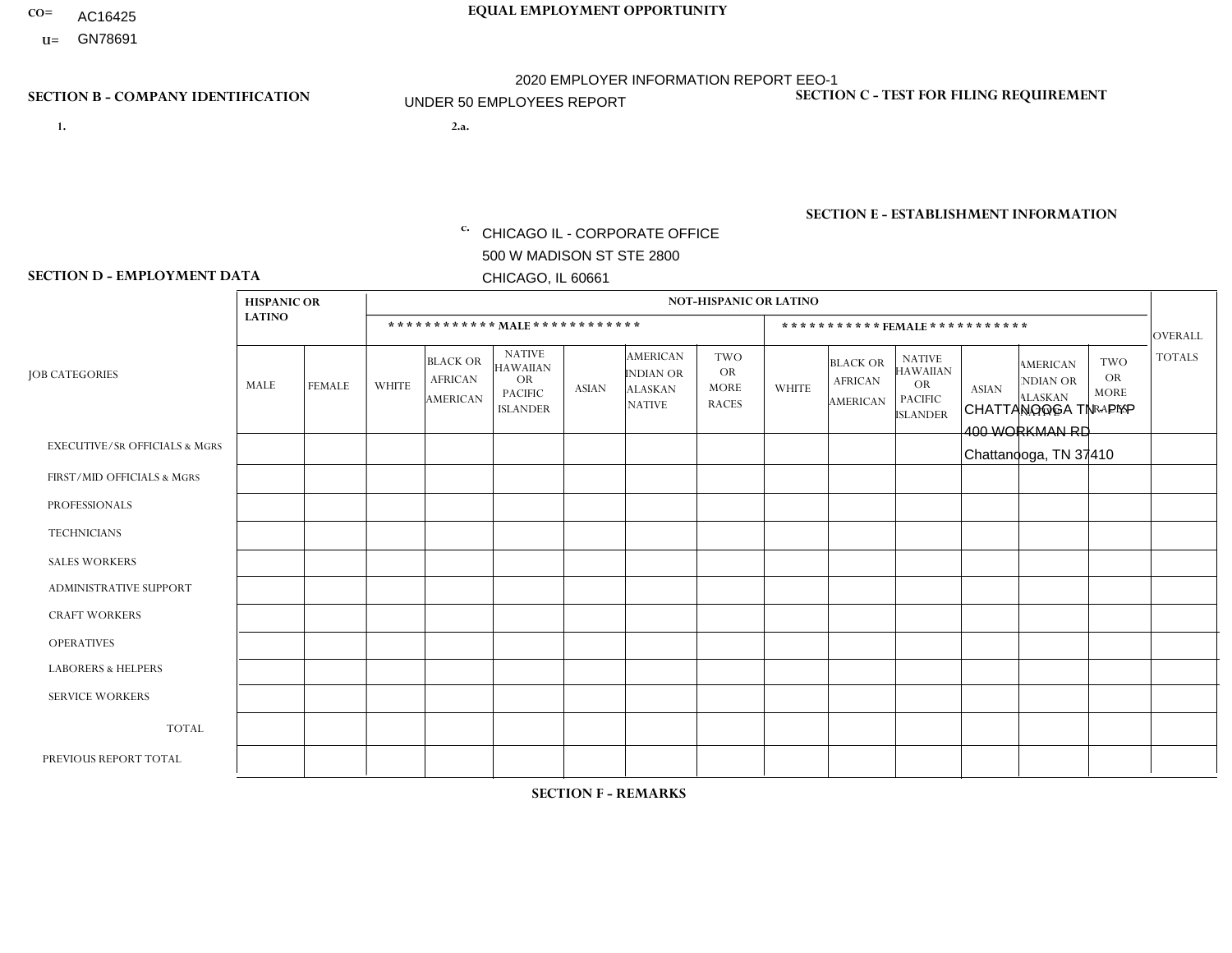CO= AC16425
U= GN78691

**EQUAL EMPLOYMENT OPPORTUNITY**

2020 EMPLOYER INFORMATION REPORT EEO-1

UNDER 50 EMPLOYEES REPORT

**SECTION B - COMPANY IDENTIFICATION**

1.

2.a.

c. CHICAGO IL - CORPORATE OFFICE
500 W MADISON ST STE 2800
CHICAGO, IL 60661

**SECTION C - TEST FOR FILING REQUIREMENT**

**SECTION E - ESTABLISHMENT INFORMATION**

CHATTANOOGA TN - PYP
400 WORKMAN RD
Chattanooga, TN 37410

**SECTION D - EMPLOYMENT DATA**

| JOB CATEGORIES | HISPANIC OR LATINO | | NOT-HISPANIC OR LATINO | | | | | | | | | | | | OVERALL TOTALS |
|---|---|---|---|---|---|---|---|---|---|---|---|---|---|---|---|
| | | | MALE | | | | | | FEMALE | | | | | | |
| | MALE | FEMALE | WHITE | BLACK OR AFRICAN AMERICAN | NATIVE HAWAIIAN OR PACIFIC ISLANDER | ASIAN | AMERICAN INDIAN OR ALASKAN NATIVE | TWO OR MORE RACES | WHITE | BLACK OR AFRICAN AMERICAN | NATIVE HAWAIIAN OR PACIFIC ISLANDER | ASIAN | AMERICAN INDIAN OR ALASKAN NATIVE | TWO OR MORE RACES | |
| EXECUTIVE/SR OFFICIALS & MGRS | | | | | | | | | | | | | | | |
| FIRST/MID OFFICIALS & MGRS | | | | | | | | | | | | | | | |
| PROFESSIONALS | | | | | | | | | | | | | | | |
| TECHNICIANS | | | | | | | | | | | | | | | |
| SALES WORKERS | | | | | | | | | | | | | | | |
| ADMINISTRATIVE SUPPORT | | | | | | | | | | | | | | | |
| CRAFT WORKERS | | | | | | | | | | | | | | | |
| OPERATIVES | | | | | | | | | | | | | | | |
| LABORERS & HELPERS | | | | | | | | | | | | | | | |
| SERVICE WORKERS | | | | | | | | | | | | | | | |
| TOTAL | | | | | | | | | | | | | | | |
| PREVIOUS REPORT TOTAL | | | | | | | | | | | | | | | |

**SECTION F - REMARKS**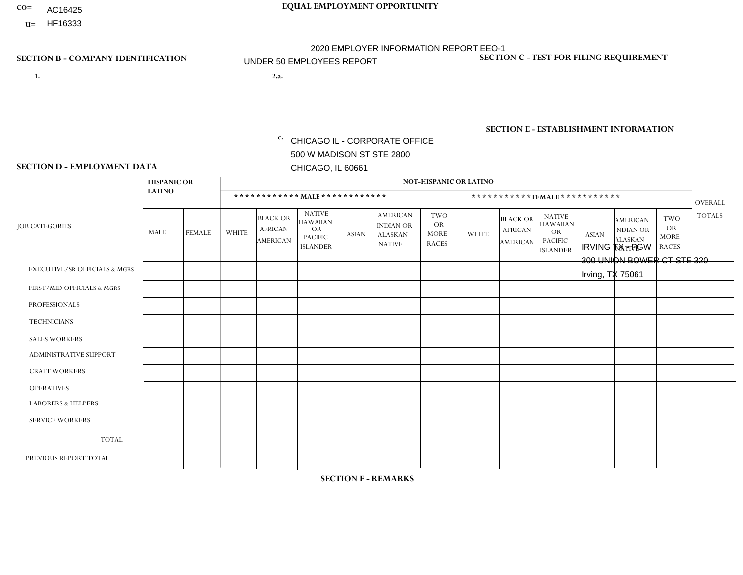CO= AC16425
U= HF16333

**EQUAL EMPLOYMENT OPPORTUNITY**

2020 EMPLOYER INFORMATION REPORT EEO-1
UNDER 50 EMPLOYEES REPORT

**SECTION B - COMPANY IDENTIFICATION**

1.

2.a.

c. CHICAGO IL - CORPORATE OFFICE
500 W MADISON ST STE 2800
CHICAGO, IL 60661

**SECTION C - TEST FOR FILING REQUIREMENT**

**SECTION E - ESTABLISHMENT INFORMATION**

IRVING TX - PGW
300 UNION BOWER CT STE 320
Irving, TX 75061

**SECTION D - EMPLOYMENT DATA**

| JOB CATEGORIES | HISPANIC OR LATINO | | NOT-HISPANIC OR LATINO | | | | | | | | | | | | OVERALL TOTALS |
|---|---|---|---|---|---|---|---|---|---|---|---|---|---|---|---|
| | | | MALE | | | | | | FEMALE | | | | | | |
| | MALE | FEMALE | WHITE | BLACK OR AFRICAN AMERICAN | NATIVE HAWAIIAN OR PACIFIC ISLANDER | ASIAN | AMERICAN INDIAN OR ALASKAN NATIVE | TWO OR MORE RACES | WHITE | BLACK OR AFRICAN AMERICAN | NATIVE HAWAIIAN OR PACIFIC ISLANDER | ASIAN | AMERICAN INDIAN OR ALASKAN NATIVE | TWO OR MORE RACES | |
| EXECUTIVE/Sr OFFICIALS & MGRS | | | | | | | | | | | | | | | |
| FIRST/MID OFFICIALS & MGRS | | | | | | | | | | | | | | | |
| PROFESSIONALS | | | | | | | | | | | | | | | |
| TECHNICIANS | | | | | | | | | | | | | | | |
| SALES WORKERS | | | | | | | | | | | | | | | |
| ADMINISTRATIVE SUPPORT | | | | | | | | | | | | | | | |
| CRAFT WORKERS | | | | | | | | | | | | | | | |
| OPERATIVES | | | | | | | | | | | | | | | |
| LABORERS & HELPERS | | | | | | | | | | | | | | | |
| SERVICE WORKERS | | | | | | | | | | | | | | | |
| TOTAL | | | | | | | | | | | | | | | |
| PREVIOUS REPORT TOTAL | | | | | | | | | | | | | | | |

**SECTION F - REMARKS**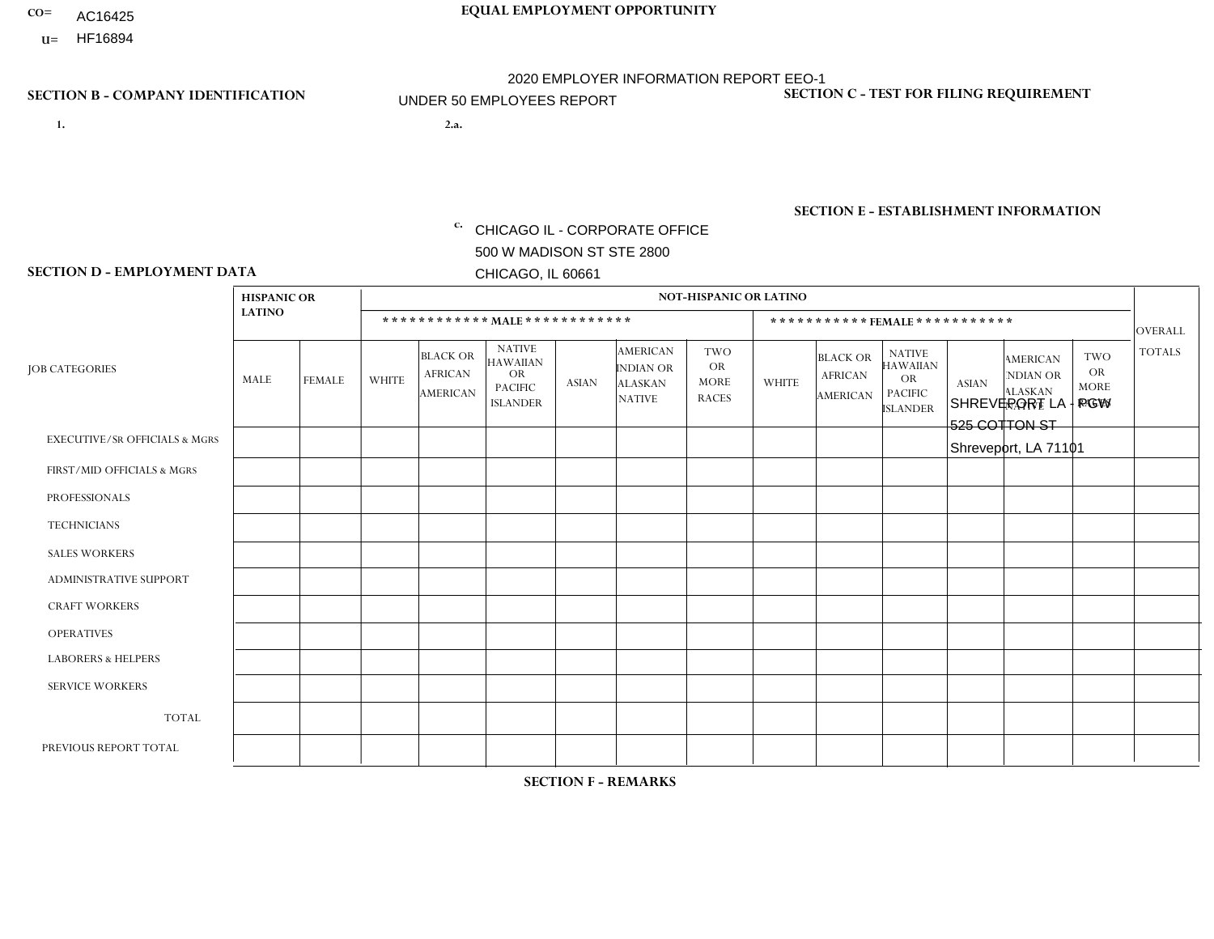CO= AC16425
U= HF16894

**EQUAL EMPLOYMENT OPPORTUNITY**

2020 EMPLOYER INFORMATION REPORT EEO-1

UNDER 50 EMPLOYEES REPORT

**SECTION B - COMPANY IDENTIFICATION**

1.

2.a.

c. CHICAGO IL - CORPORATE OFFICE
500 W MADISON ST STE 2800
CHICAGO, IL 60661

**SECTION C - TEST FOR FILING REQUIREMENT**

**SECTION E - ESTABLISHMENT INFORMATION**

SHREVEPORT LA - PGW
525 COTTON ST
Shreveport, LA 71101

**SECTION D - EMPLOYMENT DATA**

| JOB CATEGORIES | HISPANIC OR LATINO | | NOT-HISPANIC OR LATINO | | | | | | | | | | | | OVERALL TOTALS |
|---|---|---|---|---|---|---|---|---|---|---|---|---|---|---|---|
| | | | MALE | | | | | | FEMALE | | | | | | |
| | MALE | FEMALE | WHITE | BLACK OR AFRICAN AMERICAN | NATIVE HAWAIIAN OR PACIFIC ISLANDER | ASIAN | AMERICAN INDIAN OR ALASKAN NATIVE | TWO OR MORE RACES | WHITE | BLACK OR AFRICAN AMERICAN | NATIVE HAWAIIAN OR PACIFIC ISLANDER | ASIAN | AMERICAN INDIAN OR ALASKAN NATIVE | TWO OR MORE RACES | |
| EXECUTIVE/SR OFFICIALS & MGRS | | | | | | | | | | | | | | | |
| FIRST/MID OFFICIALS & MGRS | | | | | | | | | | | | | | | |
| PROFESSIONALS | | | | | | | | | | | | | | | |
| TECHNICIANS | | | | | | | | | | | | | | | |
| SALES WORKERS | | | | | | | | | | | | | | | |
| ADMINISTRATIVE SUPPORT | | | | | | | | | | | | | | | |
| CRAFT WORKERS | | | | | | | | | | | | | | | |
| OPERATIVES | | | | | | | | | | | | | | | |
| LABORERS & HELPERS | | | | | | | | | | | | | | | |
| SERVICE WORKERS | | | | | | | | | | | | | | | |
| TOTAL | | | | | | | | | | | | | | | |
| PREVIOUS REPORT TOTAL | | | | | | | | | | | | | | | |

**SECTION F - REMARKS**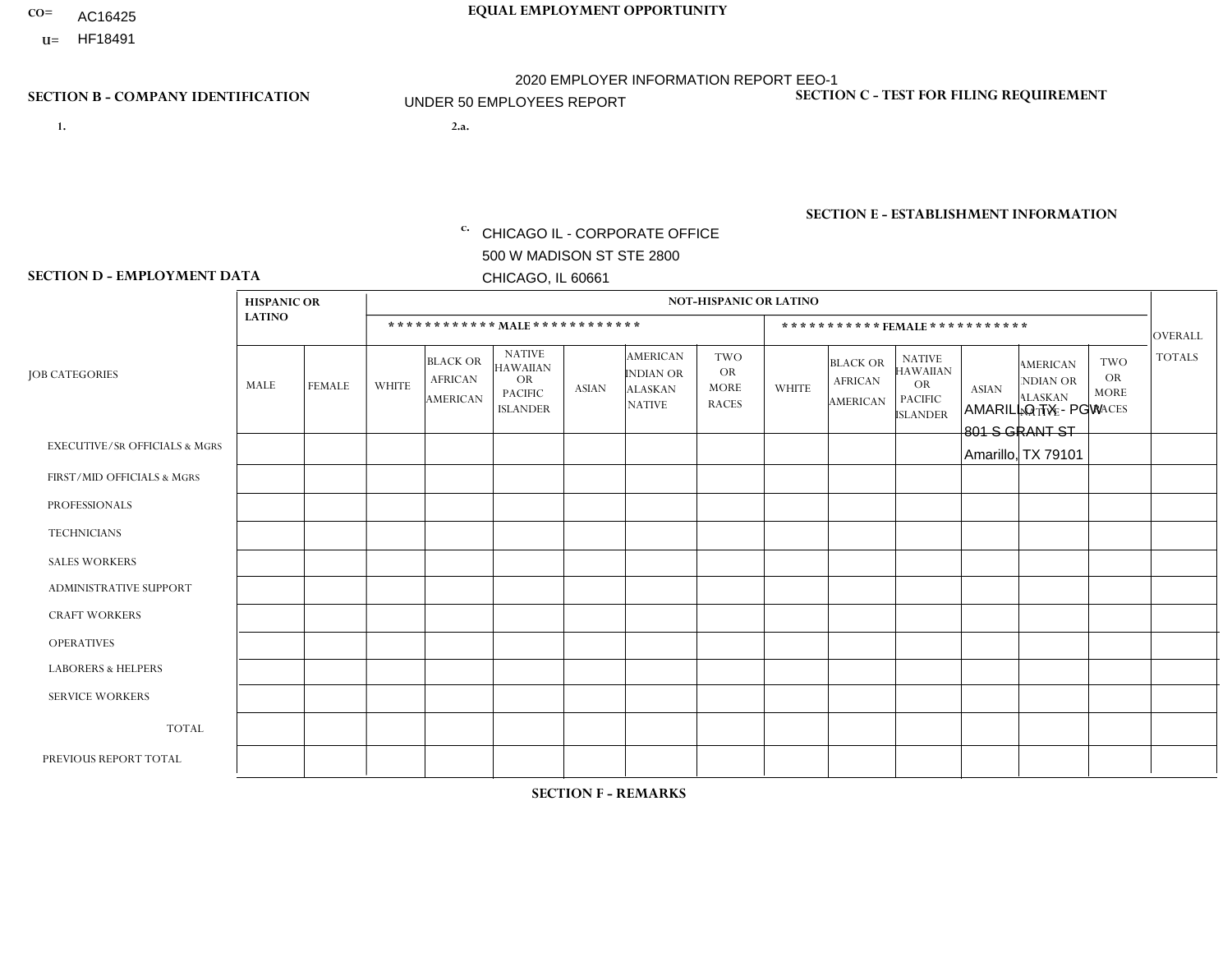CO= AC16425
U= HF18491

**EQUAL EMPLOYMENT OPPORTUNITY**

2020 EMPLOYER INFORMATION REPORT EEO-1

UNDER 50 EMPLOYEES REPORT

**SECTION B - COMPANY IDENTIFICATION**

1.

2.a.

c. CHICAGO IL - CORPORATE OFFICE
500 W MADISON ST STE 2800
CHICAGO, IL 60661

**SECTION C - TEST FOR FILING REQUIREMENT**

**SECTION E - ESTABLISHMENT INFORMATION**

AMARILLO TX - PGW
801 S GRANT ST
Amarillo, TX 79101

**SECTION D - EMPLOYMENT DATA**

| JOB CATEGORIES | HISPANIC OR LATINO | | NOT-HISPANIC OR LATINO | | | | | | | | | | | | OVERALL TOTALS |
|---|---|---|---|---|---|---|---|---|---|---|---|---|---|---|---|
| | | | MALE | | | | | | FEMALE | | | | | | |
| | MALE | FEMALE | WHITE | BLACK OR AFRICAN AMERICAN | NATIVE HAWAIIAN OR PACIFIC ISLANDER | ASIAN | AMERICAN INDIAN OR ALASKAN NATIVE | TWO OR MORE RACES | WHITE | BLACK OR AFRICAN AMERICAN | NATIVE HAWAIIAN OR PACIFIC ISLANDER | ASIAN | AMERICAN INDIAN OR ALASKAN NATIVE | TWO OR MORE RACES | |
| EXECUTIVE/Sr OFFICIALS & MGRS | | | | | | | | | | | | | | | |
| FIRST/MID OFFICIALS & MGRS | | | | | | | | | | | | | | | |
| PROFESSIONALS | | | | | | | | | | | | | | | |
| TECHNICIANS | | | | | | | | | | | | | | | |
| SALES WORKERS | | | | | | | | | | | | | | | |
| ADMINISTRATIVE SUPPORT | | | | | | | | | | | | | | | |
| CRAFT WORKERS | | | | | | | | | | | | | | | |
| OPERATIVES | | | | | | | | | | | | | | | |
| LABORERS & HELPERS | | | | | | | | | | | | | | | |
| SERVICE WORKERS | | | | | | | | | | | | | | | |
| TOTAL | | | | | | | | | | | | | | | |
| PREVIOUS REPORT TOTAL | | | | | | | | | | | | | | | |

**SECTION F - REMARKS**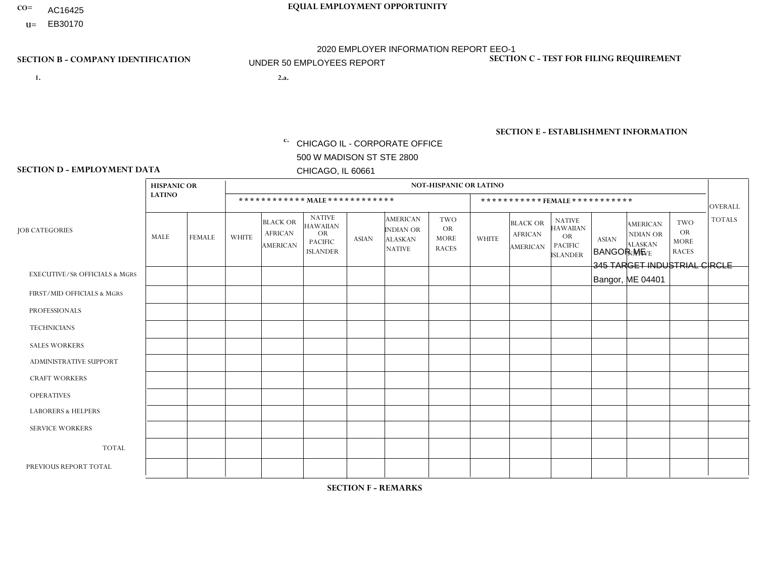CO= AC16425
U= EB30170

**EQUAL EMPLOYMENT OPPORTUNITY**

2020 EMPLOYER INFORMATION REPORT EEO-1
UNDER 50 EMPLOYEES REPORT

**SECTION B - COMPANY IDENTIFICATION**

1.

2.a.

c. CHICAGO IL - CORPORATE OFFICE
500 W MADISON ST STE 2800
CHICAGO, IL 60661

**SECTION C - TEST FOR FILING REQUIREMENT**

**SECTION E - ESTABLISHMENT INFORMATION**

BANGOR ME
345 TARGET INDUSTRIAL CIRCLE
Bangor, ME 04401

**SECTION D - EMPLOYMENT DATA**

| JOB CATEGORIES | HISPANIC OR LATINO | | NOT-HISPANIC OR LATINO | | | | | | | | | | | | OVERALL TOTALS |
|---|---|---|---|---|---|---|---|---|---|---|---|---|---|---|---|
| | | | MALE | | | | | | FEMALE | | | | | | |
| | MALE | FEMALE | WHITE | BLACK OR AFRICAN AMERICAN | NATIVE HAWAIIAN OR PACIFIC ISLANDER | ASIAN | AMERICAN INDIAN OR ALASKAN NATIVE | TWO OR MORE RACES | WHITE | BLACK OR AFRICAN AMERICAN | NATIVE HAWAIIAN OR PACIFIC ISLANDER | ASIAN | AMERICAN INDIAN OR ALASKAN NATIVE | TWO OR MORE RACES | |
| EXECUTIVE/SR OFFICIALS & MGRS | | | | | | | | | | | | | | | |
| FIRST/MID OFFICIALS & MGRS | | | | | | | | | | | | | | | |
| PROFESSIONALS | | | | | | | | | | | | | | | |
| TECHNICIANS | | | | | | | | | | | | | | | |
| SALES WORKERS | | | | | | | | | | | | | | | |
| ADMINISTRATIVE SUPPORT | | | | | | | | | | | | | | | |
| CRAFT WORKERS | | | | | | | | | | | | | | | |
| OPERATIVES | | | | | | | | | | | | | | | |
| LABORERS & HELPERS | | | | | | | | | | | | | | | |
| SERVICE WORKERS | | | | | | | | | | | | | | | |
| TOTAL | | | | | | | | | | | | | | | |
| PREVIOUS REPORT TOTAL | | | | | | | | | | | | | | | |

**SECTION F - REMARKS**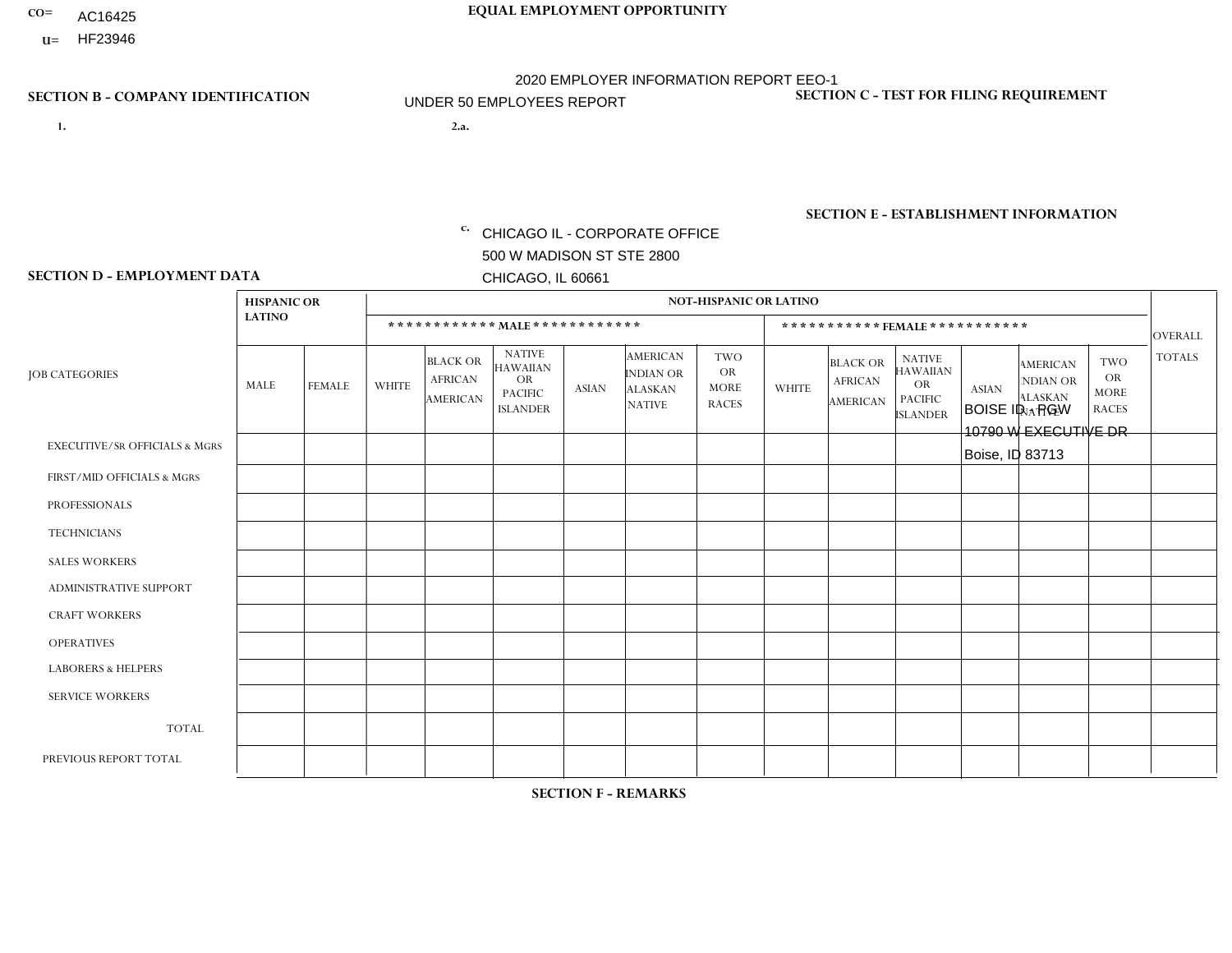CO= AC16425
U= HF23946

**EQUAL EMPLOYMENT OPPORTUNITY**

2020 EMPLOYER INFORMATION REPORT EEO-1
UNDER 50 EMPLOYEES REPORT

**SECTION B - COMPANY IDENTIFICATION**

1.

2.a.

c. CHICAGO IL - CORPORATE OFFICE
500 W MADISON ST STE 2800
CHICAGO, IL 60661

**SECTION C - TEST FOR FILING REQUIREMENT**

**SECTION E - ESTABLISHMENT INFORMATION**

BOISE ID - PGW
10790 W EXECUTIVE DR
Boise, ID 83713

**SECTION D - EMPLOYMENT DATA**

| JOB CATEGORIES | HISPANIC OR LATINO | | NOT-HISPANIC OR LATINO | | | | | | | | | | | | OVERALL TOTALS |
|---|---|---|---|---|---|---|---|---|---|---|---|---|---|---|---|
| | | | MALE | | | | | | FEMALE | | | | | | |
| | MALE | FEMALE | WHITE | BLACK OR AFRICAN AMERICAN | NATIVE HAWAIIAN OR PACIFIC ISLANDER | ASIAN | AMERICAN INDIAN OR ALASKAN NATIVE | TWO OR MORE RACES | WHITE | BLACK OR AFRICAN AMERICAN | NATIVE HAWAIIAN OR PACIFIC ISLANDER | ASIAN | AMERICAN INDIAN OR ALASKAN NATIVE | TWO OR MORE RACES | |
| EXECUTIVE/SR OFFICIALS & MGRS | | | | | | | | | | | | | | | |
| FIRST/MID OFFICIALS & MGRS | | | | | | | | | | | | | | | |
| PROFESSIONALS | | | | | | | | | | | | | | | |
| TECHNICIANS | | | | | | | | | | | | | | | |
| SALES WORKERS | | | | | | | | | | | | | | | |
| ADMINISTRATIVE SUPPORT | | | | | | | | | | | | | | | |
| CRAFT WORKERS | | | | | | | | | | | | | | | |
| OPERATIVES | | | | | | | | | | | | | | | |
| LABORERS & HELPERS | | | | | | | | | | | | | | | |
| SERVICE WORKERS | | | | | | | | | | | | | | | |
| TOTAL | | | | | | | | | | | | | | | |
| PREVIOUS REPORT TOTAL | | | | | | | | | | | | | | | |

**SECTION F - REMARKS**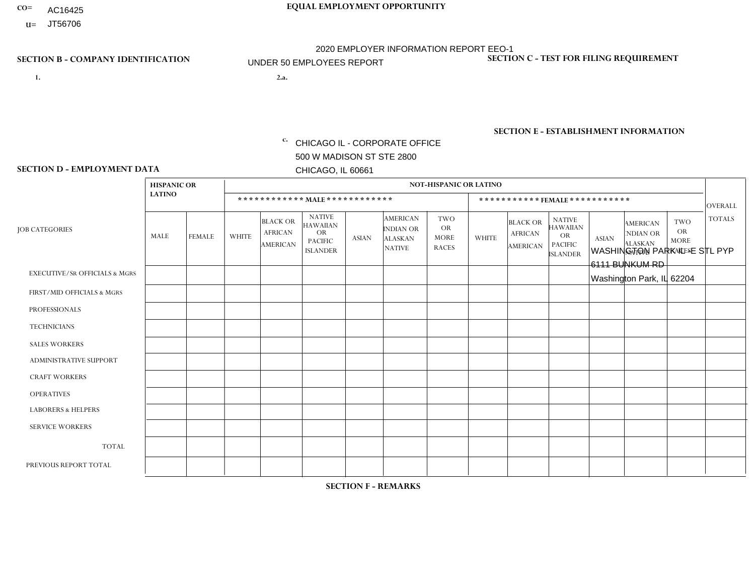CO= AC16425

U= JT56706

**EQUAL EMPLOYMENT OPPORTUNITY**

2020 EMPLOYER INFORMATION REPORT EEO-1

UNDER 50 EMPLOYEES REPORT

**SECTION B - COMPANY IDENTIFICATION**

1.

2.a.

c. CHICAGO IL - CORPORATE OFFICE
500 W MADISON ST STE 2800
CHICAGO, IL 60661

**SECTION C - TEST FOR FILING REQUIREMENT**

**SECTION E - ESTABLISHMENT INFORMATION**

WASHINGTON PARK IL - E STL PYP
6111 BUNKUM RD
Washington Park, IL 62204

**SECTION D - EMPLOYMENT DATA**

| JOB CATEGORIES | HISPANIC OR LATINO | | NOT-HISPANIC OR LATINO | | | | | | | | | | | | OVERALL TOTALS |
|---|---|---|---|---|---|---|---|---|---|---|---|---|---|---|---|
| | | | MALE | | | | | | FEMALE | | | | | | |
| | MALE | FEMALE | WHITE | BLACK OR AFRICAN AMERICAN | NATIVE HAWAIIAN OR PACIFIC ISLANDER | ASIAN | AMERICAN INDIAN OR ALASKAN NATIVE | TWO OR MORE RACES | WHITE | BLACK OR AFRICAN AMERICAN | NATIVE HAWAIIAN OR PACIFIC ISLANDER | ASIAN | AMERICAN INDIAN OR ALASKAN NATIVE | TWO OR MORE RACES | |
| EXECUTIVE/SR OFFICIALS & MGRS | | | | | | | | | | | | | | | |
| FIRST/MID OFFICIALS & MGRS | | | | | | | | | | | | | | | |
| PROFESSIONALS | | | | | | | | | | | | | | | |
| TECHNICIANS | | | | | | | | | | | | | | | |
| SALES WORKERS | | | | | | | | | | | | | | | |
| ADMINISTRATIVE SUPPORT | | | | | | | | | | | | | | | |
| CRAFT WORKERS | | | | | | | | | | | | | | | |
| OPERATIVES | | | | | | | | | | | | | | | |
| LABORERS & HELPERS | | | | | | | | | | | | | | | |
| SERVICE WORKERS | | | | | | | | | | | | | | | |
| TOTAL | | | | | | | | | | | | | | | |
| PREVIOUS REPORT TOTAL | | | | | | | | | | | | | | | |

**SECTION F - REMARKS**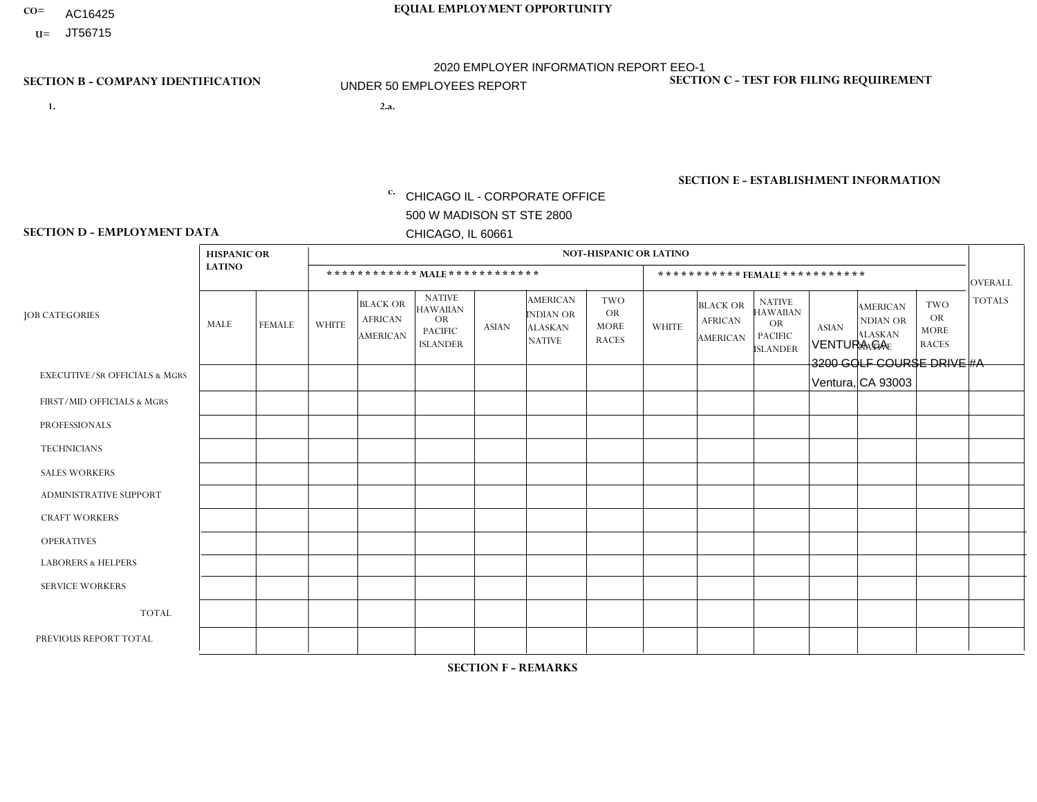CO= AC16425
U= JT56715

**EQUAL EMPLOYMENT OPPORTUNITY**

2020 EMPLOYER INFORMATION REPORT EEO-1
UNDER 50 EMPLOYEES REPORT

**SECTION B - COMPANY IDENTIFICATION**

1.

2.a.

c. CHICAGO IL - CORPORATE OFFICE
500 W MADISON ST STE 2800
CHICAGO, IL 60661

**SECTION C - TEST FOR FILING REQUIREMENT**

**SECTION E - ESTABLISHMENT INFORMATION**

VENTURA CA
3200 GOLF COURSE DRIVE #A
Ventura, CA 93003

**SECTION D - EMPLOYMENT DATA**

| JOB CATEGORIES | HISPANIC OR LATINO | | NOT-HISPANIC OR LATINO | | | | | | | | | | | | OVERALL TOTALS |
|---|---|---|---|---|---|---|---|---|---|---|---|---|---|---|---|
| | | | MALE | | | | | | FEMALE | | | | | | |
| | MALE | FEMALE | WHITE | BLACK OR AFRICAN AMERICAN | NATIVE HAWAIIAN OR PACIFIC ISLANDER | ASIAN | AMERICAN INDIAN OR ALASKAN NATIVE | TWO OR MORE RACES | WHITE | BLACK OR AFRICAN AMERICAN | NATIVE HAWAIIAN OR PACIFIC ISLANDER | ASIAN | AMERICAN INDIAN OR ALASKAN NATIVE | TWO OR MORE RACES | |
| EXECUTIVE/Sr OFFICIALS & MGRS | | | | | | | | | | | | | | | |
| FIRST/MID OFFICIALS & MGRS | | | | | | | | | | | | | | | |
| PROFESSIONALS | | | | | | | | | | | | | | | |
| TECHNICIANS | | | | | | | | | | | | | | | |
| SALES WORKERS | | | | | | | | | | | | | | | |
| ADMINISTRATIVE SUPPORT | | | | | | | | | | | | | | | |
| CRAFT WORKERS | | | | | | | | | | | | | | | |
| OPERATIVES | | | | | | | | | | | | | | | |
| LABORERS & HELPERS | | | | | | | | | | | | | | | |
| SERVICE WORKERS | | | | | | | | | | | | | | | |
| TOTAL | | | | | | | | | | | | | | | |
| PREVIOUS REPORT TOTAL | | | | | | | | | | | | | | | |

**SECTION F - REMARKS**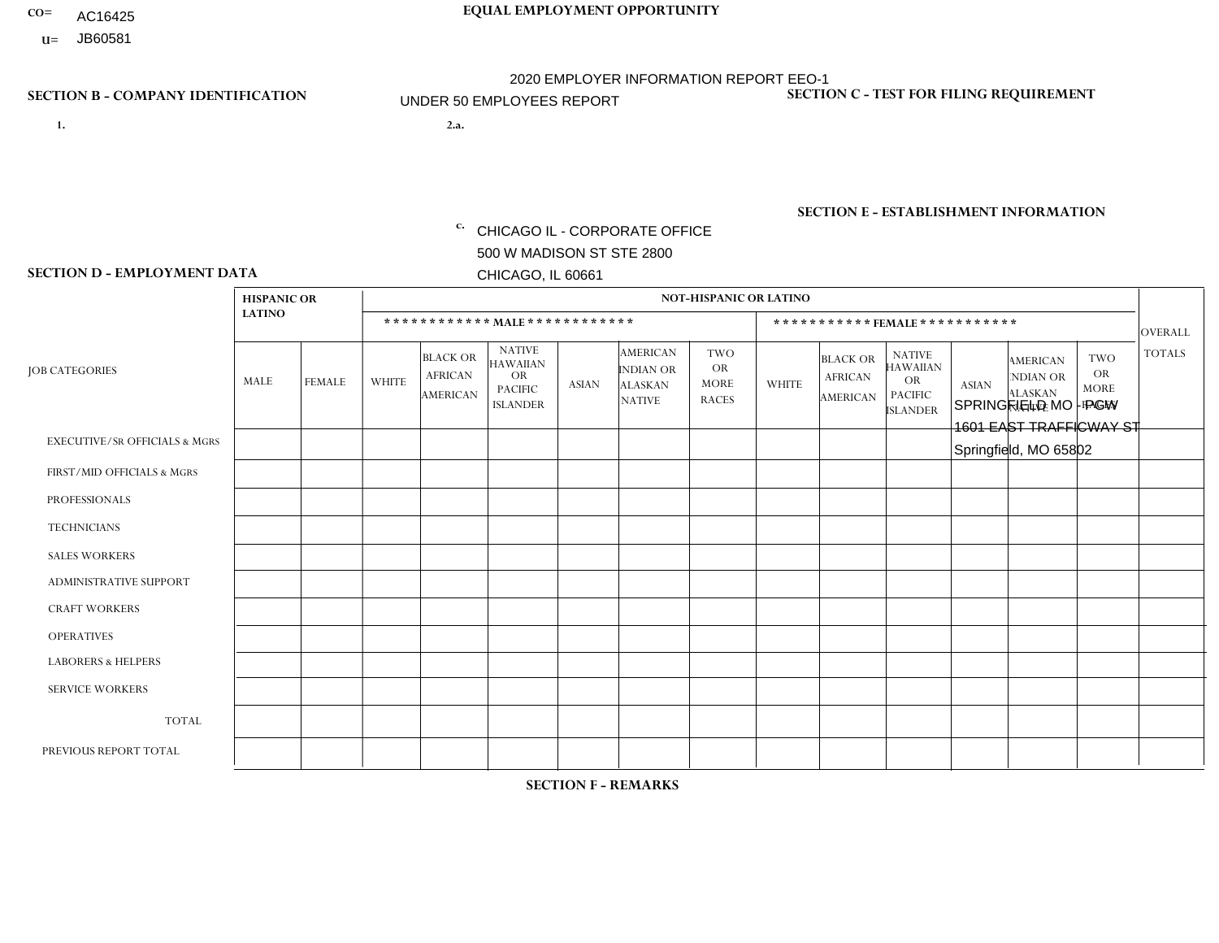CO= AC16425
U= JB60581

**EQUAL EMPLOYMENT OPPORTUNITY**

2020 EMPLOYER INFORMATION REPORT EEO-1
UNDER 50 EMPLOYEES REPORT

**SECTION B - COMPANY IDENTIFICATION**

1.

2.a.

c. CHICAGO IL - CORPORATE OFFICE
500 W MADISON ST STE 2800
CHICAGO, IL 60661

**SECTION C - TEST FOR FILING REQUIREMENT**

**SECTION E - ESTABLISHMENT INFORMATION**

SPRINGFIELD MO - PGW
1601 EAST TRAFFICWAY ST
Springfield, MO 65802

**SECTION D - EMPLOYMENT DATA**

| JOB CATEGORIES | HISPANIC OR LATINO | | NOT-HISPANIC OR LATINO | | | | | | | | | | | | OVERALL TOTALS |
|---|---|---|---|---|---|---|---|---|---|---|---|---|---|---|---|
| | | | MALE | | | | | | FEMALE | | | | | | |
| | MALE | FEMALE | WHITE | BLACK OR AFRICAN AMERICAN | NATIVE HAWAIIAN OR PACIFIC ISLANDER | ASIAN | AMERICAN INDIAN OR ALASKAN NATIVE | TWO OR MORE RACES | WHITE | BLACK OR AFRICAN AMERICAN | NATIVE HAWAIIAN OR PACIFIC ISLANDER | ASIAN | AMERICAN INDIAN OR ALASKAN NATIVE | TWO OR MORE RACES | |
| EXECUTIVE/SR OFFICIALS & MGRS | | | | | | | | | | | | | | | |
| FIRST/MID OFFICIALS & MGRS | | | | | | | | | | | | | | | |
| PROFESSIONALS | | | | | | | | | | | | | | | |
| TECHNICIANS | | | | | | | | | | | | | | | |
| SALES WORKERS | | | | | | | | | | | | | | | |
| ADMINISTRATIVE SUPPORT | | | | | | | | | | | | | | | |
| CRAFT WORKERS | | | | | | | | | | | | | | | |
| OPERATIVES | | | | | | | | | | | | | | | |
| LABORERS & HELPERS | | | | | | | | | | | | | | | |
| SERVICE WORKERS | | | | | | | | | | | | | | | |
| TOTAL | | | | | | | | | | | | | | | |
| PREVIOUS REPORT TOTAL | | | | | | | | | | | | | | | |

**SECTION F - REMARKS**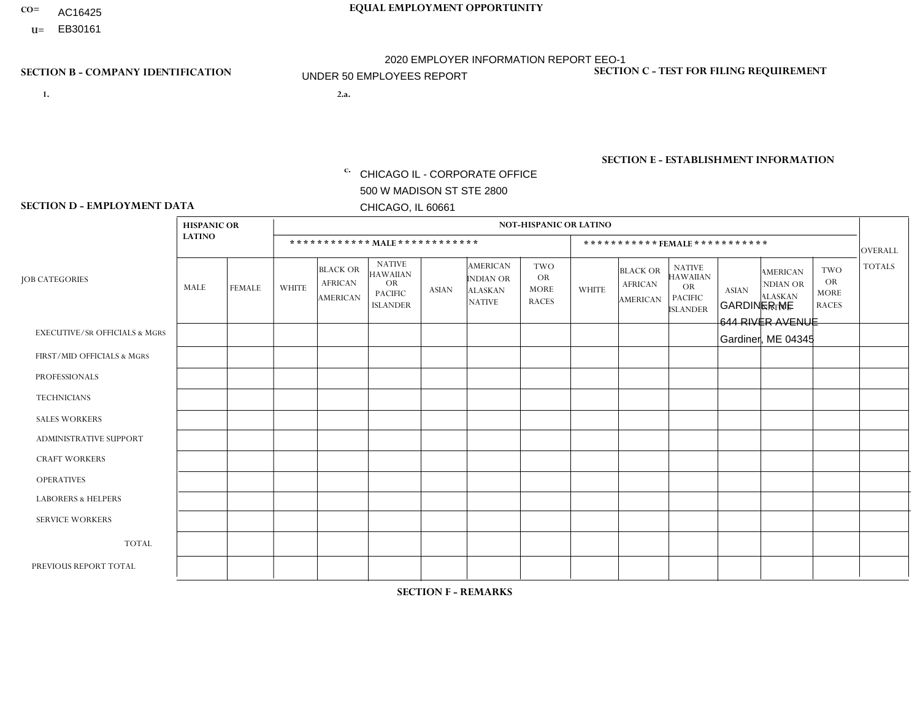CO= AC16425
U= EB30161

**EQUAL EMPLOYMENT OPPORTUNITY**

2020 EMPLOYER INFORMATION REPORT EEO-1
UNDER 50 EMPLOYEES REPORT

**SECTION B - COMPANY IDENTIFICATION**

1.

2.a.

c. CHICAGO IL - CORPORATE OFFICE
500 W MADISON ST STE 2800
CHICAGO, IL 60661

**SECTION C - TEST FOR FILING REQUIREMENT**

**SECTION E - ESTABLISHMENT INFORMATION**

GARDINER ME
644 RIVER AVENUE
Gardiner, ME 04345

**SECTION D - EMPLOYMENT DATA**

| JOB CATEGORIES | HISPANIC OR LATINO | | NOT-HISPANIC OR LATINO | | | | | | | | | | | | OVERALL TOTALS |
|---|---|---|---|---|---|---|---|---|---|---|---|---|---|---|---|
| | | | MALE | | | | | | FEMALE | | | | | | |
| | MALE | FEMALE | WHITE | BLACK OR AFRICAN AMERICAN | NATIVE HAWAIIAN OR PACIFIC ISLANDER | ASIAN | AMERICAN INDIAN OR ALASKAN NATIVE | TWO OR MORE RACES | WHITE | BLACK OR AFRICAN AMERICAN | NATIVE HAWAIIAN OR PACIFIC ISLANDER | ASIAN | AMERICAN INDIAN OR ALASKAN NATIVE | TWO OR MORE RACES | |
| EXECUTIVE/SR OFFICIALS & MGRS | | | | | | | | | | | | | | | |
| FIRST/MID OFFICIALS & MGRS | | | | | | | | | | | | | | | |
| PROFESSIONALS | | | | | | | | | | | | | | | |
| TECHNICIANS | | | | | | | | | | | | | | | |
| SALES WORKERS | | | | | | | | | | | | | | | |
| ADMINISTRATIVE SUPPORT | | | | | | | | | | | | | | | |
| CRAFT WORKERS | | | | | | | | | | | | | | | |
| OPERATIVES | | | | | | | | | | | | | | | |
| LABORERS & HELPERS | | | | | | | | | | | | | | | |
| SERVICE WORKERS | | | | | | | | | | | | | | | |
| TOTAL | | | | | | | | | | | | | | | |
| PREVIOUS REPORT TOTAL | | | | | | | | | | | | | | | |

**SECTION F - REMARKS**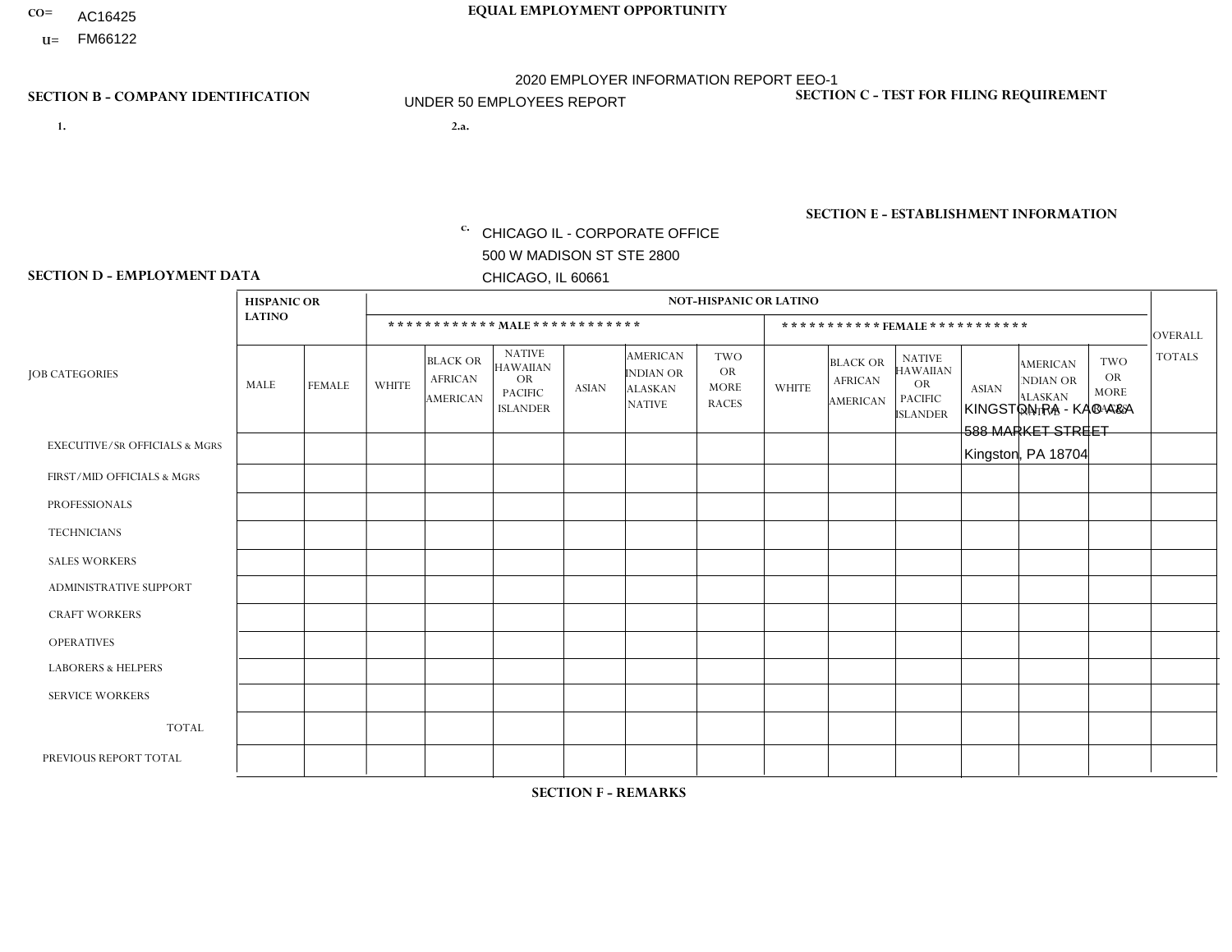CO= AC16425
U= FM66122

**EQUAL EMPLOYMENT OPPORTUNITY**

2020 EMPLOYER INFORMATION REPORT EEO-1

UNDER 50 EMPLOYEES REPORT

**SECTION B - COMPANY IDENTIFICATION**

1.

2.a.

c. CHICAGO IL - CORPORATE OFFICE
500 W MADISON ST STE 2800
CHICAGO, IL 60661

**SECTION C - TEST FOR FILING REQUIREMENT**

**SECTION E - ESTABLISHMENT INFORMATION**

KINGSTON PA - KAO A&A
588 MARKET STREET
Kingston, PA 18704

**SECTION D - EMPLOYMENT DATA**

| JOB CATEGORIES | HISPANIC OR LATINO | | NOT-HISPANIC OR LATINO | | | | | | | | | | | | OVERALL TOTALS |
|---|---|---|---|---|---|---|---|---|---|---|---|---|---|---|---|
| | | | MALE | | | | | | FEMALE | | | | | | |
| | MALE | FEMALE | WHITE | BLACK OR AFRICAN AMERICAN | NATIVE HAWAIIAN OR PACIFIC ISLANDER | ASIAN | AMERICAN INDIAN OR ALASKAN NATIVE | TWO OR MORE RACES | WHITE | BLACK OR AFRICAN AMERICAN | NATIVE HAWAIIAN OR PACIFIC ISLANDER | ASIAN | AMERICAN INDIAN OR ALASKAN NATIVE | TWO OR MORE RACES | |
| EXECUTIVE/SR OFFICIALS & MGRS | | | | | | | | | | | | | | | |
| FIRST/MID OFFICIALS & MGRS | | | | | | | | | | | | | | | |
| PROFESSIONALS | | | | | | | | | | | | | | | |
| TECHNICIANS | | | | | | | | | | | | | | | |
| SALES WORKERS | | | | | | | | | | | | | | | |
| ADMINISTRATIVE SUPPORT | | | | | | | | | | | | | | | |
| CRAFT WORKERS | | | | | | | | | | | | | | | |
| OPERATIVES | | | | | | | | | | | | | | | |
| LABORERS & HELPERS | | | | | | | | | | | | | | | |
| SERVICE WORKERS | | | | | | | | | | | | | | | |
| TOTAL | | | | | | | | | | | | | | | |
| PREVIOUS REPORT TOTAL | | | | | | | | | | | | | | | |

**SECTION F - REMARKS**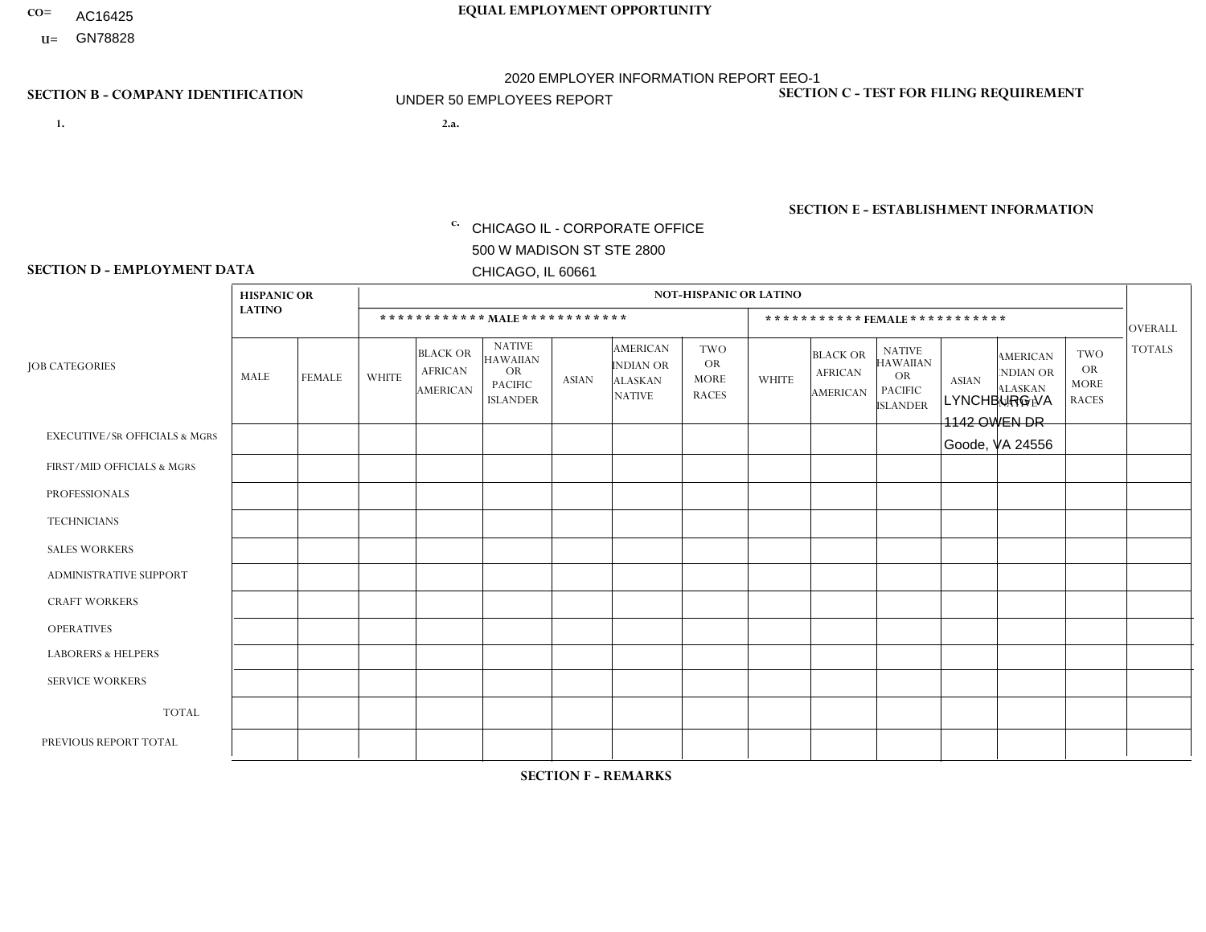CO= AC16425
U= GN78828

**EQUAL EMPLOYMENT OPPORTUNITY**

2020 EMPLOYER INFORMATION REPORT EEO-1
UNDER 50 EMPLOYEES REPORT

**SECTION B - COMPANY IDENTIFICATION**

1.

2.a.

c. CHICAGO IL - CORPORATE OFFICE
500 W MADISON ST STE 2800
CHICAGO, IL 60661

**SECTION C - TEST FOR FILING REQUIREMENT**

**SECTION E - ESTABLISHMENT INFORMATION**

LYNCHBURG VA
1142 OWEN DR
Goode, VA 24556

**SECTION D - EMPLOYMENT DATA**

| JOB CATEGORIES | HISPANIC OR LATINO | | NOT-HISPANIC OR LATINO | | | | | | | | | | | | OVERALL TOTALS |
|---|---|---|---|---|---|---|---|---|---|---|---|---|---|---|---|
| | | | MALE | | | | | | FEMALE | | | | | | |
| | MALE | FEMALE | WHITE | BLACK OR AFRICAN AMERICAN | NATIVE HAWAIIAN OR PACIFIC ISLANDER | ASIAN | AMERICAN INDIAN OR ALASKAN NATIVE | TWO OR MORE RACES | WHITE | BLACK OR AFRICAN AMERICAN | NATIVE HAWAIIAN OR PACIFIC ISLANDER | ASIAN | AMERICAN INDIAN OR ALASKAN NATIVE | TWO OR MORE RACES | |
| EXECUTIVE/SR OFFICIALS & MGRS | | | | | | | | | | | | | | | |
| FIRST/MID OFFICIALS & MGRS | | | | | | | | | | | | | | | |
| PROFESSIONALS | | | | | | | | | | | | | | | |
| TECHNICIANS | | | | | | | | | | | | | | | |
| SALES WORKERS | | | | | | | | | | | | | | | |
| ADMINISTRATIVE SUPPORT | | | | | | | | | | | | | | | |
| CRAFT WORKERS | | | | | | | | | | | | | | | |
| OPERATIVES | | | | | | | | | | | | | | | |
| LABORERS & HELPERS | | | | | | | | | | | | | | | |
| SERVICE WORKERS | | | | | | | | | | | | | | | |
| TOTAL | | | | | | | | | | | | | | | |
| PREVIOUS REPORT TOTAL | | | | | | | | | | | | | | | |

**SECTION F - REMARKS**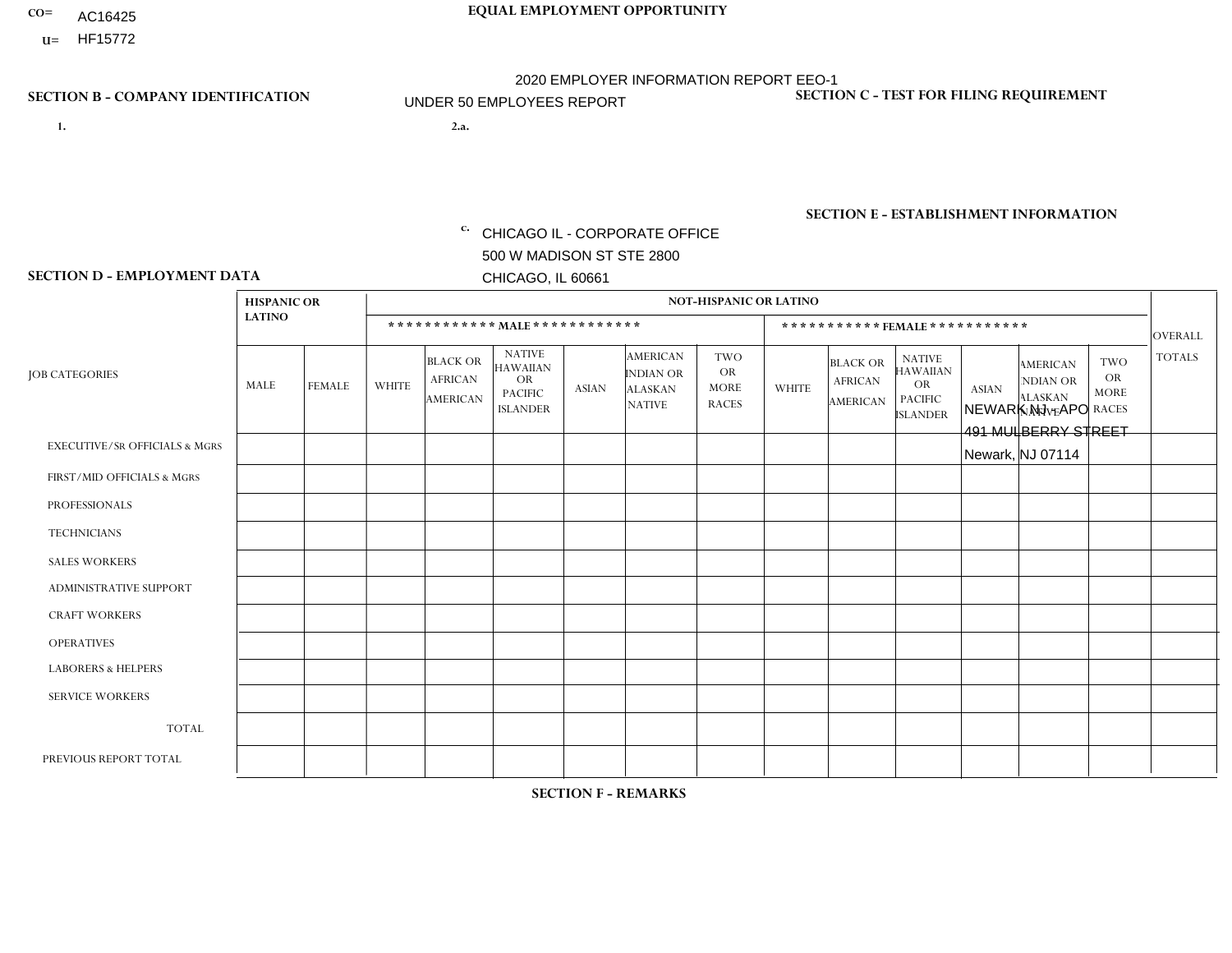CO= AC16425
U= HF15772

**EQUAL EMPLOYMENT OPPORTUNITY**

2020 EMPLOYER INFORMATION REPORT EEO-1

UNDER 50 EMPLOYEES REPORT

**SECTION B - COMPANY IDENTIFICATION**

1.

2.a.

c. CHICAGO IL - CORPORATE OFFICE
500 W MADISON ST STE 2800
CHICAGO, IL 60661

**SECTION C - TEST FOR FILING REQUIREMENT**

**SECTION E - ESTABLISHMENT INFORMATION**

NEWARK NJ - APO
491 MULBERRY STREET
Newark, NJ 07114

**SECTION D - EMPLOYMENT DATA**

| JOB CATEGORIES | HISPANIC OR LATINO | | NOT-HISPANIC OR LATINO | | | | | | | | | | | | OVERALL TOTALS |
|---|---|---|---|---|---|---|---|---|---|---|---|---|---|---|---|
| | | | MALE | | | | | | FEMALE | | | | | | |
| | MALE | FEMALE | WHITE | BLACK OR AFRICAN AMERICAN | NATIVE HAWAIIAN OR PACIFIC ISLANDER | ASIAN | AMERICAN INDIAN OR ALASKAN NATIVE | TWO OR MORE RACES | WHITE | BLACK OR AFRICAN AMERICAN | NATIVE HAWAIIAN OR PACIFIC ISLANDER | ASIAN | AMERICAN INDIAN OR ALASKAN NATIVE | TWO OR MORE RACES | |
| EXECUTIVE/SR OFFICIALS & MGRS | | | | | | | | | | | | | | | |
| FIRST/MID OFFICIALS & MGRS | | | | | | | | | | | | | | | |
| PROFESSIONALS | | | | | | | | | | | | | | | |
| TECHNICIANS | | | | | | | | | | | | | | | |
| SALES WORKERS | | | | | | | | | | | | | | | |
| ADMINISTRATIVE SUPPORT | | | | | | | | | | | | | | | |
| CRAFT WORKERS | | | | | | | | | | | | | | | |
| OPERATIVES | | | | | | | | | | | | | | | |
| LABORERS & HELPERS | | | | | | | | | | | | | | | |
| SERVICE WORKERS | | | | | | | | | | | | | | | |
| TOTAL | | | | | | | | | | | | | | | |
| PREVIOUS REPORT TOTAL | | | | | | | | | | | | | | | |

**SECTION F - REMARKS**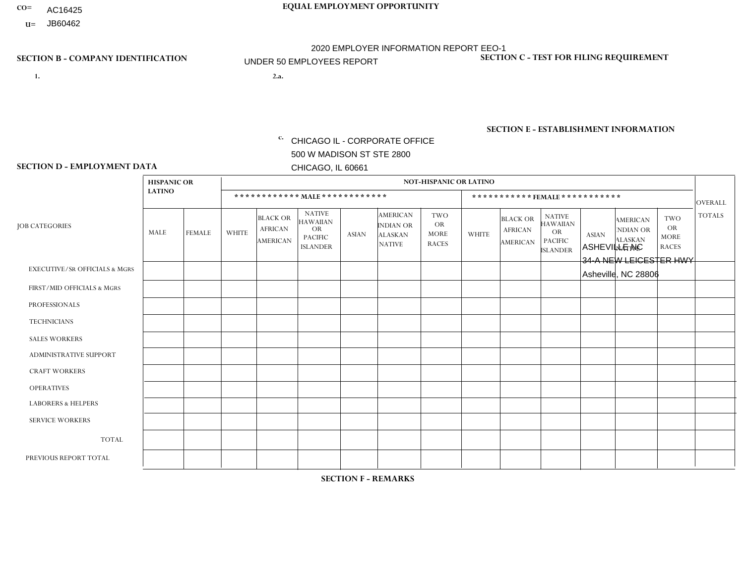CO= AC16425
U= JB60462

**EQUAL EMPLOYMENT OPPORTUNITY**

2020 EMPLOYER INFORMATION REPORT EEO-1
UNDER 50 EMPLOYEES REPORT

**SECTION B - COMPANY IDENTIFICATION**

1.

2.a.

c. CHICAGO IL - CORPORATE OFFICE
500 W MADISON ST STE 2800
CHICAGO, IL 60661

**SECTION C - TEST FOR FILING REQUIREMENT**

**SECTION E - ESTABLISHMENT INFORMATION**

ASHEVILLE NC
34-A NEW LEICESTER HWY
Asheville, NC 28806

**SECTION D - EMPLOYMENT DATA**

| JOB CATEGORIES | HISPANIC OR LATINO | | NOT-HISPANIC OR LATINO | | | | | | | | | | | | OVERALL TOTALS |
|---|---|---|---|---|---|---|---|---|---|---|---|---|---|---|---|
| | | | ************ MALE ************ | | | | | | *********** FEMALE *********** | | | | | | |
| | MALE | FEMALE | WHITE | BLACK OR AFRICAN AMERICAN | NATIVE HAWAIIAN OR PACIFIC ISLANDER | ASIAN | AMERICAN INDIAN OR ALASKAN NATIVE | TWO OR MORE RACES | WHITE | BLACK OR AFRICAN AMERICAN | NATIVE HAWAIIAN OR PACIFIC ISLANDER | ASIAN | AMERICAN INDIAN OR ALASKAN NATIVE | TWO OR MORE RACES | |
| EXECUTIVE/SR OFFICIALS & MGRS | | | | | | | | | | | | | | | |
| FIRST/MID OFFICIALS & MGRS | | | | | | | | | | | | | | | |
| PROFESSIONALS | | | | | | | | | | | | | | | |
| TECHNICIANS | | | | | | | | | | | | | | | |
| SALES WORKERS | | | | | | | | | | | | | | | |
| ADMINISTRATIVE SUPPORT | | | | | | | | | | | | | | | |
| CRAFT WORKERS | | | | | | | | | | | | | | | |
| OPERATIVES | | | | | | | | | | | | | | | |
| LABORERS & HELPERS | | | | | | | | | | | | | | | |
| SERVICE WORKERS | | | | | | | | | | | | | | | |
| TOTAL | | | | | | | | | | | | | | | |
| PREVIOUS REPORT TOTAL | | | | | | | | | | | | | | | |

**SECTION F - REMARKS**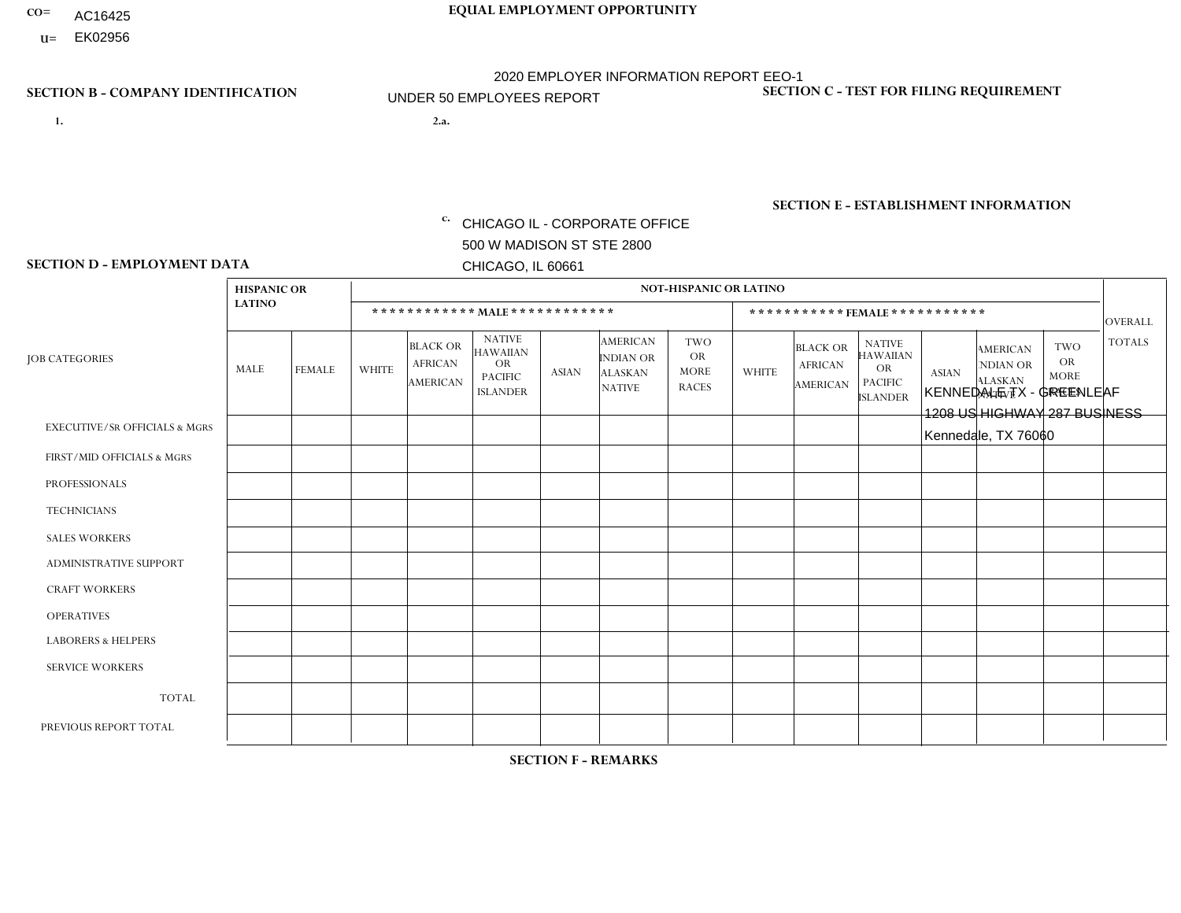CO= AC16425
U= EK02956

EQUAL EMPLOYMENT OPPORTUNITY

2020 EMPLOYER INFORMATION REPORT EEO-1
UNDER 50 EMPLOYEES REPORT

## SECTION B - COMPANY IDENTIFICATION

1.

2.a.

c. CHICAGO IL - CORPORATE OFFICE
500 W MADISON ST STE 2800
CHICAGO, IL 60661

## SECTION C - TEST FOR FILING REQUIREMENT

## SECTION E - ESTABLISHMENT INFORMATION

KENNEDALE TX - GREENLEAF
1208 US HIGHWAY 287 BUSINESS
Kennedale, TX 76060

## SECTION D - EMPLOYMENT DATA

| JOB CATEGORIES | HISPANIC OR LATINO | | NOT-HISPANIC OR LATINO | | | | | | | | | | | | OVERALL TOTALS |
|---|---|---|---|---|---|---|---|---|---|---|---|---|---|---|---|
| | | | MALE | | | | | | FEMALE | | | | | | |
| | MALE | FEMALE | WHITE | BLACK OR AFRICAN AMERICAN | NATIVE HAWAIIAN OR PACIFIC ISLANDER | ASIAN | AMERICAN INDIAN OR ALASKAN NATIVE | TWO OR MORE RACES | WHITE | BLACK OR AFRICAN AMERICAN | NATIVE HAWAIIAN OR PACIFIC ISLANDER | ASIAN | AMERICAN INDIAN OR ALASKAN NATIVE | TWO OR MORE RACES | |
| EXECUTIVE/SR OFFICIALS & MGRS | | | | | | | | | | | | | | | |
| FIRST/MID OFFICIALS & MGRS | | | | | | | | | | | | | | | |
| PROFESSIONALS | | | | | | | | | | | | | | | |
| TECHNICIANS | | | | | | | | | | | | | | | |
| SALES WORKERS | | | | | | | | | | | | | | | |
| ADMINISTRATIVE SUPPORT | | | | | | | | | | | | | | | |
| CRAFT WORKERS | | | | | | | | | | | | | | | |
| OPERATIVES | | | | | | | | | | | | | | | |
| LABORERS & HELPERS | | | | | | | | | | | | | | | |
| SERVICE WORKERS | | | | | | | | | | | | | | | |
| TOTAL | | | | | | | | | | | | | | | |
| PREVIOUS REPORT TOTAL | | | | | | | | | | | | | | | |

## SECTION F - REMARKS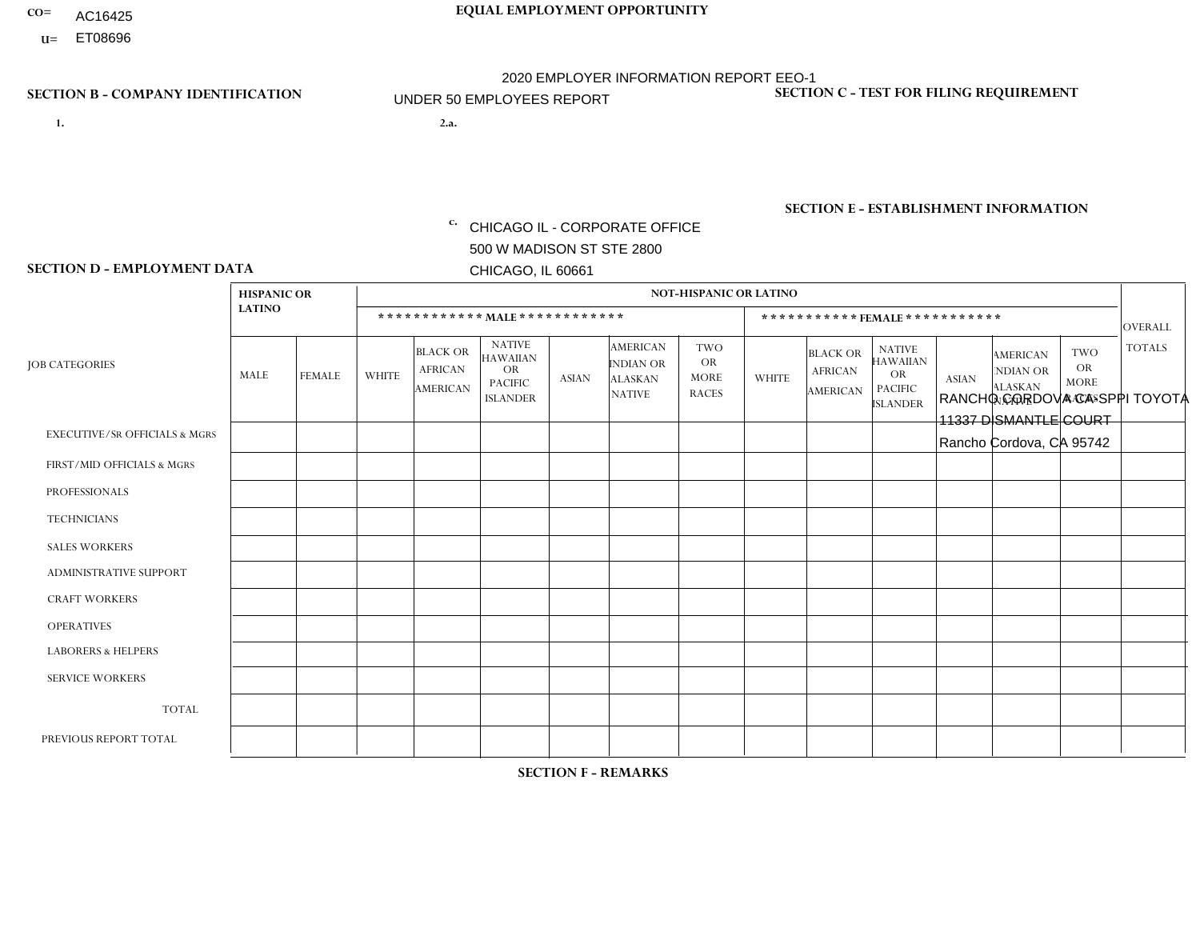CO= AC16425

U= ET08696

**EQUAL EMPLOYMENT OPPORTUNITY**

2020 EMPLOYER INFORMATION REPORT EEO-1

UNDER 50 EMPLOYEES REPORT

**SECTION B - COMPANY IDENTIFICATION**

1.

2.a.

c. CHICAGO IL - CORPORATE OFFICE
500 W MADISON ST STE 2800
CHICAGO, IL 60661

**SECTION C - TEST FOR FILING REQUIREMENT**

**SECTION E - ESTABLISHMENT INFORMATION**

RANCHO CORDOVA CA-SPPI TOYOTA
11337 DISMANTLE COURT
Rancho Cordova, CA 95742

**SECTION D - EMPLOYMENT DATA**

| JOB CATEGORIES | HISPANIC OR LATINO | | NOT-HISPANIC OR LATINO | | | | | | | | | | | | OVERALL TOTALS |
|---|---|---|---|---|---|---|---|---|---|---|---|---|---|---|---|
| | | | MALE | | | | | | FEMALE | | | | | | |
| | MALE | FEMALE | WHITE | BLACK OR AFRICAN AMERICAN | NATIVE HAWAIIAN OR PACIFIC ISLANDER | ASIAN | AMERICAN INDIAN OR ALASKAN NATIVE | TWO OR MORE RACES | WHITE | BLACK OR AFRICAN AMERICAN | NATIVE HAWAIIAN OR PACIFIC ISLANDER | ASIAN | AMERICAN INDIAN OR ALASKAN NATIVE | TWO OR MORE RACES | |
| EXECUTIVE/Sr OFFICIALS & MGRS | | | | | | | | | | | | | | | |
| FIRST/MID OFFICIALS & MGRS | | | | | | | | | | | | | | | |
| PROFESSIONALS | | | | | | | | | | | | | | | |
| TECHNICIANS | | | | | | | | | | | | | | | |
| SALES WORKERS | | | | | | | | | | | | | | | |
| ADMINISTRATIVE SUPPORT | | | | | | | | | | | | | | | |
| CRAFT WORKERS | | | | | | | | | | | | | | | |
| OPERATIVES | | | | | | | | | | | | | | | |
| LABORERS & HELPERS | | | | | | | | | | | | | | | |
| SERVICE WORKERS | | | | | | | | | | | | | | | |
| TOTAL | | | | | | | | | | | | | | | |
| PREVIOUS REPORT TOTAL | | | | | | | | | | | | | | | |

**SECTION F - REMARKS**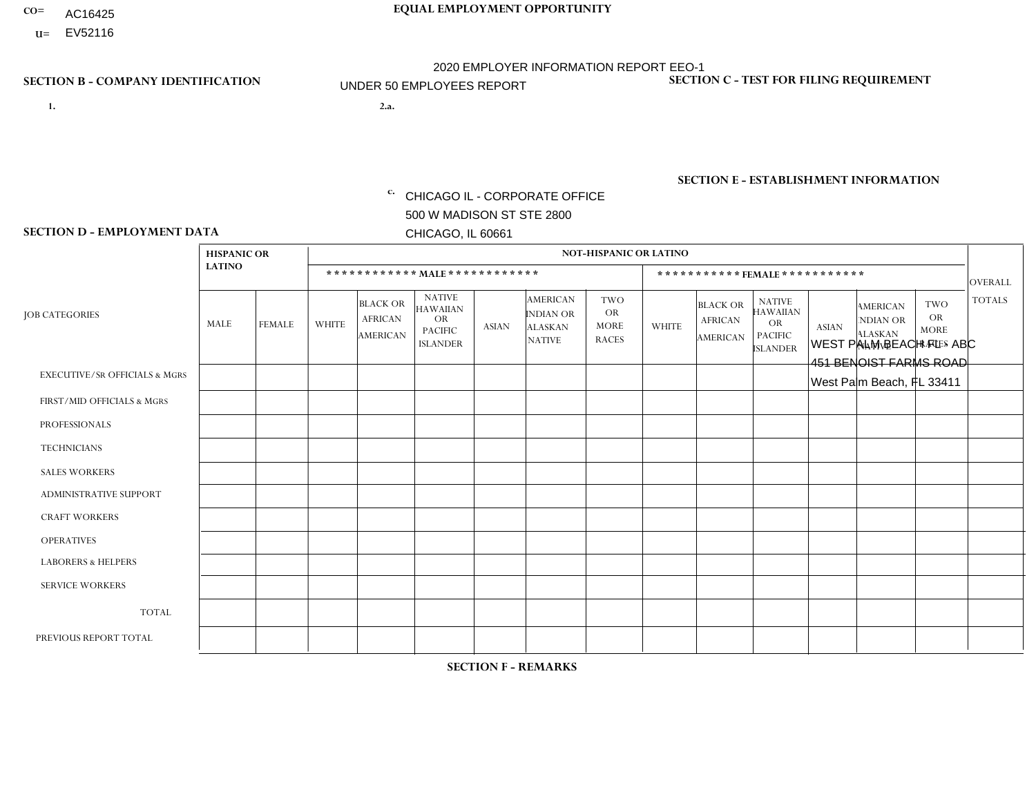CO= AC16425
U= EV52116

**EQUAL EMPLOYMENT OPPORTUNITY**

2020 EMPLOYER INFORMATION REPORT EEO-1

UNDER 50 EMPLOYEES REPORT

**SECTION B - COMPANY IDENTIFICATION**

1.

2.a.

c. CHICAGO IL - CORPORATE OFFICE
500 W MADISON ST STE 2800
CHICAGO, IL 60661

**SECTION C - TEST FOR FILING REQUIREMENT**

**SECTION E - ESTABLISHMENT INFORMATION**

WEST PALM BEACH FL - ABC
451 BENOIST FARMS ROAD
West Palm Beach, FL 33411

**SECTION D - EMPLOYMENT DATA**

| JOB CATEGORIES | HISPANIC OR LATINO | | NOT-HISPANIC OR LATINO | | | | | | | | | | | | OVERALL TOTALS |
|---|---|---|---|---|---|---|---|---|---|---|---|---|---|---|---|
| | | | ************ MALE ************ | | | | | | *********** FEMALE *********** | | | | | | |
| | MALE | FEMALE | WHITE | BLACK OR AFRICAN AMERICAN | NATIVE HAWAIIAN OR PACIFIC ISLANDER | ASIAN | AMERICAN INDIAN OR ALASKAN NATIVE | TWO OR MORE RACES | WHITE | BLACK OR AFRICAN AMERICAN | NATIVE HAWAIIAN OR PACIFIC ISLANDER | ASIAN | AMERICAN INDIAN OR ALASKAN NATIVE | TWO OR MORE RACES | |
| EXECUTIVE/SR OFFICIALS & MGRS | | | | | | | | | | | | | | | |
| FIRST/MID OFFICIALS & MGRS | | | | | | | | | | | | | | | |
| PROFESSIONALS | | | | | | | | | | | | | | | |
| TECHNICIANS | | | | | | | | | | | | | | | |
| SALES WORKERS | | | | | | | | | | | | | | | |
| ADMINISTRATIVE SUPPORT | | | | | | | | | | | | | | | |
| CRAFT WORKERS | | | | | | | | | | | | | | | |
| OPERATIVES | | | | | | | | | | | | | | | |
| LABORERS & HELPERS | | | | | | | | | | | | | | | |
| SERVICE WORKERS | | | | | | | | | | | | | | | |
| TOTAL | | | | | | | | | | | | | | | |
| PREVIOUS REPORT TOTAL | | | | | | | | | | | | | | | |

**SECTION F - REMARKS**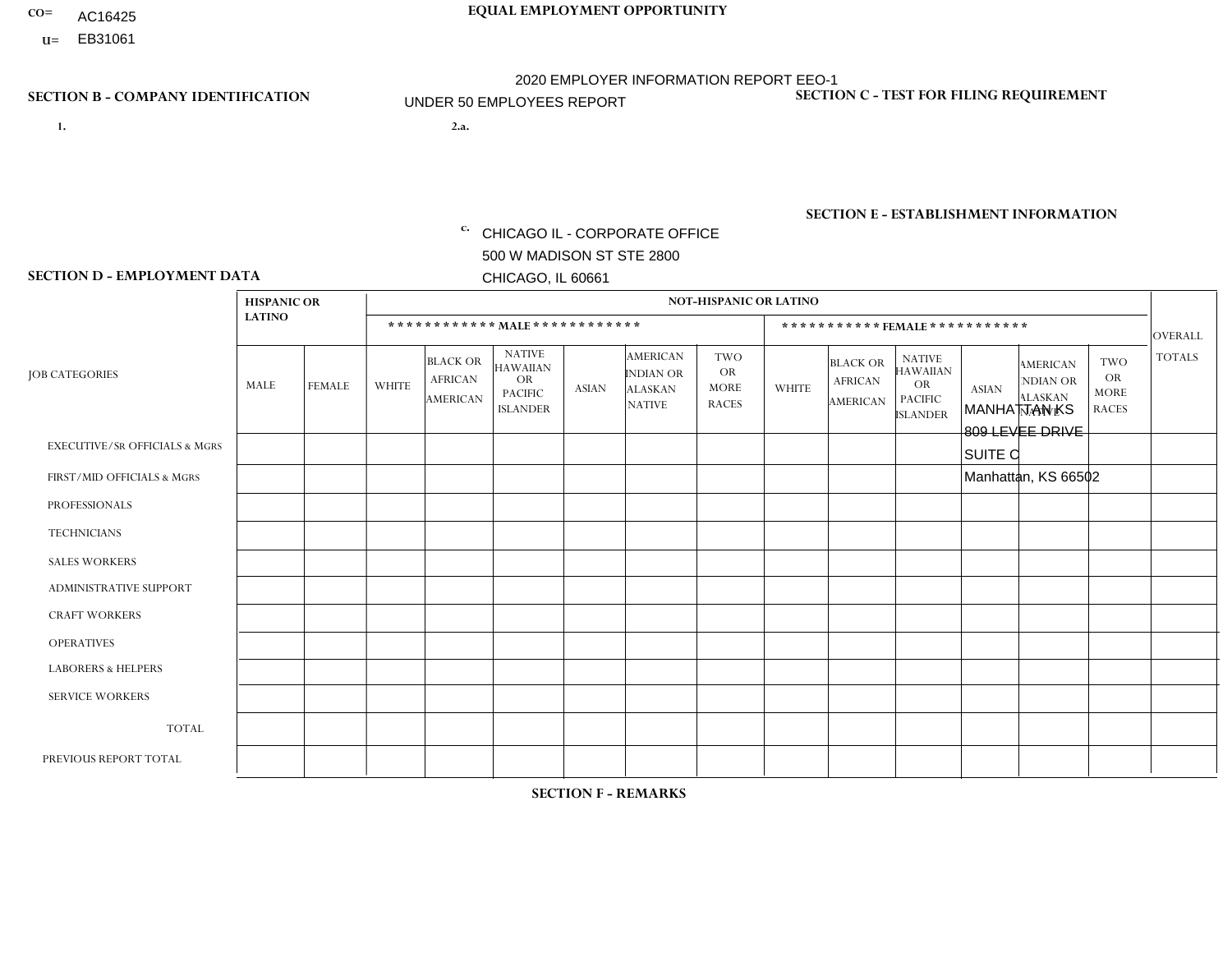CO= AC16425
U= EB31061

**EQUAL EMPLOYMENT OPPORTUNITY**

2020 EMPLOYER INFORMATION REPORT EEO-1

UNDER 50 EMPLOYEES REPORT

**SECTION B - COMPANY IDENTIFICATION**

1.

2.a.

c. CHICAGO IL - CORPORATE OFFICE
500 W MADISON ST STE 2800
CHICAGO, IL 60661

**SECTION C - TEST FOR FILING REQUIREMENT**

**SECTION E - ESTABLISHMENT INFORMATION**

MANHATTAN KS
809 LEVEE DRIVE
SUITE C
Manhattan, KS 66502

**SECTION D - EMPLOYMENT DATA**

| JOB CATEGORIES | HISPANIC OR LATINO | | NOT-HISPANIC OR LATINO | | | | | | | | | | | | OVERALL TOTALS |
|---|---|---|---|---|---|---|---|---|---|---|---|---|---|---|---|
| | | | MALE | | | | | | FEMALE | | | | | | |
| | MALE | FEMALE | WHITE | BLACK OR AFRICAN AMERICAN | NATIVE HAWAIIAN OR PACIFIC ISLANDER | ASIAN | AMERICAN INDIAN OR ALASKAN NATIVE | TWO OR MORE RACES | WHITE | BLACK OR AFRICAN AMERICAN | NATIVE HAWAIIAN OR PACIFIC ISLANDER | ASIAN | AMERICAN INDIAN OR ALASKAN NATIVE | TWO OR MORE RACES | |
| EXECUTIVE/Sr OFFICIALS & MGRS | | | | | | | | | | | | | | | |
| FIRST/MID OFFICIALS & MGRS | | | | | | | | | | | | | | | |
| PROFESSIONALS | | | | | | | | | | | | | | | |
| TECHNICIANS | | | | | | | | | | | | | | | |
| SALES WORKERS | | | | | | | | | | | | | | | |
| ADMINISTRATIVE SUPPORT | | | | | | | | | | | | | | | |
| CRAFT WORKERS | | | | | | | | | | | | | | | |
| OPERATIVES | | | | | | | | | | | | | | | |
| LABORERS & HELPERS | | | | | | | | | | | | | | | |
| SERVICE WORKERS | | | | | | | | | | | | | | | |
| TOTAL | | | | | | | | | | | | | | | |
| PREVIOUS REPORT TOTAL | | | | | | | | | | | | | | | |

**SECTION F - REMARKS**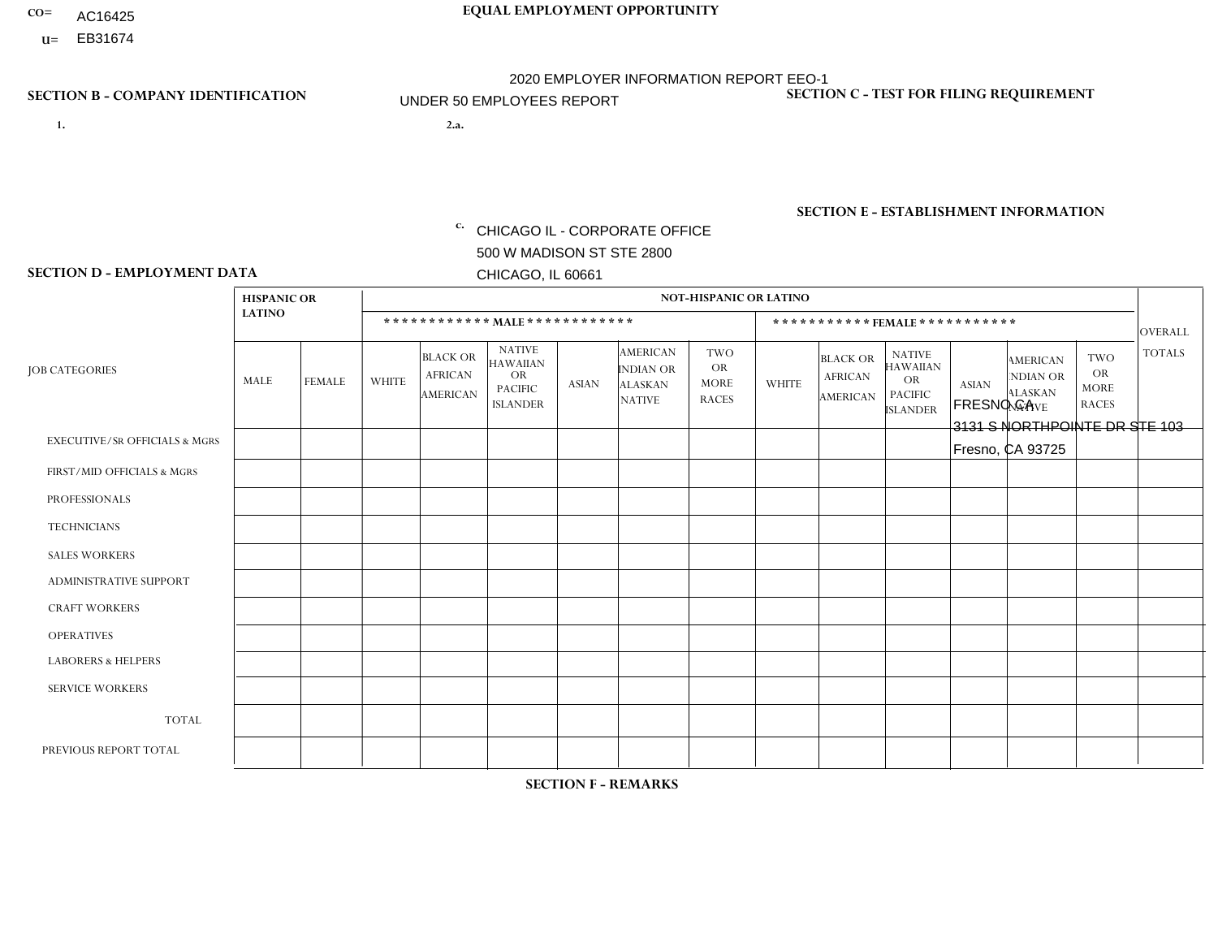CO= AC16425
U= EB31674

**EQUAL EMPLOYMENT OPPORTUNITY**

2020 EMPLOYER INFORMATION REPORT EEO-1

UNDER 50 EMPLOYEES REPORT

**SECTION B - COMPANY IDENTIFICATION**

1.

2.a.

c. CHICAGO IL - CORPORATE OFFICE
500 W MADISON ST STE 2800
CHICAGO, IL 60661

**SECTION C - TEST FOR FILING REQUIREMENT**

**SECTION E - ESTABLISHMENT INFORMATION**

FRESNO CA
3131 S NORTHPOINTE DR STE 103
Fresno, CA 93725

**SECTION D - EMPLOYMENT DATA**

| JOB CATEGORIES | HISPANIC OR LATINO | | NOT-HISPANIC OR LATINO | | | | | | | | | | | | OVERALL TOTALS |
|---|---|---|---|---|---|---|---|---|---|---|---|---|---|---|---|
| | | | MALE | | | | | | FEMALE | | | | | | |
| | MALE | FEMALE | WHITE | BLACK OR AFRICAN AMERICAN | NATIVE HAWAIIAN OR PACIFIC ISLANDER | ASIAN | AMERICAN INDIAN OR ALASKAN NATIVE | TWO OR MORE RACES | WHITE | BLACK OR AFRICAN AMERICAN | NATIVE HAWAIIAN OR PACIFIC ISLANDER | ASIAN | AMERICAN INDIAN OR ALASKAN NATIVE | TWO OR MORE RACES | |
| EXECUTIVE/Sr OFFICIALS & MGRS | | | | | | | | | | | | | | | |
| FIRST/MID OFFICIALS & MGRS | | | | | | | | | | | | | | | |
| PROFESSIONALS | | | | | | | | | | | | | | | |
| TECHNICIANS | | | | | | | | | | | | | | | |
| SALES WORKERS | | | | | | | | | | | | | | | |
| ADMINISTRATIVE SUPPORT | | | | | | | | | | | | | | | |
| CRAFT WORKERS | | | | | | | | | | | | | | | |
| OPERATIVES | | | | | | | | | | | | | | | |
| LABORERS & HELPERS | | | | | | | | | | | | | | | |
| SERVICE WORKERS | | | | | | | | | | | | | | | |
| TOTAL | | | | | | | | | | | | | | | |
| PREVIOUS REPORT TOTAL | | | | | | | | | | | | | | | |

**SECTION F - REMARKS**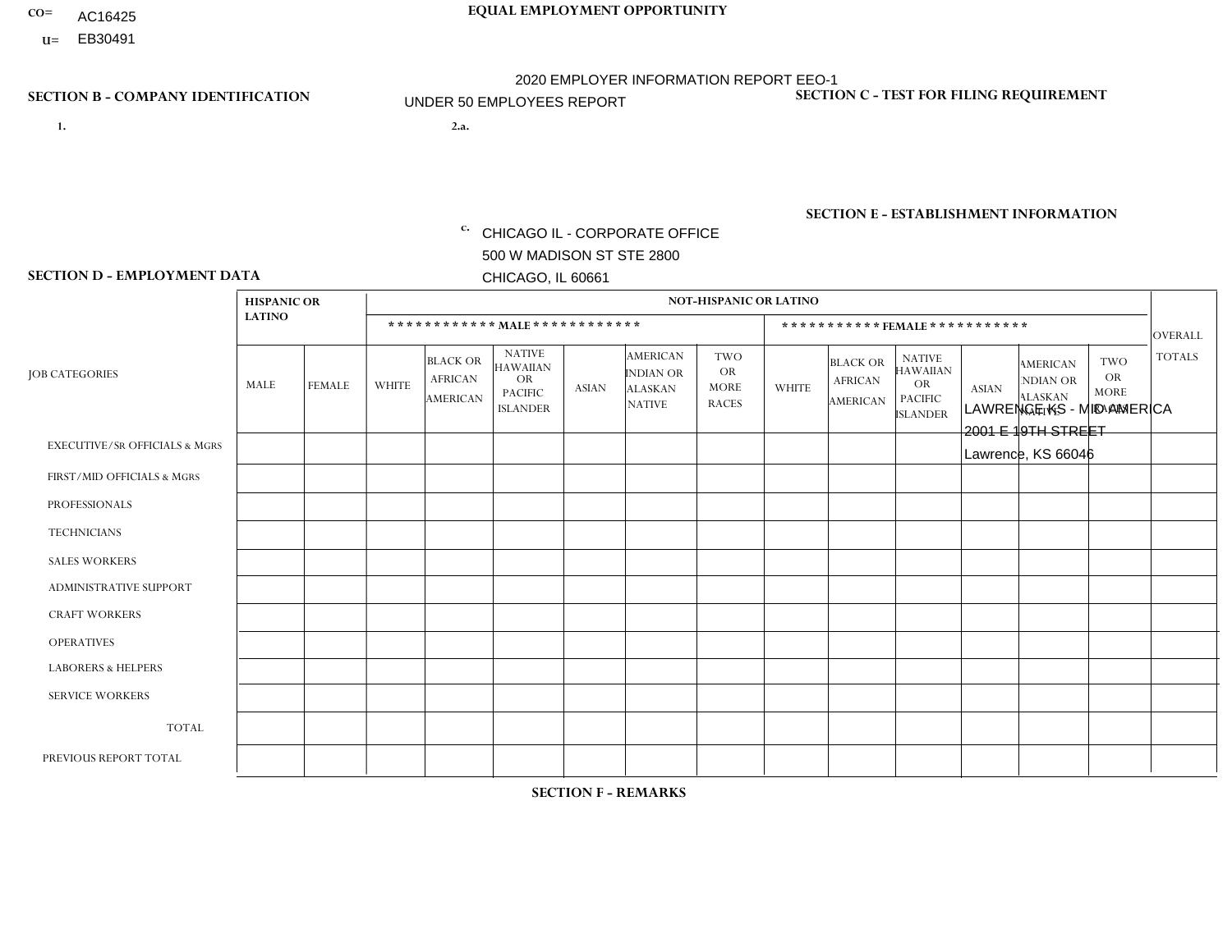CO= AC16425
U= EB30491

**EQUAL EMPLOYMENT OPPORTUNITY**

2020 EMPLOYER INFORMATION REPORT EEO-1
UNDER 50 EMPLOYEES REPORT

**SECTION B - COMPANY IDENTIFICATION**

1.

2.a.

c. CHICAGO IL - CORPORATE OFFICE
500 W MADISON ST STE 2800
CHICAGO, IL 60661

**SECTION C - TEST FOR FILING REQUIREMENT**

**SECTION E - ESTABLISHMENT INFORMATION**

LAWRENCE KS - MID AMERICA
2001 E 19TH STREET
Lawrence, KS 66046

**SECTION D - EMPLOYMENT DATA**

| JOB CATEGORIES | HISPANIC OR LATINO | | NOT-HISPANIC OR LATINO | | | | | | | | | | | | OVERALL TOTALS |
|---|---|---|---|---|---|---|---|---|---|---|---|---|---|---|---|
| | | | MALE | | | | | | FEMALE | | | | | | |
| | MALE | FEMALE | WHITE | BLACK OR AFRICAN AMERICAN | NATIVE HAWAIIAN OR PACIFIC ISLANDER | ASIAN | AMERICAN INDIAN OR ALASKAN NATIVE | TWO OR MORE RACES | WHITE | BLACK OR AFRICAN AMERICAN | NATIVE HAWAIIAN OR PACIFIC ISLANDER | ASIAN | AMERICAN INDIAN OR ALASKAN NATIVE | TWO OR MORE RACES | |
| EXECUTIVE/SR OFFICIALS & MGRS | | | | | | | | | | | | | | | |
| FIRST/MID OFFICIALS & MGRS | | | | | | | | | | | | | | | |
| PROFESSIONALS | | | | | | | | | | | | | | | |
| TECHNICIANS | | | | | | | | | | | | | | | |
| SALES WORKERS | | | | | | | | | | | | | | | |
| ADMINISTRATIVE SUPPORT | | | | | | | | | | | | | | | |
| CRAFT WORKERS | | | | | | | | | | | | | | | |
| OPERATIVES | | | | | | | | | | | | | | | |
| LABORERS & HELPERS | | | | | | | | | | | | | | | |
| SERVICE WORKERS | | | | | | | | | | | | | | | |
| TOTAL | | | | | | | | | | | | | | | |
| PREVIOUS REPORT TOTAL | | | | | | | | | | | | | | | |

**SECTION F - REMARKS**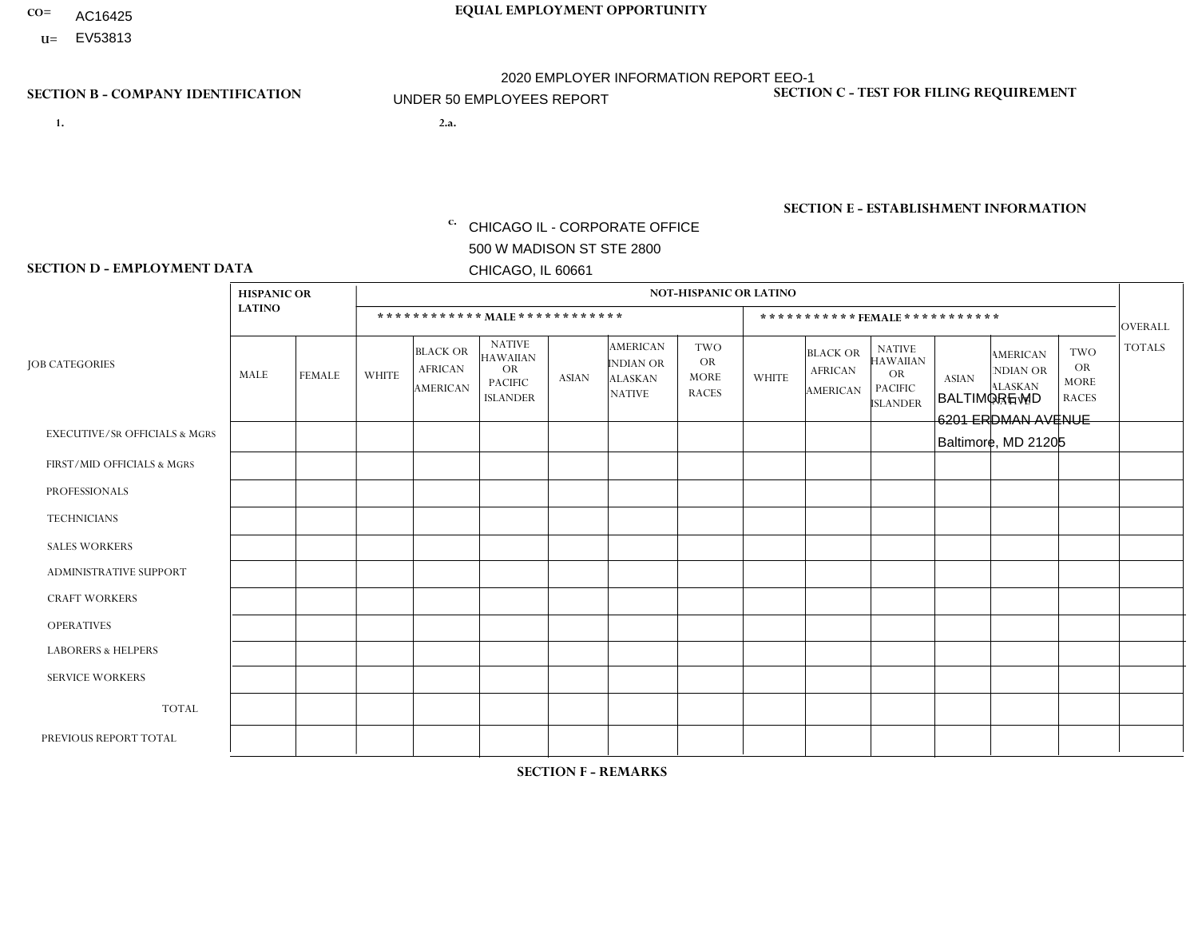CO= AC16425
U= EV53813

**EQUAL EMPLOYMENT OPPORTUNITY**

2020 EMPLOYER INFORMATION REPORT EEO-1
UNDER 50 EMPLOYEES REPORT

**SECTION B - COMPANY IDENTIFICATION**

1.

2.a.

c. CHICAGO IL - CORPORATE OFFICE
500 W MADISON ST STE 2800
CHICAGO, IL 60661

**SECTION C - TEST FOR FILING REQUIREMENT**

**SECTION E - ESTABLISHMENT INFORMATION**

BALTIMORE MD
6201 ERDMAN AVENUE
Baltimore, MD 21205

**SECTION D - EMPLOYMENT DATA**

| JOB CATEGORIES | HISPANIC OR LATINO | | NOT-HISPANIC OR LATINO | | | | | | | | | | | | OVERALL TOTALS |
|---|---|---|---|---|---|---|---|---|---|---|---|---|---|---|---|
| | | | MALE | | | | | | FEMALE | | | | | | |
| | MALE | FEMALE | WHITE | BLACK OR AFRICAN AMERICAN | NATIVE HAWAIIAN OR PACIFIC ISLANDER | ASIAN | AMERICAN INDIAN OR ALASKAN NATIVE | TWO OR MORE RACES | WHITE | BLACK OR AFRICAN AMERICAN | NATIVE HAWAIIAN OR PACIFIC ISLANDER | ASIAN | AMERICAN INDIAN OR ALASKAN NATIVE | TWO OR MORE RACES | |
| EXECUTIVE/Sr OFFICIALS & MGRS | | | | | | | | | | | | | | | |
| FIRST/MID OFFICIALS & MGRS | | | | | | | | | | | | | | | |
| PROFESSIONALS | | | | | | | | | | | | | | | |
| TECHNICIANS | | | | | | | | | | | | | | | |
| SALES WORKERS | | | | | | | | | | | | | | | |
| ADMINISTRATIVE SUPPORT | | | | | | | | | | | | | | | |
| CRAFT WORKERS | | | | | | | | | | | | | | | |
| OPERATIVES | | | | | | | | | | | | | | | |
| LABORERS & HELPERS | | | | | | | | | | | | | | | |
| SERVICE WORKERS | | | | | | | | | | | | | | | |
| TOTAL | | | | | | | | | | | | | | | |
| PREVIOUS REPORT TOTAL | | | | | | | | | | | | | | | |

**SECTION F - REMARKS**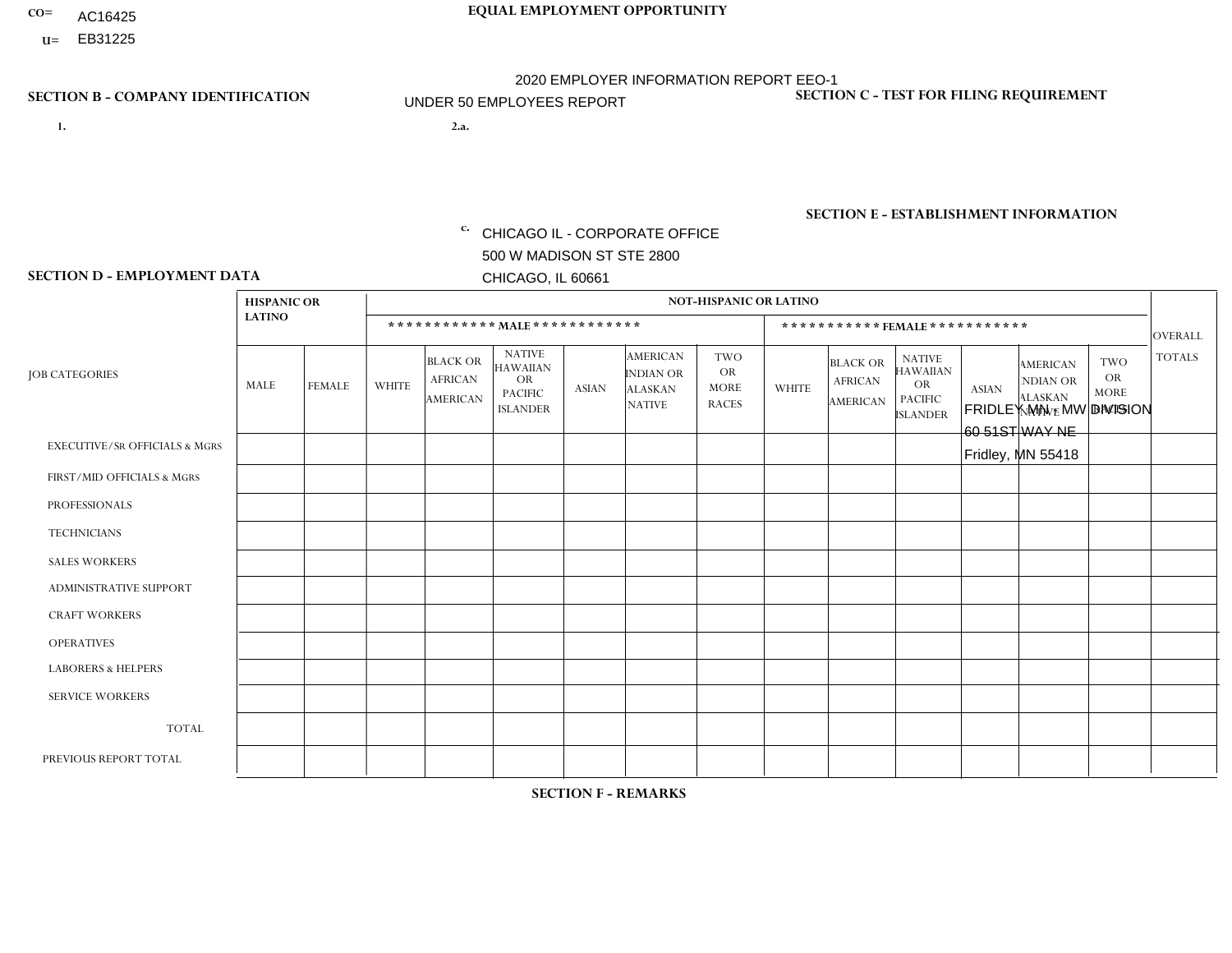CO= AC16425
U= EB31225

**EQUAL EMPLOYMENT OPPORTUNITY**

2020 EMPLOYER INFORMATION REPORT EEO-1

UNDER 50 EMPLOYEES REPORT

**SECTION B - COMPANY IDENTIFICATION**

1.

2.a.

c. CHICAGO IL - CORPORATE OFFICE
500 W MADISON ST STE 2800
CHICAGO, IL 60661

**SECTION C - TEST FOR FILING REQUIREMENT**

**SECTION E - ESTABLISHMENT INFORMATION**

FRIDLEY MN - MW DIVISION
60 51ST WAY NE
Fridley, MN 55418

**SECTION D - EMPLOYMENT DATA**

| JOB CATEGORIES | HISPANIC OR LATINO | | NOT-HISPANIC OR LATINO | | | | | | | | | | | | OVERALL TOTALS |
|---|---|---|---|---|---|---|---|---|---|---|---|---|---|---|---|
| | | | MALE | | | | | | FEMALE | | | | | | |
| | MALE | FEMALE | WHITE | BLACK OR AFRICAN AMERICAN | NATIVE HAWAIIAN OR PACIFIC ISLANDER | ASIAN | AMERICAN INDIAN OR ALASKAN NATIVE | TWO OR MORE RACES | WHITE | BLACK OR AFRICAN AMERICAN | NATIVE HAWAIIAN OR PACIFIC ISLANDER | ASIAN | AMERICAN INDIAN OR ALASKAN NATIVE | TWO OR MORE RACES | |
| EXECUTIVE/SR OFFICIALS & MGRS | | | | | | | | | | | | | | | |
| FIRST/MID OFFICIALS & MGRS | | | | | | | | | | | | | | | |
| PROFESSIONALS | | | | | | | | | | | | | | | |
| TECHNICIANS | | | | | | | | | | | | | | | |
| SALES WORKERS | | | | | | | | | | | | | | | |
| ADMINISTRATIVE SUPPORT | | | | | | | | | | | | | | | |
| CRAFT WORKERS | | | | | | | | | | | | | | | |
| OPERATIVES | | | | | | | | | | | | | | | |
| LABORERS & HELPERS | | | | | | | | | | | | | | | |
| SERVICE WORKERS | | | | | | | | | | | | | | | |
| TOTAL | | | | | | | | | | | | | | | |
| PREVIOUS REPORT TOTAL | | | | | | | | | | | | | | | |

**SECTION F - REMARKS**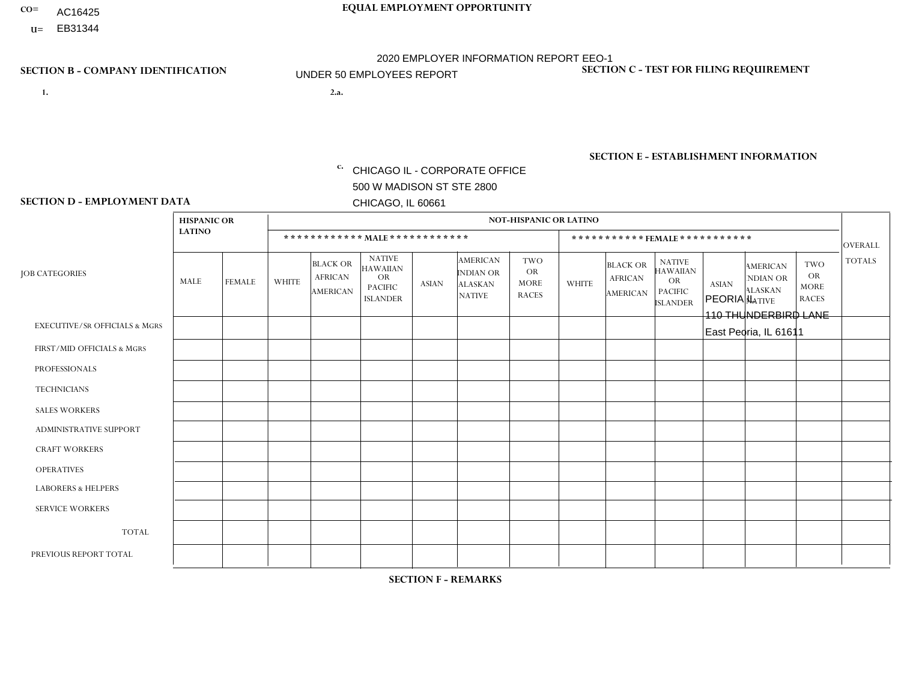CO= AC16425

U= EB31344

**EQUAL EMPLOYMENT OPPORTUNITY**

2020 EMPLOYER INFORMATION REPORT EEO-1

UNDER 50 EMPLOYEES REPORT

**SECTION B - COMPANY IDENTIFICATION**

1.

2.a.

c. CHICAGO IL - CORPORATE OFFICE
500 W MADISON ST STE 2800
CHICAGO, IL 60661

**SECTION C - TEST FOR FILING REQUIREMENT**

**SECTION E - ESTABLISHMENT INFORMATION**

PEORIA IL
110 THUNDERBIRD LANE
East Peoria, IL 61611

**SECTION D - EMPLOYMENT DATA**

| JOB CATEGORIES | HISPANIC OR LATINO | | NOT-HISPANIC OR LATINO | | | | | | | | | | | | OVERALL TOTALS |
|---|---|---|---|---|---|---|---|---|---|---|---|---|---|---|---|
| | | | MALE | | | | | | FEMALE | | | | | | |
| | MALE | FEMALE | WHITE | BLACK OR AFRICAN AMERICAN | NATIVE HAWAIIAN OR PACIFIC ISLANDER | ASIAN | AMERICAN INDIAN OR ALASKAN NATIVE | TWO OR MORE RACES | WHITE | BLACK OR AFRICAN AMERICAN | NATIVE HAWAIIAN OR PACIFIC ISLANDER | ASIAN | AMERICAN INDIAN OR ALASKAN NATIVE | TWO OR MORE RACES | |
| EXECUTIVE/SR OFFICIALS & MGRS | | | | | | | | | | | | | | | |
| FIRST/MID OFFICIALS & MGRS | | | | | | | | | | | | | | | |
| PROFESSIONALS | | | | | | | | | | | | | | | |
| TECHNICIANS | | | | | | | | | | | | | | | |
| SALES WORKERS | | | | | | | | | | | | | | | |
| ADMINISTRATIVE SUPPORT | | | | | | | | | | | | | | | |
| CRAFT WORKERS | | | | | | | | | | | | | | | |
| OPERATIVES | | | | | | | | | | | | | | | |
| LABORERS & HELPERS | | | | | | | | | | | | | | | |
| SERVICE WORKERS | | | | | | | | | | | | | | | |
| TOTAL | | | | | | | | | | | | | | | |
| PREVIOUS REPORT TOTAL | | | | | | | | | | | | | | | |

**SECTION F - REMARKS**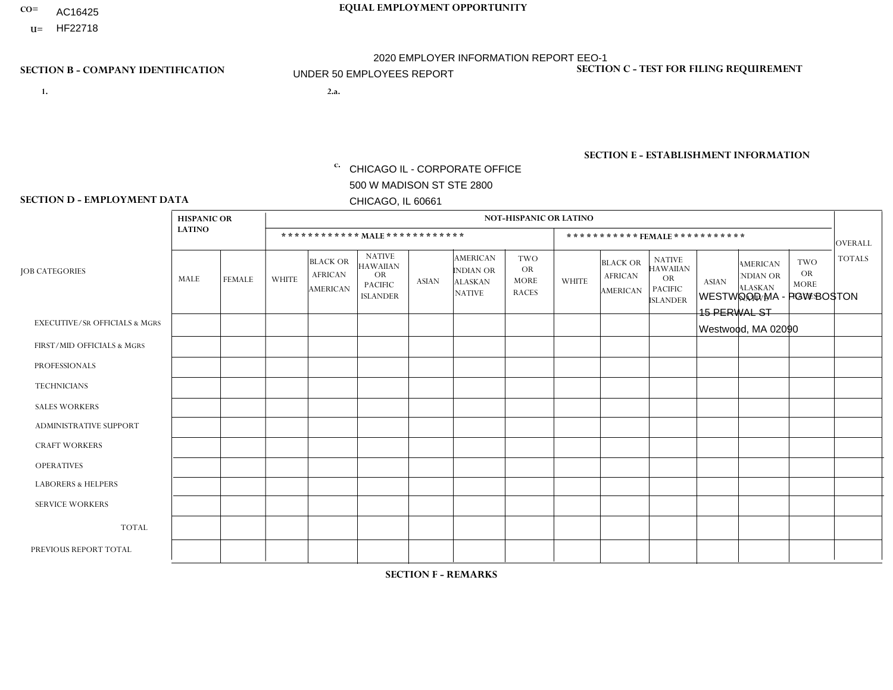CO= AC16425
U= HF22718

**EQUAL EMPLOYMENT OPPORTUNITY**

2020 EMPLOYER INFORMATION REPORT EEO-1
UNDER 50 EMPLOYEES REPORT

**SECTION B - COMPANY IDENTIFICATION**

1.

2.a.

c. CHICAGO IL - CORPORATE OFFICE
500 W MADISON ST STE 2800
CHICAGO, IL 60661

**SECTION C - TEST FOR FILING REQUIREMENT**

**SECTION E - ESTABLISHMENT INFORMATION**

WESTWOOD MA - PGW BOSTON
15 PERWAL ST
Westwood, MA 02090

**SECTION D - EMPLOYMENT DATA**

| JOB CATEGORIES | HISPANIC OR LATINO | | NOT-HISPANIC OR LATINO | | | | | | | | | | | | OVERALL TOTALS |
|---|---|---|---|---|---|---|---|---|---|---|---|---|---|---|---|
| | | | MALE | | | | | | FEMALE | | | | | | |
| | MALE | FEMALE | WHITE | BLACK OR AFRICAN AMERICAN | NATIVE HAWAIIAN OR PACIFIC ISLANDER | ASIAN | AMERICAN INDIAN OR ALASKAN NATIVE | TWO OR MORE RACES | WHITE | BLACK OR AFRICAN AMERICAN | NATIVE HAWAIIAN OR PACIFIC ISLANDER | ASIAN | AMERICAN INDIAN OR ALASKAN NATIVE | TWO OR MORE RACES | |
| EXECUTIVE/SR OFFICIALS & MGRS | | | | | | | | | | | | | | | |
| FIRST/MID OFFICIALS & MGRS | | | | | | | | | | | | | | | |
| PROFESSIONALS | | | | | | | | | | | | | | | |
| TECHNICIANS | | | | | | | | | | | | | | | |
| SALES WORKERS | | | | | | | | | | | | | | | |
| ADMINISTRATIVE SUPPORT | | | | | | | | | | | | | | | |
| CRAFT WORKERS | | | | | | | | | | | | | | | |
| OPERATIVES | | | | | | | | | | | | | | | |
| LABORERS & HELPERS | | | | | | | | | | | | | | | |
| SERVICE WORKERS | | | | | | | | | | | | | | | |
| TOTAL | | | | | | | | | | | | | | | |
| PREVIOUS REPORT TOTAL | | | | | | | | | | | | | | | |

**SECTION F - REMARKS**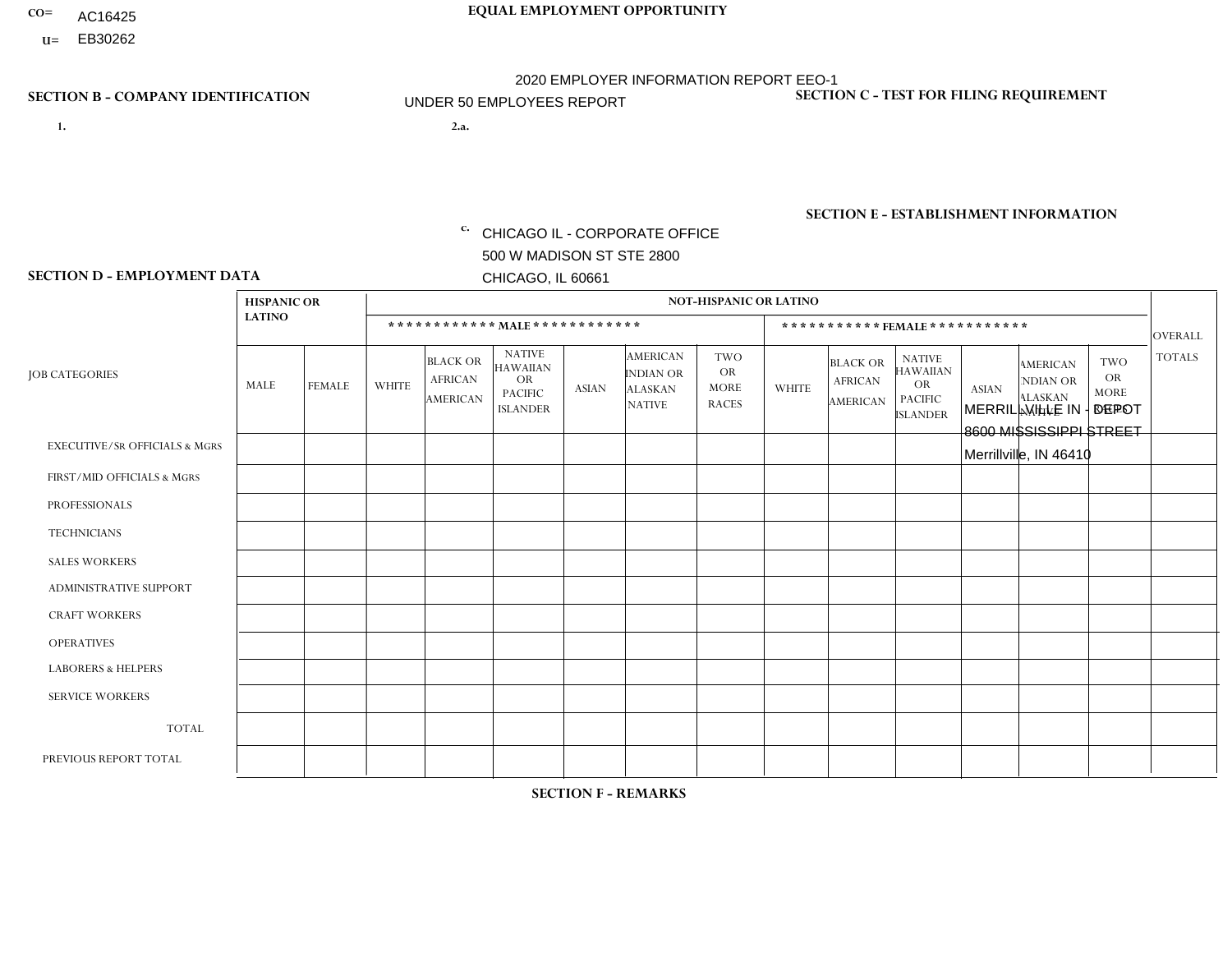CO= AC16425
U= EB30262

**EQUAL EMPLOYMENT OPPORTUNITY**

2020 EMPLOYER INFORMATION REPORT EEO-1

UNDER 50 EMPLOYEES REPORT

**SECTION B - COMPANY IDENTIFICATION**

1.

2.a.

c. CHICAGO IL - CORPORATE OFFICE
500 W MADISON ST STE 2800
CHICAGO, IL 60661

**SECTION C - TEST FOR FILING REQUIREMENT**

**SECTION E - ESTABLISHMENT INFORMATION**

MERRILLVILLE IN - DEPOT
8600 MISSISSIPPI STREET
Merrillville, IN 46410

**SECTION D - EMPLOYMENT DATA**

| JOB CATEGORIES | HISPANIC OR LATINO | | NOT-HISPANIC OR LATINO | | | | | | | | | | | | OVERALL TOTALS |
|---|---|---|---|---|---|---|---|---|---|---|---|---|---|---|---|
| | | | MALE | | | | | | FEMALE | | | | | | |
| | MALE | FEMALE | WHITE | BLACK OR AFRICAN AMERICAN | NATIVE HAWAIIAN OR PACIFIC ISLANDER | ASIAN | AMERICAN INDIAN OR ALASKAN NATIVE | TWO OR MORE RACES | WHITE | BLACK OR AFRICAN AMERICAN | NATIVE HAWAIIAN OR PACIFIC ISLANDER | ASIAN | AMERICAN INDIAN OR ALASKAN NATIVE | TWO OR MORE RACES | |
| EXECUTIVE/SR OFFICIALS & MGRS | | | | | | | | | | | | | | | |
| FIRST/MID OFFICIALS & MGRS | | | | | | | | | | | | | | | |
| PROFESSIONALS | | | | | | | | | | | | | | | |
| TECHNICIANS | | | | | | | | | | | | | | | |
| SALES WORKERS | | | | | | | | | | | | | | | |
| ADMINISTRATIVE SUPPORT | | | | | | | | | | | | | | | |
| CRAFT WORKERS | | | | | | | | | | | | | | | |
| OPERATIVES | | | | | | | | | | | | | | | |
| LABORERS & HELPERS | | | | | | | | | | | | | | | |
| SERVICE WORKERS | | | | | | | | | | | | | | | |
| TOTAL | | | | | | | | | | | | | | | |
| PREVIOUS REPORT TOTAL | | | | | | | | | | | | | | | |

**SECTION F - REMARKS**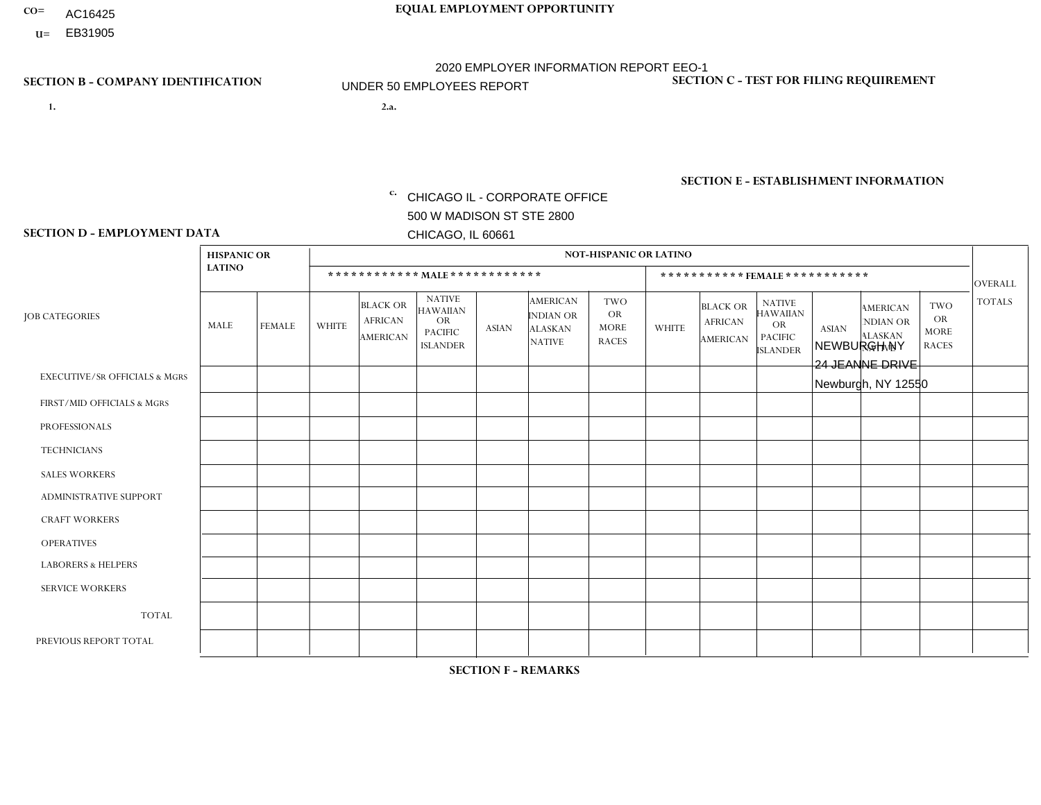CO= AC16425
U= EB31905

**EQUAL EMPLOYMENT OPPORTUNITY**

2020 EMPLOYER INFORMATION REPORT EEO-1
UNDER 50 EMPLOYEES REPORT

**SECTION B - COMPANY IDENTIFICATION**

1.

2.a.

c. CHICAGO IL - CORPORATE OFFICE
500 W MADISON ST STE 2800
CHICAGO, IL 60661

**SECTION C - TEST FOR FILING REQUIREMENT**

**SECTION E - ESTABLISHMENT INFORMATION**

NEWBURGH NY
24 JEANNE DRIVE
Newburgh, NY 12550

**SECTION D - EMPLOYMENT DATA**

| JOB CATEGORIES | HISPANIC OR LATINO | | NOT-HISPANIC OR LATINO | | | | | | | | | | | | OVERALL TOTALS |
|---|---|---|---|---|---|---|---|---|---|---|---|---|---|---|---|
| | | | MALE | | | | | | FEMALE | | | | | | |
| | MALE | FEMALE | WHITE | BLACK OR AFRICAN AMERICAN | NATIVE HAWAIIAN OR PACIFIC ISLANDER | ASIAN | AMERICAN INDIAN OR ALASKAN NATIVE | TWO OR MORE RACES | WHITE | BLACK OR AFRICAN AMERICAN | NATIVE HAWAIIAN OR PACIFIC ISLANDER | ASIAN | AMERICAN INDIAN OR ALASKAN NATIVE | TWO OR MORE RACES | |
| EXECUTIVE/SR OFFICIALS & MGRS | | | | | | | | | | | | | | | |
| FIRST/MID OFFICIALS & MGRS | | | | | | | | | | | | | | | |
| PROFESSIONALS | | | | | | | | | | | | | | | |
| TECHNICIANS | | | | | | | | | | | | | | | |
| SALES WORKERS | | | | | | | | | | | | | | | |
| ADMINISTRATIVE SUPPORT | | | | | | | | | | | | | | | |
| CRAFT WORKERS | | | | | | | | | | | | | | | |
| OPERATIVES | | | | | | | | | | | | | | | |
| LABORERS & HELPERS | | | | | | | | | | | | | | | |
| SERVICE WORKERS | | | | | | | | | | | | | | | |
| TOTAL | | | | | | | | | | | | | | | |
| PREVIOUS REPORT TOTAL | | | | | | | | | | | | | | | |

**SECTION F - REMARKS**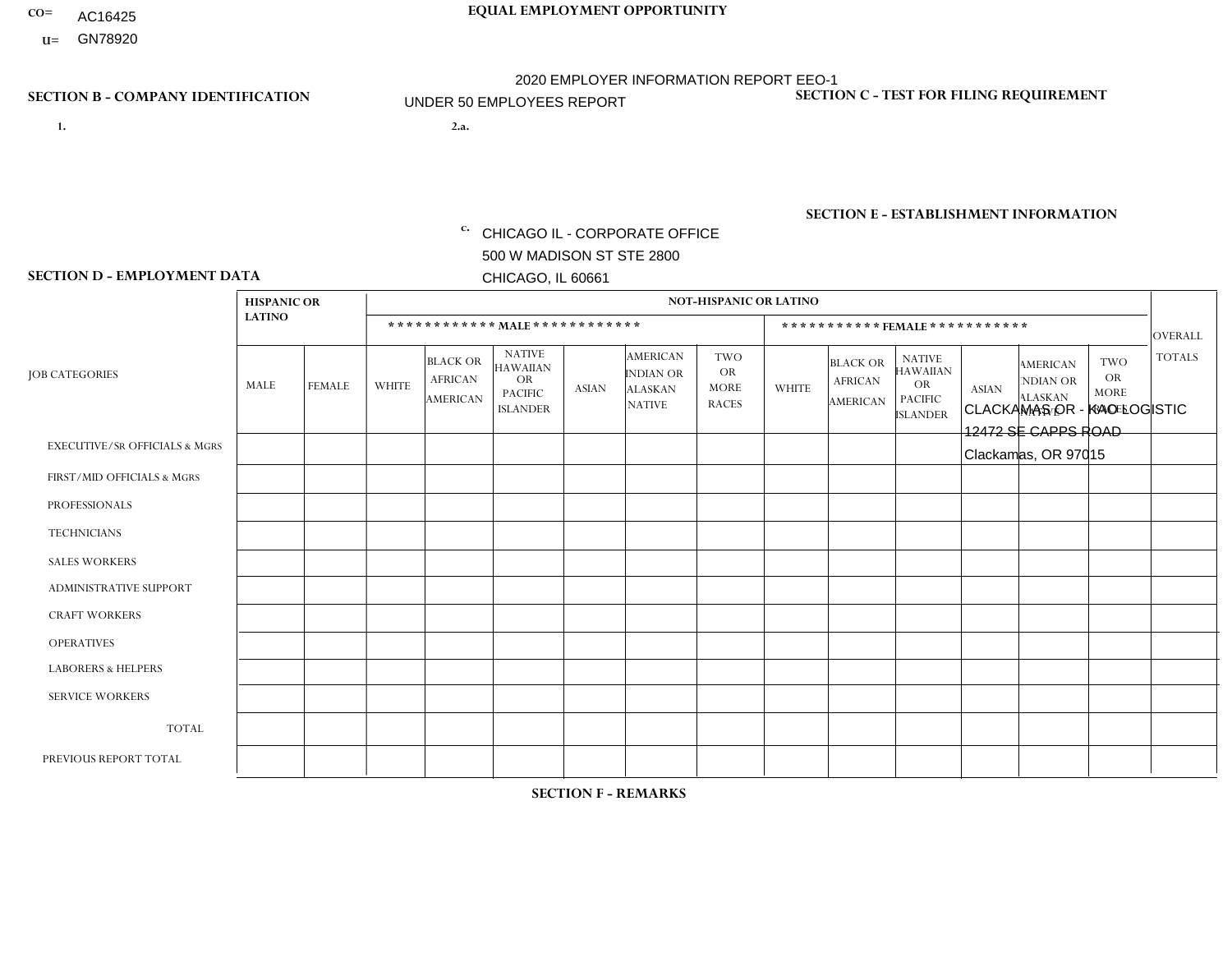CO= AC16425
U= GN78920

EQUAL EMPLOYMENT OPPORTUNITY

2020 EMPLOYER INFORMATION REPORT EEO-1
UNDER 50 EMPLOYEES REPORT

## SECTION B - COMPANY IDENTIFICATION

1.

2.a.

c. CHICAGO IL - CORPORATE OFFICE
500 W MADISON ST STE 2800
CHICAGO, IL 60661

## SECTION C - TEST FOR FILING REQUIREMENT

## SECTION E - ESTABLISHMENT INFORMATION

CLACKAMAS OR - KAO LOGISTIC
12472 SE CAPPS ROAD
Clackamas, OR 97015

## SECTION D - EMPLOYMENT DATA

| JOB CATEGORIES | HISPANIC OR LATINO | | NOT-HISPANIC OR LATINO | | | | | | | | | | | | OVERALL TOTALS |
|---|---|---|---|---|---|---|---|---|---|---|---|---|---|---|---|
| | | | MALE | | | | | | FEMALE | | | | | | |
| | MALE | FEMALE | WHITE | BLACK OR AFRICAN AMERICAN | NATIVE HAWAIIAN OR PACIFIC ISLANDER | ASIAN | AMERICAN INDIAN OR ALASKAN NATIVE | TWO OR MORE RACES | WHITE | BLACK OR AFRICAN AMERICAN | NATIVE HAWAIIAN OR PACIFIC ISLANDER | ASIAN | AMERICAN INDIAN OR ALASKAN NATIVE | TWO OR MORE RACES | |
| EXECUTIVE/SR OFFICIALS & MGRS | | | | | | | | | | | | | | | |
| FIRST/MID OFFICIALS & MGRS | | | | | | | | | | | | | | | |
| PROFESSIONALS | | | | | | | | | | | | | | | |
| TECHNICIANS | | | | | | | | | | | | | | | |
| SALES WORKERS | | | | | | | | | | | | | | | |
| ADMINISTRATIVE SUPPORT | | | | | | | | | | | | | | | |
| CRAFT WORKERS | | | | | | | | | | | | | | | |
| OPERATIVES | | | | | | | | | | | | | | | |
| LABORERS & HELPERS | | | | | | | | | | | | | | | |
| SERVICE WORKERS | | | | | | | | | | | | | | | |
| TOTAL | | | | | | | | | | | | | | | |
| PREVIOUS REPORT TOTAL | | | | | | | | | | | | | | | |

## SECTION F - REMARKS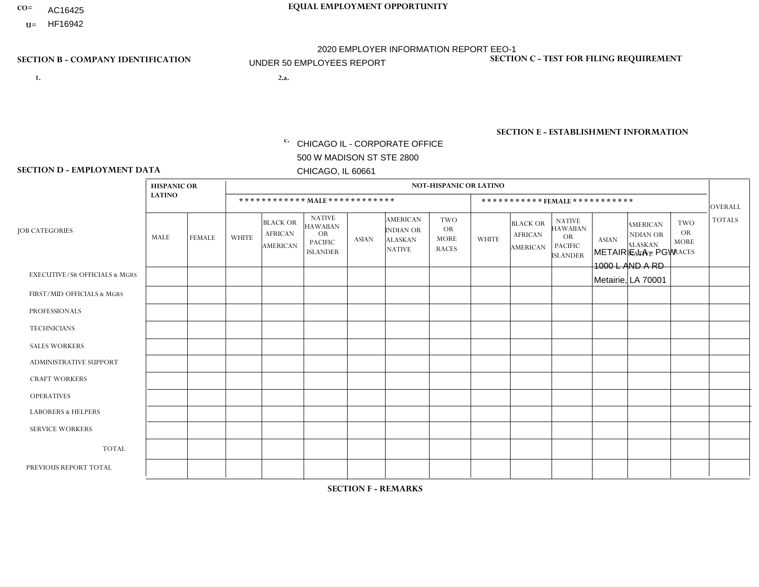CO= AC16425
U= HF16942

**EQUAL EMPLOYMENT OPPORTUNITY**

2020 EMPLOYER INFORMATION REPORT EEO-1
UNDER 50 EMPLOYEES REPORT

**SECTION B - COMPANY IDENTIFICATION**

1.

2.a.

c. CHICAGO IL - CORPORATE OFFICE
500 W MADISON ST STE 2800
CHICAGO, IL 60661

**SECTION C - TEST FOR FILING REQUIREMENT**

**SECTION E - ESTABLISHMENT INFORMATION**

METAIRIE LA - PGW
1000 L AND A RD
Metairie, LA 70001

**SECTION D - EMPLOYMENT DATA**

| JOB CATEGORIES | HISPANIC OR LATINO | | NOT-HISPANIC OR LATINO | | | | | | | | | | | | OVERALL TOTALS |
|---|---|---|---|---|---|---|---|---|---|---|---|---|---|---|---|
| | | | MALE | | | | | | FEMALE | | | | | | |
| | MALE | FEMALE | WHITE | BLACK OR AFRICAN AMERICAN | NATIVE HAWAIIAN OR PACIFIC ISLANDER | ASIAN | AMERICAN INDIAN OR ALASKAN NATIVE | TWO OR MORE RACES | WHITE | BLACK OR AFRICAN AMERICAN | NATIVE HAWAIIAN OR PACIFIC ISLANDER | ASIAN | AMERICAN INDIAN OR ALASKAN NATIVE | TWO OR MORE RACES | |
| EXECUTIVE/SR OFFICIALS & MGRS | | | | | | | | | | | | | | | |
| FIRST/MID OFFICIALS & MGRS | | | | | | | | | | | | | | | |
| PROFESSIONALS | | | | | | | | | | | | | | | |
| TECHNICIANS | | | | | | | | | | | | | | | |
| SALES WORKERS | | | | | | | | | | | | | | | |
| ADMINISTRATIVE SUPPORT | | | | | | | | | | | | | | | |
| CRAFT WORKERS | | | | | | | | | | | | | | | |
| OPERATIVES | | | | | | | | | | | | | | | |
| LABORERS & HELPERS | | | | | | | | | | | | | | | |
| SERVICE WORKERS | | | | | | | | | | | | | | | |
| TOTAL | | | | | | | | | | | | | | | |
| PREVIOUS REPORT TOTAL | | | | | | | | | | | | | | | |

**SECTION F - REMARKS**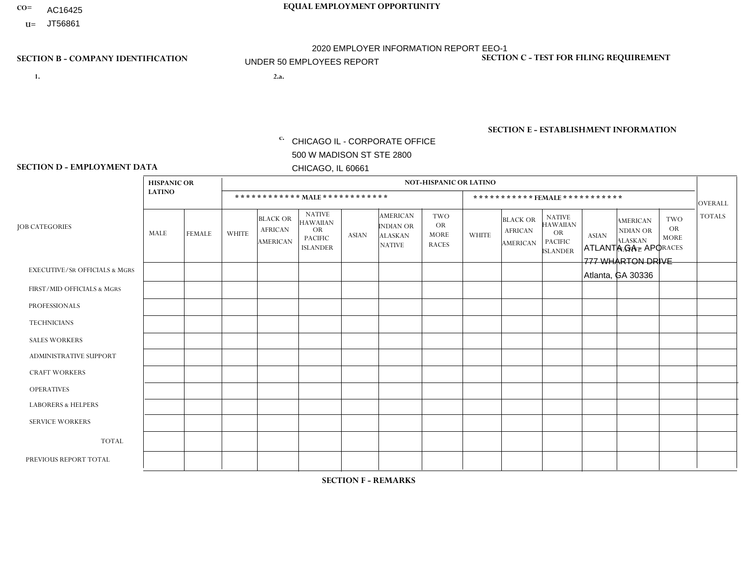CO= AC16425
U= JT56861

**EQUAL EMPLOYMENT OPPORTUNITY**

2020 EMPLOYER INFORMATION REPORT EEO-1

UNDER 50 EMPLOYEES REPORT

**SECTION B - COMPANY IDENTIFICATION**

1.

2.a.

c. CHICAGO IL - CORPORATE OFFICE
500 W MADISON ST STE 2800
CHICAGO, IL 60661

**SECTION C - TEST FOR FILING REQUIREMENT**

**SECTION E - ESTABLISHMENT INFORMATION**

ATLANTA GA - APO
777 WHARTON DRIVE
Atlanta, GA 30336

**SECTION D - EMPLOYMENT DATA**

| JOB CATEGORIES | HISPANIC OR LATINO | | NOT-HISPANIC OR LATINO | | | | | | | | | | | | OVERALL TOTALS |
|---|---|---|---|---|---|---|---|---|---|---|---|---|---|---|---|
| | | | MALE | | | | | | FEMALE | | | | | | |
| | MALE | FEMALE | WHITE | BLACK OR AFRICAN AMERICAN | NATIVE HAWAIIAN OR PACIFIC ISLANDER | ASIAN | AMERICAN INDIAN OR ALASKAN NATIVE | TWO OR MORE RACES | WHITE | BLACK OR AFRICAN AMERICAN | NATIVE HAWAIIAN OR PACIFIC ISLANDER | ASIAN | AMERICAN INDIAN OR ALASKAN NATIVE | TWO OR MORE RACES | |
| EXECUTIVE/SR OFFICIALS & MGRS | | | | | | | | | | | | | | | |
| FIRST/MID OFFICIALS & MGRS | | | | | | | | | | | | | | | |
| PROFESSIONALS | | | | | | | | | | | | | | | |
| TECHNICIANS | | | | | | | | | | | | | | | |
| SALES WORKERS | | | | | | | | | | | | | | | |
| ADMINISTRATIVE SUPPORT | | | | | | | | | | | | | | | |
| CRAFT WORKERS | | | | | | | | | | | | | | | |
| OPERATIVES | | | | | | | | | | | | | | | |
| LABORERS & HELPERS | | | | | | | | | | | | | | | |
| SERVICE WORKERS | | | | | | | | | | | | | | | |
| TOTAL | | | | | | | | | | | | | | | |
| PREVIOUS REPORT TOTAL | | | | | | | | | | | | | | | |

**SECTION F - REMARKS**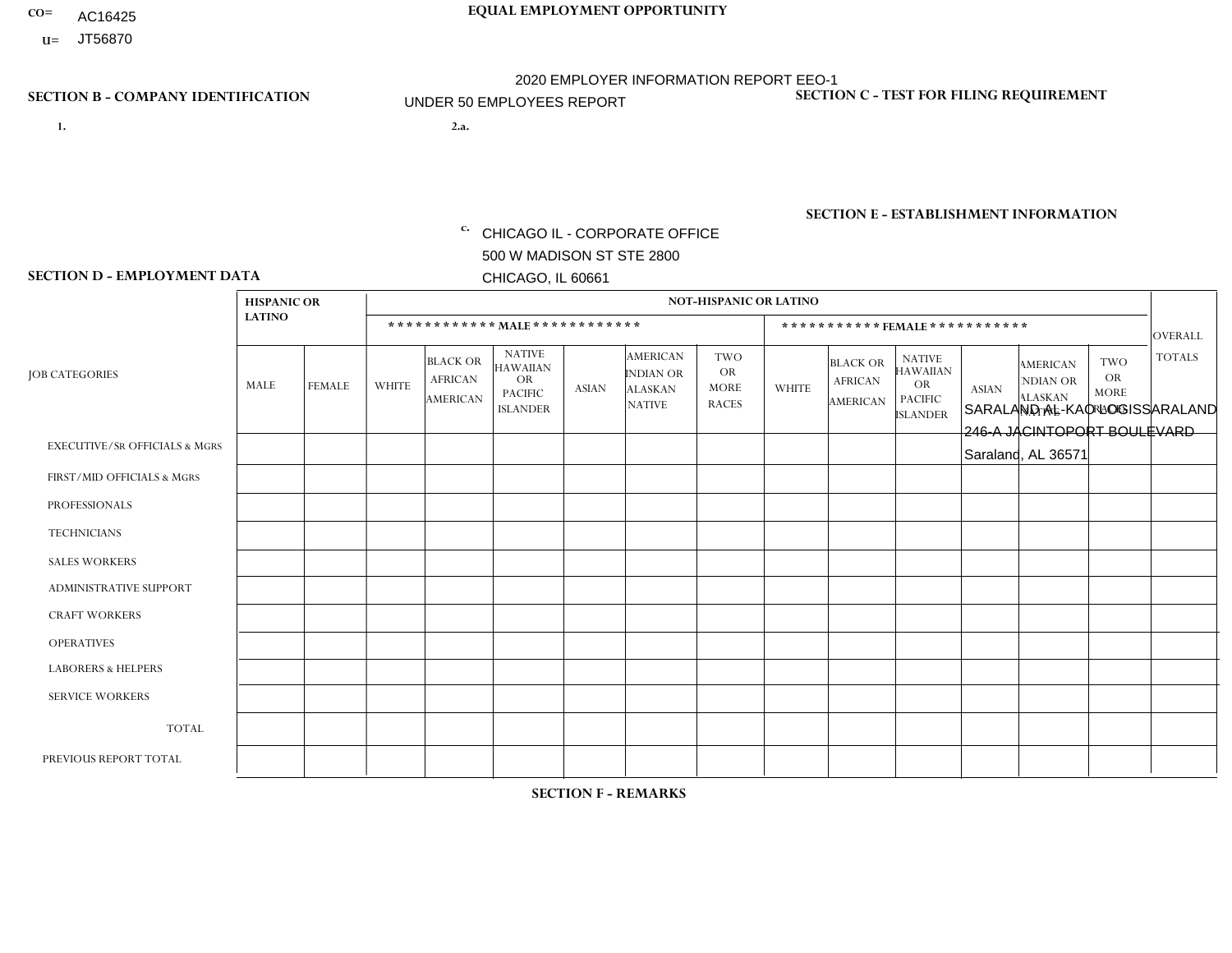CO= AC16425

U= JT56870

**EQUAL EMPLOYMENT OPPORTUNITY**

2020 EMPLOYER INFORMATION REPORT EEO-1

UNDER 50 EMPLOYEES REPORT

**SECTION B - COMPANY IDENTIFICATION**

1.

2.a.

c. CHICAGO IL - CORPORATE OFFICE
500 W MADISON ST STE 2800
CHICAGO, IL 60661

**SECTION C - TEST FOR FILING REQUIREMENT**

**SECTION E - ESTABLISHMENT INFORMATION**

SARALAND AL-KAO LOGISSARALAND
246-A JACINTOPORT BOULEVARD
Saraland, AL 36571

**SECTION D - EMPLOYMENT DATA**

| JOB CATEGORIES | HISPANIC OR LATINO | | NOT-HISPANIC OR LATINO | | | | | | | | | | | | OVERALL TOTALS |
|---|---|---|---|---|---|---|---|---|---|---|---|---|---|---|---|
| | | | MALE | | | | | | FEMALE | | | | | | |
| | MALE | FEMALE | WHITE | BLACK OR AFRICAN AMERICAN | NATIVE HAWAIIAN OR PACIFIC ISLANDER | ASIAN | AMERICAN INDIAN OR ALASKAN NATIVE | TWO OR MORE RACES | WHITE | BLACK OR AFRICAN AMERICAN | NATIVE HAWAIIAN OR PACIFIC ISLANDER | ASIAN | AMERICAN INDIAN OR ALASKAN NATIVE | TWO OR MORE RACES | |
| EXECUTIVE/SR OFFICIALS & MGRS | | | | | | | | | | | | | | | |
| FIRST/MID OFFICIALS & MGRS | | | | | | | | | | | | | | | |
| PROFESSIONALS | | | | | | | | | | | | | | | |
| TECHNICIANS | | | | | | | | | | | | | | | |
| SALES WORKERS | | | | | | | | | | | | | | | |
| ADMINISTRATIVE SUPPORT | | | | | | | | | | | | | | | |
| CRAFT WORKERS | | | | | | | | | | | | | | | |
| OPERATIVES | | | | | | | | | | | | | | | |
| LABORERS & HELPERS | | | | | | | | | | | | | | | |
| SERVICE WORKERS | | | | | | | | | | | | | | | |
| TOTAL | | | | | | | | | | | | | | | |
| PREVIOUS REPORT TOTAL | | | | | | | | | | | | | | | |

**SECTION F - REMARKS**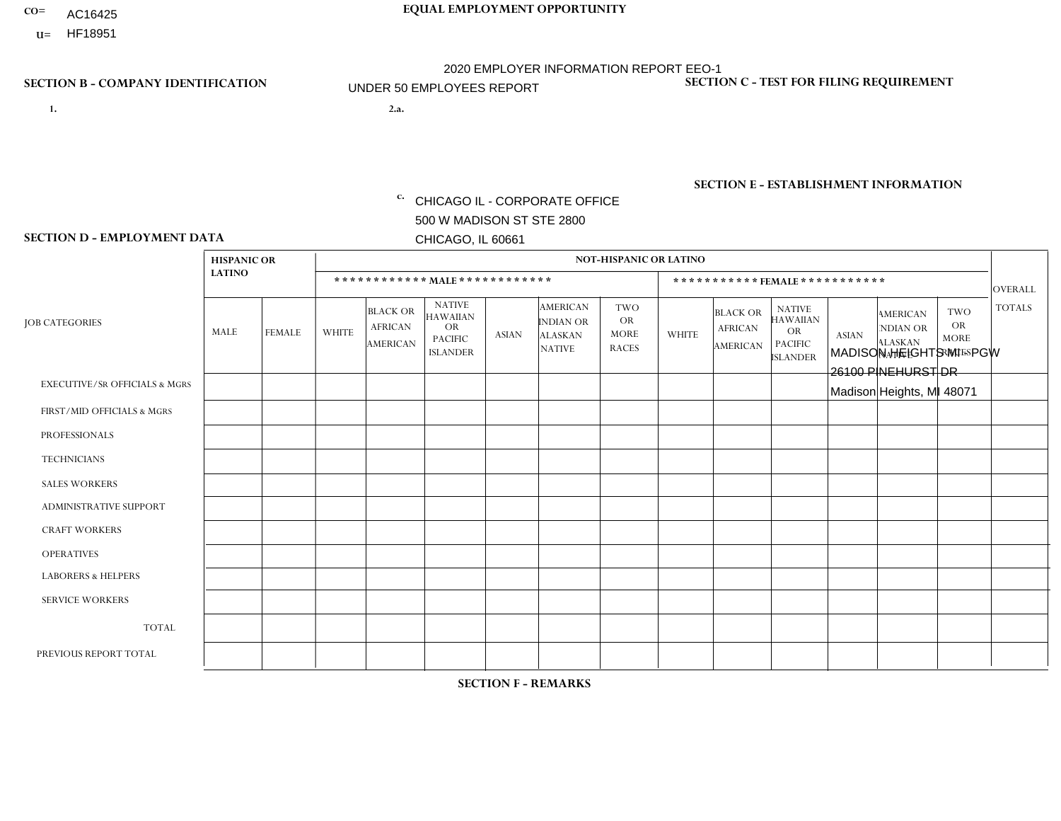CO= AC16425
U= HF18951

**EQUAL EMPLOYMENT OPPORTUNITY**

2020 EMPLOYER INFORMATION REPORT EEO-1
UNDER 50 EMPLOYEES REPORT

**SECTION B - COMPANY IDENTIFICATION**

1.

2.a.

c. CHICAGO IL - CORPORATE OFFICE
500 W MADISON ST STE 2800
CHICAGO, IL 60661

**SECTION C - TEST FOR FILING REQUIREMENT**

**SECTION E - ESTABLISHMENT INFORMATION**

MADISON HEIGHTS MI - PGW
26100 PINEHURST DR
Madison Heights, MI 48071

**SECTION D - EMPLOYMENT DATA**

| JOB CATEGORIES | HISPANIC OR LATINO | | NOT-HISPANIC OR LATINO | | | | | | | | | | | | OVERALL TOTALS |
|---|---|---|---|---|---|---|---|---|---|---|---|---|---|---|---|
| | | | MALE | | | | | | FEMALE | | | | | | |
| | MALE | FEMALE | WHITE | BLACK OR AFRICAN AMERICAN | NATIVE HAWAIIAN OR PACIFIC ISLANDER | ASIAN | AMERICAN INDIAN OR ALASKAN NATIVE | TWO OR MORE RACES | WHITE | BLACK OR AFRICAN AMERICAN | NATIVE HAWAIIAN OR PACIFIC ISLANDER | ASIAN | AMERICAN INDIAN OR ALASKAN NATIVE | TWO OR MORE RACES | |
| EXECUTIVE/SR OFFICIALS & MGRS | | | | | | | | | | | | | | | |
| FIRST/MID OFFICIALS & MGRS | | | | | | | | | | | | | | | |
| PROFESSIONALS | | | | | | | | | | | | | | | |
| TECHNICIANS | | | | | | | | | | | | | | | |
| SALES WORKERS | | | | | | | | | | | | | | | |
| ADMINISTRATIVE SUPPORT | | | | | | | | | | | | | | | |
| CRAFT WORKERS | | | | | | | | | | | | | | | |
| OPERATIVES | | | | | | | | | | | | | | | |
| LABORERS & HELPERS | | | | | | | | | | | | | | | |
| SERVICE WORKERS | | | | | | | | | | | | | | | |
| TOTAL | | | | | | | | | | | | | | | |
| PREVIOUS REPORT TOTAL | | | | | | | | | | | | | | | |

**SECTION F - REMARKS**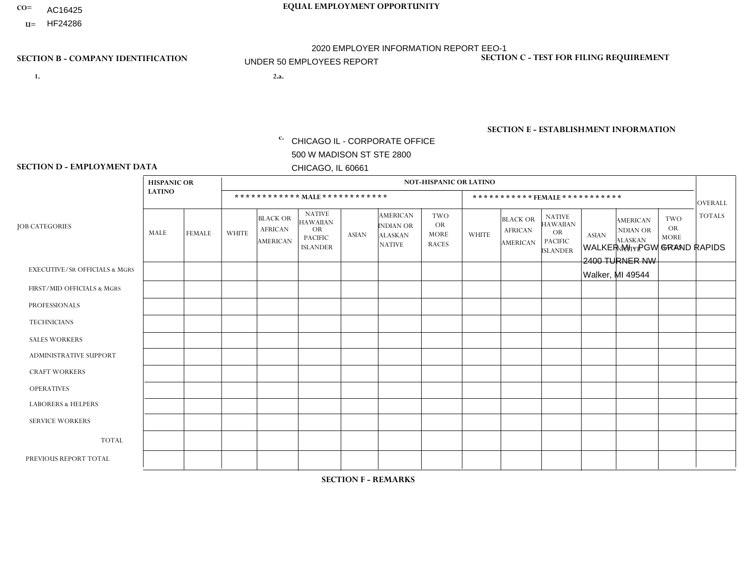CO= AC16425
U= HF24286

**EQUAL EMPLOYMENT OPPORTUNITY**

2020 EMPLOYER INFORMATION REPORT EEO-1

UNDER 50 EMPLOYEES REPORT

**SECTION B - COMPANY IDENTIFICATION**

1.

2.a.

c. CHICAGO IL - CORPORATE OFFICE
500 W MADISON ST STE 2800
CHICAGO, IL 60661

**SECTION C - TEST FOR FILING REQUIREMENT**

**SECTION E - ESTABLISHMENT INFORMATION**

WALKER MI - PGW GRAND RAPIDS
2400 TURNER NW
Walker, MI 49544

**SECTION D - EMPLOYMENT DATA**

| JOB CATEGORIES | HISPANIC OR LATINO | | NOT-HISPANIC OR LATINO | | | | | | | | | | | | OVERALL TOTALS |
|---|---|---|---|---|---|---|---|---|---|---|---|---|---|---|---|
| | | | MALE | | | | | | FEMALE | | | | | | |
| | MALE | FEMALE | WHITE | BLACK OR AFRICAN AMERICAN | NATIVE HAWAIIAN OR PACIFIC ISLANDER | ASIAN | AMERICAN INDIAN OR ALASKAN NATIVE | TWO OR MORE RACES | WHITE | BLACK OR AFRICAN AMERICAN | NATIVE HAWAIIAN OR PACIFIC ISLANDER | ASIAN | AMERICAN INDIAN OR ALASKAN NATIVE | TWO OR MORE RACES | |
| EXECUTIVE/SR OFFICIALS & MGRS | | | | | | | | | | | | | | | |
| FIRST/MID OFFICIALS & MGRS | | | | | | | | | | | | | | | |
| PROFESSIONALS | | | | | | | | | | | | | | | |
| TECHNICIANS | | | | | | | | | | | | | | | |
| SALES WORKERS | | | | | | | | | | | | | | | |
| ADMINISTRATIVE SUPPORT | | | | | | | | | | | | | | | |
| CRAFT WORKERS | | | | | | | | | | | | | | | |
| OPERATIVES | | | | | | | | | | | | | | | |
| LABORERS & HELPERS | | | | | | | | | | | | | | | |
| SERVICE WORKERS | | | | | | | | | | | | | | | |
| TOTAL | | | | | | | | | | | | | | | |
| PREVIOUS REPORT TOTAL | | | | | | | | | | | | | | | |

**SECTION F - REMARKS**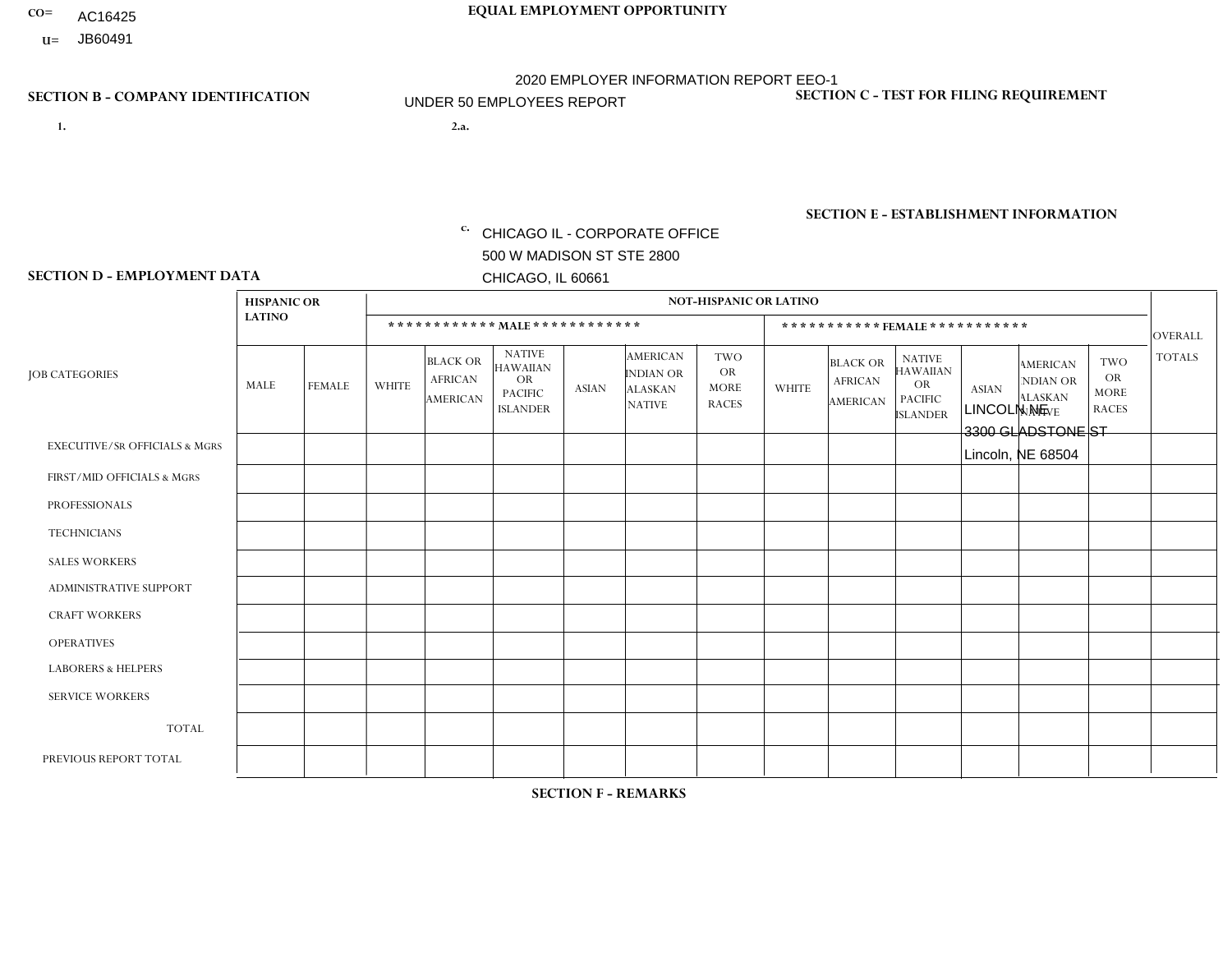CO= AC16425
U= JB60491

**EQUAL EMPLOYMENT OPPORTUNITY**

2020 EMPLOYER INFORMATION REPORT EEO-1
UNDER 50 EMPLOYEES REPORT

**SECTION B - COMPANY IDENTIFICATION**

1.

2.a.

c. CHICAGO IL - CORPORATE OFFICE
500 W MADISON ST STE 2800
CHICAGO, IL 60661

**SECTION C - TEST FOR FILING REQUIREMENT**

**SECTION E - ESTABLISHMENT INFORMATION**

LINCOLN NE
3300 GLADSTONE ST
Lincoln, NE 68504

**SECTION D - EMPLOYMENT DATA**

| JOB CATEGORIES | HISPANIC OR LATINO | | NOT-HISPANIC OR LATINO | | | | | | | | | | | | OVERALL TOTALS |
|---|---|---|---|---|---|---|---|---|---|---|---|---|---|---|---|
| | | | MALE | | | | | | FEMALE | | | | | | |
| | MALE | FEMALE | WHITE | BLACK OR AFRICAN AMERICAN | NATIVE HAWAIIAN OR PACIFIC ISLANDER | ASIAN | AMERICAN INDIAN OR ALASKAN NATIVE | TWO OR MORE RACES | WHITE | BLACK OR AFRICAN AMERICAN | NATIVE HAWAIIAN OR PACIFIC ISLANDER | ASIAN | AMERICAN INDIAN OR ALASKAN NATIVE | TWO OR MORE RACES | |
| EXECUTIVE/Sr OFFICIALS & MGRS | | | | | | | | | | | | | | | |
| FIRST/MID OFFICIALS & MGRS | | | | | | | | | | | | | | | |
| PROFESSIONALS | | | | | | | | | | | | | | | |
| TECHNICIANS | | | | | | | | | | | | | | | |
| SALES WORKERS | | | | | | | | | | | | | | | |
| ADMINISTRATIVE SUPPORT | | | | | | | | | | | | | | | |
| CRAFT WORKERS | | | | | | | | | | | | | | | |
| OPERATIVES | | | | | | | | | | | | | | | |
| LABORERS & HELPERS | | | | | | | | | | | | | | | |
| SERVICE WORKERS | | | | | | | | | | | | | | | |
| TOTAL | | | | | | | | | | | | | | | |
| PREVIOUS REPORT TOTAL | | | | | | | | | | | | | | | |

**SECTION F - REMARKS**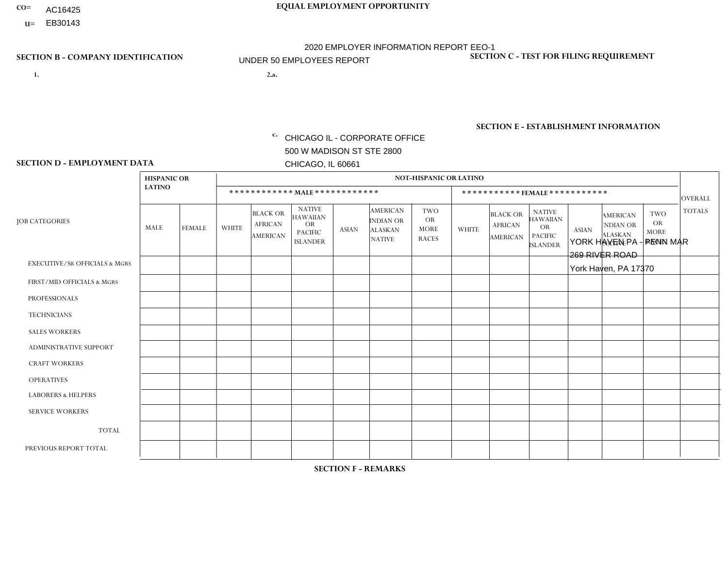CO= AC16425

U= EB30143

**EQUAL EMPLOYMENT OPPORTUNITY**

2020 EMPLOYER INFORMATION REPORT EEO-1

UNDER 50 EMPLOYEES REPORT

**SECTION B - COMPANY IDENTIFICATION**

1.

2.a.

c. CHICAGO IL - CORPORATE OFFICE
500 W MADISON ST STE 2800
CHICAGO, IL 60661

**SECTION C - TEST FOR FILING REQUIREMENT**

**SECTION E - ESTABLISHMENT INFORMATION**

YORK HAVEN PA - PENN MAR
269 RIVER ROAD
York Haven, PA 17370

**SECTION D - EMPLOYMENT DATA**

| JOB CATEGORIES | HISPANIC OR LATINO | | NOT-HISPANIC OR LATINO | | | | | | | | | | | | OVERALL TOTALS |
|---|---|---|---|---|---|---|---|---|---|---|---|---|---|---|---|
| | | | MALE | | | | | | FEMALE | | | | | | |
| | MALE | FEMALE | WHITE | BLACK OR AFRICAN AMERICAN | NATIVE HAWAIIAN OR PACIFIC ISLANDER | ASIAN | AMERICAN INDIAN OR ALASKAN NATIVE | TWO OR MORE RACES | WHITE | BLACK OR AFRICAN AMERICAN | NATIVE HAWAIIAN OR PACIFIC ISLANDER | ASIAN | AMERICAN INDIAN OR ALASKAN NATIVE | TWO OR MORE RACES | |
| EXECUTIVE/SR OFFICIALS & MGRS | | | | | | | | | | | | | | | |
| FIRST/MID OFFICIALS & MGRS | | | | | | | | | | | | | | | |
| PROFESSIONALS | | | | | | | | | | | | | | | |
| TECHNICIANS | | | | | | | | | | | | | | | |
| SALES WORKERS | | | | | | | | | | | | | | | |
| ADMINISTRATIVE SUPPORT | | | | | | | | | | | | | | | |
| CRAFT WORKERS | | | | | | | | | | | | | | | |
| OPERATIVES | | | | | | | | | | | | | | | |
| LABORERS & HELPERS | | | | | | | | | | | | | | | |
| SERVICE WORKERS | | | | | | | | | | | | | | | |
| TOTAL | | | | | | | | | | | | | | | |
| PREVIOUS REPORT TOTAL | | | | | | | | | | | | | | | |

**SECTION F - REMARKS**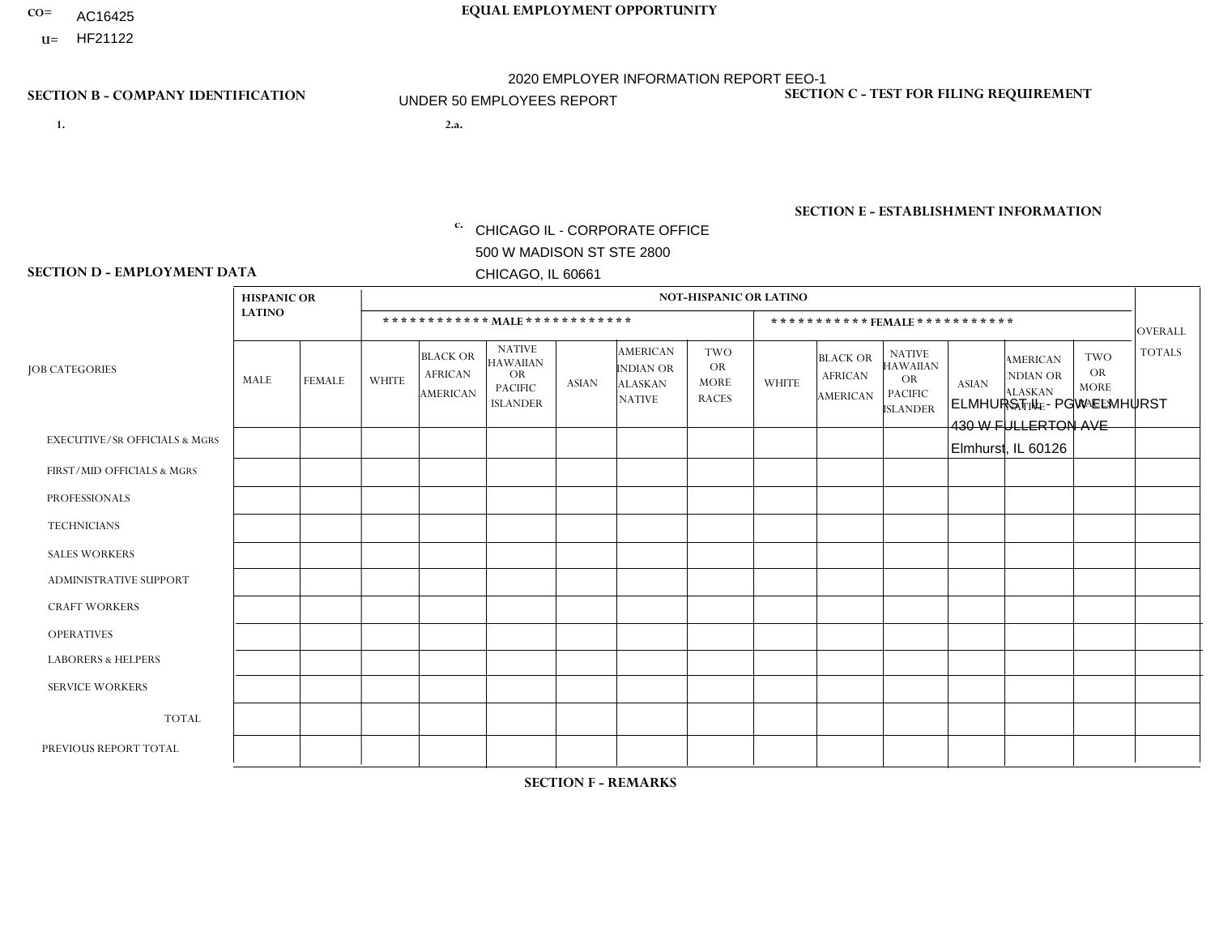CO= AC16425

U= HF21122

**EQUAL EMPLOYMENT OPPORTUNITY**

2020 EMPLOYER INFORMATION REPORT EEO-1

UNDER 50 EMPLOYEES REPORT

**SECTION B - COMPANY IDENTIFICATION**

1.

2.a.

c. CHICAGO IL - CORPORATE OFFICE
500 W MADISON ST STE 2800
CHICAGO, IL 60661

**SECTION C - TEST FOR FILING REQUIREMENT**

**SECTION E - ESTABLISHMENT INFORMATION**

ELMHURST IL - PGW ELMHURST
430 W FULLERTON AVE
Elmhurst, IL 60126

**SECTION D - EMPLOYMENT DATA**

| JOB CATEGORIES | HISPANIC OR LATINO | | NOT-HISPANIC OR LATINO | | | | | | | | | | | | OVERALL TOTALS |
|---|---|---|---|---|---|---|---|---|---|---|---|---|---|---|---|
| | | | MALE | | | | | | FEMALE | | | | | | |
| | MALE | FEMALE | WHITE | BLACK OR AFRICAN AMERICAN | NATIVE HAWAIIAN OR PACIFIC ISLANDER | ASIAN | AMERICAN INDIAN OR ALASKAN NATIVE | TWO OR MORE RACES | WHITE | BLACK OR AFRICAN AMERICAN | NATIVE HAWAIIAN OR PACIFIC ISLANDER | ASIAN | AMERICAN INDIAN OR ALASKAN NATIVE | TWO OR MORE RACES | |
| EXECUTIVE/SR OFFICIALS & MGRS | | | | | | | | | | | | | | | |
| FIRST/MID OFFICIALS & MGRS | | | | | | | | | | | | | | | |
| PROFESSIONALS | | | | | | | | | | | | | | | |
| TECHNICIANS | | | | | | | | | | | | | | | |
| SALES WORKERS | | | | | | | | | | | | | | | |
| ADMINISTRATIVE SUPPORT | | | | | | | | | | | | | | | |
| CRAFT WORKERS | | | | | | | | | | | | | | | |
| OPERATIVES | | | | | | | | | | | | | | | |
| LABORERS & HELPERS | | | | | | | | | | | | | | | |
| SERVICE WORKERS | | | | | | | | | | | | | | | |
| TOTAL | | | | | | | | | | | | | | | |
| PREVIOUS REPORT TOTAL | | | | | | | | | | | | | | | |

**SECTION F - REMARKS**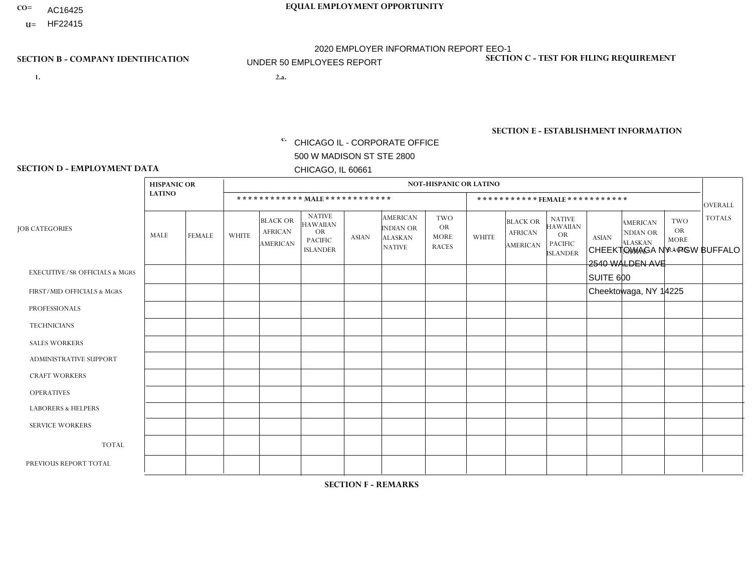CO= AC16425
U= HF22415

# EQUAL EMPLOYMENT OPPORTUNITY

2020 EMPLOYER INFORMATION REPORT EEO-1
UNDER 50 EMPLOYEES REPORT

## SECTION B - COMPANY IDENTIFICATION

1.

2.a.

c. CHICAGO IL - CORPORATE OFFICE
500 W MADISON ST STE 2800
CHICAGO, IL 60661

## SECTION C - TEST FOR FILING REQUIREMENT

## SECTION E - ESTABLISHMENT INFORMATION

CHEEKTOWAGA NY - PSW BUFFALO
2540 WALDEN AVE
SUITE 600
Cheektowaga, NY 14225

## SECTION D - EMPLOYMENT DATA

| JOB CATEGORIES | HISPANIC OR LATINO | | NOT-HISPANIC OR LATINO | | | | | | | | | | | | OVERALL TOTALS |
|---|---|---|---|---|---|---|---|---|---|---|---|---|---|---|---|
| | | | MALE | | | | | | FEMALE | | | | | | |
| | MALE | FEMALE | WHITE | BLACK OR AFRICAN AMERICAN | NATIVE HAWAIIAN OR PACIFIC ISLANDER | ASIAN | AMERICAN INDIAN OR ALASKAN NATIVE | TWO OR MORE RACES | WHITE | BLACK OR AFRICAN AMERICAN | NATIVE HAWAIIAN OR PACIFIC ISLANDER | ASIAN | AMERICAN INDIAN OR ALASKAN NATIVE | TWO OR MORE RACES | |
| EXECUTIVE/SR OFFICIALS & MGRS | | | | | | | | | | | | | | | |
| FIRST/MID OFFICIALS & MGRS | | | | | | | | | | | | | | | |
| PROFESSIONALS | | | | | | | | | | | | | | | |
| TECHNICIANS | | | | | | | | | | | | | | | |
| SALES WORKERS | | | | | | | | | | | | | | | |
| ADMINISTRATIVE SUPPORT | | | | | | | | | | | | | | | |
| CRAFT WORKERS | | | | | | | | | | | | | | | |
| OPERATIVES | | | | | | | | | | | | | | | |
| LABORERS & HELPERS | | | | | | | | | | | | | | | |
| SERVICE WORKERS | | | | | | | | | | | | | | | |
| TOTAL | | | | | | | | | | | | | | | |
| PREVIOUS REPORT TOTAL | | | | | | | | | | | | | | | |

## SECTION F - REMARKS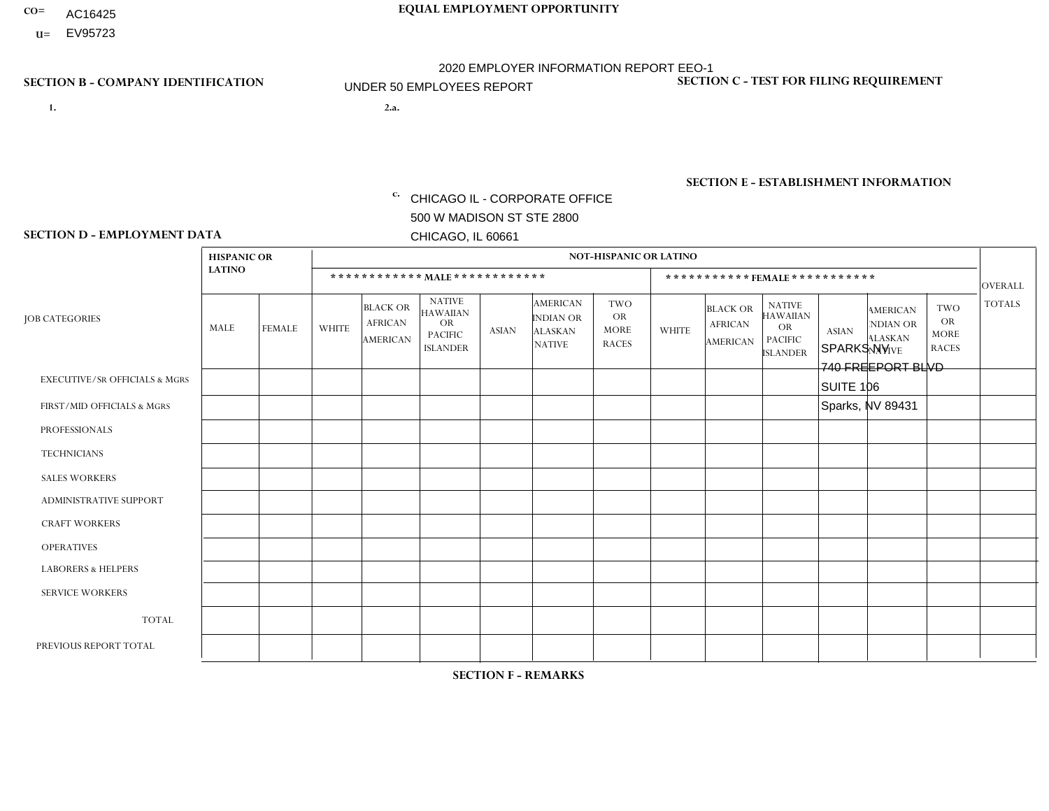CO= AC16425

U= EV95723

**EQUAL EMPLOYMENT OPPORTUNITY**

2020 EMPLOYER INFORMATION REPORT EEO-1

UNDER 50 EMPLOYEES REPORT

**SECTION B - COMPANY IDENTIFICATION**

1.

2.a.

c. CHICAGO IL - CORPORATE OFFICE
500 W MADISON ST STE 2800
CHICAGO, IL 60661

**SECTION C - TEST FOR FILING REQUIREMENT**

**SECTION E - ESTABLISHMENT INFORMATION**

SPARKS NV
740 FREEPORT BLVD
SUITE 106
Sparks, NV 89431

**SECTION D - EMPLOYMENT DATA**

| JOB CATEGORIES | HISPANIC OR LATINO | | NOT-HISPANIC OR LATINO | | | | | | | | | | | | OVERALL TOTALS |
|---|---|---|---|---|---|---|---|---|---|---|---|---|---|---|---|
| | | | MALE | | | | | | FEMALE | | | | | | |
| | MALE | FEMALE | WHITE | BLACK OR AFRICAN AMERICAN | NATIVE HAWAIIAN OR PACIFIC ISLANDER | ASIAN | AMERICAN INDIAN OR ALASKAN NATIVE | TWO OR MORE RACES | WHITE | BLACK OR AFRICAN AMERICAN | NATIVE HAWAIIAN OR PACIFIC ISLANDER | ASIAN | AMERICAN INDIAN OR ALASKAN NATIVE | TWO OR MORE RACES | |
| EXECUTIVE/Sr OFFICIALS & MGRS | | | | | | | | | | | | | | | |
| FIRST/MID OFFICIALS & MGRS | | | | | | | | | | | | | | | |
| PROFESSIONALS | | | | | | | | | | | | | | | |
| TECHNICIANS | | | | | | | | | | | | | | | |
| SALES WORKERS | | | | | | | | | | | | | | | |
| ADMINISTRATIVE SUPPORT | | | | | | | | | | | | | | | |
| CRAFT WORKERS | | | | | | | | | | | | | | | |
| OPERATIVES | | | | | | | | | | | | | | | |
| LABORERS & HELPERS | | | | | | | | | | | | | | | |
| SERVICE WORKERS | | | | | | | | | | | | | | | |
| TOTAL | | | | | | | | | | | | | | | |
| PREVIOUS REPORT TOTAL | | | | | | | | | | | | | | | |

**SECTION F - REMARKS**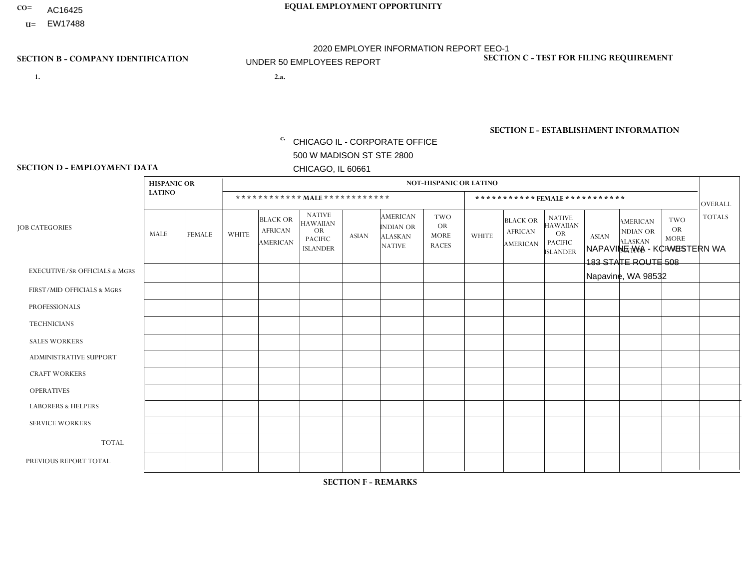CO= AC16425
U= EW17488

**EQUAL EMPLOYMENT OPPORTUNITY**

2020 EMPLOYER INFORMATION REPORT EEO-1
UNDER 50 EMPLOYEES REPORT

**SECTION B - COMPANY IDENTIFICATION**

1.

2.a.

c. CHICAGO IL - CORPORATE OFFICE
500 W MADISON ST STE 2800
CHICAGO, IL 60661

**SECTION C - TEST FOR FILING REQUIREMENT**

**SECTION E - ESTABLISHMENT INFORMATION**

NAPAVINE WA - KC WESTERN WA
183 STATE ROUTE 508
Napavine, WA 98532

**SECTION D - EMPLOYMENT DATA**

| JOB CATEGORIES | HISPANIC OR LATINO | | NOT-HISPANIC OR LATINO | | | | | | | | | | | | OVERALL TOTALS |
|---|---|---|---|---|---|---|---|---|---|---|---|---|---|---|---|
| | | | MALE | | | | | | FEMALE | | | | | | |
| | MALE | FEMALE | WHITE | BLACK OR AFRICAN AMERICAN | NATIVE HAWAIIAN OR PACIFIC ISLANDER | ASIAN | AMERICAN INDIAN OR ALASKAN NATIVE | TWO OR MORE RACES | WHITE | BLACK OR AFRICAN AMERICAN | NATIVE HAWAIIAN OR PACIFIC ISLANDER | ASIAN | AMERICAN INDIAN OR ALASKAN NATIVE | TWO OR MORE RACES | |
| EXECUTIVE/Sr OFFICIALS & MGRS | | | | | | | | | | | | | | | |
| FIRST/MID OFFICIALS & MGRS | | | | | | | | | | | | | | | |
| PROFESSIONALS | | | | | | | | | | | | | | | |
| TECHNICIANS | | | | | | | | | | | | | | | |
| SALES WORKERS | | | | | | | | | | | | | | | |
| ADMINISTRATIVE SUPPORT | | | | | | | | | | | | | | | |
| CRAFT WORKERS | | | | | | | | | | | | | | | |
| OPERATIVES | | | | | | | | | | | | | | | |
| LABORERS & HELPERS | | | | | | | | | | | | | | | |
| SERVICE WORKERS | | | | | | | | | | | | | | | |
| TOTAL | | | | | | | | | | | | | | | |
| PREVIOUS REPORT TOTAL | | | | | | | | | | | | | | | |

**SECTION F - REMARKS**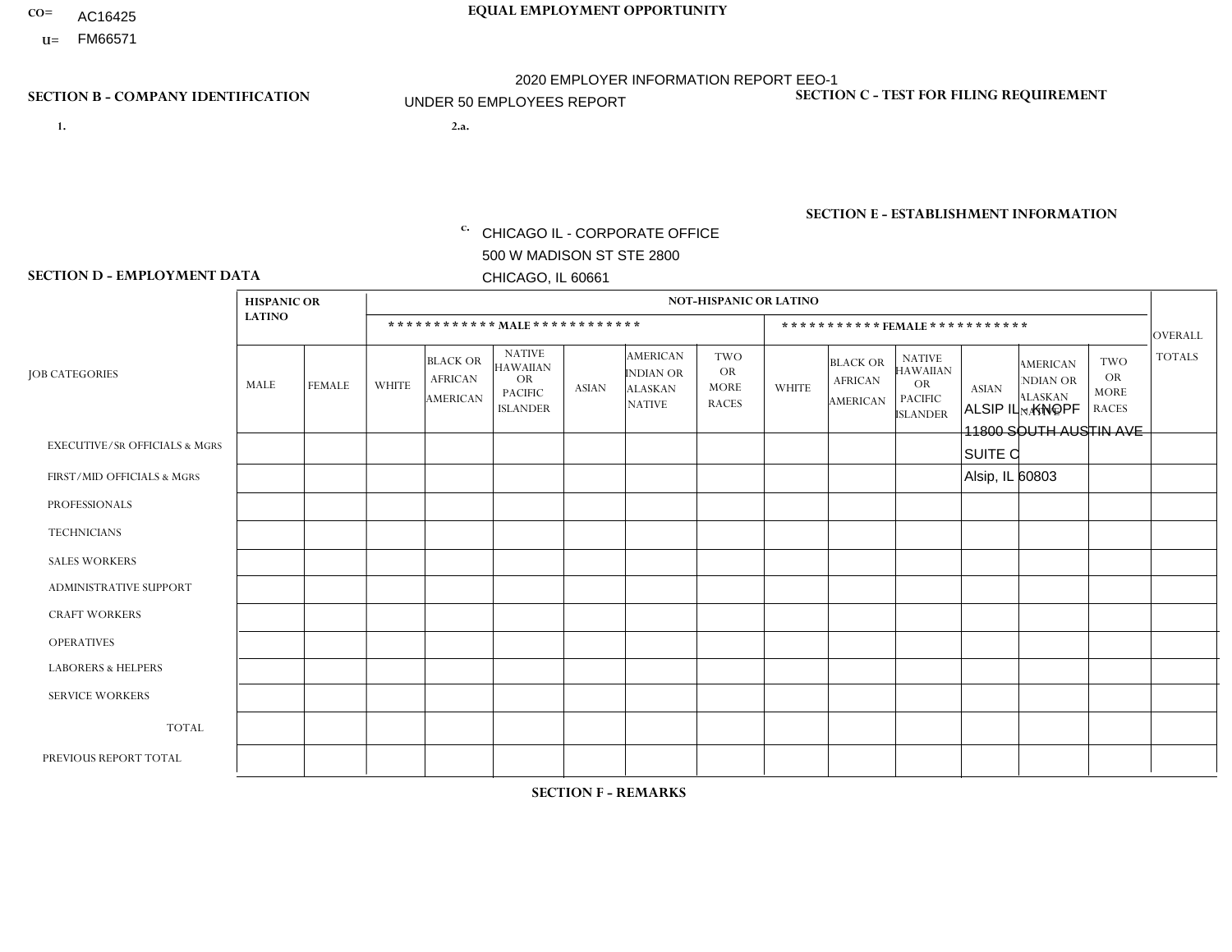CO= AC16425
U= FM66571

**EQUAL EMPLOYMENT OPPORTUNITY**

2020 EMPLOYER INFORMATION REPORT EEO-1
UNDER 50 EMPLOYEES REPORT

**SECTION B - COMPANY IDENTIFICATION**

1.

2.a.

c. CHICAGO IL - CORPORATE OFFICE
500 W MADISON ST STE 2800
CHICAGO, IL 60661

**SECTION C - TEST FOR FILING REQUIREMENT**

**SECTION E - ESTABLISHMENT INFORMATION**

ALSIP IL - KNOPF
11800 SOUTH AUSTIN AVE
SUITE C
Alsip, IL 60803

**SECTION D - EMPLOYMENT DATA**

| JOB CATEGORIES | HISPANIC OR LATINO | | NOT-HISPANIC OR LATINO | | | | | | | | | | | | OVERALL TOTALS |
|---|---|---|---|---|---|---|---|---|---|---|---|---|---|---|---|
| | | | MALE | | | | | | FEMALE | | | | | | |
| | MALE | FEMALE | WHITE | BLACK OR AFRICAN AMERICAN | NATIVE HAWAIIAN OR PACIFIC ISLANDER | ASIAN | AMERICAN INDIAN OR ALASKAN NATIVE | TWO OR MORE RACES | WHITE | BLACK OR AFRICAN AMERICAN | NATIVE HAWAIIAN OR PACIFIC ISLANDER | ASIAN | AMERICAN INDIAN OR ALASKAN NATIVE | TWO OR MORE RACES | |
| EXECUTIVE/Sr OFFICIALS & MGRS | | | | | | | | | | | | | | | |
| FIRST/MID OFFICIALS & MGRS | | | | | | | | | | | | | | | |
| PROFESSIONALS | | | | | | | | | | | | | | | |
| TECHNICIANS | | | | | | | | | | | | | | | |
| SALES WORKERS | | | | | | | | | | | | | | | |
| ADMINISTRATIVE SUPPORT | | | | | | | | | | | | | | | |
| CRAFT WORKERS | | | | | | | | | | | | | | | |
| OPERATIVES | | | | | | | | | | | | | | | |
| LABORERS & HELPERS | | | | | | | | | | | | | | | |
| SERVICE WORKERS | | | | | | | | | | | | | | | |
| TOTAL | | | | | | | | | | | | | | | |
| PREVIOUS REPORT TOTAL | | | | | | | | | | | | | | | |

**SECTION F - REMARKS**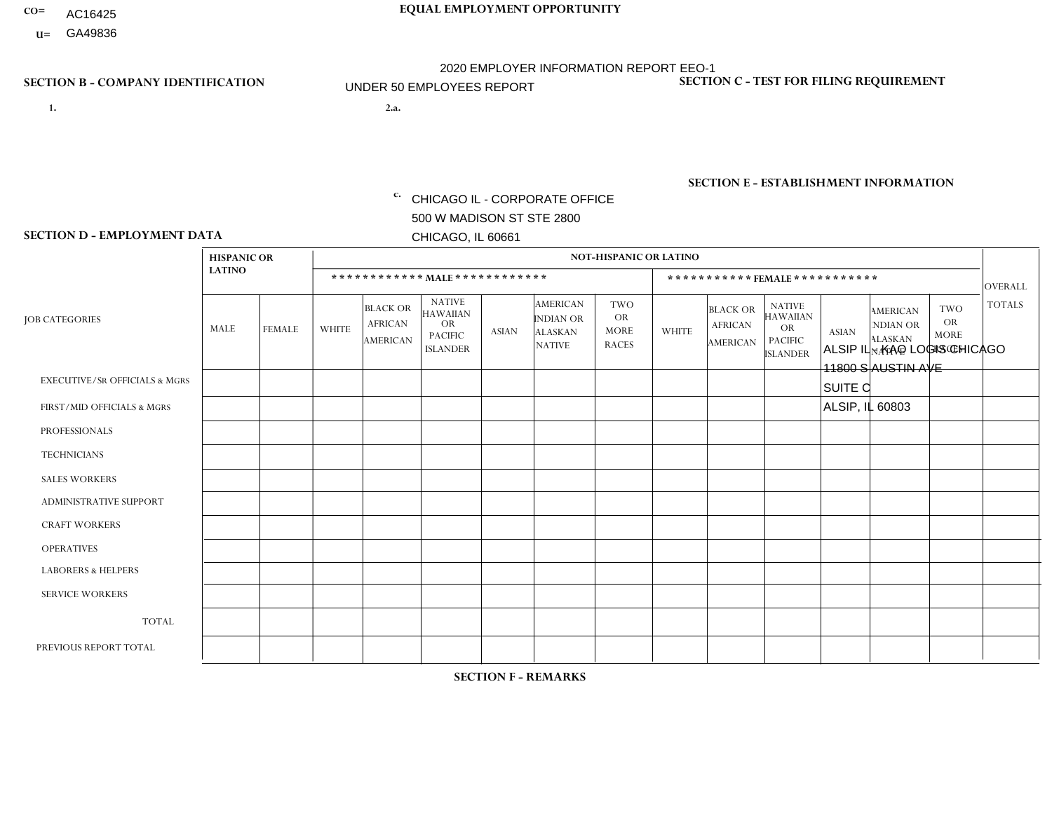CO= AC16425
U= GA49836

**EQUAL EMPLOYMENT OPPORTUNITY**

2020 EMPLOYER INFORMATION REPORT EEO-1
UNDER 50 EMPLOYEES REPORT

## SECTION B - COMPANY IDENTIFICATION

1.

2.a.

c. CHICAGO IL - CORPORATE OFFICE
500 W MADISON ST STE 2800
CHICAGO, IL 60661

## SECTION C - TEST FOR FILING REQUIREMENT

## SECTION E - ESTABLISHMENT INFORMATION

ALSIP IL - KAO LOGIS CHICAGO
11800 S AUSTIN AVE
SUITE C
ALSIP, IL 60803

## SECTION D - EMPLOYMENT DATA

| JOB CATEGORIES | HISPANIC OR LATINO | | NOT-HISPANIC OR LATINO | | | | | | | | | | | | OVERALL TOTALS |
|---|---|---|---|---|---|---|---|---|---|---|---|---|---|---|---|
| | | | MALE | | | | | | FEMALE | | | | | | |
| | MALE | FEMALE | WHITE | BLACK OR AFRICAN AMERICAN | NATIVE HAWAIIAN OR PACIFIC ISLANDER | ASIAN | AMERICAN INDIAN OR ALASKAN NATIVE | TWO OR MORE RACES | WHITE | BLACK OR AFRICAN AMERICAN | NATIVE HAWAIIAN OR PACIFIC ISLANDER | ASIAN | AMERICAN INDIAN OR ALASKAN NATIVE | TWO OR MORE RACES | |
| EXECUTIVE/SR OFFICIALS & MGRS | | | | | | | | | | | | | | | |
| FIRST/MID OFFICIALS & MGRS | | | | | | | | | | | | | | | |
| PROFESSIONALS | | | | | | | | | | | | | | | |
| TECHNICIANS | | | | | | | | | | | | | | | |
| SALES WORKERS | | | | | | | | | | | | | | | |
| ADMINISTRATIVE SUPPORT | | | | | | | | | | | | | | | |
| CRAFT WORKERS | | | | | | | | | | | | | | | |
| OPERATIVES | | | | | | | | | | | | | | | |
| LABORERS & HELPERS | | | | | | | | | | | | | | | |
| SERVICE WORKERS | | | | | | | | | | | | | | | |
| TOTAL | | | | | | | | | | | | | | | |
| PREVIOUS REPORT TOTAL | | | | | | | | | | | | | | | |

## SECTION F - REMARKS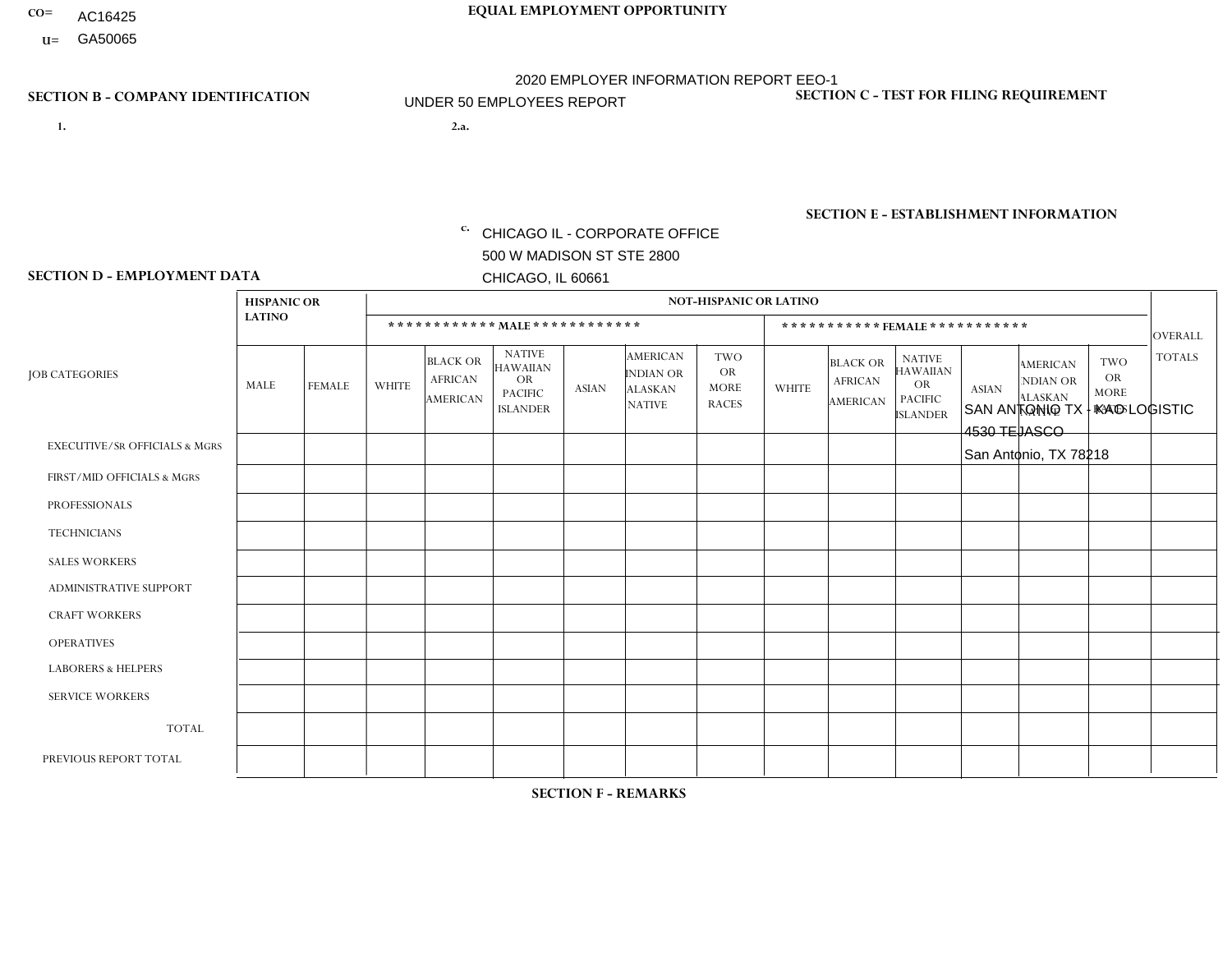CO= AC16425
U= GA50065

**EQUAL EMPLOYMENT OPPORTUNITY**

2020 EMPLOYER INFORMATION REPORT EEO-1
UNDER 50 EMPLOYEES REPORT

**SECTION B - COMPANY IDENTIFICATION**

1.

2.a.

c. CHICAGO IL - CORPORATE OFFICE
500 W MADISON ST STE 2800
CHICAGO, IL 60661

**SECTION C - TEST FOR FILING REQUIREMENT**

**SECTION E - ESTABLISHMENT INFORMATION**

SAN ANTONIO TX - KAG LOGISTIC
4530 TEJASCO
San Antonio, TX 78218

**SECTION D - EMPLOYMENT DATA**

| JOB CATEGORIES | HISPANIC OR LATINO | | NOT-HISPANIC OR LATINO | | | | | | | | | | | | OVERALL TOTALS |
|---|---|---|---|---|---|---|---|---|---|---|---|---|---|---|---|
| | | | ************ MALE ************ | | | | | | *********** FEMALE *********** | | | | | | |
| | MALE | FEMALE | WHITE | BLACK OR AFRICAN AMERICAN | NATIVE HAWAIIAN OR PACIFIC ISLANDER | ASIAN | AMERICAN INDIAN OR ALASKAN NATIVE | TWO OR MORE RACES | WHITE | BLACK OR AFRICAN AMERICAN | NATIVE HAWAIIAN OR PACIFIC ISLANDER | ASIAN | AMERICAN INDIAN OR ALASKAN NATIVE | TWO OR MORE RACES | |
| EXECUTIVE/Sr OFFICIALS & MGRS | | | | | | | | | | | | | | | |
| FIRST/MID OFFICIALS & MGRS | | | | | | | | | | | | | | | |
| PROFESSIONALS | | | | | | | | | | | | | | | |
| TECHNICIANS | | | | | | | | | | | | | | | |
| SALES WORKERS | | | | | | | | | | | | | | | |
| ADMINISTRATIVE SUPPORT | | | | | | | | | | | | | | | |
| CRAFT WORKERS | | | | | | | | | | | | | | | |
| OPERATIVES | | | | | | | | | | | | | | | |
| LABORERS & HELPERS | | | | | | | | | | | | | | | |
| SERVICE WORKERS | | | | | | | | | | | | | | | |
| TOTAL | | | | | | | | | | | | | | | |
| PREVIOUS REPORT TOTAL | | | | | | | | | | | | | | | |

**SECTION F - REMARKS**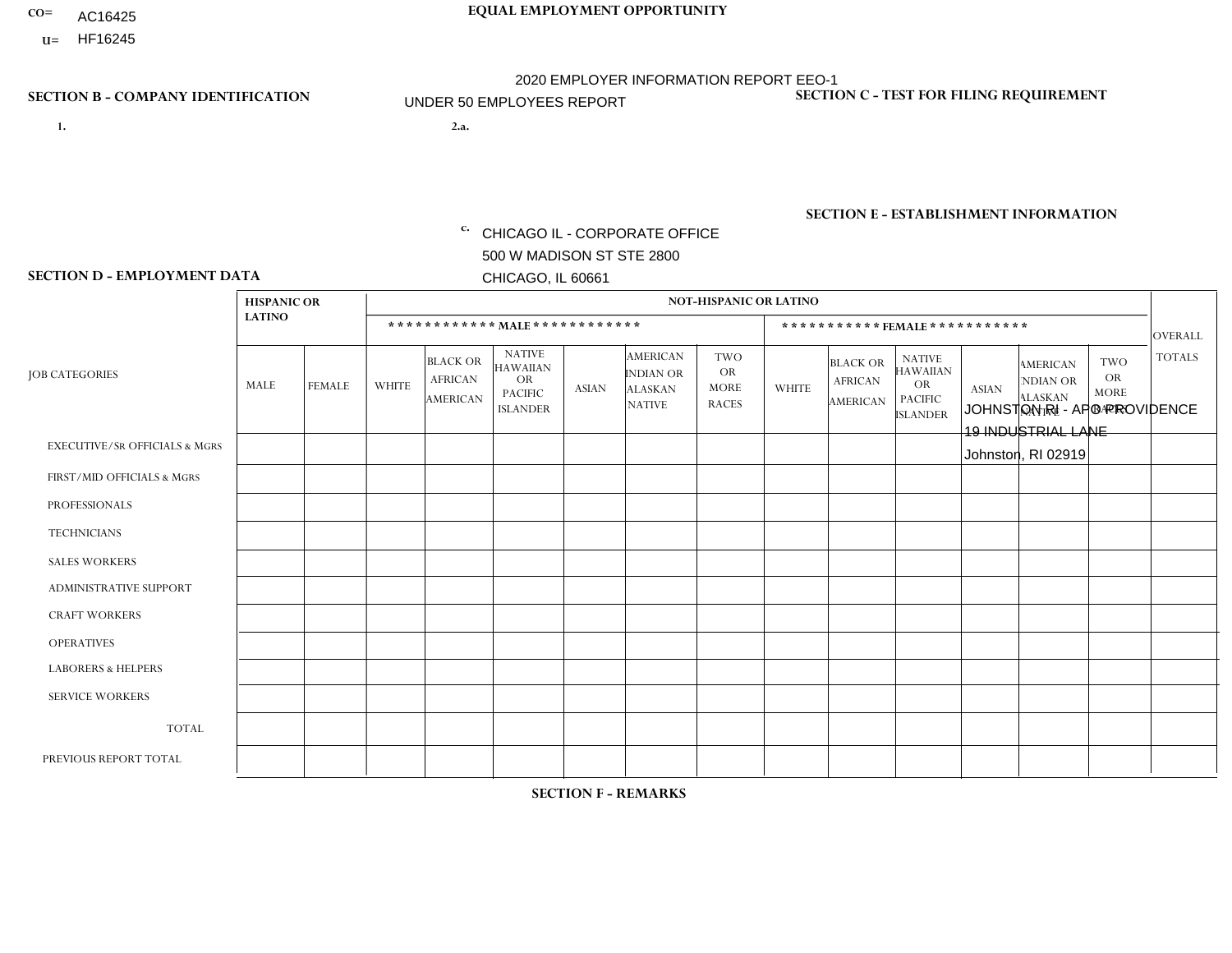CO= AC16425
U= HF16245

**EQUAL EMPLOYMENT OPPORTUNITY**

2020 EMPLOYER INFORMATION REPORT EEO-1
UNDER 50 EMPLOYEES REPORT

**SECTION B - COMPANY IDENTIFICATION**

1.

2.a.

c. CHICAGO IL - CORPORATE OFFICE
500 W MADISON ST STE 2800
CHICAGO, IL 60661

**SECTION C - TEST FOR FILING REQUIREMENT**

**SECTION E - ESTABLISHMENT INFORMATION**

JOHNSTON RI - APC PROVIDENCE
19 INDUSTRIAL LANE
Johnston, RI 02919

**SECTION D - EMPLOYMENT DATA**

| JOB CATEGORIES | HISPANIC OR LATINO | | NOT-HISPANIC OR LATINO | | | | | | | | | | | | OVERALL TOTALS |
|---|---|---|---|---|---|---|---|---|---|---|---|---|---|---|---|
| | | | MALE | | | | | | FEMALE | | | | | | |
| | MALE | FEMALE | WHITE | BLACK OR AFRICAN AMERICAN | NATIVE HAWAIIAN OR PACIFIC ISLANDER | ASIAN | AMERICAN INDIAN OR ALASKAN NATIVE | TWO OR MORE RACES | WHITE | BLACK OR AFRICAN AMERICAN | NATIVE HAWAIIAN OR PACIFIC ISLANDER | ASIAN | AMERICAN INDIAN OR ALASKAN NATIVE | TWO OR MORE RACES | |
| EXECUTIVE/SR OFFICIALS & MGRS | | | | | | | | | | | | | | | |
| FIRST/MID OFFICIALS & MGRS | | | | | | | | | | | | | | | |
| PROFESSIONALS | | | | | | | | | | | | | | | |
| TECHNICIANS | | | | | | | | | | | | | | | |
| SALES WORKERS | | | | | | | | | | | | | | | |
| ADMINISTRATIVE SUPPORT | | | | | | | | | | | | | | | |
| CRAFT WORKERS | | | | | | | | | | | | | | | |
| OPERATIVES | | | | | | | | | | | | | | | |
| LABORERS & HELPERS | | | | | | | | | | | | | | | |
| SERVICE WORKERS | | | | | | | | | | | | | | | |
| TOTAL | | | | | | | | | | | | | | | |
| PREVIOUS REPORT TOTAL | | | | | | | | | | | | | | | |

**SECTION F - REMARKS**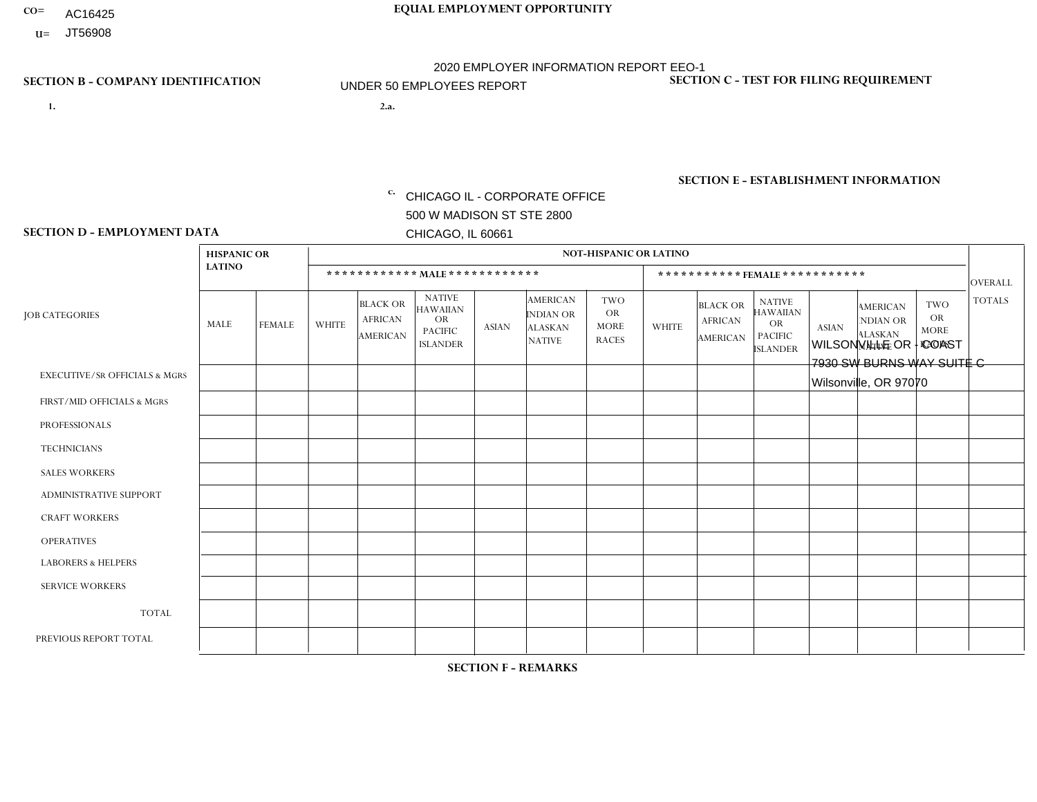CO= AC16425

U= JT56908

**EQUAL EMPLOYMENT OPPORTUNITY**

2020 EMPLOYER INFORMATION REPORT EEO-1

UNDER 50 EMPLOYEES REPORT

**SECTION B - COMPANY IDENTIFICATION**

1.

2.a.

c. CHICAGO IL - CORPORATE OFFICE
500 W MADISON ST STE 2800
CHICAGO, IL 60661

**SECTION C - TEST FOR FILING REQUIREMENT**

**SECTION E - ESTABLISHMENT INFORMATION**

WILSONVILLE OR - COAST
7930 SW BURNS WAY SUITE C
Wilsonville, OR 97070

**SECTION D - EMPLOYMENT DATA**

| JOB CATEGORIES | HISPANIC OR LATINO | | NOT-HISPANIC OR LATINO | | | | | | | | | | | | OVERALL TOTALS |
|---|---|---|---|---|---|---|---|---|---|---|---|---|---|---|---|
| | | | ************ MALE ************ | | | | | | *********** FEMALE *********** | | | | | | |
| | MALE | FEMALE | WHITE | BLACK OR AFRICAN AMERICAN | NATIVE HAWAIIAN OR PACIFIC ISLANDER | ASIAN | AMERICAN INDIAN OR ALASKAN NATIVE | TWO OR MORE RACES | WHITE | BLACK OR AFRICAN AMERICAN | NATIVE HAWAIIAN OR PACIFIC ISLANDER | ASIAN | AMERICAN INDIAN OR ALASKAN NATIVE | TWO OR MORE RACES | |
| EXECUTIVE/SR OFFICIALS & MGRS | | | | | | | | | | | | | | | |
| FIRST/MID OFFICIALS & MGRS | | | | | | | | | | | | | | | |
| PROFESSIONALS | | | | | | | | | | | | | | | |
| TECHNICIANS | | | | | | | | | | | | | | | |
| SALES WORKERS | | | | | | | | | | | | | | | |
| ADMINISTRATIVE SUPPORT | | | | | | | | | | | | | | | |
| CRAFT WORKERS | | | | | | | | | | | | | | | |
| OPERATIVES | | | | | | | | | | | | | | | |
| LABORERS & HELPERS | | | | | | | | | | | | | | | |
| SERVICE WORKERS | | | | | | | | | | | | | | | |
| TOTAL | | | | | | | | | | | | | | | |
| PREVIOUS REPORT TOTAL | | | | | | | | | | | | | | | |

**SECTION F - REMARKS**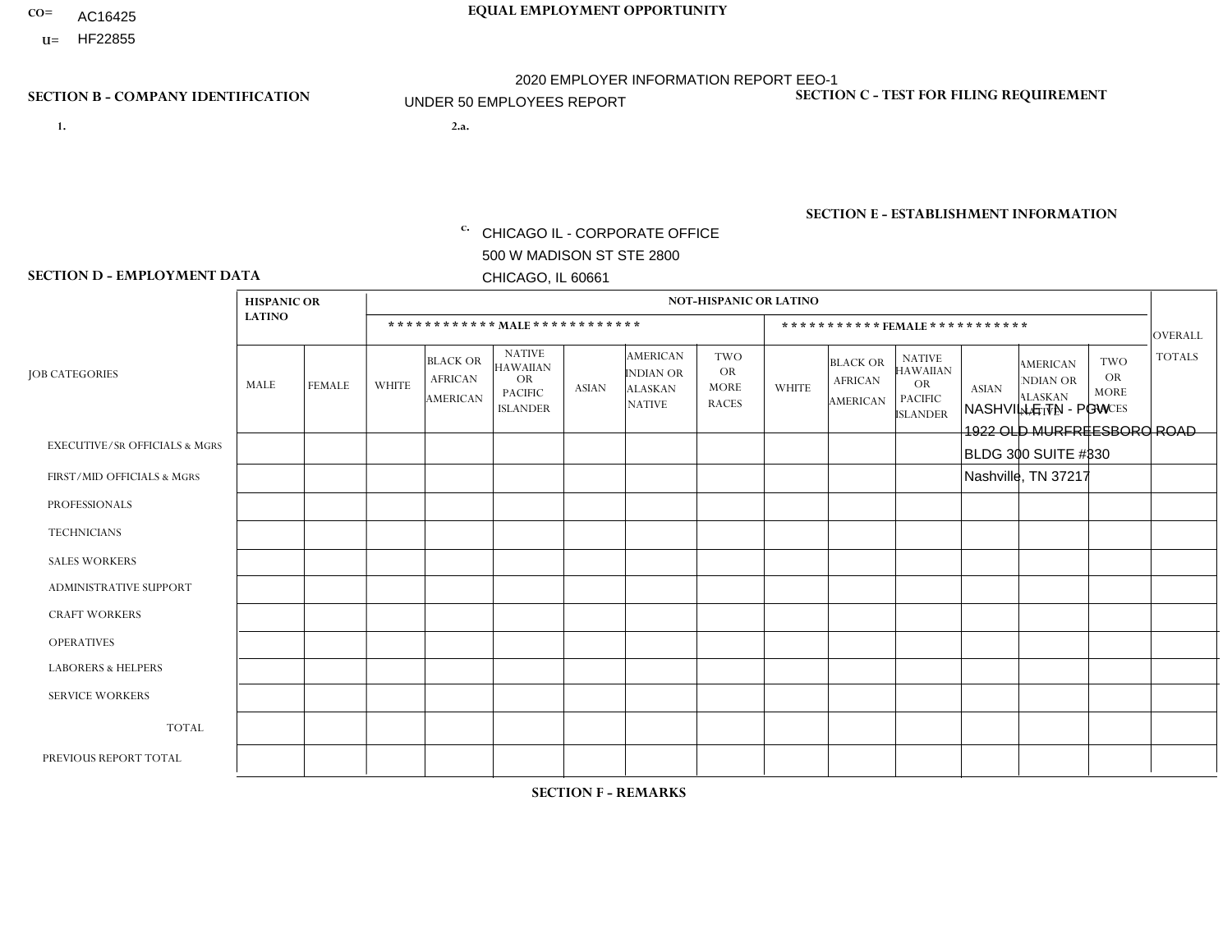CO= AC16425
U= HF22855

**EQUAL EMPLOYMENT OPPORTUNITY**

2020 EMPLOYER INFORMATION REPORT EEO-1

UNDER 50 EMPLOYEES REPORT

**SECTION B - COMPANY IDENTIFICATION**

1.

2.a.

c. CHICAGO IL - CORPORATE OFFICE
500 W MADISON ST STE 2800
CHICAGO, IL 60661

**SECTION C - TEST FOR FILING REQUIREMENT**

**SECTION E - ESTABLISHMENT INFORMATION**

NASHVILLE TN - PGW
1922 OLD MURFREESBORO ROAD
BLDG 300 SUITE #330
Nashville, TN 37217

**SECTION D - EMPLOYMENT DATA**

| JOB CATEGORIES | HISPANIC OR LATINO | | NOT-HISPANIC OR LATINO | | | | | | | | | | | | OVERALL TOTALS |
|---|---|---|---|---|---|---|---|---|---|---|---|---|---|---|---|
| | | | MALE | | | | | | FEMALE | | | | | | |
| | MALE | FEMALE | WHITE | BLACK OR AFRICAN AMERICAN | NATIVE HAWAIIAN OR PACIFIC ISLANDER | ASIAN | AMERICAN INDIAN OR ALASKAN NATIVE | TWO OR MORE RACES | WHITE | BLACK OR AFRICAN AMERICAN | NATIVE HAWAIIAN OR PACIFIC ISLANDER | ASIAN | AMERICAN INDIAN OR ALASKAN NATIVE | TWO OR MORE RACES | |
| EXECUTIVE/Sr OFFICIALS & MGRS | | | | | | | | | | | | | | | |
| FIRST/MID OFFICIALS & MGRS | | | | | | | | | | | | | | | |
| PROFESSIONALS | | | | | | | | | | | | | | | |
| TECHNICIANS | | | | | | | | | | | | | | | |
| SALES WORKERS | | | | | | | | | | | | | | | |
| ADMINISTRATIVE SUPPORT | | | | | | | | | | | | | | | |
| CRAFT WORKERS | | | | | | | | | | | | | | | |
| OPERATIVES | | | | | | | | | | | | | | | |
| LABORERS & HELPERS | | | | | | | | | | | | | | | |
| SERVICE WORKERS | | | | | | | | | | | | | | | |
| TOTAL | | | | | | | | | | | | | | | |
| PREVIOUS REPORT TOTAL | | | | | | | | | | | | | | | |

**SECTION F - REMARKS**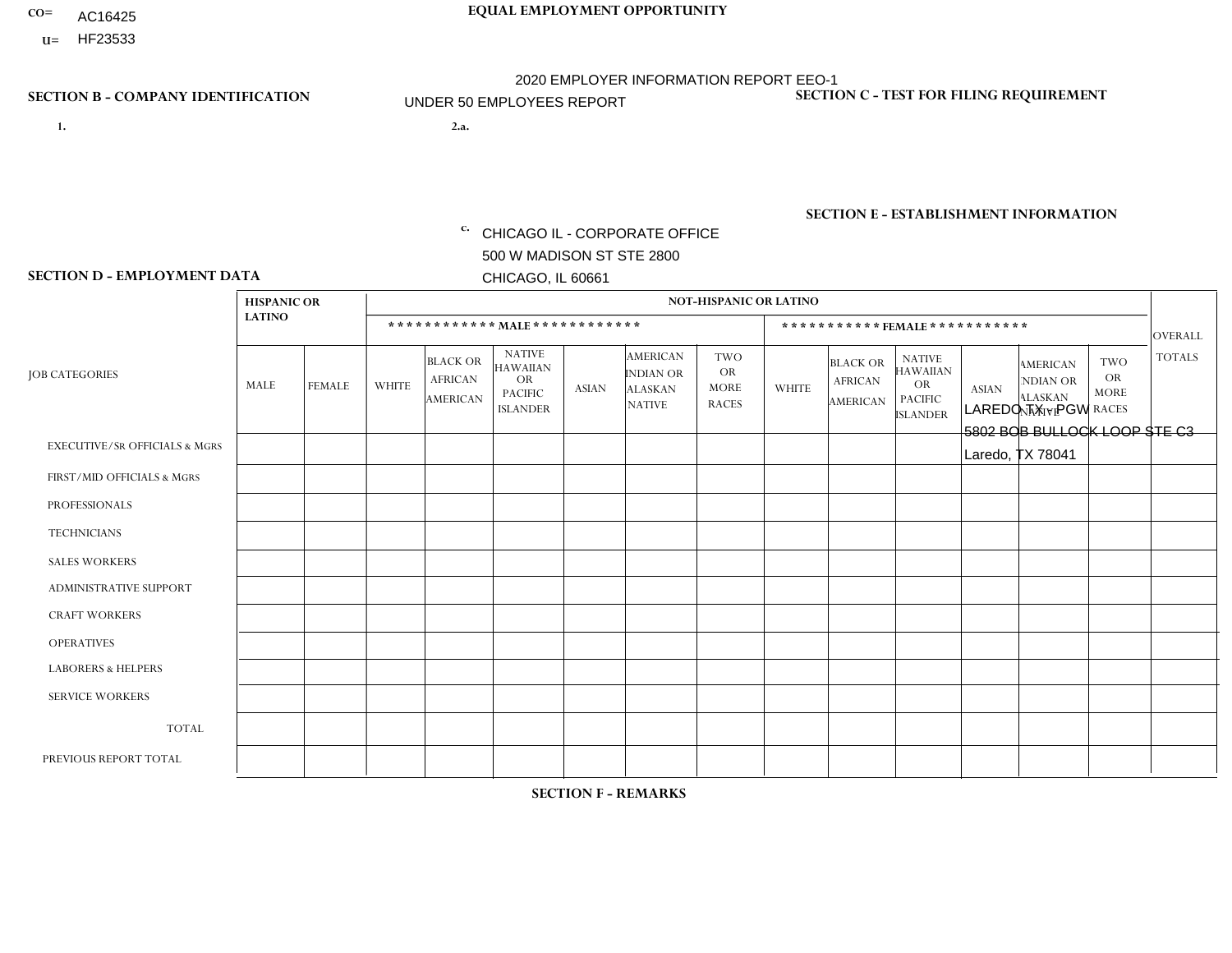CO= AC16425
U= HF23533

**EQUAL EMPLOYMENT OPPORTUNITY**

2020 EMPLOYER INFORMATION REPORT EEO-1
UNDER 50 EMPLOYEES REPORT

**SECTION B - COMPANY IDENTIFICATION**

1.

2.a.

c. CHICAGO IL - CORPORATE OFFICE
500 W MADISON ST STE 2800
CHICAGO, IL 60661

**SECTION C - TEST FOR FILING REQUIREMENT**

**SECTION E - ESTABLISHMENT INFORMATION**

LAREDO TX - PGW
5802 BOB BULLOCK LOOP STE C3
Laredo, TX 78041

**SECTION D - EMPLOYMENT DATA**

| JOB CATEGORIES | HISPANIC OR LATINO | | NOT-HISPANIC OR LATINO | | | | | | | | | | | | OVERALL TOTALS |
|---|---|---|---|---|---|---|---|---|---|---|---|---|---|---|---|
| | | | MALE | | | | | | FEMALE | | | | | | |
| | MALE | FEMALE | WHITE | BLACK OR AFRICAN AMERICAN | NATIVE HAWAIIAN OR PACIFIC ISLANDER | ASIAN | AMERICAN INDIAN OR ALASKAN NATIVE | TWO OR MORE RACES | WHITE | BLACK OR AFRICAN AMERICAN | NATIVE HAWAIIAN OR PACIFIC ISLANDER | ASIAN | AMERICAN INDIAN OR ALASKAN NATIVE | TWO OR MORE RACES | |
| EXECUTIVE/SR OFFICIALS & MGRS | | | | | | | | | | | | | | | |
| FIRST/MID OFFICIALS & MGRS | | | | | | | | | | | | | | | |
| PROFESSIONALS | | | | | | | | | | | | | | | |
| TECHNICIANS | | | | | | | | | | | | | | | |
| SALES WORKERS | | | | | | | | | | | | | | | |
| ADMINISTRATIVE SUPPORT | | | | | | | | | | | | | | | |
| CRAFT WORKERS | | | | | | | | | | | | | | | |
| OPERATIVES | | | | | | | | | | | | | | | |
| LABORERS & HELPERS | | | | | | | | | | | | | | | |
| SERVICE WORKERS | | | | | | | | | | | | | | | |
| TOTAL | | | | | | | | | | | | | | | |
| PREVIOUS REPORT TOTAL | | | | | | | | | | | | | | | |

**SECTION F - REMARKS**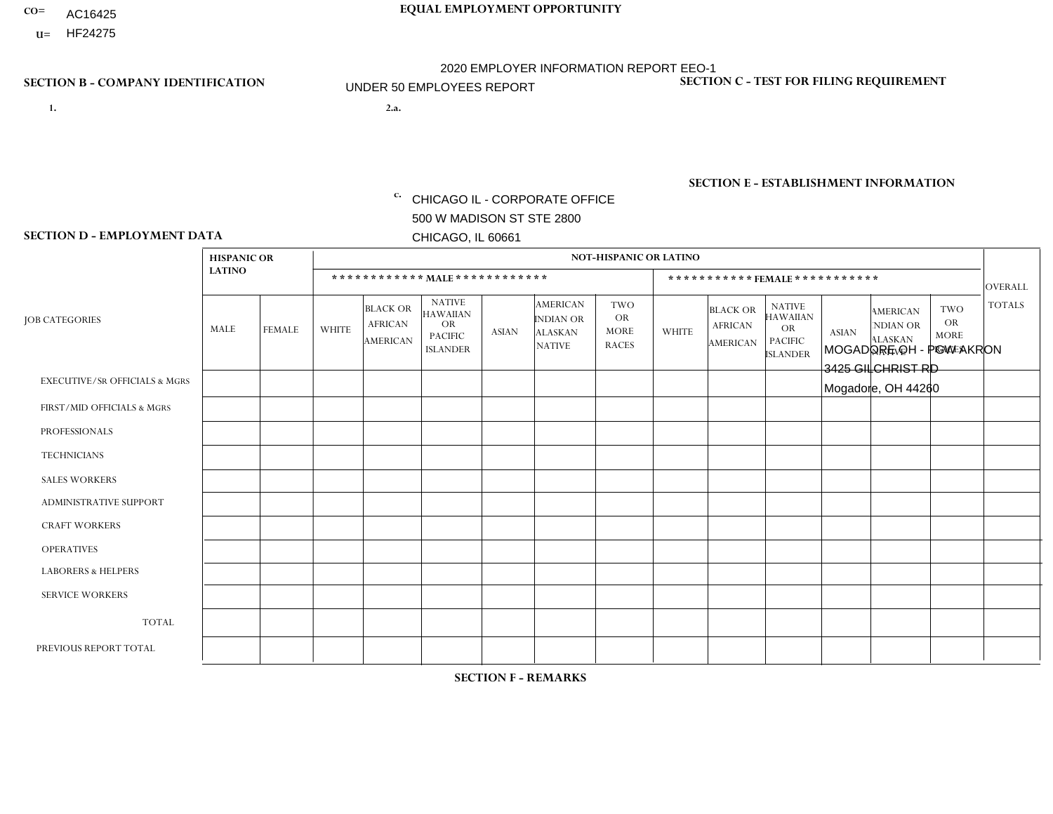CO= AC16425
U= HF24275

EQUAL EMPLOYMENT OPPORTUNITY

2020 EMPLOYER INFORMATION REPORT EEO-1

UNDER 50 EMPLOYEES REPORT

## SECTION B - COMPANY IDENTIFICATION

1.

2.a.

c. CHICAGO IL - CORPORATE OFFICE
500 W MADISON ST STE 2800
CHICAGO, IL 60661

## SECTION C - TEST FOR FILING REQUIREMENT

## SECTION E - ESTABLISHMENT INFORMATION

MOGADORE OH - PGW AKRON
3425 GILCHRIST RD
Mogadore, OH 44260

## SECTION D - EMPLOYMENT DATA

| JOB CATEGORIES | HISPANIC OR LATINO | | NOT-HISPANIC OR LATINO | | | | | | | | | | | | OVERALL TOTALS |
|---|---|---|---|---|---|---|---|---|---|---|---|---|---|---|---|
| | | | MALE | | | | | | FEMALE | | | | | | |
| | MALE | FEMALE | WHITE | BLACK OR AFRICAN AMERICAN | NATIVE HAWAIIAN OR PACIFIC ISLANDER | ASIAN | AMERICAN INDIAN OR ALASKAN NATIVE | TWO OR MORE RACES | WHITE | BLACK OR AFRICAN AMERICAN | NATIVE HAWAIIAN OR PACIFIC ISLANDER | ASIAN | AMERICAN INDIAN OR ALASKAN NATIVE | TWO OR MORE RACES | |
| EXECUTIVE/SR OFFICIALS & MGRS | | | | | | | | | | | | | | | |
| FIRST/MID OFFICIALS & MGRS | | | | | | | | | | | | | | | |
| PROFESSIONALS | | | | | | | | | | | | | | | |
| TECHNICIANS | | | | | | | | | | | | | | | |
| SALES WORKERS | | | | | | | | | | | | | | | |
| ADMINISTRATIVE SUPPORT | | | | | | | | | | | | | | | |
| CRAFT WORKERS | | | | | | | | | | | | | | | |
| OPERATIVES | | | | | | | | | | | | | | | |
| LABORERS & HELPERS | | | | | | | | | | | | | | | |
| SERVICE WORKERS | | | | | | | | | | | | | | | |
| TOTAL | | | | | | | | | | | | | | | |
| PREVIOUS REPORT TOTAL | | | | | | | | | | | | | | | |

## SECTION F - REMARKS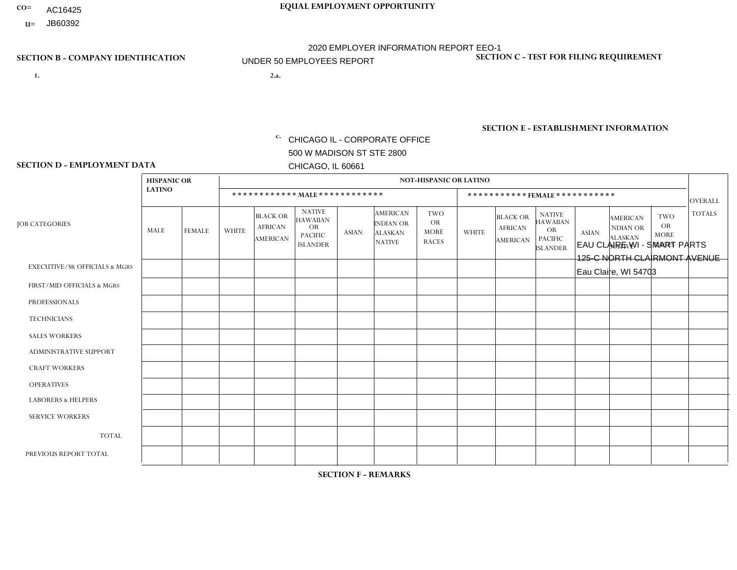CO= AC16425
U= JB60392

# EQUAL EMPLOYMENT OPPORTUNITY

2020 EMPLOYER INFORMATION REPORT EEO-1

UNDER 50 EMPLOYEES REPORT

## SECTION B - COMPANY IDENTIFICATION

1.

2.a.

c. CHICAGO IL - CORPORATE OFFICE
500 W MADISON ST STE 2800
CHICAGO, IL 60661

## SECTION C - TEST FOR FILING REQUIREMENT

## SECTION E - ESTABLISHMENT INFORMATION

EAU CLAIRE WI - SMART PARTS
125-C NORTH CLAIRMONT AVENUE
Eau Claire, WI 54703

## SECTION D - EMPLOYMENT DATA

| JOB CATEGORIES | HISPANIC OR LATINO | | NOT-HISPANIC OR LATINO | | | | | | | | | | | | OVERALL TOTALS |
|---|---|---|---|---|---|---|---|---|---|---|---|---|---|---|---|
| | | | MALE | | | | | | FEMALE | | | | | | |
| | MALE | FEMALE | WHITE | BLACK OR AFRICAN AMERICAN | NATIVE HAWAIIAN OR PACIFIC ISLANDER | ASIAN | AMERICAN INDIAN OR ALASKAN NATIVE | TWO OR MORE RACES | WHITE | BLACK OR AFRICAN AMERICAN | NATIVE HAWAIIAN OR PACIFIC ISLANDER | ASIAN | AMERICAN INDIAN OR ALASKAN NATIVE | TWO OR MORE RACES | |
| EXECUTIVE/SR OFFICIALS & MGRS | | | | | | | | | | | | | | | |
| FIRST/MID OFFICIALS & MGRS | | | | | | | | | | | | | | | |
| PROFESSIONALS | | | | | | | | | | | | | | | |
| TECHNICIANS | | | | | | | | | | | | | | | |
| SALES WORKERS | | | | | | | | | | | | | | | |
| ADMINISTRATIVE SUPPORT | | | | | | | | | | | | | | | |
| CRAFT WORKERS | | | | | | | | | | | | | | | |
| OPERATIVES | | | | | | | | | | | | | | | |
| LABORERS & HELPERS | | | | | | | | | | | | | | | |
| SERVICE WORKERS | | | | | | | | | | | | | | | |
| TOTAL | | | | | | | | | | | | | | | |
| PREVIOUS REPORT TOTAL | | | | | | | | | | | | | | | |

## SECTION F - REMARKS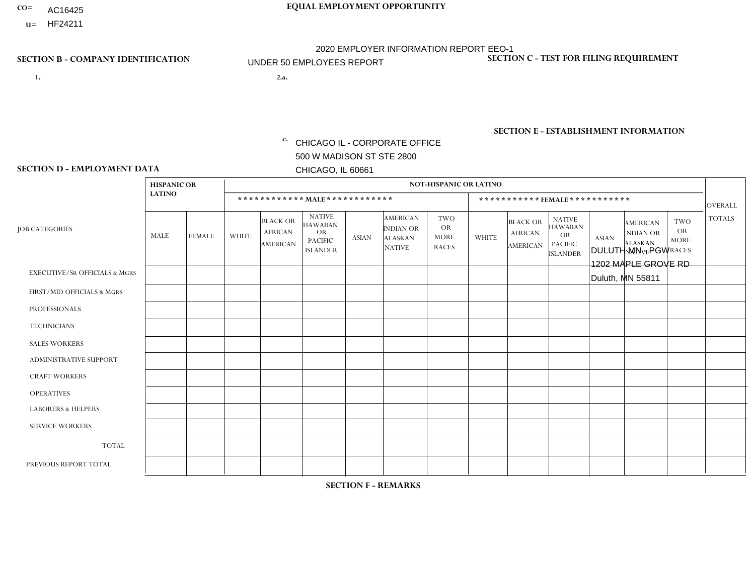CO= AC16425
U= HF24211

**EQUAL EMPLOYMENT OPPORTUNITY**

2020 EMPLOYER INFORMATION REPORT EEO-1
UNDER 50 EMPLOYEES REPORT

**SECTION B - COMPANY IDENTIFICATION**

1.

2.a.

c. CHICAGO IL - CORPORATE OFFICE
500 W MADISON ST STE 2800
CHICAGO, IL 60661

**SECTION C - TEST FOR FILING REQUIREMENT**

**SECTION E - ESTABLISHMENT INFORMATION**

DULUTH MN - PGW
1202 MAPLE GROVE RD
Duluth, MN 55811

**SECTION D - EMPLOYMENT DATA**

| JOB CATEGORIES | HISPANIC OR LATINO | | NOT-HISPANIC OR LATINO | | | | | | | | | | | | OVERALL TOTALS |
|---|---|---|---|---|---|---|---|---|---|---|---|---|---|---|---|
| | | | MALE | | | | | | FEMALE | | | | | | |
| | MALE | FEMALE | WHITE | BLACK OR AFRICAN AMERICAN | NATIVE HAWAIIAN OR PACIFIC ISLANDER | ASIAN | AMERICAN INDIAN OR ALASKAN NATIVE | TWO OR MORE RACES | WHITE | BLACK OR AFRICAN AMERICAN | NATIVE HAWAIIAN OR PACIFIC ISLANDER | ASIAN | AMERICAN INDIAN OR ALASKAN NATIVE | TWO OR MORE RACES | |
| EXECUTIVE/SR OFFICIALS & MGRS | | | | | | | | | | | | | | | |
| FIRST/MID OFFICIALS & MGRS | | | | | | | | | | | | | | | |
| PROFESSIONALS | | | | | | | | | | | | | | | |
| TECHNICIANS | | | | | | | | | | | | | | | |
| SALES WORKERS | | | | | | | | | | | | | | | |
| ADMINISTRATIVE SUPPORT | | | | | | | | | | | | | | | |
| CRAFT WORKERS | | | | | | | | | | | | | | | |
| OPERATIVES | | | | | | | | | | | | | | | |
| LABORERS & HELPERS | | | | | | | | | | | | | | | |
| SERVICE WORKERS | | | | | | | | | | | | | | | |
| TOTAL | | | | | | | | | | | | | | | |
| PREVIOUS REPORT TOTAL | | | | | | | | | | | | | | | |

**SECTION F - REMARKS**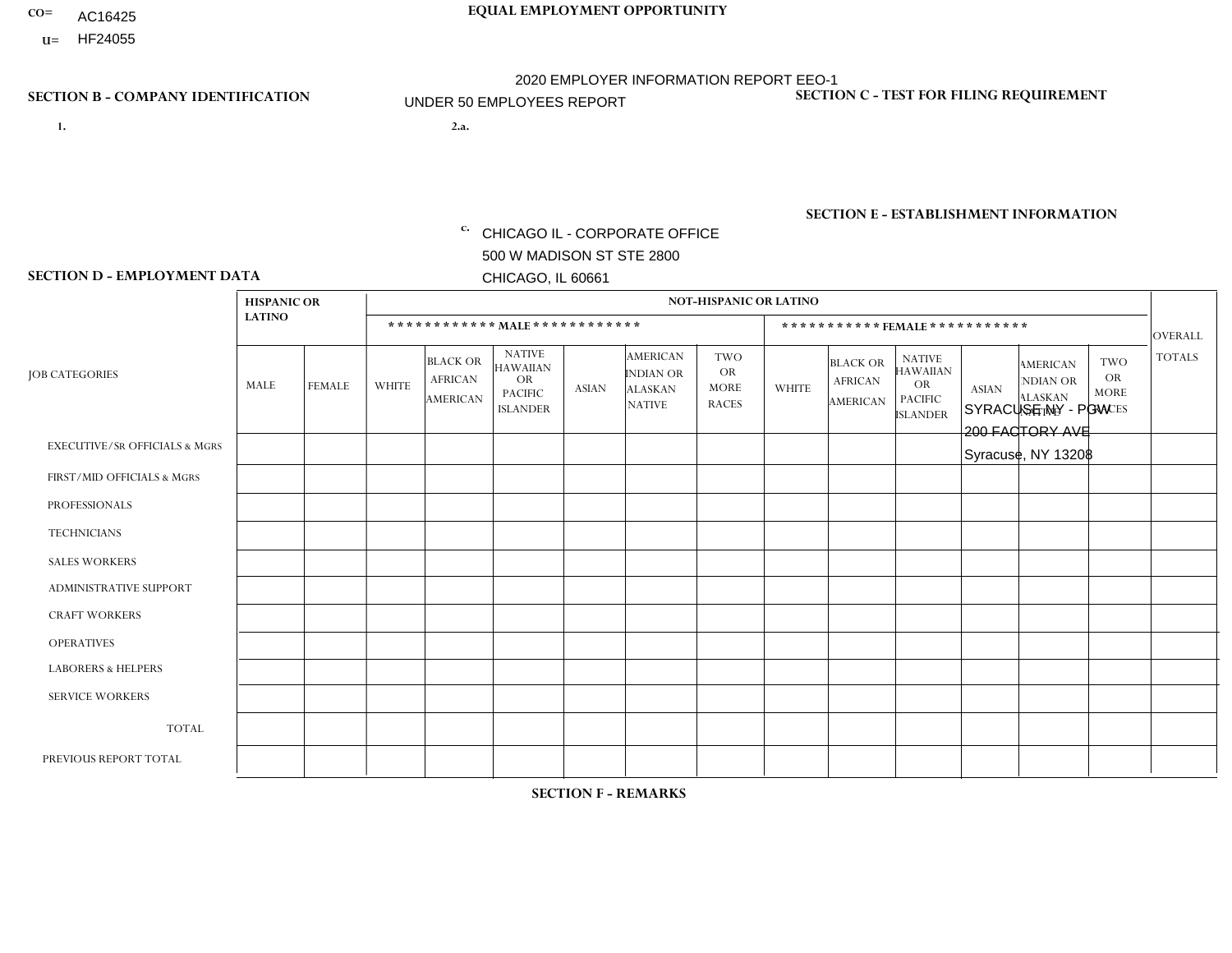CO= AC16425
U= HF24055

EQUAL EMPLOYMENT OPPORTUNITY

2020 EMPLOYER INFORMATION REPORT EEO-1
UNDER 50 EMPLOYEES REPORT

## SECTION B - COMPANY IDENTIFICATION

1.

2.a.

c. CHICAGO IL - CORPORATE OFFICE
500 W MADISON ST STE 2800
CHICAGO, IL 60661

## SECTION C - TEST FOR FILING REQUIREMENT

## SECTION E - ESTABLISHMENT INFORMATION

SYRACUSE NY - PGW
200 FACTORY AVE
Syracuse, NY 13208

## SECTION D - EMPLOYMENT DATA

| JOB CATEGORIES | HISPANIC OR LATINO | | NOT-HISPANIC OR LATINO | | | | | | | | | | | | OVERALL TOTALS |
|---|---|---|---|---|---|---|---|---|---|---|---|---|---|---|---|
| | | | MALE | | | | | | FEMALE | | | | | | |
| | MALE | FEMALE | WHITE | BLACK OR AFRICAN AMERICAN | NATIVE HAWAIIAN OR PACIFIC ISLANDER | ASIAN | AMERICAN INDIAN OR ALASKAN NATIVE | TWO OR MORE RACES | WHITE | BLACK OR AFRICAN AMERICAN | NATIVE HAWAIIAN OR PACIFIC ISLANDER | ASIAN | AMERICAN INDIAN OR ALASKAN NATIVE | TWO OR MORE RACES | |
| EXECUTIVE/SR OFFICIALS & MGRS | | | | | | | | | | | | | | | |
| FIRST/MID OFFICIALS & MGRS | | | | | | | | | | | | | | | |
| PROFESSIONALS | | | | | | | | | | | | | | | |
| TECHNICIANS | | | | | | | | | | | | | | | |
| SALES WORKERS | | | | | | | | | | | | | | | |
| ADMINISTRATIVE SUPPORT | | | | | | | | | | | | | | | |
| CRAFT WORKERS | | | | | | | | | | | | | | | |
| OPERATIVES | | | | | | | | | | | | | | | |
| LABORERS & HELPERS | | | | | | | | | | | | | | | |
| SERVICE WORKERS | | | | | | | | | | | | | | | |
| TOTAL | | | | | | | | | | | | | | | |
| PREVIOUS REPORT TOTAL | | | | | | | | | | | | | | | |

## SECTION F - REMARKS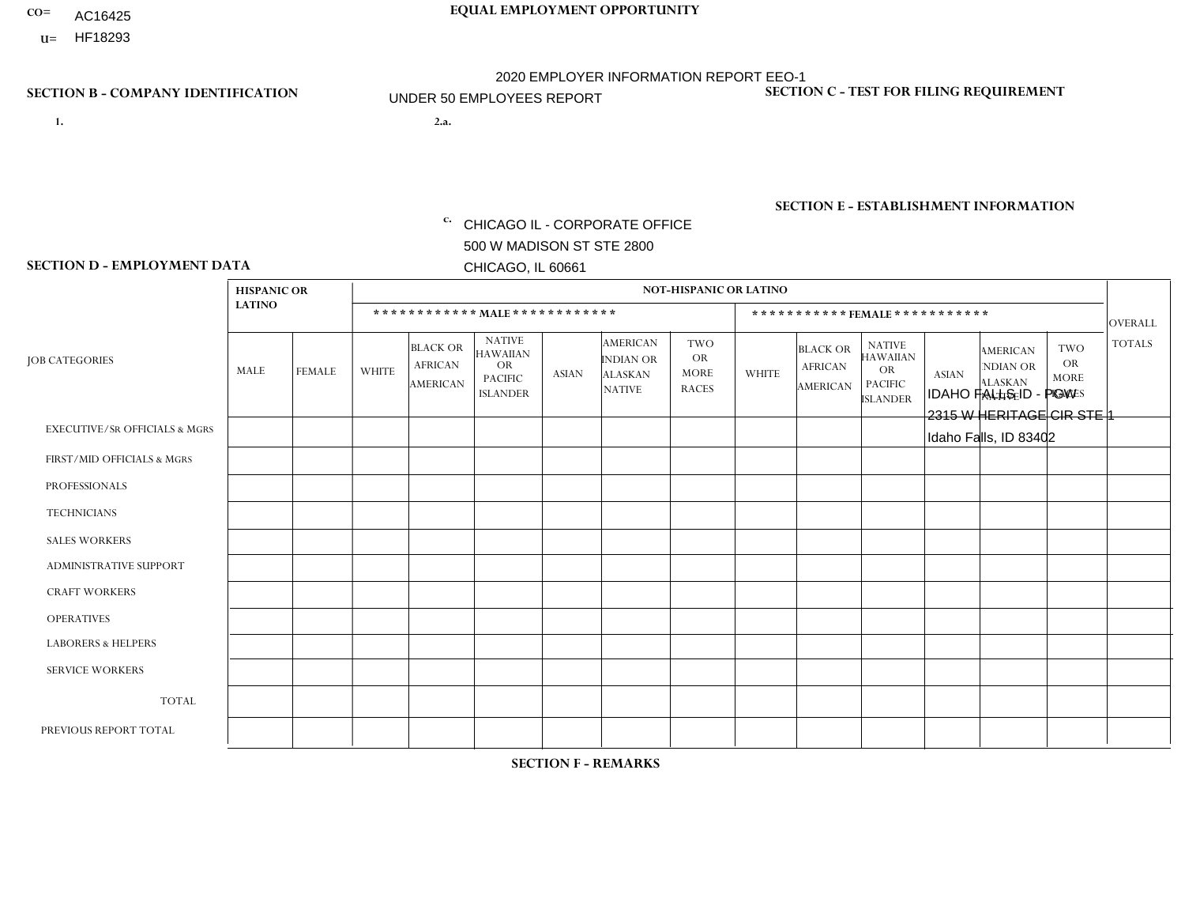CO= AC16425
U= HF18293

**EQUAL EMPLOYMENT OPPORTUNITY**

2020 EMPLOYER INFORMATION REPORT EEO-1
UNDER 50 EMPLOYEES REPORT

**SECTION B - COMPANY IDENTIFICATION**

1.

2.a.

c. CHICAGO IL - CORPORATE OFFICE
500 W MADISON ST STE 2800
CHICAGO, IL 60661

**SECTION C - TEST FOR FILING REQUIREMENT**

**SECTION E - ESTABLISHMENT INFORMATION**

IDAHO FALLS ID - PGW
2315 W HERITAGE CIR STE 1
Idaho Falls, ID 83402

**SECTION D - EMPLOYMENT DATA**

| JOB CATEGORIES | HISPANIC OR LATINO | | NOT-HISPANIC OR LATINO | | | | | | | | | | | | OVERALL TOTALS |
|---|---|---|---|---|---|---|---|---|---|---|---|---|---|---|---|
| | | | ************ MALE ************ | | | | | | *********** FEMALE *********** | | | | | | |
| | MALE | FEMALE | WHITE | BLACK OR AFRICAN AMERICAN | NATIVE HAWAIIAN OR PACIFIC ISLANDER | ASIAN | AMERICAN INDIAN OR ALASKAN NATIVE | TWO OR MORE RACES | WHITE | BLACK OR AFRICAN AMERICAN | NATIVE HAWAIIAN OR PACIFIC ISLANDER | ASIAN | AMERICAN INDIAN OR ALASKAN NATIVE | TWO OR MORE RACES | |
| EXECUTIVE/SR OFFICIALS & MGRS | | | | | | | | | | | | | | | |
| FIRST/MID OFFICIALS & MGRS | | | | | | | | | | | | | | | |
| PROFESSIONALS | | | | | | | | | | | | | | | |
| TECHNICIANS | | | | | | | | | | | | | | | |
| SALES WORKERS | | | | | | | | | | | | | | | |
| ADMINISTRATIVE SUPPORT | | | | | | | | | | | | | | | |
| CRAFT WORKERS | | | | | | | | | | | | | | | |
| OPERATIVES | | | | | | | | | | | | | | | |
| LABORERS & HELPERS | | | | | | | | | | | | | | | |
| SERVICE WORKERS | | | | | | | | | | | | | | | |
| TOTAL | | | | | | | | | | | | | | | |
| PREVIOUS REPORT TOTAL | | | | | | | | | | | | | | | |

**SECTION F - REMARKS**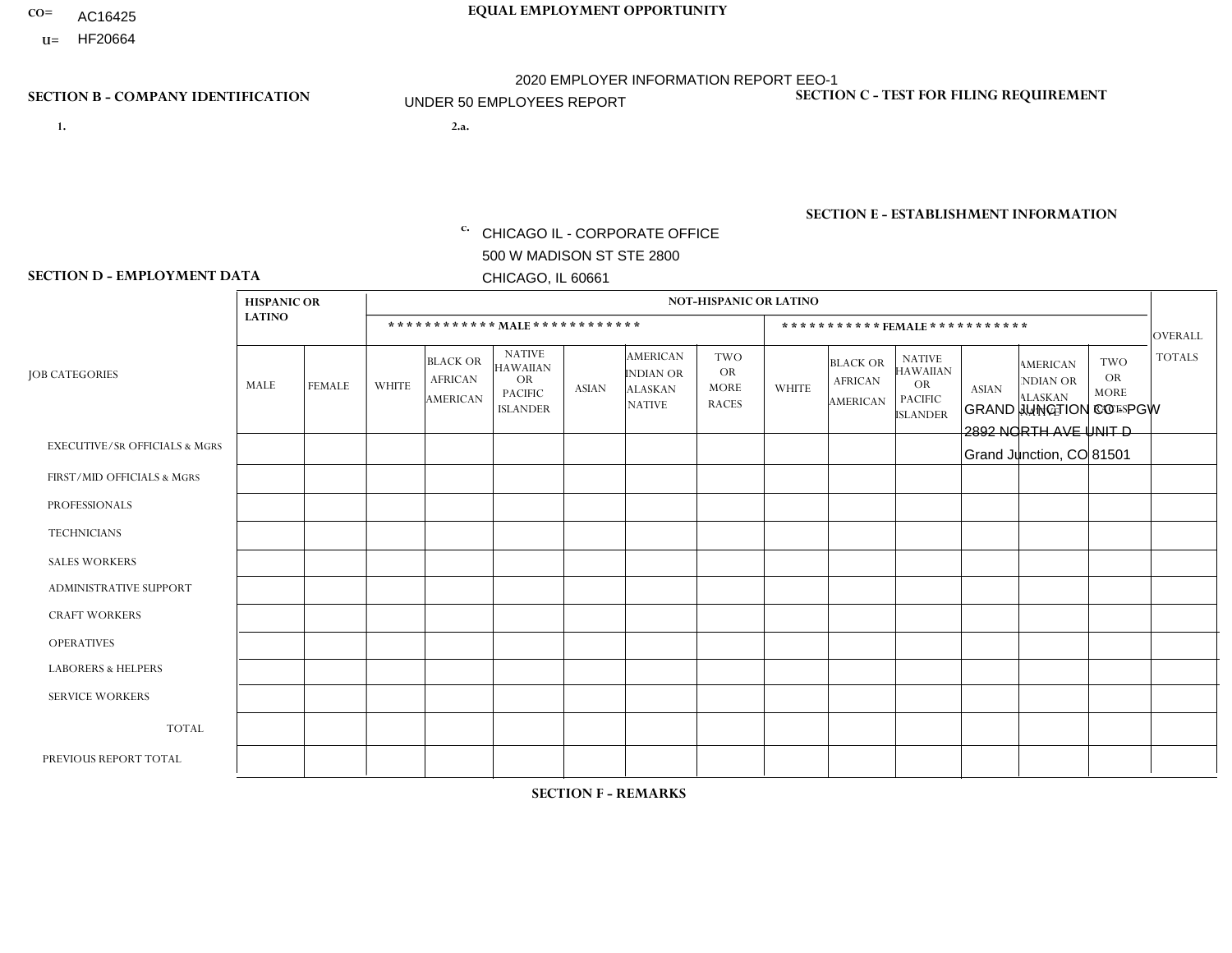CO= AC16425
U= HF20664

**EQUAL EMPLOYMENT OPPORTUNITY**

2020 EMPLOYER INFORMATION REPORT EEO-1
UNDER 50 EMPLOYEES REPORT

**SECTION B - COMPANY IDENTIFICATION**

1.

2.a.

c. CHICAGO IL - CORPORATE OFFICE
500 W MADISON ST STE 2800
CHICAGO, IL 60661

**SECTION C - TEST FOR FILING REQUIREMENT**

**SECTION E - ESTABLISHMENT INFORMATION**

GRAND JUNCTION CO - PGW
2892 NORTH AVE UNIT D
Grand Junction, CO 81501

**SECTION D - EMPLOYMENT DATA**

| JOB CATEGORIES | HISPANIC OR LATINO | | NOT-HISPANIC OR LATINO | | | | | | | | | | | | OVERALL TOTALS |
|---|---|---|---|---|---|---|---|---|---|---|---|---|---|---|---|
| | | | MALE | | | | | | FEMALE | | | | | | |
| | MALE | FEMALE | WHITE | BLACK OR AFRICAN AMERICAN | NATIVE HAWAIIAN OR PACIFIC ISLANDER | ASIAN | AMERICAN INDIAN OR ALASKAN NATIVE | TWO OR MORE RACES | WHITE | BLACK OR AFRICAN AMERICAN | NATIVE HAWAIIAN OR PACIFIC ISLANDER | ASIAN | AMERICAN INDIAN OR ALASKAN NATIVE | TWO OR MORE RACES | |
| EXECUTIVE/SR OFFICIALS & MGRS | | | | | | | | | | | | | | | |
| FIRST/MID OFFICIALS & MGRS | | | | | | | | | | | | | | | |
| PROFESSIONALS | | | | | | | | | | | | | | | |
| TECHNICIANS | | | | | | | | | | | | | | | |
| SALES WORKERS | | | | | | | | | | | | | | | |
| ADMINISTRATIVE SUPPORT | | | | | | | | | | | | | | | |
| CRAFT WORKERS | | | | | | | | | | | | | | | |
| OPERATIVES | | | | | | | | | | | | | | | |
| LABORERS & HELPERS | | | | | | | | | | | | | | | |
| SERVICE WORKERS | | | | | | | | | | | | | | | |
| TOTAL | | | | | | | | | | | | | | | |
| PREVIOUS REPORT TOTAL | | | | | | | | | | | | | | | |

**SECTION F - REMARKS**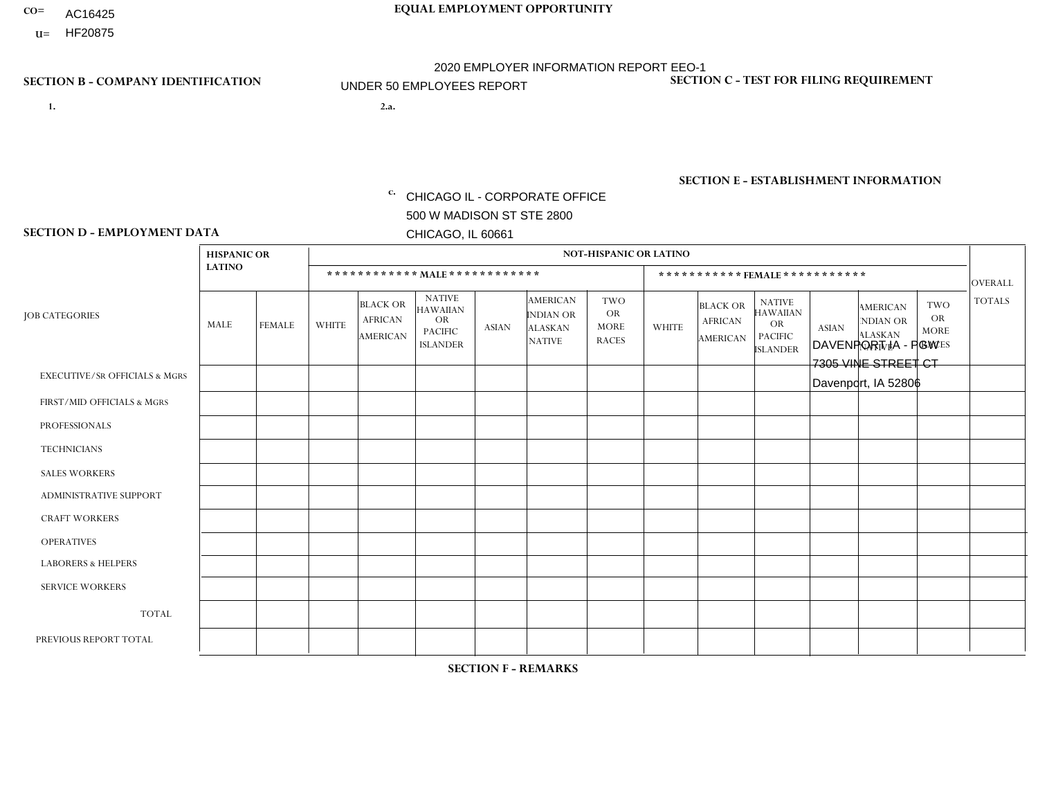CO= AC16425
U= HF20875

**EQUAL EMPLOYMENT OPPORTUNITY**

2020 EMPLOYER INFORMATION REPORT EEO-1
UNDER 50 EMPLOYEES REPORT

**SECTION B - COMPANY IDENTIFICATION**

1.

2.a.

c. CHICAGO IL - CORPORATE OFFICE
500 W MADISON ST STE 2800
CHICAGO, IL 60661

**SECTION C - TEST FOR FILING REQUIREMENT**

**SECTION E - ESTABLISHMENT INFORMATION**

DAVENPORT IA - PGW
7305 VINE STREET CT
Davenport, IA 52806

**SECTION D - EMPLOYMENT DATA**

| JOB CATEGORIES | HISPANIC OR LATINO | | NOT-HISPANIC OR LATINO | | | | | | | | | | | | OVERALL TOTALS |
|---|---|---|---|---|---|---|---|---|---|---|---|---|---|---|---|
| | | | MALE | | | | | | FEMALE | | | | | | |
| | MALE | FEMALE | WHITE | BLACK OR AFRICAN AMERICAN | NATIVE HAWAIIAN OR PACIFIC ISLANDER | ASIAN | AMERICAN INDIAN OR ALASKAN NATIVE | TWO OR MORE RACES | WHITE | BLACK OR AFRICAN AMERICAN | NATIVE HAWAIIAN OR PACIFIC ISLANDER | ASIAN | AMERICAN INDIAN OR ALASKAN NATIVE | TWO OR MORE RACES | |
| EXECUTIVE/SR OFFICIALS & MGRS | | | | | | | | | | | | | | | |
| FIRST/MID OFFICIALS & MGRS | | | | | | | | | | | | | | | |
| PROFESSIONALS | | | | | | | | | | | | | | | |
| TECHNICIANS | | | | | | | | | | | | | | | |
| SALES WORKERS | | | | | | | | | | | | | | | |
| ADMINISTRATIVE SUPPORT | | | | | | | | | | | | | | | |
| CRAFT WORKERS | | | | | | | | | | | | | | | |
| OPERATIVES | | | | | | | | | | | | | | | |
| LABORERS & HELPERS | | | | | | | | | | | | | | | |
| SERVICE WORKERS | | | | | | | | | | | | | | | |
| TOTAL | | | | | | | | | | | | | | | |
| PREVIOUS REPORT TOTAL | | | | | | | | | | | | | | | |

**SECTION F - REMARKS**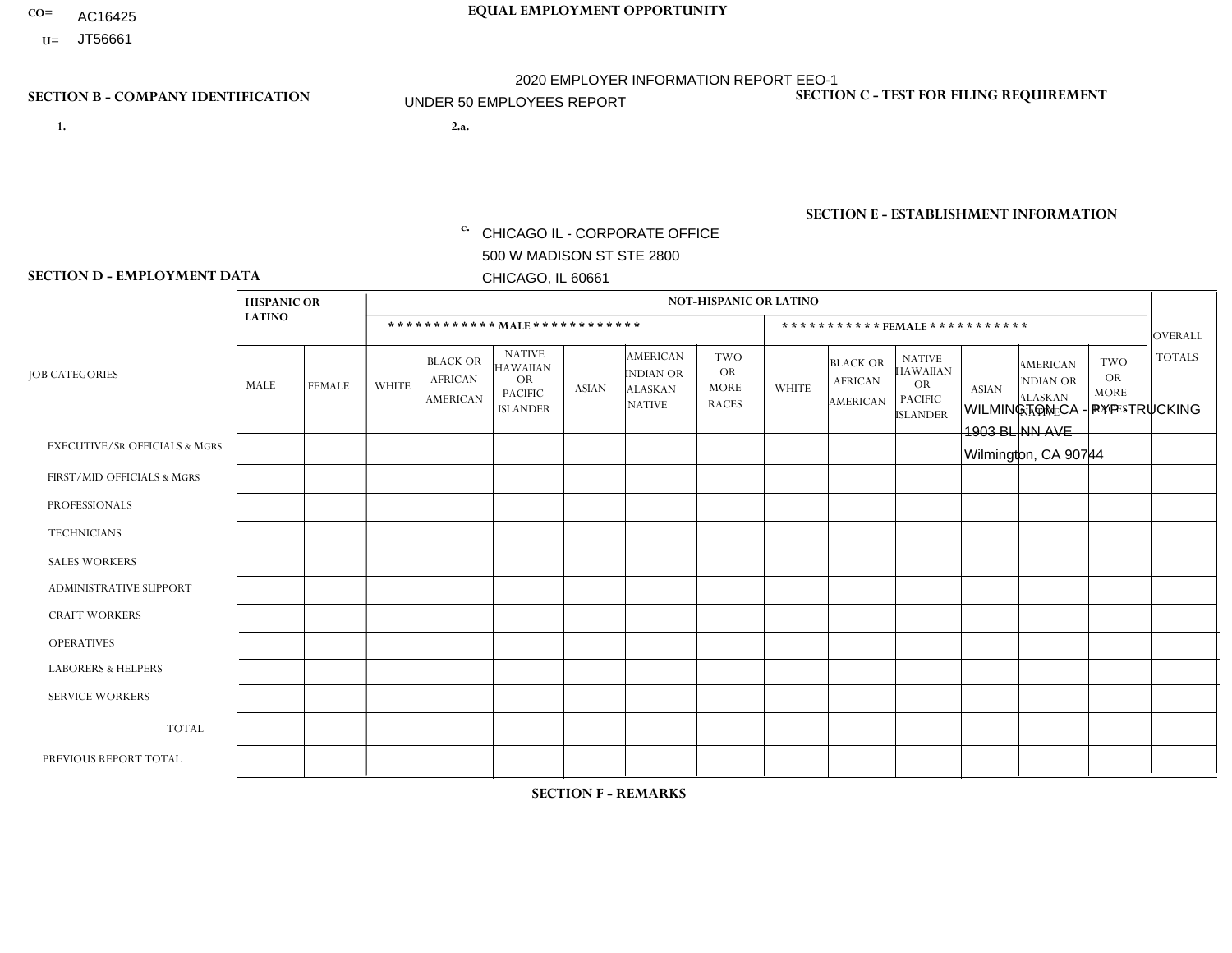CO= AC16425

U= JT56661

**EQUAL EMPLOYMENT OPPORTUNITY**

2020 EMPLOYER INFORMATION REPORT EEO-1

UNDER 50 EMPLOYEES REPORT

**SECTION B - COMPANY IDENTIFICATION**

1.

2.a.

c. CHICAGO IL - CORPORATE OFFICE
500 W MADISON ST STE 2800
CHICAGO, IL 60661

**SECTION C - TEST FOR FILING REQUIREMENT**

**SECTION E - ESTABLISHMENT INFORMATION**

WILMINGTON CA - FYF - TRUCKING
1903 BLINN AVE
Wilmington, CA 90744

**SECTION D - EMPLOYMENT DATA**

| JOB CATEGORIES | HISPANIC OR LATINO | | NOT-HISPANIC OR LATINO | | | | | | | | | | | | OVERALL TOTALS |
|---|---|---|---|---|---|---|---|---|---|---|---|---|---|---|---|
| | | | MALE | | | | | | FEMALE | | | | | | |
| | MALE | FEMALE | WHITE | BLACK OR AFRICAN AMERICAN | NATIVE HAWAIIAN OR PACIFIC ISLANDER | ASIAN | AMERICAN INDIAN OR ALASKAN NATIVE | TWO OR MORE RACES | WHITE | BLACK OR AFRICAN AMERICAN | NATIVE HAWAIIAN OR PACIFIC ISLANDER | ASIAN | AMERICAN INDIAN OR ALASKAN NATIVE | TWO OR MORE RACES | |
| EXECUTIVE/SR OFFICIALS & MGRS | | | | | | | | | | | | | | | |
| FIRST/MID OFFICIALS & MGRS | | | | | | | | | | | | | | | |
| PROFESSIONALS | | | | | | | | | | | | | | | |
| TECHNICIANS | | | | | | | | | | | | | | | |
| SALES WORKERS | | | | | | | | | | | | | | | |
| ADMINISTRATIVE SUPPORT | | | | | | | | | | | | | | | |
| CRAFT WORKERS | | | | | | | | | | | | | | | |
| OPERATIVES | | | | | | | | | | | | | | | |
| LABORERS & HELPERS | | | | | | | | | | | | | | | |
| SERVICE WORKERS | | | | | | | | | | | | | | | |
| TOTAL | | | | | | | | | | | | | | | |
| PREVIOUS REPORT TOTAL | | | | | | | | | | | | | | | |

**SECTION F - REMARKS**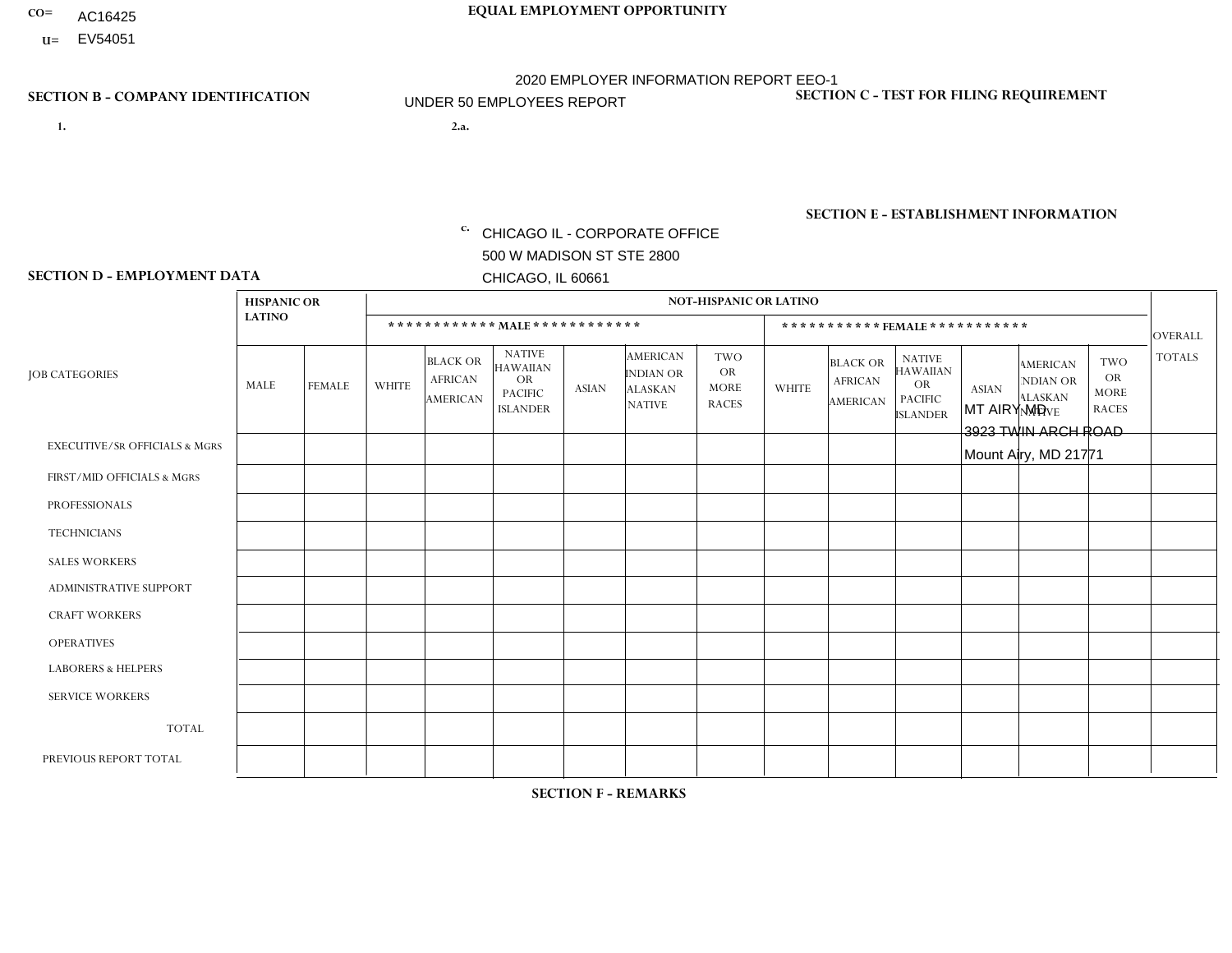CO= AC16425
U= EV54051

**EQUAL EMPLOYMENT OPPORTUNITY**

2020 EMPLOYER INFORMATION REPORT EEO-1
UNDER 50 EMPLOYEES REPORT

**SECTION B - COMPANY IDENTIFICATION**

1.

2.a.

c. CHICAGO IL - CORPORATE OFFICE
500 W MADISON ST STE 2800
CHICAGO, IL 60661

**SECTION C - TEST FOR FILING REQUIREMENT**

**SECTION E - ESTABLISHMENT INFORMATION**

MT AIRY MD
3923 TWIN ARCH ROAD
Mount Airy, MD 21771

**SECTION D - EMPLOYMENT DATA**

| JOB CATEGORIES | HISPANIC OR LATINO | | NOT-HISPANIC OR LATINO | | | | | | | | | | | | OVERALL TOTALS |
|---|---|---|---|---|---|---|---|---|---|---|---|---|---|---|---|
| | | | MALE | | | | | | FEMALE | | | | | | |
| | MALE | FEMALE | WHITE | BLACK OR AFRICAN AMERICAN | NATIVE HAWAIIAN OR PACIFIC ISLANDER | ASIAN | AMERICAN INDIAN OR ALASKAN NATIVE | TWO OR MORE RACES | WHITE | BLACK OR AFRICAN AMERICAN | NATIVE HAWAIIAN OR PACIFIC ISLANDER | ASIAN | AMERICAN INDIAN OR ALASKAN NATIVE | TWO OR MORE RACES | |
| EXECUTIVE/SR OFFICIALS & MGRS | | | | | | | | | | | | | | | |
| FIRST/MID OFFICIALS & MGRS | | | | | | | | | | | | | | | |
| PROFESSIONALS | | | | | | | | | | | | | | | |
| TECHNICIANS | | | | | | | | | | | | | | | |
| SALES WORKERS | | | | | | | | | | | | | | | |
| ADMINISTRATIVE SUPPORT | | | | | | | | | | | | | | | |
| CRAFT WORKERS | | | | | | | | | | | | | | | |
| OPERATIVES | | | | | | | | | | | | | | | |
| LABORERS & HELPERS | | | | | | | | | | | | | | | |
| SERVICE WORKERS | | | | | | | | | | | | | | | |
| TOTAL | | | | | | | | | | | | | | | |
| PREVIOUS REPORT TOTAL | | | | | | | | | | | | | | | |

**SECTION F - REMARKS**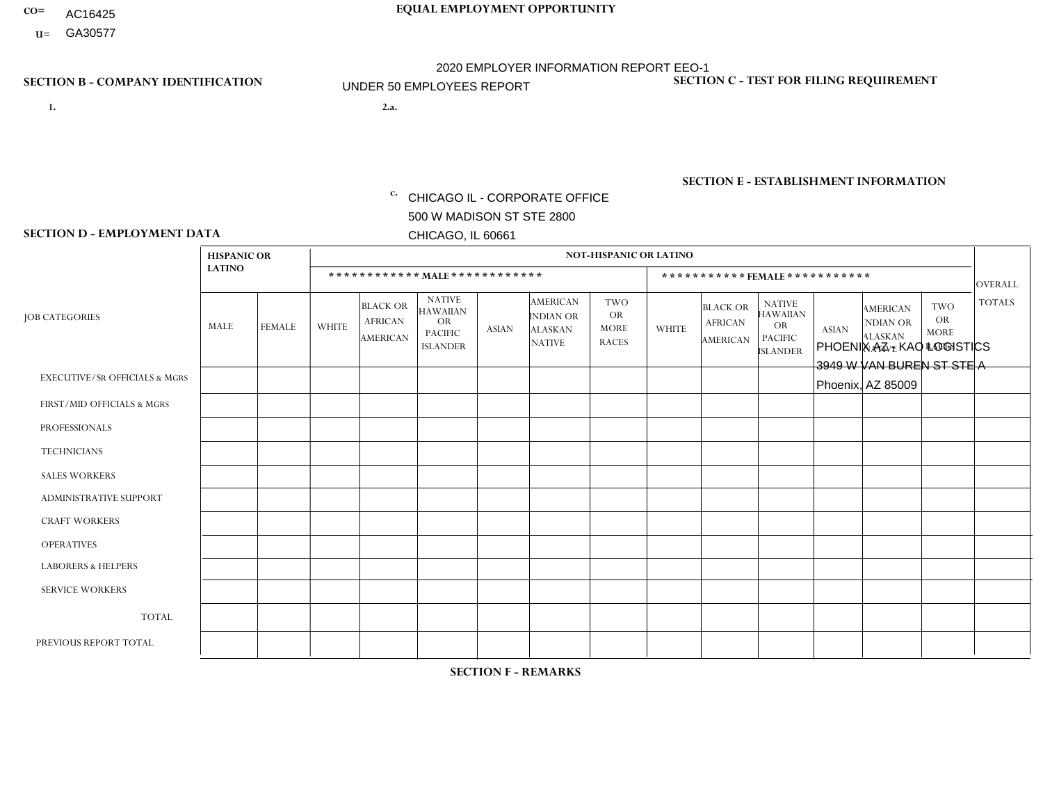CO= AC16425
U= GA30577

**EQUAL EMPLOYMENT OPPORTUNITY**

2020 EMPLOYER INFORMATION REPORT EEO-1

UNDER 50 EMPLOYEES REPORT

**SECTION B - COMPANY IDENTIFICATION**

1.

2.a.

c. CHICAGO IL - CORPORATE OFFICE
500 W MADISON ST STE 2800
CHICAGO, IL 60661

**SECTION C - TEST FOR FILING REQUIREMENT**

**SECTION E - ESTABLISHMENT INFORMATION**

PHOENIX AZ - KAO LOGISTICS
3949 W VAN BUREN ST STE A
Phoenix, AZ 85009

**SECTION D - EMPLOYMENT DATA**

| JOB CATEGORIES | HISPANIC OR LATINO | | NOT-HISPANIC OR LATINO | | | | | | | | | | | | OVERALL TOTALS |
|---|---|---|---|---|---|---|---|---|---|---|---|---|---|---|---|
| | | | MALE | | | | | | FEMALE | | | | | | |
| | MALE | FEMALE | WHITE | BLACK OR AFRICAN AMERICAN | NATIVE HAWAIIAN OR PACIFIC ISLANDER | ASIAN | AMERICAN INDIAN OR ALASKAN NATIVE | TWO OR MORE RACES | WHITE | BLACK OR AFRICAN AMERICAN | NATIVE HAWAIIAN OR PACIFIC ISLANDER | ASIAN | AMERICAN INDIAN OR ALASKAN NATIVE | TWO OR MORE RACES | |
| EXECUTIVE/Sr OFFICIALS & MGRS | | | | | | | | | | | | | | | |
| FIRST/MID OFFICIALS & MGRS | | | | | | | | | | | | | | | |
| PROFESSIONALS | | | | | | | | | | | | | | | |
| TECHNICIANS | | | | | | | | | | | | | | | |
| SALES WORKERS | | | | | | | | | | | | | | | |
| ADMINISTRATIVE SUPPORT | | | | | | | | | | | | | | | |
| CRAFT WORKERS | | | | | | | | | | | | | | | |
| OPERATIVES | | | | | | | | | | | | | | | |
| LABORERS & HELPERS | | | | | | | | | | | | | | | |
| SERVICE WORKERS | | | | | | | | | | | | | | | |
| TOTAL | | | | | | | | | | | | | | | |
| PREVIOUS REPORT TOTAL | | | | | | | | | | | | | | | |

**SECTION F - REMARKS**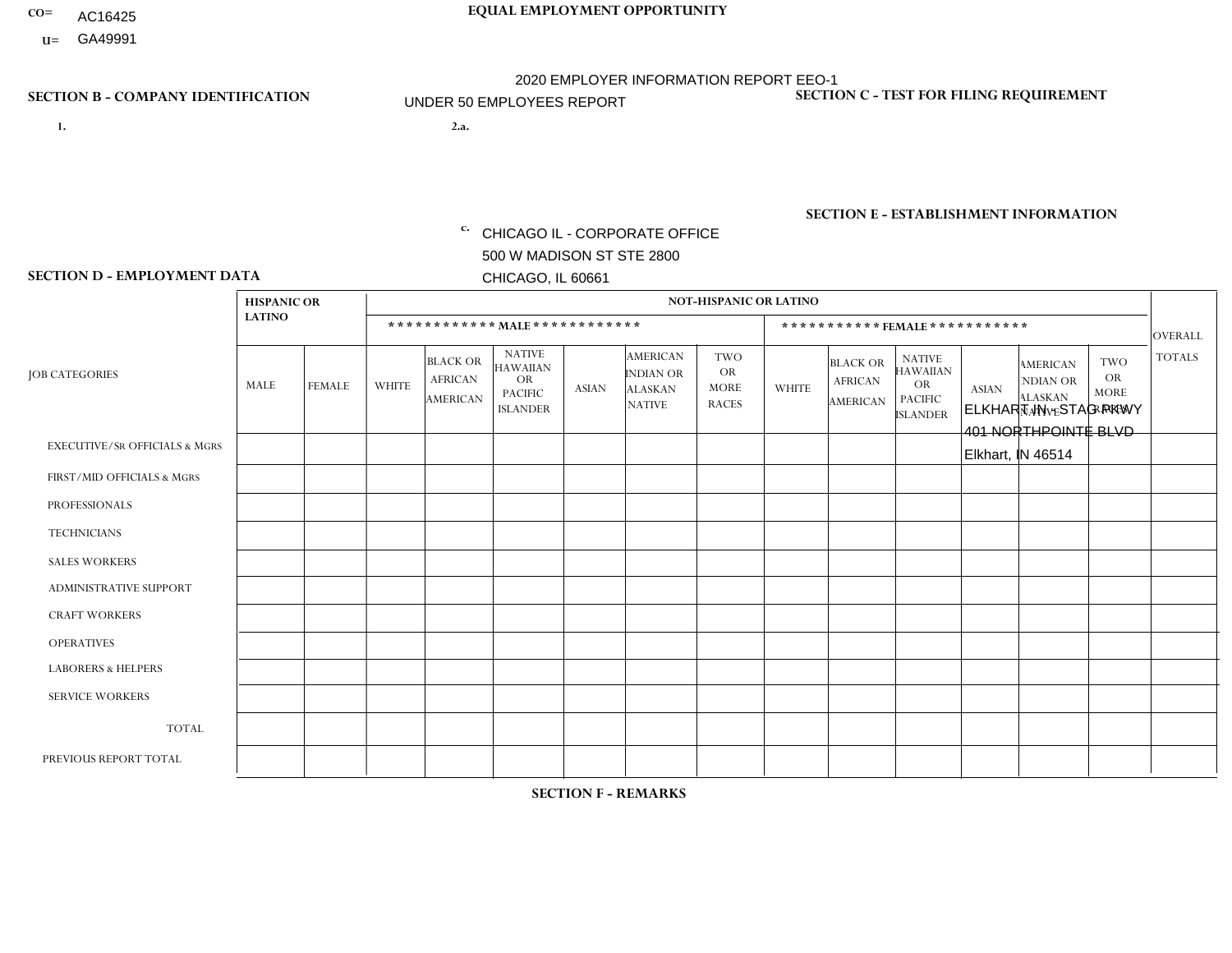CO= AC16425
U= GA49991

**EQUAL EMPLOYMENT OPPORTUNITY**

2020 EMPLOYER INFORMATION REPORT EEO-1
UNDER 50 EMPLOYEES REPORT

**SECTION B - COMPANY IDENTIFICATION**

1.

2.a.

c. CHICAGO IL - CORPORATE OFFICE
500 W MADISON ST STE 2800
CHICAGO, IL 60661

**SECTION C - TEST FOR FILING REQUIREMENT**

**SECTION E - ESTABLISHMENT INFORMATION**

ELKHART IN - STAG PKWY
401 NORTHPOINTE BLVD
Elkhart, IN 46514

**SECTION D - EMPLOYMENT DATA**

| JOB CATEGORIES | HISPANIC OR LATINO | | NOT-HISPANIC OR LATINO | | | | | | | | | | | | OVERALL TOTALS |
|---|---|---|---|---|---|---|---|---|---|---|---|---|---|---|---|
| | | | MALE | | | | | | FEMALE | | | | | | |
| | MALE | FEMALE | WHITE | BLACK OR AFRICAN AMERICAN | NATIVE HAWAIIAN OR PACIFIC ISLANDER | ASIAN | AMERICAN INDIAN OR ALASKAN NATIVE | TWO OR MORE RACES | WHITE | BLACK OR AFRICAN AMERICAN | NATIVE HAWAIIAN OR PACIFIC ISLANDER | ASIAN | AMERICAN INDIAN OR ALASKAN NATIVE | TWO OR MORE RACES | |
| EXECUTIVE/SR OFFICIALS & MGRS | | | | | | | | | | | | | | | |
| FIRST/MID OFFICIALS & MGRS | | | | | | | | | | | | | | | |
| PROFESSIONALS | | | | | | | | | | | | | | | |
| TECHNICIANS | | | | | | | | | | | | | | | |
| SALES WORKERS | | | | | | | | | | | | | | | |
| ADMINISTRATIVE SUPPORT | | | | | | | | | | | | | | | |
| CRAFT WORKERS | | | | | | | | | | | | | | | |
| OPERATIVES | | | | | | | | | | | | | | | |
| LABORERS & HELPERS | | | | | | | | | | | | | | | |
| SERVICE WORKERS | | | | | | | | | | | | | | | |
| TOTAL | | | | | | | | | | | | | | | |
| PREVIOUS REPORT TOTAL | | | | | | | | | | | | | | | |

**SECTION F - REMARKS**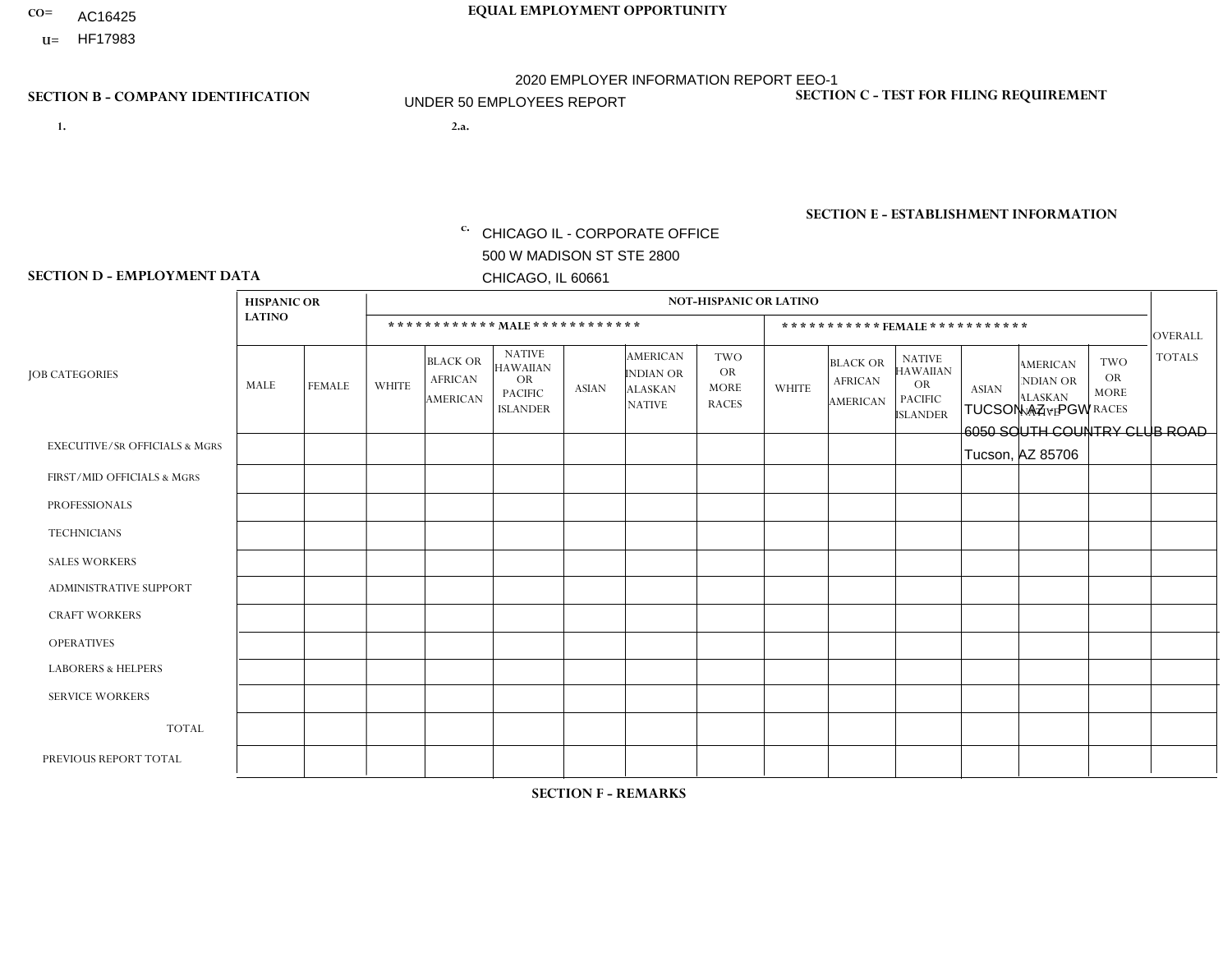CO= AC16425
U= HF17983

# EQUAL EMPLOYMENT OPPORTUNITY

2020 EMPLOYER INFORMATION REPORT EEO-1
UNDER 50 EMPLOYEES REPORT

## SECTION B - COMPANY IDENTIFICATION

1.

2.a.

c. CHICAGO IL - CORPORATE OFFICE
500 W MADISON ST STE 2800
CHICAGO, IL 60661

## SECTION C - TEST FOR FILING REQUIREMENT

## SECTION E - ESTABLISHMENT INFORMATION

TUCSON AZ - PGW
6050 SOUTH COUNTRY CLUB ROAD
Tucson, AZ 85706

## SECTION D - EMPLOYMENT DATA

| JOB CATEGORIES | HISPANIC OR LATINO | | NOT-HISPANIC OR LATINO | | | | | | | | | | | | OVERALL TOTALS |
|---|---|---|---|---|---|---|---|---|---|---|---|---|---|---|---|
| | | | MALE | | | | | | FEMALE | | | | | | |
| | MALE | FEMALE | WHITE | BLACK OR AFRICAN AMERICAN | NATIVE HAWAIIAN OR PACIFIC ISLANDER | ASIAN | AMERICAN INDIAN OR ALASKAN NATIVE | TWO OR MORE RACES | WHITE | BLACK OR AFRICAN AMERICAN | NATIVE HAWAIIAN OR PACIFIC ISLANDER | ASIAN | AMERICAN INDIAN OR ALASKAN NATIVE | TWO OR MORE RACES | |
| EXECUTIVE/SR OFFICIALS & MGRS | | | | | | | | | | | | | | | |
| FIRST/MID OFFICIALS & MGRS | | | | | | | | | | | | | | | |
| PROFESSIONALS | | | | | | | | | | | | | | | |
| TECHNICIANS | | | | | | | | | | | | | | | |
| SALES WORKERS | | | | | | | | | | | | | | | |
| ADMINISTRATIVE SUPPORT | | | | | | | | | | | | | | | |
| CRAFT WORKERS | | | | | | | | | | | | | | | |
| OPERATIVES | | | | | | | | | | | | | | | |
| LABORERS & HELPERS | | | | | | | | | | | | | | | |
| SERVICE WORKERS | | | | | | | | | | | | | | | |
| TOTAL | | | | | | | | | | | | | | | |
| PREVIOUS REPORT TOTAL | | | | | | | | | | | | | | | |

## SECTION F - REMARKS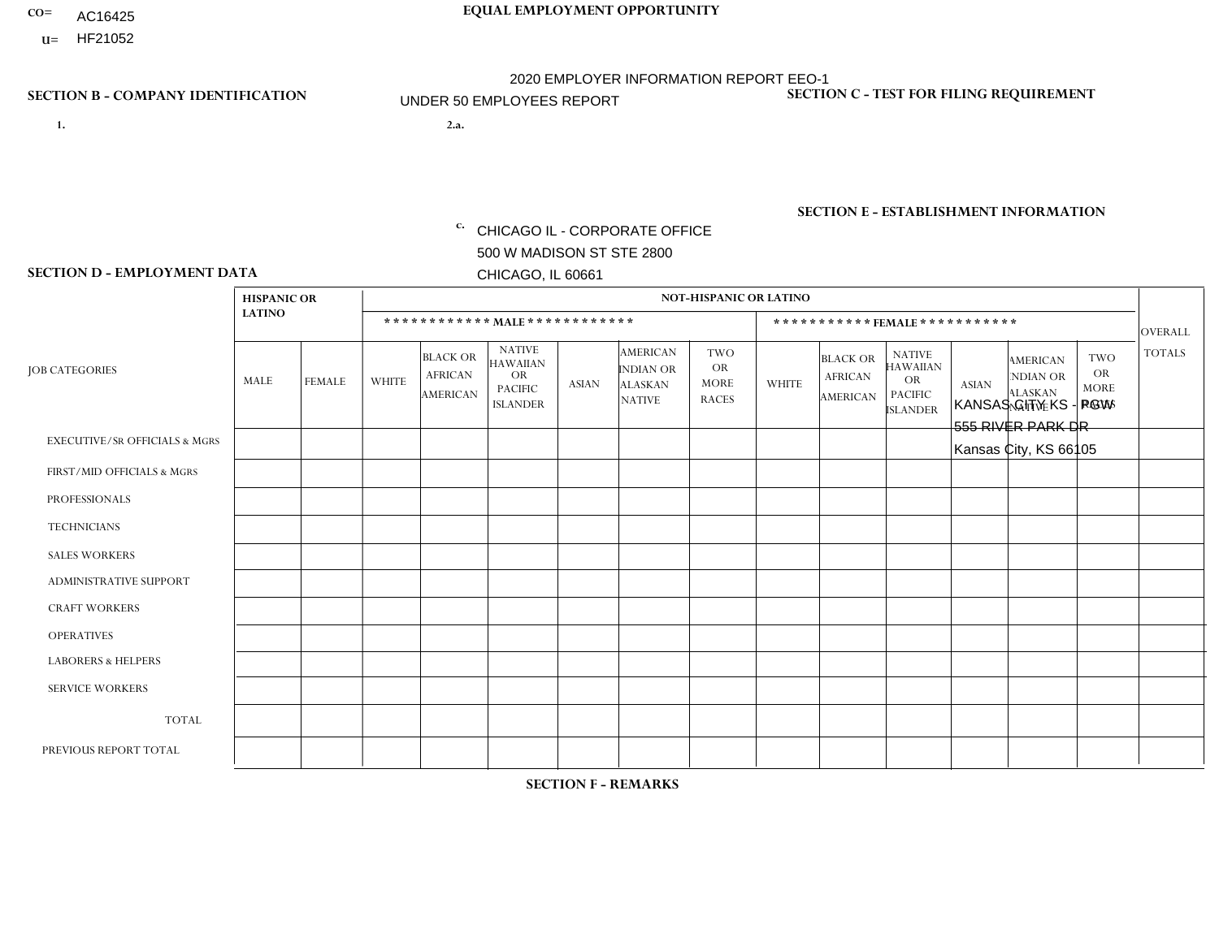CO= AC16425
U= HF21052

**EQUAL EMPLOYMENT OPPORTUNITY**

2020 EMPLOYER INFORMATION REPORT EEO-1

UNDER 50 EMPLOYEES REPORT

**SECTION B - COMPANY IDENTIFICATION**

1.

2.a.

c. CHICAGO IL - CORPORATE OFFICE
500 W MADISON ST STE 2800
CHICAGO, IL 60661

**SECTION C - TEST FOR FILING REQUIREMENT**

**SECTION E - ESTABLISHMENT INFORMATION**

KANSAS CITY KS - PGW
555 RIVER PARK DR
Kansas City, KS 66105

**SECTION D - EMPLOYMENT DATA**

| JOB CATEGORIES | HISPANIC OR LATINO | | NOT-HISPANIC OR LATINO | | | | | | | | | | | | OVERALL TOTALS |
|---|---|---|---|---|---|---|---|---|---|---|---|---|---|---|---|
| | | | MALE | | | | | | FEMALE | | | | | | |
| | MALE | FEMALE | WHITE | BLACK OR AFRICAN AMERICAN | NATIVE HAWAIIAN OR PACIFIC ISLANDER | ASIAN | AMERICAN INDIAN OR ALASKAN NATIVE | TWO OR MORE RACES | WHITE | BLACK OR AFRICAN AMERICAN | NATIVE HAWAIIAN OR PACIFIC ISLANDER | ASIAN | AMERICAN INDIAN OR ALASKAN NATIVE | TWO OR MORE RACES | |
| EXECUTIVE/SR OFFICIALS & MGRS | | | | | | | | | | | | | | | |
| FIRST/MID OFFICIALS & MGRS | | | | | | | | | | | | | | | |
| PROFESSIONALS | | | | | | | | | | | | | | | |
| TECHNICIANS | | | | | | | | | | | | | | | |
| SALES WORKERS | | | | | | | | | | | | | | | |
| ADMINISTRATIVE SUPPORT | | | | | | | | | | | | | | | |
| CRAFT WORKERS | | | | | | | | | | | | | | | |
| OPERATIVES | | | | | | | | | | | | | | | |
| LABORERS & HELPERS | | | | | | | | | | | | | | | |
| SERVICE WORKERS | | | | | | | | | | | | | | | |
| TOTAL | | | | | | | | | | | | | | | |
| PREVIOUS REPORT TOTAL | | | | | | | | | | | | | | | |

**SECTION F - REMARKS**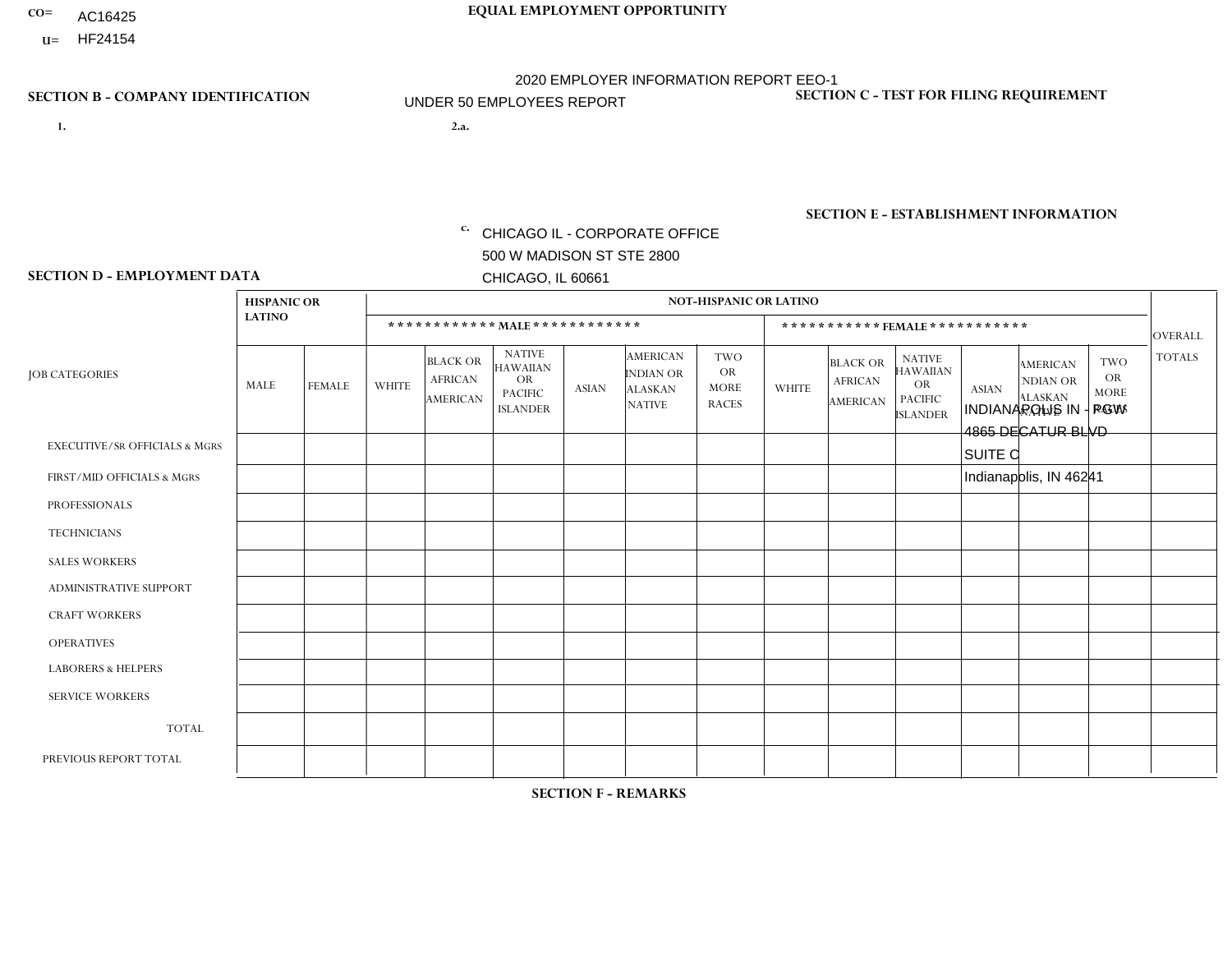CO= AC16425
U= HF24154

**EQUAL EMPLOYMENT OPPORTUNITY**

2020 EMPLOYER INFORMATION REPORT EEO-1

UNDER 50 EMPLOYEES REPORT

**SECTION B - COMPANY IDENTIFICATION**

1.

2.a.

c. CHICAGO IL - CORPORATE OFFICE
500 W MADISON ST STE 2800
CHICAGO, IL 60661

**SECTION C - TEST FOR FILING REQUIREMENT**

**SECTION E - ESTABLISHMENT INFORMATION**

INDIANAPOLIS IN - PGW
4865 DECATUR BLVD
SUITE C
Indianapolis, IN 46241

**SECTION D - EMPLOYMENT DATA**

| JOB CATEGORIES | HISPANIC OR LATINO | | NOT-HISPANIC OR LATINO | | | | | | | | | | | | OVERALL TOTALS |
|---|---|---|---|---|---|---|---|---|---|---|---|---|---|---|---|
| | | | MALE | | | | | | FEMALE | | | | | | |
| | MALE | FEMALE | WHITE | BLACK OR AFRICAN AMERICAN | NATIVE HAWAIIAN OR PACIFIC ISLANDER | ASIAN | AMERICAN INDIAN OR ALASKAN NATIVE | TWO OR MORE RACES | WHITE | BLACK OR AFRICAN AMERICAN | NATIVE HAWAIIAN OR PACIFIC ISLANDER | ASIAN | AMERICAN INDIAN OR ALASKAN NATIVE | TWO OR MORE RACES | |
| EXECUTIVE/SR OFFICIALS & MGRS | | | | | | | | | | | | | | | |
| FIRST/MID OFFICIALS & MGRS | | | | | | | | | | | | | | | |
| PROFESSIONALS | | | | | | | | | | | | | | | |
| TECHNICIANS | | | | | | | | | | | | | | | |
| SALES WORKERS | | | | | | | | | | | | | | | |
| ADMINISTRATIVE SUPPORT | | | | | | | | | | | | | | | |
| CRAFT WORKERS | | | | | | | | | | | | | | | |
| OPERATIVES | | | | | | | | | | | | | | | |
| LABORERS & HELPERS | | | | | | | | | | | | | | | |
| SERVICE WORKERS | | | | | | | | | | | | | | | |
| TOTAL | | | | | | | | | | | | | | | |
| PREVIOUS REPORT TOTAL | | | | | | | | | | | | | | | |

**SECTION F - REMARKS**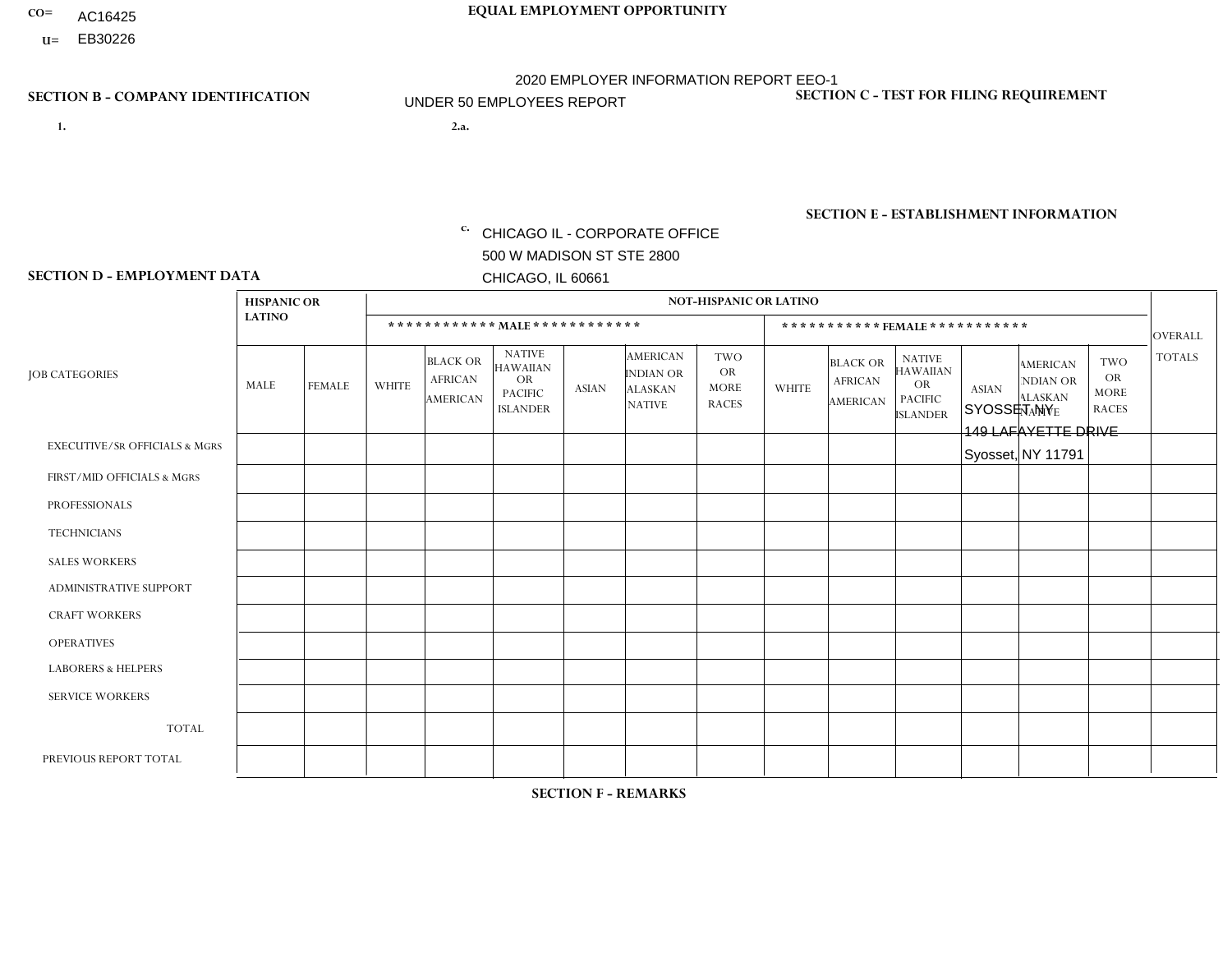CO= AC16425
U= EB30226

**EQUAL EMPLOYMENT OPPORTUNITY**

2020 EMPLOYER INFORMATION REPORT EEO-1
UNDER 50 EMPLOYEES REPORT

**SECTION B - COMPANY IDENTIFICATION**

1.

2.a.

c. CHICAGO IL - CORPORATE OFFICE
500 W MADISON ST STE 2800
CHICAGO, IL 60661

**SECTION C - TEST FOR FILING REQUIREMENT**

**SECTION E - ESTABLISHMENT INFORMATION**

SYOSSET NY
149 LAFAYETTE DRIVE
Syosset, NY 11791

**SECTION D - EMPLOYMENT DATA**

| JOB CATEGORIES | HISPANIC OR LATINO | | NOT-HISPANIC OR LATINO | | | | | | | | | | | | OVERALL TOTALS |
|---|---|---|---|---|---|---|---|---|---|---|---|---|---|---|---|
| | | | MALE | | | | | | FEMALE | | | | | | |
| | MALE | FEMALE | WHITE | BLACK OR AFRICAN AMERICAN | NATIVE HAWAIIAN OR PACIFIC ISLANDER | ASIAN | AMERICAN INDIAN OR ALASKAN NATIVE | TWO OR MORE RACES | WHITE | BLACK OR AFRICAN AMERICAN | NATIVE HAWAIIAN OR PACIFIC ISLANDER | ASIAN | AMERICAN INDIAN OR ALASKAN NATIVE | TWO OR MORE RACES | |
| EXECUTIVE/SR OFFICIALS & MGRS | | | | | | | | | | | | | | | |
| FIRST/MID OFFICIALS & MGRS | | | | | | | | | | | | | | | |
| PROFESSIONALS | | | | | | | | | | | | | | | |
| TECHNICIANS | | | | | | | | | | | | | | | |
| SALES WORKERS | | | | | | | | | | | | | | | |
| ADMINISTRATIVE SUPPORT | | | | | | | | | | | | | | | |
| CRAFT WORKERS | | | | | | | | | | | | | | | |
| OPERATIVES | | | | | | | | | | | | | | | |
| LABORERS & HELPERS | | | | | | | | | | | | | | | |
| SERVICE WORKERS | | | | | | | | | | | | | | | |
| TOTAL | | | | | | | | | | | | | | | |
| PREVIOUS REPORT TOTAL | | | | | | | | | | | | | | | |

**SECTION F - REMARKS**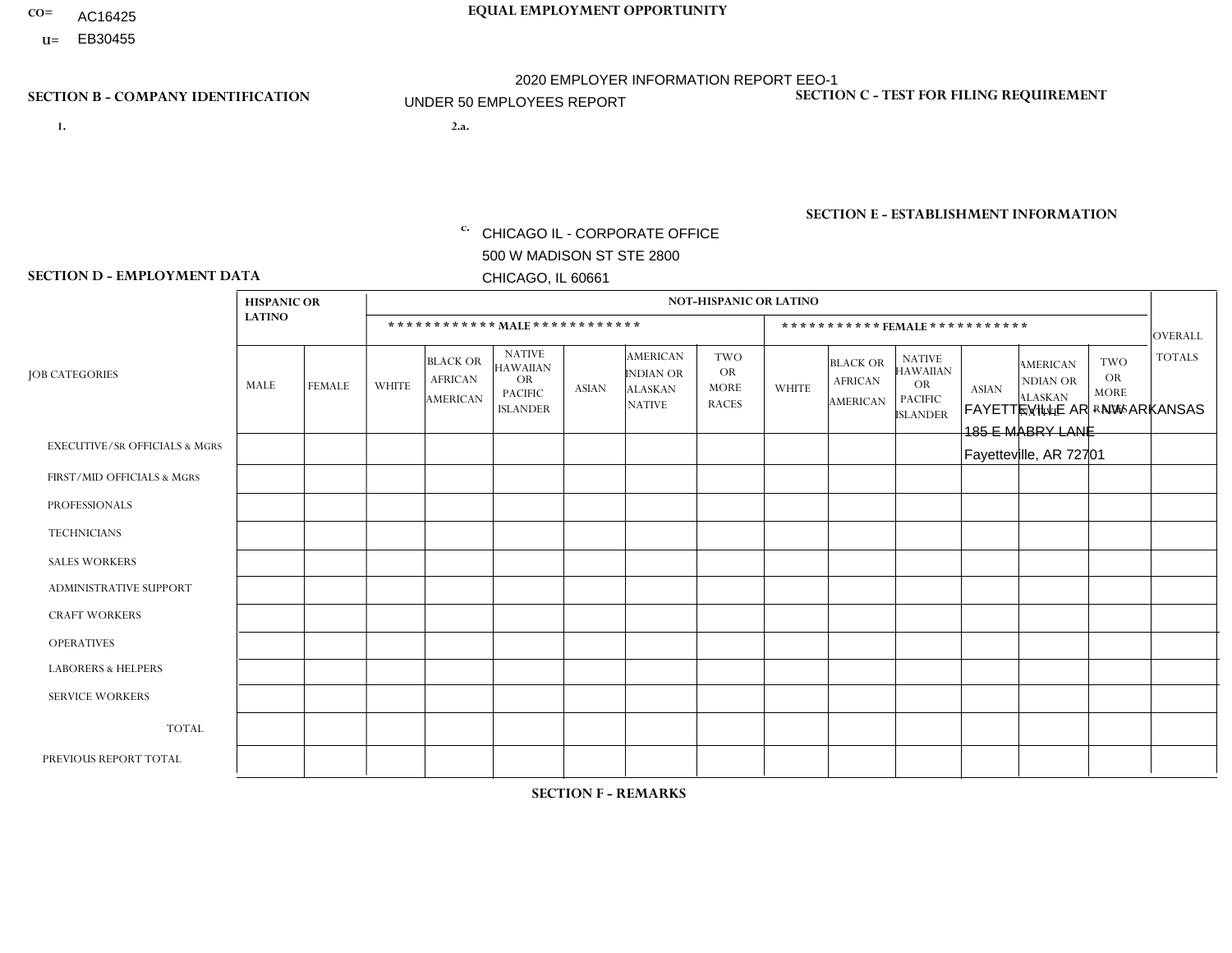CO= AC16425
U= EB30455

**EQUAL EMPLOYMENT OPPORTUNITY**

2020 EMPLOYER INFORMATION REPORT EEO-1

UNDER 50 EMPLOYEES REPORT

**SECTION B - COMPANY IDENTIFICATION**

1.

2.a.

c. CHICAGO IL - CORPORATE OFFICE
500 W MADISON ST STE 2800
CHICAGO, IL 60661

**SECTION C - TEST FOR FILING REQUIREMENT**

**SECTION E - ESTABLISHMENT INFORMATION**

FAYETTEVILLE AR - NW ARKANSAS
185 E MABRY LANE
Fayetteville, AR 72701

**SECTION D - EMPLOYMENT DATA**

| JOB CATEGORIES | HISPANIC OR LATINO | | NOT-HISPANIC OR LATINO | | | | | | | | | | | | OVERALL TOTALS |
|---|---|---|---|---|---|---|---|---|---|---|---|---|---|---|---|
| | | | MALE | | | | | | FEMALE | | | | | | |
| | MALE | FEMALE | WHITE | BLACK OR AFRICAN AMERICAN | NATIVE HAWAIIAN OR PACIFIC ISLANDER | ASIAN | AMERICAN INDIAN OR ALASKAN NATIVE | TWO OR MORE RACES | WHITE | BLACK OR AFRICAN AMERICAN | NATIVE HAWAIIAN OR PACIFIC ISLANDER | ASIAN | AMERICAN INDIAN OR ALASKAN NATIVE | TWO OR MORE RACES | |
| EXECUTIVE/Sr OFFICIALS & MGRS | | | | | | | | | | | | | | | |
| FIRST/MID OFFICIALS & MGRS | | | | | | | | | | | | | | | |
| PROFESSIONALS | | | | | | | | | | | | | | | |
| TECHNICIANS | | | | | | | | | | | | | | | |
| SALES WORKERS | | | | | | | | | | | | | | | |
| ADMINISTRATIVE SUPPORT | | | | | | | | | | | | | | | |
| CRAFT WORKERS | | | | | | | | | | | | | | | |
| OPERATIVES | | | | | | | | | | | | | | | |
| LABORERS & HELPERS | | | | | | | | | | | | | | | |
| SERVICE WORKERS | | | | | | | | | | | | | | | |
| TOTAL | | | | | | | | | | | | | | | |
| PREVIOUS REPORT TOTAL | | | | | | | | | | | | | | | |

**SECTION F - REMARKS**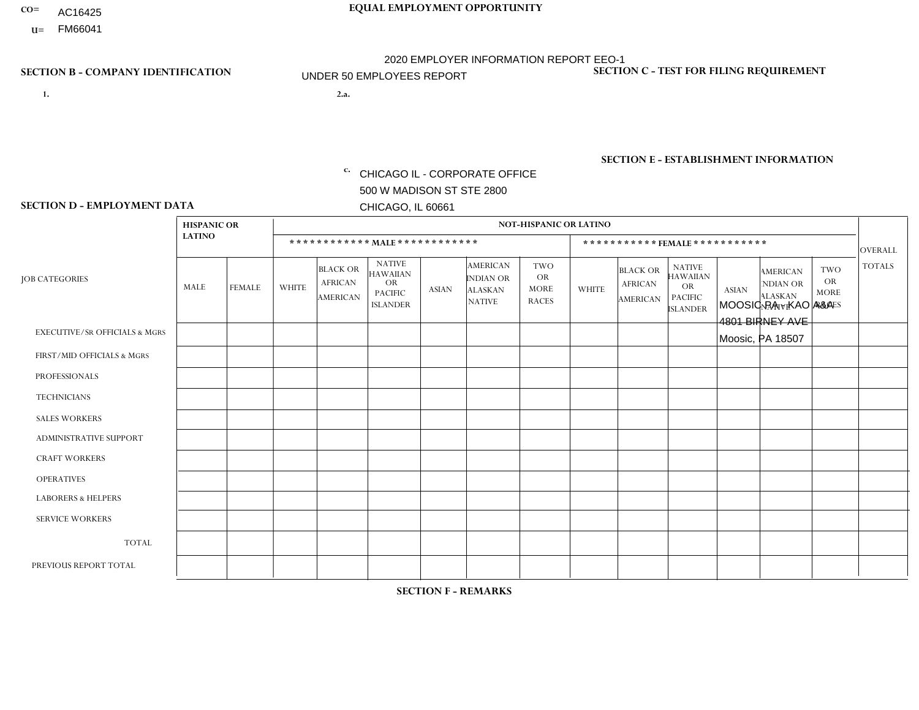CO= AC16425
U= FM66041

**EQUAL EMPLOYMENT OPPORTUNITY**

2020 EMPLOYER INFORMATION REPORT EEO-1
UNDER 50 EMPLOYEES REPORT

**SECTION B - COMPANY IDENTIFICATION**

1.

2.a.

c. CHICAGO IL - CORPORATE OFFICE
500 W MADISON ST STE 2800
CHICAGO, IL 60661

**SECTION C - TEST FOR FILING REQUIREMENT**

**SECTION E - ESTABLISHMENT INFORMATION**

MOOSIC PA - KAO A&A
4801 BIRNEY AVE
Moosic, PA 18507

**SECTION D - EMPLOYMENT DATA**

| JOB CATEGORIES | HISPANIC OR LATINO | | NOT-HISPANIC OR LATINO | | | | | | | | | | | | OVERALL TOTALS |
|---|---|---|---|---|---|---|---|---|---|---|---|---|---|---|---|
| | | | MALE | | | | | | FEMALE | | | | | | |
| | MALE | FEMALE | WHITE | BLACK OR AFRICAN AMERICAN | NATIVE HAWAIIAN OR PACIFIC ISLANDER | ASIAN | AMERICAN INDIAN OR ALASKAN NATIVE | TWO OR MORE RACES | WHITE | BLACK OR AFRICAN AMERICAN | NATIVE HAWAIIAN OR PACIFIC ISLANDER | ASIAN | AMERICAN INDIAN OR ALASKAN NATIVE | TWO OR MORE RACES | |
| EXECUTIVE/SR OFFICIALS & MGRS | | | | | | | | | | | | | | | |
| FIRST/MID OFFICIALS & MGRS | | | | | | | | | | | | | | | |
| PROFESSIONALS | | | | | | | | | | | | | | | |
| TECHNICIANS | | | | | | | | | | | | | | | |
| SALES WORKERS | | | | | | | | | | | | | | | |
| ADMINISTRATIVE SUPPORT | | | | | | | | | | | | | | | |
| CRAFT WORKERS | | | | | | | | | | | | | | | |
| OPERATIVES | | | | | | | | | | | | | | | |
| LABORERS & HELPERS | | | | | | | | | | | | | | | |
| SERVICE WORKERS | | | | | | | | | | | | | | | |
| TOTAL | | | | | | | | | | | | | | | |
| PREVIOUS REPORT TOTAL | | | | | | | | | | | | | | | |

**SECTION F - REMARKS**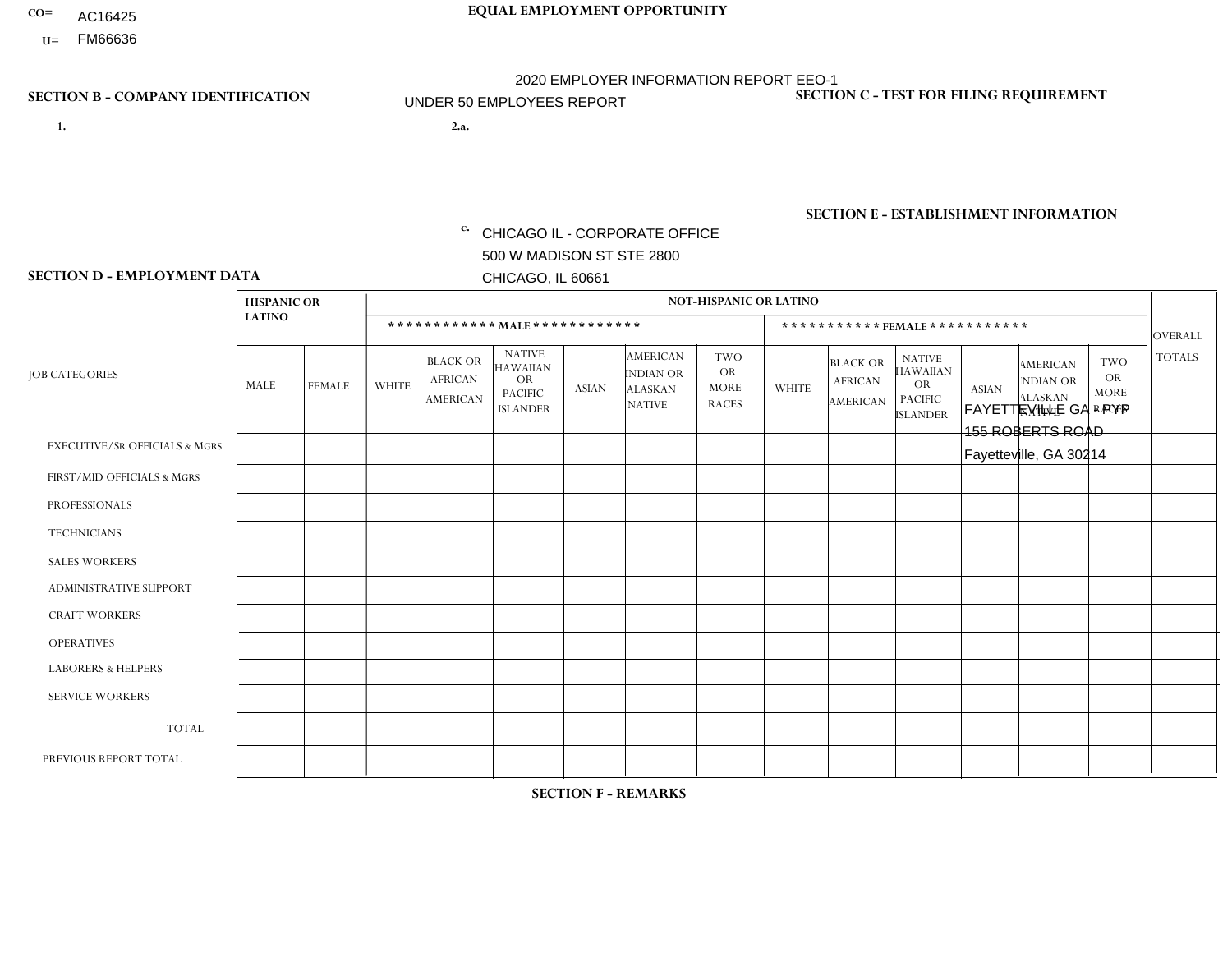CO= AC16425
U= FM66636

# EQUAL EMPLOYMENT OPPORTUNITY

2020 EMPLOYER INFORMATION REPORT EEO-1
UNDER 50 EMPLOYEES REPORT

## SECTION B - COMPANY IDENTIFICATION

1.

2.a.

c. CHICAGO IL - CORPORATE OFFICE
500 W MADISON ST STE 2800
CHICAGO, IL 60661

## SECTION C - TEST FOR FILING REQUIREMENT

## SECTION E - ESTABLISHMENT INFORMATION

FAYETTEVILLE GA PYP
155 ROBERTS ROAD
Fayetteville, GA 30214

## SECTION D - EMPLOYMENT DATA

| JOB CATEGORIES | HISPANIC OR LATINO | | NOT-HISPANIC OR LATINO | | | | | | | | | | | | OVERALL TOTALS |
|---|---|---|---|---|---|---|---|---|---|---|---|---|---|---|---|
| | | | MALE | | | | | | FEMALE | | | | | | |
| | MALE | FEMALE | WHITE | BLACK OR AFRICAN AMERICAN | NATIVE HAWAIIAN OR PACIFIC ISLANDER | ASIAN | AMERICAN INDIAN OR ALASKAN NATIVE | TWO OR MORE RACES | WHITE | BLACK OR AFRICAN AMERICAN | NATIVE HAWAIIAN OR PACIFIC ISLANDER | ASIAN | AMERICAN INDIAN OR ALASKAN NATIVE | TWO OR MORE RACES | |
| EXECUTIVE/SR OFFICIALS & MGRS | | | | | | | | | | | | | | | |
| FIRST/MID OFFICIALS & MGRS | | | | | | | | | | | | | | | |
| PROFESSIONALS | | | | | | | | | | | | | | | |
| TECHNICIANS | | | | | | | | | | | | | | | |
| SALES WORKERS | | | | | | | | | | | | | | | |
| ADMINISTRATIVE SUPPORT | | | | | | | | | | | | | | | |
| CRAFT WORKERS | | | | | | | | | | | | | | | |
| OPERATIVES | | | | | | | | | | | | | | | |
| LABORERS & HELPERS | | | | | | | | | | | | | | | |
| SERVICE WORKERS | | | | | | | | | | | | | | | |
| TOTAL | | | | | | | | | | | | | | | |
| PREVIOUS REPORT TOTAL | | | | | | | | | | | | | | | |

## SECTION F - REMARKS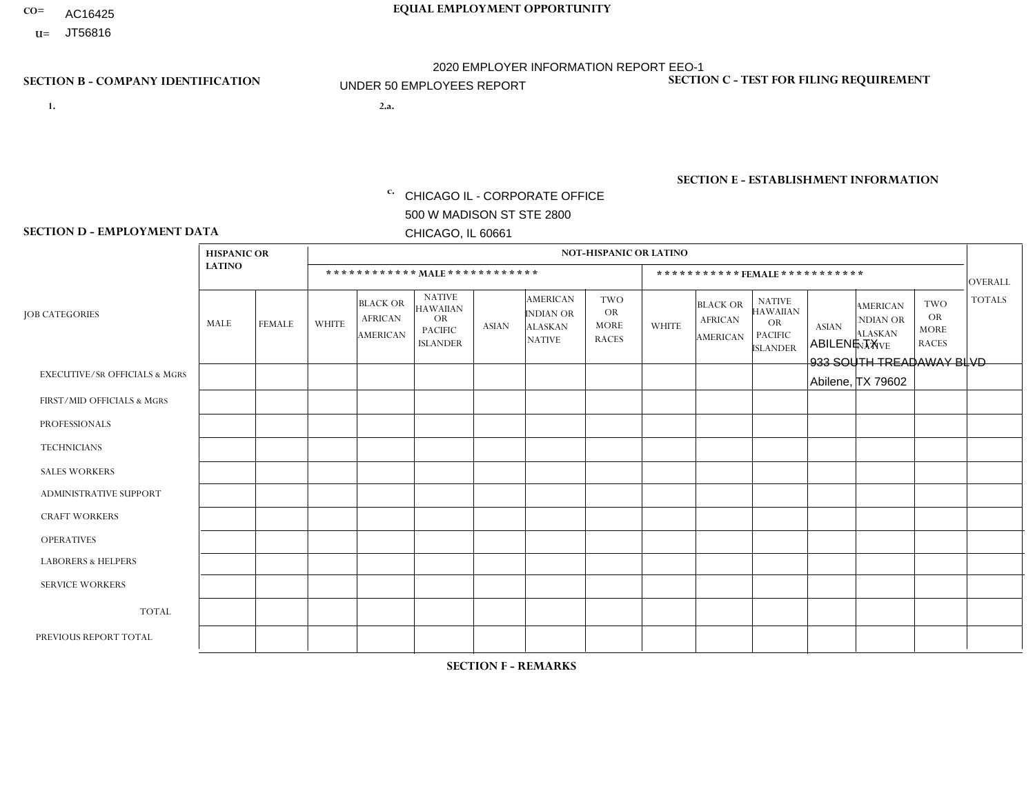CO= AC16425
U= JT56816

**EQUAL EMPLOYMENT OPPORTUNITY**

2020 EMPLOYER INFORMATION REPORT EEO-1

UNDER 50 EMPLOYEES REPORT

**SECTION B - COMPANY IDENTIFICATION**

1.

2.a.

c. CHICAGO IL - CORPORATE OFFICE
500 W MADISON ST STE 2800
CHICAGO, IL 60661

**SECTION C - TEST FOR FILING REQUIREMENT**

**SECTION E - ESTABLISHMENT INFORMATION**

ABILENE TX
933 SOUTH TREADAWAY BLVD
Abilene, TX 79602

**SECTION D - EMPLOYMENT DATA**

| JOB CATEGORIES | HISPANIC OR LATINO | | NOT-HISPANIC OR LATINO | | | | | | | | | | | | OVERALL TOTALS |
|---|---|---|---|---|---|---|---|---|---|---|---|---|---|---|---|
| | | | MALE | | | | | | FEMALE | | | | | | |
| | MALE | FEMALE | WHITE | BLACK OR AFRICAN AMERICAN | NATIVE HAWAIIAN OR PACIFIC ISLANDER | ASIAN | AMERICAN INDIAN OR ALASKAN NATIVE | TWO OR MORE RACES | WHITE | BLACK OR AFRICAN AMERICAN | NATIVE HAWAIIAN OR PACIFIC ISLANDER | ASIAN | AMERICAN INDIAN OR ALASKAN NATIVE | TWO OR MORE RACES | |
| EXECUTIVE/SR OFFICIALS & MGRS | | | | | | | | | | | | | | | |
| FIRST/MID OFFICIALS & MGRS | | | | | | | | | | | | | | | |
| PROFESSIONALS | | | | | | | | | | | | | | | |
| TECHNICIANS | | | | | | | | | | | | | | | |
| SALES WORKERS | | | | | | | | | | | | | | | |
| ADMINISTRATIVE SUPPORT | | | | | | | | | | | | | | | |
| CRAFT WORKERS | | | | | | | | | | | | | | | |
| OPERATIVES | | | | | | | | | | | | | | | |
| LABORERS & HELPERS | | | | | | | | | | | | | | | |
| SERVICE WORKERS | | | | | | | | | | | | | | | |
| TOTAL | | | | | | | | | | | | | | | |
| PREVIOUS REPORT TOTAL | | | | | | | | | | | | | | | |

**SECTION F - REMARKS**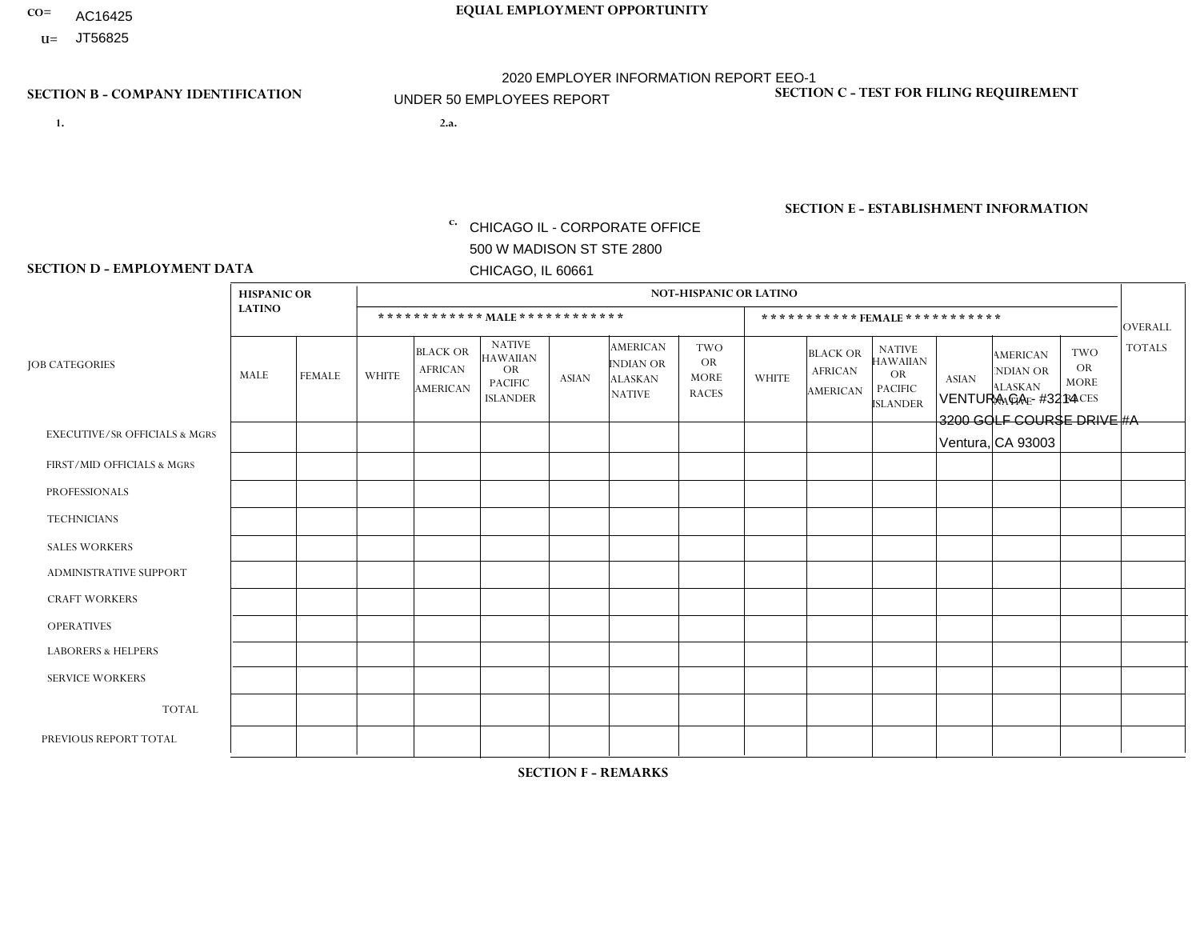CO= AC16425
U= JT56825

**EQUAL EMPLOYMENT OPPORTUNITY**

2020 EMPLOYER INFORMATION REPORT EEO-1
UNDER 50 EMPLOYEES REPORT

**SECTION B - COMPANY IDENTIFICATION**

1.

2.a.

c. CHICAGO IL - CORPORATE OFFICE
500 W MADISON ST STE 2800
CHICAGO, IL 60661

**SECTION C - TEST FOR FILING REQUIREMENT**

**SECTION E - ESTABLISHMENT INFORMATION**

VENTURA CA - #3214
3200 GOLF COURSE DRIVE #A
Ventura, CA 93003

**SECTION D - EMPLOYMENT DATA**

| JOB CATEGORIES | HISPANIC OR LATINO | | NOT-HISPANIC OR LATINO | | | | | | | | | | | | OVERALL TOTALS |
|---|---|---|---|---|---|---|---|---|---|---|---|---|---|---|---|
| | | | MALE | | | | | | FEMALE | | | | | | |
| | MALE | FEMALE | WHITE | BLACK OR AFRICAN AMERICAN | NATIVE HAWAIIAN OR PACIFIC ISLANDER | ASIAN | AMERICAN INDIAN OR ALASKAN NATIVE | TWO OR MORE RACES | WHITE | BLACK OR AFRICAN AMERICAN | NATIVE HAWAIIAN OR PACIFIC ISLANDER | ASIAN | AMERICAN INDIAN OR ALASKAN NATIVE | TWO OR MORE RACES | |
| EXECUTIVE/SR OFFICIALS & MGRS | | | | | | | | | | | | | | | |
| FIRST/MID OFFICIALS & MGRS | | | | | | | | | | | | | | | |
| PROFESSIONALS | | | | | | | | | | | | | | | |
| TECHNICIANS | | | | | | | | | | | | | | | |
| SALES WORKERS | | | | | | | | | | | | | | | |
| ADMINISTRATIVE SUPPORT | | | | | | | | | | | | | | | |
| CRAFT WORKERS | | | | | | | | | | | | | | | |
| OPERATIVES | | | | | | | | | | | | | | | |
| LABORERS & HELPERS | | | | | | | | | | | | | | | |
| SERVICE WORKERS | | | | | | | | | | | | | | | |
| TOTAL | | | | | | | | | | | | | | | |
| PREVIOUS REPORT TOTAL | | | | | | | | | | | | | | | |

**SECTION F - REMARKS**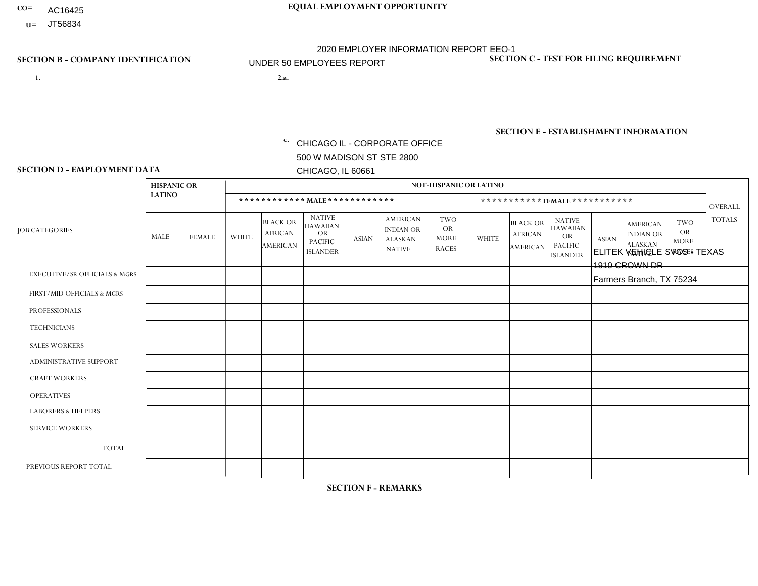CO= AC16425
U= JT56834

**EQUAL EMPLOYMENT OPPORTUNITY**

2020 EMPLOYER INFORMATION REPORT EEO-1
UNDER 50 EMPLOYEES REPORT

**SECTION B - COMPANY IDENTIFICATION**

1.

2.a.

c. CHICAGO IL - CORPORATE OFFICE
500 W MADISON ST STE 2800
CHICAGO, IL 60661

**SECTION C - TEST FOR FILING REQUIREMENT**

**SECTION E - ESTABLISHMENT INFORMATION**

ELITEK VEHICLE SVCS - TEXAS
1910 CROWN DR
Farmers Branch, TX 75234

**SECTION D - EMPLOYMENT DATA**

| JOB CATEGORIES | HISPANIC OR LATINO | | NOT-HISPANIC OR LATINO | | | | | | | | | | | | OVERALL TOTALS |
|---|---|---|---|---|---|---|---|---|---|---|---|---|---|---|---|
| | | | MALE | | | | | | FEMALE | | | | | | |
| | MALE | FEMALE | WHITE | BLACK OR AFRICAN AMERICAN | NATIVE HAWAIIAN OR PACIFIC ISLANDER | ASIAN | AMERICAN INDIAN OR ALASKAN NATIVE | TWO OR MORE RACES | WHITE | BLACK OR AFRICAN AMERICAN | NATIVE HAWAIIAN OR PACIFIC ISLANDER | ASIAN | AMERICAN INDIAN OR ALASKAN NATIVE | TWO OR MORE RACES | |
| EXECUTIVE/Sr OFFICIALS & MGRS | | | | | | | | | | | | | | | |
| FIRST/MID OFFICIALS & MGRS | | | | | | | | | | | | | | | |
| PROFESSIONALS | | | | | | | | | | | | | | | |
| TECHNICIANS | | | | | | | | | | | | | | | |
| SALES WORKERS | | | | | | | | | | | | | | | |
| ADMINISTRATIVE SUPPORT | | | | | | | | | | | | | | | |
| CRAFT WORKERS | | | | | | | | | | | | | | | |
| OPERATIVES | | | | | | | | | | | | | | | |
| LABORERS & HELPERS | | | | | | | | | | | | | | | |
| SERVICE WORKERS | | | | | | | | | | | | | | | |
| TOTAL | | | | | | | | | | | | | | | |
| PREVIOUS REPORT TOTAL | | | | | | | | | | | | | | | |

**SECTION F - REMARKS**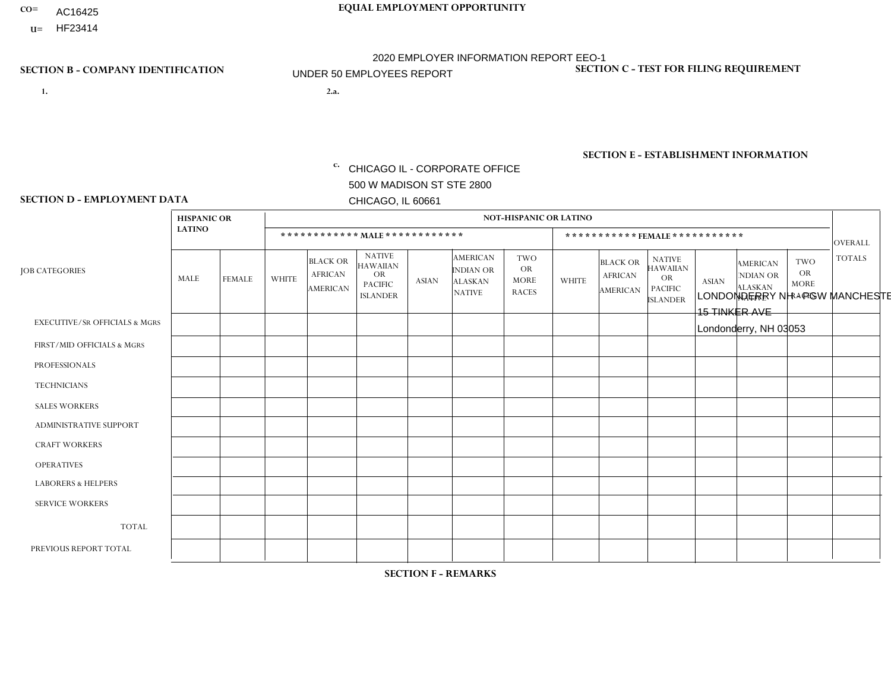CO= AC16425
U= HF23414

**EQUAL EMPLOYMENT OPPORTUNITY**

2020 EMPLOYER INFORMATION REPORT EEO-1
UNDER 50 EMPLOYEES REPORT

**SECTION B - COMPANY IDENTIFICATION**

1.

2.a.

c. CHICAGO IL - CORPORATE OFFICE
500 W MADISON ST STE 2800
CHICAGO, IL 60661

**SECTION C - TEST FOR FILING REQUIREMENT**

**SECTION E - ESTABLISHMENT INFORMATION**

LONDONDERRY NH - PGW MANCHESTER
15 TINKER AVE
Londonderry, NH 03053

**SECTION D - EMPLOYMENT DATA**

| JOB CATEGORIES | HISPANIC OR LATINO | | NOT-HISPANIC OR LATINO | | | | | | | | | | | | OVERALL TOTALS |
|---|---|---|---|---|---|---|---|---|---|---|---|---|---|---|---|
| | | | MALE | | | | | | FEMALE | | | | | | |
| | MALE | FEMALE | WHITE | BLACK OR AFRICAN AMERICAN | NATIVE HAWAIIAN OR PACIFIC ISLANDER | ASIAN | AMERICAN INDIAN OR ALASKAN NATIVE | TWO OR MORE RACES | WHITE | BLACK OR AFRICAN AMERICAN | NATIVE HAWAIIAN OR PACIFIC ISLANDER | ASIAN | AMERICAN INDIAN OR ALASKAN NATIVE | TWO OR MORE RACES | |
| EXECUTIVE/SR OFFICIALS & MGRS | | | | | | | | | | | | | | | |
| FIRST/MID OFFICIALS & MGRS | | | | | | | | | | | | | | | |
| PROFESSIONALS | | | | | | | | | | | | | | | |
| TECHNICIANS | | | | | | | | | | | | | | | |
| SALES WORKERS | | | | | | | | | | | | | | | |
| ADMINISTRATIVE SUPPORT | | | | | | | | | | | | | | | |
| CRAFT WORKERS | | | | | | | | | | | | | | | |
| OPERATIVES | | | | | | | | | | | | | | | |
| LABORERS & HELPERS | | | | | | | | | | | | | | | |
| SERVICE WORKERS | | | | | | | | | | | | | | | |
| TOTAL | | | | | | | | | | | | | | | |
| PREVIOUS REPORT TOTAL | | | | | | | | | | | | | | | |

**SECTION F - REMARKS**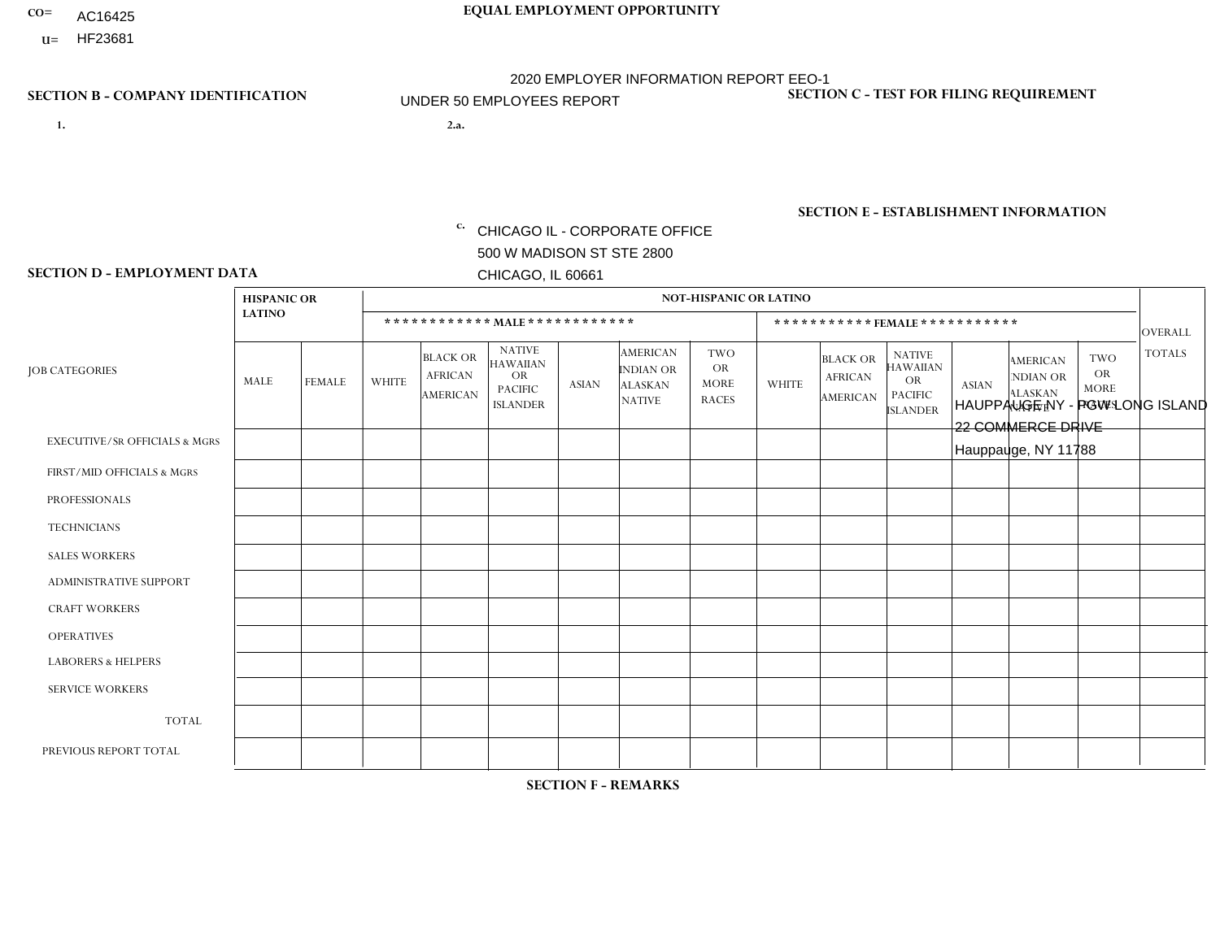CO= AC16425
U= HF23681

**EQUAL EMPLOYMENT OPPORTUNITY**

2020 EMPLOYER INFORMATION REPORT EEO-1

UNDER 50 EMPLOYEES REPORT

**SECTION B - COMPANY IDENTIFICATION**

1.

2.a.

c. CHICAGO IL - CORPORATE OFFICE
500 W MADISON ST STE 2800
CHICAGO, IL 60661

**SECTION C - TEST FOR FILING REQUIREMENT**

**SECTION E - ESTABLISHMENT INFORMATION**

HAUPPAUGE NY - PGW LONG ISLAND
22 COMMERCE DRIVE
Hauppauge, NY 11788

**SECTION D - EMPLOYMENT DATA**

| JOB CATEGORIES | HISPANIC OR LATINO | | NOT-HISPANIC OR LATINO | | | | | | | | | | | | OVERALL TOTALS |
|---|---|---|---|---|---|---|---|---|---|---|---|---|---|---|---|
| | | | MALE | | | | | | FEMALE | | | | | | |
| | MALE | FEMALE | WHITE | BLACK OR AFRICAN AMERICAN | NATIVE HAWAIIAN OR PACIFIC ISLANDER | ASIAN | AMERICAN INDIAN OR ALASKAN NATIVE | TWO OR MORE RACES | WHITE | BLACK OR AFRICAN AMERICAN | NATIVE HAWAIIAN OR PACIFIC ISLANDER | ASIAN | AMERICAN INDIAN OR ALASKAN NATIVE | TWO OR MORE RACES | |
| EXECUTIVE/SR OFFICIALS & MGRS | | | | | | | | | | | | | | | |
| FIRST/MID OFFICIALS & MGRS | | | | | | | | | | | | | | | |
| PROFESSIONALS | | | | | | | | | | | | | | | |
| TECHNICIANS | | | | | | | | | | | | | | | |
| SALES WORKERS | | | | | | | | | | | | | | | |
| ADMINISTRATIVE SUPPORT | | | | | | | | | | | | | | | |
| CRAFT WORKERS | | | | | | | | | | | | | | | |
| OPERATIVES | | | | | | | | | | | | | | | |
| LABORERS & HELPERS | | | | | | | | | | | | | | | |
| SERVICE WORKERS | | | | | | | | | | | | | | | |
| TOTAL | | | | | | | | | | | | | | | |
| PREVIOUS REPORT TOTAL | | | | | | | | | | | | | | | |

**SECTION F - REMARKS**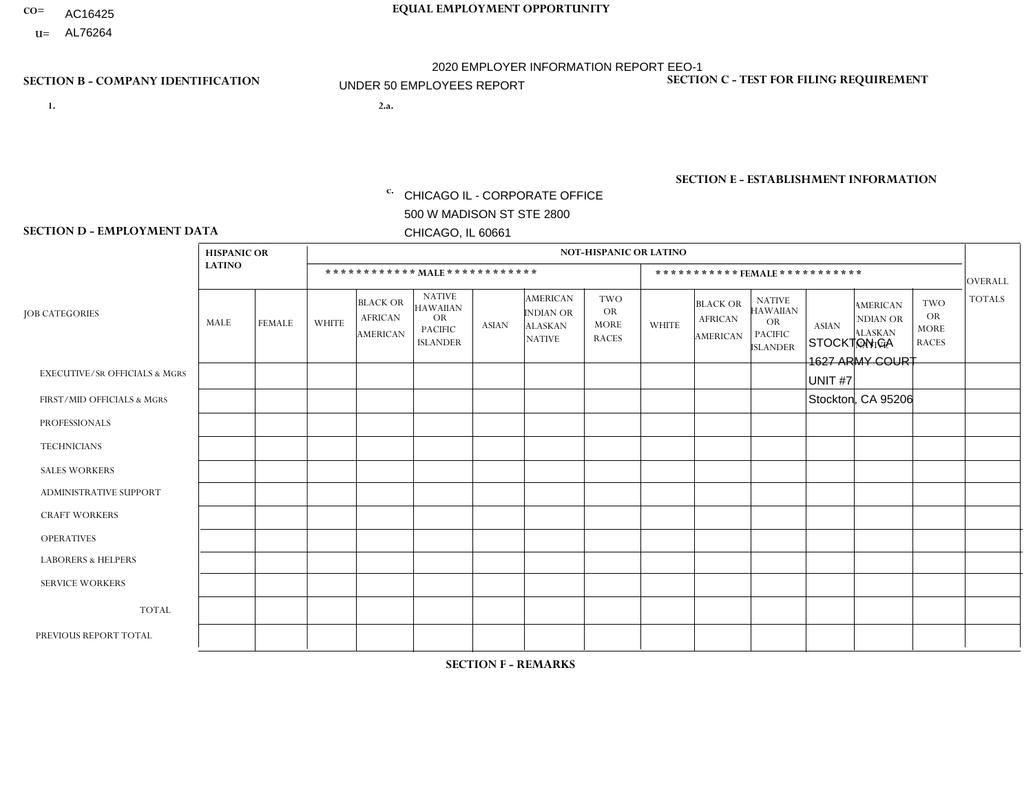CO= AC16425
U= AL76264

**EQUAL EMPLOYMENT OPPORTUNITY**

2020 EMPLOYER INFORMATION REPORT EEO-1

UNDER 50 EMPLOYEES REPORT

**SECTION B - COMPANY IDENTIFICATION**

1.

2.a.

c. CHICAGO IL - CORPORATE OFFICE
500 W MADISON ST STE 2800
CHICAGO, IL 60661

**SECTION C - TEST FOR FILING REQUIREMENT**

**SECTION E - ESTABLISHMENT INFORMATION**

STOCKTON CA
1627 ARMY COURT
UNIT #7
Stockton, CA 95206

**SECTION D - EMPLOYMENT DATA**

| JOB CATEGORIES | HISPANIC OR LATINO | | NOT-HISPANIC OR LATINO | | | | | | | | | | | | OVERALL TOTALS |
|---|---|---|---|---|---|---|---|---|---|---|---|---|---|---|---|
| | | | *********** MALE *********** | | | | | | *********** FEMALE *********** | | | | | | |
| | MALE | FEMALE | WHITE | BLACK OR AFRICAN AMERICAN | NATIVE HAWAIIAN OR PACIFIC ISLANDER | ASIAN | AMERICAN INDIAN OR ALASKAN NATIVE | TWO OR MORE RACES | WHITE | BLACK OR AFRICAN AMERICAN | NATIVE HAWAIIAN OR PACIFIC ISLANDER | ASIAN | AMERICAN INDIAN OR ALASKAN NATIVE | TWO OR MORE RACES | |
| EXECUTIVE/Sr OFFICIALS & MGRS | | | | | | | | | | | | | | | |
| FIRST/MID OFFICIALS & MGRS | | | | | | | | | | | | | | | |
| PROFESSIONALS | | | | | | | | | | | | | | | |
| TECHNICIANS | | | | | | | | | | | | | | | |
| SALES WORKERS | | | | | | | | | | | | | | | |
| ADMINISTRATIVE SUPPORT | | | | | | | | | | | | | | | |
| CRAFT WORKERS | | | | | | | | | | | | | | | |
| OPERATIVES | | | | | | | | | | | | | | | |
| LABORERS & HELPERS | | | | | | | | | | | | | | | |
| SERVICE WORKERS | | | | | | | | | | | | | | | |
| TOTAL | | | | | | | | | | | | | | | |
| PREVIOUS REPORT TOTAL | | | | | | | | | | | | | | | |

**SECTION F - REMARKS**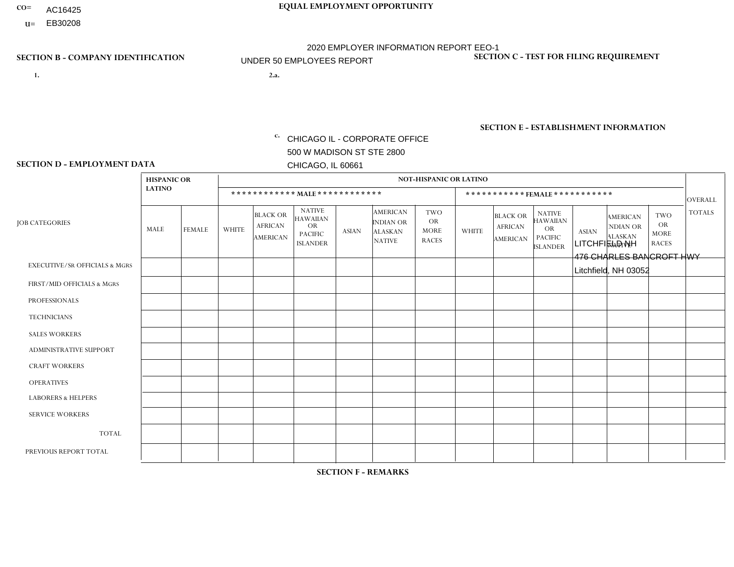CO= AC16425
U= EB30208

**EQUAL EMPLOYMENT OPPORTUNITY**

2020 EMPLOYER INFORMATION REPORT EEO-1

UNDER 50 EMPLOYEES REPORT

**SECTION B - COMPANY IDENTIFICATION**

1.

2.a.

c. CHICAGO IL - CORPORATE OFFICE
500 W MADISON ST STE 2800
CHICAGO, IL 60661

**SECTION C - TEST FOR FILING REQUIREMENT**

**SECTION E - ESTABLISHMENT INFORMATION**

LITCHFIELD NH
476 CHARLES BANCROFT HWY
Litchfield, NH 03052

**SECTION D - EMPLOYMENT DATA**

| JOB CATEGORIES | HISPANIC OR LATINO | | NOT-HISPANIC OR LATINO | | | | | | | | | | | | OVERALL TOTALS |
|---|---|---|---|---|---|---|---|---|---|---|---|---|---|---|---|
| | | | MALE | | | | | | FEMALE | | | | | | |
| | MALE | FEMALE | WHITE | BLACK OR AFRICAN AMERICAN | NATIVE HAWAIIAN OR PACIFIC ISLANDER | ASIAN | AMERICAN INDIAN OR ALASKAN NATIVE | TWO OR MORE RACES | WHITE | BLACK OR AFRICAN AMERICAN | NATIVE HAWAIIAN OR PACIFIC ISLANDER | ASIAN | AMERICAN INDIAN OR ALASKAN NATIVE | TWO OR MORE RACES | |
| EXECUTIVE/SR OFFICIALS & MGRS | | | | | | | | | | | | | | | |
| FIRST/MID OFFICIALS & MGRS | | | | | | | | | | | | | | | |
| PROFESSIONALS | | | | | | | | | | | | | | | |
| TECHNICIANS | | | | | | | | | | | | | | | |
| SALES WORKERS | | | | | | | | | | | | | | | |
| ADMINISTRATIVE SUPPORT | | | | | | | | | | | | | | | |
| CRAFT WORKERS | | | | | | | | | | | | | | | |
| OPERATIVES | | | | | | | | | | | | | | | |
| LABORERS & HELPERS | | | | | | | | | | | | | | | |
| SERVICE WORKERS | | | | | | | | | | | | | | | |
| TOTAL | | | | | | | | | | | | | | | |
| PREVIOUS REPORT TOTAL | | | | | | | | | | | | | | | |

**SECTION F - REMARKS**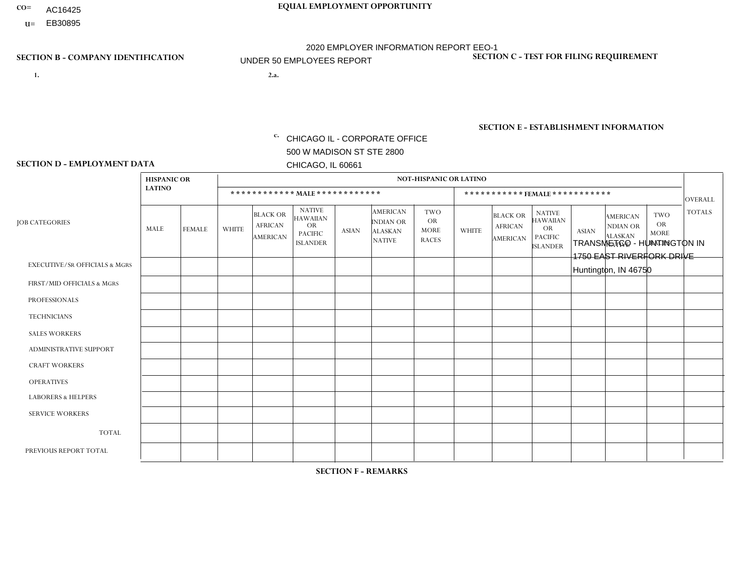CO= AC16425
U= EB30895

**EQUAL EMPLOYMENT OPPORTUNITY**

2020 EMPLOYER INFORMATION REPORT EEO-1

UNDER 50 EMPLOYEES REPORT

## SECTION B - COMPANY IDENTIFICATION

1.

2.a.

c. CHICAGO IL - CORPORATE OFFICE
500 W MADISON ST STE 2800
CHICAGO, IL 60661

## SECTION C - TEST FOR FILING REQUIREMENT

## SECTION E - ESTABLISHMENT INFORMATION

TRANSMETCO - HUNTINGTON IN
1750 EAST RIVERFORK DRIVE
Huntington, IN 46750

## SECTION D - EMPLOYMENT DATA

| JOB CATEGORIES | HISPANIC OR LATINO | | NOT-HISPANIC OR LATINO | | | | | | | | | | | | OVERALL TOTALS |
|---|---|---|---|---|---|---|---|---|---|---|---|---|---|---|---|
| | | | MALE | | | | | | FEMALE | | | | | | |
| | MALE | FEMALE | WHITE | BLACK OR AFRICAN AMERICAN | NATIVE HAWAIIAN OR PACIFIC ISLANDER | ASIAN | AMERICAN INDIAN OR ALASKAN NATIVE | TWO OR MORE RACES | WHITE | BLACK OR AFRICAN AMERICAN | NATIVE HAWAIIAN OR PACIFIC ISLANDER | ASIAN | AMERICAN INDIAN OR ALASKAN NATIVE | TWO OR MORE RACES | |
| EXECUTIVE/SR OFFICIALS & MGRS | | | | | | | | | | | | | | | |
| FIRST/MID OFFICIALS & MGRS | | | | | | | | | | | | | | | |
| PROFESSIONALS | | | | | | | | | | | | | | | |
| TECHNICIANS | | | | | | | | | | | | | | | |
| SALES WORKERS | | | | | | | | | | | | | | | |
| ADMINISTRATIVE SUPPORT | | | | | | | | | | | | | | | |
| CRAFT WORKERS | | | | | | | | | | | | | | | |
| OPERATIVES | | | | | | | | | | | | | | | |
| LABORERS & HELPERS | | | | | | | | | | | | | | | |
| SERVICE WORKERS | | | | | | | | | | | | | | | |
| TOTAL | | | | | | | | | | | | | | | |
| PREVIOUS REPORT TOTAL | | | | | | | | | | | | | | | |

## SECTION F - REMARKS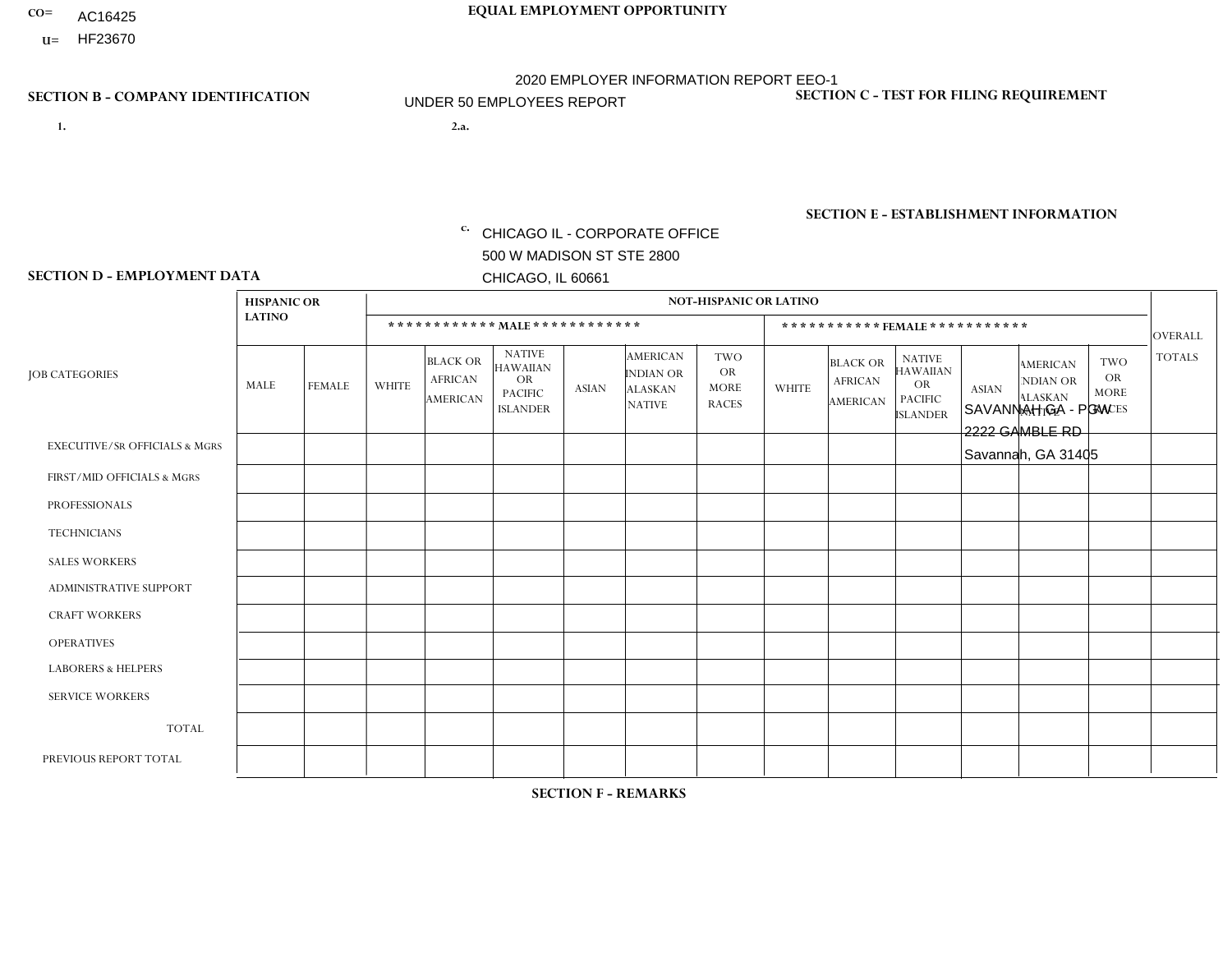CO= AC16425
U= HF23670

# EQUAL EMPLOYMENT OPPORTUNITY

2020 EMPLOYER INFORMATION REPORT EEO-1
UNDER 50 EMPLOYEES REPORT

## SECTION B - COMPANY IDENTIFICATION

1.

2.a.

c. CHICAGO IL - CORPORATE OFFICE
500 W MADISON ST STE 2800
CHICAGO, IL 60661

## SECTION C - TEST FOR FILING REQUIREMENT

## SECTION E - ESTABLISHMENT INFORMATION

SAVANNAH GA - PGW
2222 GAMBLE RD
Savannah, GA 31405

## SECTION D - EMPLOYMENT DATA

| JOB CATEGORIES | HISPANIC OR LATINO | | NOT-HISPANIC OR LATINO | | | | | | | | | | | | OVERALL TOTALS |
|---|---|---|---|---|---|---|---|---|---|---|---|---|---|---|---|
| | | | MALE | | | | | | FEMALE | | | | | | |
| | MALE | FEMALE | WHITE | BLACK OR AFRICAN AMERICAN | NATIVE HAWAIIAN OR PACIFIC ISLANDER | ASIAN | AMERICAN INDIAN OR ALASKAN NATIVE | TWO OR MORE RACES | WHITE | BLACK OR AFRICAN AMERICAN | NATIVE HAWAIIAN OR PACIFIC ISLANDER | ASIAN | AMERICAN INDIAN OR ALASKAN NATIVE | TWO OR MORE RACES | |
| EXECUTIVE/Sr OFFICIALS & MGRS | | | | | | | | | | | | | | | |
| FIRST/MID OFFICIALS & MGRS | | | | | | | | | | | | | | | |
| PROFESSIONALS | | | | | | | | | | | | | | | |
| TECHNICIANS | | | | | | | | | | | | | | | |
| SALES WORKERS | | | | | | | | | | | | | | | |
| ADMINISTRATIVE SUPPORT | | | | | | | | | | | | | | | |
| CRAFT WORKERS | | | | | | | | | | | | | | | |
| OPERATIVES | | | | | | | | | | | | | | | |
| LABORERS & HELPERS | | | | | | | | | | | | | | | |
| SERVICE WORKERS | | | | | | | | | | | | | | | |
| TOTAL | | | | | | | | | | | | | | | |
| PREVIOUS REPORT TOTAL | | | | | | | | | | | | | | | |

## SECTION F - REMARKS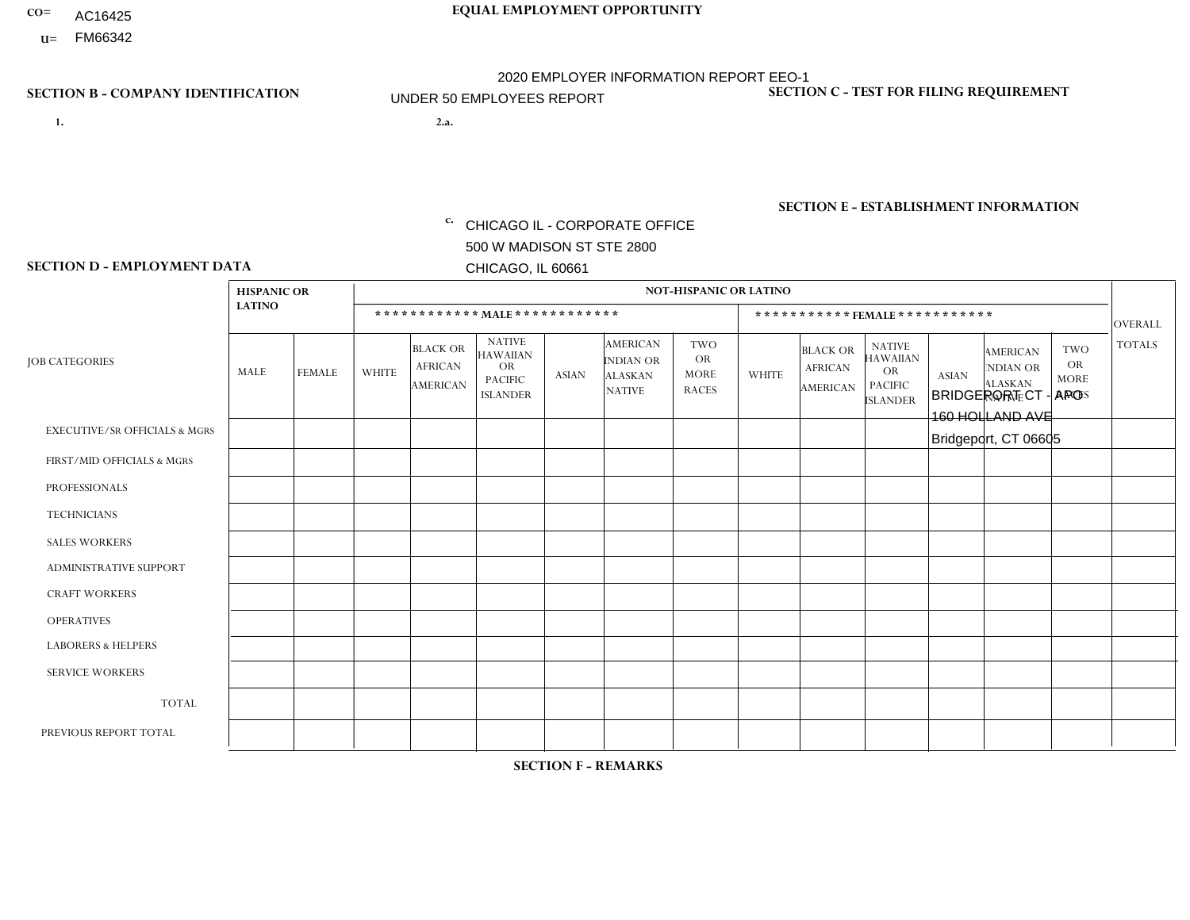CO= AC16425

U= FM66342

**EQUAL EMPLOYMENT OPPORTUNITY**

2020 EMPLOYER INFORMATION REPORT EEO-1

UNDER 50 EMPLOYEES REPORT

**SECTION B - COMPANY IDENTIFICATION**

1.

2.a.

c. CHICAGO IL - CORPORATE OFFICE
500 W MADISON ST STE 2800
CHICAGO, IL 60661

**SECTION C - TEST FOR FILING REQUIREMENT**

**SECTION E - ESTABLISHMENT INFORMATION**

BRIDGEPORT CT - APO
160 HOLLAND AVE
Bridgeport, CT 06605

**SECTION D - EMPLOYMENT DATA**

| JOB CATEGORIES | HISPANIC OR LATINO | | NOT-HISPANIC OR LATINO | | | | | | | | | | | | OVERALL TOTALS |
|---|---|---|---|---|---|---|---|---|---|---|---|---|---|---|---|
| | | | MALE | | | | | | FEMALE | | | | | | |
| | MALE | FEMALE | WHITE | BLACK OR AFRICAN AMERICAN | NATIVE HAWAIIAN OR PACIFIC ISLANDER | ASIAN | AMERICAN INDIAN OR ALASKAN NATIVE | TWO OR MORE RACES | WHITE | BLACK OR AFRICAN AMERICAN | NATIVE HAWAIIAN OR PACIFIC ISLANDER | ASIAN | AMERICAN INDIAN OR ALASKAN NATIVE | TWO OR MORE RACES | |
| EXECUTIVE/Sr OFFICIALS & MGRS | | | | | | | | | | | | | | | |
| FIRST/MID OFFICIALS & MGRS | | | | | | | | | | | | | | | |
| PROFESSIONALS | | | | | | | | | | | | | | | |
| TECHNICIANS | | | | | | | | | | | | | | | |
| SALES WORKERS | | | | | | | | | | | | | | | |
| ADMINISTRATIVE SUPPORT | | | | | | | | | | | | | | | |
| CRAFT WORKERS | | | | | | | | | | | | | | | |
| OPERATIVES | | | | | | | | | | | | | | | |
| LABORERS & HELPERS | | | | | | | | | | | | | | | |
| SERVICE WORKERS | | | | | | | | | | | | | | | |
| TOTAL | | | | | | | | | | | | | | | |
| PREVIOUS REPORT TOTAL | | | | | | | | | | | | | | | |

**SECTION F - REMARKS**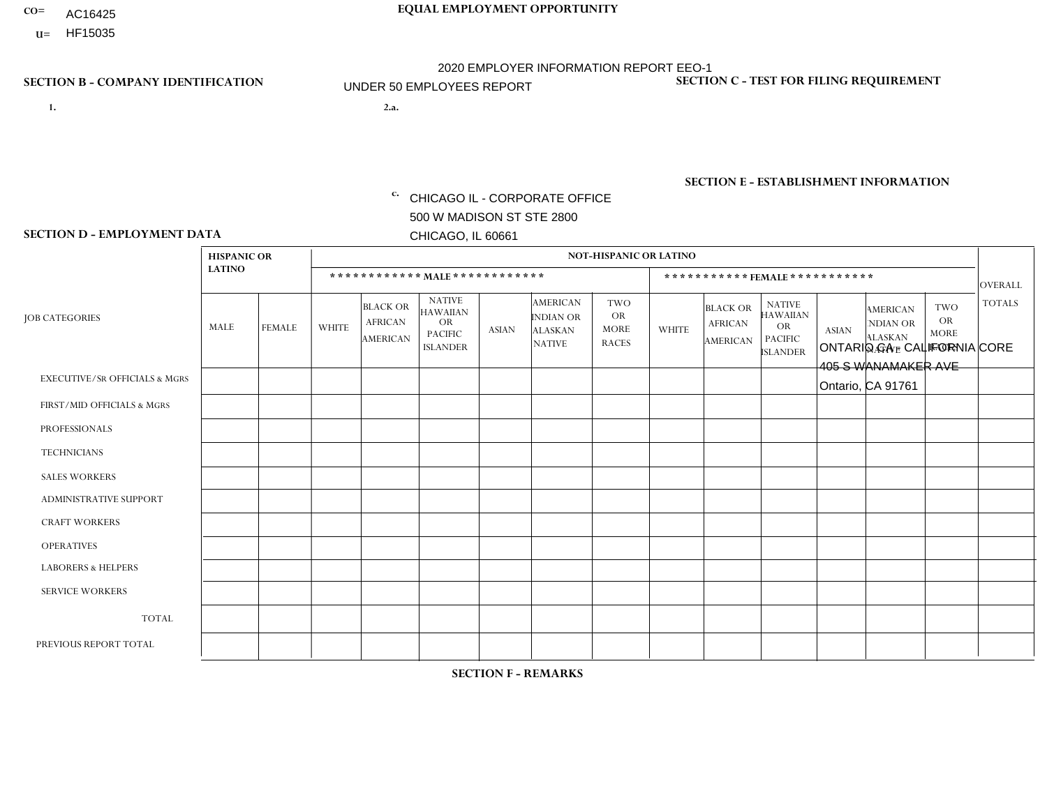CO= AC16425
U= HF15035

**EQUAL EMPLOYMENT OPPORTUNITY**

2020 EMPLOYER INFORMATION REPORT EEO-1

UNDER 50 EMPLOYEES REPORT

**SECTION B - COMPANY IDENTIFICATION**

1.

2.a.

c. CHICAGO IL - CORPORATE OFFICE
500 W MADISON ST STE 2800
CHICAGO, IL 60661

**SECTION C - TEST FOR FILING REQUIREMENT**

**SECTION E - ESTABLISHMENT INFORMATION**

ONTARIO CA - CALIFORNIA CORE
405 S WANAMAKER AVE
Ontario, CA 91761

**SECTION D - EMPLOYMENT DATA**

| JOB CATEGORIES | HISPANIC OR LATINO | | NOT-HISPANIC OR LATINO | | | | | | | | | | | | OVERALL TOTALS |
|---|---|---|---|---|---|---|---|---|---|---|---|---|---|---|---|
| | | | MALE | | | | | | FEMALE | | | | | | |
| | MALE | FEMALE | WHITE | BLACK OR AFRICAN AMERICAN | NATIVE HAWAIIAN OR PACIFIC ISLANDER | ASIAN | AMERICAN INDIAN OR ALASKAN NATIVE | TWO OR MORE RACES | WHITE | BLACK OR AFRICAN AMERICAN | NATIVE HAWAIIAN OR PACIFIC ISLANDER | ASIAN | AMERICAN INDIAN OR ALASKAN NATIVE | TWO OR MORE RACES | |
| EXECUTIVE/SR OFFICIALS & MGRS | | | | | | | | | | | | | | | |
| FIRST/MID OFFICIALS & MGRS | | | | | | | | | | | | | | | |
| PROFESSIONALS | | | | | | | | | | | | | | | |
| TECHNICIANS | | | | | | | | | | | | | | | |
| SALES WORKERS | | | | | | | | | | | | | | | |
| ADMINISTRATIVE SUPPORT | | | | | | | | | | | | | | | |
| CRAFT WORKERS | | | | | | | | | | | | | | | |
| OPERATIVES | | | | | | | | | | | | | | | |
| LABORERS & HELPERS | | | | | | | | | | | | | | | |
| SERVICE WORKERS | | | | | | | | | | | | | | | |
| TOTAL | | | | | | | | | | | | | | | |
| PREVIOUS REPORT TOTAL | | | | | | | | | | | | | | | |

**SECTION F - REMARKS**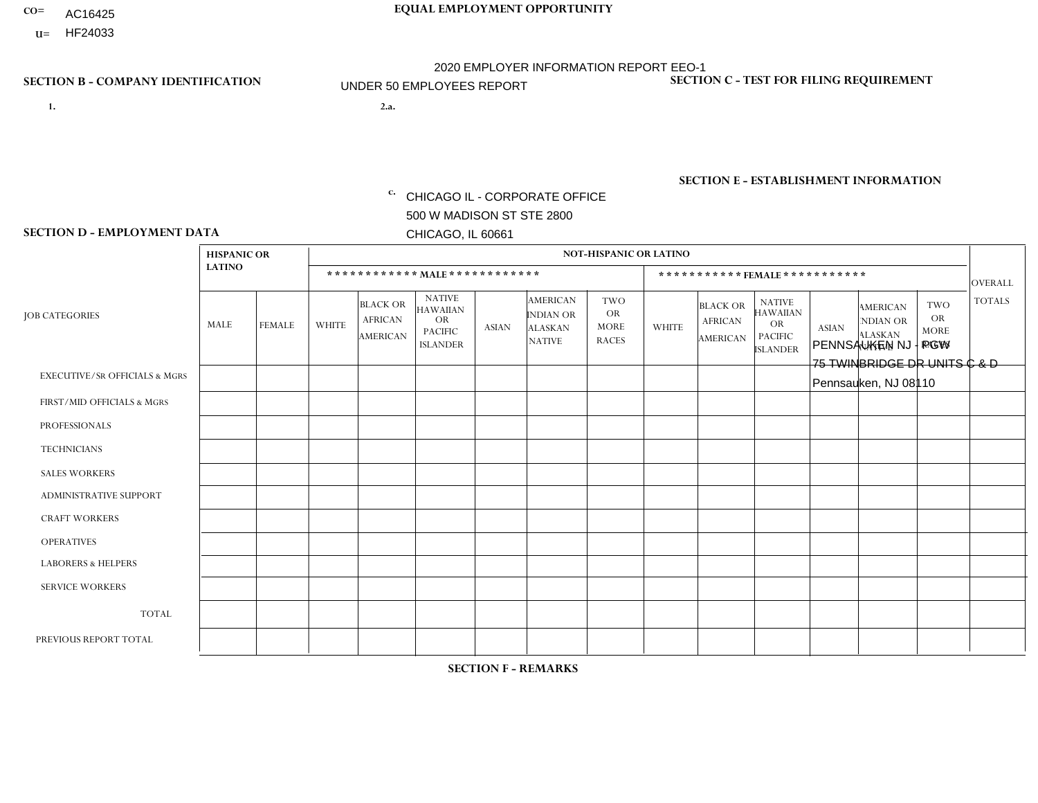CO= AC16425
U= HF24033

**EQUAL EMPLOYMENT OPPORTUNITY**

2020 EMPLOYER INFORMATION REPORT EEO-1
UNDER 50 EMPLOYEES REPORT

**SECTION B - COMPANY IDENTIFICATION**

1.

2.a.

c. CHICAGO IL - CORPORATE OFFICE
500 W MADISON ST STE 2800
CHICAGO, IL 60661

**SECTION C - TEST FOR FILING REQUIREMENT**

**SECTION E - ESTABLISHMENT INFORMATION**

PENNSAUKEN NJ - PGW
75 TWINBRIDGE DR UNITS C & D
Pennsauken, NJ 08110

**SECTION D - EMPLOYMENT DATA**

| JOB CATEGORIES | HISPANIC OR LATINO | | NOT-HISPANIC OR LATINO | | | | | | | | | | | | OVERALL TOTALS |
|---|---|---|---|---|---|---|---|---|---|---|---|---|---|---|---|
| | | | MALE | | | | | | FEMALE | | | | | | |
| | MALE | FEMALE | WHITE | BLACK OR AFRICAN AMERICAN | NATIVE HAWAIIAN OR PACIFIC ISLANDER | ASIAN | AMERICAN INDIAN OR ALASKAN NATIVE | TWO OR MORE RACES | WHITE | BLACK OR AFRICAN AMERICAN | NATIVE HAWAIIAN OR PACIFIC ISLANDER | ASIAN | AMERICAN INDIAN OR ALASKAN NATIVE | TWO OR MORE RACES | |
| EXECUTIVE/SR OFFICIALS & MGRS | | | | | | | | | | | | | | | |
| FIRST/MID OFFICIALS & MGRS | | | | | | | | | | | | | | | |
| PROFESSIONALS | | | | | | | | | | | | | | | |
| TECHNICIANS | | | | | | | | | | | | | | | |
| SALES WORKERS | | | | | | | | | | | | | | | |
| ADMINISTRATIVE SUPPORT | | | | | | | | | | | | | | | |
| CRAFT WORKERS | | | | | | | | | | | | | | | |
| OPERATIVES | | | | | | | | | | | | | | | |
| LABORERS & HELPERS | | | | | | | | | | | | | | | |
| SERVICE WORKERS | | | | | | | | | | | | | | | |
| TOTAL | | | | | | | | | | | | | | | |
| PREVIOUS REPORT TOTAL | | | | | | | | | | | | | | | |

**SECTION F - REMARKS**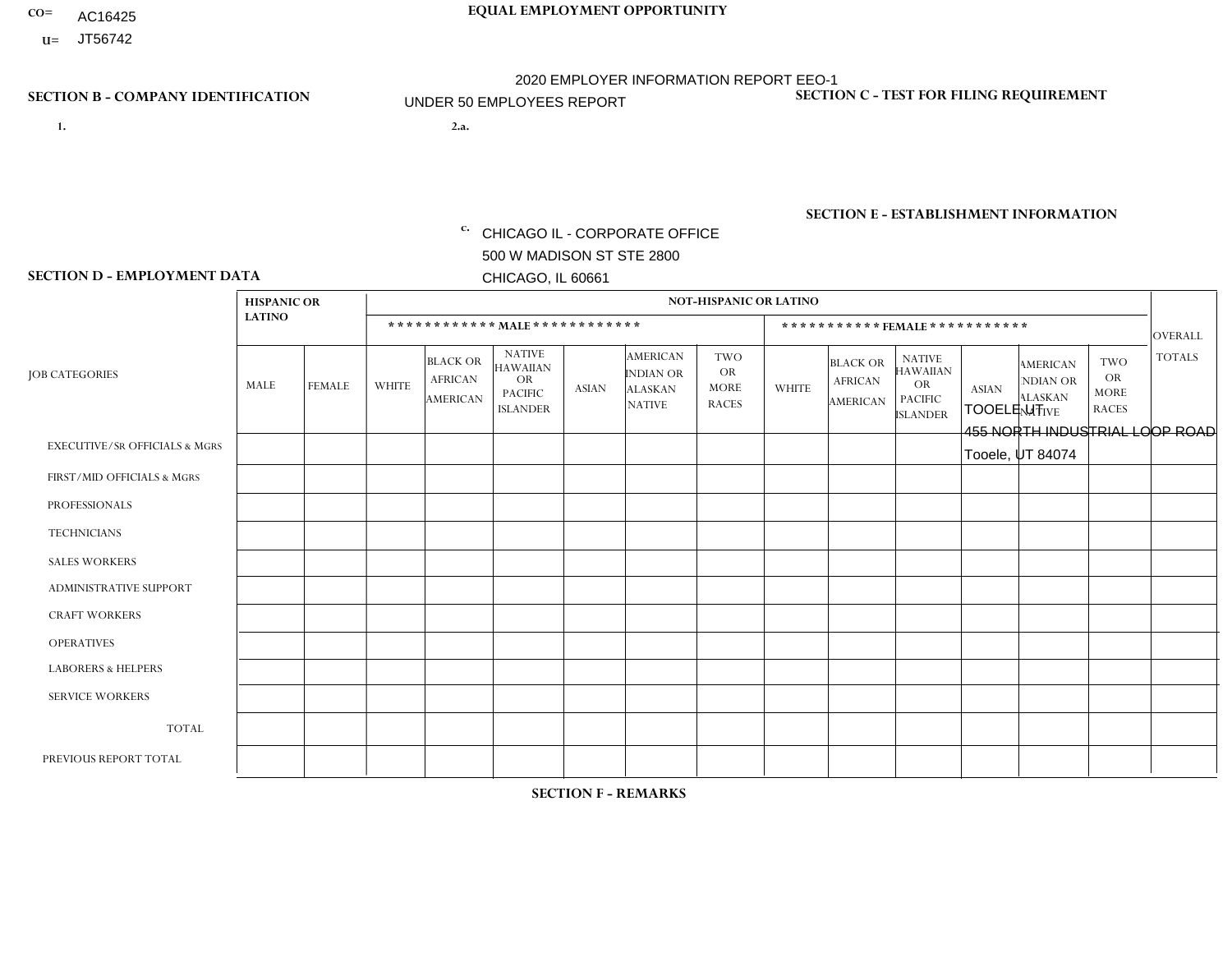CO= AC16425
U= JT56742

**EQUAL EMPLOYMENT OPPORTUNITY**

2020 EMPLOYER INFORMATION REPORT EEO-1

UNDER 50 EMPLOYEES REPORT

**SECTION B - COMPANY IDENTIFICATION**

1.

2.a.

c. CHICAGO IL - CORPORATE OFFICE
500 W MADISON ST STE 2800
CHICAGO, IL 60661

**SECTION C - TEST FOR FILING REQUIREMENT**

**SECTION E - ESTABLISHMENT INFORMATION**

TOOELE UT
455 NORTH INDUSTRIAL LOOP ROAD
Tooele, UT 84074

**SECTION D - EMPLOYMENT DATA**

| JOB CATEGORIES | HISPANIC OR LATINO | | NOT-HISPANIC OR LATINO | | | | | | | | | | | | OVERALL TOTALS |
|---|---|---|---|---|---|---|---|---|---|---|---|---|---|---|---|
| | | | MALE | | | | | | FEMALE | | | | | | |
| | MALE | FEMALE | WHITE | BLACK OR AFRICAN AMERICAN | NATIVE HAWAIIAN OR PACIFIC ISLANDER | ASIAN | AMERICAN INDIAN OR ALASKAN NATIVE | TWO OR MORE RACES | WHITE | BLACK OR AFRICAN AMERICAN | NATIVE HAWAIIAN OR PACIFIC ISLANDER | ASIAN | AMERICAN INDIAN OR ALASKAN NATIVE | TWO OR MORE RACES | |
| EXECUTIVE/SR OFFICIALS & MGRS | | | | | | | | | | | | | | | |
| FIRST/MID OFFICIALS & MGRS | | | | | | | | | | | | | | | |
| PROFESSIONALS | | | | | | | | | | | | | | | |
| TECHNICIANS | | | | | | | | | | | | | | | |
| SALES WORKERS | | | | | | | | | | | | | | | |
| ADMINISTRATIVE SUPPORT | | | | | | | | | | | | | | | |
| CRAFT WORKERS | | | | | | | | | | | | | | | |
| OPERATIVES | | | | | | | | | | | | | | | |
| LABORERS & HELPERS | | | | | | | | | | | | | | | |
| SERVICE WORKERS | | | | | | | | | | | | | | | |
| TOTAL | | | | | | | | | | | | | | | |
| PREVIOUS REPORT TOTAL | | | | | | | | | | | | | | | |

**SECTION F - REMARKS**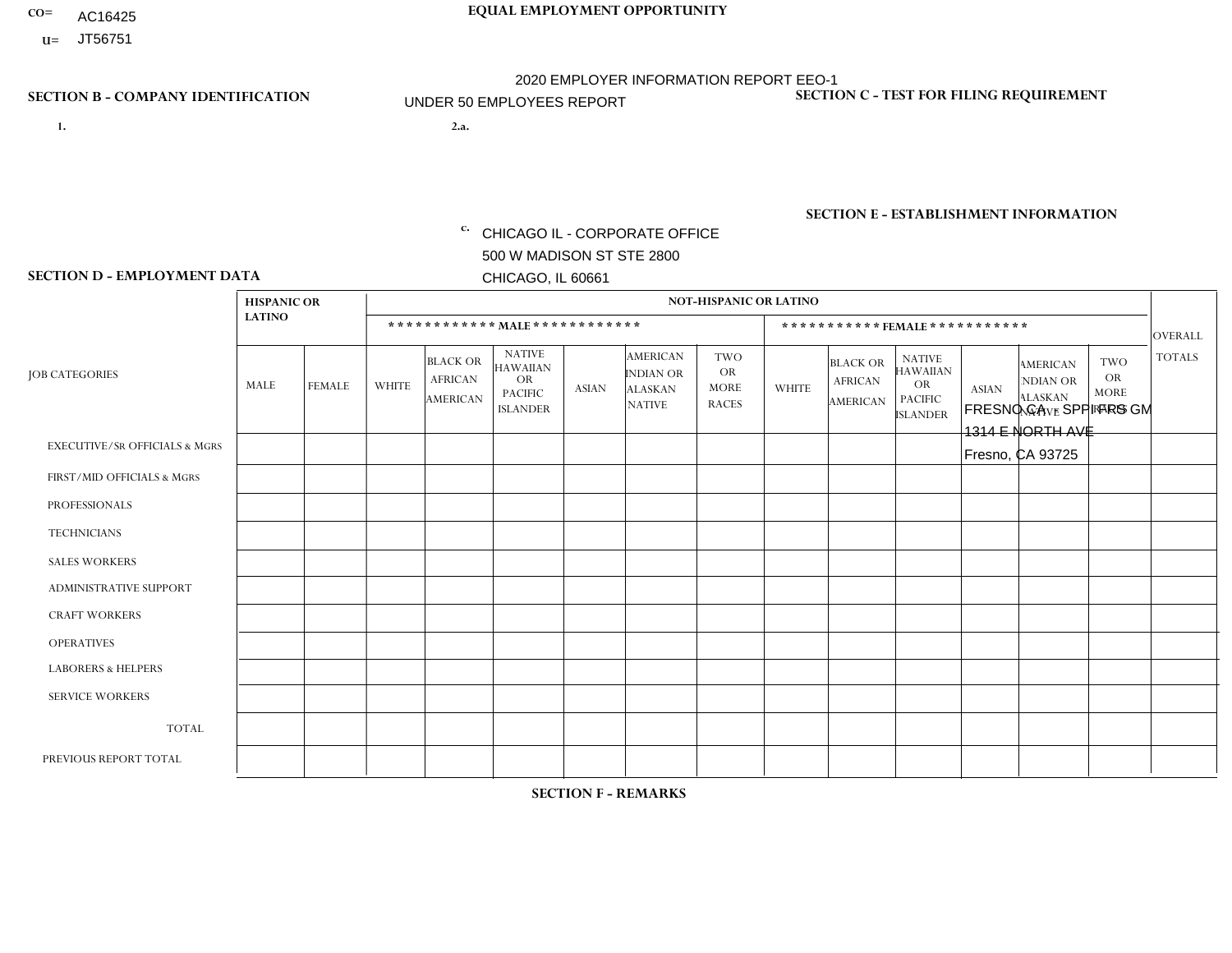CO= AC16425
U= JT56751

**EQUAL EMPLOYMENT OPPORTUNITY**

2020 EMPLOYER INFORMATION REPORT EEO-1
UNDER 50 EMPLOYEES REPORT

**SECTION B - COMPANY IDENTIFICATION**

1.

2.a.

c. CHICAGO IL - CORPORATE OFFICE
500 W MADISON ST STE 2800
CHICAGO, IL 60661

**SECTION C - TEST FOR FILING REQUIREMENT**

**SECTION E - ESTABLISHMENT INFORMATION**

FRESNO CA - SPPI FRS GM
1314 E NORTH AVE
Fresno, CA 93725

**SECTION D - EMPLOYMENT DATA**

| JOB CATEGORIES | HISPANIC OR LATINO | | NOT-HISPANIC OR LATINO | | | | | | | | | | | | OVERALL TOTALS |
|---|---|---|---|---|---|---|---|---|---|---|---|---|---|---|---|
| | | | MALE | | | | | | FEMALE | | | | | | |
| | MALE | FEMALE | WHITE | BLACK OR AFRICAN AMERICAN | NATIVE HAWAIIAN OR PACIFIC ISLANDER | ASIAN | AMERICAN INDIAN OR ALASKAN NATIVE | TWO OR MORE RACES | WHITE | BLACK OR AFRICAN AMERICAN | NATIVE HAWAIIAN OR PACIFIC ISLANDER | ASIAN | AMERICAN INDIAN OR ALASKAN NATIVE | TWO OR MORE RACES | |
| EXECUTIVE/Sr OFFICIALS & MGRS | | | | | | | | | | | | | | | |
| FIRST/MID OFFICIALS & MGRS | | | | | | | | | | | | | | | |
| PROFESSIONALS | | | | | | | | | | | | | | | |
| TECHNICIANS | | | | | | | | | | | | | | | |
| SALES WORKERS | | | | | | | | | | | | | | | |
| ADMINISTRATIVE SUPPORT | | | | | | | | | | | | | | | |
| CRAFT WORKERS | | | | | | | | | | | | | | | |
| OPERATIVES | | | | | | | | | | | | | | | |
| LABORERS & HELPERS | | | | | | | | | | | | | | | |
| SERVICE WORKERS | | | | | | | | | | | | | | | |
| TOTAL | | | | | | | | | | | | | | | |
| PREVIOUS REPORT TOTAL | | | | | | | | | | | | | | | |

**SECTION F - REMARKS**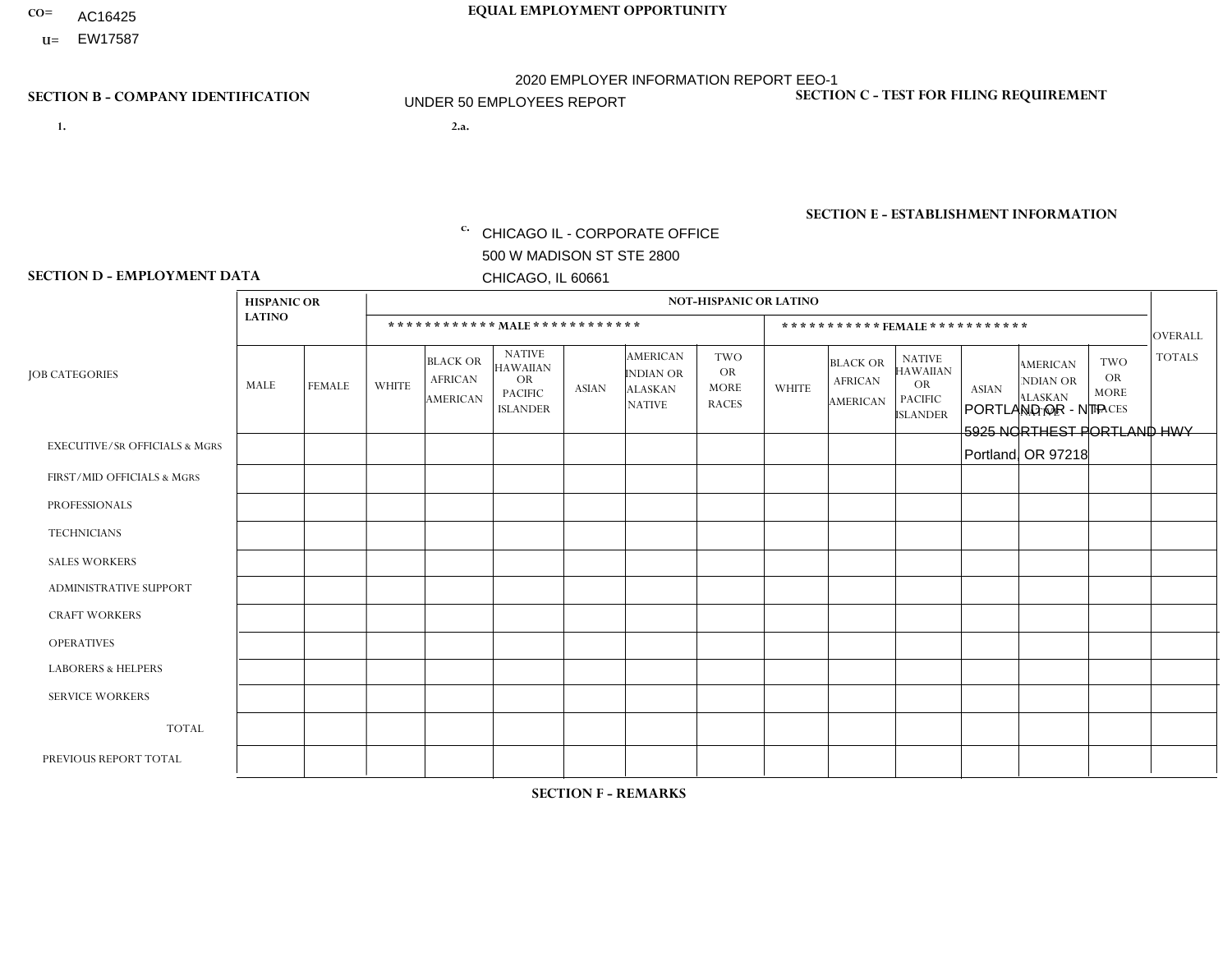CO= AC16425
U= EW17587

**EQUAL EMPLOYMENT OPPORTUNITY**

2020 EMPLOYER INFORMATION REPORT EEO-1

UNDER 50 EMPLOYEES REPORT

**SECTION B - COMPANY IDENTIFICATION**

1.

2.a.

c. CHICAGO IL - CORPORATE OFFICE
500 W MADISON ST STE 2800
CHICAGO, IL 60661

**SECTION C - TEST FOR FILING REQUIREMENT**

**SECTION E - ESTABLISHMENT INFORMATION**

PORTLAND OR - NTP
5925 NORTHEST PORTLAND HWY
Portland, OR 97218

**SECTION D - EMPLOYMENT DATA**

| JOB CATEGORIES | HISPANIC OR LATINO | | NOT-HISPANIC OR LATINO | | | | | | | | | | | | OVERALL TOTALS |
|---|---|---|---|---|---|---|---|---|---|---|---|---|---|---|---|
| | | | MALE | | | | | | FEMALE | | | | | | |
| | MALE | FEMALE | WHITE | BLACK OR AFRICAN AMERICAN | NATIVE HAWAIIAN OR PACIFIC ISLANDER | ASIAN | AMERICAN INDIAN OR ALASKAN NATIVE | TWO OR MORE RACES | WHITE | BLACK OR AFRICAN AMERICAN | NATIVE HAWAIIAN OR PACIFIC ISLANDER | ASIAN | AMERICAN INDIAN OR ALASKAN NATIVE | TWO OR MORE RACES | |
| EXECUTIVE/SR OFFICIALS & MGRS | | | | | | | | | | | | | | | |
| FIRST/MID OFFICIALS & MGRS | | | | | | | | | | | | | | | |
| PROFESSIONALS | | | | | | | | | | | | | | | |
| TECHNICIANS | | | | | | | | | | | | | | | |
| SALES WORKERS | | | | | | | | | | | | | | | |
| ADMINISTRATIVE SUPPORT | | | | | | | | | | | | | | | |
| CRAFT WORKERS | | | | | | | | | | | | | | | |
| OPERATIVES | | | | | | | | | | | | | | | |
| LABORERS & HELPERS | | | | | | | | | | | | | | | |
| SERVICE WORKERS | | | | | | | | | | | | | | | |
| TOTAL | | | | | | | | | | | | | | | |
| PREVIOUS REPORT TOTAL | | | | | | | | | | | | | | | |

**SECTION F - REMARKS**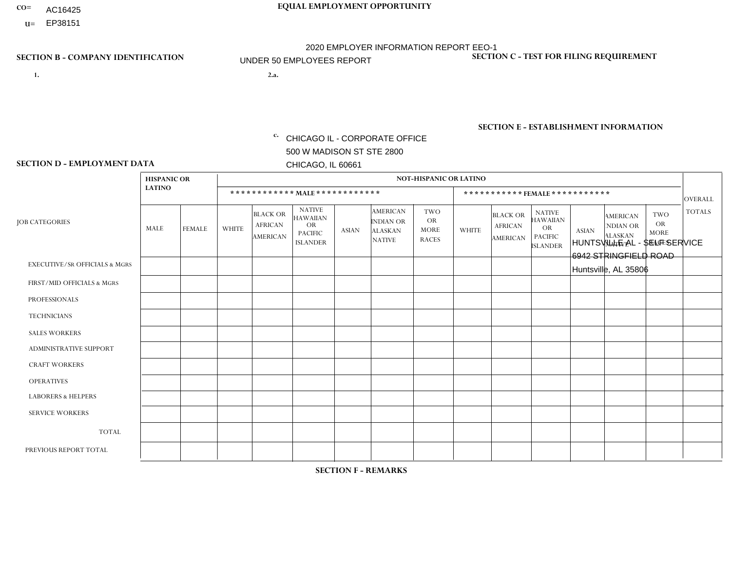CO= AC16425
U= EP38151

**EQUAL EMPLOYMENT OPPORTUNITY**

2020 EMPLOYER INFORMATION REPORT EEO-1

UNDER 50 EMPLOYEES REPORT

**SECTION B - COMPANY IDENTIFICATION**

1.

2.a.

c. CHICAGO IL - CORPORATE OFFICE
500 W MADISON ST STE 2800
CHICAGO, IL 60661

**SECTION C - TEST FOR FILING REQUIREMENT**

**SECTION E - ESTABLISHMENT INFORMATION**

HUNTSVILLE AL - SELF SERVICE
6942 STRINGFIELD ROAD
Huntsville, AL 35806

**SECTION D - EMPLOYMENT DATA**

| JOB CATEGORIES | HISPANIC OR LATINO | | NOT-HISPANIC OR LATINO | | | | | | | | | | | | OVERALL TOTALS |
|---|---|---|---|---|---|---|---|---|---|---|---|---|---|---|---|
| | | | MALE | | | | | | FEMALE | | | | | | |
| | MALE | FEMALE | WHITE | BLACK OR AFRICAN AMERICAN | NATIVE HAWAIIAN OR PACIFIC ISLANDER | ASIAN | AMERICAN INDIAN OR ALASKAN NATIVE | TWO OR MORE RACES | WHITE | BLACK OR AFRICAN AMERICAN | NATIVE HAWAIIAN OR PACIFIC ISLANDER | ASIAN | AMERICAN INDIAN OR ALASKAN NATIVE | TWO OR MORE RACES | |
| EXECUTIVE/SR OFFICIALS & MGRS | | | | | | | | | | | | | | | |
| FIRST/MID OFFICIALS & MGRS | | | | | | | | | | | | | | | |
| PROFESSIONALS | | | | | | | | | | | | | | | |
| TECHNICIANS | | | | | | | | | | | | | | | |
| SALES WORKERS | | | | | | | | | | | | | | | |
| ADMINISTRATIVE SUPPORT | | | | | | | | | | | | | | | |
| CRAFT WORKERS | | | | | | | | | | | | | | | |
| OPERATIVES | | | | | | | | | | | | | | | |
| LABORERS & HELPERS | | | | | | | | | | | | | | | |
| SERVICE WORKERS | | | | | | | | | | | | | | | |
| TOTAL | | | | | | | | | | | | | | | |
| PREVIOUS REPORT TOTAL | | | | | | | | | | | | | | | |

**SECTION F - REMARKS**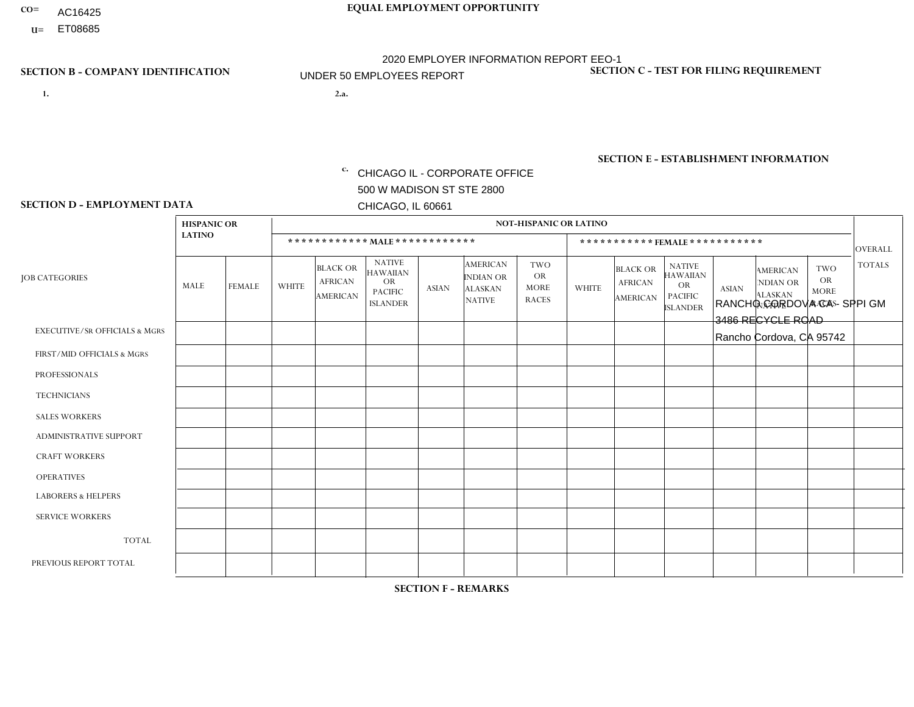CO= AC16425
U= ET08685

**EQUAL EMPLOYMENT OPPORTUNITY**

2020 EMPLOYER INFORMATION REPORT EEO-1
UNDER 50 EMPLOYEES REPORT

**SECTION B - COMPANY IDENTIFICATION**

1.

2.a.

c. CHICAGO IL - CORPORATE OFFICE
500 W MADISON ST STE 2800
CHICAGO, IL 60661

**SECTION C - TEST FOR FILING REQUIREMENT**

**SECTION E - ESTABLISHMENT INFORMATION**

RANCHO CORDOVA CA - SPPI GM
3486 RECYCLE ROAD
Rancho Cordova, CA 95742

**SECTION D - EMPLOYMENT DATA**

| JOB CATEGORIES | HISPANIC OR LATINO | | NOT-HISPANIC OR LATINO | | | | | | | | | | | | OVERALL TOTALS |
|---|---|---|---|---|---|---|---|---|---|---|---|---|---|---|---|
| | | | MALE | | | | | | FEMALE | | | | | | |
| | MALE | FEMALE | WHITE | BLACK OR AFRICAN AMERICAN | NATIVE HAWAIIAN OR PACIFIC ISLANDER | ASIAN | AMERICAN INDIAN OR ALASKAN NATIVE | TWO OR MORE RACES | WHITE | BLACK OR AFRICAN AMERICAN | NATIVE HAWAIIAN OR PACIFIC ISLANDER | ASIAN | AMERICAN INDIAN OR ALASKAN NATIVE | TWO OR MORE RACES | |
| EXECUTIVE/Sr OFFICIALS & MGRS | | | | | | | | | | | | | | | |
| FIRST/MID OFFICIALS & MGRS | | | | | | | | | | | | | | | |
| PROFESSIONALS | | | | | | | | | | | | | | | |
| TECHNICIANS | | | | | | | | | | | | | | | |
| SALES WORKERS | | | | | | | | | | | | | | | |
| ADMINISTRATIVE SUPPORT | | | | | | | | | | | | | | | |
| CRAFT WORKERS | | | | | | | | | | | | | | | |
| OPERATIVES | | | | | | | | | | | | | | | |
| LABORERS & HELPERS | | | | | | | | | | | | | | | |
| SERVICE WORKERS | | | | | | | | | | | | | | | |
| TOTAL | | | | | | | | | | | | | | | |
| PREVIOUS REPORT TOTAL | | | | | | | | | | | | | | | |

**SECTION F - REMARKS**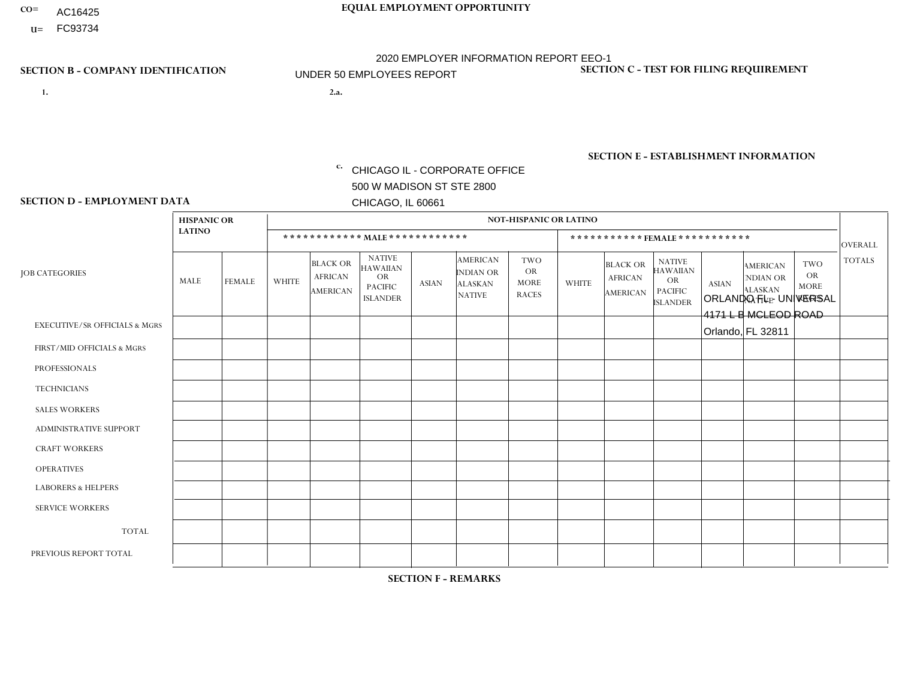CO= AC16425
U= FC93734

**EQUAL EMPLOYMENT OPPORTUNITY**

2020 EMPLOYER INFORMATION REPORT EEO-1
UNDER 50 EMPLOYEES REPORT

**SECTION B - COMPANY IDENTIFICATION**

1.

2.a.

c. CHICAGO IL - CORPORATE OFFICE
500 W MADISON ST STE 2800
CHICAGO, IL 60661

**SECTION C - TEST FOR FILING REQUIREMENT**

**SECTION E - ESTABLISHMENT INFORMATION**

ORLANDO FL - UNIVERSAL
4171 L B MCLEOD ROAD
Orlando, FL 32811

**SECTION D - EMPLOYMENT DATA**

| JOB CATEGORIES | HISPANIC OR LATINO | | NOT-HISPANIC OR LATINO | | | | | | | | | | | | OVERALL TOTALS |
|---|---|---|---|---|---|---|---|---|---|---|---|---|---|---|---|
| | | | MALE | | | | | | FEMALE | | | | | | |
| | MALE | FEMALE | WHITE | BLACK OR AFRICAN AMERICAN | NATIVE HAWAIIAN OR PACIFIC ISLANDER | ASIAN | AMERICAN INDIAN OR ALASKAN NATIVE | TWO OR MORE RACES | WHITE | BLACK OR AFRICAN AMERICAN | NATIVE HAWAIIAN OR PACIFIC ISLANDER | ASIAN | AMERICAN INDIAN OR ALASKAN NATIVE | TWO OR MORE RACES | |
| EXECUTIVE/Sr OFFICIALS & MGRS | | | | | | | | | | | | | | | |
| FIRST/MID OFFICIALS & MGRS | | | | | | | | | | | | | | | |
| PROFESSIONALS | | | | | | | | | | | | | | | |
| TECHNICIANS | | | | | | | | | | | | | | | |
| SALES WORKERS | | | | | | | | | | | | | | | |
| ADMINISTRATIVE SUPPORT | | | | | | | | | | | | | | | |
| CRAFT WORKERS | | | | | | | | | | | | | | | |
| OPERATIVES | | | | | | | | | | | | | | | |
| LABORERS & HELPERS | | | | | | | | | | | | | | | |
| SERVICE WORKERS | | | | | | | | | | | | | | | |
| TOTAL | | | | | | | | | | | | | | | |
| PREVIOUS REPORT TOTAL | | | | | | | | | | | | | | | |

**SECTION F - REMARKS**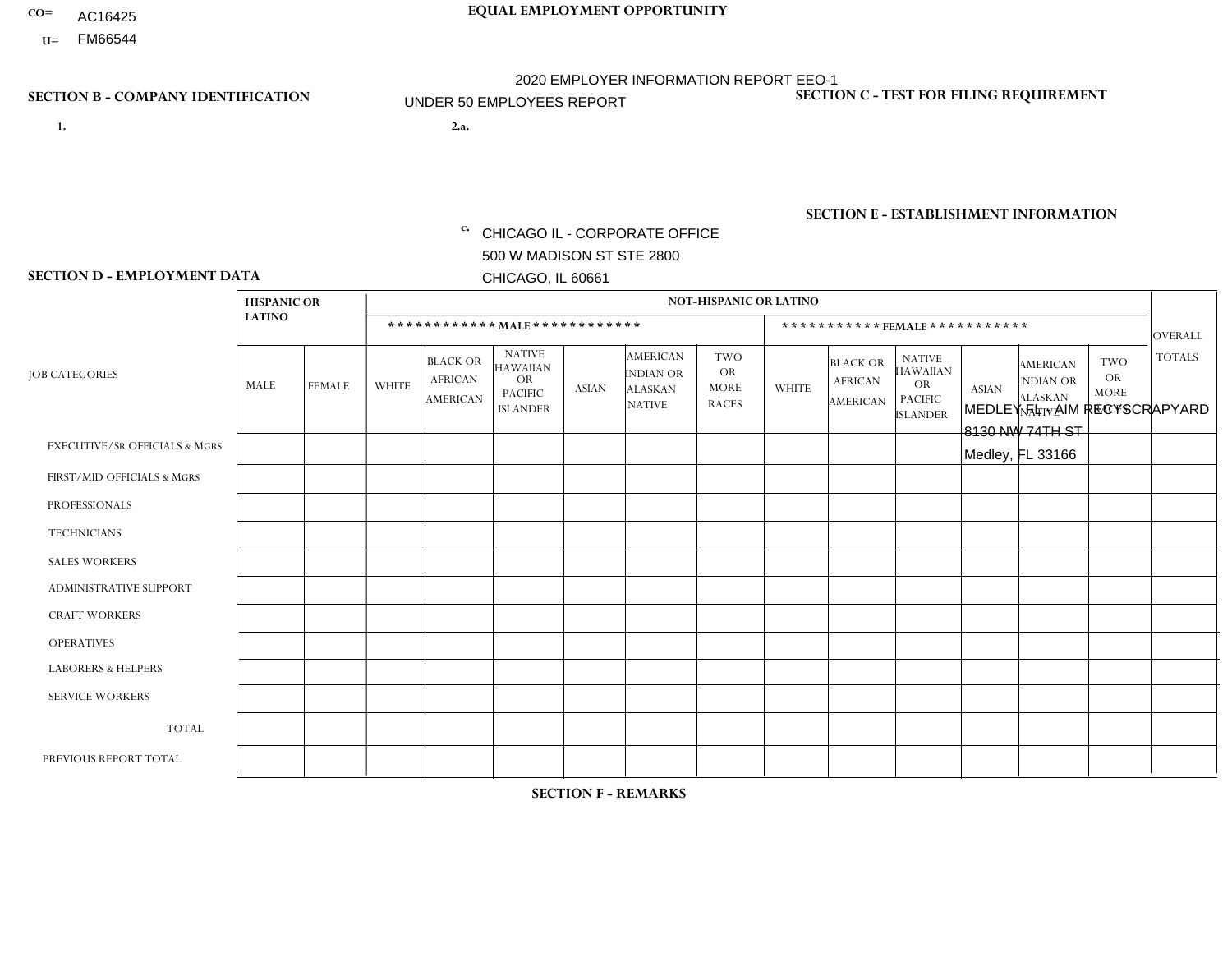CO= AC16425
U= FM66544

**EQUAL EMPLOYMENT OPPORTUNITY**

2020 EMPLOYER INFORMATION REPORT EEO-1
UNDER 50 EMPLOYEES REPORT

**SECTION B - COMPANY IDENTIFICATION**

1.

2.a.

c. CHICAGO IL - CORPORATE OFFICE
500 W MADISON ST STE 2800
CHICAGO, IL 60661

**SECTION C - TEST FOR FILING REQUIREMENT**

**SECTION E - ESTABLISHMENT INFORMATION**

MEDLEY FL - AIM RECY SCRAPYARD
8130 NW 74TH ST
Medley, FL 33166

**SECTION D - EMPLOYMENT DATA**

| JOB CATEGORIES | HISPANIC OR LATINO | | NOT-HISPANIC OR LATINO | | | | | | | | | | | | OVERALL TOTALS |
|---|---|---|---|---|---|---|---|---|---|---|---|---|---|---|---|
| | | | MALE | | | | | | FEMALE | | | | | | |
| | MALE | FEMALE | WHITE | BLACK OR AFRICAN AMERICAN | NATIVE HAWAIIAN OR PACIFIC ISLANDER | ASIAN | AMERICAN INDIAN OR ALASKAN NATIVE | TWO OR MORE RACES | WHITE | BLACK OR AFRICAN AMERICAN | NATIVE HAWAIIAN OR PACIFIC ISLANDER | ASIAN | AMERICAN INDIAN OR ALASKAN NATIVE | TWO OR MORE RACES | |
| EXECUTIVE/SR OFFICIALS & MGRS | | | | | | | | | | | | | | | |
| FIRST/MID OFFICIALS & MGRS | | | | | | | | | | | | | | | |
| PROFESSIONALS | | | | | | | | | | | | | | | |
| TECHNICIANS | | | | | | | | | | | | | | | |
| SALES WORKERS | | | | | | | | | | | | | | | |
| ADMINISTRATIVE SUPPORT | | | | | | | | | | | | | | | |
| CRAFT WORKERS | | | | | | | | | | | | | | | |
| OPERATIVES | | | | | | | | | | | | | | | |
| LABORERS & HELPERS | | | | | | | | | | | | | | | |
| SERVICE WORKERS | | | | | | | | | | | | | | | |
| TOTAL | | | | | | | | | | | | | | | |
| PREVIOUS REPORT TOTAL | | | | | | | | | | | | | | | |

**SECTION F - REMARKS**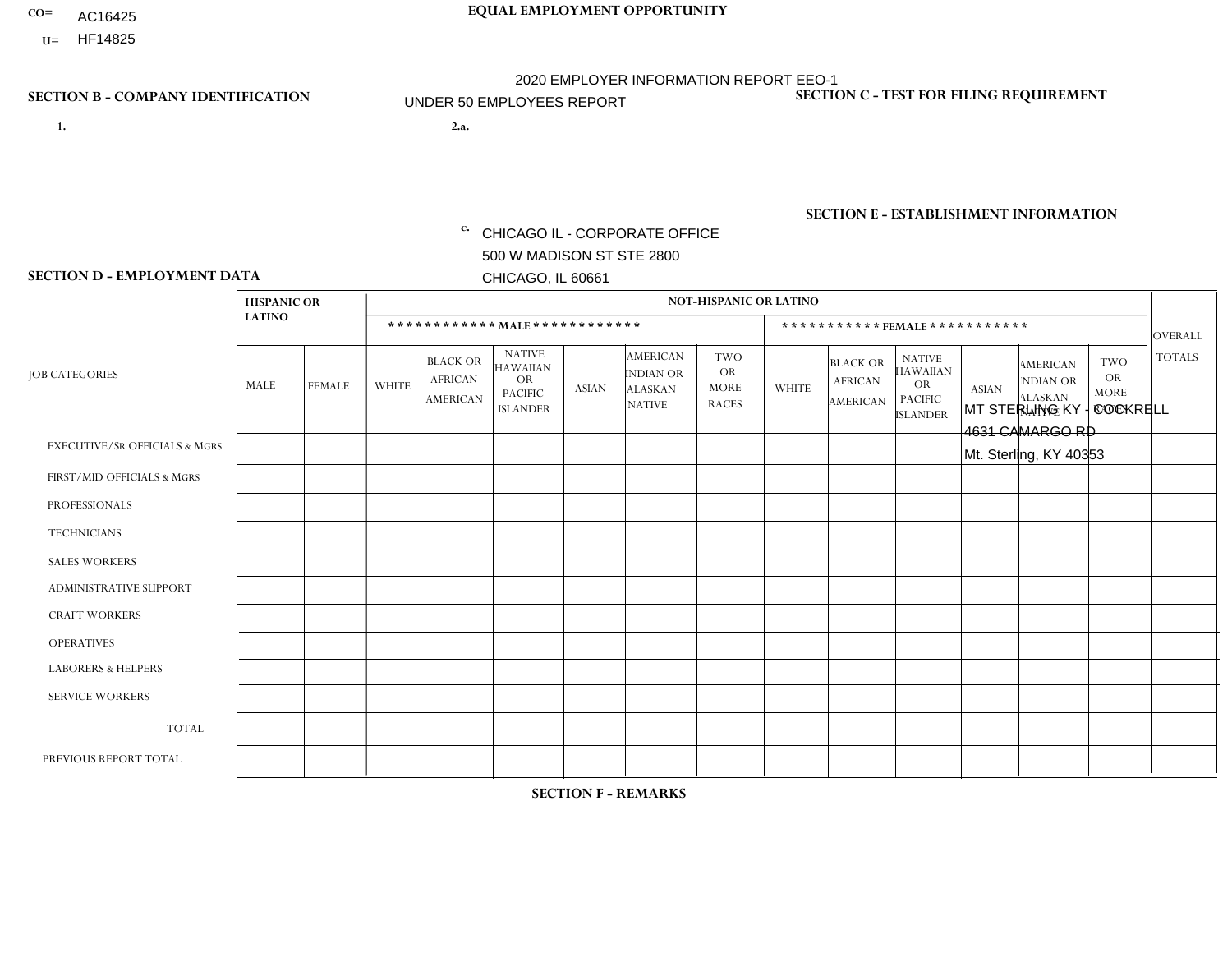CO= AC16425
U= HF14825

**EQUAL EMPLOYMENT OPPORTUNITY**

2020 EMPLOYER INFORMATION REPORT EEO-1

UNDER 50 EMPLOYEES REPORT

**SECTION B - COMPANY IDENTIFICATION**

1.

2.a.

c. CHICAGO IL - CORPORATE OFFICE
500 W MADISON ST STE 2800
CHICAGO, IL 60661

**SECTION C - TEST FOR FILING REQUIREMENT**

**SECTION E - ESTABLISHMENT INFORMATION**

MT STERLING KY - COCKRELL
4631 CAMARGO RD
Mt. Sterling, KY 40353

**SECTION D - EMPLOYMENT DATA**

| JOB CATEGORIES | HISPANIC OR LATINO | | NOT-HISPANIC OR LATINO | | | | | | | | | | | | OVERALL TOTALS |
|---|---|---|---|---|---|---|---|---|---|---|---|---|---|---|---|
| | | | MALE | | | | | | FEMALE | | | | | | |
| | MALE | FEMALE | WHITE | BLACK OR AFRICAN AMERICAN | NATIVE HAWAIIAN OR PACIFIC ISLANDER | ASIAN | AMERICAN INDIAN OR ALASKAN NATIVE | TWO OR MORE RACES | WHITE | BLACK OR AFRICAN AMERICAN | NATIVE HAWAIIAN OR PACIFIC ISLANDER | ASIAN | AMERICAN INDIAN OR ALASKAN NATIVE | TWO OR MORE RACES | |
| EXECUTIVE/SR OFFICIALS & MGRS | | | | | | | | | | | | | | | |
| FIRST/MID OFFICIALS & MGRS | | | | | | | | | | | | | | | |
| PROFESSIONALS | | | | | | | | | | | | | | | |
| TECHNICIANS | | | | | | | | | | | | | | | |
| SALES WORKERS | | | | | | | | | | | | | | | |
| ADMINISTRATIVE SUPPORT | | | | | | | | | | | | | | | |
| CRAFT WORKERS | | | | | | | | | | | | | | | |
| OPERATIVES | | | | | | | | | | | | | | | |
| LABORERS & HELPERS | | | | | | | | | | | | | | | |
| SERVICE WORKERS | | | | | | | | | | | | | | | |
| TOTAL | | | | | | | | | | | | | | | |
| PREVIOUS REPORT TOTAL | | | | | | | | | | | | | | | |

**SECTION F - REMARKS**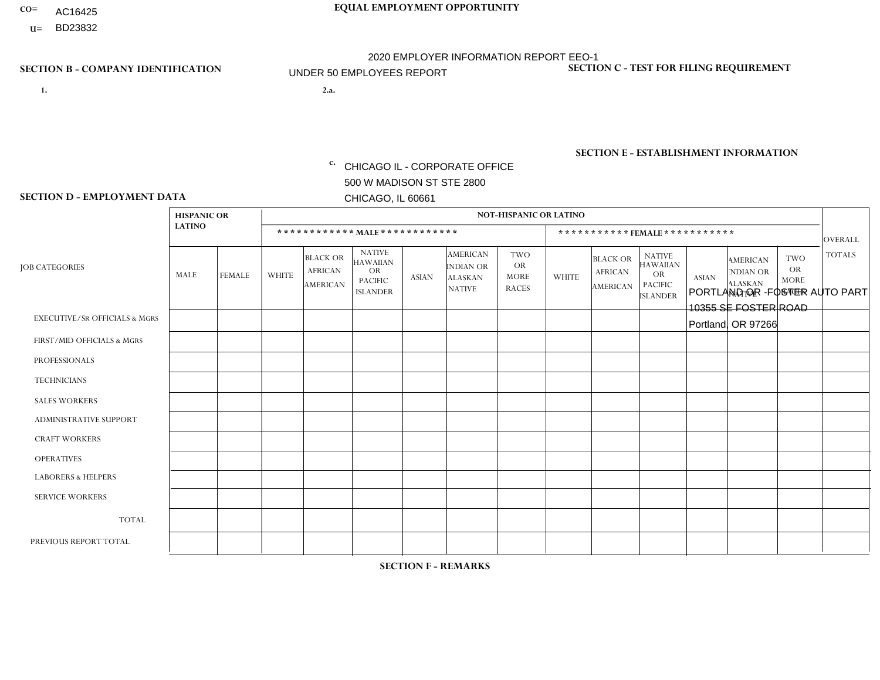CO= AC16425
U= BD23832

**EQUAL EMPLOYMENT OPPORTUNITY**

2020 EMPLOYER INFORMATION REPORT EEO-1
UNDER 50 EMPLOYEES REPORT

## SECTION B - COMPANY IDENTIFICATION

1.

2.a.

c. CHICAGO IL - CORPORATE OFFICE
500 W MADISON ST STE 2800
CHICAGO, IL 60661

## SECTION C - TEST FOR FILING REQUIREMENT

## SECTION E - ESTABLISHMENT INFORMATION

PORTLAND OR -FOSTER AUTO PART
10355 SE FOSTER ROAD
Portland, OR 97266

## SECTION D - EMPLOYMENT DATA

| JOB CATEGORIES | HISPANIC OR LATINO | | NOT-HISPANIC OR LATINO | | | | | | | | | | | | OVERALL TOTALS |
|---|---|---|---|---|---|---|---|---|---|---|---|---|---|---|---|
| | | | MALE | | | | | | FEMALE | | | | | | |
| | MALE | FEMALE | WHITE | BLACK OR AFRICAN AMERICAN | NATIVE HAWAIIAN OR PACIFIC ISLANDER | ASIAN | AMERICAN INDIAN OR ALASKAN NATIVE | TWO OR MORE RACES | WHITE | BLACK OR AFRICAN AMERICAN | NATIVE HAWAIIAN OR PACIFIC ISLANDER | ASIAN | AMERICAN INDIAN OR ALASKAN NATIVE | TWO OR MORE RACES | |
| EXECUTIVE/Sr OFFICIALS & MGRS | | | | | | | | | | | | | | | |
| FIRST/MID OFFICIALS & MGRS | | | | | | | | | | | | | | | |
| PROFESSIONALS | | | | | | | | | | | | | | | |
| TECHNICIANS | | | | | | | | | | | | | | | |
| SALES WORKERS | | | | | | | | | | | | | | | |
| ADMINISTRATIVE SUPPORT | | | | | | | | | | | | | | | |
| CRAFT WORKERS | | | | | | | | | | | | | | | |
| OPERATIVES | | | | | | | | | | | | | | | |
| LABORERS & HELPERS | | | | | | | | | | | | | | | |
| SERVICE WORKERS | | | | | | | | | | | | | | | |
| TOTAL | | | | | | | | | | | | | | | |
| PREVIOUS REPORT TOTAL | | | | | | | | | | | | | | | |

## SECTION F - REMARKS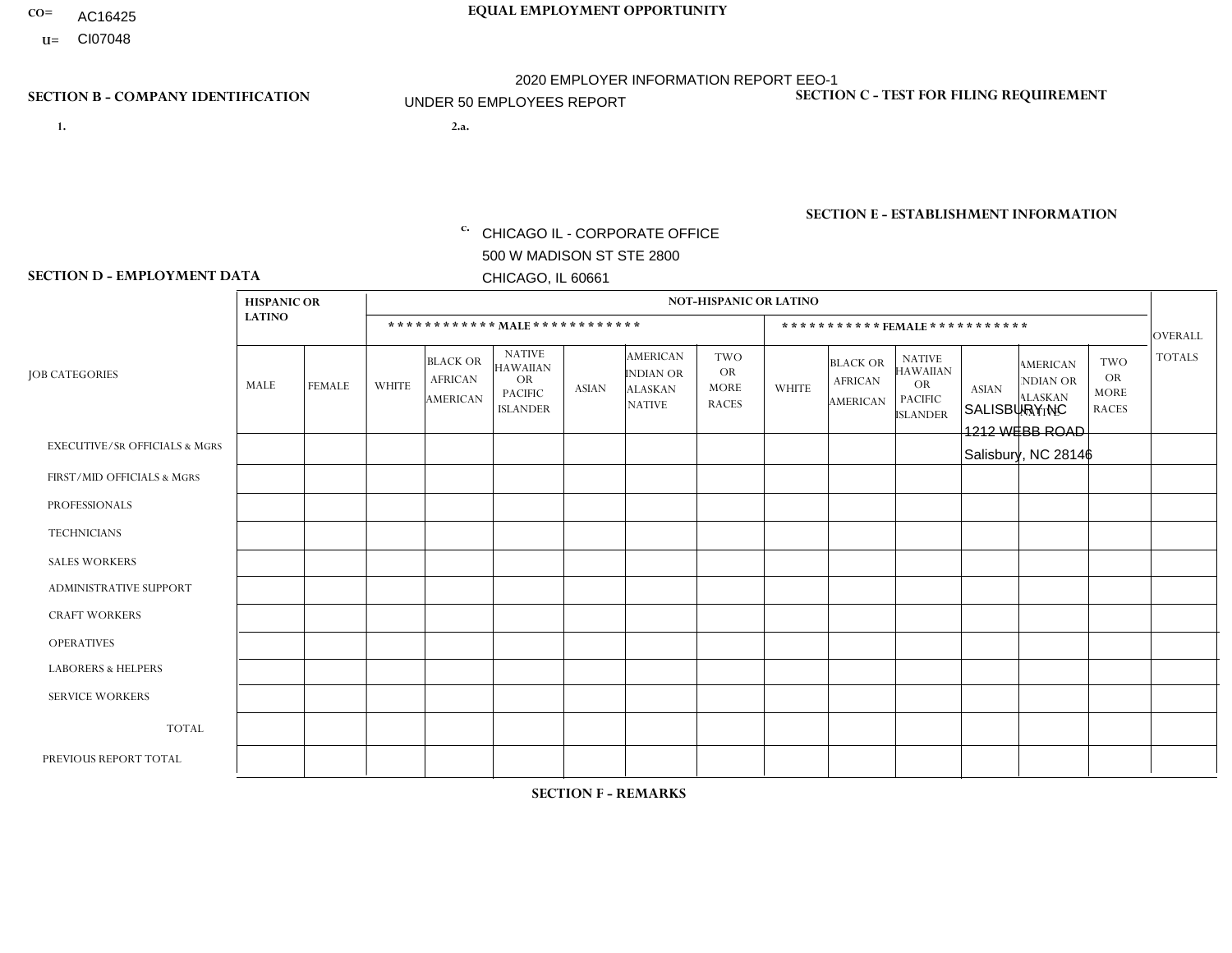CO= AC16425
U= CI07048

**EQUAL EMPLOYMENT OPPORTUNITY**

2020 EMPLOYER INFORMATION REPORT EEO-1
UNDER 50 EMPLOYEES REPORT

**SECTION B - COMPANY IDENTIFICATION**

1.

2.a.

c. CHICAGO IL - CORPORATE OFFICE
500 W MADISON ST STE 2800
CHICAGO, IL 60661

**SECTION C - TEST FOR FILING REQUIREMENT**

**SECTION E - ESTABLISHMENT INFORMATION**

SALISBURY NC
1212 WEBB ROAD
Salisbury, NC 28146

**SECTION D - EMPLOYMENT DATA**

| JOB CATEGORIES | HISPANIC OR LATINO | | NOT-HISPANIC OR LATINO | | | | | | | | | | | | OVERALL TOTALS |
|---|---|---|---|---|---|---|---|---|---|---|---|---|---|---|---|
| | | | MALE | | | | | | FEMALE | | | | | | |
| | MALE | FEMALE | WHITE | BLACK OR AFRICAN AMERICAN | NATIVE HAWAIIAN OR PACIFIC ISLANDER | ASIAN | AMERICAN INDIAN OR ALASKAN NATIVE | TWO OR MORE RACES | WHITE | BLACK OR AFRICAN AMERICAN | NATIVE HAWAIIAN OR PACIFIC ISLANDER | ASIAN | AMERICAN INDIAN OR ALASKAN NATIVE | TWO OR MORE RACES | |
| EXECUTIVE/SR OFFICIALS & MGRS | | | | | | | | | | | | | | | |
| FIRST/MID OFFICIALS & MGRS | | | | | | | | | | | | | | | |
| PROFESSIONALS | | | | | | | | | | | | | | | |
| TECHNICIANS | | | | | | | | | | | | | | | |
| SALES WORKERS | | | | | | | | | | | | | | | |
| ADMINISTRATIVE SUPPORT | | | | | | | | | | | | | | | |
| CRAFT WORKERS | | | | | | | | | | | | | | | |
| OPERATIVES | | | | | | | | | | | | | | | |
| LABORERS & HELPERS | | | | | | | | | | | | | | | |
| SERVICE WORKERS | | | | | | | | | | | | | | | |
| TOTAL | | | | | | | | | | | | | | | |
| PREVIOUS REPORT TOTAL | | | | | | | | | | | | | | | |

**SECTION F - REMARKS**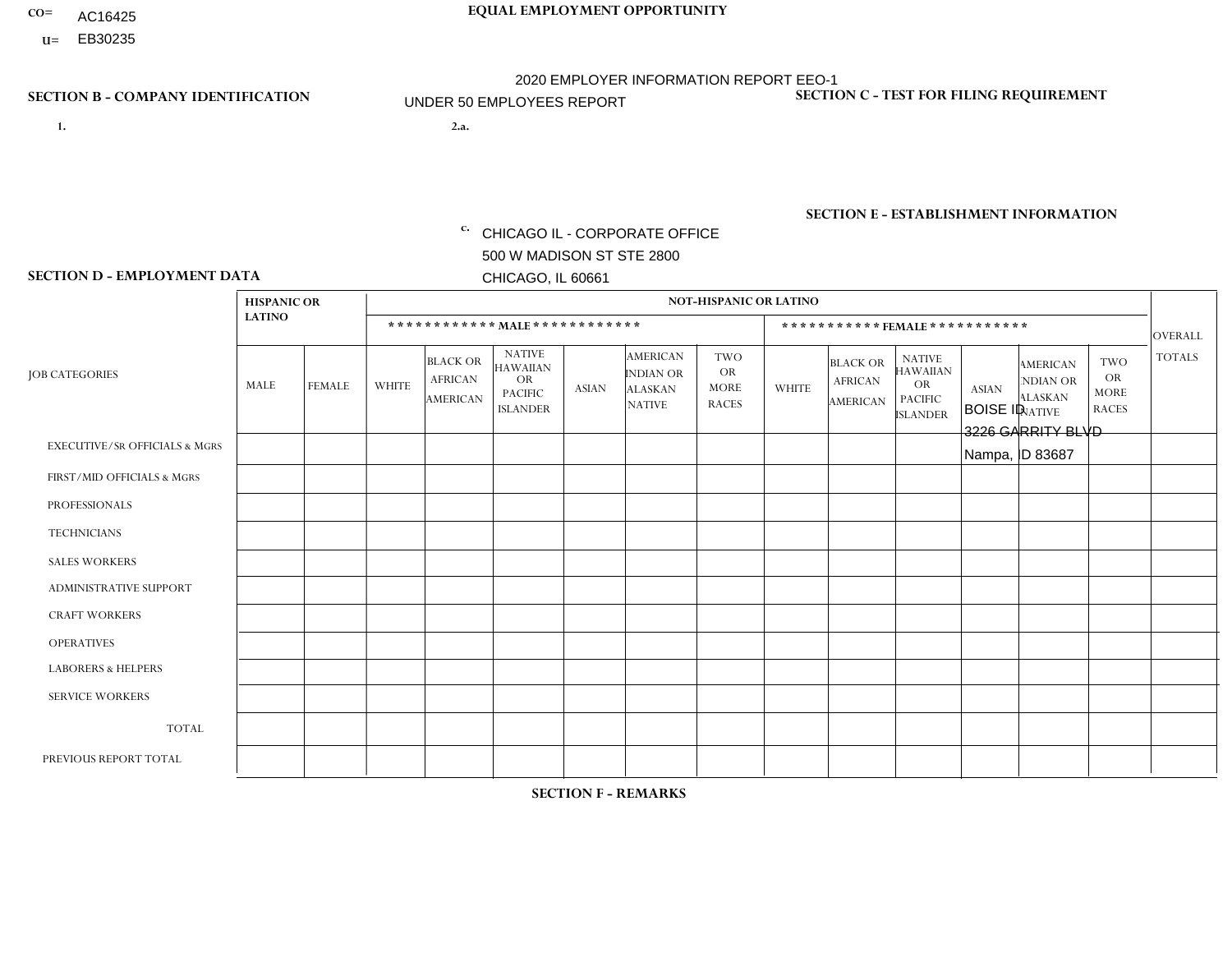CO= AC16425
U= EB30235

**EQUAL EMPLOYMENT OPPORTUNITY**

2020 EMPLOYER INFORMATION REPORT EEO-1
UNDER 50 EMPLOYEES REPORT

**SECTION B - COMPANY IDENTIFICATION**

1.

2.a.

c. CHICAGO IL - CORPORATE OFFICE
500 W MADISON ST STE 2800
CHICAGO, IL 60661

**SECTION C - TEST FOR FILING REQUIREMENT**

**SECTION E - ESTABLISHMENT INFORMATION**

BOISE ID
3226 GARRITY BLVD
Nampa, ID 83687

**SECTION D - EMPLOYMENT DATA**

| JOB CATEGORIES | HISPANIC OR LATINO | | NOT-HISPANIC OR LATINO | | | | | | | | | | | | OVERALL TOTALS |
|---|---|---|---|---|---|---|---|---|---|---|---|---|---|---|---|
| | | | MALE | | | | | | FEMALE | | | | | | |
| | MALE | FEMALE | WHITE | BLACK OR AFRICAN AMERICAN | NATIVE HAWAIIAN OR PACIFIC ISLANDER | ASIAN | AMERICAN INDIAN OR ALASKAN NATIVE | TWO OR MORE RACES | WHITE | BLACK OR AFRICAN AMERICAN | NATIVE HAWAIIAN OR PACIFIC ISLANDER | ASIAN | AMERICAN INDIAN OR ALASKAN NATIVE | TWO OR MORE RACES | |
| EXECUTIVE/SR OFFICIALS & MGRS | | | | | | | | | | | | | | | |
| FIRST/MID OFFICIALS & MGRS | | | | | | | | | | | | | | | |
| PROFESSIONALS | | | | | | | | | | | | | | | |
| TECHNICIANS | | | | | | | | | | | | | | | |
| SALES WORKERS | | | | | | | | | | | | | | | |
| ADMINISTRATIVE SUPPORT | | | | | | | | | | | | | | | |
| CRAFT WORKERS | | | | | | | | | | | | | | | |
| OPERATIVES | | | | | | | | | | | | | | | |
| LABORERS & HELPERS | | | | | | | | | | | | | | | |
| SERVICE WORKERS | | | | | | | | | | | | | | | |
| TOTAL | | | | | | | | | | | | | | | |
| PREVIOUS REPORT TOTAL | | | | | | | | | | | | | | | |

**SECTION F - REMARKS**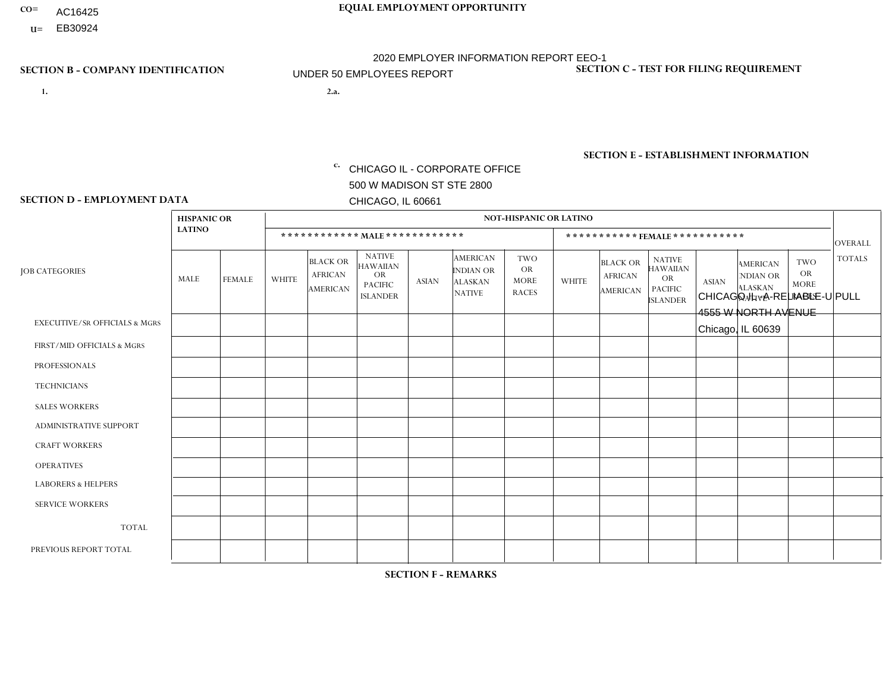CO= AC16425
U= EB30924

**EQUAL EMPLOYMENT OPPORTUNITY**

2020 EMPLOYER INFORMATION REPORT EEO-1
UNDER 50 EMPLOYEES REPORT

**SECTION B - COMPANY IDENTIFICATION**

1.

2.a.

c. CHICAGO IL - CORPORATE OFFICE
500 W MADISON ST STE 2800
CHICAGO, IL 60661

**SECTION C - TEST FOR FILING REQUIREMENT**

**SECTION E - ESTABLISHMENT INFORMATION**

CHICAGO IL - A-RELIABLE-U PULL
4555 W NORTH AVENUE
Chicago, IL 60639

**SECTION D - EMPLOYMENT DATA**

| JOB CATEGORIES | HISPANIC OR LATINO | | NOT-HISPANIC OR LATINO | | | | | | | | | | | | OVERALL TOTALS |
|---|---|---|---|---|---|---|---|---|---|---|---|---|---|---|---|
| | | | MALE | | | | | | FEMALE | | | | | | |
| | MALE | FEMALE | WHITE | BLACK OR AFRICAN AMERICAN | NATIVE HAWAIIAN OR PACIFIC ISLANDER | ASIAN | AMERICAN INDIAN OR ALASKAN NATIVE | TWO OR MORE RACES | WHITE | BLACK OR AFRICAN AMERICAN | NATIVE HAWAIIAN OR PACIFIC ISLANDER | ASIAN | AMERICAN INDIAN OR ALASKAN NATIVE | TWO OR MORE RACES | |
| EXECUTIVE/SR OFFICIALS & MGRS | | | | | | | | | | | | | | | |
| FIRST/MID OFFICIALS & MGRS | | | | | | | | | | | | | | | |
| PROFESSIONALS | | | | | | | | | | | | | | | |
| TECHNICIANS | | | | | | | | | | | | | | | |
| SALES WORKERS | | | | | | | | | | | | | | | |
| ADMINISTRATIVE SUPPORT | | | | | | | | | | | | | | | |
| CRAFT WORKERS | | | | | | | | | | | | | | | |
| OPERATIVES | | | | | | | | | | | | | | | |
| LABORERS & HELPERS | | | | | | | | | | | | | | | |
| SERVICE WORKERS | | | | | | | | | | | | | | | |
| TOTAL | | | | | | | | | | | | | | | |
| PREVIOUS REPORT TOTAL | | | | | | | | | | | | | | | |

**SECTION F - REMARKS**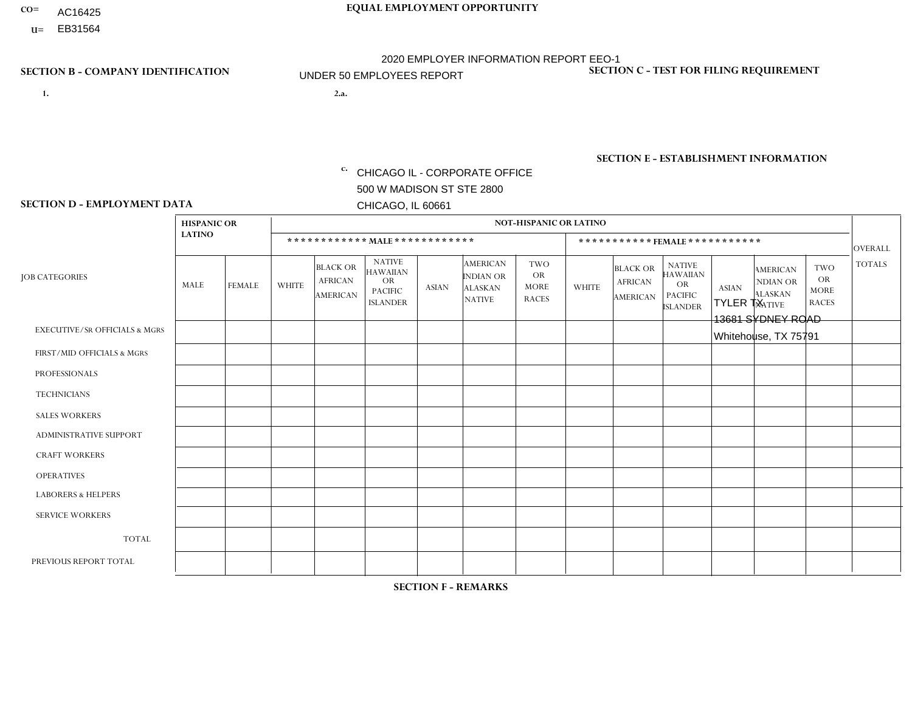CO= AC16425
U= EB31564

**EQUAL EMPLOYMENT OPPORTUNITY**

2020 EMPLOYER INFORMATION REPORT EEO-1
UNDER 50 EMPLOYEES REPORT

**SECTION B - COMPANY IDENTIFICATION**

1.

2.a.

c. CHICAGO IL - CORPORATE OFFICE
500 W MADISON ST STE 2800
CHICAGO, IL 60661

**SECTION C - TEST FOR FILING REQUIREMENT**

**SECTION E - ESTABLISHMENT INFORMATION**

TYLER TX
13681 SYDNEY ROAD
Whitehouse, TX 75791

**SECTION D - EMPLOYMENT DATA**

| JOB CATEGORIES | HISPANIC OR LATINO | | NOT-HISPANIC OR LATINO | | | | | | | | | | | | OVERALL TOTALS |
|---|---|---|---|---|---|---|---|---|---|---|---|---|---|---|---|
| | | | MALE | | | | | | FEMALE | | | | | | |
| | MALE | FEMALE | WHITE | BLACK OR AFRICAN AMERICAN | NATIVE HAWAIIAN OR PACIFIC ISLANDER | ASIAN | AMERICAN INDIAN OR ALASKAN NATIVE | TWO OR MORE RACES | WHITE | BLACK OR AFRICAN AMERICAN | NATIVE HAWAIIAN OR PACIFIC ISLANDER | ASIAN | AMERICAN INDIAN OR ALASKAN NATIVE | TWO OR MORE RACES | |
| EXECUTIVE/SR OFFICIALS & MGRS | | | | | | | | | | | | | | | |
| FIRST/MID OFFICIALS & MGRS | | | | | | | | | | | | | | | |
| PROFESSIONALS | | | | | | | | | | | | | | | |
| TECHNICIANS | | | | | | | | | | | | | | | |
| SALES WORKERS | | | | | | | | | | | | | | | |
| ADMINISTRATIVE SUPPORT | | | | | | | | | | | | | | | |
| CRAFT WORKERS | | | | | | | | | | | | | | | |
| OPERATIVES | | | | | | | | | | | | | | | |
| LABORERS & HELPERS | | | | | | | | | | | | | | | |
| SERVICE WORKERS | | | | | | | | | | | | | | | |
| TOTAL | | | | | | | | | | | | | | | |
| PREVIOUS REPORT TOTAL | | | | | | | | | | | | | | | |

**SECTION F - REMARKS**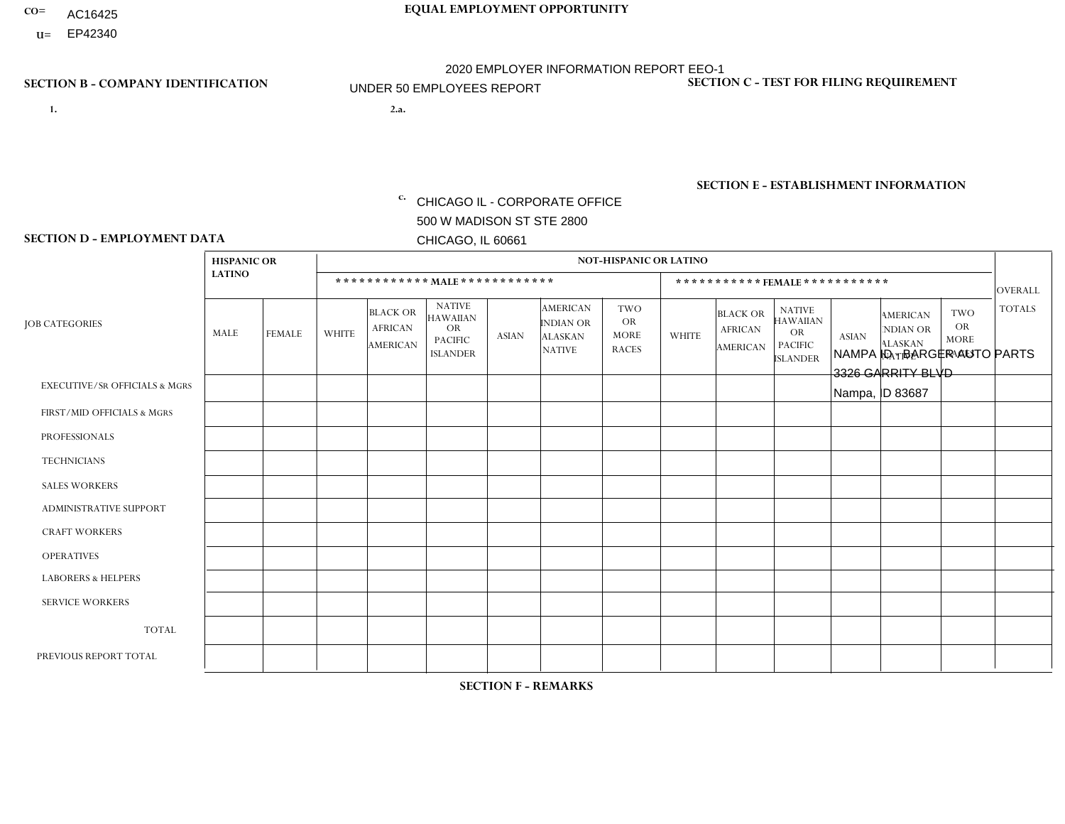CO= AC16425
U= EP42340

**EQUAL EMPLOYMENT OPPORTUNITY**

2020 EMPLOYER INFORMATION REPORT EEO-1
UNDER 50 EMPLOYEES REPORT

## SECTION B - COMPANY IDENTIFICATION

1.

2.a.

c. CHICAGO IL - CORPORATE OFFICE
500 W MADISON ST STE 2800
CHICAGO, IL 60661

## SECTION C - TEST FOR FILING REQUIREMENT

## SECTION E - ESTABLISHMENT INFORMATION

NAMPA ID - BARGER AUTO PARTS
3326 GARRITY BLVD
Nampa, ID 83687

## SECTION D - EMPLOYMENT DATA

| JOB CATEGORIES | HISPANIC OR LATINO | | NOT-HISPANIC OR LATINO | | | | | | | | | | | | OVERALL TOTALS |
|---|---|---|---|---|---|---|---|---|---|---|---|---|---|---|---|
| | | | MALE | | | | | | FEMALE | | | | | | |
| | MALE | FEMALE | WHITE | BLACK OR AFRICAN AMERICAN | NATIVE HAWAIIAN OR PACIFIC ISLANDER | ASIAN | AMERICAN INDIAN OR ALASKAN NATIVE | TWO OR MORE RACES | WHITE | BLACK OR AFRICAN AMERICAN | NATIVE HAWAIIAN OR PACIFIC ISLANDER | ASIAN | AMERICAN INDIAN OR ALASKAN NATIVE | TWO OR MORE RACES | |
| EXECUTIVE/SR OFFICIALS & MGRS | | | | | | | | | | | | | | | |
| FIRST/MID OFFICIALS & MGRS | | | | | | | | | | | | | | | |
| PROFESSIONALS | | | | | | | | | | | | | | | |
| TECHNICIANS | | | | | | | | | | | | | | | |
| SALES WORKERS | | | | | | | | | | | | | | | |
| ADMINISTRATIVE SUPPORT | | | | | | | | | | | | | | | |
| CRAFT WORKERS | | | | | | | | | | | | | | | |
| OPERATIVES | | | | | | | | | | | | | | | |
| LABORERS & HELPERS | | | | | | | | | | | | | | | |
| SERVICE WORKERS | | | | | | | | | | | | | | | |
| TOTAL | | | | | | | | | | | | | | | |
| PREVIOUS REPORT TOTAL | | | | | | | | | | | | | | | |

## SECTION F - REMARKS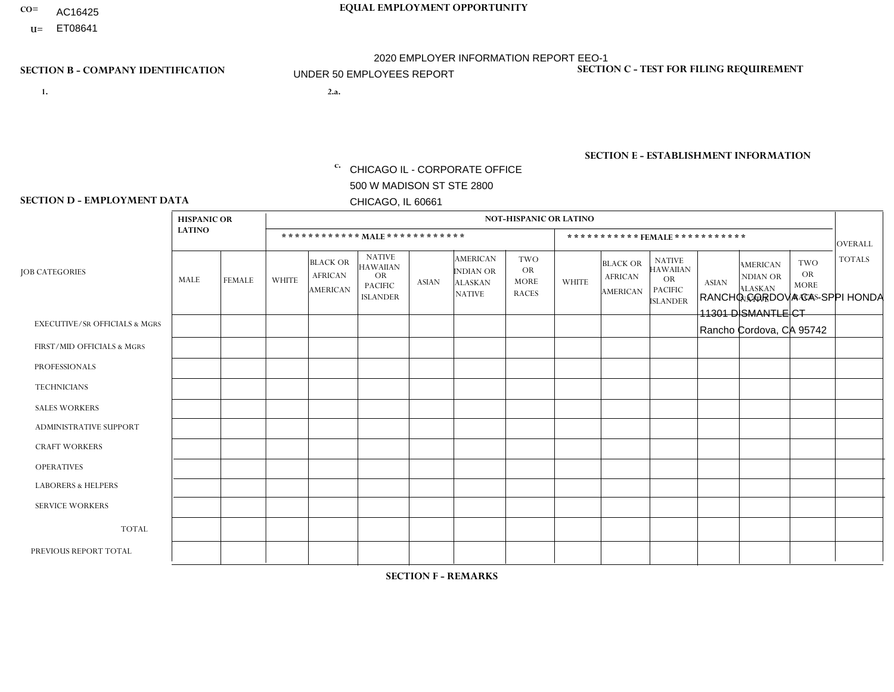CO= AC16425
U= ET08641

**EQUAL EMPLOYMENT OPPORTUNITY**

2020 EMPLOYER INFORMATION REPORT EEO-1
UNDER 50 EMPLOYEES REPORT

**SECTION B - COMPANY IDENTIFICATION**

1.

2.a.

c. CHICAGO IL - CORPORATE OFFICE
500 W MADISON ST STE 2800
CHICAGO, IL 60661

**SECTION C - TEST FOR FILING REQUIREMENT**

**SECTION E - ESTABLISHMENT INFORMATION**

RANCHO CORDOVA CA - SPPI HONDA
11301 DISMANTLE CT
Rancho Cordova, CA 95742

**SECTION D - EMPLOYMENT DATA**

| JOB CATEGORIES | HISPANIC OR LATINO | | NOT-HISPANIC OR LATINO | | | | | | | | | | | | OVERALL TOTALS |
|---|---|---|---|---|---|---|---|---|---|---|---|---|---|---|---|
| | | | MALE | | | | | | FEMALE | | | | | | |
| | MALE | FEMALE | WHITE | BLACK OR AFRICAN AMERICAN | NATIVE HAWAIIAN OR PACIFIC ISLANDER | ASIAN | AMERICAN INDIAN OR ALASKAN NATIVE | TWO OR MORE RACES | WHITE | BLACK OR AFRICAN AMERICAN | NATIVE HAWAIIAN OR PACIFIC ISLANDER | ASIAN | AMERICAN INDIAN OR ALASKAN NATIVE | TWO OR MORE RACES | |
| EXECUTIVE/SR OFFICIALS & MGRS | | | | | | | | | | | | | | | |
| FIRST/MID OFFICIALS & MGRS | | | | | | | | | | | | | | | |
| PROFESSIONALS | | | | | | | | | | | | | | | |
| TECHNICIANS | | | | | | | | | | | | | | | |
| SALES WORKERS | | | | | | | | | | | | | | | |
| ADMINISTRATIVE SUPPORT | | | | | | | | | | | | | | | |
| CRAFT WORKERS | | | | | | | | | | | | | | | |
| OPERATIVES | | | | | | | | | | | | | | | |
| LABORERS & HELPERS | | | | | | | | | | | | | | | |
| SERVICE WORKERS | | | | | | | | | | | | | | | |
| TOTAL | | | | | | | | | | | | | | | |
| PREVIOUS REPORT TOTAL | | | | | | | | | | | | | | | |

**SECTION F - REMARKS**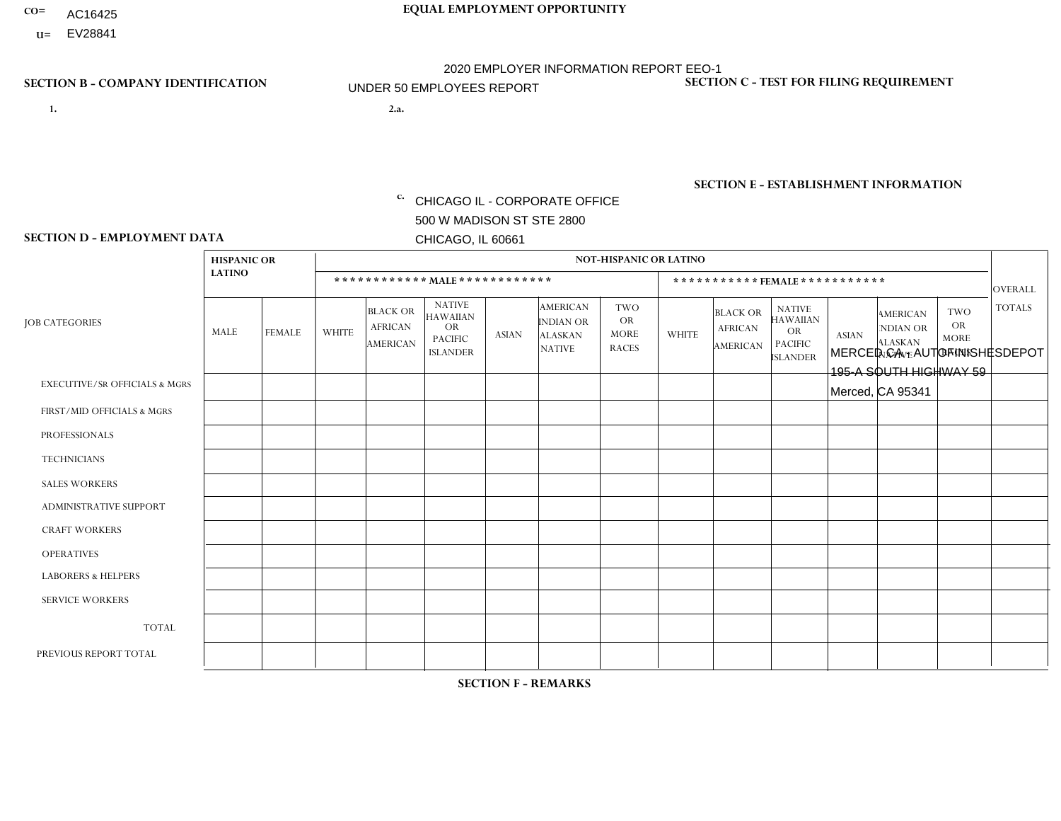CO= AC16425
U= EV28841

**EQUAL EMPLOYMENT OPPORTUNITY**

2020 EMPLOYER INFORMATION REPORT EEO-1
UNDER 50 EMPLOYEES REPORT

**SECTION B - COMPANY IDENTIFICATION**

1.

2.a.

c. CHICAGO IL - CORPORATE OFFICE
500 W MADISON ST STE 2800
CHICAGO, IL 60661

**SECTION C - TEST FOR FILING REQUIREMENT**

**SECTION E - ESTABLISHMENT INFORMATION**

MERCED CA - AUTOFINISHESDEPOT
195-A SOUTH HIGHWAY 59
Merced, CA 95341

**SECTION D - EMPLOYMENT DATA**

| JOB CATEGORIES | HISPANIC OR LATINO | | NOT-HISPANIC OR LATINO | | | | | | | | | | | | OVERALL TOTALS |
|---|---|---|---|---|---|---|---|---|---|---|---|---|---|---|---|
| | | | MALE | | | | | | FEMALE | | | | | | |
| | MALE | FEMALE | WHITE | BLACK OR AFRICAN AMERICAN | NATIVE HAWAIIAN OR PACIFIC ISLANDER | ASIAN | AMERICAN INDIAN OR ALASKAN NATIVE | TWO OR MORE RACES | WHITE | BLACK OR AFRICAN AMERICAN | NATIVE HAWAIIAN OR PACIFIC ISLANDER | ASIAN | AMERICAN INDIAN OR ALASKAN NATIVE | TWO OR MORE RACES | |
| EXECUTIVE/Sr OFFICIALS & MGRS | | | | | | | | | | | | | | | |
| FIRST/MID OFFICIALS & MGRS | | | | | | | | | | | | | | | |
| PROFESSIONALS | | | | | | | | | | | | | | | |
| TECHNICIANS | | | | | | | | | | | | | | | |
| SALES WORKERS | | | | | | | | | | | | | | | |
| ADMINISTRATIVE SUPPORT | | | | | | | | | | | | | | | |
| CRAFT WORKERS | | | | | | | | | | | | | | | |
| OPERATIVES | | | | | | | | | | | | | | | |
| LABORERS & HELPERS | | | | | | | | | | | | | | | |
| SERVICE WORKERS | | | | | | | | | | | | | | | |
| TOTAL | | | | | | | | | | | | | | | |
| PREVIOUS REPORT TOTAL | | | | | | | | | | | | | | | |

**SECTION F - REMARKS**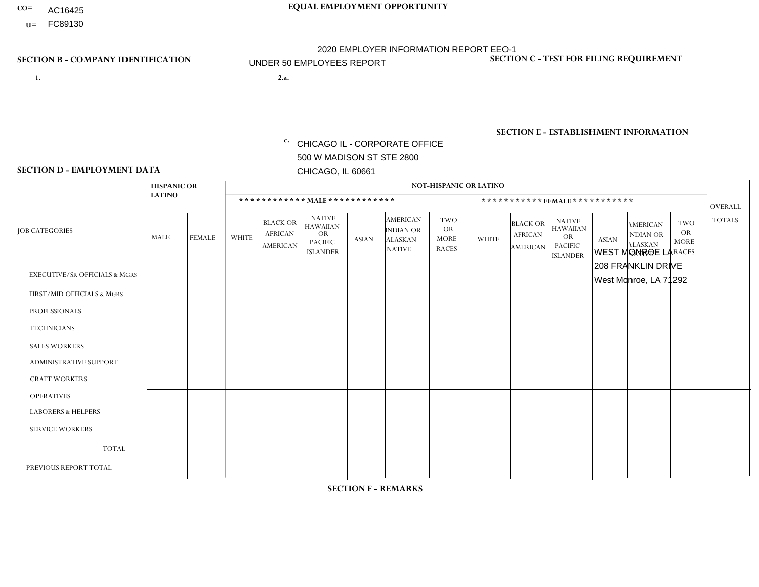CO= AC16425
U= FC89130

**EQUAL EMPLOYMENT OPPORTUNITY**

2020 EMPLOYER INFORMATION REPORT EEO-1
UNDER 50 EMPLOYEES REPORT

**SECTION B - COMPANY IDENTIFICATION**

1.

2.a.

c. CHICAGO IL - CORPORATE OFFICE
500 W MADISON ST STE 2800
CHICAGO, IL 60661

**SECTION C - TEST FOR FILING REQUIREMENT**

**SECTION E - ESTABLISHMENT INFORMATION**

WEST MONROE LA
208 FRANKLIN DRIVE
West Monroe, LA 71292

**SECTION D - EMPLOYMENT DATA**

| JOB CATEGORIES | HISPANIC OR LATINO | | NOT-HISPANIC OR LATINO | | | | | | | | | | | | OVERALL TOTALS |
|---|---|---|---|---|---|---|---|---|---|---|---|---|---|---|---|
| | | | MALE | | | | | | FEMALE | | | | | | |
| | MALE | FEMALE | WHITE | BLACK OR AFRICAN AMERICAN | NATIVE HAWAIIAN OR PACIFIC ISLANDER | ASIAN | AMERICAN INDIAN OR ALASKAN NATIVE | TWO OR MORE RACES | WHITE | BLACK OR AFRICAN AMERICAN | NATIVE HAWAIIAN OR PACIFIC ISLANDER | ASIAN | AMERICAN INDIAN OR ALASKAN NATIVE | TWO OR MORE RACES | |
| EXECUTIVE/Sr OFFICIALS & MGRS | | | | | | | | | | | | | | | |
| FIRST/MID OFFICIALS & MGRS | | | | | | | | | | | | | | | |
| PROFESSIONALS | | | | | | | | | | | | | | | |
| TECHNICIANS | | | | | | | | | | | | | | | |
| SALES WORKERS | | | | | | | | | | | | | | | |
| ADMINISTRATIVE SUPPORT | | | | | | | | | | | | | | | |
| CRAFT WORKERS | | | | | | | | | | | | | | | |
| OPERATIVES | | | | | | | | | | | | | | | |
| LABORERS & HELPERS | | | | | | | | | | | | | | | |
| SERVICE WORKERS | | | | | | | | | | | | | | | |
| TOTAL | | | | | | | | | | | | | | | |
| PREVIOUS REPORT TOTAL | | | | | | | | | | | | | | | |

**SECTION F - REMARKS**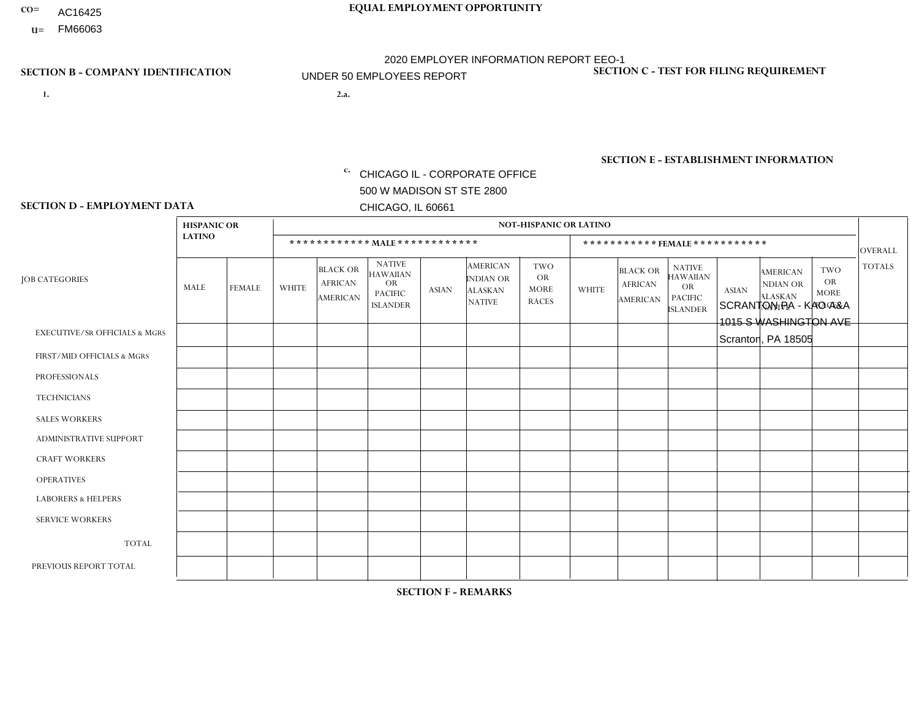CO= AC16425
U= FM66063

**EQUAL EMPLOYMENT OPPORTUNITY**

2020 EMPLOYER INFORMATION REPORT EEO-1
UNDER 50 EMPLOYEES REPORT

**SECTION B - COMPANY IDENTIFICATION**

1.

2.a.

c. CHICAGO IL - CORPORATE OFFICE
500 W MADISON ST STE 2800
CHICAGO, IL 60661

**SECTION C - TEST FOR FILING REQUIREMENT**

**SECTION E - ESTABLISHMENT INFORMATION**

SCRANTON PA - KAO A&A
1015 S WASHINGTON AVE
Scranton, PA 18505

**SECTION D - EMPLOYMENT DATA**

| JOB CATEGORIES | HISPANIC OR LATINO | | NOT-HISPANIC OR LATINO | | | | | | | | | | | | OVERALL TOTALS |
|---|---|---|---|---|---|---|---|---|---|---|---|---|---|---|---|
| | | | ************ MALE ************ | | | | | | *********** FEMALE *********** | | | | | | |
| | MALE | FEMALE | WHITE | BLACK OR AFRICAN AMERICAN | NATIVE HAWAIIAN OR PACIFIC ISLANDER | ASIAN | AMERICAN INDIAN OR ALASKAN NATIVE | TWO OR MORE RACES | WHITE | BLACK OR AFRICAN AMERICAN | NATIVE HAWAIIAN OR PACIFIC ISLANDER | ASIAN | AMERICAN INDIAN OR ALASKAN NATIVE | TWO OR MORE RACES | |
| EXECUTIVE/Sr OFFICIALS & MGRS | | | | | | | | | | | | | | | |
| FIRST/MID OFFICIALS & MGRS | | | | | | | | | | | | | | | |
| PROFESSIONALS | | | | | | | | | | | | | | | |
| TECHNICIANS | | | | | | | | | | | | | | | |
| SALES WORKERS | | | | | | | | | | | | | | | |
| ADMINISTRATIVE SUPPORT | | | | | | | | | | | | | | | |
| CRAFT WORKERS | | | | | | | | | | | | | | | |
| OPERATIVES | | | | | | | | | | | | | | | |
| LABORERS & HELPERS | | | | | | | | | | | | | | | |
| SERVICE WORKERS | | | | | | | | | | | | | | | |
| TOTAL | | | | | | | | | | | | | | | |
| PREVIOUS REPORT TOTAL | | | | | | | | | | | | | | | |

**SECTION F - REMARKS**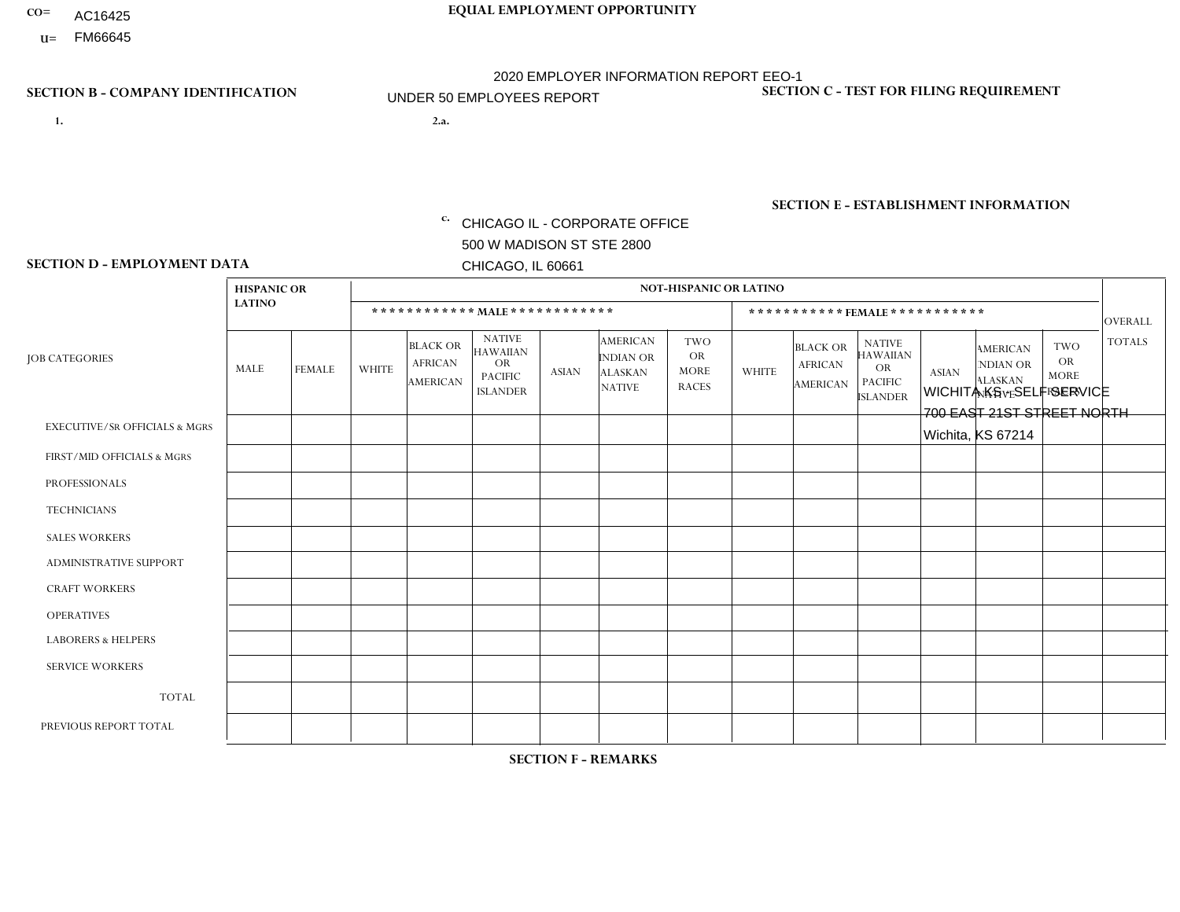CO= AC16425
U= FM66645

**EQUAL EMPLOYMENT OPPORTUNITY**

2020 EMPLOYER INFORMATION REPORT EEO-1
UNDER 50 EMPLOYEES REPORT

**SECTION B - COMPANY IDENTIFICATION**

1.

2.a.

c. CHICAGO IL - CORPORATE OFFICE
500 W MADISON ST STE 2800
CHICAGO, IL 60661

**SECTION C - TEST FOR FILING REQUIREMENT**

**SECTION E - ESTABLISHMENT INFORMATION**

WICHITA KS - SELF SERVICE
700 EAST 21ST STREET NORTH
Wichita, KS 67214

**SECTION D - EMPLOYMENT DATA**

| JOB CATEGORIES | HISPANIC OR LATINO | | NOT-HISPANIC OR LATINO | | | | | | | | | | | | OVERALL TOTALS |
|---|---|---|---|---|---|---|---|---|---|---|---|---|---|---|---|
| | | | MALE | | | | | | FEMALE | | | | | | |
| | MALE | FEMALE | WHITE | BLACK OR AFRICAN AMERICAN | NATIVE HAWAIIAN OR PACIFIC ISLANDER | ASIAN | AMERICAN INDIAN OR ALASKAN NATIVE | TWO OR MORE RACES | WHITE | BLACK OR AFRICAN AMERICAN | NATIVE HAWAIIAN OR PACIFIC ISLANDER | ASIAN | AMERICAN INDIAN OR ALASKAN NATIVE | TWO OR MORE RACES | |
| EXECUTIVE/SR OFFICIALS & MGRS | | | | | | | | | | | | | | | |
| FIRST/MID OFFICIALS & MGRS | | | | | | | | | | | | | | | |
| PROFESSIONALS | | | | | | | | | | | | | | | |
| TECHNICIANS | | | | | | | | | | | | | | | |
| SALES WORKERS | | | | | | | | | | | | | | | |
| ADMINISTRATIVE SUPPORT | | | | | | | | | | | | | | | |
| CRAFT WORKERS | | | | | | | | | | | | | | | |
| OPERATIVES | | | | | | | | | | | | | | | |
| LABORERS & HELPERS | | | | | | | | | | | | | | | |
| SERVICE WORKERS | | | | | | | | | | | | | | | |
| TOTAL | | | | | | | | | | | | | | | |
| PREVIOUS REPORT TOTAL | | | | | | | | | | | | | | | |

**SECTION F - REMARKS**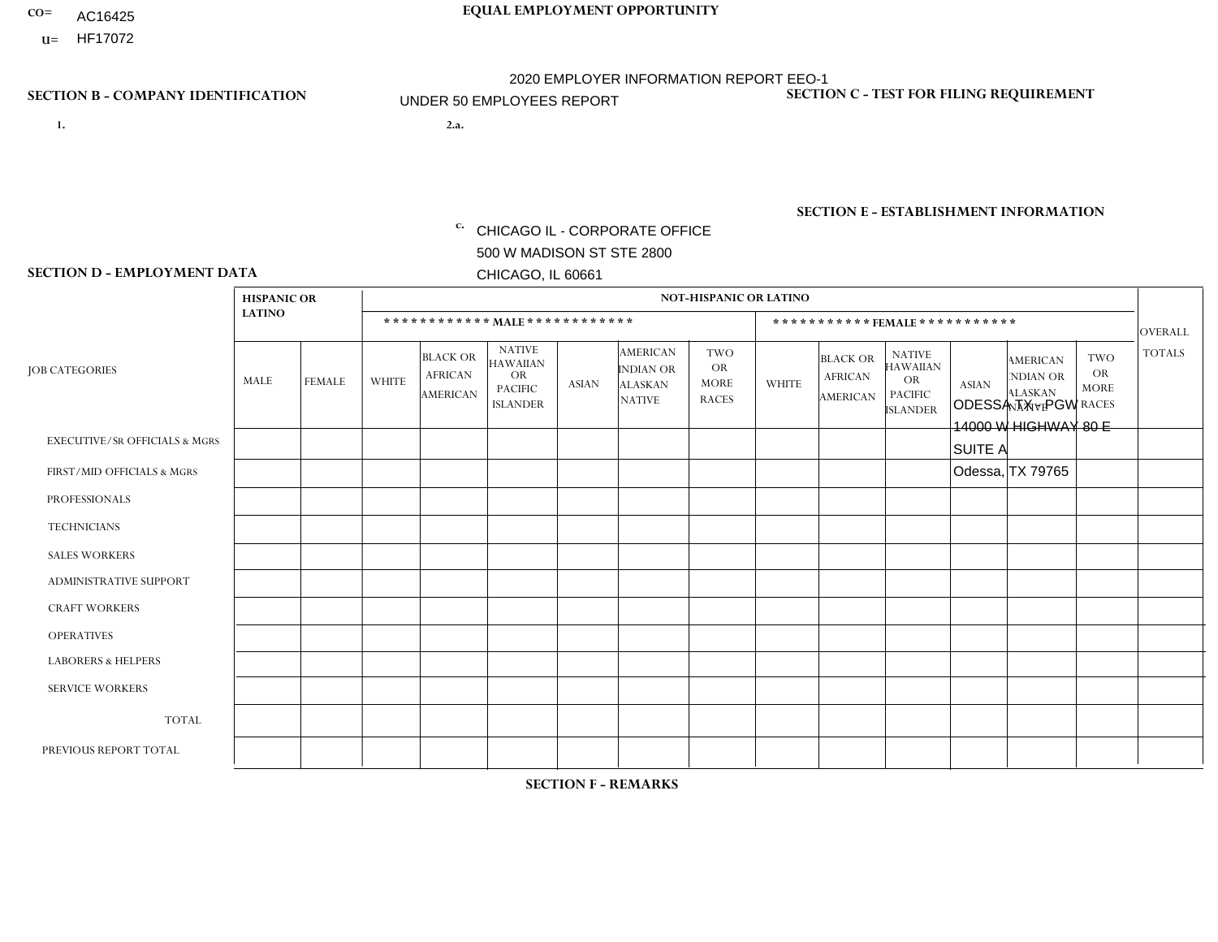CO= AC16425
U= HF17072

**EQUAL EMPLOYMENT OPPORTUNITY**

2020 EMPLOYER INFORMATION REPORT EEO-1

UNDER 50 EMPLOYEES REPORT

**SECTION B - COMPANY IDENTIFICATION**

1.

2.a.

c. CHICAGO IL - CORPORATE OFFICE
500 W MADISON ST STE 2800
CHICAGO, IL 60661

**SECTION C - TEST FOR FILING REQUIREMENT**

**SECTION E - ESTABLISHMENT INFORMATION**

ODESSA TX - PGW
14000 W HIGHWAY 80 E
SUITE A
Odessa, TX 79765

**SECTION D - EMPLOYMENT DATA**

| JOB CATEGORIES | HISPANIC OR LATINO | | NOT-HISPANIC OR LATINO | | | | | | | | | | | | OVERALL TOTALS |
|---|---|---|---|---|---|---|---|---|---|---|---|---|---|---|---|
| | | | *********** MALE *********** | | | | | | *********** FEMALE *********** | | | | | | |
| | MALE | FEMALE | WHITE | BLACK OR AFRICAN AMERICAN | NATIVE HAWAIIAN OR PACIFIC ISLANDER | ASIAN | AMERICAN INDIAN OR ALASKAN NATIVE | TWO OR MORE RACES | WHITE | BLACK OR AFRICAN AMERICAN | NATIVE HAWAIIAN OR PACIFIC ISLANDER | ASIAN | AMERICAN INDIAN OR ALASKAN NATIVE | TWO OR MORE RACES | |
| EXECUTIVE/SR OFFICIALS & MGRS | | | | | | | | | | | | | | | |
| FIRST/MID OFFICIALS & MGRS | | | | | | | | | | | | | | | |
| PROFESSIONALS | | | | | | | | | | | | | | | |
| TECHNICIANS | | | | | | | | | | | | | | | |
| SALES WORKERS | | | | | | | | | | | | | | | |
| ADMINISTRATIVE SUPPORT | | | | | | | | | | | | | | | |
| CRAFT WORKERS | | | | | | | | | | | | | | | |
| OPERATIVES | | | | | | | | | | | | | | | |
| LABORERS & HELPERS | | | | | | | | | | | | | | | |
| SERVICE WORKERS | | | | | | | | | | | | | | | |
| TOTAL | | | | | | | | | | | | | | | |
| PREVIOUS REPORT TOTAL | | | | | | | | | | | | | | | |

**SECTION F - REMARKS**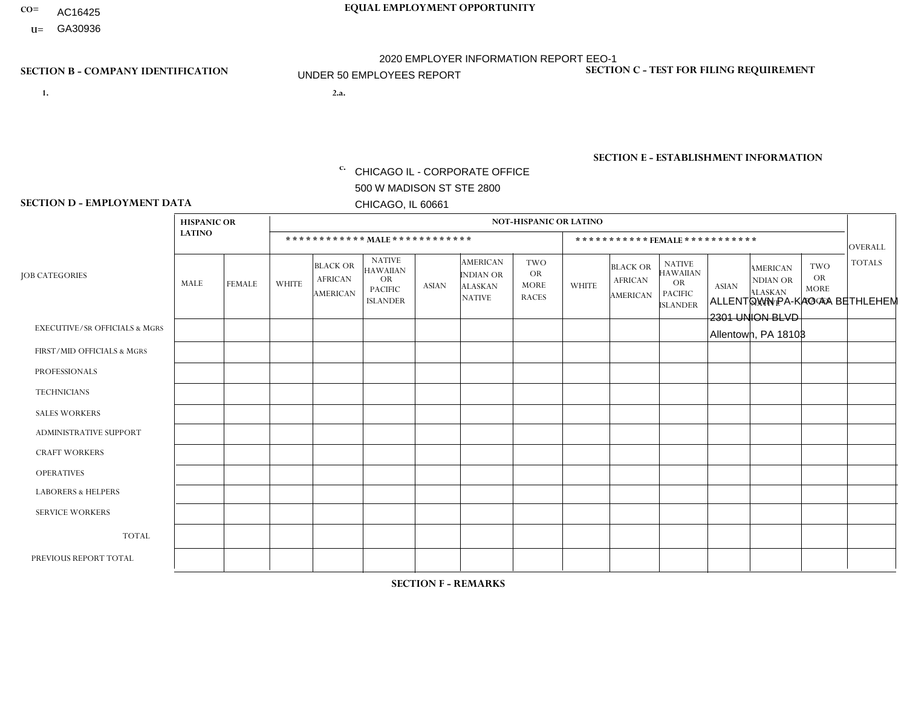CO= AC16425
U= GA30936

**EQUAL EMPLOYMENT OPPORTUNITY**

2020 EMPLOYER INFORMATION REPORT EEO-1
UNDER 50 EMPLOYEES REPORT

**SECTION B - COMPANY IDENTIFICATION**

1.

2.a.

c. CHICAGO IL - CORPORATE OFFICE
500 W MADISON ST STE 2800
CHICAGO, IL 60661

**SECTION C - TEST FOR FILING REQUIREMENT**

**SECTION E - ESTABLISHMENT INFORMATION**

ALLENTOWN PA-KAO AA BETHLEHEM
2301 UNION BLVD
Allentown, PA 18103

**SECTION D - EMPLOYMENT DATA**

| JOB CATEGORIES | HISPANIC OR LATINO | | NOT-HISPANIC OR LATINO | | | | | | | | | | | | OVERALL TOTALS |
|---|---|---|---|---|---|---|---|---|---|---|---|---|---|---|---|
| | | | MALE | | | | | | FEMALE | | | | | | |
| | MALE | FEMALE | WHITE | BLACK OR AFRICAN AMERICAN | NATIVE HAWAIIAN OR PACIFIC ISLANDER | ASIAN | AMERICAN INDIAN OR ALASKAN NATIVE | TWO OR MORE RACES | WHITE | BLACK OR AFRICAN AMERICAN | NATIVE HAWAIIAN OR PACIFIC ISLANDER | ASIAN | AMERICAN INDIAN OR ALASKAN NATIVE | TWO OR MORE RACES | |
| EXECUTIVE/SR OFFICIALS & MGRS | | | | | | | | | | | | | | | |
| FIRST/MID OFFICIALS & MGRS | | | | | | | | | | | | | | | |
| PROFESSIONALS | | | | | | | | | | | | | | | |
| TECHNICIANS | | | | | | | | | | | | | | | |
| SALES WORKERS | | | | | | | | | | | | | | | |
| ADMINISTRATIVE SUPPORT | | | | | | | | | | | | | | | |
| CRAFT WORKERS | | | | | | | | | | | | | | | |
| OPERATIVES | | | | | | | | | | | | | | | |
| LABORERS & HELPERS | | | | | | | | | | | | | | | |
| SERVICE WORKERS | | | | | | | | | | | | | | | |
| TOTAL | | | | | | | | | | | | | | | |
| PREVIOUS REPORT TOTAL | | | | | | | | | | | | | | | |

**SECTION F - REMARKS**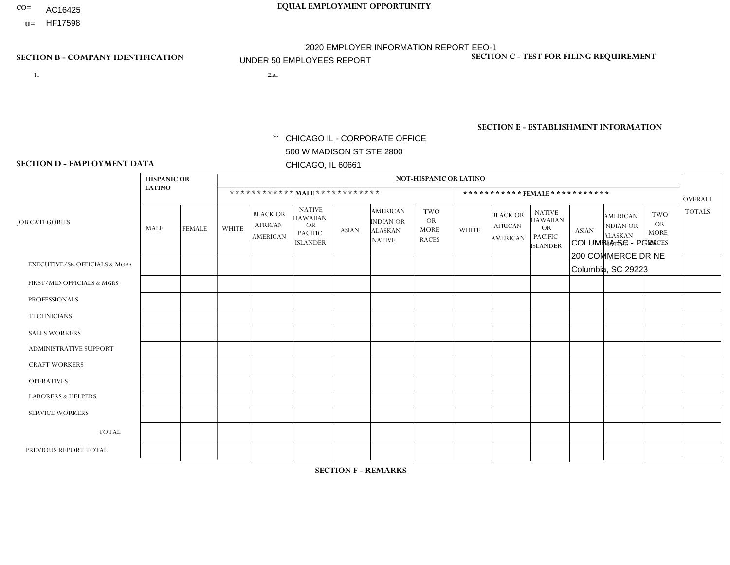CO= AC16425

U= HF17598

**EQUAL EMPLOYMENT OPPORTUNITY**

2020 EMPLOYER INFORMATION REPORT EEO-1

UNDER 50 EMPLOYEES REPORT

## SECTION B - COMPANY IDENTIFICATION

1.

2.a.

c. CHICAGO IL - CORPORATE OFFICE
500 W MADISON ST STE 2800
CHICAGO, IL 60661

## SECTION C - TEST FOR FILING REQUIREMENT

## SECTION E - ESTABLISHMENT INFORMATION

COLUMBIA SC - PGW
200 COMMERCE DR NE
Columbia, SC 29223

## SECTION D - EMPLOYMENT DATA

| JOB CATEGORIES | HISPANIC OR LATINO | | NOT-HISPANIC OR LATINO | | | | | | | | | | | | OVERALL TOTALS |
|---|---|---|---|---|---|---|---|---|---|---|---|---|---|---|---|
| | | | MALE | | | | | | FEMALE | | | | | | |
| | MALE | FEMALE | WHITE | BLACK OR AFRICAN AMERICAN | NATIVE HAWAIIAN OR PACIFIC ISLANDER | ASIAN | AMERICAN INDIAN OR ALASKAN NATIVE | TWO OR MORE RACES | WHITE | BLACK OR AFRICAN AMERICAN | NATIVE HAWAIIAN OR PACIFIC ISLANDER | ASIAN | AMERICAN INDIAN OR ALASKAN NATIVE | TWO OR MORE RACES | |
| EXECUTIVE/Sr OFFICIALS & MGRS | | | | | | | | | | | | | | | |
| FIRST/MID OFFICIALS & MGRS | | | | | | | | | | | | | | | |
| PROFESSIONALS | | | | | | | | | | | | | | | |
| TECHNICIANS | | | | | | | | | | | | | | | |
| SALES WORKERS | | | | | | | | | | | | | | | |
| ADMINISTRATIVE SUPPORT | | | | | | | | | | | | | | | |
| CRAFT WORKERS | | | | | | | | | | | | | | | |
| OPERATIVES | | | | | | | | | | | | | | | |
| LABORERS & HELPERS | | | | | | | | | | | | | | | |
| SERVICE WORKERS | | | | | | | | | | | | | | | |
| TOTAL | | | | | | | | | | | | | | | |
| PREVIOUS REPORT TOTAL | | | | | | | | | | | | | | | |

## SECTION F - REMARKS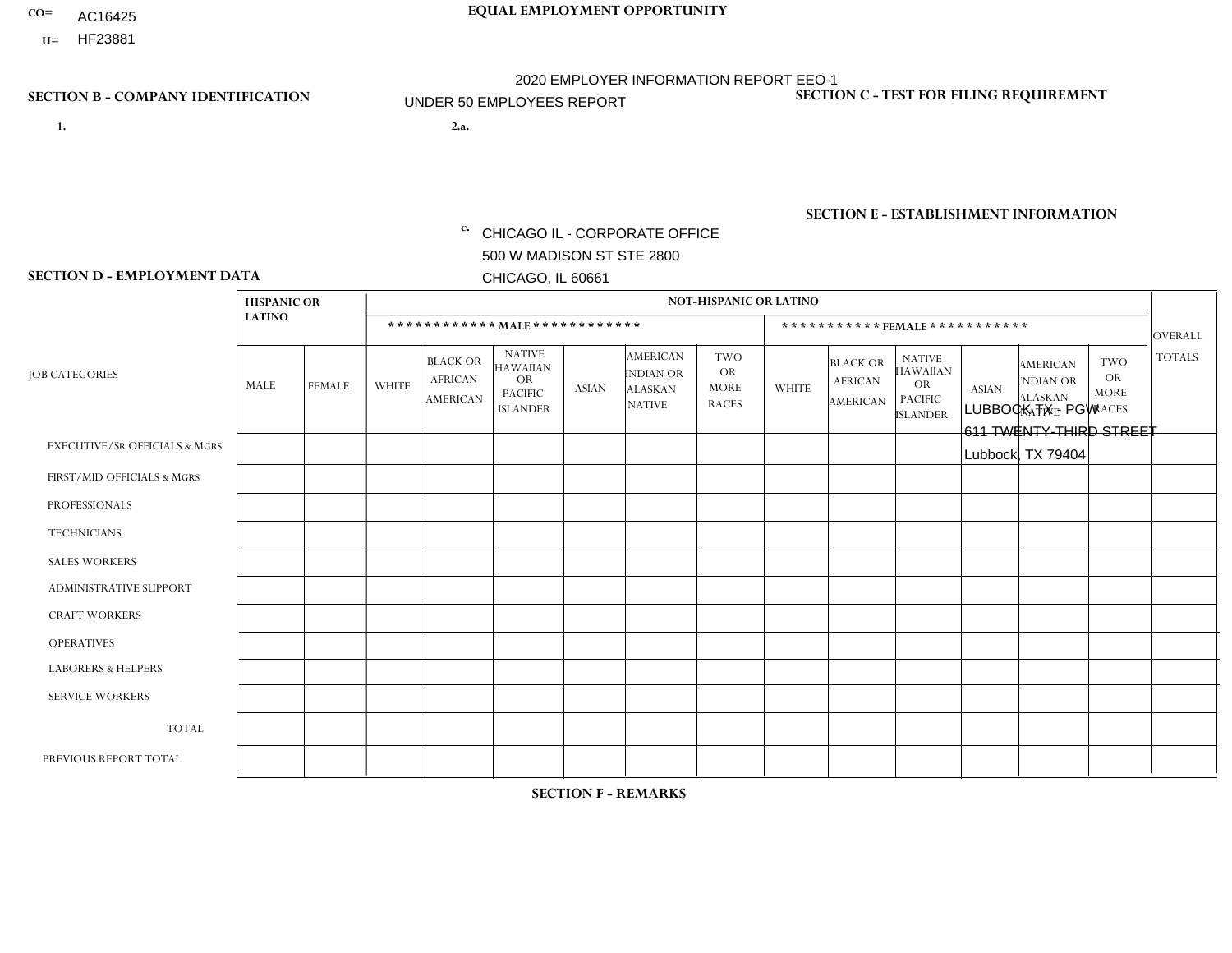CO= AC16425
U= HF23881

**EQUAL EMPLOYMENT OPPORTUNITY**

2020 EMPLOYER INFORMATION REPORT EEO-1

UNDER 50 EMPLOYEES REPORT

**SECTION B - COMPANY IDENTIFICATION**

1.

2.a.

c. CHICAGO IL - CORPORATE OFFICE
500 W MADISON ST STE 2800
CHICAGO, IL 60661

**SECTION C - TEST FOR FILING REQUIREMENT**

**SECTION E - ESTABLISHMENT INFORMATION**

LUBBOCK TX - PGW
611 TWENTY-THIRD STREET
Lubbock, TX 79404

**SECTION D - EMPLOYMENT DATA**

| JOB CATEGORIES | HISPANIC OR LATINO | | NOT-HISPANIC OR LATINO | | | | | | | | | | | | OVERALL TOTALS |
|---|---|---|---|---|---|---|---|---|---|---|---|---|---|---|---|
| | | | MALE | | | | | | FEMALE | | | | | | |
| | MALE | FEMALE | WHITE | BLACK OR AFRICAN AMERICAN | NATIVE HAWAIIAN OR PACIFIC ISLANDER | ASIAN | AMERICAN INDIAN OR ALASKAN NATIVE | TWO OR MORE RACES | WHITE | BLACK OR AFRICAN AMERICAN | NATIVE HAWAIIAN OR PACIFIC ISLANDER | ASIAN | AMERICAN INDIAN OR ALASKAN NATIVE | TWO OR MORE RACES | |
| EXECUTIVE/SR OFFICIALS & MGRS | | | | | | | | | | | | | | | |
| FIRST/MID OFFICIALS & MGRS | | | | | | | | | | | | | | | |
| PROFESSIONALS | | | | | | | | | | | | | | | |
| TECHNICIANS | | | | | | | | | | | | | | | |
| SALES WORKERS | | | | | | | | | | | | | | | |
| ADMINISTRATIVE SUPPORT | | | | | | | | | | | | | | | |
| CRAFT WORKERS | | | | | | | | | | | | | | | |
| OPERATIVES | | | | | | | | | | | | | | | |
| LABORERS & HELPERS | | | | | | | | | | | | | | | |
| SERVICE WORKERS | | | | | | | | | | | | | | | |
| TOTAL | | | | | | | | | | | | | | | |
| PREVIOUS REPORT TOTAL | | | | | | | | | | | | | | | |

**SECTION F - REMARKS**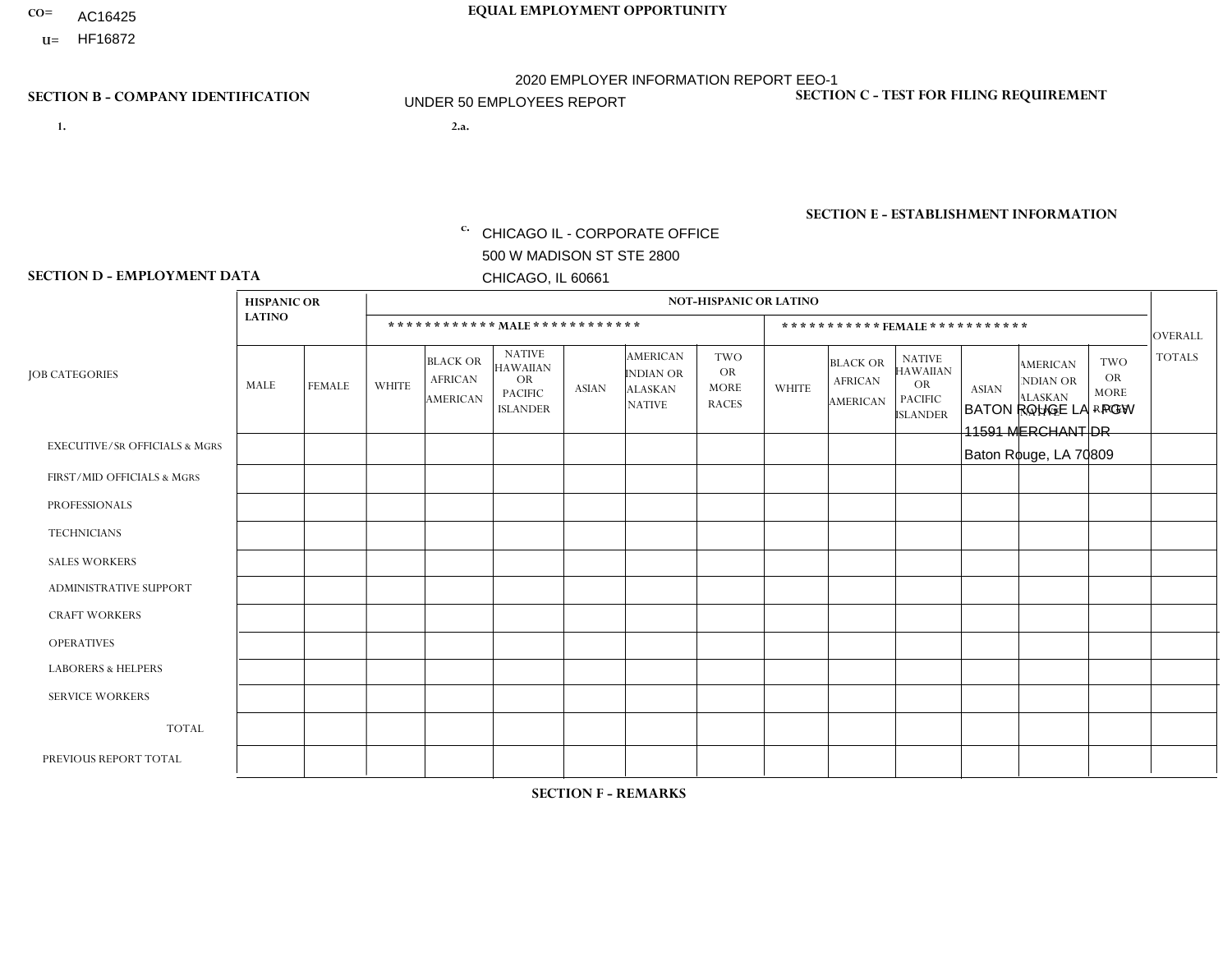CO= AC16425
U= HF16872

**EQUAL EMPLOYMENT OPPORTUNITY**

2020 EMPLOYER INFORMATION REPORT EEO-1

UNDER 50 EMPLOYEES REPORT

**SECTION B - COMPANY IDENTIFICATION**

1.

2.a.

c. CHICAGO IL - CORPORATE OFFICE
500 W MADISON ST STE 2800
CHICAGO, IL 60661

**SECTION C - TEST FOR FILING REQUIREMENT**

**SECTION E - ESTABLISHMENT INFORMATION**

BATON ROUGE LA - PGW
11591 MERCHANT DR
Baton Rouge, LA 70809

**SECTION D - EMPLOYMENT DATA**

| JOB CATEGORIES | HISPANIC OR LATINO | | NOT-HISPANIC OR LATINO | | | | | | | | | | | | OVERALL TOTALS |
|---|---|---|---|---|---|---|---|---|---|---|---|---|---|---|---|
| | | | MALE | | | | | | FEMALE | | | | | | |
| | MALE | FEMALE | WHITE | BLACK OR AFRICAN AMERICAN | NATIVE HAWAIIAN OR PACIFIC ISLANDER | ASIAN | AMERICAN INDIAN OR ALASKAN NATIVE | TWO OR MORE RACES | WHITE | BLACK OR AFRICAN AMERICAN | NATIVE HAWAIIAN OR PACIFIC ISLANDER | ASIAN | AMERICAN INDIAN OR ALASKAN NATIVE | TWO OR MORE RACES | |
| EXECUTIVE/SR OFFICIALS & MGRS | | | | | | | | | | | | | | | |
| FIRST/MID OFFICIALS & MGRS | | | | | | | | | | | | | | | |
| PROFESSIONALS | | | | | | | | | | | | | | | |
| TECHNICIANS | | | | | | | | | | | | | | | |
| SALES WORKERS | | | | | | | | | | | | | | | |
| ADMINISTRATIVE SUPPORT | | | | | | | | | | | | | | | |
| CRAFT WORKERS | | | | | | | | | | | | | | | |
| OPERATIVES | | | | | | | | | | | | | | | |
| LABORERS & HELPERS | | | | | | | | | | | | | | | |
| SERVICE WORKERS | | | | | | | | | | | | | | | |
| TOTAL | | | | | | | | | | | | | | | |
| PREVIOUS REPORT TOTAL | | | | | | | | | | | | | | | |

**SECTION F - REMARKS**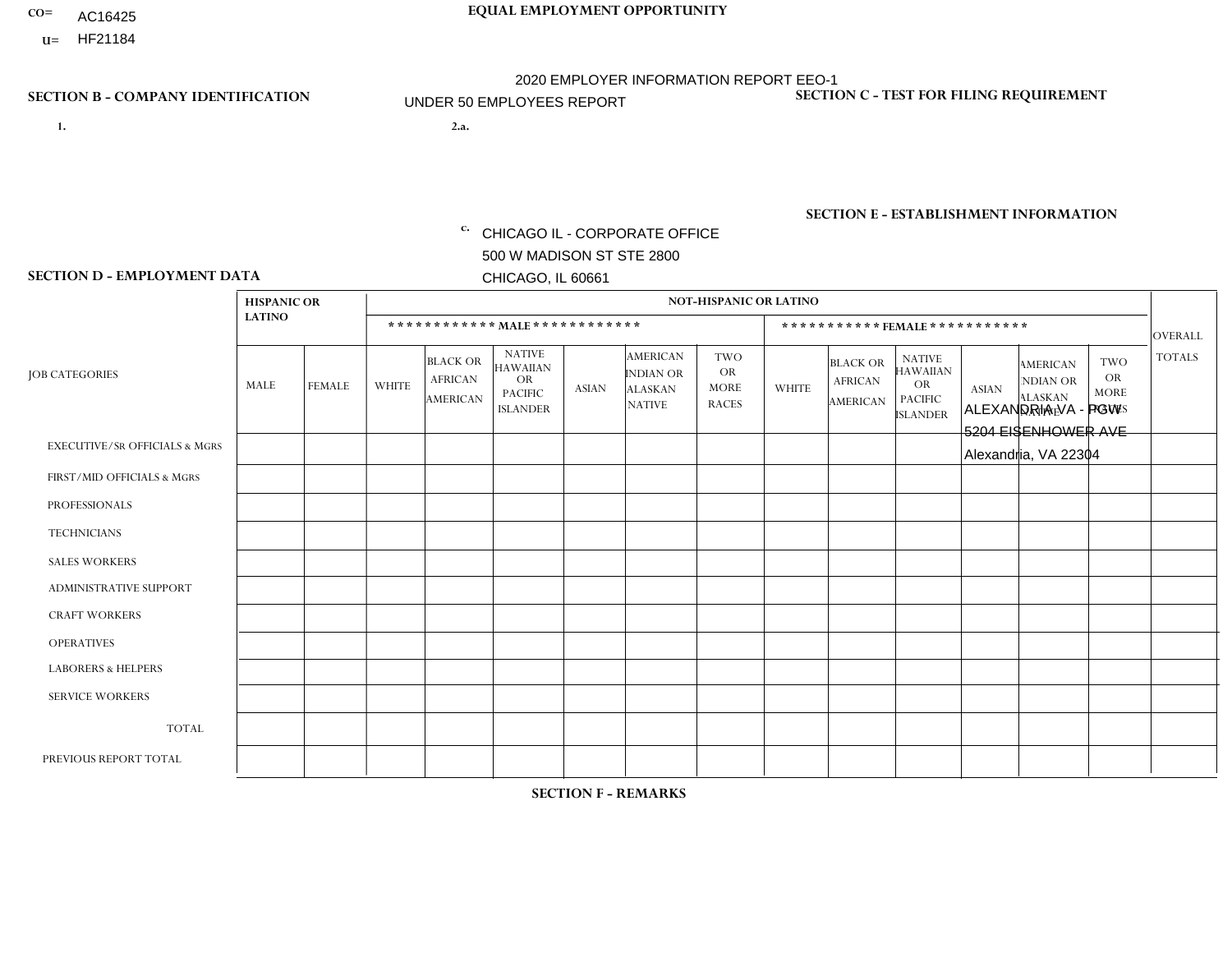CO= AC16425
U= HF21184

EQUAL EMPLOYMENT OPPORTUNITY

2020 EMPLOYER INFORMATION REPORT EEO-1
UNDER 50 EMPLOYEES REPORT

SECTION B - COMPANY IDENTIFICATION

1.

2.a.

c. CHICAGO IL - CORPORATE OFFICE
500 W MADISON ST STE 2800
CHICAGO, IL 60661

SECTION C - TEST FOR FILING REQUIREMENT

SECTION E - ESTABLISHMENT INFORMATION

ALEXANDRIA VA - PGW
5204 EISENHOWER AVE
Alexandria, VA 22304

SECTION D - EMPLOYMENT DATA

| JOB CATEGORIES | HISPANIC OR LATINO | | NOT-HISPANIC OR LATINO | | | | | | | | | | | | OVERALL TOTALS |
|---|---|---|---|---|---|---|---|---|---|---|---|---|---|---|---|
| | | | MALE | | | | | | FEMALE | | | | | | |
| | MALE | FEMALE | WHITE | BLACK OR AFRICAN AMERICAN | NATIVE HAWAIIAN OR PACIFIC ISLANDER | ASIAN | AMERICAN INDIAN OR ALASKAN NATIVE | TWO OR MORE RACES | WHITE | BLACK OR AFRICAN AMERICAN | NATIVE HAWAIIAN OR PACIFIC ISLANDER | ASIAN | AMERICAN INDIAN OR ALASKAN NATIVE | TWO OR MORE RACES | |
| EXECUTIVE/Sr OFFICIALS & MGRS | | | | | | | | | | | | | | | |
| FIRST/MID OFFICIALS & MGRS | | | | | | | | | | | | | | | |
| PROFESSIONALS | | | | | | | | | | | | | | | |
| TECHNICIANS | | | | | | | | | | | | | | | |
| SALES WORKERS | | | | | | | | | | | | | | | |
| ADMINISTRATIVE SUPPORT | | | | | | | | | | | | | | | |
| CRAFT WORKERS | | | | | | | | | | | | | | | |
| OPERATIVES | | | | | | | | | | | | | | | |
| LABORERS & HELPERS | | | | | | | | | | | | | | | |
| SERVICE WORKERS | | | | | | | | | | | | | | | |
| TOTAL | | | | | | | | | | | | | | | |
| PREVIOUS REPORT TOTAL | | | | | | | | | | | | | | | |

SECTION F - REMARKS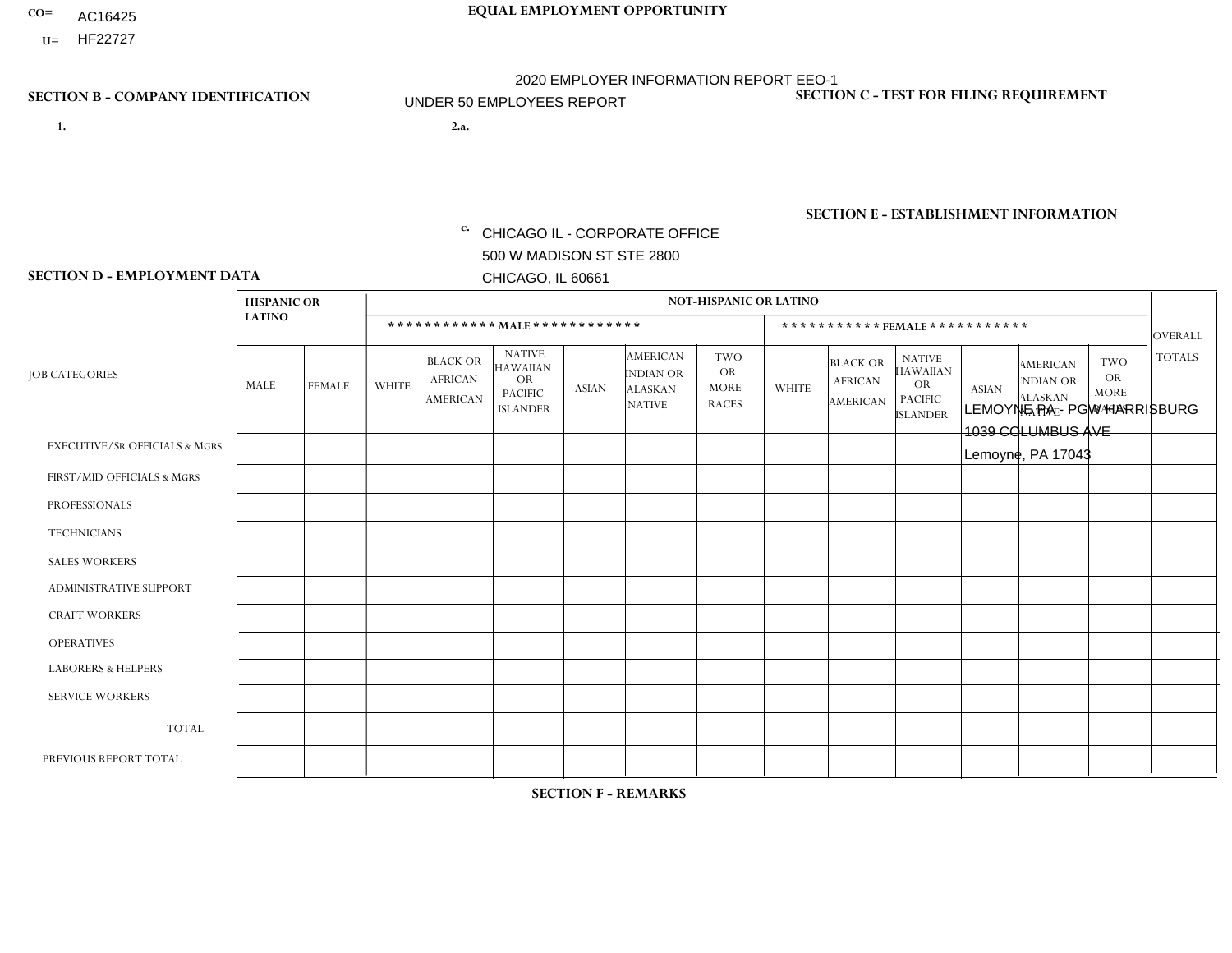CO= AC16425
U= HF22727

**EQUAL EMPLOYMENT OPPORTUNITY**

2020 EMPLOYER INFORMATION REPORT EEO-1

UNDER 50 EMPLOYEES REPORT

**SECTION B - COMPANY IDENTIFICATION**

1.

2.a.

c. CHICAGO IL - CORPORATE OFFICE
500 W MADISON ST STE 2800
CHICAGO, IL 60661

**SECTION C - TEST FOR FILING REQUIREMENT**

**SECTION E - ESTABLISHMENT INFORMATION**

LEMOYNE PA - PGW HARRISBURG
1039 COLUMBUS AVE
Lemoyne, PA 17043

**SECTION D - EMPLOYMENT DATA**

| JOB CATEGORIES | HISPANIC OR LATINO | | NOT-HISPANIC OR LATINO | | | | | | | | | | | | OVERALL TOTALS |
|---|---|---|---|---|---|---|---|---|---|---|---|---|---|---|---|
| | | | MALE | | | | | | FEMALE | | | | | | |
| | MALE | FEMALE | WHITE | BLACK OR AFRICAN AMERICAN | NATIVE HAWAIIAN OR PACIFIC ISLANDER | ASIAN | AMERICAN INDIAN OR ALASKAN NATIVE | TWO OR MORE RACES | WHITE | BLACK OR AFRICAN AMERICAN | NATIVE HAWAIIAN OR PACIFIC ISLANDER | ASIAN | AMERICAN INDIAN OR ALASKAN NATIVE | TWO OR MORE RACES | |
| EXECUTIVE/SR OFFICIALS & MGRS | | | | | | | | | | | | | | | |
| FIRST/MID OFFICIALS & MGRS | | | | | | | | | | | | | | | |
| PROFESSIONALS | | | | | | | | | | | | | | | |
| TECHNICIANS | | | | | | | | | | | | | | | |
| SALES WORKERS | | | | | | | | | | | | | | | |
| ADMINISTRATIVE SUPPORT | | | | | | | | | | | | | | | |
| CRAFT WORKERS | | | | | | | | | | | | | | | |
| OPERATIVES | | | | | | | | | | | | | | | |
| LABORERS & HELPERS | | | | | | | | | | | | | | | |
| SERVICE WORKERS | | | | | | | | | | | | | | | |
| TOTAL | | | | | | | | | | | | | | | |
| PREVIOUS REPORT TOTAL | | | | | | | | | | | | | | | |

**SECTION F - REMARKS**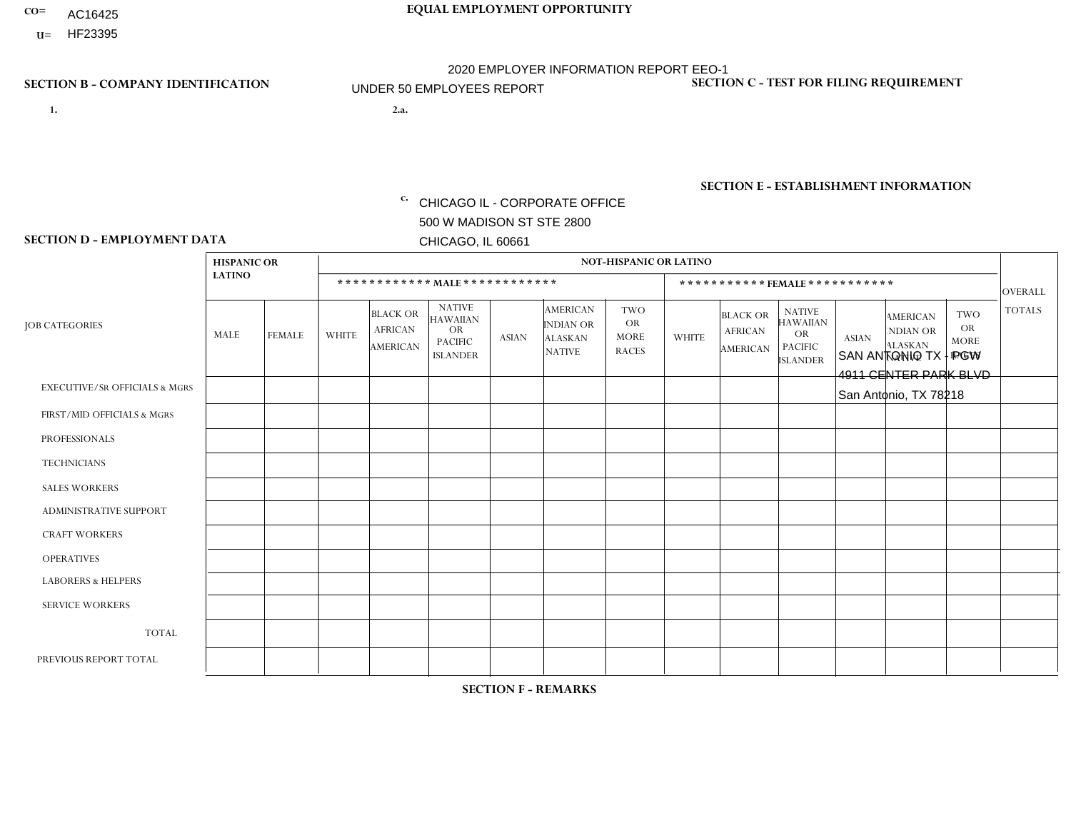CO= AC16425
U= HF23395

**EQUAL EMPLOYMENT OPPORTUNITY**

2020 EMPLOYER INFORMATION REPORT EEO-1
UNDER 50 EMPLOYEES REPORT

**SECTION B - COMPANY IDENTIFICATION**

1.

2.a.

c. CHICAGO IL - CORPORATE OFFICE
500 W MADISON ST STE 2800
CHICAGO, IL 60661

**SECTION C - TEST FOR FILING REQUIREMENT**

**SECTION E - ESTABLISHMENT INFORMATION**

SAN ANTONIO TX - PGW
4911 CENTER PARK BLVD
San Antonio, TX 78218

**SECTION D - EMPLOYMENT DATA**

| JOB CATEGORIES | HISPANIC OR LATINO | | NOT-HISPANIC OR LATINO | | | | | | | | | | | | OVERALL TOTALS |
|---|---|---|---|---|---|---|---|---|---|---|---|---|---|---|---|
| | | | MALE | | | | | | FEMALE | | | | | | |
| | MALE | FEMALE | WHITE | BLACK OR AFRICAN AMERICAN | NATIVE HAWAIIAN OR PACIFIC ISLANDER | ASIAN | AMERICAN INDIAN OR ALASKAN NATIVE | TWO OR MORE RACES | WHITE | BLACK OR AFRICAN AMERICAN | NATIVE HAWAIIAN OR PACIFIC ISLANDER | ASIAN | AMERICAN INDIAN OR ALASKAN NATIVE | TWO OR MORE RACES | |
| EXECUTIVE/Sr OFFICIALS & MGRS | | | | | | | | | | | | | | | |
| FIRST/MID OFFICIALS & MGRS | | | | | | | | | | | | | | | |
| PROFESSIONALS | | | | | | | | | | | | | | | |
| TECHNICIANS | | | | | | | | | | | | | | | |
| SALES WORKERS | | | | | | | | | | | | | | | |
| ADMINISTRATIVE SUPPORT | | | | | | | | | | | | | | | |
| CRAFT WORKERS | | | | | | | | | | | | | | | |
| OPERATIVES | | | | | | | | | | | | | | | |
| LABORERS & HELPERS | | | | | | | | | | | | | | | |
| SERVICE WORKERS | | | | | | | | | | | | | | | |
| TOTAL | | | | | | | | | | | | | | | |
| PREVIOUS REPORT TOTAL | | | | | | | | | | | | | | | |

**SECTION F - REMARKS**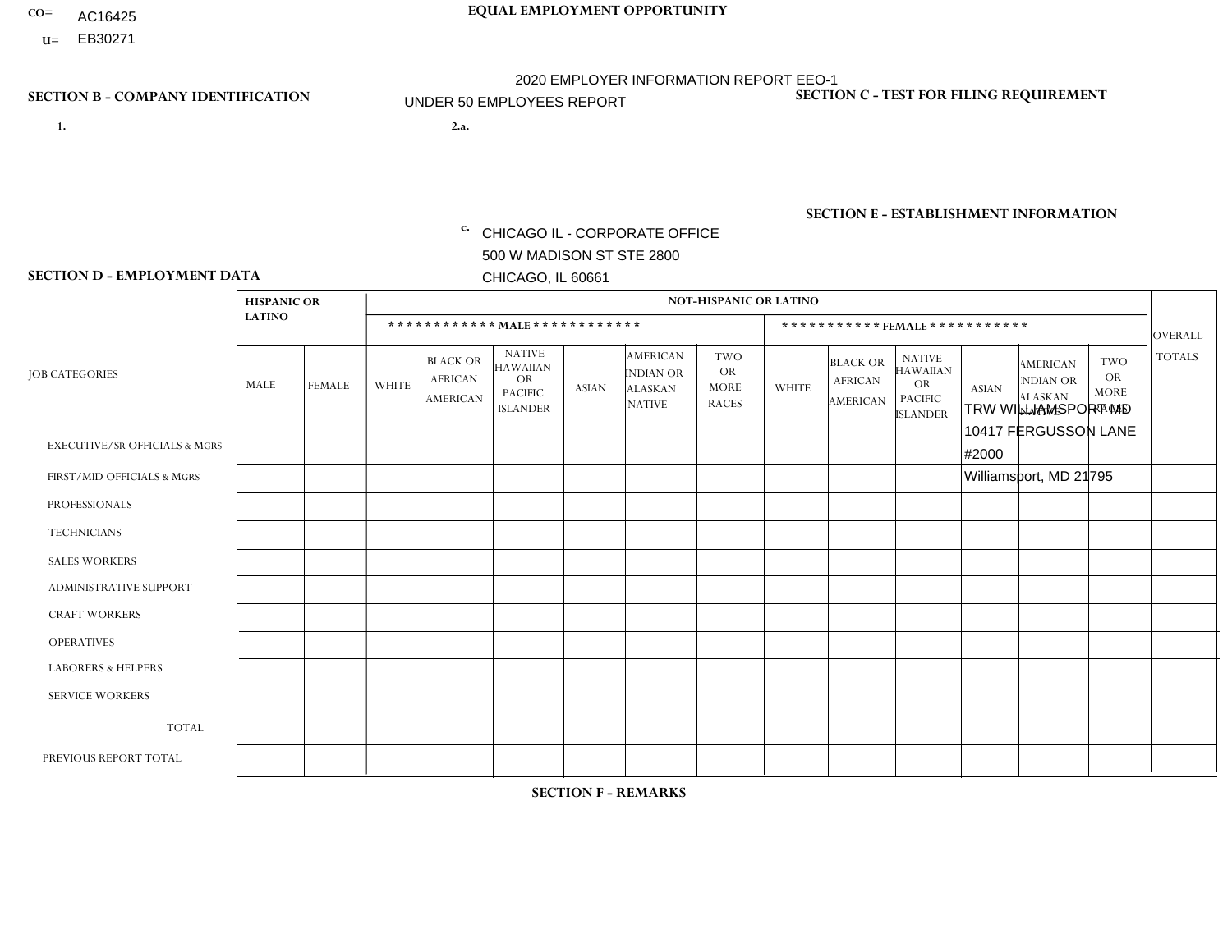CO= AC16425
U= EB30271

**EQUAL EMPLOYMENT OPPORTUNITY**

2020 EMPLOYER INFORMATION REPORT EEO-1

UNDER 50 EMPLOYEES REPORT

**SECTION B - COMPANY IDENTIFICATION**

1.

2.a.

c. CHICAGO IL - CORPORATE OFFICE
500 W MADISON ST STE 2800
CHICAGO, IL 60661

**SECTION C - TEST FOR FILING REQUIREMENT**

**SECTION E - ESTABLISHMENT INFORMATION**

TRW WILLIAMSPORT MD
10417 FERGUSSON LANE
#2000
Williamsport, MD 21795

**SECTION D - EMPLOYMENT DATA**

| JOB CATEGORIES | HISPANIC OR LATINO | | NOT-HISPANIC OR LATINO | | | | | | | | | | | | OVERALL TOTALS |
|---|---|---|---|---|---|---|---|---|---|---|---|---|---|---|---|
| | | | MALE | | | | | | FEMALE | | | | | | |
| | MALE | FEMALE | WHITE | BLACK OR AFRICAN AMERICAN | NATIVE HAWAIIAN OR PACIFIC ISLANDER | ASIAN | AMERICAN INDIAN OR ALASKAN NATIVE | TWO OR MORE RACES | WHITE | BLACK OR AFRICAN AMERICAN | NATIVE HAWAIIAN OR PACIFIC ISLANDER | ASIAN | AMERICAN INDIAN OR ALASKAN NATIVE | TWO OR MORE RACES | |
| EXECUTIVE/SR OFFICIALS & MGRS | | | | | | | | | | | | | | | |
| FIRST/MID OFFICIALS & MGRS | | | | | | | | | | | | | | | |
| PROFESSIONALS | | | | | | | | | | | | | | | |
| TECHNICIANS | | | | | | | | | | | | | | | |
| SALES WORKERS | | | | | | | | | | | | | | | |
| ADMINISTRATIVE SUPPORT | | | | | | | | | | | | | | | |
| CRAFT WORKERS | | | | | | | | | | | | | | | |
| OPERATIVES | | | | | | | | | | | | | | | |
| LABORERS & HELPERS | | | | | | | | | | | | | | | |
| SERVICE WORKERS | | | | | | | | | | | | | | | |
| TOTAL | | | | | | | | | | | | | | | |
| PREVIOUS REPORT TOTAL | | | | | | | | | | | | | | | |

**SECTION F - REMARKS**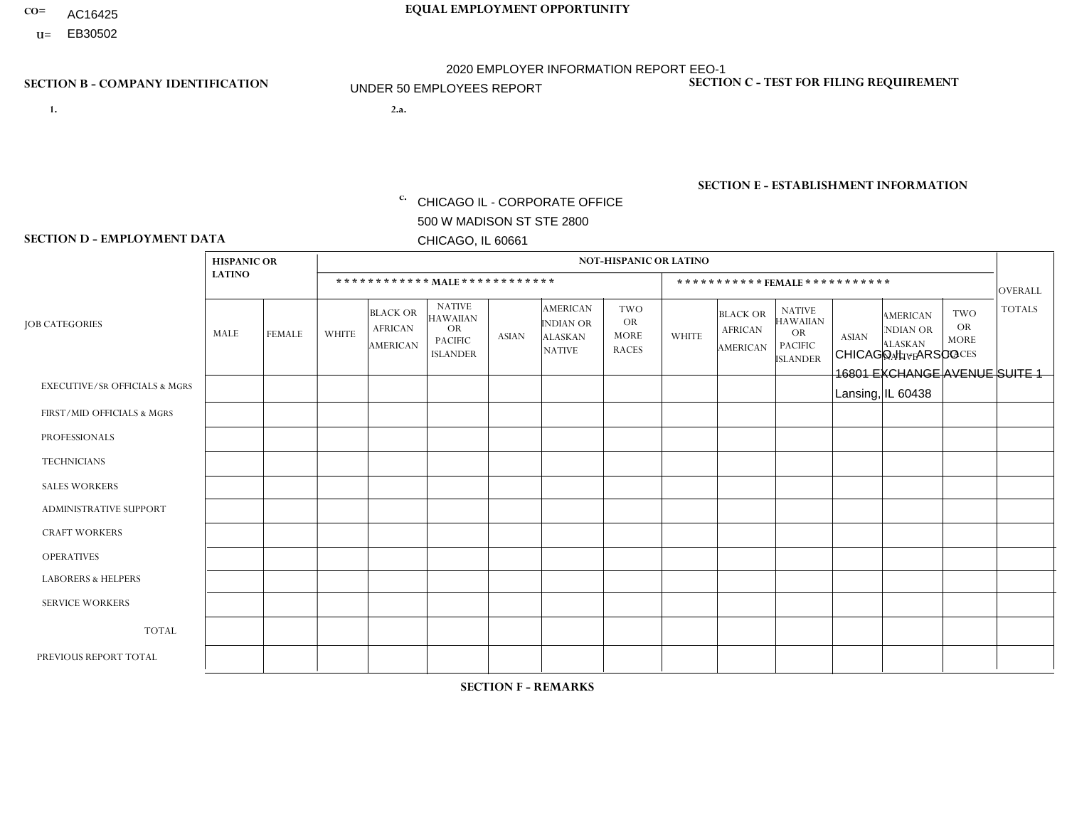CO= AC16425
U= EB30502

**EQUAL EMPLOYMENT OPPORTUNITY**

2020 EMPLOYER INFORMATION REPORT EEO-1
UNDER 50 EMPLOYEES REPORT

## SECTION B - COMPANY IDENTIFICATION

1.

2.a.

c. CHICAGO IL - CORPORATE OFFICE
500 W MADISON ST STE 2800
CHICAGO, IL 60661

## SECTION C - TEST FOR FILING REQUIREMENT

## SECTION E - ESTABLISHMENT INFORMATION

CHICAGO IL - ARSCO
16801 EXCHANGE AVENUE SUITE 1
Lansing, IL 60438

## SECTION D - EMPLOYMENT DATA

| JOB CATEGORIES | HISPANIC OR LATINO | | NOT-HISPANIC OR LATINO | | | | | | | | | | | | OVERALL TOTALS |
|---|---|---|---|---|---|---|---|---|---|---|---|---|---|---|---|
| | | | MALE | | | | | | FEMALE | | | | | | |
| | MALE | FEMALE | WHITE | BLACK OR AFRICAN AMERICAN | NATIVE HAWAIIAN OR PACIFIC ISLANDER | ASIAN | AMERICAN INDIAN OR ALASKAN NATIVE | TWO OR MORE RACES | WHITE | BLACK OR AFRICAN AMERICAN | NATIVE HAWAIIAN OR PACIFIC ISLANDER | ASIAN | AMERICAN INDIAN OR ALASKAN NATIVE | TWO OR MORE RACES | |
| EXECUTIVE/SR OFFICIALS & MGRS | | | | | | | | | | | | | | | |
| FIRST/MID OFFICIALS & MGRS | | | | | | | | | | | | | | | |
| PROFESSIONALS | | | | | | | | | | | | | | | |
| TECHNICIANS | | | | | | | | | | | | | | | |
| SALES WORKERS | | | | | | | | | | | | | | | |
| ADMINISTRATIVE SUPPORT | | | | | | | | | | | | | | | |
| CRAFT WORKERS | | | | | | | | | | | | | | | |
| OPERATIVES | | | | | | | | | | | | | | | |
| LABORERS & HELPERS | | | | | | | | | | | | | | | |
| SERVICE WORKERS | | | | | | | | | | | | | | | |
| TOTAL | | | | | | | | | | | | | | | |
| PREVIOUS REPORT TOTAL | | | | | | | | | | | | | | | |

## SECTION F - REMARKS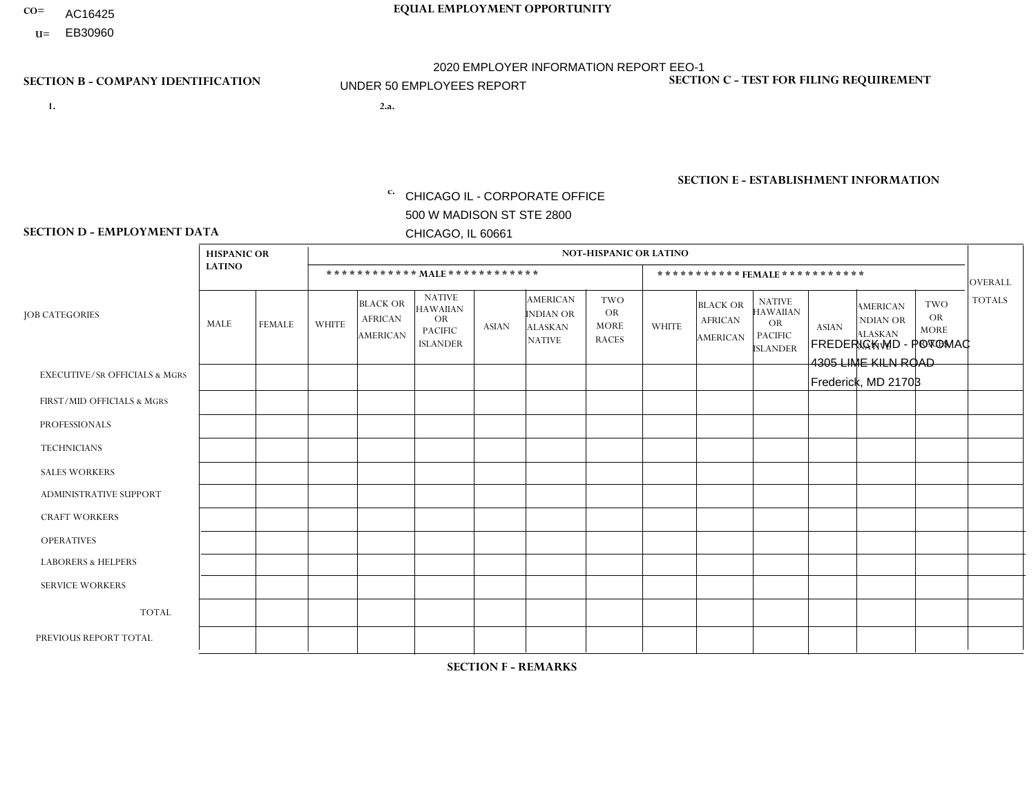CO= AC16425
U= EB30960

**EQUAL EMPLOYMENT OPPORTUNITY**

2020 EMPLOYER INFORMATION REPORT EEO-1
UNDER 50 EMPLOYEES REPORT

**SECTION B - COMPANY IDENTIFICATION**

1.

2.a.

c. CHICAGO IL - CORPORATE OFFICE
500 W MADISON ST STE 2800
CHICAGO, IL 60661

**SECTION C - TEST FOR FILING REQUIREMENT**

**SECTION E - ESTABLISHMENT INFORMATION**

FREDERICK MD - POTOMAC
4305 LIME KILN ROAD
Frederick, MD 21703

**SECTION D - EMPLOYMENT DATA**

| JOB CATEGORIES | HISPANIC OR LATINO | | NOT-HISPANIC OR LATINO | | | | | | | | | | | | OVERALL TOTALS |
|---|---|---|---|---|---|---|---|---|---|---|---|---|---|---|---|
| | | | MALE | | | | | | FEMALE | | | | | | |
| | MALE | FEMALE | WHITE | BLACK OR AFRICAN AMERICAN | NATIVE HAWAIIAN OR PACIFIC ISLANDER | ASIAN | AMERICAN INDIAN OR ALASKAN NATIVE | TWO OR MORE RACES | WHITE | BLACK OR AFRICAN AMERICAN | NATIVE HAWAIIAN OR PACIFIC ISLANDER | ASIAN | AMERICAN INDIAN OR ALASKAN NATIVE | TWO OR MORE RACES | |
| EXECUTIVE/Sr OFFICIALS & MGRS | | | | | | | | | | | | | | | |
| FIRST/MID OFFICIALS & MGRS | | | | | | | | | | | | | | | |
| PROFESSIONALS | | | | | | | | | | | | | | | |
| TECHNICIANS | | | | | | | | | | | | | | | |
| SALES WORKERS | | | | | | | | | | | | | | | |
| ADMINISTRATIVE SUPPORT | | | | | | | | | | | | | | | |
| CRAFT WORKERS | | | | | | | | | | | | | | | |
| OPERATIVES | | | | | | | | | | | | | | | |
| LABORERS & HELPERS | | | | | | | | | | | | | | | |
| SERVICE WORKERS | | | | | | | | | | | | | | | |
| TOTAL | | | | | | | | | | | | | | | |
| PREVIOUS REPORT TOTAL | | | | | | | | | | | | | | | |

**SECTION F - REMARKS**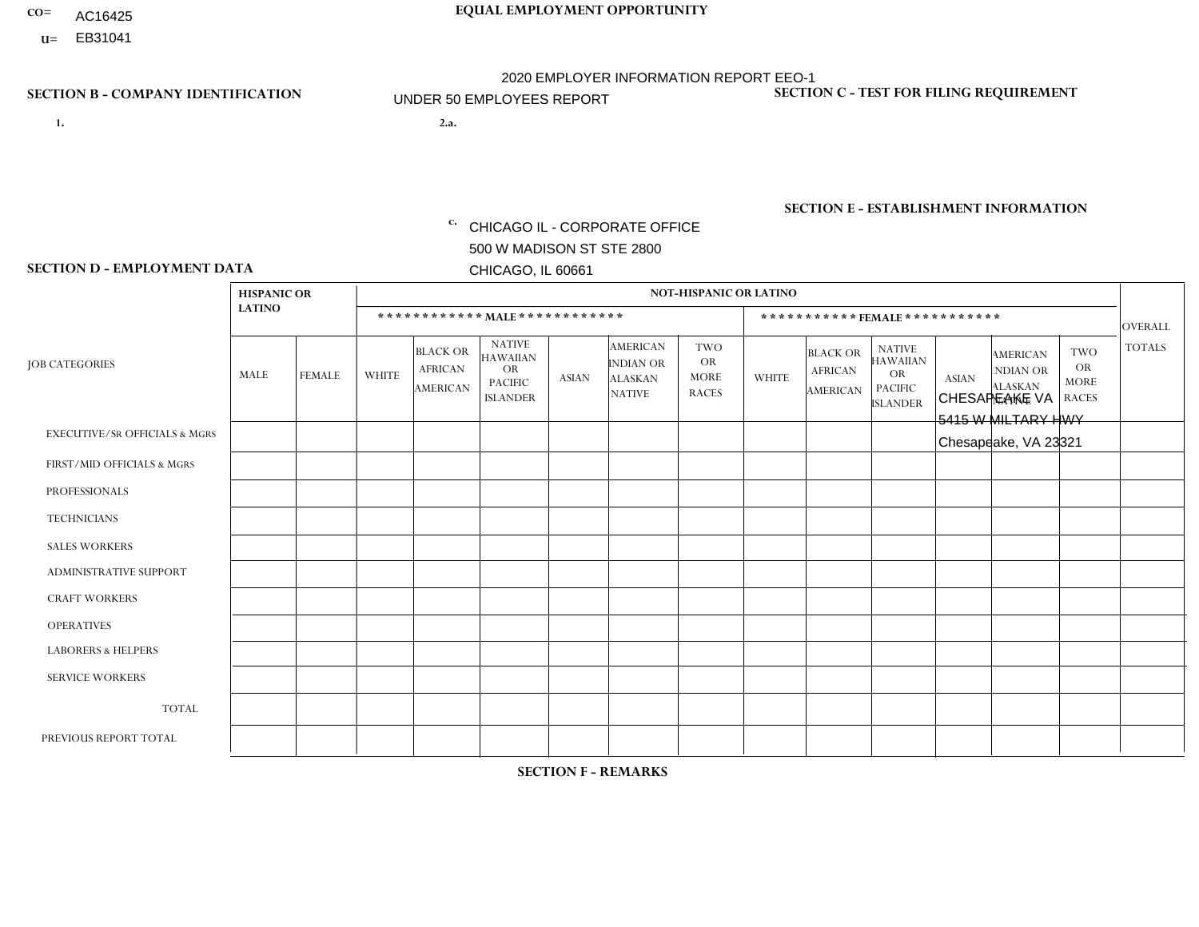CO= AC16425
U= EB31041

**EQUAL EMPLOYMENT OPPORTUNITY**

2020 EMPLOYER INFORMATION REPORT EEO-1
UNDER 50 EMPLOYEES REPORT

**SECTION B - COMPANY IDENTIFICATION**

1.

2.a.

c. CHICAGO IL - CORPORATE OFFICE
500 W MADISON ST STE 2800
CHICAGO, IL 60661

**SECTION C - TEST FOR FILING REQUIREMENT**

**SECTION E - ESTABLISHMENT INFORMATION**

CHESAPEAKE VA
5415 W MILTARY HWY
Chesapeake, VA 23321

**SECTION D - EMPLOYMENT DATA**

| JOB CATEGORIES | HISPANIC OR LATINO | | NOT-HISPANIC OR LATINO | | | | | | | | | | | | OVERALL TOTALS |
|---|---|---|---|---|---|---|---|---|---|---|---|---|---|---|---|
| | | | MALE | | | | | | FEMALE | | | | | | |
| | MALE | FEMALE | WHITE | BLACK OR AFRICAN AMERICAN | NATIVE HAWAIIAN OR PACIFIC ISLANDER | ASIAN | AMERICAN INDIAN OR ALASKAN NATIVE | TWO OR MORE RACES | WHITE | BLACK OR AFRICAN AMERICAN | NATIVE HAWAIIAN OR PACIFIC ISLANDER | ASIAN | AMERICAN INDIAN OR ALASKAN NATIVE | TWO OR MORE RACES | |
| EXECUTIVE/SR OFFICIALS & MGRS | | | | | | | | | | | | | | | |
| FIRST/MID OFFICIALS & MGRS | | | | | | | | | | | | | | | |
| PROFESSIONALS | | | | | | | | | | | | | | | |
| TECHNICIANS | | | | | | | | | | | | | | | |
| SALES WORKERS | | | | | | | | | | | | | | | |
| ADMINISTRATIVE SUPPORT | | | | | | | | | | | | | | | |
| CRAFT WORKERS | | | | | | | | | | | | | | | |
| OPERATIVES | | | | | | | | | | | | | | | |
| LABORERS & HELPERS | | | | | | | | | | | | | | | |
| SERVICE WORKERS | | | | | | | | | | | | | | | |
| TOTAL | | | | | | | | | | | | | | | |
| PREVIOUS REPORT TOTAL | | | | | | | | | | | | | | | |

**SECTION F - REMARKS**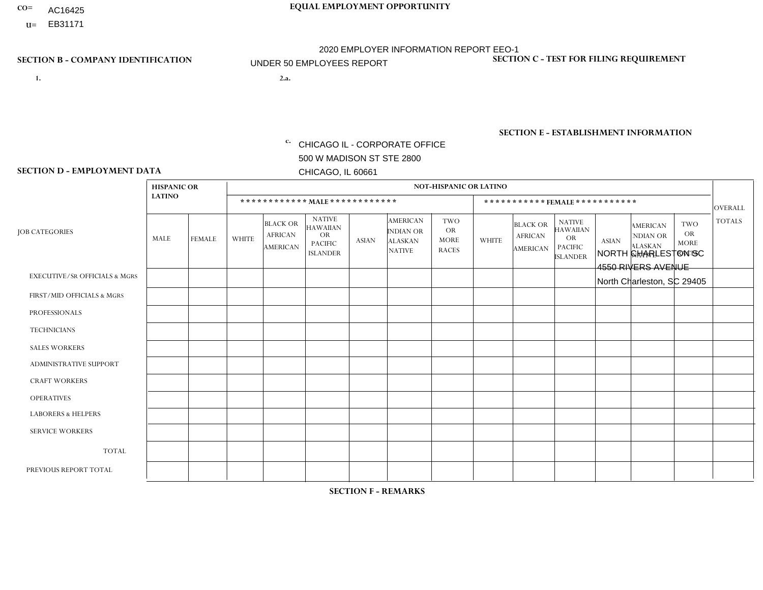CO= AC16425
U= EB31171

**EQUAL EMPLOYMENT OPPORTUNITY**

2020 EMPLOYER INFORMATION REPORT EEO-1
UNDER 50 EMPLOYEES REPORT

**SECTION B - COMPANY IDENTIFICATION**

1.

2.a.

c. CHICAGO IL - CORPORATE OFFICE
500 W MADISON ST STE 2800
CHICAGO, IL 60661

**SECTION C - TEST FOR FILING REQUIREMENT**

**SECTION E - ESTABLISHMENT INFORMATION**

NORTH CHARLESTON SC
4550 RIVERS AVENUE
North Charleston, SC 29405

**SECTION D - EMPLOYMENT DATA**

| JOB CATEGORIES | HISPANIC OR LATINO | | NOT-HISPANIC OR LATINO | | | | | | | | | | | | OVERALL TOTALS |
|---|---|---|---|---|---|---|---|---|---|---|---|---|---|---|---|
| | | | MALE | | | | | | FEMALE | | | | | | |
| | MALE | FEMALE | WHITE | BLACK OR AFRICAN AMERICAN | NATIVE HAWAIIAN OR PACIFIC ISLANDER | ASIAN | AMERICAN INDIAN OR ALASKAN NATIVE | TWO OR MORE RACES | WHITE | BLACK OR AFRICAN AMERICAN | NATIVE HAWAIIAN OR PACIFIC ISLANDER | ASIAN | AMERICAN INDIAN OR ALASKAN NATIVE | TWO OR MORE RACES | |
| EXECUTIVE/SR OFFICIALS & MGRS | | | | | | | | | | | | | | | |
| FIRST/MID OFFICIALS & MGRS | | | | | | | | | | | | | | | |
| PROFESSIONALS | | | | | | | | | | | | | | | |
| TECHNICIANS | | | | | | | | | | | | | | | |
| SALES WORKERS | | | | | | | | | | | | | | | |
| ADMINISTRATIVE SUPPORT | | | | | | | | | | | | | | | |
| CRAFT WORKERS | | | | | | | | | | | | | | | |
| OPERATIVES | | | | | | | | | | | | | | | |
| LABORERS & HELPERS | | | | | | | | | | | | | | | |
| SERVICE WORKERS | | | | | | | | | | | | | | | |
| TOTAL | | | | | | | | | | | | | | | |
| PREVIOUS REPORT TOTAL | | | | | | | | | | | | | | | |

**SECTION F - REMARKS**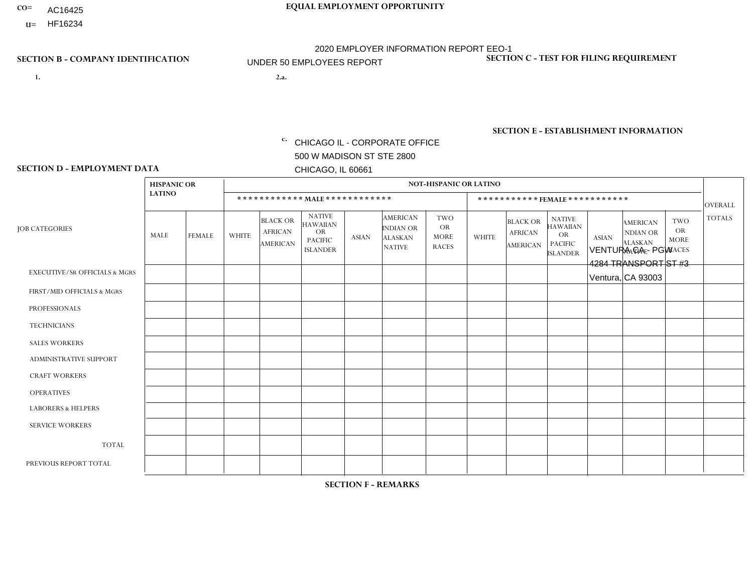CO= AC16425
U= HF16234

**EQUAL EMPLOYMENT OPPORTUNITY**

2020 EMPLOYER INFORMATION REPORT EEO-1
UNDER 50 EMPLOYEES REPORT

**SECTION B - COMPANY IDENTIFICATION**

1.

2.a.

c. CHICAGO IL - CORPORATE OFFICE
500 W MADISON ST STE 2800
CHICAGO, IL 60661

**SECTION C - TEST FOR FILING REQUIREMENT**

**SECTION E - ESTABLISHMENT INFORMATION**

VENTURA CA - PGW
4284 TRANSPORT ST #3
Ventura, CA 93003

**SECTION D - EMPLOYMENT DATA**

| JOB CATEGORIES | HISPANIC OR LATINO | | NOT-HISPANIC OR LATINO | | | | | | | | | | | | OVERALL TOTALS |
|---|---|---|---|---|---|---|---|---|---|---|---|---|---|---|---|
| | | | MALE | | | | | | FEMALE | | | | | | |
| | MALE | FEMALE | WHITE | BLACK OR AFRICAN AMERICAN | NATIVE HAWAIIAN OR PACIFIC ISLANDER | ASIAN | AMERICAN INDIAN OR ALASKAN NATIVE | TWO OR MORE RACES | WHITE | BLACK OR AFRICAN AMERICAN | NATIVE HAWAIIAN OR PACIFIC ISLANDER | ASIAN | AMERICAN INDIAN OR ALASKAN NATIVE | TWO OR MORE RACES | |
| EXECUTIVE/Sr OFFICIALS & MGRS | | | | | | | | | | | | | | | |
| FIRST/MID OFFICIALS & MGRS | | | | | | | | | | | | | | | |
| PROFESSIONALS | | | | | | | | | | | | | | | |
| TECHNICIANS | | | | | | | | | | | | | | | |
| SALES WORKERS | | | | | | | | | | | | | | | |
| ADMINISTRATIVE SUPPORT | | | | | | | | | | | | | | | |
| CRAFT WORKERS | | | | | | | | | | | | | | | |
| OPERATIVES | | | | | | | | | | | | | | | |
| LABORERS & HELPERS | | | | | | | | | | | | | | | |
| SERVICE WORKERS | | | | | | | | | | | | | | | |
| TOTAL | | | | | | | | | | | | | | | |
| PREVIOUS REPORT TOTAL | | | | | | | | | | | | | | | |

**SECTION F - REMARKS**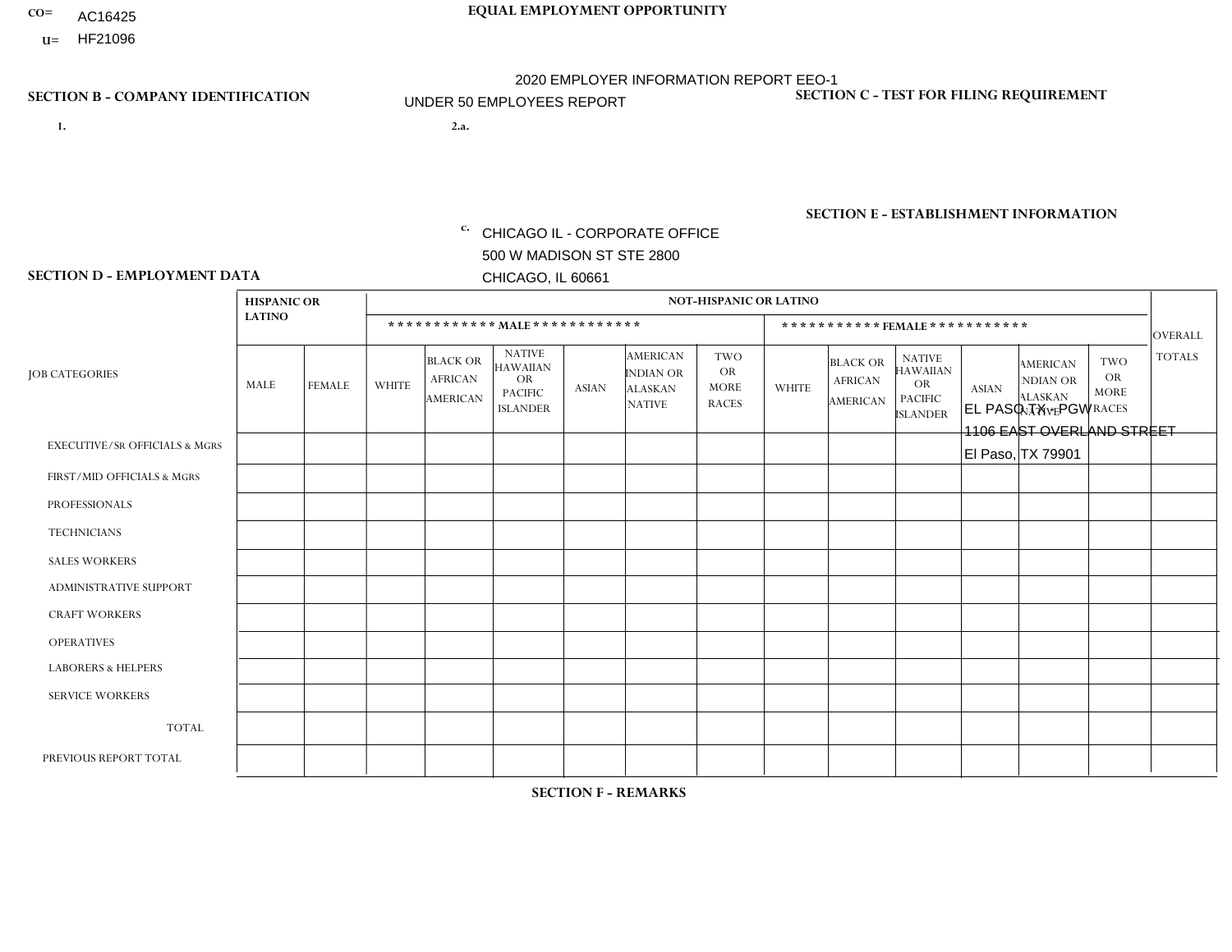CO= AC16425
U= HF21096

# EQUAL EMPLOYMENT OPPORTUNITY

2020 EMPLOYER INFORMATION REPORT EEO-1
UNDER 50 EMPLOYEES REPORT

## SECTION B - COMPANY IDENTIFICATION

1.

2.a.

c. CHICAGO IL - CORPORATE OFFICE
500 W MADISON ST STE 2800
CHICAGO, IL 60661

## SECTION C - TEST FOR FILING REQUIREMENT

## SECTION E - ESTABLISHMENT INFORMATION

EL PASO TX - PGW
1106 EAST OVERLAND STREET
El Paso, TX 79901

## SECTION D - EMPLOYMENT DATA

| JOB CATEGORIES | HISPANIC OR LATINO | | NOT-HISPANIC OR LATINO | | | | | | | | | | | | OVERALL TOTALS |
|---|---|---|---|---|---|---|---|---|---|---|---|---|---|---|---|
| | | | MALE | | | | | | FEMALE | | | | | | |
| | MALE | FEMALE | WHITE | BLACK OR AFRICAN AMERICAN | NATIVE HAWAIIAN OR PACIFIC ISLANDER | ASIAN | AMERICAN INDIAN OR ALASKAN NATIVE | TWO OR MORE RACES | WHITE | BLACK OR AFRICAN AMERICAN | NATIVE HAWAIIAN OR PACIFIC ISLANDER | ASIAN | AMERICAN INDIAN OR ALASKAN NATIVE | TWO OR MORE RACES | |
| EXECUTIVE/SR OFFICIALS & MGRS | | | | | | | | | | | | | | | |
| FIRST/MID OFFICIALS & MGRS | | | | | | | | | | | | | | | |
| PROFESSIONALS | | | | | | | | | | | | | | | |
| TECHNICIANS | | | | | | | | | | | | | | | |
| SALES WORKERS | | | | | | | | | | | | | | | |
| ADMINISTRATIVE SUPPORT | | | | | | | | | | | | | | | |
| CRAFT WORKERS | | | | | | | | | | | | | | | |
| OPERATIVES | | | | | | | | | | | | | | | |
| LABORERS & HELPERS | | | | | | | | | | | | | | | |
| SERVICE WORKERS | | | | | | | | | | | | | | | |
| TOTAL | | | | | | | | | | | | | | | |
| PREVIOUS REPORT TOTAL | | | | | | | | | | | | | | | |

## SECTION F - REMARKS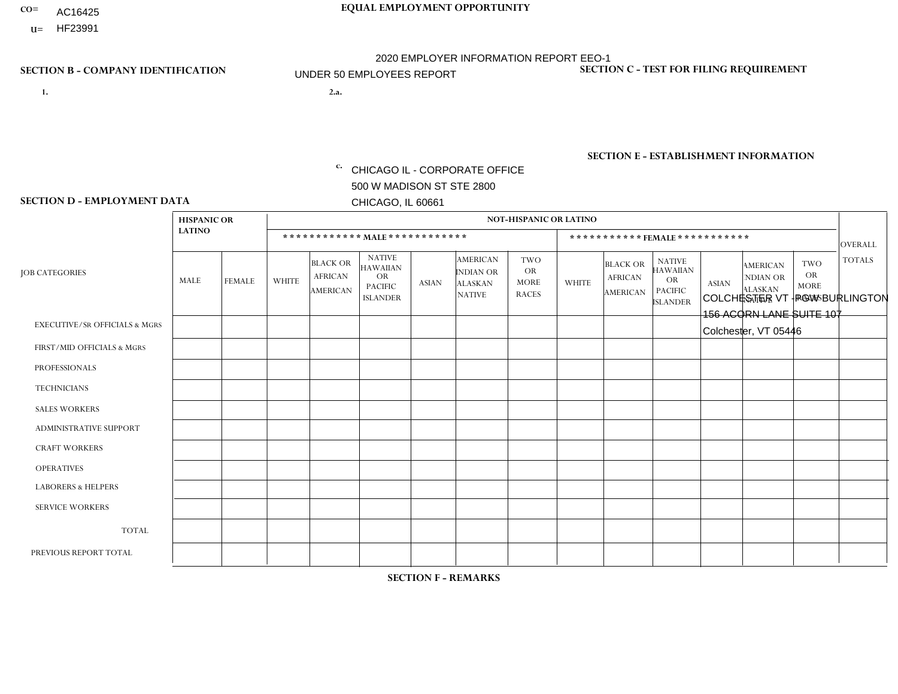CO= AC16425
U= HF23991

**EQUAL EMPLOYMENT OPPORTUNITY**

2020 EMPLOYER INFORMATION REPORT EEO-1
UNDER 50 EMPLOYEES REPORT

**SECTION B - COMPANY IDENTIFICATION**

1.

2.a.

c. CHICAGO IL - CORPORATE OFFICE
500 W MADISON ST STE 2800
CHICAGO, IL 60661

**SECTION C - TEST FOR FILING REQUIREMENT**

**SECTION E - ESTABLISHMENT INFORMATION**

COLCHESTER VT - PGW BURLINGTON
156 ACORN LANE SUITE 107
Colchester, VT 05446

**SECTION D - EMPLOYMENT DATA**

| JOB CATEGORIES | HISPANIC OR LATINO | | NOT-HISPANIC OR LATINO | | | | | | | | | | | | OVERALL TOTALS |
|---|---|---|---|---|---|---|---|---|---|---|---|---|---|---|---|
| | | | MALE | | | | | | FEMALE | | | | | | |
| | MALE | FEMALE | WHITE | BLACK OR AFRICAN AMERICAN | NATIVE HAWAIIAN OR PACIFIC ISLANDER | ASIAN | AMERICAN INDIAN OR ALASKAN NATIVE | TWO OR MORE RACES | WHITE | BLACK OR AFRICAN AMERICAN | NATIVE HAWAIIAN OR PACIFIC ISLANDER | ASIAN | AMERICAN INDIAN OR ALASKAN NATIVE | TWO OR MORE RACES | |
| EXECUTIVE/SR OFFICIALS & MGRS | | | | | | | | | | | | | | | |
| FIRST/MID OFFICIALS & MGRS | | | | | | | | | | | | | | | |
| PROFESSIONALS | | | | | | | | | | | | | | | |
| TECHNICIANS | | | | | | | | | | | | | | | |
| SALES WORKERS | | | | | | | | | | | | | | | |
| ADMINISTRATIVE SUPPORT | | | | | | | | | | | | | | | |
| CRAFT WORKERS | | | | | | | | | | | | | | | |
| OPERATIVES | | | | | | | | | | | | | | | |
| LABORERS & HELPERS | | | | | | | | | | | | | | | |
| SERVICE WORKERS | | | | | | | | | | | | | | | |
| TOTAL | | | | | | | | | | | | | | | |
| PREVIOUS REPORT TOTAL | | | | | | | | | | | | | | | |

**SECTION F - REMARKS**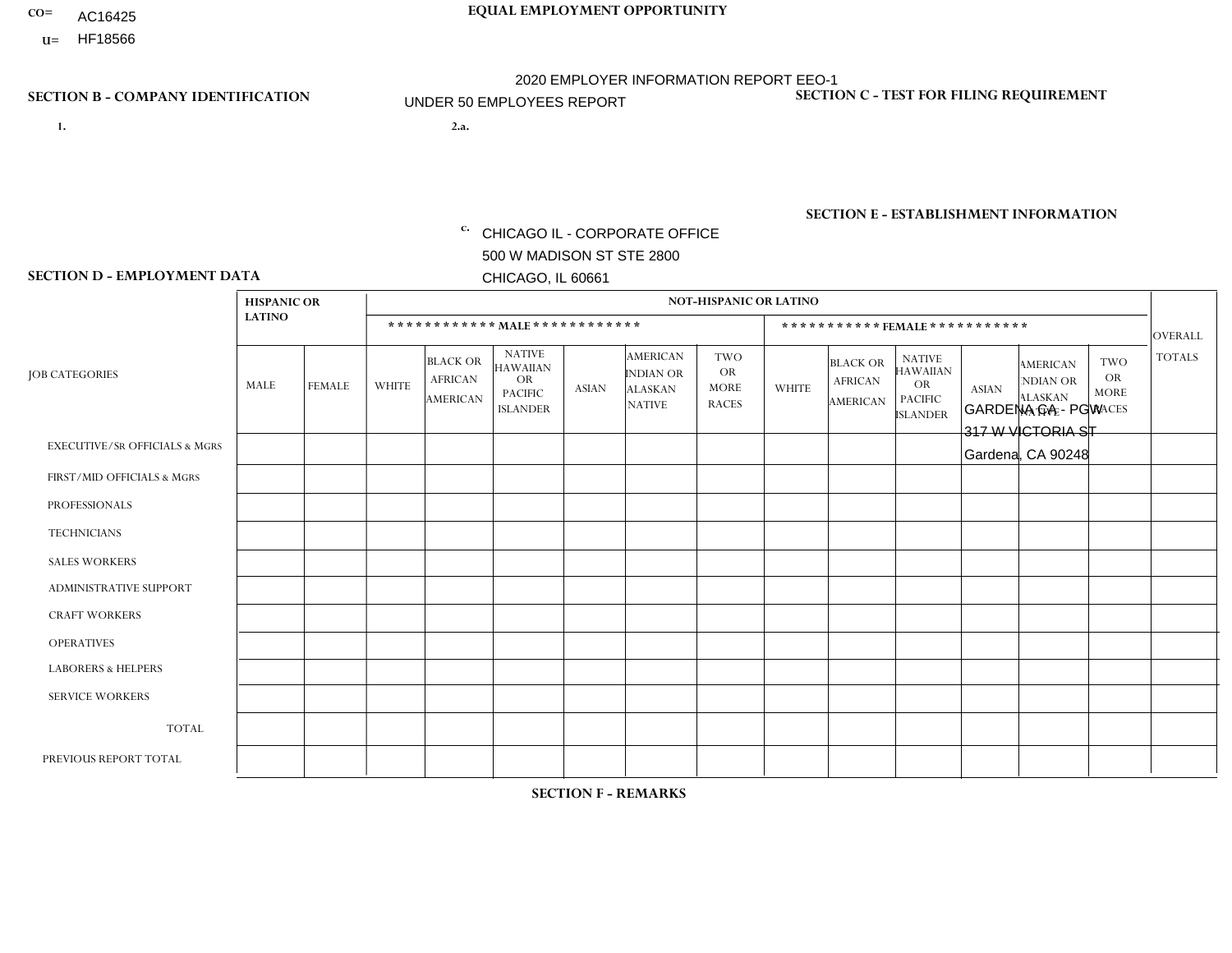CO= AC16425
U= HF18566

**EQUAL EMPLOYMENT OPPORTUNITY**

2020 EMPLOYER INFORMATION REPORT EEO-1
UNDER 50 EMPLOYEES REPORT

**SECTION B - COMPANY IDENTIFICATION**

1.

2.a.

c. CHICAGO IL - CORPORATE OFFICE
500 W MADISON ST STE 2800
CHICAGO, IL 60661

**SECTION C - TEST FOR FILING REQUIREMENT**

**SECTION E - ESTABLISHMENT INFORMATION**

GARDENA CA - PGW
317 W VICTORIA ST
Gardena, CA 90248

**SECTION D - EMPLOYMENT DATA**

| JOB CATEGORIES | HISPANIC OR LATINO | | NOT-HISPANIC OR LATINO | | | | | | | | | | | | OVERALL TOTALS |
|---|---|---|---|---|---|---|---|---|---|---|---|---|---|---|---|
| | | | MALE | | | | | | FEMALE | | | | | | |
| | MALE | FEMALE | WHITE | BLACK OR AFRICAN AMERICAN | NATIVE HAWAIIAN OR PACIFIC ISLANDER | ASIAN | AMERICAN INDIAN OR ALASKAN NATIVE | TWO OR MORE RACES | WHITE | BLACK OR AFRICAN AMERICAN | NATIVE HAWAIIAN OR PACIFIC ISLANDER | ASIAN | AMERICAN INDIAN OR ALASKAN NATIVE | TWO OR MORE RACES | |
| EXECUTIVE/SR OFFICIALS & MGRS | | | | | | | | | | | | | | | |
| FIRST/MID OFFICIALS & MGRS | | | | | | | | | | | | | | | |
| PROFESSIONALS | | | | | | | | | | | | | | | |
| TECHNICIANS | | | | | | | | | | | | | | | |
| SALES WORKERS | | | | | | | | | | | | | | | |
| ADMINISTRATIVE SUPPORT | | | | | | | | | | | | | | | |
| CRAFT WORKERS | | | | | | | | | | | | | | | |
| OPERATIVES | | | | | | | | | | | | | | | |
| LABORERS & HELPERS | | | | | | | | | | | | | | | |
| SERVICE WORKERS | | | | | | | | | | | | | | | |
| TOTAL | | | | | | | | | | | | | | | |
| PREVIOUS REPORT TOTAL | | | | | | | | | | | | | | | |

**SECTION F - REMARKS**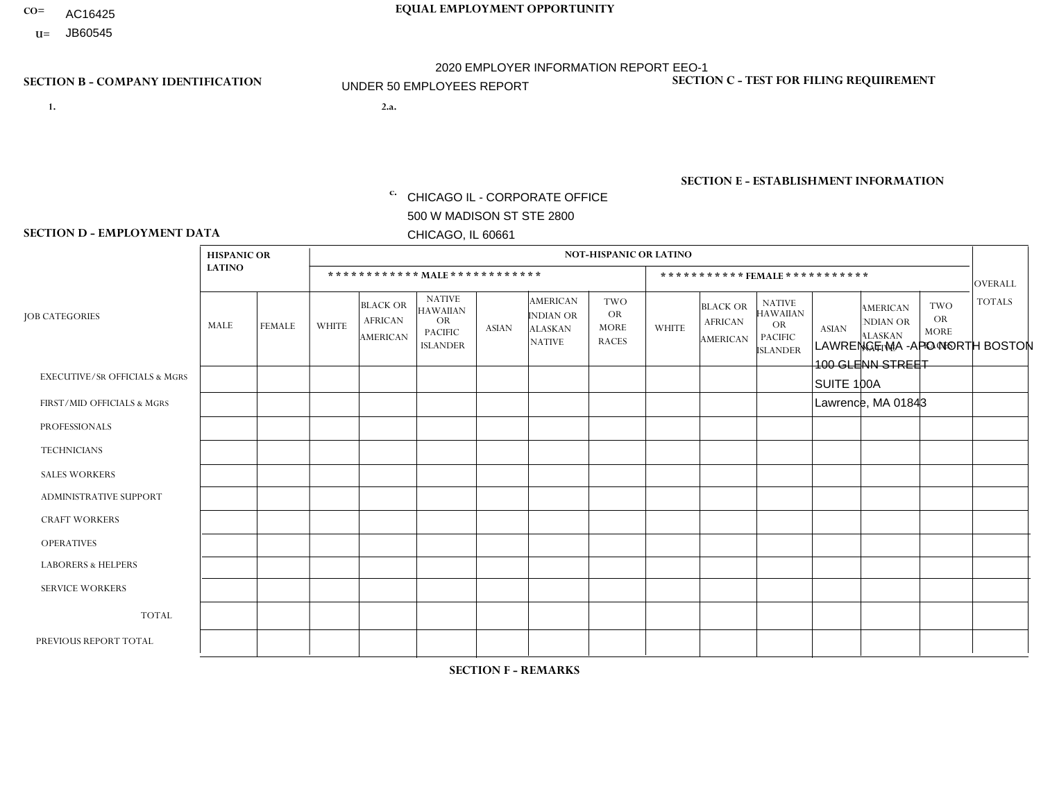CO= AC16425

U= JB60545

**EQUAL EMPLOYMENT OPPORTUNITY**

2020 EMPLOYER INFORMATION REPORT EEO-1

UNDER 50 EMPLOYEES REPORT

## SECTION B - COMPANY IDENTIFICATION

1.

2.a.

c. CHICAGO IL - CORPORATE OFFICE
500 W MADISON ST STE 2800
CHICAGO, IL 60661

## SECTION C - TEST FOR FILING REQUIREMENT

## SECTION E - ESTABLISHMENT INFORMATION

LAWRENCE MA -APO NORTH BOSTON
100 GLENN STREET
SUITE 100A
Lawrence, MA 01843

## SECTION D - EMPLOYMENT DATA

| JOB CATEGORIES | HISPANIC OR LATINO | | NOT-HISPANIC OR LATINO | | | | | | | | | | | | OVERALL TOTALS |
|---|---|---|---|---|---|---|---|---|---|---|---|---|---|---|---|
| | | | MALE | | | | | | FEMALE | | | | | | |
| | MALE | FEMALE | WHITE | BLACK OR AFRICAN AMERICAN | NATIVE HAWAIIAN OR PACIFIC ISLANDER | ASIAN | AMERICAN INDIAN OR ALASKAN NATIVE | TWO OR MORE RACES | WHITE | BLACK OR AFRICAN AMERICAN | NATIVE HAWAIIAN OR PACIFIC ISLANDER | ASIAN | AMERICAN INDIAN OR ALASKAN NATIVE | TWO OR MORE RACES | |
| EXECUTIVE/SR OFFICIALS & MGRS | | | | | | | | | | | | | | | |
| FIRST/MID OFFICIALS & MGRS | | | | | | | | | | | | | | | |
| PROFESSIONALS | | | | | | | | | | | | | | | |
| TECHNICIANS | | | | | | | | | | | | | | | |
| SALES WORKERS | | | | | | | | | | | | | | | |
| ADMINISTRATIVE SUPPORT | | | | | | | | | | | | | | | |
| CRAFT WORKERS | | | | | | | | | | | | | | | |
| OPERATIVES | | | | | | | | | | | | | | | |
| LABORERS & HELPERS | | | | | | | | | | | | | | | |
| SERVICE WORKERS | | | | | | | | | | | | | | | |
| TOTAL | | | | | | | | | | | | | | | |
| PREVIOUS REPORT TOTAL | | | | | | | | | | | | | | | |

## SECTION F - REMARKS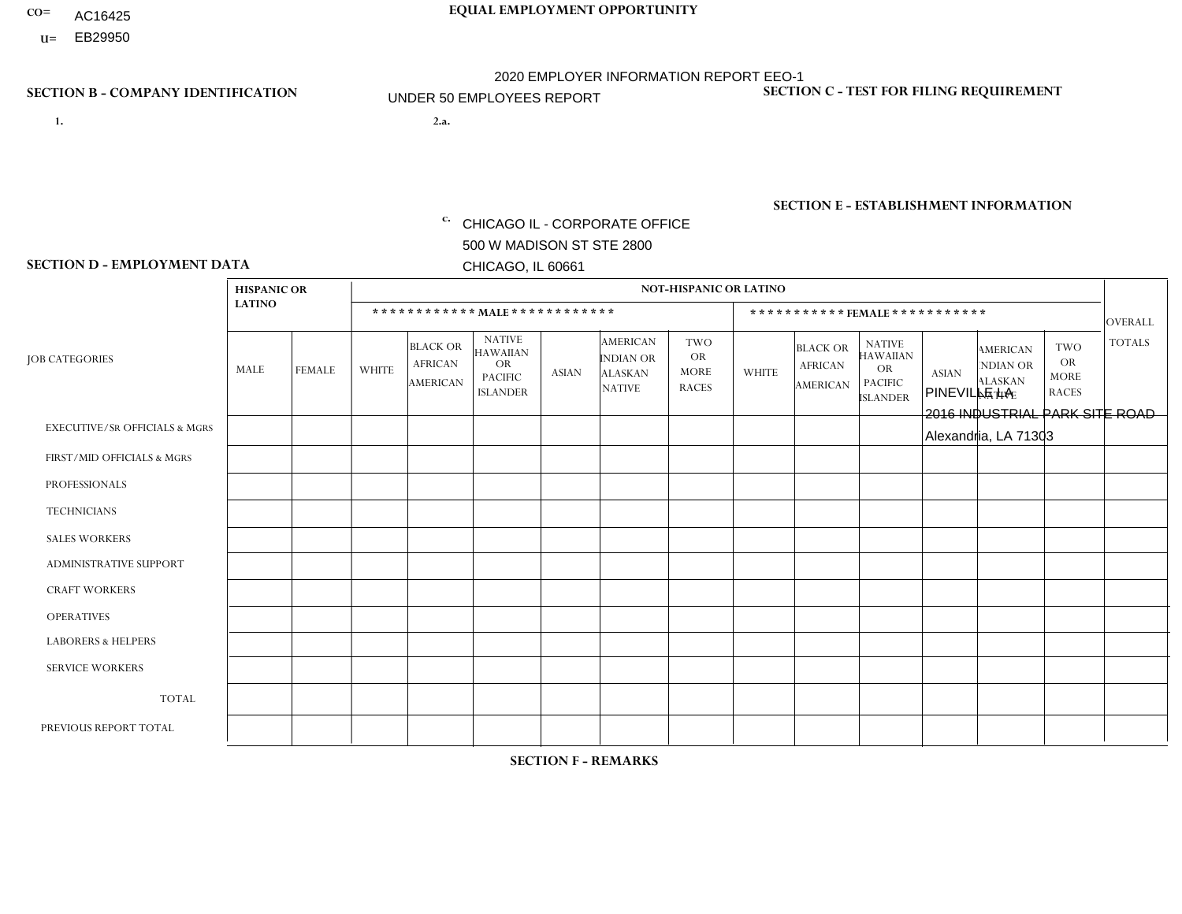CO= AC16425

U= EB29950

**EQUAL EMPLOYMENT OPPORTUNITY**

2020 EMPLOYER INFORMATION REPORT EEO-1

UNDER 50 EMPLOYEES REPORT

**SECTION B - COMPANY IDENTIFICATION**

1.

2.a.

c. CHICAGO IL - CORPORATE OFFICE
500 W MADISON ST STE 2800
CHICAGO, IL 60661

**SECTION C - TEST FOR FILING REQUIREMENT**

**SECTION E - ESTABLISHMENT INFORMATION**

PINEVILLE LA
2016 INDUSTRIAL PARK SITE ROAD
Alexandria, LA 71303

**SECTION D - EMPLOYMENT DATA**

| JOB CATEGORIES | HISPANIC OR LATINO | | NOT-HISPANIC OR LATINO | | | | | | | | | | | | OVERALL TOTALS |
|---|---|---|---|---|---|---|---|---|---|---|---|---|---|---|---|
| | | | MALE | | | | | | FEMALE | | | | | | |
| | MALE | FEMALE | WHITE | BLACK OR AFRICAN AMERICAN | NATIVE HAWAIIAN OR PACIFIC ISLANDER | ASIAN | AMERICAN INDIAN OR ALASKAN NATIVE | TWO OR MORE RACES | WHITE | BLACK OR AFRICAN AMERICAN | NATIVE HAWAIIAN OR PACIFIC ISLANDER | ASIAN | AMERICAN INDIAN OR ALASKAN NATIVE | TWO OR MORE RACES | |
| EXECUTIVE/SR OFFICIALS & MGRS | | | | | | | | | | | | | | | |
| FIRST/MID OFFICIALS & MGRS | | | | | | | | | | | | | | | |
| PROFESSIONALS | | | | | | | | | | | | | | | |
| TECHNICIANS | | | | | | | | | | | | | | | |
| SALES WORKERS | | | | | | | | | | | | | | | |
| ADMINISTRATIVE SUPPORT | | | | | | | | | | | | | | | |
| CRAFT WORKERS | | | | | | | | | | | | | | | |
| OPERATIVES | | | | | | | | | | | | | | | |
| LABORERS & HELPERS | | | | | | | | | | | | | | | |
| SERVICE WORKERS | | | | | | | | | | | | | | | |
| TOTAL | | | | | | | | | | | | | | | |
| PREVIOUS REPORT TOTAL | | | | | | | | | | | | | | | |

**SECTION F - REMARKS**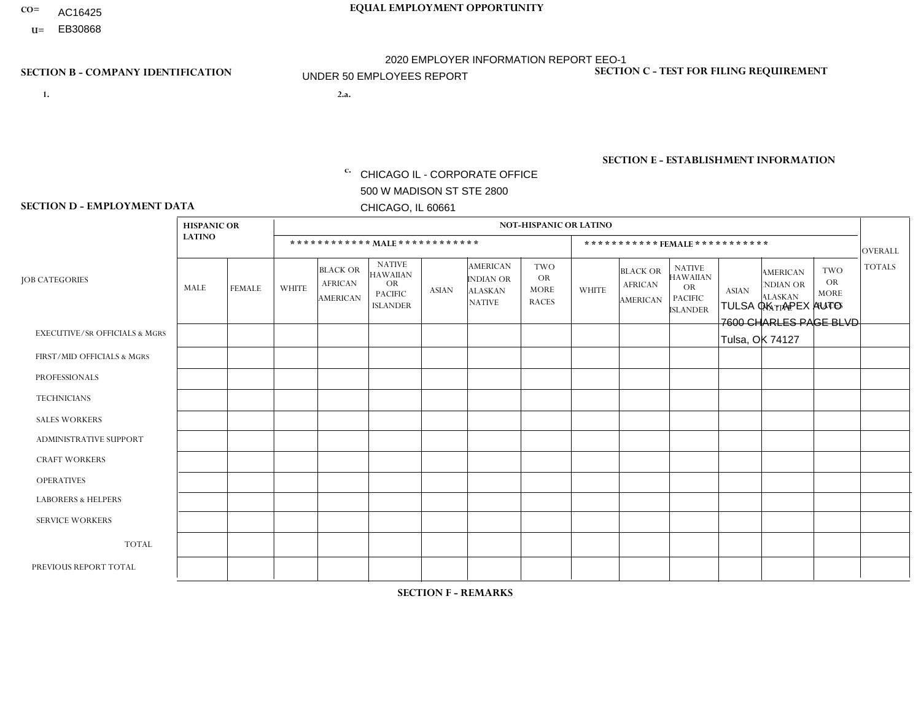CO= AC16425
U= EB30868

**EQUAL EMPLOYMENT OPPORTUNITY**

2020 EMPLOYER INFORMATION REPORT EEO-1
UNDER 50 EMPLOYEES REPORT

**SECTION B - COMPANY IDENTIFICATION**

1.

2.a.

c. CHICAGO IL - CORPORATE OFFICE
500 W MADISON ST STE 2800
CHICAGO, IL 60661

**SECTION C - TEST FOR FILING REQUIREMENT**

**SECTION E - ESTABLISHMENT INFORMATION**

TULSA OK - APEX AUTO
7600 CHARLES PAGE BLVD
Tulsa, OK 74127

**SECTION D - EMPLOYMENT DATA**

| JOB CATEGORIES | HISPANIC OR LATINO | | NOT-HISPANIC OR LATINO | | | | | | | | | | | | OVERALL TOTALS |
|---|---|---|---|---|---|---|---|---|---|---|---|---|---|---|---|
| | | | MALE | | | | | | FEMALE | | | | | | |
| | MALE | FEMALE | WHITE | BLACK OR AFRICAN AMERICAN | NATIVE HAWAIIAN OR PACIFIC ISLANDER | ASIAN | AMERICAN INDIAN OR ALASKAN NATIVE | TWO OR MORE RACES | WHITE | BLACK OR AFRICAN AMERICAN | NATIVE HAWAIIAN OR PACIFIC ISLANDER | ASIAN | AMERICAN INDIAN OR ALASKAN NATIVE | TWO OR MORE RACES | |
| EXECUTIVE/SR OFFICIALS & MGRS | | | | | | | | | | | | | | | |
| FIRST/MID OFFICIALS & MGRS | | | | | | | | | | | | | | | |
| PROFESSIONALS | | | | | | | | | | | | | | | |
| TECHNICIANS | | | | | | | | | | | | | | | |
| SALES WORKERS | | | | | | | | | | | | | | | |
| ADMINISTRATIVE SUPPORT | | | | | | | | | | | | | | | |
| CRAFT WORKERS | | | | | | | | | | | | | | | |
| OPERATIVES | | | | | | | | | | | | | | | |
| LABORERS & HELPERS | | | | | | | | | | | | | | | |
| SERVICE WORKERS | | | | | | | | | | | | | | | |
| TOTAL | | | | | | | | | | | | | | | |
| PREVIOUS REPORT TOTAL | | | | | | | | | | | | | | | |

**SECTION F - REMARKS**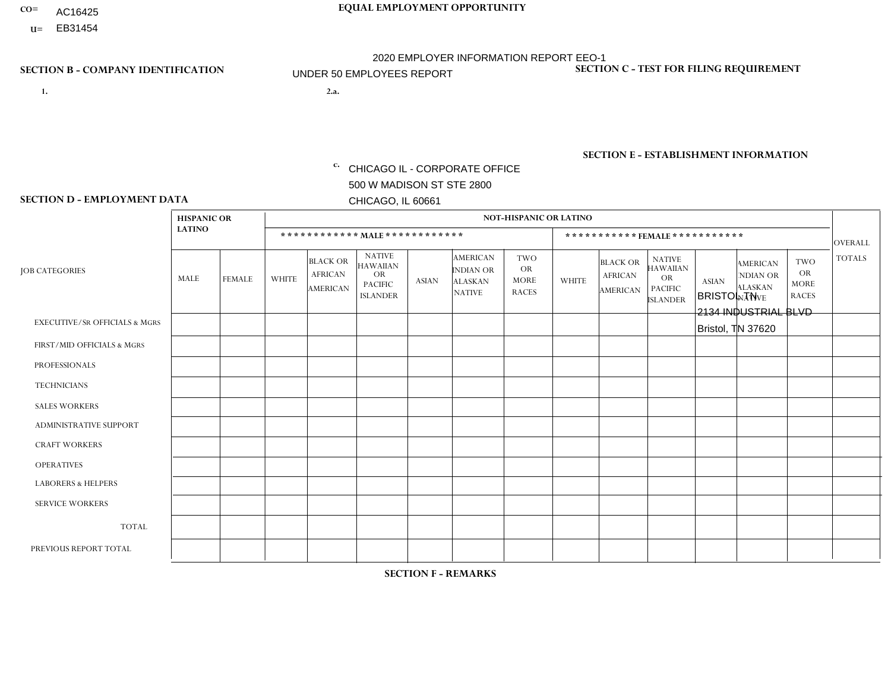CO= AC16425
U= EB31454

**EQUAL EMPLOYMENT OPPORTUNITY**

2020 EMPLOYER INFORMATION REPORT EEO-1

UNDER 50 EMPLOYEES REPORT

**SECTION B - COMPANY IDENTIFICATION**

1.

2.a.

c. CHICAGO IL - CORPORATE OFFICE
500 W MADISON ST STE 2800
CHICAGO, IL 60661

**SECTION C - TEST FOR FILING REQUIREMENT**

**SECTION E - ESTABLISHMENT INFORMATION**

BRISTOL TN
2134 INDUSTRIAL BLVD
Bristol, TN 37620

**SECTION D - EMPLOYMENT DATA**

| JOB CATEGORIES | HISPANIC OR LATINO | | NOT-HISPANIC OR LATINO | | | | | | | | | | | | OVERALL TOTALS |
|---|---|---|---|---|---|---|---|---|---|---|---|---|---|---|---|
| | | | MALE | | | | | | FEMALE | | | | | | |
| | MALE | FEMALE | WHITE | BLACK OR AFRICAN AMERICAN | NATIVE HAWAIIAN OR PACIFIC ISLANDER | ASIAN | AMERICAN INDIAN OR ALASKAN NATIVE | TWO OR MORE RACES | WHITE | BLACK OR AFRICAN AMERICAN | NATIVE HAWAIIAN OR PACIFIC ISLANDER | ASIAN | AMERICAN INDIAN OR ALASKAN NATIVE | TWO OR MORE RACES | |
| EXECUTIVE/SR OFFICIALS & MGRS | | | | | | | | | | | | | | | |
| FIRST/MID OFFICIALS & MGRS | | | | | | | | | | | | | | | |
| PROFESSIONALS | | | | | | | | | | | | | | | |
| TECHNICIANS | | | | | | | | | | | | | | | |
| SALES WORKERS | | | | | | | | | | | | | | | |
| ADMINISTRATIVE SUPPORT | | | | | | | | | | | | | | | |
| CRAFT WORKERS | | | | | | | | | | | | | | | |
| OPERATIVES | | | | | | | | | | | | | | | |
| LABORERS & HELPERS | | | | | | | | | | | | | | | |
| SERVICE WORKERS | | | | | | | | | | | | | | | |
| TOTAL | | | | | | | | | | | | | | | |
| PREVIOUS REPORT TOTAL | | | | | | | | | | | | | | | |

**SECTION F - REMARKS**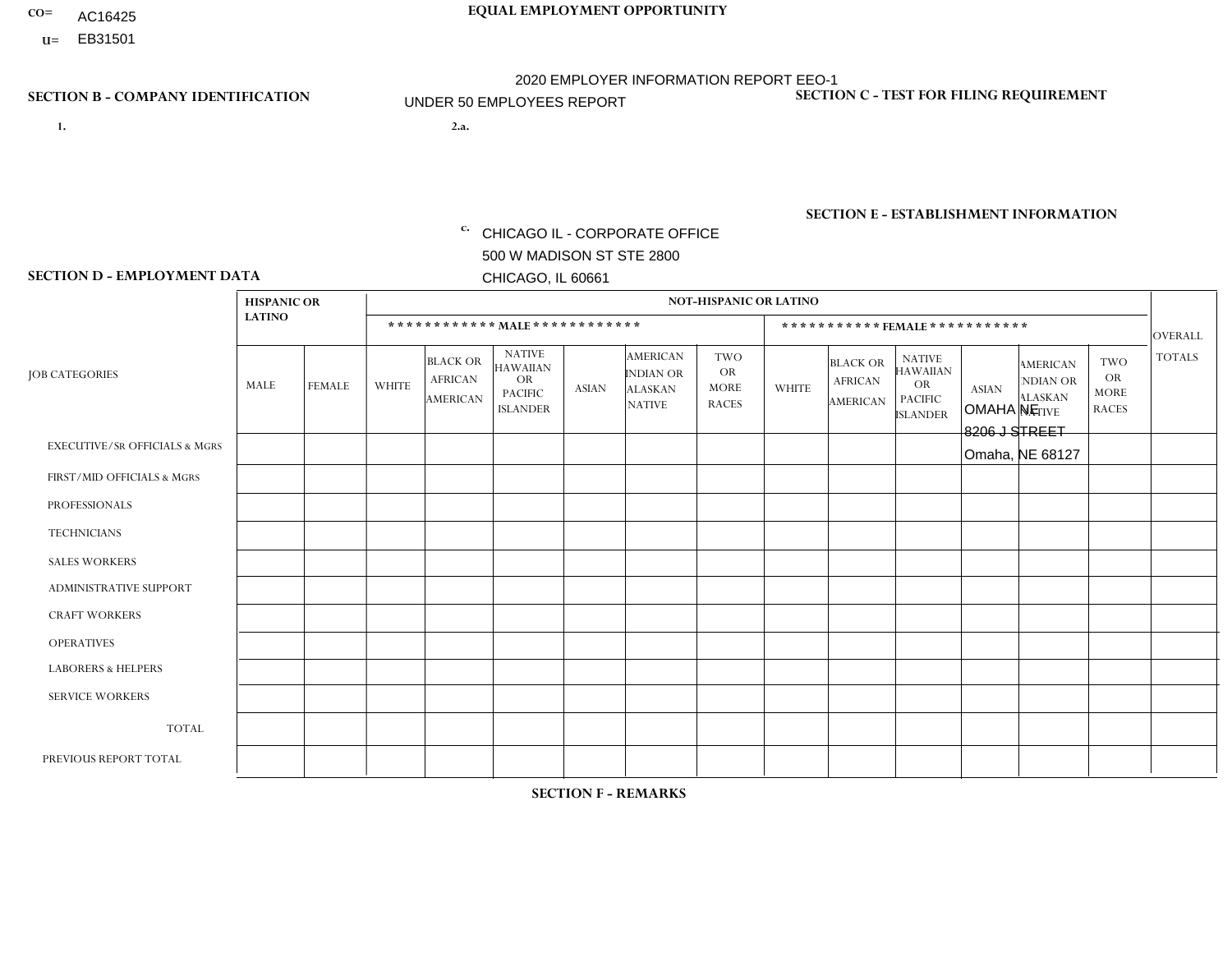CO= AC16425
U= EB31501

**EQUAL EMPLOYMENT OPPORTUNITY**

2020 EMPLOYER INFORMATION REPORT EEO-1

UNDER 50 EMPLOYEES REPORT

**SECTION B - COMPANY IDENTIFICATION**

1.

2.a.

c. CHICAGO IL - CORPORATE OFFICE
500 W MADISON ST STE 2800
CHICAGO, IL 60661

**SECTION C - TEST FOR FILING REQUIREMENT**

**SECTION E - ESTABLISHMENT INFORMATION**

OMAHA NE
8206 J STREET
Omaha, NE 68127

**SECTION D - EMPLOYMENT DATA**

| JOB CATEGORIES | HISPANIC OR LATINO | | NOT-HISPANIC OR LATINO | | | | | | | | | | | | OVERALL TOTALS |
|---|---|---|---|---|---|---|---|---|---|---|---|---|---|---|---|
| | | | MALE | | | | | | FEMALE | | | | | | |
| | MALE | FEMALE | WHITE | BLACK OR AFRICAN AMERICAN | NATIVE HAWAIIAN OR PACIFIC ISLANDER | ASIAN | AMERICAN INDIAN OR ALASKAN NATIVE | TWO OR MORE RACES | WHITE | BLACK OR AFRICAN AMERICAN | NATIVE HAWAIIAN OR PACIFIC ISLANDER | ASIAN | AMERICAN INDIAN OR ALASKAN NATIVE | TWO OR MORE RACES | |
| EXECUTIVE/SR OFFICIALS & MGRS | | | | | | | | | | | | | | | |
| FIRST/MID OFFICIALS & MGRS | | | | | | | | | | | | | | | |
| PROFESSIONALS | | | | | | | | | | | | | | | |
| TECHNICIANS | | | | | | | | | | | | | | | |
| SALES WORKERS | | | | | | | | | | | | | | | |
| ADMINISTRATIVE SUPPORT | | | | | | | | | | | | | | | |
| CRAFT WORKERS | | | | | | | | | | | | | | | |
| OPERATIVES | | | | | | | | | | | | | | | |
| LABORERS & HELPERS | | | | | | | | | | | | | | | |
| SERVICE WORKERS | | | | | | | | | | | | | | | |
| TOTAL | | | | | | | | | | | | | | | |
| PREVIOUS REPORT TOTAL | | | | | | | | | | | | | | | |

**SECTION F - REMARKS**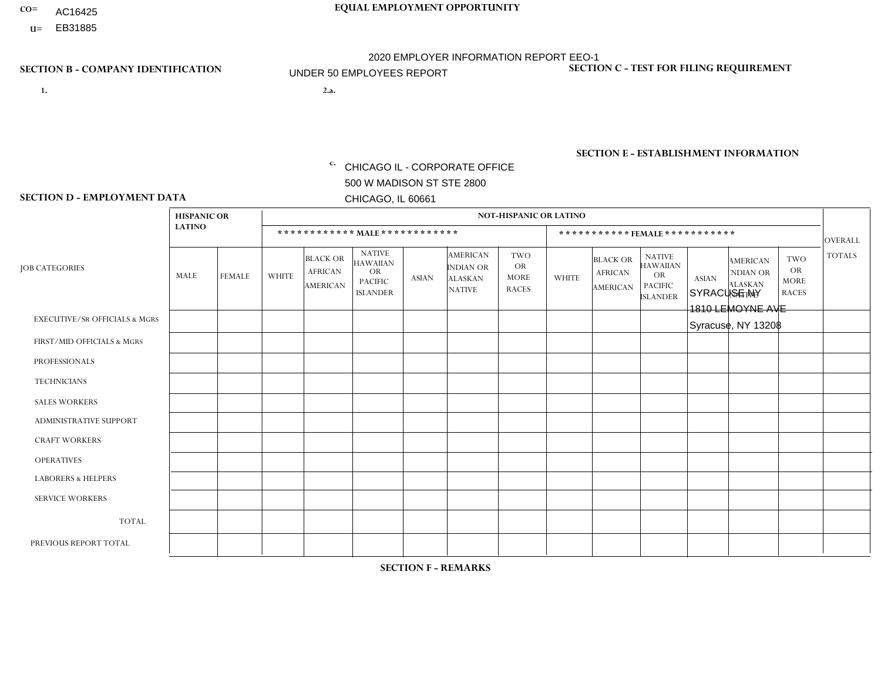CO= AC16425
U= EB31885

**EQUAL EMPLOYMENT OPPORTUNITY**

2020 EMPLOYER INFORMATION REPORT EEO-1
UNDER 50 EMPLOYEES REPORT

**SECTION B - COMPANY IDENTIFICATION**

1.

2.a.

c. CHICAGO IL - CORPORATE OFFICE
500 W MADISON ST STE 2800
CHICAGO, IL 60661

**SECTION C - TEST FOR FILING REQUIREMENT**

**SECTION E - ESTABLISHMENT INFORMATION**

SYRACUSE NY
1810 LEMOYNE AVE
Syracuse, NY 13208

**SECTION D - EMPLOYMENT DATA**

| JOB CATEGORIES | HISPANIC OR LATINO | | NOT-HISPANIC OR LATINO | | | | | | | | | | | | OVERALL TOTALS |
|---|---|---|---|---|---|---|---|---|---|---|---|---|---|---|---|
| | | | MALE | | | | | | FEMALE | | | | | | |
| | MALE | FEMALE | WHITE | BLACK OR AFRICAN AMERICAN | NATIVE HAWAIIAN OR PACIFIC ISLANDER | ASIAN | AMERICAN INDIAN OR ALASKAN NATIVE | TWO OR MORE RACES | WHITE | BLACK OR AFRICAN AMERICAN | NATIVE HAWAIIAN OR PACIFIC ISLANDER | ASIAN | AMERICAN INDIAN OR ALASKAN NATIVE | TWO OR MORE RACES | |
| EXECUTIVE/SR OFFICIALS & MGRS | | | | | | | | | | | | | | | |
| FIRST/MID OFFICIALS & MGRS | | | | | | | | | | | | | | | |
| PROFESSIONALS | | | | | | | | | | | | | | | |
| TECHNICIANS | | | | | | | | | | | | | | | |
| SALES WORKERS | | | | | | | | | | | | | | | |
| ADMINISTRATIVE SUPPORT | | | | | | | | | | | | | | | |
| CRAFT WORKERS | | | | | | | | | | | | | | | |
| OPERATIVES | | | | | | | | | | | | | | | |
| LABORERS & HELPERS | | | | | | | | | | | | | | | |
| SERVICE WORKERS | | | | | | | | | | | | | | | |
| TOTAL | | | | | | | | | | | | | | | |
| PREVIOUS REPORT TOTAL | | | | | | | | | | | | | | | |

**SECTION F - REMARKS**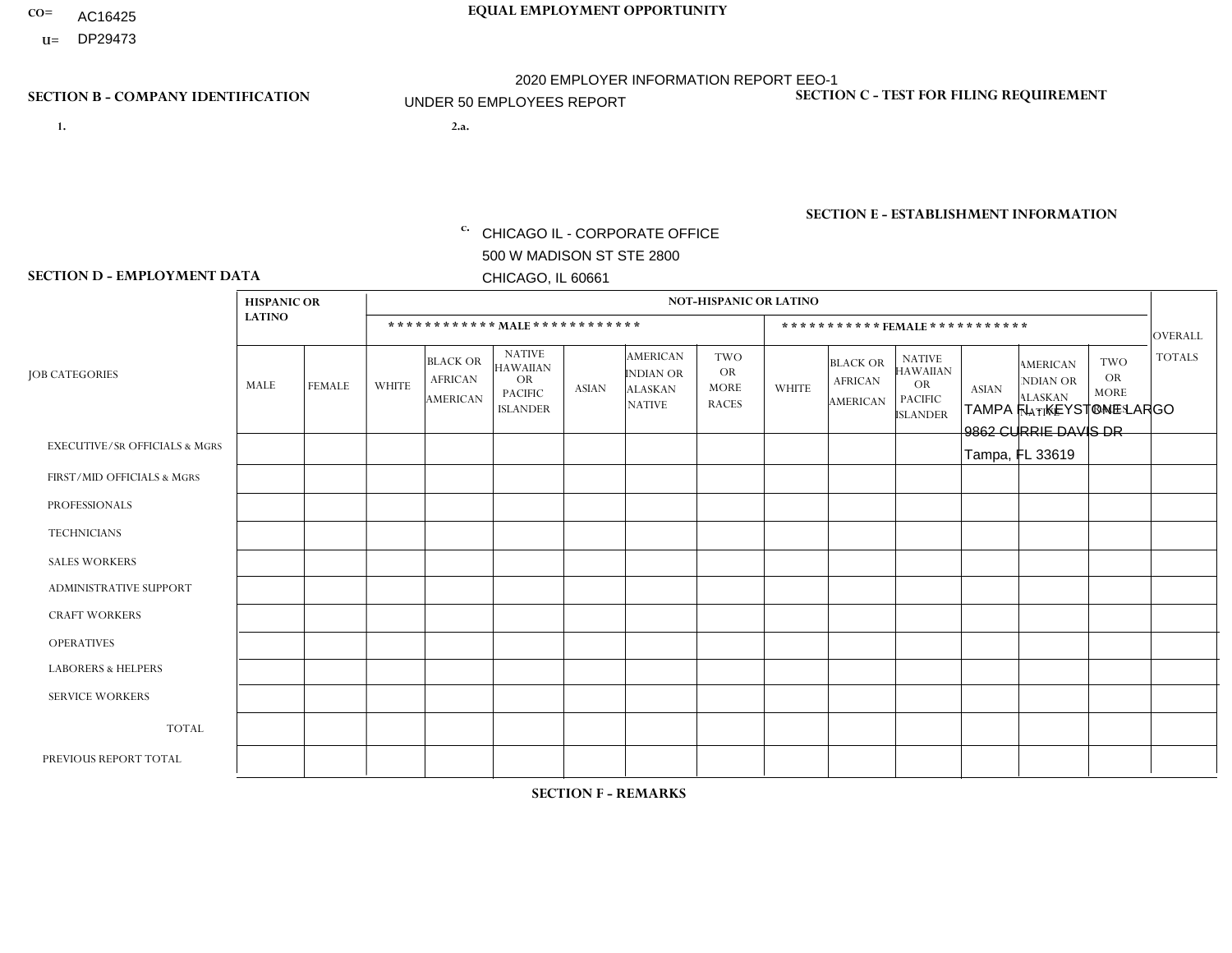CO= AC16425
U= DP29473

**EQUAL EMPLOYMENT OPPORTUNITY**

2020 EMPLOYER INFORMATION REPORT EEO-1

UNDER 50 EMPLOYEES REPORT

**SECTION B - COMPANY IDENTIFICATION**

1.

2.a.

c. CHICAGO IL - CORPORATE OFFICE
500 W MADISON ST STE 2800
CHICAGO, IL 60661

**SECTION C - TEST FOR FILING REQUIREMENT**

**SECTION E - ESTABLISHMENT INFORMATION**

TAMPA FL - KEYSTONE LARGO
9862 CURRIE DAVIS DR
Tampa, FL 33619

**SECTION D - EMPLOYMENT DATA**

| JOB CATEGORIES | HISPANIC OR LATINO | | NOT-HISPANIC OR LATINO | | | | | | | | | | | | OVERALL TOTALS |
|---|---|---|---|---|---|---|---|---|---|---|---|---|---|---|---|
| | | | MALE | | | | | | FEMALE | | | | | | |
| | MALE | FEMALE | WHITE | BLACK OR AFRICAN AMERICAN | NATIVE HAWAIIAN OR PACIFIC ISLANDER | ASIAN | AMERICAN INDIAN OR ALASKAN NATIVE | TWO OR MORE RACES | WHITE | BLACK OR AFRICAN AMERICAN | NATIVE HAWAIIAN OR PACIFIC ISLANDER | ASIAN | AMERICAN INDIAN OR ALASKAN NATIVE | TWO OR MORE RACES | |
| EXECUTIVE/SR OFFICIALS & MGRS | | | | | | | | | | | | | | | |
| FIRST/MID OFFICIALS & MGRS | | | | | | | | | | | | | | | |
| PROFESSIONALS | | | | | | | | | | | | | | | |
| TECHNICIANS | | | | | | | | | | | | | | | |
| SALES WORKERS | | | | | | | | | | | | | | | |
| ADMINISTRATIVE SUPPORT | | | | | | | | | | | | | | | |
| CRAFT WORKERS | | | | | | | | | | | | | | | |
| OPERATIVES | | | | | | | | | | | | | | | |
| LABORERS & HELPERS | | | | | | | | | | | | | | | |
| SERVICE WORKERS | | | | | | | | | | | | | | | |
| TOTAL | | | | | | | | | | | | | | | |
| PREVIOUS REPORT TOTAL | | | | | | | | | | | | | | | |

**SECTION F - REMARKS**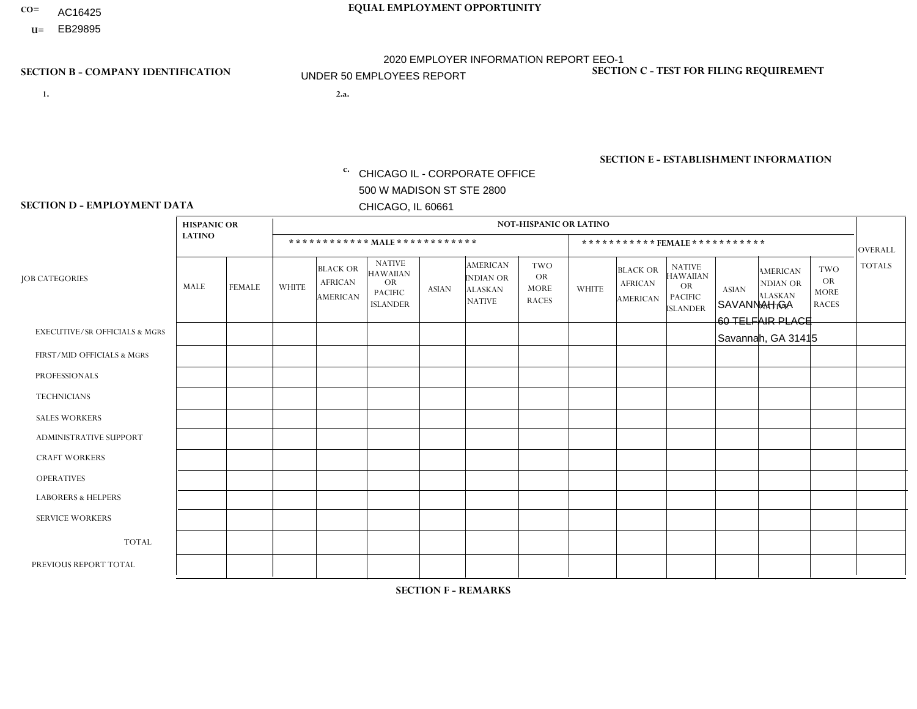CO= AC16425
U= EB29895

**EQUAL EMPLOYMENT OPPORTUNITY**

2020 EMPLOYER INFORMATION REPORT EEO-1

UNDER 50 EMPLOYEES REPORT

**SECTION B - COMPANY IDENTIFICATION**

1.

2.a.

c. CHICAGO IL - CORPORATE OFFICE
500 W MADISON ST STE 2800
CHICAGO, IL 60661

**SECTION C - TEST FOR FILING REQUIREMENT**

**SECTION E - ESTABLISHMENT INFORMATION**

SAVANNAH GA
60 TELFAIR PLACE
Savannah, GA 31415

**SECTION D - EMPLOYMENT DATA**

| JOB CATEGORIES | HISPANIC OR LATINO | | NOT-HISPANIC OR LATINO | | | | | | | | | | | | OVERALL TOTALS |
|---|---|---|---|---|---|---|---|---|---|---|---|---|---|---|---|
| | | | MALE | | | | | | FEMALE | | | | | | |
| | MALE | FEMALE | WHITE | BLACK OR AFRICAN AMERICAN | NATIVE HAWAIIAN OR PACIFIC ISLANDER | ASIAN | AMERICAN INDIAN OR ALASKAN NATIVE | TWO OR MORE RACES | WHITE | BLACK OR AFRICAN AMERICAN | NATIVE HAWAIIAN OR PACIFIC ISLANDER | ASIAN | AMERICAN INDIAN OR ALASKAN NATIVE | TWO OR MORE RACES | |
| EXECUTIVE/SR OFFICIALS & MGRS | | | | | | | | | | | | | | | |
| FIRST/MID OFFICIALS & MGRS | | | | | | | | | | | | | | | |
| PROFESSIONALS | | | | | | | | | | | | | | | |
| TECHNICIANS | | | | | | | | | | | | | | | |
| SALES WORKERS | | | | | | | | | | | | | | | |
| ADMINISTRATIVE SUPPORT | | | | | | | | | | | | | | | |
| CRAFT WORKERS | | | | | | | | | | | | | | | |
| OPERATIVES | | | | | | | | | | | | | | | |
| LABORERS & HELPERS | | | | | | | | | | | | | | | |
| SERVICE WORKERS | | | | | | | | | | | | | | | |
| TOTAL | | | | | | | | | | | | | | | |
| PREVIOUS REPORT TOTAL | | | | | | | | | | | | | | | |

**SECTION F - REMARKS**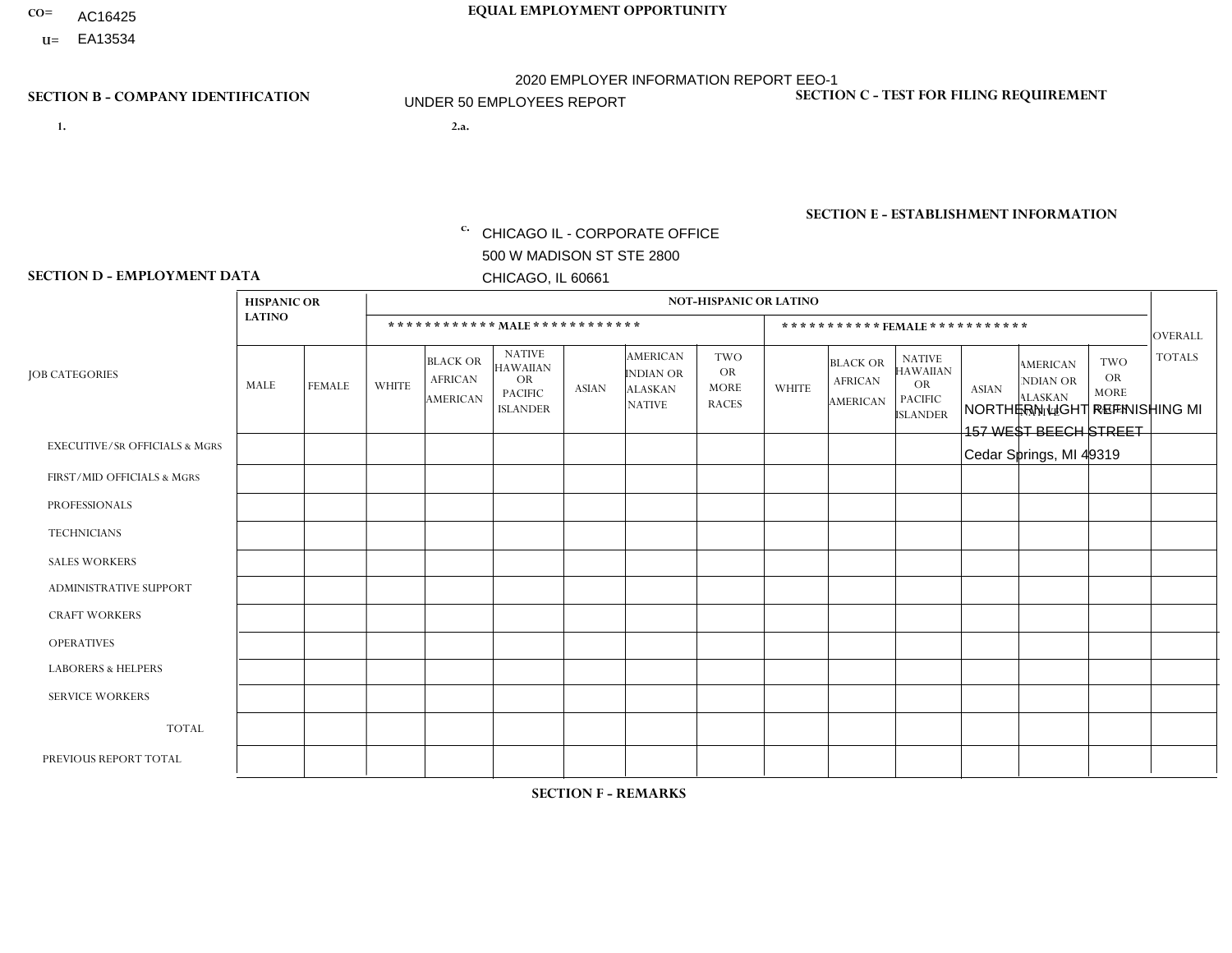CO= AC16425
U= EA13534

**EQUAL EMPLOYMENT OPPORTUNITY**

2020 EMPLOYER INFORMATION REPORT EEO-1
UNDER 50 EMPLOYEES REPORT

**SECTION B - COMPANY IDENTIFICATION**

1.

2.a.

c. CHICAGO IL - CORPORATE OFFICE
500 W MADISON ST STE 2800
CHICAGO, IL 60661

**SECTION C - TEST FOR FILING REQUIREMENT**

**SECTION E - ESTABLISHMENT INFORMATION**

NORTHERN LIGHT REFINISHING MI
157 WEST BEECH STREET
Cedar Springs, MI 49319

**SECTION D - EMPLOYMENT DATA**

| JOB CATEGORIES | HISPANIC OR LATINO | | NOT-HISPANIC OR LATINO | | | | | | | | | | | | OVERALL TOTALS |
|---|---|---|---|---|---|---|---|---|---|---|---|---|---|---|---|
| | | | MALE | | | | | | FEMALE | | | | | | |
| | MALE | FEMALE | WHITE | BLACK OR AFRICAN AMERICAN | NATIVE HAWAIIAN OR PACIFIC ISLANDER | ASIAN | AMERICAN INDIAN OR ALASKAN NATIVE | TWO OR MORE RACES | WHITE | BLACK OR AFRICAN AMERICAN | NATIVE HAWAIIAN OR PACIFIC ISLANDER | ASIAN | AMERICAN INDIAN OR ALASKAN NATIVE | TWO OR MORE RACES | |
| EXECUTIVE/SR OFFICIALS & MGRS | | | | | | | | | | | | | | | |
| FIRST/MID OFFICIALS & MGRS | | | | | | | | | | | | | | | |
| PROFESSIONALS | | | | | | | | | | | | | | | |
| TECHNICIANS | | | | | | | | | | | | | | | |
| SALES WORKERS | | | | | | | | | | | | | | | |
| ADMINISTRATIVE SUPPORT | | | | | | | | | | | | | | | |
| CRAFT WORKERS | | | | | | | | | | | | | | | |
| OPERATIVES | | | | | | | | | | | | | | | |
| LABORERS & HELPERS | | | | | | | | | | | | | | | |
| SERVICE WORKERS | | | | | | | | | | | | | | | |
| TOTAL | | | | | | | | | | | | | | | |
| PREVIOUS REPORT TOTAL | | | | | | | | | | | | | | | |

**SECTION F - REMARKS**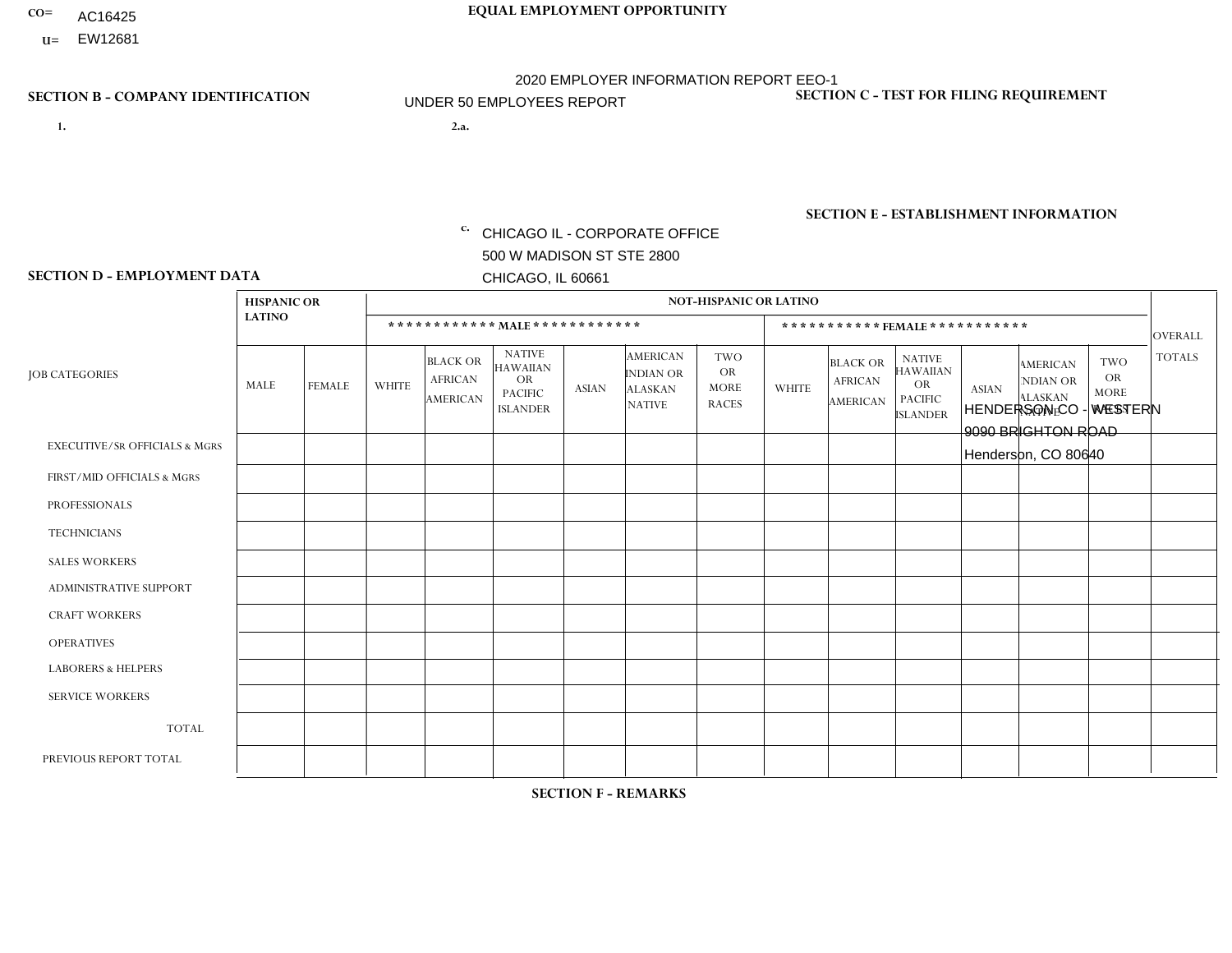CO= AC16425

U= EW12681

**EQUAL EMPLOYMENT OPPORTUNITY**

2020 EMPLOYER INFORMATION REPORT EEO-1

UNDER 50 EMPLOYEES REPORT

**SECTION B - COMPANY IDENTIFICATION**

1.

2.a.

c. CHICAGO IL - CORPORATE OFFICE
500 W MADISON ST STE 2800
CHICAGO, IL 60661

**SECTION C - TEST FOR FILING REQUIREMENT**

**SECTION E - ESTABLISHMENT INFORMATION**

HENDERSON CO - WESTERN
9090 BRIGHTON ROAD
Henderson, CO 80640

**SECTION D - EMPLOYMENT DATA**

| JOB CATEGORIES | HISPANIC OR LATINO | | NOT-HISPANIC OR LATINO | | | | | | | | | | | | OVERALL TOTALS |
|---|---|---|---|---|---|---|---|---|---|---|---|---|---|---|---|
| | | | MALE | | | | | | FEMALE | | | | | | |
| | MALE | FEMALE | WHITE | BLACK OR AFRICAN AMERICAN | NATIVE HAWAIIAN OR PACIFIC ISLANDER | ASIAN | AMERICAN INDIAN OR ALASKAN NATIVE | TWO OR MORE RACES | WHITE | BLACK OR AFRICAN AMERICAN | NATIVE HAWAIIAN OR PACIFIC ISLANDER | ASIAN | AMERICAN INDIAN OR ALASKAN NATIVE | TWO OR MORE RACES | |
| EXECUTIVE/SR OFFICIALS & MGRS | | | | | | | | | | | | | | | |
| FIRST/MID OFFICIALS & MGRS | | | | | | | | | | | | | | | |
| PROFESSIONALS | | | | | | | | | | | | | | | |
| TECHNICIANS | | | | | | | | | | | | | | | |
| SALES WORKERS | | | | | | | | | | | | | | | |
| ADMINISTRATIVE SUPPORT | | | | | | | | | | | | | | | |
| CRAFT WORKERS | | | | | | | | | | | | | | | |
| OPERATIVES | | | | | | | | | | | | | | | |
| LABORERS & HELPERS | | | | | | | | | | | | | | | |
| SERVICE WORKERS | | | | | | | | | | | | | | | |
| TOTAL | | | | | | | | | | | | | | | |
| PREVIOUS REPORT TOTAL | | | | | | | | | | | | | | | |

**SECTION F - REMARKS**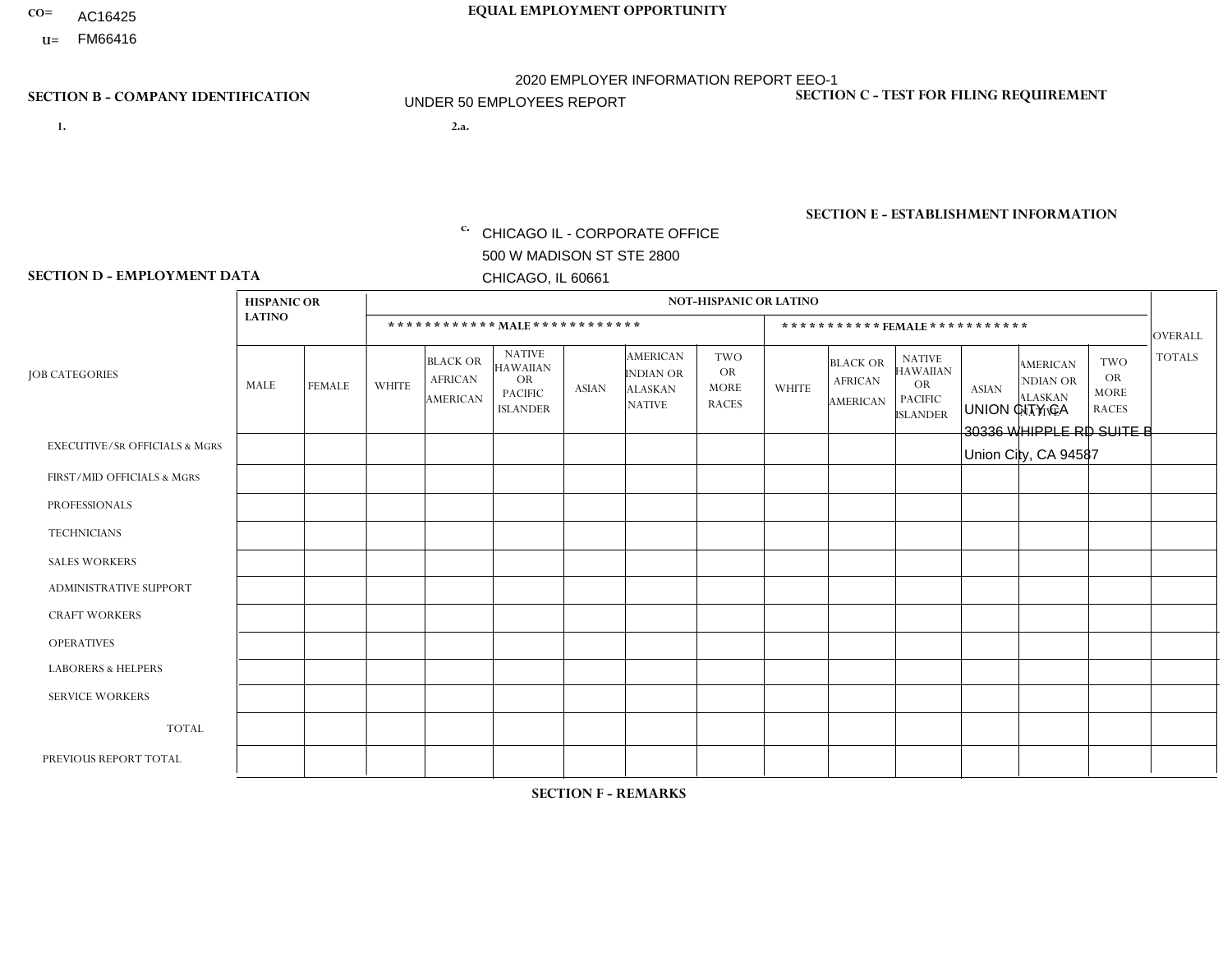CO= AC16425
U= FM66416

**EQUAL EMPLOYMENT OPPORTUNITY**

2020 EMPLOYER INFORMATION REPORT EEO-1

UNDER 50 EMPLOYEES REPORT

**SECTION B - COMPANY IDENTIFICATION**

1.

2.a.

c. CHICAGO IL - CORPORATE OFFICE
500 W MADISON ST STE 2800
CHICAGO, IL 60661

**SECTION C - TEST FOR FILING REQUIREMENT**

**SECTION E - ESTABLISHMENT INFORMATION**

UNION CITY CA
30336 WHIPPLE RD SUITE B
Union City, CA 94587

**SECTION D - EMPLOYMENT DATA**

| JOB CATEGORIES | HISPANIC OR LATINO | | NOT-HISPANIC OR LATINO | | | | | | | | | | | | OVERALL TOTALS |
|---|---|---|---|---|---|---|---|---|---|---|---|---|---|---|---|
| | | | ************ MALE ************ | | | | | | *********** FEMALE *********** | | | | | | |
| | MALE | FEMALE | WHITE | BLACK OR AFRICAN AMERICAN | NATIVE HAWAIIAN OR PACIFIC ISLANDER | ASIAN | AMERICAN INDIAN OR ALASKAN NATIVE | TWO OR MORE RACES | WHITE | BLACK OR AFRICAN AMERICAN | NATIVE HAWAIIAN OR PACIFIC ISLANDER | ASIAN | AMERICAN INDIAN OR ALASKAN NATIVE | TWO OR MORE RACES | |
| EXECUTIVE/SR OFFICIALS & MGRS | | | | | | | | | | | | | | | |
| FIRST/MID OFFICIALS & MGRS | | | | | | | | | | | | | | | |
| PROFESSIONALS | | | | | | | | | | | | | | | |
| TECHNICIANS | | | | | | | | | | | | | | | |
| SALES WORKERS | | | | | | | | | | | | | | | |
| ADMINISTRATIVE SUPPORT | | | | | | | | | | | | | | | |
| CRAFT WORKERS | | | | | | | | | | | | | | | |
| OPERATIVES | | | | | | | | | | | | | | | |
| LABORERS & HELPERS | | | | | | | | | | | | | | | |
| SERVICE WORKERS | | | | | | | | | | | | | | | |
| TOTAL | | | | | | | | | | | | | | | |
| PREVIOUS REPORT TOTAL | | | | | | | | | | | | | | | |

**SECTION F - REMARKS**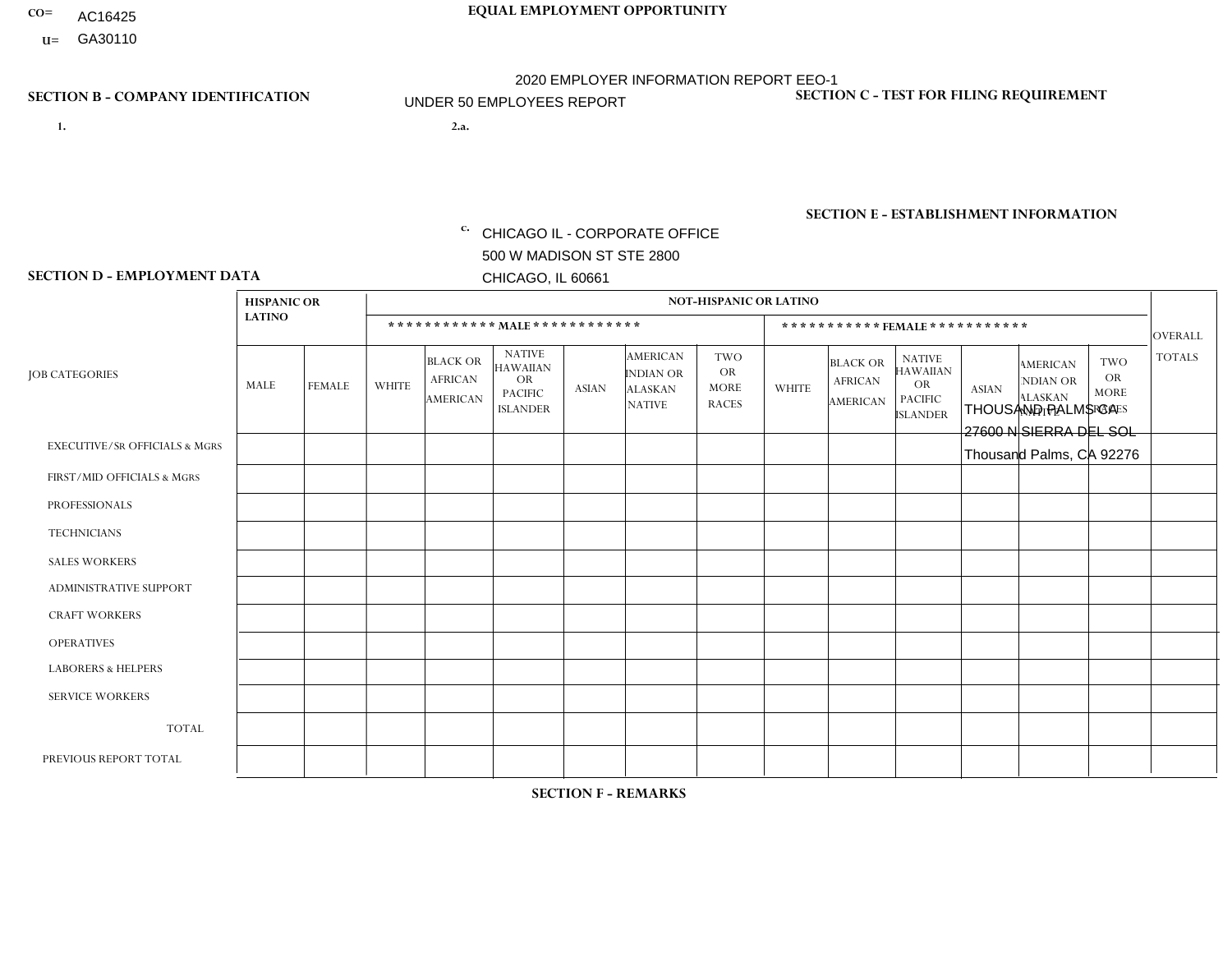CO= AC16425
U= GA30110

**EQUAL EMPLOYMENT OPPORTUNITY**

2020 EMPLOYER INFORMATION REPORT EEO-1

UNDER 50 EMPLOYEES REPORT

**SECTION B - COMPANY IDENTIFICATION**

1.

2.a.

c. CHICAGO IL - CORPORATE OFFICE
500 W MADISON ST STE 2800
CHICAGO, IL 60661

**SECTION C - TEST FOR FILING REQUIREMENT**

**SECTION E - ESTABLISHMENT INFORMATION**

THOUSAND PALMS CA
27600 N SIERRA DEL SOL
Thousand Palms, CA 92276

**SECTION D - EMPLOYMENT DATA**

| JOB CATEGORIES | HISPANIC OR LATINO | | NOT-HISPANIC OR LATINO | | | | | | | | | | | | OVERALL TOTALS |
|---|---|---|---|---|---|---|---|---|---|---|---|---|---|---|---|
| | | | MALE | | | | | | FEMALE | | | | | | |
| | MALE | FEMALE | WHITE | BLACK OR AFRICAN AMERICAN | NATIVE HAWAIIAN OR PACIFIC ISLANDER | ASIAN | AMERICAN INDIAN OR ALASKAN NATIVE | TWO OR MORE RACES | WHITE | BLACK OR AFRICAN AMERICAN | NATIVE HAWAIIAN OR PACIFIC ISLANDER | ASIAN | AMERICAN INDIAN OR ALASKAN NATIVE | TWO OR MORE RACES | |
| EXECUTIVE/SR OFFICIALS & MGRS | | | | | | | | | | | | | | | |
| FIRST/MID OFFICIALS & MGRS | | | | | | | | | | | | | | | |
| PROFESSIONALS | | | | | | | | | | | | | | | |
| TECHNICIANS | | | | | | | | | | | | | | | |
| SALES WORKERS | | | | | | | | | | | | | | | |
| ADMINISTRATIVE SUPPORT | | | | | | | | | | | | | | | |
| CRAFT WORKERS | | | | | | | | | | | | | | | |
| OPERATIVES | | | | | | | | | | | | | | | |
| LABORERS & HELPERS | | | | | | | | | | | | | | | |
| SERVICE WORKERS | | | | | | | | | | | | | | | |
| TOTAL | | | | | | | | | | | | | | | |
| PREVIOUS REPORT TOTAL | | | | | | | | | | | | | | | |

**SECTION F - REMARKS**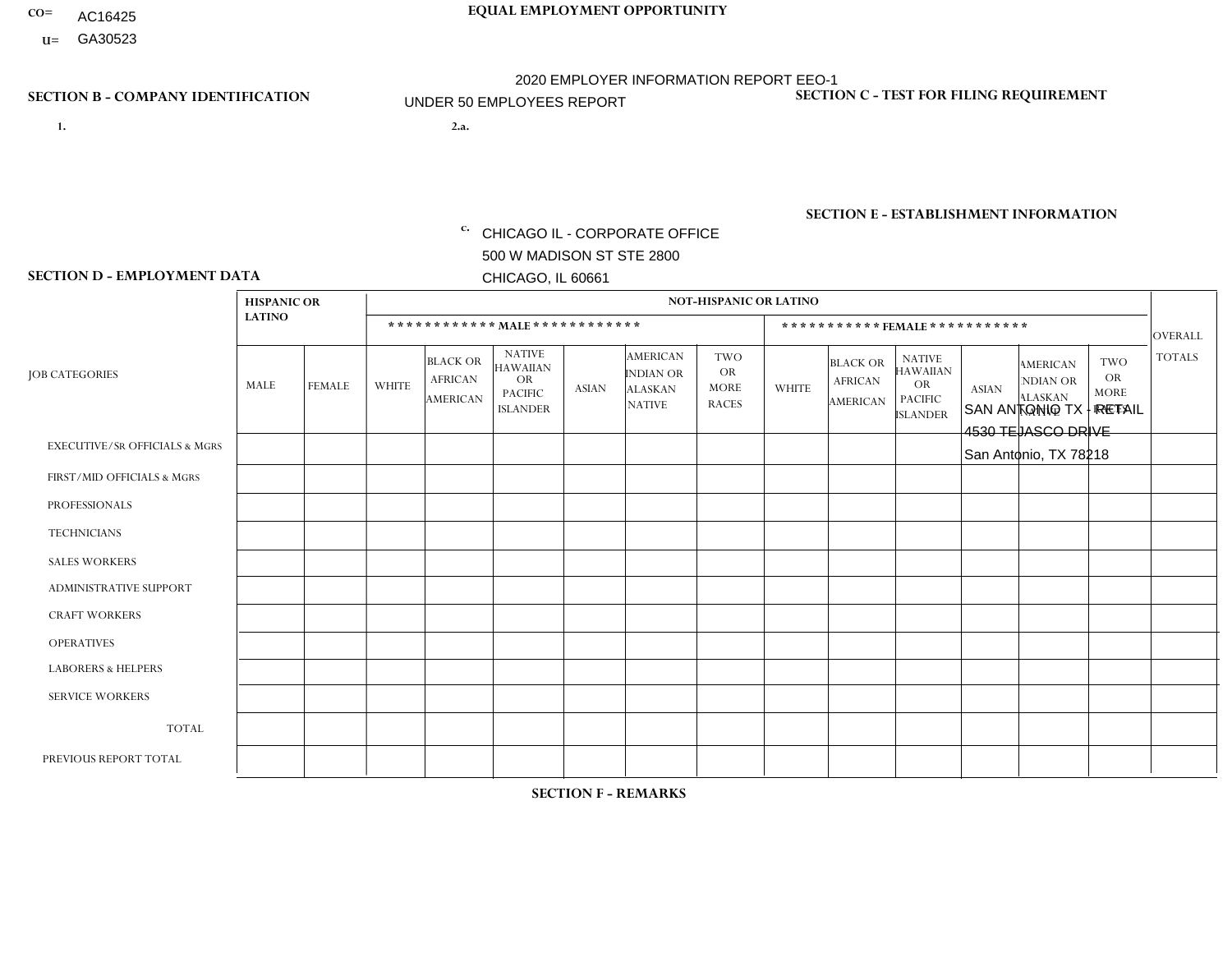CO= AC16425
U= GA30523

**EQUAL EMPLOYMENT OPPORTUNITY**

2020 EMPLOYER INFORMATION REPORT EEO-1
UNDER 50 EMPLOYEES REPORT

**SECTION B - COMPANY IDENTIFICATION**

1.

2.a.

c. CHICAGO IL - CORPORATE OFFICE
500 W MADISON ST STE 2800
CHICAGO, IL 60661

**SECTION C - TEST FOR FILING REQUIREMENT**

**SECTION E - ESTABLISHMENT INFORMATION**

SAN ANTONIO TX - RETAIL
4530 TEJASCO DRIVE
San Antonio, TX 78218

**SECTION D - EMPLOYMENT DATA**

| JOB CATEGORIES | HISPANIC OR LATINO | | NOT-HISPANIC OR LATINO | | | | | | | | | | | | OVERALL TOTALS |
|---|---|---|---|---|---|---|---|---|---|---|---|---|---|---|---|
| | | | ************ MALE ************ | | | | | | *********** FEMALE *********** | | | | | | |
| | MALE | FEMALE | WHITE | BLACK OR AFRICAN AMERICAN | NATIVE HAWAIIAN OR PACIFIC ISLANDER | ASIAN | AMERICAN INDIAN OR ALASKAN NATIVE | TWO OR MORE RACES | WHITE | BLACK OR AFRICAN AMERICAN | NATIVE HAWAIIAN OR PACIFIC ISLANDER | ASIAN | AMERICAN INDIAN OR ALASKAN NATIVE | TWO OR MORE RACES | |
| EXECUTIVE/Sr OFFICIALS & MGRS | | | | | | | | | | | | | | | |
| FIRST/MID OFFICIALS & MGRS | | | | | | | | | | | | | | | |
| PROFESSIONALS | | | | | | | | | | | | | | | |
| TECHNICIANS | | | | | | | | | | | | | | | |
| SALES WORKERS | | | | | | | | | | | | | | | |
| ADMINISTRATIVE SUPPORT | | | | | | | | | | | | | | | |
| CRAFT WORKERS | | | | | | | | | | | | | | | |
| OPERATIVES | | | | | | | | | | | | | | | |
| LABORERS & HELPERS | | | | | | | | | | | | | | | |
| SERVICE WORKERS | | | | | | | | | | | | | | | |
| TOTAL | | | | | | | | | | | | | | | |
| PREVIOUS REPORT TOTAL | | | | | | | | | | | | | | | |

**SECTION F - REMARKS**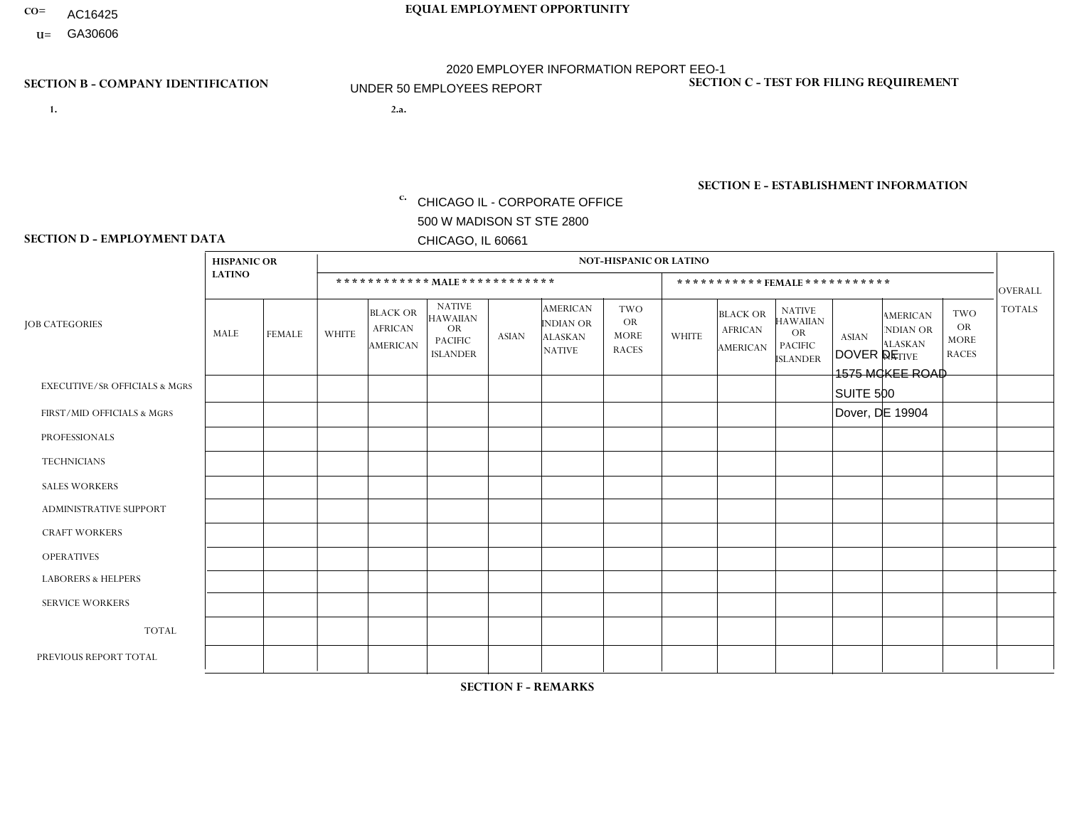CO= AC16425
U= GA30606

**EQUAL EMPLOYMENT OPPORTUNITY**

2020 EMPLOYER INFORMATION REPORT EEO-1

UNDER 50 EMPLOYEES REPORT

**SECTION B - COMPANY IDENTIFICATION**

1.

2.a.

c. CHICAGO IL - CORPORATE OFFICE
500 W MADISON ST STE 2800
CHICAGO, IL 60661

**SECTION C - TEST FOR FILING REQUIREMENT**

**SECTION E - ESTABLISHMENT INFORMATION**

DOVER DE
1575 MCKEE ROAD
SUITE 500
Dover, DE 19904

**SECTION D - EMPLOYMENT DATA**

| JOB CATEGORIES | HISPANIC OR LATINO | | NOT-HISPANIC OR LATINO | | | | | | | | | | | | OVERALL TOTALS |
|---|---|---|---|---|---|---|---|---|---|---|---|---|---|---|---|
| | | | MALE | | | | | | FEMALE | | | | | | |
| | MALE | FEMALE | WHITE | BLACK OR AFRICAN AMERICAN | NATIVE HAWAIIAN OR PACIFIC ISLANDER | ASIAN | AMERICAN INDIAN OR ALASKAN NATIVE | TWO OR MORE RACES | WHITE | BLACK OR AFRICAN AMERICAN | NATIVE HAWAIIAN OR PACIFIC ISLANDER | ASIAN | AMERICAN INDIAN OR ALASKAN NATIVE | TWO OR MORE RACES | |
| EXECUTIVE/SR OFFICIALS & MGRS | | | | | | | | | | | | | | | |
| FIRST/MID OFFICIALS & MGRS | | | | | | | | | | | | | | | |
| PROFESSIONALS | | | | | | | | | | | | | | | |
| TECHNICIANS | | | | | | | | | | | | | | | |
| SALES WORKERS | | | | | | | | | | | | | | | |
| ADMINISTRATIVE SUPPORT | | | | | | | | | | | | | | | |
| CRAFT WORKERS | | | | | | | | | | | | | | | |
| OPERATIVES | | | | | | | | | | | | | | | |
| LABORERS & HELPERS | | | | | | | | | | | | | | | |
| SERVICE WORKERS | | | | | | | | | | | | | | | |
| TOTAL | | | | | | | | | | | | | | | |
| PREVIOUS REPORT TOTAL | | | | | | | | | | | | | | | |

**SECTION F - REMARKS**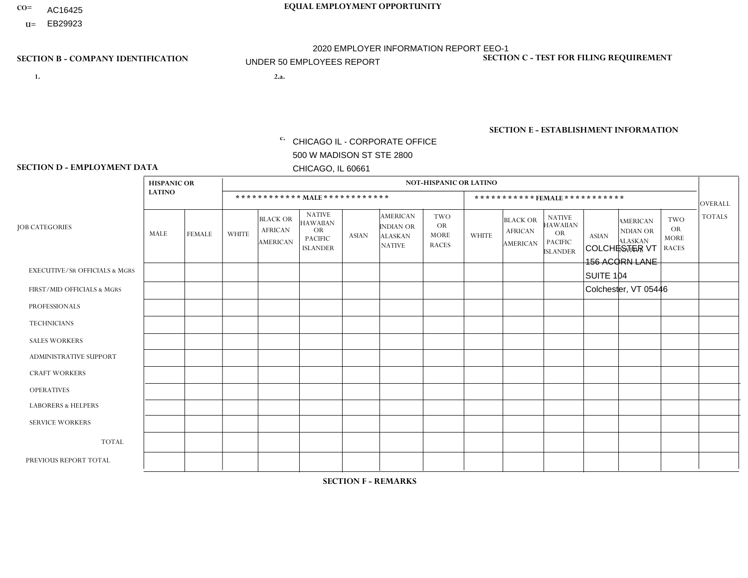CO= AC16425
U= EB29923

**EQUAL EMPLOYMENT OPPORTUNITY**

2020 EMPLOYER INFORMATION REPORT EEO-1
UNDER 50 EMPLOYEES REPORT

**SECTION B - COMPANY IDENTIFICATION**

1.

2.a.

c. CHICAGO IL - CORPORATE OFFICE
500 W MADISON ST STE 2800
CHICAGO, IL 60661

**SECTION C - TEST FOR FILING REQUIREMENT**

**SECTION E - ESTABLISHMENT INFORMATION**

COLCHESTER VT
156 ACORN LANE
SUITE 104
Colchester, VT 05446

**SECTION D - EMPLOYMENT DATA**

| JOB CATEGORIES | HISPANIC OR LATINO | | NOT-HISPANIC OR LATINO | | | | | | | | | | | | OVERALL TOTALS |
|---|---|---|---|---|---|---|---|---|---|---|---|---|---|---|---|
| | | | MALE | | | | | | FEMALE | | | | | | |
| | MALE | FEMALE | WHITE | BLACK OR AFRICAN AMERICAN | NATIVE HAWAIIAN OR PACIFIC ISLANDER | ASIAN | AMERICAN INDIAN OR ALASKAN NATIVE | TWO OR MORE RACES | WHITE | BLACK OR AFRICAN AMERICAN | NATIVE HAWAIIAN OR PACIFIC ISLANDER | ASIAN | AMERICAN INDIAN OR ALASKAN NATIVE | TWO OR MORE RACES | |
| EXECUTIVE/SR OFFICIALS & MGRS | | | | | | | | | | | | | | | |
| FIRST/MID OFFICIALS & MGRS | | | | | | | | | | | | | | | |
| PROFESSIONALS | | | | | | | | | | | | | | | |
| TECHNICIANS | | | | | | | | | | | | | | | |
| SALES WORKERS | | | | | | | | | | | | | | | |
| ADMINISTRATIVE SUPPORT | | | | | | | | | | | | | | | |
| CRAFT WORKERS | | | | | | | | | | | | | | | |
| OPERATIVES | | | | | | | | | | | | | | | |
| LABORERS & HELPERS | | | | | | | | | | | | | | | |
| SERVICE WORKERS | | | | | | | | | | | | | | | |
| TOTAL | | | | | | | | | | | | | | | |
| PREVIOUS REPORT TOTAL | | | | | | | | | | | | | | | |

**SECTION F - REMARKS**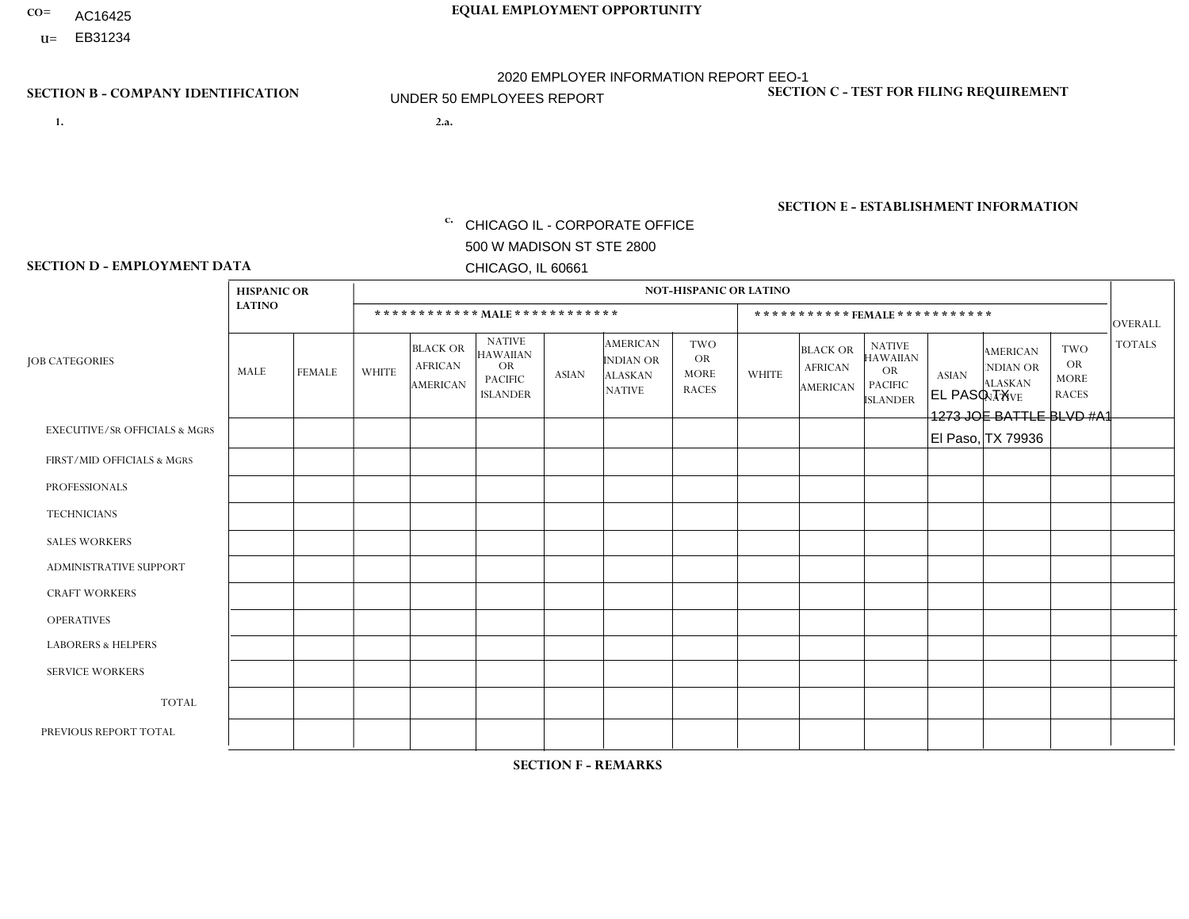CO= AC16425
U= EB31234

**EQUAL EMPLOYMENT OPPORTUNITY**

2020 EMPLOYER INFORMATION REPORT EEO-1

UNDER 50 EMPLOYEES REPORT

**SECTION B - COMPANY IDENTIFICATION**

1.

2.a.

c. CHICAGO IL - CORPORATE OFFICE
500 W MADISON ST STE 2800
CHICAGO, IL 60661

**SECTION C - TEST FOR FILING REQUIREMENT**

**SECTION E - ESTABLISHMENT INFORMATION**

EL PASO TX
1273 JOE BATTLE BLVD #A1
El Paso, TX 79936

**SECTION D - EMPLOYMENT DATA**

| JOB CATEGORIES | HISPANIC OR LATINO | | NOT-HISPANIC OR LATINO | | | | | | | | | | | | OVERALL TOTALS |
|---|---|---|---|---|---|---|---|---|---|---|---|---|---|---|---|
| | | | MALE | | | | | | FEMALE | | | | | | |
| | MALE | FEMALE | WHITE | BLACK OR AFRICAN AMERICAN | NATIVE HAWAIIAN OR PACIFIC ISLANDER | ASIAN | AMERICAN INDIAN OR ALASKAN NATIVE | TWO OR MORE RACES | WHITE | BLACK OR AFRICAN AMERICAN | NATIVE HAWAIIAN OR PACIFIC ISLANDER | ASIAN | AMERICAN INDIAN OR ALASKAN NATIVE | TWO OR MORE RACES | |
| EXECUTIVE/SR OFFICIALS & MGRS | | | | | | | | | | | | | | | |
| FIRST/MID OFFICIALS & MGRS | | | | | | | | | | | | | | | |
| PROFESSIONALS | | | | | | | | | | | | | | | |
| TECHNICIANS | | | | | | | | | | | | | | | |
| SALES WORKERS | | | | | | | | | | | | | | | |
| ADMINISTRATIVE SUPPORT | | | | | | | | | | | | | | | |
| CRAFT WORKERS | | | | | | | | | | | | | | | |
| OPERATIVES | | | | | | | | | | | | | | | |
| LABORERS & HELPERS | | | | | | | | | | | | | | | |
| SERVICE WORKERS | | | | | | | | | | | | | | | |
| TOTAL | | | | | | | | | | | | | | | |
| PREVIOUS REPORT TOTAL | | | | | | | | | | | | | | | |

**SECTION F - REMARKS**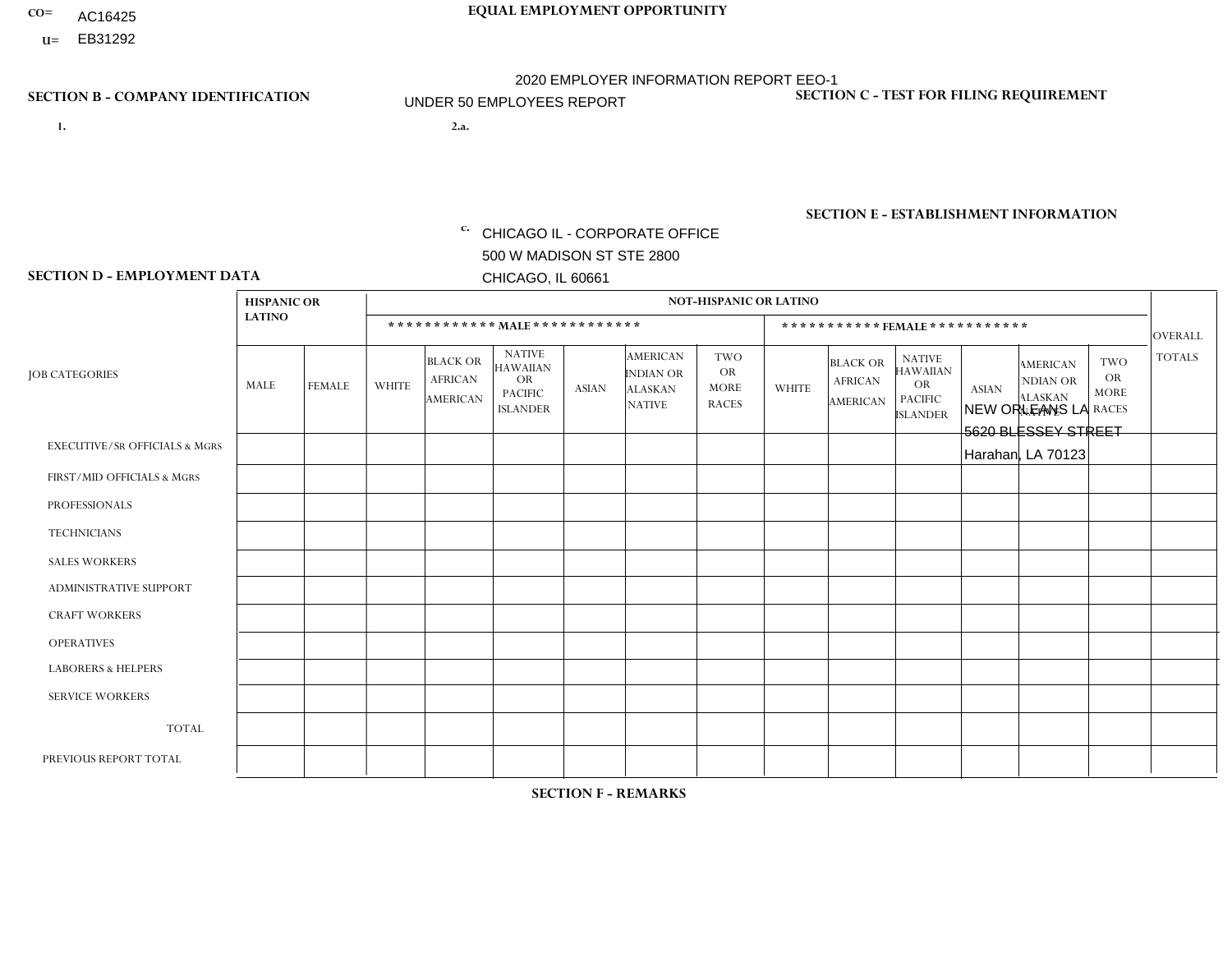CO= AC16425
U= EB31292

**EQUAL EMPLOYMENT OPPORTUNITY**

2020 EMPLOYER INFORMATION REPORT EEO-1

UNDER 50 EMPLOYEES REPORT

**SECTION B - COMPANY IDENTIFICATION**

1.

2.a.

c. CHICAGO IL - CORPORATE OFFICE
500 W MADISON ST STE 2800
CHICAGO, IL 60661

**SECTION C - TEST FOR FILING REQUIREMENT**

**SECTION E - ESTABLISHMENT INFORMATION**

NEW ORLEANS LA
5620 BLESSEY STREET
Harahan, LA 70123

**SECTION D - EMPLOYMENT DATA**

| JOB CATEGORIES | HISPANIC OR LATINO | | NOT-HISPANIC OR LATINO | | | | | | | | | | | | OVERALL TOTALS |
|---|---|---|---|---|---|---|---|---|---|---|---|---|---|---|---|
| | | | MALE | | | | | | FEMALE | | | | | | |
| | MALE | FEMALE | WHITE | BLACK OR AFRICAN AMERICAN | NATIVE HAWAIIAN OR PACIFIC ISLANDER | ASIAN | AMERICAN INDIAN OR ALASKAN NATIVE | TWO OR MORE RACES | WHITE | BLACK OR AFRICAN AMERICAN | NATIVE HAWAIIAN OR PACIFIC ISLANDER | ASIAN | AMERICAN INDIAN OR ALASKAN NATIVE | TWO OR MORE RACES | |
| EXECUTIVE/Sr OFFICIALS & MGRS | | | | | | | | | | | | | | | |
| FIRST/MID OFFICIALS & MGRS | | | | | | | | | | | | | | | |
| PROFESSIONALS | | | | | | | | | | | | | | | |
| TECHNICIANS | | | | | | | | | | | | | | | |
| SALES WORKERS | | | | | | | | | | | | | | | |
| ADMINISTRATIVE SUPPORT | | | | | | | | | | | | | | | |
| CRAFT WORKERS | | | | | | | | | | | | | | | |
| OPERATIVES | | | | | | | | | | | | | | | |
| LABORERS & HELPERS | | | | | | | | | | | | | | | |
| SERVICE WORKERS | | | | | | | | | | | | | | | |
| TOTAL | | | | | | | | | | | | | | | |
| PREVIOUS REPORT TOTAL | | | | | | | | | | | | | | | |

**SECTION F - REMARKS**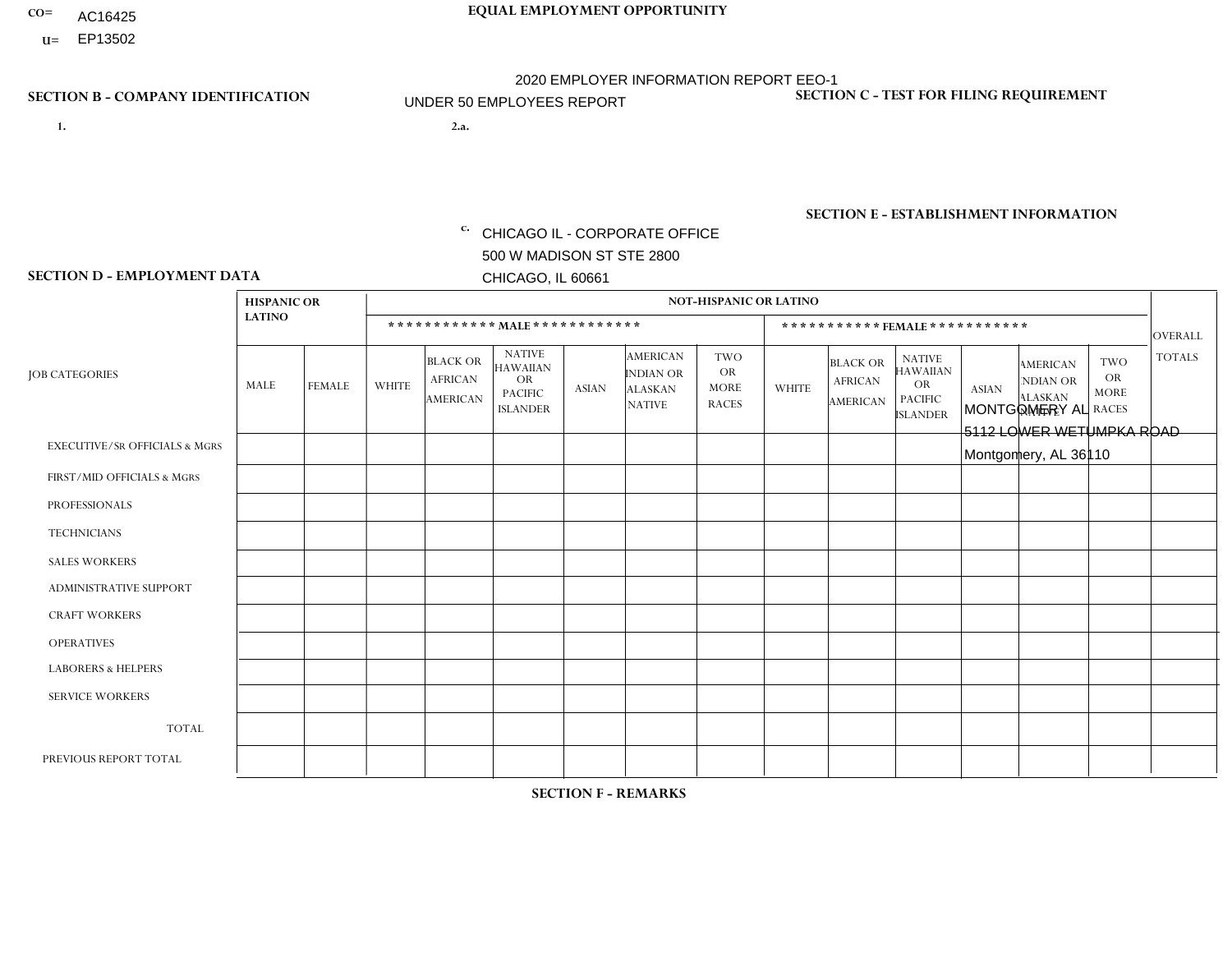CO= AC16425
U= EP13502

**EQUAL EMPLOYMENT OPPORTUNITY**

2020 EMPLOYER INFORMATION REPORT EEO-1
UNDER 50 EMPLOYEES REPORT

**SECTION B - COMPANY IDENTIFICATION**

1.

2.a.

c. CHICAGO IL - CORPORATE OFFICE
500 W MADISON ST STE 2800
CHICAGO, IL 60661

**SECTION C - TEST FOR FILING REQUIREMENT**

**SECTION E - ESTABLISHMENT INFORMATION**

MONTGOMERY AL
5112 LOWER WETUMPKA ROAD
Montgomery, AL 36110

**SECTION D - EMPLOYMENT DATA**

| JOB CATEGORIES | HISPANIC OR LATINO | | NOT-HISPANIC OR LATINO | | | | | | | | | | | | OVERALL TOTALS |
|---|---|---|---|---|---|---|---|---|---|---|---|---|---|---|---|
| | | | MALE | | | | | | FEMALE | | | | | | |
| | MALE | FEMALE | WHITE | BLACK OR AFRICAN AMERICAN | NATIVE HAWAIIAN OR PACIFIC ISLANDER | ASIAN | AMERICAN INDIAN OR ALASKAN NATIVE | TWO OR MORE RACES | WHITE | BLACK OR AFRICAN AMERICAN | NATIVE HAWAIIAN OR PACIFIC ISLANDER | ASIAN | AMERICAN INDIAN OR ALASKAN NATIVE | TWO OR MORE RACES | |
| EXECUTIVE/SR OFFICIALS & MGRS | | | | | | | | | | | | | | | |
| FIRST/MID OFFICIALS & MGRS | | | | | | | | | | | | | | | |
| PROFESSIONALS | | | | | | | | | | | | | | | |
| TECHNICIANS | | | | | | | | | | | | | | | |
| SALES WORKERS | | | | | | | | | | | | | | | |
| ADMINISTRATIVE SUPPORT | | | | | | | | | | | | | | | |
| CRAFT WORKERS | | | | | | | | | | | | | | | |
| OPERATIVES | | | | | | | | | | | | | | | |
| LABORERS & HELPERS | | | | | | | | | | | | | | | |
| SERVICE WORKERS | | | | | | | | | | | | | | | |
| TOTAL | | | | | | | | | | | | | | | |
| PREVIOUS REPORT TOTAL | | | | | | | | | | | | | | | |

**SECTION F - REMARKS**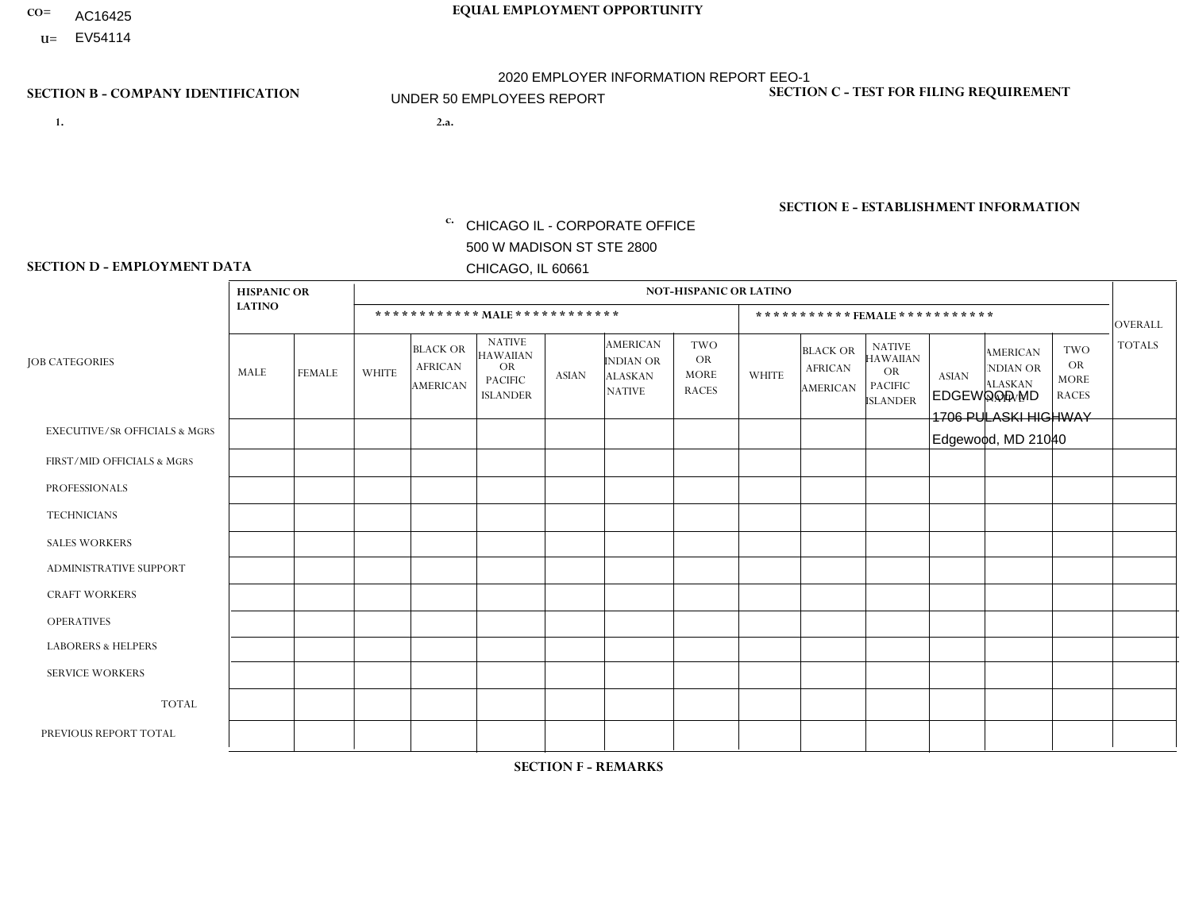CO= AC16425
U= EV54114

**EQUAL EMPLOYMENT OPPORTUNITY**

2020 EMPLOYER INFORMATION REPORT EEO-1
UNDER 50 EMPLOYEES REPORT

**SECTION B - COMPANY IDENTIFICATION**

1.

2.a.

c. CHICAGO IL - CORPORATE OFFICE
500 W MADISON ST STE 2800
CHICAGO, IL 60661

**SECTION C - TEST FOR FILING REQUIREMENT**

**SECTION E - ESTABLISHMENT INFORMATION**

EDGEWOOD MD
1706 PULASKI HIGHWAY
Edgewood, MD 21040

**SECTION D - EMPLOYMENT DATA**

| JOB CATEGORIES | HISPANIC OR LATINO | | NOT-HISPANIC OR LATINO | | | | | | | | | | | | OVERALL TOTALS |
|---|---|---|---|---|---|---|---|---|---|---|---|---|---|---|---|
| | | | MALE | | | | | | FEMALE | | | | | | |
| | MALE | FEMALE | WHITE | BLACK OR AFRICAN AMERICAN | NATIVE HAWAIIAN OR PACIFIC ISLANDER | ASIAN | AMERICAN INDIAN OR ALASKAN NATIVE | TWO OR MORE RACES | WHITE | BLACK OR AFRICAN AMERICAN | NATIVE HAWAIIAN OR PACIFIC ISLANDER | ASIAN | AMERICAN INDIAN OR ALASKAN NATIVE | TWO OR MORE RACES | |
| EXECUTIVE/Sr OFFICIALS & MGRS | | | | | | | | | | | | | | | |
| FIRST/MID OFFICIALS & MGRS | | | | | | | | | | | | | | | |
| PROFESSIONALS | | | | | | | | | | | | | | | |
| TECHNICIANS | | | | | | | | | | | | | | | |
| SALES WORKERS | | | | | | | | | | | | | | | |
| ADMINISTRATIVE SUPPORT | | | | | | | | | | | | | | | |
| CRAFT WORKERS | | | | | | | | | | | | | | | |
| OPERATIVES | | | | | | | | | | | | | | | |
| LABORERS & HELPERS | | | | | | | | | | | | | | | |
| SERVICE WORKERS | | | | | | | | | | | | | | | |
| TOTAL | | | | | | | | | | | | | | | |
| PREVIOUS REPORT TOTAL | | | | | | | | | | | | | | | |

**SECTION F - REMARKS**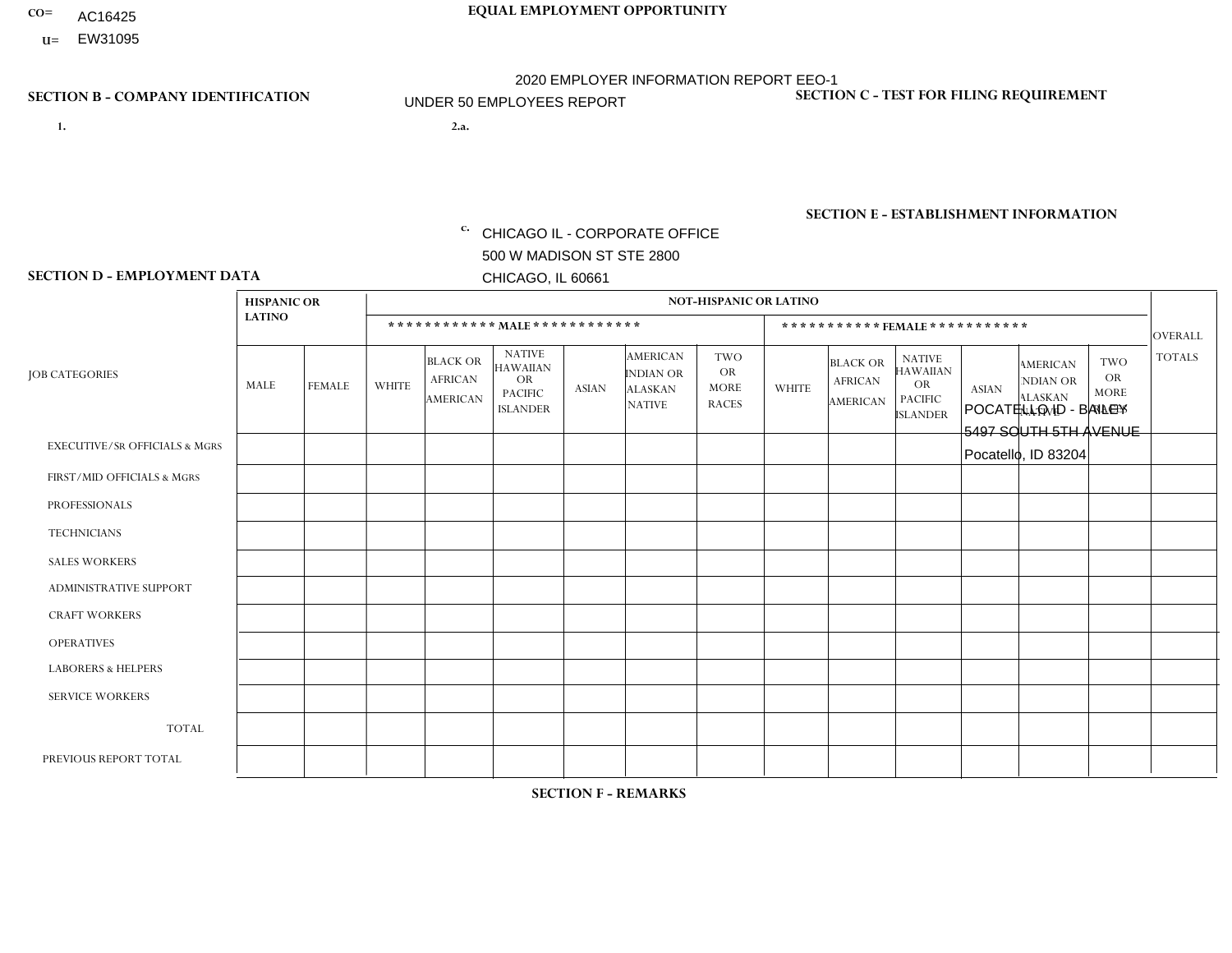CO= AC16425

U= EW31095

**EQUAL EMPLOYMENT OPPORTUNITY**

2020 EMPLOYER INFORMATION REPORT EEO-1

UNDER 50 EMPLOYEES REPORT

## SECTION B - COMPANY IDENTIFICATION

1.

2.a.

c. CHICAGO IL - CORPORATE OFFICE
500 W MADISON ST STE 2800
CHICAGO, IL 60661

## SECTION C - TEST FOR FILING REQUIREMENT

## SECTION E - ESTABLISHMENT INFORMATION

POCATELLO ID - BAILEY
5497 SOUTH 5TH AVENUE
Pocatello, ID 83204

## SECTION D - EMPLOYMENT DATA

| JOB CATEGORIES | HISPANIC OR LATINO | | NOT-HISPANIC OR LATINO | | | | | | | | | | | | OVERALL TOTALS |
|---|---|---|---|---|---|---|---|---|---|---|---|---|---|---|---|
| | | | ************ MALE ************ | | | | | | *********** FEMALE *********** | | | | | | |
| | MALE | FEMALE | WHITE | BLACK OR AFRICAN AMERICAN | NATIVE HAWAIIAN OR PACIFIC ISLANDER | ASIAN | AMERICAN INDIAN OR ALASKAN NATIVE | TWO OR MORE RACES | WHITE | BLACK OR AFRICAN AMERICAN | NATIVE HAWAIIAN OR PACIFIC ISLANDER | ASIAN | AMERICAN INDIAN OR ALASKAN NATIVE | TWO OR MORE RACES | |
| EXECUTIVE/SR OFFICIALS & MGRS | | | | | | | | | | | | | | | |
| FIRST/MID OFFICIALS & MGRS | | | | | | | | | | | | | | | |
| PROFESSIONALS | | | | | | | | | | | | | | | |
| TECHNICIANS | | | | | | | | | | | | | | | |
| SALES WORKERS | | | | | | | | | | | | | | | |
| ADMINISTRATIVE SUPPORT | | | | | | | | | | | | | | | |
| CRAFT WORKERS | | | | | | | | | | | | | | | |
| OPERATIVES | | | | | | | | | | | | | | | |
| LABORERS & HELPERS | | | | | | | | | | | | | | | |
| SERVICE WORKERS | | | | | | | | | | | | | | | |
| TOTAL | | | | | | | | | | | | | | | |
| PREVIOUS REPORT TOTAL | | | | | | | | | | | | | | | |

## SECTION F - REMARKS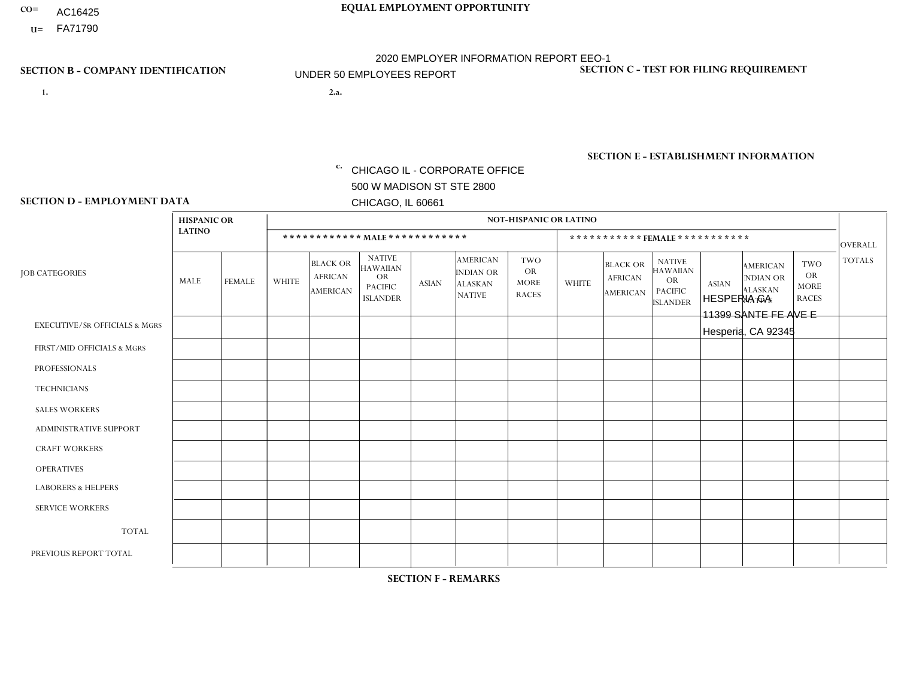CO= AC16425
U= FA71790

**EQUAL EMPLOYMENT OPPORTUNITY**

2020 EMPLOYER INFORMATION REPORT EEO-1

UNDER 50 EMPLOYEES REPORT

**SECTION B - COMPANY IDENTIFICATION**

1.

2.a.

c. CHICAGO IL - CORPORATE OFFICE
500 W MADISON ST STE 2800
CHICAGO, IL 60661

**SECTION C - TEST FOR FILING REQUIREMENT**

**SECTION E - ESTABLISHMENT INFORMATION**

HESPERIA CA
11399 SANTE FE AVE E
Hesperia, CA 92345

**SECTION D - EMPLOYMENT DATA**

| JOB CATEGORIES | HISPANIC OR LATINO | | NOT-HISPANIC OR LATINO | | | | | | | | | | | | OVERALL TOTALS |
|---|---|---|---|---|---|---|---|---|---|---|---|---|---|---|---|
| | | | ************ MALE ************ | | | | | | *********** FEMALE *********** | | | | | | |
| | MALE | FEMALE | WHITE | BLACK OR AFRICAN AMERICAN | NATIVE HAWAIIAN OR PACIFIC ISLANDER | ASIAN | AMERICAN INDIAN OR ALASKAN NATIVE | TWO OR MORE RACES | WHITE | BLACK OR AFRICAN AMERICAN | NATIVE HAWAIIAN OR PACIFIC ISLANDER | ASIAN | AMERICAN INDIAN OR ALASKAN NATIVE | TWO OR MORE RACES | |
| EXECUTIVE/SR OFFICIALS & MGRS | | | | | | | | | | | | | | | |
| FIRST/MID OFFICIALS & MGRS | | | | | | | | | | | | | | | |
| PROFESSIONALS | | | | | | | | | | | | | | | |
| TECHNICIANS | | | | | | | | | | | | | | | |
| SALES WORKERS | | | | | | | | | | | | | | | |
| ADMINISTRATIVE SUPPORT | | | | | | | | | | | | | | | |
| CRAFT WORKERS | | | | | | | | | | | | | | | |
| OPERATIVES | | | | | | | | | | | | | | | |
| LABORERS & HELPERS | | | | | | | | | | | | | | | |
| SERVICE WORKERS | | | | | | | | | | | | | | | |
| TOTAL | | | | | | | | | | | | | | | |
| PREVIOUS REPORT TOTAL | | | | | | | | | | | | | | | |

**SECTION F - REMARKS**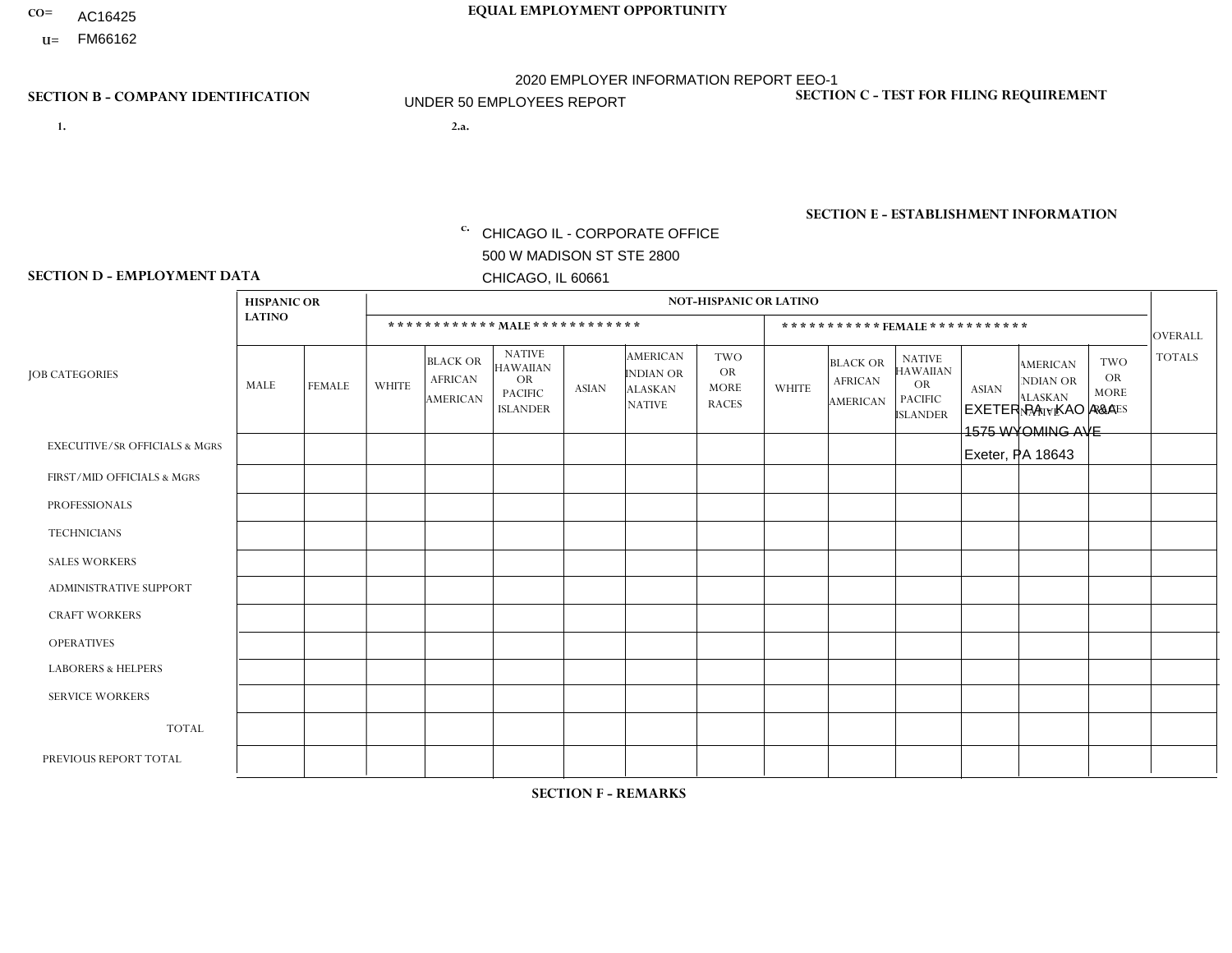CO= AC16425
U= FM66162

**EQUAL EMPLOYMENT OPPORTUNITY**

2020 EMPLOYER INFORMATION REPORT EEO-1
UNDER 50 EMPLOYEES REPORT

**SECTION B - COMPANY IDENTIFICATION**

1.

2.a.

c. CHICAGO IL - CORPORATE OFFICE
500 W MADISON ST STE 2800
CHICAGO, IL 60661

**SECTION C - TEST FOR FILING REQUIREMENT**

**SECTION E - ESTABLISHMENT INFORMATION**

EXETER PA - KAO A&A
1575 WYOMING AVE
Exeter, PA 18643

**SECTION D - EMPLOYMENT DATA**

| JOB CATEGORIES | HISPANIC OR LATINO | | NOT-HISPANIC OR LATINO | | | | | | | | | | | | OVERALL TOTALS |
|---|---|---|---|---|---|---|---|---|---|---|---|---|---|---|---|
| | | | MALE | | | | | | FEMALE | | | | | | |
| | MALE | FEMALE | WHITE | BLACK OR AFRICAN AMERICAN | NATIVE HAWAIIAN OR PACIFIC ISLANDER | ASIAN | AMERICAN INDIAN OR ALASKAN NATIVE | TWO OR MORE RACES | WHITE | BLACK OR AFRICAN AMERICAN | NATIVE HAWAIIAN OR PACIFIC ISLANDER | ASIAN | AMERICAN INDIAN OR ALASKAN NATIVE | TWO OR MORE RACES | |
| EXECUTIVE/SR OFFICIALS & MGRS | | | | | | | | | | | | | | | |
| FIRST/MID OFFICIALS & MGRS | | | | | | | | | | | | | | | |
| PROFESSIONALS | | | | | | | | | | | | | | | |
| TECHNICIANS | | | | | | | | | | | | | | | |
| SALES WORKERS | | | | | | | | | | | | | | | |
| ADMINISTRATIVE SUPPORT | | | | | | | | | | | | | | | |
| CRAFT WORKERS | | | | | | | | | | | | | | | |
| OPERATIVES | | | | | | | | | | | | | | | |
| LABORERS & HELPERS | | | | | | | | | | | | | | | |
| SERVICE WORKERS | | | | | | | | | | | | | | | |
| TOTAL | | | | | | | | | | | | | | | |
| PREVIOUS REPORT TOTAL | | | | | | | | | | | | | | | |

**SECTION F - REMARKS**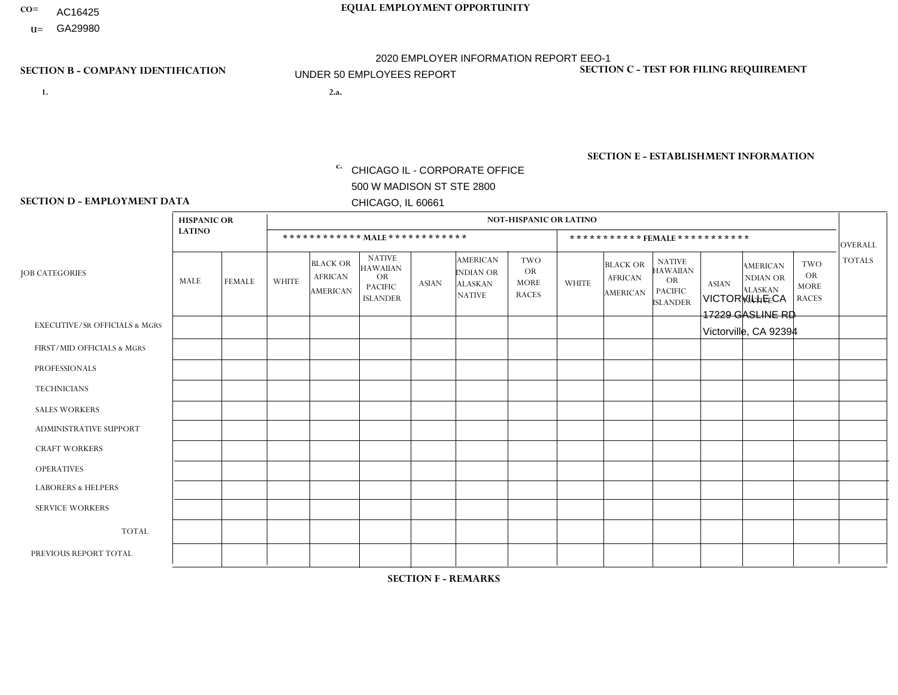CO= AC16425
U= GA29980

EQUAL EMPLOYMENT OPPORTUNITY

2020 EMPLOYER INFORMATION REPORT EEO-1
UNDER 50 EMPLOYEES REPORT

## SECTION B - COMPANY IDENTIFICATION

1.

2.a.

c. CHICAGO IL - CORPORATE OFFICE
500 W MADISON ST STE 2800
CHICAGO, IL 60661

## SECTION C - TEST FOR FILING REQUIREMENT

## SECTION E - ESTABLISHMENT INFORMATION

VICTORVILLE CA
17229 GASLINE RD
Victorville, CA 92394

## SECTION D - EMPLOYMENT DATA

| JOB CATEGORIES | HISPANIC OR LATINO | | NOT-HISPANIC OR LATINO | | | | | | | | | | | | OVERALL TOTALS |
|---|---|---|---|---|---|---|---|---|---|---|---|---|---|---|---|
| | | | ************ MALE ************ | | | | | | *********** FEMALE *********** | | | | | | |
| | MALE | FEMALE | WHITE | BLACK OR AFRICAN AMERICAN | NATIVE HAWAIIAN OR PACIFIC ISLANDER | ASIAN | AMERICAN INDIAN OR ALASKAN NATIVE | TWO OR MORE RACES | WHITE | BLACK OR AFRICAN AMERICAN | NATIVE HAWAIIAN OR PACIFIC ISLANDER | ASIAN | AMERICAN INDIAN OR ALASKAN NATIVE | TWO OR MORE RACES | |
| EXECUTIVE/SR OFFICIALS & MGRS | | | | | | | | | | | | | | | |
| FIRST/MID OFFICIALS & MGRS | | | | | | | | | | | | | | | |
| PROFESSIONALS | | | | | | | | | | | | | | | |
| TECHNICIANS | | | | | | | | | | | | | | | |
| SALES WORKERS | | | | | | | | | | | | | | | |
| ADMINISTRATIVE SUPPORT | | | | | | | | | | | | | | | |
| CRAFT WORKERS | | | | | | | | | | | | | | | |
| OPERATIVES | | | | | | | | | | | | | | | |
| LABORERS & HELPERS | | | | | | | | | | | | | | | |
| SERVICE WORKERS | | | | | | | | | | | | | | | |
| TOTAL | | | | | | | | | | | | | | | |
| PREVIOUS REPORT TOTAL | | | | | | | | | | | | | | | |

## SECTION F - REMARKS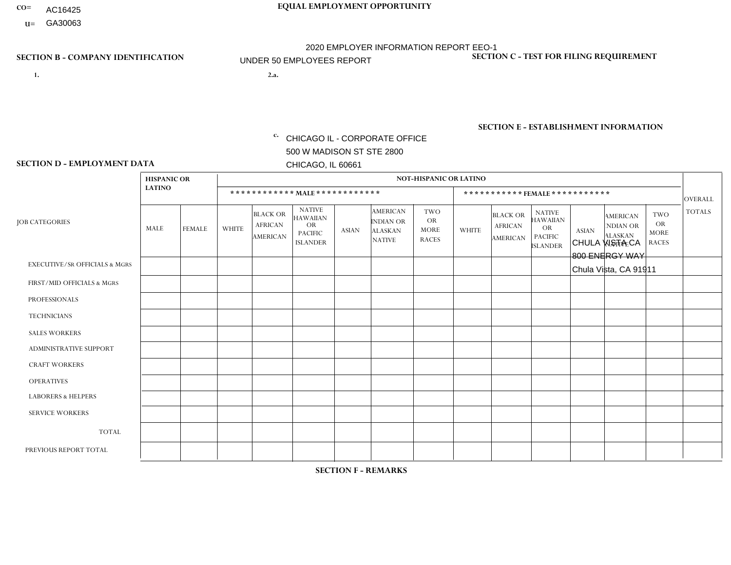CO= AC16425
U= GA30063

**EQUAL EMPLOYMENT OPPORTUNITY**

2020 EMPLOYER INFORMATION REPORT EEO-1
UNDER 50 EMPLOYEES REPORT

**SECTION B - COMPANY IDENTIFICATION**

1.

2.a.

c. CHICAGO IL - CORPORATE OFFICE
500 W MADISON ST STE 2800
CHICAGO, IL 60661

**SECTION C - TEST FOR FILING REQUIREMENT**

**SECTION E - ESTABLISHMENT INFORMATION**

CHULA VISTA CA
800 ENERGY WAY
Chula Vista, CA 91911

**SECTION D - EMPLOYMENT DATA**

| JOB CATEGORIES | HISPANIC OR LATINO | | NOT-HISPANIC OR LATINO | | | | | | | | | | | | OVERALL TOTALS |
|---|---|---|---|---|---|---|---|---|---|---|---|---|---|---|---|
| | | | MALE | | | | | | FEMALE | | | | | | |
| | MALE | FEMALE | WHITE | BLACK OR AFRICAN AMERICAN | NATIVE HAWAIIAN OR PACIFIC ISLANDER | ASIAN | AMERICAN INDIAN OR ALASKAN NATIVE | TWO OR MORE RACES | WHITE | BLACK OR AFRICAN AMERICAN | NATIVE HAWAIIAN OR PACIFIC ISLANDER | ASIAN | AMERICAN INDIAN OR ALASKAN NATIVE | TWO OR MORE RACES | |
| EXECUTIVE/Sr OFFICIALS & MGRS | | | | | | | | | | | | | | | |
| FIRST/MID OFFICIALS & MGRS | | | | | | | | | | | | | | | |
| PROFESSIONALS | | | | | | | | | | | | | | | |
| TECHNICIANS | | | | | | | | | | | | | | | |
| SALES WORKERS | | | | | | | | | | | | | | | |
| ADMINISTRATIVE SUPPORT | | | | | | | | | | | | | | | |
| CRAFT WORKERS | | | | | | | | | | | | | | | |
| OPERATIVES | | | | | | | | | | | | | | | |
| LABORERS & HELPERS | | | | | | | | | | | | | | | |
| SERVICE WORKERS | | | | | | | | | | | | | | | |
| TOTAL | | | | | | | | | | | | | | | |
| PREVIOUS REPORT TOTAL | | | | | | | | | | | | | | | |

**SECTION F - REMARKS**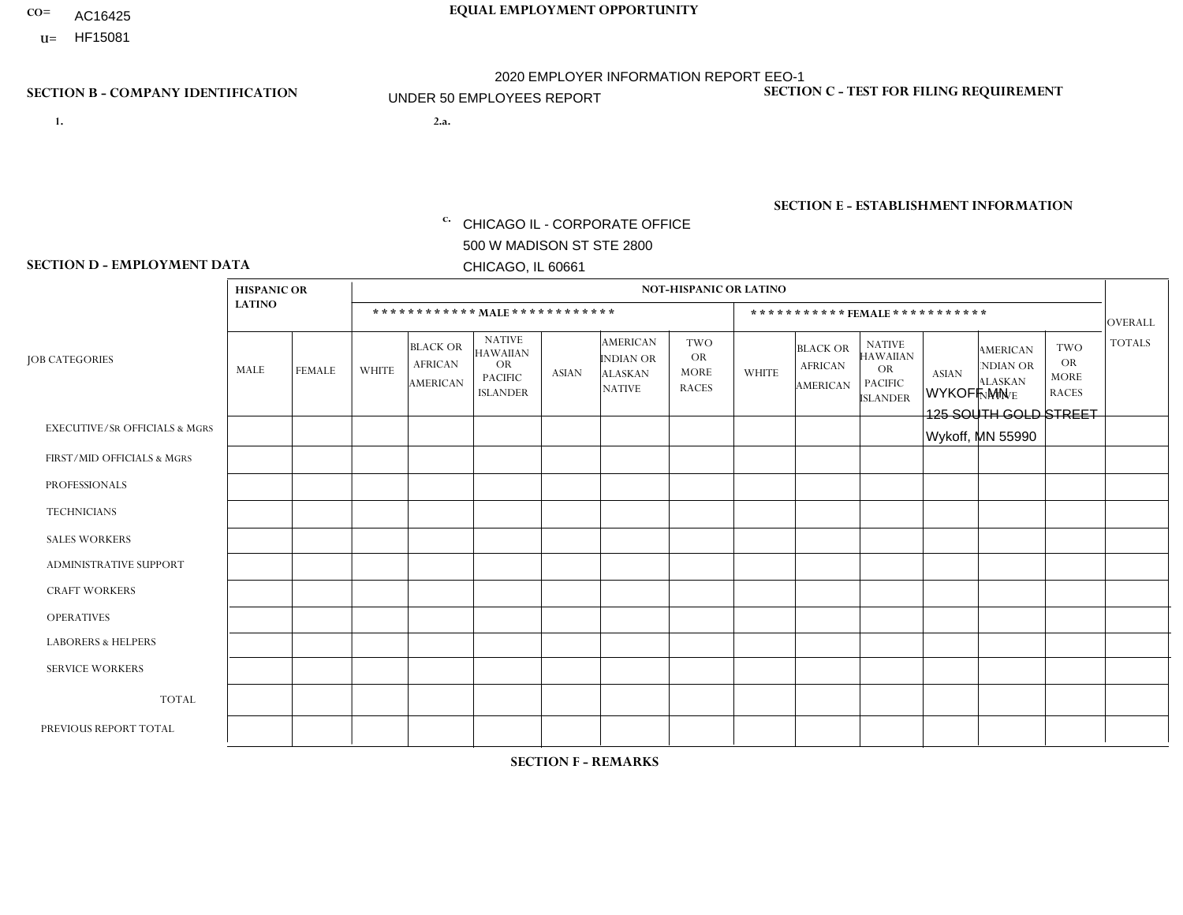CO= AC16425
U= HF15081

**EQUAL EMPLOYMENT OPPORTUNITY**

2020 EMPLOYER INFORMATION REPORT EEO-1

UNDER 50 EMPLOYEES REPORT

**SECTION B - COMPANY IDENTIFICATION**

1.

2.a.

c. CHICAGO IL - CORPORATE OFFICE
500 W MADISON ST STE 2800
CHICAGO, IL 60661

**SECTION C - TEST FOR FILING REQUIREMENT**

**SECTION E - ESTABLISHMENT INFORMATION**

WYKOFF MN
125 SOUTH GOLD STREET
Wykoff, MN 55990

**SECTION D - EMPLOYMENT DATA**

| JOB CATEGORIES | HISPANIC OR LATINO | | NOT-HISPANIC OR LATINO | | | | | | | | | | | | OVERALL TOTALS |
|---|---|---|---|---|---|---|---|---|---|---|---|---|---|---|---|
| | | | MALE | | | | | | FEMALE | | | | | | |
| | MALE | FEMALE | WHITE | BLACK OR AFRICAN AMERICAN | NATIVE HAWAIIAN OR PACIFIC ISLANDER | ASIAN | AMERICAN INDIAN OR ALASKAN NATIVE | TWO OR MORE RACES | WHITE | BLACK OR AFRICAN AMERICAN | NATIVE HAWAIIAN OR PACIFIC ISLANDER | ASIAN | AMERICAN INDIAN OR ALASKAN NATIVE | TWO OR MORE RACES | |
| EXECUTIVE/SR OFFICIALS & MGRS | | | | | | | | | | | | | | | |
| FIRST/MID OFFICIALS & MGRS | | | | | | | | | | | | | | | |
| PROFESSIONALS | | | | | | | | | | | | | | | |
| TECHNICIANS | | | | | | | | | | | | | | | |
| SALES WORKERS | | | | | | | | | | | | | | | |
| ADMINISTRATIVE SUPPORT | | | | | | | | | | | | | | | |
| CRAFT WORKERS | | | | | | | | | | | | | | | |
| OPERATIVES | | | | | | | | | | | | | | | |
| LABORERS & HELPERS | | | | | | | | | | | | | | | |
| SERVICE WORKERS | | | | | | | | | | | | | | | |
| TOTAL | | | | | | | | | | | | | | | |
| PREVIOUS REPORT TOTAL | | | | | | | | | | | | | | | |

**SECTION F - REMARKS**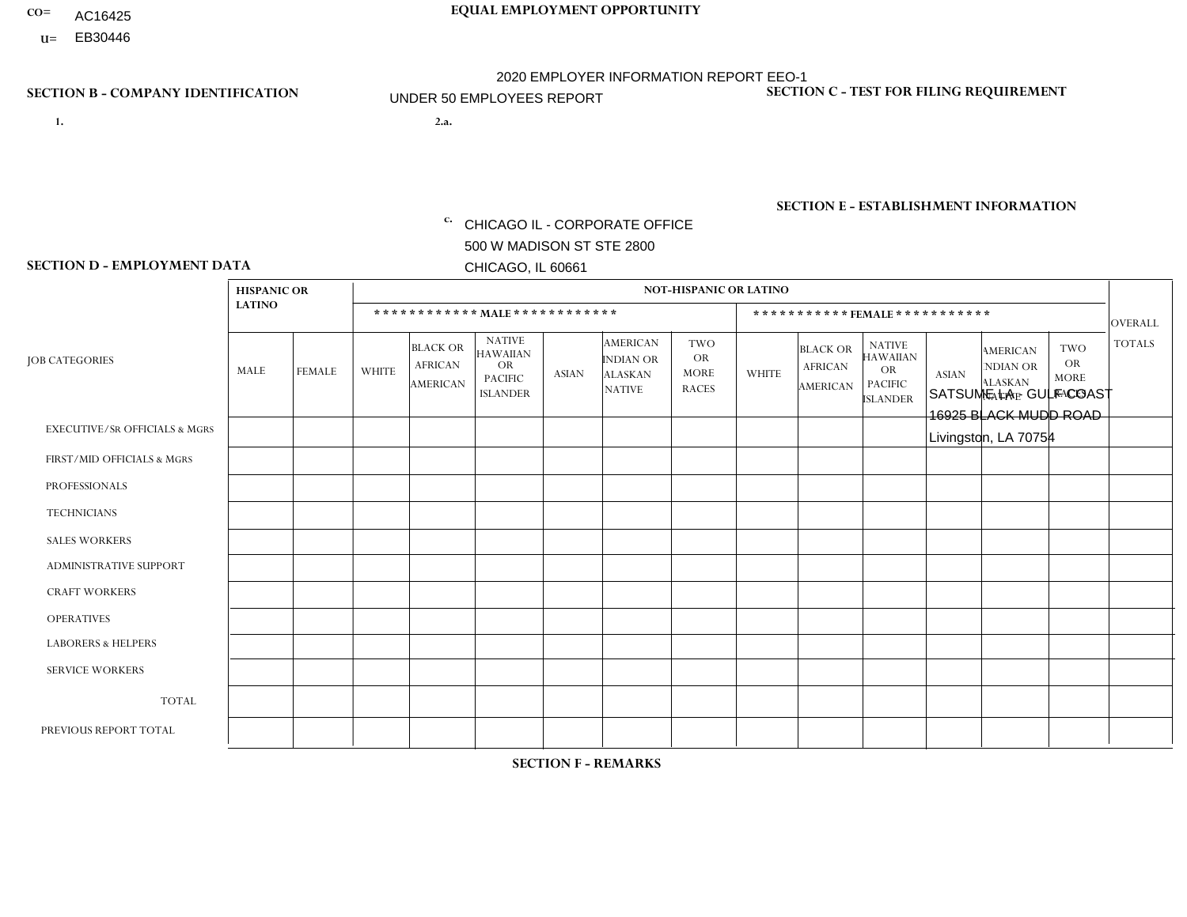CO= AC16425
U= EB30446

**EQUAL EMPLOYMENT OPPORTUNITY**

2020 EMPLOYER INFORMATION REPORT EEO-1

UNDER 50 EMPLOYEES REPORT

**SECTION B - COMPANY IDENTIFICATION**

1.

2.a.

c. CHICAGO IL - CORPORATE OFFICE
500 W MADISON ST STE 2800
CHICAGO, IL 60661

**SECTION C - TEST FOR FILING REQUIREMENT**

**SECTION E - ESTABLISHMENT INFORMATION**

SATSUME LA - GULF COAST
16925 BLACK MUDD ROAD
Livingston, LA 70754

**SECTION D - EMPLOYMENT DATA**

| JOB CATEGORIES | HISPANIC OR LATINO | | NOT-HISPANIC OR LATINO | | | | | | | | | | | | OVERALL TOTALS |
|---|---|---|---|---|---|---|---|---|---|---|---|---|---|---|---|
| | | | MALE | | | | | | FEMALE | | | | | | |
| | MALE | FEMALE | WHITE | BLACK OR AFRICAN AMERICAN | NATIVE HAWAIIAN OR PACIFIC ISLANDER | ASIAN | AMERICAN INDIAN OR ALASKAN NATIVE | TWO OR MORE RACES | WHITE | BLACK OR AFRICAN AMERICAN | NATIVE HAWAIIAN OR PACIFIC ISLANDER | ASIAN | AMERICAN INDIAN OR ALASKAN NATIVE | TWO OR MORE RACES | |
| EXECUTIVE/SR OFFICIALS & MGRS | | | | | | | | | | | | | | | |
| FIRST/MID OFFICIALS & MGRS | | | | | | | | | | | | | | | |
| PROFESSIONALS | | | | | | | | | | | | | | | |
| TECHNICIANS | | | | | | | | | | | | | | | |
| SALES WORKERS | | | | | | | | | | | | | | | |
| ADMINISTRATIVE SUPPORT | | | | | | | | | | | | | | | |
| CRAFT WORKERS | | | | | | | | | | | | | | | |
| OPERATIVES | | | | | | | | | | | | | | | |
| LABORERS & HELPERS | | | | | | | | | | | | | | | |
| SERVICE WORKERS | | | | | | | | | | | | | | | |
| TOTAL | | | | | | | | | | | | | | | |
| PREVIOUS REPORT TOTAL | | | | | | | | | | | | | | | |

**SECTION F - REMARKS**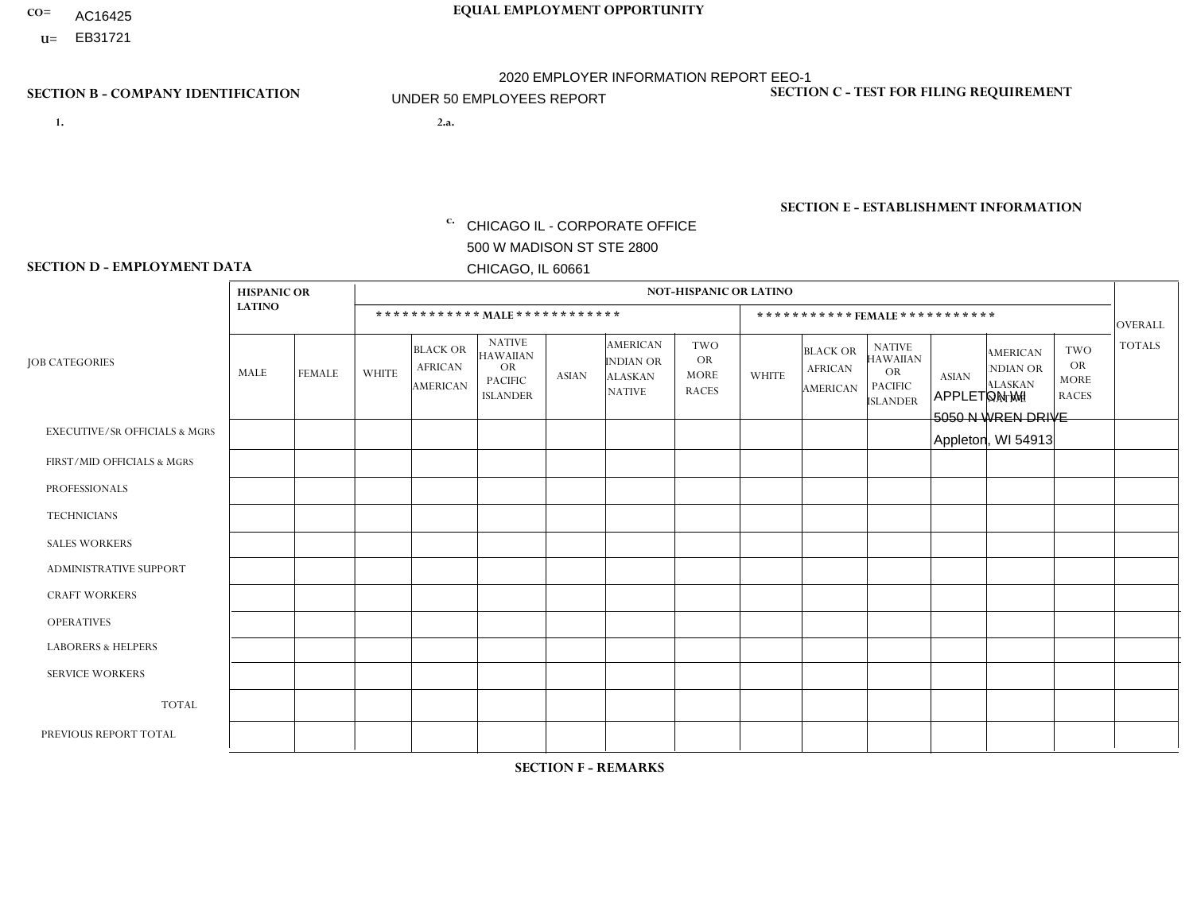CO= AC16425
U= EB31721

**EQUAL EMPLOYMENT OPPORTUNITY**

2020 EMPLOYER INFORMATION REPORT EEO-1
UNDER 50 EMPLOYEES REPORT

**SECTION B - COMPANY IDENTIFICATION**

1.

2.a.

c. CHICAGO IL - CORPORATE OFFICE
500 W MADISON ST STE 2800
CHICAGO, IL 60661

**SECTION C - TEST FOR FILING REQUIREMENT**

**SECTION E - ESTABLISHMENT INFORMATION**

APPLETON WI
5050 N WREN DRIVE
Appleton, WI 54913

**SECTION D - EMPLOYMENT DATA**

| JOB CATEGORIES | HISPANIC OR LATINO | | NOT-HISPANIC OR LATINO | | | | | | | | | | | | OVERALL TOTALS |
|---|---|---|---|---|---|---|---|---|---|---|---|---|---|---|---|
| | | | MALE | | | | | | FEMALE | | | | | | |
| | MALE | FEMALE | WHITE | BLACK OR AFRICAN AMERICAN | NATIVE HAWAIIAN OR PACIFIC ISLANDER | ASIAN | AMERICAN INDIAN OR ALASKAN NATIVE | TWO OR MORE RACES | WHITE | BLACK OR AFRICAN AMERICAN | NATIVE HAWAIIAN OR PACIFIC ISLANDER | ASIAN | AMERICAN INDIAN OR ALASKAN NATIVE | TWO OR MORE RACES | |
| EXECUTIVE/SR OFFICIALS & MGRS | | | | | | | | | | | | | | | |
| FIRST/MID OFFICIALS & MGRS | | | | | | | | | | | | | | | |
| PROFESSIONALS | | | | | | | | | | | | | | | |
| TECHNICIANS | | | | | | | | | | | | | | | |
| SALES WORKERS | | | | | | | | | | | | | | | |
| ADMINISTRATIVE SUPPORT | | | | | | | | | | | | | | | |
| CRAFT WORKERS | | | | | | | | | | | | | | | |
| OPERATIVES | | | | | | | | | | | | | | | |
| LABORERS & HELPERS | | | | | | | | | | | | | | | |
| SERVICE WORKERS | | | | | | | | | | | | | | | |
| TOTAL | | | | | | | | | | | | | | | |
| PREVIOUS REPORT TOTAL | | | | | | | | | | | | | | | |

**SECTION F - REMARKS**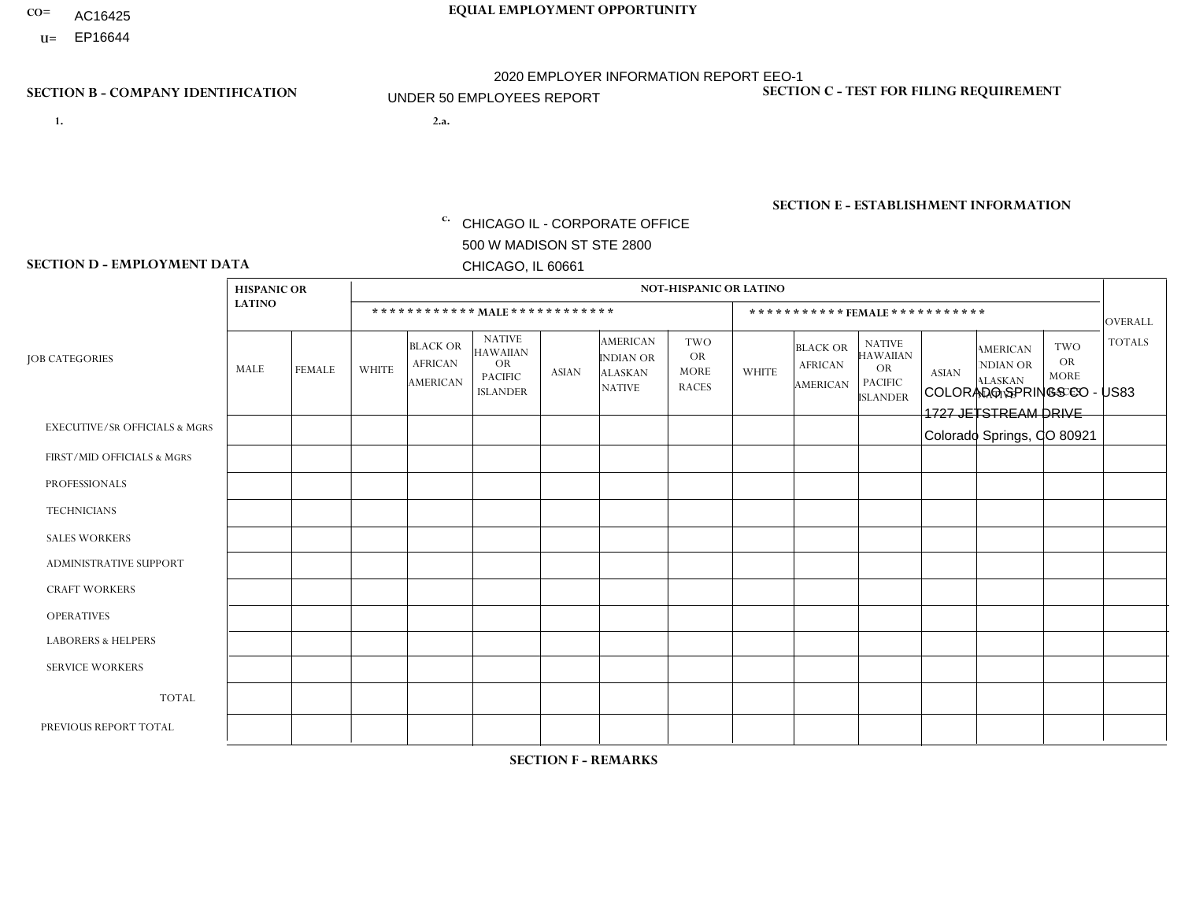CO= AC16425
U= EP16644

**EQUAL EMPLOYMENT OPPORTUNITY**

2020 EMPLOYER INFORMATION REPORT EEO-1
UNDER 50 EMPLOYEES REPORT

**SECTION B - COMPANY IDENTIFICATION**

1.

2.a.

c. CHICAGO IL - CORPORATE OFFICE
500 W MADISON ST STE 2800
CHICAGO, IL 60661

**SECTION C - TEST FOR FILING REQUIREMENT**

**SECTION E - ESTABLISHMENT INFORMATION**

COLORADO SPRINGS CO - US83
1727 JETSTREAM DRIVE
Colorado Springs, CO 80921

**SECTION D - EMPLOYMENT DATA**

| JOB CATEGORIES | HISPANIC OR LATINO | | NOT-HISPANIC OR LATINO | | | | | | | | | | | | OVERALL TOTALS |
|---|---|---|---|---|---|---|---|---|---|---|---|---|---|---|---|
| | | | MALE | | | | | | FEMALE | | | | | | |
| | MALE | FEMALE | WHITE | BLACK OR AFRICAN AMERICAN | NATIVE HAWAIIAN OR PACIFIC ISLANDER | ASIAN | AMERICAN INDIAN OR ALASKAN NATIVE | TWO OR MORE RACES | WHITE | BLACK OR AFRICAN AMERICAN | NATIVE HAWAIIAN OR PACIFIC ISLANDER | ASIAN | AMERICAN INDIAN OR ALASKAN NATIVE | TWO OR MORE RACES | |
| EXECUTIVE/SR OFFICIALS & MGRS | | | | | | | | | | | | | | | |
| FIRST/MID OFFICIALS & MGRS | | | | | | | | | | | | | | | |
| PROFESSIONALS | | | | | | | | | | | | | | | |
| TECHNICIANS | | | | | | | | | | | | | | | |
| SALES WORKERS | | | | | | | | | | | | | | | |
| ADMINISTRATIVE SUPPORT | | | | | | | | | | | | | | | |
| CRAFT WORKERS | | | | | | | | | | | | | | | |
| OPERATIVES | | | | | | | | | | | | | | | |
| LABORERS & HELPERS | | | | | | | | | | | | | | | |
| SERVICE WORKERS | | | | | | | | | | | | | | | |
| TOTAL | | | | | | | | | | | | | | | |
| PREVIOUS REPORT TOTAL | | | | | | | | | | | | | | | |

**SECTION F - REMARKS**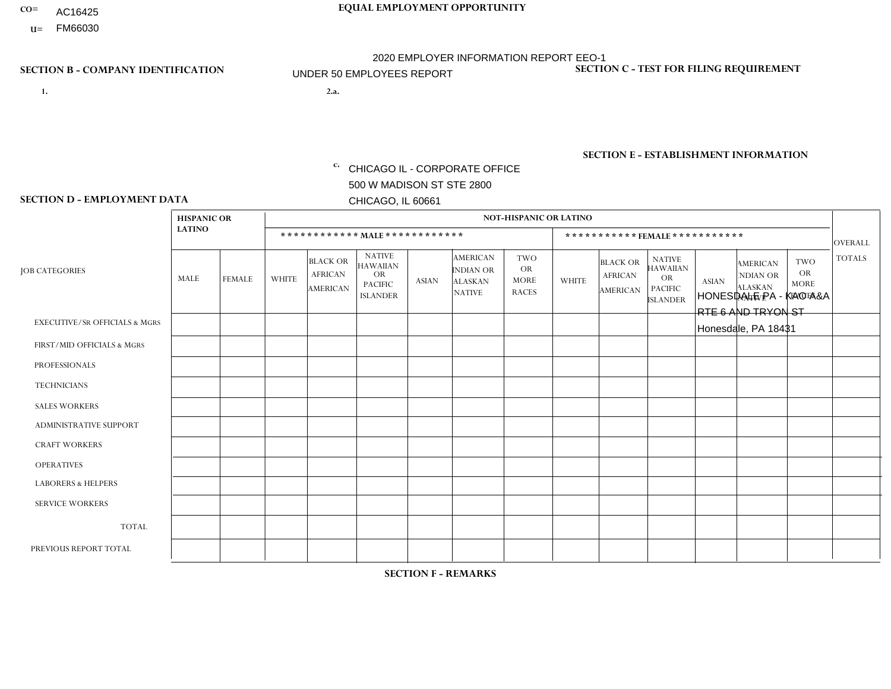CO= AC16425
U= FM66030

**EQUAL EMPLOYMENT OPPORTUNITY**

2020 EMPLOYER INFORMATION REPORT EEO-1

UNDER 50 EMPLOYEES REPORT

**SECTION B - COMPANY IDENTIFICATION**

1.

2.a.

c. CHICAGO IL - CORPORATE OFFICE
500 W MADISON ST STE 2800
CHICAGO, IL 60661

**SECTION C - TEST FOR FILING REQUIREMENT**

**SECTION E - ESTABLISHMENT INFORMATION**

HONESDALE PA - KAO A&A
RTE 6 AND TRYON ST
Honesdale, PA 18431

**SECTION D - EMPLOYMENT DATA**

| JOB CATEGORIES | HISPANIC OR LATINO | | NOT-HISPANIC OR LATINO | | | | | | | | | | | | OVERALL TOTALS |
|---|---|---|---|---|---|---|---|---|---|---|---|---|---|---|---|
| | | | MALE | | | | | | FEMALE | | | | | | |
| | MALE | FEMALE | WHITE | BLACK OR AFRICAN AMERICAN | NATIVE HAWAIIAN OR PACIFIC ISLANDER | ASIAN | AMERICAN INDIAN OR ALASKAN NATIVE | TWO OR MORE RACES | WHITE | BLACK OR AFRICAN AMERICAN | NATIVE HAWAIIAN OR PACIFIC ISLANDER | ASIAN | AMERICAN INDIAN OR ALASKAN NATIVE | TWO OR MORE RACES | |
| EXECUTIVE/SR OFFICIALS & MGRS | | | | | | | | | | | | | | | |
| FIRST/MID OFFICIALS & MGRS | | | | | | | | | | | | | | | |
| PROFESSIONALS | | | | | | | | | | | | | | | |
| TECHNICIANS | | | | | | | | | | | | | | | |
| SALES WORKERS | | | | | | | | | | | | | | | |
| ADMINISTRATIVE SUPPORT | | | | | | | | | | | | | | | |
| CRAFT WORKERS | | | | | | | | | | | | | | | |
| OPERATIVES | | | | | | | | | | | | | | | |
| LABORERS & HELPERS | | | | | | | | | | | | | | | |
| SERVICE WORKERS | | | | | | | | | | | | | | | |
| TOTAL | | | | | | | | | | | | | | | |
| PREVIOUS REPORT TOTAL | | | | | | | | | | | | | | | |

**SECTION F - REMARKS**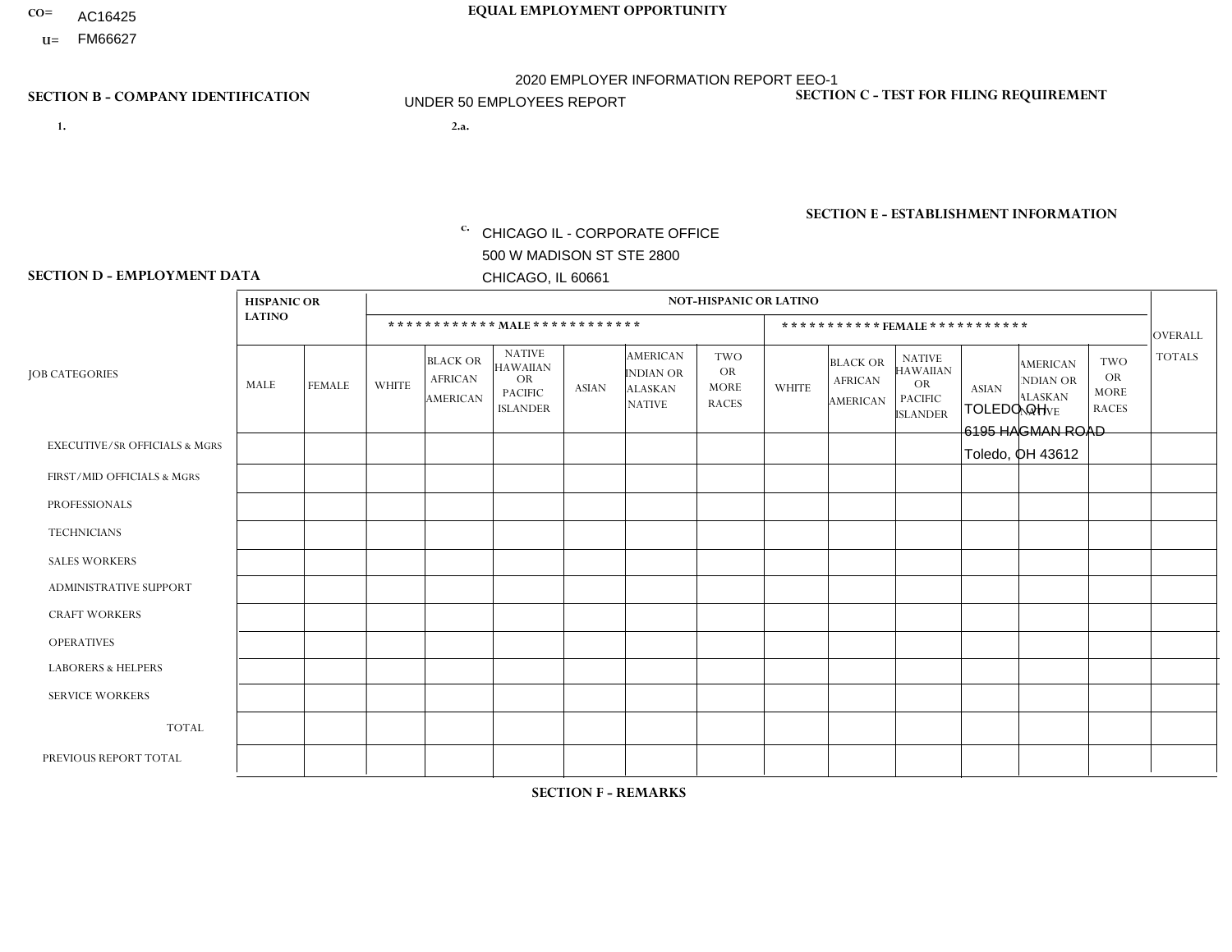CO= AC16425
U= FM66627

**EQUAL EMPLOYMENT OPPORTUNITY**

2020 EMPLOYER INFORMATION REPORT EEO-1
UNDER 50 EMPLOYEES REPORT

**SECTION B - COMPANY IDENTIFICATION**

1.

2.a.

c. CHICAGO IL - CORPORATE OFFICE
500 W MADISON ST STE 2800
CHICAGO, IL 60661

**SECTION C - TEST FOR FILING REQUIREMENT**

**SECTION E - ESTABLISHMENT INFORMATION**

TOLEDO OH
6195 HAGMAN ROAD
Toledo, OH 43612

**SECTION D - EMPLOYMENT DATA**

| JOB CATEGORIES | HISPANIC OR LATINO | | NOT-HISPANIC OR LATINO | | | | | | | | | | | | OVERALL TOTALS |
|---|---|---|---|---|---|---|---|---|---|---|---|---|---|---|---|
| | | | MALE | | | | | | FEMALE | | | | | | |
| | MALE | FEMALE | WHITE | BLACK OR AFRICAN AMERICAN | NATIVE HAWAIIAN OR PACIFIC ISLANDER | ASIAN | AMERICAN INDIAN OR ALASKAN NATIVE | TWO OR MORE RACES | WHITE | BLACK OR AFRICAN AMERICAN | NATIVE HAWAIIAN OR PACIFIC ISLANDER | ASIAN | AMERICAN INDIAN OR ALASKAN NATIVE | TWO OR MORE RACES | |
| EXECUTIVE/Sr OFFICIALS & MGRS | | | | | | | | | | | | | | | |
| FIRST/MID OFFICIALS & MGRS | | | | | | | | | | | | | | | |
| PROFESSIONALS | | | | | | | | | | | | | | | |
| TECHNICIANS | | | | | | | | | | | | | | | |
| SALES WORKERS | | | | | | | | | | | | | | | |
| ADMINISTRATIVE SUPPORT | | | | | | | | | | | | | | | |
| CRAFT WORKERS | | | | | | | | | | | | | | | |
| OPERATIVES | | | | | | | | | | | | | | | |
| LABORERS & HELPERS | | | | | | | | | | | | | | | |
| SERVICE WORKERS | | | | | | | | | | | | | | | |
| TOTAL | | | | | | | | | | | | | | | |
| PREVIOUS REPORT TOTAL | | | | | | | | | | | | | | | |

**SECTION F - REMARKS**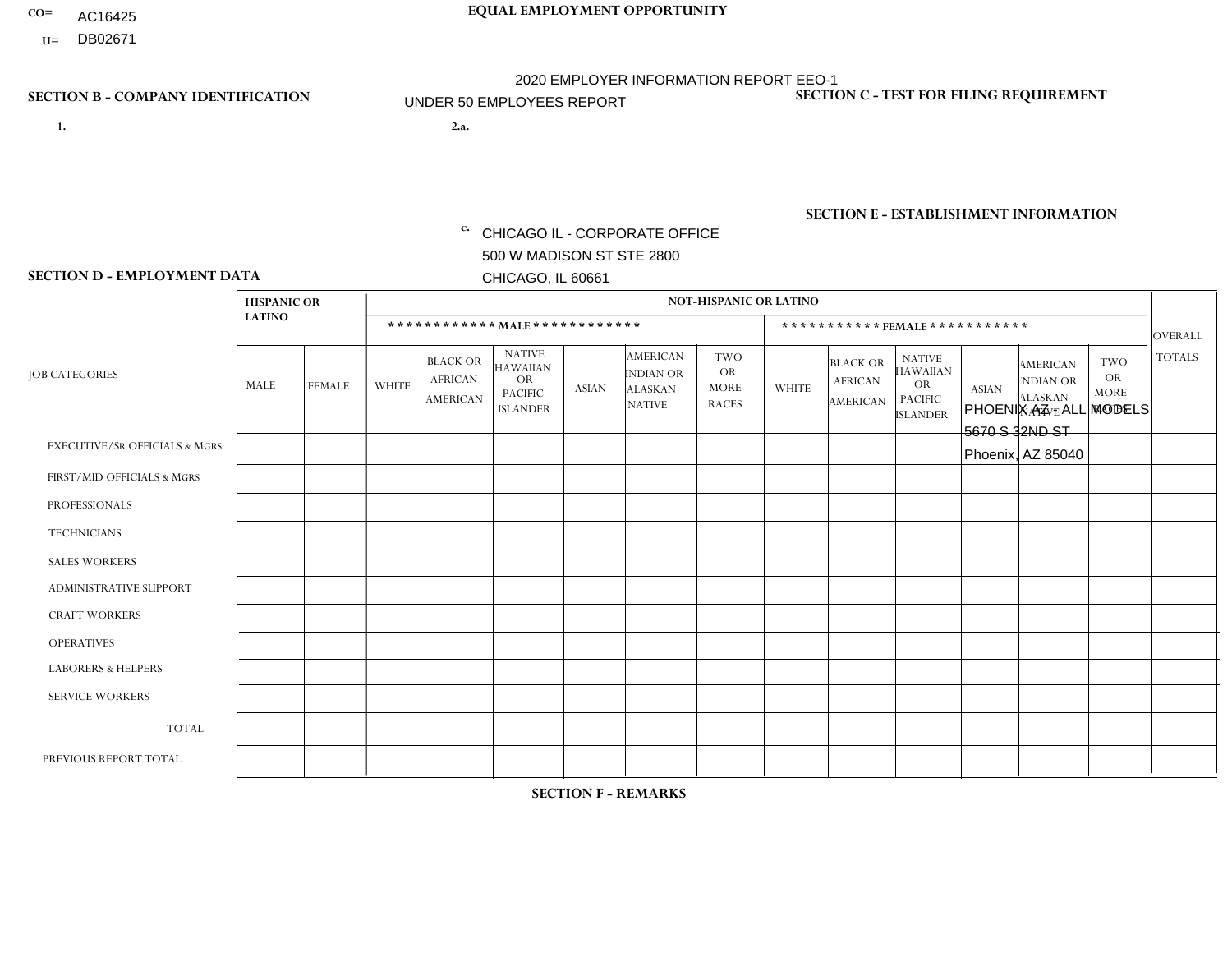CO= AC16425
U= DB02671

**EQUAL EMPLOYMENT OPPORTUNITY**

2020 EMPLOYER INFORMATION REPORT EEO-1

UNDER 50 EMPLOYEES REPORT

**SECTION B - COMPANY IDENTIFICATION**

**SECTION C - TEST FOR FILING REQUIREMENT**

1.

2.a.

c. CHICAGO IL - CORPORATE OFFICE
500 W MADISON ST STE 2800
CHICAGO, IL 60661

**SECTION E - ESTABLISHMENT INFORMATION**

PHOENIX AZ - ALL MODELS
5670 S 32ND ST
Phoenix, AZ 85040

**SECTION D - EMPLOYMENT DATA**

| JOB CATEGORIES | HISPANIC OR LATINO | | NOT-HISPANIC OR LATINO | | | | | | | | | | | | OVERALL TOTALS |
|---|---|---|---|---|---|---|---|---|---|---|---|---|---|---|---|
| | | | MALE | | | | | | FEMALE | | | | | | |
| | MALE | FEMALE | WHITE | BLACK OR AFRICAN AMERICAN | NATIVE HAWAIIAN OR PACIFIC ISLANDER | ASIAN | AMERICAN INDIAN OR ALASKAN NATIVE | TWO OR MORE RACES | WHITE | BLACK OR AFRICAN AMERICAN | NATIVE HAWAIIAN OR PACIFIC ISLANDER | ASIAN | AMERICAN INDIAN OR ALASKAN NATIVE | TWO OR MORE RACES | |
| EXECUTIVE/SR OFFICIALS & MGRS | | | | | | | | | | | | | | | |
| FIRST/MID OFFICIALS & MGRS | | | | | | | | | | | | | | | |
| PROFESSIONALS | | | | | | | | | | | | | | | |
| TECHNICIANS | | | | | | | | | | | | | | | |
| SALES WORKERS | | | | | | | | | | | | | | | |
| ADMINISTRATIVE SUPPORT | | | | | | | | | | | | | | | |
| CRAFT WORKERS | | | | | | | | | | | | | | | |
| OPERATIVES | | | | | | | | | | | | | | | |
| LABORERS & HELPERS | | | | | | | | | | | | | | | |
| SERVICE WORKERS | | | | | | | | | | | | | | | |
| TOTAL | | | | | | | | | | | | | | | |
| PREVIOUS REPORT TOTAL | | | | | | | | | | | | | | | |

**SECTION F - REMARKS**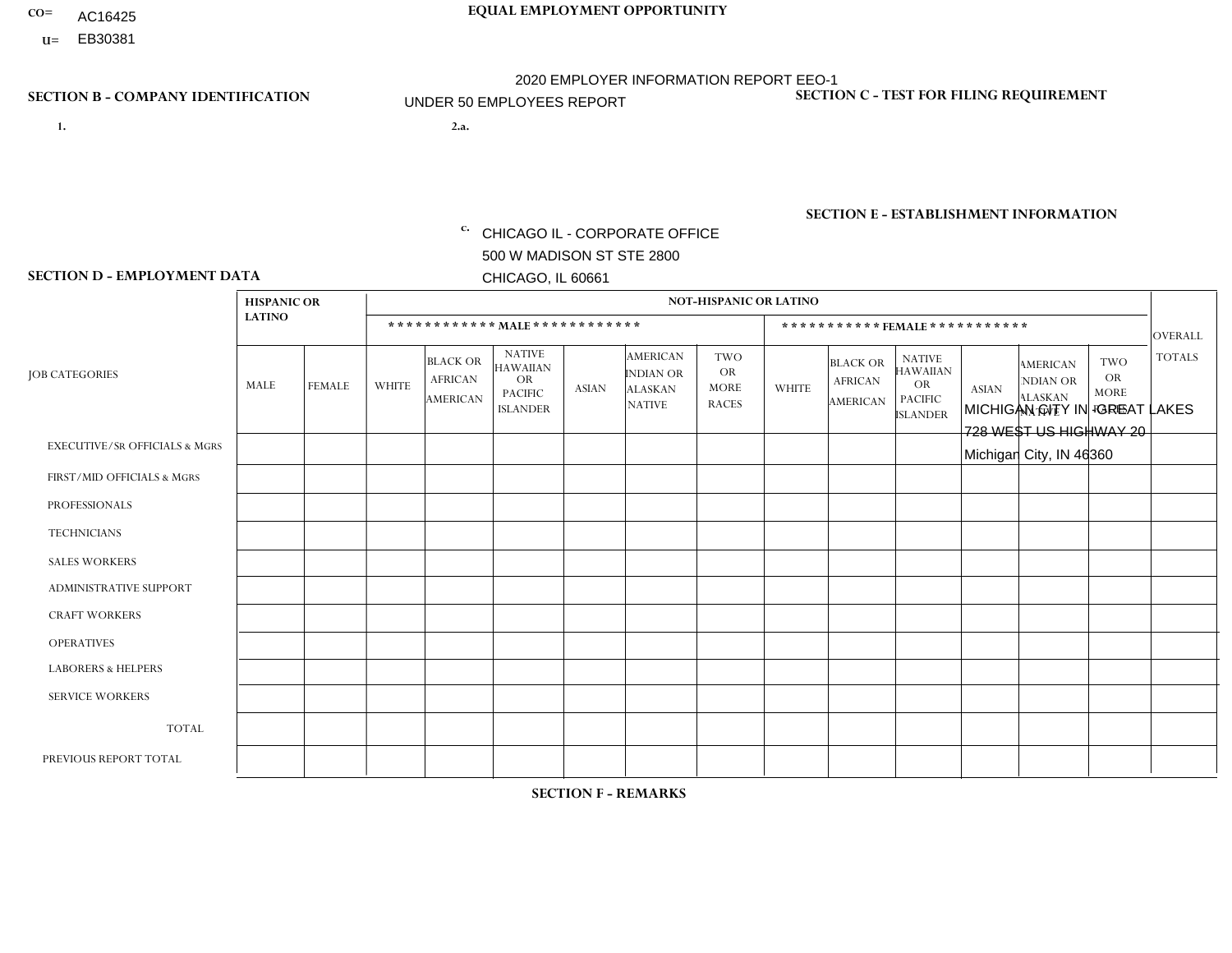CO= AC16425
U= EB30381

**EQUAL EMPLOYMENT OPPORTUNITY**

2020 EMPLOYER INFORMATION REPORT EEO-1

UNDER 50 EMPLOYEES REPORT

**SECTION B - COMPANY IDENTIFICATION**

1.

2.a.

c. CHICAGO IL - CORPORATE OFFICE
500 W MADISON ST STE 2800
CHICAGO, IL 60661

**SECTION C - TEST FOR FILING REQUIREMENT**

**SECTION E - ESTABLISHMENT INFORMATION**

MICHIGAN CITY IN - GREAT LAKES
728 WEST US HIGHWAY 20
Michigan City, IN 46360

**SECTION D - EMPLOYMENT DATA**

| JOB CATEGORIES | HISPANIC OR LATINO | | NOT-HISPANIC OR LATINO | | | | | | | | | | | | OVERALL TOTALS |
|---|---|---|---|---|---|---|---|---|---|---|---|---|---|---|---|
| | | | MALE | | | | | | FEMALE | | | | | | |
| | MALE | FEMALE | WHITE | BLACK OR AFRICAN AMERICAN | NATIVE HAWAIIAN OR PACIFIC ISLANDER | ASIAN | AMERICAN INDIAN OR ALASKAN NATIVE | TWO OR MORE RACES | WHITE | BLACK OR AFRICAN AMERICAN | NATIVE HAWAIIAN OR PACIFIC ISLANDER | ASIAN | AMERICAN INDIAN OR ALASKAN NATIVE | TWO OR MORE RACES | |
| EXECUTIVE/SR OFFICIALS & MGRS | | | | | | | | | | | | | | | |
| FIRST/MID OFFICIALS & MGRS | | | | | | | | | | | | | | | |
| PROFESSIONALS | | | | | | | | | | | | | | | |
| TECHNICIANS | | | | | | | | | | | | | | | |
| SALES WORKERS | | | | | | | | | | | | | | | |
| ADMINISTRATIVE SUPPORT | | | | | | | | | | | | | | | |
| CRAFT WORKERS | | | | | | | | | | | | | | | |
| OPERATIVES | | | | | | | | | | | | | | | |
| LABORERS & HELPERS | | | | | | | | | | | | | | | |
| SERVICE WORKERS | | | | | | | | | | | | | | | |
| TOTAL | | | | | | | | | | | | | | | |
| PREVIOUS REPORT TOTAL | | | | | | | | | | | | | | | |

**SECTION F - REMARKS**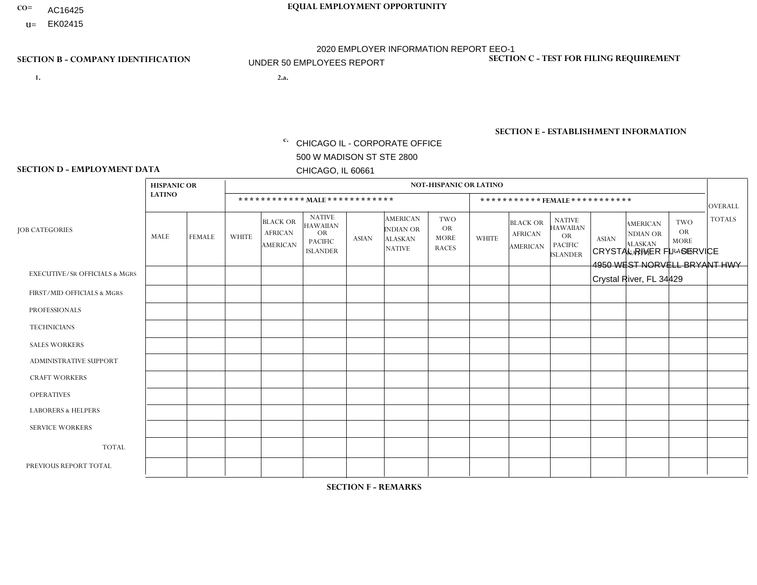CO= AC16425
U= EK02415

**EQUAL EMPLOYMENT OPPORTUNITY**

2020 EMPLOYER INFORMATION REPORT EEO-1

UNDER 50 EMPLOYEES REPORT

**SECTION B - COMPANY IDENTIFICATION**

1.

2.a.

c. CHICAGO IL - CORPORATE OFFICE
500 W MADISON ST STE 2800
CHICAGO, IL 60661

**SECTION C - TEST FOR FILING REQUIREMENT**

**SECTION E - ESTABLISHMENT INFORMATION**

CRYSTAL RIVER FL - SERVICE
4950 WEST NORVELL BRYANT HWY
Crystal River, FL 34429

**SECTION D - EMPLOYMENT DATA**

| JOB CATEGORIES | HISPANIC OR LATINO | | NOT-HISPANIC OR LATINO | | | | | | | | | | | | OVERALL TOTALS |
|---|---|---|---|---|---|---|---|---|---|---|---|---|---|---|---|
| | | | MALE | | | | | | FEMALE | | | | | | |
| | MALE | FEMALE | WHITE | BLACK OR AFRICAN AMERICAN | NATIVE HAWAIIAN OR PACIFIC ISLANDER | ASIAN | AMERICAN INDIAN OR ALASKAN NATIVE | TWO OR MORE RACES | WHITE | BLACK OR AFRICAN AMERICAN | NATIVE HAWAIIAN OR PACIFIC ISLANDER | ASIAN | AMERICAN INDIAN OR ALASKAN NATIVE | TWO OR MORE RACES | |
| EXECUTIVE/SR OFFICIALS & MGRS | | | | | | | | | | | | | | | |
| FIRST/MID OFFICIALS & MGRS | | | | | | | | | | | | | | | |
| PROFESSIONALS | | | | | | | | | | | | | | | |
| TECHNICIANS | | | | | | | | | | | | | | | |
| SALES WORKERS | | | | | | | | | | | | | | | |
| ADMINISTRATIVE SUPPORT | | | | | | | | | | | | | | | |
| CRAFT WORKERS | | | | | | | | | | | | | | | |
| OPERATIVES | | | | | | | | | | | | | | | |
| LABORERS & HELPERS | | | | | | | | | | | | | | | |
| SERVICE WORKERS | | | | | | | | | | | | | | | |
| TOTAL | | | | | | | | | | | | | | | |
| PREVIOUS REPORT TOTAL | | | | | | | | | | | | | | | |

**SECTION F - REMARKS**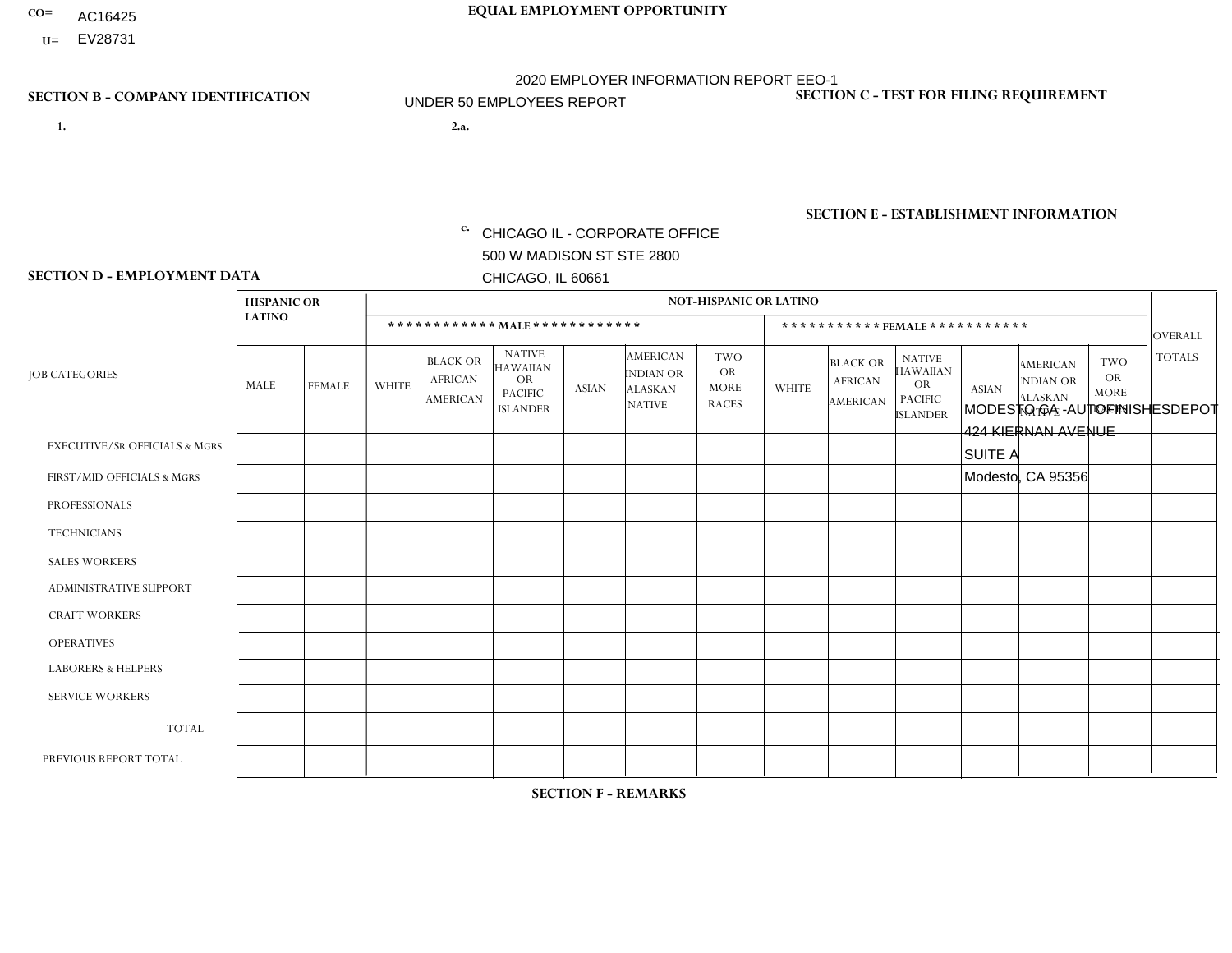CO= AC16425

U= EV28731

**EQUAL EMPLOYMENT OPPORTUNITY**

2020 EMPLOYER INFORMATION REPORT EEO-1

UNDER 50 EMPLOYEES REPORT

**SECTION B - COMPANY IDENTIFICATION**

1.

2.a.

c. CHICAGO IL - CORPORATE OFFICE
500 W MADISON ST STE 2800
CHICAGO, IL 60661

**SECTION C - TEST FOR FILING REQUIREMENT**

**SECTION E - ESTABLISHMENT INFORMATION**

MODESTO CA -AUTOFINISHESDEPOT
424 KIERNAN AVENUE
SUITE A
Modesto, CA 95356

**SECTION D - EMPLOYMENT DATA**

| JOB CATEGORIES | HISPANIC OR LATINO | | NOT-HISPANIC OR LATINO | | | | | | | | | | | | OVERALL TOTALS |
|---|---|---|---|---|---|---|---|---|---|---|---|---|---|---|---|
| | | | MALE | | | | | | FEMALE | | | | | | |
| | MALE | FEMALE | WHITE | BLACK OR AFRICAN AMERICAN | NATIVE HAWAIIAN OR PACIFIC ISLANDER | ASIAN | AMERICAN INDIAN OR ALASKAN NATIVE | TWO OR MORE RACES | WHITE | BLACK OR AFRICAN AMERICAN | NATIVE HAWAIIAN OR PACIFIC ISLANDER | ASIAN | AMERICAN INDIAN OR ALASKAN NATIVE | TWO OR MORE RACES | |
| EXECUTIVE/SR OFFICIALS & MGRS | | | | | | | | | | | | | | | |
| FIRST/MID OFFICIALS & MGRS | | | | | | | | | | | | | | | |
| PROFESSIONALS | | | | | | | | | | | | | | | |
| TECHNICIANS | | | | | | | | | | | | | | | |
| SALES WORKERS | | | | | | | | | | | | | | | |
| ADMINISTRATIVE SUPPORT | | | | | | | | | | | | | | | |
| CRAFT WORKERS | | | | | | | | | | | | | | | |
| OPERATIVES | | | | | | | | | | | | | | | |
| LABORERS & HELPERS | | | | | | | | | | | | | | | |
| SERVICE WORKERS | | | | | | | | | | | | | | | |
| TOTAL | | | | | | | | | | | | | | | |
| PREVIOUS REPORT TOTAL | | | | | | | | | | | | | | | |

**SECTION F - REMARKS**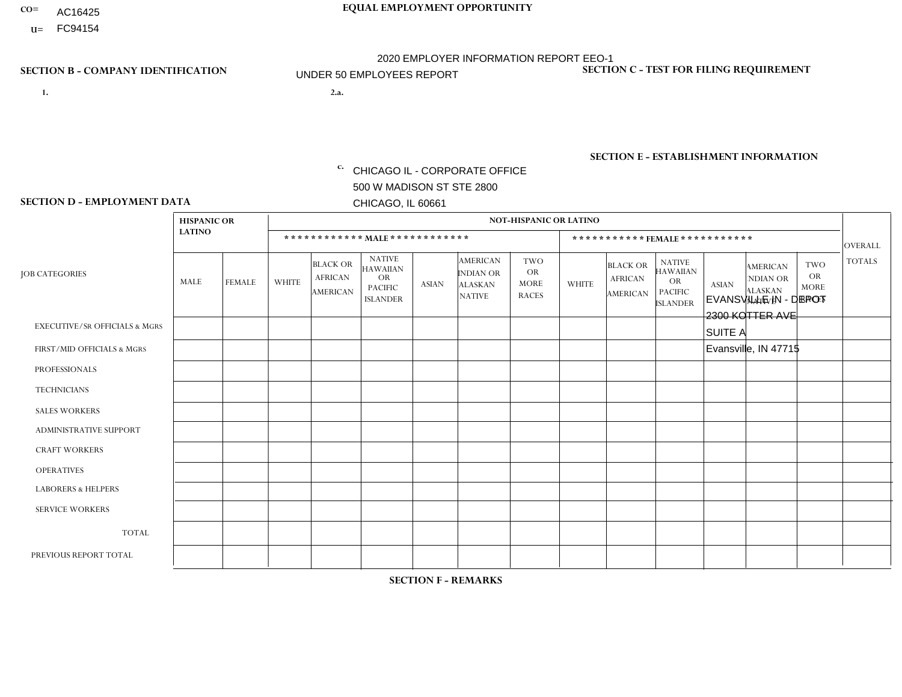CO= AC16425
U= FC94154

**EQUAL EMPLOYMENT OPPORTUNITY**

2020 EMPLOYER INFORMATION REPORT EEO-1
UNDER 50 EMPLOYEES REPORT

**SECTION B - COMPANY IDENTIFICATION**

1.

2.a.

c. CHICAGO IL - CORPORATE OFFICE
500 W MADISON ST STE 2800
CHICAGO, IL 60661

**SECTION C - TEST FOR FILING REQUIREMENT**

**SECTION E - ESTABLISHMENT INFORMATION**

EVANSVILLE IN - DEPOT
2300 KOTTER AVE
SUITE A
Evansville, IN 47715

**SECTION D - EMPLOYMENT DATA**

| JOB CATEGORIES | HISPANIC OR LATINO | | NOT-HISPANIC OR LATINO | | | | | | | | | | | | OVERALL TOTALS |
|---|---|---|---|---|---|---|---|---|---|---|---|---|---|---|---|
| | | | MALE | | | | | | FEMALE | | | | | | |
| | MALE | FEMALE | WHITE | BLACK OR AFRICAN AMERICAN | NATIVE HAWAIIAN OR PACIFIC ISLANDER | ASIAN | AMERICAN INDIAN OR ALASKAN NATIVE | TWO OR MORE RACES | WHITE | BLACK OR AFRICAN AMERICAN | NATIVE HAWAIIAN OR PACIFIC ISLANDER | ASIAN | AMERICAN INDIAN OR ALASKAN NATIVE | TWO OR MORE RACES | |
| EXECUTIVE/SR OFFICIALS & MGRS | | | | | | | | | | | | | | | |
| FIRST/MID OFFICIALS & MGRS | | | | | | | | | | | | | | | |
| PROFESSIONALS | | | | | | | | | | | | | | | |
| TECHNICIANS | | | | | | | | | | | | | | | |
| SALES WORKERS | | | | | | | | | | | | | | | |
| ADMINISTRATIVE SUPPORT | | | | | | | | | | | | | | | |
| CRAFT WORKERS | | | | | | | | | | | | | | | |
| OPERATIVES | | | | | | | | | | | | | | | |
| LABORERS & HELPERS | | | | | | | | | | | | | | | |
| SERVICE WORKERS | | | | | | | | | | | | | | | |
| TOTAL | | | | | | | | | | | | | | | |
| PREVIOUS REPORT TOTAL | | | | | | | | | | | | | | | |

**SECTION F - REMARKS**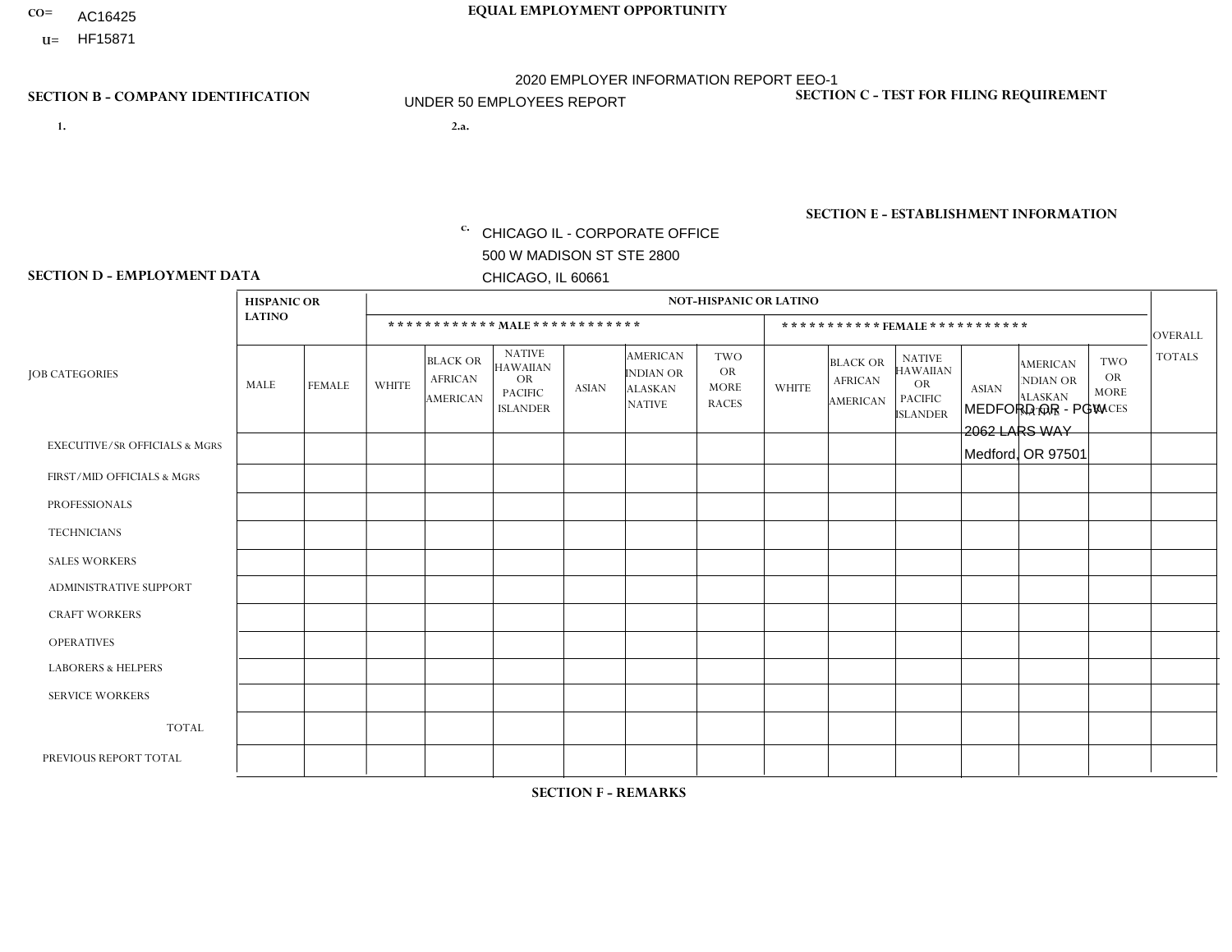CO= AC16425
U= HF15871

**EQUAL EMPLOYMENT OPPORTUNITY**

2020 EMPLOYER INFORMATION REPORT EEO-1
UNDER 50 EMPLOYEES REPORT

**SECTION B - COMPANY IDENTIFICATION**

1.

2.a.

c. CHICAGO IL - CORPORATE OFFICE
500 W MADISON ST STE 2800
CHICAGO, IL 60661

**SECTION C - TEST FOR FILING REQUIREMENT**

**SECTION E - ESTABLISHMENT INFORMATION**

MEDFORD OR - PGW
2062 LARS WAY
Medford, OR 97501

**SECTION D - EMPLOYMENT DATA**

| JOB CATEGORIES | HISPANIC OR LATINO | | NOT-HISPANIC OR LATINO | | | | | | | | | | | | OVERALL TOTALS |
|---|---|---|---|---|---|---|---|---|---|---|---|---|---|---|---|
| | | | MALE | | | | | | FEMALE | | | | | | |
| | MALE | FEMALE | WHITE | BLACK OR AFRICAN AMERICAN | NATIVE HAWAIIAN OR PACIFIC ISLANDER | ASIAN | AMERICAN INDIAN OR ALASKAN NATIVE | TWO OR MORE RACES | WHITE | BLACK OR AFRICAN AMERICAN | NATIVE HAWAIIAN OR PACIFIC ISLANDER | ASIAN | AMERICAN INDIAN OR ALASKAN NATIVE | TWO OR MORE RACES | |
| EXECUTIVE/SR OFFICIALS & MGRS | | | | | | | | | | | | | | | |
| FIRST/MID OFFICIALS & MGRS | | | | | | | | | | | | | | | |
| PROFESSIONALS | | | | | | | | | | | | | | | |
| TECHNICIANS | | | | | | | | | | | | | | | |
| SALES WORKERS | | | | | | | | | | | | | | | |
| ADMINISTRATIVE SUPPORT | | | | | | | | | | | | | | | |
| CRAFT WORKERS | | | | | | | | | | | | | | | |
| OPERATIVES | | | | | | | | | | | | | | | |
| LABORERS & HELPERS | | | | | | | | | | | | | | | |
| SERVICE WORKERS | | | | | | | | | | | | | | | |
| TOTAL | | | | | | | | | | | | | | | |
| PREVIOUS REPORT TOTAL | | | | | | | | | | | | | | | |

**SECTION F - REMARKS**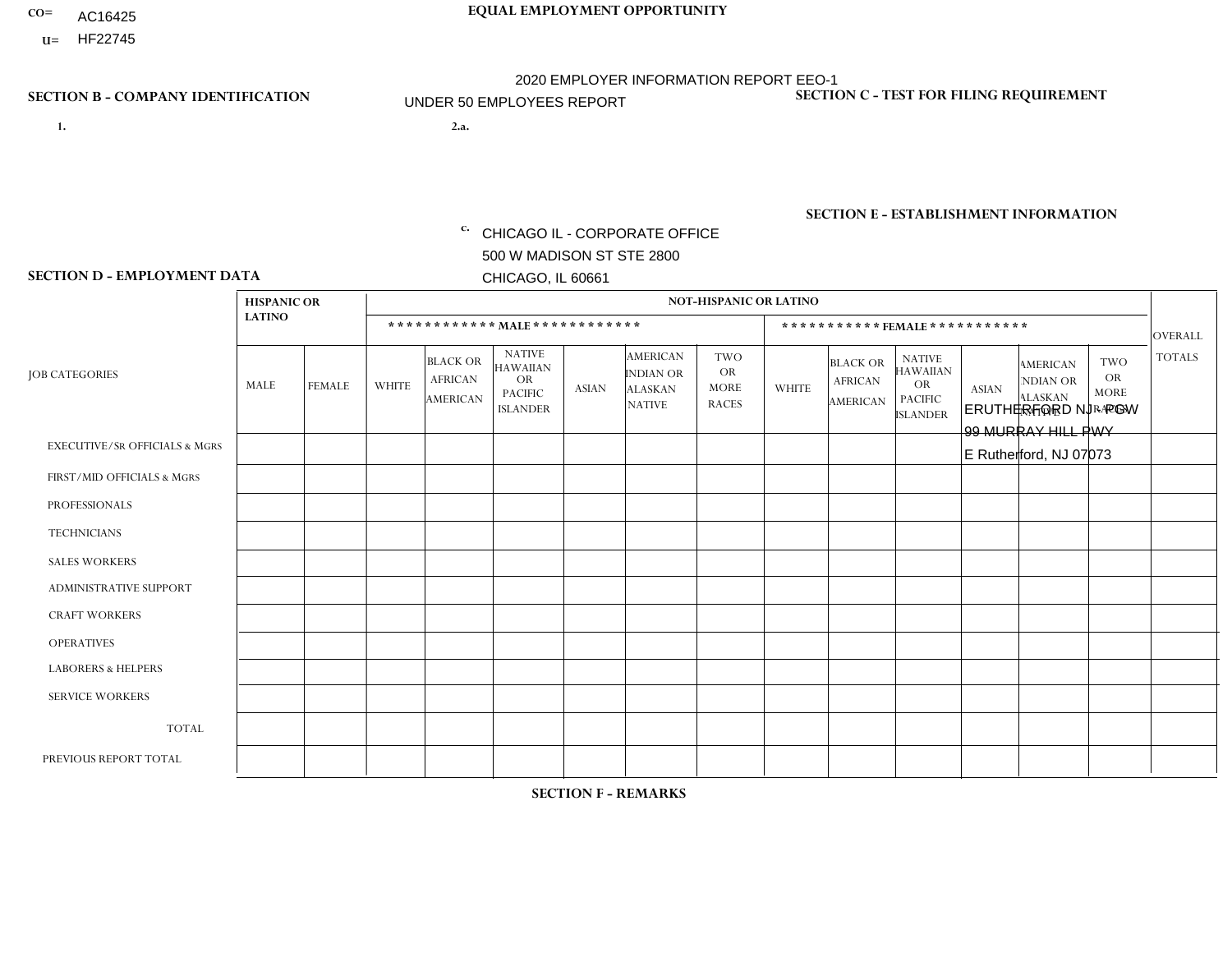CO= AC16425
U= HF22745

EQUAL EMPLOYMENT OPPORTUNITY

2020 EMPLOYER INFORMATION REPORT EEO-1

UNDER 50 EMPLOYEES REPORT

**SECTION B - COMPANY IDENTIFICATION**

1.

2.a.

c. CHICAGO IL - CORPORATE OFFICE
500 W MADISON ST STE 2800
CHICAGO, IL 60661

**SECTION C - TEST FOR FILING REQUIREMENT**

**SECTION E - ESTABLISHMENT INFORMATION**

ERUTHERFORD NJ - PGW
99 MURRAY HILL PWY
E Rutherford, NJ 07073

**SECTION D - EMPLOYMENT DATA**

| JOB CATEGORIES | HISPANIC OR LATINO | | NOT-HISPANIC OR LATINO | | | | | | | | | | | | OVERALL TOTALS |
|---|---|---|---|---|---|---|---|---|---|---|---|---|---|---|---|
| | | | MALE | | | | | | FEMALE | | | | | | |
| | MALE | FEMALE | WHITE | BLACK OR AFRICAN AMERICAN | NATIVE HAWAIIAN OR PACIFIC ISLANDER | ASIAN | AMERICAN INDIAN OR ALASKAN NATIVE | TWO OR MORE RACES | WHITE | BLACK OR AFRICAN AMERICAN | NATIVE HAWAIIAN OR PACIFIC ISLANDER | ASIAN | AMERICAN INDIAN OR ALASKAN NATIVE | TWO OR MORE RACES | |
| EXECUTIVE/SR OFFICIALS & MGRS | | | | | | | | | | | | | | | |
| FIRST/MID OFFICIALS & MGRS | | | | | | | | | | | | | | | |
| PROFESSIONALS | | | | | | | | | | | | | | | |
| TECHNICIANS | | | | | | | | | | | | | | | |
| SALES WORKERS | | | | | | | | | | | | | | | |
| ADMINISTRATIVE SUPPORT | | | | | | | | | | | | | | | |
| CRAFT WORKERS | | | | | | | | | | | | | | | |
| OPERATIVES | | | | | | | | | | | | | | | |
| LABORERS & HELPERS | | | | | | | | | | | | | | | |
| SERVICE WORKERS | | | | | | | | | | | | | | | |
| TOTAL | | | | | | | | | | | | | | | |
| PREVIOUS REPORT TOTAL | | | | | | | | | | | | | | | |

**SECTION F - REMARKS**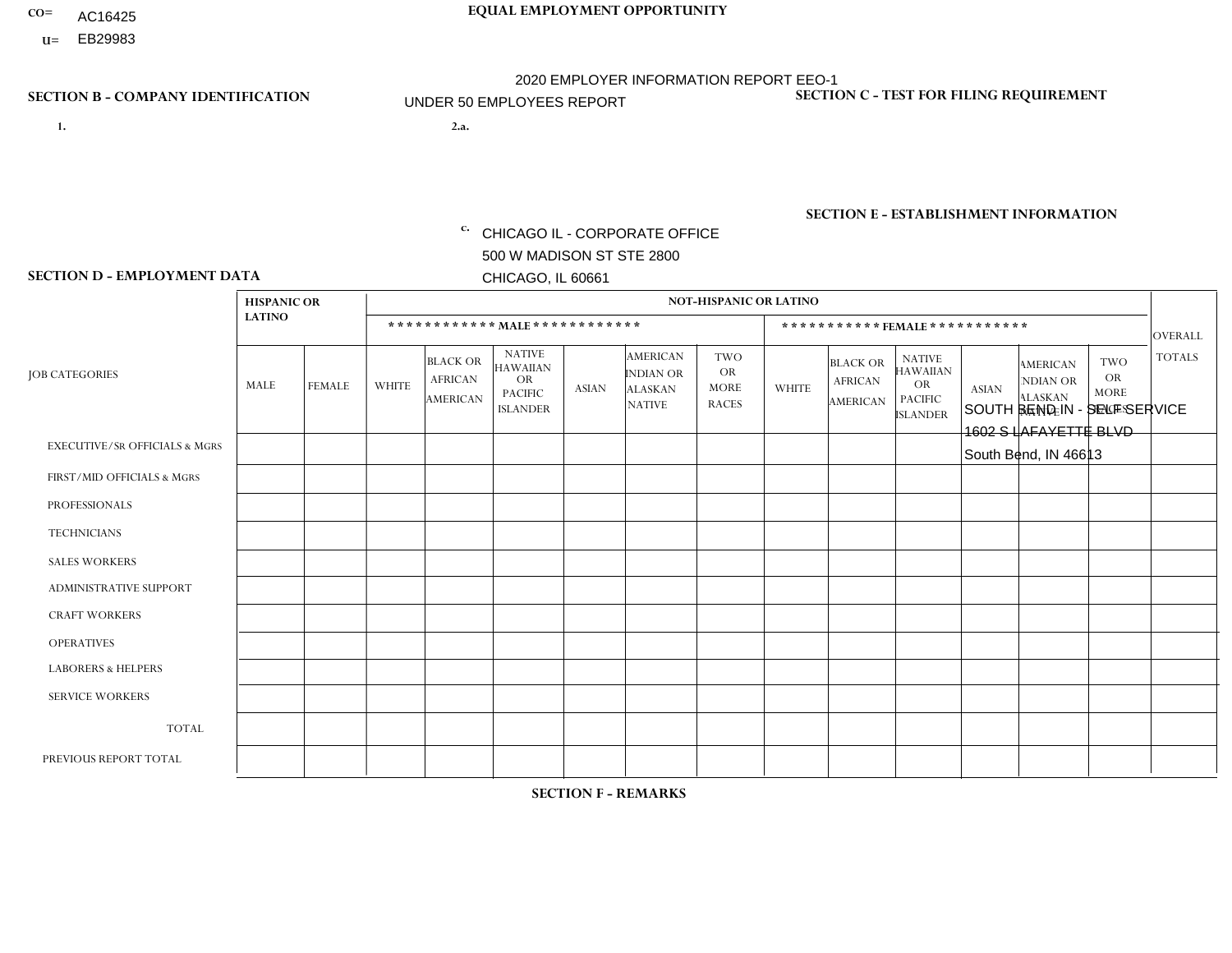CO= AC16425
U= EB29983

**EQUAL EMPLOYMENT OPPORTUNITY**

2020 EMPLOYER INFORMATION REPORT EEO-1

UNDER 50 EMPLOYEES REPORT

**SECTION B - COMPANY IDENTIFICATION**

1.

2.a.

c. CHICAGO IL - CORPORATE OFFICE
500 W MADISON ST STE 2800
CHICAGO, IL 60661

**SECTION C - TEST FOR FILING REQUIREMENT**

**SECTION E - ESTABLISHMENT INFORMATION**

SOUTH BEND IN - SELF SERVICE
1602 S LAFAYETTE BLVD
South Bend, IN 46613

**SECTION D - EMPLOYMENT DATA**

| JOB CATEGORIES | HISPANIC OR LATINO | | NOT-HISPANIC OR LATINO | | | | | | | | | | | | OVERALL TOTALS |
|---|---|---|---|---|---|---|---|---|---|---|---|---|---|---|---|
| | | | MALE | | | | | | FEMALE | | | | | | |
| | MALE | FEMALE | WHITE | BLACK OR AFRICAN AMERICAN | NATIVE HAWAIIAN OR PACIFIC ISLANDER | ASIAN | AMERICAN INDIAN OR ALASKAN NATIVE | TWO OR MORE RACES | WHITE | BLACK OR AFRICAN AMERICAN | NATIVE HAWAIIAN OR PACIFIC ISLANDER | ASIAN | AMERICAN INDIAN OR ALASKAN NATIVE | TWO OR MORE RACES | |
| EXECUTIVE/SR OFFICIALS & MGRS | | | | | | | | | | | | | | | |
| FIRST/MID OFFICIALS & MGRS | | | | | | | | | | | | | | | |
| PROFESSIONALS | | | | | | | | | | | | | | | |
| TECHNICIANS | | | | | | | | | | | | | | | |
| SALES WORKERS | | | | | | | | | | | | | | | |
| ADMINISTRATIVE SUPPORT | | | | | | | | | | | | | | | |
| CRAFT WORKERS | | | | | | | | | | | | | | | |
| OPERATIVES | | | | | | | | | | | | | | | |
| LABORERS & HELPERS | | | | | | | | | | | | | | | |
| SERVICE WORKERS | | | | | | | | | | | | | | | |
| TOTAL | | | | | | | | | | | | | | | |
| PREVIOUS REPORT TOTAL | | | | | | | | | | | | | | | |

**SECTION F - REMARKS**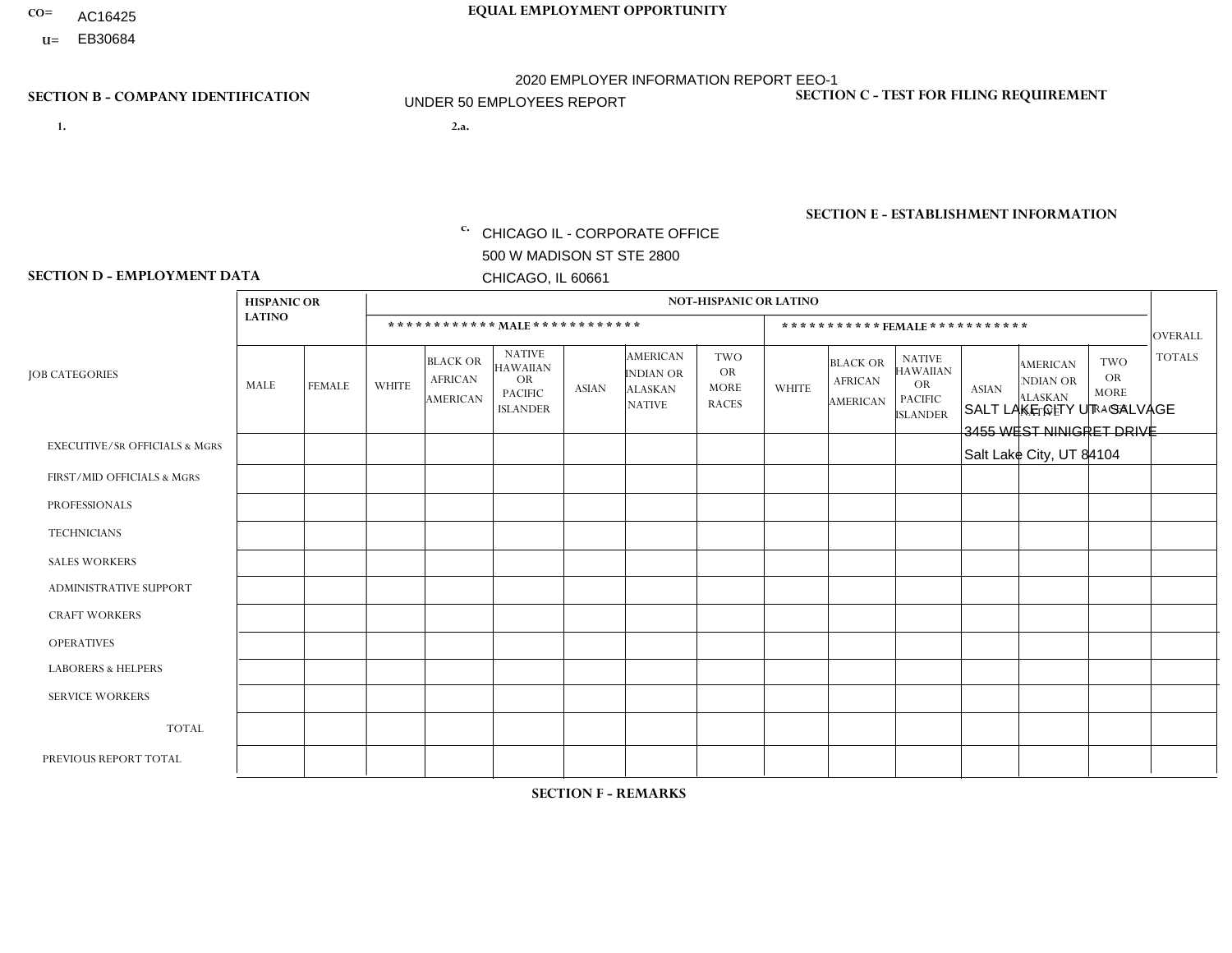CO= AC16425
U= EB30684

**EQUAL EMPLOYMENT OPPORTUNITY**

2020 EMPLOYER INFORMATION REPORT EEO-1
UNDER 50 EMPLOYEES REPORT

**SECTION B - COMPANY IDENTIFICATION**

1.

2.a.

c. CHICAGO IL - CORPORATE OFFICE
500 W MADISON ST STE 2800
CHICAGO, IL 60661

**SECTION C - TEST FOR FILING REQUIREMENT**

**SECTION E - ESTABLISHMENT INFORMATION**

SALT LAKE CITY UT - SALVAGE
3455 WEST NINIGRET DRIVE
Salt Lake City, UT 84104

**SECTION D - EMPLOYMENT DATA**

| JOB CATEGORIES | HISPANIC OR LATINO | | NOT-HISPANIC OR LATINO | | | | | | | | | | | | OVERALL TOTALS |
|---|---|---|---|---|---|---|---|---|---|---|---|---|---|---|---|
| | | | MALE | | | | | | FEMALE | | | | | | |
| | MALE | FEMALE | WHITE | BLACK OR AFRICAN AMERICAN | NATIVE HAWAIIAN OR PACIFIC ISLANDER | ASIAN | AMERICAN INDIAN OR ALASKAN NATIVE | TWO OR MORE RACES | WHITE | BLACK OR AFRICAN AMERICAN | NATIVE HAWAIIAN OR PACIFIC ISLANDER | ASIAN | AMERICAN INDIAN OR ALASKAN NATIVE | TWO OR MORE RACES | |
| EXECUTIVE/Sr OFFICIALS & MGRS | | | | | | | | | | | | | | | |
| FIRST/MID OFFICIALS & MGRS | | | | | | | | | | | | | | | |
| PROFESSIONALS | | | | | | | | | | | | | | | |
| TECHNICIANS | | | | | | | | | | | | | | | |
| SALES WORKERS | | | | | | | | | | | | | | | |
| ADMINISTRATIVE SUPPORT | | | | | | | | | | | | | | | |
| CRAFT WORKERS | | | | | | | | | | | | | | | |
| OPERATIVES | | | | | | | | | | | | | | | |
| LABORERS & HELPERS | | | | | | | | | | | | | | | |
| SERVICE WORKERS | | | | | | | | | | | | | | | |
| TOTAL | | | | | | | | | | | | | | | |
| PREVIOUS REPORT TOTAL | | | | | | | | | | | | | | | |

**SECTION F - REMARKS**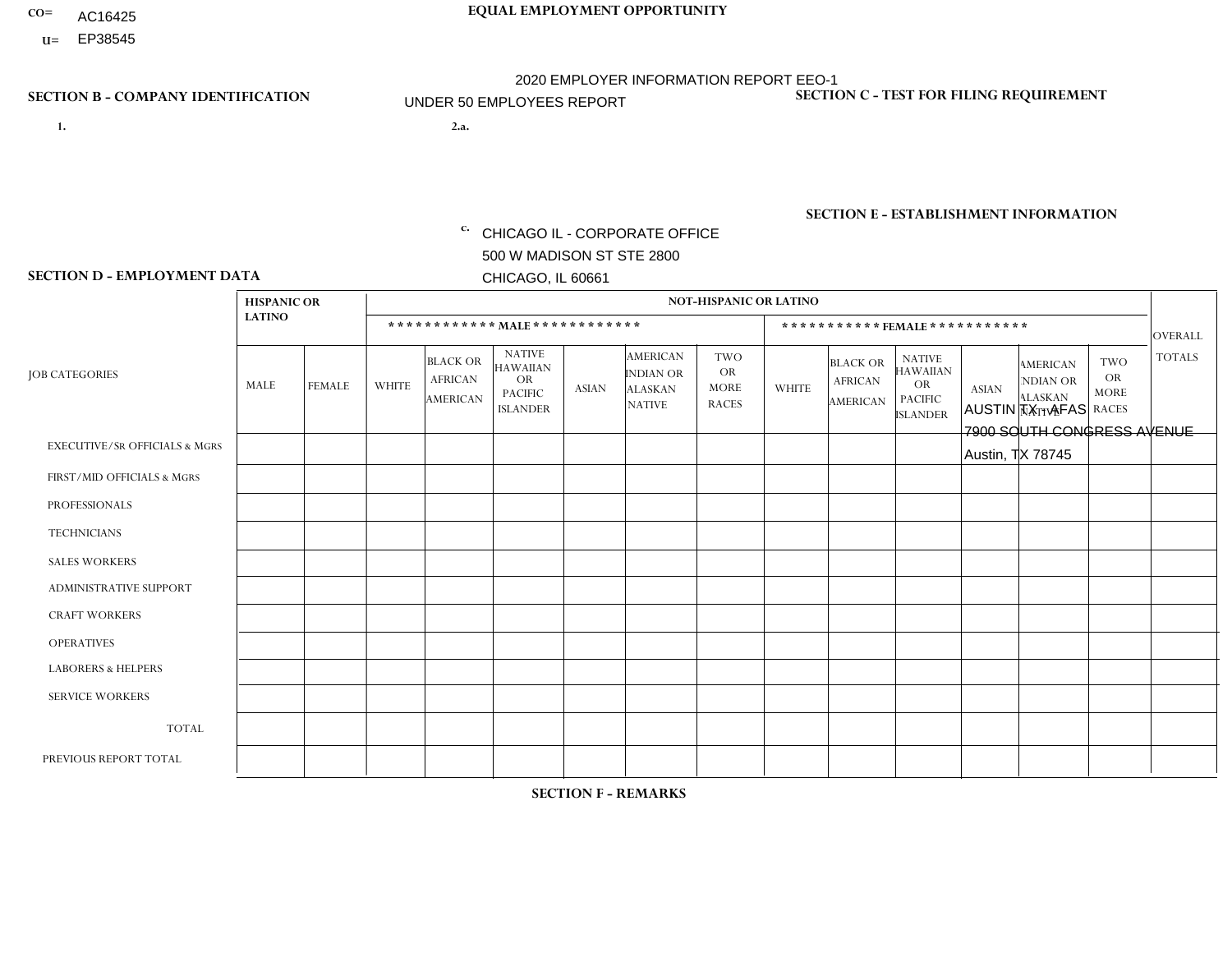CO= AC16425
U= EP38545

**EQUAL EMPLOYMENT OPPORTUNITY**

2020 EMPLOYER INFORMATION REPORT EEO-1

UNDER 50 EMPLOYEES REPORT

**SECTION B - COMPANY IDENTIFICATION**

1.

2.a.

c. CHICAGO IL - CORPORATE OFFICE
500 W MADISON ST STE 2800
CHICAGO, IL 60661

**SECTION C - TEST FOR FILING REQUIREMENT**

**SECTION E - ESTABLISHMENT INFORMATION**

AUSTIN TX - AFAS
7900 SOUTH CONGRESS AVENUE
Austin, TX 78745

**SECTION D - EMPLOYMENT DATA**

| JOB CATEGORIES | HISPANIC OR LATINO | | NOT-HISPANIC OR LATINO | | | | | | | | | | | | OVERALL TOTALS |
|---|---|---|---|---|---|---|---|---|---|---|---|---|---|---|---|
| | | | MALE | | | | | | FEMALE | | | | | | |
| | MALE | FEMALE | WHITE | BLACK OR AFRICAN AMERICAN | NATIVE HAWAIIAN OR PACIFIC ISLANDER | ASIAN | AMERICAN INDIAN OR ALASKAN NATIVE | TWO OR MORE RACES | WHITE | BLACK OR AFRICAN AMERICAN | NATIVE HAWAIIAN OR PACIFIC ISLANDER | ASIAN | AMERICAN INDIAN OR ALASKAN NATIVE | TWO OR MORE RACES | |
| EXECUTIVE/SR OFFICIALS & MGRS | | | | | | | | | | | | | | | |
| FIRST/MID OFFICIALS & MGRS | | | | | | | | | | | | | | | |
| PROFESSIONALS | | | | | | | | | | | | | | | |
| TECHNICIANS | | | | | | | | | | | | | | | |
| SALES WORKERS | | | | | | | | | | | | | | | |
| ADMINISTRATIVE SUPPORT | | | | | | | | | | | | | | | |
| CRAFT WORKERS | | | | | | | | | | | | | | | |
| OPERATIVES | | | | | | | | | | | | | | | |
| LABORERS & HELPERS | | | | | | | | | | | | | | | |
| SERVICE WORKERS | | | | | | | | | | | | | | | |
| TOTAL | | | | | | | | | | | | | | | |
| PREVIOUS REPORT TOTAL | | | | | | | | | | | | | | | |

**SECTION F - REMARKS**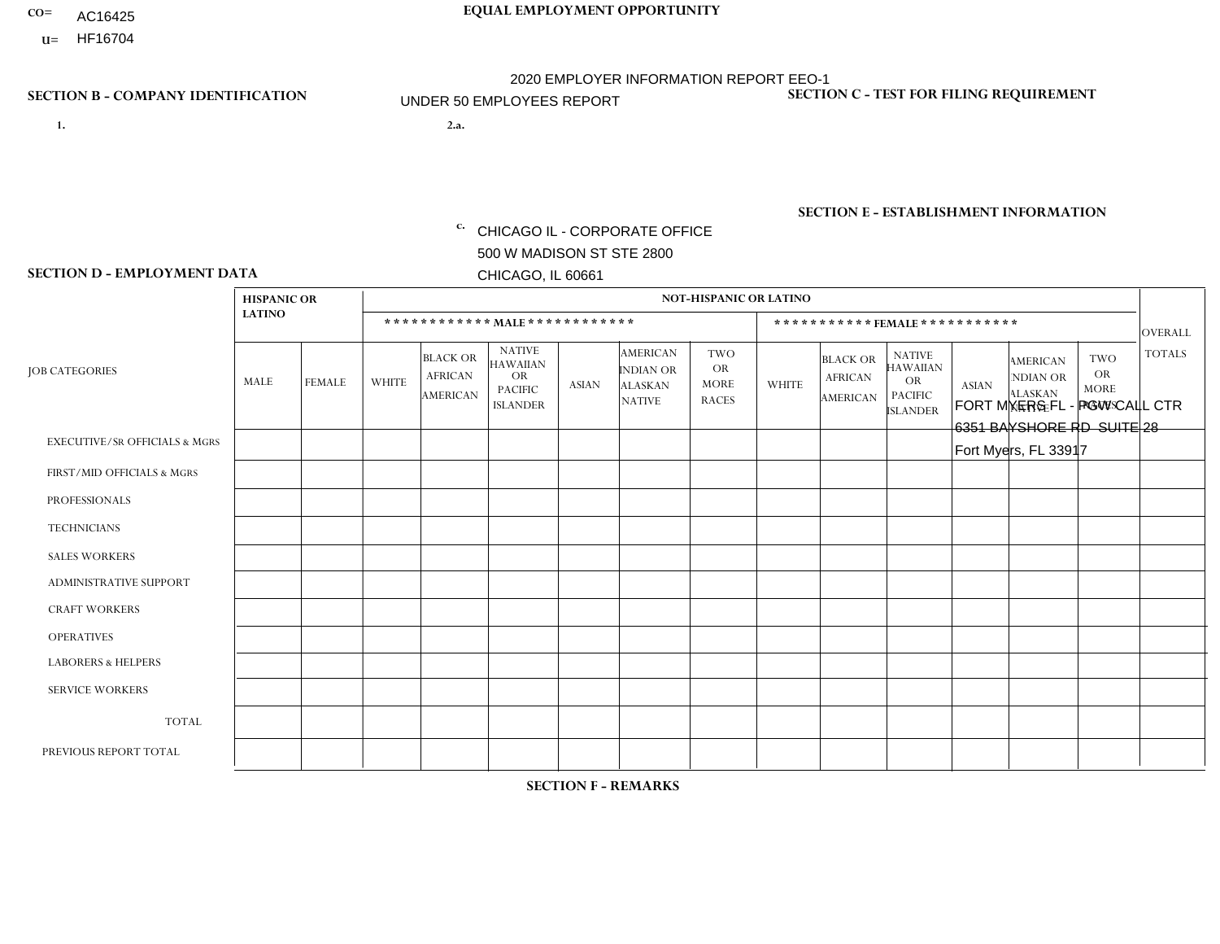CO= AC16425

U= HF16704

**EQUAL EMPLOYMENT OPPORTUNITY**

2020 EMPLOYER INFORMATION REPORT EEO-1

UNDER 50 EMPLOYEES REPORT

**SECTION B - COMPANY IDENTIFICATION**

1.

2.a.

c. CHICAGO IL - CORPORATE OFFICE
500 W MADISON ST STE 2800
CHICAGO, IL 60661

**SECTION C - TEST FOR FILING REQUIREMENT**

**SECTION E - ESTABLISHMENT INFORMATION**

FORT MYERS FL - PGW CALL CTR
6351 BAYSHORE RD SUITE 28
Fort Myers, FL 33917

**SECTION D - EMPLOYMENT DATA**

| JOB CATEGORIES | HISPANIC OR LATINO | | NOT-HISPANIC OR LATINO | | | | | | | | | | | | OVERALL TOTALS |
|---|---|---|---|---|---|---|---|---|---|---|---|---|---|---|---|
| | | | MALE | | | | | | FEMALE | | | | | | |
| | MALE | FEMALE | WHITE | BLACK OR AFRICAN AMERICAN | NATIVE HAWAIIAN OR PACIFIC ISLANDER | ASIAN | AMERICAN INDIAN OR ALASKAN NATIVE | TWO OR MORE RACES | WHITE | BLACK OR AFRICAN AMERICAN | NATIVE HAWAIIAN OR PACIFIC ISLANDER | ASIAN | AMERICAN INDIAN OR ALASKAN NATIVE | TWO OR MORE RACES | |
| EXECUTIVE/SR OFFICIALS & MGRS | | | | | | | | | | | | | | | |
| FIRST/MID OFFICIALS & MGRS | | | | | | | | | | | | | | | |
| PROFESSIONALS | | | | | | | | | | | | | | | |
| TECHNICIANS | | | | | | | | | | | | | | | |
| SALES WORKERS | | | | | | | | | | | | | | | |
| ADMINISTRATIVE SUPPORT | | | | | | | | | | | | | | | |
| CRAFT WORKERS | | | | | | | | | | | | | | | |
| OPERATIVES | | | | | | | | | | | | | | | |
| LABORERS & HELPERS | | | | | | | | | | | | | | | |
| SERVICE WORKERS | | | | | | | | | | | | | | | |
| TOTAL | | | | | | | | | | | | | | | |
| PREVIOUS REPORT TOTAL | | | | | | | | | | | | | | | |

**SECTION F - REMARKS**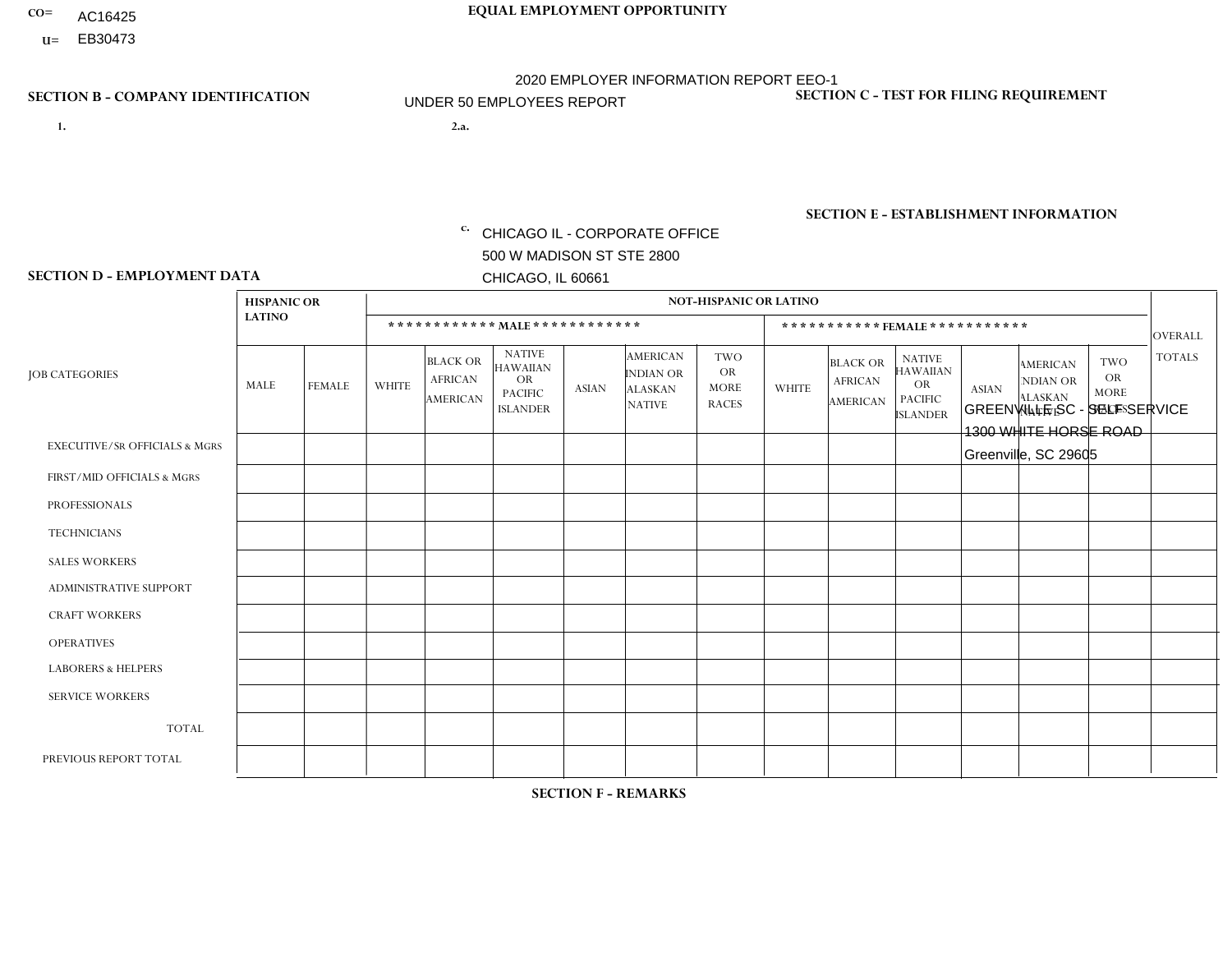CO= AC16425
U= EB30473

**EQUAL EMPLOYMENT OPPORTUNITY**

2020 EMPLOYER INFORMATION REPORT EEO-1
UNDER 50 EMPLOYEES REPORT

**SECTION B - COMPANY IDENTIFICATION**

1.

2.a.

c. CHICAGO IL - CORPORATE OFFICE
500 W MADISON ST STE 2800
CHICAGO, IL 60661

**SECTION C - TEST FOR FILING REQUIREMENT**

**SECTION E - ESTABLISHMENT INFORMATION**

GREENVILLE SC - SELF SERVICE
1300 WHITE HORSE ROAD
Greenville, SC 29605

**SECTION D - EMPLOYMENT DATA**

| JOB CATEGORIES | HISPANIC OR LATINO | | NOT-HISPANIC OR LATINO | | | | | | | | | | | | OVERALL TOTALS |
|---|---|---|---|---|---|---|---|---|---|---|---|---|---|---|---|
| | | | MALE | | | | | | FEMALE | | | | | | |
| | MALE | FEMALE | WHITE | BLACK OR AFRICAN AMERICAN | NATIVE HAWAIIAN OR PACIFIC ISLANDER | ASIAN | AMERICAN INDIAN OR ALASKAN NATIVE | TWO OR MORE RACES | WHITE | BLACK OR AFRICAN AMERICAN | NATIVE HAWAIIAN OR PACIFIC ISLANDER | ASIAN | AMERICAN INDIAN OR ALASKAN NATIVE | TWO OR MORE RACES | |
| EXECUTIVE/SR OFFICIALS & MGRS | | | | | | | | | | | | | | | |
| FIRST/MID OFFICIALS & MGRS | | | | | | | | | | | | | | | |
| PROFESSIONALS | | | | | | | | | | | | | | | |
| TECHNICIANS | | | | | | | | | | | | | | | |
| SALES WORKERS | | | | | | | | | | | | | | | |
| ADMINISTRATIVE SUPPORT | | | | | | | | | | | | | | | |
| CRAFT WORKERS | | | | | | | | | | | | | | | |
| OPERATIVES | | | | | | | | | | | | | | | |
| LABORERS & HELPERS | | | | | | | | | | | | | | | |
| SERVICE WORKERS | | | | | | | | | | | | | | | |
| TOTAL | | | | | | | | | | | | | | | |
| PREVIOUS REPORT TOTAL | | | | | | | | | | | | | | | |

**SECTION F - REMARKS**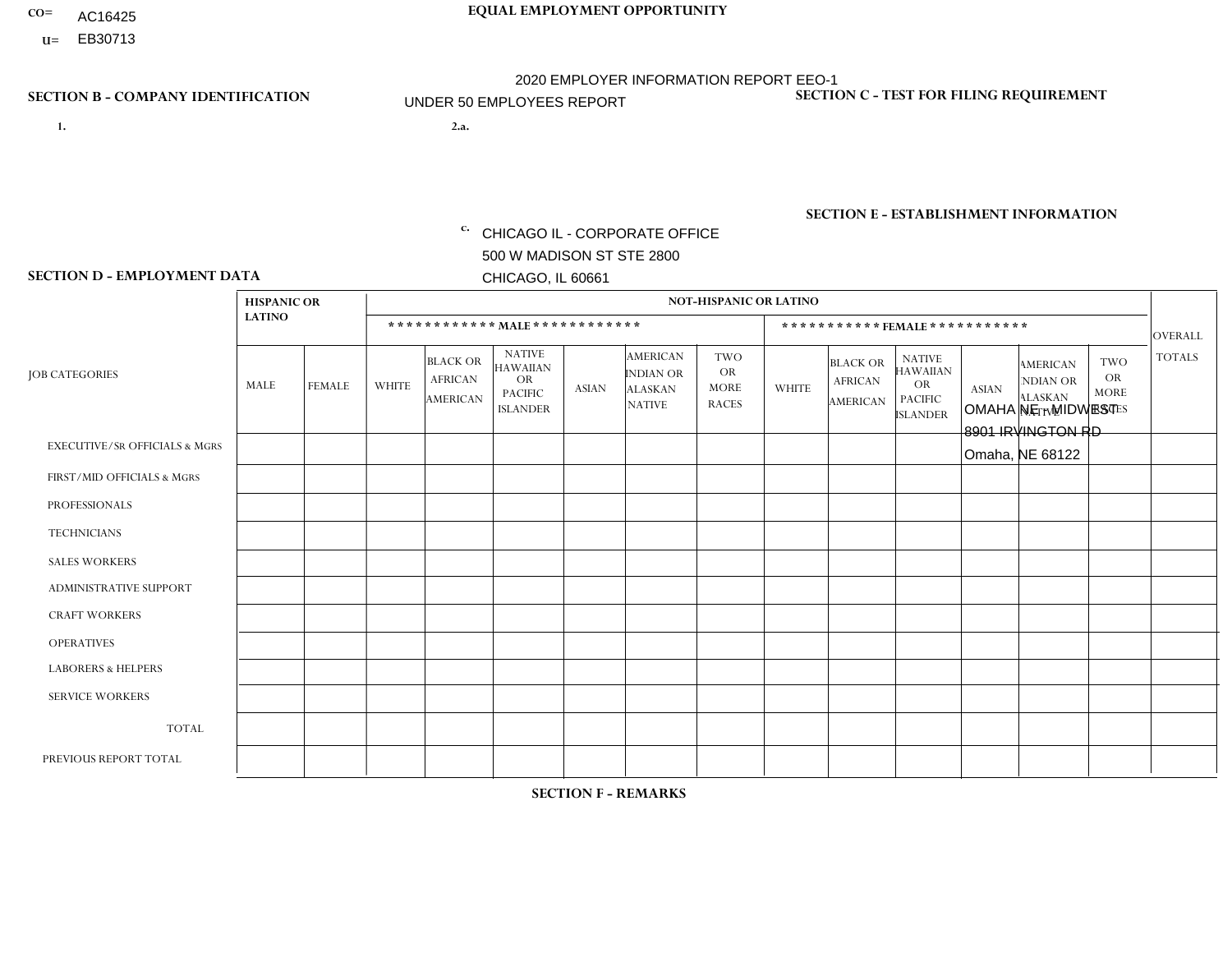CO= AC16425
U= EB30713

**EQUAL EMPLOYMENT OPPORTUNITY**

2020 EMPLOYER INFORMATION REPORT EEO-1

UNDER 50 EMPLOYEES REPORT

**SECTION B - COMPANY IDENTIFICATION**

1.

2.a.

c. CHICAGO IL - CORPORATE OFFICE
500 W MADISON ST STE 2800
CHICAGO, IL 60661

**SECTION C - TEST FOR FILING REQUIREMENT**

**SECTION E - ESTABLISHMENT INFORMATION**

OMAHA NE - MIDWEST
8901 IRVINGTON RD
Omaha, NE 68122

**SECTION D - EMPLOYMENT DATA**

| JOB CATEGORIES | HISPANIC OR LATINO | | NOT-HISPANIC OR LATINO | | | | | | | | | | | | OVERALL TOTALS |
|---|---|---|---|---|---|---|---|---|---|---|---|---|---|---|---|
| | | | MALE | | | | | | FEMALE | | | | | | |
| | MALE | FEMALE | WHITE | BLACK OR AFRICAN AMERICAN | NATIVE HAWAIIAN OR PACIFIC ISLANDER | ASIAN | AMERICAN INDIAN OR ALASKAN NATIVE | TWO OR MORE RACES | WHITE | BLACK OR AFRICAN AMERICAN | NATIVE HAWAIIAN OR PACIFIC ISLANDER | ASIAN | AMERICAN INDIAN OR ALASKAN NATIVE | TWO OR MORE RACES | |
| EXECUTIVE/SR OFFICIALS & MGRS | | | | | | | | | | | | | | | |
| FIRST/MID OFFICIALS & MGRS | | | | | | | | | | | | | | | |
| PROFESSIONALS | | | | | | | | | | | | | | | |
| TECHNICIANS | | | | | | | | | | | | | | | |
| SALES WORKERS | | | | | | | | | | | | | | | |
| ADMINISTRATIVE SUPPORT | | | | | | | | | | | | | | | |
| CRAFT WORKERS | | | | | | | | | | | | | | | |
| OPERATIVES | | | | | | | | | | | | | | | |
| LABORERS & HELPERS | | | | | | | | | | | | | | | |
| SERVICE WORKERS | | | | | | | | | | | | | | | |
| TOTAL | | | | | | | | | | | | | | | |
| PREVIOUS REPORT TOTAL | | | | | | | | | | | | | | | |

**SECTION F - REMARKS**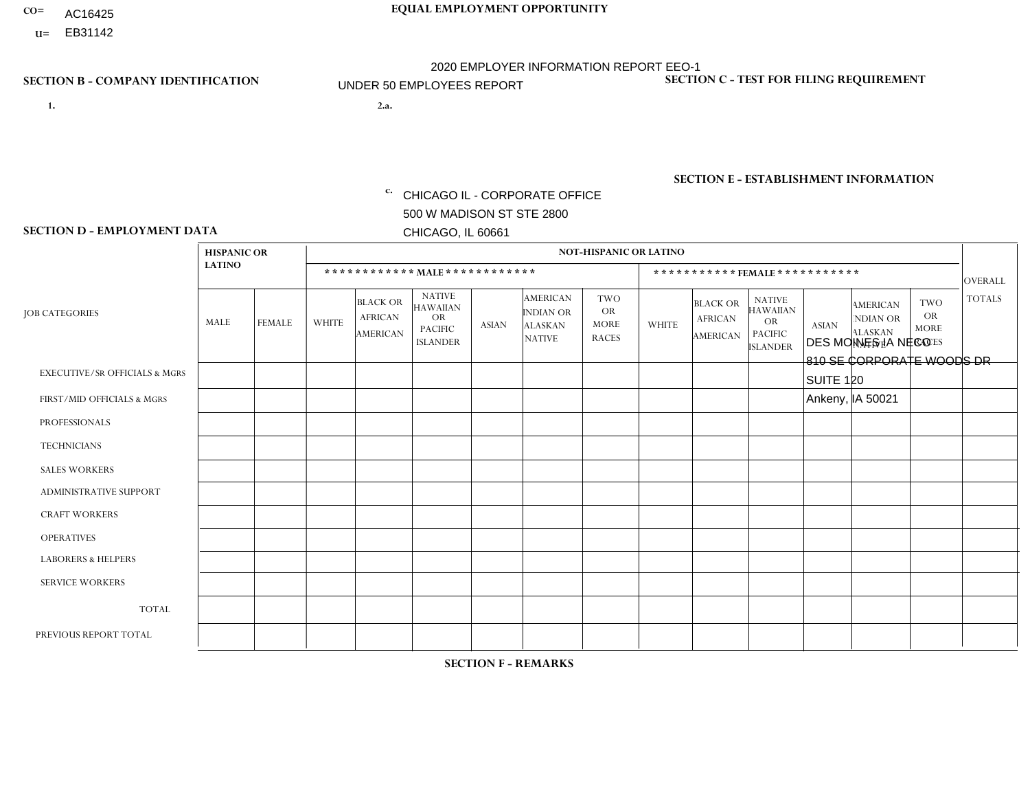CO= AC16425
U= EB31142

**EQUAL EMPLOYMENT OPPORTUNITY**

2020 EMPLOYER INFORMATION REPORT EEO-1
UNDER 50 EMPLOYEES REPORT

**SECTION B - COMPANY IDENTIFICATION**

1.

2.a.

c. CHICAGO IL - CORPORATE OFFICE
500 W MADISON ST STE 2800
CHICAGO, IL 60661

**SECTION C - TEST FOR FILING REQUIREMENT**

**SECTION E - ESTABLISHMENT INFORMATION**

DES MOINES IA NECO
810 SE CORPORATE WOODS DR
SUITE 120
Ankeny, IA 50021

**SECTION D - EMPLOYMENT DATA**

| JOB CATEGORIES | HISPANIC OR LATINO | | NOT-HISPANIC OR LATINO | | | | | | | | | | | | OVERALL TOTALS |
|---|---|---|---|---|---|---|---|---|---|---|---|---|---|---|---|
| | | | MALE | | | | | | FEMALE | | | | | | |
| | MALE | FEMALE | WHITE | BLACK OR AFRICAN AMERICAN | NATIVE HAWAIIAN OR PACIFIC ISLANDER | ASIAN | AMERICAN INDIAN OR ALASKAN NATIVE | TWO OR MORE RACES | WHITE | BLACK OR AFRICAN AMERICAN | NATIVE HAWAIIAN OR PACIFIC ISLANDER | ASIAN | AMERICAN INDIAN OR ALASKAN NATIVE | TWO OR MORE RACES | |
| EXECUTIVE/Sr OFFICIALS & MGRS | | | | | | | | | | | | | | | |
| FIRST/MID OFFICIALS & MGRS | | | | | | | | | | | | | | | |
| PROFESSIONALS | | | | | | | | | | | | | | | |
| TECHNICIANS | | | | | | | | | | | | | | | |
| SALES WORKERS | | | | | | | | | | | | | | | |
| ADMINISTRATIVE SUPPORT | | | | | | | | | | | | | | | |
| CRAFT WORKERS | | | | | | | | | | | | | | | |
| OPERATIVES | | | | | | | | | | | | | | | |
| LABORERS & HELPERS | | | | | | | | | | | | | | | |
| SERVICE WORKERS | | | | | | | | | | | | | | | |
| TOTAL | | | | | | | | | | | | | | | |
| PREVIOUS REPORT TOTAL | | | | | | | | | | | | | | | |

**SECTION F - REMARKS**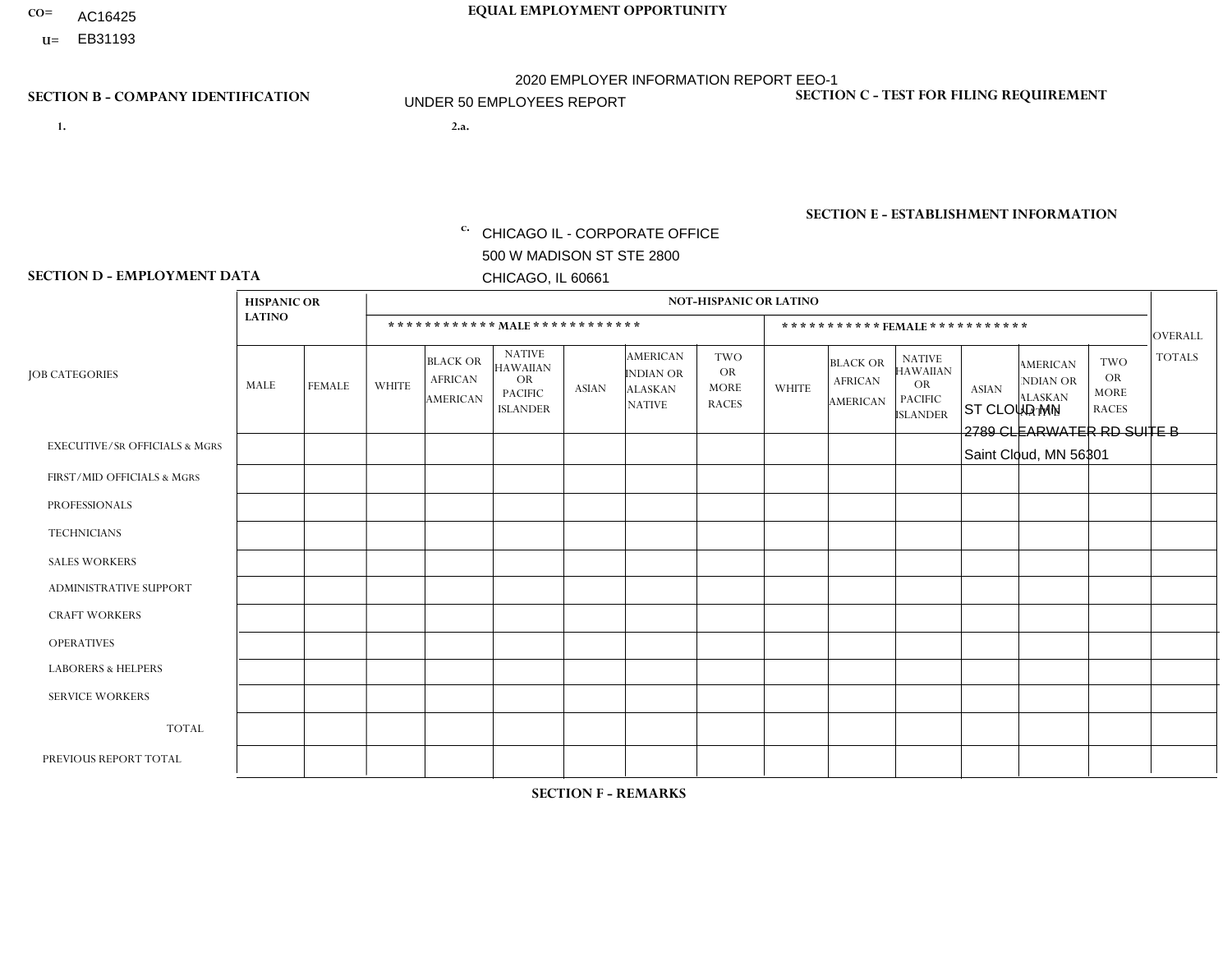CO= AC16425
U= EB31193

**EQUAL EMPLOYMENT OPPORTUNITY**

2020 EMPLOYER INFORMATION REPORT EEO-1
UNDER 50 EMPLOYEES REPORT

**SECTION B - COMPANY IDENTIFICATION**

1.

2.a.

c. CHICAGO IL - CORPORATE OFFICE
500 W MADISON ST STE 2800
CHICAGO, IL 60661

**SECTION C - TEST FOR FILING REQUIREMENT**

**SECTION E - ESTABLISHMENT INFORMATION**

ST CLOUD MN
2789 CLEARWATER RD SUITE B
Saint Cloud, MN 56301

**SECTION D - EMPLOYMENT DATA**

| JOB CATEGORIES | HISPANIC OR LATINO | | NOT-HISPANIC OR LATINO | | | | | | | | | | | | OVERALL TOTALS |
|---|---|---|---|---|---|---|---|---|---|---|---|---|---|---|---|
| | | | MALE | | | | | | FEMALE | | | | | | |
| | MALE | FEMALE | WHITE | BLACK OR AFRICAN AMERICAN | NATIVE HAWAIIAN OR PACIFIC ISLANDER | ASIAN | AMERICAN INDIAN OR ALASKAN NATIVE | TWO OR MORE RACES | WHITE | BLACK OR AFRICAN AMERICAN | NATIVE HAWAIIAN OR PACIFIC ISLANDER | ASIAN | AMERICAN INDIAN OR ALASKAN NATIVE | TWO OR MORE RACES | |
| EXECUTIVE/SR OFFICIALS & MGRS | | | | | | | | | | | | | | | |
| FIRST/MID OFFICIALS & MGRS | | | | | | | | | | | | | | | |
| PROFESSIONALS | | | | | | | | | | | | | | | |
| TECHNICIANS | | | | | | | | | | | | | | | |
| SALES WORKERS | | | | | | | | | | | | | | | |
| ADMINISTRATIVE SUPPORT | | | | | | | | | | | | | | | |
| CRAFT WORKERS | | | | | | | | | | | | | | | |
| OPERATIVES | | | | | | | | | | | | | | | |
| LABORERS & HELPERS | | | | | | | | | | | | | | | |
| SERVICE WORKERS | | | | | | | | | | | | | | | |
| TOTAL | | | | | | | | | | | | | | | |
| PREVIOUS REPORT TOTAL | | | | | | | | | | | | | | | |

**SECTION F - REMARKS**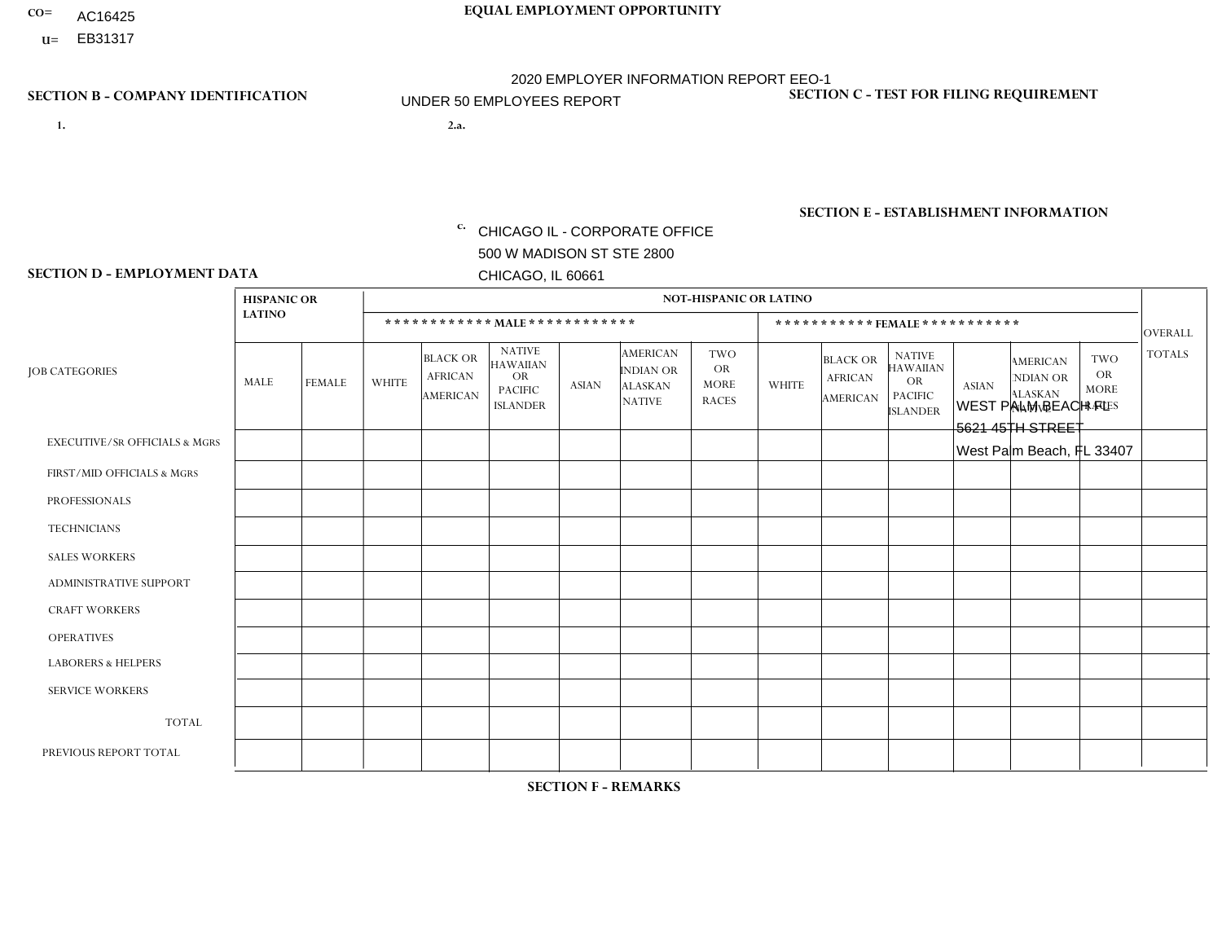CO= AC16425
U= EB31317

**EQUAL EMPLOYMENT OPPORTUNITY**

2020 EMPLOYER INFORMATION REPORT EEO-1
UNDER 50 EMPLOYEES REPORT

**SECTION B - COMPANY IDENTIFICATION**

1.

2.a.

c. CHICAGO IL - CORPORATE OFFICE
500 W MADISON ST STE 2800
CHICAGO, IL 60661

**SECTION C - TEST FOR FILING REQUIREMENT**

**SECTION E - ESTABLISHMENT INFORMATION**

WEST PALM BEACH FL
5621 45TH STREET
West Palm Beach, FL 33407

**SECTION D - EMPLOYMENT DATA**

| JOB CATEGORIES | HISPANIC OR LATINO | | NOT-HISPANIC OR LATINO | | | | | | | | | | | | OVERALL TOTALS |
|---|---|---|---|---|---|---|---|---|---|---|---|---|---|---|---|
| | | | MALE | | | | | | FEMALE | | | | | | |
| | MALE | FEMALE | WHITE | BLACK OR AFRICAN AMERICAN | NATIVE HAWAIIAN OR PACIFIC ISLANDER | ASIAN | AMERICAN INDIAN OR ALASKAN NATIVE | TWO OR MORE RACES | WHITE | BLACK OR AFRICAN AMERICAN | NATIVE HAWAIIAN OR PACIFIC ISLANDER | ASIAN | AMERICAN INDIAN OR ALASKAN NATIVE | TWO OR MORE RACES | |
| EXECUTIVE/SR OFFICIALS & MGRS | | | | | | | | | | | | | | | |
| FIRST/MID OFFICIALS & MGRS | | | | | | | | | | | | | | | |
| PROFESSIONALS | | | | | | | | | | | | | | | |
| TECHNICIANS | | | | | | | | | | | | | | | |
| SALES WORKERS | | | | | | | | | | | | | | | |
| ADMINISTRATIVE SUPPORT | | | | | | | | | | | | | | | |
| CRAFT WORKERS | | | | | | | | | | | | | | | |
| OPERATIVES | | | | | | | | | | | | | | | |
| LABORERS & HELPERS | | | | | | | | | | | | | | | |
| SERVICE WORKERS | | | | | | | | | | | | | | | |
| TOTAL | | | | | | | | | | | | | | | |
| PREVIOUS REPORT TOTAL | | | | | | | | | | | | | | | |

**SECTION F - REMARKS**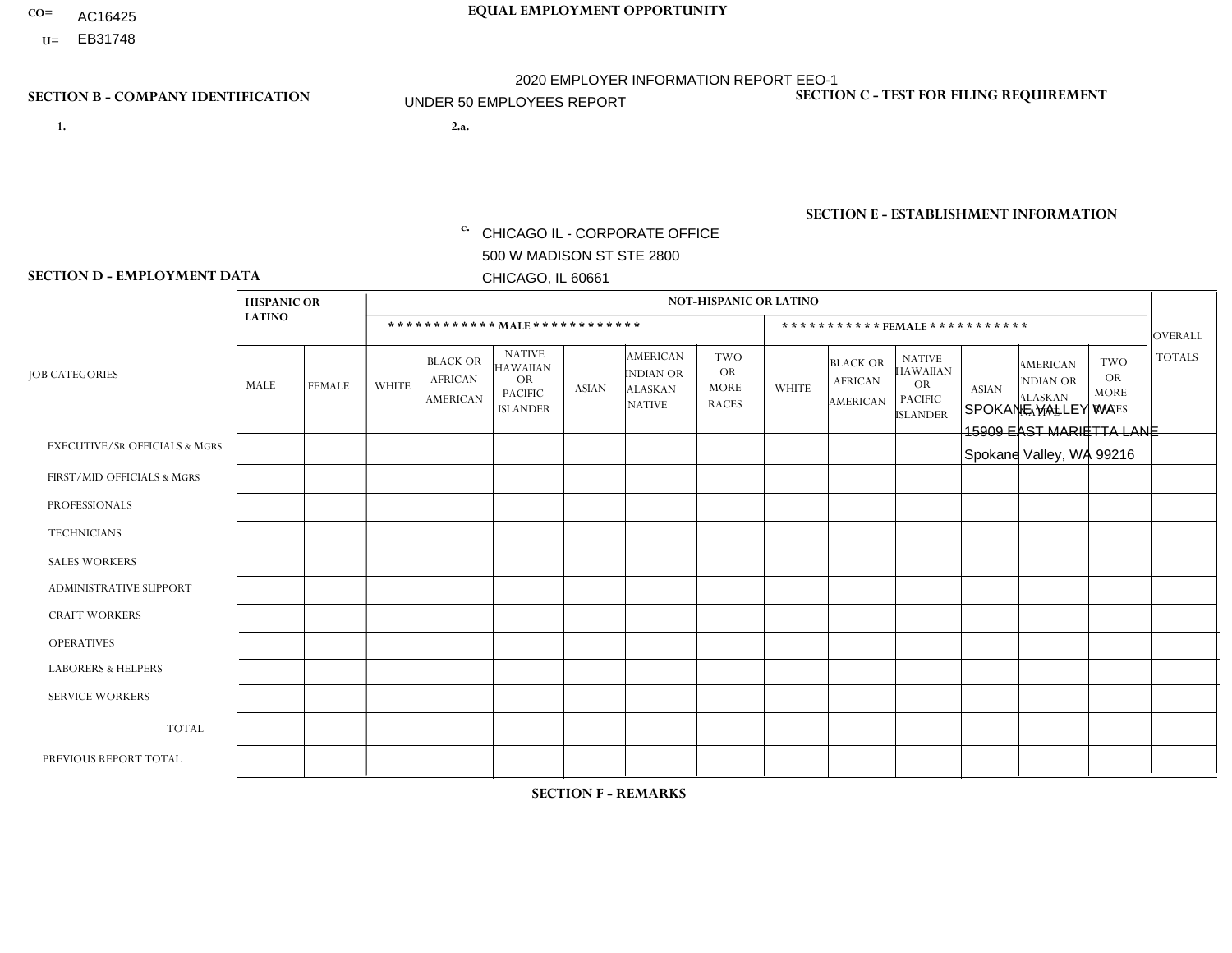CO= AC16425
U= EB31748

EQUAL EMPLOYMENT OPPORTUNITY

2020 EMPLOYER INFORMATION REPORT EEO-1
UNDER 50 EMPLOYEES REPORT

## SECTION B - COMPANY IDENTIFICATION

1.

2.a.

c. CHICAGO IL - CORPORATE OFFICE
500 W MADISON ST STE 2800
CHICAGO, IL 60661

## SECTION C - TEST FOR FILING REQUIREMENT

## SECTION E - ESTABLISHMENT INFORMATION

SPOKANE VALLEY WA
15909 EAST MARIETTA LANE
Spokane Valley, WA 99216

## SECTION D - EMPLOYMENT DATA

| JOB CATEGORIES | HISPANIC OR LATINO | | NOT-HISPANIC OR LATINO | | | | | | | | | | | | OVERALL TOTALS |
|---|---|---|---|---|---|---|---|---|---|---|---|---|---|---|---|
| | | | MALE | | | | | | FEMALE | | | | | | |
| | MALE | FEMALE | WHITE | BLACK OR AFRICAN AMERICAN | NATIVE HAWAIIAN OR PACIFIC ISLANDER | ASIAN | AMERICAN INDIAN OR ALASKAN NATIVE | TWO OR MORE RACES | WHITE | BLACK OR AFRICAN AMERICAN | NATIVE HAWAIIAN OR PACIFIC ISLANDER | ASIAN | AMERICAN INDIAN OR ALASKAN NATIVE | TWO OR MORE RACES | |
| EXECUTIVE/SR OFFICIALS & MGRS | | | | | | | | | | | | | | | |
| FIRST/MID OFFICIALS & MGRS | | | | | | | | | | | | | | | |
| PROFESSIONALS | | | | | | | | | | | | | | | |
| TECHNICIANS | | | | | | | | | | | | | | | |
| SALES WORKERS | | | | | | | | | | | | | | | |
| ADMINISTRATIVE SUPPORT | | | | | | | | | | | | | | | |
| CRAFT WORKERS | | | | | | | | | | | | | | | |
| OPERATIVES | | | | | | | | | | | | | | | |
| LABORERS & HELPERS | | | | | | | | | | | | | | | |
| SERVICE WORKERS | | | | | | | | | | | | | | | |
| TOTAL | | | | | | | | | | | | | | | |
| PREVIOUS REPORT TOTAL | | | | | | | | | | | | | | | |

## SECTION F - REMARKS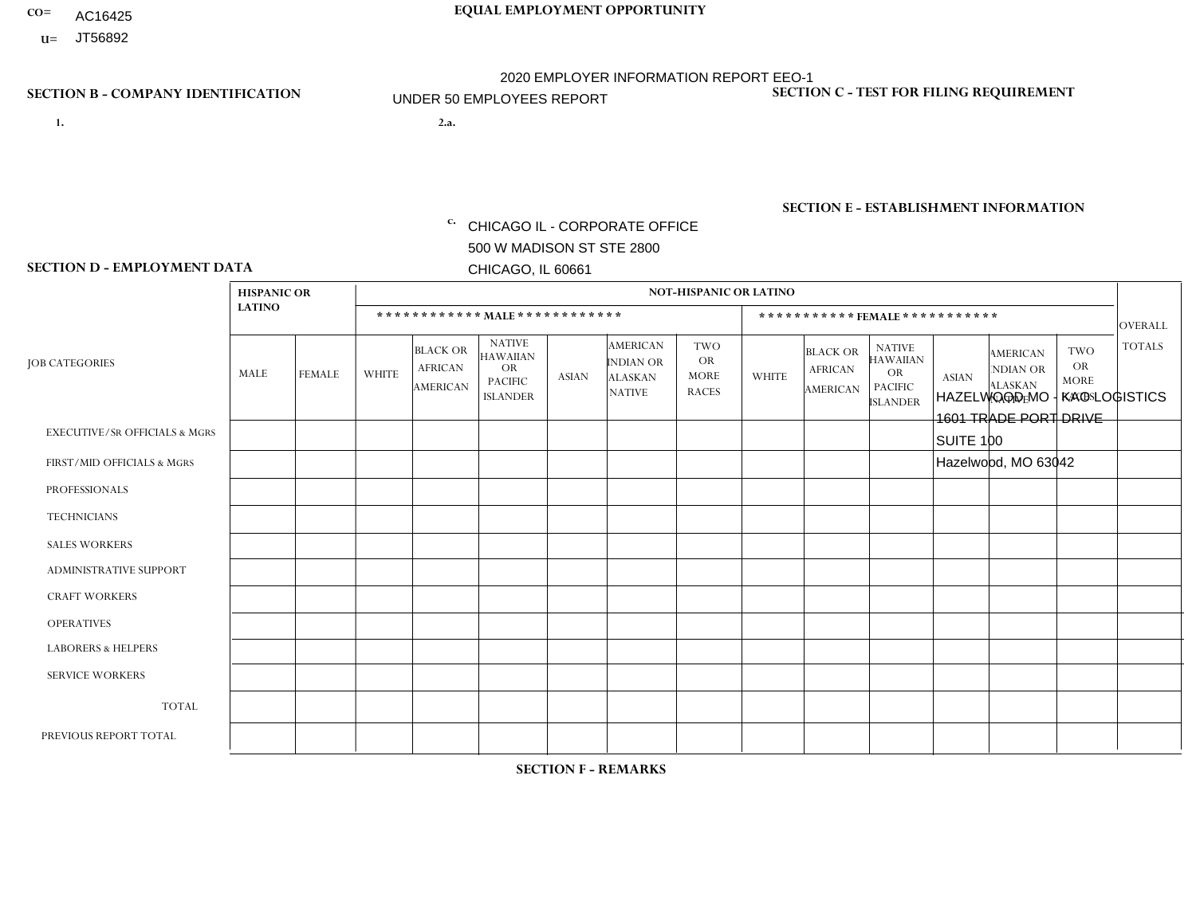CO= AC16425

U= JT56892

**EQUAL EMPLOYMENT OPPORTUNITY**

2020 EMPLOYER INFORMATION REPORT EEO-1

UNDER 50 EMPLOYEES REPORT

## SECTION B - COMPANY IDENTIFICATION

1.

2.a.

c. CHICAGO IL - CORPORATE OFFICE
500 W MADISON ST STE 2800
CHICAGO, IL 60661

## SECTION C - TEST FOR FILING REQUIREMENT

## SECTION E - ESTABLISHMENT INFORMATION

HAZELWOOD MO - KAG LOGISTICS
1601 TRADE PORT DRIVE
SUITE 100
Hazelwood, MO 63042

## SECTION D - EMPLOYMENT DATA

| JOB CATEGORIES | HISPANIC OR LATINO | | NOT-HISPANIC OR LATINO | | | | | | | | | | | | OVERALL TOTALS |
|---|---|---|---|---|---|---|---|---|---|---|---|---|---|---|---|
| | | | MALE | | | | | | FEMALE | | | | | | |
| | MALE | FEMALE | WHITE | BLACK OR AFRICAN AMERICAN | NATIVE HAWAIIAN OR PACIFIC ISLANDER | ASIAN | AMERICAN INDIAN OR ALASKAN NATIVE | TWO OR MORE RACES | WHITE | BLACK OR AFRICAN AMERICAN | NATIVE HAWAIIAN OR PACIFIC ISLANDER | ASIAN | AMERICAN INDIAN OR ALASKAN NATIVE | TWO OR MORE RACES | |
| EXECUTIVE/Sr OFFICIALS & MGRS | | | | | | | | | | | | | | | |
| FIRST/MID OFFICIALS & MGRS | | | | | | | | | | | | | | | |
| PROFESSIONALS | | | | | | | | | | | | | | | |
| TECHNICIANS | | | | | | | | | | | | | | | |
| SALES WORKERS | | | | | | | | | | | | | | | |
| ADMINISTRATIVE SUPPORT | | | | | | | | | | | | | | | |
| CRAFT WORKERS | | | | | | | | | | | | | | | |
| OPERATIVES | | | | | | | | | | | | | | | |
| LABORERS & HELPERS | | | | | | | | | | | | | | | |
| SERVICE WORKERS | | | | | | | | | | | | | | | |
| TOTAL | | | | | | | | | | | | | | | |
| PREVIOUS REPORT TOTAL | | | | | | | | | | | | | | | |

## SECTION F - REMARKS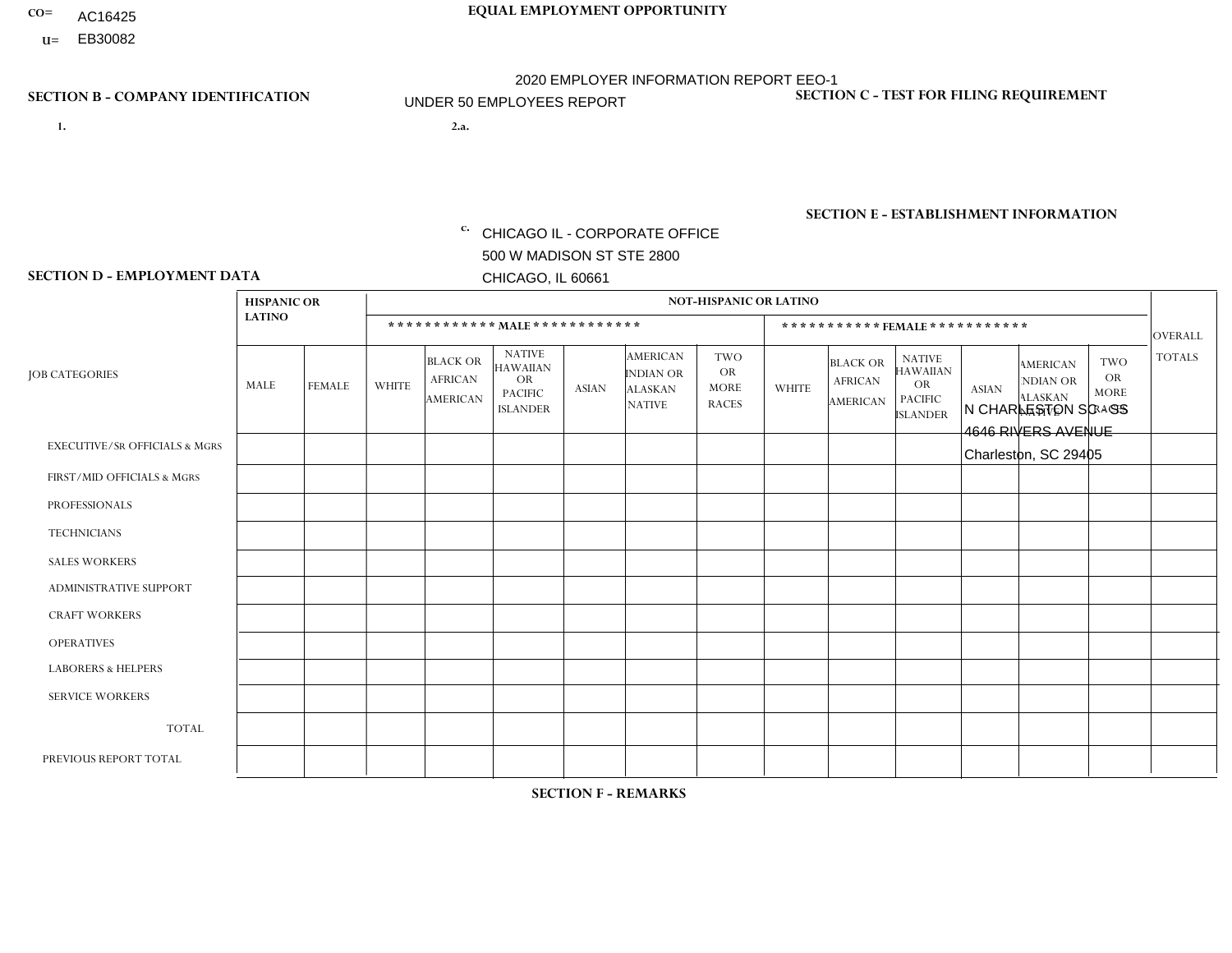CO= AC16425
U= EB30082

**EQUAL EMPLOYMENT OPPORTUNITY**

2020 EMPLOYER INFORMATION REPORT EEO-1
UNDER 50 EMPLOYEES REPORT

**SECTION B - COMPANY IDENTIFICATION**

1.

2.a.

c. CHICAGO IL - CORPORATE OFFICE
500 W MADISON ST STE 2800
CHICAGO, IL 60661

**SECTION C - TEST FOR FILING REQUIREMENT**

**SECTION E - ESTABLISHMENT INFORMATION**

N CHARLESTON SC - SS
4646 RIVERS AVENUE
Charleston, SC 29405

**SECTION D - EMPLOYMENT DATA**

| JOB CATEGORIES | HISPANIC OR LATINO | | NOT-HISPANIC OR LATINO | | | | | | | | | | | | OVERALL TOTALS |
|---|---|---|---|---|---|---|---|---|---|---|---|---|---|---|---|
| | | | MALE | | | | | | FEMALE | | | | | | |
| | MALE | FEMALE | WHITE | BLACK OR AFRICAN AMERICAN | NATIVE HAWAIIAN OR PACIFIC ISLANDER | ASIAN | AMERICAN INDIAN OR ALASKAN NATIVE | TWO OR MORE RACES | WHITE | BLACK OR AFRICAN AMERICAN | NATIVE HAWAIIAN OR PACIFIC ISLANDER | ASIAN | AMERICAN INDIAN OR ALASKAN NATIVE | TWO OR MORE RACES | |
| EXECUTIVE/Sr OFFICIALS & MGRS | | | | | | | | | | | | | | | |
| FIRST/MID OFFICIALS & MGRS | | | | | | | | | | | | | | | |
| PROFESSIONALS | | | | | | | | | | | | | | | |
| TECHNICIANS | | | | | | | | | | | | | | | |
| SALES WORKERS | | | | | | | | | | | | | | | |
| ADMINISTRATIVE SUPPORT | | | | | | | | | | | | | | | |
| CRAFT WORKERS | | | | | | | | | | | | | | | |
| OPERATIVES | | | | | | | | | | | | | | | |
| LABORERS & HELPERS | | | | | | | | | | | | | | | |
| SERVICE WORKERS | | | | | | | | | | | | | | | |
| TOTAL | | | | | | | | | | | | | | | |
| PREVIOUS REPORT TOTAL | | | | | | | | | | | | | | | |

**SECTION F - REMARKS**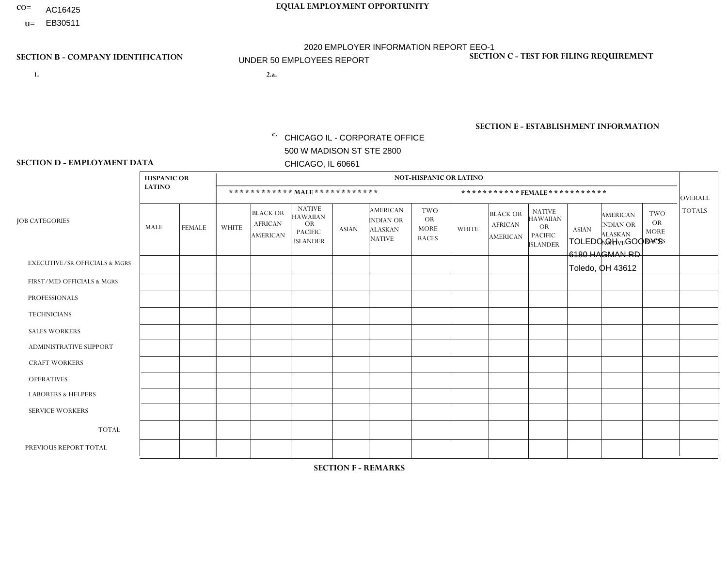CO= AC16425
U= EB30511

**EQUAL EMPLOYMENT OPPORTUNITY**

2020 EMPLOYER INFORMATION REPORT EEO-1

UNDER 50 EMPLOYEES REPORT

**SECTION B - COMPANY IDENTIFICATION**

1.

2.a.

c. CHICAGO IL - CORPORATE OFFICE
500 W MADISON ST STE 2800
CHICAGO, IL 60661

**SECTION C - TEST FOR FILING REQUIREMENT**

**SECTION E - ESTABLISHMENT INFORMATION**

TOLEDO OH - GOODY'S
6180 HAGMAN RD
Toledo, OH 43612

**SECTION D - EMPLOYMENT DATA**

| JOB CATEGORIES | HISPANIC OR LATINO | | NOT-HISPANIC OR LATINO | | | | | | | | | | | | OVERALL TOTALS |
|---|---|---|---|---|---|---|---|---|---|---|---|---|---|---|---|
| | | | MALE | | | | | | FEMALE | | | | | | |
| | MALE | FEMALE | WHITE | BLACK OR AFRICAN AMERICAN | NATIVE HAWAIIAN OR PACIFIC ISLANDER | ASIAN | AMERICAN INDIAN OR ALASKAN NATIVE | TWO OR MORE RACES | WHITE | BLACK OR AFRICAN AMERICAN | NATIVE HAWAIIAN OR PACIFIC ISLANDER | ASIAN | AMERICAN INDIAN OR ALASKAN NATIVE | TWO OR MORE RACES | |
| EXECUTIVE/SR OFFICIALS & MGRS | | | | | | | | | | | | | | | |
| FIRST/MID OFFICIALS & MGRS | | | | | | | | | | | | | | | |
| PROFESSIONALS | | | | | | | | | | | | | | | |
| TECHNICIANS | | | | | | | | | | | | | | | |
| SALES WORKERS | | | | | | | | | | | | | | | |
| ADMINISTRATIVE SUPPORT | | | | | | | | | | | | | | | |
| CRAFT WORKERS | | | | | | | | | | | | | | | |
| OPERATIVES | | | | | | | | | | | | | | | |
| LABORERS & HELPERS | | | | | | | | | | | | | | | |
| SERVICE WORKERS | | | | | | | | | | | | | | | |
| TOTAL | | | | | | | | | | | | | | | |
| PREVIOUS REPORT TOTAL | | | | | | | | | | | | | | | |

**SECTION F - REMARKS**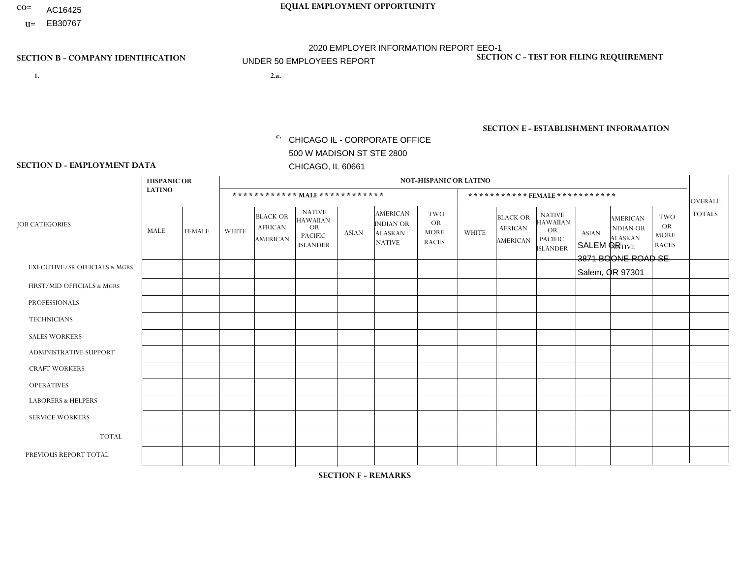CO= AC16425
U= EB30767

**EQUAL EMPLOYMENT OPPORTUNITY**

2020 EMPLOYER INFORMATION REPORT EEO-1

UNDER 50 EMPLOYEES REPORT

## SECTION B - COMPANY IDENTIFICATION

1.

2.a.

c. CHICAGO IL - CORPORATE OFFICE
500 W MADISON ST STE 2800
CHICAGO, IL 60661

## SECTION C - TEST FOR FILING REQUIREMENT

## SECTION E - ESTABLISHMENT INFORMATION

SALEM OR
3871 BOONE ROAD SE
Salem, OR 97301

## SECTION D - EMPLOYMENT DATA

| JOB CATEGORIES | HISPANIC OR LATINO | | NOT-HISPANIC OR LATINO | | | | | | | | | | | | OVERALL TOTALS |
|---|---|---|---|---|---|---|---|---|---|---|---|---|---|---|---|
| | | | MALE | | | | | | FEMALE | | | | | | |
| | MALE | FEMALE | WHITE | BLACK OR AFRICAN AMERICAN | NATIVE HAWAIIAN OR PACIFIC ISLANDER | ASIAN | AMERICAN INDIAN OR ALASKAN NATIVE | TWO OR MORE RACES | WHITE | BLACK OR AFRICAN AMERICAN | NATIVE HAWAIIAN OR PACIFIC ISLANDER | ASIAN | AMERICAN INDIAN OR ALASKAN NATIVE | TWO OR MORE RACES | |
| EXECUTIVE/Sr OFFICIALS & MGRS | | | | | | | | | | | | | | | |
| FIRST/MID OFFICIALS & MGRS | | | | | | | | | | | | | | | |
| PROFESSIONALS | | | | | | | | | | | | | | | |
| TECHNICIANS | | | | | | | | | | | | | | | |
| SALES WORKERS | | | | | | | | | | | | | | | |
| ADMINISTRATIVE SUPPORT | | | | | | | | | | | | | | | |
| CRAFT WORKERS | | | | | | | | | | | | | | | |
| OPERATIVES | | | | | | | | | | | | | | | |
| LABORERS & HELPERS | | | | | | | | | | | | | | | |
| SERVICE WORKERS | | | | | | | | | | | | | | | |
| TOTAL | | | | | | | | | | | | | | | |
| PREVIOUS REPORT TOTAL | | | | | | | | | | | | | | | |

## SECTION F - REMARKS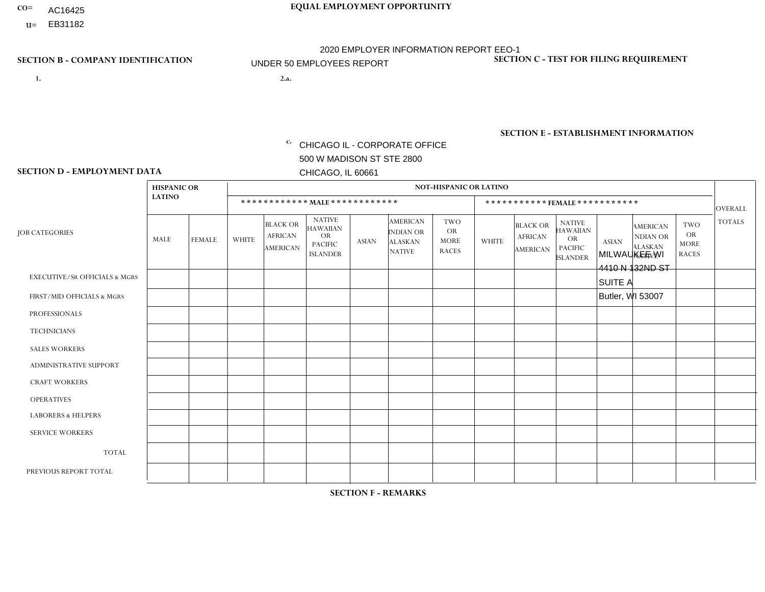CO= AC16425
U= EB31182

**EQUAL EMPLOYMENT OPPORTUNITY**

2020 EMPLOYER INFORMATION REPORT EEO-1
UNDER 50 EMPLOYEES REPORT

**SECTION B - COMPANY IDENTIFICATION**

1.

2.a.

c. CHICAGO IL - CORPORATE OFFICE
500 W MADISON ST STE 2800
CHICAGO, IL 60661

**SECTION C - TEST FOR FILING REQUIREMENT**

**SECTION E - ESTABLISHMENT INFORMATION**

MILWAUKEE WI
4410 N 132ND ST
SUITE A
Butler, WI 53007

**SECTION D - EMPLOYMENT DATA**

| JOB CATEGORIES | HISPANIC OR LATINO | | NOT-HISPANIC OR LATINO | | | | | | | | | | | | OVERALL TOTALS |
|---|---|---|---|---|---|---|---|---|---|---|---|---|---|---|---|
| | | | MALE | | | | | | FEMALE | | | | | | |
| | MALE | FEMALE | WHITE | BLACK OR AFRICAN AMERICAN | NATIVE HAWAIIAN OR PACIFIC ISLANDER | ASIAN | AMERICAN INDIAN OR ALASKAN NATIVE | TWO OR MORE RACES | WHITE | BLACK OR AFRICAN AMERICAN | NATIVE HAWAIIAN OR PACIFIC ISLANDER | ASIAN | AMERICAN INDIAN OR ALASKAN NATIVE | TWO OR MORE RACES | |
| EXECUTIVE/SR OFFICIALS & MGRS | | | | | | | | | | | | | | | |
| FIRST/MID OFFICIALS & MGRS | | | | | | | | | | | | | | | |
| PROFESSIONALS | | | | | | | | | | | | | | | |
| TECHNICIANS | | | | | | | | | | | | | | | |
| SALES WORKERS | | | | | | | | | | | | | | | |
| ADMINISTRATIVE SUPPORT | | | | | | | | | | | | | | | |
| CRAFT WORKERS | | | | | | | | | | | | | | | |
| OPERATIVES | | | | | | | | | | | | | | | |
| LABORERS & HELPERS | | | | | | | | | | | | | | | |
| SERVICE WORKERS | | | | | | | | | | | | | | | |
| TOTAL | | | | | | | | | | | | | | | |
| PREVIOUS REPORT TOTAL | | | | | | | | | | | | | | | |

**SECTION F - REMARKS**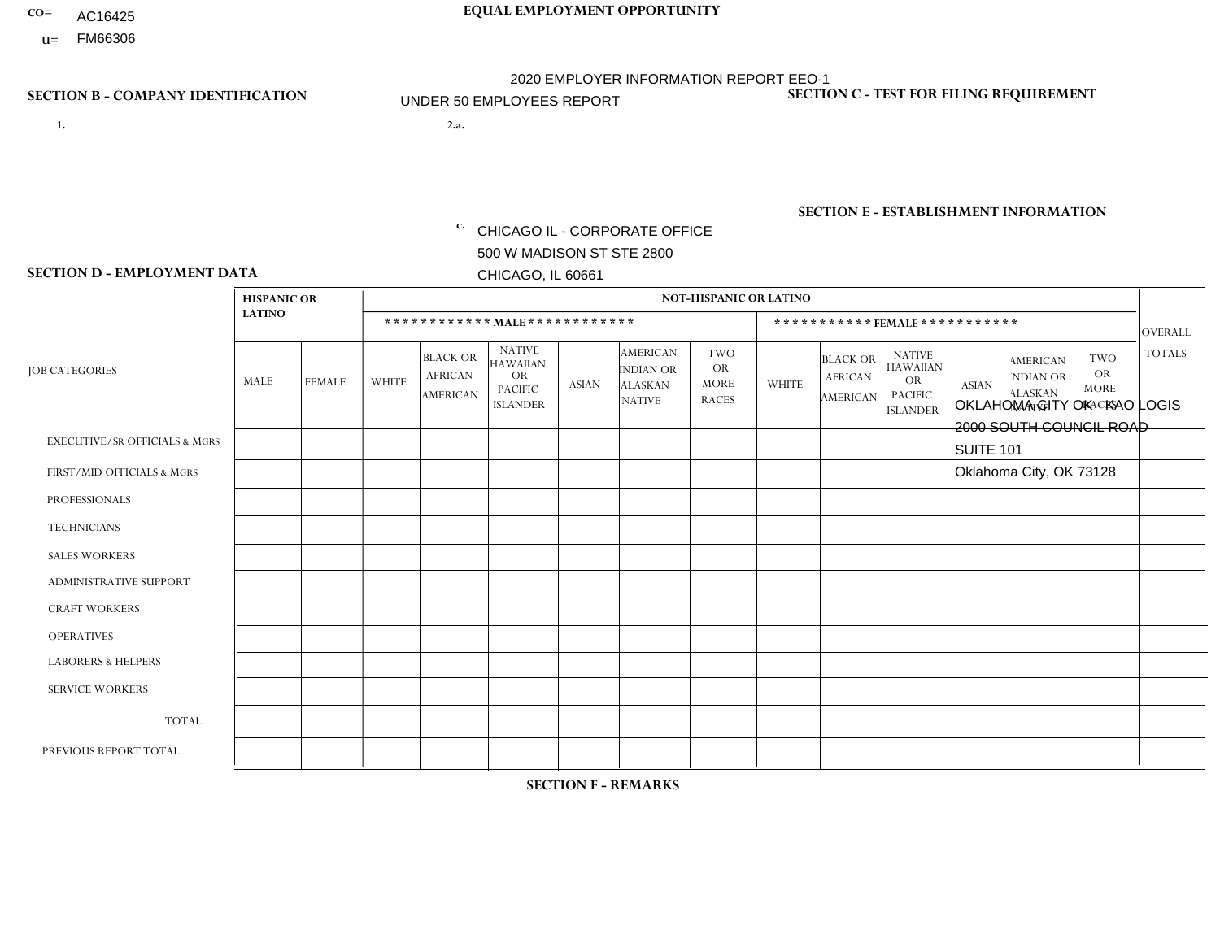CO= AC16425
U= FM66306

**EQUAL EMPLOYMENT OPPORTUNITY**

2020 EMPLOYER INFORMATION REPORT EEO-1
UNDER 50 EMPLOYEES REPORT

**SECTION B - COMPANY IDENTIFICATION**

1.

2.a.

c. CHICAGO IL - CORPORATE OFFICE
500 W MADISON ST STE 2800
CHICAGO, IL 60661

**SECTION C - TEST FOR FILING REQUIREMENT**

**SECTION E - ESTABLISHMENT INFORMATION**

OKLAHOMA CITY OK - KAO LOGIS
2000 SOUTH COUNCIL ROAD
SUITE 101
Oklahoma City, OK 73128

**SECTION D - EMPLOYMENT DATA**

| JOB CATEGORIES | HISPANIC OR LATINO | | NOT-HISPANIC OR LATINO | | | | | | | | | | | | OVERALL TOTALS |
|---|---|---|---|---|---|---|---|---|---|---|---|---|---|---|---|
| | | | MALE | | | | | | FEMALE | | | | | | |
| | MALE | FEMALE | WHITE | BLACK OR AFRICAN AMERICAN | NATIVE HAWAIIAN OR PACIFIC ISLANDER | ASIAN | AMERICAN INDIAN OR ALASKAN NATIVE | TWO OR MORE RACES | WHITE | BLACK OR AFRICAN AMERICAN | NATIVE HAWAIIAN OR PACIFIC ISLANDER | ASIAN | AMERICAN INDIAN OR ALASKAN NATIVE | TWO OR MORE RACES | |
| EXECUTIVE/SR OFFICIALS & MGRS | | | | | | | | | | | | | | | |
| FIRST/MID OFFICIALS & MGRS | | | | | | | | | | | | | | | |
| PROFESSIONALS | | | | | | | | | | | | | | | |
| TECHNICIANS | | | | | | | | | | | | | | | |
| SALES WORKERS | | | | | | | | | | | | | | | |
| ADMINISTRATIVE SUPPORT | | | | | | | | | | | | | | | |
| CRAFT WORKERS | | | | | | | | | | | | | | | |
| OPERATIVES | | | | | | | | | | | | | | | |
| LABORERS & HELPERS | | | | | | | | | | | | | | | |
| SERVICE WORKERS | | | | | | | | | | | | | | | |
| TOTAL | | | | | | | | | | | | | | | |
| PREVIOUS REPORT TOTAL | | | | | | | | | | | | | | | |

**SECTION F - REMARKS**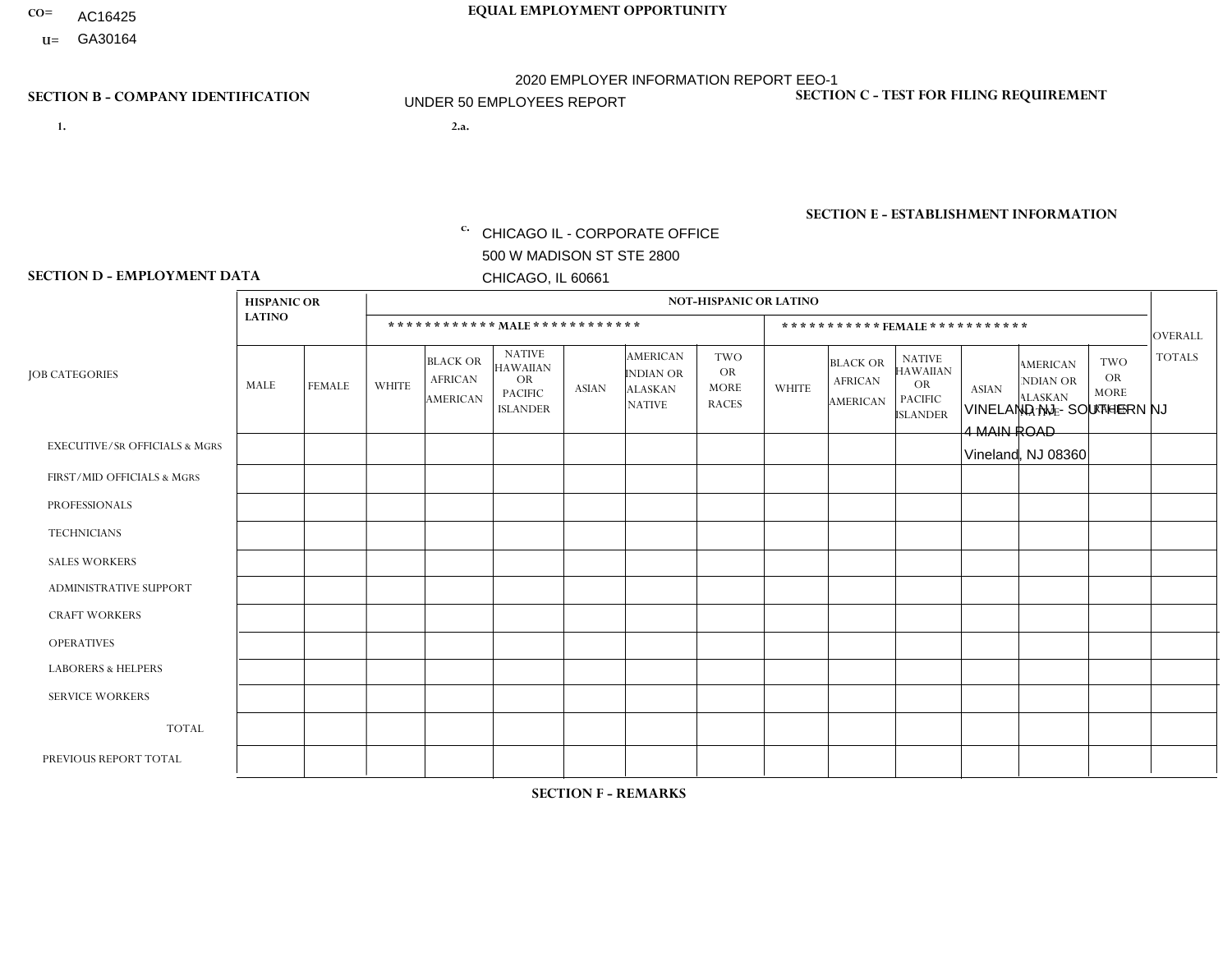CO= AC16425
U= GA30164

**EQUAL EMPLOYMENT OPPORTUNITY**

2020 EMPLOYER INFORMATION REPORT EEO-1

UNDER 50 EMPLOYEES REPORT

**SECTION B - COMPANY IDENTIFICATION**

1.

2.a.

c. CHICAGO IL - CORPORATE OFFICE
500 W MADISON ST STE 2800
CHICAGO, IL 60661

**SECTION C - TEST FOR FILING REQUIREMENT**

**SECTION E - ESTABLISHMENT INFORMATION**

VINELAND NJ - SOUTHERN NJ
4 MAIN ROAD
Vineland, NJ 08360

**SECTION D - EMPLOYMENT DATA**

| JOB CATEGORIES | HISPANIC OR LATINO | | NOT-HISPANIC OR LATINO | | | | | | | | | | | | OVERALL TOTALS |
|---|---|---|---|---|---|---|---|---|---|---|---|---|---|---|---|
| | | | MALE | | | | | | FEMALE | | | | | | |
| | MALE | FEMALE | WHITE | BLACK OR AFRICAN AMERICAN | NATIVE HAWAIIAN OR PACIFIC ISLANDER | ASIAN | AMERICAN INDIAN OR ALASKAN NATIVE | TWO OR MORE RACES | WHITE | BLACK OR AFRICAN AMERICAN | NATIVE HAWAIIAN OR PACIFIC ISLANDER | ASIAN | AMERICAN INDIAN OR ALASKAN NATIVE | TWO OR MORE RACES | |
| EXECUTIVE/SR OFFICIALS & MGRS | | | | | | | | | | | | | | | |
| FIRST/MID OFFICIALS & MGRS | | | | | | | | | | | | | | | |
| PROFESSIONALS | | | | | | | | | | | | | | | |
| TECHNICIANS | | | | | | | | | | | | | | | |
| SALES WORKERS | | | | | | | | | | | | | | | |
| ADMINISTRATIVE SUPPORT | | | | | | | | | | | | | | | |
| CRAFT WORKERS | | | | | | | | | | | | | | | |
| OPERATIVES | | | | | | | | | | | | | | | |
| LABORERS & HELPERS | | | | | | | | | | | | | | | |
| SERVICE WORKERS | | | | | | | | | | | | | | | |
| TOTAL | | | | | | | | | | | | | | | |
| PREVIOUS REPORT TOTAL | | | | | | | | | | | | | | | |

**SECTION F - REMARKS**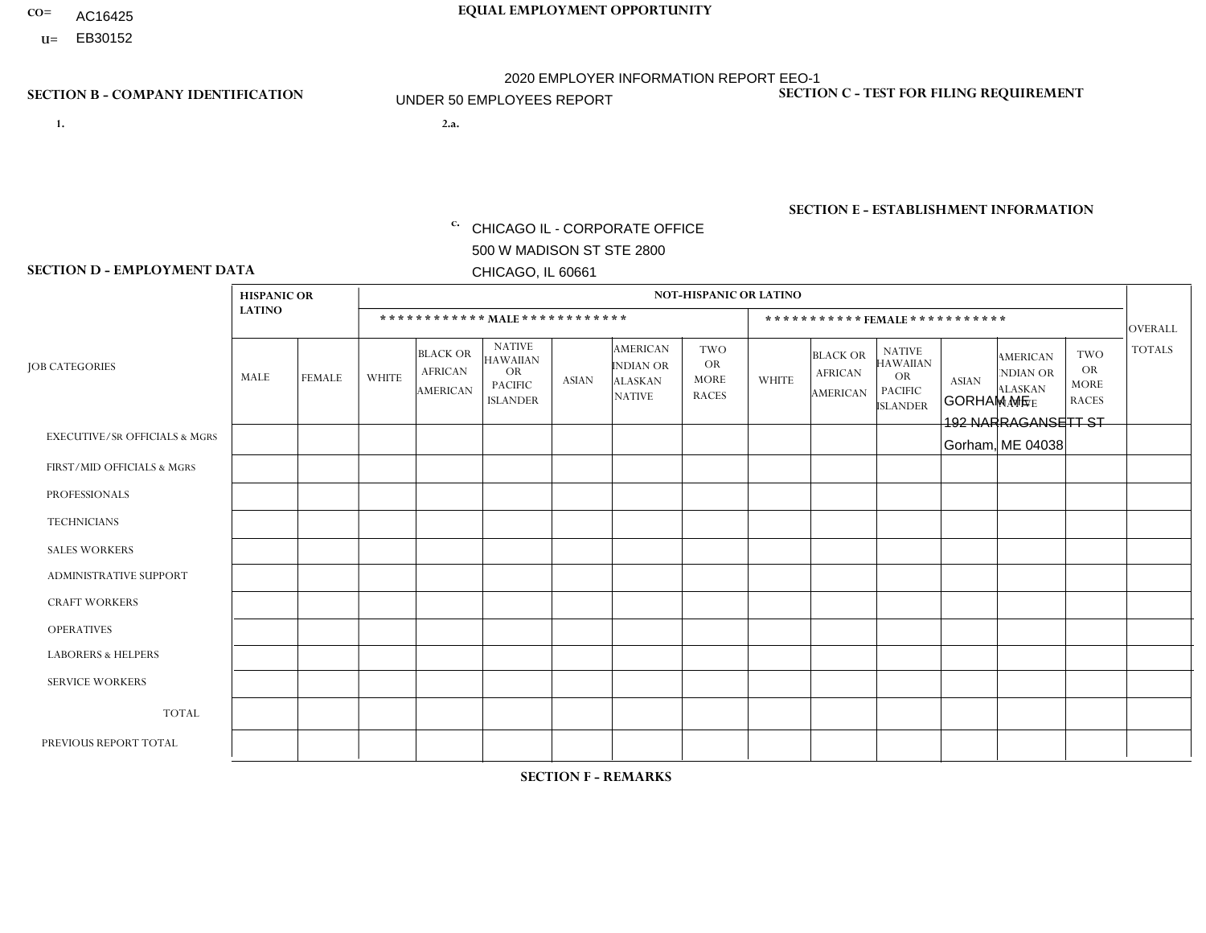CO= AC16425
U= EB30152

**EQUAL EMPLOYMENT OPPORTUNITY**

2020 EMPLOYER INFORMATION REPORT EEO-1

UNDER 50 EMPLOYEES REPORT

**SECTION B - COMPANY IDENTIFICATION**

1.

2.a.

c. CHICAGO IL - CORPORATE OFFICE
500 W MADISON ST STE 2800
CHICAGO, IL 60661

**SECTION C - TEST FOR FILING REQUIREMENT**

**SECTION E - ESTABLISHMENT INFORMATION**

GORHAM ME
192 NARRAGANSETT ST
Gorham, ME 04038

**SECTION D - EMPLOYMENT DATA**

| JOB CATEGORIES | HISPANIC OR LATINO | | NOT-HISPANIC OR LATINO | | | | | | | | | | | | OVERALL TOTALS |
|---|---|---|---|---|---|---|---|---|---|---|---|---|---|---|---|
| | | | MALE | | | | | | FEMALE | | | | | | |
| | MALE | FEMALE | WHITE | BLACK OR AFRICAN AMERICAN | NATIVE HAWAIIAN OR PACIFIC ISLANDER | ASIAN | AMERICAN INDIAN OR ALASKAN NATIVE | TWO OR MORE RACES | WHITE | BLACK OR AFRICAN AMERICAN | NATIVE HAWAIIAN OR PACIFIC ISLANDER | ASIAN | AMERICAN INDIAN OR ALASKAN NATIVE | TWO OR MORE RACES | |
| EXECUTIVE/SR OFFICIALS & MGRS | | | | | | | | | | | | | | | |
| FIRST/MID OFFICIALS & MGRS | | | | | | | | | | | | | | | |
| PROFESSIONALS | | | | | | | | | | | | | | | |
| TECHNICIANS | | | | | | | | | | | | | | | |
| SALES WORKERS | | | | | | | | | | | | | | | |
| ADMINISTRATIVE SUPPORT | | | | | | | | | | | | | | | |
| CRAFT WORKERS | | | | | | | | | | | | | | | |
| OPERATIVES | | | | | | | | | | | | | | | |
| LABORERS & HELPERS | | | | | | | | | | | | | | | |
| SERVICE WORKERS | | | | | | | | | | | | | | | |
| TOTAL | | | | | | | | | | | | | | | |
| PREVIOUS REPORT TOTAL | | | | | | | | | | | | | | | |

**SECTION F - REMARKS**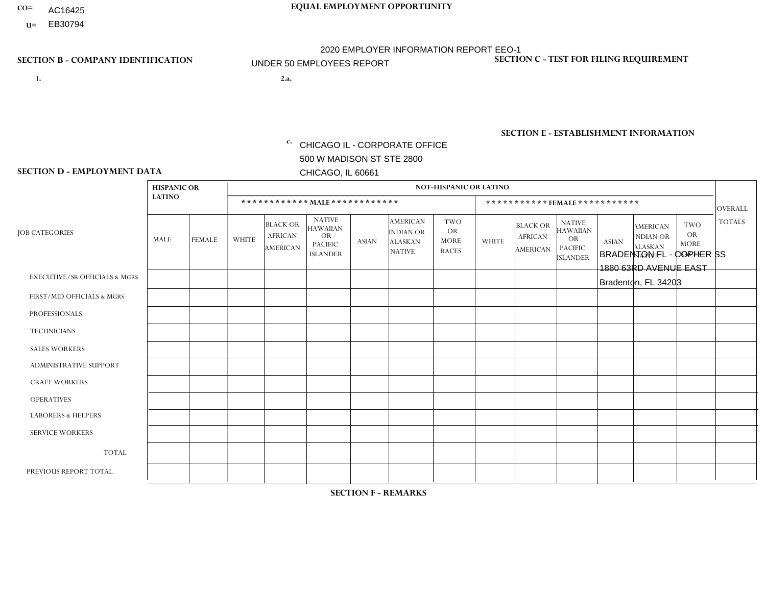CO= AC16425
U= EB30794

**EQUAL EMPLOYMENT OPPORTUNITY**

2020 EMPLOYER INFORMATION REPORT EEO-1
UNDER 50 EMPLOYEES REPORT

**SECTION B - COMPANY IDENTIFICATION**

1.

2.a.

c. CHICAGO IL - CORPORATE OFFICE
500 W MADISON ST STE 2800
CHICAGO, IL 60661

**SECTION C - TEST FOR FILING REQUIREMENT**

**SECTION E - ESTABLISHMENT INFORMATION**

BRADENTON FL - COPHER SS
1880 63RD AVENUE EAST
Bradenton, FL 34203

**SECTION D - EMPLOYMENT DATA**

| JOB CATEGORIES | HISPANIC OR LATINO | | NOT-HISPANIC OR LATINO | | | | | | | | | | | | OVERALL TOTALS |
|---|---|---|---|---|---|---|---|---|---|---|---|---|---|---|---|
| | | | MALE | | | | | | FEMALE | | | | | | |
| | MALE | FEMALE | WHITE | BLACK OR AFRICAN AMERICAN | NATIVE HAWAIIAN OR PACIFIC ISLANDER | ASIAN | AMERICAN INDIAN OR ALASKAN NATIVE | TWO OR MORE RACES | WHITE | BLACK OR AFRICAN AMERICAN | NATIVE HAWAIIAN OR PACIFIC ISLANDER | ASIAN | AMERICAN INDIAN OR ALASKAN NATIVE | TWO OR MORE RACES | |
| EXECUTIVE/Sr OFFICIALS & MGRS | | | | | | | | | | | | | | | |
| FIRST/MID OFFICIALS & MGRS | | | | | | | | | | | | | | | |
| PROFESSIONALS | | | | | | | | | | | | | | | |
| TECHNICIANS | | | | | | | | | | | | | | | |
| SALES WORKERS | | | | | | | | | | | | | | | |
| ADMINISTRATIVE SUPPORT | | | | | | | | | | | | | | | |
| CRAFT WORKERS | | | | | | | | | | | | | | | |
| OPERATIVES | | | | | | | | | | | | | | | |
| LABORERS & HELPERS | | | | | | | | | | | | | | | |
| SERVICE WORKERS | | | | | | | | | | | | | | | |
| TOTAL | | | | | | | | | | | | | | | |
| PREVIOUS REPORT TOTAL | | | | | | | | | | | | | | | |

**SECTION F - REMARKS**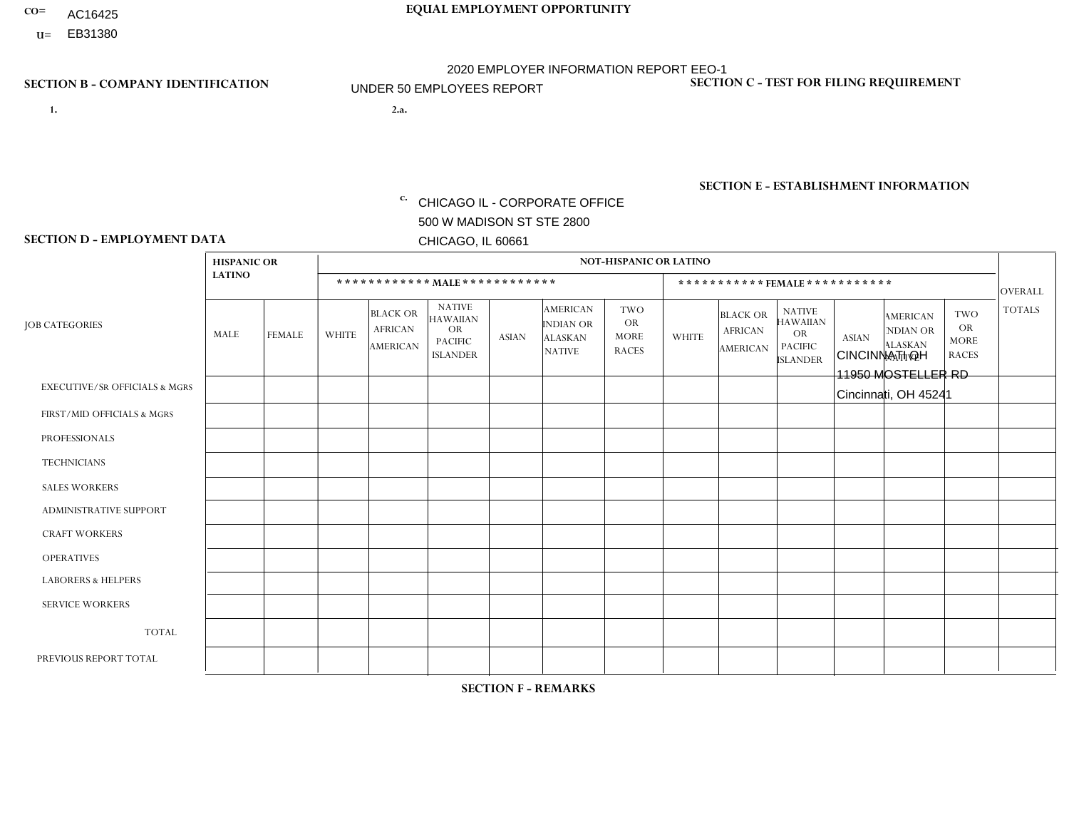CO= AC16425
U= EB31380

**EQUAL EMPLOYMENT OPPORTUNITY**

2020 EMPLOYER INFORMATION REPORT EEO-1
UNDER 50 EMPLOYEES REPORT

**SECTION B - COMPANY IDENTIFICATION**

1.

2.a.

c. CHICAGO IL - CORPORATE OFFICE
500 W MADISON ST STE 2800
CHICAGO, IL 60661

**SECTION C - TEST FOR FILING REQUIREMENT**

**SECTION E - ESTABLISHMENT INFORMATION**

CINCINNATI OH
11950 MOSTELLER RD
Cincinnati, OH 45241

**SECTION D - EMPLOYMENT DATA**

| JOB CATEGORIES | HISPANIC OR LATINO | | NOT-HISPANIC OR LATINO | | | | | | | | | | | | OVERALL TOTALS |
|---|---|---|---|---|---|---|---|---|---|---|---|---|---|---|---|
| | | | MALE | | | | | | FEMALE | | | | | | |
| | MALE | FEMALE | WHITE | BLACK OR AFRICAN AMERICAN | NATIVE HAWAIIAN OR PACIFIC ISLANDER | ASIAN | AMERICAN INDIAN OR ALASKAN NATIVE | TWO OR MORE RACES | WHITE | BLACK OR AFRICAN AMERICAN | NATIVE HAWAIIAN OR PACIFIC ISLANDER | ASIAN | AMERICAN INDIAN OR ALASKAN NATIVE | TWO OR MORE RACES | |
| EXECUTIVE/SR OFFICIALS & MGRS | | | | | | | | | | | | | | | |
| FIRST/MID OFFICIALS & MGRS | | | | | | | | | | | | | | | |
| PROFESSIONALS | | | | | | | | | | | | | | | |
| TECHNICIANS | | | | | | | | | | | | | | | |
| SALES WORKERS | | | | | | | | | | | | | | | |
| ADMINISTRATIVE SUPPORT | | | | | | | | | | | | | | | |
| CRAFT WORKERS | | | | | | | | | | | | | | | |
| OPERATIVES | | | | | | | | | | | | | | | |
| LABORERS & HELPERS | | | | | | | | | | | | | | | |
| SERVICE WORKERS | | | | | | | | | | | | | | | |
| TOTAL | | | | | | | | | | | | | | | |
| PREVIOUS REPORT TOTAL | | | | | | | | | | | | | | | |

**SECTION F - REMARKS**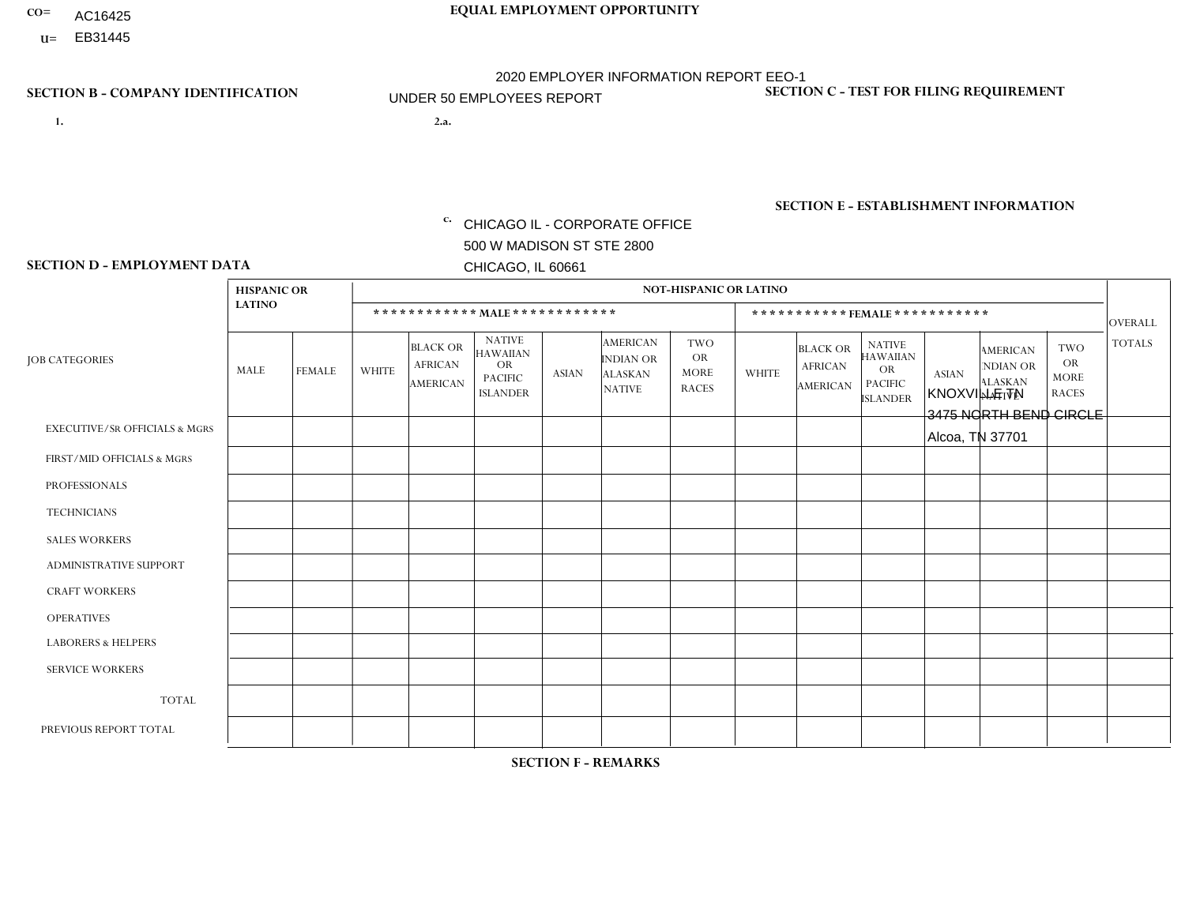CO= AC16425
U= EB31445

**EQUAL EMPLOYMENT OPPORTUNITY**

2020 EMPLOYER INFORMATION REPORT EEO-1

UNDER 50 EMPLOYEES REPORT

**SECTION B - COMPANY IDENTIFICATION**

1.

2.a.

c. CHICAGO IL - CORPORATE OFFICE
500 W MADISON ST STE 2800
CHICAGO, IL 60661

**SECTION C - TEST FOR FILING REQUIREMENT**

**SECTION E - ESTABLISHMENT INFORMATION**

KNOXVILLE TN
3475 NORTH BEND CIRCLE
Alcoa, TN 37701

**SECTION D - EMPLOYMENT DATA**

| JOB CATEGORIES | HISPANIC OR LATINO | | NOT-HISPANIC OR LATINO | | | | | | | | | | | | OVERALL TOTALS |
|---|---|---|---|---|---|---|---|---|---|---|---|---|---|---|---|
| | | | MALE | | | | | | FEMALE | | | | | | |
| | MALE | FEMALE | WHITE | BLACK OR AFRICAN AMERICAN | NATIVE HAWAIIAN OR PACIFIC ISLANDER | ASIAN | AMERICAN INDIAN OR ALASKAN NATIVE | TWO OR MORE RACES | WHITE | BLACK OR AFRICAN AMERICAN | NATIVE HAWAIIAN OR PACIFIC ISLANDER | ASIAN | AMERICAN INDIAN OR ALASKAN NATIVE | TWO OR MORE RACES | |
| EXECUTIVE/SR OFFICIALS & MGRS | | | | | | | | | | | | | | | |
| FIRST/MID OFFICIALS & MGRS | | | | | | | | | | | | | | | |
| PROFESSIONALS | | | | | | | | | | | | | | | |
| TECHNICIANS | | | | | | | | | | | | | | | |
| SALES WORKERS | | | | | | | | | | | | | | | |
| ADMINISTRATIVE SUPPORT | | | | | | | | | | | | | | | |
| CRAFT WORKERS | | | | | | | | | | | | | | | |
| OPERATIVES | | | | | | | | | | | | | | | |
| LABORERS & HELPERS | | | | | | | | | | | | | | | |
| SERVICE WORKERS | | | | | | | | | | | | | | | |
| TOTAL | | | | | | | | | | | | | | | |
| PREVIOUS REPORT TOTAL | | | | | | | | | | | | | | | |

**SECTION F - REMARKS**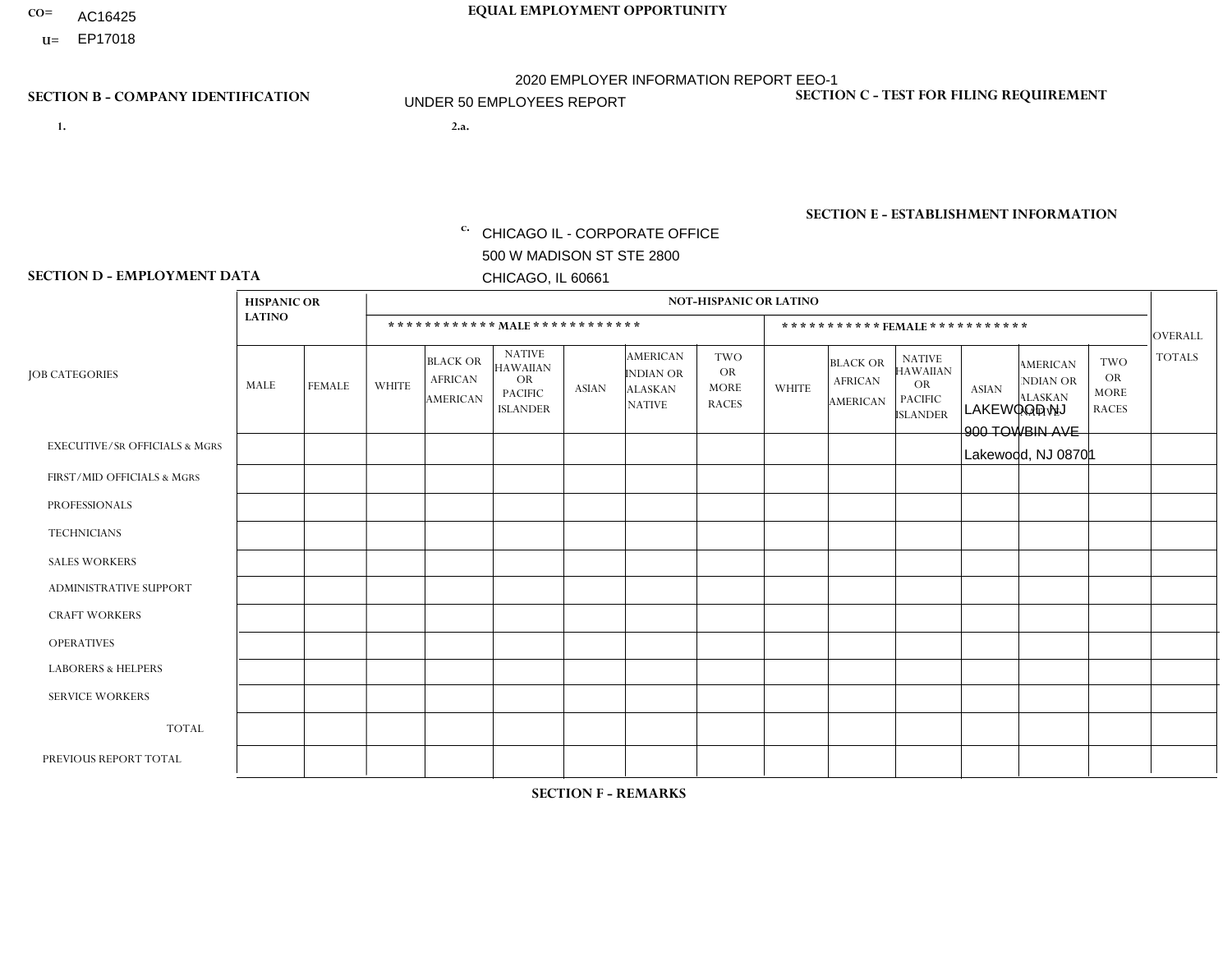CO= AC16425
U= EP17018

**EQUAL EMPLOYMENT OPPORTUNITY**

2020 EMPLOYER INFORMATION REPORT EEO-1
UNDER 50 EMPLOYEES REPORT

**SECTION B - COMPANY IDENTIFICATION**

1.

2.a.

c. CHICAGO IL - CORPORATE OFFICE
500 W MADISON ST STE 2800
CHICAGO, IL 60661

**SECTION C - TEST FOR FILING REQUIREMENT**

**SECTION E - ESTABLISHMENT INFORMATION**

LAKEWOOD NJ
900 TOWBIN AVE
Lakewood, NJ 08701

**SECTION D - EMPLOYMENT DATA**

| JOB CATEGORIES | HISPANIC OR LATINO | | NOT-HISPANIC OR LATINO | | | | | | | | | | | | OVERALL TOTALS |
|---|---|---|---|---|---|---|---|---|---|---|---|---|---|---|---|
| | | | MALE | | | | | | FEMALE | | | | | | |
| | MALE | FEMALE | WHITE | BLACK OR AFRICAN AMERICAN | NATIVE HAWAIIAN OR PACIFIC ISLANDER | ASIAN | AMERICAN INDIAN OR ALASKAN NATIVE | TWO OR MORE RACES | WHITE | BLACK OR AFRICAN AMERICAN | NATIVE HAWAIIAN OR PACIFIC ISLANDER | ASIAN | AMERICAN INDIAN OR ALASKAN NATIVE | TWO OR MORE RACES | |
| EXECUTIVE/SR OFFICIALS & MGRS | | | | | | | | | | | | | | | |
| FIRST/MID OFFICIALS & MGRS | | | | | | | | | | | | | | | |
| PROFESSIONALS | | | | | | | | | | | | | | | |
| TECHNICIANS | | | | | | | | | | | | | | | |
| SALES WORKERS | | | | | | | | | | | | | | | |
| ADMINISTRATIVE SUPPORT | | | | | | | | | | | | | | | |
| CRAFT WORKERS | | | | | | | | | | | | | | | |
| OPERATIVES | | | | | | | | | | | | | | | |
| LABORERS & HELPERS | | | | | | | | | | | | | | | |
| SERVICE WORKERS | | | | | | | | | | | | | | | |
| TOTAL | | | | | | | | | | | | | | | |
| PREVIOUS REPORT TOTAL | | | | | | | | | | | | | | | |

**SECTION F - REMARKS**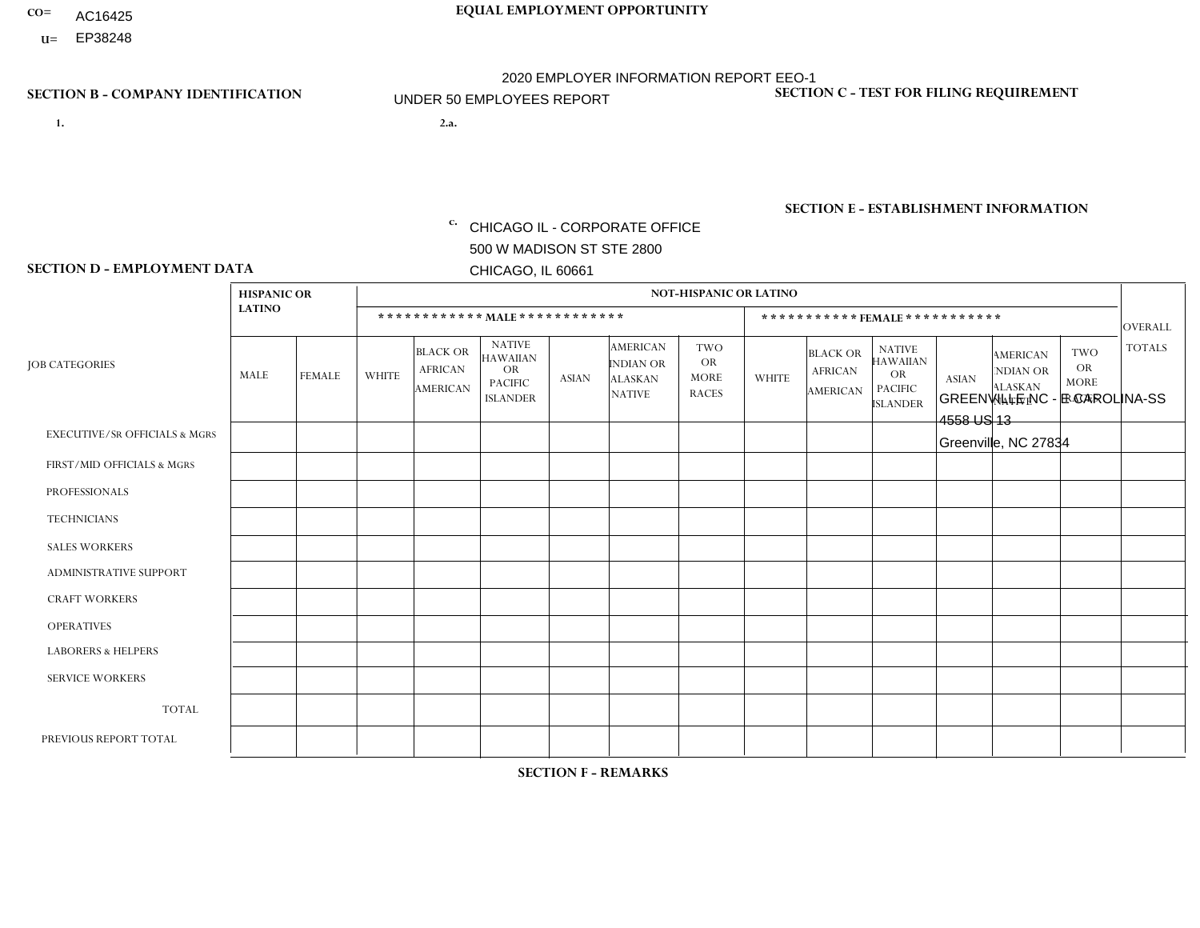CO= AC16425
U= EP38248

**EQUAL EMPLOYMENT OPPORTUNITY**

2020 EMPLOYER INFORMATION REPORT EEO-1
UNDER 50 EMPLOYEES REPORT

**SECTION B - COMPANY IDENTIFICATION**

1.

2.a.

c. CHICAGO IL - CORPORATE OFFICE
500 W MADISON ST STE 2800
CHICAGO, IL 60661

**SECTION C - TEST FOR FILING REQUIREMENT**

**SECTION E - ESTABLISHMENT INFORMATION**

GREENVILLE NC - E CAROLINA-SS
4558 US 13
Greenville, NC 27834

**SECTION D - EMPLOYMENT DATA**

| JOB CATEGORIES | HISPANIC OR LATINO | | NOT-HISPANIC OR LATINO | | | | | | | | | | | | OVERALL TOTALS |
|---|---|---|---|---|---|---|---|---|---|---|---|---|---|---|---|
| | | | MALE | | | | | | FEMALE | | | | | | |
| | MALE | FEMALE | WHITE | BLACK OR AFRICAN AMERICAN | NATIVE HAWAIIAN OR PACIFIC ISLANDER | ASIAN | AMERICAN INDIAN OR ALASKAN NATIVE | TWO OR MORE RACES | WHITE | BLACK OR AFRICAN AMERICAN | NATIVE HAWAIIAN OR PACIFIC ISLANDER | ASIAN | AMERICAN INDIAN OR ALASKAN NATIVE | TWO OR MORE RACES | |
| EXECUTIVE/SR OFFICIALS & MGRS | | | | | | | | | | | | | | | |
| FIRST/MID OFFICIALS & MGRS | | | | | | | | | | | | | | | |
| PROFESSIONALS | | | | | | | | | | | | | | | |
| TECHNICIANS | | | | | | | | | | | | | | | |
| SALES WORKERS | | | | | | | | | | | | | | | |
| ADMINISTRATIVE SUPPORT | | | | | | | | | | | | | | | |
| CRAFT WORKERS | | | | | | | | | | | | | | | |
| OPERATIVES | | | | | | | | | | | | | | | |
| LABORERS & HELPERS | | | | | | | | | | | | | | | |
| SERVICE WORKERS | | | | | | | | | | | | | | | |
| TOTAL | | | | | | | | | | | | | | | |
| PREVIOUS REPORT TOTAL | | | | | | | | | | | | | | | |

**SECTION F - REMARKS**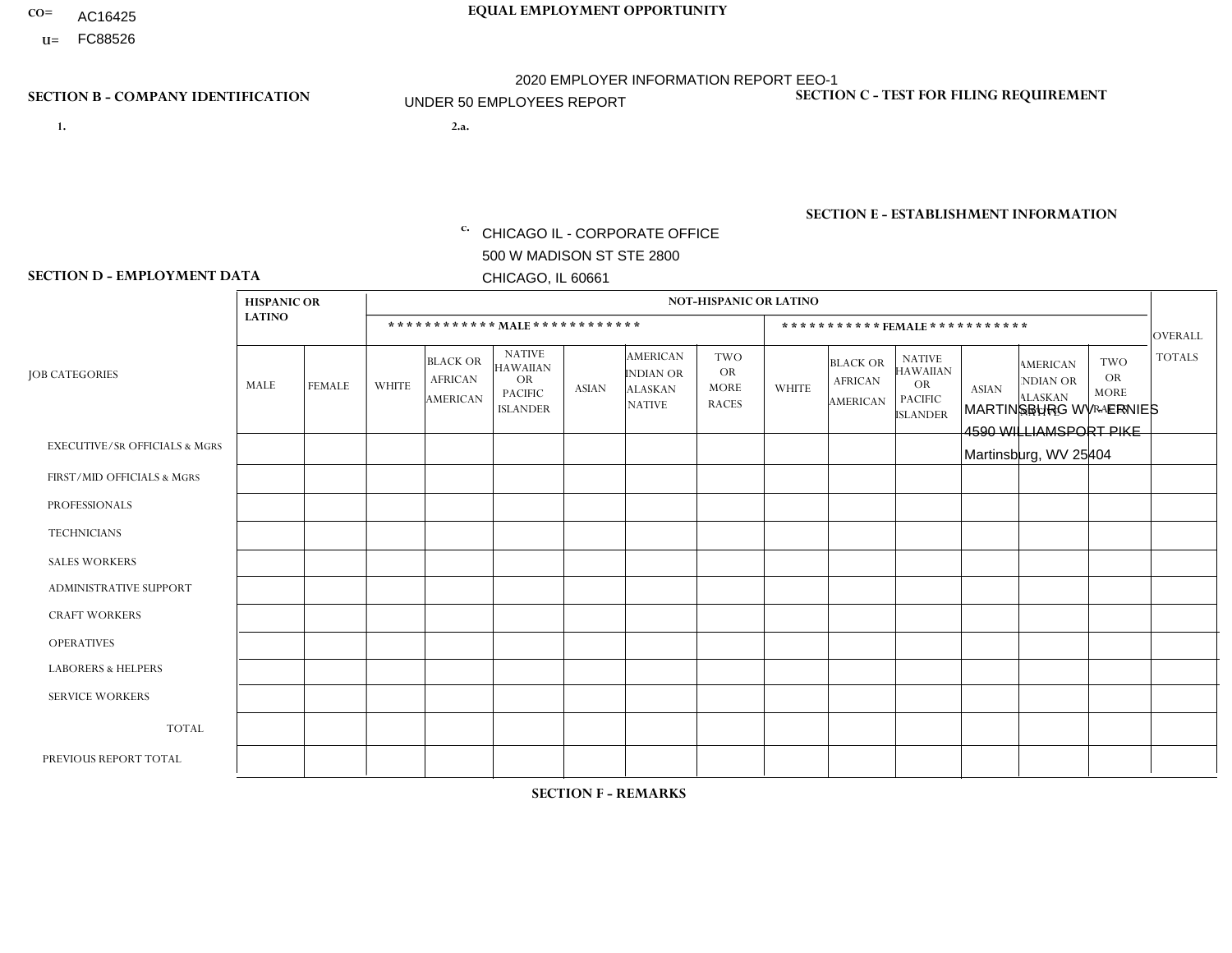CO= AC16425
U= FC88526

**EQUAL EMPLOYMENT OPPORTUNITY**

2020 EMPLOYER INFORMATION REPORT EEO-1
UNDER 50 EMPLOYEES REPORT

**SECTION B - COMPANY IDENTIFICATION**

1.

2.a.

c. CHICAGO IL - CORPORATE OFFICE
500 W MADISON ST STE 2800
CHICAGO, IL 60661

**SECTION C - TEST FOR FILING REQUIREMENT**

**SECTION E - ESTABLISHMENT INFORMATION**

MARTINSBURG WV - ERNIES
4590 WILLIAMSPORT PIKE
Martinsburg, WV 25404

**SECTION D - EMPLOYMENT DATA**

| JOB CATEGORIES | HISPANIC OR LATINO | | NOT-HISPANIC OR LATINO | | | | | | | | | | | | OVERALL TOTALS |
|---|---|---|---|---|---|---|---|---|---|---|---|---|---|---|---|
| | | | MALE | | | | | | FEMALE | | | | | | |
| | MALE | FEMALE | WHITE | BLACK OR AFRICAN AMERICAN | NATIVE HAWAIIAN OR PACIFIC ISLANDER | ASIAN | AMERICAN INDIAN OR ALASKAN NATIVE | TWO OR MORE RACES | WHITE | BLACK OR AFRICAN AMERICAN | NATIVE HAWAIIAN OR PACIFIC ISLANDER | ASIAN | AMERICAN INDIAN OR ALASKAN NATIVE | TWO OR MORE RACES | |
| EXECUTIVE/SR OFFICIALS & MGRS | | | | | | | | | | | | | | | |
| FIRST/MID OFFICIALS & MGRS | | | | | | | | | | | | | | | |
| PROFESSIONALS | | | | | | | | | | | | | | | |
| TECHNICIANS | | | | | | | | | | | | | | | |
| SALES WORKERS | | | | | | | | | | | | | | | |
| ADMINISTRATIVE SUPPORT | | | | | | | | | | | | | | | |
| CRAFT WORKERS | | | | | | | | | | | | | | | |
| OPERATIVES | | | | | | | | | | | | | | | |
| LABORERS & HELPERS | | | | | | | | | | | | | | | |
| SERVICE WORKERS | | | | | | | | | | | | | | | |
| TOTAL | | | | | | | | | | | | | | | |
| PREVIOUS REPORT TOTAL | | | | | | | | | | | | | | | |

**SECTION F - REMARKS**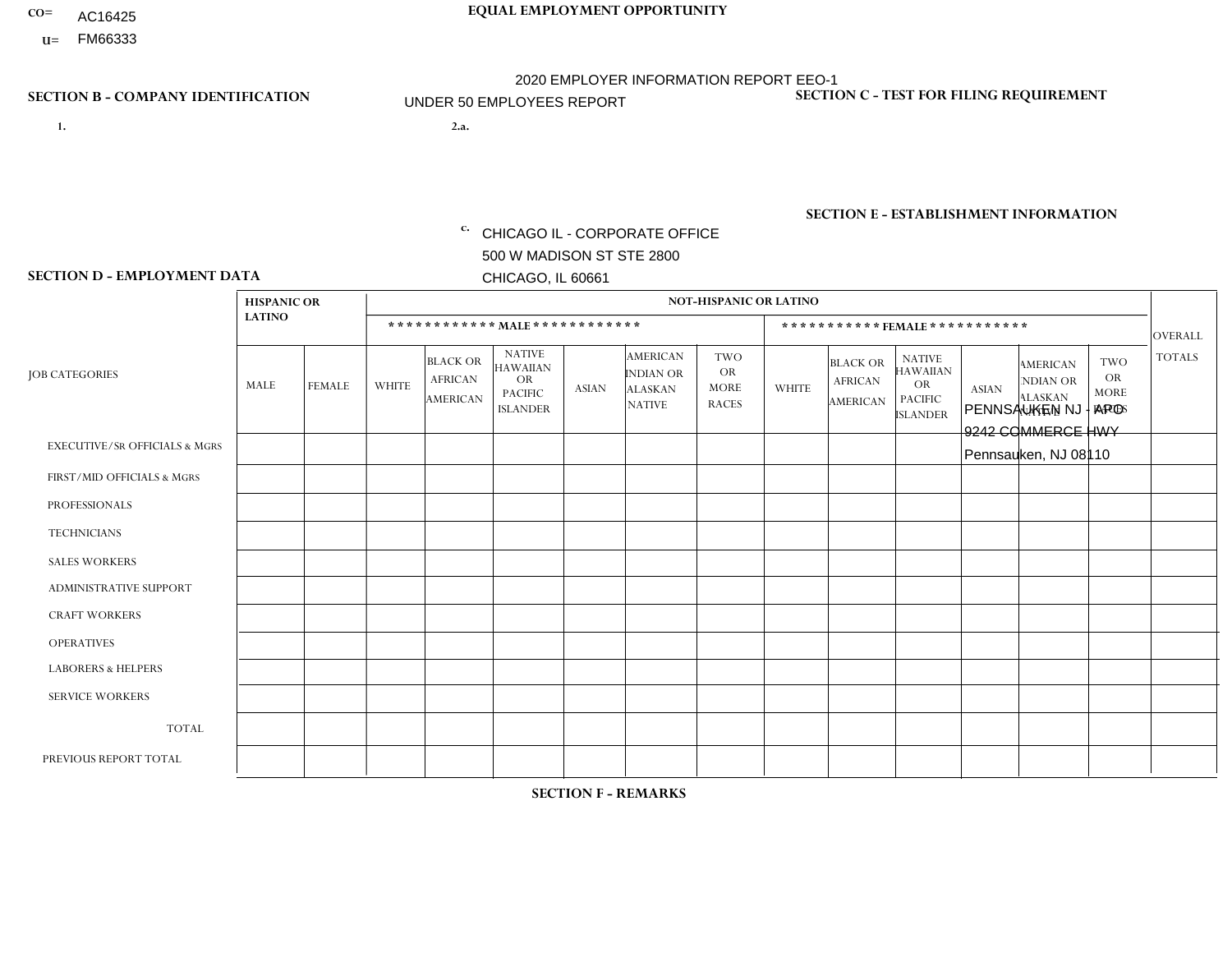CO= AC16425
U= FM66333

**EQUAL EMPLOYMENT OPPORTUNITY**

2020 EMPLOYER INFORMATION REPORT EEO-1
UNDER 50 EMPLOYEES REPORT

**SECTION B - COMPANY IDENTIFICATION**

1.

2.a.

c. CHICAGO IL - CORPORATE OFFICE
500 W MADISON ST STE 2800
CHICAGO, IL 60661

**SECTION C - TEST FOR FILING REQUIREMENT**

**SECTION E - ESTABLISHMENT INFORMATION**

PENNSAUKEN NJ - APO
9242 COMMERCE HWY
Pennsauken, NJ 08110

**SECTION D - EMPLOYMENT DATA**

| JOB CATEGORIES | HISPANIC OR LATINO | | NOT-HISPANIC OR LATINO | | | | | | | | | | | | OVERALL TOTALS |
|---|---|---|---|---|---|---|---|---|---|---|---|---|---|---|---|
| | | | MALE | | | | | | FEMALE | | | | | | |
| | MALE | FEMALE | WHITE | BLACK OR AFRICAN AMERICAN | NATIVE HAWAIIAN OR PACIFIC ISLANDER | ASIAN | AMERICAN INDIAN OR ALASKAN NATIVE | TWO OR MORE RACES | WHITE | BLACK OR AFRICAN AMERICAN | NATIVE HAWAIIAN OR PACIFIC ISLANDER | ASIAN | AMERICAN INDIAN OR ALASKAN NATIVE | TWO OR MORE RACES | |
| EXECUTIVE/Sr OFFICIALS & MGRS | | | | | | | | | | | | | | | |
| FIRST/MID OFFICIALS & MGRS | | | | | | | | | | | | | | | |
| PROFESSIONALS | | | | | | | | | | | | | | | |
| TECHNICIANS | | | | | | | | | | | | | | | |
| SALES WORKERS | | | | | | | | | | | | | | | |
| ADMINISTRATIVE SUPPORT | | | | | | | | | | | | | | | |
| CRAFT WORKERS | | | | | | | | | | | | | | | |
| OPERATIVES | | | | | | | | | | | | | | | |
| LABORERS & HELPERS | | | | | | | | | | | | | | | |
| SERVICE WORKERS | | | | | | | | | | | | | | | |
| TOTAL | | | | | | | | | | | | | | | |
| PREVIOUS REPORT TOTAL | | | | | | | | | | | | | | | |

**SECTION F - REMARKS**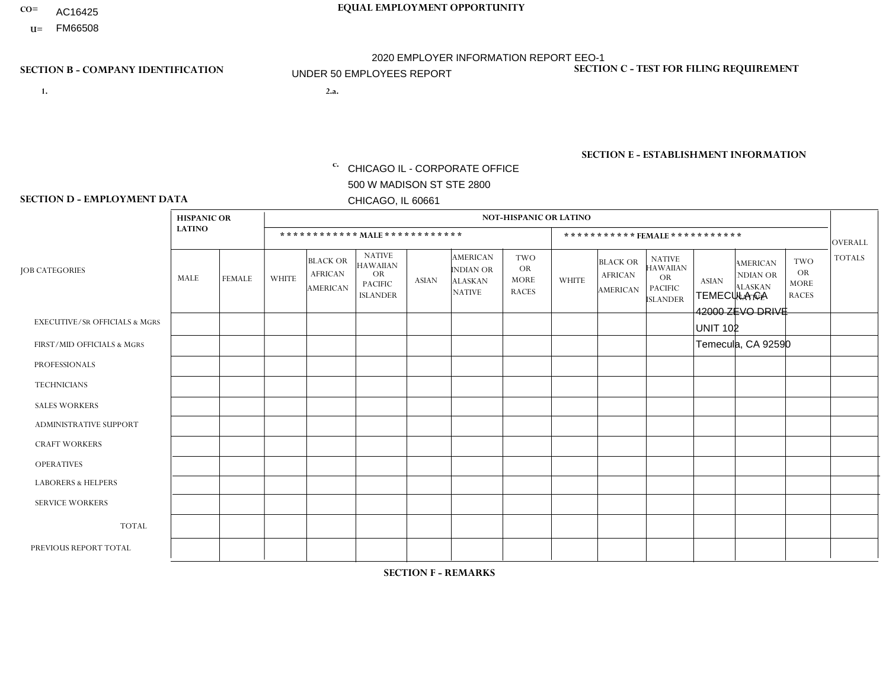CO= AC16425
U= FM66508

**EQUAL EMPLOYMENT OPPORTUNITY**

2020 EMPLOYER INFORMATION REPORT EEO-1
UNDER 50 EMPLOYEES REPORT

**SECTION B - COMPANY IDENTIFICATION**

1.

2.a.

c. CHICAGO IL - CORPORATE OFFICE
500 W MADISON ST STE 2800
CHICAGO, IL 60661

**SECTION C - TEST FOR FILING REQUIREMENT**

**SECTION E - ESTABLISHMENT INFORMATION**

TEMECULA CA
42000 ZEVO DRIVE
UNIT 102
Temecula, CA 92590

**SECTION D - EMPLOYMENT DATA**

| JOB CATEGORIES | HISPANIC OR LATINO | | NOT-HISPANIC OR LATINO | | | | | | | | | | | | OVERALL TOTALS |
|---|---|---|---|---|---|---|---|---|---|---|---|---|---|---|---|
| | | | MALE | | | | | | FEMALE | | | | | | |
| | MALE | FEMALE | WHITE | BLACK OR AFRICAN AMERICAN | NATIVE HAWAIIAN OR PACIFIC ISLANDER | ASIAN | AMERICAN INDIAN OR ALASKAN NATIVE | TWO OR MORE RACES | WHITE | BLACK OR AFRICAN AMERICAN | NATIVE HAWAIIAN OR PACIFIC ISLANDER | ASIAN | AMERICAN INDIAN OR ALASKAN NATIVE | TWO OR MORE RACES | |
| EXECUTIVE/SR OFFICIALS & MGRS | | | | | | | | | | | | | | | |
| FIRST/MID OFFICIALS & MGRS | | | | | | | | | | | | | | | |
| PROFESSIONALS | | | | | | | | | | | | | | | |
| TECHNICIANS | | | | | | | | | | | | | | | |
| SALES WORKERS | | | | | | | | | | | | | | | |
| ADMINISTRATIVE SUPPORT | | | | | | | | | | | | | | | |
| CRAFT WORKERS | | | | | | | | | | | | | | | |
| OPERATIVES | | | | | | | | | | | | | | | |
| LABORERS & HELPERS | | | | | | | | | | | | | | | |
| SERVICE WORKERS | | | | | | | | | | | | | | | |
| TOTAL | | | | | | | | | | | | | | | |
| PREVIOUS REPORT TOTAL | | | | | | | | | | | | | | | |

**SECTION F - REMARKS**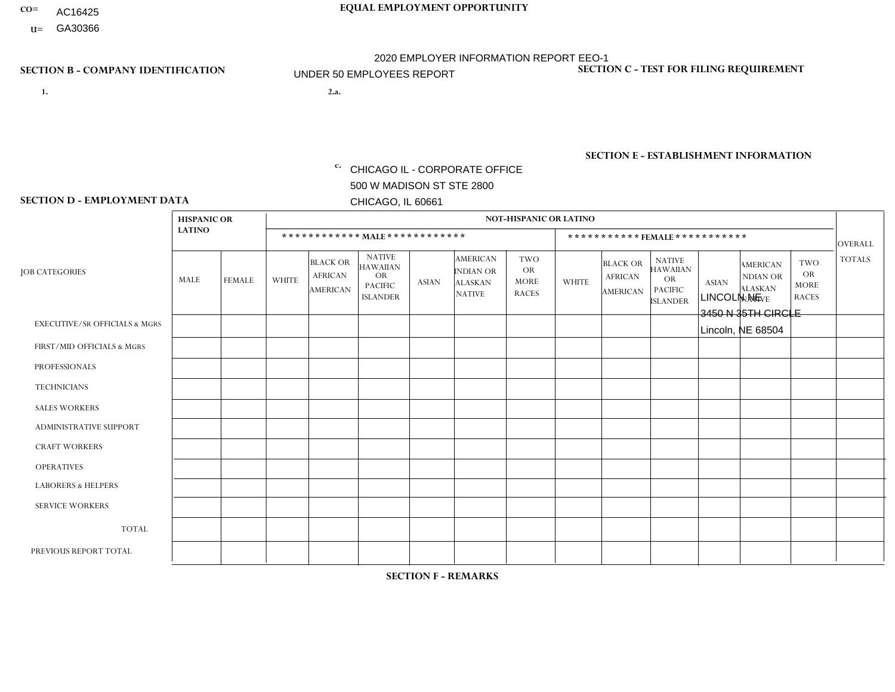CO= AC16425
U= GA30366

**EQUAL EMPLOYMENT OPPORTUNITY**

2020 EMPLOYER INFORMATION REPORT EEO-1

UNDER 50 EMPLOYEES REPORT

**SECTION B - COMPANY IDENTIFICATION**

1.

2.a.

c. CHICAGO IL - CORPORATE OFFICE
500 W MADISON ST STE 2800
CHICAGO, IL 60661

**SECTION C - TEST FOR FILING REQUIREMENT**

**SECTION E - ESTABLISHMENT INFORMATION**

LINCOLN NE
3450 N 35TH CIRCLE
Lincoln, NE 68504

**SECTION D - EMPLOYMENT DATA**

| JOB CATEGORIES | HISPANIC OR LATINO | | NOT-HISPANIC OR LATINO | | | | | | | | | | | | OVERALL TOTALS |
|---|---|---|---|---|---|---|---|---|---|---|---|---|---|---|---|
| | | | MALE | | | | | | FEMALE | | | | | | |
| | MALE | FEMALE | WHITE | BLACK OR AFRICAN AMERICAN | NATIVE HAWAIIAN OR PACIFIC ISLANDER | ASIAN | AMERICAN INDIAN OR ALASKAN NATIVE | TWO OR MORE RACES | WHITE | BLACK OR AFRICAN AMERICAN | NATIVE HAWAIIAN OR PACIFIC ISLANDER | ASIAN | AMERICAN INDIAN OR ALASKAN NATIVE | TWO OR MORE RACES | |
| EXECUTIVE/Sr OFFICIALS & MGRS | | | | | | | | | | | | | | | |
| FIRST/MID OFFICIALS & MGRS | | | | | | | | | | | | | | | |
| PROFESSIONALS | | | | | | | | | | | | | | | |
| TECHNICIANS | | | | | | | | | | | | | | | |
| SALES WORKERS | | | | | | | | | | | | | | | |
| ADMINISTRATIVE SUPPORT | | | | | | | | | | | | | | | |
| CRAFT WORKERS | | | | | | | | | | | | | | | |
| OPERATIVES | | | | | | | | | | | | | | | |
| LABORERS & HELPERS | | | | | | | | | | | | | | | |
| SERVICE WORKERS | | | | | | | | | | | | | | | |
| TOTAL | | | | | | | | | | | | | | | |
| PREVIOUS REPORT TOTAL | | | | | | | | | | | | | | | |

**SECTION F - REMARKS**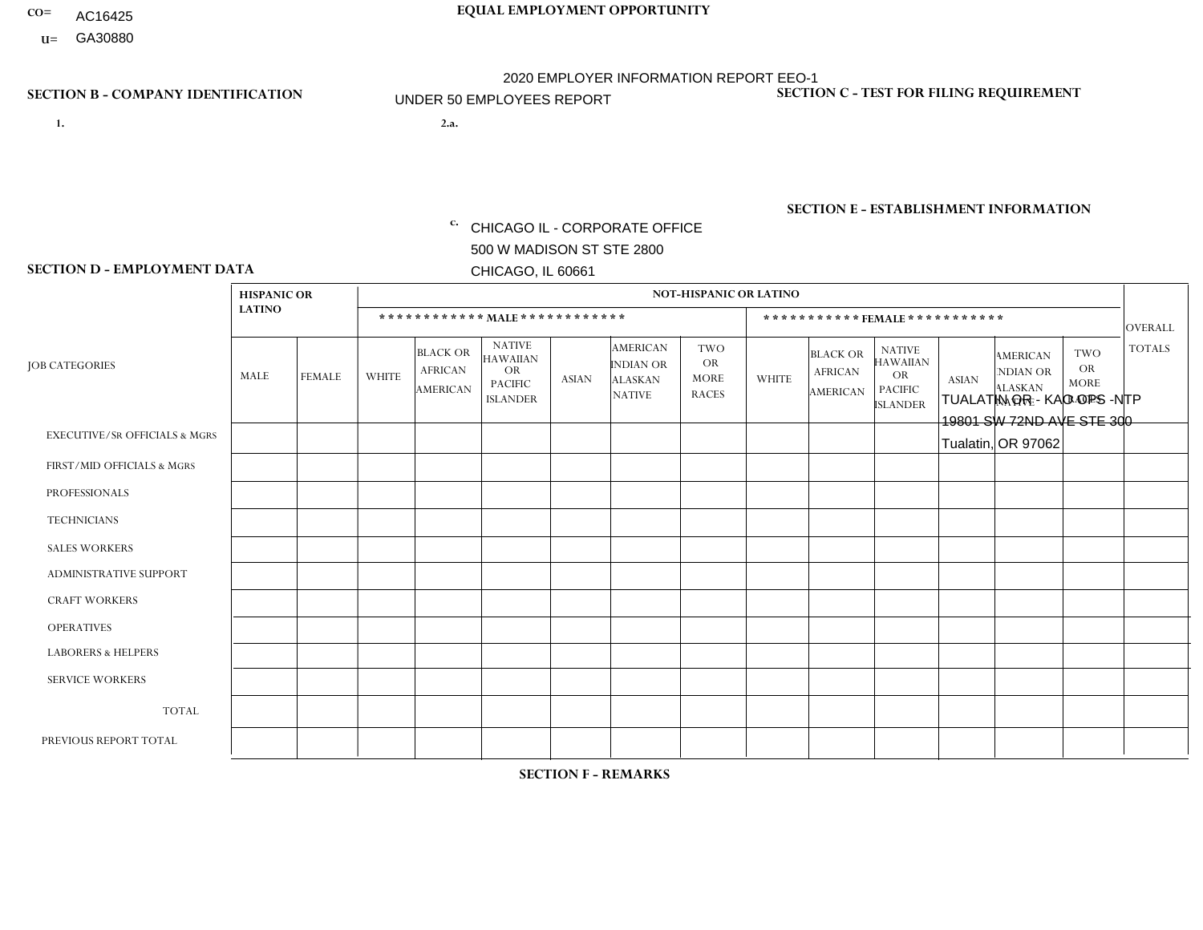CO= AC16425
U= GA30880

**EQUAL EMPLOYMENT OPPORTUNITY**

2020 EMPLOYER INFORMATION REPORT EEO-1
UNDER 50 EMPLOYEES REPORT

**SECTION B - COMPANY IDENTIFICATION**

1.

2.a.

c. CHICAGO IL - CORPORATE OFFICE
500 W MADISON ST STE 2800
CHICAGO, IL 60661

**SECTION C - TEST FOR FILING REQUIREMENT**

**SECTION E - ESTABLISHMENT INFORMATION**

TUALATIN OR - KAO OPS -NTP
19801 SW 72ND AVE STE 300
Tualatin, OR 97062

**SECTION D - EMPLOYMENT DATA**

| JOB CATEGORIES | HISPANIC OR LATINO | | NOT-HISPANIC OR LATINO | | | | | | | | | | | | OVERALL TOTALS |
|---|---|---|---|---|---|---|---|---|---|---|---|---|---|---|---|
| | | | MALE | | | | | | FEMALE | | | | | | |
| | MALE | FEMALE | WHITE | BLACK OR AFRICAN AMERICAN | NATIVE HAWAIIAN OR PACIFIC ISLANDER | ASIAN | AMERICAN INDIAN OR ALASKAN NATIVE | TWO OR MORE RACES | WHITE | BLACK OR AFRICAN AMERICAN | NATIVE HAWAIIAN OR PACIFIC ISLANDER | ASIAN | AMERICAN INDIAN OR ALASKAN NATIVE | TWO OR MORE RACES | |
| EXECUTIVE/SR OFFICIALS & MGRS | | | | | | | | | | | | | | | |
| FIRST/MID OFFICIALS & MGRS | | | | | | | | | | | | | | | |
| PROFESSIONALS | | | | | | | | | | | | | | | |
| TECHNICIANS | | | | | | | | | | | | | | | |
| SALES WORKERS | | | | | | | | | | | | | | | |
| ADMINISTRATIVE SUPPORT | | | | | | | | | | | | | | | |
| CRAFT WORKERS | | | | | | | | | | | | | | | |
| OPERATIVES | | | | | | | | | | | | | | | |
| LABORERS & HELPERS | | | | | | | | | | | | | | | |
| SERVICE WORKERS | | | | | | | | | | | | | | | |
| TOTAL | | | | | | | | | | | | | | | |
| PREVIOUS REPORT TOTAL | | | | | | | | | | | | | | | |

**SECTION F - REMARKS**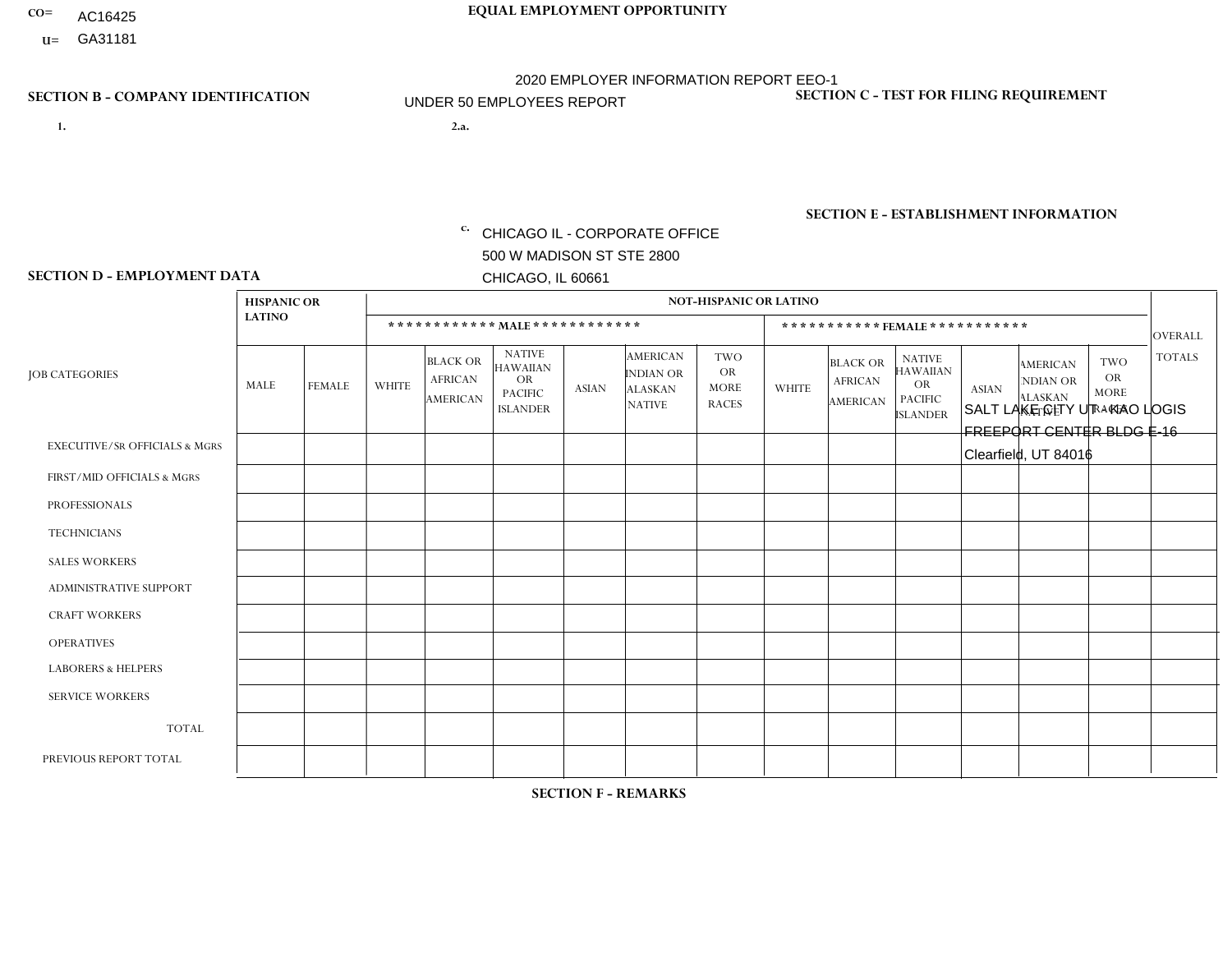CO= AC16425
U= GA31181

**EQUAL EMPLOYMENT OPPORTUNITY**

2020 EMPLOYER INFORMATION REPORT EEO-1
UNDER 50 EMPLOYEES REPORT

**SECTION B - COMPANY IDENTIFICATION**

1.

2.a.

c. CHICAGO IL - CORPORATE OFFICE
500 W MADISON ST STE 2800
CHICAGO, IL 60661

**SECTION C - TEST FOR FILING REQUIREMENT**

**SECTION E - ESTABLISHMENT INFORMATION**

SALT LAKE CITY UT - KAO LOGIS
FREEPORT CENTER BLDG E-16
Clearfield, UT 84016

**SECTION D - EMPLOYMENT DATA**

| JOB CATEGORIES | HISPANIC OR LATINO | | NOT-HISPANIC OR LATINO | | | | | | | | | | | | OVERALL TOTALS |
|---|---|---|---|---|---|---|---|---|---|---|---|---|---|---|---|
| | | | MALE | | | | | | FEMALE | | | | | | |
| | MALE | FEMALE | WHITE | BLACK OR AFRICAN AMERICAN | NATIVE HAWAIIAN OR PACIFIC ISLANDER | ASIAN | AMERICAN INDIAN OR ALASKAN NATIVE | TWO OR MORE RACES | WHITE | BLACK OR AFRICAN AMERICAN | NATIVE HAWAIIAN OR PACIFIC ISLANDER | ASIAN | AMERICAN INDIAN OR ALASKAN NATIVE | TWO OR MORE RACES | |
| EXECUTIVE/Sr OFFICIALS & MGRS | | | | | | | | | | | | | | | |
| FIRST/MID OFFICIALS & MGRS | | | | | | | | | | | | | | | |
| PROFESSIONALS | | | | | | | | | | | | | | | |
| TECHNICIANS | | | | | | | | | | | | | | | |
| SALES WORKERS | | | | | | | | | | | | | | | |
| ADMINISTRATIVE SUPPORT | | | | | | | | | | | | | | | |
| CRAFT WORKERS | | | | | | | | | | | | | | | |
| OPERATIVES | | | | | | | | | | | | | | | |
| LABORERS & HELPERS | | | | | | | | | | | | | | | |
| SERVICE WORKERS | | | | | | | | | | | | | | | |
| TOTAL | | | | | | | | | | | | | | | |
| PREVIOUS REPORT TOTAL | | | | | | | | | | | | | | | |

**SECTION F - REMARKS**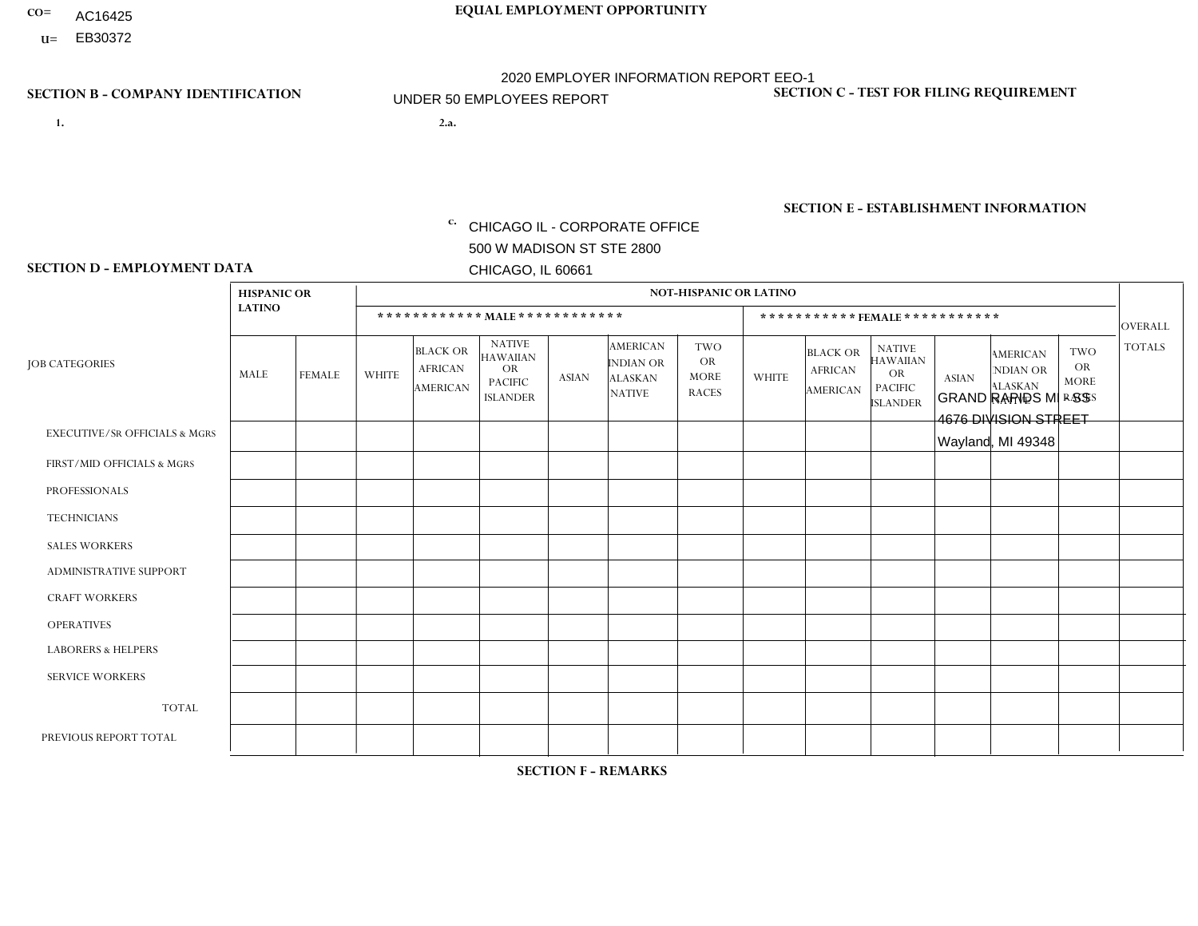CO= AC16425

U= EB30372

**EQUAL EMPLOYMENT OPPORTUNITY**

2020 EMPLOYER INFORMATION REPORT EEO-1

UNDER 50 EMPLOYEES REPORT

**SECTION B - COMPANY IDENTIFICATION**

1.

2.a.

c. CHICAGO IL - CORPORATE OFFICE
500 W MADISON ST STE 2800
CHICAGO, IL 60661

**SECTION C - TEST FOR FILING REQUIREMENT**

**SECTION E - ESTABLISHMENT INFORMATION**

GRAND RAPIDS MI - SS
4676 DIVISION STREET
Wayland, MI 49348

**SECTION D - EMPLOYMENT DATA**

| JOB CATEGORIES | HISPANIC OR LATINO | | NOT-HISPANIC OR LATINO | | | | | | | | | | | | OVERALL TOTALS |
|---|---|---|---|---|---|---|---|---|---|---|---|---|---|---|---|
| | | | MALE | | | | | | FEMALE | | | | | | |
| | MALE | FEMALE | WHITE | BLACK OR AFRICAN AMERICAN | NATIVE HAWAIIAN OR PACIFIC ISLANDER | ASIAN | AMERICAN INDIAN OR ALASKAN NATIVE | TWO OR MORE RACES | WHITE | BLACK OR AFRICAN AMERICAN | NATIVE HAWAIIAN OR PACIFIC ISLANDER | ASIAN | AMERICAN INDIAN OR ALASKAN NATIVE | TWO OR MORE RACES | |
| EXECUTIVE/Sr OFFICIALS & MGRS | | | | | | | | | | | | | | | |
| FIRST/MID OFFICIALS & MGRS | | | | | | | | | | | | | | | |
| PROFESSIONALS | | | | | | | | | | | | | | | |
| TECHNICIANS | | | | | | | | | | | | | | | |
| SALES WORKERS | | | | | | | | | | | | | | | |
| ADMINISTRATIVE SUPPORT | | | | | | | | | | | | | | | |
| CRAFT WORKERS | | | | | | | | | | | | | | | |
| OPERATIVES | | | | | | | | | | | | | | | |
| LABORERS & HELPERS | | | | | | | | | | | | | | | |
| SERVICE WORKERS | | | | | | | | | | | | | | | |
| TOTAL | | | | | | | | | | | | | | | |
| PREVIOUS REPORT TOTAL | | | | | | | | | | | | | | | |

**SECTION F - REMARKS**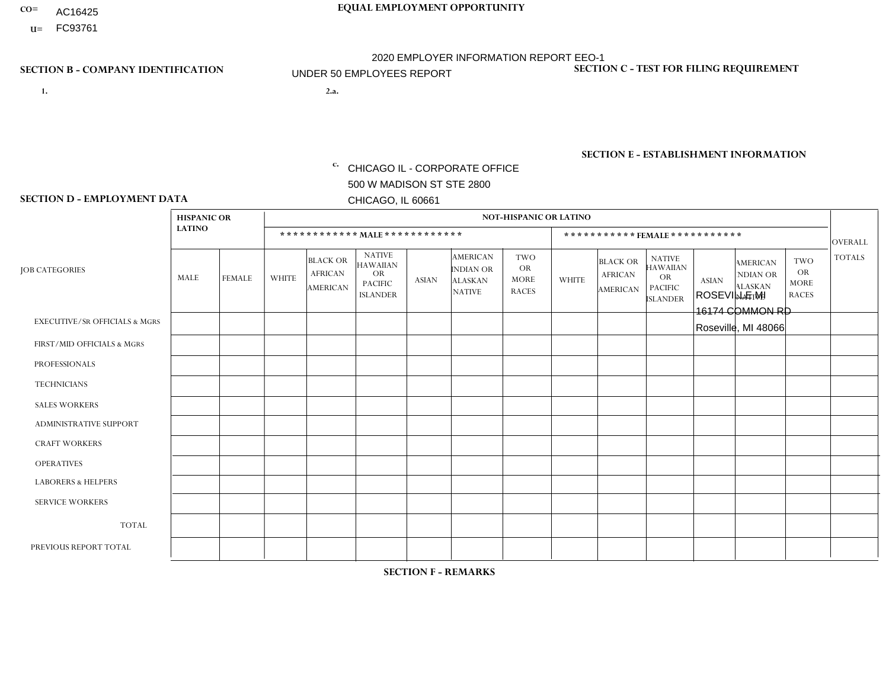CO= AC16425
U= FC93761

**EQUAL EMPLOYMENT OPPORTUNITY**

2020 EMPLOYER INFORMATION REPORT EEO-1
UNDER 50 EMPLOYEES REPORT

**SECTION B - COMPANY IDENTIFICATION**

1.

2.a.

c. CHICAGO IL - CORPORATE OFFICE
500 W MADISON ST STE 2800
CHICAGO, IL 60661

**SECTION C - TEST FOR FILING REQUIREMENT**

**SECTION E - ESTABLISHMENT INFORMATION**

ROSEVILLE MI
16174 COMMON RD
Roseville, MI 48066

**SECTION D - EMPLOYMENT DATA**

| JOB CATEGORIES | HISPANIC OR LATINO | | NOT-HISPANIC OR LATINO | | | | | | | | | | | | OVERALL TOTALS |
|---|---|---|---|---|---|---|---|---|---|---|---|---|---|---|---|
| | | | MALE | | | | | | FEMALE | | | | | | |
| | MALE | FEMALE | WHITE | BLACK OR AFRICAN AMERICAN | NATIVE HAWAIIAN OR PACIFIC ISLANDER | ASIAN | AMERICAN INDIAN OR ALASKAN NATIVE | TWO OR MORE RACES | WHITE | BLACK OR AFRICAN AMERICAN | NATIVE HAWAIIAN OR PACIFIC ISLANDER | ASIAN | AMERICAN INDIAN OR ALASKAN NATIVE | TWO OR MORE RACES | |
| EXECUTIVE/SR OFFICIALS & MGRS | | | | | | | | | | | | | | | |
| FIRST/MID OFFICIALS & MGRS | | | | | | | | | | | | | | | |
| PROFESSIONALS | | | | | | | | | | | | | | | |
| TECHNICIANS | | | | | | | | | | | | | | | |
| SALES WORKERS | | | | | | | | | | | | | | | |
| ADMINISTRATIVE SUPPORT | | | | | | | | | | | | | | | |
| CRAFT WORKERS | | | | | | | | | | | | | | | |
| OPERATIVES | | | | | | | | | | | | | | | |
| LABORERS & HELPERS | | | | | | | | | | | | | | | |
| SERVICE WORKERS | | | | | | | | | | | | | | | |
| TOTAL | | | | | | | | | | | | | | | |
| PREVIOUS REPORT TOTAL | | | | | | | | | | | | | | | |

**SECTION F - REMARKS**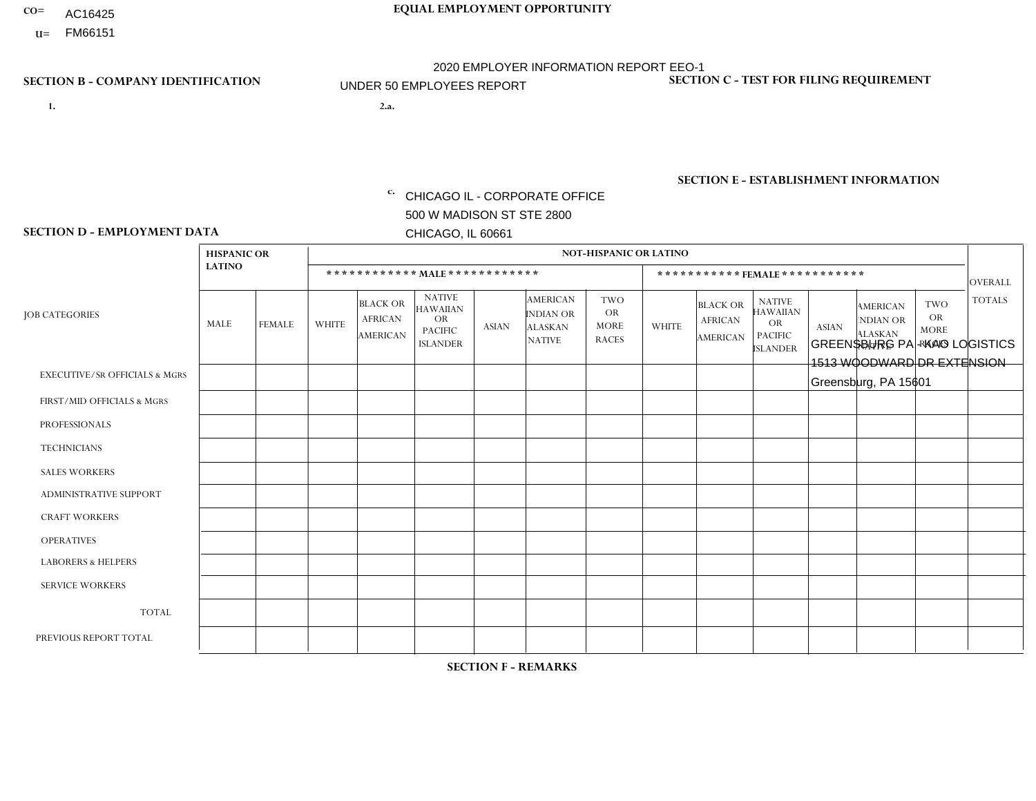CO= AC16425
U= FM66151

**EQUAL EMPLOYMENT OPPORTUNITY**

2020 EMPLOYER INFORMATION REPORT EEO-1
UNDER 50 EMPLOYEES REPORT

**SECTION B - COMPANY IDENTIFICATION**

1.

2.a.

c. CHICAGO IL - CORPORATE OFFICE
500 W MADISON ST STE 2800
CHICAGO, IL 60661

**SECTION C - TEST FOR FILING REQUIREMENT**

**SECTION E - ESTABLISHMENT INFORMATION**

GREENSBURG PA - KAG LOGISTICS
1513 WOODWARD DR EXTENSION
Greensburg, PA 15601

**SECTION D - EMPLOYMENT DATA**

| JOB CATEGORIES | HISPANIC OR LATINO | | NOT-HISPANIC OR LATINO | | | | | | | | | | | | OVERALL TOTALS |
|---|---|---|---|---|---|---|---|---|---|---|---|---|---|---|---|
| | | | MALE | | | | | | FEMALE | | | | | | |
| | MALE | FEMALE | WHITE | BLACK OR AFRICAN AMERICAN | NATIVE HAWAIIAN OR PACIFIC ISLANDER | ASIAN | AMERICAN INDIAN OR ALASKAN NATIVE | TWO OR MORE RACES | WHITE | BLACK OR AFRICAN AMERICAN | NATIVE HAWAIIAN OR PACIFIC ISLANDER | ASIAN | AMERICAN INDIAN OR ALASKAN NATIVE | TWO OR MORE RACES | |
| EXECUTIVE/SR OFFICIALS & MGRS | | | | | | | | | | | | | | | |
| FIRST/MID OFFICIALS & MGRS | | | | | | | | | | | | | | | |
| PROFESSIONALS | | | | | | | | | | | | | | | |
| TECHNICIANS | | | | | | | | | | | | | | | |
| SALES WORKERS | | | | | | | | | | | | | | | |
| ADMINISTRATIVE SUPPORT | | | | | | | | | | | | | | | |
| CRAFT WORKERS | | | | | | | | | | | | | | | |
| OPERATIVES | | | | | | | | | | | | | | | |
| LABORERS & HELPERS | | | | | | | | | | | | | | | |
| SERVICE WORKERS | | | | | | | | | | | | | | | |
| TOTAL | | | | | | | | | | | | | | | |
| PREVIOUS REPORT TOTAL | | | | | | | | | | | | | | | |

**SECTION F - REMARKS**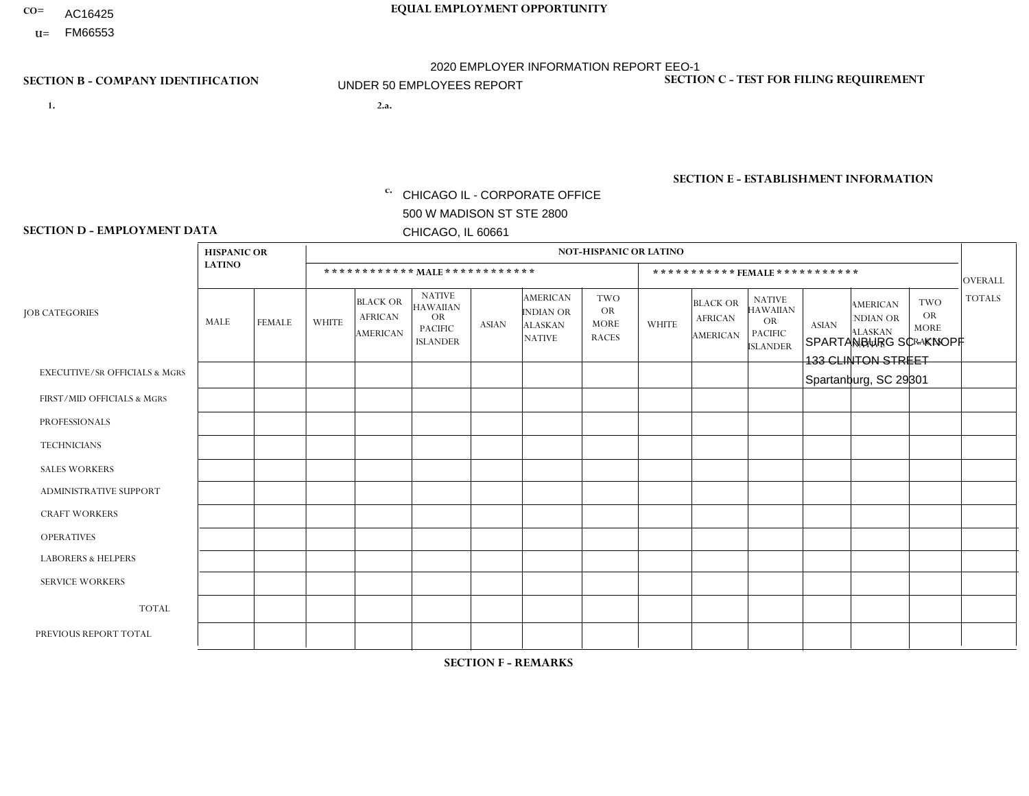CO= AC16425
U= FM66553

EQUAL EMPLOYMENT OPPORTUNITY

2020 EMPLOYER INFORMATION REPORT EEO-1
UNDER 50 EMPLOYEES REPORT

**SECTION B - COMPANY IDENTIFICATION**

1.

2.a.

c. CHICAGO IL - CORPORATE OFFICE
500 W MADISON ST STE 2800
CHICAGO, IL 60661

**SECTION C - TEST FOR FILING REQUIREMENT**

**SECTION E - ESTABLISHMENT INFORMATION**

SPARTANBURG SC - KNOPF
133 CLINTON STREET
Spartanburg, SC 29301

**SECTION D - EMPLOYMENT DATA**

| JOB CATEGORIES | HISPANIC OR LATINO | | NOT-HISPANIC OR LATINO | | | | | | | | | | | | OVERALL TOTALS |
|---|---|---|---|---|---|---|---|---|---|---|---|---|---|---|---|
| | | | MALE | | | | | | FEMALE | | | | | | |
| | MALE | FEMALE | WHITE | BLACK OR AFRICAN AMERICAN | NATIVE HAWAIIAN OR PACIFIC ISLANDER | ASIAN | AMERICAN INDIAN OR ALASKAN NATIVE | TWO OR MORE RACES | WHITE | BLACK OR AFRICAN AMERICAN | NATIVE HAWAIIAN OR PACIFIC ISLANDER | ASIAN | AMERICAN INDIAN OR ALASKAN NATIVE | TWO OR MORE RACES | |
| EXECUTIVE/SR OFFICIALS & MGRS | | | | | | | | | | | | | | | |
| FIRST/MID OFFICIALS & MGRS | | | | | | | | | | | | | | | |
| PROFESSIONALS | | | | | | | | | | | | | | | |
| TECHNICIANS | | | | | | | | | | | | | | | |
| SALES WORKERS | | | | | | | | | | | | | | | |
| ADMINISTRATIVE SUPPORT | | | | | | | | | | | | | | | |
| CRAFT WORKERS | | | | | | | | | | | | | | | |
| OPERATIVES | | | | | | | | | | | | | | | |
| LABORERS & HELPERS | | | | | | | | | | | | | | | |
| SERVICE WORKERS | | | | | | | | | | | | | | | |
| TOTAL | | | | | | | | | | | | | | | |
| PREVIOUS REPORT TOTAL | | | | | | | | | | | | | | | |

**SECTION F - REMARKS**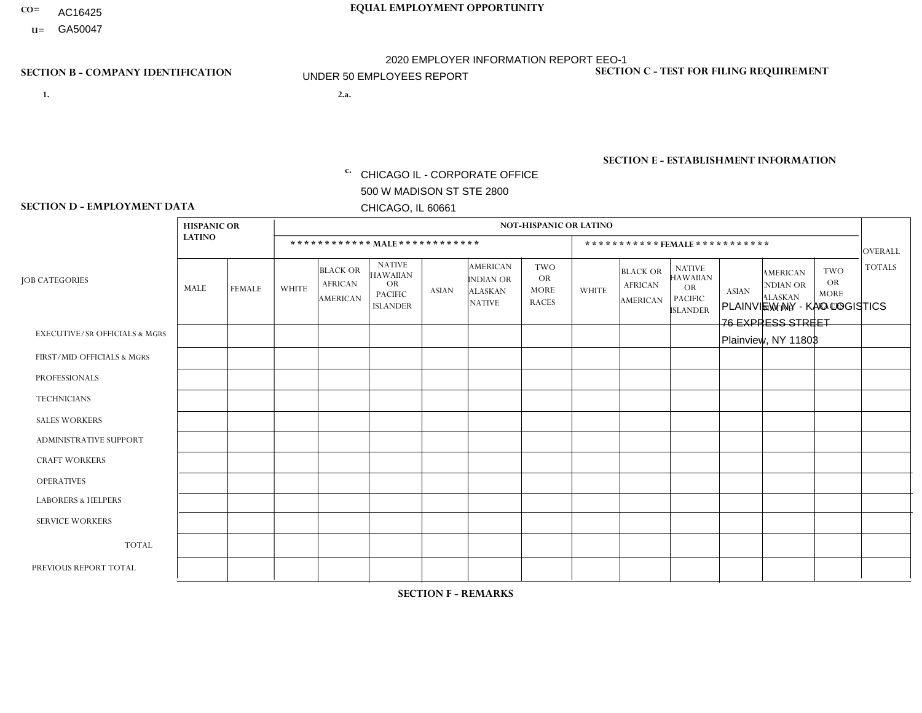CO= AC16425
U= GA50047

**EQUAL EMPLOYMENT OPPORTUNITY**

2020 EMPLOYER INFORMATION REPORT EEO-1
UNDER 50 EMPLOYEES REPORT

**SECTION B - COMPANY IDENTIFICATION**

1.

2.a.

c. CHICAGO IL - CORPORATE OFFICE
500 W MADISON ST STE 2800
CHICAGO, IL 60661

**SECTION C - TEST FOR FILING REQUIREMENT**

**SECTION E - ESTABLISHMENT INFORMATION**

PLAINVIEW NY - KAO LOGISTICS
76 EXPRESS STREET
Plainview, NY 11803

**SECTION D - EMPLOYMENT DATA**

| JOB CATEGORIES | HISPANIC OR LATINO | | NOT-HISPANIC OR LATINO | | | | | | | | | | | | OVERALL TOTALS |
|---|---|---|---|---|---|---|---|---|---|---|---|---|---|---|---|
| | | | MALE | | | | | | FEMALE | | | | | | |
| | MALE | FEMALE | WHITE | BLACK OR AFRICAN AMERICAN | NATIVE HAWAIIAN OR PACIFIC ISLANDER | ASIAN | AMERICAN INDIAN OR ALASKAN NATIVE | TWO OR MORE RACES | WHITE | BLACK OR AFRICAN AMERICAN | NATIVE HAWAIIAN OR PACIFIC ISLANDER | ASIAN | AMERICAN INDIAN OR ALASKAN NATIVE | TWO OR MORE RACES | |
| EXECUTIVE/SR OFFICIALS & MGRS | | | | | | | | | | | | | | | |
| FIRST/MID OFFICIALS & MGRS | | | | | | | | | | | | | | | |
| PROFESSIONALS | | | | | | | | | | | | | | | |
| TECHNICIANS | | | | | | | | | | | | | | | |
| SALES WORKERS | | | | | | | | | | | | | | | |
| ADMINISTRATIVE SUPPORT | | | | | | | | | | | | | | | |
| CRAFT WORKERS | | | | | | | | | | | | | | | |
| OPERATIVES | | | | | | | | | | | | | | | |
| LABORERS & HELPERS | | | | | | | | | | | | | | | |
| SERVICE WORKERS | | | | | | | | | | | | | | | |
| TOTAL | | | | | | | | | | | | | | | |
| PREVIOUS REPORT TOTAL | | | | | | | | | | | | | | | |

**SECTION F - REMARKS**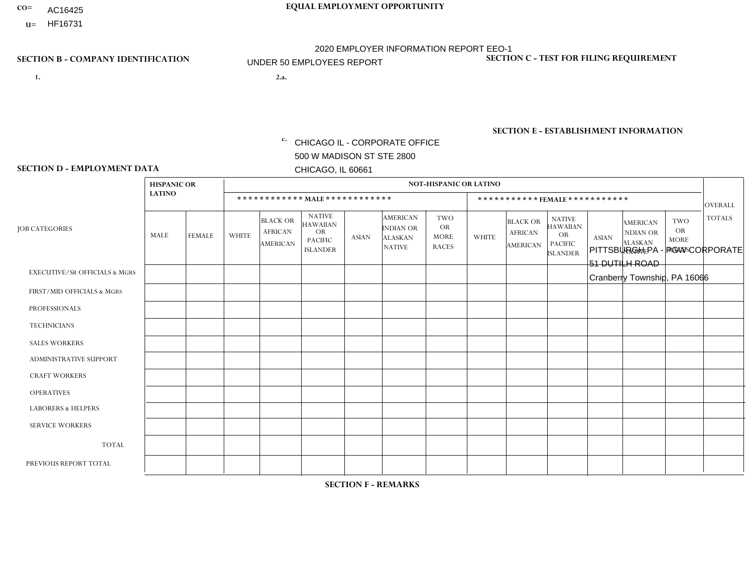CO= AC16425
U= HF16731

**EQUAL EMPLOYMENT OPPORTUNITY**

2020 EMPLOYER INFORMATION REPORT EEO-1
UNDER 50 EMPLOYEES REPORT

**SECTION B - COMPANY IDENTIFICATION**

1.

2.a.

c. CHICAGO IL - CORPORATE OFFICE
500 W MADISON ST STE 2800
CHICAGO, IL 60661

**SECTION C - TEST FOR FILING REQUIREMENT**

**SECTION E - ESTABLISHMENT INFORMATION**

PITTSBURGH PA - PGW CORPORATE
51 DUTILH ROAD
Cranberry Township, PA 16066

**SECTION D - EMPLOYMENT DATA**

| JOB CATEGORIES | HISPANIC OR LATINO | | NOT-HISPANIC OR LATINO | | | | | | | | | | | | OVERALL TOTALS |
|---|---|---|---|---|---|---|---|---|---|---|---|---|---|---|---|
| | | | ************ MALE ************ | | | | | | *********** FEMALE *********** | | | | | | |
| | MALE | FEMALE | WHITE | BLACK OR AFRICAN AMERICAN | NATIVE HAWAIIAN OR PACIFIC ISLANDER | ASIAN | AMERICAN INDIAN OR ALASKAN NATIVE | TWO OR MORE RACES | WHITE | BLACK OR AFRICAN AMERICAN | NATIVE HAWAIIAN OR PACIFIC ISLANDER | ASIAN | AMERICAN INDIAN OR ALASKAN NATIVE | TWO OR MORE RACES | |
| EXECUTIVE/Sr OFFICIALS & MGRS | | | | | | | | | | | | | | | |
| FIRST/MID OFFICIALS & MGRS | | | | | | | | | | | | | | | |
| PROFESSIONALS | | | | | | | | | | | | | | | |
| TECHNICIANS | | | | | | | | | | | | | | | |
| SALES WORKERS | | | | | | | | | | | | | | | |
| ADMINISTRATIVE SUPPORT | | | | | | | | | | | | | | | |
| CRAFT WORKERS | | | | | | | | | | | | | | | |
| OPERATIVES | | | | | | | | | | | | | | | |
| LABORERS & HELPERS | | | | | | | | | | | | | | | |
| SERVICE WORKERS | | | | | | | | | | | | | | | |
| TOTAL | | | | | | | | | | | | | | | |
| PREVIOUS REPORT TOTAL | | | | | | | | | | | | | | | |

**SECTION F - REMARKS**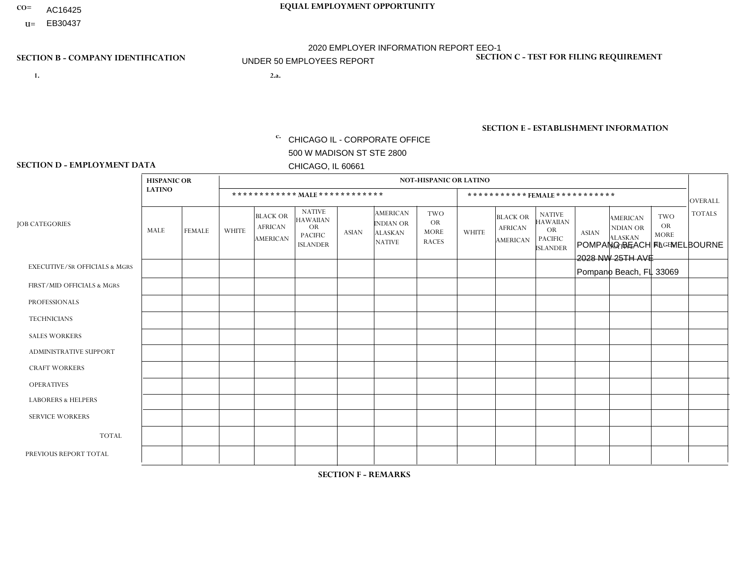CO= AC16425
U= EB30437

EQUAL EMPLOYMENT OPPORTUNITY

2020 EMPLOYER INFORMATION REPORT EEO-1
UNDER 50 EMPLOYEES REPORT

## SECTION B - COMPANY IDENTIFICATION

1.

2.a.

c. CHICAGO IL - CORPORATE OFFICE
500 W MADISON ST STE 2800
CHICAGO, IL 60661

## SECTION C - TEST FOR FILING REQUIREMENT

## SECTION E - ESTABLISHMENT INFORMATION

POMPANO BEACH FL - MELBOURNE
2028 NW 25TH AVE
Pompano Beach, FL 33069

## SECTION D - EMPLOYMENT DATA

| JOB CATEGORIES | HISPANIC OR LATINO | | NOT-HISPANIC OR LATINO | | | | | | | | | | | | OVERALL TOTALS |
|---|---|---|---|---|---|---|---|---|---|---|---|---|---|---|---|
| | | | MALE | | | | | | FEMALE | | | | | | |
| | MALE | FEMALE | WHITE | BLACK OR AFRICAN AMERICAN | NATIVE HAWAIIAN OR PACIFIC ISLANDER | ASIAN | AMERICAN INDIAN OR ALASKAN NATIVE | TWO OR MORE RACES | WHITE | BLACK OR AFRICAN AMERICAN | NATIVE HAWAIIAN OR PACIFIC ISLANDER | ASIAN | AMERICAN INDIAN OR ALASKAN NATIVE | TWO OR MORE RACES | |
| EXECUTIVE/Sr OFFICIALS & MGRS | | | | | | | | | | | | | | | |
| FIRST/MID OFFICIALS & MGRS | | | | | | | | | | | | | | | |
| PROFESSIONALS | | | | | | | | | | | | | | | |
| TECHNICIANS | | | | | | | | | | | | | | | |
| SALES WORKERS | | | | | | | | | | | | | | | |
| ADMINISTRATIVE SUPPORT | | | | | | | | | | | | | | | |
| CRAFT WORKERS | | | | | | | | | | | | | | | |
| OPERATIVES | | | | | | | | | | | | | | | |
| LABORERS & HELPERS | | | | | | | | | | | | | | | |
| SERVICE WORKERS | | | | | | | | | | | | | | | |
| TOTAL | | | | | | | | | | | | | | | |
| PREVIOUS REPORT TOTAL | | | | | | | | | | | | | | | |

## SECTION F - REMARKS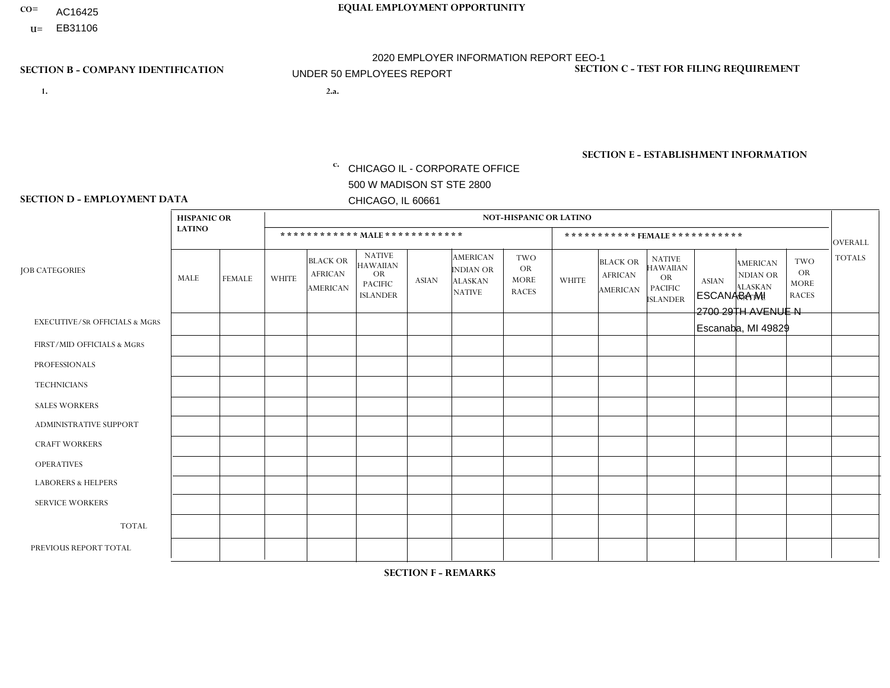CO= AC16425
U= EB31106

**EQUAL EMPLOYMENT OPPORTUNITY**

2020 EMPLOYER INFORMATION REPORT EEO-1
UNDER 50 EMPLOYEES REPORT

**SECTION B - COMPANY IDENTIFICATION**

1.

2.a.

c. CHICAGO IL - CORPORATE OFFICE
500 W MADISON ST STE 2800
CHICAGO, IL 60661

**SECTION C - TEST FOR FILING REQUIREMENT**

**SECTION E - ESTABLISHMENT INFORMATION**

ESCANABA MI
2700 29TH AVENUE N
Escanaba, MI 49829

**SECTION D - EMPLOYMENT DATA**

| JOB CATEGORIES | HISPANIC OR LATINO | | NOT-HISPANIC OR LATINO | | | | | | | | | | | | OVERALL TOTALS |
|---|---|---|---|---|---|---|---|---|---|---|---|---|---|---|---|
| | | | ************ MALE ************ | | | | | | *********** FEMALE *********** | | | | | | |
| | MALE | FEMALE | WHITE | BLACK OR AFRICAN AMERICAN | NATIVE HAWAIIAN OR PACIFIC ISLANDER | ASIAN | AMERICAN INDIAN OR ALASKAN NATIVE | TWO OR MORE RACES | WHITE | BLACK OR AFRICAN AMERICAN | NATIVE HAWAIIAN OR PACIFIC ISLANDER | ASIAN | AMERICAN INDIAN OR ALASKAN NATIVE | TWO OR MORE RACES | |
| EXECUTIVE/Sr OFFICIALS & MGRS | | | | | | | | | | | | | | | |
| FIRST/MID OFFICIALS & MGRS | | | | | | | | | | | | | | | |
| PROFESSIONALS | | | | | | | | | | | | | | | |
| TECHNICIANS | | | | | | | | | | | | | | | |
| SALES WORKERS | | | | | | | | | | | | | | | |
| ADMINISTRATIVE SUPPORT | | | | | | | | | | | | | | | |
| CRAFT WORKERS | | | | | | | | | | | | | | | |
| OPERATIVES | | | | | | | | | | | | | | | |
| LABORERS & HELPERS | | | | | | | | | | | | | | | |
| SERVICE WORKERS | | | | | | | | | | | | | | | |
| TOTAL | | | | | | | | | | | | | | | |
| PREVIOUS REPORT TOTAL | | | | | | | | | | | | | | | |

**SECTION F - REMARKS**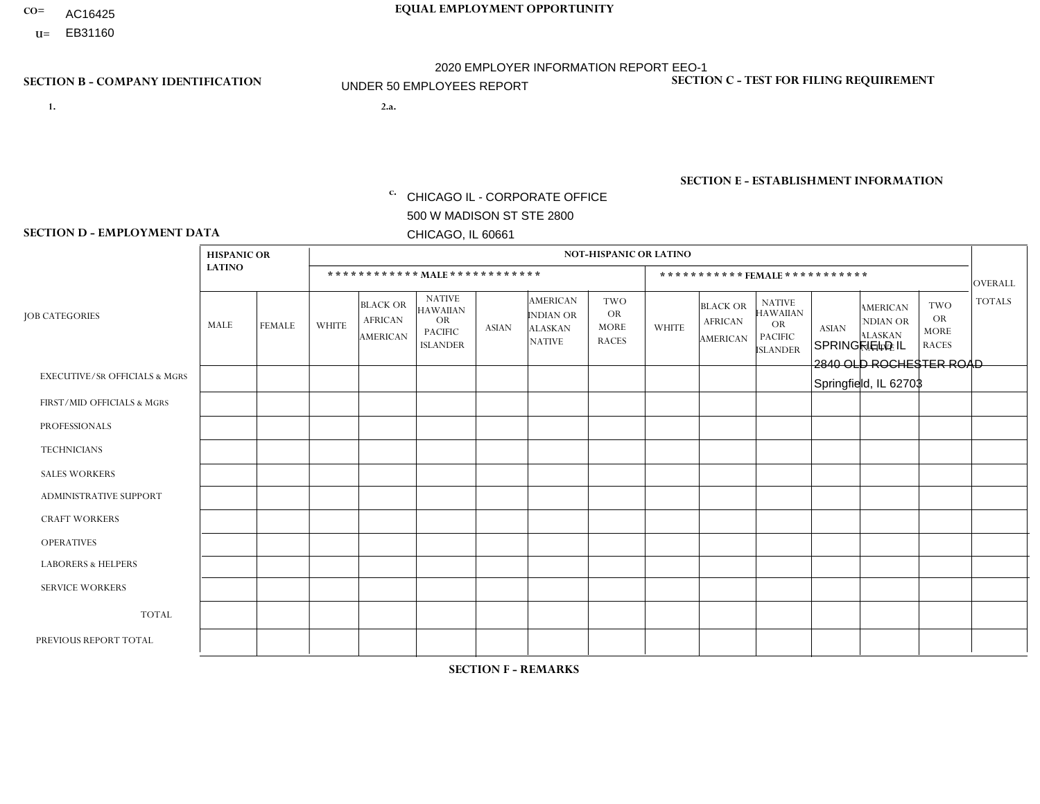CO= AC16425
U= EB31160

**EQUAL EMPLOYMENT OPPORTUNITY**

2020 EMPLOYER INFORMATION REPORT EEO-1
UNDER 50 EMPLOYEES REPORT

## SECTION B - COMPANY IDENTIFICATION

1.

2.a.

c. CHICAGO IL - CORPORATE OFFICE
500 W MADISON ST STE 2800
CHICAGO, IL 60661

## SECTION C - TEST FOR FILING REQUIREMENT

## SECTION E - ESTABLISHMENT INFORMATION

SPRINGFIELD IL
2840 OLD ROCHESTER ROAD
Springfield, IL 62703

## SECTION D - EMPLOYMENT DATA

| JOB CATEGORIES | HISPANIC OR LATINO | | NOT-HISPANIC OR LATINO | | | | | | | | | | | | OVERALL TOTALS |
|---|---|---|---|---|---|---|---|---|---|---|---|---|---|---|---|
| | | | MALE | | | | | | FEMALE | | | | | | |
| | MALE | FEMALE | WHITE | BLACK OR AFRICAN AMERICAN | NATIVE HAWAIIAN OR PACIFIC ISLANDER | ASIAN | AMERICAN INDIAN OR ALASKAN NATIVE | TWO OR MORE RACES | WHITE | BLACK OR AFRICAN AMERICAN | NATIVE HAWAIIAN OR PACIFIC ISLANDER | ASIAN | AMERICAN INDIAN OR ALASKAN NATIVE | TWO OR MORE RACES | |
| EXECUTIVE/SR OFFICIALS & MGRS | | | | | | | | | | | | | | | |
| FIRST/MID OFFICIALS & MGRS | | | | | | | | | | | | | | | |
| PROFESSIONALS | | | | | | | | | | | | | | | |
| TECHNICIANS | | | | | | | | | | | | | | | |
| SALES WORKERS | | | | | | | | | | | | | | | |
| ADMINISTRATIVE SUPPORT | | | | | | | | | | | | | | | |
| CRAFT WORKERS | | | | | | | | | | | | | | | |
| OPERATIVES | | | | | | | | | | | | | | | |
| LABORERS & HELPERS | | | | | | | | | | | | | | | |
| SERVICE WORKERS | | | | | | | | | | | | | | | |
| TOTAL | | | | | | | | | | | | | | | |
| PREVIOUS REPORT TOTAL | | | | | | | | | | | | | | | |

## SECTION F - REMARKS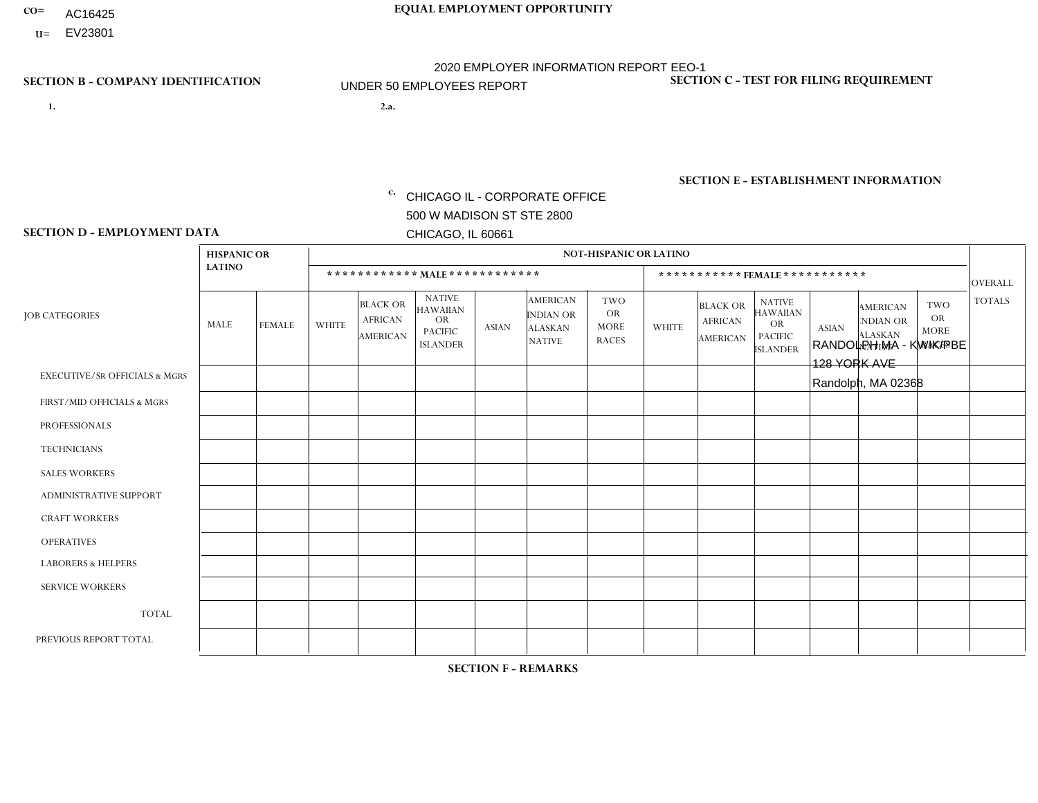CO= AC16425
U= EV23801

**EQUAL EMPLOYMENT OPPORTUNITY**

2020 EMPLOYER INFORMATION REPORT EEO-1
UNDER 50 EMPLOYEES REPORT

**SECTION B - COMPANY IDENTIFICATION**

1.

2.a.

c. CHICAGO IL - CORPORATE OFFICE
500 W MADISON ST STE 2800
CHICAGO, IL 60661

**SECTION C - TEST FOR FILING REQUIREMENT**

**SECTION E - ESTABLISHMENT INFORMATION**

RANDOLPH MA - KWIK/PBE
128 YORK AVE
Randolph, MA 02368

**SECTION D - EMPLOYMENT DATA**

| JOB CATEGORIES | HISPANIC OR LATINO | | NOT-HISPANIC OR LATINO | | | | | | | | | | | | OVERALL TOTALS |
|---|---|---|---|---|---|---|---|---|---|---|---|---|---|---|---|
| | | | MALE | | | | | | FEMALE | | | | | | |
| | MALE | FEMALE | WHITE | BLACK OR AFRICAN AMERICAN | NATIVE HAWAIIAN OR PACIFIC ISLANDER | ASIAN | AMERICAN INDIAN OR ALASKAN NATIVE | TWO OR MORE RACES | WHITE | BLACK OR AFRICAN AMERICAN | NATIVE HAWAIIAN OR PACIFIC ISLANDER | ASIAN | AMERICAN INDIAN OR ALASKAN NATIVE | TWO OR MORE RACES | |
| EXECUTIVE/SR OFFICIALS & MGRS | | | | | | | | | | | | | | | |
| FIRST/MID OFFICIALS & MGRS | | | | | | | | | | | | | | | |
| PROFESSIONALS | | | | | | | | | | | | | | | |
| TECHNICIANS | | | | | | | | | | | | | | | |
| SALES WORKERS | | | | | | | | | | | | | | | |
| ADMINISTRATIVE SUPPORT | | | | | | | | | | | | | | | |
| CRAFT WORKERS | | | | | | | | | | | | | | | |
| OPERATIVES | | | | | | | | | | | | | | | |
| LABORERS & HELPERS | | | | | | | | | | | | | | | |
| SERVICE WORKERS | | | | | | | | | | | | | | | |
| TOTAL | | | | | | | | | | | | | | | |
| PREVIOUS REPORT TOTAL | | | | | | | | | | | | | | | |

**SECTION F - REMARKS**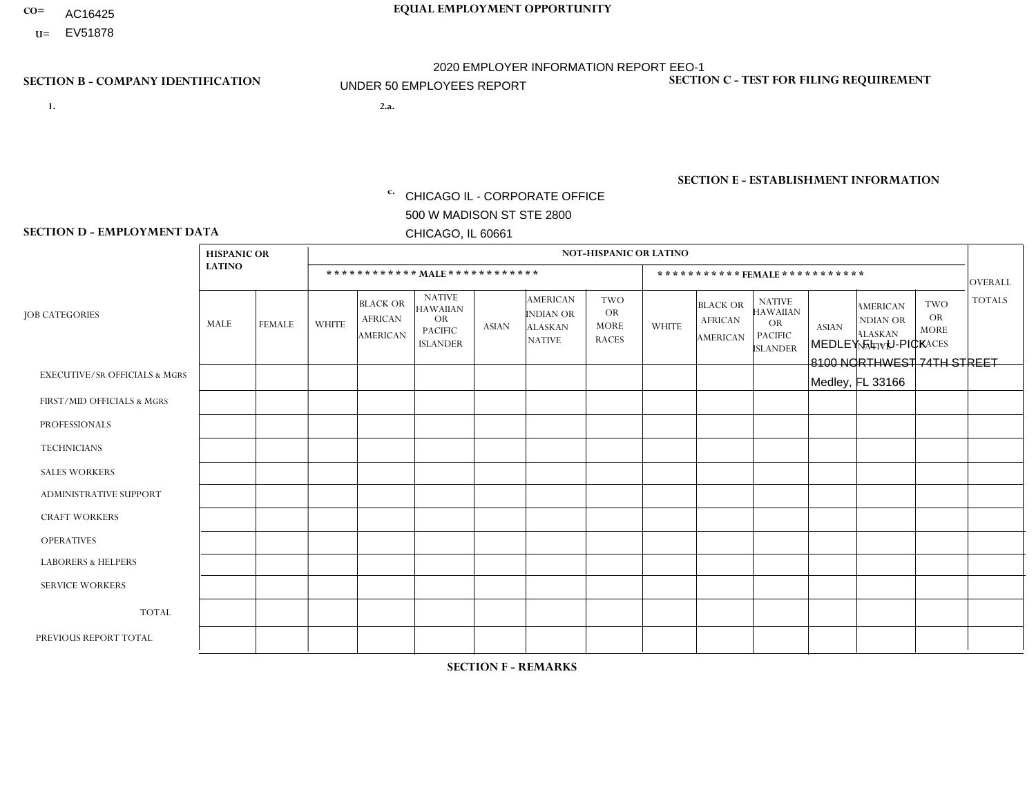CO= AC16425
U= EV51878

EQUAL EMPLOYMENT OPPORTUNITY

2020 EMPLOYER INFORMATION REPORT EEO-1
UNDER 50 EMPLOYEES REPORT

## SECTION B - COMPANY IDENTIFICATION

1.

2.a.

c. CHICAGO IL - CORPORATE OFFICE
500 W MADISON ST STE 2800
CHICAGO, IL 60661

## SECTION C - TEST FOR FILING REQUIREMENT

## SECTION E - ESTABLISHMENT INFORMATION

MEDLEY FL - U-PICK
8100 NORTHWEST 74TH STREET
Medley, FL 33166

## SECTION D - EMPLOYMENT DATA

| JOB CATEGORIES | HISPANIC OR LATINO | | NOT-HISPANIC OR LATINO | | | | | | | | | | | | OVERALL TOTALS |
|---|---|---|---|---|---|---|---|---|---|---|---|---|---|---|---|
| | | | MALE | | | | | | FEMALE | | | | | | |
| | MALE | FEMALE | WHITE | BLACK OR AFRICAN AMERICAN | NATIVE HAWAIIAN OR PACIFIC ISLANDER | ASIAN | AMERICAN INDIAN OR ALASKAN NATIVE | TWO OR MORE RACES | WHITE | BLACK OR AFRICAN AMERICAN | NATIVE HAWAIIAN OR PACIFIC ISLANDER | ASIAN | AMERICAN INDIAN OR ALASKAN NATIVE | TWO OR MORE RACES | |
| EXECUTIVE/SR OFFICIALS & MGRS | | | | | | | | | | | | | | | |
| FIRST/MID OFFICIALS & MGRS | | | | | | | | | | | | | | | |
| PROFESSIONALS | | | | | | | | | | | | | | | |
| TECHNICIANS | | | | | | | | | | | | | | | |
| SALES WORKERS | | | | | | | | | | | | | | | |
| ADMINISTRATIVE SUPPORT | | | | | | | | | | | | | | | |
| CRAFT WORKERS | | | | | | | | | | | | | | | |
| OPERATIVES | | | | | | | | | | | | | | | |
| LABORERS & HELPERS | | | | | | | | | | | | | | | |
| SERVICE WORKERS | | | | | | | | | | | | | | | |
| TOTAL | | | | | | | | | | | | | | | |
| PREVIOUS REPORT TOTAL | | | | | | | | | | | | | | | |

## SECTION F - REMARKS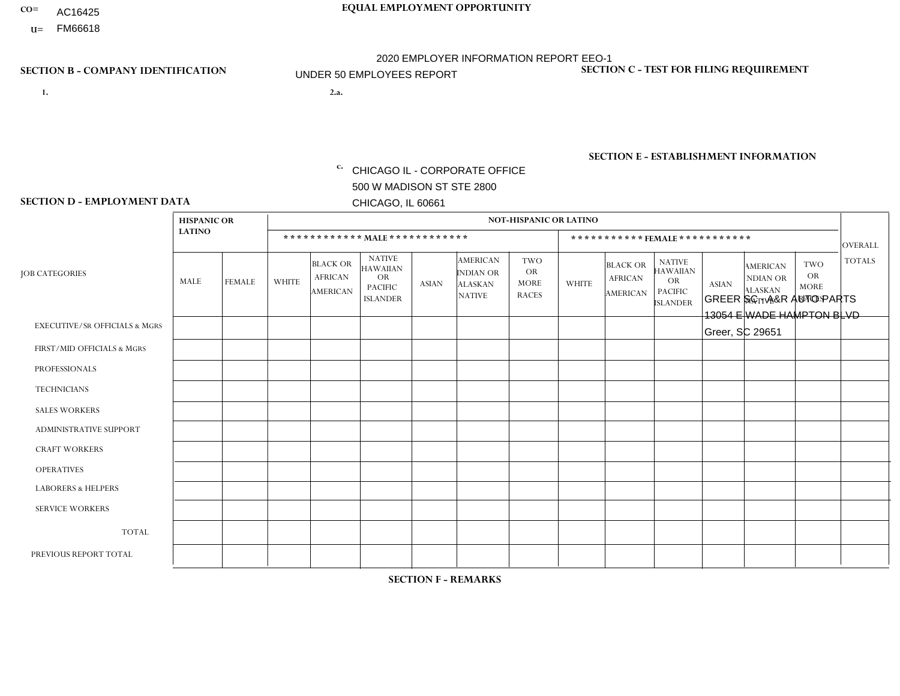CO= AC16425
U= FM66618

**EQUAL EMPLOYMENT OPPORTUNITY**

2020 EMPLOYER INFORMATION REPORT EEO-1

UNDER 50 EMPLOYEES REPORT

## SECTION B - COMPANY IDENTIFICATION

1.

2.a.

c. CHICAGO IL - CORPORATE OFFICE
500 W MADISON ST STE 2800
CHICAGO, IL 60661

## SECTION C - TEST FOR FILING REQUIREMENT

## SECTION E - ESTABLISHMENT INFORMATION

GREER SC - A&R AUTO PARTS
13054 E WADE HAMPTON BLVD
Greer, SC 29651

## SECTION D - EMPLOYMENT DATA

| JOB CATEGORIES | HISPANIC OR LATINO | | NOT-HISPANIC OR LATINO | | | | | | | | | | | | OVERALL TOTALS |
|---|---|---|---|---|---|---|---|---|---|---|---|---|---|---|---|
| | | | MALE | | | | | | FEMALE | | | | | | |
| | MALE | FEMALE | WHITE | BLACK OR AFRICAN AMERICAN | NATIVE HAWAIIAN OR PACIFIC ISLANDER | ASIAN | AMERICAN INDIAN OR ALASKAN NATIVE | TWO OR MORE RACES | WHITE | BLACK OR AFRICAN AMERICAN | NATIVE HAWAIIAN OR PACIFIC ISLANDER | ASIAN | AMERICAN INDIAN OR ALASKAN NATIVE | TWO OR MORE RACES | |
| EXECUTIVE/SR OFFICIALS & MGRS | | | | | | | | | | | | | | | |
| FIRST/MID OFFICIALS & MGRS | | | | | | | | | | | | | | | |
| PROFESSIONALS | | | | | | | | | | | | | | | |
| TECHNICIANS | | | | | | | | | | | | | | | |
| SALES WORKERS | | | | | | | | | | | | | | | |
| ADMINISTRATIVE SUPPORT | | | | | | | | | | | | | | | |
| CRAFT WORKERS | | | | | | | | | | | | | | | |
| OPERATIVES | | | | | | | | | | | | | | | |
| LABORERS & HELPERS | | | | | | | | | | | | | | | |
| SERVICE WORKERS | | | | | | | | | | | | | | | |
| TOTAL | | | | | | | | | | | | | | | |
| PREVIOUS REPORT TOTAL | | | | | | | | | | | | | | | |

## SECTION F - REMARKS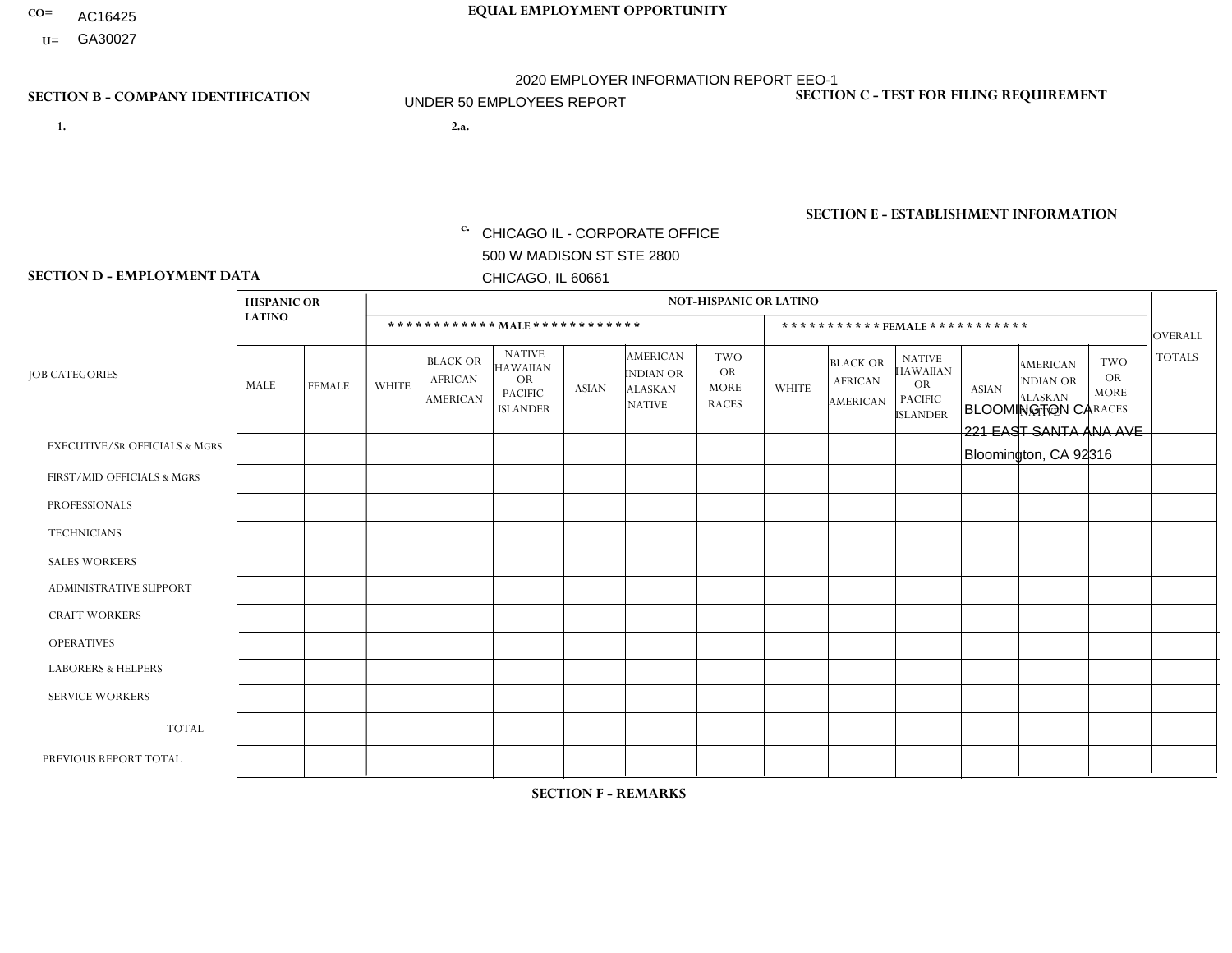CO= AC16425
U= GA30027

**EQUAL EMPLOYMENT OPPORTUNITY**

2020 EMPLOYER INFORMATION REPORT EEO-1
UNDER 50 EMPLOYEES REPORT

**SECTION B - COMPANY IDENTIFICATION**

1.

2.a.

c. CHICAGO IL - CORPORATE OFFICE
500 W MADISON ST STE 2800
CHICAGO, IL 60661

**SECTION C - TEST FOR FILING REQUIREMENT**

**SECTION E - ESTABLISHMENT INFORMATION**

BLOOMINGTON CA
221 EAST SANTA ANA AVE
Bloomington, CA 92316

**SECTION D - EMPLOYMENT DATA**

| JOB CATEGORIES | HISPANIC OR LATINO | | NOT-HISPANIC OR LATINO | | | | | | | | | | | | OVERALL TOTALS |
|---|---|---|---|---|---|---|---|---|---|---|---|---|---|---|---|
| | | | MALE | | | | | | FEMALE | | | | | | |
| | MALE | FEMALE | WHITE | BLACK OR AFRICAN AMERICAN | NATIVE HAWAIIAN OR PACIFIC ISLANDER | ASIAN | AMERICAN INDIAN OR ALASKAN NATIVE | TWO OR MORE RACES | WHITE | BLACK OR AFRICAN AMERICAN | NATIVE HAWAIIAN OR PACIFIC ISLANDER | ASIAN | AMERICAN INDIAN OR ALASKAN NATIVE | TWO OR MORE RACES | |
| EXECUTIVE/Sr OFFICIALS & MGRS | | | | | | | | | | | | | | | |
| FIRST/MID OFFICIALS & MGRS | | | | | | | | | | | | | | | |
| PROFESSIONALS | | | | | | | | | | | | | | | |
| TECHNICIANS | | | | | | | | | | | | | | | |
| SALES WORKERS | | | | | | | | | | | | | | | |
| ADMINISTRATIVE SUPPORT | | | | | | | | | | | | | | | |
| CRAFT WORKERS | | | | | | | | | | | | | | | |
| OPERATIVES | | | | | | | | | | | | | | | |
| LABORERS & HELPERS | | | | | | | | | | | | | | | |
| SERVICE WORKERS | | | | | | | | | | | | | | | |
| TOTAL | | | | | | | | | | | | | | | |
| PREVIOUS REPORT TOTAL | | | | | | | | | | | | | | | |

**SECTION F - REMARKS**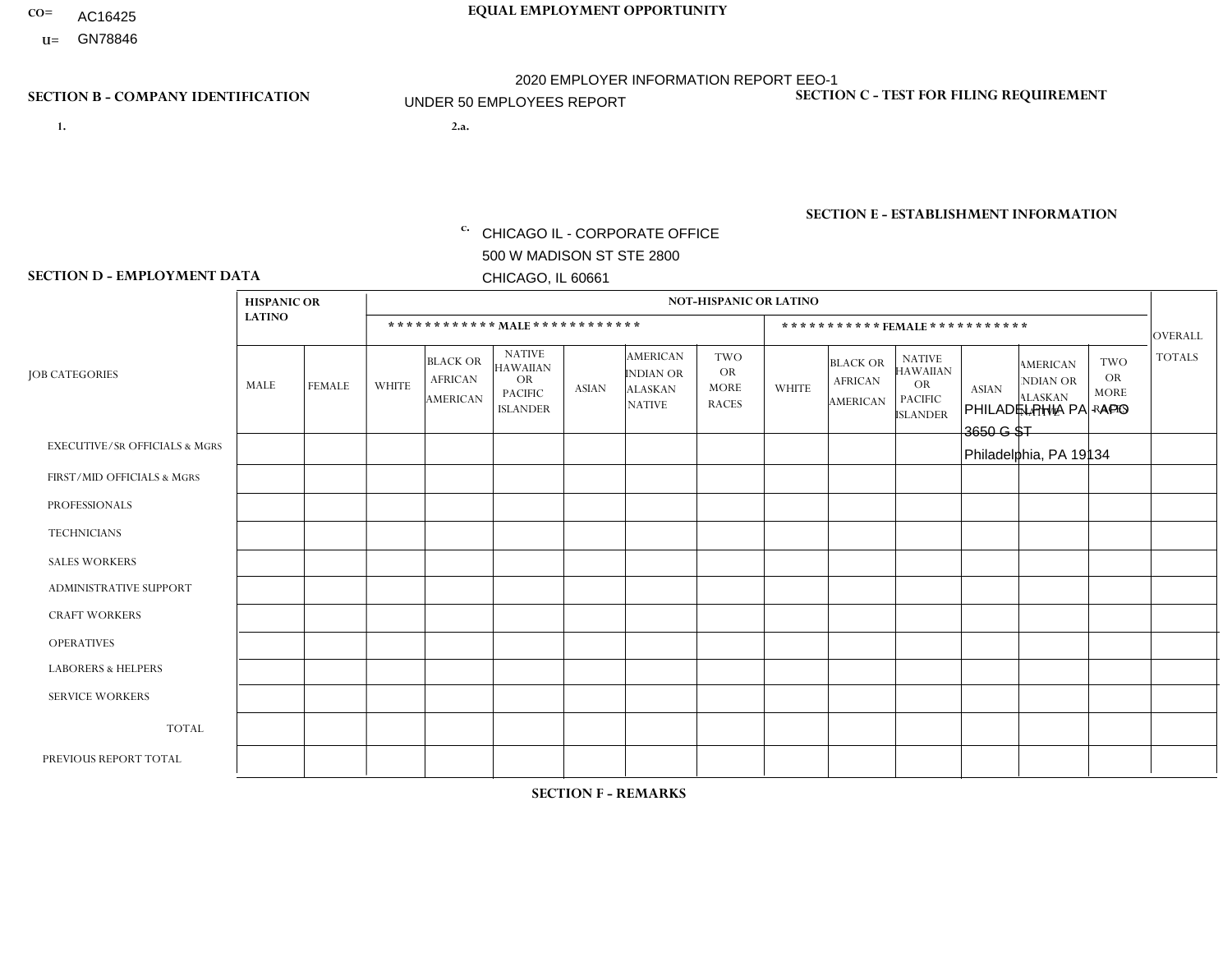CO= AC16425

U= GN78846

**EQUAL EMPLOYMENT OPPORTUNITY**

2020 EMPLOYER INFORMATION REPORT EEO-1

UNDER 50 EMPLOYEES REPORT

## SECTION B - COMPANY IDENTIFICATION

1.

2.a.

c. CHICAGO IL - CORPORATE OFFICE
500 W MADISON ST STE 2800
CHICAGO, IL 60661

## SECTION C - TEST FOR FILING REQUIREMENT

## SECTION E - ESTABLISHMENT INFORMATION

PHILADELPHIA PA - APO
3650 G ST
Philadelphia, PA 19134

## SECTION D - EMPLOYMENT DATA

| JOB CATEGORIES | HISPANIC OR LATINO | | NOT-HISPANIC OR LATINO | | | | | | | | | | | | OVERALL TOTALS |
|---|---|---|---|---|---|---|---|---|---|---|---|---|---|---|---|
| | | | MALE | | | | | | FEMALE | | | | | | |
| | MALE | FEMALE | WHITE | BLACK OR AFRICAN AMERICAN | NATIVE HAWAIIAN OR PACIFIC ISLANDER | ASIAN | AMERICAN INDIAN OR ALASKAN NATIVE | TWO OR MORE RACES | WHITE | BLACK OR AFRICAN AMERICAN | NATIVE HAWAIIAN OR PACIFIC ISLANDER | ASIAN | AMERICAN INDIAN OR ALASKAN NATIVE | TWO OR MORE RACES | |
| EXECUTIVE/SR OFFICIALS & MGRS | | | | | | | | | | | | | | | |
| FIRST/MID OFFICIALS & MGRS | | | | | | | | | | | | | | | |
| PROFESSIONALS | | | | | | | | | | | | | | | |
| TECHNICIANS | | | | | | | | | | | | | | | |
| SALES WORKERS | | | | | | | | | | | | | | | |
| ADMINISTRATIVE SUPPORT | | | | | | | | | | | | | | | |
| CRAFT WORKERS | | | | | | | | | | | | | | | |
| OPERATIVES | | | | | | | | | | | | | | | |
| LABORERS & HELPERS | | | | | | | | | | | | | | | |
| SERVICE WORKERS | | | | | | | | | | | | | | | |
| TOTAL | | | | | | | | | | | | | | | |
| PREVIOUS REPORT TOTAL | | | | | | | | | | | | | | | |

## SECTION F - REMARKS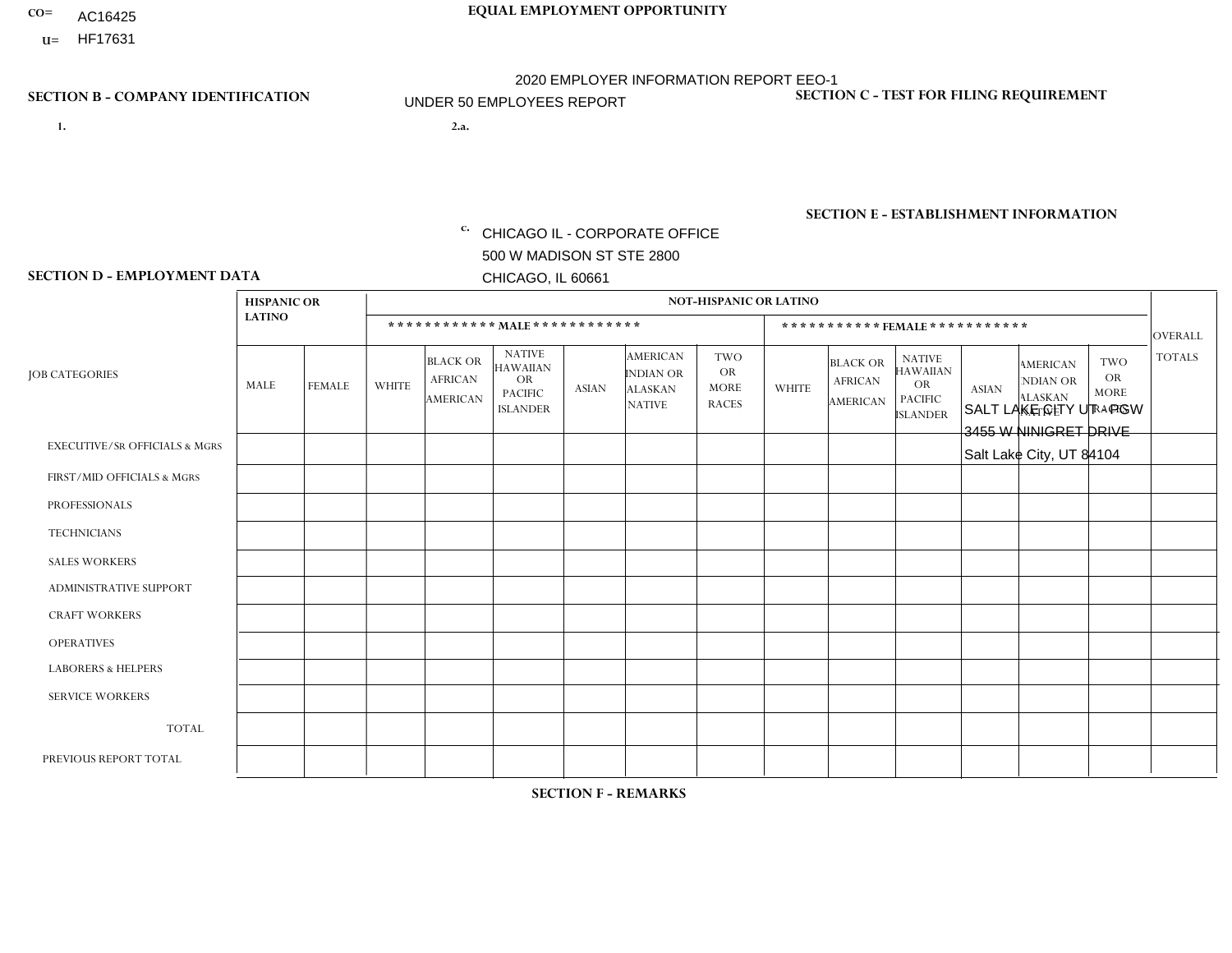CO= AC16425
U= HF17631

**EQUAL EMPLOYMENT OPPORTUNITY**

2020 EMPLOYER INFORMATION REPORT EEO-1
UNDER 50 EMPLOYEES REPORT

**SECTION B - COMPANY IDENTIFICATION**

1.

2.a.

c. CHICAGO IL - CORPORATE OFFICE
500 W MADISON ST STE 2800
CHICAGO, IL 60661

**SECTION C - TEST FOR FILING REQUIREMENT**

**SECTION E - ESTABLISHMENT INFORMATION**

SALT LAKE CITY UT - PSW
3455 W NINIGRET DRIVE
Salt Lake City, UT 84104

**SECTION D - EMPLOYMENT DATA**

| JOB CATEGORIES | HISPANIC OR LATINO | | NOT-HISPANIC OR LATINO | | | | | | | | | | | | OVERALL TOTALS |
|---|---|---|---|---|---|---|---|---|---|---|---|---|---|---|---|
| | | | MALE | | | | | | FEMALE | | | | | | |
| | MALE | FEMALE | WHITE | BLACK OR AFRICAN AMERICAN | NATIVE HAWAIIAN OR PACIFIC ISLANDER | ASIAN | AMERICAN INDIAN OR ALASKAN NATIVE | TWO OR MORE RACES | WHITE | BLACK OR AFRICAN AMERICAN | NATIVE HAWAIIAN OR PACIFIC ISLANDER | ASIAN | AMERICAN INDIAN OR ALASKAN NATIVE | TWO OR MORE RACES | |
| EXECUTIVE/SR OFFICIALS & MGRS | | | | | | | | | | | | | | | |
| FIRST/MID OFFICIALS & MGRS | | | | | | | | | | | | | | | |
| PROFESSIONALS | | | | | | | | | | | | | | | |
| TECHNICIANS | | | | | | | | | | | | | | | |
| SALES WORKERS | | | | | | | | | | | | | | | |
| ADMINISTRATIVE SUPPORT | | | | | | | | | | | | | | | |
| CRAFT WORKERS | | | | | | | | | | | | | | | |
| OPERATIVES | | | | | | | | | | | | | | | |
| LABORERS & HELPERS | | | | | | | | | | | | | | | |
| SERVICE WORKERS | | | | | | | | | | | | | | | |
| TOTAL | | | | | | | | | | | | | | | |
| PREVIOUS REPORT TOTAL | | | | | | | | | | | | | | | |

**SECTION F - REMARKS**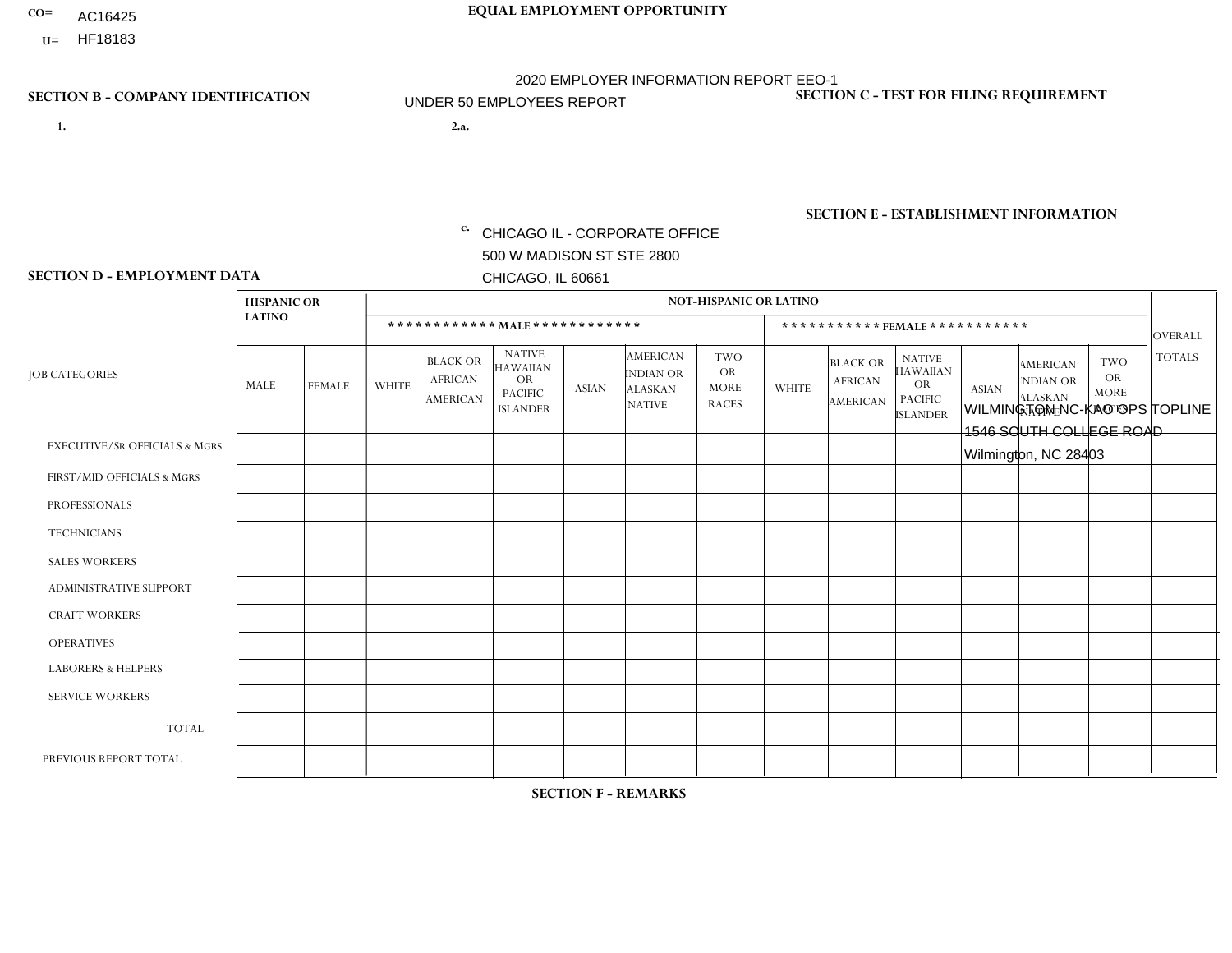CO= AC16425
U= HF18183

**EQUAL EMPLOYMENT OPPORTUNITY**

2020 EMPLOYER INFORMATION REPORT EEO-1
UNDER 50 EMPLOYEES REPORT

**SECTION B - COMPANY IDENTIFICATION**

1.

2.a.

c. CHICAGO IL - CORPORATE OFFICE
500 W MADISON ST STE 2800
CHICAGO, IL 60661

**SECTION C - TEST FOR FILING REQUIREMENT**

**SECTION E - ESTABLISHMENT INFORMATION**

WILMINGTON NC-KAO OPS TOPLINE
1546 SOUTH COLLEGE ROAD
Wilmington, NC 28403

**SECTION D - EMPLOYMENT DATA**

| JOB CATEGORIES | HISPANIC OR LATINO | | NOT-HISPANIC OR LATINO | | | | | | | | | | | | OVERALL TOTALS |
|---|---|---|---|---|---|---|---|---|---|---|---|---|---|---|---|
| | | | MALE | | | | | | FEMALE | | | | | | |
| | MALE | FEMALE | WHITE | BLACK OR AFRICAN AMERICAN | NATIVE HAWAIIAN OR PACIFIC ISLANDER | ASIAN | AMERICAN INDIAN OR ALASKAN NATIVE | TWO OR MORE RACES | WHITE | BLACK OR AFRICAN AMERICAN | NATIVE HAWAIIAN OR PACIFIC ISLANDER | ASIAN | AMERICAN INDIAN OR ALASKAN NATIVE | TWO OR MORE RACES | |
| EXECUTIVE/SR OFFICIALS & MGRS | | | | | | | | | | | | | | | |
| FIRST/MID OFFICIALS & MGRS | | | | | | | | | | | | | | | |
| PROFESSIONALS | | | | | | | | | | | | | | | |
| TECHNICIANS | | | | | | | | | | | | | | | |
| SALES WORKERS | | | | | | | | | | | | | | | |
| ADMINISTRATIVE SUPPORT | | | | | | | | | | | | | | | |
| CRAFT WORKERS | | | | | | | | | | | | | | | |
| OPERATIVES | | | | | | | | | | | | | | | |
| LABORERS & HELPERS | | | | | | | | | | | | | | | |
| SERVICE WORKERS | | | | | | | | | | | | | | | |
| TOTAL | | | | | | | | | | | | | | | |
| PREVIOUS REPORT TOTAL | | | | | | | | | | | | | | | |

**SECTION F - REMARKS**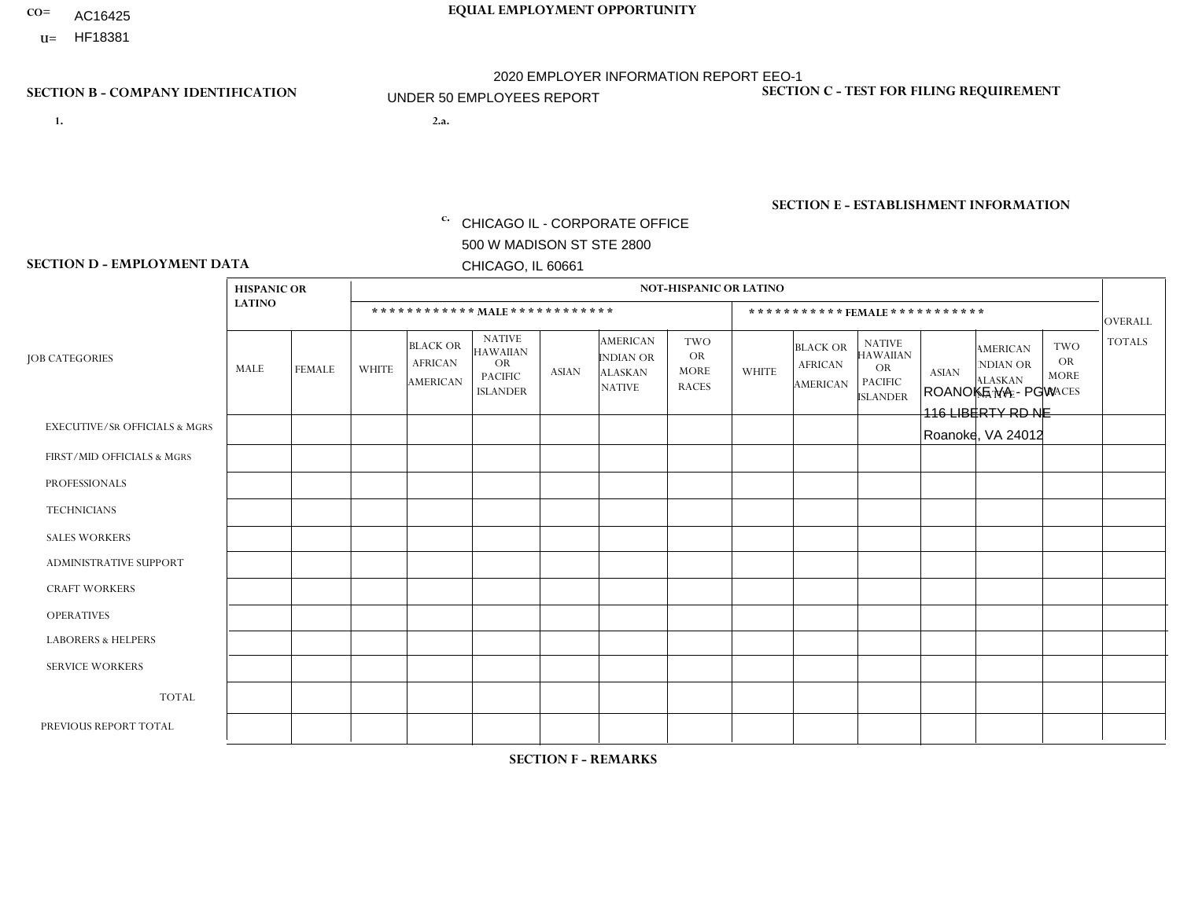CO= AC16425
U= HF18381

**EQUAL EMPLOYMENT OPPORTUNITY**

2020 EMPLOYER INFORMATION REPORT EEO-1
UNDER 50 EMPLOYEES REPORT

**SECTION B - COMPANY IDENTIFICATION**

1.

2.a.

c. CHICAGO IL - CORPORATE OFFICE
500 W MADISON ST STE 2800
CHICAGO, IL 60661

**SECTION C - TEST FOR FILING REQUIREMENT**

**SECTION E - ESTABLISHMENT INFORMATION**

ROANOKE VA - PGW
116 LIBERTY RD NE
Roanoke, VA 24012

**SECTION D - EMPLOYMENT DATA**

| JOB CATEGORIES | HISPANIC OR LATINO | | NOT-HISPANIC OR LATINO | | | | | | | | | | | | OVERALL TOTALS |
|---|---|---|---|---|---|---|---|---|---|---|---|---|---|---|---|
| | | | MALE | | | | | | FEMALE | | | | | | |
| | MALE | FEMALE | WHITE | BLACK OR AFRICAN AMERICAN | NATIVE HAWAIIAN OR PACIFIC ISLANDER | ASIAN | AMERICAN INDIAN OR ALASKAN NATIVE | TWO OR MORE RACES | WHITE | BLACK OR AFRICAN AMERICAN | NATIVE HAWAIIAN OR PACIFIC ISLANDER | ASIAN | AMERICAN INDIAN OR ALASKAN NATIVE | TWO OR MORE RACES | |
| EXECUTIVE/SR OFFICIALS & MGRS | | | | | | | | | | | | | | | |
| FIRST/MID OFFICIALS & MGRS | | | | | | | | | | | | | | | |
| PROFESSIONALS | | | | | | | | | | | | | | | |
| TECHNICIANS | | | | | | | | | | | | | | | |
| SALES WORKERS | | | | | | | | | | | | | | | |
| ADMINISTRATIVE SUPPORT | | | | | | | | | | | | | | | |
| CRAFT WORKERS | | | | | | | | | | | | | | | |
| OPERATIVES | | | | | | | | | | | | | | | |
| LABORERS & HELPERS | | | | | | | | | | | | | | | |
| SERVICE WORKERS | | | | | | | | | | | | | | | |
| TOTAL | | | | | | | | | | | | | | | |
| PREVIOUS REPORT TOTAL | | | | | | | | | | | | | | | |

**SECTION F - REMARKS**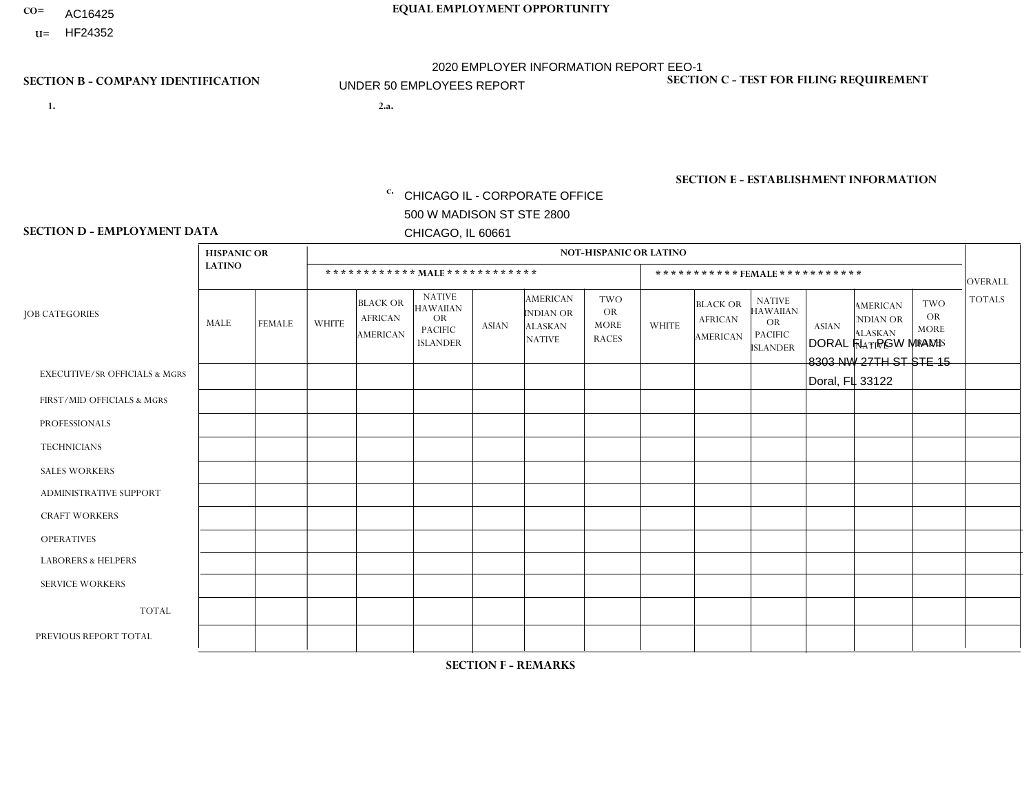CO= AC16425

U= HF24352

**EQUAL EMPLOYMENT OPPORTUNITY**

2020 EMPLOYER INFORMATION REPORT EEO-1

UNDER 50 EMPLOYEES REPORT

**SECTION B - COMPANY IDENTIFICATION**

1.

2.a.

c. CHICAGO IL - CORPORATE OFFICE
500 W MADISON ST STE 2800
CHICAGO, IL 60661

**SECTION C - TEST FOR FILING REQUIREMENT**

**SECTION E - ESTABLISHMENT INFORMATION**

DORAL FL - PGW MIAMI
8303 NW 27TH ST STE 15
Doral, FL 33122

**SECTION D - EMPLOYMENT DATA**

| JOB CATEGORIES | HISPANIC OR LATINO | | NOT-HISPANIC OR LATINO | | | | | | | | | | | | OVERALL TOTALS |
|---|---|---|---|---|---|---|---|---|---|---|---|---|---|---|---|
| | | | MALE | | | | | | FEMALE | | | | | | |
| | MALE | FEMALE | WHITE | BLACK OR AFRICAN AMERICAN | NATIVE HAWAIIAN OR PACIFIC ISLANDER | ASIAN | AMERICAN INDIAN OR ALASKAN NATIVE | TWO OR MORE RACES | WHITE | BLACK OR AFRICAN AMERICAN | NATIVE HAWAIIAN OR PACIFIC ISLANDER | ASIAN | AMERICAN INDIAN OR ALASKAN NATIVE | TWO OR MORE RACES | |
| EXECUTIVE/SR OFFICIALS & MGRS | | | | | | | | | | | | | | | |
| FIRST/MID OFFICIALS & MGRS | | | | | | | | | | | | | | | |
| PROFESSIONALS | | | | | | | | | | | | | | | |
| TECHNICIANS | | | | | | | | | | | | | | | |
| SALES WORKERS | | | | | | | | | | | | | | | |
| ADMINISTRATIVE SUPPORT | | | | | | | | | | | | | | | |
| CRAFT WORKERS | | | | | | | | | | | | | | | |
| OPERATIVES | | | | | | | | | | | | | | | |
| LABORERS & HELPERS | | | | | | | | | | | | | | | |
| SERVICE WORKERS | | | | | | | | | | | | | | | |
| TOTAL | | | | | | | | | | | | | | | |
| PREVIOUS REPORT TOTAL | | | | | | | | | | | | | | | |

**SECTION F - REMARKS**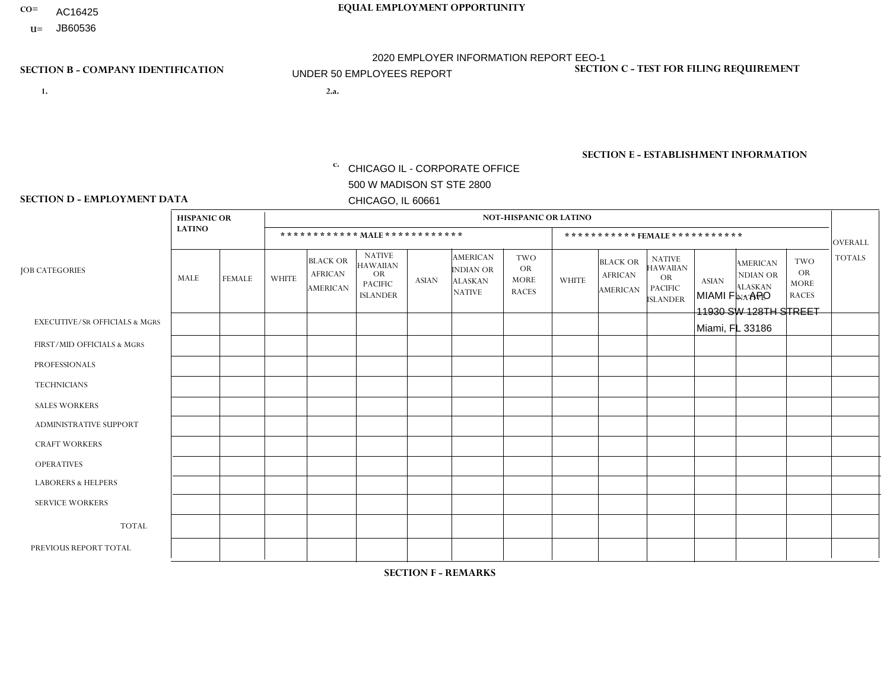CO= AC16425
U= JB60536

**EQUAL EMPLOYMENT OPPORTUNITY**

2020 EMPLOYER INFORMATION REPORT EEO-1

UNDER 50 EMPLOYEES REPORT

**SECTION B - COMPANY IDENTIFICATION**

1.

2.a.

c. CHICAGO IL - CORPORATE OFFICE
500 W MADISON ST STE 2800
CHICAGO, IL 60661

**SECTION C - TEST FOR FILING REQUIREMENT**

**SECTION E - ESTABLISHMENT INFORMATION**

MIAMI FL - APO
11930 SW 128TH STREET
Miami, FL 33186

**SECTION D - EMPLOYMENT DATA**

| JOB CATEGORIES | HISPANIC OR LATINO | | NOT-HISPANIC OR LATINO | | | | | | | | | | | | OVERALL TOTALS |
|---|---|---|---|---|---|---|---|---|---|---|---|---|---|---|---|
| | | | MALE | | | | | | FEMALE | | | | | | |
| | MALE | FEMALE | WHITE | BLACK OR AFRICAN AMERICAN | NATIVE HAWAIIAN OR PACIFIC ISLANDER | ASIAN | AMERICAN INDIAN OR ALASKAN NATIVE | TWO OR MORE RACES | WHITE | BLACK OR AFRICAN AMERICAN | NATIVE HAWAIIAN OR PACIFIC ISLANDER | ASIAN | AMERICAN INDIAN OR ALASKAN NATIVE | TWO OR MORE RACES | |
| EXECUTIVE/SR OFFICIALS & MGRS | | | | | | | | | | | | | | | |
| FIRST/MID OFFICIALS & MGRS | | | | | | | | | | | | | | | |
| PROFESSIONALS | | | | | | | | | | | | | | | |
| TECHNICIANS | | | | | | | | | | | | | | | |
| SALES WORKERS | | | | | | | | | | | | | | | |
| ADMINISTRATIVE SUPPORT | | | | | | | | | | | | | | | |
| CRAFT WORKERS | | | | | | | | | | | | | | | |
| OPERATIVES | | | | | | | | | | | | | | | |
| LABORERS & HELPERS | | | | | | | | | | | | | | | |
| SERVICE WORKERS | | | | | | | | | | | | | | | |
| TOTAL | | | | | | | | | | | | | | | |
| PREVIOUS REPORT TOTAL | | | | | | | | | | | | | | | |

**SECTION F - REMARKS**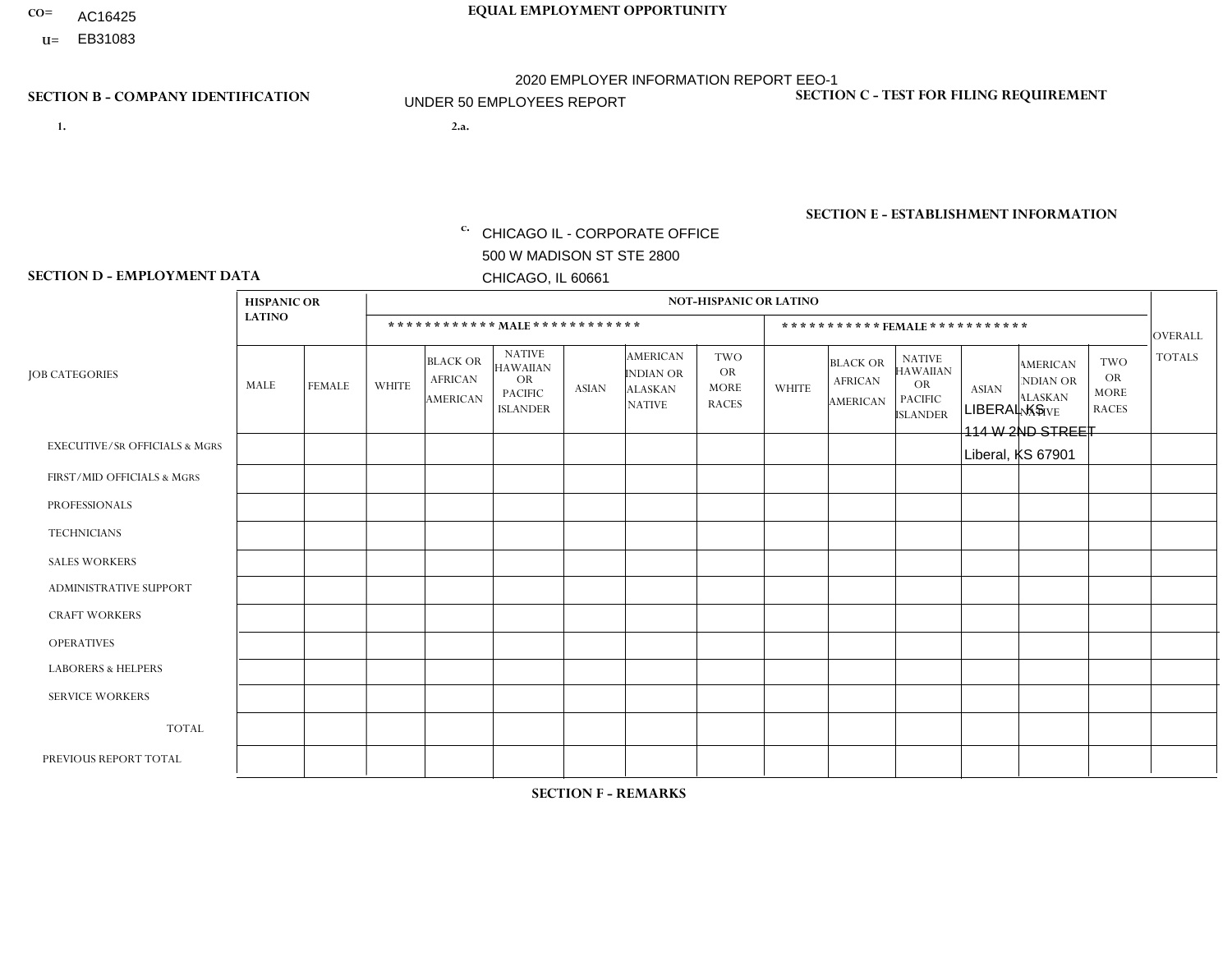CO= AC16425
U= EB31083

**EQUAL EMPLOYMENT OPPORTUNITY**

2020 EMPLOYER INFORMATION REPORT EEO-1
UNDER 50 EMPLOYEES REPORT

**SECTION B - COMPANY IDENTIFICATION**

1.

2.a.

c. CHICAGO IL - CORPORATE OFFICE
500 W MADISON ST STE 2800
CHICAGO, IL 60661

**SECTION C - TEST FOR FILING REQUIREMENT**

**SECTION E - ESTABLISHMENT INFORMATION**

LIBERAL KS
114 W 2ND STREET
Liberal, KS 67901

**SECTION D - EMPLOYMENT DATA**

| JOB CATEGORIES | HISPANIC OR LATINO | | NOT-HISPANIC OR LATINO | | | | | | | | | | | | OVERALL TOTALS |
|---|---|---|---|---|---|---|---|---|---|---|---|---|---|---|---|
| | | | MALE | | | | | | FEMALE | | | | | | |
| | MALE | FEMALE | WHITE | BLACK OR AFRICAN AMERICAN | NATIVE HAWAIIAN OR PACIFIC ISLANDER | ASIAN | AMERICAN INDIAN OR ALASKAN NATIVE | TWO OR MORE RACES | WHITE | BLACK OR AFRICAN AMERICAN | NATIVE HAWAIIAN OR PACIFIC ISLANDER | ASIAN | AMERICAN INDIAN OR ALASKAN NATIVE | TWO OR MORE RACES | |
| EXECUTIVE/Sr OFFICIALS & MGRS | | | | | | | | | | | | | | | |
| FIRST/MID OFFICIALS & MGRS | | | | | | | | | | | | | | | |
| PROFESSIONALS | | | | | | | | | | | | | | | |
| TECHNICIANS | | | | | | | | | | | | | | | |
| SALES WORKERS | | | | | | | | | | | | | | | |
| ADMINISTRATIVE SUPPORT | | | | | | | | | | | | | | | |
| CRAFT WORKERS | | | | | | | | | | | | | | | |
| OPERATIVES | | | | | | | | | | | | | | | |
| LABORERS & HELPERS | | | | | | | | | | | | | | | |
| SERVICE WORKERS | | | | | | | | | | | | | | | |
| TOTAL | | | | | | | | | | | | | | | |
| PREVIOUS REPORT TOTAL | | | | | | | | | | | | | | | |

**SECTION F - REMARKS**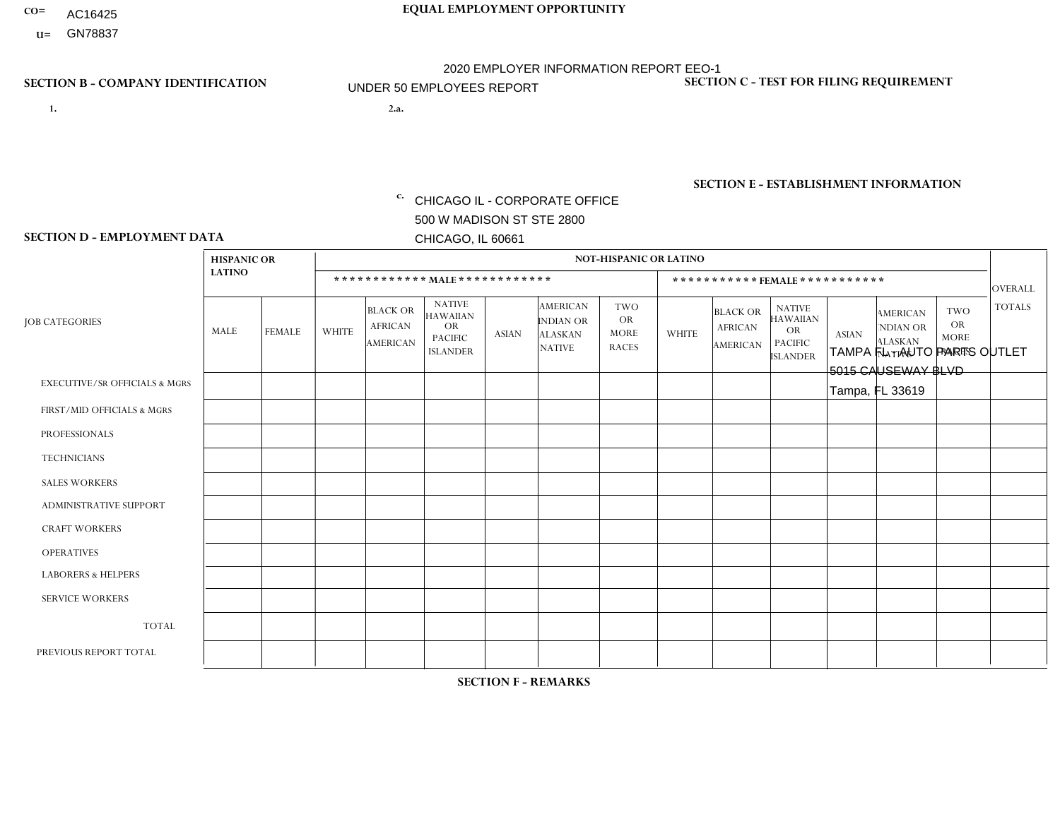CO= AC16425

U= GN78837

**EQUAL EMPLOYMENT OPPORTUNITY**

2020 EMPLOYER INFORMATION REPORT EEO-1

UNDER 50 EMPLOYEES REPORT

**SECTION B - COMPANY IDENTIFICATION**

1.

2.a.

c. CHICAGO IL - CORPORATE OFFICE
500 W MADISON ST STE 2800
CHICAGO, IL 60661

**SECTION C - TEST FOR FILING REQUIREMENT**

**SECTION E - ESTABLISHMENT INFORMATION**

TAMPA FL - AUTO PARTS OUTLET
5015 CAUSEWAY BLVD
Tampa, FL 33619

**SECTION D - EMPLOYMENT DATA**

| JOB CATEGORIES | HISPANIC OR LATINO | | NOT-HISPANIC OR LATINO | | | | | | | | | | | | OVERALL TOTALS |
|---|---|---|---|---|---|---|---|---|---|---|---|---|---|---|---|
| | | | MALE | | | | | | FEMALE | | | | | | |
| | MALE | FEMALE | WHITE | BLACK OR AFRICAN AMERICAN | NATIVE HAWAIIAN OR PACIFIC ISLANDER | ASIAN | AMERICAN INDIAN OR ALASKAN NATIVE | TWO OR MORE RACES | WHITE | BLACK OR AFRICAN AMERICAN | NATIVE HAWAIIAN OR PACIFIC ISLANDER | ASIAN | AMERICAN INDIAN OR ALASKAN NATIVE | TWO OR MORE RACES | |
| EXECUTIVE/SR OFFICIALS & MGRS | | | | | | | | | | | | | | | |
| FIRST/MID OFFICIALS & MGRS | | | | | | | | | | | | | | | |
| PROFESSIONALS | | | | | | | | | | | | | | | |
| TECHNICIANS | | | | | | | | | | | | | | | |
| SALES WORKERS | | | | | | | | | | | | | | | |
| ADMINISTRATIVE SUPPORT | | | | | | | | | | | | | | | |
| CRAFT WORKERS | | | | | | | | | | | | | | | |
| OPERATIVES | | | | | | | | | | | | | | | |
| LABORERS & HELPERS | | | | | | | | | | | | | | | |
| SERVICE WORKERS | | | | | | | | | | | | | | | |
| TOTAL | | | | | | | | | | | | | | | |
| PREVIOUS REPORT TOTAL | | | | | | | | | | | | | | | |

**SECTION F - REMARKS**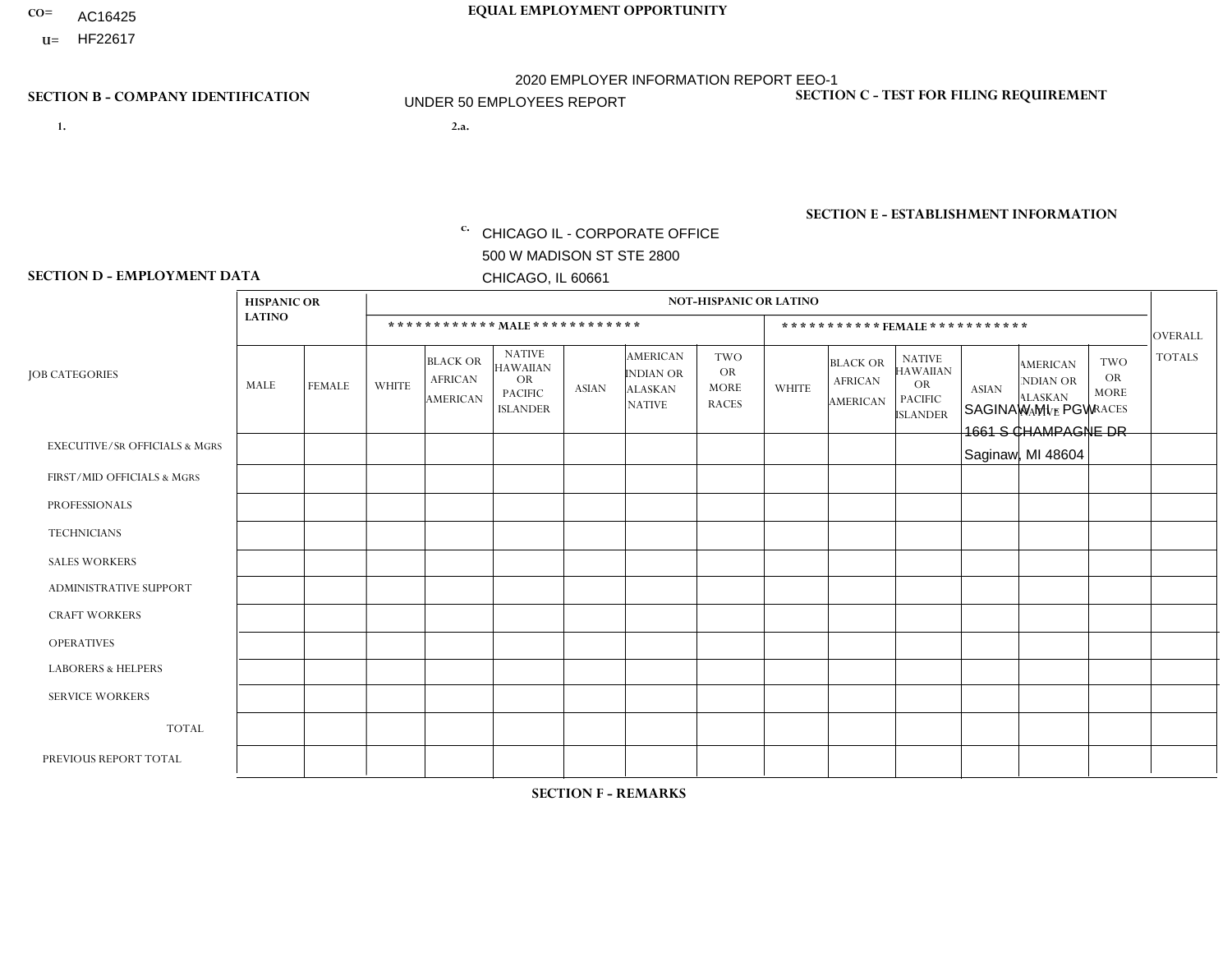CO= AC16425
U= HF22617

**EQUAL EMPLOYMENT OPPORTUNITY**

2020 EMPLOYER INFORMATION REPORT EEO-1

UNDER 50 EMPLOYEES REPORT

**SECTION B - COMPANY IDENTIFICATION**

1.

2.a.

c. CHICAGO IL - CORPORATE OFFICE
500 W MADISON ST STE 2800
CHICAGO, IL 60661

**SECTION C - TEST FOR FILING REQUIREMENT**

**SECTION E - ESTABLISHMENT INFORMATION**

SAGINAW MI - PGW
1661 S CHAMPAGNE DR
Saginaw, MI 48604

**SECTION D - EMPLOYMENT DATA**

| JOB CATEGORIES | HISPANIC OR LATINO | | NOT-HISPANIC OR LATINO | | | | | | | | | | | | OVERALL TOTALS |
|---|---|---|---|---|---|---|---|---|---|---|---|---|---|---|---|
| | | | MALE | | | | | | FEMALE | | | | | | |
| | MALE | FEMALE | WHITE | BLACK OR AFRICAN AMERICAN | NATIVE HAWAIIAN OR PACIFIC ISLANDER | ASIAN | AMERICAN INDIAN OR ALASKAN NATIVE | TWO OR MORE RACES | WHITE | BLACK OR AFRICAN AMERICAN | NATIVE HAWAIIAN OR PACIFIC ISLANDER | ASIAN | AMERICAN INDIAN OR ALASKAN NATIVE | TWO OR MORE RACES | |
| EXECUTIVE/Sr OFFICIALS & MGRS | | | | | | | | | | | | | | | |
| FIRST/MID OFFICIALS & MGRS | | | | | | | | | | | | | | | |
| PROFESSIONALS | | | | | | | | | | | | | | | |
| TECHNICIANS | | | | | | | | | | | | | | | |
| SALES WORKERS | | | | | | | | | | | | | | | |
| ADMINISTRATIVE SUPPORT | | | | | | | | | | | | | | | |
| CRAFT WORKERS | | | | | | | | | | | | | | | |
| OPERATIVES | | | | | | | | | | | | | | | |
| LABORERS & HELPERS | | | | | | | | | | | | | | | |
| SERVICE WORKERS | | | | | | | | | | | | | | | |
| TOTAL | | | | | | | | | | | | | | | |
| PREVIOUS REPORT TOTAL | | | | | | | | | | | | | | | |

**SECTION F - REMARKS**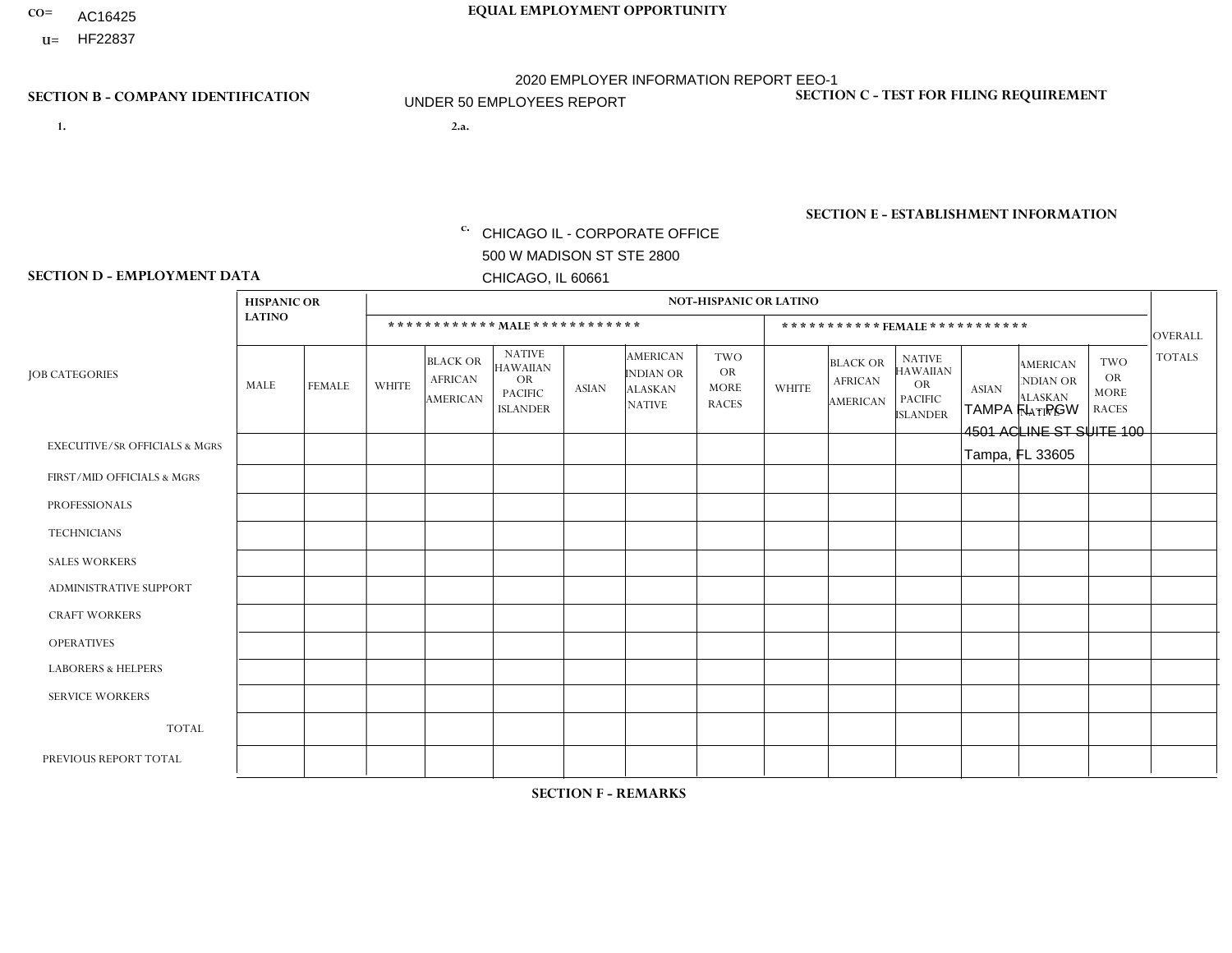CO= AC16425
U= HF22837

EQUAL EMPLOYMENT OPPORTUNITY

2020 EMPLOYER INFORMATION REPORT EEO-1
UNDER 50 EMPLOYEES REPORT

## SECTION B - COMPANY IDENTIFICATION

1.

2.a.

c. CHICAGO IL - CORPORATE OFFICE
500 W MADISON ST STE 2800
CHICAGO, IL 60661

## SECTION C - TEST FOR FILING REQUIREMENT

## SECTION E - ESTABLISHMENT INFORMATION

TAMPA FL - PGW
4501 ACLINE ST SUITE 100
Tampa, FL 33605

## SECTION D - EMPLOYMENT DATA

| JOB CATEGORIES | HISPANIC OR LATINO | | NOT-HISPANIC OR LATINO | | | | | | | | | | | | OVERALL TOTALS |
|---|---|---|---|---|---|---|---|---|---|---|---|---|---|---|---|
| | | | MALE | | | | | | FEMALE | | | | | | |
| | MALE | FEMALE | WHITE | BLACK OR AFRICAN AMERICAN | NATIVE HAWAIIAN OR PACIFIC ISLANDER | ASIAN | AMERICAN INDIAN OR ALASKAN NATIVE | TWO OR MORE RACES | WHITE | BLACK OR AFRICAN AMERICAN | NATIVE HAWAIIAN OR PACIFIC ISLANDER | ASIAN | AMERICAN INDIAN OR ALASKAN NATIVE | TWO OR MORE RACES | |
| EXECUTIVE/SR OFFICIALS & MGRS | | | | | | | | | | | | | | | |
| FIRST/MID OFFICIALS & MGRS | | | | | | | | | | | | | | | |
| PROFESSIONALS | | | | | | | | | | | | | | | |
| TECHNICIANS | | | | | | | | | | | | | | | |
| SALES WORKERS | | | | | | | | | | | | | | | |
| ADMINISTRATIVE SUPPORT | | | | | | | | | | | | | | | |
| CRAFT WORKERS | | | | | | | | | | | | | | | |
| OPERATIVES | | | | | | | | | | | | | | | |
| LABORERS & HELPERS | | | | | | | | | | | | | | | |
| SERVICE WORKERS | | | | | | | | | | | | | | | |
| TOTAL | | | | | | | | | | | | | | | |
| PREVIOUS REPORT TOTAL | | | | | | | | | | | | | | | |

## SECTION F - REMARKS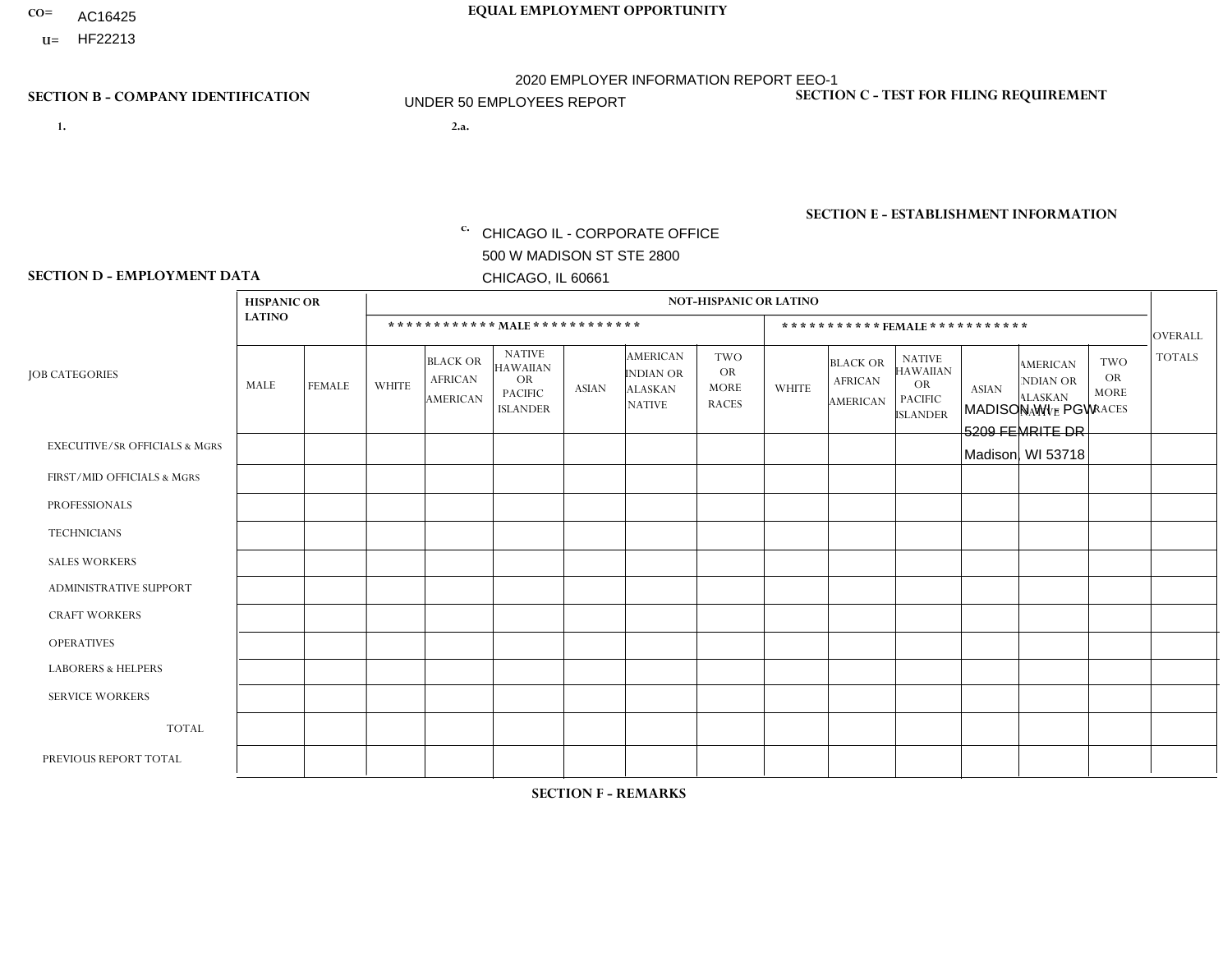CO= AC16425
U= HF22213

**EQUAL EMPLOYMENT OPPORTUNITY**

2020 EMPLOYER INFORMATION REPORT EEO-1
UNDER 50 EMPLOYEES REPORT

**SECTION B - COMPANY IDENTIFICATION**

1.

2.a.

c. CHICAGO IL - CORPORATE OFFICE
500 W MADISON ST STE 2800
CHICAGO, IL 60661

**SECTION C - TEST FOR FILING REQUIREMENT**

**SECTION E - ESTABLISHMENT INFORMATION**

MADISON WI - PGW
5209 FEMRITE DR
Madison, WI 53718

**SECTION D - EMPLOYMENT DATA**

| JOB CATEGORIES | HISPANIC OR LATINO | | NOT-HISPANIC OR LATINO | | | | | | | | | | | | OVERALL TOTALS |
|---|---|---|---|---|---|---|---|---|---|---|---|---|---|---|---|
| | | | MALE | | | | | | FEMALE | | | | | | |
| | MALE | FEMALE | WHITE | BLACK OR AFRICAN AMERICAN | NATIVE HAWAIIAN OR PACIFIC ISLANDER | ASIAN | AMERICAN INDIAN OR ALASKAN NATIVE | TWO OR MORE RACES | WHITE | BLACK OR AFRICAN AMERICAN | NATIVE HAWAIIAN OR PACIFIC ISLANDER | ASIAN | AMERICAN INDIAN OR ALASKAN NATIVE | TWO OR MORE RACES | |
| EXECUTIVE/SR OFFICIALS & MGRS | | | | | | | | | | | | | | | |
| FIRST/MID OFFICIALS & MGRS | | | | | | | | | | | | | | | |
| PROFESSIONALS | | | | | | | | | | | | | | | |
| TECHNICIANS | | | | | | | | | | | | | | | |
| SALES WORKERS | | | | | | | | | | | | | | | |
| ADMINISTRATIVE SUPPORT | | | | | | | | | | | | | | | |
| CRAFT WORKERS | | | | | | | | | | | | | | | |
| OPERATIVES | | | | | | | | | | | | | | | |
| LABORERS & HELPERS | | | | | | | | | | | | | | | |
| SERVICE WORKERS | | | | | | | | | | | | | | | |
| TOTAL | | | | | | | | | | | | | | | |
| PREVIOUS REPORT TOTAL | | | | | | | | | | | | | | | |

**SECTION F - REMARKS**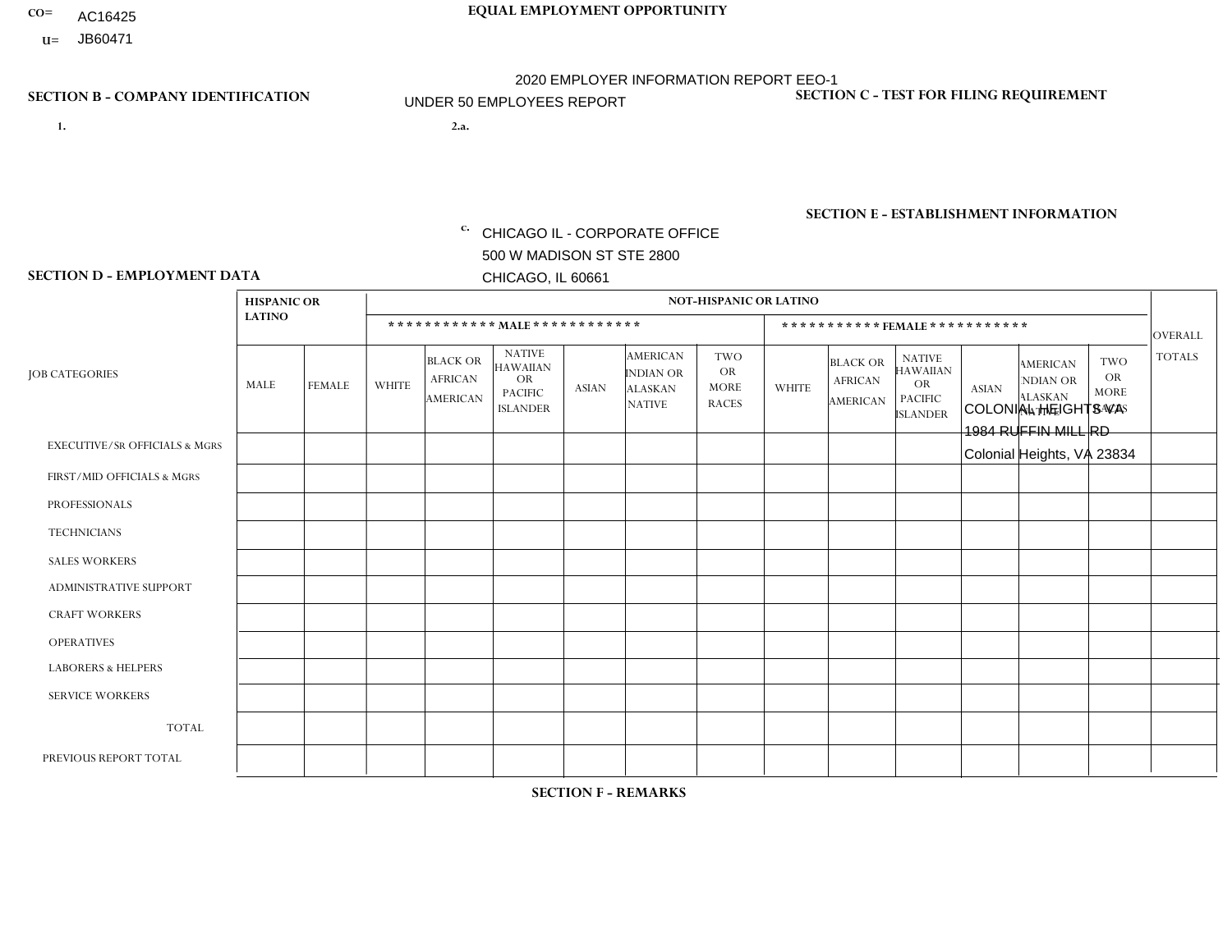CO= AC16425
U= JB60471

**EQUAL EMPLOYMENT OPPORTUNITY**

2020 EMPLOYER INFORMATION REPORT EEO-1

UNDER 50 EMPLOYEES REPORT

**SECTION B - COMPANY IDENTIFICATION**

1.

2.a.

c. CHICAGO IL - CORPORATE OFFICE
500 W MADISON ST STE 2800
CHICAGO, IL 60661

**SECTION C - TEST FOR FILING REQUIREMENT**

**SECTION E - ESTABLISHMENT INFORMATION**

COLONIAL HEIGHTS VA
1984 RUFFIN MILL RD
Colonial Heights, VA 23834

**SECTION D - EMPLOYMENT DATA**

| JOB CATEGORIES | HISPANIC OR LATINO | | NOT-HISPANIC OR LATINO | | | | | | | | | | | | OVERALL TOTALS |
|---|---|---|---|---|---|---|---|---|---|---|---|---|---|---|---|
| | | | MALE | | | | | | FEMALE | | | | | | |
| | MALE | FEMALE | WHITE | BLACK OR AFRICAN AMERICAN | NATIVE HAWAIIAN OR PACIFIC ISLANDER | ASIAN | AMERICAN INDIAN OR ALASKAN NATIVE | TWO OR MORE RACES | WHITE | BLACK OR AFRICAN AMERICAN | NATIVE HAWAIIAN OR PACIFIC ISLANDER | ASIAN | AMERICAN INDIAN OR ALASKAN NATIVE | TWO OR MORE RACES | |
| EXECUTIVE/SR OFFICIALS & MGRS | | | | | | | | | | | | | | | |
| FIRST/MID OFFICIALS & MGRS | | | | | | | | | | | | | | | |
| PROFESSIONALS | | | | | | | | | | | | | | | |
| TECHNICIANS | | | | | | | | | | | | | | | |
| SALES WORKERS | | | | | | | | | | | | | | | |
| ADMINISTRATIVE SUPPORT | | | | | | | | | | | | | | | |
| CRAFT WORKERS | | | | | | | | | | | | | | | |
| OPERATIVES | | | | | | | | | | | | | | | |
| LABORERS & HELPERS | | | | | | | | | | | | | | | |
| SERVICE WORKERS | | | | | | | | | | | | | | | |
| TOTAL | | | | | | | | | | | | | | | |
| PREVIOUS REPORT TOTAL | | | | | | | | | | | | | | | |

**SECTION F - REMARKS**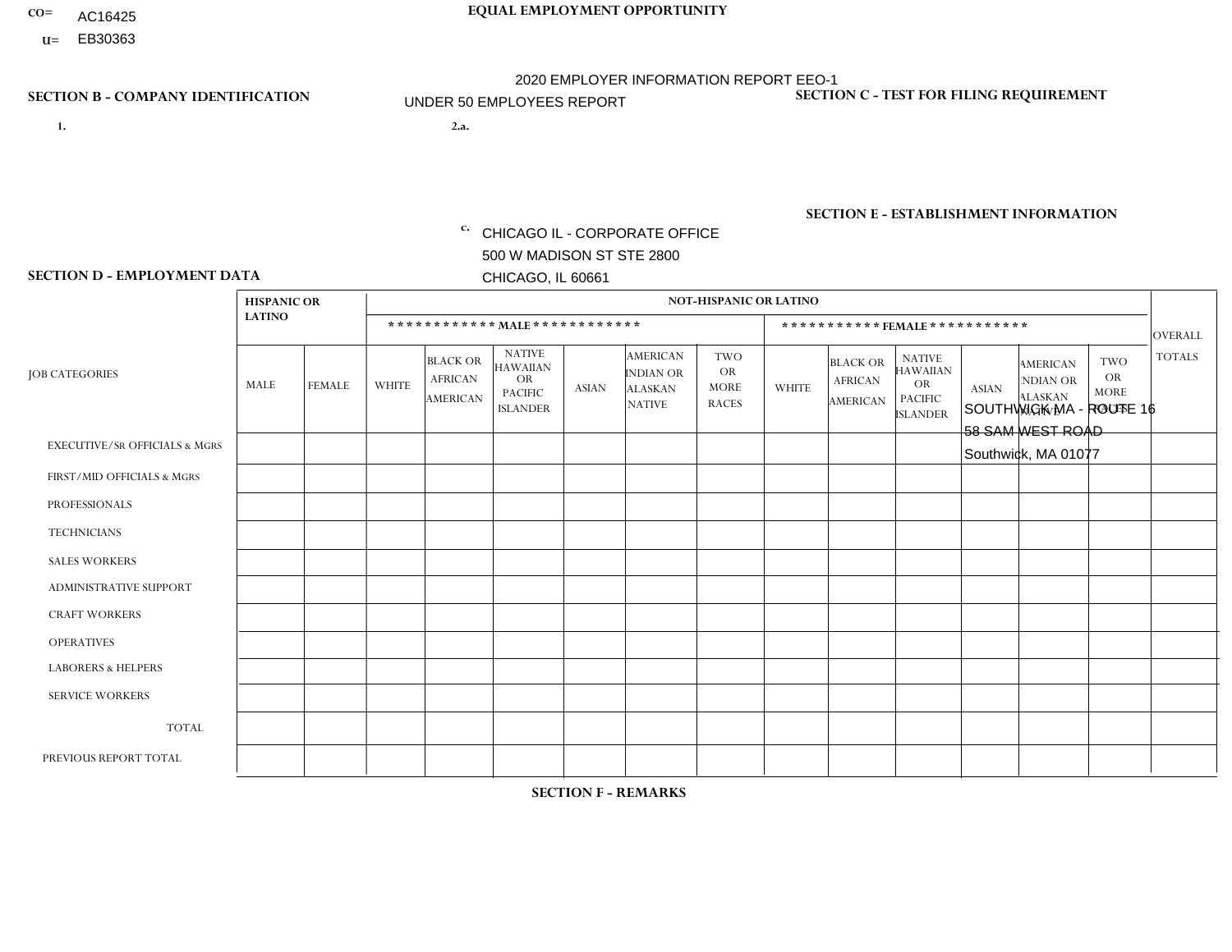CO= AC16425
U= EB30363

**EQUAL EMPLOYMENT OPPORTUNITY**

2020 EMPLOYER INFORMATION REPORT EEO-1
UNDER 50 EMPLOYEES REPORT

**SECTION B - COMPANY IDENTIFICATION**

1.

2.a.

c. CHICAGO IL - CORPORATE OFFICE
500 W MADISON ST STE 2800
CHICAGO, IL 60661

**SECTION C - TEST FOR FILING REQUIREMENT**

**SECTION E - ESTABLISHMENT INFORMATION**

SOUTHWICK MA - ROUTE 16
58 SAM WEST ROAD
Southwick, MA 01077

**SECTION D - EMPLOYMENT DATA**

| JOB CATEGORIES | HISPANIC OR LATINO | | NOT-HISPANIC OR LATINO | | | | | | | | | | | | OVERALL TOTALS |
|---|---|---|---|---|---|---|---|---|---|---|---|---|---|---|---|
| | | | MALE | | | | | | FEMALE | | | | | | |
| | MALE | FEMALE | WHITE | BLACK OR AFRICAN AMERICAN | NATIVE HAWAIIAN OR PACIFIC ISLANDER | ASIAN | AMERICAN INDIAN OR ALASKAN NATIVE | TWO OR MORE RACES | WHITE | BLACK OR AFRICAN AMERICAN | NATIVE HAWAIIAN OR PACIFIC ISLANDER | ASIAN | AMERICAN INDIAN OR ALASKAN NATIVE | TWO OR MORE RACES | |
| EXECUTIVE/SR OFFICIALS & MGRS | | | | | | | | | | | | | | | |
| FIRST/MID OFFICIALS & MGRS | | | | | | | | | | | | | | | |
| PROFESSIONALS | | | | | | | | | | | | | | | |
| TECHNICIANS | | | | | | | | | | | | | | | |
| SALES WORKERS | | | | | | | | | | | | | | | |
| ADMINISTRATIVE SUPPORT | | | | | | | | | | | | | | | |
| CRAFT WORKERS | | | | | | | | | | | | | | | |
| OPERATIVES | | | | | | | | | | | | | | | |
| LABORERS & HELPERS | | | | | | | | | | | | | | | |
| SERVICE WORKERS | | | | | | | | | | | | | | | |
| TOTAL | | | | | | | | | | | | | | | |
| PREVIOUS REPORT TOTAL | | | | | | | | | | | | | | | |

**SECTION F - REMARKS**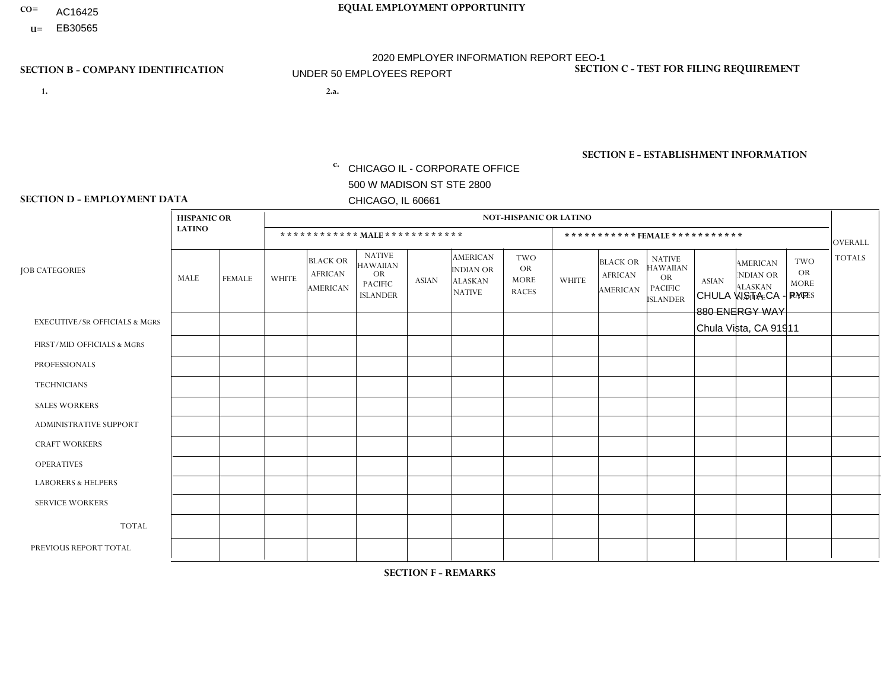CO= AC16425
U= EB30565

**EQUAL EMPLOYMENT OPPORTUNITY**

2020 EMPLOYER INFORMATION REPORT EEO-1
UNDER 50 EMPLOYEES REPORT

**SECTION B - COMPANY IDENTIFICATION**

1.

2.a.

c. CHICAGO IL - CORPORATE OFFICE
500 W MADISON ST STE 2800
CHICAGO, IL 60661

**SECTION C - TEST FOR FILING REQUIREMENT**

**SECTION E - ESTABLISHMENT INFORMATION**

CHULA VISTA CA - RYP
880 ENERGY WAY
Chula Vista, CA 91911

**SECTION D - EMPLOYMENT DATA**

| JOB CATEGORIES | HISPANIC OR LATINO | | NOT-HISPANIC OR LATINO | | | | | | | | | | | | OVERALL TOTALS |
|---|---|---|---|---|---|---|---|---|---|---|---|---|---|---|---|
| | | | MALE | | | | | | FEMALE | | | | | | |
| | MALE | FEMALE | WHITE | BLACK OR AFRICAN AMERICAN | NATIVE HAWAIIAN OR PACIFIC ISLANDER | ASIAN | AMERICAN INDIAN OR ALASKAN NATIVE | TWO OR MORE RACES | WHITE | BLACK OR AFRICAN AMERICAN | NATIVE HAWAIIAN OR PACIFIC ISLANDER | ASIAN | AMERICAN INDIAN OR ALASKAN NATIVE | TWO OR MORE RACES | |
| EXECUTIVE/SR OFFICIALS & MGRS | | | | | | | | | | | | | | | |
| FIRST/MID OFFICIALS & MGRS | | | | | | | | | | | | | | | |
| PROFESSIONALS | | | | | | | | | | | | | | | |
| TECHNICIANS | | | | | | | | | | | | | | | |
| SALES WORKERS | | | | | | | | | | | | | | | |
| ADMINISTRATIVE SUPPORT | | | | | | | | | | | | | | | |
| CRAFT WORKERS | | | | | | | | | | | | | | | |
| OPERATIVES | | | | | | | | | | | | | | | |
| LABORERS & HELPERS | | | | | | | | | | | | | | | |
| SERVICE WORKERS | | | | | | | | | | | | | | | |
| TOTAL | | | | | | | | | | | | | | | |
| PREVIOUS REPORT TOTAL | | | | | | | | | | | | | | | |

**SECTION F - REMARKS**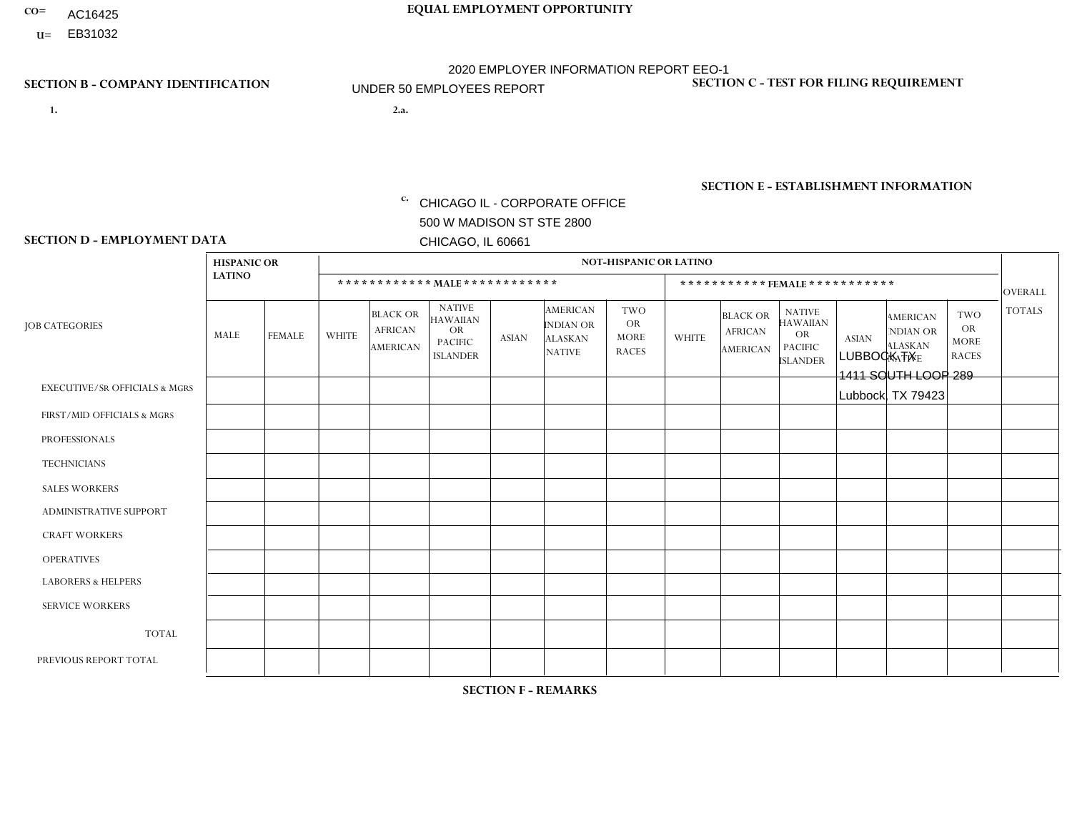CO= AC16425

U= EB31032

**EQUAL EMPLOYMENT OPPORTUNITY**

2020 EMPLOYER INFORMATION REPORT EEO-1

UNDER 50 EMPLOYEES REPORT

**SECTION B - COMPANY IDENTIFICATION**

1.

2.a.

c. CHICAGO IL - CORPORATE OFFICE
500 W MADISON ST STE 2800
CHICAGO, IL 60661

**SECTION C - TEST FOR FILING REQUIREMENT**

**SECTION E - ESTABLISHMENT INFORMATION**

LUBBOCK TX
1411 SOUTH LOOP 289
Lubbock, TX 79423

**SECTION D - EMPLOYMENT DATA**

| JOB CATEGORIES | HISPANIC OR LATINO | | NOT-HISPANIC OR LATINO | | | | | | | | | | | | OVERALL TOTALS |
|---|---|---|---|---|---|---|---|---|---|---|---|---|---|---|---|
| | | | MALE | | | | | | FEMALE | | | | | | |
| | MALE | FEMALE | WHITE | BLACK OR AFRICAN AMERICAN | NATIVE HAWAIIAN OR PACIFIC ISLANDER | ASIAN | AMERICAN INDIAN OR ALASKAN NATIVE | TWO OR MORE RACES | WHITE | BLACK OR AFRICAN AMERICAN | NATIVE HAWAIIAN OR PACIFIC ISLANDER | ASIAN | AMERICAN INDIAN OR ALASKAN NATIVE | TWO OR MORE RACES | |
| EXECUTIVE/Sr OFFICIALS & MGRS | | | | | | | | | | | | | | | |
| FIRST/MID OFFICIALS & MGRS | | | | | | | | | | | | | | | |
| PROFESSIONALS | | | | | | | | | | | | | | | |
| TECHNICIANS | | | | | | | | | | | | | | | |
| SALES WORKERS | | | | | | | | | | | | | | | |
| ADMINISTRATIVE SUPPORT | | | | | | | | | | | | | | | |
| CRAFT WORKERS | | | | | | | | | | | | | | | |
| OPERATIVES | | | | | | | | | | | | | | | |
| LABORERS & HELPERS | | | | | | | | | | | | | | | |
| SERVICE WORKERS | | | | | | | | | | | | | | | |
| TOTAL | | | | | | | | | | | | | | | |
| PREVIOUS REPORT TOTAL | | | | | | | | | | | | | | | |

**SECTION F - REMARKS**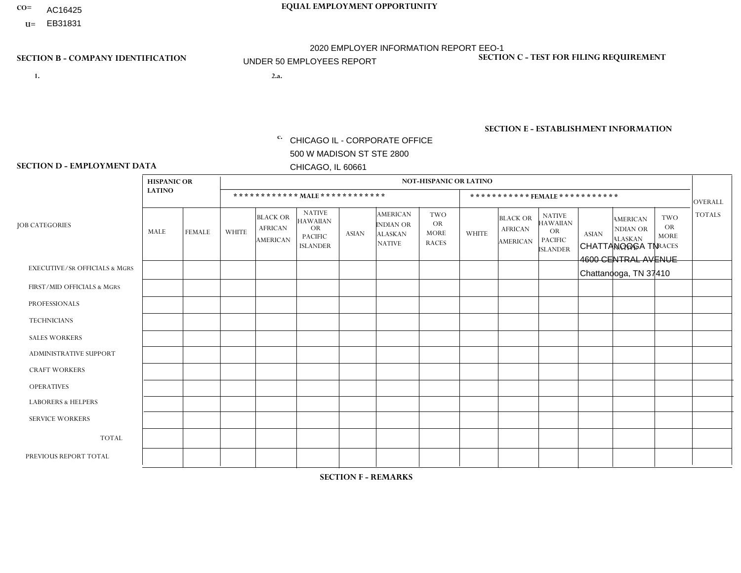CO= AC16425
U= EB31831

**EQUAL EMPLOYMENT OPPORTUNITY**

2020 EMPLOYER INFORMATION REPORT EEO-1
UNDER 50 EMPLOYEES REPORT

**SECTION B - COMPANY IDENTIFICATION**

1.

2.a.

c. CHICAGO IL - CORPORATE OFFICE
500 W MADISON ST STE 2800
CHICAGO, IL 60661

**SECTION C - TEST FOR FILING REQUIREMENT**

**SECTION E - ESTABLISHMENT INFORMATION**

CHATTANOOGA TN
4600 CENTRAL AVENUE
Chattanooga, TN 37410

**SECTION D - EMPLOYMENT DATA**

| JOB CATEGORIES | HISPANIC OR LATINO | | NOT-HISPANIC OR LATINO | | | | | | | | | | | | OVERALL TOTALS |
|---|---|---|---|---|---|---|---|---|---|---|---|---|---|---|---|
| | | | MALE | | | | | | FEMALE | | | | | | |
| | MALE | FEMALE | WHITE | BLACK OR AFRICAN AMERICAN | NATIVE HAWAIIAN OR PACIFIC ISLANDER | ASIAN | AMERICAN INDIAN OR ALASKAN NATIVE | TWO OR MORE RACES | WHITE | BLACK OR AFRICAN AMERICAN | NATIVE HAWAIIAN OR PACIFIC ISLANDER | ASIAN | AMERICAN INDIAN OR ALASKAN NATIVE | TWO OR MORE RACES | |
| EXECUTIVE/Sr OFFICIALS & MGRS | | | | | | | | | | | | | | | |
| FIRST/MID OFFICIALS & MGRS | | | | | | | | | | | | | | | |
| PROFESSIONALS | | | | | | | | | | | | | | | |
| TECHNICIANS | | | | | | | | | | | | | | | |
| SALES WORKERS | | | | | | | | | | | | | | | |
| ADMINISTRATIVE SUPPORT | | | | | | | | | | | | | | | |
| CRAFT WORKERS | | | | | | | | | | | | | | | |
| OPERATIVES | | | | | | | | | | | | | | | |
| LABORERS & HELPERS | | | | | | | | | | | | | | | |
| SERVICE WORKERS | | | | | | | | | | | | | | | |
| TOTAL | | | | | | | | | | | | | | | |
| PREVIOUS REPORT TOTAL | | | | | | | | | | | | | | | |

**SECTION F - REMARKS**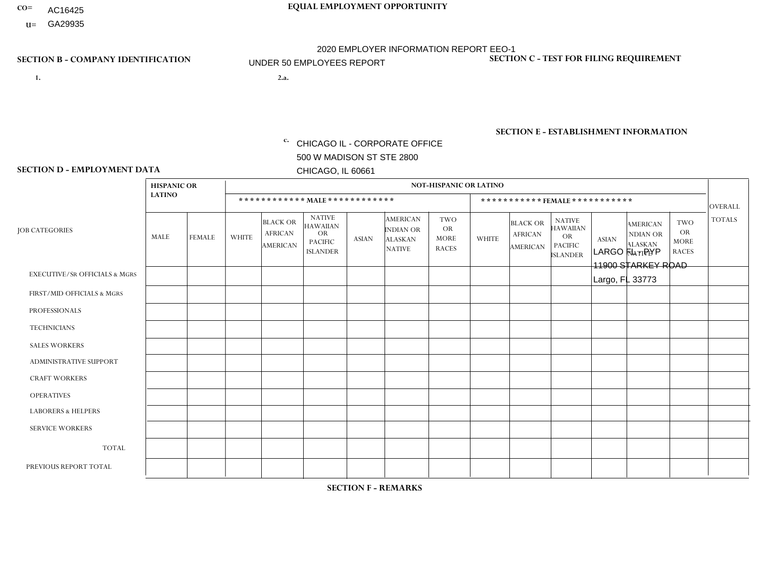CO= AC16425
U= GA29935

**EQUAL EMPLOYMENT OPPORTUNITY**

2020 EMPLOYER INFORMATION REPORT EEO-1
UNDER 50 EMPLOYEES REPORT

**SECTION B - COMPANY IDENTIFICATION**

1.

2.a.

c. CHICAGO IL - CORPORATE OFFICE
500 W MADISON ST STE 2800
CHICAGO, IL 60661

**SECTION C - TEST FOR FILING REQUIREMENT**

**SECTION E - ESTABLISHMENT INFORMATION**

LARGO FL - PYP
11900 STARKEY ROAD
Largo, FL 33773

**SECTION D - EMPLOYMENT DATA**

| JOB CATEGORIES | HISPANIC OR LATINO | | NOT-HISPANIC OR LATINO | | | | | | | | | | | | OVERALL TOTALS |
|---|---|---|---|---|---|---|---|---|---|---|---|---|---|---|---|
| | | | MALE | | | | | | FEMALE | | | | | | |
| | MALE | FEMALE | WHITE | BLACK OR AFRICAN AMERICAN | NATIVE HAWAIIAN OR PACIFIC ISLANDER | ASIAN | AMERICAN INDIAN OR ALASKAN NATIVE | TWO OR MORE RACES | WHITE | BLACK OR AFRICAN AMERICAN | NATIVE HAWAIIAN OR PACIFIC ISLANDER | ASIAN | AMERICAN INDIAN OR ALASKAN NATIVE | TWO OR MORE RACES | |
| EXECUTIVE/SR OFFICIALS & MGRS | | | | | | | | | | | | | | | |
| FIRST/MID OFFICIALS & MGRS | | | | | | | | | | | | | | | |
| PROFESSIONALS | | | | | | | | | | | | | | | |
| TECHNICIANS | | | | | | | | | | | | | | | |
| SALES WORKERS | | | | | | | | | | | | | | | |
| ADMINISTRATIVE SUPPORT | | | | | | | | | | | | | | | |
| CRAFT WORKERS | | | | | | | | | | | | | | | |
| OPERATIVES | | | | | | | | | | | | | | | |
| LABORERS & HELPERS | | | | | | | | | | | | | | | |
| SERVICE WORKERS | | | | | | | | | | | | | | | |
| TOTAL | | | | | | | | | | | | | | | |
| PREVIOUS REPORT TOTAL | | | | | | | | | | | | | | | |

**SECTION F - REMARKS**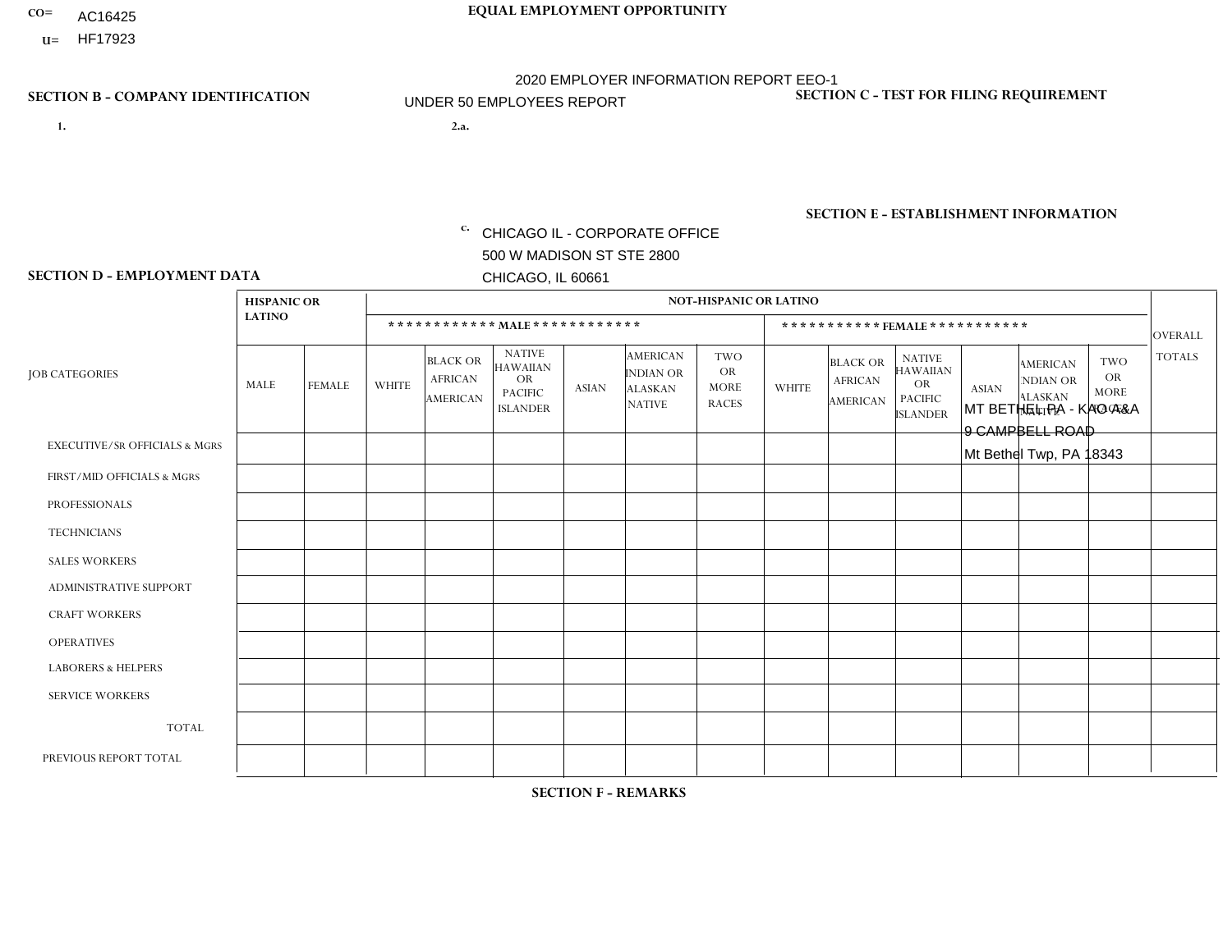CO= AC16425

U= HF17923

**EQUAL EMPLOYMENT OPPORTUNITY**

2020 EMPLOYER INFORMATION REPORT EEO-1

UNDER 50 EMPLOYEES REPORT

## SECTION B - COMPANY IDENTIFICATION

1.

2.a.

c. CHICAGO IL - CORPORATE OFFICE
500 W MADISON ST STE 2800
CHICAGO, IL 60661

## SECTION C - TEST FOR FILING REQUIREMENT

## SECTION E - ESTABLISHMENT INFORMATION

MT BETHEL PA - KAO A&A
9 CAMPBELL ROAD
Mt Bethel Twp, PA 18343

## SECTION D - EMPLOYMENT DATA

| JOB CATEGORIES | HISPANIC OR LATINO | | NOT-HISPANIC OR LATINO | | | | | | | | | | | | OVERALL TOTALS |
|---|---|---|---|---|---|---|---|---|---|---|---|---|---|---|---|
| | | | MALE | | | | | | FEMALE | | | | | | |
| | MALE | FEMALE | WHITE | BLACK OR AFRICAN AMERICAN | NATIVE HAWAIIAN OR PACIFIC ISLANDER | ASIAN | AMERICAN INDIAN OR ALASKAN NATIVE | TWO OR MORE RACES | WHITE | BLACK OR AFRICAN AMERICAN | NATIVE HAWAIIAN OR PACIFIC ISLANDER | ASIAN | AMERICAN INDIAN OR ALASKAN NATIVE | TWO OR MORE RACES | |
| EXECUTIVE/SR OFFICIALS & MGRS | | | | | | | | | | | | | | | |
| FIRST/MID OFFICIALS & MGRS | | | | | | | | | | | | | | | |
| PROFESSIONALS | | | | | | | | | | | | | | | |
| TECHNICIANS | | | | | | | | | | | | | | | |
| SALES WORKERS | | | | | | | | | | | | | | | |
| ADMINISTRATIVE SUPPORT | | | | | | | | | | | | | | | |
| CRAFT WORKERS | | | | | | | | | | | | | | | |
| OPERATIVES | | | | | | | | | | | | | | | |
| LABORERS & HELPERS | | | | | | | | | | | | | | | |
| SERVICE WORKERS | | | | | | | | | | | | | | | |
| TOTAL | | | | | | | | | | | | | | | |
| PREVIOUS REPORT TOTAL | | | | | | | | | | | | | | | |

## SECTION F - REMARKS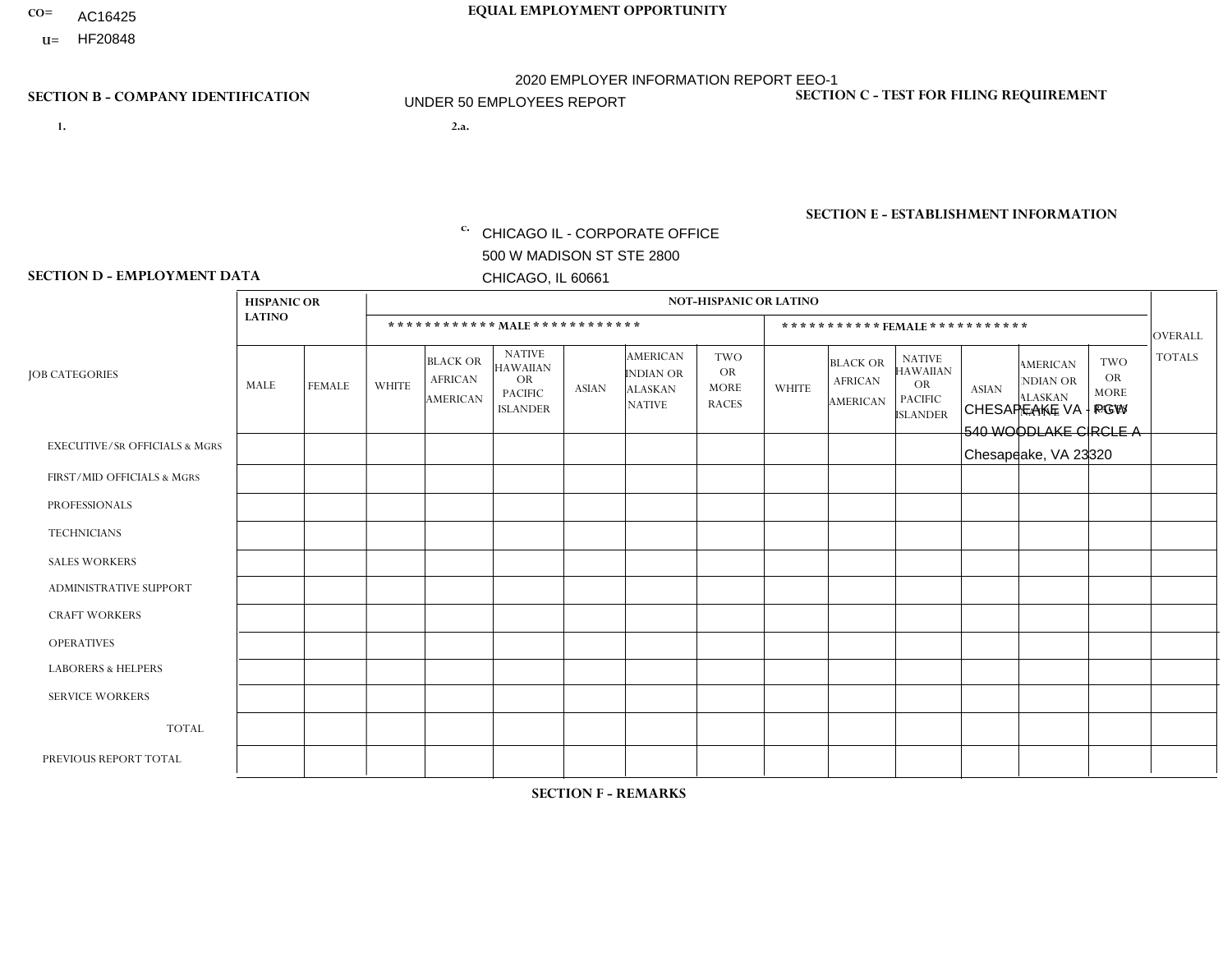CO= AC16425
U= HF20848

**EQUAL EMPLOYMENT OPPORTUNITY**

2020 EMPLOYER INFORMATION REPORT EEO-1

UNDER 50 EMPLOYEES REPORT

**SECTION B - COMPANY IDENTIFICATION**

1.

2.a.

c. CHICAGO IL - CORPORATE OFFICE
500 W MADISON ST STE 2800
CHICAGO, IL 60661

**SECTION C - TEST FOR FILING REQUIREMENT**

**SECTION E - ESTABLISHMENT INFORMATION**

CHESAPEAKE VA - PGW
540 WOODLAKE CIRCLE A
Chesapeake, VA 23320

**SECTION D - EMPLOYMENT DATA**

| JOB CATEGORIES | HISPANIC OR LATINO | | NOT-HISPANIC OR LATINO | | | | | | | | | | | | OVERALL TOTALS |
|---|---|---|---|---|---|---|---|---|---|---|---|---|---|---|---|
| | | | MALE | | | | | | FEMALE | | | | | | |
| | MALE | FEMALE | WHITE | BLACK OR AFRICAN AMERICAN | NATIVE HAWAIIAN OR PACIFIC ISLANDER | ASIAN | AMERICAN INDIAN OR ALASKAN NATIVE | TWO OR MORE RACES | WHITE | BLACK OR AFRICAN AMERICAN | NATIVE HAWAIIAN OR PACIFIC ISLANDER | ASIAN | AMERICAN INDIAN OR ALASKAN NATIVE | TWO OR MORE RACES | |
| EXECUTIVE/SR OFFICIALS & MGRS | | | | | | | | | | | | | | | |
| FIRST/MID OFFICIALS & MGRS | | | | | | | | | | | | | | | |
| PROFESSIONALS | | | | | | | | | | | | | | | |
| TECHNICIANS | | | | | | | | | | | | | | | |
| SALES WORKERS | | | | | | | | | | | | | | | |
| ADMINISTRATIVE SUPPORT | | | | | | | | | | | | | | | |
| CRAFT WORKERS | | | | | | | | | | | | | | | |
| OPERATIVES | | | | | | | | | | | | | | | |
| LABORERS & HELPERS | | | | | | | | | | | | | | | |
| SERVICE WORKERS | | | | | | | | | | | | | | | |
| TOTAL | | | | | | | | | | | | | | | |
| PREVIOUS REPORT TOTAL | | | | | | | | | | | | | | | |

**SECTION F - REMARKS**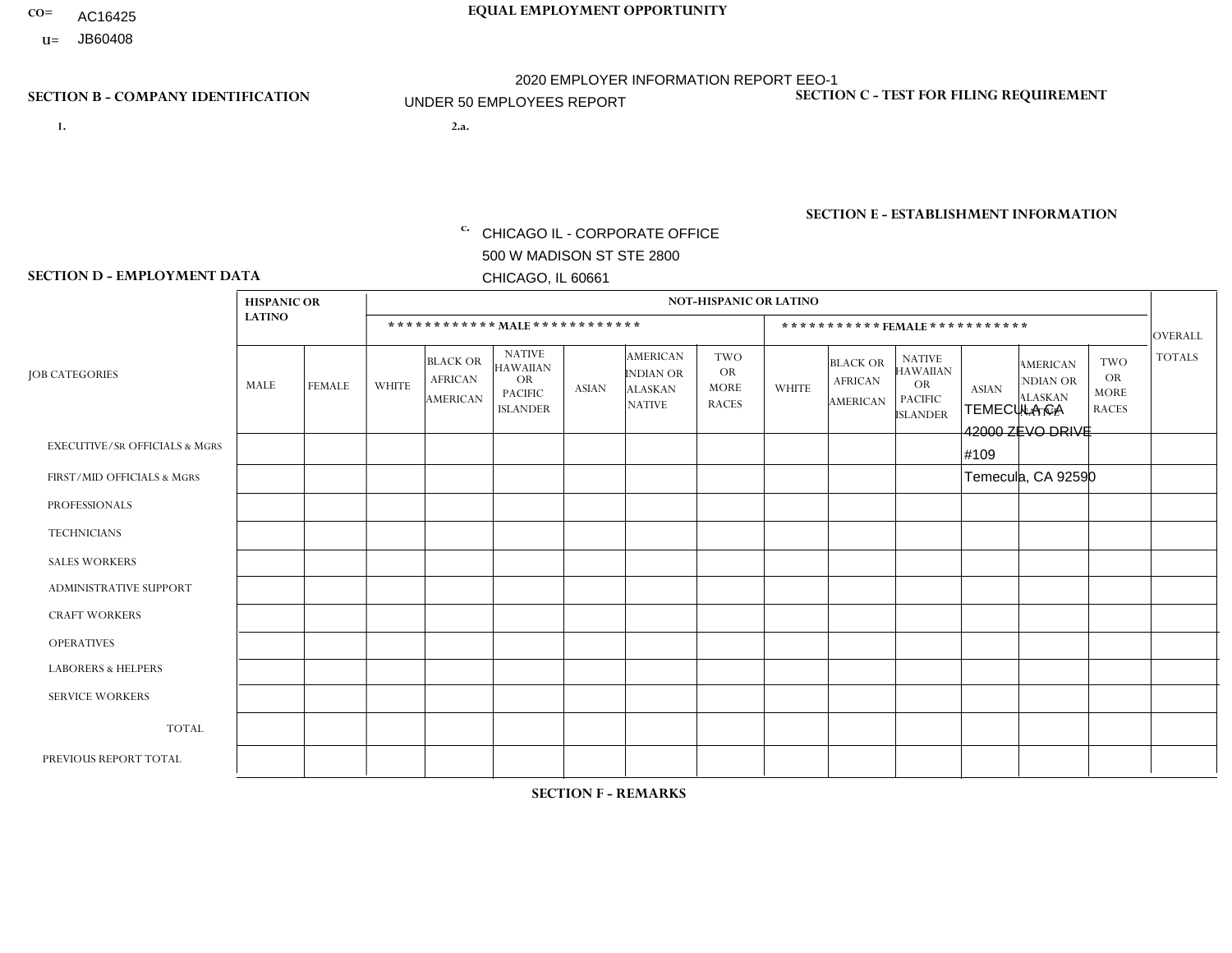CO= AC16425
U= JB60408

**EQUAL EMPLOYMENT OPPORTUNITY**

2020 EMPLOYER INFORMATION REPORT EEO-1
UNDER 50 EMPLOYEES REPORT

**SECTION B - COMPANY IDENTIFICATION**

1.

2.a.

c. CHICAGO IL - CORPORATE OFFICE
500 W MADISON ST STE 2800
CHICAGO, IL 60661

**SECTION C - TEST FOR FILING REQUIREMENT**

**SECTION E - ESTABLISHMENT INFORMATION**

TEMECULA CA
42000 ZEVO DRIVE
#109
Temecula, CA 92590

**SECTION D - EMPLOYMENT DATA**

| JOB CATEGORIES | HISPANIC OR LATINO | | NOT-HISPANIC OR LATINO | | | | | | | | | | | | OVERALL TOTALS |
|---|---|---|---|---|---|---|---|---|---|---|---|---|---|---|---|
| | | | MALE | | | | | | FEMALE | | | | | | |
| | MALE | FEMALE | WHITE | BLACK OR AFRICAN AMERICAN | NATIVE HAWAIIAN OR PACIFIC ISLANDER | ASIAN | AMERICAN INDIAN OR ALASKAN NATIVE | TWO OR MORE RACES | WHITE | BLACK OR AFRICAN AMERICAN | NATIVE HAWAIIAN OR PACIFIC ISLANDER | ASIAN | AMERICAN INDIAN OR ALASKAN NATIVE | TWO OR MORE RACES | |
| EXECUTIVE/SR OFFICIALS & MGRS | | | | | | | | | | | | | | | |
| FIRST/MID OFFICIALS & MGRS | | | | | | | | | | | | | | | |
| PROFESSIONALS | | | | | | | | | | | | | | | |
| TECHNICIANS | | | | | | | | | | | | | | | |
| SALES WORKERS | | | | | | | | | | | | | | | |
| ADMINISTRATIVE SUPPORT | | | | | | | | | | | | | | | |
| CRAFT WORKERS | | | | | | | | | | | | | | | |
| OPERATIVES | | | | | | | | | | | | | | | |
| LABORERS & HELPERS | | | | | | | | | | | | | | | |
| SERVICE WORKERS | | | | | | | | | | | | | | | |
| TOTAL | | | | | | | | | | | | | | | |
| PREVIOUS REPORT TOTAL | | | | | | | | | | | | | | | |

**SECTION F - REMARKS**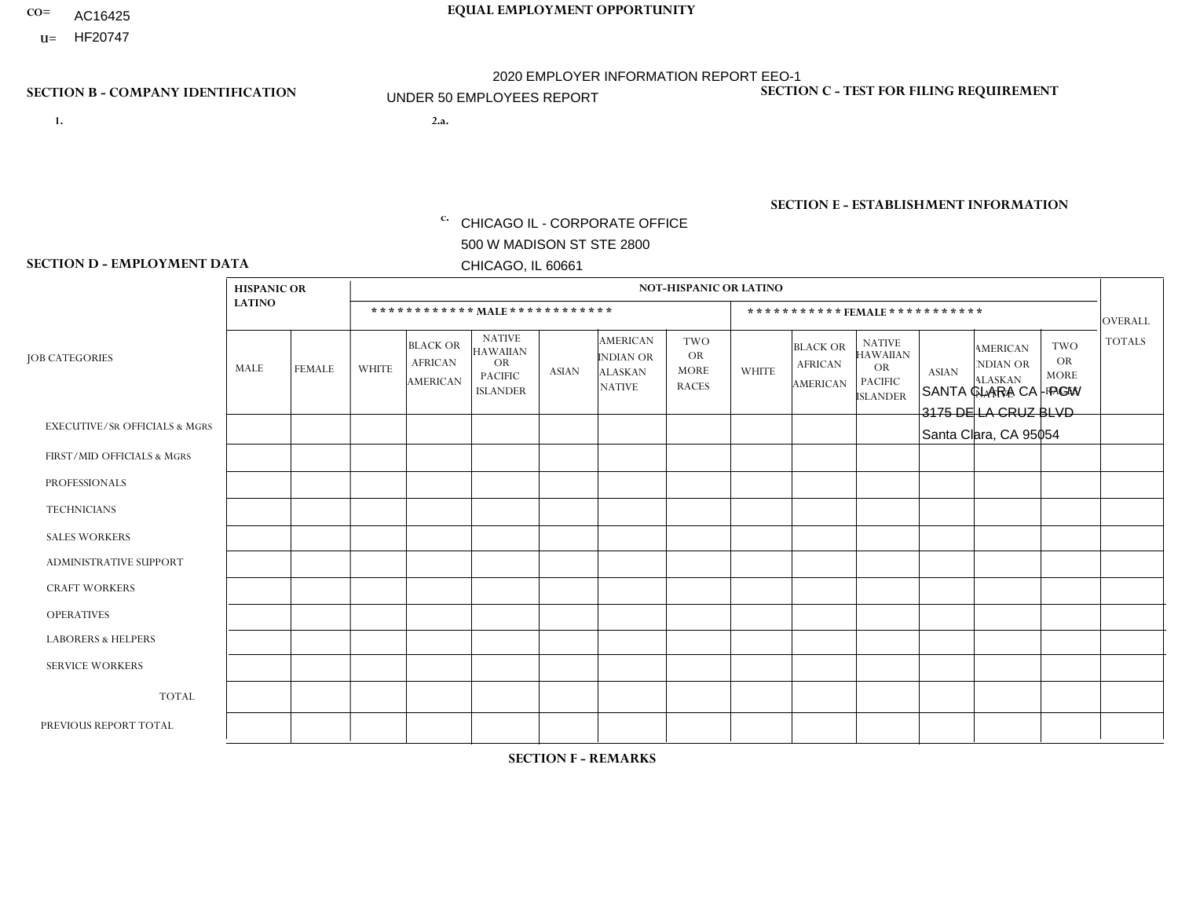CO= AC16425

U= HF20747

**EQUAL EMPLOYMENT OPPORTUNITY**

2020 EMPLOYER INFORMATION REPORT EEO-1

UNDER 50 EMPLOYEES REPORT

**SECTION B - COMPANY IDENTIFICATION**

1.

2.a.

c. CHICAGO IL - CORPORATE OFFICE
500 W MADISON ST STE 2800
CHICAGO, IL 60661

**SECTION C - TEST FOR FILING REQUIREMENT**

**SECTION E - ESTABLISHMENT INFORMATION**

SANTA CLARA CA - PGW
3175 DE LA CRUZ BLVD
Santa Clara, CA 95054

**SECTION D - EMPLOYMENT DATA**

| JOB CATEGORIES | HISPANIC OR LATINO | | NOT-HISPANIC OR LATINO | | | | | | | | | | | | OVERALL TOTALS |
|---|---|---|---|---|---|---|---|---|---|---|---|---|---|---|---|
| | | | ************ MALE ************ | | | | | | *********** FEMALE *********** | | | | | | |
| | MALE | FEMALE | WHITE | BLACK OR AFRICAN AMERICAN | NATIVE HAWAIIAN OR PACIFIC ISLANDER | ASIAN | AMERICAN INDIAN OR ALASKAN NATIVE | TWO OR MORE RACES | WHITE | BLACK OR AFRICAN AMERICAN | NATIVE HAWAIIAN OR PACIFIC ISLANDER | ASIAN | AMERICAN INDIAN OR ALASKAN NATIVE | TWO OR MORE RACES | |
| EXECUTIVE/Sr OFFICIALS & MGRS | | | | | | | | | | | | | | | |
| FIRST/MID OFFICIALS & MGRS | | | | | | | | | | | | | | | |
| PROFESSIONALS | | | | | | | | | | | | | | | |
| TECHNICIANS | | | | | | | | | | | | | | | |
| SALES WORKERS | | | | | | | | | | | | | | | |
| ADMINISTRATIVE SUPPORT | | | | | | | | | | | | | | | |
| CRAFT WORKERS | | | | | | | | | | | | | | | |
| OPERATIVES | | | | | | | | | | | | | | | |
| LABORERS & HELPERS | | | | | | | | | | | | | | | |
| SERVICE WORKERS | | | | | | | | | | | | | | | |
| TOTAL | | | | | | | | | | | | | | | |
| PREVIOUS REPORT TOTAL | | | | | | | | | | | | | | | |

**SECTION F - REMARKS**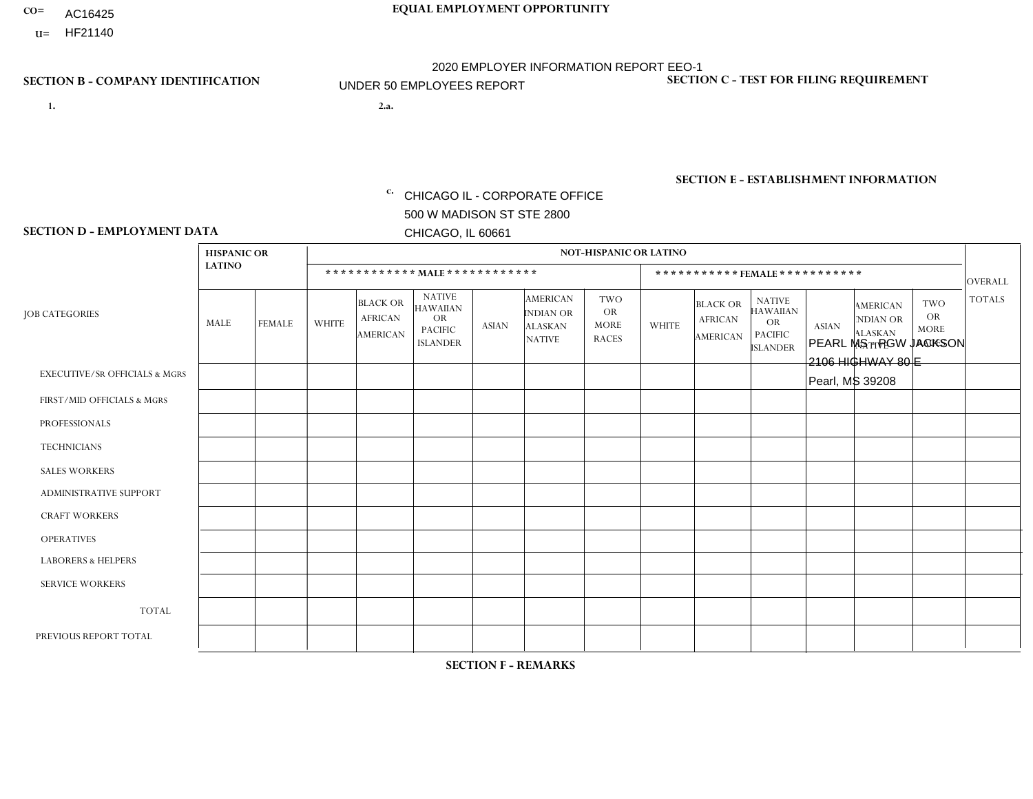CO= AC16425
U= HF21140

**EQUAL EMPLOYMENT OPPORTUNITY**

2020 EMPLOYER INFORMATION REPORT EEO-1

UNDER 50 EMPLOYEES REPORT

**SECTION B - COMPANY IDENTIFICATION**

1.

2.a.

c. CHICAGO IL - CORPORATE OFFICE
500 W MADISON ST STE 2800
CHICAGO, IL 60661

**SECTION C - TEST FOR FILING REQUIREMENT**

**SECTION E - ESTABLISHMENT INFORMATION**

PEARL MS - PGW JACKSON
2106 HIGHWAY 80 E
Pearl, MS 39208

**SECTION D - EMPLOYMENT DATA**

| JOB CATEGORIES | HISPANIC OR LATINO | | NOT-HISPANIC OR LATINO | | | | | | | | | | | | OVERALL TOTALS |
|---|---|---|---|---|---|---|---|---|---|---|---|---|---|---|---|
| | | | MALE | | | | | | FEMALE | | | | | | |
| | MALE | FEMALE | WHITE | BLACK OR AFRICAN AMERICAN | NATIVE HAWAIIAN OR PACIFIC ISLANDER | ASIAN | AMERICAN INDIAN OR ALASKAN NATIVE | TWO OR MORE RACES | WHITE | BLACK OR AFRICAN AMERICAN | NATIVE HAWAIIAN OR PACIFIC ISLANDER | ASIAN | AMERICAN INDIAN OR ALASKAN NATIVE | TWO OR MORE RACES | |
| EXECUTIVE/SR OFFICIALS & MGRS | | | | | | | | | | | | | | | |
| FIRST/MID OFFICIALS & MGRS | | | | | | | | | | | | | | | |
| PROFESSIONALS | | | | | | | | | | | | | | | |
| TECHNICIANS | | | | | | | | | | | | | | | |
| SALES WORKERS | | | | | | | | | | | | | | | |
| ADMINISTRATIVE SUPPORT | | | | | | | | | | | | | | | |
| CRAFT WORKERS | | | | | | | | | | | | | | | |
| OPERATIVES | | | | | | | | | | | | | | | |
| LABORERS & HELPERS | | | | | | | | | | | | | | | |
| SERVICE WORKERS | | | | | | | | | | | | | | | |
| TOTAL | | | | | | | | | | | | | | | |
| PREVIOUS REPORT TOTAL | | | | | | | | | | | | | | | |

**SECTION F - REMARKS**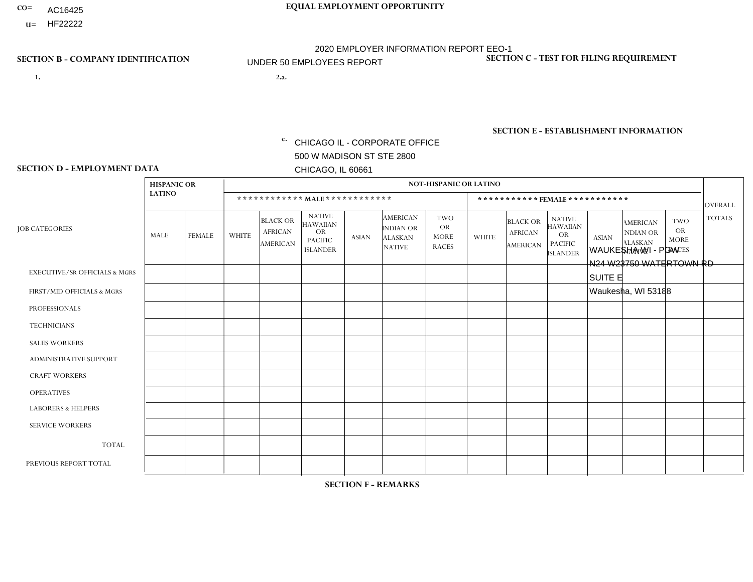CO= AC16425
U= HF22222

**EQUAL EMPLOYMENT OPPORTUNITY**

2020 EMPLOYER INFORMATION REPORT EEO-1
UNDER 50 EMPLOYEES REPORT

**SECTION B - COMPANY IDENTIFICATION**

1.

2.a.

c. CHICAGO IL - CORPORATE OFFICE
500 W MADISON ST STE 2800
CHICAGO, IL 60661

**SECTION C - TEST FOR FILING REQUIREMENT**

**SECTION E - ESTABLISHMENT INFORMATION**

WAUKESHA WI - PGW
N24 W23750 WATERTOWN RD
SUITE E
Waukesha, WI 53188

**SECTION D - EMPLOYMENT DATA**

| JOB CATEGORIES | HISPANIC OR LATINO | | NOT-HISPANIC OR LATINO | | | | | | | | | | | | OVERALL TOTALS |
|---|---|---|---|---|---|---|---|---|---|---|---|---|---|---|---|
| | | | MALE | | | | | | FEMALE | | | | | | |
| | MALE | FEMALE | WHITE | BLACK OR AFRICAN AMERICAN | NATIVE HAWAIIAN OR PACIFIC ISLANDER | ASIAN | AMERICAN INDIAN OR ALASKAN NATIVE | TWO OR MORE RACES | WHITE | BLACK OR AFRICAN AMERICAN | NATIVE HAWAIIAN OR PACIFIC ISLANDER | ASIAN | AMERICAN INDIAN OR ALASKAN NATIVE | TWO OR MORE RACES | |
| EXECUTIVE/Sr OFFICIALS & MGRS | | | | | | | | | | | | | | | |
| FIRST/MID OFFICIALS & MGRS | | | | | | | | | | | | | | | |
| PROFESSIONALS | | | | | | | | | | | | | | | |
| TECHNICIANS | | | | | | | | | | | | | | | |
| SALES WORKERS | | | | | | | | | | | | | | | |
| ADMINISTRATIVE SUPPORT | | | | | | | | | | | | | | | |
| CRAFT WORKERS | | | | | | | | | | | | | | | |
| OPERATIVES | | | | | | | | | | | | | | | |
| LABORERS & HELPERS | | | | | | | | | | | | | | | |
| SERVICE WORKERS | | | | | | | | | | | | | | | |
| TOTAL | | | | | | | | | | | | | | | |
| PREVIOUS REPORT TOTAL | | | | | | | | | | | | | | | |

**SECTION F - REMARKS**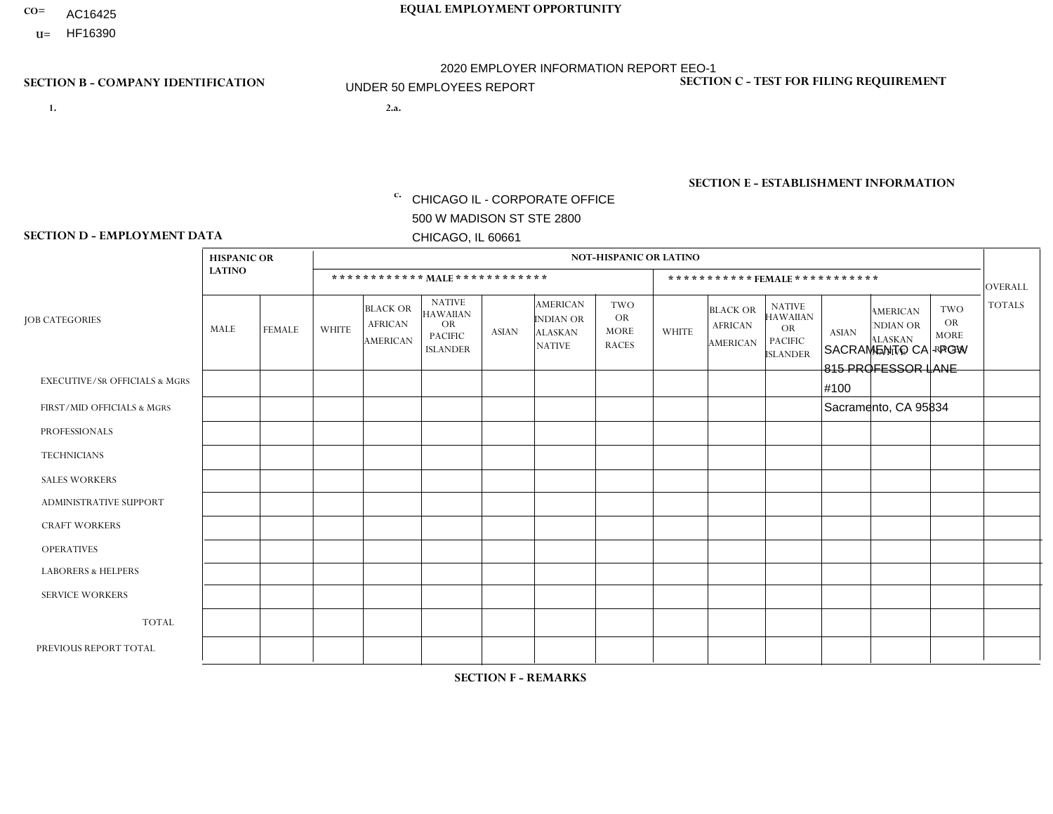CO= AC16425
U= HF16390

**EQUAL EMPLOYMENT OPPORTUNITY**

2020 EMPLOYER INFORMATION REPORT EEO-1
UNDER 50 EMPLOYEES REPORT

**SECTION B - COMPANY IDENTIFICATION**

1.

2.a.

c. CHICAGO IL - CORPORATE OFFICE
500 W MADISON ST STE 2800
CHICAGO, IL 60661

**SECTION C - TEST FOR FILING REQUIREMENT**

**SECTION E - ESTABLISHMENT INFORMATION**

SACRAMENTO CA - PGW
815 PROFESSOR LANE
#100
Sacramento, CA 95834

**SECTION D - EMPLOYMENT DATA**

| JOB CATEGORIES | HISPANIC OR LATINO | | NOT-HISPANIC OR LATINO | | | | | | | | | | | | OVERALL TOTALS |
|---|---|---|---|---|---|---|---|---|---|---|---|---|---|---|---|
| | | | ************ MALE ************ | | | | | | *********** FEMALE *********** | | | | | | |
| | MALE | FEMALE | WHITE | BLACK OR AFRICAN AMERICAN | NATIVE HAWAIIAN OR PACIFIC ISLANDER | ASIAN | AMERICAN INDIAN OR ALASKAN NATIVE | TWO OR MORE RACES | WHITE | BLACK OR AFRICAN AMERICAN | NATIVE HAWAIIAN OR PACIFIC ISLANDER | ASIAN | AMERICAN INDIAN OR ALASKAN NATIVE | TWO OR MORE RACES | |
| EXECUTIVE/SR OFFICIALS & MGRS | | | | | | | | | | | | | | | |
| FIRST/MID OFFICIALS & MGRS | | | | | | | | | | | | | | | |
| PROFESSIONALS | | | | | | | | | | | | | | | |
| TECHNICIANS | | | | | | | | | | | | | | | |
| SALES WORKERS | | | | | | | | | | | | | | | |
| ADMINISTRATIVE SUPPORT | | | | | | | | | | | | | | | |
| CRAFT WORKERS | | | | | | | | | | | | | | | |
| OPERATIVES | | | | | | | | | | | | | | | |
| LABORERS & HELPERS | | | | | | | | | | | | | | | |
| SERVICE WORKERS | | | | | | | | | | | | | | | |
| TOTAL | | | | | | | | | | | | | | | |
| PREVIOUS REPORT TOTAL | | | | | | | | | | | | | | | |

**SECTION F - REMARKS**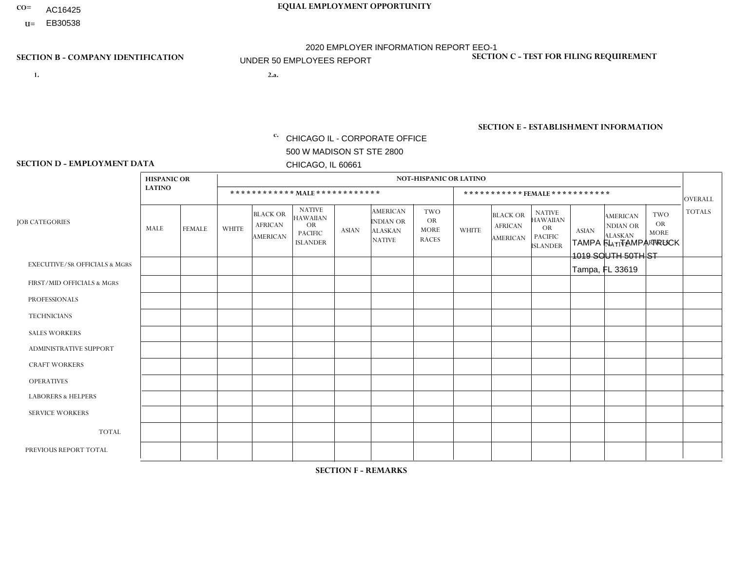CO= AC16425

U= EB30538

**EQUAL EMPLOYMENT OPPORTUNITY**

2020 EMPLOYER INFORMATION REPORT EEO-1

UNDER 50 EMPLOYEES REPORT

## SECTION B - COMPANY IDENTIFICATION

1.

2.a.

c. CHICAGO IL - CORPORATE OFFICE
500 W MADISON ST STE 2800
CHICAGO, IL 60661

## SECTION C - TEST FOR FILING REQUIREMENT

## SECTION E - ESTABLISHMENT INFORMATION

TAMPA FL - TAMPA TRUCK
1019 SOUTH 50TH ST
Tampa, FL 33619

## SECTION D - EMPLOYMENT DATA

| JOB CATEGORIES | HISPANIC OR LATINO | | NOT-HISPANIC OR LATINO | | | | | | | | | | | | OVERALL TOTALS |
|---|---|---|---|---|---|---|---|---|---|---|---|---|---|---|---|
| | | | MALE | | | | | | FEMALE | | | | | | |
| | MALE | FEMALE | WHITE | BLACK OR AFRICAN AMERICAN | NATIVE HAWAIIAN OR PACIFIC ISLANDER | ASIAN | AMERICAN INDIAN OR ALASKAN NATIVE | TWO OR MORE RACES | WHITE | BLACK OR AFRICAN AMERICAN | NATIVE HAWAIIAN OR PACIFIC ISLANDER | ASIAN | AMERICAN INDIAN OR ALASKAN NATIVE | TWO OR MORE RACES | |
| EXECUTIVE/Sr OFFICIALS & MGRS | | | | | | | | | | | | | | | |
| FIRST/MID OFFICIALS & MGRS | | | | | | | | | | | | | | | |
| PROFESSIONALS | | | | | | | | | | | | | | | |
| TECHNICIANS | | | | | | | | | | | | | | | |
| SALES WORKERS | | | | | | | | | | | | | | | |
| ADMINISTRATIVE SUPPORT | | | | | | | | | | | | | | | |
| CRAFT WORKERS | | | | | | | | | | | | | | | |
| OPERATIVES | | | | | | | | | | | | | | | |
| LABORERS & HELPERS | | | | | | | | | | | | | | | |
| SERVICE WORKERS | | | | | | | | | | | | | | | |
| TOTAL | | | | | | | | | | | | | | | |
| PREVIOUS REPORT TOTAL | | | | | | | | | | | | | | | |

## SECTION F - REMARKS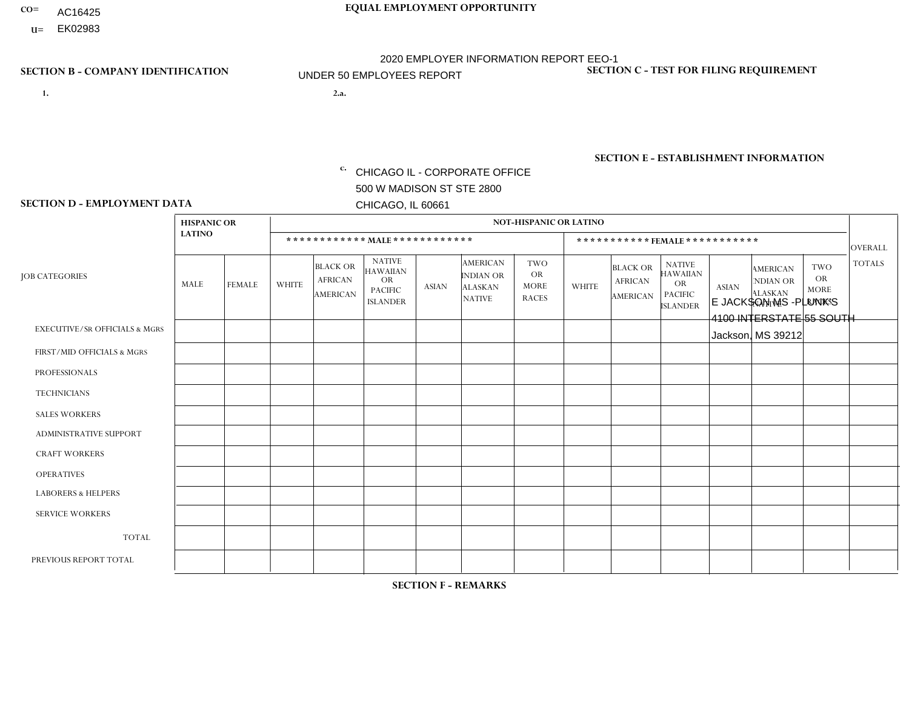CO= AC16425
U= EK02983

**EQUAL EMPLOYMENT OPPORTUNITY**

2020 EMPLOYER INFORMATION REPORT EEO-1

UNDER 50 EMPLOYEES REPORT

**SECTION B - COMPANY IDENTIFICATION**

1.

2.a.

c. CHICAGO IL - CORPORATE OFFICE
500 W MADISON ST STE 2800
CHICAGO, IL 60661

**SECTION C - TEST FOR FILING REQUIREMENT**

**SECTION E - ESTABLISHMENT INFORMATION**

E JACKSON MS -PLUNK'S
4100 INTERSTATE 55 SOUTH
Jackson, MS 39212

**SECTION D - EMPLOYMENT DATA**

| JOB CATEGORIES | HISPANIC OR LATINO | | NOT-HISPANIC OR LATINO | | | | | | | | | | | | OVERALL TOTALS |
|---|---|---|---|---|---|---|---|---|---|---|---|---|---|---|---|
| | | | MALE | | | | | | FEMALE | | | | | | |
| | MALE | FEMALE | WHITE | BLACK OR AFRICAN AMERICAN | NATIVE HAWAIIAN OR PACIFIC ISLANDER | ASIAN | AMERICAN INDIAN OR ALASKAN NATIVE | TWO OR MORE RACES | WHITE | BLACK OR AFRICAN AMERICAN | NATIVE HAWAIIAN OR PACIFIC ISLANDER | ASIAN | AMERICAN INDIAN OR ALASKAN NATIVE | TWO OR MORE RACES | |
| EXECUTIVE/SR OFFICIALS & MGRS | | | | | | | | | | | | | | | |
| FIRST/MID OFFICIALS & MGRS | | | | | | | | | | | | | | | |
| PROFESSIONALS | | | | | | | | | | | | | | | |
| TECHNICIANS | | | | | | | | | | | | | | | |
| SALES WORKERS | | | | | | | | | | | | | | | |
| ADMINISTRATIVE SUPPORT | | | | | | | | | | | | | | | |
| CRAFT WORKERS | | | | | | | | | | | | | | | |
| OPERATIVES | | | | | | | | | | | | | | | |
| LABORERS & HELPERS | | | | | | | | | | | | | | | |
| SERVICE WORKERS | | | | | | | | | | | | | | | |
| TOTAL | | | | | | | | | | | | | | | |
| PREVIOUS REPORT TOTAL | | | | | | | | | | | | | | | |

**SECTION F - REMARKS**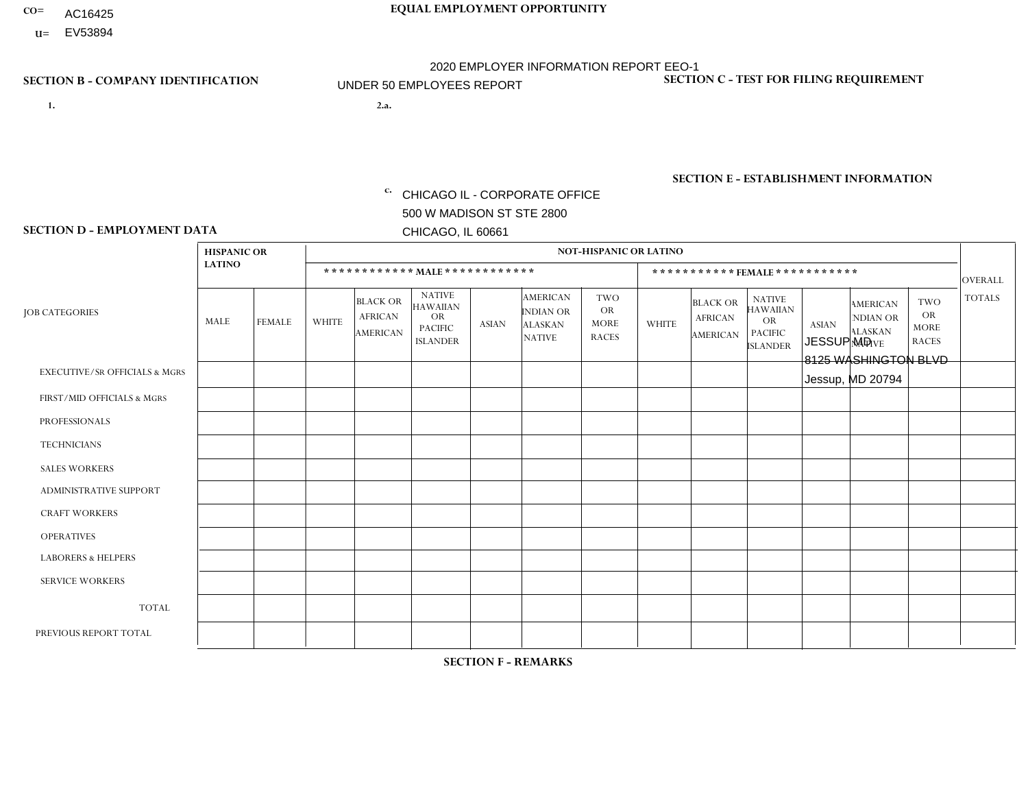CO= AC16425
U= EV53894

**EQUAL EMPLOYMENT OPPORTUNITY**

2020 EMPLOYER INFORMATION REPORT EEO-1

UNDER 50 EMPLOYEES REPORT

**SECTION B - COMPANY IDENTIFICATION**

1.

2.a.

c. CHICAGO IL - CORPORATE OFFICE
500 W MADISON ST STE 2800
CHICAGO, IL 60661

**SECTION C - TEST FOR FILING REQUIREMENT**

**SECTION E - ESTABLISHMENT INFORMATION**

JESSUP MD
8125 WASHINGTON BLVD
Jessup, MD 20794

**SECTION D - EMPLOYMENT DATA**

| JOB CATEGORIES | HISPANIC OR LATINO | | NOT-HISPANIC OR LATINO | | | | | | | | | | | | OVERALL TOTALS |
|---|---|---|---|---|---|---|---|---|---|---|---|---|---|---|---|
| | | | MALE | | | | | | FEMALE | | | | | | |
| | MALE | FEMALE | WHITE | BLACK OR AFRICAN AMERICAN | NATIVE HAWAIIAN OR PACIFIC ISLANDER | ASIAN | AMERICAN INDIAN OR ALASKAN NATIVE | TWO OR MORE RACES | WHITE | BLACK OR AFRICAN AMERICAN | NATIVE HAWAIIAN OR PACIFIC ISLANDER | ASIAN | AMERICAN INDIAN OR ALASKAN NATIVE | TWO OR MORE RACES | |
| EXECUTIVE/SR OFFICIALS & MGRS | | | | | | | | | | | | | | | |
| FIRST/MID OFFICIALS & MGRS | | | | | | | | | | | | | | | |
| PROFESSIONALS | | | | | | | | | | | | | | | |
| TECHNICIANS | | | | | | | | | | | | | | | |
| SALES WORKERS | | | | | | | | | | | | | | | |
| ADMINISTRATIVE SUPPORT | | | | | | | | | | | | | | | |
| CRAFT WORKERS | | | | | | | | | | | | | | | |
| OPERATIVES | | | | | | | | | | | | | | | |
| LABORERS & HELPERS | | | | | | | | | | | | | | | |
| SERVICE WORKERS | | | | | | | | | | | | | | | |
| TOTAL | | | | | | | | | | | | | | | |
| PREVIOUS REPORT TOTAL | | | | | | | | | | | | | | | |

**SECTION F - REMARKS**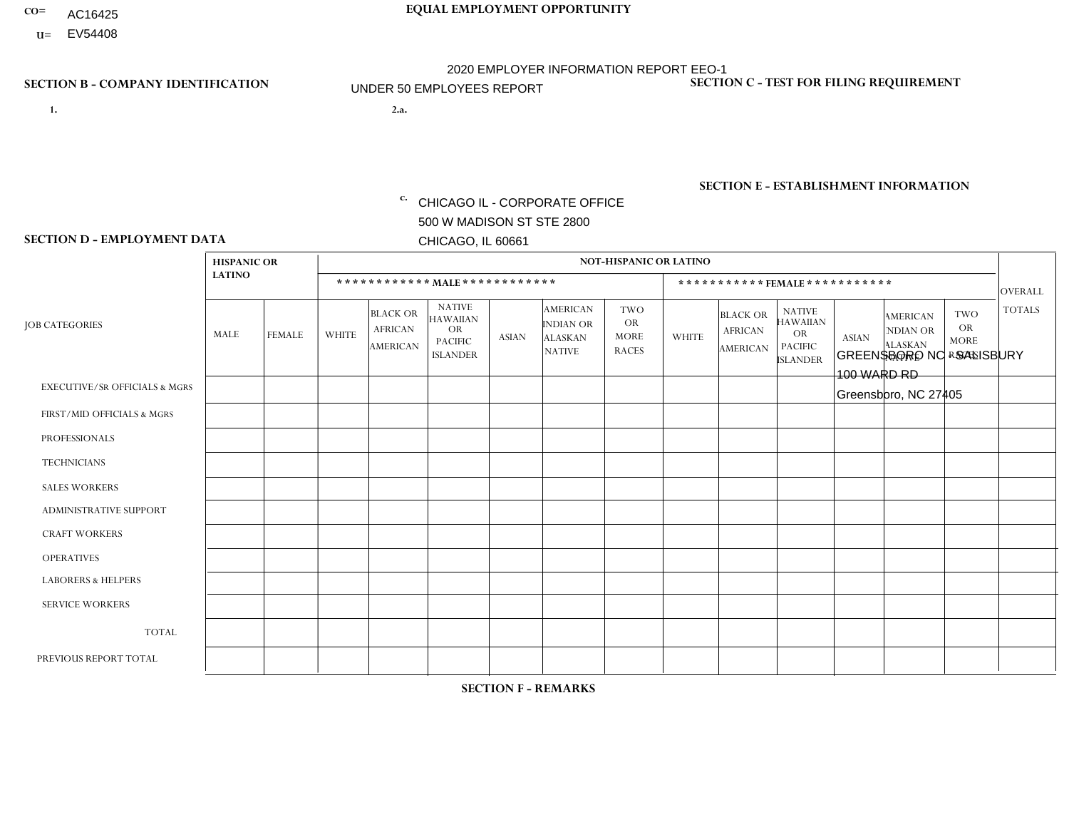CO= AC16425
U= EV54408

**EQUAL EMPLOYMENT OPPORTUNITY**

2020 EMPLOYER INFORMATION REPORT EEO-1
UNDER 50 EMPLOYEES REPORT

**SECTION B - COMPANY IDENTIFICATION**

1.

2.a.

c. CHICAGO IL - CORPORATE OFFICE
500 W MADISON ST STE 2800
CHICAGO, IL 60661

**SECTION C - TEST FOR FILING REQUIREMENT**

**SECTION E - ESTABLISHMENT INFORMATION**

GREENSBORO NC - SALISBURY
100 WARD RD
Greensboro, NC 27405

**SECTION D - EMPLOYMENT DATA**

| JOB CATEGORIES | HISPANIC OR LATINO | | NOT-HISPANIC OR LATINO | | | | | | | | | | | | OVERALL TOTALS |
|---|---|---|---|---|---|---|---|---|---|---|---|---|---|---|---|
| | | | MALE | | | | | | FEMALE | | | | | | |
| | MALE | FEMALE | WHITE | BLACK OR AFRICAN AMERICAN | NATIVE HAWAIIAN OR PACIFIC ISLANDER | ASIAN | AMERICAN INDIAN OR ALASKAN NATIVE | TWO OR MORE RACES | WHITE | BLACK OR AFRICAN AMERICAN | NATIVE HAWAIIAN OR PACIFIC ISLANDER | ASIAN | AMERICAN INDIAN OR ALASKAN NATIVE | TWO OR MORE RACES | |
| EXECUTIVE/Sr OFFICIALS & MGRS | | | | | | | | | | | | | | | |
| FIRST/MID OFFICIALS & MGRS | | | | | | | | | | | | | | | |
| PROFESSIONALS | | | | | | | | | | | | | | | |
| TECHNICIANS | | | | | | | | | | | | | | | |
| SALES WORKERS | | | | | | | | | | | | | | | |
| ADMINISTRATIVE SUPPORT | | | | | | | | | | | | | | | |
| CRAFT WORKERS | | | | | | | | | | | | | | | |
| OPERATIVES | | | | | | | | | | | | | | | |
| LABORERS & HELPERS | | | | | | | | | | | | | | | |
| SERVICE WORKERS | | | | | | | | | | | | | | | |
| TOTAL | | | | | | | | | | | | | | | |
| PREVIOUS REPORT TOTAL | | | | | | | | | | | | | | | |

**SECTION F - REMARKS**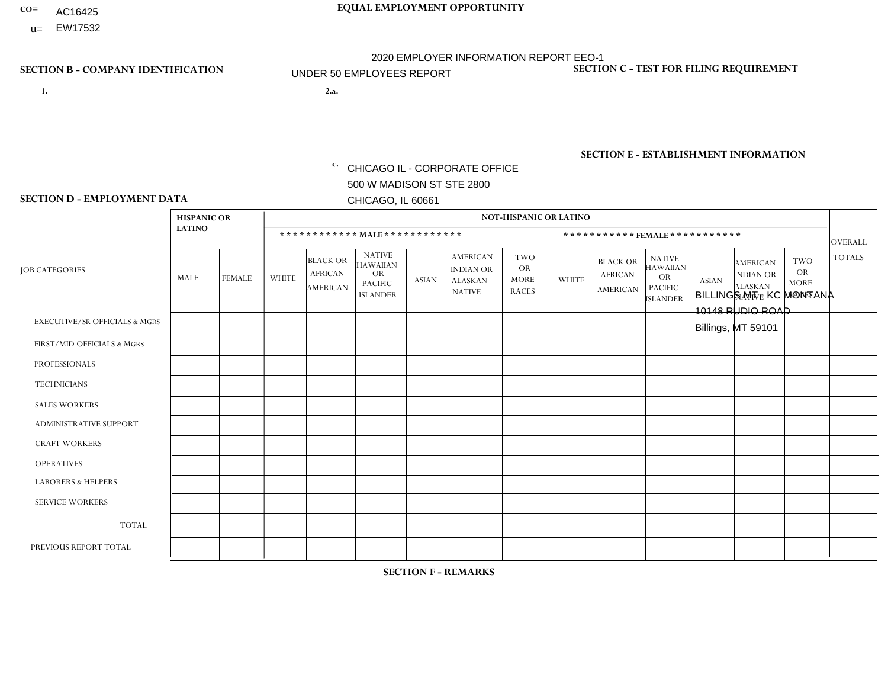CO= AC16425
U= EW17532

**EQUAL EMPLOYMENT OPPORTUNITY**

2020 EMPLOYER INFORMATION REPORT EEO-1
UNDER 50 EMPLOYEES REPORT

**SECTION B - COMPANY IDENTIFICATION**

1.

2.a.

c. CHICAGO IL - CORPORATE OFFICE
500 W MADISON ST STE 2800
CHICAGO, IL 60661

**SECTION C - TEST FOR FILING REQUIREMENT**

**SECTION E - ESTABLISHMENT INFORMATION**

BILLINGS MT - KC MONTANA
10148 RUDIO ROAD
Billings, MT 59101

**SECTION D - EMPLOYMENT DATA**

| JOB CATEGORIES | HISPANIC OR LATINO | | NOT-HISPANIC OR LATINO | | | | | | | | | | | | OVERALL TOTALS |
|---|---|---|---|---|---|---|---|---|---|---|---|---|---|---|---|
| | | | MALE | | | | | | FEMALE | | | | | | |
| | MALE | FEMALE | WHITE | BLACK OR AFRICAN AMERICAN | NATIVE HAWAIIAN OR PACIFIC ISLANDER | ASIAN | AMERICAN INDIAN OR ALASKAN NATIVE | TWO OR MORE RACES | WHITE | BLACK OR AFRICAN AMERICAN | NATIVE HAWAIIAN OR PACIFIC ISLANDER | ASIAN | AMERICAN INDIAN OR ALASKAN NATIVE | TWO OR MORE RACES | |
| EXECUTIVE/SR OFFICIALS & MGRS | | | | | | | | | | | | | | | |
| FIRST/MID OFFICIALS & MGRS | | | | | | | | | | | | | | | |
| PROFESSIONALS | | | | | | | | | | | | | | | |
| TECHNICIANS | | | | | | | | | | | | | | | |
| SALES WORKERS | | | | | | | | | | | | | | | |
| ADMINISTRATIVE SUPPORT | | | | | | | | | | | | | | | |
| CRAFT WORKERS | | | | | | | | | | | | | | | |
| OPERATIVES | | | | | | | | | | | | | | | |
| LABORERS & HELPERS | | | | | | | | | | | | | | | |
| SERVICE WORKERS | | | | | | | | | | | | | | | |
| TOTAL | | | | | | | | | | | | | | | |
| PREVIOUS REPORT TOTAL | | | | | | | | | | | | | | | |

**SECTION F - REMARKS**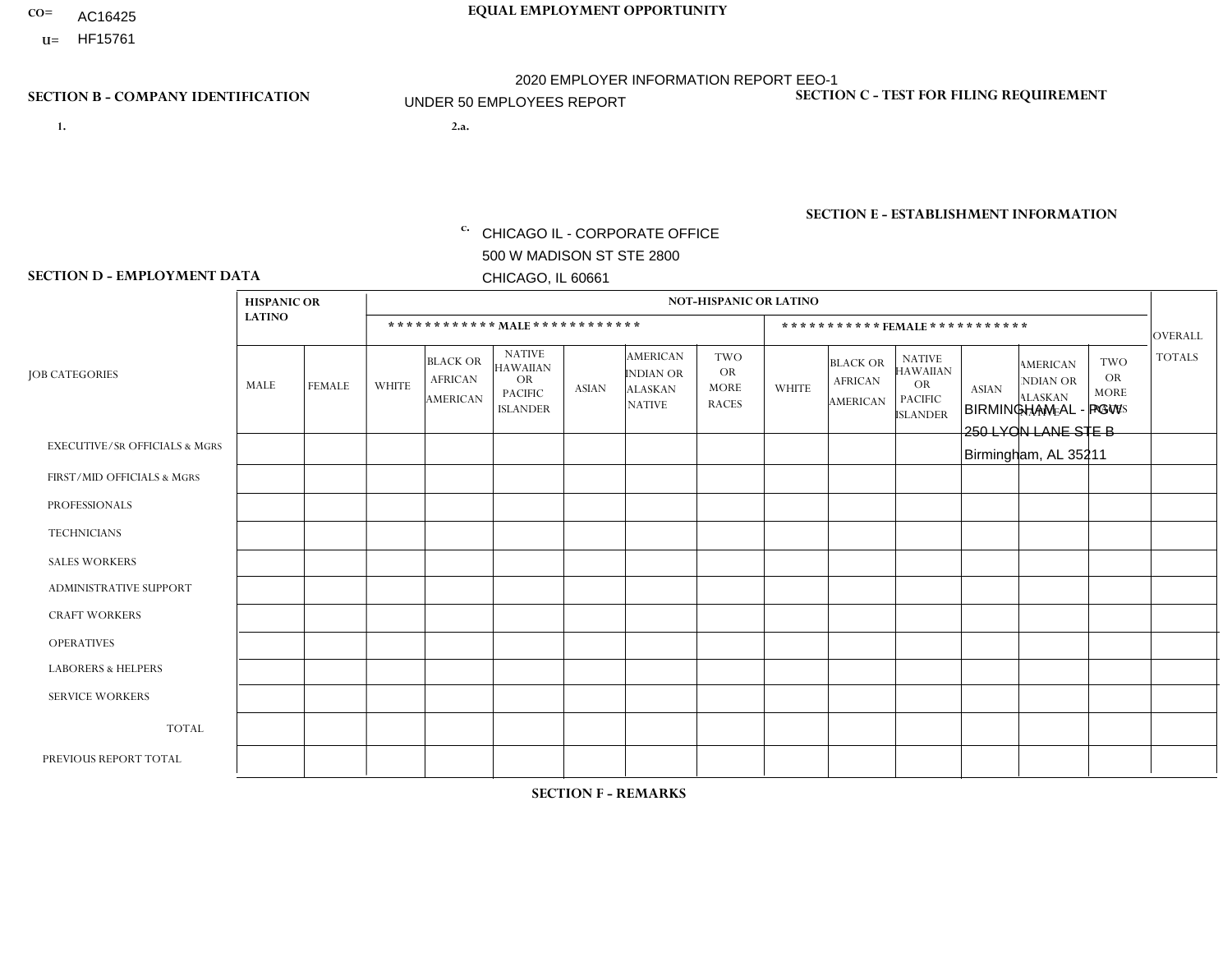CO= AC16425
U= HF15761

**EQUAL EMPLOYMENT OPPORTUNITY**

2020 EMPLOYER INFORMATION REPORT EEO-1

UNDER 50 EMPLOYEES REPORT

**SECTION B - COMPANY IDENTIFICATION**

1.

2.a.

c. CHICAGO IL - CORPORATE OFFICE
500 W MADISON ST STE 2800
CHICAGO, IL 60661

**SECTION C - TEST FOR FILING REQUIREMENT**

**SECTION E - ESTABLISHMENT INFORMATION**

BIRMINGHAM AL - PGW
250 LYON LANE STE B
Birmingham, AL 35211

**SECTION D - EMPLOYMENT DATA**

| JOB CATEGORIES | HISPANIC OR LATINO | | NOT-HISPANIC OR LATINO | | | | | | | | | | | | OVERALL TOTALS |
|---|---|---|---|---|---|---|---|---|---|---|---|---|---|---|---|
| | | | MALE | | | | | | FEMALE | | | | | | |
| | MALE | FEMALE | WHITE | BLACK OR AFRICAN AMERICAN | NATIVE HAWAIIAN OR PACIFIC ISLANDER | ASIAN | AMERICAN INDIAN OR ALASKAN NATIVE | TWO OR MORE RACES | WHITE | BLACK OR AFRICAN AMERICAN | NATIVE HAWAIIAN OR PACIFIC ISLANDER | ASIAN | AMERICAN INDIAN OR ALASKAN NATIVE | TWO OR MORE RACES | |
| EXECUTIVE/Sr OFFICIALS & Mgrs | | | | | | | | | | | | | | | |
| FIRST/MID OFFICIALS & Mgrs | | | | | | | | | | | | | | | |
| PROFESSIONALS | | | | | | | | | | | | | | | |
| TECHNICIANS | | | | | | | | | | | | | | | |
| SALES WORKERS | | | | | | | | | | | | | | | |
| ADMINISTRATIVE SUPPORT | | | | | | | | | | | | | | | |
| CRAFT WORKERS | | | | | | | | | | | | | | | |
| OPERATIVES | | | | | | | | | | | | | | | |
| LABORERS & HELPERS | | | | | | | | | | | | | | | |
| SERVICE WORKERS | | | | | | | | | | | | | | | |
| TOTAL | | | | | | | | | | | | | | | |
| PREVIOUS REPORT TOTAL | | | | | | | | | | | | | | | |

**SECTION F - REMARKS**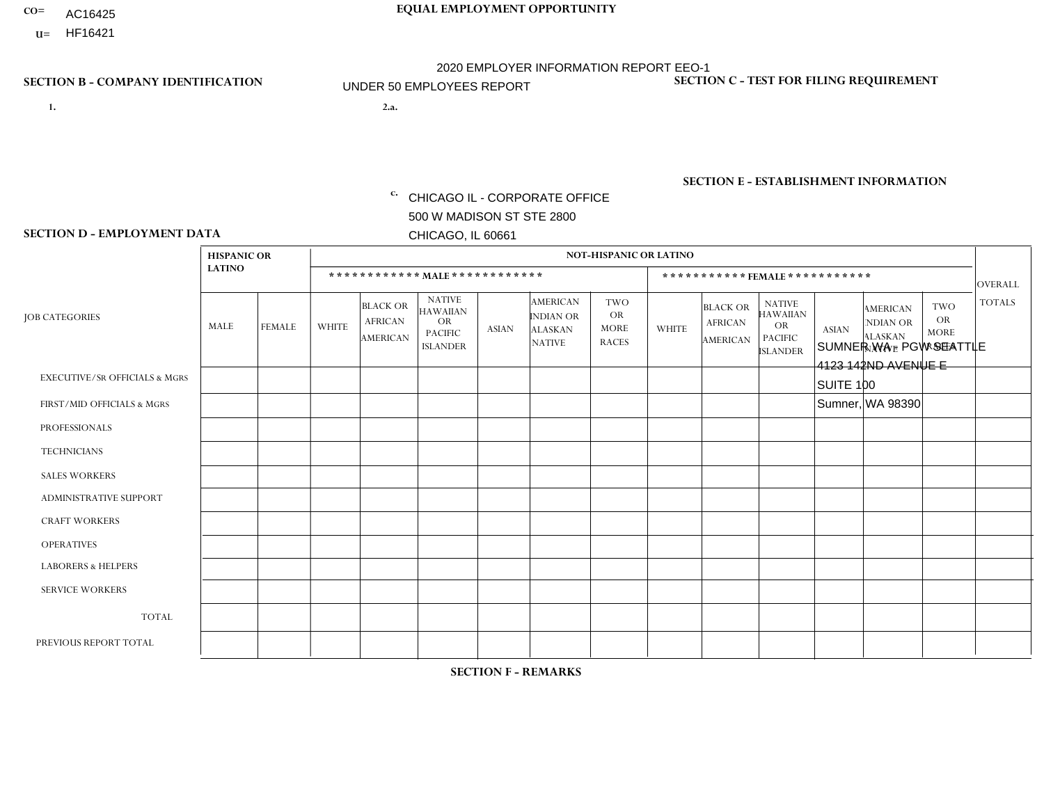CO= AC16425
U= HF16421

**EQUAL EMPLOYMENT OPPORTUNITY**

2020 EMPLOYER INFORMATION REPORT EEO-1
UNDER 50 EMPLOYEES REPORT

**SECTION B - COMPANY IDENTIFICATION**

1.

2.a.

c. CHICAGO IL - CORPORATE OFFICE
500 W MADISON ST STE 2800
CHICAGO, IL 60661

**SECTION C - TEST FOR FILING REQUIREMENT**

**SECTION E - ESTABLISHMENT INFORMATION**

SUMNER WA - PGW SEATTLE
4123 142ND AVENUE E
SUITE 100
Sumner, WA 98390

**SECTION D - EMPLOYMENT DATA**

| JOB CATEGORIES | HISPANIC OR LATINO | | NOT-HISPANIC OR LATINO | | | | | | | | | | | | OVERALL TOTALS |
|---|---|---|---|---|---|---|---|---|---|---|---|---|---|---|---|
| | | | MALE | | | | | | FEMALE | | | | | | |
| | MALE | FEMALE | WHITE | BLACK OR AFRICAN AMERICAN | NATIVE HAWAIIAN OR PACIFIC ISLANDER | ASIAN | AMERICAN INDIAN OR ALASKAN NATIVE | TWO OR MORE RACES | WHITE | BLACK OR AFRICAN AMERICAN | NATIVE HAWAIIAN OR PACIFIC ISLANDER | ASIAN | AMERICAN INDIAN OR ALASKAN NATIVE | TWO OR MORE RACES | |
| EXECUTIVE/Sr OFFICIALS & MGRS | | | | | | | | | | | | | | | |
| FIRST/MID OFFICIALS & MGRS | | | | | | | | | | | | | | | |
| PROFESSIONALS | | | | | | | | | | | | | | | |
| TECHNICIANS | | | | | | | | | | | | | | | |
| SALES WORKERS | | | | | | | | | | | | | | | |
| ADMINISTRATIVE SUPPORT | | | | | | | | | | | | | | | |
| CRAFT WORKERS | | | | | | | | | | | | | | | |
| OPERATIVES | | | | | | | | | | | | | | | |
| LABORERS & HELPERS | | | | | | | | | | | | | | | |
| SERVICE WORKERS | | | | | | | | | | | | | | | |
| TOTAL | | | | | | | | | | | | | | | |
| PREVIOUS REPORT TOTAL | | | | | | | | | | | | | | | |

**SECTION F - REMARKS**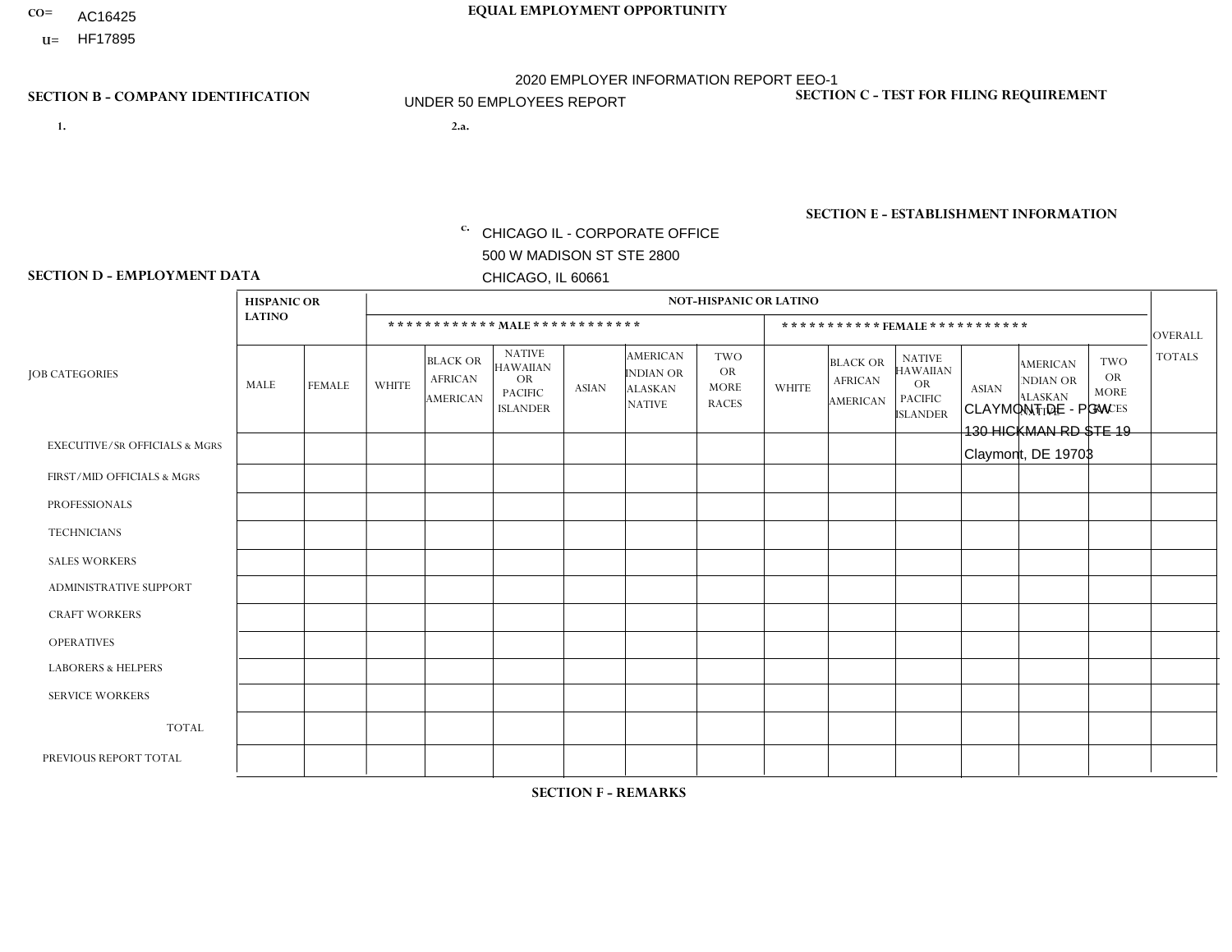CO= AC16425
U= HF17895

**EQUAL EMPLOYMENT OPPORTUNITY**

2020 EMPLOYER INFORMATION REPORT EEO-1
UNDER 50 EMPLOYEES REPORT

**SECTION B - COMPANY IDENTIFICATION**

1.

2.a.

c. CHICAGO IL - CORPORATE OFFICE
500 W MADISON ST STE 2800
CHICAGO, IL 60661

**SECTION C - TEST FOR FILING REQUIREMENT**

**SECTION E - ESTABLISHMENT INFORMATION**

CLAYMONT DE - PGW
130 HICKMAN RD STE 19
Claymont, DE 19703

**SECTION D - EMPLOYMENT DATA**

| JOB CATEGORIES | HISPANIC OR LATINO | | NOT-HISPANIC OR LATINO | | | | | | | | | | | | OVERALL TOTALS |
|---|---|---|---|---|---|---|---|---|---|---|---|---|---|---|---|
| | | | MALE | | | | | | FEMALE | | | | | | |
| | MALE | FEMALE | WHITE | BLACK OR AFRICAN AMERICAN | NATIVE HAWAIIAN OR PACIFIC ISLANDER | ASIAN | AMERICAN INDIAN OR ALASKAN NATIVE | TWO OR MORE RACES | WHITE | BLACK OR AFRICAN AMERICAN | NATIVE HAWAIIAN OR PACIFIC ISLANDER | ASIAN | AMERICAN INDIAN OR ALASKAN NATIVE | TWO OR MORE RACES | |
| EXECUTIVE/Sr OFFICIALS & MGRS | | | | | | | | | | | | | | | |
| FIRST/MID OFFICIALS & MGRS | | | | | | | | | | | | | | | |
| PROFESSIONALS | | | | | | | | | | | | | | | |
| TECHNICIANS | | | | | | | | | | | | | | | |
| SALES WORKERS | | | | | | | | | | | | | | | |
| ADMINISTRATIVE SUPPORT | | | | | | | | | | | | | | | |
| CRAFT WORKERS | | | | | | | | | | | | | | | |
| OPERATIVES | | | | | | | | | | | | | | | |
| LABORERS & HELPERS | | | | | | | | | | | | | | | |
| SERVICE WORKERS | | | | | | | | | | | | | | | |
| TOTAL | | | | | | | | | | | | | | | |
| PREVIOUS REPORT TOTAL | | | | | | | | | | | | | | | |

**SECTION F - REMARKS**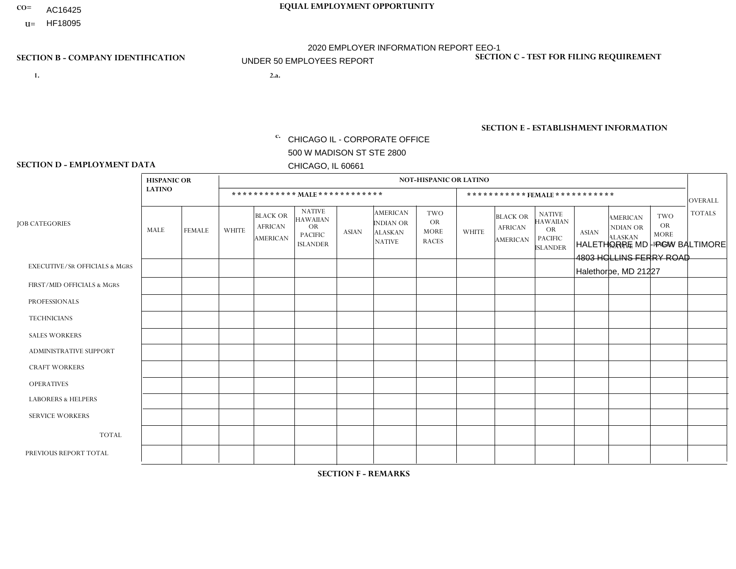CO= AC16425

U= HF18095

**EQUAL EMPLOYMENT OPPORTUNITY**

2020 EMPLOYER INFORMATION REPORT EEO-1

UNDER 50 EMPLOYEES REPORT

**SECTION B - COMPANY IDENTIFICATION**

1.

2.a.

c. CHICAGO IL - CORPORATE OFFICE
500 W MADISON ST STE 2800
CHICAGO, IL 60661

**SECTION C - TEST FOR FILING REQUIREMENT**

**SECTION E - ESTABLISHMENT INFORMATION**

HALETHORPE MD - PGW BALTIMORE
4803 HOLLINS FERRY ROAD
Halethorpe, MD 21227

**SECTION D - EMPLOYMENT DATA**

| JOB CATEGORIES | HISPANIC OR LATINO | | NOT-HISPANIC OR LATINO | | | | | | | | | | | | OVERALL TOTALS |
|---|---|---|---|---|---|---|---|---|---|---|---|---|---|---|---|
| | | | MALE | | | | | | FEMALE | | | | | | |
| | MALE | FEMALE | WHITE | BLACK OR AFRICAN AMERICAN | NATIVE HAWAIIAN OR PACIFIC ISLANDER | ASIAN | AMERICAN INDIAN OR ALASKAN NATIVE | TWO OR MORE RACES | WHITE | BLACK OR AFRICAN AMERICAN | NATIVE HAWAIIAN OR PACIFIC ISLANDER | ASIAN | AMERICAN INDIAN OR ALASKAN NATIVE | TWO OR MORE RACES | |
| EXECUTIVE/SR OFFICIALS & MGRS | | | | | | | | | | | | | | | |
| FIRST/MID OFFICIALS & MGRS | | | | | | | | | | | | | | | |
| PROFESSIONALS | | | | | | | | | | | | | | | |
| TECHNICIANS | | | | | | | | | | | | | | | |
| SALES WORKERS | | | | | | | | | | | | | | | |
| ADMINISTRATIVE SUPPORT | | | | | | | | | | | | | | | |
| CRAFT WORKERS | | | | | | | | | | | | | | | |
| OPERATIVES | | | | | | | | | | | | | | | |
| LABORERS & HELPERS | | | | | | | | | | | | | | | |
| SERVICE WORKERS | | | | | | | | | | | | | | | |
| TOTAL | | | | | | | | | | | | | | | |
| PREVIOUS REPORT TOTAL | | | | | | | | | | | | | | | |

**SECTION F - REMARKS**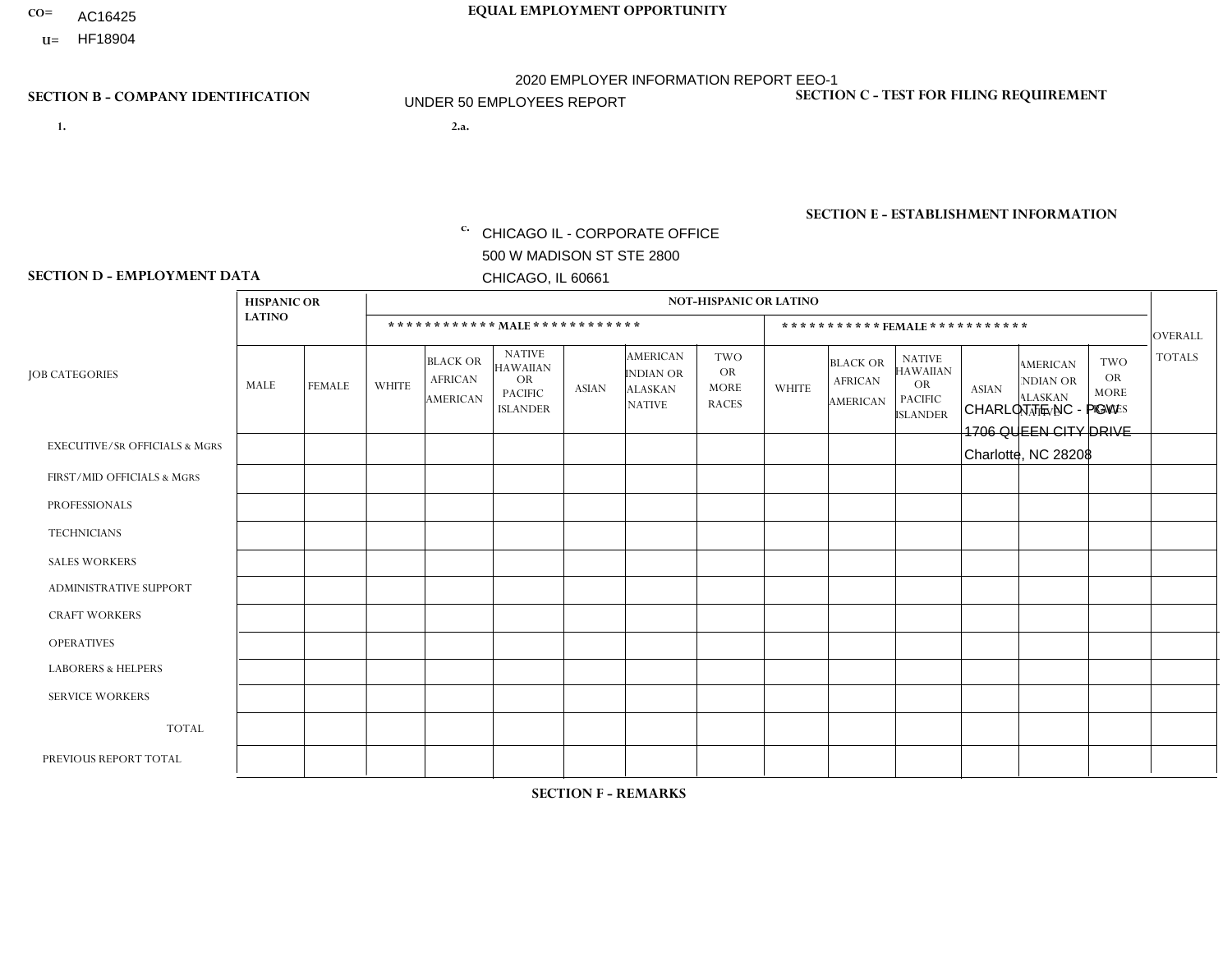CO= AC16425
U= HF18904

**EQUAL EMPLOYMENT OPPORTUNITY**

2020 EMPLOYER INFORMATION REPORT EEO-1

UNDER 50 EMPLOYEES REPORT

**SECTION B - COMPANY IDENTIFICATION**

1.

2.a.

c. CHICAGO IL - CORPORATE OFFICE
500 W MADISON ST STE 2800
CHICAGO, IL 60661

**SECTION C - TEST FOR FILING REQUIREMENT**

**SECTION E - ESTABLISHMENT INFORMATION**

CHARLOTTE NC - PGW
1706 QUEEN CITY DRIVE
Charlotte, NC 28208

**SECTION D - EMPLOYMENT DATA**

| JOB CATEGORIES | HISPANIC OR LATINO | | NOT-HISPANIC OR LATINO | | | | | | | | | | | | OVERALL TOTALS |
|---|---|---|---|---|---|---|---|---|---|---|---|---|---|---|---|
| | | | ************ MALE ************ | | | | | | *********** FEMALE *********** | | | | | | |
| | MALE | FEMALE | WHITE | BLACK OR AFRICAN AMERICAN | NATIVE HAWAIIAN OR PACIFIC ISLANDER | ASIAN | AMERICAN INDIAN OR ALASKAN NATIVE | TWO OR MORE RACES | WHITE | BLACK OR AFRICAN AMERICAN | NATIVE HAWAIIAN OR PACIFIC ISLANDER | ASIAN | AMERICAN INDIAN OR ALASKAN NATIVE | TWO OR MORE RACES | |
| EXECUTIVE/Sr OFFICIALS & MGRS | | | | | | | | | | | | | | | |
| FIRST/MID OFFICIALS & MGRS | | | | | | | | | | | | | | | |
| PROFESSIONALS | | | | | | | | | | | | | | | |
| TECHNICIANS | | | | | | | | | | | | | | | |
| SALES WORKERS | | | | | | | | | | | | | | | |
| ADMINISTRATIVE SUPPORT | | | | | | | | | | | | | | | |
| CRAFT WORKERS | | | | | | | | | | | | | | | |
| OPERATIVES | | | | | | | | | | | | | | | |
| LABORERS & HELPERS | | | | | | | | | | | | | | | |
| SERVICE WORKERS | | | | | | | | | | | | | | | |
| TOTAL | | | | | | | | | | | | | | | |
| PREVIOUS REPORT TOTAL | | | | | | | | | | | | | | | |

**SECTION F - REMARKS**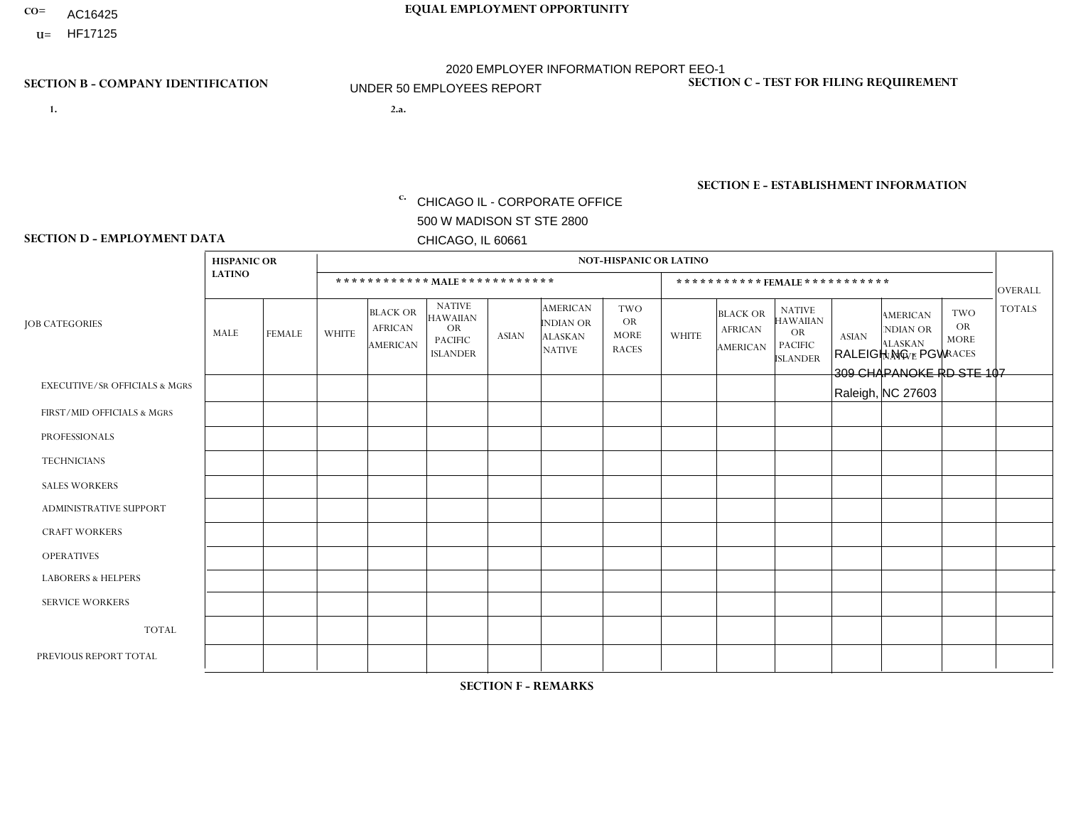CO= AC16425

U= HF17125

**EQUAL EMPLOYMENT OPPORTUNITY**

2020 EMPLOYER INFORMATION REPORT EEO-1

UNDER 50 EMPLOYEES REPORT

**SECTION B - COMPANY IDENTIFICATION**

1.

2.a.

c. CHICAGO IL - CORPORATE OFFICE
500 W MADISON ST STE 2800
CHICAGO, IL 60661

**SECTION C - TEST FOR FILING REQUIREMENT**

**SECTION E - ESTABLISHMENT INFORMATION**

RALEIGH NC - PGW
309 CHAPANOKE RD STE 107
Raleigh, NC 27603

**SECTION D - EMPLOYMENT DATA**

| JOB CATEGORIES | HISPANIC OR LATINO | | NOT-HISPANIC OR LATINO | | | | | | | | | | | | OVERALL TOTALS |
|---|---|---|---|---|---|---|---|---|---|---|---|---|---|---|---|
| | | | MALE | | | | | | FEMALE | | | | | | |
| | MALE | FEMALE | WHITE | BLACK OR AFRICAN AMERICAN | NATIVE HAWAIIAN OR PACIFIC ISLANDER | ASIAN | AMERICAN INDIAN OR ALASKAN NATIVE | TWO OR MORE RACES | WHITE | BLACK OR AFRICAN AMERICAN | NATIVE HAWAIIAN OR PACIFIC ISLANDER | ASIAN | AMERICAN INDIAN OR ALASKAN NATIVE | TWO OR MORE RACES | |
| EXECUTIVE/SR OFFICIALS & MGRS | | | | | | | | | | | | | | | |
| FIRST/MID OFFICIALS & MGRS | | | | | | | | | | | | | | | |
| PROFESSIONALS | | | | | | | | | | | | | | | |
| TECHNICIANS | | | | | | | | | | | | | | | |
| SALES WORKERS | | | | | | | | | | | | | | | |
| ADMINISTRATIVE SUPPORT | | | | | | | | | | | | | | | |
| CRAFT WORKERS | | | | | | | | | | | | | | | |
| OPERATIVES | | | | | | | | | | | | | | | |
| LABORERS & HELPERS | | | | | | | | | | | | | | | |
| SERVICE WORKERS | | | | | | | | | | | | | | | |
| TOTAL | | | | | | | | | | | | | | | |
| PREVIOUS REPORT TOTAL | | | | | | | | | | | | | | | |

**SECTION F - REMARKS**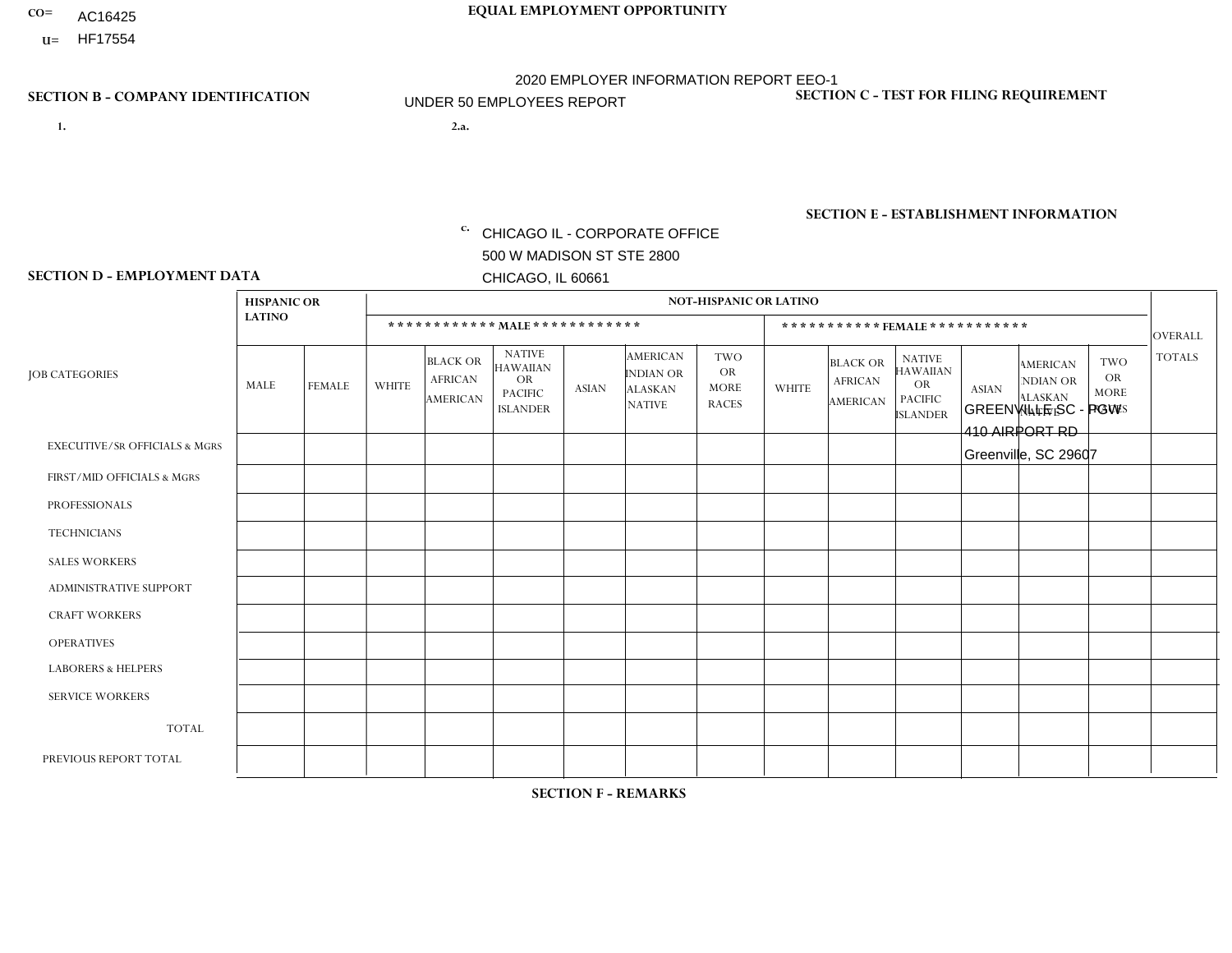CO= AC16425

U= HF17554

**EQUAL EMPLOYMENT OPPORTUNITY**

2020 EMPLOYER INFORMATION REPORT EEO-1

UNDER 50 EMPLOYEES REPORT

**SECTION B - COMPANY IDENTIFICATION**

1.

2.a.

c. CHICAGO IL - CORPORATE OFFICE
500 W MADISON ST STE 2800
CHICAGO, IL 60661

**SECTION C - TEST FOR FILING REQUIREMENT**

**SECTION E - ESTABLISHMENT INFORMATION**

GREENVILLE SC - PGW
410 AIRPORT RD
Greenville, SC 29607

**SECTION D - EMPLOYMENT DATA**

| JOB CATEGORIES | HISPANIC OR LATINO | | NOT-HISPANIC OR LATINO | | | | | | | | | | | | OVERALL TOTALS |
|---|---|---|---|---|---|---|---|---|---|---|---|---|---|---|---|
| | | | *********** MALE *********** | | | | | | *********** FEMALE *********** | | | | | | |
| | MALE | FEMALE | WHITE | BLACK OR AFRICAN AMERICAN | NATIVE HAWAIIAN OR PACIFIC ISLANDER | ASIAN | AMERICAN INDIAN OR ALASKAN NATIVE | TWO OR MORE RACES | WHITE | BLACK OR AFRICAN AMERICAN | NATIVE HAWAIIAN OR PACIFIC ISLANDER | ASIAN | AMERICAN INDIAN OR ALASKAN NATIVE | TWO OR MORE RACES | |
| EXECUTIVE/SR OFFICIALS & MGRS | | | | | | | | | | | | | | | |
| FIRST/MID OFFICIALS & MGRS | | | | | | | | | | | | | | | |
| PROFESSIONALS | | | | | | | | | | | | | | | |
| TECHNICIANS | | | | | | | | | | | | | | | |
| SALES WORKERS | | | | | | | | | | | | | | | |
| ADMINISTRATIVE SUPPORT | | | | | | | | | | | | | | | |
| CRAFT WORKERS | | | | | | | | | | | | | | | |
| OPERATIVES | | | | | | | | | | | | | | | |
| LABORERS & HELPERS | | | | | | | | | | | | | | | |
| SERVICE WORKERS | | | | | | | | | | | | | | | |
| TOTAL | | | | | | | | | | | | | | | |
| PREVIOUS REPORT TOTAL | | | | | | | | | | | | | | | |

**SECTION F - REMARKS**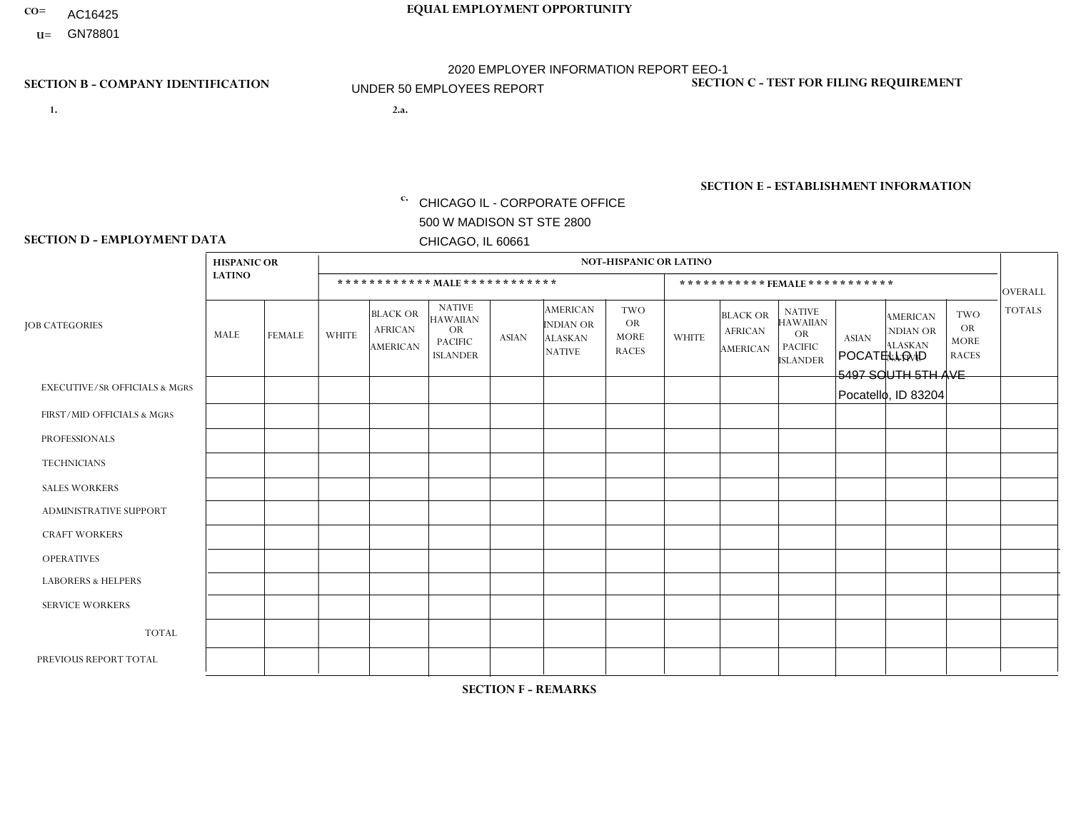CO= AC16425
U= GN78801

**EQUAL EMPLOYMENT OPPORTUNITY**

2020 EMPLOYER INFORMATION REPORT EEO-1

UNDER 50 EMPLOYEES REPORT

**SECTION B - COMPANY IDENTIFICATION**

1.

2.a.

c. CHICAGO IL - CORPORATE OFFICE
500 W MADISON ST STE 2800
CHICAGO, IL 60661

**SECTION C - TEST FOR FILING REQUIREMENT**

**SECTION E - ESTABLISHMENT INFORMATION**

POCATELLO ID
5497 SOUTH 5TH AVE
Pocatello, ID 83204

**SECTION D - EMPLOYMENT DATA**

| JOB CATEGORIES | HISPANIC OR LATINO | | NOT-HISPANIC OR LATINO | | | | | | | | | | | | OVERALL TOTALS |
|---|---|---|---|---|---|---|---|---|---|---|---|---|---|---|---|
| | | | ************ MALE ************ | | | | | | *********** FEMALE *********** | | | | | | |
| | MALE | FEMALE | WHITE | BLACK OR AFRICAN AMERICAN | NATIVE HAWAIIAN OR PACIFIC ISLANDER | ASIAN | AMERICAN INDIAN OR ALASKAN NATIVE | TWO OR MORE RACES | WHITE | BLACK OR AFRICAN AMERICAN | NATIVE HAWAIIAN OR PACIFIC ISLANDER | ASIAN | AMERICAN INDIAN OR ALASKAN NATIVE | TWO OR MORE RACES | |
| EXECUTIVE/SR OFFICIALS & MGRS | | | | | | | | | | | | | | | |
| FIRST/MID OFFICIALS & MGRS | | | | | | | | | | | | | | | |
| PROFESSIONALS | | | | | | | | | | | | | | | |
| TECHNICIANS | | | | | | | | | | | | | | | |
| SALES WORKERS | | | | | | | | | | | | | | | |
| ADMINISTRATIVE SUPPORT | | | | | | | | | | | | | | | |
| CRAFT WORKERS | | | | | | | | | | | | | | | |
| OPERATIVES | | | | | | | | | | | | | | | |
| LABORERS & HELPERS | | | | | | | | | | | | | | | |
| SERVICE WORKERS | | | | | | | | | | | | | | | |
| TOTAL | | | | | | | | | | | | | | | |
| PREVIOUS REPORT TOTAL | | | | | | | | | | | | | | | |

**SECTION F - REMARKS**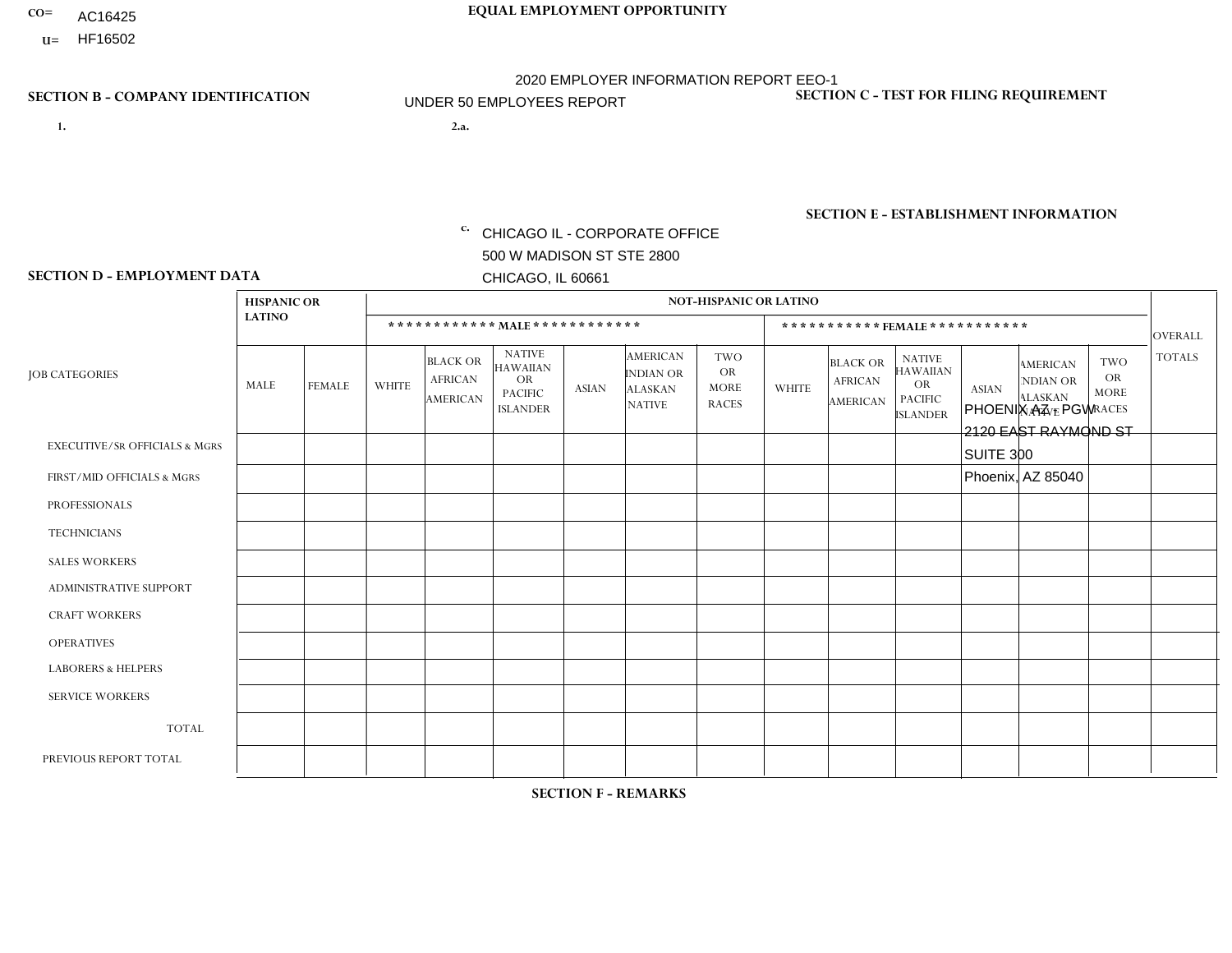CO= AC16425

U= HF16502

**EQUAL EMPLOYMENT OPPORTUNITY**

2020 EMPLOYER INFORMATION REPORT EEO-1

UNDER 50 EMPLOYEES REPORT

**SECTION B - COMPANY IDENTIFICATION**

1.

2.a.

c. CHICAGO IL - CORPORATE OFFICE
500 W MADISON ST STE 2800
CHICAGO, IL 60661

**SECTION C - TEST FOR FILING REQUIREMENT**

**SECTION E - ESTABLISHMENT INFORMATION**

PHOENIX AZ - PGW
2120 EAST RAYMOND ST
SUITE 300
Phoenix, AZ 85040

**SECTION D - EMPLOYMENT DATA**

| JOB CATEGORIES | HISPANIC OR LATINO | | NOT-HISPANIC OR LATINO | | | | | | | | | | | | OVERALL TOTALS |
|---|---|---|---|---|---|---|---|---|---|---|---|---|---|---|---|
| | | | MALE | | | | | | FEMALE | | | | | | |
| | MALE | FEMALE | WHITE | BLACK OR AFRICAN AMERICAN | NATIVE HAWAIIAN OR PACIFIC ISLANDER | ASIAN | AMERICAN INDIAN OR ALASKAN NATIVE | TWO OR MORE RACES | WHITE | BLACK OR AFRICAN AMERICAN | NATIVE HAWAIIAN OR PACIFIC ISLANDER | ASIAN | AMERICAN INDIAN OR ALASKAN NATIVE | TWO OR MORE RACES | |
| EXECUTIVE/SR OFFICIALS & MGRS | | | | | | | | | | | | | | | |
| FIRST/MID OFFICIALS & MGRS | | | | | | | | | | | | | | | |
| PROFESSIONALS | | | | | | | | | | | | | | | |
| TECHNICIANS | | | | | | | | | | | | | | | |
| SALES WORKERS | | | | | | | | | | | | | | | |
| ADMINISTRATIVE SUPPORT | | | | | | | | | | | | | | | |
| CRAFT WORKERS | | | | | | | | | | | | | | | |
| OPERATIVES | | | | | | | | | | | | | | | |
| LABORERS & HELPERS | | | | | | | | | | | | | | | |
| SERVICE WORKERS | | | | | | | | | | | | | | | |
| TOTAL | | | | | | | | | | | | | | | |
| PREVIOUS REPORT TOTAL | | | | | | | | | | | | | | | |

**SECTION F - REMARKS**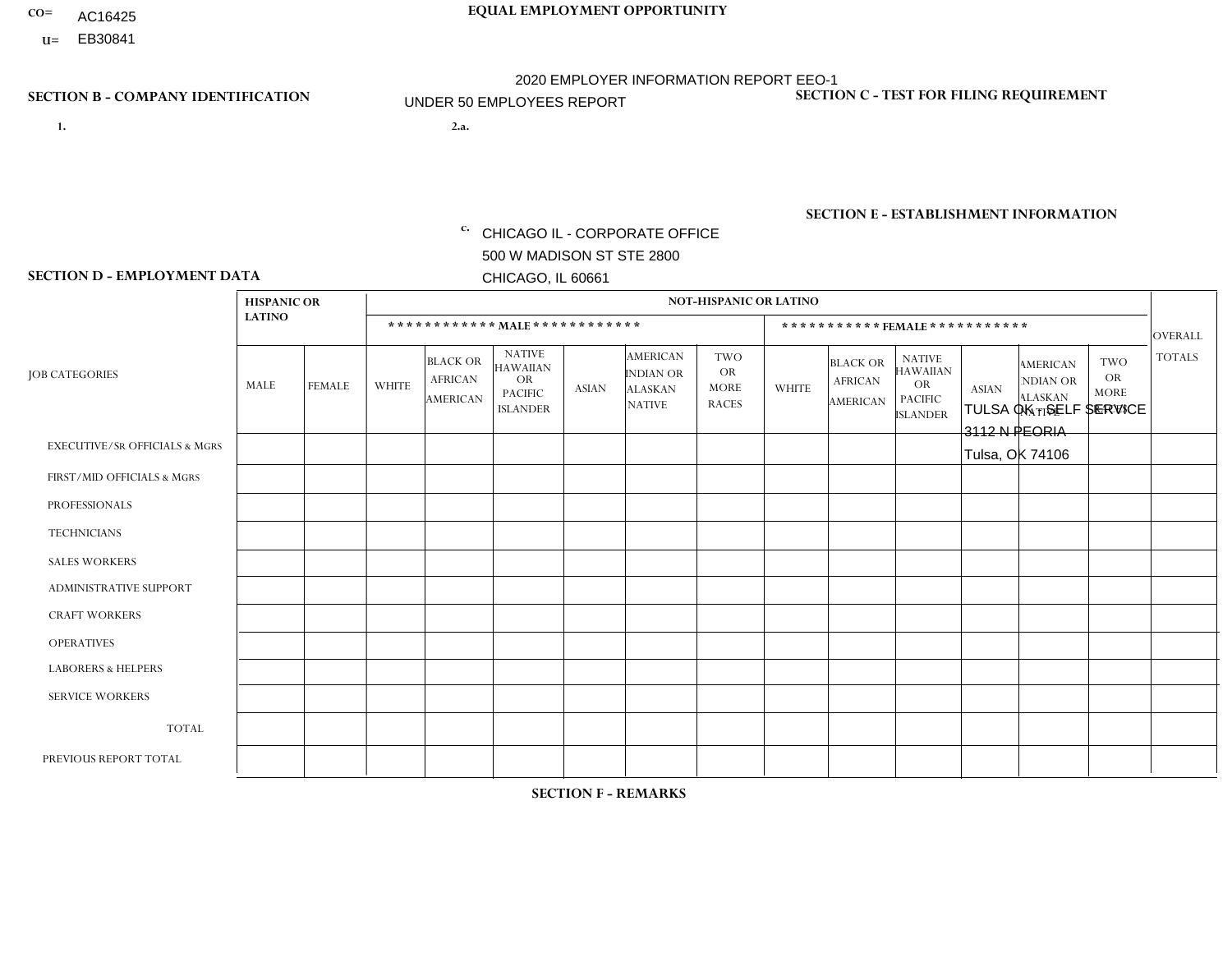CO= AC16425
U= EB30841

**EQUAL EMPLOYMENT OPPORTUNITY**

2020 EMPLOYER INFORMATION REPORT EEO-1
UNDER 50 EMPLOYEES REPORT

**SECTION B - COMPANY IDENTIFICATION**

1.

2.a.

c. CHICAGO IL - CORPORATE OFFICE
500 W MADISON ST STE 2800
CHICAGO, IL 60661

**SECTION C - TEST FOR FILING REQUIREMENT**

**SECTION E - ESTABLISHMENT INFORMATION**

TULSA OK - SELF SERVICE
3112 N PEORIA
Tulsa, OK 74106

**SECTION D - EMPLOYMENT DATA**

| JOB CATEGORIES | HISPANIC OR LATINO | | NOT-HISPANIC OR LATINO | | | | | | | | | | | | OVERALL TOTALS |
|---|---|---|---|---|---|---|---|---|---|---|---|---|---|---|---|
| | | | MALE | | | | | | FEMALE | | | | | | |
| | MALE | FEMALE | WHITE | BLACK OR AFRICAN AMERICAN | NATIVE HAWAIIAN OR PACIFIC ISLANDER | ASIAN | AMERICAN INDIAN OR ALASKAN NATIVE | TWO OR MORE RACES | WHITE | BLACK OR AFRICAN AMERICAN | NATIVE HAWAIIAN OR PACIFIC ISLANDER | ASIAN | AMERICAN INDIAN OR ALASKAN NATIVE | TWO OR MORE RACES | |
| EXECUTIVE/Sr OFFICIALS & MGRS | | | | | | | | | | | | | | | |
| FIRST/MID OFFICIALS & MGRS | | | | | | | | | | | | | | | |
| PROFESSIONALS | | | | | | | | | | | | | | | |
| TECHNICIANS | | | | | | | | | | | | | | | |
| SALES WORKERS | | | | | | | | | | | | | | | |
| ADMINISTRATIVE SUPPORT | | | | | | | | | | | | | | | |
| CRAFT WORKERS | | | | | | | | | | | | | | | |
| OPERATIVES | | | | | | | | | | | | | | | |
| LABORERS & HELPERS | | | | | | | | | | | | | | | |
| SERVICE WORKERS | | | | | | | | | | | | | | | |
| TOTAL | | | | | | | | | | | | | | | |
| PREVIOUS REPORT TOTAL | | | | | | | | | | | | | | | |

**SECTION F - REMARKS**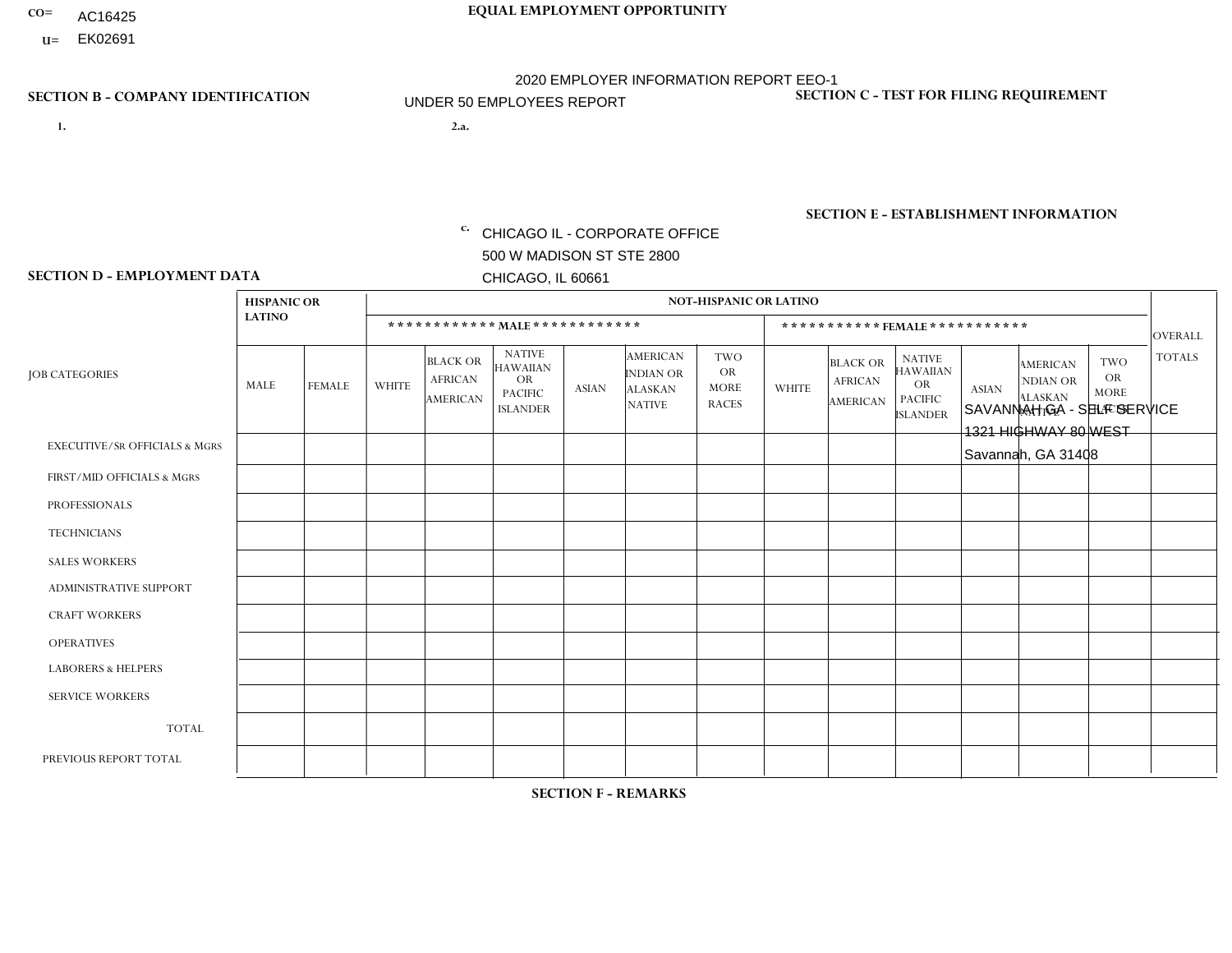CO= AC16425
U= EK02691

**EQUAL EMPLOYMENT OPPORTUNITY**

2020 EMPLOYER INFORMATION REPORT EEO-1
UNDER 50 EMPLOYEES REPORT

**SECTION B - COMPANY IDENTIFICATION**

1.

2.a.

c. CHICAGO IL - CORPORATE OFFICE
500 W MADISON ST STE 2800
CHICAGO, IL 60661

**SECTION C - TEST FOR FILING REQUIREMENT**

**SECTION E - ESTABLISHMENT INFORMATION**

SAVANNAH GA - SELF SERVICE
1321 HIGHWAY 80 WEST
Savannah, GA 31408

**SECTION D - EMPLOYMENT DATA**

| JOB CATEGORIES | HISPANIC OR LATINO | | NOT-HISPANIC OR LATINO | | | | | | | | | | | | OVERALL TOTALS |
|---|---|---|---|---|---|---|---|---|---|---|---|---|---|---|---|
| | | | MALE | | | | | | FEMALE | | | | | | |
| | MALE | FEMALE | WHITE | BLACK OR AFRICAN AMERICAN | NATIVE HAWAIIAN OR PACIFIC ISLANDER | ASIAN | AMERICAN INDIAN OR ALASKAN NATIVE | TWO OR MORE RACES | WHITE | BLACK OR AFRICAN AMERICAN | NATIVE HAWAIIAN OR PACIFIC ISLANDER | ASIAN | AMERICAN INDIAN OR ALASKAN NATIVE | TWO OR MORE RACES | |
| EXECUTIVE/Sr OFFICIALS & MGRS | | | | | | | | | | | | | | | |
| FIRST/MID OFFICIALS & MGRS | | | | | | | | | | | | | | | |
| PROFESSIONALS | | | | | | | | | | | | | | | |
| TECHNICIANS | | | | | | | | | | | | | | | |
| SALES WORKERS | | | | | | | | | | | | | | | |
| ADMINISTRATIVE SUPPORT | | | | | | | | | | | | | | | |
| CRAFT WORKERS | | | | | | | | | | | | | | | |
| OPERATIVES | | | | | | | | | | | | | | | |
| LABORERS & HELPERS | | | | | | | | | | | | | | | |
| SERVICE WORKERS | | | | | | | | | | | | | | | |
| TOTAL | | | | | | | | | | | | | | | |
| PREVIOUS REPORT TOTAL | | | | | | | | | | | | | | | |

**SECTION F - REMARKS**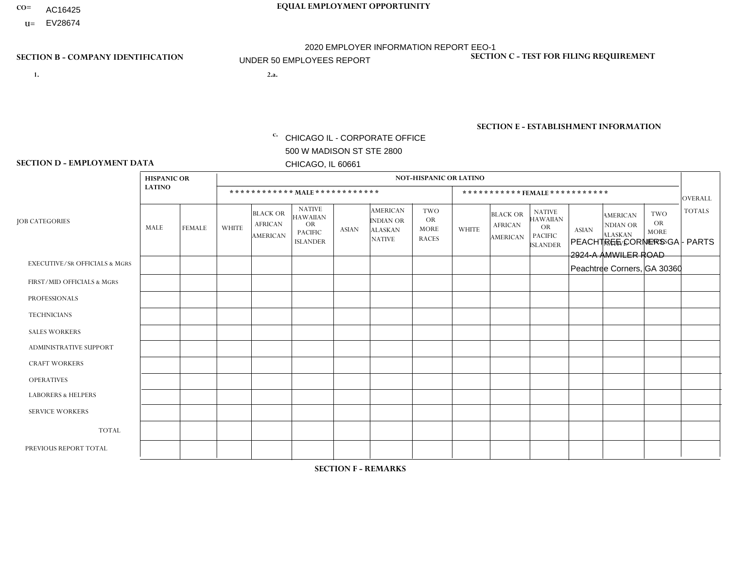CO= AC16425
U= EV28674

**EQUAL EMPLOYMENT OPPORTUNITY**

2020 EMPLOYER INFORMATION REPORT EEO-1
UNDER 50 EMPLOYEES REPORT

**SECTION B - COMPANY IDENTIFICATION**

1.

2.a.

c. CHICAGO IL - CORPORATE OFFICE
500 W MADISON ST STE 2800
CHICAGO, IL 60661

**SECTION C - TEST FOR FILING REQUIREMENT**

**SECTION E - ESTABLISHMENT INFORMATION**

PEACHTREE CORNERS GA - PARTS
2924-A AMWILER ROAD
Peachtree Corners, GA 30360

**SECTION D - EMPLOYMENT DATA**

| JOB CATEGORIES | HISPANIC OR LATINO | | NOT-HISPANIC OR LATINO | | | | | | | | | | | | OVERALL TOTALS |
|---|---|---|---|---|---|---|---|---|---|---|---|---|---|---|---|
| | | | MALE | | | | | | FEMALE | | | | | | |
| | MALE | FEMALE | WHITE | BLACK OR AFRICAN AMERICAN | NATIVE HAWAIIAN OR PACIFIC ISLANDER | ASIAN | AMERICAN INDIAN OR ALASKAN NATIVE | TWO OR MORE RACES | WHITE | BLACK OR AFRICAN AMERICAN | NATIVE HAWAIIAN OR PACIFIC ISLANDER | ASIAN | AMERICAN INDIAN OR ALASKAN NATIVE | TWO OR MORE RACES | |
| EXECUTIVE/SR OFFICIALS & MGRS | | | | | | | | | | | | | | | |
| FIRST/MID OFFICIALS & MGRS | | | | | | | | | | | | | | | |
| PROFESSIONALS | | | | | | | | | | | | | | | |
| TECHNICIANS | | | | | | | | | | | | | | | |
| SALES WORKERS | | | | | | | | | | | | | | | |
| ADMINISTRATIVE SUPPORT | | | | | | | | | | | | | | | |
| CRAFT WORKERS | | | | | | | | | | | | | | | |
| OPERATIVES | | | | | | | | | | | | | | | |
| LABORERS & HELPERS | | | | | | | | | | | | | | | |
| SERVICE WORKERS | | | | | | | | | | | | | | | |
| TOTAL | | | | | | | | | | | | | | | |
| PREVIOUS REPORT TOTAL | | | | | | | | | | | | | | | |

**SECTION F - REMARKS**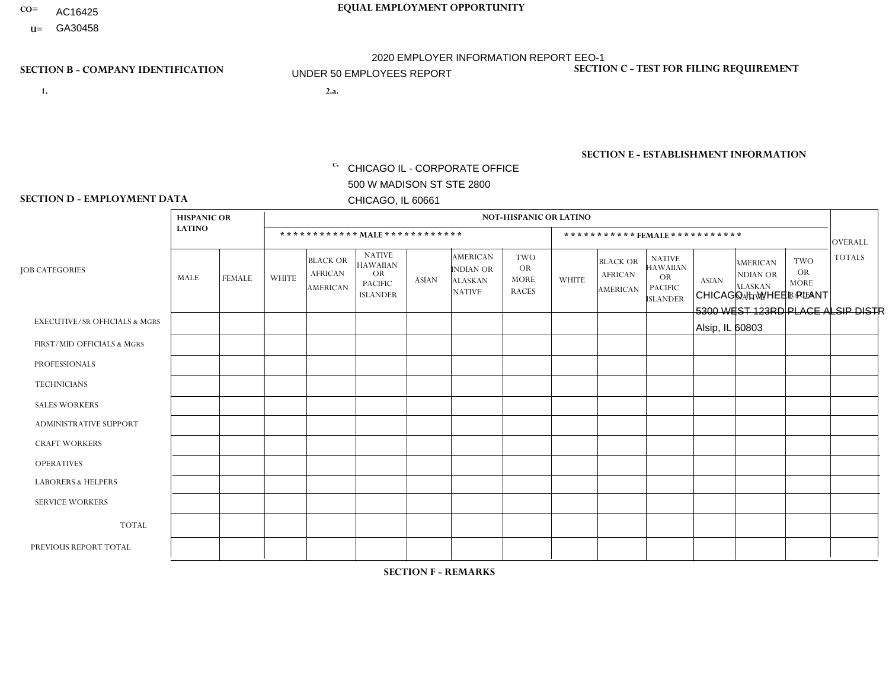CO= AC16425

U= GA30458

**EQUAL EMPLOYMENT OPPORTUNITY**

2020 EMPLOYER INFORMATION REPORT EEO-1

UNDER 50 EMPLOYEES REPORT

## SECTION B - COMPANY IDENTIFICATION

1.

2.a.

c. CHICAGO IL - CORPORATE OFFICE
500 W MADISON ST STE 2800
CHICAGO, IL 60661

## SECTION C - TEST FOR FILING REQUIREMENT

## SECTION E - ESTABLISHMENT INFORMATION

CHICAGO IL WHEEL PLANT
5300 WEST 123RD PLACE ALSIP DISTR
Alsip, IL 60803

## SECTION D - EMPLOYMENT DATA

| JOB CATEGORIES | HISPANIC OR LATINO | | NOT-HISPANIC OR LATINO | | | | | | | | | | | | OVERALL TOTALS |
|---|---|---|---|---|---|---|---|---|---|---|---|---|---|---|---|
| | | | MALE | | | | | | FEMALE | | | | | | |
| | MALE | FEMALE | WHITE | BLACK OR AFRICAN AMERICAN | NATIVE HAWAIIAN OR PACIFIC ISLANDER | ASIAN | AMERICAN INDIAN OR ALASKAN NATIVE | TWO OR MORE RACES | WHITE | BLACK OR AFRICAN AMERICAN | NATIVE HAWAIIAN OR PACIFIC ISLANDER | ASIAN | AMERICAN INDIAN OR ALASKAN NATIVE | TWO OR MORE RACES | |
| EXECUTIVE/SR OFFICIALS & MGRS | | | | | | | | | | | | | | | |
| FIRST/MID OFFICIALS & MGRS | | | | | | | | | | | | | | | |
| PROFESSIONALS | | | | | | | | | | | | | | | |
| TECHNICIANS | | | | | | | | | | | | | | | |
| SALES WORKERS | | | | | | | | | | | | | | | |
| ADMINISTRATIVE SUPPORT | | | | | | | | | | | | | | | |
| CRAFT WORKERS | | | | | | | | | | | | | | | |
| OPERATIVES | | | | | | | | | | | | | | | |
| LABORERS & HELPERS | | | | | | | | | | | | | | | |
| SERVICE WORKERS | | | | | | | | | | | | | | | |
| TOTAL | | | | | | | | | | | | | | | |
| PREVIOUS REPORT TOTAL | | | | | | | | | | | | | | | |

## SECTION F - REMARKS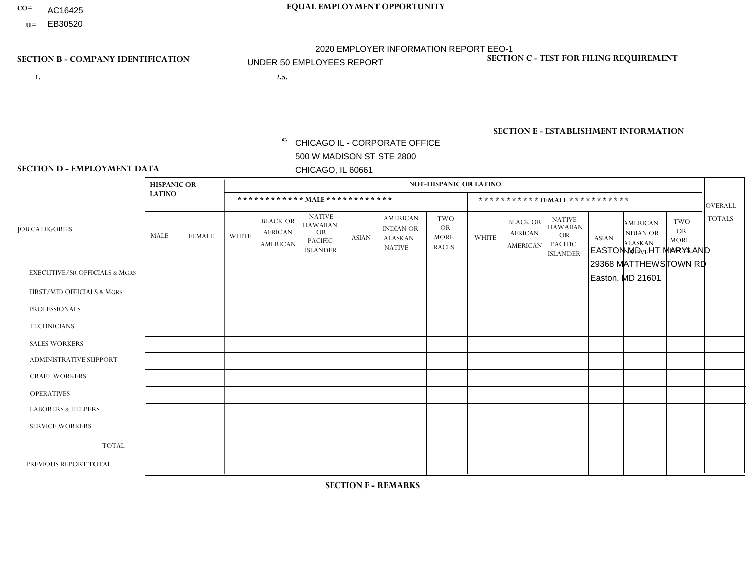CO= AC16425
U= EB30520

**EQUAL EMPLOYMENT OPPORTUNITY**

2020 EMPLOYER INFORMATION REPORT EEO-1
UNDER 50 EMPLOYEES REPORT

**SECTION B - COMPANY IDENTIFICATION**

1.

2.a.

c. CHICAGO IL - CORPORATE OFFICE
500 W MADISON ST STE 2800
CHICAGO, IL 60661

**SECTION C - TEST FOR FILING REQUIREMENT**

**SECTION E - ESTABLISHMENT INFORMATION**

EASTON MD - HT MARYLAND
29368 MATTHEWSTOWN RD
Easton, MD 21601

**SECTION D - EMPLOYMENT DATA**

| JOB CATEGORIES | HISPANIC OR LATINO | | NOT-HISPANIC OR LATINO | | | | | | | | | | | | OVERALL TOTALS |
|---|---|---|---|---|---|---|---|---|---|---|---|---|---|---|---|
| | | | MALE | | | | | | FEMALE | | | | | | |
| | MALE | FEMALE | WHITE | BLACK OR AFRICAN AMERICAN | NATIVE HAWAIIAN OR PACIFIC ISLANDER | ASIAN | AMERICAN INDIAN OR ALASKAN NATIVE | TWO OR MORE RACES | WHITE | BLACK OR AFRICAN AMERICAN | NATIVE HAWAIIAN OR PACIFIC ISLANDER | ASIAN | AMERICAN INDIAN OR ALASKAN NATIVE | TWO OR MORE RACES | |
| EXECUTIVE/Sr OFFICIALS & MGRS | | | | | | | | | | | | | | | |
| FIRST/MID OFFICIALS & MGRS | | | | | | | | | | | | | | | |
| PROFESSIONALS | | | | | | | | | | | | | | | |
| TECHNICIANS | | | | | | | | | | | | | | | |
| SALES WORKERS | | | | | | | | | | | | | | | |
| ADMINISTRATIVE SUPPORT | | | | | | | | | | | | | | | |
| CRAFT WORKERS | | | | | | | | | | | | | | | |
| OPERATIVES | | | | | | | | | | | | | | | |
| LABORERS & HELPERS | | | | | | | | | | | | | | | |
| SERVICE WORKERS | | | | | | | | | | | | | | | |
| TOTAL | | | | | | | | | | | | | | | |
| PREVIOUS REPORT TOTAL | | | | | | | | | | | | | | | |

**SECTION F - REMARKS**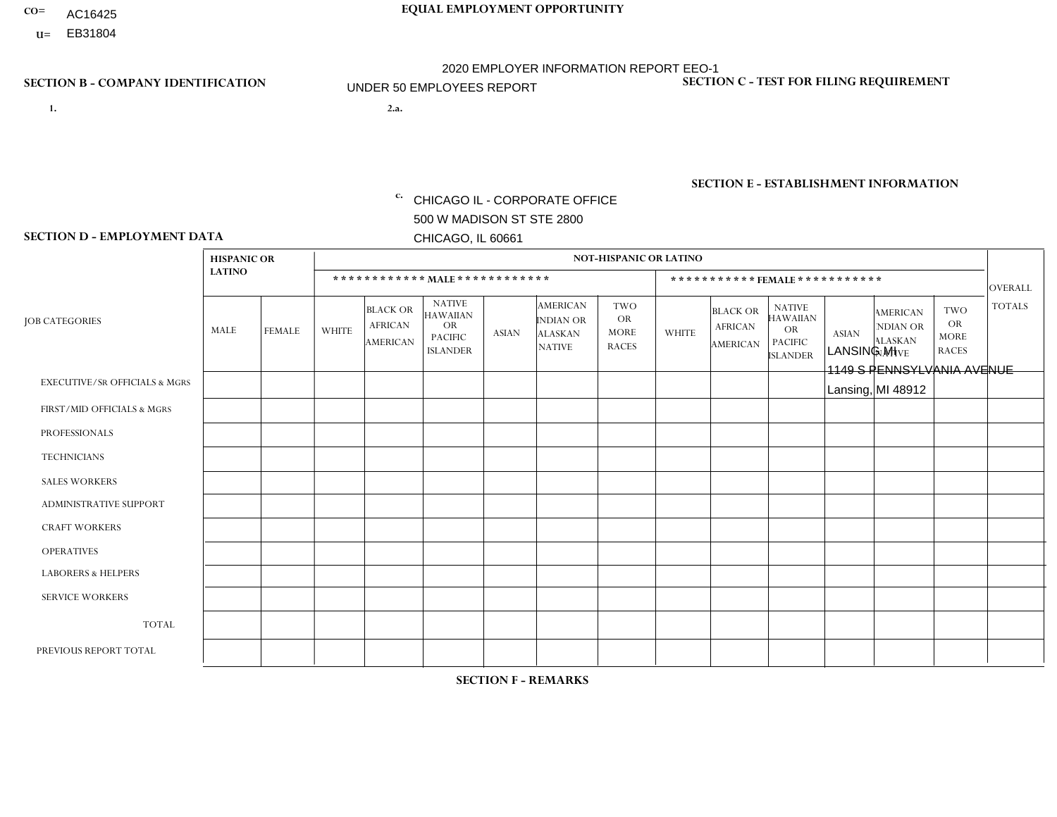CO= AC16425
U= EB31804

**EQUAL EMPLOYMENT OPPORTUNITY**

2020 EMPLOYER INFORMATION REPORT EEO-1

UNDER 50 EMPLOYEES REPORT

**SECTION B - COMPANY IDENTIFICATION**

1.

2.a.

c. CHICAGO IL - CORPORATE OFFICE
500 W MADISON ST STE 2800
CHICAGO, IL 60661

**SECTION C - TEST FOR FILING REQUIREMENT**

**SECTION E - ESTABLISHMENT INFORMATION**

LANSING MI
1149 S PENNSYLVANIA AVENUE
Lansing, MI 48912

**SECTION D - EMPLOYMENT DATA**

| JOB CATEGORIES | HISPANIC OR LATINO | | NOT-HISPANIC OR LATINO | | | | | | | | | | | | OVERALL TOTALS |
|---|---|---|---|---|---|---|---|---|---|---|---|---|---|---|---|
| | | | MALE | | | | | | FEMALE | | | | | | |
| | MALE | FEMALE | WHITE | BLACK OR AFRICAN AMERICAN | NATIVE HAWAIIAN OR PACIFIC ISLANDER | ASIAN | AMERICAN INDIAN OR ALASKAN NATIVE | TWO OR MORE RACES | WHITE | BLACK OR AFRICAN AMERICAN | NATIVE HAWAIIAN OR PACIFIC ISLANDER | ASIAN | AMERICAN INDIAN OR ALASKAN NATIVE | TWO OR MORE RACES | |
| EXECUTIVE/Sr OFFICIALS & MGRS | | | | | | | | | | | | | | | |
| FIRST/MID OFFICIALS & MGRS | | | | | | | | | | | | | | | |
| PROFESSIONALS | | | | | | | | | | | | | | | |
| TECHNICIANS | | | | | | | | | | | | | | | |
| SALES WORKERS | | | | | | | | | | | | | | | |
| ADMINISTRATIVE SUPPORT | | | | | | | | | | | | | | | |
| CRAFT WORKERS | | | | | | | | | | | | | | | |
| OPERATIVES | | | | | | | | | | | | | | | |
| LABORERS & HELPERS | | | | | | | | | | | | | | | |
| SERVICE WORKERS | | | | | | | | | | | | | | | |
| TOTAL | | | | | | | | | | | | | | | |
| PREVIOUS REPORT TOTAL | | | | | | | | | | | | | | | |

**SECTION F - REMARKS**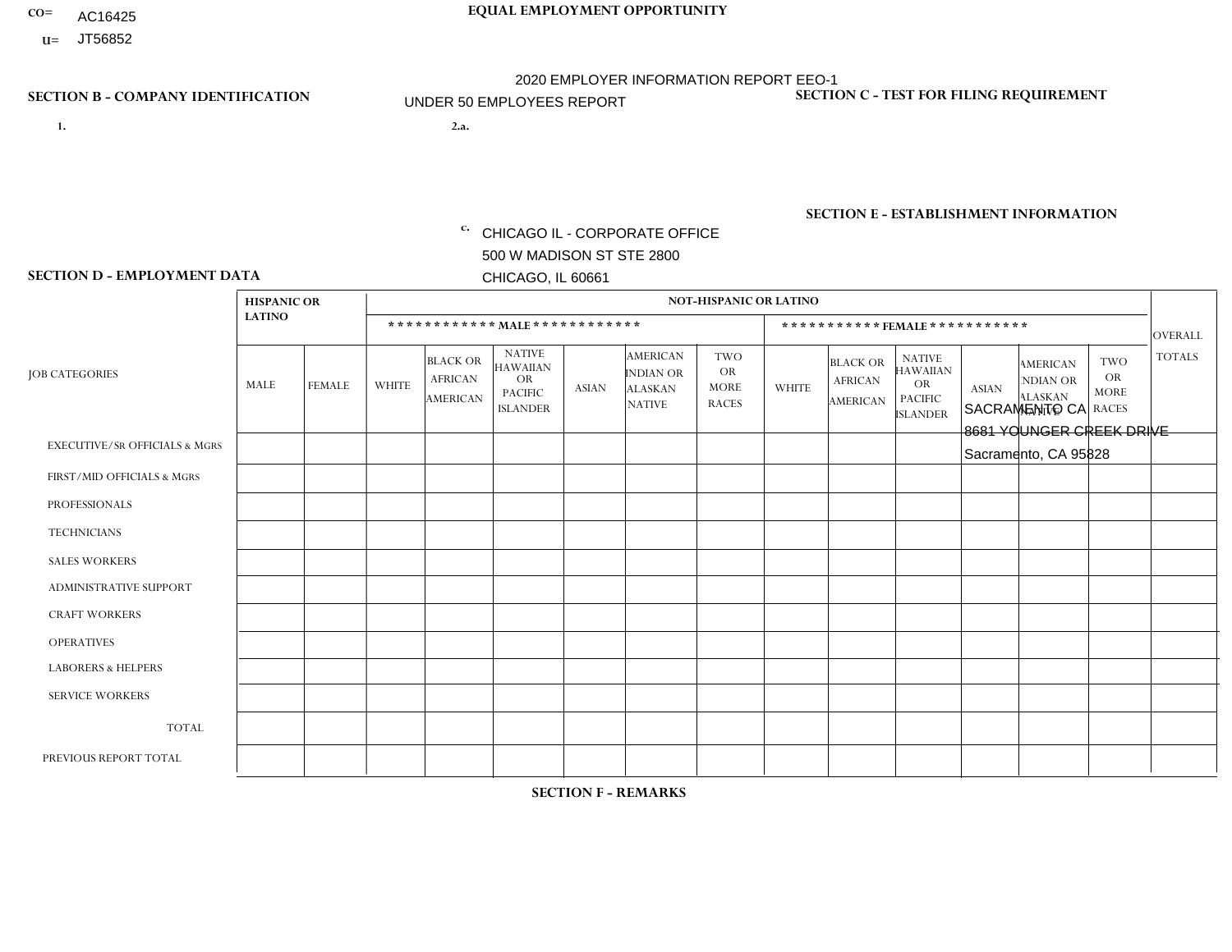CO= AC16425
U= JT56852

**EQUAL EMPLOYMENT OPPORTUNITY**

2020 EMPLOYER INFORMATION REPORT EEO-1
UNDER 50 EMPLOYEES REPORT

**SECTION B - COMPANY IDENTIFICATION**

1.

2.a.

c. CHICAGO IL - CORPORATE OFFICE
500 W MADISON ST STE 2800
CHICAGO, IL 60661

**SECTION C - TEST FOR FILING REQUIREMENT**

**SECTION E - ESTABLISHMENT INFORMATION**

SACRAMENTO CA
8681 YOUNGER CREEK DRIVE
Sacramento, CA 95828

**SECTION D - EMPLOYMENT DATA**

| JOB CATEGORIES | HISPANIC OR LATINO | | NOT-HISPANIC OR LATINO | | | | | | | | | | | | OVERALL TOTALS |
|---|---|---|---|---|---|---|---|---|---|---|---|---|---|---|---|
| | | | ************ MALE ************ | | | | | | *********** FEMALE *********** | | | | | | |
| | MALE | FEMALE | WHITE | BLACK OR AFRICAN AMERICAN | NATIVE HAWAIIAN OR PACIFIC ISLANDER | ASIAN | AMERICAN INDIAN OR ALASKAN NATIVE | TWO OR MORE RACES | WHITE | BLACK OR AFRICAN AMERICAN | NATIVE HAWAIIAN OR PACIFIC ISLANDER | ASIAN | AMERICAN INDIAN OR ALASKAN NATIVE | TWO OR MORE RACES | |
| EXECUTIVE/Sr OFFICIALS & MGRS | | | | | | | | | | | | | | | |
| FIRST/MID OFFICIALS & MGRS | | | | | | | | | | | | | | | |
| PROFESSIONALS | | | | | | | | | | | | | | | |
| TECHNICIANS | | | | | | | | | | | | | | | |
| SALES WORKERS | | | | | | | | | | | | | | | |
| ADMINISTRATIVE SUPPORT | | | | | | | | | | | | | | | |
| CRAFT WORKERS | | | | | | | | | | | | | | | |
| OPERATIVES | | | | | | | | | | | | | | | |
| LABORERS & HELPERS | | | | | | | | | | | | | | | |
| SERVICE WORKERS | | | | | | | | | | | | | | | |
| TOTAL | | | | | | | | | | | | | | | |
| PREVIOUS REPORT TOTAL | | | | | | | | | | | | | | | |

**SECTION F - REMARKS**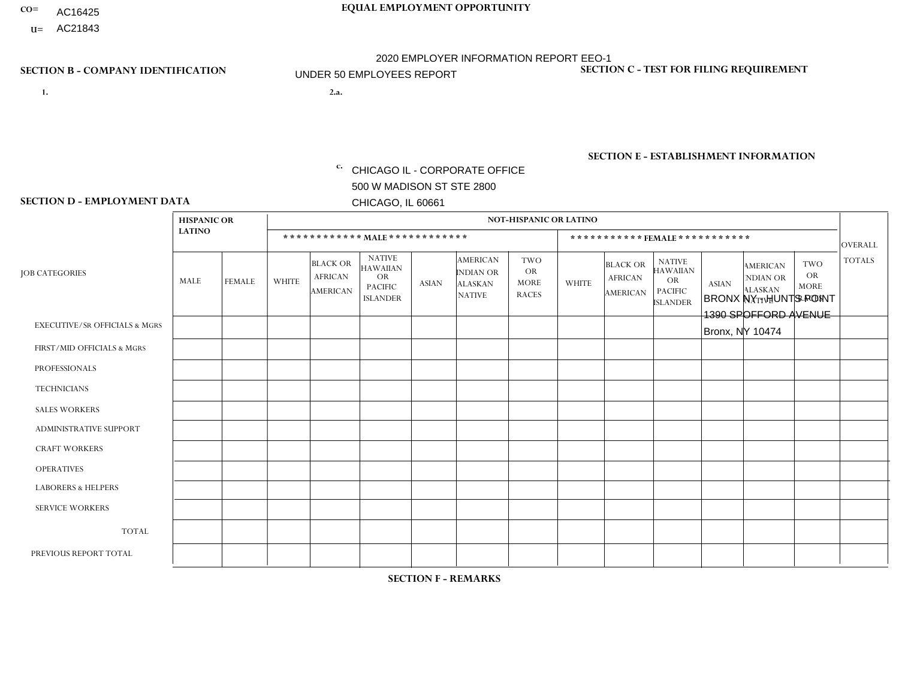CO= AC16425
U= AC21843

**EQUAL EMPLOYMENT OPPORTUNITY**

2020 EMPLOYER INFORMATION REPORT EEO-1

UNDER 50 EMPLOYEES REPORT

**SECTION B - COMPANY IDENTIFICATION**

1.

2.a.

c. CHICAGO IL - CORPORATE OFFICE
500 W MADISON ST STE 2800
CHICAGO, IL 60661

**SECTION C - TEST FOR FILING REQUIREMENT**

**SECTION E - ESTABLISHMENT INFORMATION**

BRONX NY - HUNTS POINT
1390 SPOFFORD AVENUE
Bronx, NY 10474

**SECTION D - EMPLOYMENT DATA**

| JOB CATEGORIES | HISPANIC OR LATINO | | NOT-HISPANIC OR LATINO | | | | | | | | | | | | OVERALL TOTALS |
|---|---|---|---|---|---|---|---|---|---|---|---|---|---|---|---|
| | | | MALE | | | | | | FEMALE | | | | | | |
| | MALE | FEMALE | WHITE | BLACK OR AFRICAN AMERICAN | NATIVE HAWAIIAN OR PACIFIC ISLANDER | ASIAN | AMERICAN INDIAN OR ALASKAN NATIVE | TWO OR MORE RACES | WHITE | BLACK OR AFRICAN AMERICAN | NATIVE HAWAIIAN OR PACIFIC ISLANDER | ASIAN | AMERICAN INDIAN OR ALASKAN NATIVE | TWO OR MORE RACES | |
| EXECUTIVE/Sr OFFICIALS & MGRS | | | | | | | | | | | | | | | |
| FIRST/MID OFFICIALS & MGRS | | | | | | | | | | | | | | | |
| PROFESSIONALS | | | | | | | | | | | | | | | |
| TECHNICIANS | | | | | | | | | | | | | | | |
| SALES WORKERS | | | | | | | | | | | | | | | |
| ADMINISTRATIVE SUPPORT | | | | | | | | | | | | | | | |
| CRAFT WORKERS | | | | | | | | | | | | | | | |
| OPERATIVES | | | | | | | | | | | | | | | |
| LABORERS & HELPERS | | | | | | | | | | | | | | | |
| SERVICE WORKERS | | | | | | | | | | | | | | | |
| TOTAL | | | | | | | | | | | | | | | |
| PREVIOUS REPORT TOTAL | | | | | | | | | | | | | | | |

**SECTION F - REMARKS**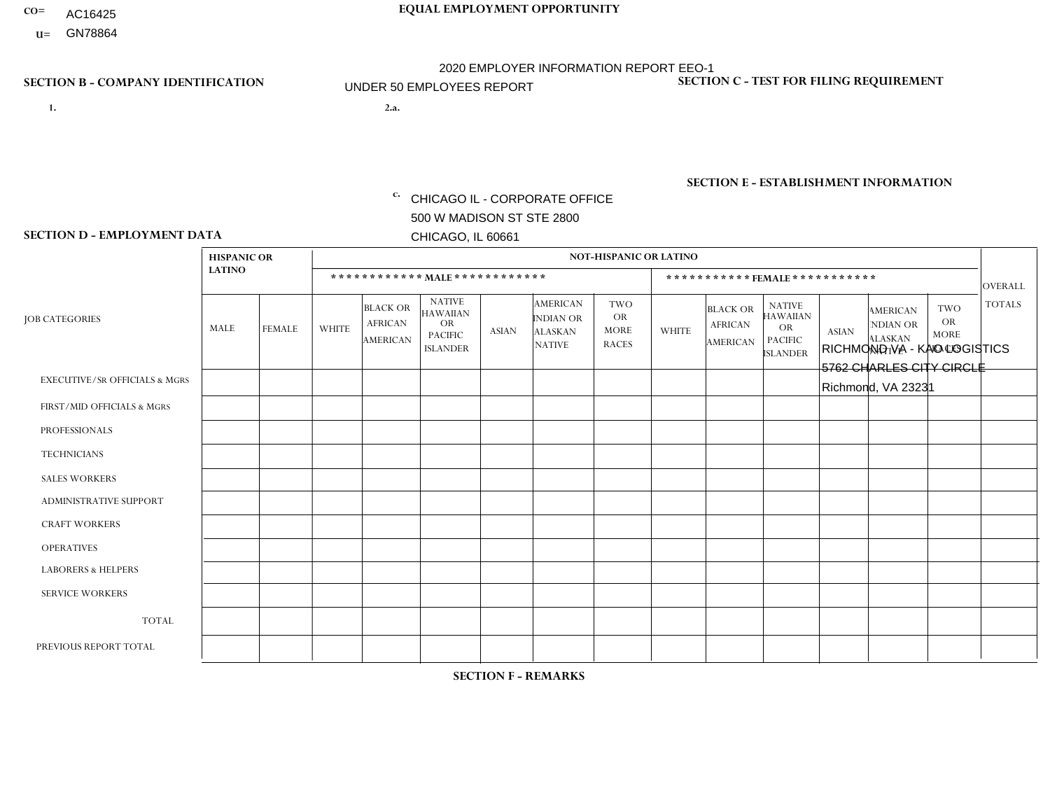CO= AC16425
U= GN78864

**EQUAL EMPLOYMENT OPPORTUNITY**

2020 EMPLOYER INFORMATION REPORT EEO-1
UNDER 50 EMPLOYEES REPORT

**SECTION B - COMPANY IDENTIFICATION**

1.

2.a.

c. CHICAGO IL - CORPORATE OFFICE
500 W MADISON ST STE 2800
CHICAGO, IL 60661

**SECTION C - TEST FOR FILING REQUIREMENT**

**SECTION E - ESTABLISHMENT INFORMATION**

RICHMOND VA - KAO LOGISTICS
5762 CHARLES CITY CIRCLE
Richmond, VA 23231

**SECTION D - EMPLOYMENT DATA**

| JOB CATEGORIES | HISPANIC OR LATINO | | NOT-HISPANIC OR LATINO | | | | | | | | | | | | OVERALL TOTALS |
|---|---|---|---|---|---|---|---|---|---|---|---|---|---|---|---|
| | | | MALE | | | | | | FEMALE | | | | | | |
| | MALE | FEMALE | WHITE | BLACK OR AFRICAN AMERICAN | NATIVE HAWAIIAN OR PACIFIC ISLANDER | ASIAN | AMERICAN INDIAN OR ALASKAN NATIVE | TWO OR MORE RACES | WHITE | BLACK OR AFRICAN AMERICAN | NATIVE HAWAIIAN OR PACIFIC ISLANDER | ASIAN | AMERICAN INDIAN OR ALASKAN NATIVE | TWO OR MORE RACES | |
| EXECUTIVE/Sr OFFICIALS & MGRS | | | | | | | | | | | | | | | |
| FIRST/MID OFFICIALS & MGRS | | | | | | | | | | | | | | | |
| PROFESSIONALS | | | | | | | | | | | | | | | |
| TECHNICIANS | | | | | | | | | | | | | | | |
| SALES WORKERS | | | | | | | | | | | | | | | |
| ADMINISTRATIVE SUPPORT | | | | | | | | | | | | | | | |
| CRAFT WORKERS | | | | | | | | | | | | | | | |
| OPERATIVES | | | | | | | | | | | | | | | |
| LABORERS & HELPERS | | | | | | | | | | | | | | | |
| SERVICE WORKERS | | | | | | | | | | | | | | | |
| TOTAL | | | | | | | | | | | | | | | |
| PREVIOUS REPORT TOTAL | | | | | | | | | | | | | | | |

**SECTION F - REMARKS**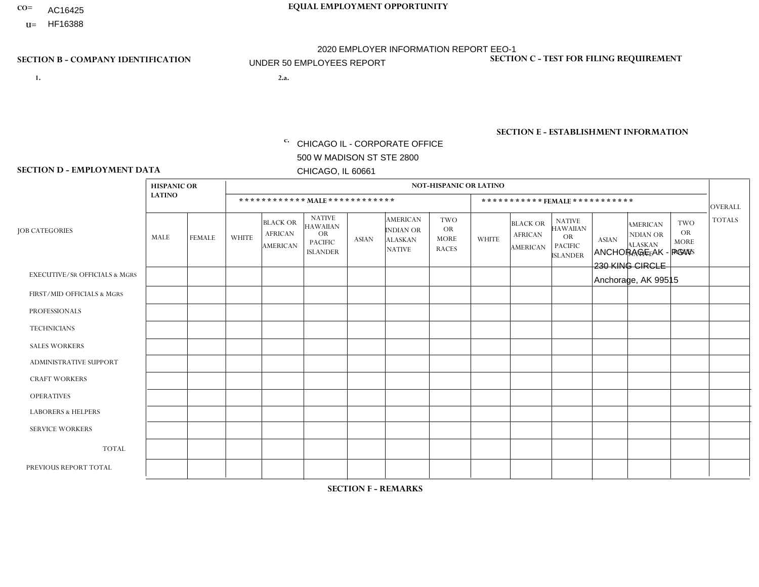CO= AC16425

U= HF16388

**EQUAL EMPLOYMENT OPPORTUNITY**

2020 EMPLOYER INFORMATION REPORT EEO-1

UNDER 50 EMPLOYEES REPORT

**SECTION B - COMPANY IDENTIFICATION**

1.

2.a.

c. CHICAGO IL - CORPORATE OFFICE
500 W MADISON ST STE 2800
CHICAGO, IL 60661

**SECTION C - TEST FOR FILING REQUIREMENT**

**SECTION E - ESTABLISHMENT INFORMATION**

ANCHORAGE AK - PGW
230 KING CIRCLE
Anchorage, AK 99515

**SECTION D - EMPLOYMENT DATA**

| JOB CATEGORIES | HISPANIC OR LATINO | | NOT-HISPANIC OR LATINO | | | | | | | | | | | | OVERALL TOTALS |
|---|---|---|---|---|---|---|---|---|---|---|---|---|---|---|---|
| | | | ************ MALE ************ | | | | | | *********** FEMALE *********** | | | | | | |
| | MALE | FEMALE | WHITE | BLACK OR AFRICAN AMERICAN | NATIVE HAWAIIAN OR PACIFIC ISLANDER | ASIAN | AMERICAN INDIAN OR ALASKAN NATIVE | TWO OR MORE RACES | WHITE | BLACK OR AFRICAN AMERICAN | NATIVE HAWAIIAN OR PACIFIC ISLANDER | ASIAN | AMERICAN INDIAN OR ALASKAN NATIVE | TWO OR MORE RACES | |
| EXECUTIVE/SR OFFICIALS & MGRS | | | | | | | | | | | | | | | |
| FIRST/MID OFFICIALS & MGRS | | | | | | | | | | | | | | | |
| PROFESSIONALS | | | | | | | | | | | | | | | |
| TECHNICIANS | | | | | | | | | | | | | | | |
| SALES WORKERS | | | | | | | | | | | | | | | |
| ADMINISTRATIVE SUPPORT | | | | | | | | | | | | | | | |
| CRAFT WORKERS | | | | | | | | | | | | | | | |
| OPERATIVES | | | | | | | | | | | | | | | |
| LABORERS & HELPERS | | | | | | | | | | | | | | | |
| SERVICE WORKERS | | | | | | | | | | | | | | | |
| TOTAL | | | | | | | | | | | | | | | |
| PREVIOUS REPORT TOTAL | | | | | | | | | | | | | | | |

**SECTION F - REMARKS**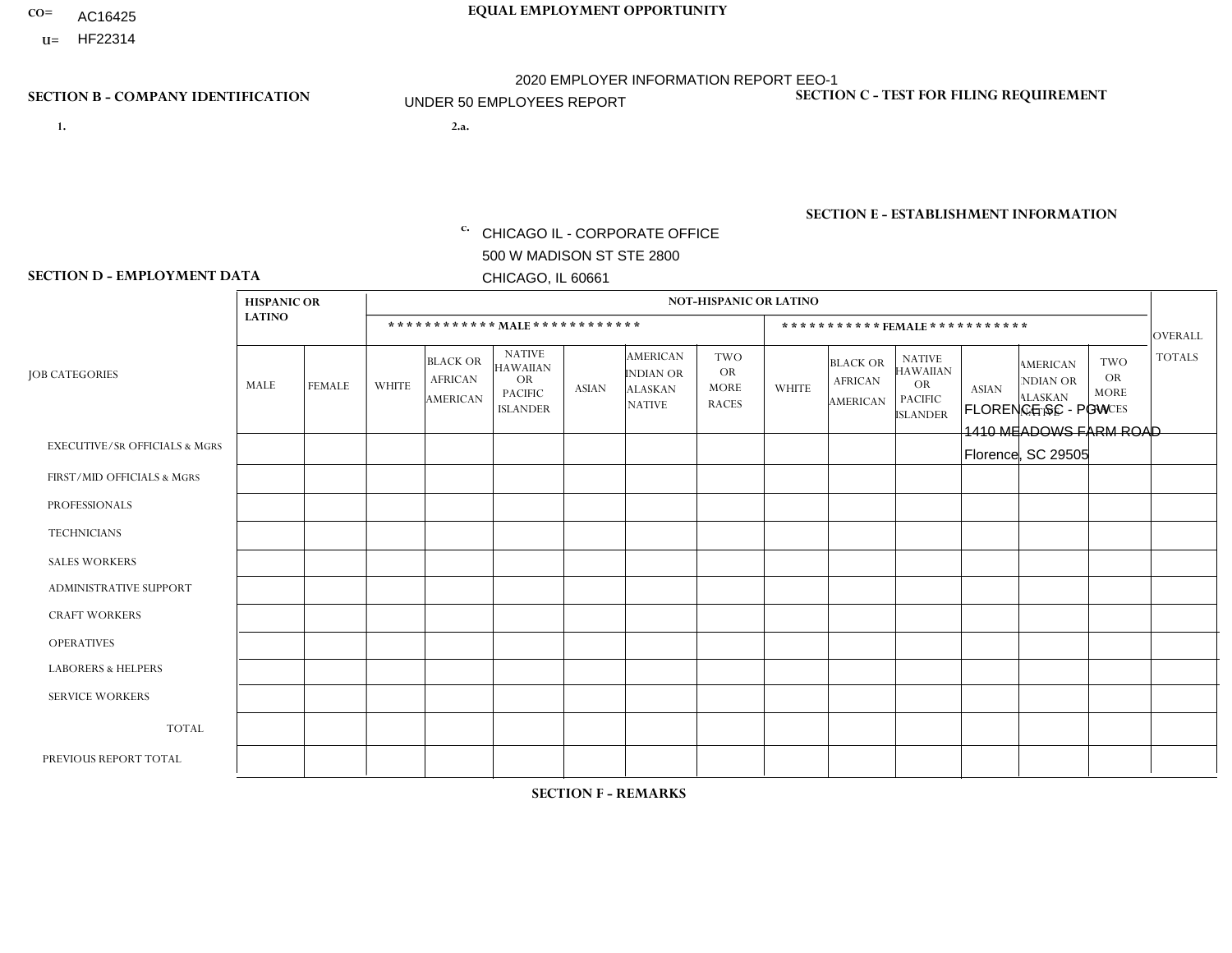CO= AC16425
U= HF22314

**EQUAL EMPLOYMENT OPPORTUNITY**

2020 EMPLOYER INFORMATION REPORT EEO-1
UNDER 50 EMPLOYEES REPORT

**SECTION B - COMPANY IDENTIFICATION**

1.

2.a.

c. CHICAGO IL - CORPORATE OFFICE
500 W MADISON ST STE 2800
CHICAGO, IL 60661

**SECTION C - TEST FOR FILING REQUIREMENT**

**SECTION E - ESTABLISHMENT INFORMATION**

FLORENCE SC - PGW
1410 MEADOWS FARM ROAD
Florence, SC 29505

**SECTION D - EMPLOYMENT DATA**

| JOB CATEGORIES | HISPANIC OR LATINO | | NOT-HISPANIC OR LATINO | | | | | | | | | | | | OVERALL TOTALS |
|---|---|---|---|---|---|---|---|---|---|---|---|---|---|---|---|
| | | | MALE | | | | | | FEMALE | | | | | | |
| | MALE | FEMALE | WHITE | BLACK OR AFRICAN AMERICAN | NATIVE HAWAIIAN OR PACIFIC ISLANDER | ASIAN | AMERICAN INDIAN OR ALASKAN NATIVE | TWO OR MORE RACES | WHITE | BLACK OR AFRICAN AMERICAN | NATIVE HAWAIIAN OR PACIFIC ISLANDER | ASIAN | AMERICAN INDIAN OR ALASKAN NATIVE | TWO OR MORE RACES | |
| EXECUTIVE/Sr OFFICIALS & MGRS | | | | | | | | | | | | | | | |
| FIRST/MID OFFICIALS & MGRS | | | | | | | | | | | | | | | |
| PROFESSIONALS | | | | | | | | | | | | | | | |
| TECHNICIANS | | | | | | | | | | | | | | | |
| SALES WORKERS | | | | | | | | | | | | | | | |
| ADMINISTRATIVE SUPPORT | | | | | | | | | | | | | | | |
| CRAFT WORKERS | | | | | | | | | | | | | | | |
| OPERATIVES | | | | | | | | | | | | | | | |
| LABORERS & HELPERS | | | | | | | | | | | | | | | |
| SERVICE WORKERS | | | | | | | | | | | | | | | |
| TOTAL | | | | | | | | | | | | | | | |
| PREVIOUS REPORT TOTAL | | | | | | | | | | | | | | | |

**SECTION F - REMARKS**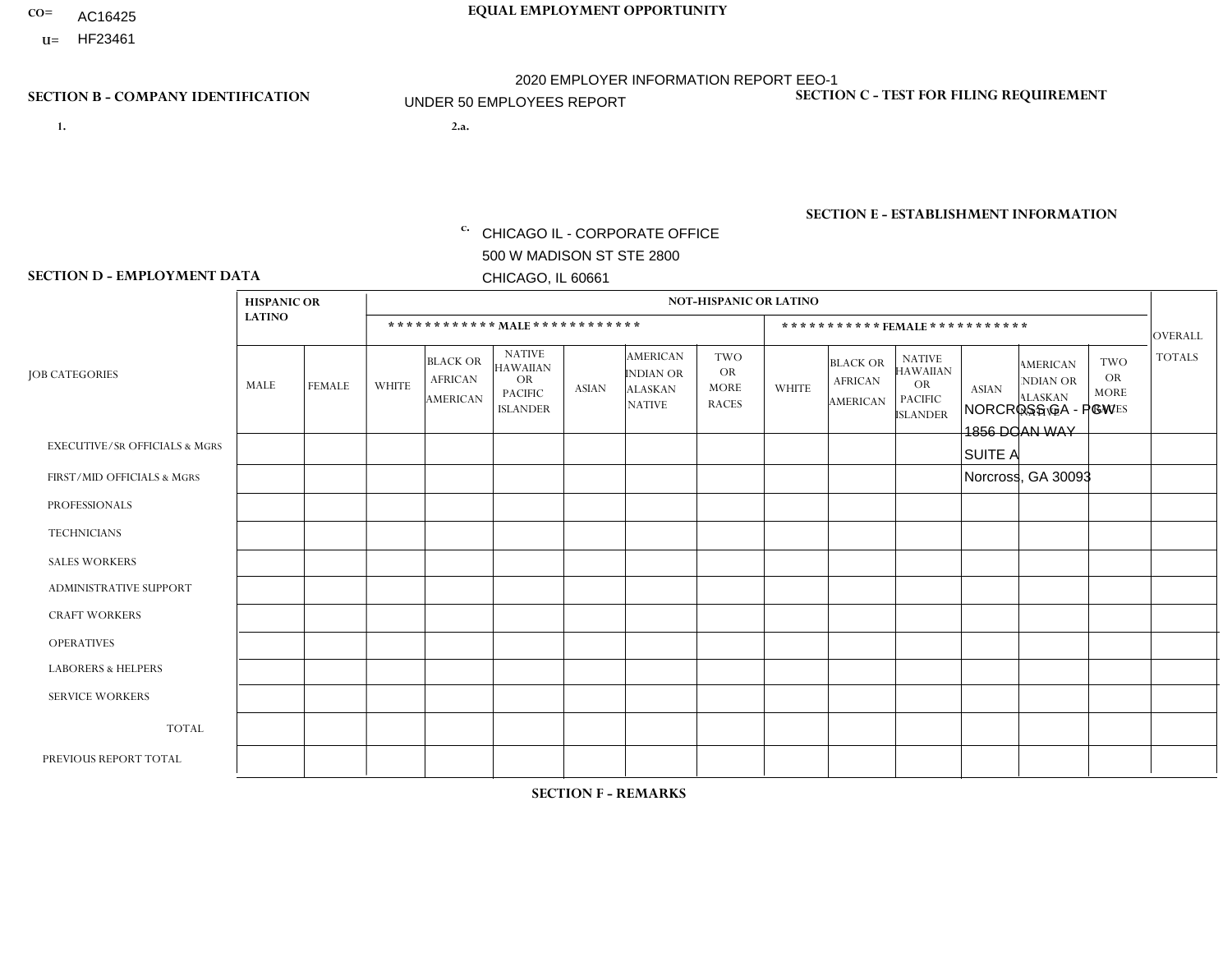CO= AC16425
U= HF23461

**EQUAL EMPLOYMENT OPPORTUNITY**

2020 EMPLOYER INFORMATION REPORT EEO-1
UNDER 50 EMPLOYEES REPORT

**SECTION B - COMPANY IDENTIFICATION**

1.

2.a.

c. CHICAGO IL - CORPORATE OFFICE
500 W MADISON ST STE 2800
CHICAGO, IL 60661

**SECTION C - TEST FOR FILING REQUIREMENT**

**SECTION E - ESTABLISHMENT INFORMATION**

NORCROSS GA - PGW
1856 DOAN WAY
SUITE A
Norcross, GA 30093

**SECTION D - EMPLOYMENT DATA**

| JOB CATEGORIES | HISPANIC OR LATINO | | NOT-HISPANIC OR LATINO | | | | | | | | | | | | OVERALL TOTALS |
|---|---|---|---|---|---|---|---|---|---|---|---|---|---|---|---|
| | | | MALE | | | | | | FEMALE | | | | | | |
| | MALE | FEMALE | WHITE | BLACK OR AFRICAN AMERICAN | NATIVE HAWAIIAN OR PACIFIC ISLANDER | ASIAN | AMERICAN INDIAN OR ALASKAN NATIVE | TWO OR MORE RACES | WHITE | BLACK OR AFRICAN AMERICAN | NATIVE HAWAIIAN OR PACIFIC ISLANDER | ASIAN | AMERICAN INDIAN OR ALASKAN NATIVE | TWO OR MORE RACES | |
| EXECUTIVE/SR OFFICIALS & MGRS | | | | | | | | | | | | | | | |
| FIRST/MID OFFICIALS & MGRS | | | | | | | | | | | | | | | |
| PROFESSIONALS | | | | | | | | | | | | | | | |
| TECHNICIANS | | | | | | | | | | | | | | | |
| SALES WORKERS | | | | | | | | | | | | | | | |
| ADMINISTRATIVE SUPPORT | | | | | | | | | | | | | | | |
| CRAFT WORKERS | | | | | | | | | | | | | | | |
| OPERATIVES | | | | | | | | | | | | | | | |
| LABORERS & HELPERS | | | | | | | | | | | | | | | |
| SERVICE WORKERS | | | | | | | | | | | | | | | |
| TOTAL | | | | | | | | | | | | | | | |
| PREVIOUS REPORT TOTAL | | | | | | | | | | | | | | | |

**SECTION F - REMARKS**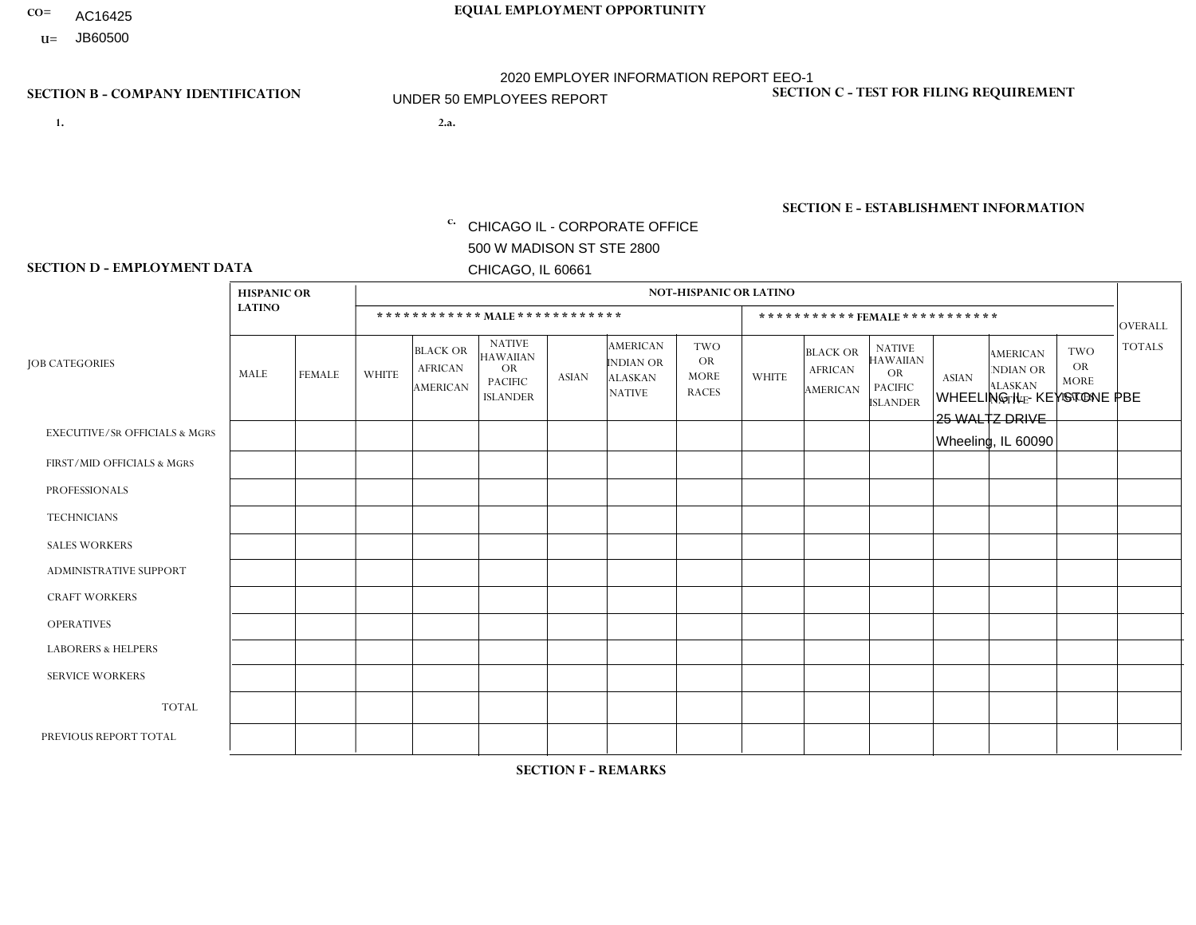CO= AC16425

U= JB60500

# EQUAL EMPLOYMENT OPPORTUNITY

2020 EMPLOYER INFORMATION REPORT EEO-1

UNDER 50 EMPLOYEES REPORT

## SECTION B - COMPANY IDENTIFICATION

1.

2.a.

c. CHICAGO IL - CORPORATE OFFICE
500 W MADISON ST STE 2800
CHICAGO, IL 60661

## SECTION C - TEST FOR FILING REQUIREMENT

## SECTION E - ESTABLISHMENT INFORMATION

WHEELING IL - KEYSTONE PBE
25 WALTZ DRIVE
Wheeling, IL 60090

## SECTION D - EMPLOYMENT DATA

| JOB CATEGORIES | HISPANIC OR LATINO | | NOT-HISPANIC OR LATINO | | | | | | | | | | | | OVERALL TOTALS |
|---|---|---|---|---|---|---|---|---|---|---|---|---|---|---|---|
| | | | ************ MALE ************ | | | | | | *********** FEMALE *********** | | | | | | |
| | MALE | FEMALE | WHITE | BLACK OR AFRICAN AMERICAN | NATIVE HAWAIIAN OR PACIFIC ISLANDER | ASIAN | AMERICAN INDIAN OR ALASKAN NATIVE | TWO OR MORE RACES | WHITE | BLACK OR AFRICAN AMERICAN | NATIVE HAWAIIAN OR PACIFIC ISLANDER | ASIAN | AMERICAN INDIAN OR ALASKAN NATIVE | TWO OR MORE RACES | |
| EXECUTIVE/SR OFFICIALS & MGRS | | | | | | | | | | | | | | | |
| FIRST/MID OFFICIALS & MGRS | | | | | | | | | | | | | | | |
| PROFESSIONALS | | | | | | | | | | | | | | | |
| TECHNICIANS | | | | | | | | | | | | | | | |
| SALES WORKERS | | | | | | | | | | | | | | | |
| ADMINISTRATIVE SUPPORT | | | | | | | | | | | | | | | |
| CRAFT WORKERS | | | | | | | | | | | | | | | |
| OPERATIVES | | | | | | | | | | | | | | | |
| LABORERS & HELPERS | | | | | | | | | | | | | | | |
| SERVICE WORKERS | | | | | | | | | | | | | | | |
| TOTAL | | | | | | | | | | | | | | | |
| PREVIOUS REPORT TOTAL | | | | | | | | | | | | | | | |

## SECTION F - REMARKS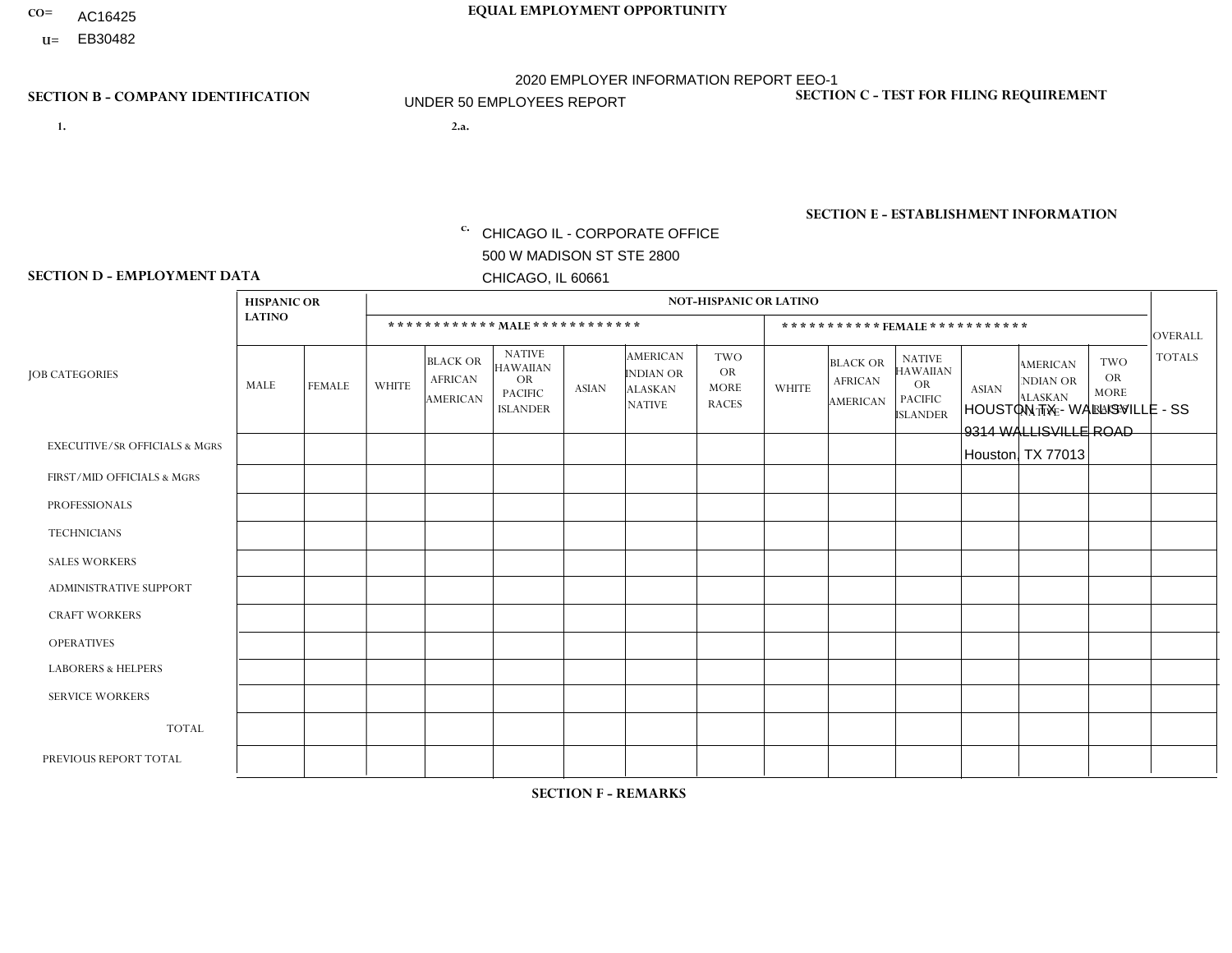CO= AC16425
U= EB30482

**EQUAL EMPLOYMENT OPPORTUNITY**

2020 EMPLOYER INFORMATION REPORT EEO-1
UNDER 50 EMPLOYEES REPORT

**SECTION B - COMPANY IDENTIFICATION**

1.

2.a.

c. CHICAGO IL - CORPORATE OFFICE
500 W MADISON ST STE 2800
CHICAGO, IL 60661

**SECTION C - TEST FOR FILING REQUIREMENT**

**SECTION E - ESTABLISHMENT INFORMATION**

HOUSTON TX - WALLISVILLE - SS
9314 WALLISVILLE ROAD
Houston, TX 77013

**SECTION D - EMPLOYMENT DATA**

| JOB CATEGORIES | HISPANIC OR LATINO | | NOT-HISPANIC OR LATINO | | | | | | | | | | | | OVERALL TOTALS |
|---|---|---|---|---|---|---|---|---|---|---|---|---|---|---|---|
| | | | MALE | | | | | | FEMALE | | | | | | |
| | MALE | FEMALE | WHITE | BLACK OR AFRICAN AMERICAN | NATIVE HAWAIIAN OR PACIFIC ISLANDER | ASIAN | AMERICAN INDIAN OR ALASKAN NATIVE | TWO OR MORE RACES | WHITE | BLACK OR AFRICAN AMERICAN | NATIVE HAWAIIAN OR PACIFIC ISLANDER | ASIAN | AMERICAN INDIAN OR ALASKAN NATIVE | TWO OR MORE RACES | |
| EXECUTIVE/SR OFFICIALS & MGRS | | | | | | | | | | | | | | | |
| FIRST/MID OFFICIALS & MGRS | | | | | | | | | | | | | | | |
| PROFESSIONALS | | | | | | | | | | | | | | | |
| TECHNICIANS | | | | | | | | | | | | | | | |
| SALES WORKERS | | | | | | | | | | | | | | | |
| ADMINISTRATIVE SUPPORT | | | | | | | | | | | | | | | |
| CRAFT WORKERS | | | | | | | | | | | | | | | |
| OPERATIVES | | | | | | | | | | | | | | | |
| LABORERS & HELPERS | | | | | | | | | | | | | | | |
| SERVICE WORKERS | | | | | | | | | | | | | | | |
| TOTAL | | | | | | | | | | | | | | | |
| PREVIOUS REPORT TOTAL | | | | | | | | | | | | | | | |

**SECTION F - REMARKS**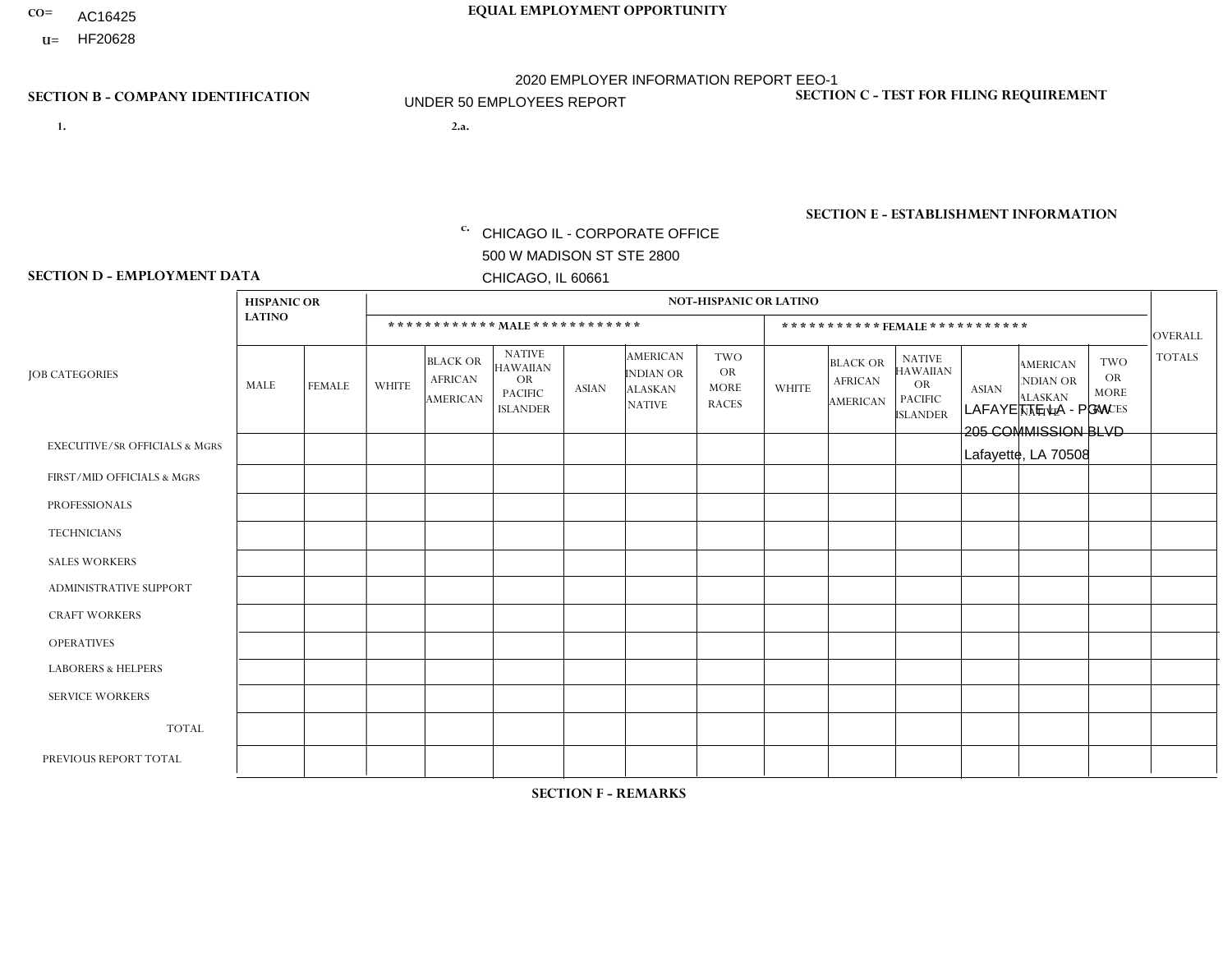CO= AC16425
U= HF20628

**EQUAL EMPLOYMENT OPPORTUNITY**

2020 EMPLOYER INFORMATION REPORT EEO-1

UNDER 50 EMPLOYEES REPORT

**SECTION B - COMPANY IDENTIFICATION**

1.

2.a.

c. CHICAGO IL - CORPORATE OFFICE
500 W MADISON ST STE 2800
CHICAGO, IL 60661

**SECTION C - TEST FOR FILING REQUIREMENT**

**SECTION E - ESTABLISHMENT INFORMATION**

LAFAYETTE LA - PGW
205 COMMISSION BLVD
Lafayette, LA 70508

**SECTION D - EMPLOYMENT DATA**

| JOB CATEGORIES | HISPANIC OR LATINO | | NOT-HISPANIC OR LATINO | | | | | | | | | | | | OVERALL TOTALS |
|---|---|---|---|---|---|---|---|---|---|---|---|---|---|---|---|
| | | | MALE | | | | | | FEMALE | | | | | | |
| | MALE | FEMALE | WHITE | BLACK OR AFRICAN AMERICAN | NATIVE HAWAIIAN OR PACIFIC ISLANDER | ASIAN | AMERICAN INDIAN OR ALASKAN NATIVE | TWO OR MORE RACES | WHITE | BLACK OR AFRICAN AMERICAN | NATIVE HAWAIIAN OR PACIFIC ISLANDER | ASIAN | AMERICAN INDIAN OR ALASKAN NATIVE | TWO OR MORE RACES | |
| EXECUTIVE/Sr OFFICIALS & MGRS | | | | | | | | | | | | | | | |
| FIRST/MID OFFICIALS & MGRS | | | | | | | | | | | | | | | |
| PROFESSIONALS | | | | | | | | | | | | | | | |
| TECHNICIANS | | | | | | | | | | | | | | | |
| SALES WORKERS | | | | | | | | | | | | | | | |
| ADMINISTRATIVE SUPPORT | | | | | | | | | | | | | | | |
| CRAFT WORKERS | | | | | | | | | | | | | | | |
| OPERATIVES | | | | | | | | | | | | | | | |
| LABORERS & HELPERS | | | | | | | | | | | | | | | |
| SERVICE WORKERS | | | | | | | | | | | | | | | |
| TOTAL | | | | | | | | | | | | | | | |
| PREVIOUS REPORT TOTAL | | | | | | | | | | | | | | | |

**SECTION F - REMARKS**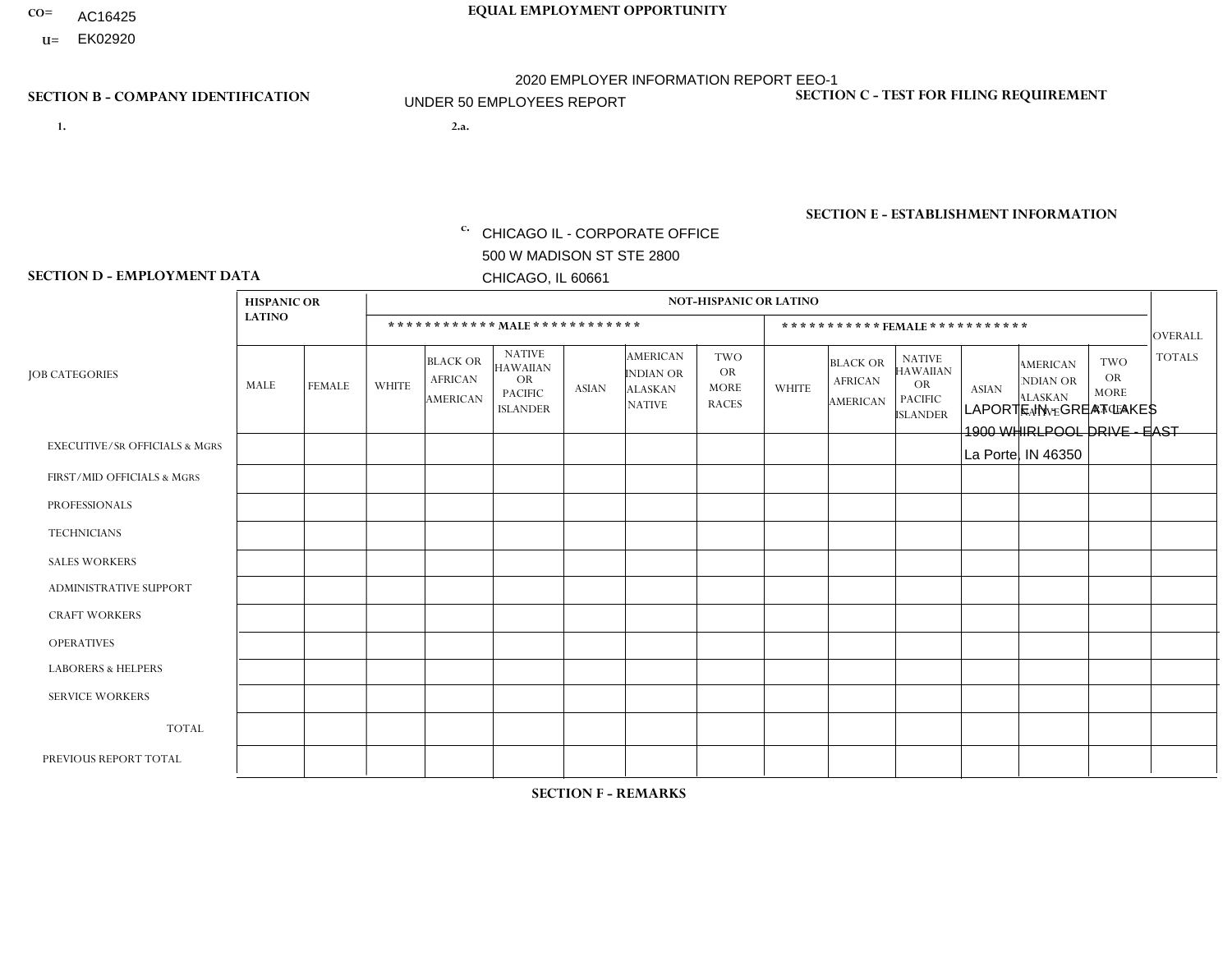CO= AC16425
U= EK02920

**EQUAL EMPLOYMENT OPPORTUNITY**

2020 EMPLOYER INFORMATION REPORT EEO-1
UNDER 50 EMPLOYEES REPORT

**SECTION B - COMPANY IDENTIFICATION**

1.

2.a.

c. CHICAGO IL - CORPORATE OFFICE
500 W MADISON ST STE 2800
CHICAGO, IL 60661

**SECTION C - TEST FOR FILING REQUIREMENT**

**SECTION E - ESTABLISHMENT INFORMATION**

LAPORTE IN - GREAT LAKES
1900 WHIRLPOOL DRIVE - EAST
La Porte, IN 46350

**SECTION D - EMPLOYMENT DATA**

| JOB CATEGORIES | HISPANIC OR LATINO | | NOT-HISPANIC OR LATINO | | | | | | | | | | | | OVERALL TOTALS |
|---|---|---|---|---|---|---|---|---|---|---|---|---|---|---|---|
| | | | MALE | | | | | | FEMALE | | | | | | |
| | MALE | FEMALE | WHITE | BLACK OR AFRICAN AMERICAN | NATIVE HAWAIIAN OR PACIFIC ISLANDER | ASIAN | AMERICAN INDIAN OR ALASKAN NATIVE | TWO OR MORE RACES | WHITE | BLACK OR AFRICAN AMERICAN | NATIVE HAWAIIAN OR PACIFIC ISLANDER | ASIAN | AMERICAN INDIAN OR ALASKAN NATIVE | TWO OR MORE RACES | |
| EXECUTIVE/Sr OFFICIALS & MGRS | | | | | | | | | | | | | | | |
| FIRST/MID OFFICIALS & MGRS | | | | | | | | | | | | | | | |
| PROFESSIONALS | | | | | | | | | | | | | | | |
| TECHNICIANS | | | | | | | | | | | | | | | |
| SALES WORKERS | | | | | | | | | | | | | | | |
| ADMINISTRATIVE SUPPORT | | | | | | | | | | | | | | | |
| CRAFT WORKERS | | | | | | | | | | | | | | | |
| OPERATIVES | | | | | | | | | | | | | | | |
| LABORERS & HELPERS | | | | | | | | | | | | | | | |
| SERVICE WORKERS | | | | | | | | | | | | | | | |
| TOTAL | | | | | | | | | | | | | | | |
| PREVIOUS REPORT TOTAL | | | | | | | | | | | | | | | |

**SECTION F - REMARKS**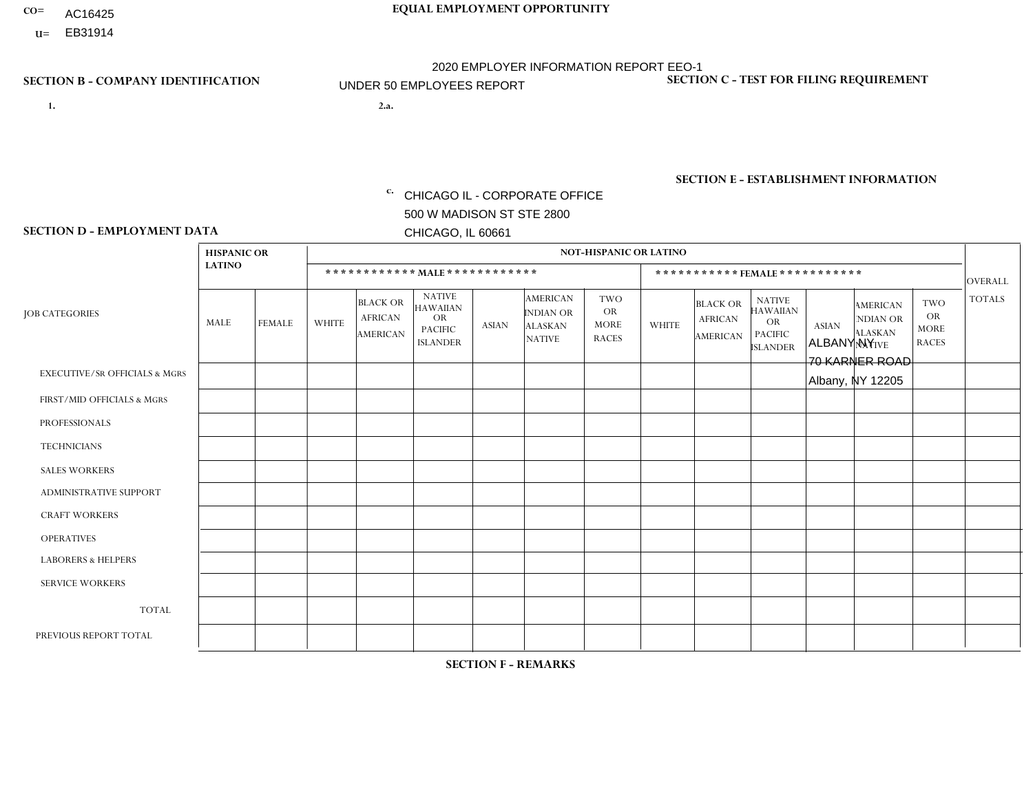CO= AC16425
U= EB31914

**EQUAL EMPLOYMENT OPPORTUNITY**

2020 EMPLOYER INFORMATION REPORT EEO-1

UNDER 50 EMPLOYEES REPORT

**SECTION B - COMPANY IDENTIFICATION**

1.

2.a.

c. CHICAGO IL - CORPORATE OFFICE
500 W MADISON ST STE 2800
CHICAGO, IL 60661

**SECTION C - TEST FOR FILING REQUIREMENT**

**SECTION E - ESTABLISHMENT INFORMATION**

ALBANY NY
70 KARNER ROAD
Albany, NY 12205

**SECTION D - EMPLOYMENT DATA**

| JOB CATEGORIES | HISPANIC OR LATINO | | NOT-HISPANIC OR LATINO | | | | | | | | | | | | OVERALL TOTALS |
|---|---|---|---|---|---|---|---|---|---|---|---|---|---|---|---|
| | | | MALE | | | | | | FEMALE | | | | | | |
| | MALE | FEMALE | WHITE | BLACK OR AFRICAN AMERICAN | NATIVE HAWAIIAN OR PACIFIC ISLANDER | ASIAN | AMERICAN INDIAN OR ALASKAN NATIVE | TWO OR MORE RACES | WHITE | BLACK OR AFRICAN AMERICAN | NATIVE HAWAIIAN OR PACIFIC ISLANDER | ASIAN | AMERICAN INDIAN OR ALASKAN NATIVE | TWO OR MORE RACES | |
| EXECUTIVE/SR OFFICIALS & MGRS | | | | | | | | | | | | | | | |
| FIRST/MID OFFICIALS & MGRS | | | | | | | | | | | | | | | |
| PROFESSIONALS | | | | | | | | | | | | | | | |
| TECHNICIANS | | | | | | | | | | | | | | | |
| SALES WORKERS | | | | | | | | | | | | | | | |
| ADMINISTRATIVE SUPPORT | | | | | | | | | | | | | | | |
| CRAFT WORKERS | | | | | | | | | | | | | | | |
| OPERATIVES | | | | | | | | | | | | | | | |
| LABORERS & HELPERS | | | | | | | | | | | | | | | |
| SERVICE WORKERS | | | | | | | | | | | | | | | |
| TOTAL | | | | | | | | | | | | | | | |
| PREVIOUS REPORT TOTAL | | | | | | | | | | | | | | | |

**SECTION F - REMARKS**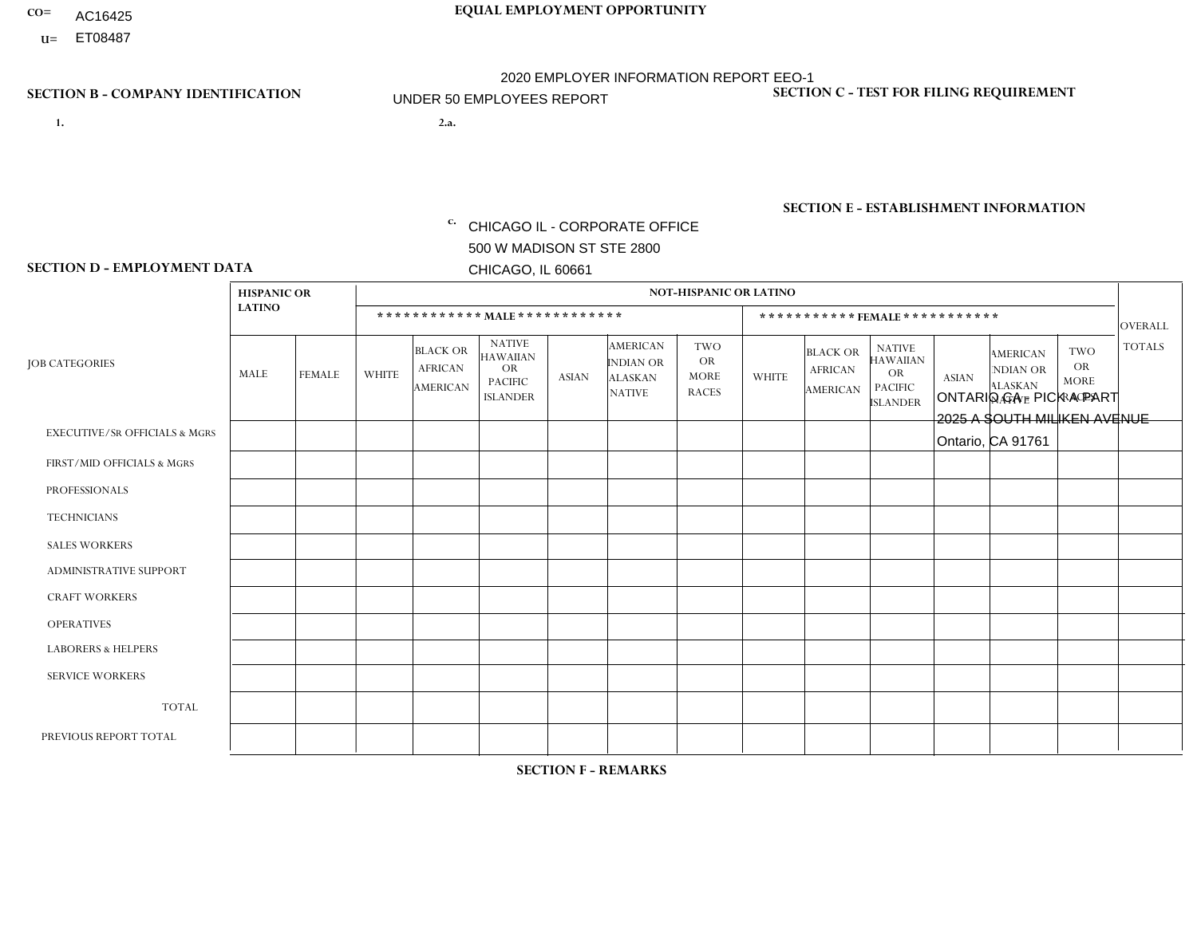CO= AC16425
U= ET08487

**EQUAL EMPLOYMENT OPPORTUNITY**

2020 EMPLOYER INFORMATION REPORT EEO-1

UNDER 50 EMPLOYEES REPORT

**SECTION B - COMPANY IDENTIFICATION**

1.

2.a.

c. CHICAGO IL - CORPORATE OFFICE
500 W MADISON ST STE 2800
CHICAGO, IL 60661

**SECTION C - TEST FOR FILING REQUIREMENT**

**SECTION E - ESTABLISHMENT INFORMATION**

ONTARIO CA - PICK A PART
2025 A SOUTH MILIKEN AVENUE
Ontario, CA 91761

**SECTION D - EMPLOYMENT DATA**

| JOB CATEGORIES | HISPANIC OR LATINO | | NOT-HISPANIC OR LATINO | | | | | | | | | | | | OVERALL TOTALS |
|---|---|---|---|---|---|---|---|---|---|---|---|---|---|---|---|
| | | | MALE | | | | | | FEMALE | | | | | | |
| | MALE | FEMALE | WHITE | BLACK OR AFRICAN AMERICAN | NATIVE HAWAIIAN OR PACIFIC ISLANDER | ASIAN | AMERICAN INDIAN OR ALASKAN NATIVE | TWO OR MORE RACES | WHITE | BLACK OR AFRICAN AMERICAN | NATIVE HAWAIIAN OR PACIFIC ISLANDER | ASIAN | AMERICAN INDIAN OR ALASKAN NATIVE | TWO OR MORE RACES | |
| EXECUTIVE/SR OFFICIALS & MGRS | | | | | | | | | | | | | | | |
| FIRST/MID OFFICIALS & MGRS | | | | | | | | | | | | | | | |
| PROFESSIONALS | | | | | | | | | | | | | | | |
| TECHNICIANS | | | | | | | | | | | | | | | |
| SALES WORKERS | | | | | | | | | | | | | | | |
| ADMINISTRATIVE SUPPORT | | | | | | | | | | | | | | | |
| CRAFT WORKERS | | | | | | | | | | | | | | | |
| OPERATIVES | | | | | | | | | | | | | | | |
| LABORERS & HELPERS | | | | | | | | | | | | | | | |
| SERVICE WORKERS | | | | | | | | | | | | | | | |
| TOTAL | | | | | | | | | | | | | | | |
| PREVIOUS REPORT TOTAL | | | | | | | | | | | | | | | |

**SECTION F - REMARKS**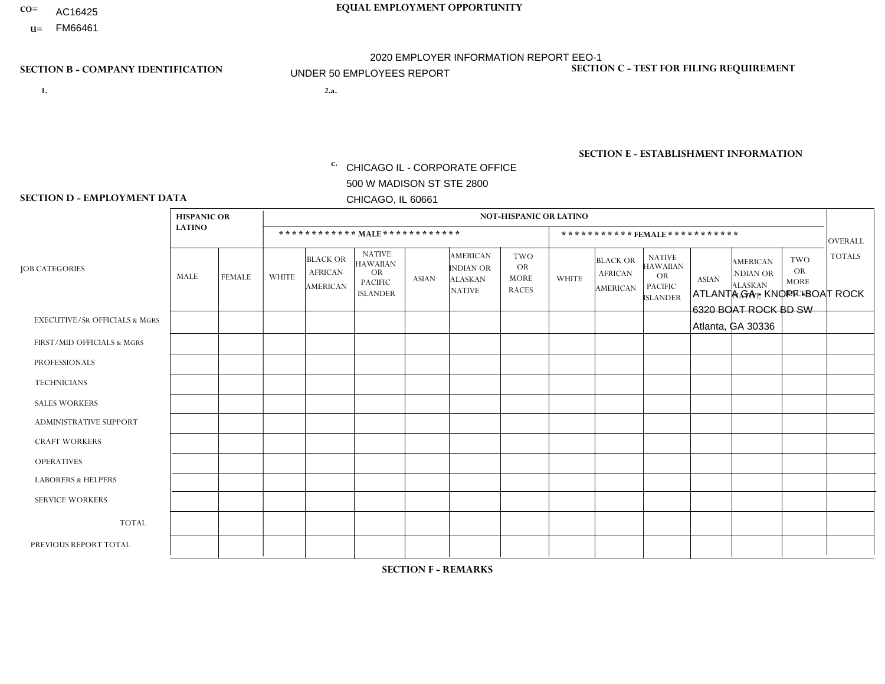CO= AC16425
U= FM66461

**EQUAL EMPLOYMENT OPPORTUNITY**

2020 EMPLOYER INFORMATION REPORT EEO-1
UNDER 50 EMPLOYEES REPORT

**SECTION B - COMPANY IDENTIFICATION**

1.

2.a.

c. CHICAGO IL - CORPORATE OFFICE
500 W MADISON ST STE 2800
CHICAGO, IL 60661

**SECTION C - TEST FOR FILING REQUIREMENT**

**SECTION E - ESTABLISHMENT INFORMATION**

ATLANTA GA - KNOPF - BOAT ROCK
6320 BOAT ROCK BD SW
Atlanta, GA 30336

**SECTION D - EMPLOYMENT DATA**

| JOB CATEGORIES | HISPANIC OR LATINO | | NOT-HISPANIC OR LATINO | | | | | | | | | | | | OVERALL TOTALS |
|---|---|---|---|---|---|---|---|---|---|---|---|---|---|---|---|
| | | | MALE | | | | | | FEMALE | | | | | | |
| | MALE | FEMALE | WHITE | BLACK OR AFRICAN AMERICAN | NATIVE HAWAIIAN OR PACIFIC ISLANDER | ASIAN | AMERICAN INDIAN OR ALASKAN NATIVE | TWO OR MORE RACES | WHITE | BLACK OR AFRICAN AMERICAN | NATIVE HAWAIIAN OR PACIFIC ISLANDER | ASIAN | AMERICAN INDIAN OR ALASKAN NATIVE | TWO OR MORE RACES | |
| EXECUTIVE/SR OFFICIALS & MGRS | | | | | | | | | | | | | | | |
| FIRST/MID OFFICIALS & MGRS | | | | | | | | | | | | | | | |
| PROFESSIONALS | | | | | | | | | | | | | | | |
| TECHNICIANS | | | | | | | | | | | | | | | |
| SALES WORKERS | | | | | | | | | | | | | | | |
| ADMINISTRATIVE SUPPORT | | | | | | | | | | | | | | | |
| CRAFT WORKERS | | | | | | | | | | | | | | | |
| OPERATIVES | | | | | | | | | | | | | | | |
| LABORERS & HELPERS | | | | | | | | | | | | | | | |
| SERVICE WORKERS | | | | | | | | | | | | | | | |
| TOTAL | | | | | | | | | | | | | | | |
| PREVIOUS REPORT TOTAL | | | | | | | | | | | | | | | |

**SECTION F - REMARKS**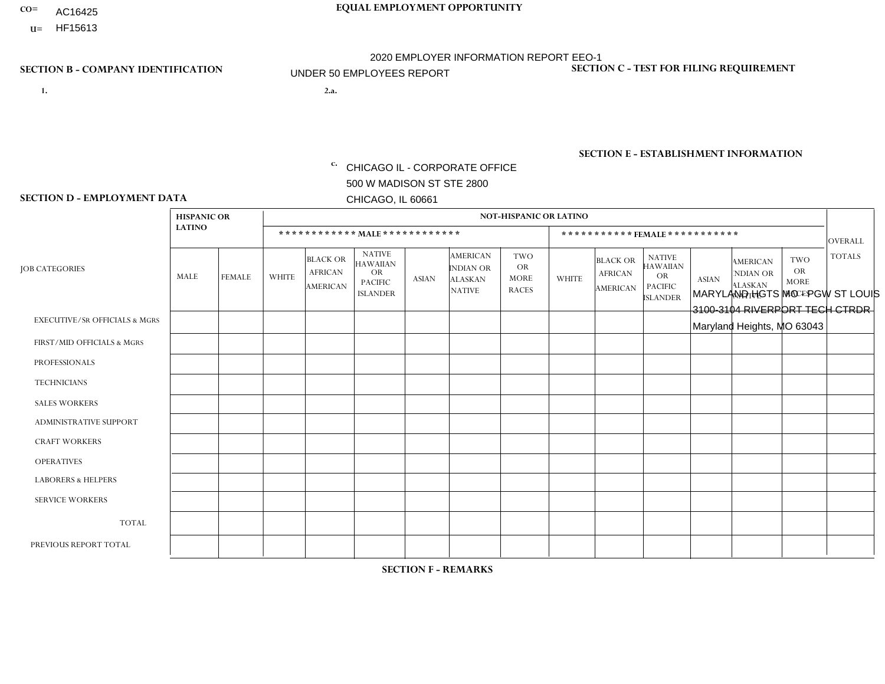CO= AC16425

U= HF15613

**EQUAL EMPLOYMENT OPPORTUNITY**

2020 EMPLOYER INFORMATION REPORT EEO-1

UNDER 50 EMPLOYEES REPORT

**SECTION B - COMPANY IDENTIFICATION**

1.

2.a.

c. CHICAGO IL - CORPORATE OFFICE
500 W MADISON ST STE 2800
CHICAGO, IL 60661

**SECTION C - TEST FOR FILING REQUIREMENT**

**SECTION E - ESTABLISHMENT INFORMATION**

MARYLAND HGTS MO - PGW ST LOUIS
3100-3104 RIVERPORT TECH CTRDR
Maryland Heights, MO 63043

**SECTION D - EMPLOYMENT DATA**

| JOB CATEGORIES | HISPANIC OR LATINO | | NOT-HISPANIC OR LATINO | | | | | | | | | | | | OVERALL TOTALS |
|---|---|---|---|---|---|---|---|---|---|---|---|---|---|---|---|
| | | | MALE | | | | | | FEMALE | | | | | | |
| | MALE | FEMALE | WHITE | BLACK OR AFRICAN AMERICAN | NATIVE HAWAIIAN OR PACIFIC ISLANDER | ASIAN | AMERICAN INDIAN OR ALASKAN NATIVE | TWO OR MORE RACES | WHITE | BLACK OR AFRICAN AMERICAN | NATIVE HAWAIIAN OR PACIFIC ISLANDER | ASIAN | AMERICAN INDIAN OR ALASKAN NATIVE | TWO OR MORE RACES | |
| EXECUTIVE/SR OFFICIALS & MGRS | | | | | | | | | | | | | | | |
| FIRST/MID OFFICIALS & MGRS | | | | | | | | | | | | | | | |
| PROFESSIONALS | | | | | | | | | | | | | | | |
| TECHNICIANS | | | | | | | | | | | | | | | |
| SALES WORKERS | | | | | | | | | | | | | | | |
| ADMINISTRATIVE SUPPORT | | | | | | | | | | | | | | | |
| CRAFT WORKERS | | | | | | | | | | | | | | | |
| OPERATIVES | | | | | | | | | | | | | | | |
| LABORERS & HELPERS | | | | | | | | | | | | | | | |
| SERVICE WORKERS | | | | | | | | | | | | | | | |
| TOTAL | | | | | | | | | | | | | | | |
| PREVIOUS REPORT TOTAL | | | | | | | | | | | | | | | |

**SECTION F - REMARKS**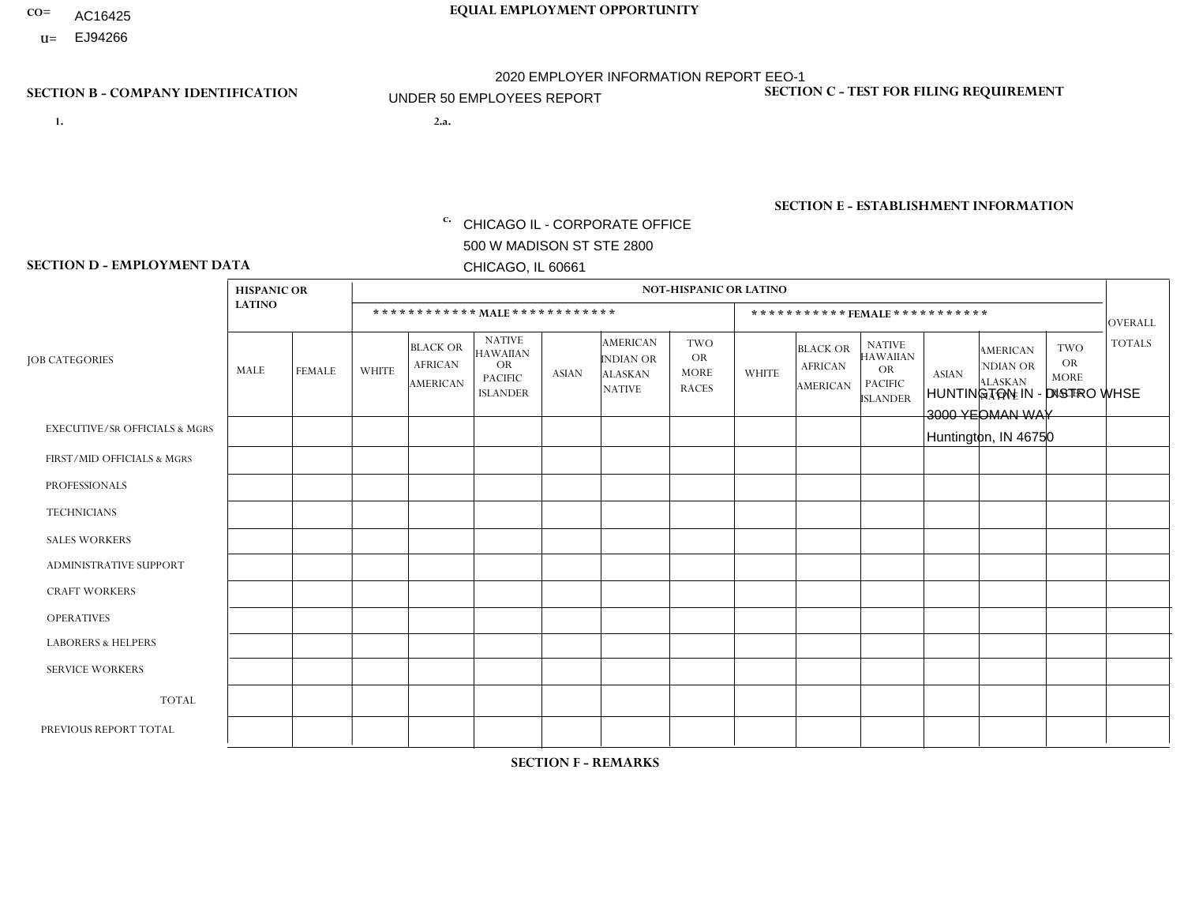CO= AC16425
U= EJ94266

**EQUAL EMPLOYMENT OPPORTUNITY**

2020 EMPLOYER INFORMATION REPORT EEO-1
UNDER 50 EMPLOYEES REPORT

**SECTION B - COMPANY IDENTIFICATION**

1.

2.a.

c. CHICAGO IL - CORPORATE OFFICE
500 W MADISON ST STE 2800
CHICAGO, IL 60661

**SECTION C - TEST FOR FILING REQUIREMENT**

**SECTION E - ESTABLISHMENT INFORMATION**

HUNTINGTON IN - DISTRO WHSE
3000 YEOMAN WAY
Huntington, IN 46750

**SECTION D - EMPLOYMENT DATA**

| JOB CATEGORIES | HISPANIC OR LATINO | | NOT-HISPANIC OR LATINO | | | | | | | | | | | | OVERALL TOTALS |
|---|---|---|---|---|---|---|---|---|---|---|---|---|---|---|---|
| | | | MALE | | | | | | FEMALE | | | | | | |
| | MALE | FEMALE | WHITE | BLACK OR AFRICAN AMERICAN | NATIVE HAWAIIAN OR PACIFIC ISLANDER | ASIAN | AMERICAN INDIAN OR ALASKAN NATIVE | TWO OR MORE RACES | WHITE | BLACK OR AFRICAN AMERICAN | NATIVE HAWAIIAN OR PACIFIC ISLANDER | ASIAN | AMERICAN INDIAN OR ALASKAN NATIVE | TWO OR MORE RACES | |
| EXECUTIVE/SR OFFICIALS & MGRS | | | | | | | | | | | | | | | |
| FIRST/MID OFFICIALS & MGRS | | | | | | | | | | | | | | | |
| PROFESSIONALS | | | | | | | | | | | | | | | |
| TECHNICIANS | | | | | | | | | | | | | | | |
| SALES WORKERS | | | | | | | | | | | | | | | |
| ADMINISTRATIVE SUPPORT | | | | | | | | | | | | | | | |
| CRAFT WORKERS | | | | | | | | | | | | | | | |
| OPERATIVES | | | | | | | | | | | | | | | |
| LABORERS & HELPERS | | | | | | | | | | | | | | | |
| SERVICE WORKERS | | | | | | | | | | | | | | | |
| TOTAL | | | | | | | | | | | | | | | |
| PREVIOUS REPORT TOTAL | | | | | | | | | | | | | | | |

**SECTION F - REMARKS**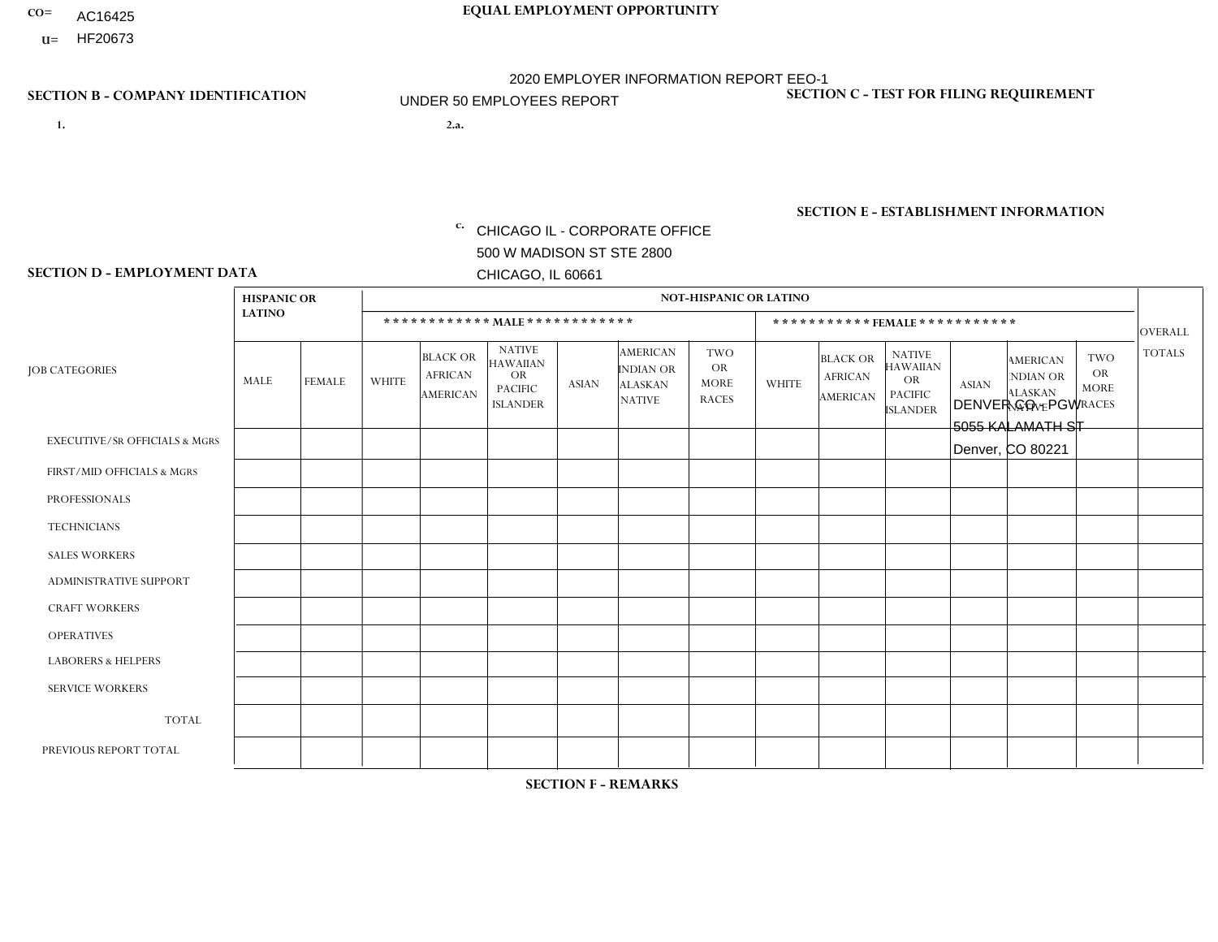CO= AC16425
U= HF20673

**EQUAL EMPLOYMENT OPPORTUNITY**

2020 EMPLOYER INFORMATION REPORT EEO-1
UNDER 50 EMPLOYEES REPORT

**SECTION B - COMPANY IDENTIFICATION**

1.

2.a.

c. CHICAGO IL - CORPORATE OFFICE
500 W MADISON ST STE 2800
CHICAGO, IL 60661

**SECTION C - TEST FOR FILING REQUIREMENT**

**SECTION E - ESTABLISHMENT INFORMATION**

DENVER CO - PGW
5055 KALAMATH ST
Denver, CO 80221

**SECTION D - EMPLOYMENT DATA**

| JOB CATEGORIES | HISPANIC OR LATINO | | NOT-HISPANIC OR LATINO | | | | | | | | | | | | OVERALL TOTALS |
|---|---|---|---|---|---|---|---|---|---|---|---|---|---|---|---|
| | | | MALE | | | | | | FEMALE | | | | | | |
| | MALE | FEMALE | WHITE | BLACK OR AFRICAN AMERICAN | NATIVE HAWAIIAN OR PACIFIC ISLANDER | ASIAN | AMERICAN INDIAN OR ALASKAN NATIVE | TWO OR MORE RACES | WHITE | BLACK OR AFRICAN AMERICAN | NATIVE HAWAIIAN OR PACIFIC ISLANDER | ASIAN | AMERICAN INDIAN OR ALASKAN NATIVE | TWO OR MORE RACES | |
| EXECUTIVE/Sr OFFICIALS & MGRS | | | | | | | | | | | | | | | |
| FIRST/MID OFFICIALS & MGRS | | | | | | | | | | | | | | | |
| PROFESSIONALS | | | | | | | | | | | | | | | |
| TECHNICIANS | | | | | | | | | | | | | | | |
| SALES WORKERS | | | | | | | | | | | | | | | |
| ADMINISTRATIVE SUPPORT | | | | | | | | | | | | | | | |
| CRAFT WORKERS | | | | | | | | | | | | | | | |
| OPERATIVES | | | | | | | | | | | | | | | |
| LABORERS & HELPERS | | | | | | | | | | | | | | | |
| SERVICE WORKERS | | | | | | | | | | | | | | | |
| TOTAL | | | | | | | | | | | | | | | |
| PREVIOUS REPORT TOTAL | | | | | | | | | | | | | | | |

**SECTION F - REMARKS**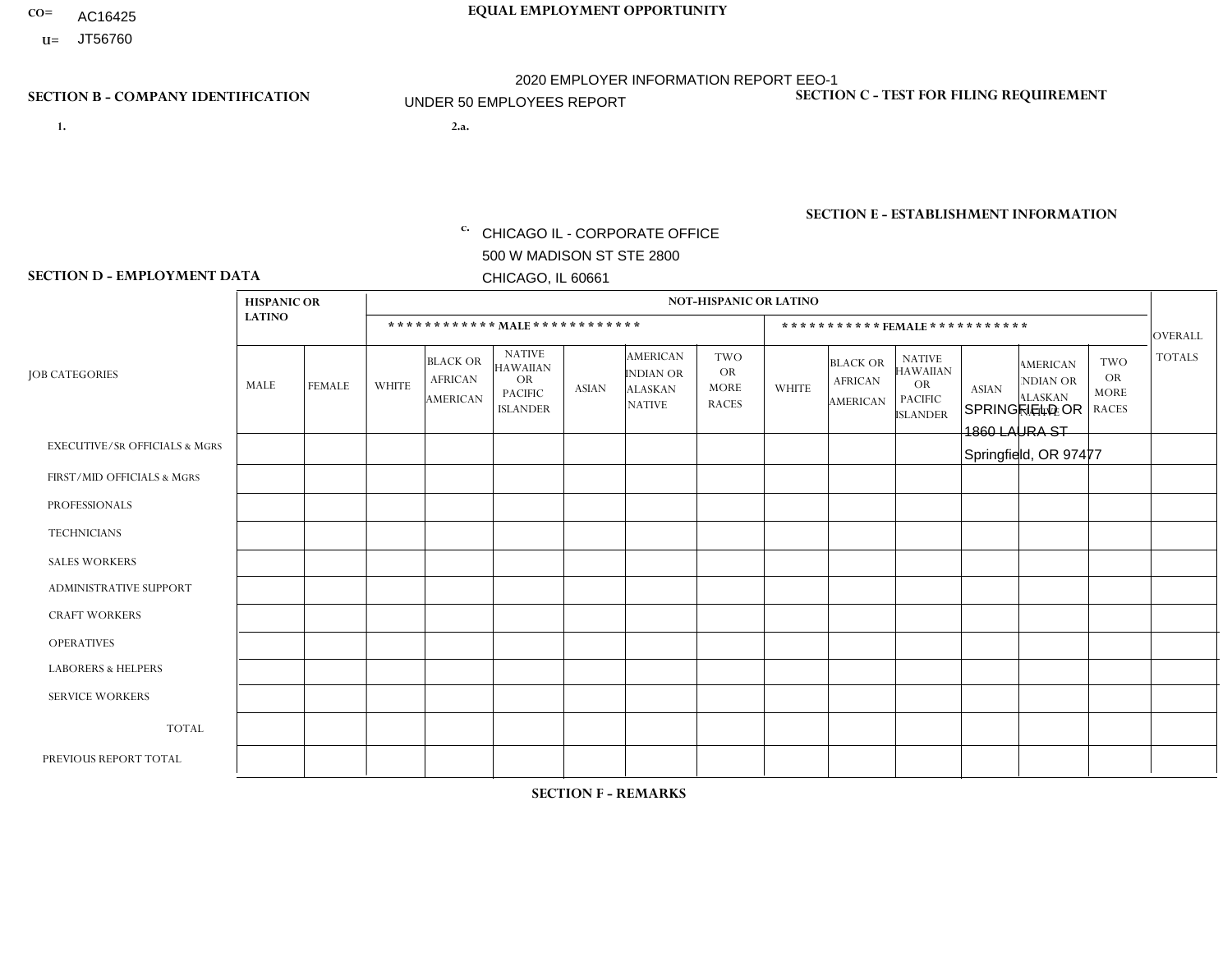CO= AC16425
U= JT56760

**EQUAL EMPLOYMENT OPPORTUNITY**

2020 EMPLOYER INFORMATION REPORT EEO-1
UNDER 50 EMPLOYEES REPORT

**SECTION B - COMPANY IDENTIFICATION**

1.

2.a.

c. CHICAGO IL - CORPORATE OFFICE
500 W MADISON ST STE 2800
CHICAGO, IL 60661

**SECTION C - TEST FOR FILING REQUIREMENT**

**SECTION E - ESTABLISHMENT INFORMATION**

SPRINGFIELD OR
1860 LAURA ST
Springfield, OR 97477

**SECTION D - EMPLOYMENT DATA**

| JOB CATEGORIES | HISPANIC OR LATINO | | NOT-HISPANIC OR LATINO | | | | | | | | | | | | OVERALL TOTALS |
|---|---|---|---|---|---|---|---|---|---|---|---|---|---|---|---|
| | | | MALE | | | | | | FEMALE | | | | | | |
| | MALE | FEMALE | WHITE | BLACK OR AFRICAN AMERICAN | NATIVE HAWAIIAN OR PACIFIC ISLANDER | ASIAN | AMERICAN INDIAN OR ALASKAN NATIVE | TWO OR MORE RACES | WHITE | BLACK OR AFRICAN AMERICAN | NATIVE HAWAIIAN OR PACIFIC ISLANDER | ASIAN | AMERICAN INDIAN OR ALASKAN NATIVE | TWO OR MORE RACES | |
| EXECUTIVE/Sr OFFICIALS & MGRS | | | | | | | | | | | | | | | |
| FIRST/MID OFFICIALS & MGRS | | | | | | | | | | | | | | | |
| PROFESSIONALS | | | | | | | | | | | | | | | |
| TECHNICIANS | | | | | | | | | | | | | | | |
| SALES WORKERS | | | | | | | | | | | | | | | |
| ADMINISTRATIVE SUPPORT | | | | | | | | | | | | | | | |
| CRAFT WORKERS | | | | | | | | | | | | | | | |
| OPERATIVES | | | | | | | | | | | | | | | |
| LABORERS & HELPERS | | | | | | | | | | | | | | | |
| SERVICE WORKERS | | | | | | | | | | | | | | | |
| TOTAL | | | | | | | | | | | | | | | |
| PREVIOUS REPORT TOTAL | | | | | | | | | | | | | | | |

**SECTION F - REMARKS**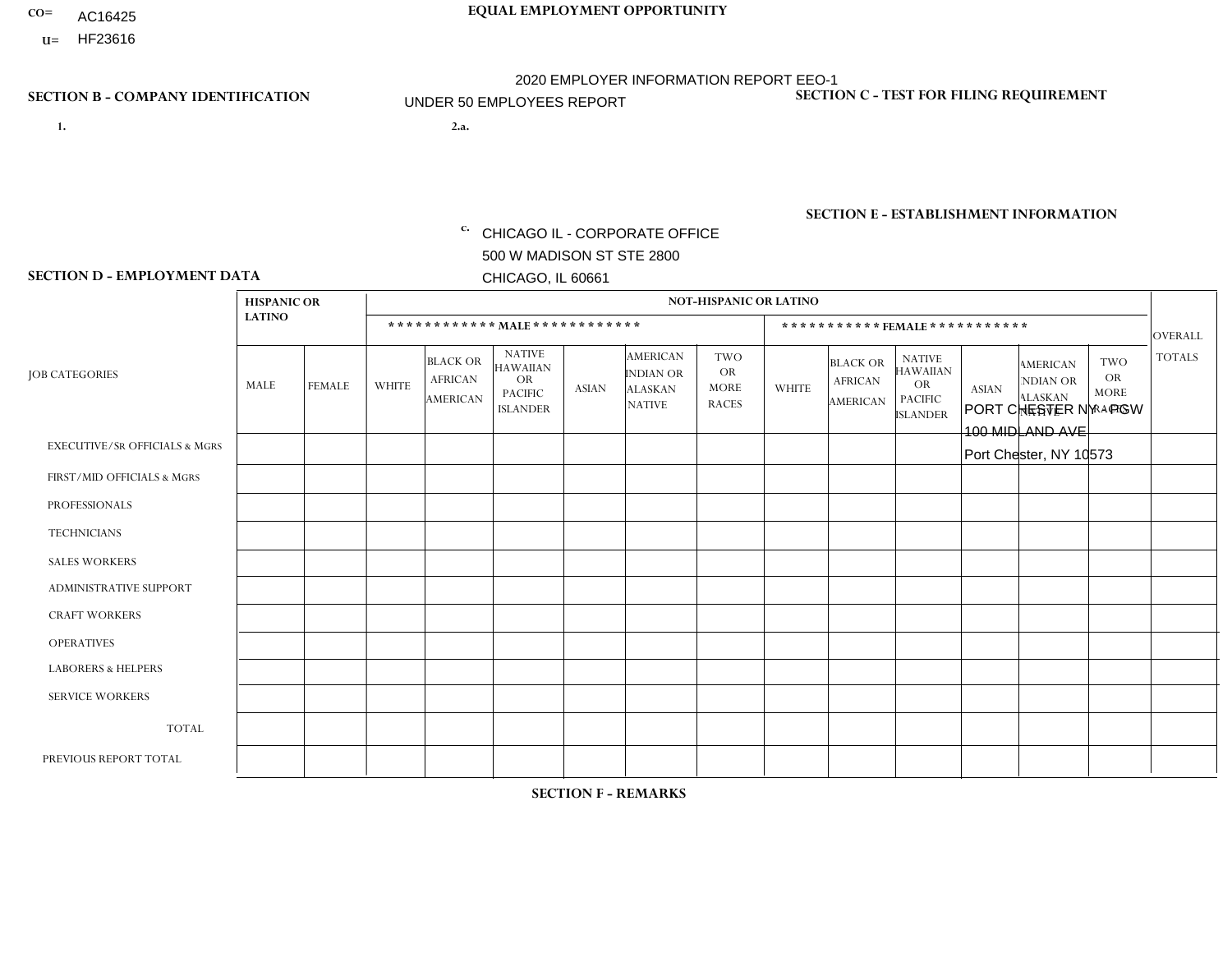CO= AC16425
U= HF23616

**EQUAL EMPLOYMENT OPPORTUNITY**

2020 EMPLOYER INFORMATION REPORT EEO-1
UNDER 50 EMPLOYEES REPORT

**SECTION B - COMPANY IDENTIFICATION**

1.

2.a.

c. CHICAGO IL - CORPORATE OFFICE
500 W MADISON ST STE 2800
CHICAGO, IL 60661

**SECTION C - TEST FOR FILING REQUIREMENT**

**SECTION E - ESTABLISHMENT INFORMATION**

PORT CHESTER NY - PCW
100 MIDLAND AVE
Port Chester, NY 10573

**SECTION D - EMPLOYMENT DATA**

| JOB CATEGORIES | HISPANIC OR LATINO | | NOT-HISPANIC OR LATINO | | | | | | | | | | | | OVERALL TOTALS |
|---|---|---|---|---|---|---|---|---|---|---|---|---|---|---|---|
| | | | MALE | | | | | | FEMALE | | | | | | |
| | MALE | FEMALE | WHITE | BLACK OR AFRICAN AMERICAN | NATIVE HAWAIIAN OR PACIFIC ISLANDER | ASIAN | AMERICAN INDIAN OR ALASKAN NATIVE | TWO OR MORE RACES | WHITE | BLACK OR AFRICAN AMERICAN | NATIVE HAWAIIAN OR PACIFIC ISLANDER | ASIAN | AMERICAN INDIAN OR ALASKAN NATIVE | TWO OR MORE RACES | |
| EXECUTIVE/Sr OFFICIALS & MGRS | | | | | | | | | | | | | | | |
| FIRST/MID OFFICIALS & MGRS | | | | | | | | | | | | | | | |
| PROFESSIONALS | | | | | | | | | | | | | | | |
| TECHNICIANS | | | | | | | | | | | | | | | |
| SALES WORKERS | | | | | | | | | | | | | | | |
| ADMINISTRATIVE SUPPORT | | | | | | | | | | | | | | | |
| CRAFT WORKERS | | | | | | | | | | | | | | | |
| OPERATIVES | | | | | | | | | | | | | | | |
| LABORERS & HELPERS | | | | | | | | | | | | | | | |
| SERVICE WORKERS | | | | | | | | | | | | | | | |
| TOTAL | | | | | | | | | | | | | | | |
| PREVIOUS REPORT TOTAL | | | | | | | | | | | | | | | |

**SECTION F - REMARKS**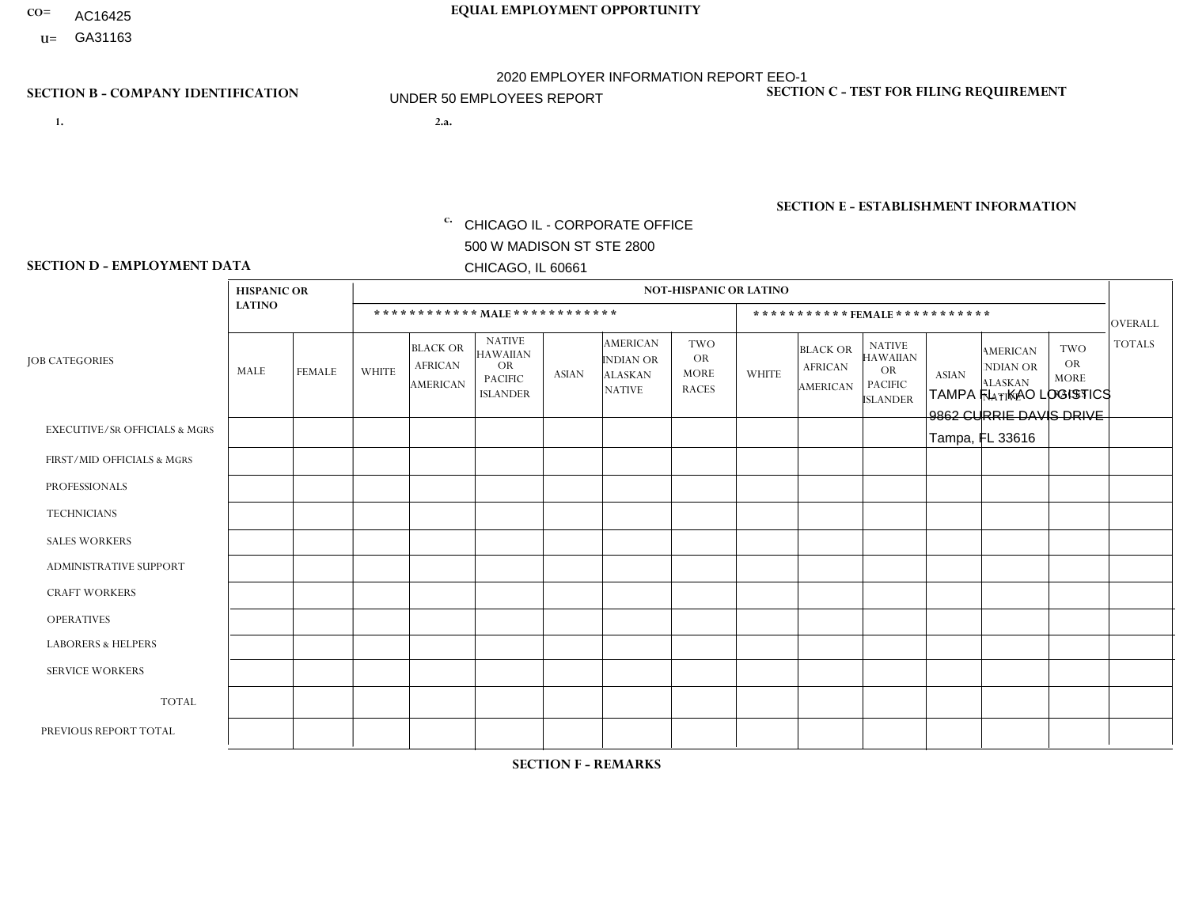CO= AC16425
U= GA31163

**EQUAL EMPLOYMENT OPPORTUNITY**

2020 EMPLOYER INFORMATION REPORT EEO-1
UNDER 50 EMPLOYEES REPORT

**SECTION B - COMPANY IDENTIFICATION**

1.

2.a.

c. CHICAGO IL - CORPORATE OFFICE
500 W MADISON ST STE 2800
CHICAGO, IL 60661

**SECTION C - TEST FOR FILING REQUIREMENT**

**SECTION E - ESTABLISHMENT INFORMATION**

TAMPA FL - KAO LOGISTICS
9862 CURRIE DAVIS DRIVE
Tampa, FL 33616

**SECTION D - EMPLOYMENT DATA**

| JOB CATEGORIES | HISPANIC OR LATINO | | NOT-HISPANIC OR LATINO | | | | | | | | | | | | OVERALL TOTALS |
|---|---|---|---|---|---|---|---|---|---|---|---|---|---|---|---|
| | | | MALE | | | | | | FEMALE | | | | | | |
| | MALE | FEMALE | WHITE | BLACK OR AFRICAN AMERICAN | NATIVE HAWAIIAN OR PACIFIC ISLANDER | ASIAN | AMERICAN INDIAN OR ALASKAN NATIVE | TWO OR MORE RACES | WHITE | BLACK OR AFRICAN AMERICAN | NATIVE HAWAIIAN OR PACIFIC ISLANDER | ASIAN | AMERICAN INDIAN OR ALASKAN NATIVE | TWO OR MORE RACES | |
| EXECUTIVE/SR OFFICIALS & MGRS | | | | | | | | | | | | | | | |
| FIRST/MID OFFICIALS & MGRS | | | | | | | | | | | | | | | |
| PROFESSIONALS | | | | | | | | | | | | | | | |
| TECHNICIANS | | | | | | | | | | | | | | | |
| SALES WORKERS | | | | | | | | | | | | | | | |
| ADMINISTRATIVE SUPPORT | | | | | | | | | | | | | | | |
| CRAFT WORKERS | | | | | | | | | | | | | | | |
| OPERATIVES | | | | | | | | | | | | | | | |
| LABORERS & HELPERS | | | | | | | | | | | | | | | |
| SERVICE WORKERS | | | | | | | | | | | | | | | |
| TOTAL | | | | | | | | | | | | | | | |
| PREVIOUS REPORT TOTAL | | | | | | | | | | | | | | | |

**SECTION F - REMARKS**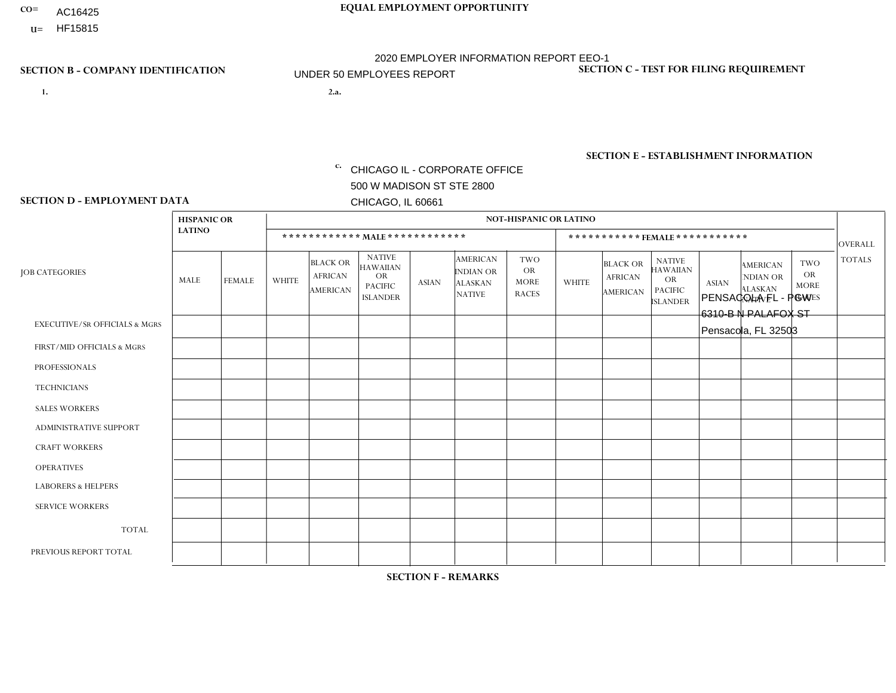CO= AC16425
U= HF15815

**EQUAL EMPLOYMENT OPPORTUNITY**

2020 EMPLOYER INFORMATION REPORT EEO-1
UNDER 50 EMPLOYEES REPORT

**SECTION B - COMPANY IDENTIFICATION**

1.

2.a.

c. CHICAGO IL - CORPORATE OFFICE
500 W MADISON ST STE 2800
CHICAGO, IL 60661

**SECTION C - TEST FOR FILING REQUIREMENT**

**SECTION E - ESTABLISHMENT INFORMATION**

PENSACOLA FL - PGW
6310-B N PALAFOX ST
Pensacola, FL 32503

**SECTION D - EMPLOYMENT DATA**

| JOB CATEGORIES | HISPANIC OR LATINO | | NOT-HISPANIC OR LATINO | | | | | | | | | | | | OVERALL TOTALS |
|---|---|---|---|---|---|---|---|---|---|---|---|---|---|---|---|
| | | | MALE | | | | | | FEMALE | | | | | | |
| | MALE | FEMALE | WHITE | BLACK OR AFRICAN AMERICAN | NATIVE HAWAIIAN OR PACIFIC ISLANDER | ASIAN | AMERICAN INDIAN OR ALASKAN NATIVE | TWO OR MORE RACES | WHITE | BLACK OR AFRICAN AMERICAN | NATIVE HAWAIIAN OR PACIFIC ISLANDER | ASIAN | AMERICAN INDIAN OR ALASKAN NATIVE | TWO OR MORE RACES | |
| EXECUTIVE/Sr OFFICIALS & MGRS | | | | | | | | | | | | | | | |
| FIRST/MID OFFICIALS & MGRS | | | | | | | | | | | | | | | |
| PROFESSIONALS | | | | | | | | | | | | | | | |
| TECHNICIANS | | | | | | | | | | | | | | | |
| SALES WORKERS | | | | | | | | | | | | | | | |
| ADMINISTRATIVE SUPPORT | | | | | | | | | | | | | | | |
| CRAFT WORKERS | | | | | | | | | | | | | | | |
| OPERATIVES | | | | | | | | | | | | | | | |
| LABORERS & HELPERS | | | | | | | | | | | | | | | |
| SERVICE WORKERS | | | | | | | | | | | | | | | |
| TOTAL | | | | | | | | | | | | | | | |
| PREVIOUS REPORT TOTAL | | | | | | | | | | | | | | | |

**SECTION F - REMARKS**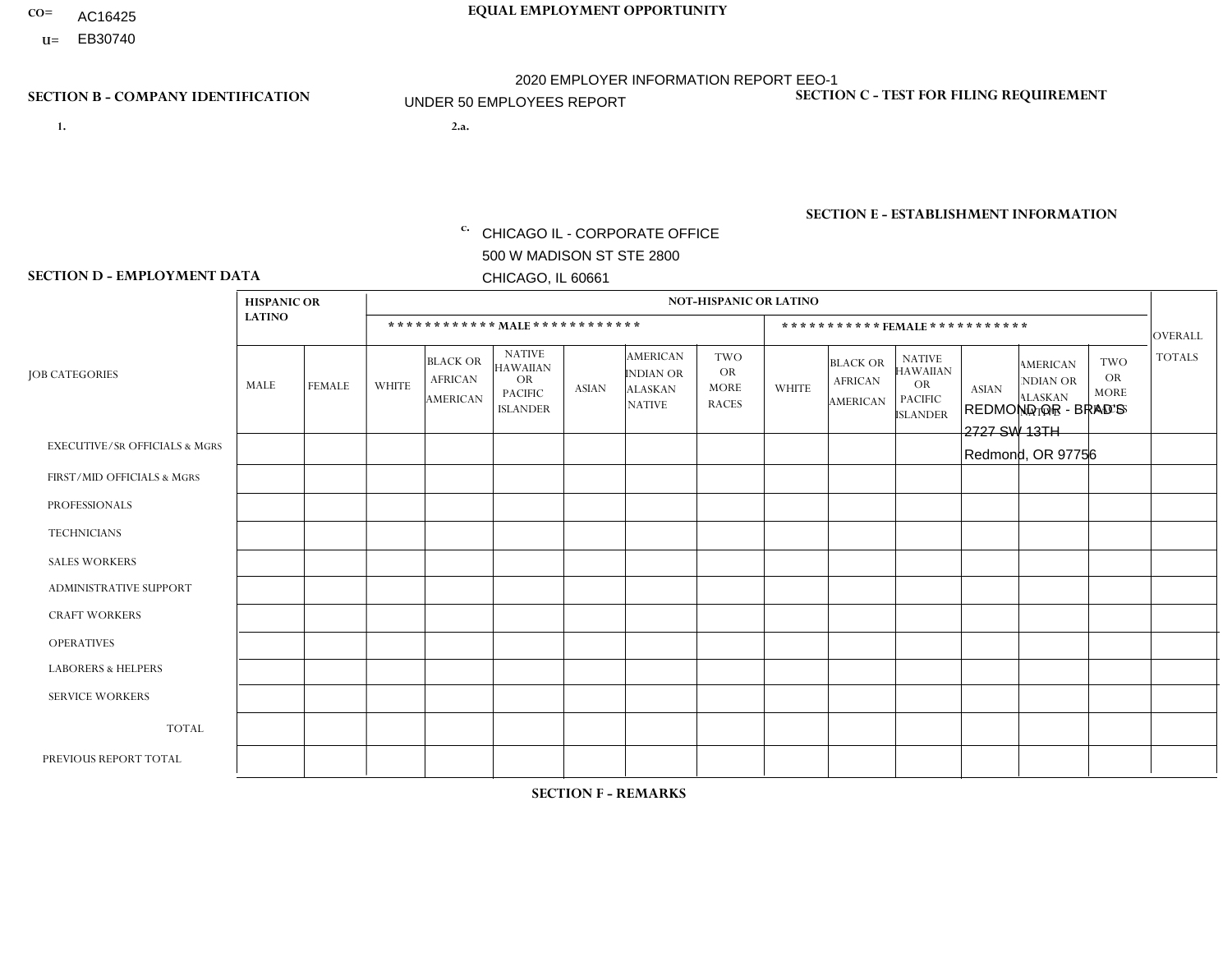CO= AC16425
U= EB30740

**EQUAL EMPLOYMENT OPPORTUNITY**

2020 EMPLOYER INFORMATION REPORT EEO-1
UNDER 50 EMPLOYEES REPORT

**SECTION B - COMPANY IDENTIFICATION**

1.

2.a.

c. CHICAGO IL - CORPORATE OFFICE
500 W MADISON ST STE 2800
CHICAGO, IL 60661

**SECTION C - TEST FOR FILING REQUIREMENT**

**SECTION E - ESTABLISHMENT INFORMATION**

REDMOND OR - BRAD'S
2727 SW 13TH
Redmond, OR 97756

**SECTION D - EMPLOYMENT DATA**

| JOB CATEGORIES | HISPANIC OR LATINO | | NOT-HISPANIC OR LATINO | | | | | | | | | | | | OVERALL TOTALS |
|---|---|---|---|---|---|---|---|---|---|---|---|---|---|---|---|
| | | | MALE | | | | | | FEMALE | | | | | | |
| | MALE | FEMALE | WHITE | BLACK OR AFRICAN AMERICAN | NATIVE HAWAIIAN OR PACIFIC ISLANDER | ASIAN | AMERICAN INDIAN OR ALASKAN NATIVE | TWO OR MORE RACES | WHITE | BLACK OR AFRICAN AMERICAN | NATIVE HAWAIIAN OR PACIFIC ISLANDER | ASIAN | AMERICAN INDIAN OR ALASKAN NATIVE | TWO OR MORE RACES | |
| EXECUTIVE/SR OFFICIALS & MGRS | | | | | | | | | | | | | | | |
| FIRST/MID OFFICIALS & MGRS | | | | | | | | | | | | | | | |
| PROFESSIONALS | | | | | | | | | | | | | | | |
| TECHNICIANS | | | | | | | | | | | | | | | |
| SALES WORKERS | | | | | | | | | | | | | | | |
| ADMINISTRATIVE SUPPORT | | | | | | | | | | | | | | | |
| CRAFT WORKERS | | | | | | | | | | | | | | | |
| OPERATIVES | | | | | | | | | | | | | | | |
| LABORERS & HELPERS | | | | | | | | | | | | | | | |
| SERVICE WORKERS | | | | | | | | | | | | | | | |
| TOTAL | | | | | | | | | | | | | | | |
| PREVIOUS REPORT TOTAL | | | | | | | | | | | | | | | |

**SECTION F - REMARKS**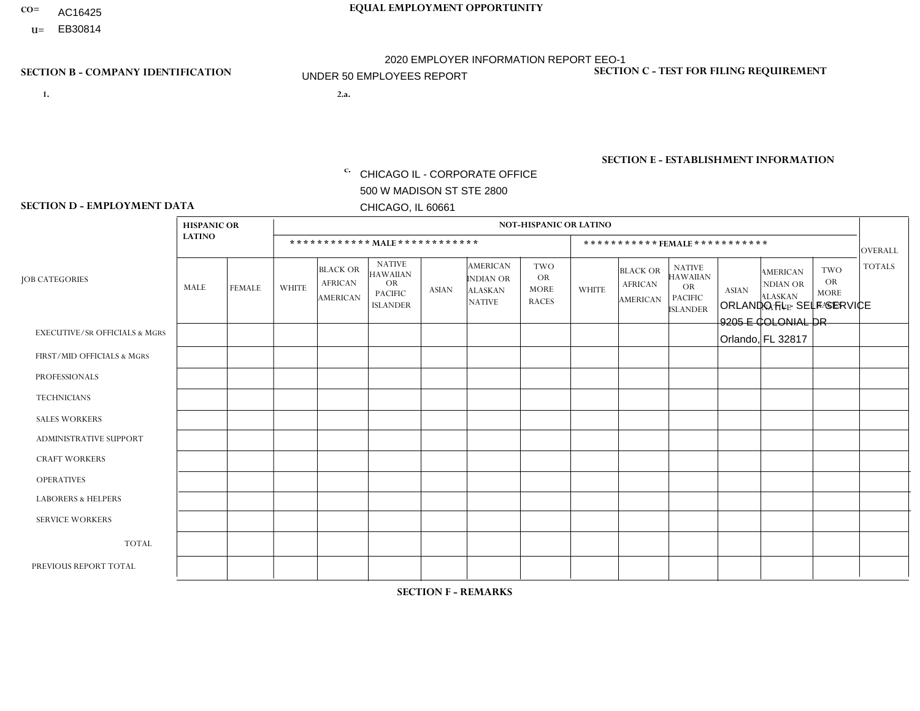CO= AC16425
U= EB30814

**EQUAL EMPLOYMENT OPPORTUNITY**

2020 EMPLOYER INFORMATION REPORT EEO-1

UNDER 50 EMPLOYEES REPORT

**SECTION B - COMPANY IDENTIFICATION**

1.

2.a.

c. CHICAGO IL - CORPORATE OFFICE
500 W MADISON ST STE 2800
CHICAGO, IL 60661

**SECTION C - TEST FOR FILING REQUIREMENT**

**SECTION E - ESTABLISHMENT INFORMATION**

ORLANDO FL - SELF SERVICE
9205 E COLONIAL DR
Orlando, FL 32817

**SECTION D - EMPLOYMENT DATA**

| JOB CATEGORIES | HISPANIC OR LATINO | | NOT-HISPANIC OR LATINO | | | | | | | | | | | | OVERALL TOTALS |
|---|---|---|---|---|---|---|---|---|---|---|---|---|---|---|---|
| | | | ************ MALE ************ | | | | | | *********** FEMALE *********** | | | | | | |
| | MALE | FEMALE | WHITE | BLACK OR AFRICAN AMERICAN | NATIVE HAWAIIAN OR PACIFIC ISLANDER | ASIAN | AMERICAN INDIAN OR ALASKAN NATIVE | TWO OR MORE RACES | WHITE | BLACK OR AFRICAN AMERICAN | NATIVE HAWAIIAN OR PACIFIC ISLANDER | ASIAN | AMERICAN INDIAN OR ALASKAN NATIVE | TWO OR MORE RACES | |
| EXECUTIVE/SR OFFICIALS & MGRS | | | | | | | | | | | | | | | |
| FIRST/MID OFFICIALS & MGRS | | | | | | | | | | | | | | | |
| PROFESSIONALS | | | | | | | | | | | | | | | |
| TECHNICIANS | | | | | | | | | | | | | | | |
| SALES WORKERS | | | | | | | | | | | | | | | |
| ADMINISTRATIVE SUPPORT | | | | | | | | | | | | | | | |
| CRAFT WORKERS | | | | | | | | | | | | | | | |
| OPERATIVES | | | | | | | | | | | | | | | |
| LABORERS & HELPERS | | | | | | | | | | | | | | | |
| SERVICE WORKERS | | | | | | | | | | | | | | | |
| TOTAL | | | | | | | | | | | | | | | |
| PREVIOUS REPORT TOTAL | | | | | | | | | | | | | | | |

**SECTION F - REMARKS**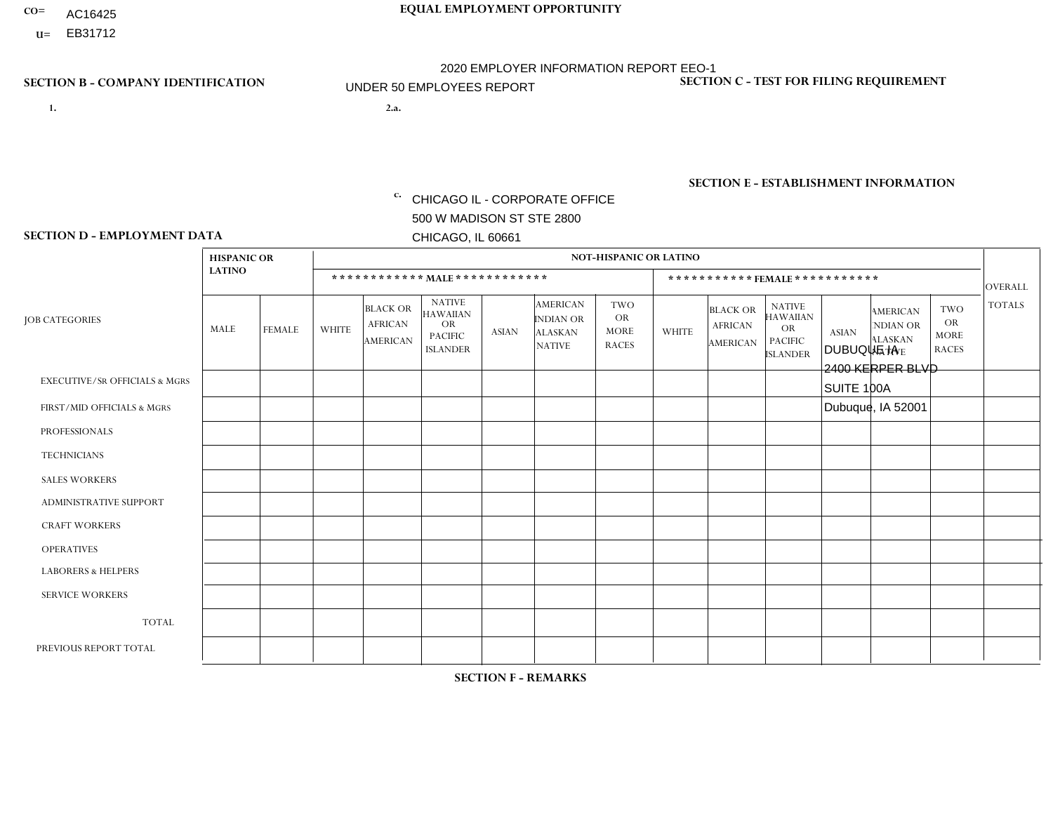CO= AC16425
U= EB31712

**EQUAL EMPLOYMENT OPPORTUNITY**

2020 EMPLOYER INFORMATION REPORT EEO-1
UNDER 50 EMPLOYEES REPORT

**SECTION B - COMPANY IDENTIFICATION**

1.

2.a.

c. CHICAGO IL - CORPORATE OFFICE
500 W MADISON ST STE 2800
CHICAGO, IL 60661

**SECTION C - TEST FOR FILING REQUIREMENT**

**SECTION E - ESTABLISHMENT INFORMATION**

DUBUQUE IA
2400 KERPER BLVD
SUITE 100A
Dubuque, IA 52001

**SECTION D - EMPLOYMENT DATA**

| JOB CATEGORIES | HISPANIC OR LATINO | | NOT-HISPANIC OR LATINO | | | | | | | | | | | | OVERALL TOTALS |
|---|---|---|---|---|---|---|---|---|---|---|---|---|---|---|---|
| | | | MALE | | | | | | FEMALE | | | | | | |
| | MALE | FEMALE | WHITE | BLACK OR AFRICAN AMERICAN | NATIVE HAWAIIAN OR PACIFIC ISLANDER | ASIAN | AMERICAN INDIAN OR ALASKAN NATIVE | TWO OR MORE RACES | WHITE | BLACK OR AFRICAN AMERICAN | NATIVE HAWAIIAN OR PACIFIC ISLANDER | ASIAN | AMERICAN INDIAN OR ALASKAN NATIVE | TWO OR MORE RACES | |
| EXECUTIVE/SR OFFICIALS & MGRS | | | | | | | | | | | | | | | |
| FIRST/MID OFFICIALS & MGRS | | | | | | | | | | | | | | | |
| PROFESSIONALS | | | | | | | | | | | | | | | |
| TECHNICIANS | | | | | | | | | | | | | | | |
| SALES WORKERS | | | | | | | | | | | | | | | |
| ADMINISTRATIVE SUPPORT | | | | | | | | | | | | | | | |
| CRAFT WORKERS | | | | | | | | | | | | | | | |
| OPERATIVES | | | | | | | | | | | | | | | |
| LABORERS & HELPERS | | | | | | | | | | | | | | | |
| SERVICE WORKERS | | | | | | | | | | | | | | | |
| TOTAL | | | | | | | | | | | | | | | |
| PREVIOUS REPORT TOTAL | | | | | | | | | | | | | | | |

**SECTION F - REMARKS**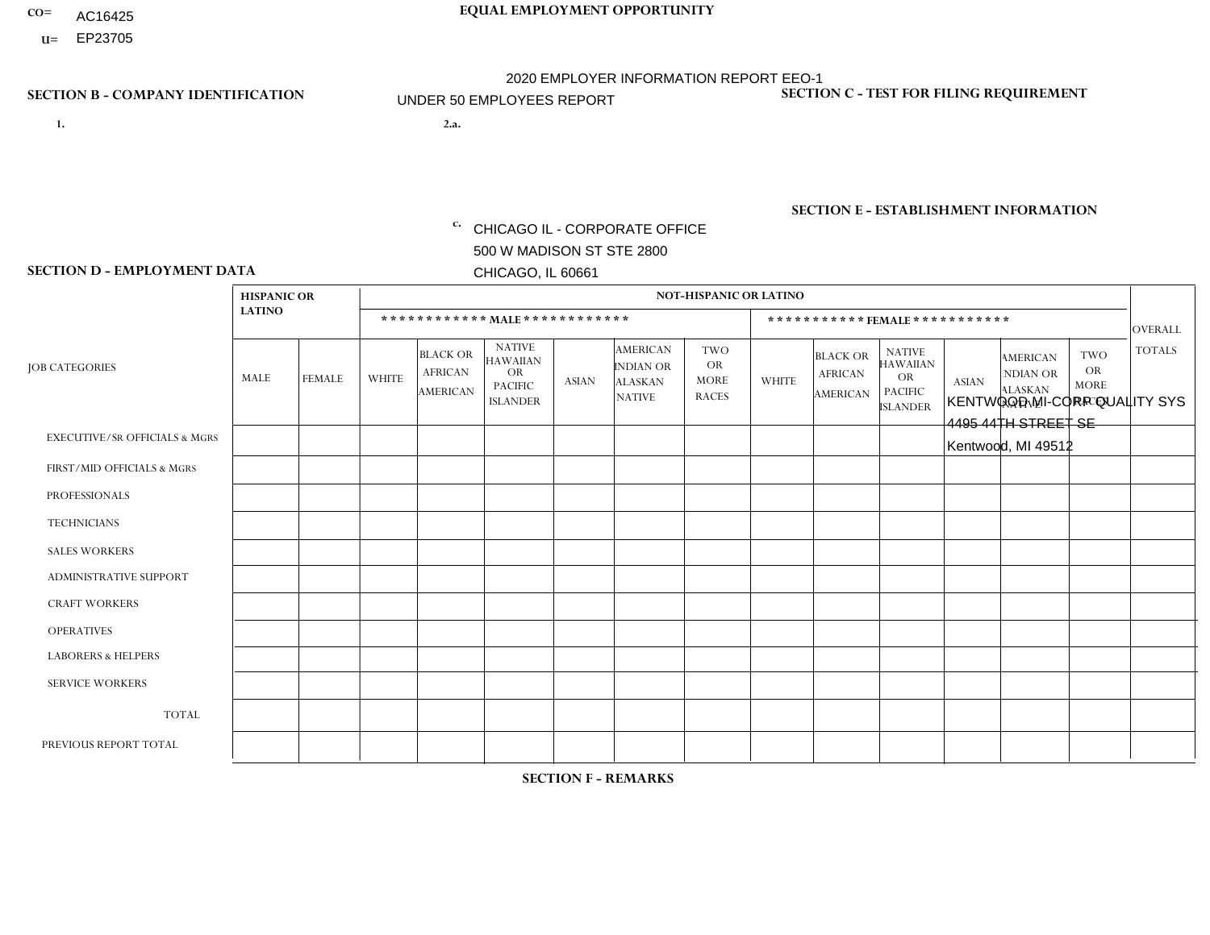CO= AC16425
U= EP23705

**EQUAL EMPLOYMENT OPPORTUNITY**

2020 EMPLOYER INFORMATION REPORT EEO-1
UNDER 50 EMPLOYEES REPORT

**SECTION B - COMPANY IDENTIFICATION**

1.

2.a.

c. CHICAGO IL - CORPORATE OFFICE
500 W MADISON ST STE 2800
CHICAGO, IL 60661

**SECTION C - TEST FOR FILING REQUIREMENT**

**SECTION E - ESTABLISHMENT INFORMATION**

KENTWOOD MI-CORP QUALITY SYS
4495 44TH STREET SE
Kentwood, MI 49512

**SECTION D - EMPLOYMENT DATA**

| JOB CATEGORIES | HISPANIC OR LATINO | | NOT-HISPANIC OR LATINO | | | | | | | | | | | | OVERALL TOTALS |
|---|---|---|---|---|---|---|---|---|---|---|---|---|---|---|---|
| | | | MALE | | | | | | FEMALE | | | | | | |
| | MALE | FEMALE | WHITE | BLACK OR AFRICAN AMERICAN | NATIVE HAWAIIAN OR PACIFIC ISLANDER | ASIAN | AMERICAN INDIAN OR ALASKAN NATIVE | TWO OR MORE RACES | WHITE | BLACK OR AFRICAN AMERICAN | NATIVE HAWAIIAN OR PACIFIC ISLANDER | ASIAN | AMERICAN INDIAN OR ALASKAN NATIVE | TWO OR MORE RACES | |
| EXECUTIVE/SR OFFICIALS & MGRS | | | | | | | | | | | | | | | |
| FIRST/MID OFFICIALS & MGRS | | | | | | | | | | | | | | | |
| PROFESSIONALS | | | | | | | | | | | | | | | |
| TECHNICIANS | | | | | | | | | | | | | | | |
| SALES WORKERS | | | | | | | | | | | | | | | |
| ADMINISTRATIVE SUPPORT | | | | | | | | | | | | | | | |
| CRAFT WORKERS | | | | | | | | | | | | | | | |
| OPERATIVES | | | | | | | | | | | | | | | |
| LABORERS & HELPERS | | | | | | | | | | | | | | | |
| SERVICE WORKERS | | | | | | | | | | | | | | | |
| TOTAL | | | | | | | | | | | | | | | |
| PREVIOUS REPORT TOTAL | | | | | | | | | | | | | | | |

**SECTION F - REMARKS**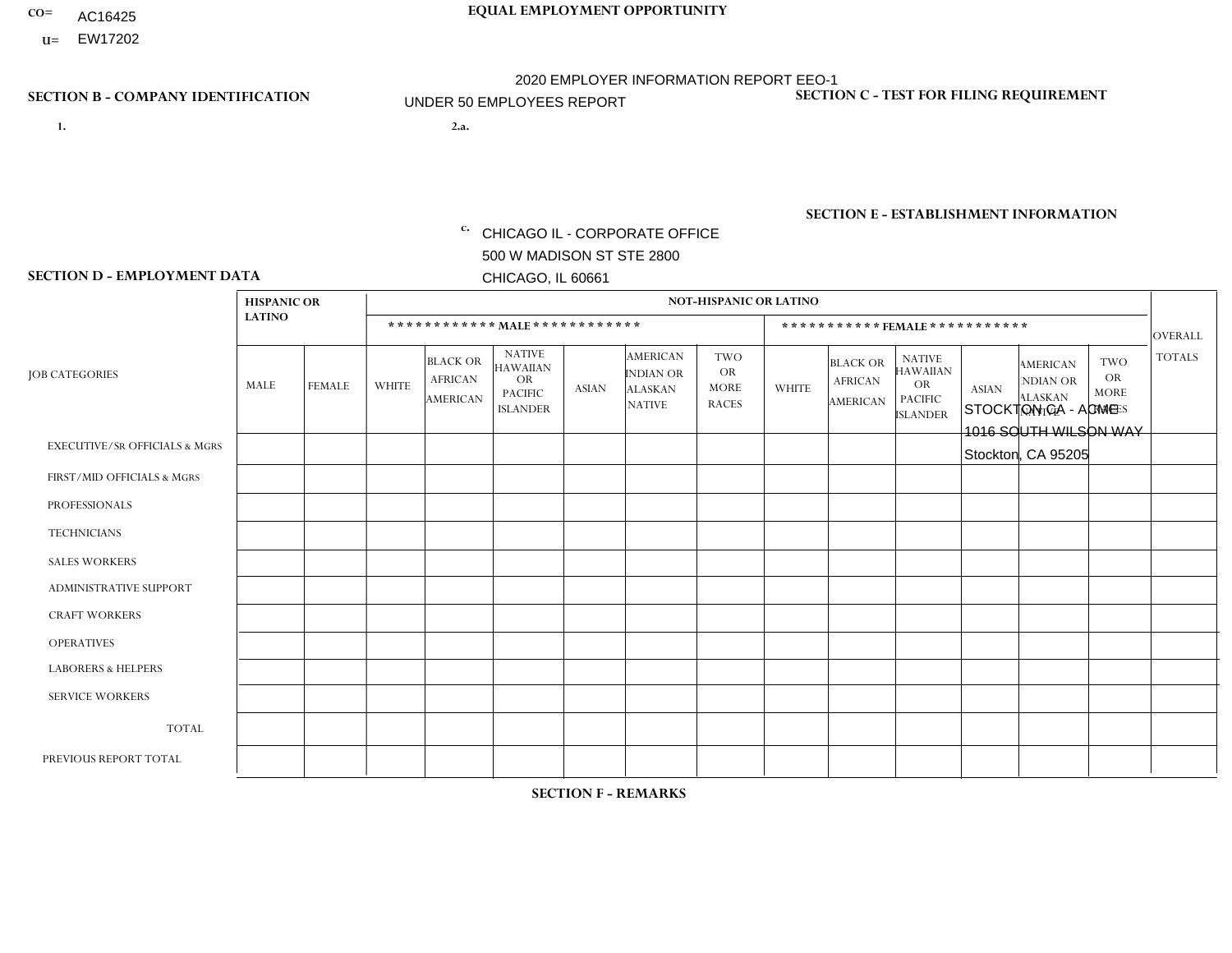CO= AC16425
U= EW17202

**EQUAL EMPLOYMENT OPPORTUNITY**

2020 EMPLOYER INFORMATION REPORT EEO-1
UNDER 50 EMPLOYEES REPORT

**SECTION B - COMPANY IDENTIFICATION**

1.

2.a.

c. CHICAGO IL - CORPORATE OFFICE
500 W MADISON ST STE 2800
CHICAGO, IL 60661

**SECTION C - TEST FOR FILING REQUIREMENT**

**SECTION E - ESTABLISHMENT INFORMATION**

STOCKTON CA - ACME
1016 SOUTH WILSON WAY
Stockton, CA 95205

**SECTION D - EMPLOYMENT DATA**

| JOB CATEGORIES | HISPANIC OR LATINO | | NOT-HISPANIC OR LATINO | | | | | | | | | | | | OVERALL TOTALS |
|---|---|---|---|---|---|---|---|---|---|---|---|---|---|---|---|
| | | | MALE | | | | | | FEMALE | | | | | | |
| | MALE | FEMALE | WHITE | BLACK OR AFRICAN AMERICAN | NATIVE HAWAIIAN OR PACIFIC ISLANDER | ASIAN | AMERICAN INDIAN OR ALASKAN NATIVE | TWO OR MORE RACES | WHITE | BLACK OR AFRICAN AMERICAN | NATIVE HAWAIIAN OR PACIFIC ISLANDER | ASIAN | AMERICAN INDIAN OR ALASKAN NATIVE | TWO OR MORE RACES | |
| EXECUTIVE/Sr OFFICIALS & MGRS | | | | | | | | | | | | | | | |
| FIRST/MID OFFICIALS & MGRS | | | | | | | | | | | | | | | |
| PROFESSIONALS | | | | | | | | | | | | | | | |
| TECHNICIANS | | | | | | | | | | | | | | | |
| SALES WORKERS | | | | | | | | | | | | | | | |
| ADMINISTRATIVE SUPPORT | | | | | | | | | | | | | | | |
| CRAFT WORKERS | | | | | | | | | | | | | | | |
| OPERATIVES | | | | | | | | | | | | | | | |
| LABORERS & HELPERS | | | | | | | | | | | | | | | |
| SERVICE WORKERS | | | | | | | | | | | | | | | |
| TOTAL | | | | | | | | | | | | | | | |
| PREVIOUS REPORT TOTAL | | | | | | | | | | | | | | | |

**SECTION F - REMARKS**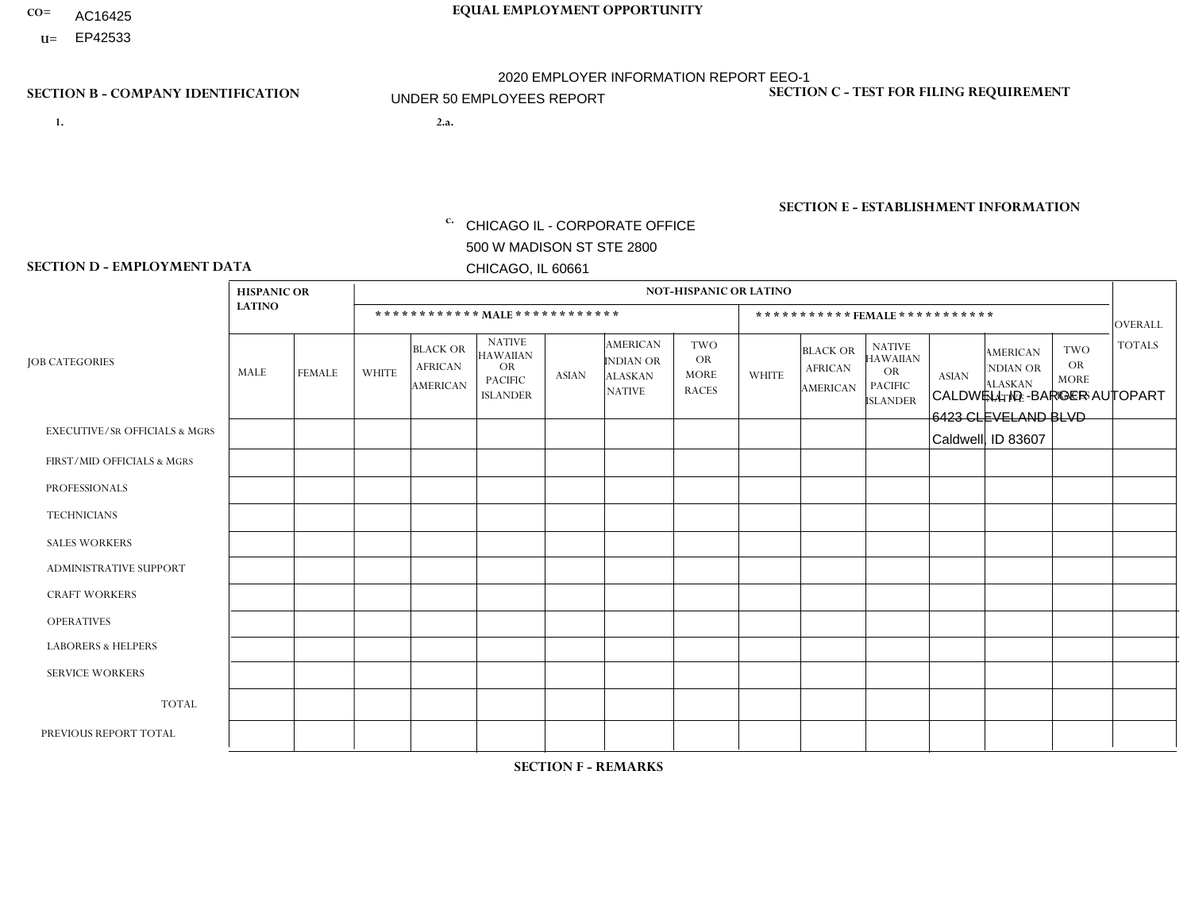CO= AC16425

U= EP42533

**EQUAL EMPLOYMENT OPPORTUNITY**

2020 EMPLOYER INFORMATION REPORT EEO-1

UNDER 50 EMPLOYEES REPORT

**SECTION B - COMPANY IDENTIFICATION**

1.

2.a.

c. CHICAGO IL - CORPORATE OFFICE
500 W MADISON ST STE 2800
CHICAGO, IL 60661

**SECTION C - TEST FOR FILING REQUIREMENT**

**SECTION E - ESTABLISHMENT INFORMATION**

CALDWELL ID -BARGER AUTOPART
6423 CLEVELAND BLVD
Caldwell, ID 83607

**SECTION D - EMPLOYMENT DATA**

| JOB CATEGORIES | HISPANIC OR LATINO | | NOT-HISPANIC OR LATINO | | | | | | | | | | | | OVERALL TOTALS |
|---|---|---|---|---|---|---|---|---|---|---|---|---|---|---|---|
| | | | ************ MALE ************ | | | | | | *********** FEMALE *********** | | | | | | |
| | MALE | FEMALE | WHITE | BLACK OR AFRICAN AMERICAN | NATIVE HAWAIIAN OR PACIFIC ISLANDER | ASIAN | AMERICAN INDIAN OR ALASKAN NATIVE | TWO OR MORE RACES | WHITE | BLACK OR AFRICAN AMERICAN | NATIVE HAWAIIAN OR PACIFIC ISLANDER | ASIAN | AMERICAN INDIAN OR ALASKAN NATIVE | TWO OR MORE RACES | |
| EXECUTIVE/SR OFFICIALS & MGRS | | | | | | | | | | | | | | | |
| FIRST/MID OFFICIALS & MGRS | | | | | | | | | | | | | | | |
| PROFESSIONALS | | | | | | | | | | | | | | | |
| TECHNICIANS | | | | | | | | | | | | | | | |
| SALES WORKERS | | | | | | | | | | | | | | | |
| ADMINISTRATIVE SUPPORT | | | | | | | | | | | | | | | |
| CRAFT WORKERS | | | | | | | | | | | | | | | |
| OPERATIVES | | | | | | | | | | | | | | | |
| LABORERS & HELPERS | | | | | | | | | | | | | | | |
| SERVICE WORKERS | | | | | | | | | | | | | | | |
| TOTAL | | | | | | | | | | | | | | | |
| PREVIOUS REPORT TOTAL | | | | | | | | | | | | | | | |

**SECTION F - REMARKS**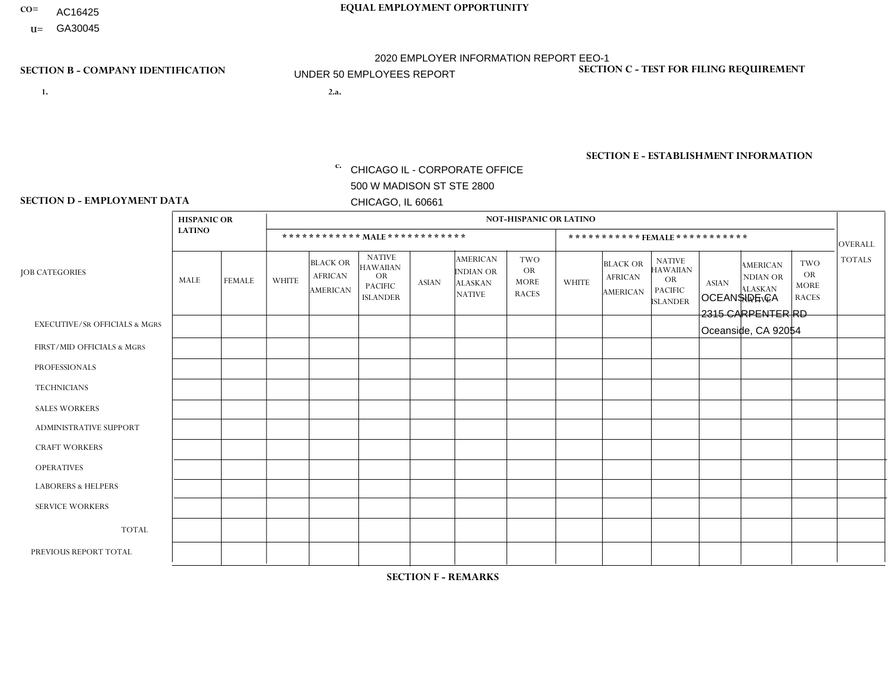CO= AC16425

U= GA30045

**EQUAL EMPLOYMENT OPPORTUNITY**

2020 EMPLOYER INFORMATION REPORT EEO-1

UNDER 50 EMPLOYEES REPORT

**SECTION B - COMPANY IDENTIFICATION**

1.

2.a.

c. CHICAGO IL - CORPORATE OFFICE
500 W MADISON ST STE 2800
CHICAGO, IL 60661

**SECTION C - TEST FOR FILING REQUIREMENT**

**SECTION E - ESTABLISHMENT INFORMATION**

OCEANSIDE CA
2315 CARPENTER RD
Oceanside, CA 92054

**SECTION D - EMPLOYMENT DATA**

| JOB CATEGORIES | HISPANIC OR LATINO | | NOT-HISPANIC OR LATINO | | | | | | | | | | | | OVERALL TOTALS |
|---|---|---|---|---|---|---|---|---|---|---|---|---|---|---|---|
| | | | * * * * * * * * * * * * MALE * * * * * * * * * * * * | | | | | | * * * * * * * * * * * FEMALE * * * * * * * * * * * | | | | | | |
| | MALE | FEMALE | WHITE | BLACK OR AFRICAN AMERICAN | NATIVE HAWAIIAN OR PACIFIC ISLANDER | ASIAN | AMERICAN INDIAN OR ALASKAN NATIVE | TWO OR MORE RACES | WHITE | BLACK OR AFRICAN AMERICAN | NATIVE HAWAIIAN OR PACIFIC ISLANDER | ASIAN | AMERICAN INDIAN OR ALASKAN NATIVE | TWO OR MORE RACES | |
| EXECUTIVE/Sr OFFICIALS & MGRS | | | | | | | | | | | | | | | |
| FIRST/MID OFFICIALS & MGRS | | | | | | | | | | | | | | | |
| PROFESSIONALS | | | | | | | | | | | | | | | |
| TECHNICIANS | | | | | | | | | | | | | | | |
| SALES WORKERS | | | | | | | | | | | | | | | |
| ADMINISTRATIVE SUPPORT | | | | | | | | | | | | | | | |
| CRAFT WORKERS | | | | | | | | | | | | | | | |
| OPERATIVES | | | | | | | | | | | | | | | |
| LABORERS & HELPERS | | | | | | | | | | | | | | | |
| SERVICE WORKERS | | | | | | | | | | | | | | | |
| TOTAL | | | | | | | | | | | | | | | |
| PREVIOUS REPORT TOTAL | | | | | | | | | | | | | | | |

**SECTION F - REMARKS**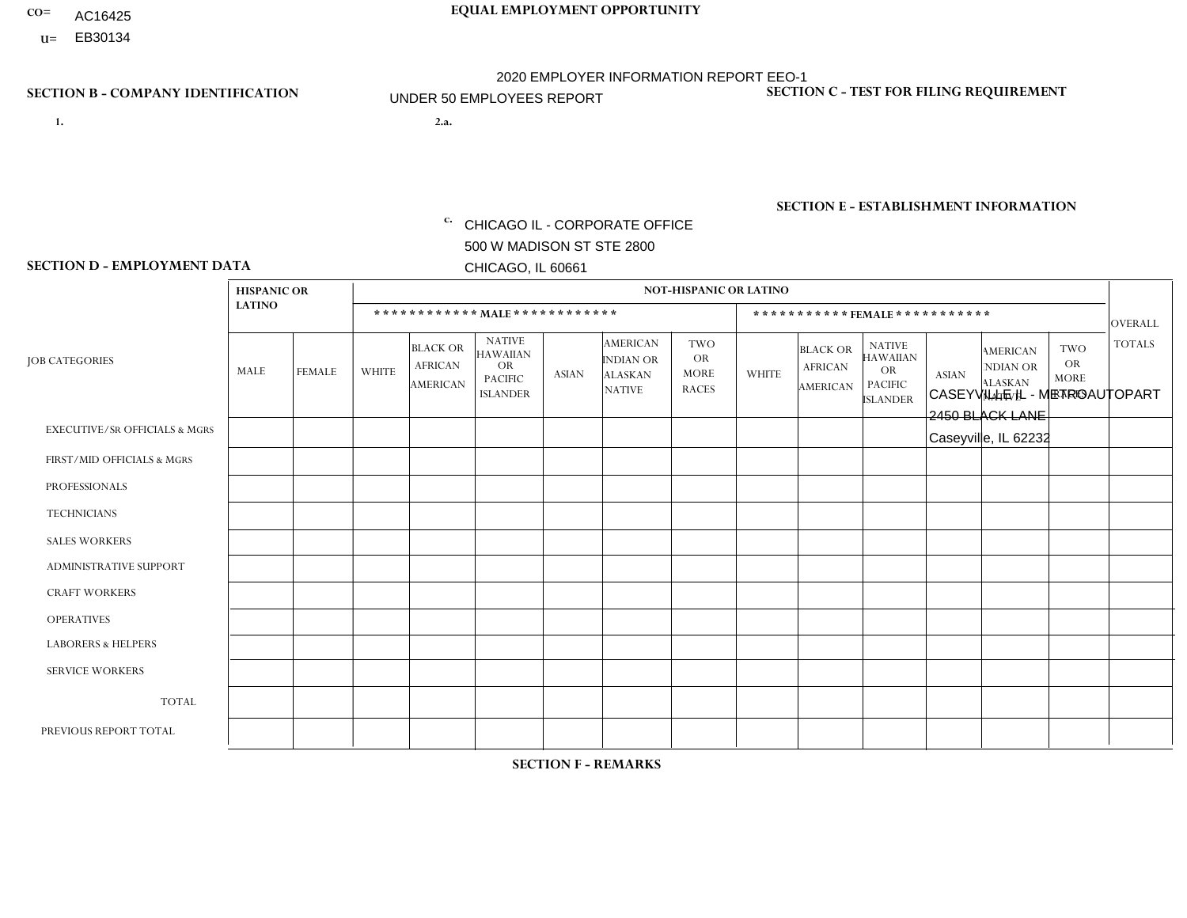CO= AC16425
U= EB30134

**EQUAL EMPLOYMENT OPPORTUNITY**

2020 EMPLOYER INFORMATION REPORT EEO-1
UNDER 50 EMPLOYEES REPORT

**SECTION B - COMPANY IDENTIFICATION**

1.

2.a.

c. CHICAGO IL - CORPORATE OFFICE
500 W MADISON ST STE 2800
CHICAGO, IL 60661

**SECTION C - TEST FOR FILING REQUIREMENT**

**SECTION E - ESTABLISHMENT INFORMATION**

CASEYVILLE IL - METROAUTOPART
2450 BLACK LANE
Caseyville, IL 62232

**SECTION D - EMPLOYMENT DATA**

| JOB CATEGORIES | HISPANIC OR LATINO | | NOT-HISPANIC OR LATINO | | | | | | | | | | | | OVERALL TOTALS |
|---|---|---|---|---|---|---|---|---|---|---|---|---|---|---|---|
| | | | MALE | | | | | | FEMALE | | | | | | |
| | MALE | FEMALE | WHITE | BLACK OR AFRICAN AMERICAN | NATIVE HAWAIIAN OR PACIFIC ISLANDER | ASIAN | AMERICAN INDIAN OR ALASKAN NATIVE | TWO OR MORE RACES | WHITE | BLACK OR AFRICAN AMERICAN | NATIVE HAWAIIAN OR PACIFIC ISLANDER | ASIAN | AMERICAN INDIAN OR ALASKAN NATIVE | TWO OR MORE RACES | |
| EXECUTIVE/SR OFFICIALS & MGRS | | | | | | | | | | | | | | | |
| FIRST/MID OFFICIALS & MGRS | | | | | | | | | | | | | | | |
| PROFESSIONALS | | | | | | | | | | | | | | | |
| TECHNICIANS | | | | | | | | | | | | | | | |
| SALES WORKERS | | | | | | | | | | | | | | | |
| ADMINISTRATIVE SUPPORT | | | | | | | | | | | | | | | |
| CRAFT WORKERS | | | | | | | | | | | | | | | |
| OPERATIVES | | | | | | | | | | | | | | | |
| LABORERS & HELPERS | | | | | | | | | | | | | | | |
| SERVICE WORKERS | | | | | | | | | | | | | | | |
| TOTAL | | | | | | | | | | | | | | | |
| PREVIOUS REPORT TOTAL | | | | | | | | | | | | | | | |

**SECTION F - REMARKS**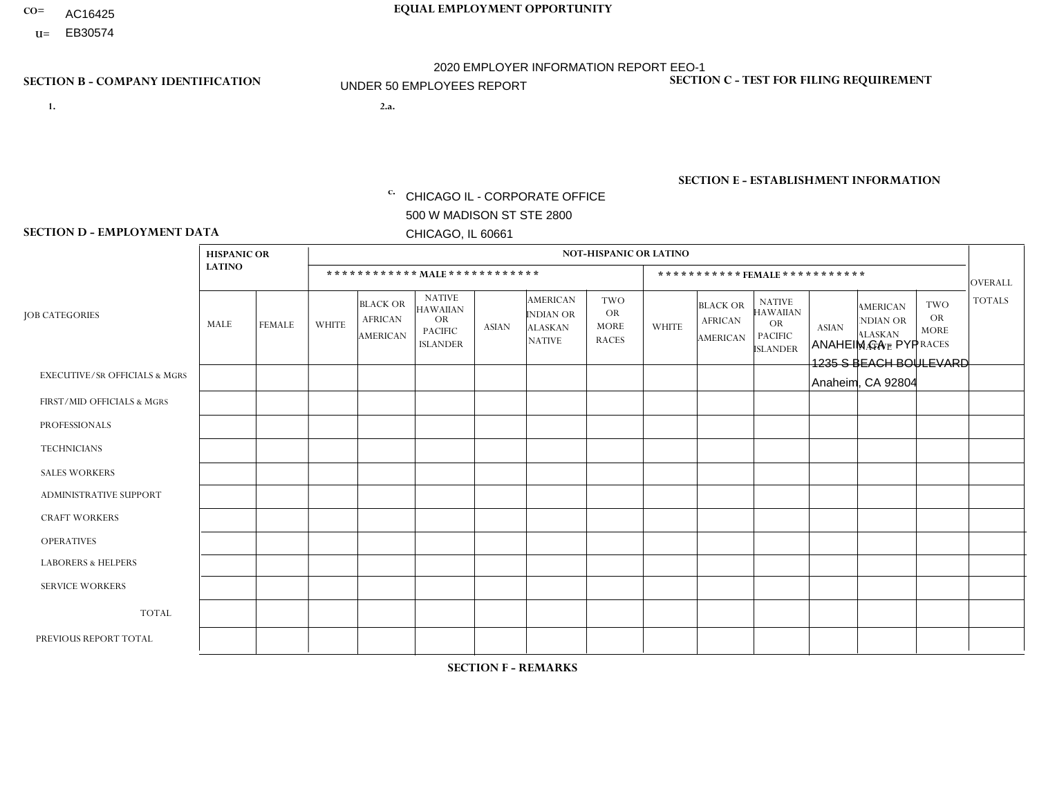CO= AC16425
U= EB30574

**EQUAL EMPLOYMENT OPPORTUNITY**

2020 EMPLOYER INFORMATION REPORT EEO-1

UNDER 50 EMPLOYEES REPORT

**SECTION B - COMPANY IDENTIFICATION**

1.

2.a.

c. CHICAGO IL - CORPORATE OFFICE
500 W MADISON ST STE 2800
CHICAGO, IL 60661

**SECTION C - TEST FOR FILING REQUIREMENT**

**SECTION E - ESTABLISHMENT INFORMATION**

ANAHEIM CA - PYP
1235 S BEACH BOULEVARD
Anaheim, CA 92804

**SECTION D - EMPLOYMENT DATA**

| JOB CATEGORIES | HISPANIC OR LATINO | | NOT-HISPANIC OR LATINO | | | | | | | | | | | | OVERALL TOTALS |
|---|---|---|---|---|---|---|---|---|---|---|---|---|---|---|---|
| | | | MALE | | | | | | FEMALE | | | | | | |
| | MALE | FEMALE | WHITE | BLACK OR AFRICAN AMERICAN | NATIVE HAWAIIAN OR PACIFIC ISLANDER | ASIAN | AMERICAN INDIAN OR ALASKAN NATIVE | TWO OR MORE RACES | WHITE | BLACK OR AFRICAN AMERICAN | NATIVE HAWAIIAN OR PACIFIC ISLANDER | ASIAN | AMERICAN INDIAN OR ALASKAN NATIVE | TWO OR MORE RACES | |
| EXECUTIVE/SR OFFICIALS & MGRS | | | | | | | | | | | | | | | |
| FIRST/MID OFFICIALS & MGRS | | | | | | | | | | | | | | | |
| PROFESSIONALS | | | | | | | | | | | | | | | |
| TECHNICIANS | | | | | | | | | | | | | | | |
| SALES WORKERS | | | | | | | | | | | | | | | |
| ADMINISTRATIVE SUPPORT | | | | | | | | | | | | | | | |
| CRAFT WORKERS | | | | | | | | | | | | | | | |
| OPERATIVES | | | | | | | | | | | | | | | |
| LABORERS & HELPERS | | | | | | | | | | | | | | | |
| SERVICE WORKERS | | | | | | | | | | | | | | | |
| TOTAL | | | | | | | | | | | | | | | |
| PREVIOUS REPORT TOTAL | | | | | | | | | | | | | | | |

**SECTION F - REMARKS**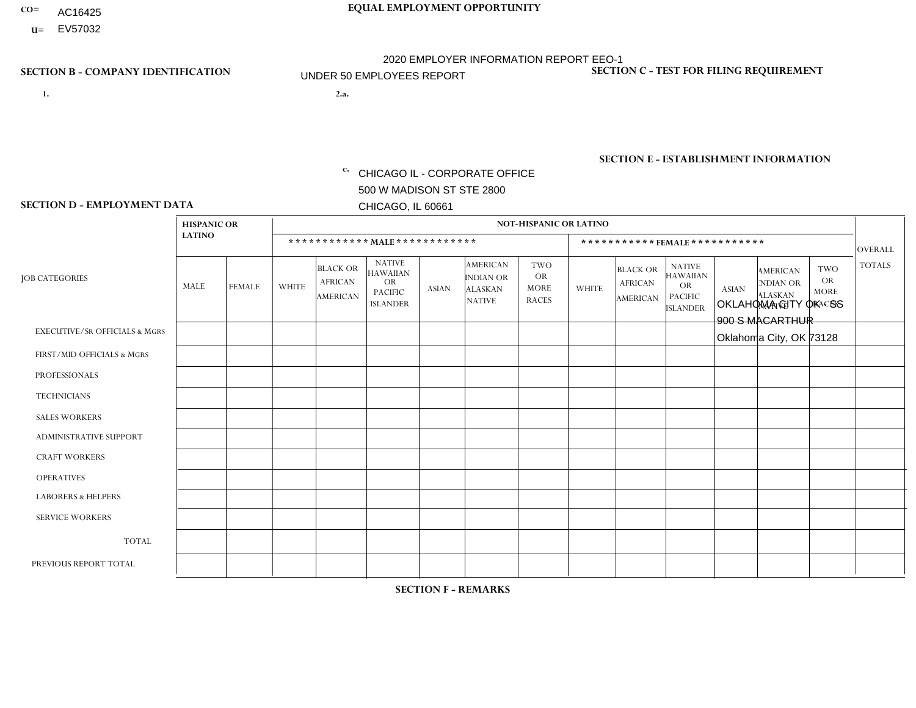CO= AC16425
U= EV57032

**EQUAL EMPLOYMENT OPPORTUNITY**

2020 EMPLOYER INFORMATION REPORT EEO-1
UNDER 50 EMPLOYEES REPORT

## SECTION B - COMPANY IDENTIFICATION

1.

2.a.

c. CHICAGO IL - CORPORATE OFFICE
500 W MADISON ST STE 2800
CHICAGO, IL 60661

## SECTION C - TEST FOR FILING REQUIREMENT

## SECTION E - ESTABLISHMENT INFORMATION

OKLAHOMA CITY OK - SS
900 S MACARTHUR
Oklahoma City, OK 73128

## SECTION D - EMPLOYMENT DATA

| JOB CATEGORIES | HISPANIC OR LATINO | | NOT-HISPANIC OR LATINO | | | | | | | | | | | | OVERALL TOTALS |
|---|---|---|---|---|---|---|---|---|---|---|---|---|---|---|---|
| | | | MALE | | | | | | FEMALE | | | | | | |
| | MALE | FEMALE | WHITE | BLACK OR AFRICAN AMERICAN | NATIVE HAWAIIAN OR PACIFIC ISLANDER | ASIAN | AMERICAN INDIAN OR ALASKAN NATIVE | TWO OR MORE RACES | WHITE | BLACK OR AFRICAN AMERICAN | NATIVE HAWAIIAN OR PACIFIC ISLANDER | ASIAN | AMERICAN INDIAN OR ALASKAN NATIVE | TWO OR MORE RACES | |
| EXECUTIVE/SR OFFICIALS & MGRS | | | | | | | | | | | | | | | |
| FIRST/MID OFFICIALS & MGRS | | | | | | | | | | | | | | | |
| PROFESSIONALS | | | | | | | | | | | | | | | |
| TECHNICIANS | | | | | | | | | | | | | | | |
| SALES WORKERS | | | | | | | | | | | | | | | |
| ADMINISTRATIVE SUPPORT | | | | | | | | | | | | | | | |
| CRAFT WORKERS | | | | | | | | | | | | | | | |
| OPERATIVES | | | | | | | | | | | | | | | |
| LABORERS & HELPERS | | | | | | | | | | | | | | | |
| SERVICE WORKERS | | | | | | | | | | | | | | | |
| TOTAL | | | | | | | | | | | | | | | |
| PREVIOUS REPORT TOTAL | | | | | | | | | | | | | | | |

## SECTION F - REMARKS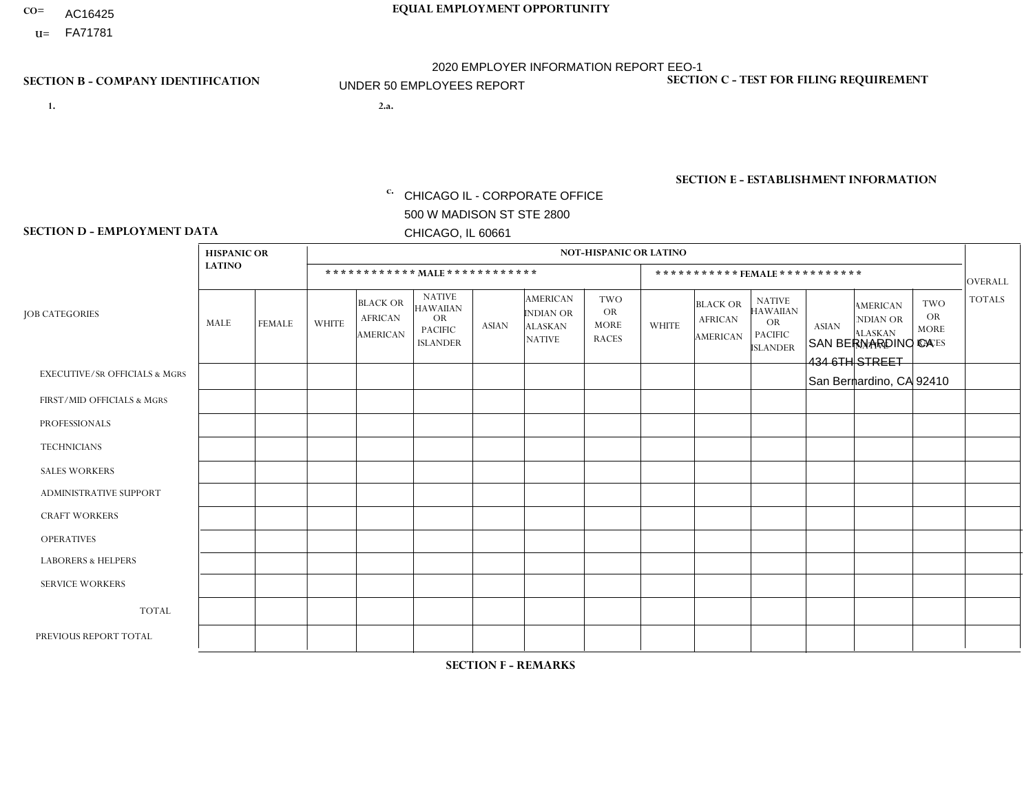CO= AC16425

U= FA71781

**EQUAL EMPLOYMENT OPPORTUNITY**

2020 EMPLOYER INFORMATION REPORT EEO-1

UNDER 50 EMPLOYEES REPORT

**SECTION B - COMPANY IDENTIFICATION**

1.

2.a.

c. CHICAGO IL - CORPORATE OFFICE
500 W MADISON ST STE 2800
CHICAGO, IL 60661

**SECTION C - TEST FOR FILING REQUIREMENT**

**SECTION E - ESTABLISHMENT INFORMATION**

SAN BERNARDINO CA
434 6TH STREET
San Bernardino, CA 92410

**SECTION D - EMPLOYMENT DATA**

| JOB CATEGORIES | HISPANIC OR LATINO | | NOT-HISPANIC OR LATINO | | | | | | | | | | | | OVERALL TOTALS |
|---|---|---|---|---|---|---|---|---|---|---|---|---|---|---|---|
| | | | MALE | | | | | | FEMALE | | | | | | |
| | MALE | FEMALE | WHITE | BLACK OR AFRICAN AMERICAN | NATIVE HAWAIIAN OR PACIFIC ISLANDER | ASIAN | AMERICAN INDIAN OR ALASKAN NATIVE | TWO OR MORE RACES | WHITE | BLACK OR AFRICAN AMERICAN | NATIVE HAWAIIAN OR PACIFIC ISLANDER | ASIAN | AMERICAN INDIAN OR ALASKAN NATIVE | TWO OR MORE RACES | |
| EXECUTIVE/Sr OFFICIALS & MGRS | | | | | | | | | | | | | | | |
| FIRST/MID OFFICIALS & MGRS | | | | | | | | | | | | | | | |
| PROFESSIONALS | | | | | | | | | | | | | | | |
| TECHNICIANS | | | | | | | | | | | | | | | |
| SALES WORKERS | | | | | | | | | | | | | | | |
| ADMINISTRATIVE SUPPORT | | | | | | | | | | | | | | | |
| CRAFT WORKERS | | | | | | | | | | | | | | | |
| OPERATIVES | | | | | | | | | | | | | | | |
| LABORERS & HELPERS | | | | | | | | | | | | | | | |
| SERVICE WORKERS | | | | | | | | | | | | | | | |
| TOTAL | | | | | | | | | | | | | | | |
| PREVIOUS REPORT TOTAL | | | | | | | | | | | | | | | |

**SECTION F - REMARKS**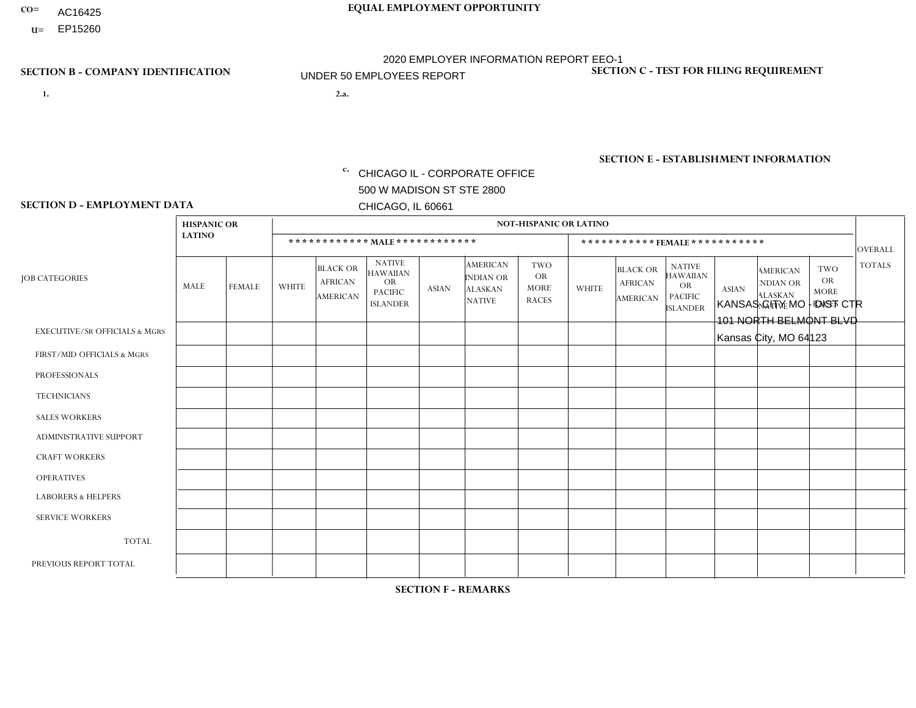CO= AC16425
U= EP15260

**EQUAL EMPLOYMENT OPPORTUNITY**

2020 EMPLOYER INFORMATION REPORT EEO-1

UNDER 50 EMPLOYEES REPORT

**SECTION B - COMPANY IDENTIFICATION**

1.

2.a.

c. CHICAGO IL - CORPORATE OFFICE
500 W MADISON ST STE 2800
CHICAGO, IL 60661

**SECTION C - TEST FOR FILING REQUIREMENT**

**SECTION E - ESTABLISHMENT INFORMATION**

KANSAS CITY MO - DIST CTR
101 NORTH BELMONT BLVD
Kansas City, MO 64123

**SECTION D - EMPLOYMENT DATA**

| JOB CATEGORIES | HISPANIC OR LATINO | | NOT-HISPANIC OR LATINO | | | | | | | | | | | | OVERALL TOTALS |
|---|---|---|---|---|---|---|---|---|---|---|---|---|---|---|---|
| | | | MALE | | | | | | FEMALE | | | | | | |
| | MALE | FEMALE | WHITE | BLACK OR AFRICAN AMERICAN | NATIVE HAWAIIAN OR PACIFIC ISLANDER | ASIAN | AMERICAN INDIAN OR ALASKAN NATIVE | TWO OR MORE RACES | WHITE | BLACK OR AFRICAN AMERICAN | NATIVE HAWAIIAN OR PACIFIC ISLANDER | ASIAN | AMERICAN INDIAN OR ALASKAN NATIVE | TWO OR MORE RACES | |
| EXECUTIVE/SR OFFICIALS & MGRS | | | | | | | | | | | | | | | |
| FIRST/MID OFFICIALS & MGRS | | | | | | | | | | | | | | | |
| PROFESSIONALS | | | | | | | | | | | | | | | |
| TECHNICIANS | | | | | | | | | | | | | | | |
| SALES WORKERS | | | | | | | | | | | | | | | |
| ADMINISTRATIVE SUPPORT | | | | | | | | | | | | | | | |
| CRAFT WORKERS | | | | | | | | | | | | | | | |
| OPERATIVES | | | | | | | | | | | | | | | |
| LABORERS & HELPERS | | | | | | | | | | | | | | | |
| SERVICE WORKERS | | | | | | | | | | | | | | | |
| TOTAL | | | | | | | | | | | | | | | |
| PREVIOUS REPORT TOTAL | | | | | | | | | | | | | | | |

**SECTION F - REMARKS**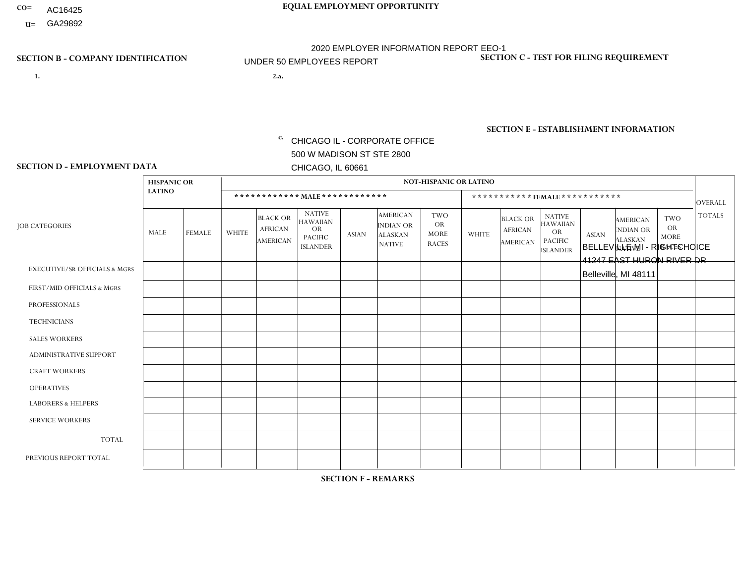CO= AC16425
U= GA29892

**EQUAL EMPLOYMENT OPPORTUNITY**

2020 EMPLOYER INFORMATION REPORT EEO-1
UNDER 50 EMPLOYEES REPORT

**SECTION B - COMPANY IDENTIFICATION**

1.

2.a.

c. CHICAGO IL - CORPORATE OFFICE
500 W MADISON ST STE 2800
CHICAGO, IL 60661

**SECTION C - TEST FOR FILING REQUIREMENT**

**SECTION E - ESTABLISHMENT INFORMATION**

BELLEVILLE MI - RIGHTCHOICE
41247 EAST HURON RIVER DR
Belleville, MI 48111

**SECTION D - EMPLOYMENT DATA**

| JOB CATEGORIES | HISPANIC OR LATINO | | NOT-HISPANIC OR LATINO | | | | | | | | | | | | OVERALL TOTALS |
|---|---|---|---|---|---|---|---|---|---|---|---|---|---|---|---|
| | | | MALE | | | | | | FEMALE | | | | | | |
| | MALE | FEMALE | WHITE | BLACK OR AFRICAN AMERICAN | NATIVE HAWAIIAN OR PACIFIC ISLANDER | ASIAN | AMERICAN INDIAN OR ALASKAN NATIVE | TWO OR MORE RACES | WHITE | BLACK OR AFRICAN AMERICAN | NATIVE HAWAIIAN OR PACIFIC ISLANDER | ASIAN | AMERICAN INDIAN OR ALASKAN NATIVE | TWO OR MORE RACES | |
| EXECUTIVE/SR OFFICIALS & MGRS | | | | | | | | | | | | | | | |
| FIRST/MID OFFICIALS & MGRS | | | | | | | | | | | | | | | |
| PROFESSIONALS | | | | | | | | | | | | | | | |
| TECHNICIANS | | | | | | | | | | | | | | | |
| SALES WORKERS | | | | | | | | | | | | | | | |
| ADMINISTRATIVE SUPPORT | | | | | | | | | | | | | | | |
| CRAFT WORKERS | | | | | | | | | | | | | | | |
| OPERATIVES | | | | | | | | | | | | | | | |
| LABORERS & HELPERS | | | | | | | | | | | | | | | |
| SERVICE WORKERS | | | | | | | | | | | | | | | |
| TOTAL | | | | | | | | | | | | | | | |
| PREVIOUS REPORT TOTAL | | | | | | | | | | | | | | | |

**SECTION F - REMARKS**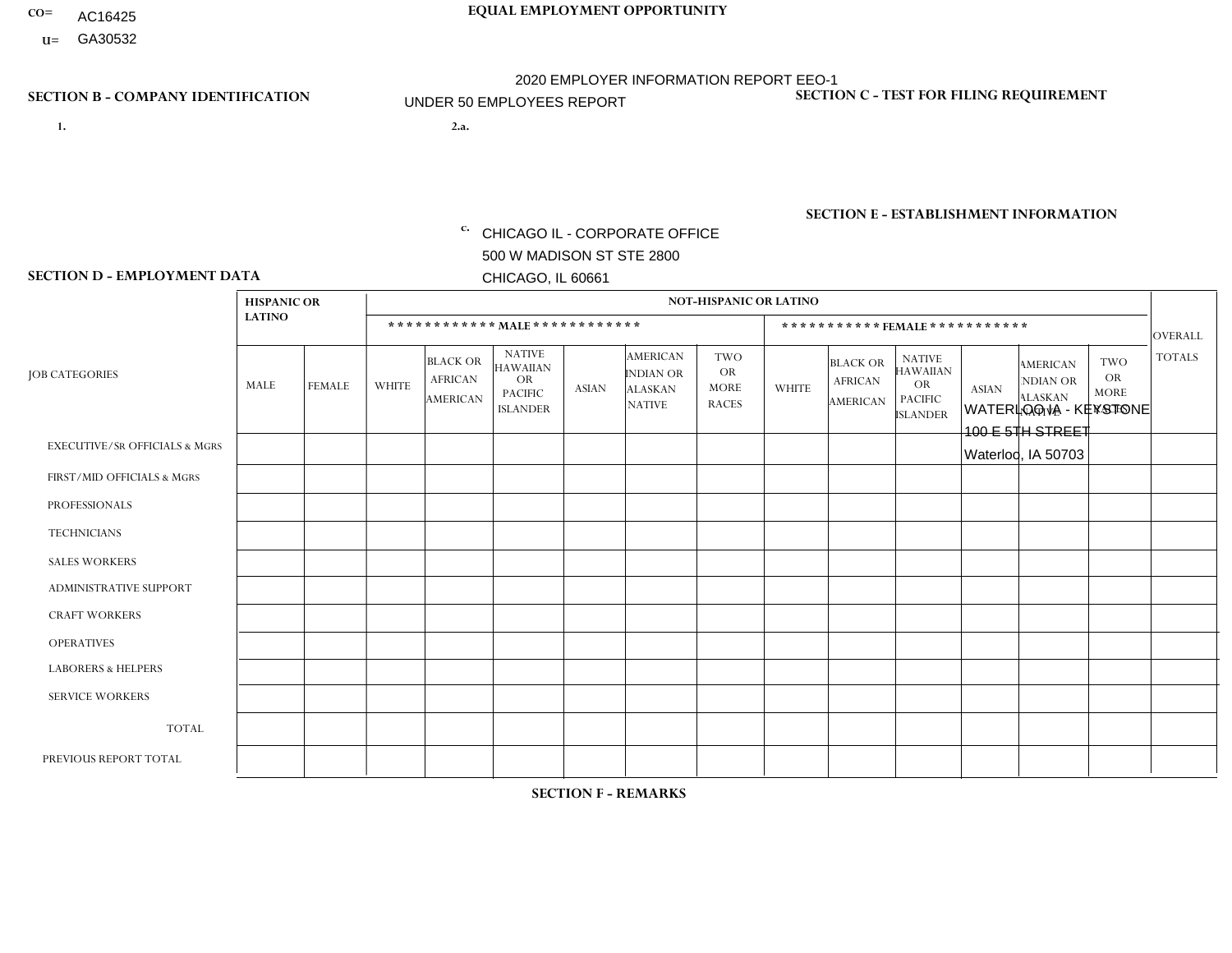CO= AC16425
U= GA30532

EQUAL EMPLOYMENT OPPORTUNITY

2020 EMPLOYER INFORMATION REPORT EEO-1
UNDER 50 EMPLOYEES REPORT

## SECTION B - COMPANY IDENTIFICATION

1.

2.a.

c. CHICAGO IL - CORPORATE OFFICE
500 W MADISON ST STE 2800
CHICAGO, IL 60661

## SECTION C - TEST FOR FILING REQUIREMENT

## SECTION E - ESTABLISHMENT INFORMATION

WATERLOO IA - KEYSTONE
100 E 5TH STREET
Waterloo, IA 50703

## SECTION D - EMPLOYMENT DATA

| JOB CATEGORIES | HISPANIC OR LATINO | | NOT-HISPANIC OR LATINO | | | | | | | | | | | | OVERALL TOTALS |
|---|---|---|---|---|---|---|---|---|---|---|---|---|---|---|---|
| | | | MALE | | | | | | FEMALE | | | | | | |
| | MALE | FEMALE | WHITE | BLACK OR AFRICAN AMERICAN | NATIVE HAWAIIAN OR PACIFIC ISLANDER | ASIAN | AMERICAN INDIAN OR ALASKAN NATIVE | TWO OR MORE RACES | WHITE | BLACK OR AFRICAN AMERICAN | NATIVE HAWAIIAN OR PACIFIC ISLANDER | ASIAN | AMERICAN INDIAN OR ALASKAN NATIVE | TWO OR MORE RACES | |
| EXECUTIVE/SR OFFICIALS & MGRS | | | | | | | | | | | | | | | |
| FIRST/MID OFFICIALS & MGRS | | | | | | | | | | | | | | | |
| PROFESSIONALS | | | | | | | | | | | | | | | |
| TECHNICIANS | | | | | | | | | | | | | | | |
| SALES WORKERS | | | | | | | | | | | | | | | |
| ADMINISTRATIVE SUPPORT | | | | | | | | | | | | | | | |
| CRAFT WORKERS | | | | | | | | | | | | | | | |
| OPERATIVES | | | | | | | | | | | | | | | |
| LABORERS & HELPERS | | | | | | | | | | | | | | | |
| SERVICE WORKERS | | | | | | | | | | | | | | | |
| TOTAL | | | | | | | | | | | | | | | |
| PREVIOUS REPORT TOTAL | | | | | | | | | | | | | | | |

## SECTION F - REMARKS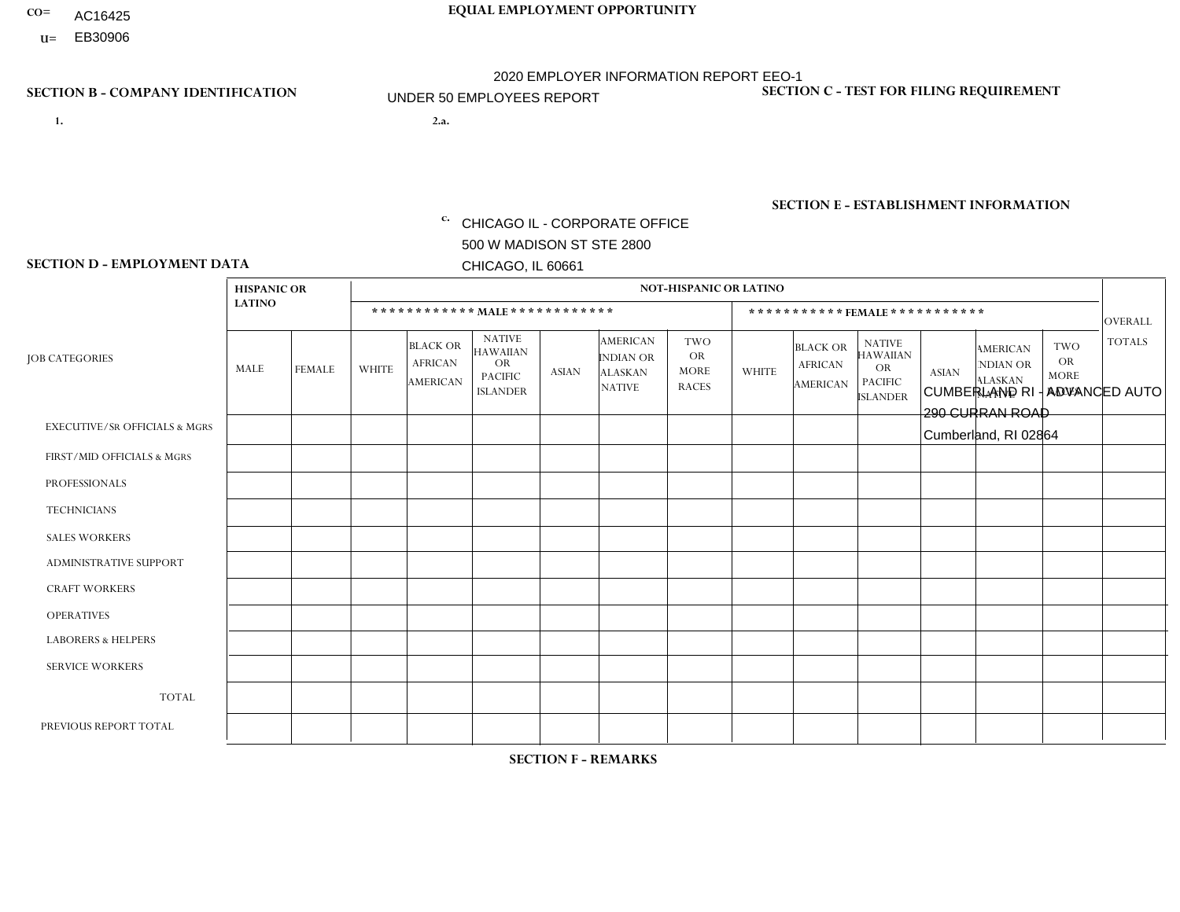CO= AC16425
U= EB30906

**EQUAL EMPLOYMENT OPPORTUNITY**

2020 EMPLOYER INFORMATION REPORT EEO-1
UNDER 50 EMPLOYEES REPORT

**SECTION B - COMPANY IDENTIFICATION**

1.

2.a.

c. CHICAGO IL - CORPORATE OFFICE
500 W MADISON ST STE 2800
CHICAGO, IL 60661

**SECTION C - TEST FOR FILING REQUIREMENT**

**SECTION E - ESTABLISHMENT INFORMATION**

CUMBERLAND RI - ADVANCED AUTO
290 CURRAN ROAD
Cumberland, RI 02864

**SECTION D - EMPLOYMENT DATA**

| JOB CATEGORIES | HISPANIC OR LATINO | | NOT-HISPANIC OR LATINO | | | | | | | | | | | | OVERALL TOTALS |
|---|---|---|---|---|---|---|---|---|---|---|---|---|---|---|---|
| | | | MALE | | | | | | FEMALE | | | | | | |
| | MALE | FEMALE | WHITE | BLACK OR AFRICAN AMERICAN | NATIVE HAWAIIAN OR PACIFIC ISLANDER | ASIAN | AMERICAN INDIAN OR ALASKAN NATIVE | TWO OR MORE RACES | WHITE | BLACK OR AFRICAN AMERICAN | NATIVE HAWAIIAN OR PACIFIC ISLANDER | ASIAN | AMERICAN INDIAN OR ALASKAN NATIVE | TWO OR MORE RACES | |
| EXECUTIVE/SR OFFICIALS & MGRS | | | | | | | | | | | | | | | |
| FIRST/MID OFFICIALS & MGRS | | | | | | | | | | | | | | | |
| PROFESSIONALS | | | | | | | | | | | | | | | |
| TECHNICIANS | | | | | | | | | | | | | | | |
| SALES WORKERS | | | | | | | | | | | | | | | |
| ADMINISTRATIVE SUPPORT | | | | | | | | | | | | | | | |
| CRAFT WORKERS | | | | | | | | | | | | | | | |
| OPERATIVES | | | | | | | | | | | | | | | |
| LABORERS & HELPERS | | | | | | | | | | | | | | | |
| SERVICE WORKERS | | | | | | | | | | | | | | | |
| TOTAL | | | | | | | | | | | | | | | |
| PREVIOUS REPORT TOTAL | | | | | | | | | | | | | | | |

**SECTION F - REMARKS**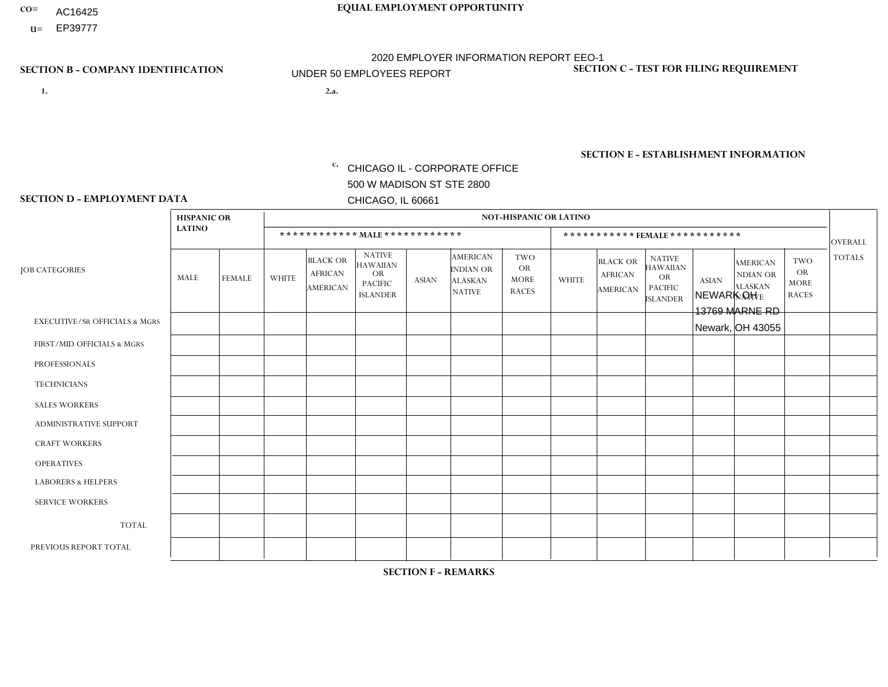CO= AC16425
U= EP39777

**EQUAL EMPLOYMENT OPPORTUNITY**

2020 EMPLOYER INFORMATION REPORT EEO-1

UNDER 50 EMPLOYEES REPORT

**SECTION B - COMPANY IDENTIFICATION**

1.

2.a.

c. CHICAGO IL - CORPORATE OFFICE
500 W MADISON ST STE 2800
CHICAGO, IL 60661

**SECTION C - TEST FOR FILING REQUIREMENT**

**SECTION E - ESTABLISHMENT INFORMATION**

NEWARK OH
13769 MARNE RD
Newark, OH 43055

**SECTION D - EMPLOYMENT DATA**

| JOB CATEGORIES | HISPANIC OR LATINO | | NOT-HISPANIC OR LATINO | | | | | | | | | | | | OVERALL TOTALS |
|---|---|---|---|---|---|---|---|---|---|---|---|---|---|---|---|
| | | | MALE | | | | | | FEMALE | | | | | | |
| | MALE | FEMALE | WHITE | BLACK OR AFRICAN AMERICAN | NATIVE HAWAIIAN OR PACIFIC ISLANDER | ASIAN | AMERICAN INDIAN OR ALASKAN NATIVE | TWO OR MORE RACES | WHITE | BLACK OR AFRICAN AMERICAN | NATIVE HAWAIIAN OR PACIFIC ISLANDER | ASIAN | AMERICAN INDIAN OR ALASKAN NATIVE | TWO OR MORE RACES | |
| EXECUTIVE/SR OFFICIALS & MGRS | | | | | | | | | | | | | | | |
| FIRST/MID OFFICIALS & MGRS | | | | | | | | | | | | | | | |
| PROFESSIONALS | | | | | | | | | | | | | | | |
| TECHNICIANS | | | | | | | | | | | | | | | |
| SALES WORKERS | | | | | | | | | | | | | | | |
| ADMINISTRATIVE SUPPORT | | | | | | | | | | | | | | | |
| CRAFT WORKERS | | | | | | | | | | | | | | | |
| OPERATIVES | | | | | | | | | | | | | | | |
| LABORERS & HELPERS | | | | | | | | | | | | | | | |
| SERVICE WORKERS | | | | | | | | | | | | | | | |
| TOTAL | | | | | | | | | | | | | | | |
| PREVIOUS REPORT TOTAL | | | | | | | | | | | | | | | |

**SECTION F - REMARKS**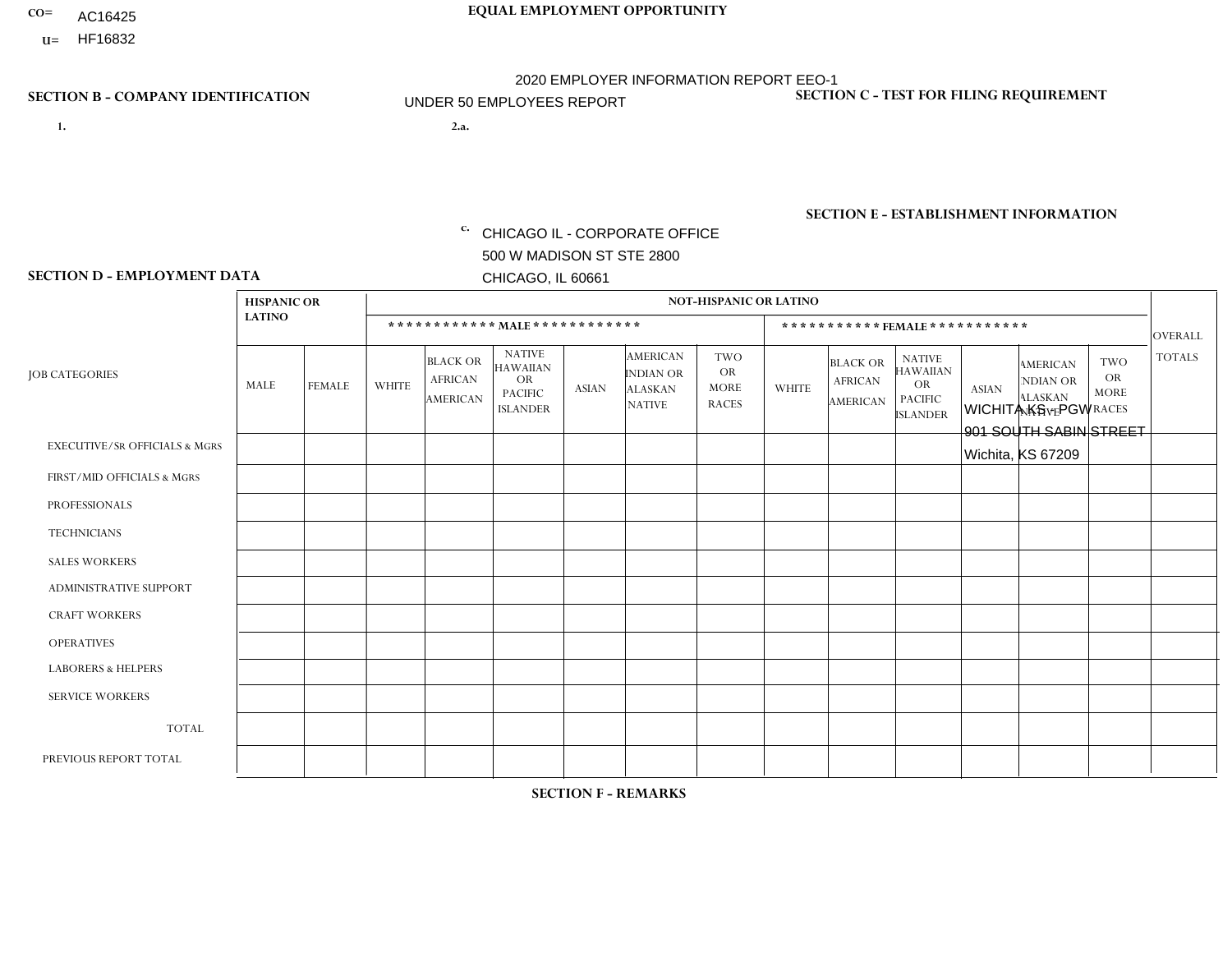CO= AC16425
U= HF16832

EQUAL EMPLOYMENT OPPORTUNITY

2020 EMPLOYER INFORMATION REPORT EEO-1
UNDER 50 EMPLOYEES REPORT

**SECTION B - COMPANY IDENTIFICATION**

1.

2.a.

c. CHICAGO IL - CORPORATE OFFICE
500 W MADISON ST STE 2800
CHICAGO, IL 60661

**SECTION C - TEST FOR FILING REQUIREMENT**

**SECTION E - ESTABLISHMENT INFORMATION**

WICHITA KS - PGW
901 SOUTH SABIN STREET
Wichita, KS 67209

**SECTION D - EMPLOYMENT DATA**

| JOB CATEGORIES | HISPANIC OR LATINO | | NOT-HISPANIC OR LATINO | | | | | | | | | | | | OVERALL TOTALS |
|---|---|---|---|---|---|---|---|---|---|---|---|---|---|---|---|
| | | | MALE | | | | | | FEMALE | | | | | | |
| | MALE | FEMALE | WHITE | BLACK OR AFRICAN AMERICAN | NATIVE HAWAIIAN OR PACIFIC ISLANDER | ASIAN | AMERICAN INDIAN OR ALASKAN NATIVE | TWO OR MORE RACES | WHITE | BLACK OR AFRICAN AMERICAN | NATIVE HAWAIIAN OR PACIFIC ISLANDER | ASIAN | AMERICAN INDIAN OR ALASKAN NATIVE | TWO OR MORE RACES | |
| EXECUTIVE/Sr OFFICIALS & MGRS | | | | | | | | | | | | | | | |
| FIRST/MID OFFICIALS & MGRS | | | | | | | | | | | | | | | |
| PROFESSIONALS | | | | | | | | | | | | | | | |
| TECHNICIANS | | | | | | | | | | | | | | | |
| SALES WORKERS | | | | | | | | | | | | | | | |
| ADMINISTRATIVE SUPPORT | | | | | | | | | | | | | | | |
| CRAFT WORKERS | | | | | | | | | | | | | | | |
| OPERATIVES | | | | | | | | | | | | | | | |
| LABORERS & HELPERS | | | | | | | | | | | | | | | |
| SERVICE WORKERS | | | | | | | | | | | | | | | |
| TOTAL | | | | | | | | | | | | | | | |
| PREVIOUS REPORT TOTAL | | | | | | | | | | | | | | | |

**SECTION F - REMARKS**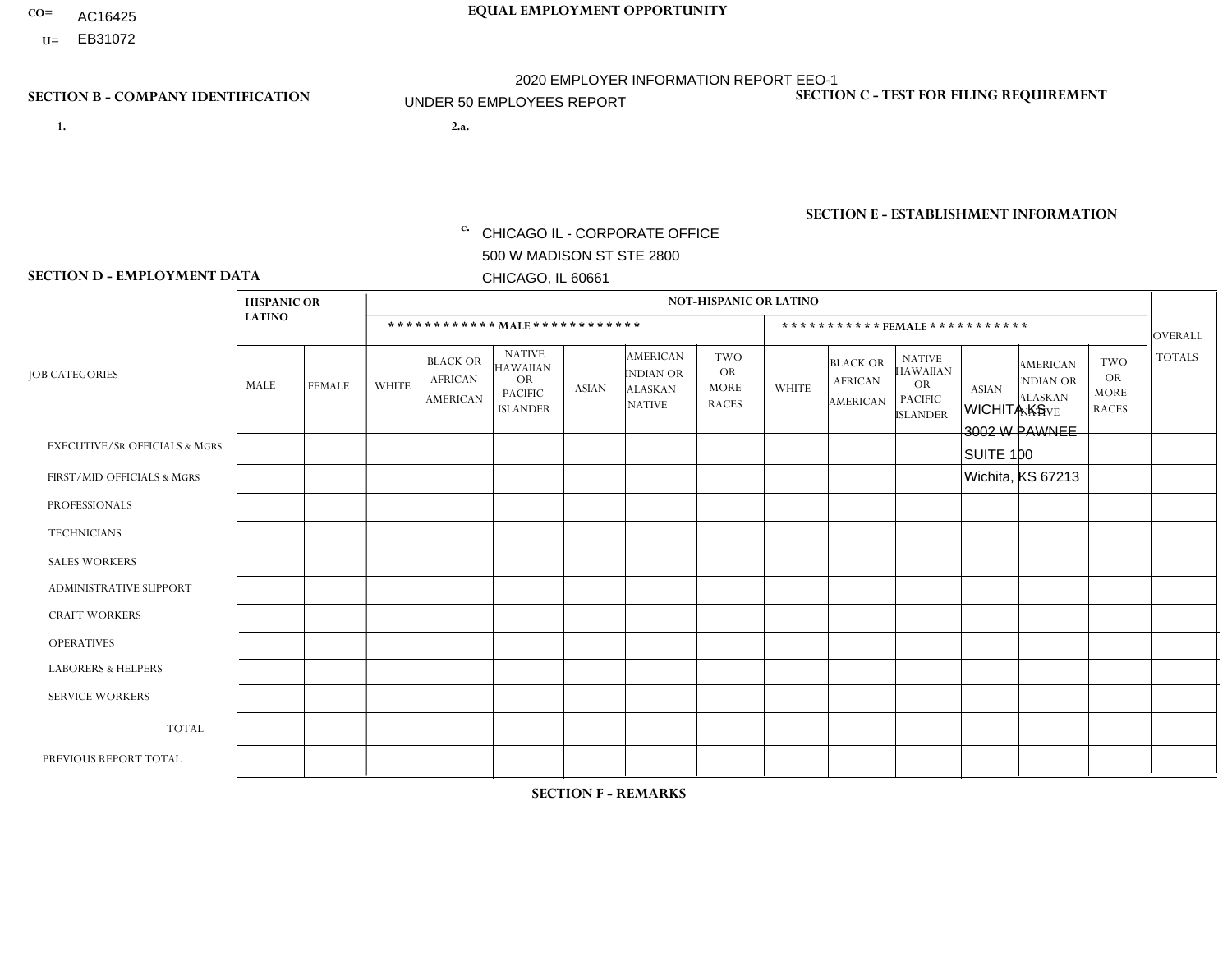CO= AC16425
U= EB31072

**EQUAL EMPLOYMENT OPPORTUNITY**

2020 EMPLOYER INFORMATION REPORT EEO-1
UNDER 50 EMPLOYEES REPORT

**SECTION B - COMPANY IDENTIFICATION**

1.

2.a.

c. CHICAGO IL - CORPORATE OFFICE
500 W MADISON ST STE 2800
CHICAGO, IL 60661

**SECTION C - TEST FOR FILING REQUIREMENT**

**SECTION E - ESTABLISHMENT INFORMATION**

WICHITA KS
3002 W PAWNEE
SUITE 100
Wichita, KS 67213

**SECTION D - EMPLOYMENT DATA**

| JOB CATEGORIES | HISPANIC OR LATINO | | NOT-HISPANIC OR LATINO | | | | | | | | | | | | OVERALL TOTALS |
|---|---|---|---|---|---|---|---|---|---|---|---|---|---|---|---|
| | | | MALE | | | | | | FEMALE | | | | | | |
| | MALE | FEMALE | WHITE | BLACK OR AFRICAN AMERICAN | NATIVE HAWAIIAN OR PACIFIC ISLANDER | ASIAN | AMERICAN INDIAN OR ALASKAN NATIVE | TWO OR MORE RACES | WHITE | BLACK OR AFRICAN AMERICAN | NATIVE HAWAIIAN OR PACIFIC ISLANDER | ASIAN | AMERICAN INDIAN OR ALASKAN NATIVE | TWO OR MORE RACES | |
| EXECUTIVE/SR OFFICIALS & MGRS | | | | | | | | | | | | | | | |
| FIRST/MID OFFICIALS & MGRS | | | | | | | | | | | | | | | |
| PROFESSIONALS | | | | | | | | | | | | | | | |
| TECHNICIANS | | | | | | | | | | | | | | | |
| SALES WORKERS | | | | | | | | | | | | | | | |
| ADMINISTRATIVE SUPPORT | | | | | | | | | | | | | | | |
| CRAFT WORKERS | | | | | | | | | | | | | | | |
| OPERATIVES | | | | | | | | | | | | | | | |
| LABORERS & HELPERS | | | | | | | | | | | | | | | |
| SERVICE WORKERS | | | | | | | | | | | | | | | |
| TOTAL | | | | | | | | | | | | | | | |
| PREVIOUS REPORT TOTAL | | | | | | | | | | | | | | | |

**SECTION F - REMARKS**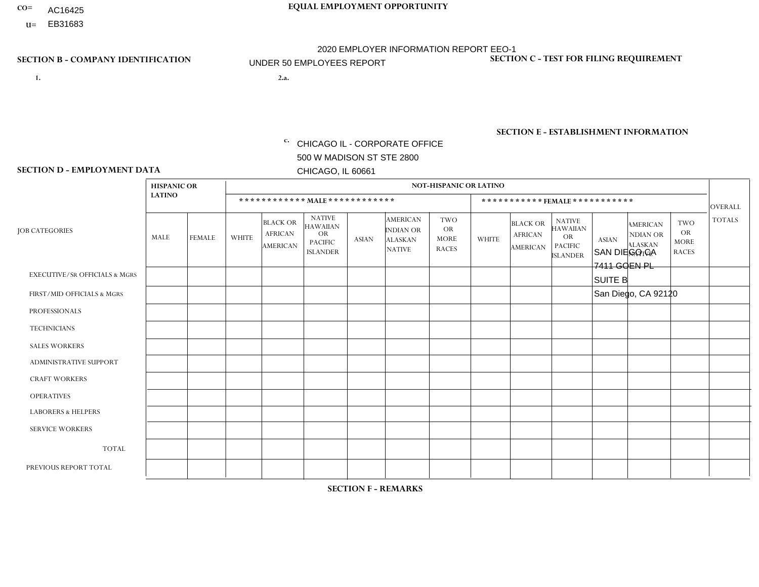CO= AC16425
U= EB31683

**EQUAL EMPLOYMENT OPPORTUNITY**

2020 EMPLOYER INFORMATION REPORT EEO-1

UNDER 50 EMPLOYEES REPORT

**SECTION B - COMPANY IDENTIFICATION**

1.

2.a.

c. CHICAGO IL - CORPORATE OFFICE
500 W MADISON ST STE 2800
CHICAGO, IL 60661

**SECTION C - TEST FOR FILING REQUIREMENT**

**SECTION E - ESTABLISHMENT INFORMATION**

SAN DIEGO CA
7411 GOEN PL
SUITE B
San Diego, CA 92120

**SECTION D - EMPLOYMENT DATA**

| JOB CATEGORIES | HISPANIC OR LATINO | | NOT-HISPANIC OR LATINO | | | | | | | | | | | | OVERALL TOTALS |
|---|---|---|---|---|---|---|---|---|---|---|---|---|---|---|---|
| | | | MALE | | | | | | FEMALE | | | | | | |
| | MALE | FEMALE | WHITE | BLACK OR AFRICAN AMERICAN | NATIVE HAWAIIAN OR PACIFIC ISLANDER | ASIAN | AMERICAN INDIAN OR ALASKAN NATIVE | TWO OR MORE RACES | WHITE | BLACK OR AFRICAN AMERICAN | NATIVE HAWAIIAN OR PACIFIC ISLANDER | ASIAN | AMERICAN INDIAN OR ALASKAN NATIVE | TWO OR MORE RACES | |
| EXECUTIVE/Sr OFFICIALS & MGRS | | | | | | | | | | | | | | | |
| FIRST/MID OFFICIALS & MGRS | | | | | | | | | | | | | | | |
| PROFESSIONALS | | | | | | | | | | | | | | | |
| TECHNICIANS | | | | | | | | | | | | | | | |
| SALES WORKERS | | | | | | | | | | | | | | | |
| ADMINISTRATIVE SUPPORT | | | | | | | | | | | | | | | |
| CRAFT WORKERS | | | | | | | | | | | | | | | |
| OPERATIVES | | | | | | | | | | | | | | | |
| LABORERS & HELPERS | | | | | | | | | | | | | | | |
| SERVICE WORKERS | | | | | | | | | | | | | | | |
| TOTAL | | | | | | | | | | | | | | | |
| PREVIOUS REPORT TOTAL | | | | | | | | | | | | | | | |

**SECTION F - REMARKS**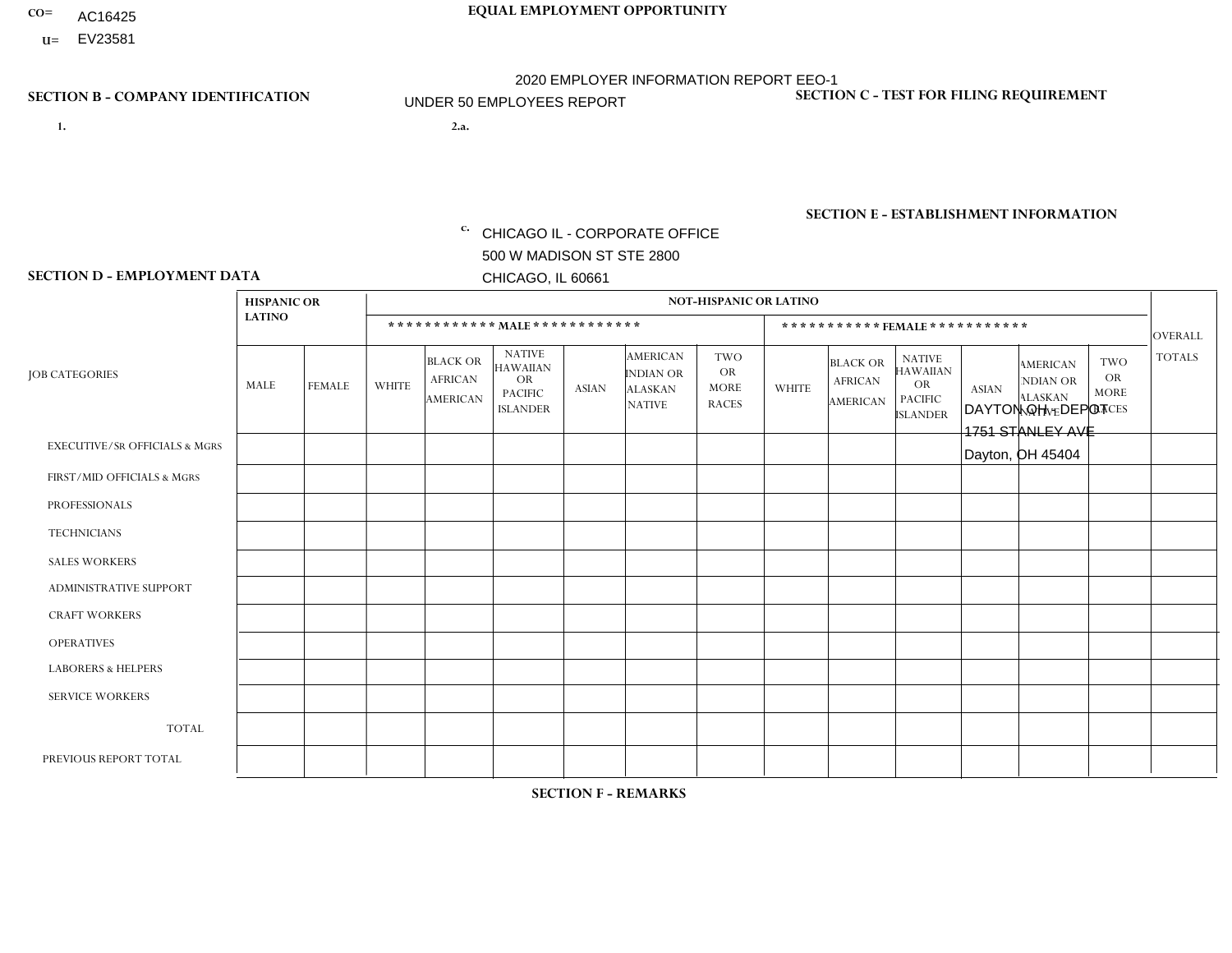CO= AC16425
U= EV23581

**EQUAL EMPLOYMENT OPPORTUNITY**

2020 EMPLOYER INFORMATION REPORT EEO-1
UNDER 50 EMPLOYEES REPORT

**SECTION B - COMPANY IDENTIFICATION**

1.

2.a.

c. CHICAGO IL - CORPORATE OFFICE
500 W MADISON ST STE 2800
CHICAGO, IL 60661

**SECTION C - TEST FOR FILING REQUIREMENT**

**SECTION E - ESTABLISHMENT INFORMATION**

DAYTON OH - DEPOT
1751 STANLEY AVE
Dayton, OH 45404

**SECTION D - EMPLOYMENT DATA**

| JOB CATEGORIES | HISPANIC OR LATINO | | NOT-HISPANIC OR LATINO | | | | | | | | | | | | OVERALL TOTALS |
|---|---|---|---|---|---|---|---|---|---|---|---|---|---|---|---|
| | | | MALE | | | | | | FEMALE | | | | | | |
| | MALE | FEMALE | WHITE | BLACK OR AFRICAN AMERICAN | NATIVE HAWAIIAN OR PACIFIC ISLANDER | ASIAN | AMERICAN INDIAN OR ALASKAN NATIVE | TWO OR MORE RACES | WHITE | BLACK OR AFRICAN AMERICAN | NATIVE HAWAIIAN OR PACIFIC ISLANDER | ASIAN | AMERICAN INDIAN OR ALASKAN NATIVE | TWO OR MORE RACES | |
| EXECUTIVE/SR OFFICIALS & MGRS | | | | | | | | | | | | | | | |
| FIRST/MID OFFICIALS & MGRS | | | | | | | | | | | | | | | |
| PROFESSIONALS | | | | | | | | | | | | | | | |
| TECHNICIANS | | | | | | | | | | | | | | | |
| SALES WORKERS | | | | | | | | | | | | | | | |
| ADMINISTRATIVE SUPPORT | | | | | | | | | | | | | | | |
| CRAFT WORKERS | | | | | | | | | | | | | | | |
| OPERATIVES | | | | | | | | | | | | | | | |
| LABORERS & HELPERS | | | | | | | | | | | | | | | |
| SERVICE WORKERS | | | | | | | | | | | | | | | |
| TOTAL | | | | | | | | | | | | | | | |
| PREVIOUS REPORT TOTAL | | | | | | | | | | | | | | | |

**SECTION F - REMARKS**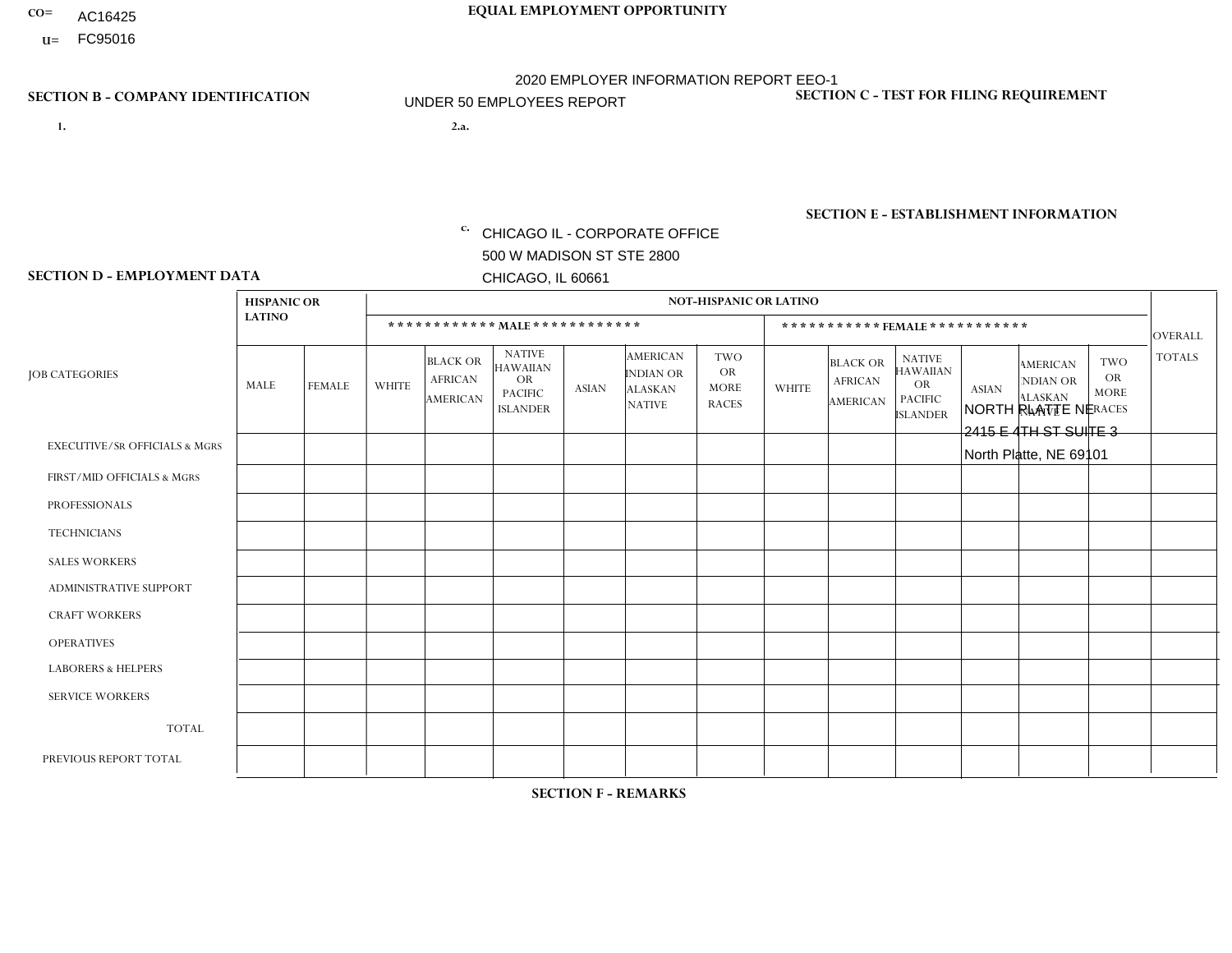CO= AC16425
U= FC95016

**EQUAL EMPLOYMENT OPPORTUNITY**

2020 EMPLOYER INFORMATION REPORT EEO-1
UNDER 50 EMPLOYEES REPORT

**SECTION B - COMPANY IDENTIFICATION**

1.

2.a.

c. CHICAGO IL - CORPORATE OFFICE
500 W MADISON ST STE 2800
CHICAGO, IL 60661

**SECTION C - TEST FOR FILING REQUIREMENT**

**SECTION E - ESTABLISHMENT INFORMATION**

NORTH PLATTE NE
2415 E 4TH ST SUITE 3
North Platte, NE 69101

**SECTION D - EMPLOYMENT DATA**

| JOB CATEGORIES | HISPANIC OR LATINO | | NOT-HISPANIC OR LATINO | | | | | | | | | | | | OVERALL TOTALS |
|---|---|---|---|---|---|---|---|---|---|---|---|---|---|---|---|
| | | | MALE | | | | | | FEMALE | | | | | | |
| | MALE | FEMALE | WHITE | BLACK OR AFRICAN AMERICAN | NATIVE HAWAIIAN OR PACIFIC ISLANDER | ASIAN | AMERICAN INDIAN OR ALASKAN NATIVE | TWO OR MORE RACES | WHITE | BLACK OR AFRICAN AMERICAN | NATIVE HAWAIIAN OR PACIFIC ISLANDER | ASIAN | AMERICAN INDIAN OR ALASKAN NATIVE | TWO OR MORE RACES | |
| EXECUTIVE/SR OFFICIALS & MGRS | | | | | | | | | | | | | | | |
| FIRST/MID OFFICIALS & MGRS | | | | | | | | | | | | | | | |
| PROFESSIONALS | | | | | | | | | | | | | | | |
| TECHNICIANS | | | | | | | | | | | | | | | |
| SALES WORKERS | | | | | | | | | | | | | | | |
| ADMINISTRATIVE SUPPORT | | | | | | | | | | | | | | | |
| CRAFT WORKERS | | | | | | | | | | | | | | | |
| OPERATIVES | | | | | | | | | | | | | | | |
| LABORERS & HELPERS | | | | | | | | | | | | | | | |
| SERVICE WORKERS | | | | | | | | | | | | | | | |
| TOTAL | | | | | | | | | | | | | | | |
| PREVIOUS REPORT TOTAL | | | | | | | | | | | | | | | |

**SECTION F - REMARKS**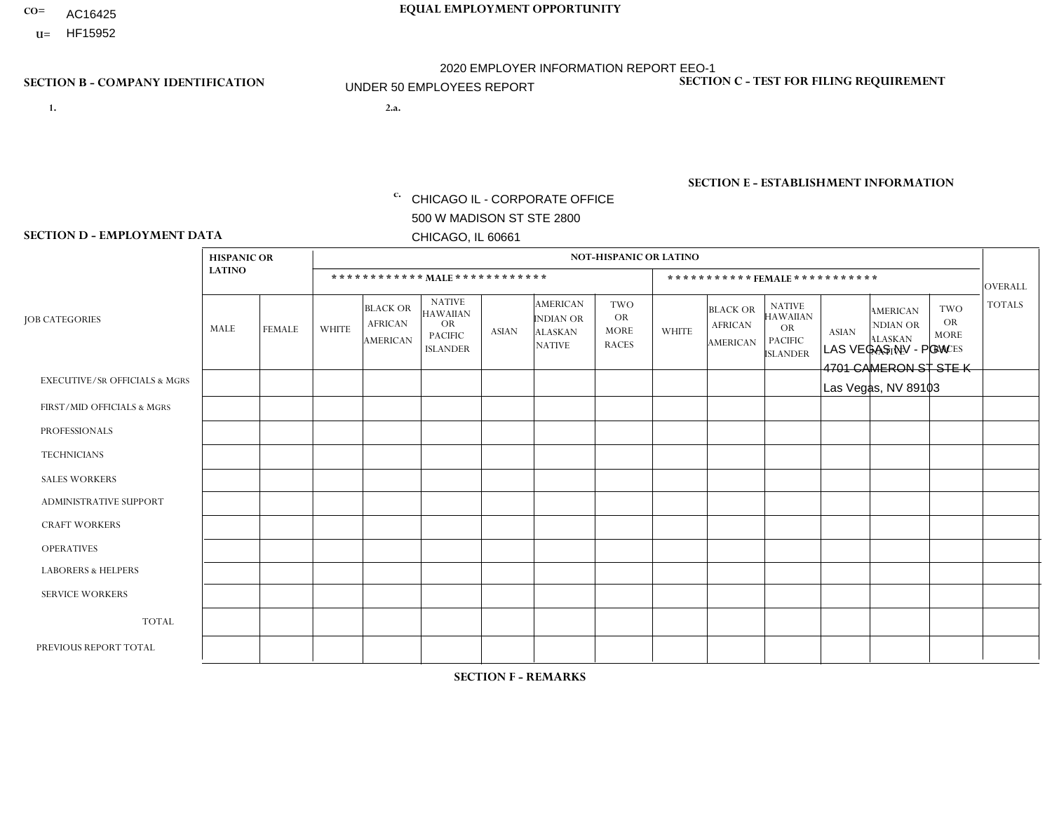CO= AC16425
U= HF15952

**EQUAL EMPLOYMENT OPPORTUNITY**

2020 EMPLOYER INFORMATION REPORT EEO-1
UNDER 50 EMPLOYEES REPORT

**SECTION B - COMPANY IDENTIFICATION**

1.

2.a.

c. CHICAGO IL - CORPORATE OFFICE
500 W MADISON ST STE 2800
CHICAGO, IL 60661

**SECTION C - TEST FOR FILING REQUIREMENT**

**SECTION E - ESTABLISHMENT INFORMATION**

LAS VEGAS NV - PGW
4701 CAMERON ST STE K
Las Vegas, NV 89103

**SECTION D - EMPLOYMENT DATA**

| JOB CATEGORIES | HISPANIC OR LATINO | | NOT-HISPANIC OR LATINO | | | | | | | | | | | | OVERALL TOTALS |
|---|---|---|---|---|---|---|---|---|---|---|---|---|---|---|---|
| | | | MALE | | | | | | FEMALE | | | | | | |
| | MALE | FEMALE | WHITE | BLACK OR AFRICAN AMERICAN | NATIVE HAWAIIAN OR PACIFIC ISLANDER | ASIAN | AMERICAN INDIAN OR ALASKAN NATIVE | TWO OR MORE RACES | WHITE | BLACK OR AFRICAN AMERICAN | NATIVE HAWAIIAN OR PACIFIC ISLANDER | ASIAN | AMERICAN INDIAN OR ALASKAN NATIVE | TWO OR MORE RACES | |
| EXECUTIVE/SR OFFICIALS & MGRS | | | | | | | | | | | | | | | |
| FIRST/MID OFFICIALS & MGRS | | | | | | | | | | | | | | | |
| PROFESSIONALS | | | | | | | | | | | | | | | |
| TECHNICIANS | | | | | | | | | | | | | | | |
| SALES WORKERS | | | | | | | | | | | | | | | |
| ADMINISTRATIVE SUPPORT | | | | | | | | | | | | | | | |
| CRAFT WORKERS | | | | | | | | | | | | | | | |
| OPERATIVES | | | | | | | | | | | | | | | |
| LABORERS & HELPERS | | | | | | | | | | | | | | | |
| SERVICE WORKERS | | | | | | | | | | | | | | | |
| TOTAL | | | | | | | | | | | | | | | |
| PREVIOUS REPORT TOTAL | | | | | | | | | | | | | | | |

**SECTION F - REMARKS**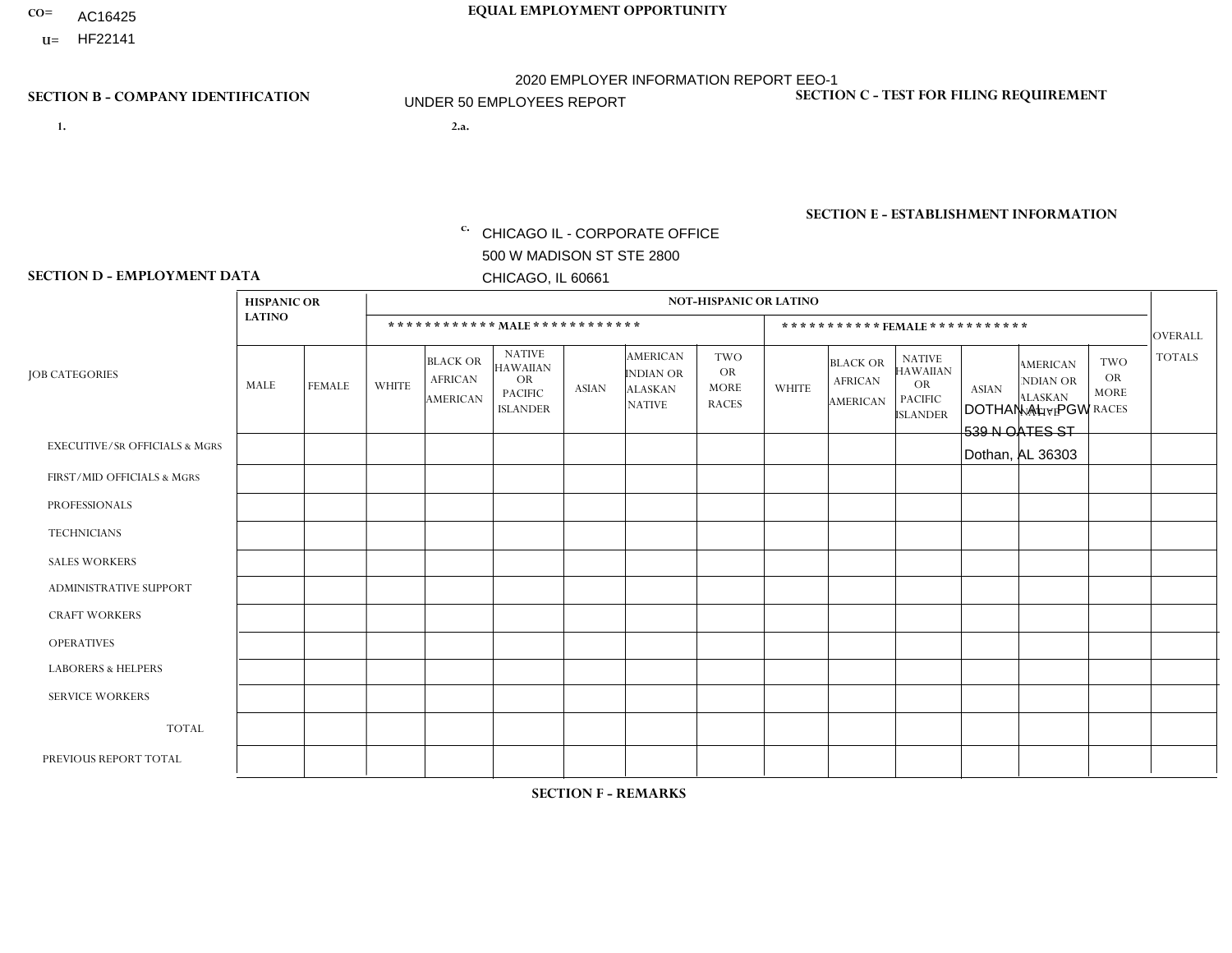CO= AC16425
U= HF22141

**EQUAL EMPLOYMENT OPPORTUNITY**

2020 EMPLOYER INFORMATION REPORT EEO-1

UNDER 50 EMPLOYEES REPORT

**SECTION B - COMPANY IDENTIFICATION**

1.

2.a.

c. CHICAGO IL - CORPORATE OFFICE
500 W MADISON ST STE 2800
CHICAGO, IL 60661

**SECTION C - TEST FOR FILING REQUIREMENT**

**SECTION E - ESTABLISHMENT INFORMATION**

DOTHAN AL - PGW
539 N OATES ST
Dothan, AL 36303

**SECTION D - EMPLOYMENT DATA**

| JOB CATEGORIES | HISPANIC OR LATINO | | NOT-HISPANIC OR LATINO | | | | | | | | | | | | OVERALL TOTALS |
|---|---|---|---|---|---|---|---|---|---|---|---|---|---|---|---|
| | | | MALE | | | | | | FEMALE | | | | | | |
| | MALE | FEMALE | WHITE | BLACK OR AFRICAN AMERICAN | NATIVE HAWAIIAN OR PACIFIC ISLANDER | ASIAN | AMERICAN INDIAN OR ALASKAN NATIVE | TWO OR MORE RACES | WHITE | BLACK OR AFRICAN AMERICAN | NATIVE HAWAIIAN OR PACIFIC ISLANDER | ASIAN | AMERICAN INDIAN OR ALASKAN NATIVE | TWO OR MORE RACES | |
| EXECUTIVE/SR OFFICIALS & MGRS | | | | | | | | | | | | | | | |
| FIRST/MID OFFICIALS & MGRS | | | | | | | | | | | | | | | |
| PROFESSIONALS | | | | | | | | | | | | | | | |
| TECHNICIANS | | | | | | | | | | | | | | | |
| SALES WORKERS | | | | | | | | | | | | | | | |
| ADMINISTRATIVE SUPPORT | | | | | | | | | | | | | | | |
| CRAFT WORKERS | | | | | | | | | | | | | | | |
| OPERATIVES | | | | | | | | | | | | | | | |
| LABORERS & HELPERS | | | | | | | | | | | | | | | |
| SERVICE WORKERS | | | | | | | | | | | | | | | |
| TOTAL | | | | | | | | | | | | | | | |
| PREVIOUS REPORT TOTAL | | | | | | | | | | | | | | | |

**SECTION F - REMARKS**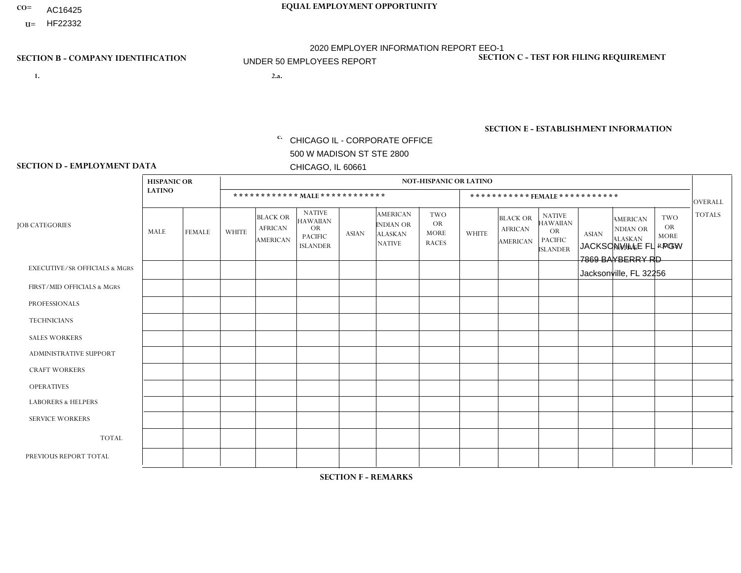CO= AC16425
U= HF22332

**EQUAL EMPLOYMENT OPPORTUNITY**

2020 EMPLOYER INFORMATION REPORT EEO-1
UNDER 50 EMPLOYEES REPORT

**SECTION B - COMPANY IDENTIFICATION**

1.

2.a.

c. CHICAGO IL - CORPORATE OFFICE
500 W MADISON ST STE 2800
CHICAGO, IL 60661

**SECTION C - TEST FOR FILING REQUIREMENT**

**SECTION E - ESTABLISHMENT INFORMATION**

JACKSONVILLE FL - PGW
7869 BAYBERRY RD
Jacksonville, FL 32256

**SECTION D - EMPLOYMENT DATA**

| JOB CATEGORIES | HISPANIC OR LATINO | | NOT-HISPANIC OR LATINO | | | | | | | | | | | | OVERALL TOTALS |
|---|---|---|---|---|---|---|---|---|---|---|---|---|---|---|---|
| | | | MALE | | | | | | FEMALE | | | | | | |
| | MALE | FEMALE | WHITE | BLACK OR AFRICAN AMERICAN | NATIVE HAWAIIAN OR PACIFIC ISLANDER | ASIAN | AMERICAN INDIAN OR ALASKAN NATIVE | TWO OR MORE RACES | WHITE | BLACK OR AFRICAN AMERICAN | NATIVE HAWAIIAN OR PACIFIC ISLANDER | ASIAN | AMERICAN INDIAN OR ALASKAN NATIVE | TWO OR MORE RACES | |
| EXECUTIVE/SR OFFICIALS & MGRS | | | | | | | | | | | | | | | |
| FIRST/MID OFFICIALS & MGRS | | | | | | | | | | | | | | | |
| PROFESSIONALS | | | | | | | | | | | | | | | |
| TECHNICIANS | | | | | | | | | | | | | | | |
| SALES WORKERS | | | | | | | | | | | | | | | |
| ADMINISTRATIVE SUPPORT | | | | | | | | | | | | | | | |
| CRAFT WORKERS | | | | | | | | | | | | | | | |
| OPERATIVES | | | | | | | | | | | | | | | |
| LABORERS & HELPERS | | | | | | | | | | | | | | | |
| SERVICE WORKERS | | | | | | | | | | | | | | | |
| TOTAL | | | | | | | | | | | | | | | |
| PREVIOUS REPORT TOTAL | | | | | | | | | | | | | | | |

**SECTION F - REMARKS**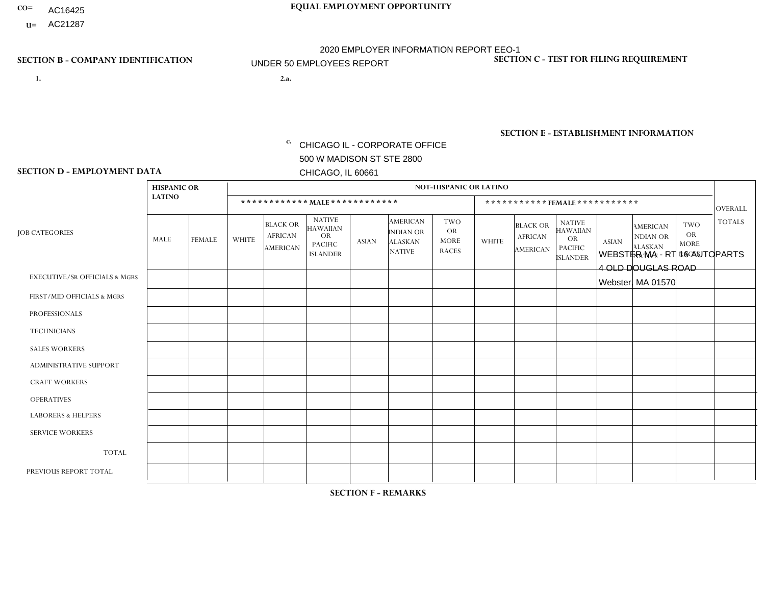CO= AC16425
U= AC21287

**EQUAL EMPLOYMENT OPPORTUNITY**

2020 EMPLOYER INFORMATION REPORT EEO-1
UNDER 50 EMPLOYEES REPORT

**SECTION B - COMPANY IDENTIFICATION**

1.

2.a.

c. CHICAGO IL - CORPORATE OFFICE
500 W MADISON ST STE 2800
CHICAGO, IL 60661

**SECTION C - TEST FOR FILING REQUIREMENT**

**SECTION E - ESTABLISHMENT INFORMATION**

WEBSTER MA - RT 16 AUTOPARTS
4 OLD DOUGLAS ROAD
Webster, MA 01570

**SECTION D - EMPLOYMENT DATA**

| JOB CATEGORIES | HISPANIC OR LATINO | | NOT-HISPANIC OR LATINO | | | | | | | | | | | | OVERALL TOTALS |
|---|---|---|---|---|---|---|---|---|---|---|---|---|---|---|---|
| | | | MALE | | | | | | FEMALE | | | | | | |
| | MALE | FEMALE | WHITE | BLACK OR AFRICAN AMERICAN | NATIVE HAWAIIAN OR PACIFIC ISLANDER | ASIAN | AMERICAN INDIAN OR ALASKAN NATIVE | TWO OR MORE RACES | WHITE | BLACK OR AFRICAN AMERICAN | NATIVE HAWAIIAN OR PACIFIC ISLANDER | ASIAN | AMERICAN INDIAN OR ALASKAN NATIVE | TWO OR MORE RACES | |
| EXECUTIVE/SR OFFICIALS & MGRS | | | | | | | | | | | | | | | |
| FIRST/MID OFFICIALS & MGRS | | | | | | | | | | | | | | | |
| PROFESSIONALS | | | | | | | | | | | | | | | |
| TECHNICIANS | | | | | | | | | | | | | | | |
| SALES WORKERS | | | | | | | | | | | | | | | |
| ADMINISTRATIVE SUPPORT | | | | | | | | | | | | | | | |
| CRAFT WORKERS | | | | | | | | | | | | | | | |
| OPERATIVES | | | | | | | | | | | | | | | |
| LABORERS & HELPERS | | | | | | | | | | | | | | | |
| SERVICE WORKERS | | | | | | | | | | | | | | | |
| TOTAL | | | | | | | | | | | | | | | |
| PREVIOUS REPORT TOTAL | | | | | | | | | | | | | | | |

**SECTION F - REMARKS**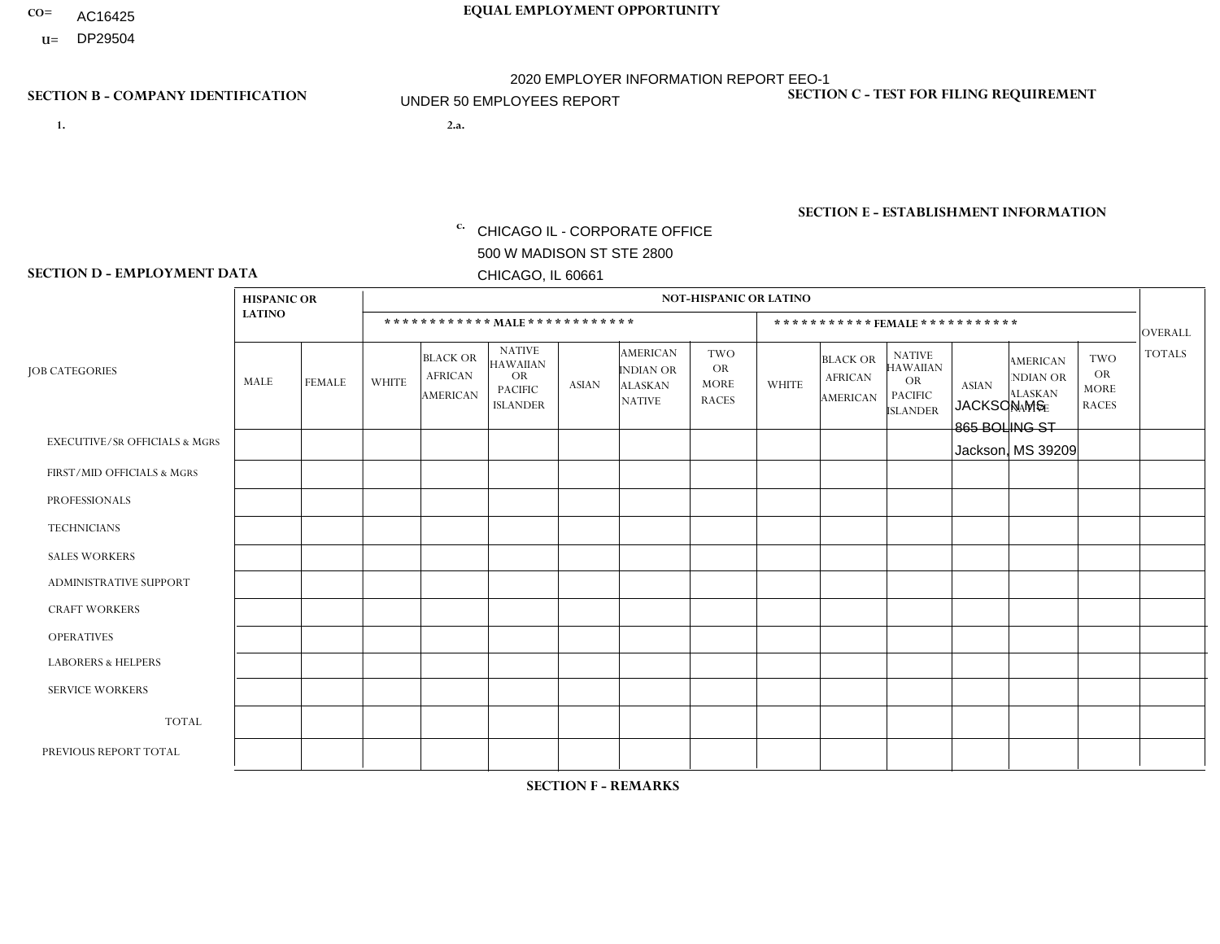CO= AC16425

U= DP29504

**EQUAL EMPLOYMENT OPPORTUNITY**

2020 EMPLOYER INFORMATION REPORT EEO-1

UNDER 50 EMPLOYEES REPORT

**SECTION B - COMPANY IDENTIFICATION**

1.

2.a.

c. CHICAGO IL - CORPORATE OFFICE
500 W MADISON ST STE 2800
CHICAGO, IL 60661

**SECTION C - TEST FOR FILING REQUIREMENT**

**SECTION E - ESTABLISHMENT INFORMATION**

JACKSON MS
865 BOLING ST
Jackson, MS 39209

**SECTION D - EMPLOYMENT DATA**

| JOB CATEGORIES | HISPANIC OR LATINO | | NOT-HISPANIC OR LATINO | | | | | | | | | | | | OVERALL TOTALS |
|---|---|---|---|---|---|---|---|---|---|---|---|---|---|---|---|
| | | | MALE | | | | | | FEMALE | | | | | | |
| | MALE | FEMALE | WHITE | BLACK OR AFRICAN AMERICAN | NATIVE HAWAIIAN OR PACIFIC ISLANDER | ASIAN | AMERICAN INDIAN OR ALASKAN NATIVE | TWO OR MORE RACES | WHITE | BLACK OR AFRICAN AMERICAN | NATIVE HAWAIIAN OR PACIFIC ISLANDER | ASIAN | AMERICAN INDIAN OR ALASKAN NATIVE | TWO OR MORE RACES | |
| EXECUTIVE/Sr OFFICIALS & MGRS | | | | | | | | | | | | | | | |
| FIRST/MID OFFICIALS & MGRS | | | | | | | | | | | | | | | |
| PROFESSIONALS | | | | | | | | | | | | | | | |
| TECHNICIANS | | | | | | | | | | | | | | | |
| SALES WORKERS | | | | | | | | | | | | | | | |
| ADMINISTRATIVE SUPPORT | | | | | | | | | | | | | | | |
| CRAFT WORKERS | | | | | | | | | | | | | | | |
| OPERATIVES | | | | | | | | | | | | | | | |
| LABORERS & HELPERS | | | | | | | | | | | | | | | |
| SERVICE WORKERS | | | | | | | | | | | | | | | |
| TOTAL | | | | | | | | | | | | | | | |
| PREVIOUS REPORT TOTAL | | | | | | | | | | | | | | | |

**SECTION F - REMARKS**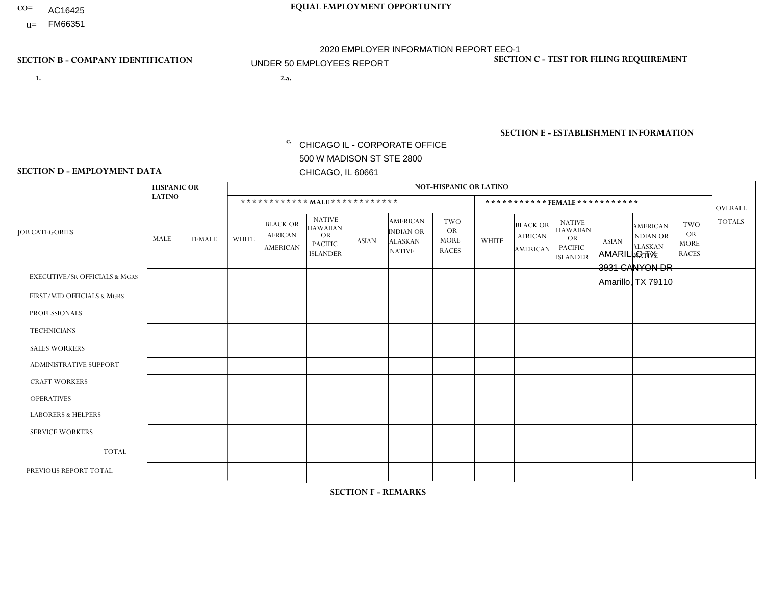CO= AC16425

U= FM66351

**EQUAL EMPLOYMENT OPPORTUNITY**

2020 EMPLOYER INFORMATION REPORT EEO-1

UNDER 50 EMPLOYEES REPORT

**SECTION B - COMPANY IDENTIFICATION**

1.

2.a.

c. CHICAGO IL - CORPORATE OFFICE
500 W MADISON ST STE 2800
CHICAGO, IL 60661

**SECTION C - TEST FOR FILING REQUIREMENT**

**SECTION E - ESTABLISHMENT INFORMATION**

AMARILLO TX
3931 CANYON DR
Amarillo, TX 79110

**SECTION D - EMPLOYMENT DATA**

| JOB CATEGORIES | HISPANIC OR LATINO | | NOT-HISPANIC OR LATINO | | | | | | | | | | | | OVERALL TOTALS |
|---|---|---|---|---|---|---|---|---|---|---|---|---|---|---|---|
| | | | MALE | | | | | | FEMALE | | | | | | |
| | MALE | FEMALE | WHITE | BLACK OR AFRICAN AMERICAN | NATIVE HAWAIIAN OR PACIFIC ISLANDER | ASIAN | AMERICAN INDIAN OR ALASKAN NATIVE | TWO OR MORE RACES | WHITE | BLACK OR AFRICAN AMERICAN | NATIVE HAWAIIAN OR PACIFIC ISLANDER | ASIAN | AMERICAN INDIAN OR ALASKAN NATIVE | TWO OR MORE RACES | |
| EXECUTIVE/SR OFFICIALS & MGRS | | | | | | | | | | | | | | | |
| FIRST/MID OFFICIALS & MGRS | | | | | | | | | | | | | | | |
| PROFESSIONALS | | | | | | | | | | | | | | | |
| TECHNICIANS | | | | | | | | | | | | | | | |
| SALES WORKERS | | | | | | | | | | | | | | | |
| ADMINISTRATIVE SUPPORT | | | | | | | | | | | | | | | |
| CRAFT WORKERS | | | | | | | | | | | | | | | |
| OPERATIVES | | | | | | | | | | | | | | | |
| LABORERS & HELPERS | | | | | | | | | | | | | | | |
| SERVICE WORKERS | | | | | | | | | | | | | | | |
| TOTAL | | | | | | | | | | | | | | | |
| PREVIOUS REPORT TOTAL | | | | | | | | | | | | | | | |

**SECTION F - REMARKS**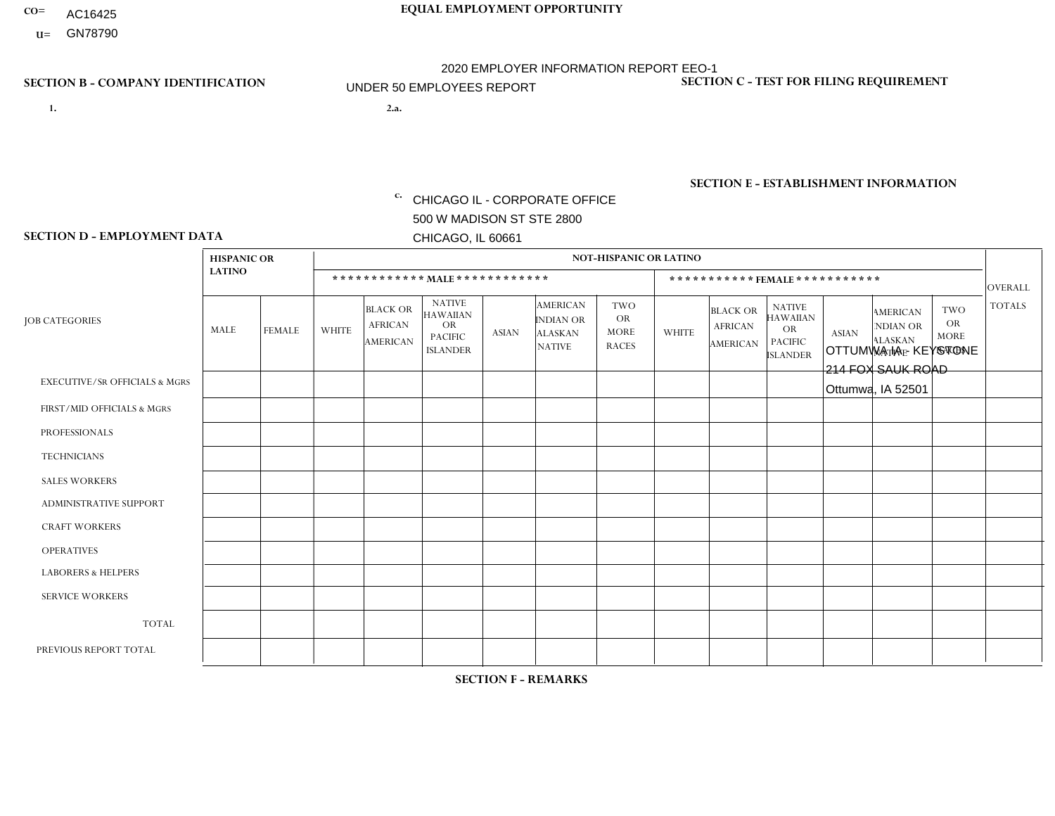CO= AC16425
U= GN78790

**EQUAL EMPLOYMENT OPPORTUNITY**

2020 EMPLOYER INFORMATION REPORT EEO-1
UNDER 50 EMPLOYEES REPORT

**SECTION B - COMPANY IDENTIFICATION**

1.

2.a.

c. CHICAGO IL - CORPORATE OFFICE
500 W MADISON ST STE 2800
CHICAGO, IL 60661

**SECTION C - TEST FOR FILING REQUIREMENT**

**SECTION E - ESTABLISHMENT INFORMATION**

OTTUMWA IA - KEYSTONE
214 FOX SAUK ROAD
Ottumwa, IA 52501

**SECTION D - EMPLOYMENT DATA**

| JOB CATEGORIES | HISPANIC OR LATINO | | NOT-HISPANIC OR LATINO | | | | | | | | | | | | OVERALL TOTALS |
|---|---|---|---|---|---|---|---|---|---|---|---|---|---|---|---|
| | | | MALE | | | | | | FEMALE | | | | | | |
| | MALE | FEMALE | WHITE | BLACK OR AFRICAN AMERICAN | NATIVE HAWAIIAN OR PACIFIC ISLANDER | ASIAN | AMERICAN INDIAN OR ALASKAN NATIVE | TWO OR MORE RACES | WHITE | BLACK OR AFRICAN AMERICAN | NATIVE HAWAIIAN OR PACIFIC ISLANDER | ASIAN | AMERICAN INDIAN OR ALASKAN NATIVE | TWO OR MORE RACES | |
| EXECUTIVE/Sr OFFICIALS & MGRS | | | | | | | | | | | | | | | |
| FIRST/MID OFFICIALS & MGRS | | | | | | | | | | | | | | | |
| PROFESSIONALS | | | | | | | | | | | | | | | |
| TECHNICIANS | | | | | | | | | | | | | | | |
| SALES WORKERS | | | | | | | | | | | | | | | |
| ADMINISTRATIVE SUPPORT | | | | | | | | | | | | | | | |
| CRAFT WORKERS | | | | | | | | | | | | | | | |
| OPERATIVES | | | | | | | | | | | | | | | |
| LABORERS & HELPERS | | | | | | | | | | | | | | | |
| SERVICE WORKERS | | | | | | | | | | | | | | | |
| TOTAL | | | | | | | | | | | | | | | |
| PREVIOUS REPORT TOTAL | | | | | | | | | | | | | | | |

**SECTION F - REMARKS**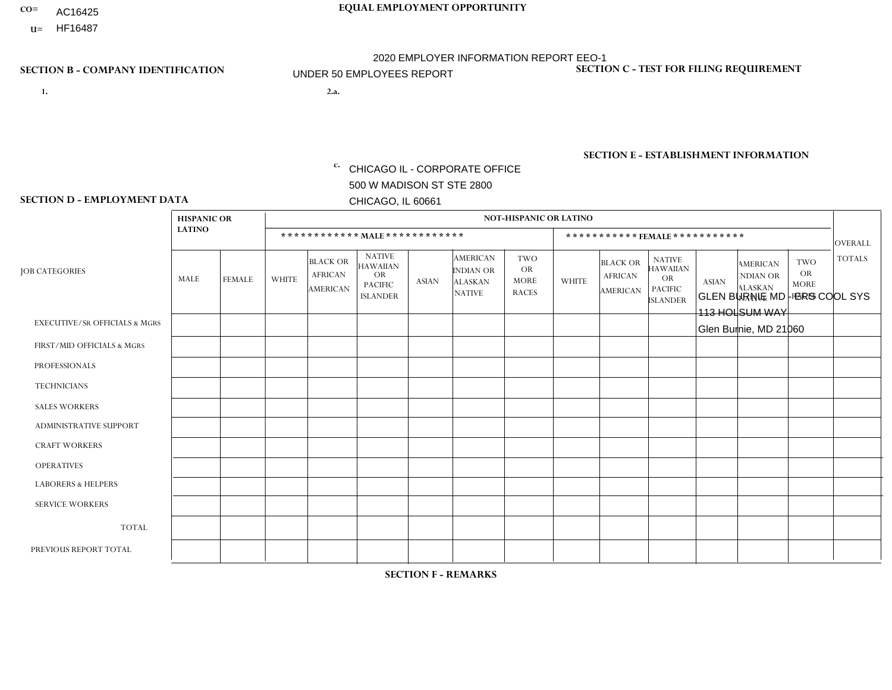CO= AC16425
U= HF16487

**EQUAL EMPLOYMENT OPPORTUNITY**

2020 EMPLOYER INFORMATION REPORT EEO-1

UNDER 50 EMPLOYEES REPORT

## SECTION B - COMPANY IDENTIFICATION

1.

2.a.

c. CHICAGO IL - CORPORATE OFFICE
500 W MADISON ST STE 2800
CHICAGO, IL 60661

## SECTION C - TEST FOR FILING REQUIREMENT

## SECTION E - ESTABLISHMENT INFORMATION

GLEN BURNIE MD - ERS COOL SYS
113 HOLSUM WAY
Glen Burnie, MD 21060

## SECTION D - EMPLOYMENT DATA

| JOB CATEGORIES | HISPANIC OR LATINO | | NOT-HISPANIC OR LATINO | | | | | | | | | | | | OVERALL TOTALS |
|---|---|---|---|---|---|---|---|---|---|---|---|---|---|---|---|
| | | | MALE | | | | | | FEMALE | | | | | | |
| | MALE | FEMALE | WHITE | BLACK OR AFRICAN AMERICAN | NATIVE HAWAIIAN OR PACIFIC ISLANDER | ASIAN | AMERICAN INDIAN OR ALASKAN NATIVE | TWO OR MORE RACES | WHITE | BLACK OR AFRICAN AMERICAN | NATIVE HAWAIIAN OR PACIFIC ISLANDER | ASIAN | AMERICAN INDIAN OR ALASKAN NATIVE | TWO OR MORE RACES | |
| EXECUTIVE/SR OFFICIALS & MGRS | | | | | | | | | | | | | | | |
| FIRST/MID OFFICIALS & MGRS | | | | | | | | | | | | | | | |
| PROFESSIONALS | | | | | | | | | | | | | | | |
| TECHNICIANS | | | | | | | | | | | | | | | |
| SALES WORKERS | | | | | | | | | | | | | | | |
| ADMINISTRATIVE SUPPORT | | | | | | | | | | | | | | | |
| CRAFT WORKERS | | | | | | | | | | | | | | | |
| OPERATIVES | | | | | | | | | | | | | | | |
| LABORERS & HELPERS | | | | | | | | | | | | | | | |
| SERVICE WORKERS | | | | | | | | | | | | | | | |
| TOTAL | | | | | | | | | | | | | | | |
| PREVIOUS REPORT TOTAL | | | | | | | | | | | | | | | |

## SECTION F - REMARKS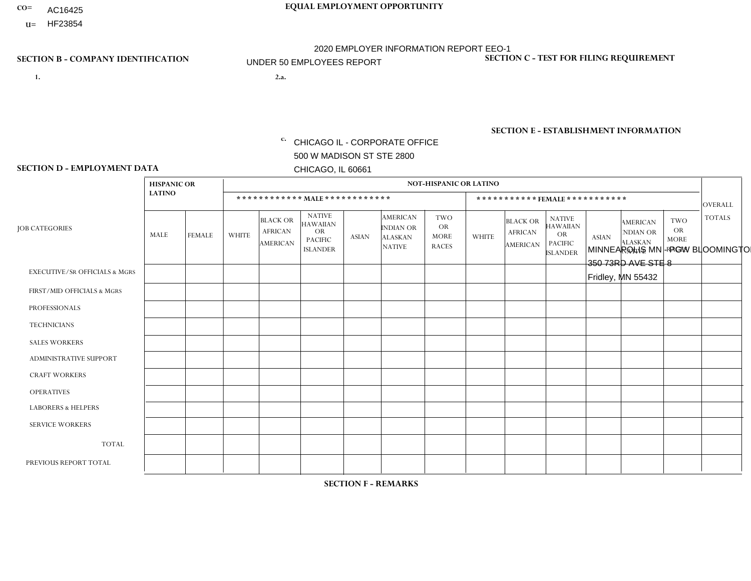CO= AC16425

U= HF23854

**EQUAL EMPLOYMENT OPPORTUNITY**

2020 EMPLOYER INFORMATION REPORT EEO-1

UNDER 50 EMPLOYEES REPORT

**SECTION B - COMPANY IDENTIFICATION**

1.

2.a.

c. CHICAGO IL - CORPORATE OFFICE
500 W MADISON ST STE 2800
CHICAGO, IL 60661

**SECTION C - TEST FOR FILING REQUIREMENT**

**SECTION E - ESTABLISHMENT INFORMATION**

MINNEAPOLIS MN - PGW BLOOMINGTON
350 73RD AVE STE 8
Fridley, MN 55432

**SECTION D - EMPLOYMENT DATA**

| JOB CATEGORIES | HISPANIC OR LATINO | | NOT-HISPANIC OR LATINO | | | | | | | | | | | | OVERALL TOTALS |
|---|---|---|---|---|---|---|---|---|---|---|---|---|---|---|---|
| | | | MALE | | | | | | FEMALE | | | | | | |
| | MALE | FEMALE | WHITE | BLACK OR AFRICAN AMERICAN | NATIVE HAWAIIAN OR PACIFIC ISLANDER | ASIAN | AMERICAN INDIAN OR ALASKAN NATIVE | TWO OR MORE RACES | WHITE | BLACK OR AFRICAN AMERICAN | NATIVE HAWAIIAN OR PACIFIC ISLANDER | ASIAN | AMERICAN INDIAN OR ALASKAN NATIVE | TWO OR MORE RACES | |
| EXECUTIVE/SR OFFICIALS & MGRS | | | | | | | | | | | | | | | |
| FIRST/MID OFFICIALS & MGRS | | | | | | | | | | | | | | | |
| PROFESSIONALS | | | | | | | | | | | | | | | |
| TECHNICIANS | | | | | | | | | | | | | | | |
| SALES WORKERS | | | | | | | | | | | | | | | |
| ADMINISTRATIVE SUPPORT | | | | | | | | | | | | | | | |
| CRAFT WORKERS | | | | | | | | | | | | | | | |
| OPERATIVES | | | | | | | | | | | | | | | |
| LABORERS & HELPERS | | | | | | | | | | | | | | | |
| SERVICE WORKERS | | | | | | | | | | | | | | | |
| TOTAL | | | | | | | | | | | | | | | |
| PREVIOUS REPORT TOTAL | | | | | | | | | | | | | | | |

**SECTION F - REMARKS**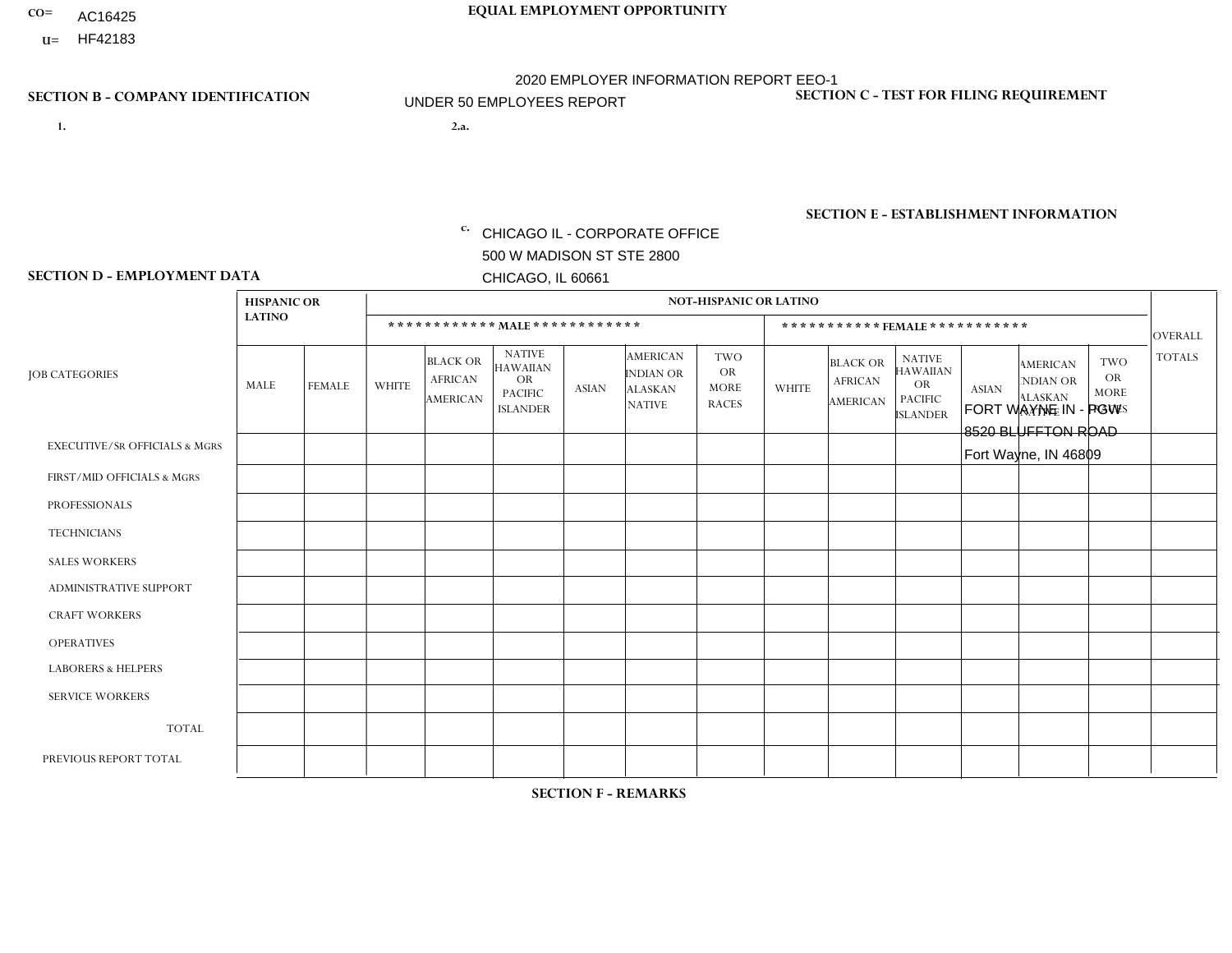CO= AC16425
U= HF42183

**EQUAL EMPLOYMENT OPPORTUNITY**

2020 EMPLOYER INFORMATION REPORT EEO-1

UNDER 50 EMPLOYEES REPORT

**SECTION B - COMPANY IDENTIFICATION**

1.

2.a.

c. CHICAGO IL - CORPORATE OFFICE
500 W MADISON ST STE 2800
CHICAGO, IL 60661

**SECTION C - TEST FOR FILING REQUIREMENT**

**SECTION E - ESTABLISHMENT INFORMATION**

FORT WAYNE IN - PGW
8520 BLUFFTON ROAD
Fort Wayne, IN 46809

**SECTION D - EMPLOYMENT DATA**

| JOB CATEGORIES | HISPANIC OR LATINO | | NOT-HISPANIC OR LATINO | | | | | | | | | | | | OVERALL TOTALS |
|---|---|---|---|---|---|---|---|---|---|---|---|---|---|---|---|
| | | | MALE | | | | | | FEMALE | | | | | | |
| | MALE | FEMALE | WHITE | BLACK OR AFRICAN AMERICAN | NATIVE HAWAIIAN OR PACIFIC ISLANDER | ASIAN | AMERICAN INDIAN OR ALASKAN NATIVE | TWO OR MORE RACES | WHITE | BLACK OR AFRICAN AMERICAN | NATIVE HAWAIIAN OR PACIFIC ISLANDER | ASIAN | AMERICAN INDIAN OR ALASKAN NATIVE | TWO OR MORE RACES | |
| EXECUTIVE/SR OFFICIALS & MGRS | | | | | | | | | | | | | | | |
| FIRST/MID OFFICIALS & MGRS | | | | | | | | | | | | | | | |
| PROFESSIONALS | | | | | | | | | | | | | | | |
| TECHNICIANS | | | | | | | | | | | | | | | |
| SALES WORKERS | | | | | | | | | | | | | | | |
| ADMINISTRATIVE SUPPORT | | | | | | | | | | | | | | | |
| CRAFT WORKERS | | | | | | | | | | | | | | | |
| OPERATIVES | | | | | | | | | | | | | | | |
| LABORERS & HELPERS | | | | | | | | | | | | | | | |
| SERVICE WORKERS | | | | | | | | | | | | | | | |
| TOTAL | | | | | | | | | | | | | | | |
| PREVIOUS REPORT TOTAL | | | | | | | | | | | | | | | |

**SECTION F - REMARKS**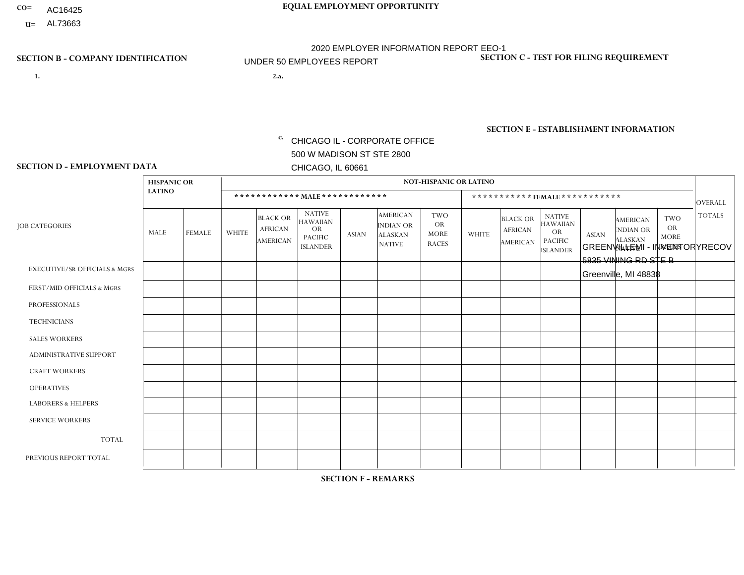CO= AC16425
U= AL73663

**EQUAL EMPLOYMENT OPPORTUNITY**

2020 EMPLOYER INFORMATION REPORT EEO-1
UNDER 50 EMPLOYEES REPORT

**SECTION B - COMPANY IDENTIFICATION**

1.

2.a.

c. CHICAGO IL - CORPORATE OFFICE
500 W MADISON ST STE 2800
CHICAGO, IL 60661

**SECTION C - TEST FOR FILING REQUIREMENT**

**SECTION E - ESTABLISHMENT INFORMATION**

GREENVILLEMI - INVENTORYRECOV
5835 VINING RD STE B
Greenville, MI 48838

**SECTION D - EMPLOYMENT DATA**

| JOB CATEGORIES | HISPANIC OR LATINO | | NOT-HISPANIC OR LATINO | | | | | | | | | | | | OVERALL TOTALS |
|---|---|---|---|---|---|---|---|---|---|---|---|---|---|---|---|
| | | | MALE | | | | | | FEMALE | | | | | | |
| | MALE | FEMALE | WHITE | BLACK OR AFRICAN AMERICAN | NATIVE HAWAIIAN OR PACIFIC ISLANDER | ASIAN | AMERICAN INDIAN OR ALASKAN NATIVE | TWO OR MORE RACES | WHITE | BLACK OR AFRICAN AMERICAN | NATIVE HAWAIIAN OR PACIFIC ISLANDER | ASIAN | AMERICAN INDIAN OR ALASKAN NATIVE | TWO OR MORE RACES | |
| EXECUTIVE/SR OFFICIALS & MGRS | | | | | | | | | | | | | | | |
| FIRST/MID OFFICIALS & MGRS | | | | | | | | | | | | | | | |
| PROFESSIONALS | | | | | | | | | | | | | | | |
| TECHNICIANS | | | | | | | | | | | | | | | |
| SALES WORKERS | | | | | | | | | | | | | | | |
| ADMINISTRATIVE SUPPORT | | | | | | | | | | | | | | | |
| CRAFT WORKERS | | | | | | | | | | | | | | | |
| OPERATIVES | | | | | | | | | | | | | | | |
| LABORERS & HELPERS | | | | | | | | | | | | | | | |
| SERVICE WORKERS | | | | | | | | | | | | | | | |
| TOTAL | | | | | | | | | | | | | | | |
| PREVIOUS REPORT TOTAL | | | | | | | | | | | | | | | |

**SECTION F - REMARKS**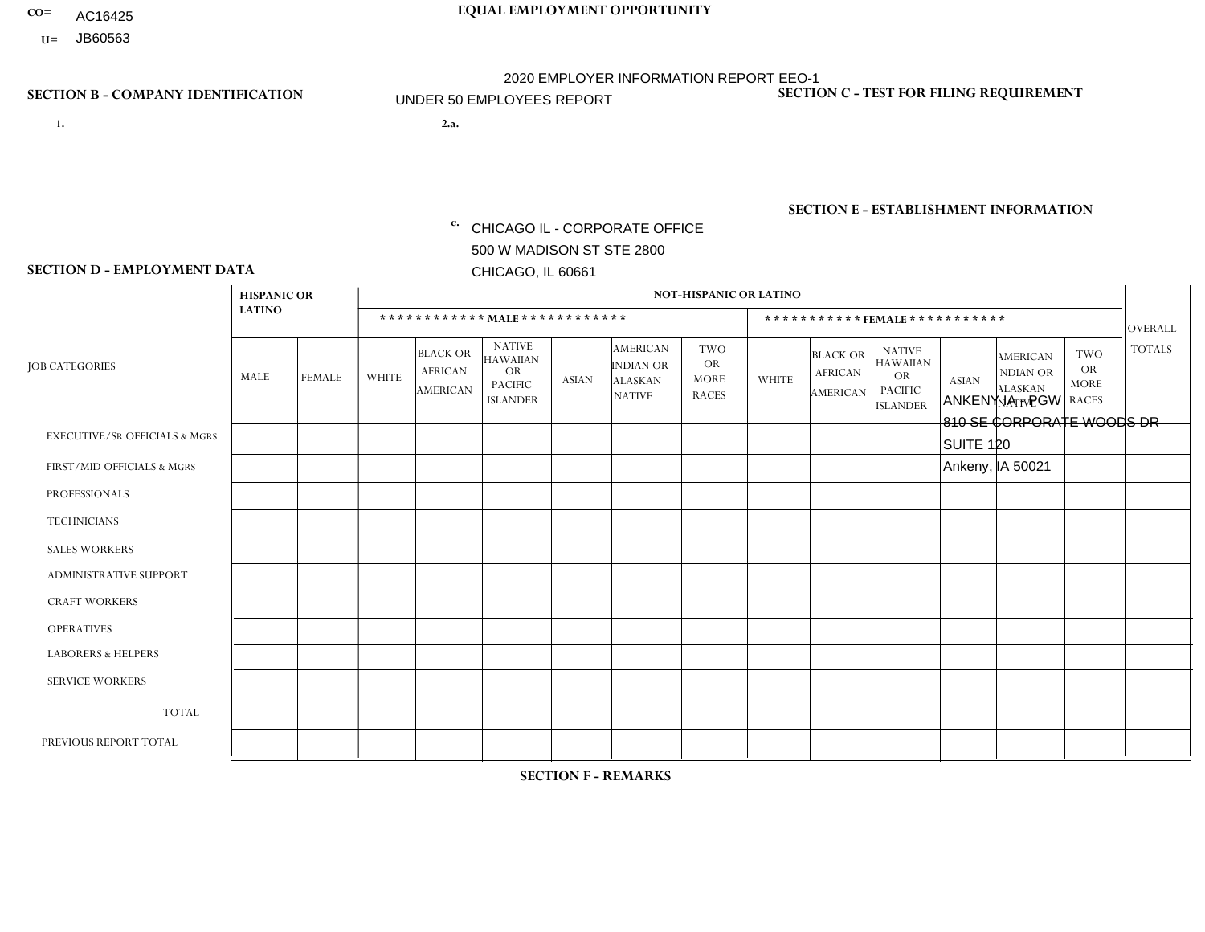CO= AC16425

U= JB60563

**EQUAL EMPLOYMENT OPPORTUNITY**

2020 EMPLOYER INFORMATION REPORT EEO-1

UNDER 50 EMPLOYEES REPORT

## SECTION B - COMPANY IDENTIFICATION

1.

2.a.

c. CHICAGO IL - CORPORATE OFFICE
500 W MADISON ST STE 2800
CHICAGO, IL 60661

## SECTION C - TEST FOR FILING REQUIREMENT

## SECTION E - ESTABLISHMENT INFORMATION

ANKENY IA - PGW
810 SE CORPORATE WOODS DR
SUITE 120
Ankeny, IA 50021

## SECTION D - EMPLOYMENT DATA

| JOB CATEGORIES | HISPANIC OR LATINO | | NOT-HISPANIC OR LATINO | | | | | | | | | | | | OVERALL TOTALS |
|---|---|---|---|---|---|---|---|---|---|---|---|---|---|---|---|
| | | | MALE | | | | | | FEMALE | | | | | | |
| | MALE | FEMALE | WHITE | BLACK OR AFRICAN AMERICAN | NATIVE HAWAIIAN OR PACIFIC ISLANDER | ASIAN | AMERICAN INDIAN OR ALASKAN NATIVE | TWO OR MORE RACES | WHITE | BLACK OR AFRICAN AMERICAN | NATIVE HAWAIIAN OR PACIFIC ISLANDER | ASIAN | AMERICAN INDIAN OR ALASKAN NATIVE | TWO OR MORE RACES | |
| EXECUTIVE/SR OFFICIALS & MGRS | | | | | | | | | | | | | | | |
| FIRST/MID OFFICIALS & MGRS | | | | | | | | | | | | | | | |
| PROFESSIONALS | | | | | | | | | | | | | | | |
| TECHNICIANS | | | | | | | | | | | | | | | |
| SALES WORKERS | | | | | | | | | | | | | | | |
| ADMINISTRATIVE SUPPORT | | | | | | | | | | | | | | | |
| CRAFT WORKERS | | | | | | | | | | | | | | | |
| OPERATIVES | | | | | | | | | | | | | | | |
| LABORERS & HELPERS | | | | | | | | | | | | | | | |
| SERVICE WORKERS | | | | | | | | | | | | | | | |
| TOTAL | | | | | | | | | | | | | | | |
| PREVIOUS REPORT TOTAL | | | | | | | | | | | | | | | |

## SECTION F - REMARKS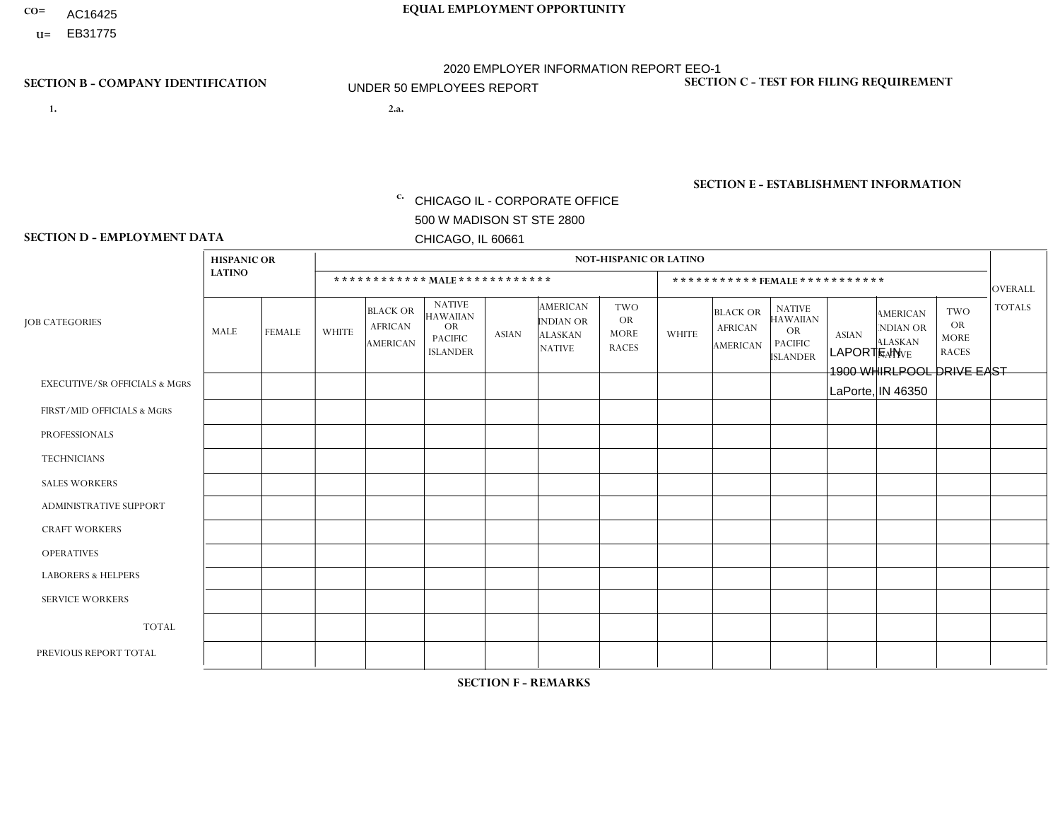CO= AC16425
U= EB31775

**EQUAL EMPLOYMENT OPPORTUNITY**

2020 EMPLOYER INFORMATION REPORT EEO-1

UNDER 50 EMPLOYEES REPORT

**SECTION B - COMPANY IDENTIFICATION**

1.

2.a.

c. CHICAGO IL - CORPORATE OFFICE
500 W MADISON ST STE 2800
CHICAGO, IL 60661

**SECTION C - TEST FOR FILING REQUIREMENT**

**SECTION E - ESTABLISHMENT INFORMATION**

LAPORTE IN
1900 WHIRLPOOL DRIVE EAST
LaPorte, IN 46350

**SECTION D - EMPLOYMENT DATA**

| JOB CATEGORIES | HISPANIC OR LATINO | | NOT-HISPANIC OR LATINO | | | | | | | | | | | | OVERALL TOTALS |
|---|---|---|---|---|---|---|---|---|---|---|---|---|---|---|---|
| | | | ************ MALE ************ | | | | | | *********** FEMALE *********** | | | | | | |
| | MALE | FEMALE | WHITE | BLACK OR AFRICAN AMERICAN | NATIVE HAWAIIAN OR PACIFIC ISLANDER | ASIAN | AMERICAN INDIAN OR ALASKAN NATIVE | TWO OR MORE RACES | WHITE | BLACK OR AFRICAN AMERICAN | NATIVE HAWAIIAN OR PACIFIC ISLANDER | ASIAN | AMERICAN INDIAN OR ALASKAN NATIVE | TWO OR MORE RACES | |
| EXECUTIVE/Sr OFFICIALS & MGRS | | | | | | | | | | | | | | | |
| FIRST/MID OFFICIALS & MGRS | | | | | | | | | | | | | | | |
| PROFESSIONALS | | | | | | | | | | | | | | | |
| TECHNICIANS | | | | | | | | | | | | | | | |
| SALES WORKERS | | | | | | | | | | | | | | | |
| ADMINISTRATIVE SUPPORT | | | | | | | | | | | | | | | |
| CRAFT WORKERS | | | | | | | | | | | | | | | |
| OPERATIVES | | | | | | | | | | | | | | | |
| LABORERS & HELPERS | | | | | | | | | | | | | | | |
| SERVICE WORKERS | | | | | | | | | | | | | | | |
| TOTAL | | | | | | | | | | | | | | | |
| PREVIOUS REPORT TOTAL | | | | | | | | | | | | | | | |

**SECTION F - REMARKS**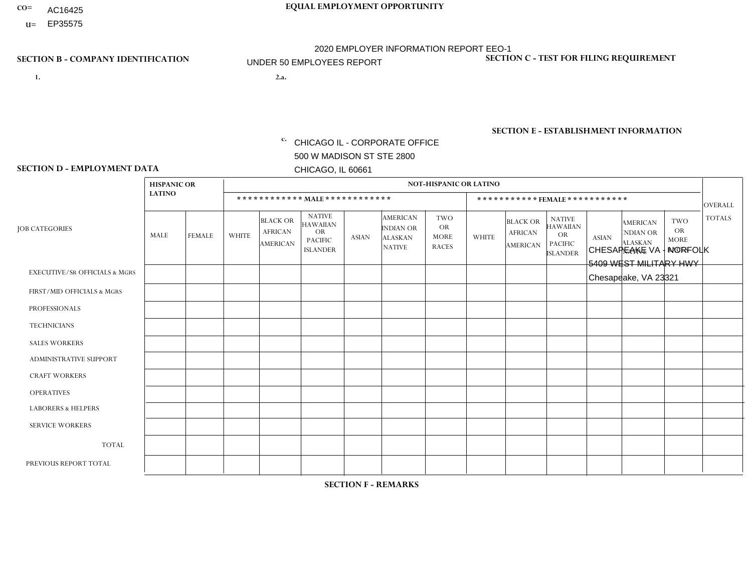CO= AC16425
U= EP35575

**EQUAL EMPLOYMENT OPPORTUNITY**

2020 EMPLOYER INFORMATION REPORT EEO-1
UNDER 50 EMPLOYEES REPORT

## SECTION B - COMPANY IDENTIFICATION

1.

2.a.

c. CHICAGO IL - CORPORATE OFFICE
500 W MADISON ST STE 2800
CHICAGO, IL 60661

## SECTION C - TEST FOR FILING REQUIREMENT

## SECTION E - ESTABLISHMENT INFORMATION

CHESAPEAKE VA - NORFOLK
5409 WEST MILITARY HWY
Chesapeake, VA 23321

## SECTION D - EMPLOYMENT DATA

| JOB CATEGORIES | HISPANIC OR LATINO | | NOT-HISPANIC OR LATINO | | | | | | | | | | | | OVERALL TOTALS |
|---|---|---|---|---|---|---|---|---|---|---|---|---|---|---|---|
| | | | MALE | | | | | | FEMALE | | | | | | |
| | MALE | FEMALE | WHITE | BLACK OR AFRICAN AMERICAN | NATIVE HAWAIIAN OR PACIFIC ISLANDER | ASIAN | AMERICAN INDIAN OR ALASKAN NATIVE | TWO OR MORE RACES | WHITE | BLACK OR AFRICAN AMERICAN | NATIVE HAWAIIAN OR PACIFIC ISLANDER | ASIAN | AMERICAN INDIAN OR ALASKAN NATIVE | TWO OR MORE RACES | |
| EXECUTIVE/SR OFFICIALS & MGRS | | | | | | | | | | | | | | | |
| FIRST/MID OFFICIALS & MGRS | | | | | | | | | | | | | | | |
| PROFESSIONALS | | | | | | | | | | | | | | | |
| TECHNICIANS | | | | | | | | | | | | | | | |
| SALES WORKERS | | | | | | | | | | | | | | | |
| ADMINISTRATIVE SUPPORT | | | | | | | | | | | | | | | |
| CRAFT WORKERS | | | | | | | | | | | | | | | |
| OPERATIVES | | | | | | | | | | | | | | | |
| LABORERS & HELPERS | | | | | | | | | | | | | | | |
| SERVICE WORKERS | | | | | | | | | | | | | | | |
| TOTAL | | | | | | | | | | | | | | | |
| PREVIOUS REPORT TOTAL | | | | | | | | | | | | | | | |

## SECTION F - REMARKS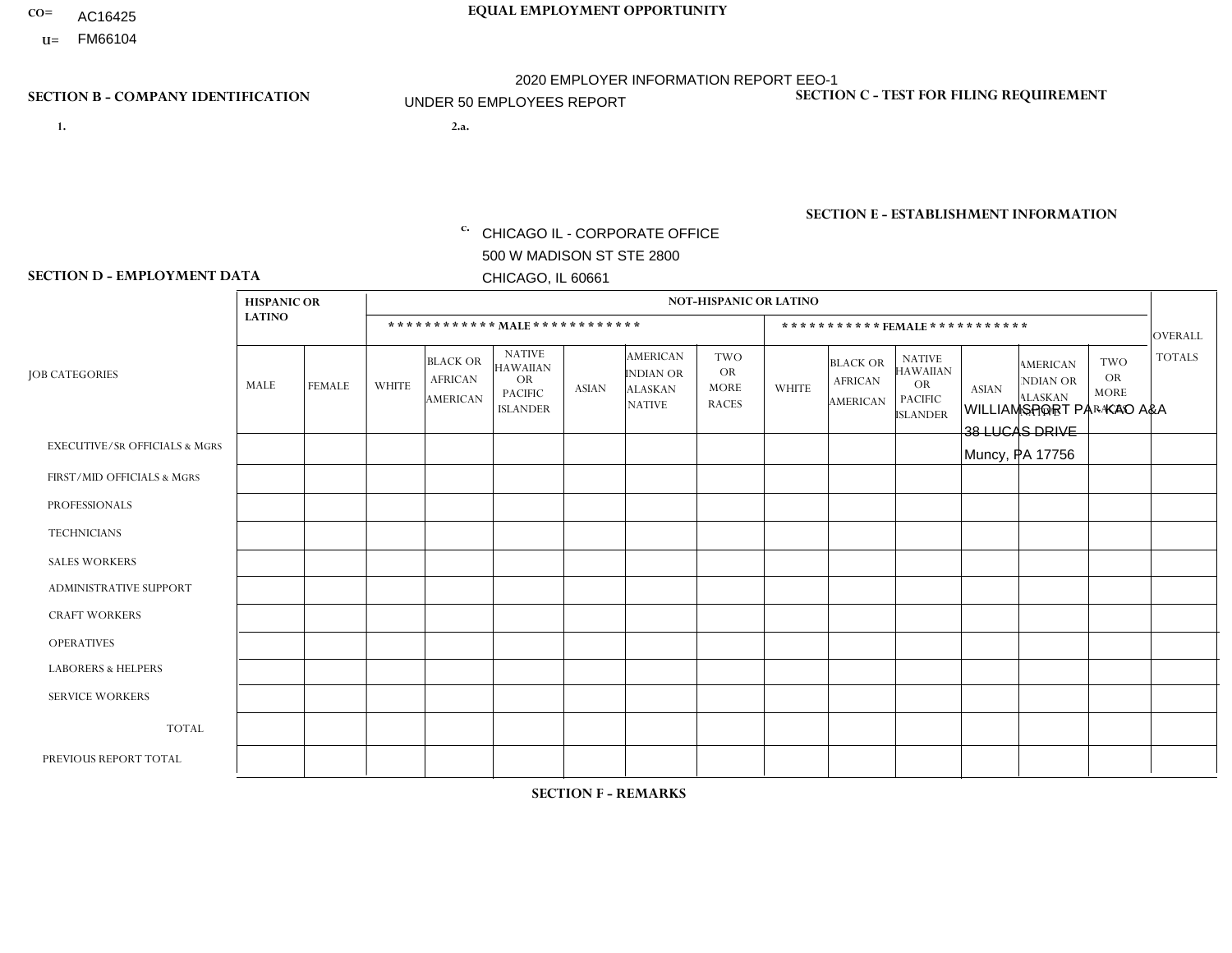CO= AC16425
U= FM66104

# EQUAL EMPLOYMENT OPPORTUNITY

2020 EMPLOYER INFORMATION REPORT EEO-1
UNDER 50 EMPLOYEES REPORT

## SECTION B - COMPANY IDENTIFICATION

1.

2.a.

c. CHICAGO IL - CORPORATE OFFICE
500 W MADISON ST STE 2800
CHICAGO, IL 60661

## SECTION C - TEST FOR FILING REQUIREMENT

## SECTION E - ESTABLISHMENT INFORMATION

WILLIAMSPORT PA - KAO A&A
38 LUCAS DRIVE
Muncy, PA 17756

## SECTION D - EMPLOYMENT DATA

| JOB CATEGORIES | HISPANIC OR LATINO | | NOT-HISPANIC OR LATINO | | | | | | | | | | | | OVERALL TOTALS |
|---|---|---|---|---|---|---|---|---|---|---|---|---|---|---|---|
| | | | MALE | | | | | | FEMALE | | | | | | |
| | MALE | FEMALE | WHITE | BLACK OR AFRICAN AMERICAN | NATIVE HAWAIIAN OR PACIFIC ISLANDER | ASIAN | AMERICAN INDIAN OR ALASKAN NATIVE | TWO OR MORE RACES | WHITE | BLACK OR AFRICAN AMERICAN | NATIVE HAWAIIAN OR PACIFIC ISLANDER | ASIAN | AMERICAN INDIAN OR ALASKAN NATIVE | TWO OR MORE RACES | |
| EXECUTIVE/SR OFFICIALS & MGRS | | | | | | | | | | | | | | | |
| FIRST/MID OFFICIALS & MGRS | | | | | | | | | | | | | | | |
| PROFESSIONALS | | | | | | | | | | | | | | | |
| TECHNICIANS | | | | | | | | | | | | | | | |
| SALES WORKERS | | | | | | | | | | | | | | | |
| ADMINISTRATIVE SUPPORT | | | | | | | | | | | | | | | |
| CRAFT WORKERS | | | | | | | | | | | | | | | |
| OPERATIVES | | | | | | | | | | | | | | | |
| LABORERS & HELPERS | | | | | | | | | | | | | | | |
| SERVICE WORKERS | | | | | | | | | | | | | | | |
| TOTAL | | | | | | | | | | | | | | | |
| PREVIOUS REPORT TOTAL | | | | | | | | | | | | | | | |

## SECTION F - REMARKS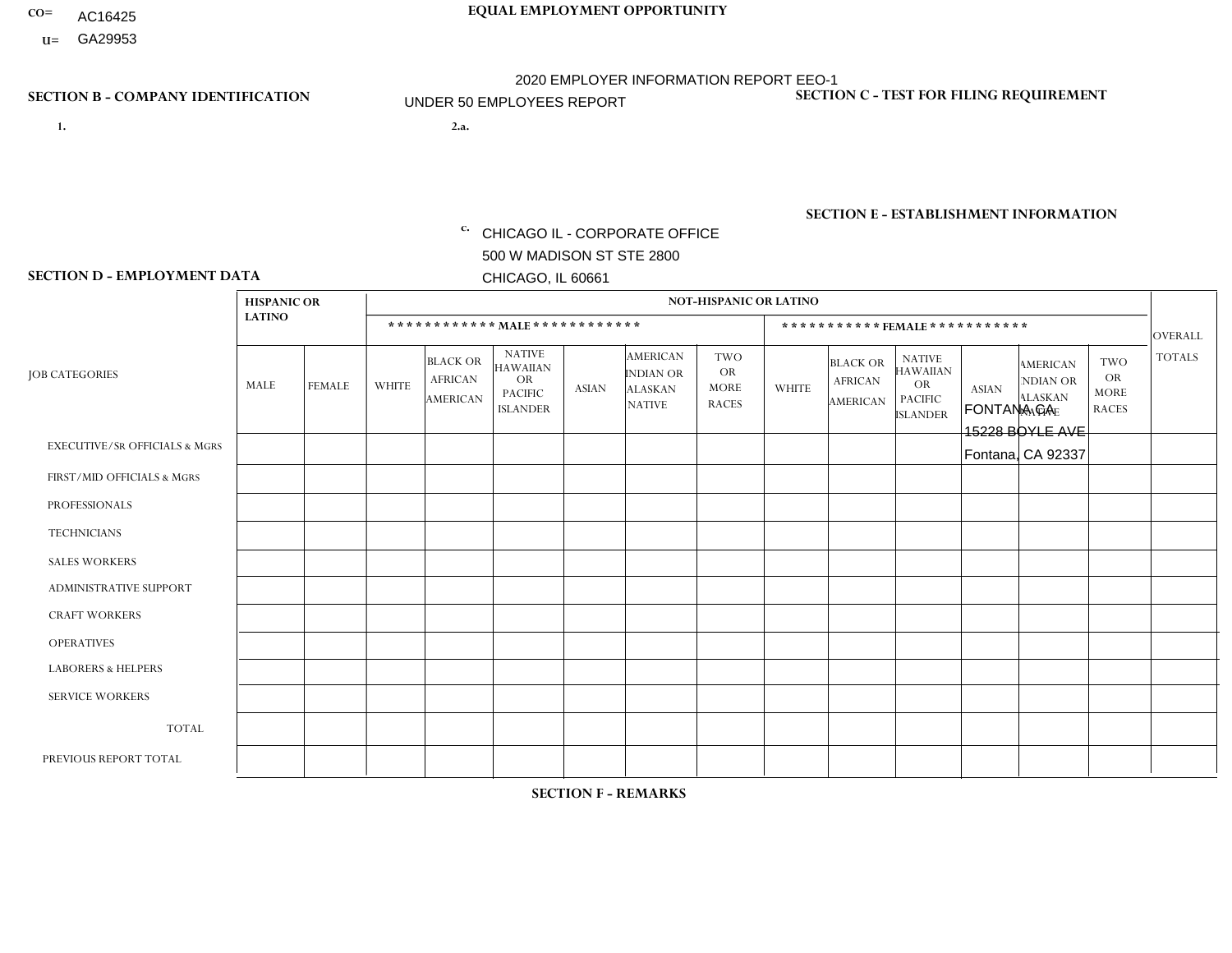CO= AC16425
U= GA29953

**EQUAL EMPLOYMENT OPPORTUNITY**

2020 EMPLOYER INFORMATION REPORT EEO-1
UNDER 50 EMPLOYEES REPORT

**SECTION B - COMPANY IDENTIFICATION**

1.

2.a.

c. CHICAGO IL - CORPORATE OFFICE
500 W MADISON ST STE 2800
CHICAGO, IL 60661

**SECTION C - TEST FOR FILING REQUIREMENT**

**SECTION E - ESTABLISHMENT INFORMATION**

FONTANA CA
15228 BOYLE AVE
Fontana, CA 92337

**SECTION D - EMPLOYMENT DATA**

| JOB CATEGORIES | HISPANIC OR LATINO | | NOT-HISPANIC OR LATINO | | | | | | | | | | | | OVERALL TOTALS |
|---|---|---|---|---|---|---|---|---|---|---|---|---|---|---|---|
| | | | MALE | | | | | | FEMALE | | | | | | |
| | MALE | FEMALE | WHITE | BLACK OR AFRICAN AMERICAN | NATIVE HAWAIIAN OR PACIFIC ISLANDER | ASIAN | AMERICAN INDIAN OR ALASKAN NATIVE | TWO OR MORE RACES | WHITE | BLACK OR AFRICAN AMERICAN | NATIVE HAWAIIAN OR PACIFIC ISLANDER | ASIAN | AMERICAN INDIAN OR ALASKAN NATIVE | TWO OR MORE RACES | |
| EXECUTIVE/SR OFFICIALS & MGRS | | | | | | | | | | | | | | | |
| FIRST/MID OFFICIALS & MGRS | | | | | | | | | | | | | | | |
| PROFESSIONALS | | | | | | | | | | | | | | | |
| TECHNICIANS | | | | | | | | | | | | | | | |
| SALES WORKERS | | | | | | | | | | | | | | | |
| ADMINISTRATIVE SUPPORT | | | | | | | | | | | | | | | |
| CRAFT WORKERS | | | | | | | | | | | | | | | |
| OPERATIVES | | | | | | | | | | | | | | | |
| LABORERS & HELPERS | | | | | | | | | | | | | | | |
| SERVICE WORKERS | | | | | | | | | | | | | | | |
| TOTAL | | | | | | | | | | | | | | | |
| PREVIOUS REPORT TOTAL | | | | | | | | | | | | | | | |

**SECTION F - REMARKS**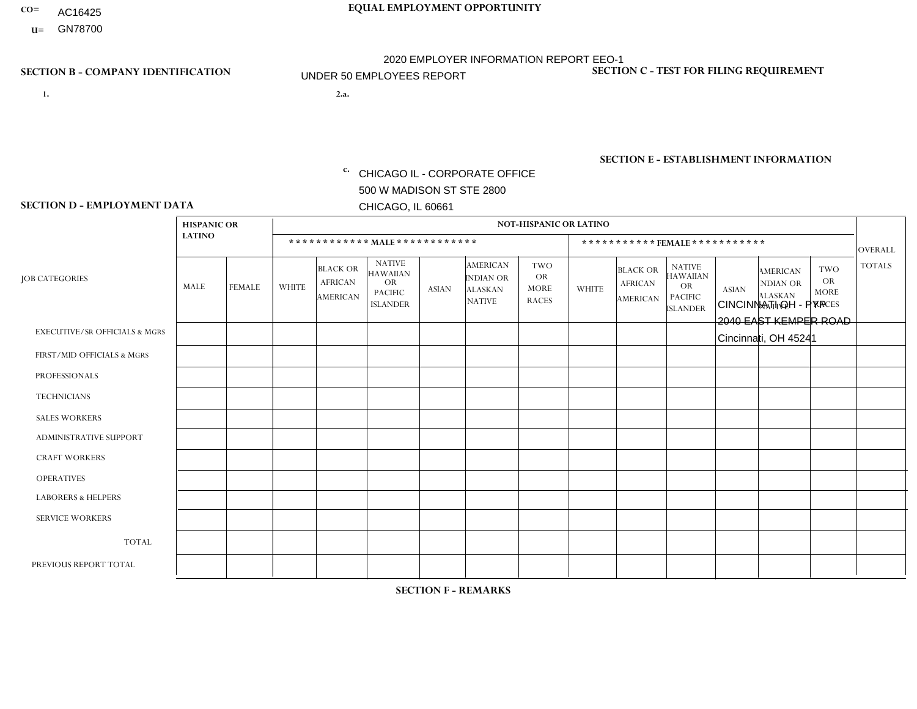CO= AC16425
U= GN78700

EQUAL EMPLOYMENT OPPORTUNITY

2020 EMPLOYER INFORMATION REPORT EEO-1

UNDER 50 EMPLOYEES REPORT

## SECTION B - COMPANY IDENTIFICATION

1.

2.a.

c. CHICAGO IL - CORPORATE OFFICE
500 W MADISON ST STE 2800
CHICAGO, IL 60661

## SECTION C - TEST FOR FILING REQUIREMENT

## SECTION E - ESTABLISHMENT INFORMATION

CINCINNATI OH - PYP
2040 EAST KEMPER ROAD
Cincinnati, OH 45241

## SECTION D - EMPLOYMENT DATA

| JOB CATEGORIES | HISPANIC OR LATINO | | NOT-HISPANIC OR LATINO | | | | | | | | | | | | OVERALL TOTALS |
|---|---|---|---|---|---|---|---|---|---|---|---|---|---|---|---|
| | | | MALE | | | | | | FEMALE | | | | | | |
| | MALE | FEMALE | WHITE | BLACK OR AFRICAN AMERICAN | NATIVE HAWAIIAN OR PACIFIC ISLANDER | ASIAN | AMERICAN INDIAN OR ALASKAN NATIVE | TWO OR MORE RACES | WHITE | BLACK OR AFRICAN AMERICAN | NATIVE HAWAIIAN OR PACIFIC ISLANDER | ASIAN | AMERICAN INDIAN OR ALASKAN NATIVE | TWO OR MORE RACES | |
| EXECUTIVE/SR OFFICIALS & MGRS | | | | | | | | | | | | | | | |
| FIRST/MID OFFICIALS & MGRS | | | | | | | | | | | | | | | |
| PROFESSIONALS | | | | | | | | | | | | | | | |
| TECHNICIANS | | | | | | | | | | | | | | | |
| SALES WORKERS | | | | | | | | | | | | | | | |
| ADMINISTRATIVE SUPPORT | | | | | | | | | | | | | | | |
| CRAFT WORKERS | | | | | | | | | | | | | | | |
| OPERATIVES | | | | | | | | | | | | | | | |
| LABORERS & HELPERS | | | | | | | | | | | | | | | |
| SERVICE WORKERS | | | | | | | | | | | | | | | |
| TOTAL | | | | | | | | | | | | | | | |
| PREVIOUS REPORT TOTAL | | | | | | | | | | | | | | | |

## SECTION F - REMARKS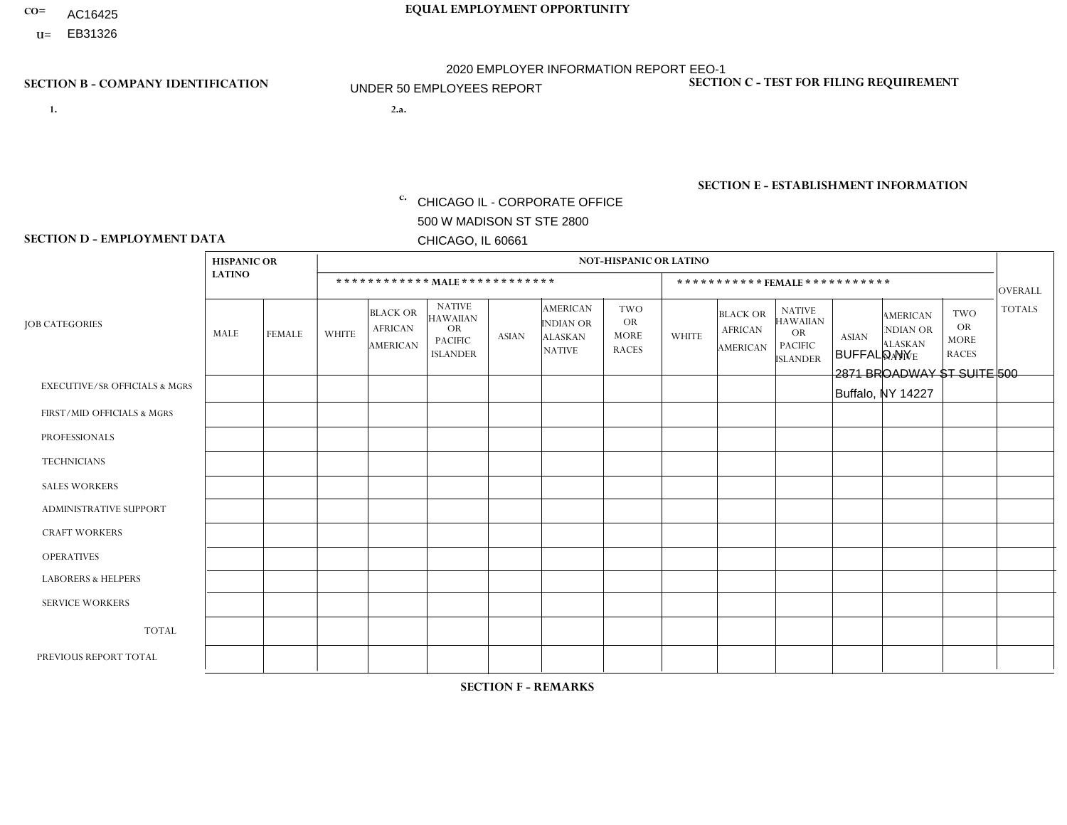CO= AC16425
U= EB31326

**EQUAL EMPLOYMENT OPPORTUNITY**

2020 EMPLOYER INFORMATION REPORT EEO-1

UNDER 50 EMPLOYEES REPORT

**SECTION B - COMPANY IDENTIFICATION**

1.

2.a.

c. CHICAGO IL - CORPORATE OFFICE
500 W MADISON ST STE 2800
CHICAGO, IL 60661

**SECTION C - TEST FOR FILING REQUIREMENT**

**SECTION E - ESTABLISHMENT INFORMATION**

BUFFALO NY
2871 BROADWAY ST SUITE 500
Buffalo, NY 14227

**SECTION D - EMPLOYMENT DATA**

| JOB CATEGORIES | HISPANIC OR LATINO | | NOT-HISPANIC OR LATINO | | | | | | | | | | | | OVERALL TOTALS |
|---|---|---|---|---|---|---|---|---|---|---|---|---|---|---|---|
| | | | MALE | | | | | | FEMALE | | | | | | |
| | MALE | FEMALE | WHITE | BLACK OR AFRICAN AMERICAN | NATIVE HAWAIIAN OR PACIFIC ISLANDER | ASIAN | AMERICAN INDIAN OR ALASKAN NATIVE | TWO OR MORE RACES | WHITE | BLACK OR AFRICAN AMERICAN | NATIVE HAWAIIAN OR PACIFIC ISLANDER | ASIAN | AMERICAN INDIAN OR ALASKAN NATIVE | TWO OR MORE RACES | |
| EXECUTIVE/SR OFFICIALS & MGRS | | | | | | | | | | | | | | | |
| FIRST/MID OFFICIALS & MGRS | | | | | | | | | | | | | | | |
| PROFESSIONALS | | | | | | | | | | | | | | | |
| TECHNICIANS | | | | | | | | | | | | | | | |
| SALES WORKERS | | | | | | | | | | | | | | | |
| ADMINISTRATIVE SUPPORT | | | | | | | | | | | | | | | |
| CRAFT WORKERS | | | | | | | | | | | | | | | |
| OPERATIVES | | | | | | | | | | | | | | | |
| LABORERS & HELPERS | | | | | | | | | | | | | | | |
| SERVICE WORKERS | | | | | | | | | | | | | | | |
| TOTAL | | | | | | | | | | | | | | | |
| PREVIOUS REPORT TOTAL | | | | | | | | | | | | | | | |

**SECTION F - REMARKS**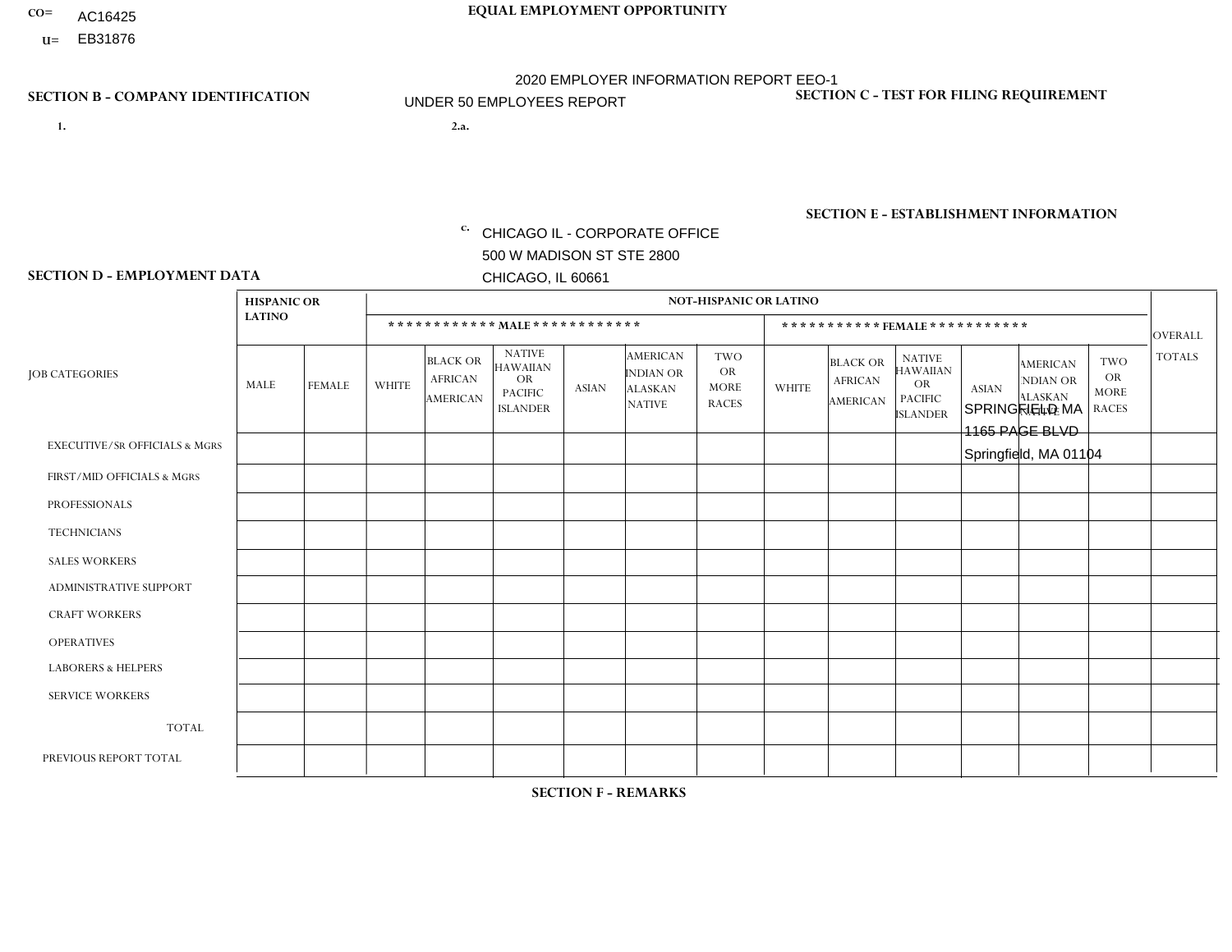CO= AC16425
U= EB31876

**EQUAL EMPLOYMENT OPPORTUNITY**

2020 EMPLOYER INFORMATION REPORT EEO-1
UNDER 50 EMPLOYEES REPORT

**SECTION B - COMPANY IDENTIFICATION**

1.

2.a.

c. CHICAGO IL - CORPORATE OFFICE
500 W MADISON ST STE 2800
CHICAGO, IL 60661

**SECTION C - TEST FOR FILING REQUIREMENT**

**SECTION E - ESTABLISHMENT INFORMATION**

SPRINGFIELD MA
1165 PAGE BLVD
Springfield, MA 01104

**SECTION D - EMPLOYMENT DATA**

| JOB CATEGORIES | HISPANIC OR LATINO | | NOT-HISPANIC OR LATINO | | | | | | | | | | | | OVERALL TOTALS |
|---|---|---|---|---|---|---|---|---|---|---|---|---|---|---|---|
| | | | MALE | | | | | | FEMALE | | | | | | |
| | MALE | FEMALE | WHITE | BLACK OR AFRICAN AMERICAN | NATIVE HAWAIIAN OR PACIFIC ISLANDER | ASIAN | AMERICAN INDIAN OR ALASKAN NATIVE | TWO OR MORE RACES | WHITE | BLACK OR AFRICAN AMERICAN | NATIVE HAWAIIAN OR PACIFIC ISLANDER | ASIAN | AMERICAN INDIAN OR ALASKAN NATIVE | TWO OR MORE RACES | |
| EXECUTIVE/SR OFFICIALS & MGRS | | | | | | | | | | | | | | | |
| FIRST/MID OFFICIALS & MGRS | | | | | | | | | | | | | | | |
| PROFESSIONALS | | | | | | | | | | | | | | | |
| TECHNICIANS | | | | | | | | | | | | | | | |
| SALES WORKERS | | | | | | | | | | | | | | | |
| ADMINISTRATIVE SUPPORT | | | | | | | | | | | | | | | |
| CRAFT WORKERS | | | | | | | | | | | | | | | |
| OPERATIVES | | | | | | | | | | | | | | | |
| LABORERS & HELPERS | | | | | | | | | | | | | | | |
| SERVICE WORKERS | | | | | | | | | | | | | | | |
| TOTAL | | | | | | | | | | | | | | | |
| PREVIOUS REPORT TOTAL | | | | | | | | | | | | | | | |

**SECTION F - REMARKS**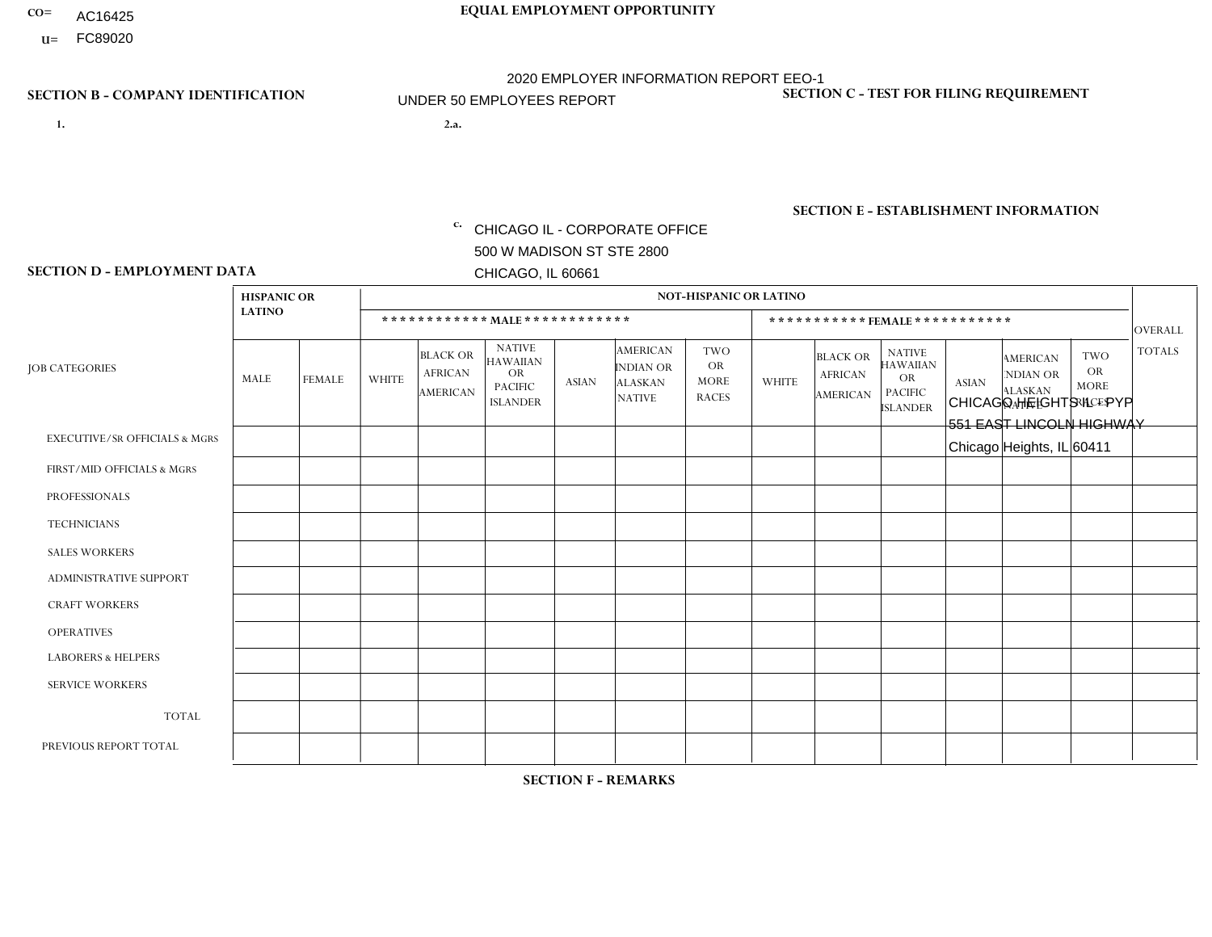CO= AC16425

U= FC89020

**EQUAL EMPLOYMENT OPPORTUNITY**

2020 EMPLOYER INFORMATION REPORT EEO-1

UNDER 50 EMPLOYEES REPORT

## SECTION B - COMPANY IDENTIFICATION

1.

2.a.

c. CHICAGO IL - CORPORATE OFFICE
500 W MADISON ST STE 2800
CHICAGO, IL 60661

## SECTION C - TEST FOR FILING REQUIREMENT

## SECTION E - ESTABLISHMENT INFORMATION

CHICAGO HEIGHTS IL - PYP
551 EAST LINCOLN HIGHWAY
Chicago Heights, IL 60411

## SECTION D - EMPLOYMENT DATA

| JOB CATEGORIES | HISPANIC OR LATINO | | NOT-HISPANIC OR LATINO | | | | | | | | | | | | OVERALL TOTALS |
|---|---|---|---|---|---|---|---|---|---|---|---|---|---|---|---|
| | | | MALE | | | | | | FEMALE | | | | | | |
| | MALE | FEMALE | WHITE | BLACK OR AFRICAN AMERICAN | NATIVE HAWAIIAN OR PACIFIC ISLANDER | ASIAN | AMERICAN INDIAN OR ALASKAN NATIVE | TWO OR MORE RACES | WHITE | BLACK OR AFRICAN AMERICAN | NATIVE HAWAIIAN OR PACIFIC ISLANDER | ASIAN | AMERICAN INDIAN OR ALASKAN NATIVE | TWO OR MORE RACES | |
| EXECUTIVE/Sr OFFICIALS & MGRS | | | | | | | | | | | | | | | |
| FIRST/MID OFFICIALS & MGRS | | | | | | | | | | | | | | | |
| PROFESSIONALS | | | | | | | | | | | | | | | |
| TECHNICIANS | | | | | | | | | | | | | | | |
| SALES WORKERS | | | | | | | | | | | | | | | |
| ADMINISTRATIVE SUPPORT | | | | | | | | | | | | | | | |
| CRAFT WORKERS | | | | | | | | | | | | | | | |
| OPERATIVES | | | | | | | | | | | | | | | |
| LABORERS & HELPERS | | | | | | | | | | | | | | | |
| SERVICE WORKERS | | | | | | | | | | | | | | | |
| TOTAL | | | | | | | | | | | | | | | |
| PREVIOUS REPORT TOTAL | | | | | | | | | | | | | | | |

## SECTION F - REMARKS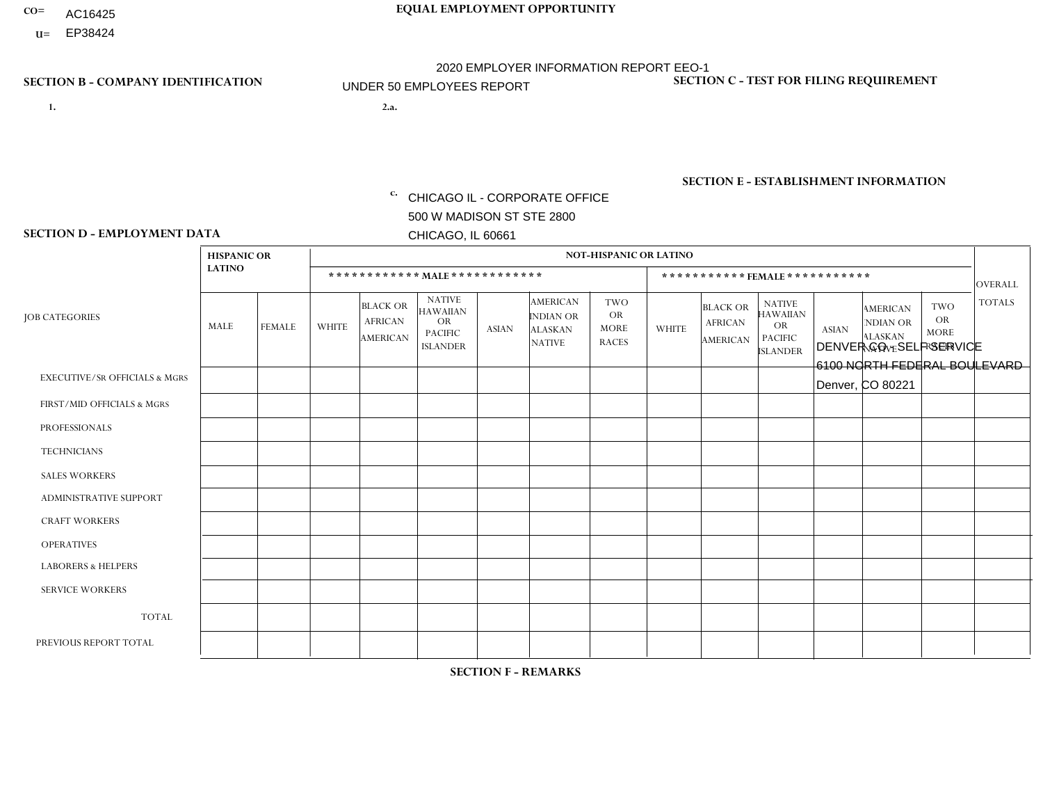CO= AC16425
U= EP38424

EQUAL EMPLOYMENT OPPORTUNITY

2020 EMPLOYER INFORMATION REPORT EEO-1
UNDER 50 EMPLOYEES REPORT

## SECTION B - COMPANY IDENTIFICATION

1.

2.a.

c. CHICAGO IL - CORPORATE OFFICE
500 W MADISON ST STE 2800
CHICAGO, IL 60661

## SECTION C - TEST FOR FILING REQUIREMENT

## SECTION E - ESTABLISHMENT INFORMATION

DENVER CO - SELF SERVICE
6100 NORTH FEDERAL BOULEVARD
Denver, CO 80221

## SECTION D - EMPLOYMENT DATA

| JOB CATEGORIES | HISPANIC OR LATINO | | NOT-HISPANIC OR LATINO | | | | | | | | | | | | OVERALL TOTALS |
|---|---|---|---|---|---|---|---|---|---|---|---|---|---|---|---|
| | | | MALE | | | | | | FEMALE | | | | | | |
| | MALE | FEMALE | WHITE | BLACK OR AFRICAN AMERICAN | NATIVE HAWAIIAN OR PACIFIC ISLANDER | ASIAN | AMERICAN INDIAN OR ALASKAN NATIVE | TWO OR MORE RACES | WHITE | BLACK OR AFRICAN AMERICAN | NATIVE HAWAIIAN OR PACIFIC ISLANDER | ASIAN | AMERICAN INDIAN OR ALASKAN NATIVE | TWO OR MORE RACES | |
| EXECUTIVE/Sr OFFICIALS & MGRS | | | | | | | | | | | | | | | |
| FIRST/MID OFFICIALS & MGRS | | | | | | | | | | | | | | | |
| PROFESSIONALS | | | | | | | | | | | | | | | |
| TECHNICIANS | | | | | | | | | | | | | | | |
| SALES WORKERS | | | | | | | | | | | | | | | |
| ADMINISTRATIVE SUPPORT | | | | | | | | | | | | | | | |
| CRAFT WORKERS | | | | | | | | | | | | | | | |
| OPERATIVES | | | | | | | | | | | | | | | |
| LABORERS & HELPERS | | | | | | | | | | | | | | | |
| SERVICE WORKERS | | | | | | | | | | | | | | | |
| TOTAL | | | | | | | | | | | | | | | |
| PREVIOUS REPORT TOTAL | | | | | | | | | | | | | | | |

## SECTION F - REMARKS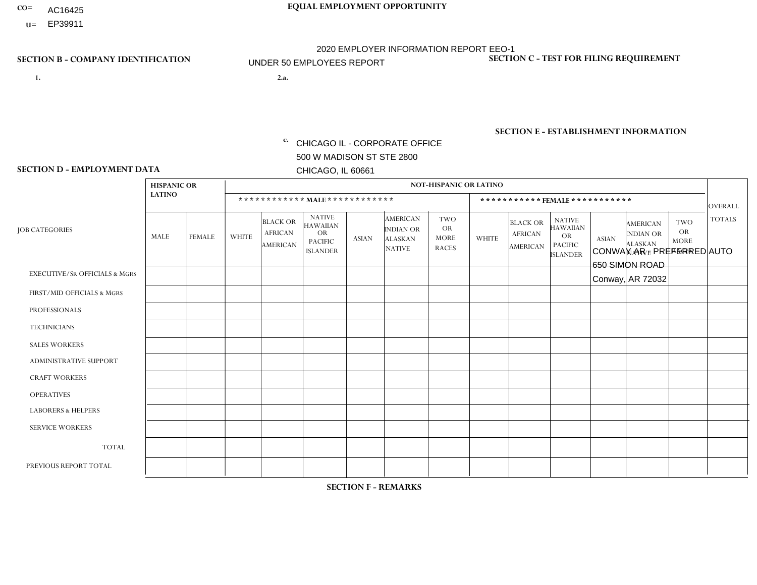CO= AC16425

U= EP39911

**EQUAL EMPLOYMENT OPPORTUNITY**

2020 EMPLOYER INFORMATION REPORT EEO-1

UNDER 50 EMPLOYEES REPORT

**SECTION B - COMPANY IDENTIFICATION**

**SECTION C - TEST FOR FILING REQUIREMENT**

1.

2.a.

c. CHICAGO IL - CORPORATE OFFICE
500 W MADISON ST STE 2800
CHICAGO, IL 60661

**SECTION E - ESTABLISHMENT INFORMATION**

CONWAY AR - PREFERRED AUTO
650 SIMON ROAD
Conway, AR 72032

**SECTION D - EMPLOYMENT DATA**

| JOB CATEGORIES | HISPANIC OR LATINO | | NOT-HISPANIC OR LATINO | | | | | | | | | | | | OVERALL TOTALS |
|---|---|---|---|---|---|---|---|---|---|---|---|---|---|---|---|
| | | | MALE | | | | | | FEMALE | | | | | | |
| | MALE | FEMALE | WHITE | BLACK OR AFRICAN AMERICAN | NATIVE HAWAIIAN OR PACIFIC ISLANDER | ASIAN | AMERICAN INDIAN OR ALASKAN NATIVE | TWO OR MORE RACES | WHITE | BLACK OR AFRICAN AMERICAN | NATIVE HAWAIIAN OR PACIFIC ISLANDER | ASIAN | AMERICAN INDIAN OR ALASKAN NATIVE | TWO OR MORE RACES | |
| EXECUTIVE/SR OFFICIALS & MGRS | | | | | | | | | | | | | | | |
| FIRST/MID OFFICIALS & MGRS | | | | | | | | | | | | | | | |
| PROFESSIONALS | | | | | | | | | | | | | | | |
| TECHNICIANS | | | | | | | | | | | | | | | |
| SALES WORKERS | | | | | | | | | | | | | | | |
| ADMINISTRATIVE SUPPORT | | | | | | | | | | | | | | | |
| CRAFT WORKERS | | | | | | | | | | | | | | | |
| OPERATIVES | | | | | | | | | | | | | | | |
| LABORERS & HELPERS | | | | | | | | | | | | | | | |
| SERVICE WORKERS | | | | | | | | | | | | | | | |
| TOTAL | | | | | | | | | | | | | | | |
| PREVIOUS REPORT TOTAL | | | | | | | | | | | | | | | |

**SECTION F - REMARKS**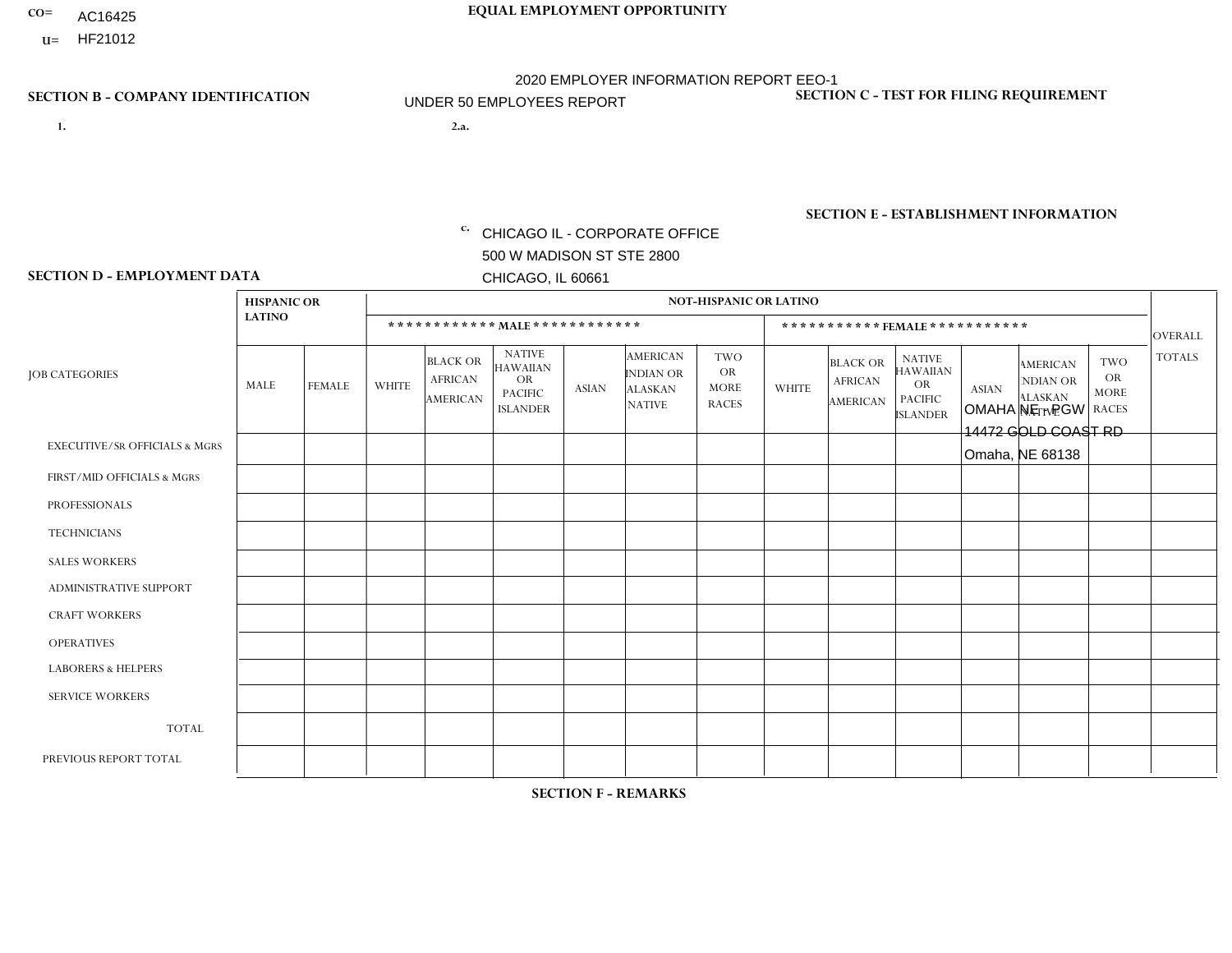CO= AC16425
U= HF21012

**EQUAL EMPLOYMENT OPPORTUNITY**

2020 EMPLOYER INFORMATION REPORT EEO-1

UNDER 50 EMPLOYEES REPORT

**SECTION B - COMPANY IDENTIFICATION**

1.

2.a.

c. CHICAGO IL - CORPORATE OFFICE
500 W MADISON ST STE 2800
CHICAGO, IL 60661

**SECTION C - TEST FOR FILING REQUIREMENT**

**SECTION E - ESTABLISHMENT INFORMATION**

OMAHA NE - PGW
14472 GOLD COAST RD
Omaha, NE 68138

**SECTION D - EMPLOYMENT DATA**

| JOB CATEGORIES | HISPANIC OR LATINO | | NOT-HISPANIC OR LATINO | | | | | | | | | | | | OVERALL TOTALS |
|---|---|---|---|---|---|---|---|---|---|---|---|---|---|---|---|
| | | | MALE | | | | | | FEMALE | | | | | | |
| | MALE | FEMALE | WHITE | BLACK OR AFRICAN AMERICAN | NATIVE HAWAIIAN OR PACIFIC ISLANDER | ASIAN | AMERICAN INDIAN OR ALASKAN NATIVE | TWO OR MORE RACES | WHITE | BLACK OR AFRICAN AMERICAN | NATIVE HAWAIIAN OR PACIFIC ISLANDER | ASIAN | AMERICAN INDIAN OR ALASKAN NATIVE | TWO OR MORE RACES | |
| EXECUTIVE/Sr OFFICIALS & MGRS | | | | | | | | | | | | | | | |
| FIRST/MID OFFICIALS & MGRS | | | | | | | | | | | | | | | |
| PROFESSIONALS | | | | | | | | | | | | | | | |
| TECHNICIANS | | | | | | | | | | | | | | | |
| SALES WORKERS | | | | | | | | | | | | | | | |
| ADMINISTRATIVE SUPPORT | | | | | | | | | | | | | | | |
| CRAFT WORKERS | | | | | | | | | | | | | | | |
| OPERATIVES | | | | | | | | | | | | | | | |
| LABORERS & HELPERS | | | | | | | | | | | | | | | |
| SERVICE WORKERS | | | | | | | | | | | | | | | |
| TOTAL | | | | | | | | | | | | | | | |
| PREVIOUS REPORT TOTAL | | | | | | | | | | | | | | | |

**SECTION F - REMARKS**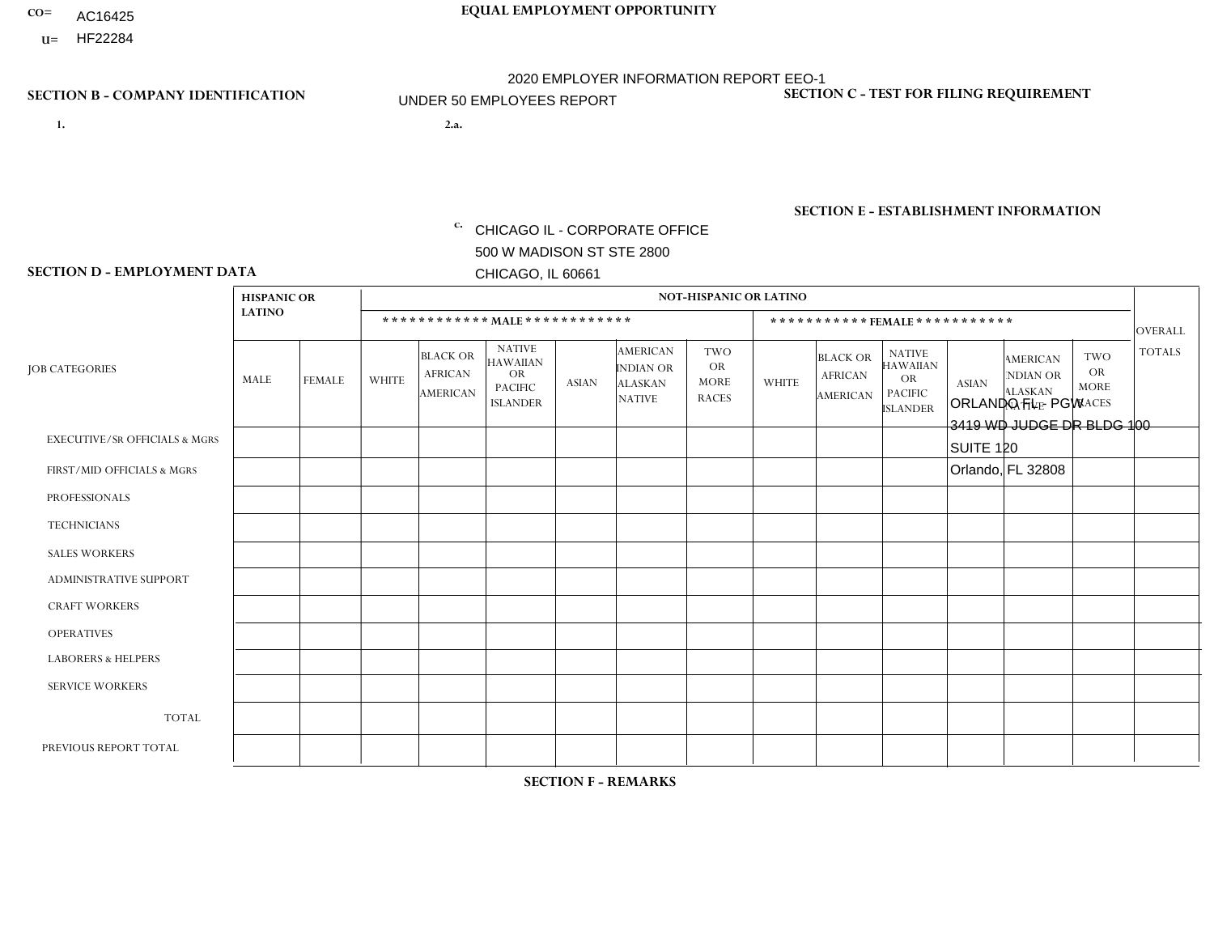CO= AC16425
U= HF22284

# EQUAL EMPLOYMENT OPPORTUNITY

2020 EMPLOYER INFORMATION REPORT EEO-1
UNDER 50 EMPLOYEES REPORT

## SECTION B - COMPANY IDENTIFICATION

1.

2.a.

c. CHICAGO IL - CORPORATE OFFICE
500 W MADISON ST STE 2800
CHICAGO, IL 60661

## SECTION C - TEST FOR FILING REQUIREMENT

## SECTION E - ESTABLISHMENT INFORMATION

ORLANDO FL - PGW
3419 WD JUDGE DR BLDG 100
SUITE 120
Orlando, FL 32808

## SECTION D - EMPLOYMENT DATA

| JOB CATEGORIES | HISPANIC OR LATINO | | NOT-HISPANIC OR LATINO | | | | | | | | | | | | OVERALL TOTALS |
|---|---|---|---|---|---|---|---|---|---|---|---|---|---|---|---|
| | | | MALE | | | | | | FEMALE | | | | | | |
| | MALE | FEMALE | WHITE | BLACK OR AFRICAN AMERICAN | NATIVE HAWAIIAN OR PACIFIC ISLANDER | ASIAN | AMERICAN INDIAN OR ALASKAN NATIVE | TWO OR MORE RACES | WHITE | BLACK OR AFRICAN AMERICAN | NATIVE HAWAIIAN OR PACIFIC ISLANDER | ASIAN | AMERICAN INDIAN OR ALASKAN NATIVE | TWO OR MORE RACES | |
| EXECUTIVE/SR OFFICIALS & MGRS | | | | | | | | | | | | | | | |
| FIRST/MID OFFICIALS & MGRS | | | | | | | | | | | | | | | |
| PROFESSIONALS | | | | | | | | | | | | | | | |
| TECHNICIANS | | | | | | | | | | | | | | | |
| SALES WORKERS | | | | | | | | | | | | | | | |
| ADMINISTRATIVE SUPPORT | | | | | | | | | | | | | | | |
| CRAFT WORKERS | | | | | | | | | | | | | | | |
| OPERATIVES | | | | | | | | | | | | | | | |
| LABORERS & HELPERS | | | | | | | | | | | | | | | |
| SERVICE WORKERS | | | | | | | | | | | | | | | |
| TOTAL | | | | | | | | | | | | | | | |
| PREVIOUS REPORT TOTAL | | | | | | | | | | | | | | | |

## SECTION F - REMARKS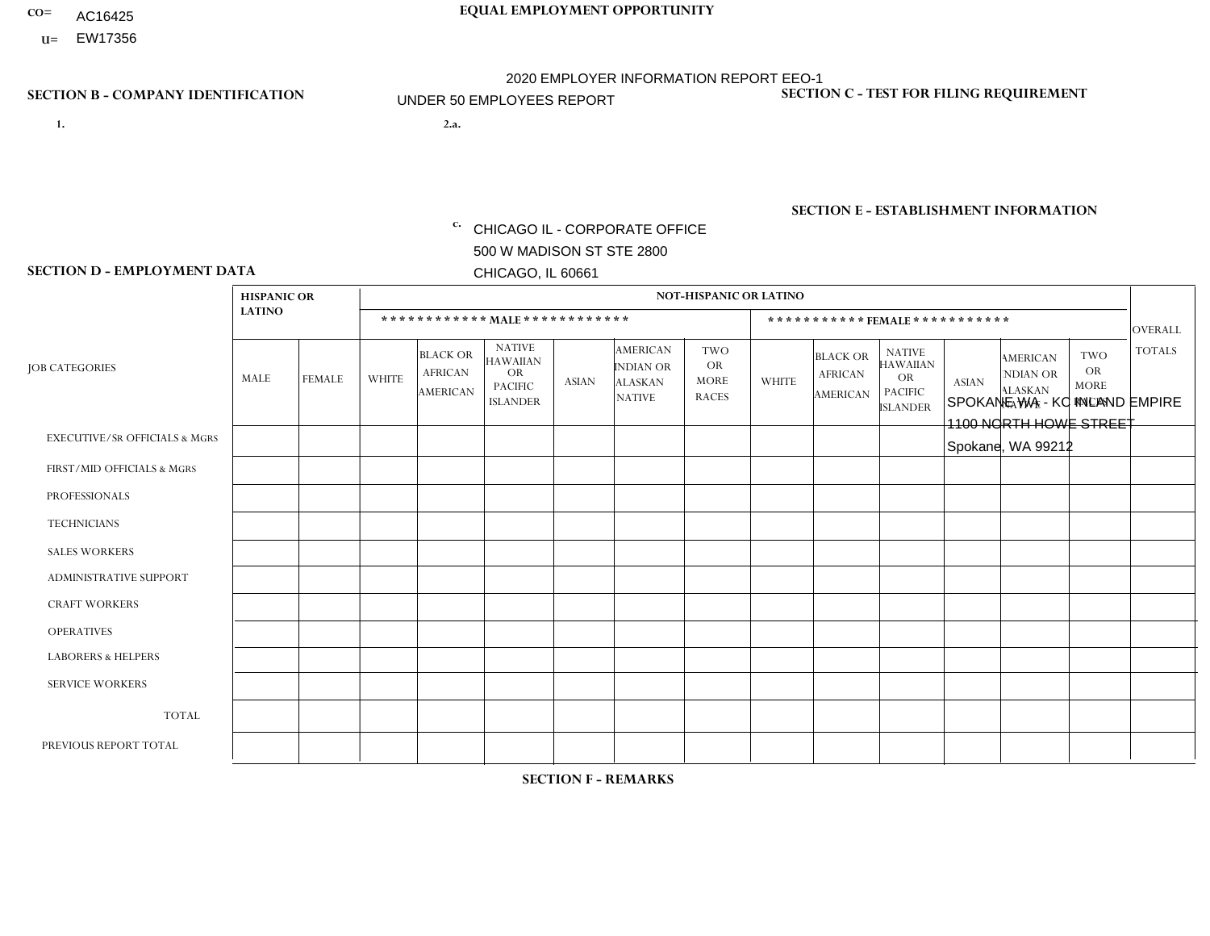CO= AC16425
U= EW17356

**EQUAL EMPLOYMENT OPPORTUNITY**

2020 EMPLOYER INFORMATION REPORT EEO-1

UNDER 50 EMPLOYEES REPORT

**SECTION B - COMPANY IDENTIFICATION**

1.

2.a.

c. CHICAGO IL - CORPORATE OFFICE
500 W MADISON ST STE 2800
CHICAGO, IL 60661

**SECTION C - TEST FOR FILING REQUIREMENT**

**SECTION E - ESTABLISHMENT INFORMATION**

SPOKANE WA - KC INLAND EMPIRE
1100 NORTH HOWE STREET
Spokane, WA 99212

**SECTION D - EMPLOYMENT DATA**

| JOB CATEGORIES | HISPANIC OR LATINO | | NOT-HISPANIC OR LATINO | | | | | | | | | | | | OVERALL TOTALS |
|---|---|---|---|---|---|---|---|---|---|---|---|---|---|---|---|
| | | | ************ MALE ************ | | | | | | *********** FEMALE *********** | | | | | | |
| | MALE | FEMALE | WHITE | BLACK OR AFRICAN AMERICAN | NATIVE HAWAIIAN OR PACIFIC ISLANDER | ASIAN | AMERICAN INDIAN OR ALASKAN NATIVE | TWO OR MORE RACES | WHITE | BLACK OR AFRICAN AMERICAN | NATIVE HAWAIIAN OR PACIFIC ISLANDER | ASIAN | AMERICAN INDIAN OR ALASKAN NATIVE | TWO OR MORE RACES | |
| EXECUTIVE/SR OFFICIALS & MGRS | | | | | | | | | | | | | | | |
| FIRST/MID OFFICIALS & MGRS | | | | | | | | | | | | | | | |
| PROFESSIONALS | | | | | | | | | | | | | | | |
| TECHNICIANS | | | | | | | | | | | | | | | |
| SALES WORKERS | | | | | | | | | | | | | | | |
| ADMINISTRATIVE SUPPORT | | | | | | | | | | | | | | | |
| CRAFT WORKERS | | | | | | | | | | | | | | | |
| OPERATIVES | | | | | | | | | | | | | | | |
| LABORERS & HELPERS | | | | | | | | | | | | | | | |
| SERVICE WORKERS | | | | | | | | | | | | | | | |
| TOTAL | | | | | | | | | | | | | | | |
| PREVIOUS REPORT TOTAL | | | | | | | | | | | | | | | |

**SECTION F - REMARKS**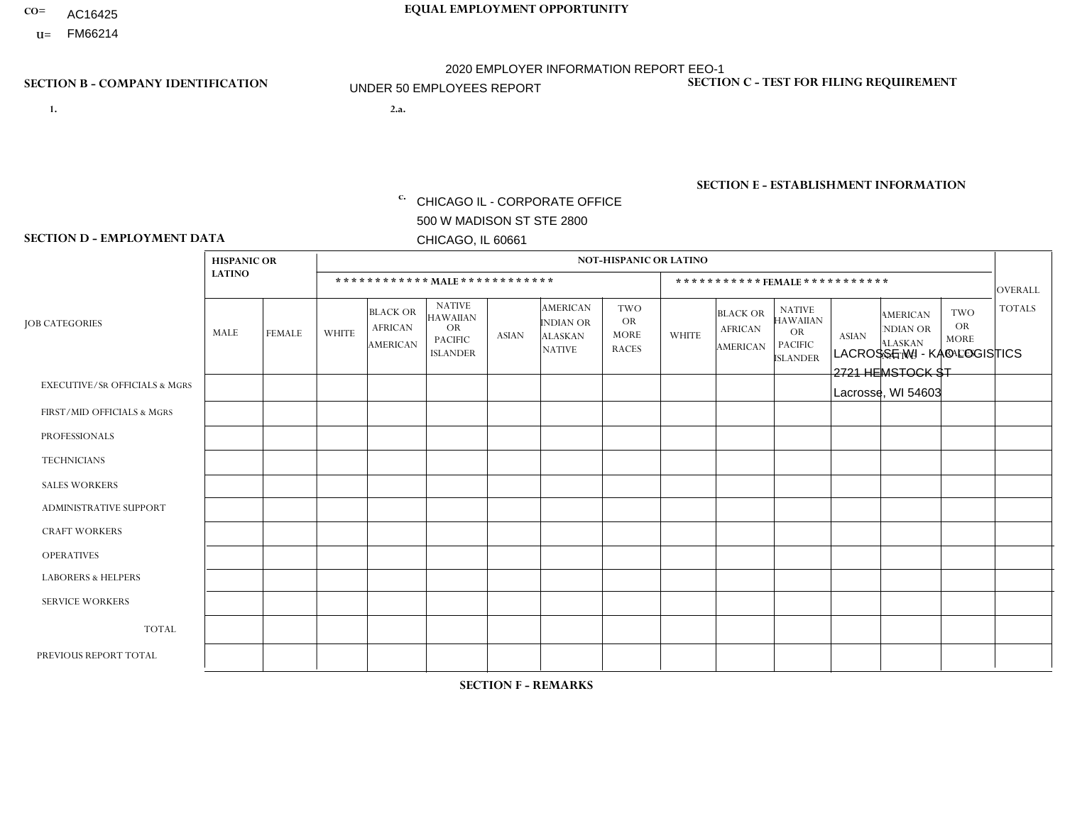CO= AC16425
U= FM66214

**EQUAL EMPLOYMENT OPPORTUNITY**

2020 EMPLOYER INFORMATION REPORT EEO-1
UNDER 50 EMPLOYEES REPORT

**SECTION B - COMPANY IDENTIFICATION**

1.

2.a.

c. CHICAGO IL - CORPORATE OFFICE
500 W MADISON ST STE 2800
CHICAGO, IL 60661

**SECTION C - TEST FOR FILING REQUIREMENT**

**SECTION E - ESTABLISHMENT INFORMATION**

LACROSSE WI - KAG LOGISTICS
2721 HEMSTOCK ST
Lacrosse, WI 54603

**SECTION D - EMPLOYMENT DATA**

| JOB CATEGORIES | HISPANIC OR LATINO | | NOT-HISPANIC OR LATINO | | | | | | | | | | | | OVERALL TOTALS |
|---|---|---|---|---|---|---|---|---|---|---|---|---|---|---|---|
| | | | MALE | | | | | | FEMALE | | | | | | |
| | MALE | FEMALE | WHITE | BLACK OR AFRICAN AMERICAN | NATIVE HAWAIIAN OR PACIFIC ISLANDER | ASIAN | AMERICAN INDIAN OR ALASKAN NATIVE | TWO OR MORE RACES | WHITE | BLACK OR AFRICAN AMERICAN | NATIVE HAWAIIAN OR PACIFIC ISLANDER | ASIAN | AMERICAN INDIAN OR ALASKAN NATIVE | TWO OR MORE RACES | |
| EXECUTIVE/SR OFFICIALS & MGRS | | | | | | | | | | | | | | | |
| FIRST/MID OFFICIALS & MGRS | | | | | | | | | | | | | | | |
| PROFESSIONALS | | | | | | | | | | | | | | | |
| TECHNICIANS | | | | | | | | | | | | | | | |
| SALES WORKERS | | | | | | | | | | | | | | | |
| ADMINISTRATIVE SUPPORT | | | | | | | | | | | | | | | |
| CRAFT WORKERS | | | | | | | | | | | | | | | |
| OPERATIVES | | | | | | | | | | | | | | | |
| LABORERS & HELPERS | | | | | | | | | | | | | | | |
| SERVICE WORKERS | | | | | | | | | | | | | | | |
| TOTAL | | | | | | | | | | | | | | | |
| PREVIOUS REPORT TOTAL | | | | | | | | | | | | | | | |

**SECTION F - REMARKS**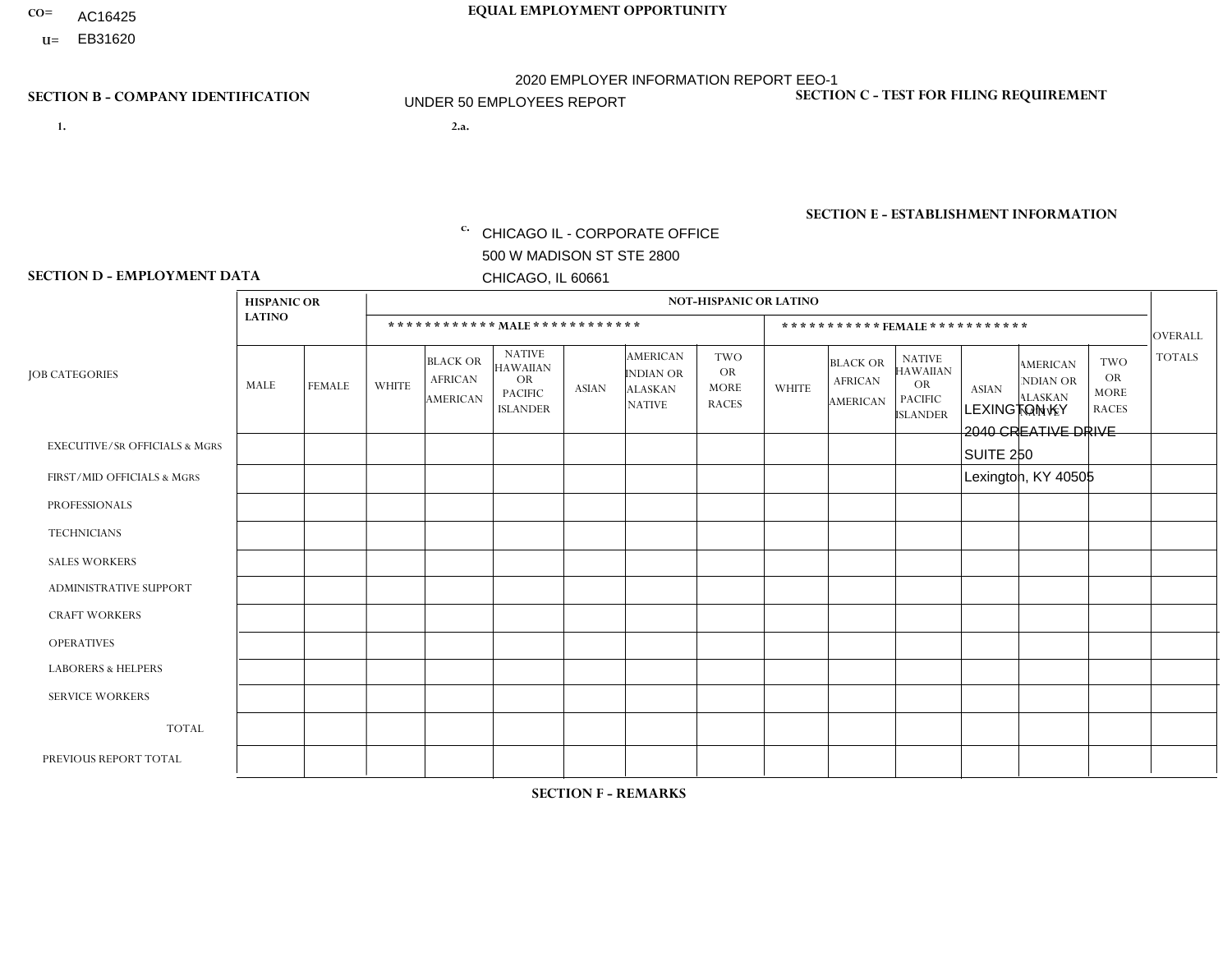CO= AC16425
U= EB31620

**EQUAL EMPLOYMENT OPPORTUNITY**

2020 EMPLOYER INFORMATION REPORT EEO-1
UNDER 50 EMPLOYEES REPORT

**SECTION B - COMPANY IDENTIFICATION**

1.

2.a.

c. CHICAGO IL - CORPORATE OFFICE
500 W MADISON ST STE 2800
CHICAGO, IL 60661

**SECTION C - TEST FOR FILING REQUIREMENT**

**SECTION E - ESTABLISHMENT INFORMATION**

LEXINGTON KY
2040 CREATIVE DRIVE
SUITE 250
Lexington, KY 40505

**SECTION D - EMPLOYMENT DATA**

| JOB CATEGORIES | HISPANIC OR LATINO | | NOT-HISPANIC OR LATINO | | | | | | | | | | | | OVERALL TOTALS |
|---|---|---|---|---|---|---|---|---|---|---|---|---|---|---|---|
| | | | MALE | | | | | | FEMALE | | | | | | |
| | MALE | FEMALE | WHITE | BLACK OR AFRICAN AMERICAN | NATIVE HAWAIIAN OR PACIFIC ISLANDER | ASIAN | AMERICAN INDIAN OR ALASKAN NATIVE | TWO OR MORE RACES | WHITE | BLACK OR AFRICAN AMERICAN | NATIVE HAWAIIAN OR PACIFIC ISLANDER | ASIAN | AMERICAN INDIAN OR ALASKAN NATIVE | TWO OR MORE RACES | |
| EXECUTIVE/SR OFFICIALS & MGRS | | | | | | | | | | | | | | | |
| FIRST/MID OFFICIALS & MGRS | | | | | | | | | | | | | | | |
| PROFESSIONALS | | | | | | | | | | | | | | | |
| TECHNICIANS | | | | | | | | | | | | | | | |
| SALES WORKERS | | | | | | | | | | | | | | | |
| ADMINISTRATIVE SUPPORT | | | | | | | | | | | | | | | |
| CRAFT WORKERS | | | | | | | | | | | | | | | |
| OPERATIVES | | | | | | | | | | | | | | | |
| LABORERS & HELPERS | | | | | | | | | | | | | | | |
| SERVICE WORKERS | | | | | | | | | | | | | | | |
| TOTAL | | | | | | | | | | | | | | | |
| PREVIOUS REPORT TOTAL | | | | | | | | | | | | | | | |

**SECTION F - REMARKS**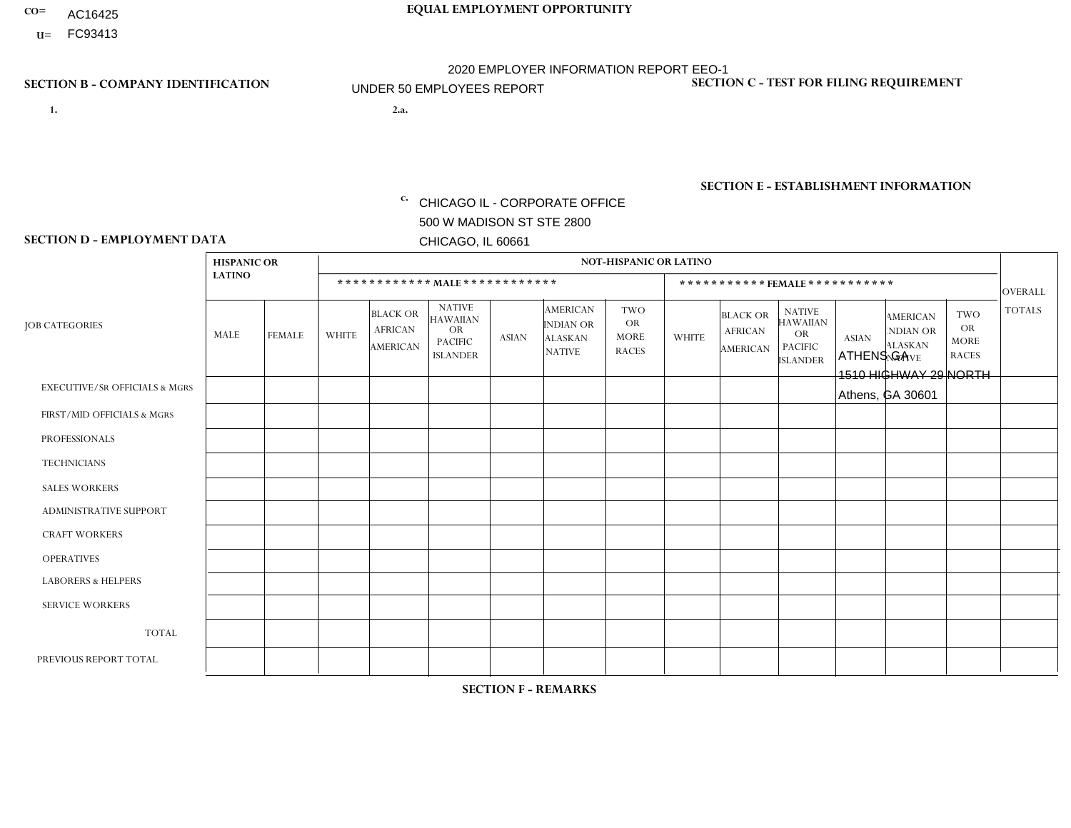CO= AC16425
U= FC93413

**EQUAL EMPLOYMENT OPPORTUNITY**

2020 EMPLOYER INFORMATION REPORT EEO-1

UNDER 50 EMPLOYEES REPORT

**SECTION B - COMPANY IDENTIFICATION**

1.

2.a.

c. CHICAGO IL - CORPORATE OFFICE
500 W MADISON ST STE 2800
CHICAGO, IL 60661

**SECTION C - TEST FOR FILING REQUIREMENT**

**SECTION E - ESTABLISHMENT INFORMATION**

ATHENS GA
1510 HIGHWAY 29 NORTH
Athens, GA 30601

**SECTION D - EMPLOYMENT DATA**

| JOB CATEGORIES | HISPANIC OR LATINO | | NOT-HISPANIC OR LATINO | | | | | | | | | | | | OVERALL TOTALS |
|---|---|---|---|---|---|---|---|---|---|---|---|---|---|---|---|
| | | | MALE | | | | | | FEMALE | | | | | | |
| | MALE | FEMALE | WHITE | BLACK OR AFRICAN AMERICAN | NATIVE HAWAIIAN OR PACIFIC ISLANDER | ASIAN | AMERICAN INDIAN OR ALASKAN NATIVE | TWO OR MORE RACES | WHITE | BLACK OR AFRICAN AMERICAN | NATIVE HAWAIIAN OR PACIFIC ISLANDER | ASIAN | AMERICAN INDIAN OR ALASKAN NATIVE | TWO OR MORE RACES | |
| EXECUTIVE/SR OFFICIALS & MGRS | | | | | | | | | | | | | | | |
| FIRST/MID OFFICIALS & MGRS | | | | | | | | | | | | | | | |
| PROFESSIONALS | | | | | | | | | | | | | | | |
| TECHNICIANS | | | | | | | | | | | | | | | |
| SALES WORKERS | | | | | | | | | | | | | | | |
| ADMINISTRATIVE SUPPORT | | | | | | | | | | | | | | | |
| CRAFT WORKERS | | | | | | | | | | | | | | | |
| OPERATIVES | | | | | | | | | | | | | | | |
| LABORERS & HELPERS | | | | | | | | | | | | | | | |
| SERVICE WORKERS | | | | | | | | | | | | | | | |
| TOTAL | | | | | | | | | | | | | | | |
| PREVIOUS REPORT TOTAL | | | | | | | | | | | | | | | |

**SECTION F - REMARKS**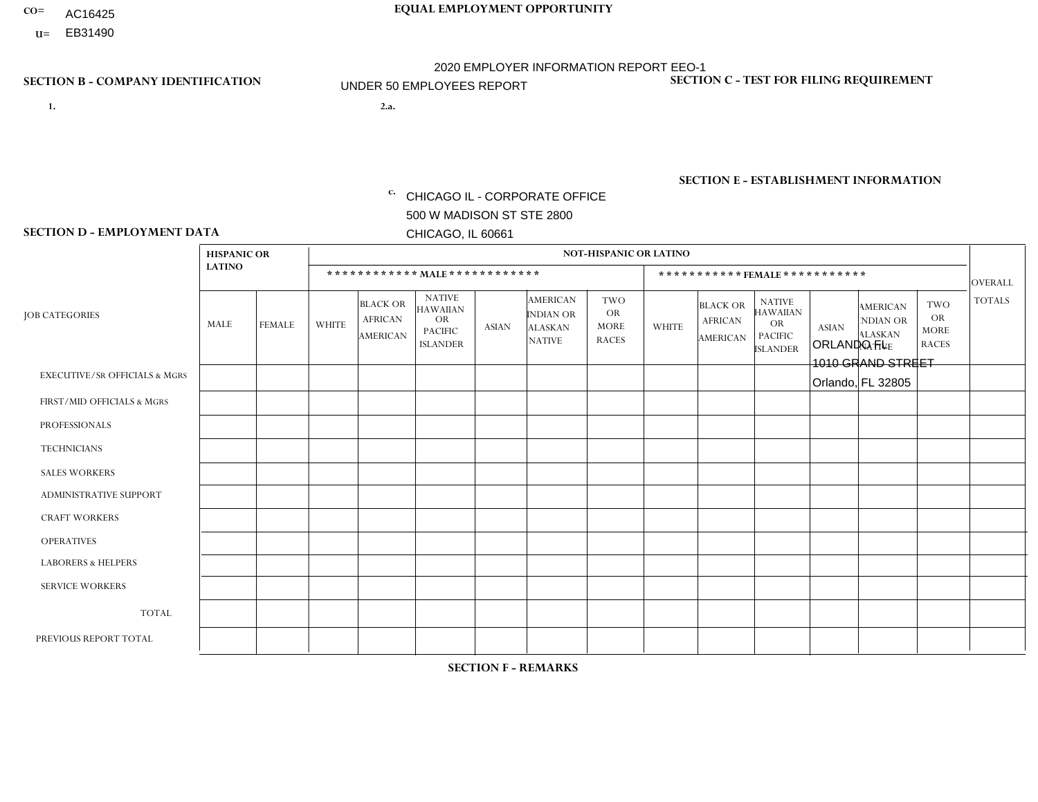CO= AC16425
U= EB31490

**EQUAL EMPLOYMENT OPPORTUNITY**

2020 EMPLOYER INFORMATION REPORT EEO-1

UNDER 50 EMPLOYEES REPORT

**SECTION B - COMPANY IDENTIFICATION**

1.

2.a.

c. CHICAGO IL - CORPORATE OFFICE
500 W MADISON ST STE 2800
CHICAGO, IL 60661

**SECTION C - TEST FOR FILING REQUIREMENT**

**SECTION E - ESTABLISHMENT INFORMATION**

ORLANDO FL
1010 GRAND STREET
Orlando, FL 32805

**SECTION D - EMPLOYMENT DATA**

| JOB CATEGORIES | HISPANIC OR LATINO | | NOT-HISPANIC OR LATINO | | | | | | | | | | | | OVERALL TOTALS |
|---|---|---|---|---|---|---|---|---|---|---|---|---|---|---|---|
| | | | MALE | | | | | | FEMALE | | | | | | |
| | MALE | FEMALE | WHITE | BLACK OR AFRICAN AMERICAN | NATIVE HAWAIIAN OR PACIFIC ISLANDER | ASIAN | AMERICAN INDIAN OR ALASKAN NATIVE | TWO OR MORE RACES | WHITE | BLACK OR AFRICAN AMERICAN | NATIVE HAWAIIAN OR PACIFIC ISLANDER | ASIAN | AMERICAN INDIAN OR ALASKAN NATIVE | TWO OR MORE RACES | |
| EXECUTIVE/Sr OFFICIALS & MGRS | | | | | | | | | | | | | | | |
| FIRST/MID OFFICIALS & MGRS | | | | | | | | | | | | | | | |
| PROFESSIONALS | | | | | | | | | | | | | | | |
| TECHNICIANS | | | | | | | | | | | | | | | |
| SALES WORKERS | | | | | | | | | | | | | | | |
| ADMINISTRATIVE SUPPORT | | | | | | | | | | | | | | | |
| CRAFT WORKERS | | | | | | | | | | | | | | | |
| OPERATIVES | | | | | | | | | | | | | | | |
| LABORERS & HELPERS | | | | | | | | | | | | | | | |
| SERVICE WORKERS | | | | | | | | | | | | | | | |
| TOTAL | | | | | | | | | | | | | | | |
| PREVIOUS REPORT TOTAL | | | | | | | | | | | | | | | |

**SECTION F - REMARKS**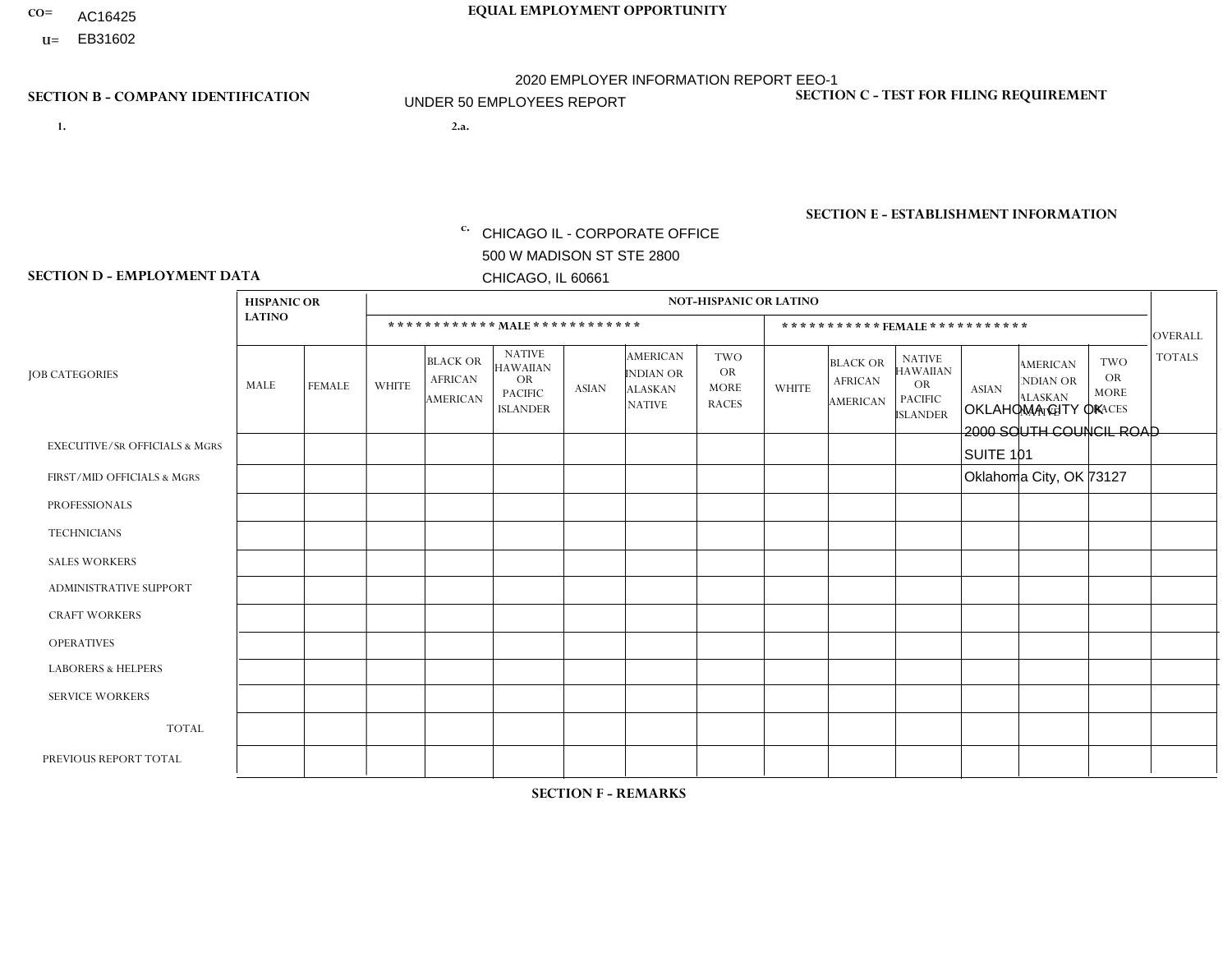CO= AC16425

U= EB31602

**EQUAL EMPLOYMENT OPPORTUNITY**

2020 EMPLOYER INFORMATION REPORT EEO-1

UNDER 50 EMPLOYEES REPORT

**SECTION B - COMPANY IDENTIFICATION**

1.

2.a.

c. CHICAGO IL - CORPORATE OFFICE
500 W MADISON ST STE 2800
CHICAGO, IL 60661

**SECTION C - TEST FOR FILING REQUIREMENT**

**SECTION E - ESTABLISHMENT INFORMATION**

OKLAHOMA CITY OK
2000 SOUTH COUNCIL ROAD
SUITE 101
Oklahoma City, OK 73127

**SECTION D - EMPLOYMENT DATA**

| JOB CATEGORIES | HISPANIC OR LATINO | | NOT-HISPANIC OR LATINO | | | | | | | | | | | | OVERALL TOTALS |
|---|---|---|---|---|---|---|---|---|---|---|---|---|---|---|---|
| | | | MALE | | | | | | FEMALE | | | | | | |
| | MALE | FEMALE | WHITE | BLACK OR AFRICAN AMERICAN | NATIVE HAWAIIAN OR PACIFIC ISLANDER | ASIAN | AMERICAN INDIAN OR ALASKAN NATIVE | TWO OR MORE RACES | WHITE | BLACK OR AFRICAN AMERICAN | NATIVE HAWAIIAN OR PACIFIC ISLANDER | ASIAN | AMERICAN INDIAN OR ALASKAN NATIVE | TWO OR MORE RACES | |
| EXECUTIVE/SR OFFICIALS & MGRS | | | | | | | | | | | | | | | |
| FIRST/MID OFFICIALS & MGRS | | | | | | | | | | | | | | | |
| PROFESSIONALS | | | | | | | | | | | | | | | |
| TECHNICIANS | | | | | | | | | | | | | | | |
| SALES WORKERS | | | | | | | | | | | | | | | |
| ADMINISTRATIVE SUPPORT | | | | | | | | | | | | | | | |
| CRAFT WORKERS | | | | | | | | | | | | | | | |
| OPERATIVES | | | | | | | | | | | | | | | |
| LABORERS & HELPERS | | | | | | | | | | | | | | | |
| SERVICE WORKERS | | | | | | | | | | | | | | | |
| TOTAL | | | | | | | | | | | | | | | |
| PREVIOUS REPORT TOTAL | | | | | | | | | | | | | | | |

**SECTION F - REMARKS**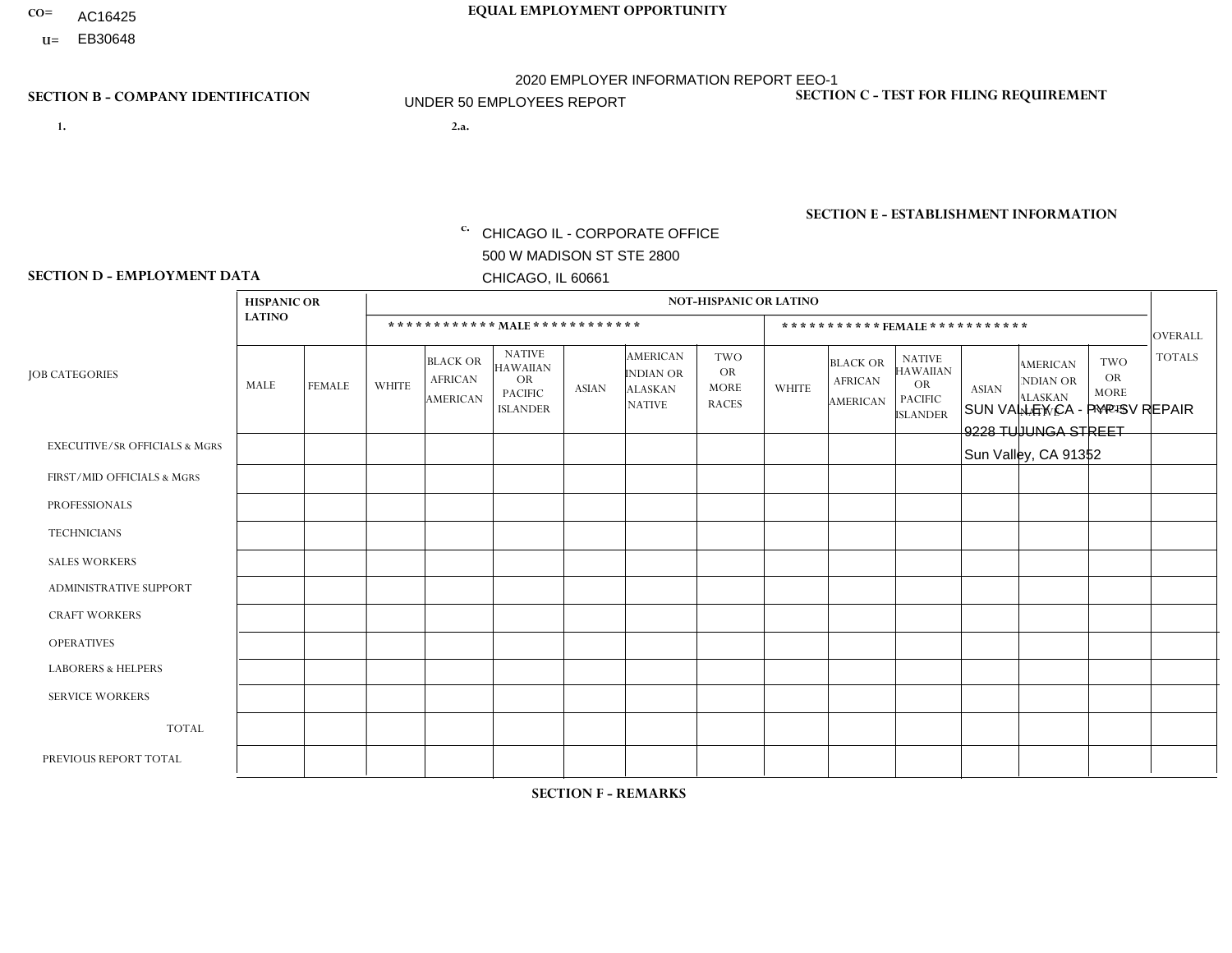CO= AC16425

U= EB30648

**EQUAL EMPLOYMENT OPPORTUNITY**

2020 EMPLOYER INFORMATION REPORT EEO-1

UNDER 50 EMPLOYEES REPORT

**SECTION B - COMPANY IDENTIFICATION**

1.

2.a.

c. CHICAGO IL - CORPORATE OFFICE
500 W MADISON ST STE 2800
CHICAGO, IL 60661

**SECTION C - TEST FOR FILING REQUIREMENT**

**SECTION E - ESTABLISHMENT INFORMATION**

SUN VALLEY CA - PYP SV REPAIR
9228 TUJUNGA STREET
Sun Valley, CA 91352

**SECTION D - EMPLOYMENT DATA**

| JOB CATEGORIES | HISPANIC OR LATINO | | NOT-HISPANIC OR LATINO | | | | | | | | | | | | OVERALL TOTALS |
|---|---|---|---|---|---|---|---|---|---|---|---|---|---|---|---|
| | | | MALE | | | | | | FEMALE | | | | | | |
| | MALE | FEMALE | WHITE | BLACK OR AFRICAN AMERICAN | NATIVE HAWAIIAN OR PACIFIC ISLANDER | ASIAN | AMERICAN INDIAN OR ALASKAN NATIVE | TWO OR MORE RACES | WHITE | BLACK OR AFRICAN AMERICAN | NATIVE HAWAIIAN OR PACIFIC ISLANDER | ASIAN | AMERICAN INDIAN OR ALASKAN NATIVE | TWO OR MORE RACES | |
| EXECUTIVE/SR OFFICIALS & MGRS | | | | | | | | | | | | | | | |
| FIRST/MID OFFICIALS & MGRS | | | | | | | | | | | | | | | |
| PROFESSIONALS | | | | | | | | | | | | | | | |
| TECHNICIANS | | | | | | | | | | | | | | | |
| SALES WORKERS | | | | | | | | | | | | | | | |
| ADMINISTRATIVE SUPPORT | | | | | | | | | | | | | | | |
| CRAFT WORKERS | | | | | | | | | | | | | | | |
| OPERATIVES | | | | | | | | | | | | | | | |
| LABORERS & HELPERS | | | | | | | | | | | | | | | |
| SERVICE WORKERS | | | | | | | | | | | | | | | |
| TOTAL | | | | | | | | | | | | | | | |
| PREVIOUS REPORT TOTAL | | | | | | | | | | | | | | | |

**SECTION F - REMARKS**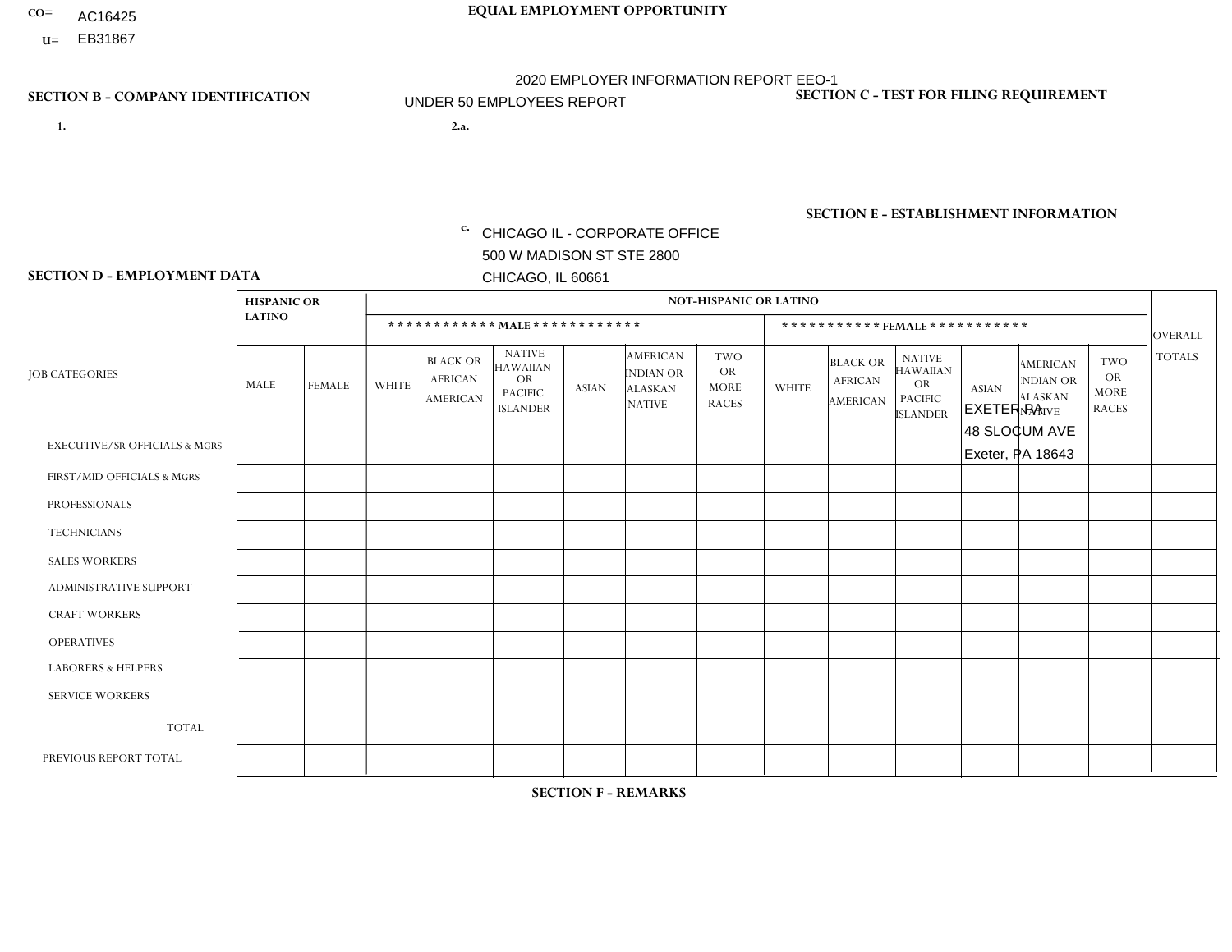CO= AC16425
U= EB31867

**EQUAL EMPLOYMENT OPPORTUNITY**

2020 EMPLOYER INFORMATION REPORT EEO-1

UNDER 50 EMPLOYEES REPORT

**SECTION B - COMPANY IDENTIFICATION**

1.

2.a.

c. CHICAGO IL - CORPORATE OFFICE
500 W MADISON ST STE 2800
CHICAGO, IL 60661

**SECTION C - TEST FOR FILING REQUIREMENT**

**SECTION E - ESTABLISHMENT INFORMATION**

EXETER PA
48 SLOCUM AVE
Exeter, PA 18643

**SECTION D - EMPLOYMENT DATA**

| JOB CATEGORIES | HISPANIC OR LATINO | | NOT-HISPANIC OR LATINO | | | | | | | | | | | | OVERALL TOTALS |
|---|---|---|---|---|---|---|---|---|---|---|---|---|---|---|---|
| | | | MALE | | | | | | FEMALE | | | | | | |
| | MALE | FEMALE | WHITE | BLACK OR AFRICAN AMERICAN | NATIVE HAWAIIAN OR PACIFIC ISLANDER | ASIAN | AMERICAN INDIAN OR ALASKAN NATIVE | TWO OR MORE RACES | WHITE | BLACK OR AFRICAN AMERICAN | NATIVE HAWAIIAN OR PACIFIC ISLANDER | ASIAN | AMERICAN INDIAN OR ALASKAN NATIVE | TWO OR MORE RACES | |
| EXECUTIVE/SR OFFICIALS & MGRS | | | | | | | | | | | | | | | |
| FIRST/MID OFFICIALS & MGRS | | | | | | | | | | | | | | | |
| PROFESSIONALS | | | | | | | | | | | | | | | |
| TECHNICIANS | | | | | | | | | | | | | | | |
| SALES WORKERS | | | | | | | | | | | | | | | |
| ADMINISTRATIVE SUPPORT | | | | | | | | | | | | | | | |
| CRAFT WORKERS | | | | | | | | | | | | | | | |
| OPERATIVES | | | | | | | | | | | | | | | |
| LABORERS & HELPERS | | | | | | | | | | | | | | | |
| SERVICE WORKERS | | | | | | | | | | | | | | | |
| TOTAL | | | | | | | | | | | | | | | |
| PREVIOUS REPORT TOTAL | | | | | | | | | | | | | | | |

**SECTION F - REMARKS**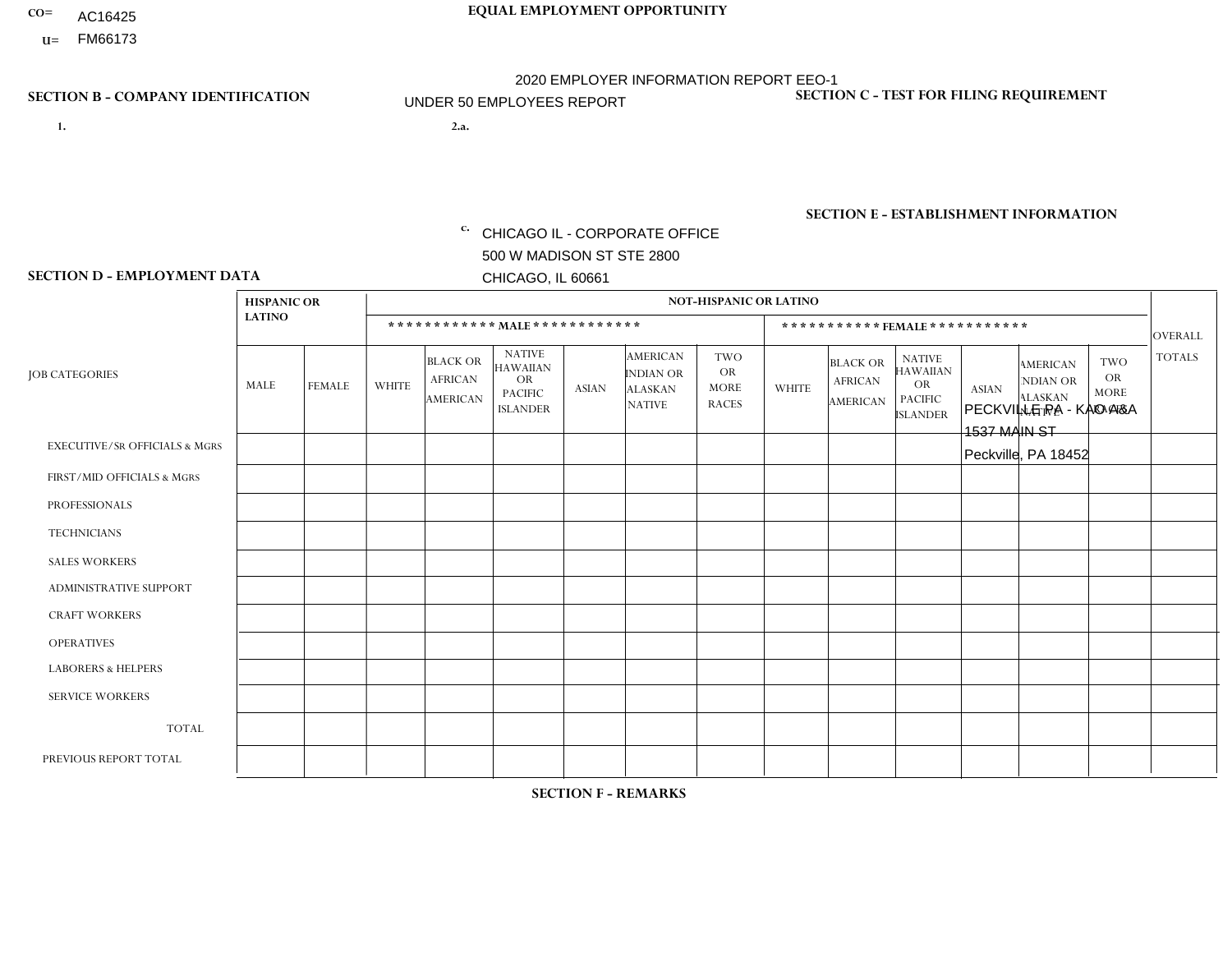CO= AC16425
U= FM66173

**EQUAL EMPLOYMENT OPPORTUNITY**

2020 EMPLOYER INFORMATION REPORT EEO-1
UNDER 50 EMPLOYEES REPORT

**SECTION B - COMPANY IDENTIFICATION**

1.

2.a.

c. CHICAGO IL - CORPORATE OFFICE
500 W MADISON ST STE 2800
CHICAGO, IL 60661

**SECTION C - TEST FOR FILING REQUIREMENT**

**SECTION E - ESTABLISHMENT INFORMATION**

PECKVILLE PA - KAO A&A
1537 MAIN ST
Peckville, PA 18452

**SECTION D - EMPLOYMENT DATA**

| JOB CATEGORIES | HISPANIC OR LATINO | | NOT-HISPANIC OR LATINO | | | | | | | | | | | | OVERALL TOTALS |
|---|---|---|---|---|---|---|---|---|---|---|---|---|---|---|---|
| | | | MALE | | | | | | FEMALE | | | | | | |
| | MALE | FEMALE | WHITE | BLACK OR AFRICAN AMERICAN | NATIVE HAWAIIAN OR PACIFIC ISLANDER | ASIAN | AMERICAN INDIAN OR ALASKAN NATIVE | TWO OR MORE RACES | WHITE | BLACK OR AFRICAN AMERICAN | NATIVE HAWAIIAN OR PACIFIC ISLANDER | ASIAN | AMERICAN INDIAN OR ALASKAN NATIVE | TWO OR MORE RACES | |
| EXECUTIVE/SR OFFICIALS & MGRS | | | | | | | | | | | | | | | |
| FIRST/MID OFFICIALS & MGRS | | | | | | | | | | | | | | | |
| PROFESSIONALS | | | | | | | | | | | | | | | |
| TECHNICIANS | | | | | | | | | | | | | | | |
| SALES WORKERS | | | | | | | | | | | | | | | |
| ADMINISTRATIVE SUPPORT | | | | | | | | | | | | | | | |
| CRAFT WORKERS | | | | | | | | | | | | | | | |
| OPERATIVES | | | | | | | | | | | | | | | |
| LABORERS & HELPERS | | | | | | | | | | | | | | | |
| SERVICE WORKERS | | | | | | | | | | | | | | | |
| TOTAL | | | | | | | | | | | | | | | |
| PREVIOUS REPORT TOTAL | | | | | | | | | | | | | | | |

**SECTION F - REMARKS**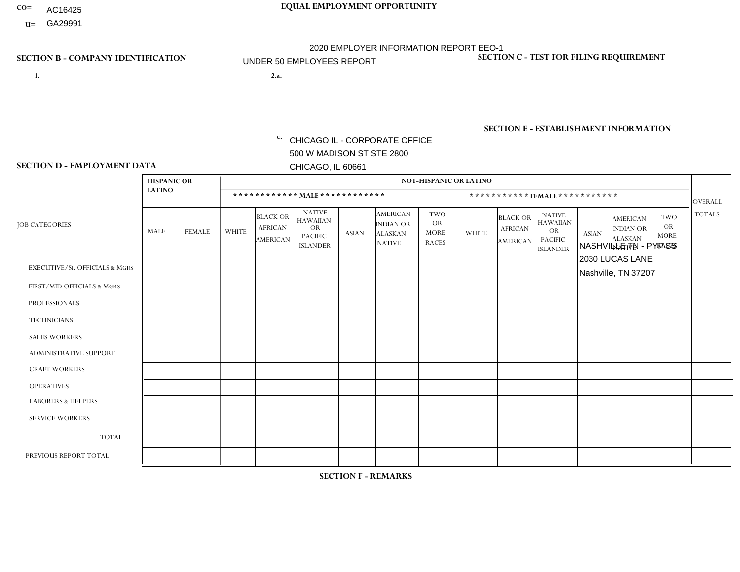CO= AC16425

U= GA29991

**EQUAL EMPLOYMENT OPPORTUNITY**

2020 EMPLOYER INFORMATION REPORT EEO-1

UNDER 50 EMPLOYEES REPORT

**SECTION B - COMPANY IDENTIFICATION**

1.

2.a.

c. CHICAGO IL - CORPORATE OFFICE
500 W MADISON ST STE 2800
CHICAGO, IL 60661

**SECTION C - TEST FOR FILING REQUIREMENT**

**SECTION E - ESTABLISHMENT INFORMATION**

NASHVILLE TN - PYPASS
2030 LUCAS LANE
Nashville, TN 37207

**SECTION D - EMPLOYMENT DATA**

| JOB CATEGORIES | HISPANIC OR LATINO | | NOT-HISPANIC OR LATINO | | | | | | | | | | | | OVERALL TOTALS |
|---|---|---|---|---|---|---|---|---|---|---|---|---|---|---|---|
| | | | MALE | | | | | | FEMALE | | | | | | |
| | MALE | FEMALE | WHITE | BLACK OR AFRICAN AMERICAN | NATIVE HAWAIIAN OR PACIFIC ISLANDER | ASIAN | AMERICAN INDIAN OR ALASKAN NATIVE | TWO OR MORE RACES | WHITE | BLACK OR AFRICAN AMERICAN | NATIVE HAWAIIAN OR PACIFIC ISLANDER | ASIAN | AMERICAN INDIAN OR ALASKAN NATIVE | TWO OR MORE RACES | |
| EXECUTIVE/SR OFFICIALS & MGRS | | | | | | | | | | | | | | | |
| FIRST/MID OFFICIALS & MGRS | | | | | | | | | | | | | | | |
| PROFESSIONALS | | | | | | | | | | | | | | | |
| TECHNICIANS | | | | | | | | | | | | | | | |
| SALES WORKERS | | | | | | | | | | | | | | | |
| ADMINISTRATIVE SUPPORT | | | | | | | | | | | | | | | |
| CRAFT WORKERS | | | | | | | | | | | | | | | |
| OPERATIVES | | | | | | | | | | | | | | | |
| LABORERS & HELPERS | | | | | | | | | | | | | | | |
| SERVICE WORKERS | | | | | | | | | | | | | | | |
| TOTAL | | | | | | | | | | | | | | | |
| PREVIOUS REPORT TOTAL | | | | | | | | | | | | | | | |

**SECTION F - REMARKS**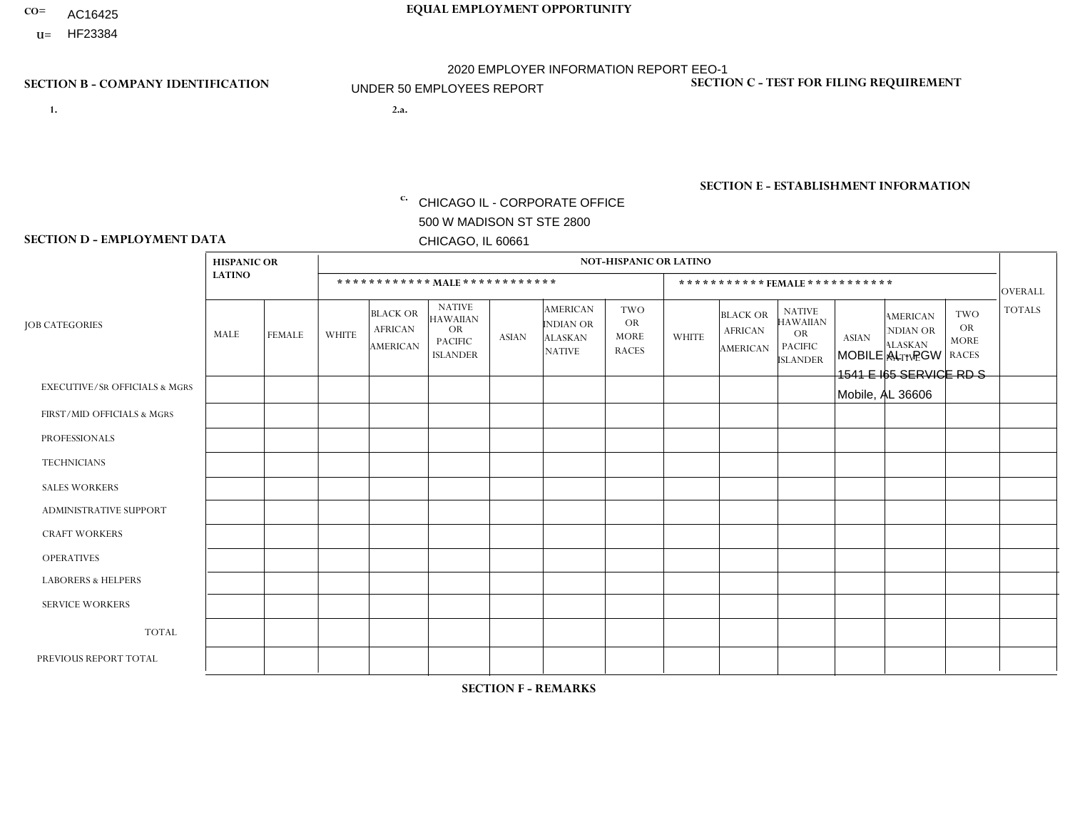CO= AC16425
U= HF23384

EQUAL EMPLOYMENT OPPORTUNITY

2020 EMPLOYER INFORMATION REPORT EEO-1
UNDER 50 EMPLOYEES REPORT

## SECTION B - COMPANY IDENTIFICATION

1.

2.a.

c. CHICAGO IL - CORPORATE OFFICE
500 W MADISON ST STE 2800
CHICAGO, IL 60661

## SECTION C - TEST FOR FILING REQUIREMENT

## SECTION E - ESTABLISHMENT INFORMATION

MOBILE AL - PGW
1541 E I65 SERVICE RD S
Mobile, AL 36606

## SECTION D - EMPLOYMENT DATA

| JOB CATEGORIES | HISPANIC OR LATINO | | NOT-HISPANIC OR LATINO | | | | | | | | | | | | OVERALL TOTALS |
|---|---|---|---|---|---|---|---|---|---|---|---|---|---|---|---|
| | | | MALE | | | | | | FEMALE | | | | | | |
| | MALE | FEMALE | WHITE | BLACK OR AFRICAN AMERICAN | NATIVE HAWAIIAN OR PACIFIC ISLANDER | ASIAN | AMERICAN INDIAN OR ALASKAN NATIVE | TWO OR MORE RACES | WHITE | BLACK OR AFRICAN AMERICAN | NATIVE HAWAIIAN OR PACIFIC ISLANDER | ASIAN | AMERICAN INDIAN OR ALASKAN NATIVE | TWO OR MORE RACES | |
| EXECUTIVE/Sr OFFICIALS & MGRS | | | | | | | | | | | | | | | |
| FIRST/MID OFFICIALS & MGRS | | | | | | | | | | | | | | | |
| PROFESSIONALS | | | | | | | | | | | | | | | |
| TECHNICIANS | | | | | | | | | | | | | | | |
| SALES WORKERS | | | | | | | | | | | | | | | |
| ADMINISTRATIVE SUPPORT | | | | | | | | | | | | | | | |
| CRAFT WORKERS | | | | | | | | | | | | | | | |
| OPERATIVES | | | | | | | | | | | | | | | |
| LABORERS & HELPERS | | | | | | | | | | | | | | | |
| SERVICE WORKERS | | | | | | | | | | | | | | | |
| TOTAL | | | | | | | | | | | | | | | |
| PREVIOUS REPORT TOTAL | | | | | | | | | | | | | | | |

## SECTION F - REMARKS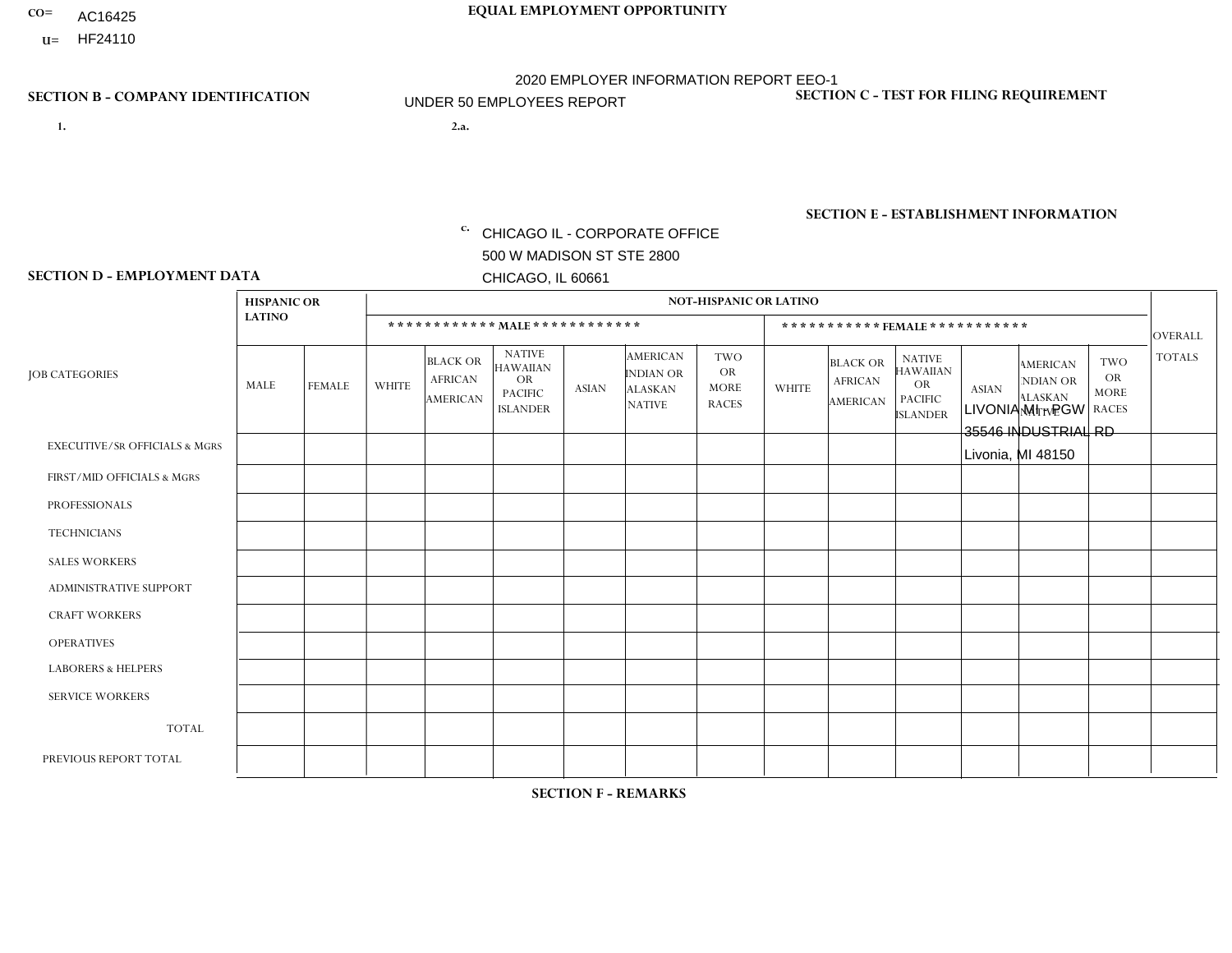CO= AC16425
U= HF24110

**EQUAL EMPLOYMENT OPPORTUNITY**

2020 EMPLOYER INFORMATION REPORT EEO-1
UNDER 50 EMPLOYEES REPORT

**SECTION B - COMPANY IDENTIFICATION**

1.

2.a.

c. CHICAGO IL - CORPORATE OFFICE
500 W MADISON ST STE 2800
CHICAGO, IL 60661

**SECTION C - TEST FOR FILING REQUIREMENT**

**SECTION E - ESTABLISHMENT INFORMATION**

LIVONIA MI - PGW
35546 INDUSTRIAL RD
Livonia, MI 48150

**SECTION D - EMPLOYMENT DATA**

| JOB CATEGORIES | HISPANIC OR LATINO | | NOT-HISPANIC OR LATINO | | | | | | | | | | | | OVERALL TOTALS |
|---|---|---|---|---|---|---|---|---|---|---|---|---|---|---|---|
| | | | MALE | | | | | | FEMALE | | | | | | |
| | MALE | FEMALE | WHITE | BLACK OR AFRICAN AMERICAN | NATIVE HAWAIIAN OR PACIFIC ISLANDER | ASIAN | AMERICAN INDIAN OR ALASKAN NATIVE | TWO OR MORE RACES | WHITE | BLACK OR AFRICAN AMERICAN | NATIVE HAWAIIAN OR PACIFIC ISLANDER | ASIAN | AMERICAN INDIAN OR ALASKAN NATIVE | TWO OR MORE RACES | |
| EXECUTIVE/SR OFFICIALS & MGRS | | | | | | | | | | | | | | | |
| FIRST/MID OFFICIALS & MGRS | | | | | | | | | | | | | | | |
| PROFESSIONALS | | | | | | | | | | | | | | | |
| TECHNICIANS | | | | | | | | | | | | | | | |
| SALES WORKERS | | | | | | | | | | | | | | | |
| ADMINISTRATIVE SUPPORT | | | | | | | | | | | | | | | |
| CRAFT WORKERS | | | | | | | | | | | | | | | |
| OPERATIVES | | | | | | | | | | | | | | | |
| LABORERS & HELPERS | | | | | | | | | | | | | | | |
| SERVICE WORKERS | | | | | | | | | | | | | | | |
| TOTAL | | | | | | | | | | | | | | | |
| PREVIOUS REPORT TOTAL | | | | | | | | | | | | | | | |

**SECTION F - REMARKS**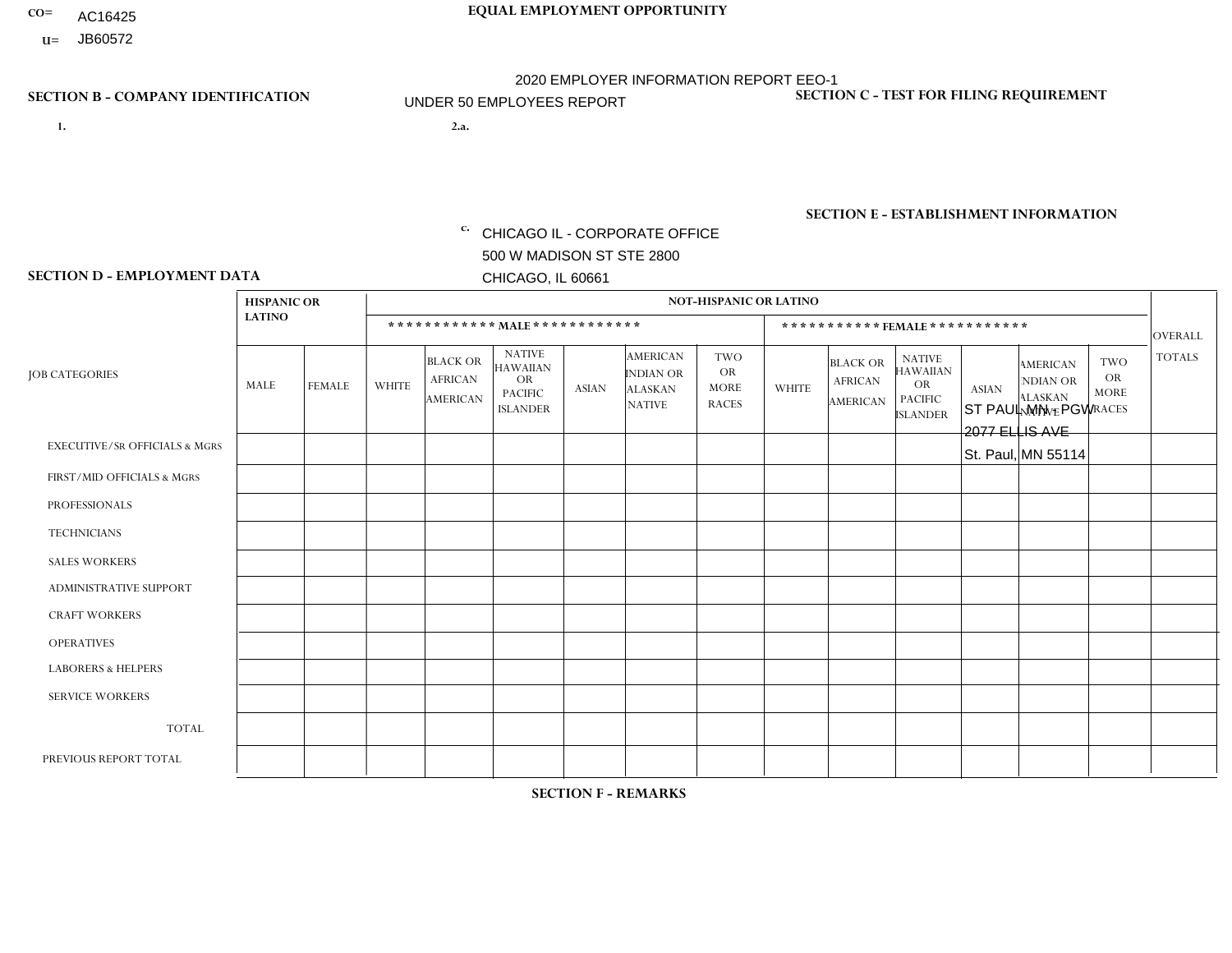CO= AC16425
U= JB60572

**EQUAL EMPLOYMENT OPPORTUNITY**

2020 EMPLOYER INFORMATION REPORT EEO-1

UNDER 50 EMPLOYEES REPORT

**SECTION B - COMPANY IDENTIFICATION**

1.

2.a.

c. CHICAGO IL - CORPORATE OFFICE
500 W MADISON ST STE 2800
CHICAGO, IL 60661

**SECTION C - TEST FOR FILING REQUIREMENT**

**SECTION E - ESTABLISHMENT INFORMATION**

ST PAUL MN - PGW
2077 ELLIS AVE
St. Paul, MN 55114

**SECTION D - EMPLOYMENT DATA**

| JOB CATEGORIES | HISPANIC OR LATINO | | NOT-HISPANIC OR LATINO | | | | | | | | | | | | OVERALL TOTALS |
|---|---|---|---|---|---|---|---|---|---|---|---|---|---|---|---|
| | | | MALE | | | | | | FEMALE | | | | | | |
| | MALE | FEMALE | WHITE | BLACK OR AFRICAN AMERICAN | NATIVE HAWAIIAN OR PACIFIC ISLANDER | ASIAN | AMERICAN INDIAN OR ALASKAN NATIVE | TWO OR MORE RACES | WHITE | BLACK OR AFRICAN AMERICAN | NATIVE HAWAIIAN OR PACIFIC ISLANDER | ASIAN | AMERICAN INDIAN OR ALASKAN NATIVE | TWO OR MORE RACES | |
| EXECUTIVE/SR OFFICIALS & MGRS | | | | | | | | | | | | | | | |
| FIRST/MID OFFICIALS & MGRS | | | | | | | | | | | | | | | |
| PROFESSIONALS | | | | | | | | | | | | | | | |
| TECHNICIANS | | | | | | | | | | | | | | | |
| SALES WORKERS | | | | | | | | | | | | | | | |
| ADMINISTRATIVE SUPPORT | | | | | | | | | | | | | | | |
| CRAFT WORKERS | | | | | | | | | | | | | | | |
| OPERATIVES | | | | | | | | | | | | | | | |
| LABORERS & HELPERS | | | | | | | | | | | | | | | |
| SERVICE WORKERS | | | | | | | | | | | | | | | |
| TOTAL | | | | | | | | | | | | | | | |
| PREVIOUS REPORT TOTAL | | | | | | | | | | | | | | | |

**SECTION F - REMARKS**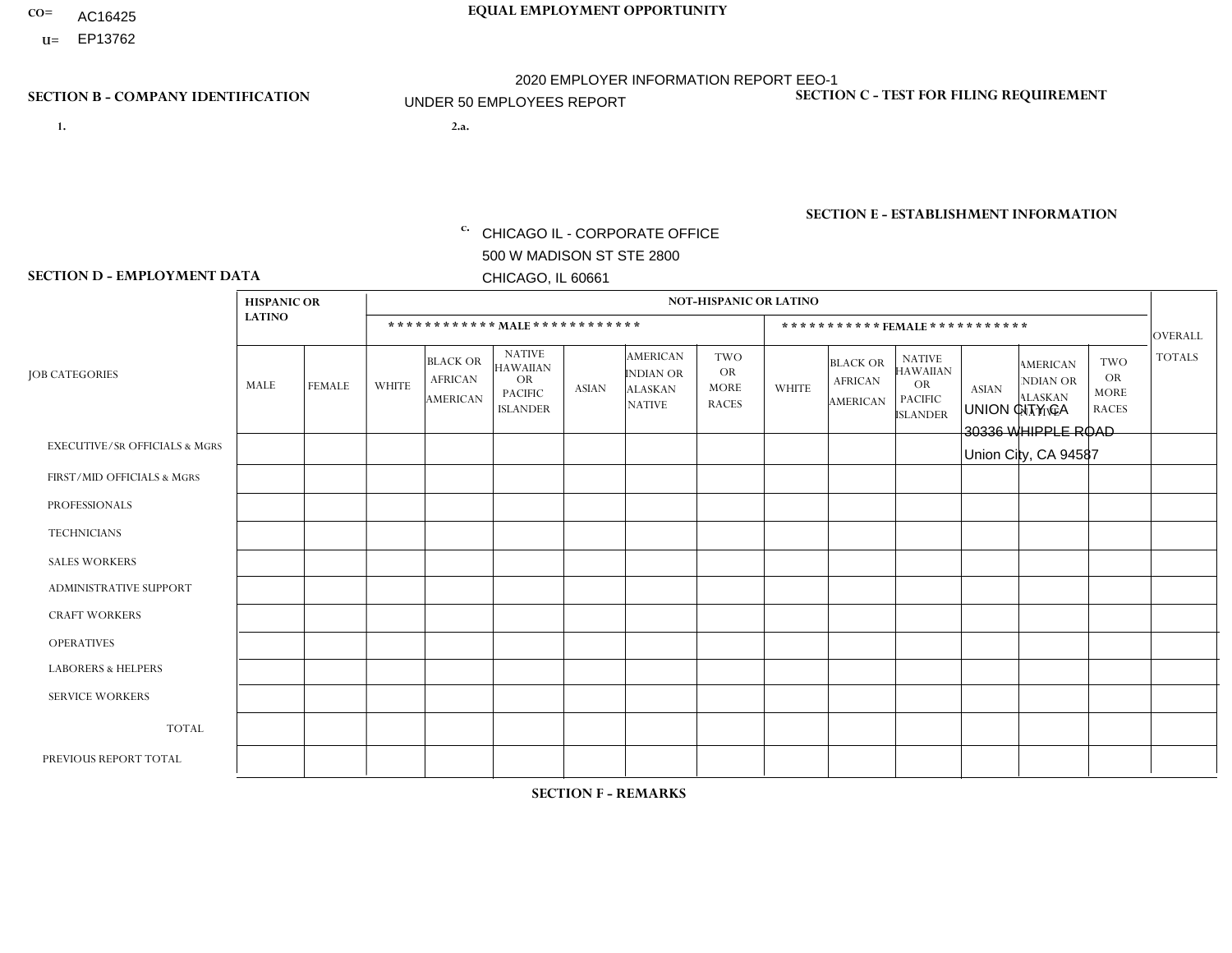CO= AC16425
U= EP13762

**EQUAL EMPLOYMENT OPPORTUNITY**

2020 EMPLOYER INFORMATION REPORT EEO-1
UNDER 50 EMPLOYEES REPORT

**SECTION B - COMPANY IDENTIFICATION**

1.

2.a.

c. CHICAGO IL - CORPORATE OFFICE
500 W MADISON ST STE 2800
CHICAGO, IL 60661

**SECTION C - TEST FOR FILING REQUIREMENT**

**SECTION E - ESTABLISHMENT INFORMATION**

UNION CITY CA
30336 WHIPPLE ROAD
Union City, CA 94587

**SECTION D - EMPLOYMENT DATA**

| JOB CATEGORIES | HISPANIC OR LATINO | | NOT-HISPANIC OR LATINO | | | | | | | | | | | | OVERALL TOTALS |
|---|---|---|---|---|---|---|---|---|---|---|---|---|---|---|---|
| | | | MALE | | | | | | FEMALE | | | | | | |
| | MALE | FEMALE | WHITE | BLACK OR AFRICAN AMERICAN | NATIVE HAWAIIAN OR PACIFIC ISLANDER | ASIAN | AMERICAN INDIAN OR ALASKAN NATIVE | TWO OR MORE RACES | WHITE | BLACK OR AFRICAN AMERICAN | NATIVE HAWAIIAN OR PACIFIC ISLANDER | ASIAN | AMERICAN INDIAN OR ALASKAN NATIVE | TWO OR MORE RACES | |
| EXECUTIVE/Sr OFFICIALS & MGRS | | | | | | | | | | | | | | | |
| FIRST/MID OFFICIALS & MGRS | | | | | | | | | | | | | | | |
| PROFESSIONALS | | | | | | | | | | | | | | | |
| TECHNICIANS | | | | | | | | | | | | | | | |
| SALES WORKERS | | | | | | | | | | | | | | | |
| ADMINISTRATIVE SUPPORT | | | | | | | | | | | | | | | |
| CRAFT WORKERS | | | | | | | | | | | | | | | |
| OPERATIVES | | | | | | | | | | | | | | | |
| LABORERS & HELPERS | | | | | | | | | | | | | | | |
| SERVICE WORKERS | | | | | | | | | | | | | | | |
| TOTAL | | | | | | | | | | | | | | | |
| PREVIOUS REPORT TOTAL | | | | | | | | | | | | | | | |

**SECTION F - REMARKS**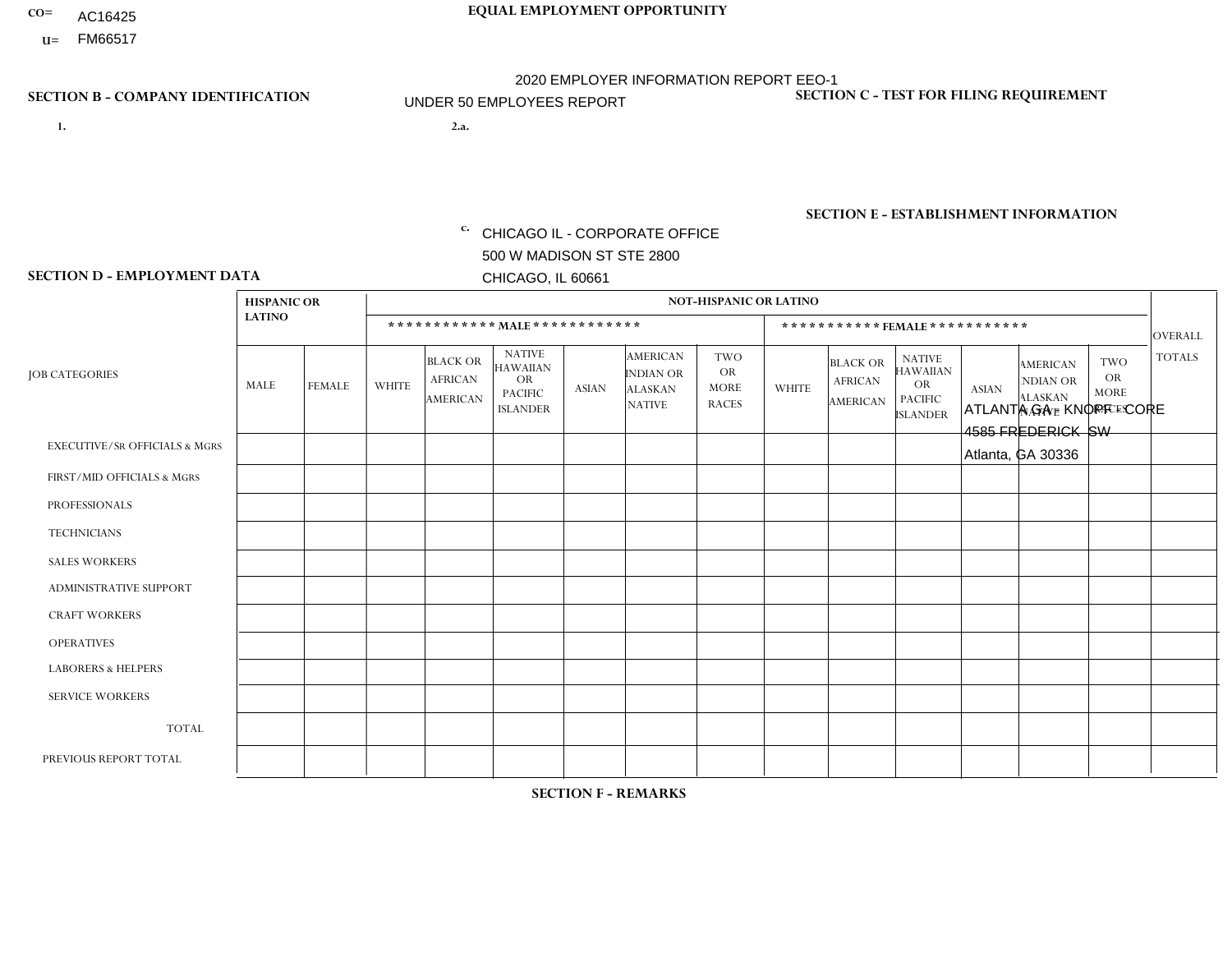CO= AC16425
U= FM66517

**EQUAL EMPLOYMENT OPPORTUNITY**

2020 EMPLOYER INFORMATION REPORT EEO-1

UNDER 50 EMPLOYEES REPORT

**SECTION B - COMPANY IDENTIFICATION**

1.

2.a.

c. CHICAGO IL - CORPORATE OFFICE
500 W MADISON ST STE 2800
CHICAGO, IL 60661

**SECTION C - TEST FOR FILING REQUIREMENT**

**SECTION E - ESTABLISHMENT INFORMATION**

ATLANTA GA - KNOPF - CORE
4585 FREDERICK SW
Atlanta, GA 30336

**SECTION D - EMPLOYMENT DATA**

| JOB CATEGORIES | HISPANIC OR LATINO | | NOT-HISPANIC OR LATINO | | | | | | | | | | | | OVERALL TOTALS |
|---|---|---|---|---|---|---|---|---|---|---|---|---|---|---|---|
| | | | MALE | | | | | | FEMALE | | | | | | |
| | MALE | FEMALE | WHITE | BLACK OR AFRICAN AMERICAN | NATIVE HAWAIIAN OR PACIFIC ISLANDER | ASIAN | AMERICAN INDIAN OR ALASKAN NATIVE | TWO OR MORE RACES | WHITE | BLACK OR AFRICAN AMERICAN | NATIVE HAWAIIAN OR PACIFIC ISLANDER | ASIAN | AMERICAN INDIAN OR ALASKAN NATIVE | TWO OR MORE RACES | |
| EXECUTIVE/SR OFFICIALS & MGRS | | | | | | | | | | | | | | | |
| FIRST/MID OFFICIALS & MGRS | | | | | | | | | | | | | | | |
| PROFESSIONALS | | | | | | | | | | | | | | | |
| TECHNICIANS | | | | | | | | | | | | | | | |
| SALES WORKERS | | | | | | | | | | | | | | | |
| ADMINISTRATIVE SUPPORT | | | | | | | | | | | | | | | |
| CRAFT WORKERS | | | | | | | | | | | | | | | |
| OPERATIVES | | | | | | | | | | | | | | | |
| LABORERS & HELPERS | | | | | | | | | | | | | | | |
| SERVICE WORKERS | | | | | | | | | | | | | | | |
| TOTAL | | | | | | | | | | | | | | | |
| PREVIOUS REPORT TOTAL | | | | | | | | | | | | | | | |

**SECTION F - REMARKS**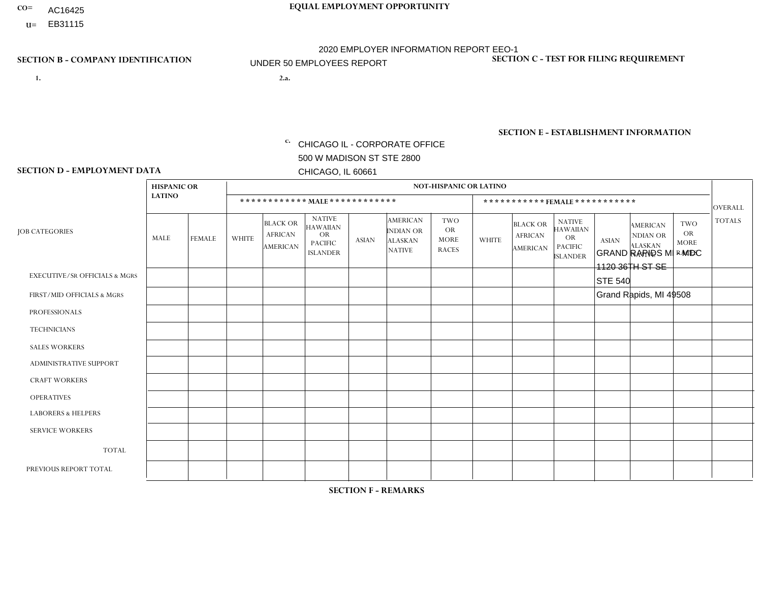CO= AC16425
U= EB31115

**EQUAL EMPLOYMENT OPPORTUNITY**

2020 EMPLOYER INFORMATION REPORT EEO-1
UNDER 50 EMPLOYEES REPORT

**SECTION B - COMPANY IDENTIFICATION**

1.

2.a.

c. CHICAGO IL - CORPORATE OFFICE
500 W MADISON ST STE 2800
CHICAGO, IL 60661

**SECTION C - TEST FOR FILING REQUIREMENT**

**SECTION E - ESTABLISHMENT INFORMATION**

GRAND RAPIDS MI - MDC
1120 36TH ST SE
STE 540
Grand Rapids, MI 49508

**SECTION D - EMPLOYMENT DATA**

| JOB CATEGORIES | HISPANIC OR LATINO | | NOT-HISPANIC OR LATINO | | | | | | | | | | | | OVERALL TOTALS |
|---|---|---|---|---|---|---|---|---|---|---|---|---|---|---|---|
| | | | MALE | | | | | | FEMALE | | | | | | |
| | MALE | FEMALE | WHITE | BLACK OR AFRICAN AMERICAN | NATIVE HAWAIIAN OR PACIFIC ISLANDER | ASIAN | AMERICAN INDIAN OR ALASKAN NATIVE | TWO OR MORE RACES | WHITE | BLACK OR AFRICAN AMERICAN | NATIVE HAWAIIAN OR PACIFIC ISLANDER | ASIAN | AMERICAN INDIAN OR ALASKAN NATIVE | TWO OR MORE RACES | |
| EXECUTIVE/SR OFFICIALS & MGRS | | | | | | | | | | | | | | | |
| FIRST/MID OFFICIALS & MGRS | | | | | | | | | | | | | | | |
| PROFESSIONALS | | | | | | | | | | | | | | | |
| TECHNICIANS | | | | | | | | | | | | | | | |
| SALES WORKERS | | | | | | | | | | | | | | | |
| ADMINISTRATIVE SUPPORT | | | | | | | | | | | | | | | |
| CRAFT WORKERS | | | | | | | | | | | | | | | |
| OPERATIVES | | | | | | | | | | | | | | | |
| LABORERS & HELPERS | | | | | | | | | | | | | | | |
| SERVICE WORKERS | | | | | | | | | | | | | | | |
| TOTAL | | | | | | | | | | | | | | | |
| PREVIOUS REPORT TOTAL | | | | | | | | | | | | | | | |

**SECTION F - REMARKS**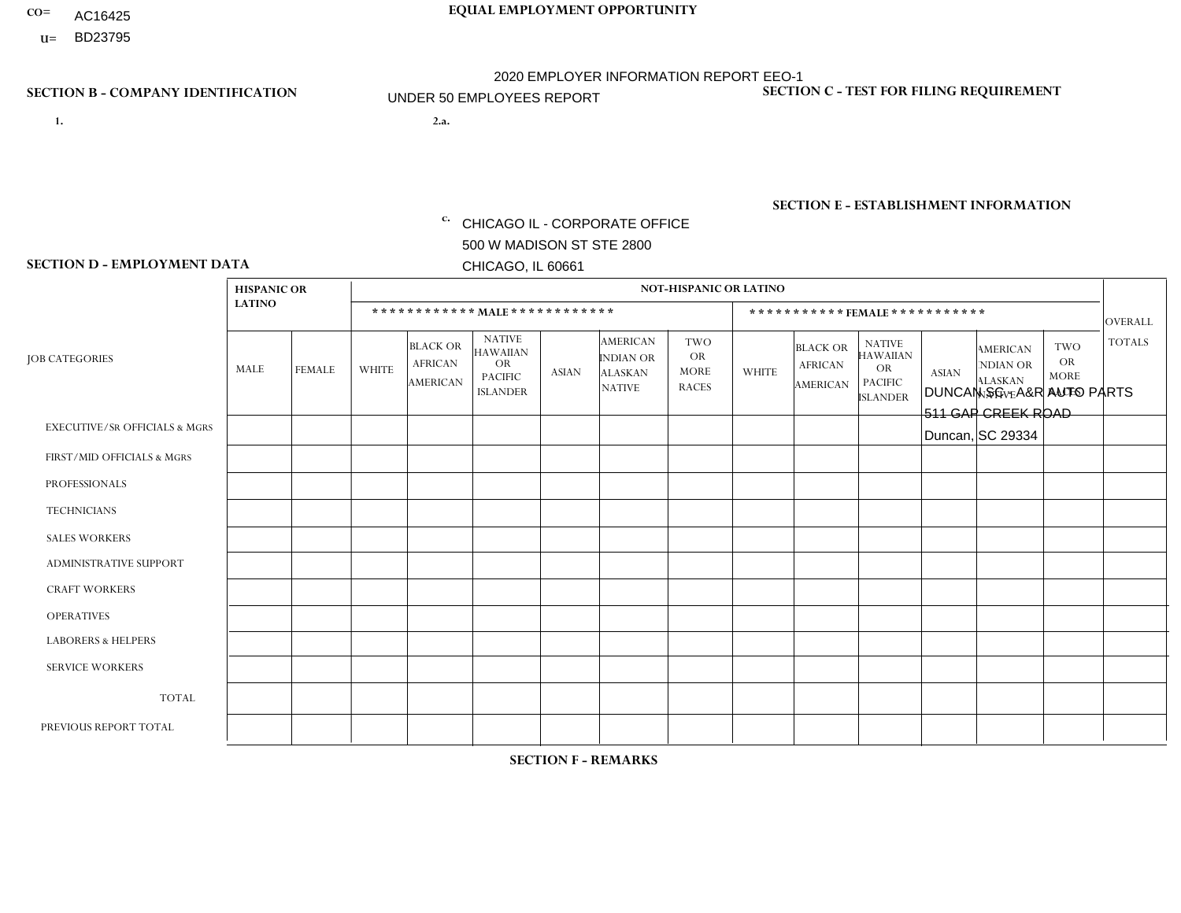CO= AC16425
U= BD23795

**EQUAL EMPLOYMENT OPPORTUNITY**

2020 EMPLOYER INFORMATION REPORT EEO-1
UNDER 50 EMPLOYEES REPORT

**SECTION B - COMPANY IDENTIFICATION**

1.

2.a.

c. CHICAGO IL - CORPORATE OFFICE
500 W MADISON ST STE 2800
CHICAGO, IL 60661

**SECTION C - TEST FOR FILING REQUIREMENT**

**SECTION E - ESTABLISHMENT INFORMATION**

DUNCAN SC - A&R AUTO PARTS
511 GAP CREEK ROAD
Duncan, SC 29334

**SECTION D - EMPLOYMENT DATA**

| JOB CATEGORIES | HISPANIC OR LATINO | | NOT-HISPANIC OR LATINO | | | | | | | | | | | | OVERALL TOTALS |
|---|---|---|---|---|---|---|---|---|---|---|---|---|---|---|---|
| | | | MALE | | | | | | FEMALE | | | | | | |
| | MALE | FEMALE | WHITE | BLACK OR AFRICAN AMERICAN | NATIVE HAWAIIAN OR PACIFIC ISLANDER | ASIAN | AMERICAN INDIAN OR ALASKAN NATIVE | TWO OR MORE RACES | WHITE | BLACK OR AFRICAN AMERICAN | NATIVE HAWAIIAN OR PACIFIC ISLANDER | ASIAN | AMERICAN INDIAN OR ALASKAN NATIVE | TWO OR MORE RACES | |
| EXECUTIVE/SR OFFICIALS & MGRS | | | | | | | | | | | | | | | |
| FIRST/MID OFFICIALS & MGRS | | | | | | | | | | | | | | | |
| PROFESSIONALS | | | | | | | | | | | | | | | |
| TECHNICIANS | | | | | | | | | | | | | | | |
| SALES WORKERS | | | | | | | | | | | | | | | |
| ADMINISTRATIVE SUPPORT | | | | | | | | | | | | | | | |
| CRAFT WORKERS | | | | | | | | | | | | | | | |
| OPERATIVES | | | | | | | | | | | | | | | |
| LABORERS & HELPERS | | | | | | | | | | | | | | | |
| SERVICE WORKERS | | | | | | | | | | | | | | | |
| TOTAL | | | | | | | | | | | | | | | |
| PREVIOUS REPORT TOTAL | | | | | | | | | | | | | | | |

**SECTION F - REMARKS**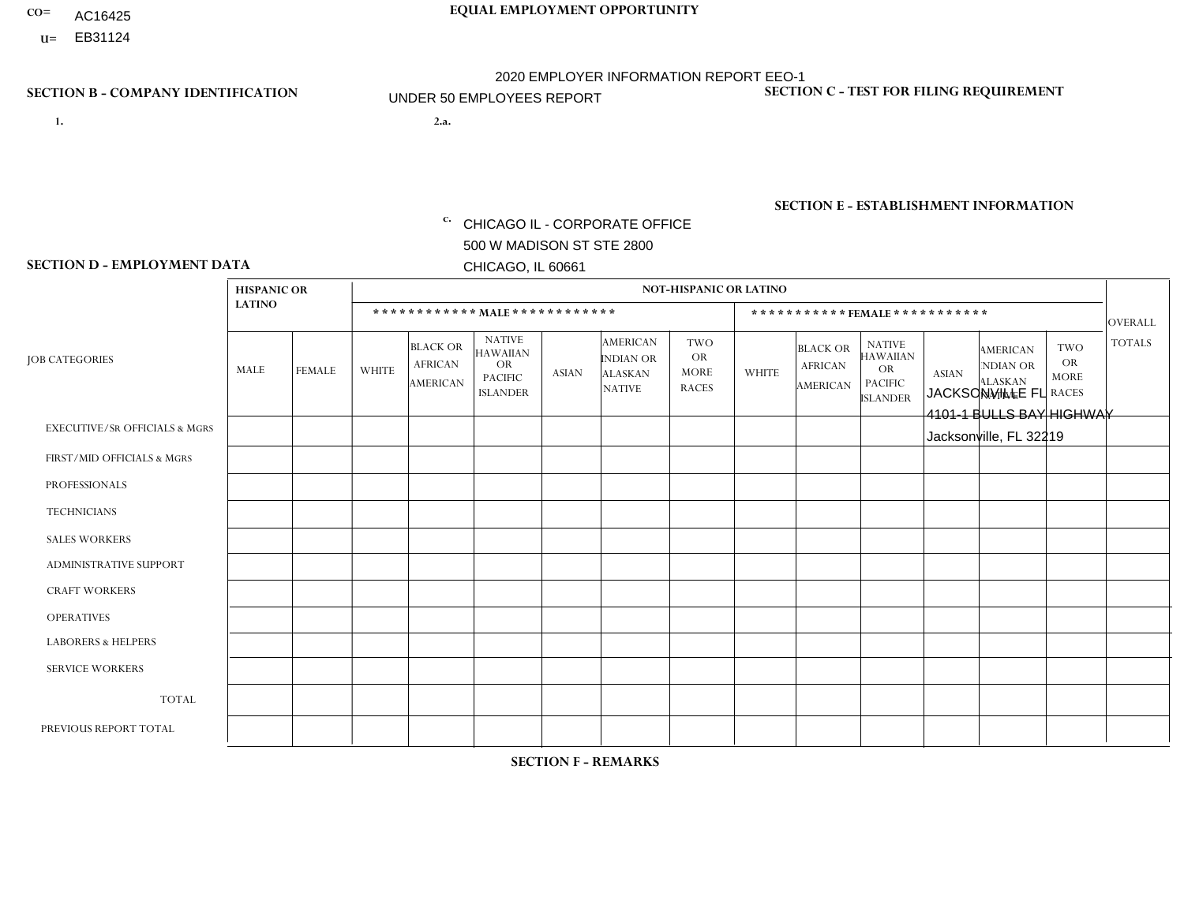CO= AC16425
U= EB31124

**EQUAL EMPLOYMENT OPPORTUNITY**

2020 EMPLOYER INFORMATION REPORT EEO-1

UNDER 50 EMPLOYEES REPORT

**SECTION B - COMPANY IDENTIFICATION**

1.

2.a.

c. CHICAGO IL - CORPORATE OFFICE
500 W MADISON ST STE 2800
CHICAGO, IL 60661

**SECTION C - TEST FOR FILING REQUIREMENT**

**SECTION E - ESTABLISHMENT INFORMATION**

JACKSONVILLE FL
4101-1 BULLS BAY HIGHWAY
Jacksonville, FL 32219

**SECTION D - EMPLOYMENT DATA**

| JOB CATEGORIES | HISPANIC OR LATINO | | NOT-HISPANIC OR LATINO | | | | | | | | | | | | OVERALL TOTALS |
|---|---|---|---|---|---|---|---|---|---|---|---|---|---|---|---|
| | | | MALE | | | | | | FEMALE | | | | | | |
| | MALE | FEMALE | WHITE | BLACK OR AFRICAN AMERICAN | NATIVE HAWAIIAN OR PACIFIC ISLANDER | ASIAN | AMERICAN INDIAN OR ALASKAN NATIVE | TWO OR MORE RACES | WHITE | BLACK OR AFRICAN AMERICAN | NATIVE HAWAIIAN OR PACIFIC ISLANDER | ASIAN | AMERICAN INDIAN OR ALASKAN NATIVE | TWO OR MORE RACES | |
| EXECUTIVE/SR OFFICIALS & MGRS | | | | | | | | | | | | | | | |
| FIRST/MID OFFICIALS & MGRS | | | | | | | | | | | | | | | |
| PROFESSIONALS | | | | | | | | | | | | | | | |
| TECHNICIANS | | | | | | | | | | | | | | | |
| SALES WORKERS | | | | | | | | | | | | | | | |
| ADMINISTRATIVE SUPPORT | | | | | | | | | | | | | | | |
| CRAFT WORKERS | | | | | | | | | | | | | | | |
| OPERATIVES | | | | | | | | | | | | | | | |
| LABORERS & HELPERS | | | | | | | | | | | | | | | |
| SERVICE WORKERS | | | | | | | | | | | | | | | |
| TOTAL | | | | | | | | | | | | | | | |
| PREVIOUS REPORT TOTAL | | | | | | | | | | | | | | | |

**SECTION F - REMARKS**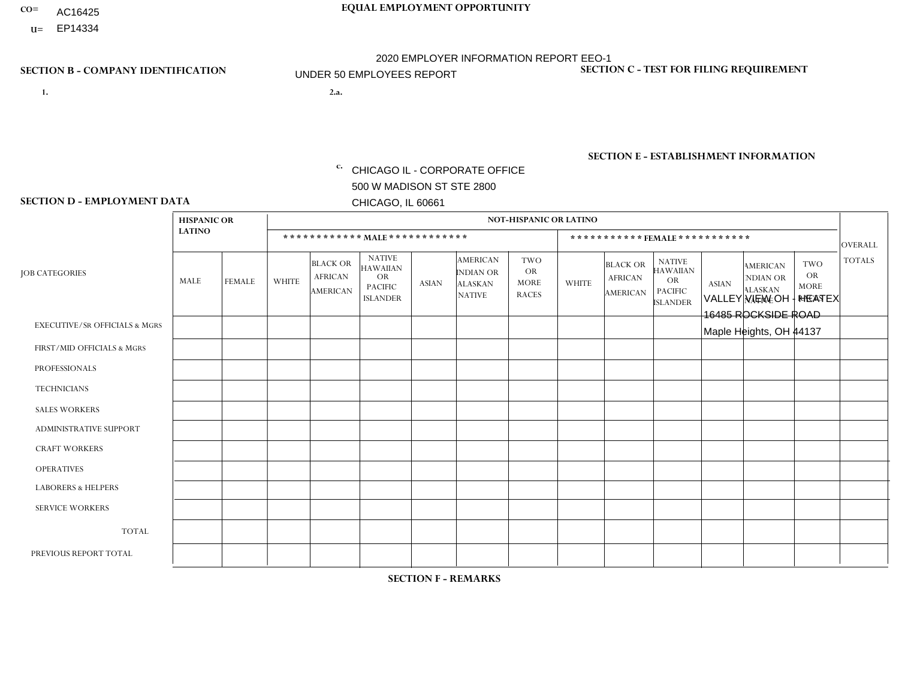CO= AC16425
U= EP14334

**EQUAL EMPLOYMENT OPPORTUNITY**

2020 EMPLOYER INFORMATION REPORT EEO-1

UNDER 50 EMPLOYEES REPORT

**SECTION B - COMPANY IDENTIFICATION**

1.

2.a.

c. CHICAGO IL - CORPORATE OFFICE
500 W MADISON ST STE 2800
CHICAGO, IL 60661

**SECTION C - TEST FOR FILING REQUIREMENT**

**SECTION E - ESTABLISHMENT INFORMATION**

VALLEY VIEW OH - HEATEX
16485 ROCKSIDE ROAD
Maple Heights, OH 44137

**SECTION D - EMPLOYMENT DATA**

| JOB CATEGORIES | HISPANIC OR LATINO | | NOT-HISPANIC OR LATINO | | | | | | | | | | | | OVERALL TOTALS |
|---|---|---|---|---|---|---|---|---|---|---|---|---|---|---|---|
| | | | MALE | | | | | | FEMALE | | | | | | |
| | MALE | FEMALE | WHITE | BLACK OR AFRICAN AMERICAN | NATIVE HAWAIIAN OR PACIFIC ISLANDER | ASIAN | AMERICAN INDIAN OR ALASKAN NATIVE | TWO OR MORE RACES | WHITE | BLACK OR AFRICAN AMERICAN | NATIVE HAWAIIAN OR PACIFIC ISLANDER | ASIAN | AMERICAN INDIAN OR ALASKAN NATIVE | TWO OR MORE RACES | |
| EXECUTIVE/SR OFFICIALS & MGRS | | | | | | | | | | | | | | | |
| FIRST/MID OFFICIALS & MGRS | | | | | | | | | | | | | | | |
| PROFESSIONALS | | | | | | | | | | | | | | | |
| TECHNICIANS | | | | | | | | | | | | | | | |
| SALES WORKERS | | | | | | | | | | | | | | | |
| ADMINISTRATIVE SUPPORT | | | | | | | | | | | | | | | |
| CRAFT WORKERS | | | | | | | | | | | | | | | |
| OPERATIVES | | | | | | | | | | | | | | | |
| LABORERS & HELPERS | | | | | | | | | | | | | | | |
| SERVICE WORKERS | | | | | | | | | | | | | | | |
| TOTAL | | | | | | | | | | | | | | | |
| PREVIOUS REPORT TOTAL | | | | | | | | | | | | | | | |

**SECTION F - REMARKS**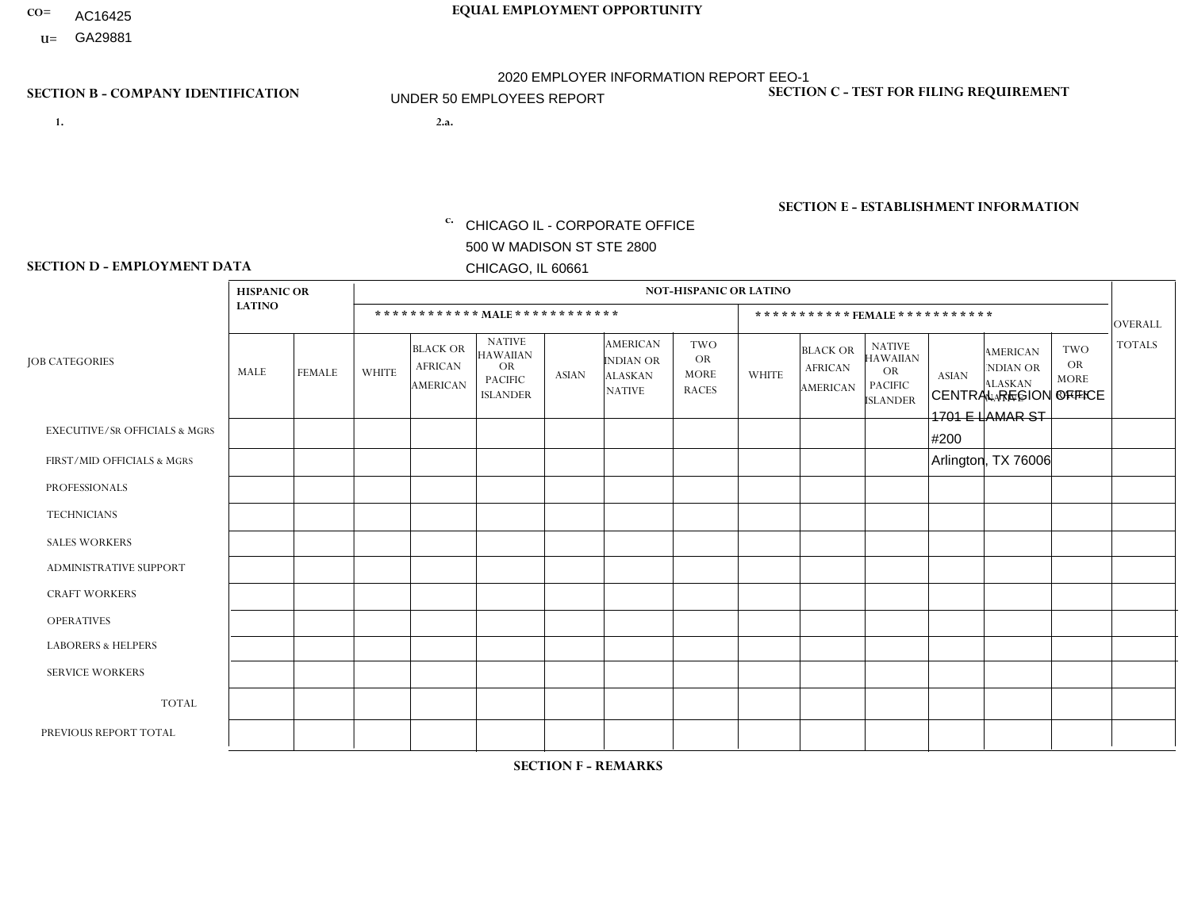CO= AC16425
U= GA29881

EQUAL EMPLOYMENT OPPORTUNITY

2020 EMPLOYER INFORMATION REPORT EEO-1

UNDER 50 EMPLOYEES REPORT

## SECTION B - COMPANY IDENTIFICATION

1.

2.a.

c. CHICAGO IL - CORPORATE OFFICE
500 W MADISON ST STE 2800
CHICAGO, IL 60661

## SECTION C - TEST FOR FILING REQUIREMENT

## SECTION E - ESTABLISHMENT INFORMATION

CENTRAL REGION OFFICE
1701 E LAMAR ST
#200
Arlington, TX 76006

## SECTION D - EMPLOYMENT DATA

| JOB CATEGORIES | HISPANIC OR LATINO | | NOT-HISPANIC OR LATINO | | | | | | | | | | | | OVERALL TOTALS |
|---|---|---|---|---|---|---|---|---|---|---|---|---|---|---|---|
| | | | MALE | | | | | | FEMALE | | | | | | |
| | MALE | FEMALE | WHITE | BLACK OR AFRICAN AMERICAN | NATIVE HAWAIIAN OR PACIFIC ISLANDER | ASIAN | AMERICAN INDIAN OR ALASKAN NATIVE | TWO OR MORE RACES | WHITE | BLACK OR AFRICAN AMERICAN | NATIVE HAWAIIAN OR PACIFIC ISLANDER | ASIAN | AMERICAN INDIAN OR ALASKAN NATIVE | TWO OR MORE RACES | |
| EXECUTIVE/SR OFFICIALS & MGRS | | | | | | | | | | | | | | | |
| FIRST/MID OFFICIALS & MGRS | | | | | | | | | | | | | | | |
| PROFESSIONALS | | | | | | | | | | | | | | | |
| TECHNICIANS | | | | | | | | | | | | | | | |
| SALES WORKERS | | | | | | | | | | | | | | | |
| ADMINISTRATIVE SUPPORT | | | | | | | | | | | | | | | |
| CRAFT WORKERS | | | | | | | | | | | | | | | |
| OPERATIVES | | | | | | | | | | | | | | | |
| LABORERS & HELPERS | | | | | | | | | | | | | | | |
| SERVICE WORKERS | | | | | | | | | | | | | | | |
| TOTAL | | | | | | | | | | | | | | | |
| PREVIOUS REPORT TOTAL | | | | | | | | | | | | | | | |

## SECTION F - REMARKS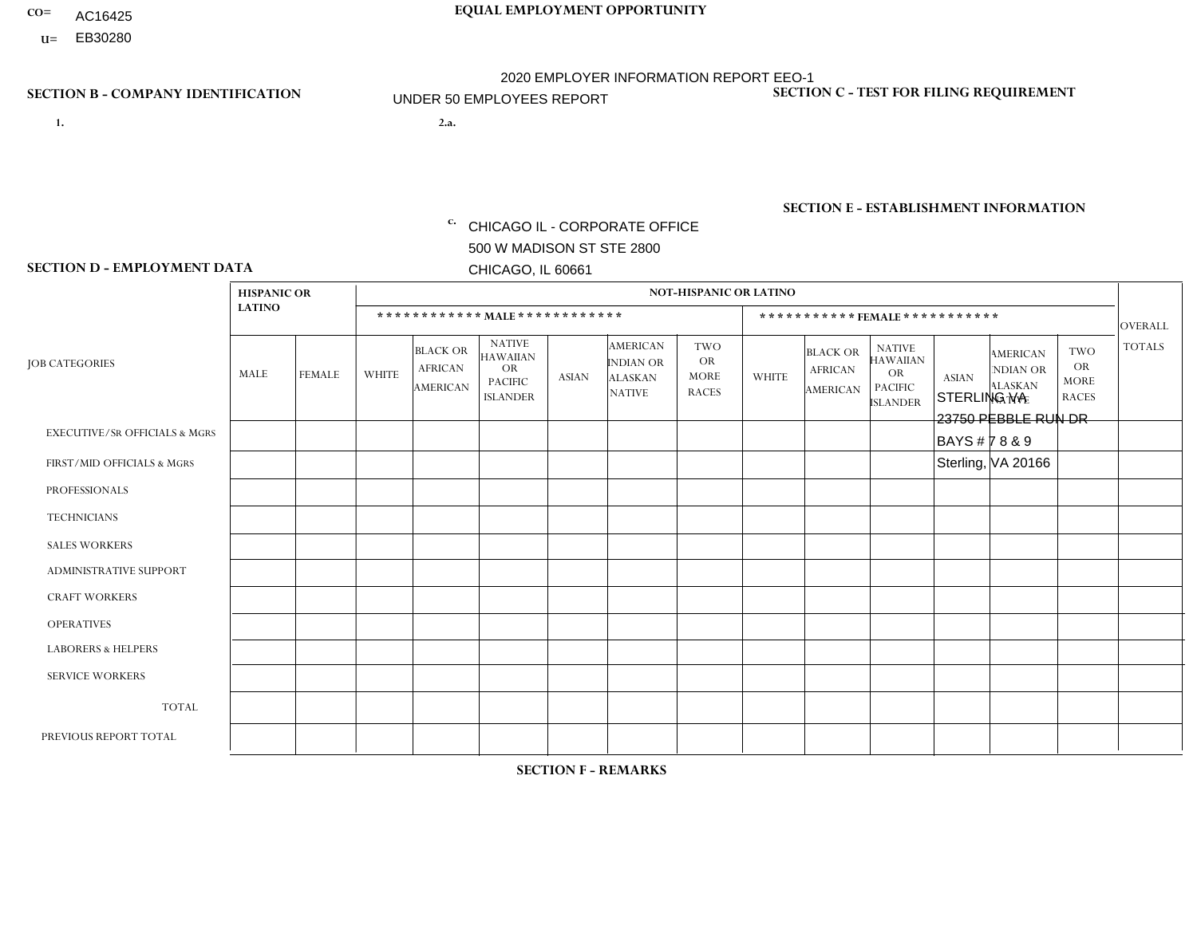CO= AC16425
U= EB30280

**EQUAL EMPLOYMENT OPPORTUNITY**

2020 EMPLOYER INFORMATION REPORT EEO-1
UNDER 50 EMPLOYEES REPORT

**SECTION B - COMPANY IDENTIFICATION**

1.

2.a.

c. CHICAGO IL - CORPORATE OFFICE
500 W MADISON ST STE 2800
CHICAGO, IL 60661

**SECTION C - TEST FOR FILING REQUIREMENT**

**SECTION E - ESTABLISHMENT INFORMATION**

STERLING VA
23750 PEBBLE RUN DR
BAYS # 7 8 & 9
Sterling, VA 20166

**SECTION D - EMPLOYMENT DATA**

| JOB CATEGORIES | HISPANIC OR LATINO | | NOT-HISPANIC OR LATINO | | | | | | | | | | | | OVERALL TOTALS |
|---|---|---|---|---|---|---|---|---|---|---|---|---|---|---|---|
| | | | MALE | | | | | | FEMALE | | | | | | |
| | MALE | FEMALE | WHITE | BLACK OR AFRICAN AMERICAN | NATIVE HAWAIIAN OR PACIFIC ISLANDER | ASIAN | AMERICAN INDIAN OR ALASKAN NATIVE | TWO OR MORE RACES | WHITE | BLACK OR AFRICAN AMERICAN | NATIVE HAWAIIAN OR PACIFIC ISLANDER | ASIAN | AMERICAN INDIAN OR ALASKAN NATIVE | TWO OR MORE RACES | |
| EXECUTIVE/SR OFFICIALS & MGRS | | | | | | | | | | | | | | | |
| FIRST/MID OFFICIALS & MGRS | | | | | | | | | | | | | | | |
| PROFESSIONALS | | | | | | | | | | | | | | | |
| TECHNICIANS | | | | | | | | | | | | | | | |
| SALES WORKERS | | | | | | | | | | | | | | | |
| ADMINISTRATIVE SUPPORT | | | | | | | | | | | | | | | |
| CRAFT WORKERS | | | | | | | | | | | | | | | |
| OPERATIVES | | | | | | | | | | | | | | | |
| LABORERS & HELPERS | | | | | | | | | | | | | | | |
| SERVICE WORKERS | | | | | | | | | | | | | | | |
| TOTAL | | | | | | | | | | | | | | | |
| PREVIOUS REPORT TOTAL | | | | | | | | | | | | | | | |

**SECTION F - REMARKS**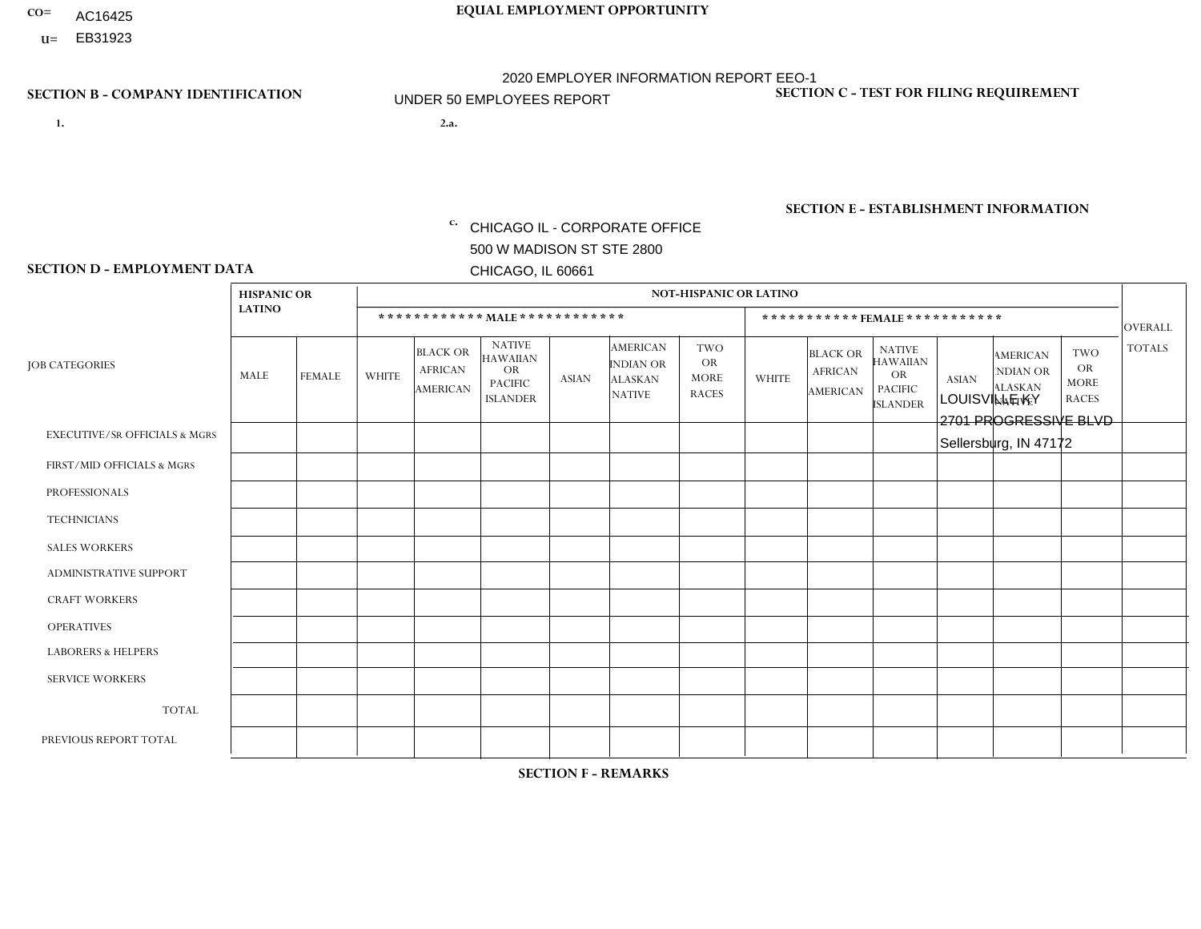CO= AC16425
U= EB31923

**EQUAL EMPLOYMENT OPPORTUNITY**

2020 EMPLOYER INFORMATION REPORT EEO-1
UNDER 50 EMPLOYEES REPORT

**SECTION B - COMPANY IDENTIFICATION**

1.

2.a.

c. CHICAGO IL - CORPORATE OFFICE
500 W MADISON ST STE 2800
CHICAGO, IL 60661

**SECTION C - TEST FOR FILING REQUIREMENT**

**SECTION E - ESTABLISHMENT INFORMATION**

LOUISVILLE KY
2701 PROGRESSIVE BLVD
Sellersburg, IN 47172

**SECTION D - EMPLOYMENT DATA**

| JOB CATEGORIES | HISPANIC OR LATINO | | NOT-HISPANIC OR LATINO | | | | | | | | | | | | OVERALL TOTALS |
|---|---|---|---|---|---|---|---|---|---|---|---|---|---|---|---|
| | | | ************ MALE ************ | | | | | | *********** FEMALE *********** | | | | | | |
| | MALE | FEMALE | WHITE | BLACK OR AFRICAN AMERICAN | NATIVE HAWAIIAN OR PACIFIC ISLANDER | ASIAN | AMERICAN INDIAN OR ALASKAN NATIVE | TWO OR MORE RACES | WHITE | BLACK OR AFRICAN AMERICAN | NATIVE HAWAIIAN OR PACIFIC ISLANDER | ASIAN | AMERICAN INDIAN OR ALASKAN NATIVE | TWO OR MORE RACES | |
| EXECUTIVE/SR OFFICIALS & MGRS | | | | | | | | | | | | | | | |
| FIRST/MID OFFICIALS & MGRS | | | | | | | | | | | | | | | |
| PROFESSIONALS | | | | | | | | | | | | | | | |
| TECHNICIANS | | | | | | | | | | | | | | | |
| SALES WORKERS | | | | | | | | | | | | | | | |
| ADMINISTRATIVE SUPPORT | | | | | | | | | | | | | | | |
| CRAFT WORKERS | | | | | | | | | | | | | | | |
| OPERATIVES | | | | | | | | | | | | | | | |
| LABORERS & HELPERS | | | | | | | | | | | | | | | |
| SERVICE WORKERS | | | | | | | | | | | | | | | |
| TOTAL | | | | | | | | | | | | | | | |
| PREVIOUS REPORT TOTAL | | | | | | | | | | | | | | | |

**SECTION F - REMARKS**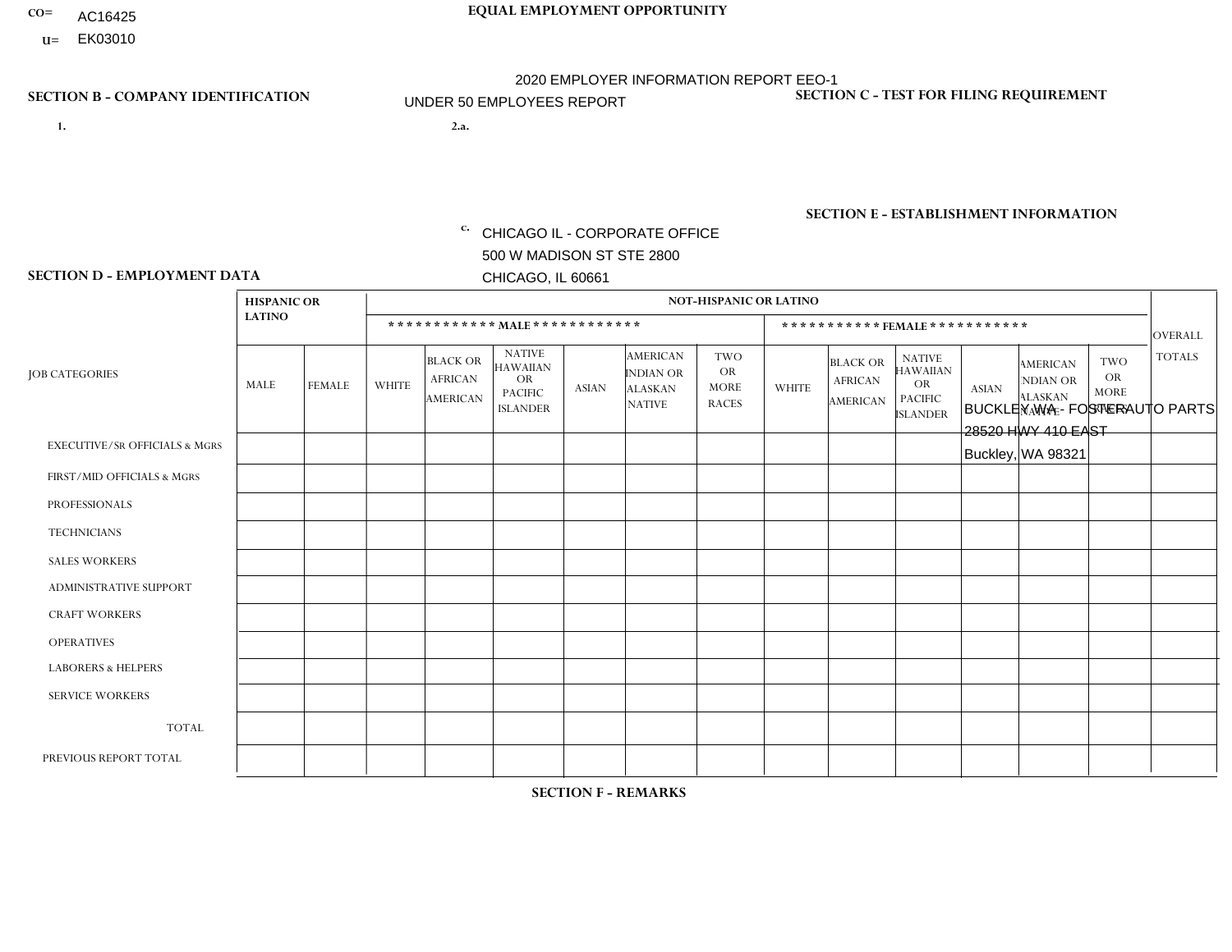CO= AC16425
U= EK03010

**EQUAL EMPLOYMENT OPPORTUNITY**

2020 EMPLOYER INFORMATION REPORT EEO-1
UNDER 50 EMPLOYEES REPORT

**SECTION B - COMPANY IDENTIFICATION**

1.

2.a.

c. CHICAGO IL - CORPORATE OFFICE
500 W MADISON ST STE 2800
CHICAGO, IL 60661

**SECTION C - TEST FOR FILING REQUIREMENT**

**SECTION E - ESTABLISHMENT INFORMATION**

BUCKLEY WA - FOSTERAUTO PARTS
28520 HWY 410 EAST
Buckley, WA 98321

**SECTION D - EMPLOYMENT DATA**

| JOB CATEGORIES | HISPANIC OR LATINO | | NOT-HISPANIC OR LATINO | | | | | | | | | | | | OVERALL TOTALS |
|---|---|---|---|---|---|---|---|---|---|---|---|---|---|---|---|
| | | | MALE | | | | | | FEMALE | | | | | | |
| | MALE | FEMALE | WHITE | BLACK OR AFRICAN AMERICAN | NATIVE HAWAIIAN OR PACIFIC ISLANDER | ASIAN | AMERICAN INDIAN OR ALASKAN NATIVE | TWO OR MORE RACES | WHITE | BLACK OR AFRICAN AMERICAN | NATIVE HAWAIIAN OR PACIFIC ISLANDER | ASIAN | AMERICAN INDIAN OR ALASKAN NATIVE | TWO OR MORE RACES | |
| EXECUTIVE/SR OFFICIALS & MGRS | | | | | | | | | | | | | | | |
| FIRST/MID OFFICIALS & MGRS | | | | | | | | | | | | | | | |
| PROFESSIONALS | | | | | | | | | | | | | | | |
| TECHNICIANS | | | | | | | | | | | | | | | |
| SALES WORKERS | | | | | | | | | | | | | | | |
| ADMINISTRATIVE SUPPORT | | | | | | | | | | | | | | | |
| CRAFT WORKERS | | | | | | | | | | | | | | | |
| OPERATIVES | | | | | | | | | | | | | | | |
| LABORERS & HELPERS | | | | | | | | | | | | | | | |
| SERVICE WORKERS | | | | | | | | | | | | | | | |
| TOTAL | | | | | | | | | | | | | | | |
| PREVIOUS REPORT TOTAL | | | | | | | | | | | | | | | |

**SECTION F - REMARKS**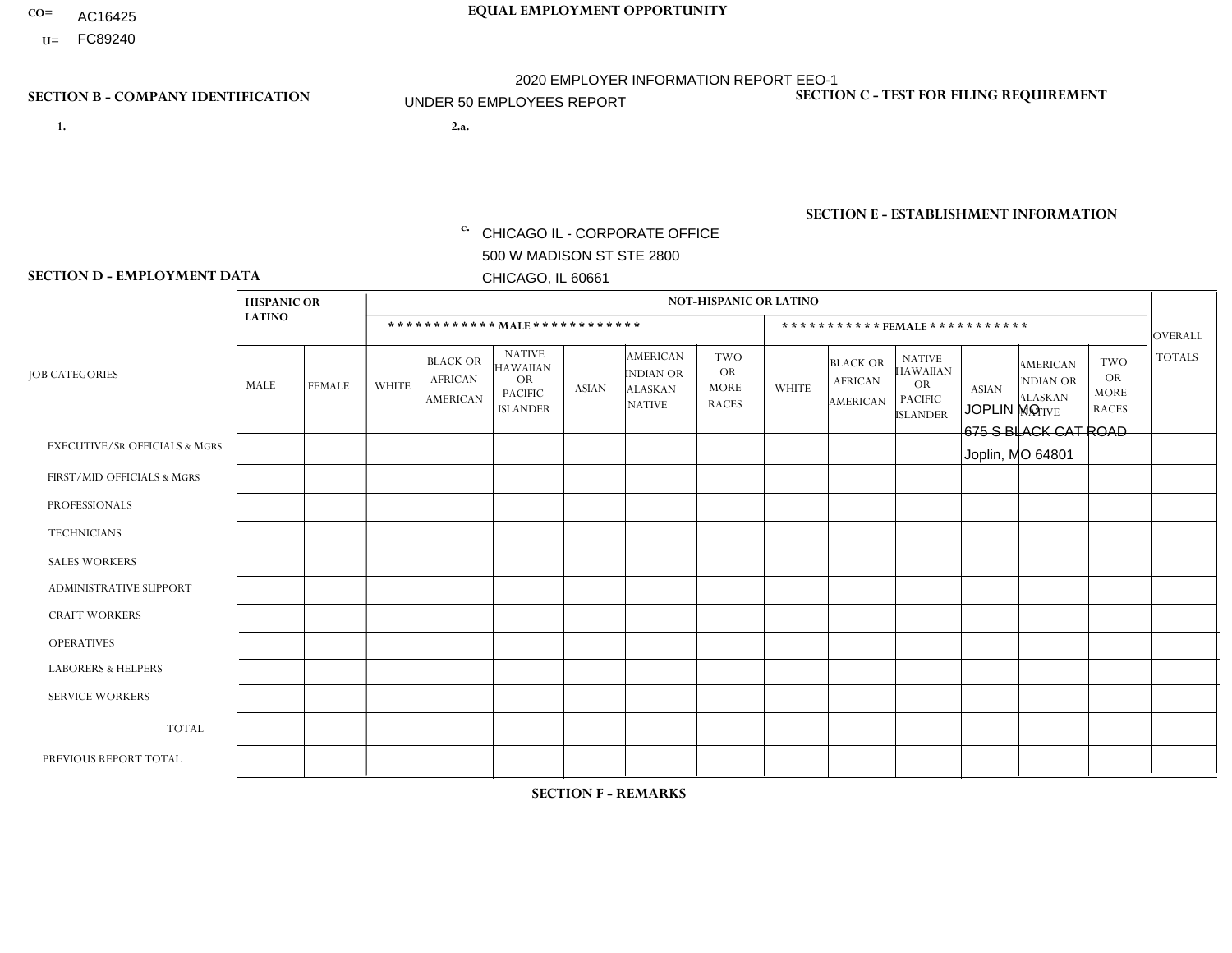CO= AC16425
U= FC89240

**EQUAL EMPLOYMENT OPPORTUNITY**

2020 EMPLOYER INFORMATION REPORT EEO-1

UNDER 50 EMPLOYEES REPORT

**SECTION B - COMPANY IDENTIFICATION**

1.

2.a.

c. CHICAGO IL - CORPORATE OFFICE
500 W MADISON ST STE 2800
CHICAGO, IL 60661

**SECTION C - TEST FOR FILING REQUIREMENT**

**SECTION E - ESTABLISHMENT INFORMATION**

JOPLIN MO
675 S BLACK CAT ROAD
Joplin, MO 64801

**SECTION D - EMPLOYMENT DATA**

| JOB CATEGORIES | HISPANIC OR LATINO | | NOT-HISPANIC OR LATINO | | | | | | | | | | | | OVERALL TOTALS |
|---|---|---|---|---|---|---|---|---|---|---|---|---|---|---|---|
| | | | MALE | | | | | | FEMALE | | | | | | |
| | MALE | FEMALE | WHITE | BLACK OR AFRICAN AMERICAN | NATIVE HAWAIIAN OR PACIFIC ISLANDER | ASIAN | AMERICAN INDIAN OR ALASKAN NATIVE | TWO OR MORE RACES | WHITE | BLACK OR AFRICAN AMERICAN | NATIVE HAWAIIAN OR PACIFIC ISLANDER | ASIAN | AMERICAN INDIAN OR ALASKAN NATIVE | TWO OR MORE RACES | |
| EXECUTIVE/Sr OFFICIALS & MGRS | | | | | | | | | | | | | | | |
| FIRST/MID OFFICIALS & MGRS | | | | | | | | | | | | | | | |
| PROFESSIONALS | | | | | | | | | | | | | | | |
| TECHNICIANS | | | | | | | | | | | | | | | |
| SALES WORKERS | | | | | | | | | | | | | | | |
| ADMINISTRATIVE SUPPORT | | | | | | | | | | | | | | | |
| CRAFT WORKERS | | | | | | | | | | | | | | | |
| OPERATIVES | | | | | | | | | | | | | | | |
| LABORERS & HELPERS | | | | | | | | | | | | | | | |
| SERVICE WORKERS | | | | | | | | | | | | | | | |
| TOTAL | | | | | | | | | | | | | | | |
| PREVIOUS REPORT TOTAL | | | | | | | | | | | | | | | |

**SECTION F - REMARKS**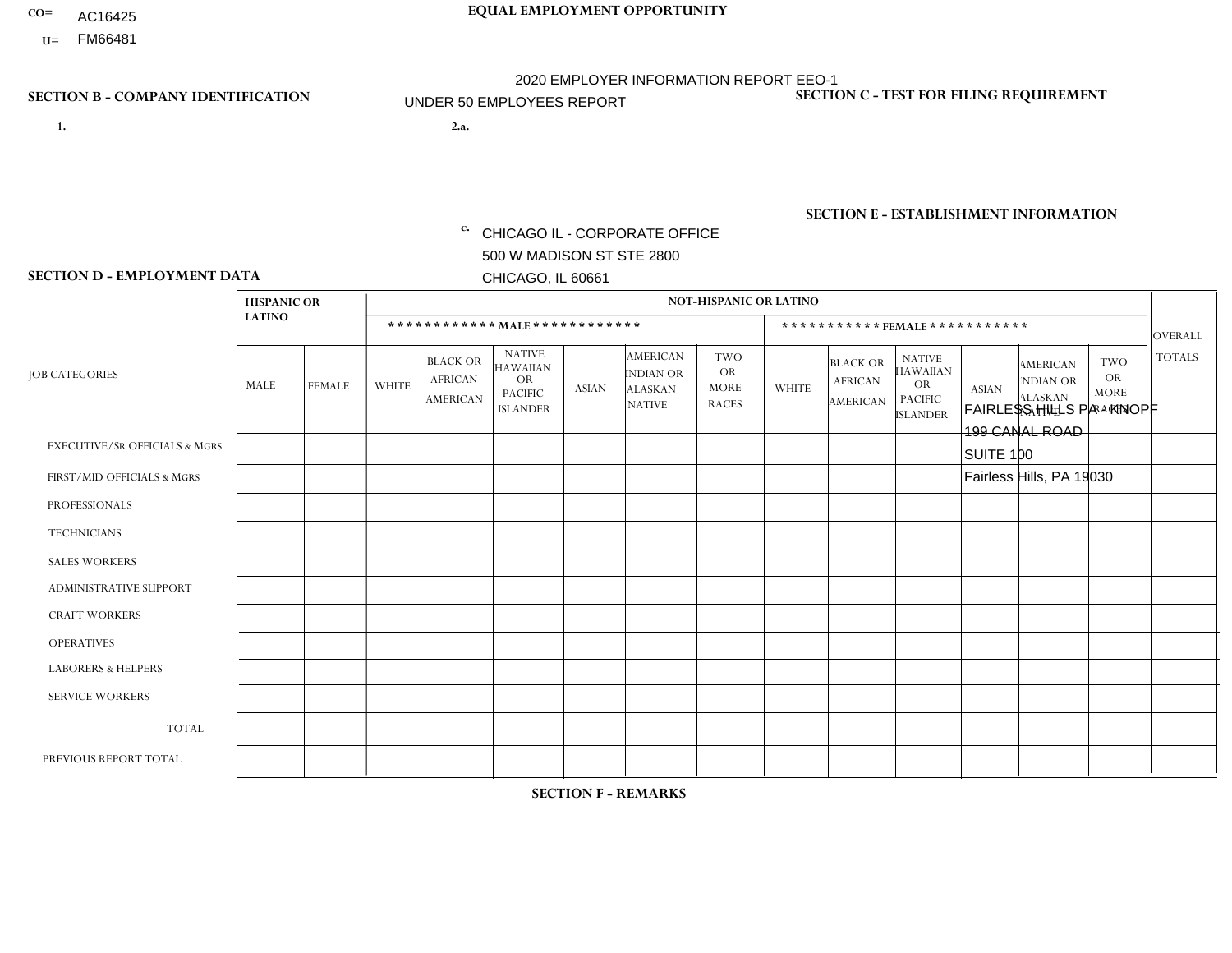CO= AC16425

U= FM66481

**EQUAL EMPLOYMENT OPPORTUNITY**

2020 EMPLOYER INFORMATION REPORT EEO-1

UNDER 50 EMPLOYEES REPORT

**SECTION B - COMPANY IDENTIFICATION**

1.

2.a.

c. CHICAGO IL - CORPORATE OFFICE
500 W MADISON ST STE 2800
CHICAGO, IL 60661

**SECTION C - TEST FOR FILING REQUIREMENT**

**SECTION E - ESTABLISHMENT INFORMATION**

FAIRLESS HILLS PA - KNOPF
199 CANAL ROAD
SUITE 100
Fairless Hills, PA 19030

**SECTION D - EMPLOYMENT DATA**

| JOB CATEGORIES | HISPANIC OR LATINO | | NOT-HISPANIC OR LATINO | | | | | | | | | | | | OVERALL TOTALS |
|---|---|---|---|---|---|---|---|---|---|---|---|---|---|---|---|
| | | | MALE | | | | | | FEMALE | | | | | | |
| | MALE | FEMALE | WHITE | BLACK OR AFRICAN AMERICAN | NATIVE HAWAIIAN OR PACIFIC ISLANDER | ASIAN | AMERICAN INDIAN OR ALASKAN NATIVE | TWO OR MORE RACES | WHITE | BLACK OR AFRICAN AMERICAN | NATIVE HAWAIIAN OR PACIFIC ISLANDER | ASIAN | AMERICAN INDIAN OR ALASKAN NATIVE | TWO OR MORE RACES | |
| EXECUTIVE/SR OFFICIALS & MGRS | | | | | | | | | | | | | | | |
| FIRST/MID OFFICIALS & MGRS | | | | | | | | | | | | | | | |
| PROFESSIONALS | | | | | | | | | | | | | | | |
| TECHNICIANS | | | | | | | | | | | | | | | |
| SALES WORKERS | | | | | | | | | | | | | | | |
| ADMINISTRATIVE SUPPORT | | | | | | | | | | | | | | | |
| CRAFT WORKERS | | | | | | | | | | | | | | | |
| OPERATIVES | | | | | | | | | | | | | | | |
| LABORERS & HELPERS | | | | | | | | | | | | | | | |
| SERVICE WORKERS | | | | | | | | | | | | | | | |
| TOTAL | | | | | | | | | | | | | | | |
| PREVIOUS REPORT TOTAL | | | | | | | | | | | | | | | |

**SECTION F - REMARKS**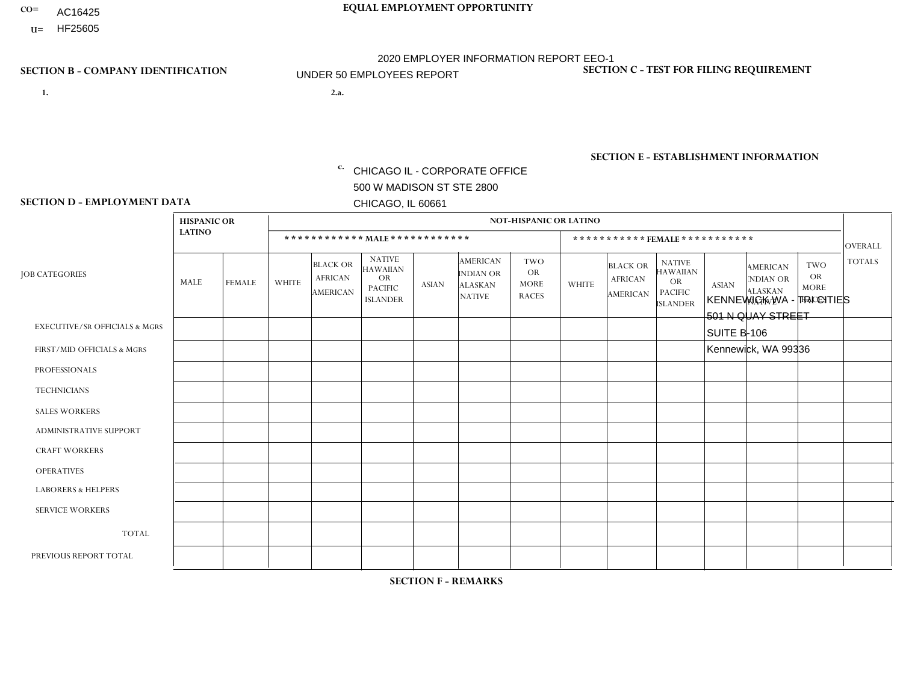CO= AC16425
U= HF25605

**EQUAL EMPLOYMENT OPPORTUNITY**

2020 EMPLOYER INFORMATION REPORT EEO-1

UNDER 50 EMPLOYEES REPORT

**SECTION B - COMPANY IDENTIFICATION**

1.

2.a.

c. CHICAGO IL - CORPORATE OFFICE
500 W MADISON ST STE 2800
CHICAGO, IL 60661

**SECTION C - TEST FOR FILING REQUIREMENT**

**SECTION E - ESTABLISHMENT INFORMATION**

KENNEWICK WA - TRI CITIES
501 N QUAY STREET
SUITE B-106
Kennewick, WA 99336

**SECTION D - EMPLOYMENT DATA**

| JOB CATEGORIES | HISPANIC OR LATINO | | NOT-HISPANIC OR LATINO | | | | | | | | | | | | OVERALL TOTALS |
|---|---|---|---|---|---|---|---|---|---|---|---|---|---|---|---|
| | | | MALE | | | | | | FEMALE | | | | | | |
| | MALE | FEMALE | WHITE | BLACK OR AFRICAN AMERICAN | NATIVE HAWAIIAN OR PACIFIC ISLANDER | ASIAN | AMERICAN INDIAN OR ALASKAN NATIVE | TWO OR MORE RACES | WHITE | BLACK OR AFRICAN AMERICAN | NATIVE HAWAIIAN OR PACIFIC ISLANDER | ASIAN | AMERICAN INDIAN OR ALASKAN NATIVE | TWO OR MORE RACES | |
| EXECUTIVE/SR OFFICIALS & MGRS | | | | | | | | | | | | | | | |
| FIRST/MID OFFICIALS & MGRS | | | | | | | | | | | | | | | |
| PROFESSIONALS | | | | | | | | | | | | | | | |
| TECHNICIANS | | | | | | | | | | | | | | | |
| SALES WORKERS | | | | | | | | | | | | | | | |
| ADMINISTRATIVE SUPPORT | | | | | | | | | | | | | | | |
| CRAFT WORKERS | | | | | | | | | | | | | | | |
| OPERATIVES | | | | | | | | | | | | | | | |
| LABORERS & HELPERS | | | | | | | | | | | | | | | |
| SERVICE WORKERS | | | | | | | | | | | | | | | |
| TOTAL | | | | | | | | | | | | | | | |
| PREVIOUS REPORT TOTAL | | | | | | | | | | | | | | | |

**SECTION F - REMARKS**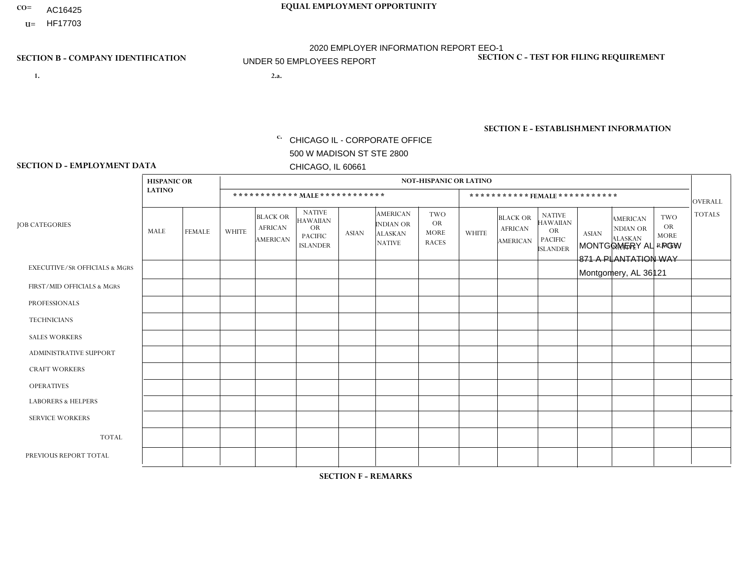CO= AC16425
U= HF17703

**EQUAL EMPLOYMENT OPPORTUNITY**

2020 EMPLOYER INFORMATION REPORT EEO-1
UNDER 50 EMPLOYEES REPORT

**SECTION B - COMPANY IDENTIFICATION**

1.

2.a.

c. CHICAGO IL - CORPORATE OFFICE
500 W MADISON ST STE 2800
CHICAGO, IL 60661

**SECTION C - TEST FOR FILING REQUIREMENT**

**SECTION E - ESTABLISHMENT INFORMATION**

MONTGOMERY AL - PGW
871 A PLANTATION WAY
Montgomery, AL 36121

**SECTION D - EMPLOYMENT DATA**

| JOB CATEGORIES | HISPANIC OR LATINO | | NOT-HISPANIC OR LATINO | | | | | | | | | | | | OVERALL TOTALS |
|---|---|---|---|---|---|---|---|---|---|---|---|---|---|---|---|
| | | | MALE | | | | | | FEMALE | | | | | | |
| | MALE | FEMALE | WHITE | BLACK OR AFRICAN AMERICAN | NATIVE HAWAIIAN OR PACIFIC ISLANDER | ASIAN | AMERICAN INDIAN OR ALASKAN NATIVE | TWO OR MORE RACES | WHITE | BLACK OR AFRICAN AMERICAN | NATIVE HAWAIIAN OR PACIFIC ISLANDER | ASIAN | AMERICAN INDIAN OR ALASKAN NATIVE | TWO OR MORE RACES | |
| EXECUTIVE/SR OFFICIALS & MGRS | | | | | | | | | | | | | | | |
| FIRST/MID OFFICIALS & MGRS | | | | | | | | | | | | | | | |
| PROFESSIONALS | | | | | | | | | | | | | | | |
| TECHNICIANS | | | | | | | | | | | | | | | |
| SALES WORKERS | | | | | | | | | | | | | | | |
| ADMINISTRATIVE SUPPORT | | | | | | | | | | | | | | | |
| CRAFT WORKERS | | | | | | | | | | | | | | | |
| OPERATIVES | | | | | | | | | | | | | | | |
| LABORERS & HELPERS | | | | | | | | | | | | | | | |
| SERVICE WORKERS | | | | | | | | | | | | | | | |
| TOTAL | | | | | | | | | | | | | | | |
| PREVIOUS REPORT TOTAL | | | | | | | | | | | | | | | |

**SECTION F - REMARKS**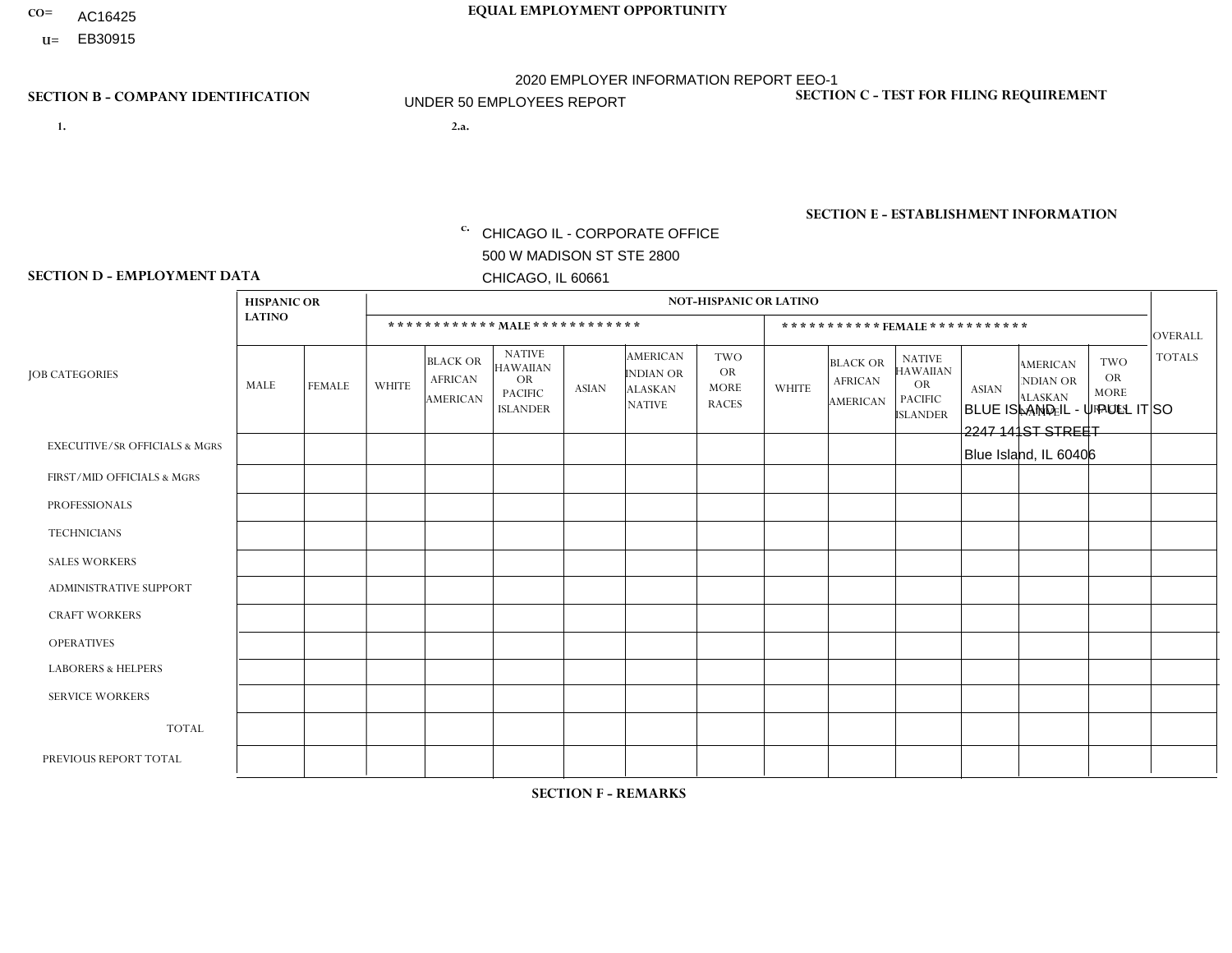CO= AC16425
U= EB30915

**EQUAL EMPLOYMENT OPPORTUNITY**

2020 EMPLOYER INFORMATION REPORT EEO-1
UNDER 50 EMPLOYEES REPORT

**SECTION B - COMPANY IDENTIFICATION**

1.

2.a.

c. CHICAGO IL - CORPORATE OFFICE
500 W MADISON ST STE 2800
CHICAGO, IL 60661

**SECTION C - TEST FOR FILING REQUIREMENT**

**SECTION E - ESTABLISHMENT INFORMATION**

BLUE ISLAND IL - U-PULL IT SO
2247 141ST STREET
Blue Island, IL 60406

**SECTION D - EMPLOYMENT DATA**

| JOB CATEGORIES | HISPANIC OR LATINO | | NOT-HISPANIC OR LATINO | | | | | | | | | | | | OVERALL TOTALS |
|---|---|---|---|---|---|---|---|---|---|---|---|---|---|---|---|
| | | | MALE | | | | | | FEMALE | | | | | | |
| | MALE | FEMALE | WHITE | BLACK OR AFRICAN AMERICAN | NATIVE HAWAIIAN OR PACIFIC ISLANDER | ASIAN | AMERICAN INDIAN OR ALASKAN NATIVE | TWO OR MORE RACES | WHITE | BLACK OR AFRICAN AMERICAN | NATIVE HAWAIIAN OR PACIFIC ISLANDER | ASIAN | AMERICAN INDIAN OR ALASKAN NATIVE | TWO OR MORE RACES | |
| EXECUTIVE/SR OFFICIALS & MGRS | | | | | | | | | | | | | | | |
| FIRST/MID OFFICIALS & MGRS | | | | | | | | | | | | | | | |
| PROFESSIONALS | | | | | | | | | | | | | | | |
| TECHNICIANS | | | | | | | | | | | | | | | |
| SALES WORKERS | | | | | | | | | | | | | | | |
| ADMINISTRATIVE SUPPORT | | | | | | | | | | | | | | | |
| CRAFT WORKERS | | | | | | | | | | | | | | | |
| OPERATIVES | | | | | | | | | | | | | | | |
| LABORERS & HELPERS | | | | | | | | | | | | | | | |
| SERVICE WORKERS | | | | | | | | | | | | | | | |
| TOTAL | | | | | | | | | | | | | | | |
| PREVIOUS REPORT TOTAL | | | | | | | | | | | | | | | |

**SECTION F - REMARKS**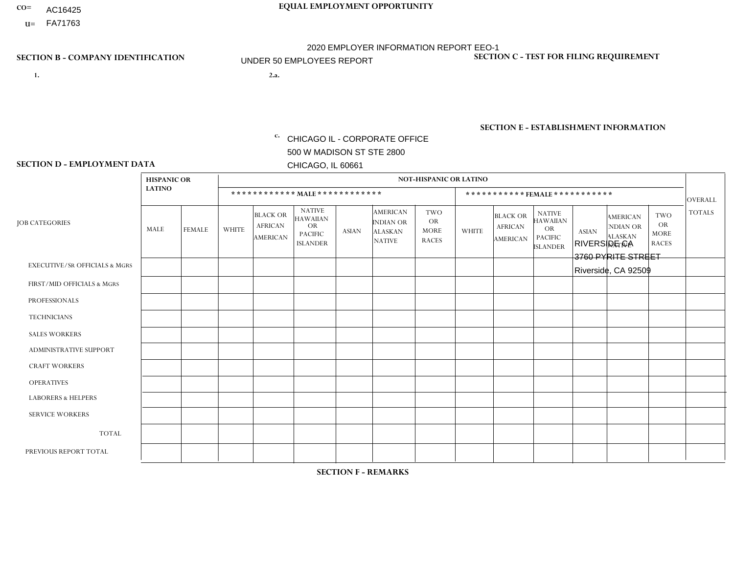CO= AC16425
U= FA71763

**EQUAL EMPLOYMENT OPPORTUNITY**

2020 EMPLOYER INFORMATION REPORT EEO-1

UNDER 50 EMPLOYEES REPORT

**SECTION B - COMPANY IDENTIFICATION**

1.

2.a.

c. CHICAGO IL - CORPORATE OFFICE
500 W MADISON ST STE 2800
CHICAGO, IL 60661

**SECTION C - TEST FOR FILING REQUIREMENT**

**SECTION E - ESTABLISHMENT INFORMATION**

RIVERSIDE CA
3760 PYRITE STREET
Riverside, CA 92509

**SECTION D - EMPLOYMENT DATA**

| JOB CATEGORIES | HISPANIC OR LATINO | | NOT-HISPANIC OR LATINO | | | | | | | | | | | | OVERALL TOTALS |
|---|---|---|---|---|---|---|---|---|---|---|---|---|---|---|---|
| | | | MALE | | | | | | FEMALE | | | | | | |
| | MALE | FEMALE | WHITE | BLACK OR AFRICAN AMERICAN | NATIVE HAWAIIAN OR PACIFIC ISLANDER | ASIAN | AMERICAN INDIAN OR ALASKAN NATIVE | TWO OR MORE RACES | WHITE | BLACK OR AFRICAN AMERICAN | NATIVE HAWAIIAN OR PACIFIC ISLANDER | ASIAN | AMERICAN INDIAN OR ALASKAN NATIVE | TWO OR MORE RACES | |
| EXECUTIVE/SR OFFICIALS & MGRS | | | | | | | | | | | | | | | |
| FIRST/MID OFFICIALS & MGRS | | | | | | | | | | | | | | | |
| PROFESSIONALS | | | | | | | | | | | | | | | |
| TECHNICIANS | | | | | | | | | | | | | | | |
| SALES WORKERS | | | | | | | | | | | | | | | |
| ADMINISTRATIVE SUPPORT | | | | | | | | | | | | | | | |
| CRAFT WORKERS | | | | | | | | | | | | | | | |
| OPERATIVES | | | | | | | | | | | | | | | |
| LABORERS & HELPERS | | | | | | | | | | | | | | | |
| SERVICE WORKERS | | | | | | | | | | | | | | | |
| TOTAL | | | | | | | | | | | | | | | |
| PREVIOUS REPORT TOTAL | | | | | | | | | | | | | | | |

**SECTION F - REMARKS**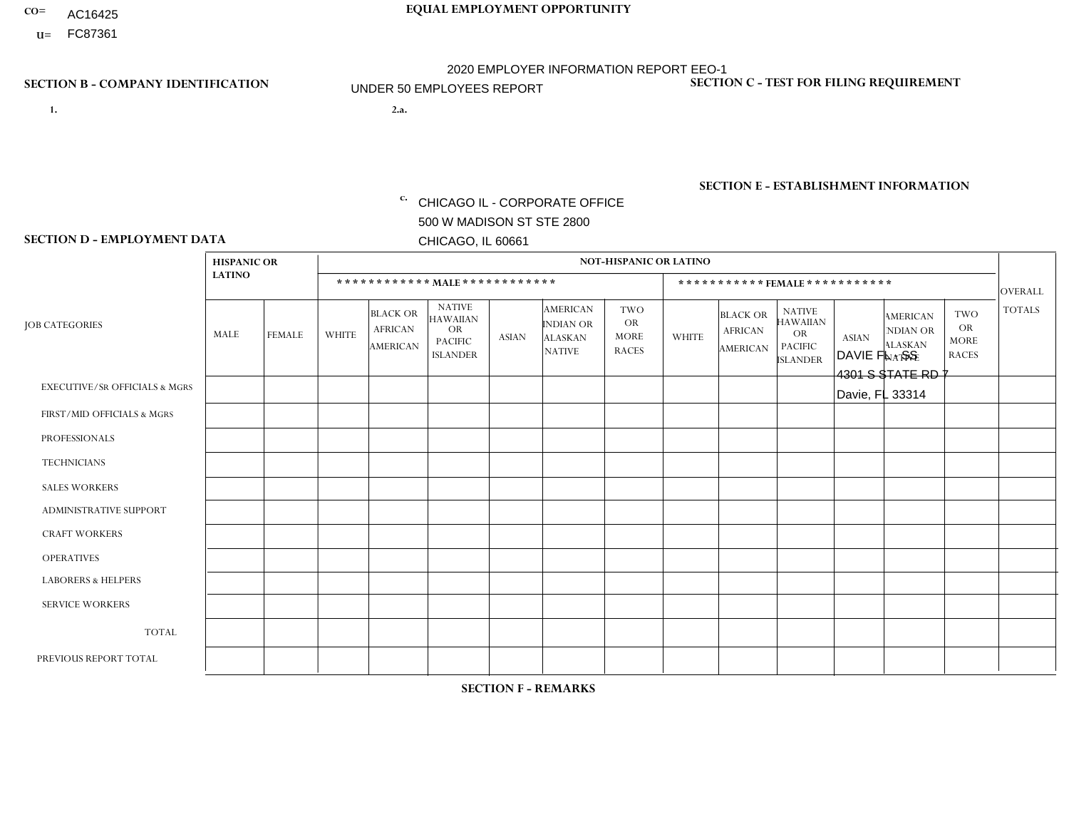CO= AC16425
U= FC87361

EQUAL EMPLOYMENT OPPORTUNITY

2020 EMPLOYER INFORMATION REPORT EEO-1
UNDER 50 EMPLOYEES REPORT

SECTION B - COMPANY IDENTIFICATION

1.

2.a.

c. CHICAGO IL - CORPORATE OFFICE
500 W MADISON ST STE 2800
CHICAGO, IL 60661

SECTION C - TEST FOR FILING REQUIREMENT

SECTION E - ESTABLISHMENT INFORMATION

DAVIE FL - SS
4301 S STATE RD 7
Davie, FL 33314

SECTION D - EMPLOYMENT DATA

| JOB CATEGORIES | HISPANIC OR LATINO | | NOT-HISPANIC OR LATINO | | | | | | | | | | | | OVERALL TOTALS |
|---|---|---|---|---|---|---|---|---|---|---|---|---|---|---|---|
| | | | MALE | | | | | | FEMALE | | | | | | |
| | MALE | FEMALE | WHITE | BLACK OR AFRICAN AMERICAN | NATIVE HAWAIIAN OR PACIFIC ISLANDER | ASIAN | AMERICAN INDIAN OR ALASKAN NATIVE | TWO OR MORE RACES | WHITE | BLACK OR AFRICAN AMERICAN | NATIVE HAWAIIAN OR PACIFIC ISLANDER | ASIAN | AMERICAN INDIAN OR ALASKAN NATIVE | TWO OR MORE RACES | |
| EXECUTIVE/SR OFFICIALS & MGRS | | | | | | | | | | | | | | | |
| FIRST/MID OFFICIALS & MGRS | | | | | | | | | | | | | | | |
| PROFESSIONALS | | | | | | | | | | | | | | | |
| TECHNICIANS | | | | | | | | | | | | | | | |
| SALES WORKERS | | | | | | | | | | | | | | | |
| ADMINISTRATIVE SUPPORT | | | | | | | | | | | | | | | |
| CRAFT WORKERS | | | | | | | | | | | | | | | |
| OPERATIVES | | | | | | | | | | | | | | | |
| LABORERS & HELPERS | | | | | | | | | | | | | | | |
| SERVICE WORKERS | | | | | | | | | | | | | | | |
| TOTAL | | | | | | | | | | | | | | | |
| PREVIOUS REPORT TOTAL | | | | | | | | | | | | | | | |

SECTION F - REMARKS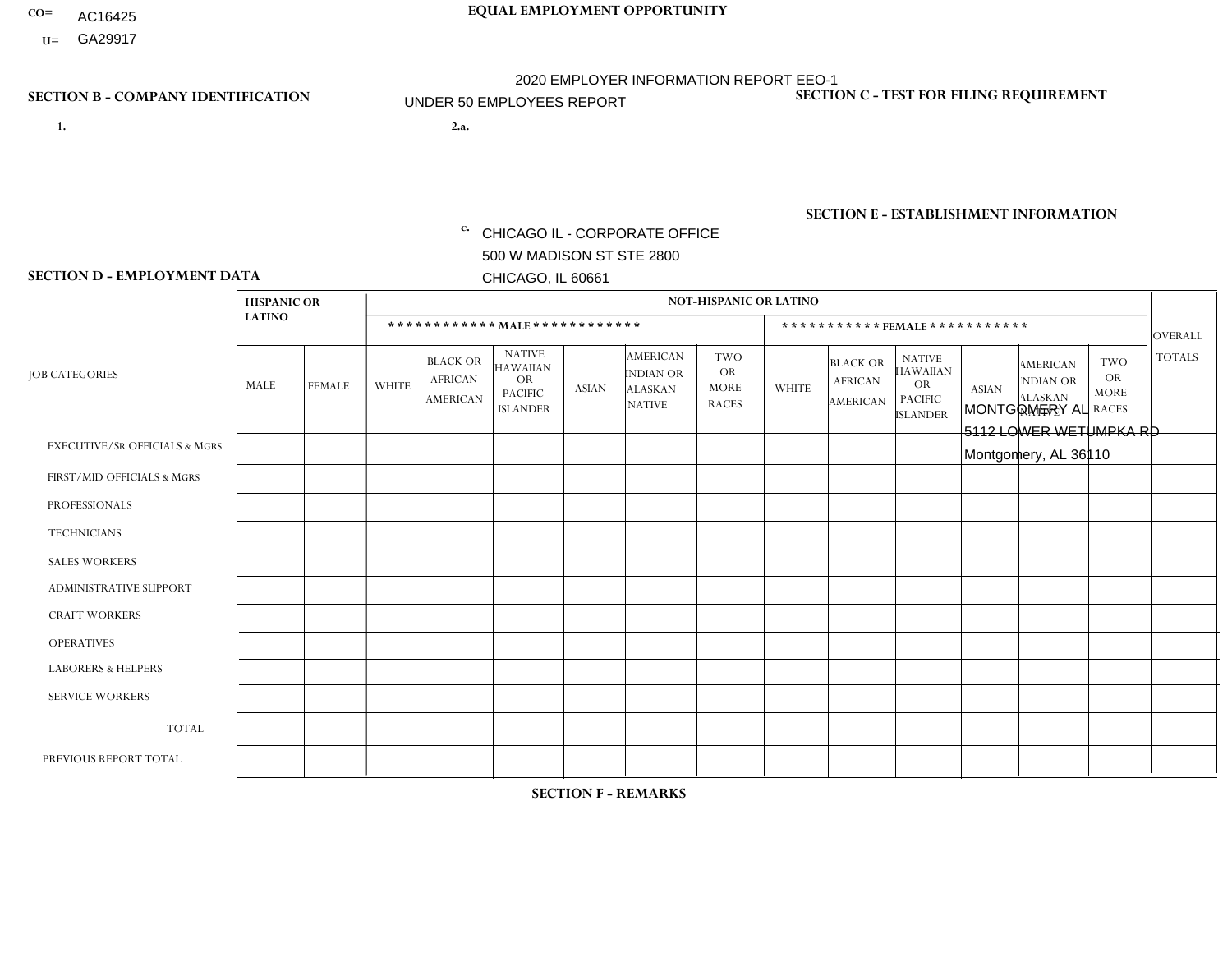CO= AC16425
U= GA29917

**EQUAL EMPLOYMENT OPPORTUNITY**

2020 EMPLOYER INFORMATION REPORT EEO-1
UNDER 50 EMPLOYEES REPORT

**SECTION B - COMPANY IDENTIFICATION**

1.

2.a.

c. CHICAGO IL - CORPORATE OFFICE
500 W MADISON ST STE 2800
CHICAGO, IL 60661

**SECTION C - TEST FOR FILING REQUIREMENT**

**SECTION E - ESTABLISHMENT INFORMATION**

MONTGOMERY AL
5112 LOWER WETUMPKA RD
Montgomery, AL 36110

**SECTION D - EMPLOYMENT DATA**

| JOB CATEGORIES | HISPANIC OR LATINO | | NOT-HISPANIC OR LATINO | | | | | | | | | | | | OVERALL TOTALS |
|---|---|---|---|---|---|---|---|---|---|---|---|---|---|---|---|
| | | | MALE | | | | | | FEMALE | | | | | | |
| | MALE | FEMALE | WHITE | BLACK OR AFRICAN AMERICAN | NATIVE HAWAIIAN OR PACIFIC ISLANDER | ASIAN | AMERICAN INDIAN OR ALASKAN NATIVE | TWO OR MORE RACES | WHITE | BLACK OR AFRICAN AMERICAN | NATIVE HAWAIIAN OR PACIFIC ISLANDER | ASIAN | AMERICAN INDIAN OR ALASKAN NATIVE | TWO OR MORE RACES | |
| EXECUTIVE/Sr OFFICIALS & MGRS | | | | | | | | | | | | | | | |
| FIRST/MID OFFICIALS & MGRS | | | | | | | | | | | | | | | |
| PROFESSIONALS | | | | | | | | | | | | | | | |
| TECHNICIANS | | | | | | | | | | | | | | | |
| SALES WORKERS | | | | | | | | | | | | | | | |
| ADMINISTRATIVE SUPPORT | | | | | | | | | | | | | | | |
| CRAFT WORKERS | | | | | | | | | | | | | | | |
| OPERATIVES | | | | | | | | | | | | | | | |
| LABORERS & HELPERS | | | | | | | | | | | | | | | |
| SERVICE WORKERS | | | | | | | | | | | | | | | |
| TOTAL | | | | | | | | | | | | | | | |
| PREVIOUS REPORT TOTAL | | | | | | | | | | | | | | | |

**SECTION F - REMARKS**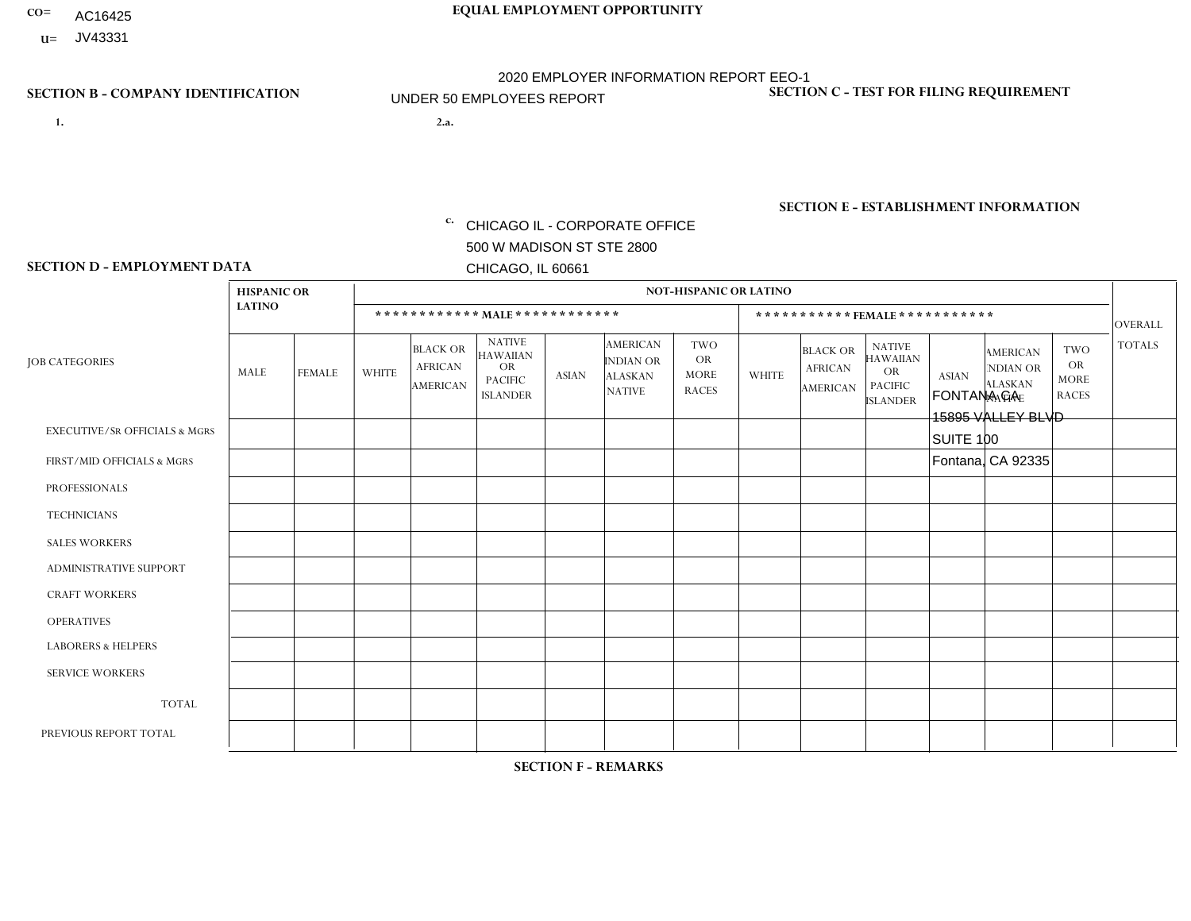CO= AC16425
U= JV43331

**EQUAL EMPLOYMENT OPPORTUNITY**

2020 EMPLOYER INFORMATION REPORT EEO-1
UNDER 50 EMPLOYEES REPORT

**SECTION B - COMPANY IDENTIFICATION**

1.

2.a.

c. CHICAGO IL - CORPORATE OFFICE
500 W MADISON ST STE 2800
CHICAGO, IL 60661

**SECTION C - TEST FOR FILING REQUIREMENT**

**SECTION E - ESTABLISHMENT INFORMATION**

FONTANA CA
15895 VALLEY BLVD
SUITE 100
Fontana, CA 92335

**SECTION D - EMPLOYMENT DATA**

| JOB CATEGORIES | HISPANIC OR LATINO | | NOT-HISPANIC OR LATINO | | | | | | | | | | | | OVERALL TOTALS |
|---|---|---|---|---|---|---|---|---|---|---|---|---|---|---|---|
| | | | MALE | | | | | | FEMALE | | | | | | |
| | MALE | FEMALE | WHITE | BLACK OR AFRICAN AMERICAN | NATIVE HAWAIIAN OR PACIFIC ISLANDER | ASIAN | AMERICAN INDIAN OR ALASKAN NATIVE | TWO OR MORE RACES | WHITE | BLACK OR AFRICAN AMERICAN | NATIVE HAWAIIAN OR PACIFIC ISLANDER | ASIAN | AMERICAN INDIAN OR ALASKAN NATIVE | TWO OR MORE RACES | |
| EXECUTIVE/Sr OFFICIALS & MGRS | | | | | | | | | | | | | | | |
| FIRST/MID OFFICIALS & MGRS | | | | | | | | | | | | | | | |
| PROFESSIONALS | | | | | | | | | | | | | | | |
| TECHNICIANS | | | | | | | | | | | | | | | |
| SALES WORKERS | | | | | | | | | | | | | | | |
| ADMINISTRATIVE SUPPORT | | | | | | | | | | | | | | | |
| CRAFT WORKERS | | | | | | | | | | | | | | | |
| OPERATIVES | | | | | | | | | | | | | | | |
| LABORERS & HELPERS | | | | | | | | | | | | | | | |
| SERVICE WORKERS | | | | | | | | | | | | | | | |
| TOTAL | | | | | | | | | | | | | | | |
| PREVIOUS REPORT TOTAL | | | | | | | | | | | | | | | |

**SECTION F - REMARKS**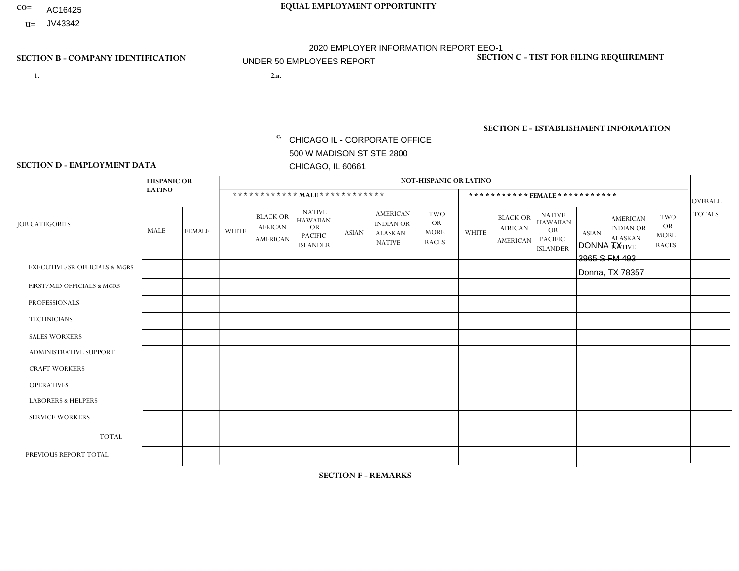CO= AC16425
U= JV43342

**EQUAL EMPLOYMENT OPPORTUNITY**

2020 EMPLOYER INFORMATION REPORT EEO-1
UNDER 50 EMPLOYEES REPORT

**SECTION B - COMPANY IDENTIFICATION**

1.

2.a.

c. CHICAGO IL - CORPORATE OFFICE
500 W MADISON ST STE 2800
CHICAGO, IL 60661

**SECTION C - TEST FOR FILING REQUIREMENT**

**SECTION E - ESTABLISHMENT INFORMATION**

DONNA TX
3965 S FM 493
Donna, TX 78357

**SECTION D - EMPLOYMENT DATA**

| JOB CATEGORIES | HISPANIC OR LATINO | | NOT-HISPANIC OR LATINO | | | | | | | | | | | | OVERALL TOTALS |
|---|---|---|---|---|---|---|---|---|---|---|---|---|---|---|---|
| | | | MALE | | | | | | FEMALE | | | | | | |
| | MALE | FEMALE | WHITE | BLACK OR AFRICAN AMERICAN | NATIVE HAWAIIAN OR PACIFIC ISLANDER | ASIAN | AMERICAN INDIAN OR ALASKAN NATIVE | TWO OR MORE RACES | WHITE | BLACK OR AFRICAN AMERICAN | NATIVE HAWAIIAN OR PACIFIC ISLANDER | ASIAN | AMERICAN INDIAN OR ALASKAN NATIVE | TWO OR MORE RACES | |
| EXECUTIVE/SR OFFICIALS & MGRS | | | | | | | | | | | | | | | |
| FIRST/MID OFFICIALS & MGRS | | | | | | | | | | | | | | | |
| PROFESSIONALS | | | | | | | | | | | | | | | |
| TECHNICIANS | | | | | | | | | | | | | | | |
| SALES WORKERS | | | | | | | | | | | | | | | |
| ADMINISTRATIVE SUPPORT | | | | | | | | | | | | | | | |
| CRAFT WORKERS | | | | | | | | | | | | | | | |
| OPERATIVES | | | | | | | | | | | | | | | |
| LABORERS & HELPERS | | | | | | | | | | | | | | | |
| SERVICE WORKERS | | | | | | | | | | | | | | | |
| TOTAL | | | | | | | | | | | | | | | |
| PREVIOUS REPORT TOTAL | | | | | | | | | | | | | | | |

**SECTION F - REMARKS**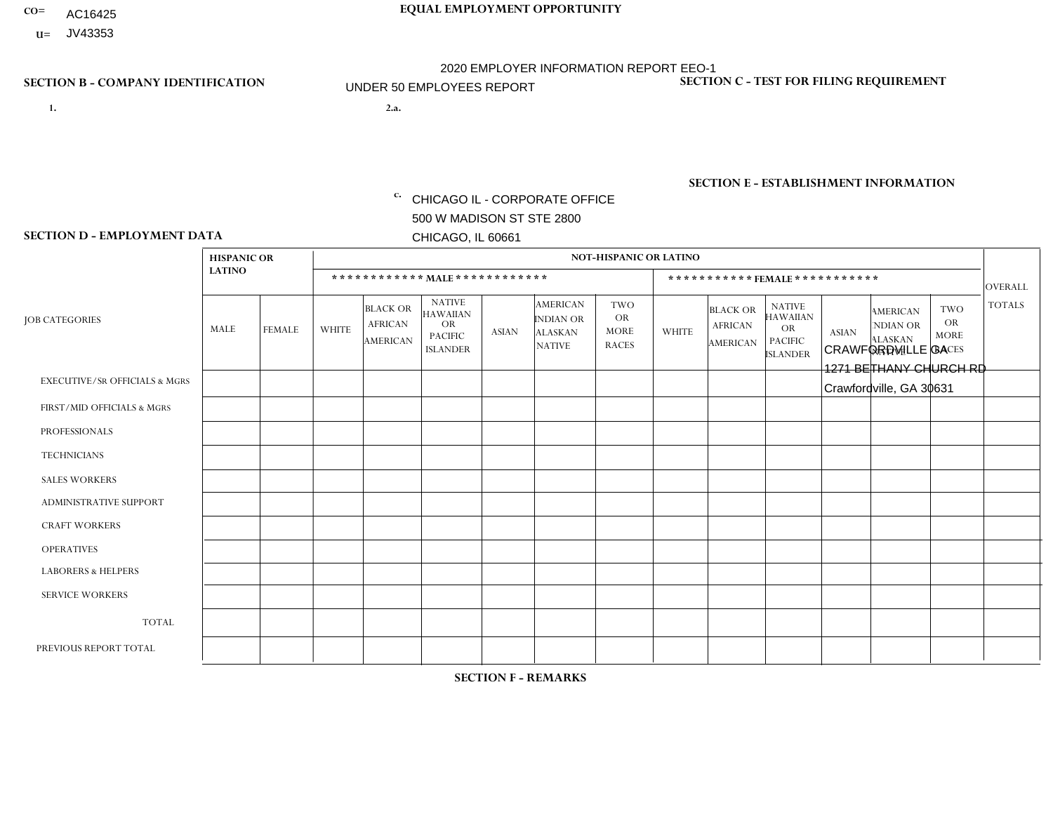CO= AC16425

U= JV43353

**EQUAL EMPLOYMENT OPPORTUNITY**

2020 EMPLOYER INFORMATION REPORT EEO-1

UNDER 50 EMPLOYEES REPORT

**SECTION B - COMPANY IDENTIFICATION**

1.

2.a.

c. CHICAGO IL - CORPORATE OFFICE
500 W MADISON ST STE 2800
CHICAGO, IL 60661

**SECTION C - TEST FOR FILING REQUIREMENT**

**SECTION E - ESTABLISHMENT INFORMATION**

CRAWFORDVILLE GA
1271 BETHANY CHURCH RD
Crawfordville, GA 30631

**SECTION D - EMPLOYMENT DATA**

| JOB CATEGORIES | HISPANIC OR LATINO | | NOT-HISPANIC OR LATINO | | | | | | | | | | | | OVERALL TOTALS |
|---|---|---|---|---|---|---|---|---|---|---|---|---|---|---|---|
| | | | MALE | | | | | | FEMALE | | | | | | |
| | MALE | FEMALE | WHITE | BLACK OR AFRICAN AMERICAN | NATIVE HAWAIIAN OR PACIFIC ISLANDER | ASIAN | AMERICAN INDIAN OR ALASKAN NATIVE | TWO OR MORE RACES | WHITE | BLACK OR AFRICAN AMERICAN | NATIVE HAWAIIAN OR PACIFIC ISLANDER | ASIAN | AMERICAN INDIAN OR ALASKAN NATIVE | TWO OR MORE RACES | |
| EXECUTIVE/SR OFFICIALS & MGRS | | | | | | | | | | | | | | | |
| FIRST/MID OFFICIALS & MGRS | | | | | | | | | | | | | | | |
| PROFESSIONALS | | | | | | | | | | | | | | | |
| TECHNICIANS | | | | | | | | | | | | | | | |
| SALES WORKERS | | | | | | | | | | | | | | | |
| ADMINISTRATIVE SUPPORT | | | | | | | | | | | | | | | |
| CRAFT WORKERS | | | | | | | | | | | | | | | |
| OPERATIVES | | | | | | | | | | | | | | | |
| LABORERS & HELPERS | | | | | | | | | | | | | | | |
| SERVICE WORKERS | | | | | | | | | | | | | | | |
| TOTAL | | | | | | | | | | | | | | | |
| PREVIOUS REPORT TOTAL | | | | | | | | | | | | | | | |

**SECTION F - REMARKS**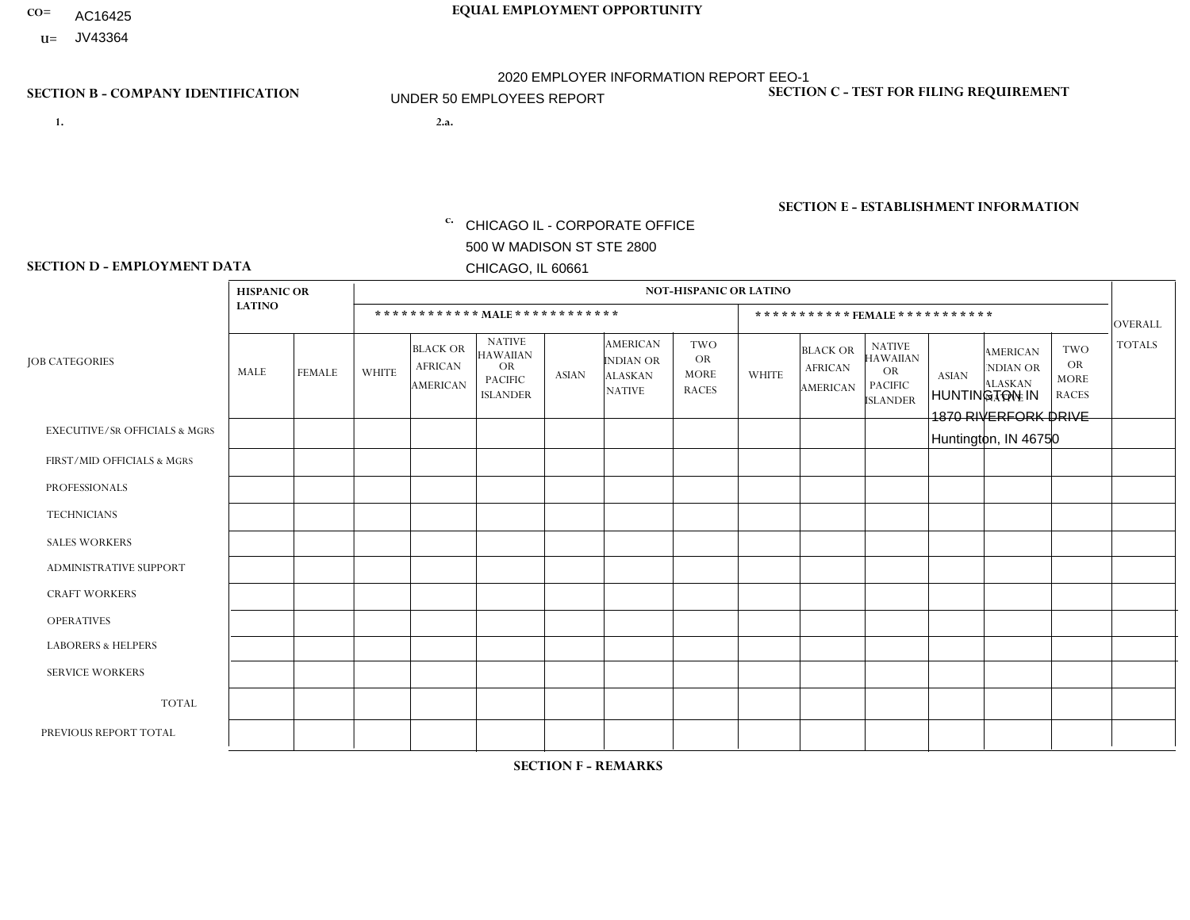CO= AC16425
U= JV43364

**EQUAL EMPLOYMENT OPPORTUNITY**

2020 EMPLOYER INFORMATION REPORT EEO-1
UNDER 50 EMPLOYEES REPORT

**SECTION B - COMPANY IDENTIFICATION**

1.

2.a.

c. CHICAGO IL - CORPORATE OFFICE
500 W MADISON ST STE 2800
CHICAGO, IL 60661

**SECTION C - TEST FOR FILING REQUIREMENT**

**SECTION E - ESTABLISHMENT INFORMATION**

HUNTINGTON IN
1870 RIVERFORK DRIVE
Huntington, IN 46750

**SECTION D - EMPLOYMENT DATA**

| JOB CATEGORIES | HISPANIC OR LATINO | | NOT-HISPANIC OR LATINO | | | | | | | | | | | | OVERALL TOTALS |
|---|---|---|---|---|---|---|---|---|---|---|---|---|---|---|---|
| | | | MALE | | | | | | FEMALE | | | | | | |
| | MALE | FEMALE | WHITE | BLACK OR AFRICAN AMERICAN | NATIVE HAWAIIAN OR PACIFIC ISLANDER | ASIAN | AMERICAN INDIAN OR ALASKAN NATIVE | TWO OR MORE RACES | WHITE | BLACK OR AFRICAN AMERICAN | NATIVE HAWAIIAN OR PACIFIC ISLANDER | ASIAN | AMERICAN INDIAN OR ALASKAN NATIVE | TWO OR MORE RACES | |
| EXECUTIVE/Sr OFFICIALS & MGRS | | | | | | | | | | | | | | | |
| FIRST/MID OFFICIALS & MGRS | | | | | | | | | | | | | | | |
| PROFESSIONALS | | | | | | | | | | | | | | | |
| TECHNICIANS | | | | | | | | | | | | | | | |
| SALES WORKERS | | | | | | | | | | | | | | | |
| ADMINISTRATIVE SUPPORT | | | | | | | | | | | | | | | |
| CRAFT WORKERS | | | | | | | | | | | | | | | |
| OPERATIVES | | | | | | | | | | | | | | | |
| LABORERS & HELPERS | | | | | | | | | | | | | | | |
| SERVICE WORKERS | | | | | | | | | | | | | | | |
| TOTAL | | | | | | | | | | | | | | | |
| PREVIOUS REPORT TOTAL | | | | | | | | | | | | | | | |

**SECTION F - REMARKS**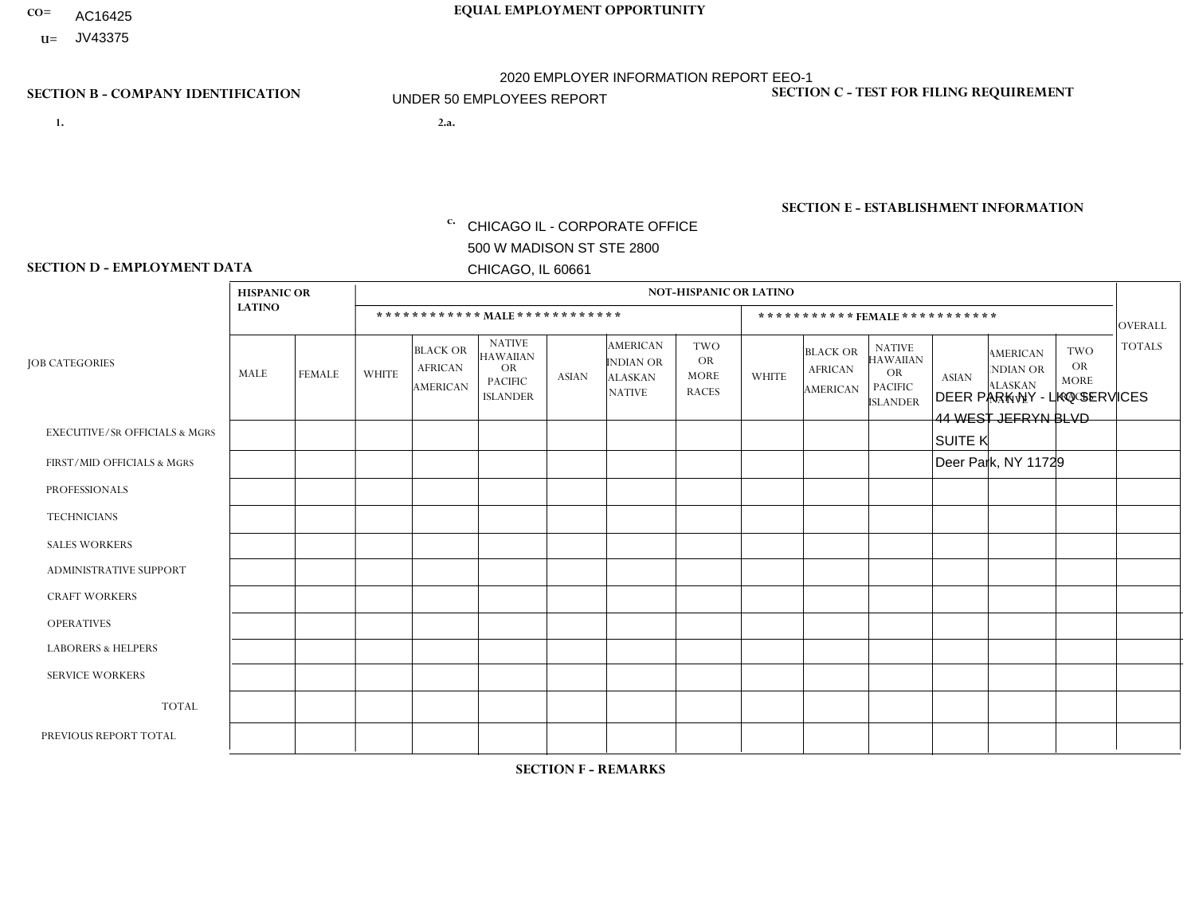CO= AC16425
U= JV43375

**EQUAL EMPLOYMENT OPPORTUNITY**

2020 EMPLOYER INFORMATION REPORT EEO-1
UNDER 50 EMPLOYEES REPORT

**SECTION B - COMPANY IDENTIFICATION**

1.

2.a.

c. CHICAGO IL - CORPORATE OFFICE
500 W MADISON ST STE 2800
CHICAGO, IL 60661

**SECTION C - TEST FOR FILING REQUIREMENT**

**SECTION E - ESTABLISHMENT INFORMATION**

DEER PARK NY - LKQ SERVICES
44 WEST JEFRYN BLVD
SUITE K
Deer Park, NY 11729

**SECTION D - EMPLOYMENT DATA**

| JOB CATEGORIES | HISPANIC OR LATINO | | NOT-HISPANIC OR LATINO | | | | | | | | | | | | OVERALL TOTALS |
|---|---|---|---|---|---|---|---|---|---|---|---|---|---|---|---|
| | | | MALE | | | | | | FEMALE | | | | | | |
| | MALE | FEMALE | WHITE | BLACK OR AFRICAN AMERICAN | NATIVE HAWAIIAN OR PACIFIC ISLANDER | ASIAN | AMERICAN INDIAN OR ALASKAN NATIVE | TWO OR MORE RACES | WHITE | BLACK OR AFRICAN AMERICAN | NATIVE HAWAIIAN OR PACIFIC ISLANDER | ASIAN | AMERICAN INDIAN OR ALASKAN NATIVE | TWO OR MORE RACES | |
| EXECUTIVE/Sr OFFICIALS & MGRS | | | | | | | | | | | | | | | |
| FIRST/MID OFFICIALS & MGRS | | | | | | | | | | | | | | | |
| PROFESSIONALS | | | | | | | | | | | | | | | |
| TECHNICIANS | | | | | | | | | | | | | | | |
| SALES WORKERS | | | | | | | | | | | | | | | |
| ADMINISTRATIVE SUPPORT | | | | | | | | | | | | | | | |
| CRAFT WORKERS | | | | | | | | | | | | | | | |
| OPERATIVES | | | | | | | | | | | | | | | |
| LABORERS & HELPERS | | | | | | | | | | | | | | | |
| SERVICE WORKERS | | | | | | | | | | | | | | | |
| TOTAL | | | | | | | | | | | | | | | |
| PREVIOUS REPORT TOTAL | | | | | | | | | | | | | | | |

**SECTION F - REMARKS**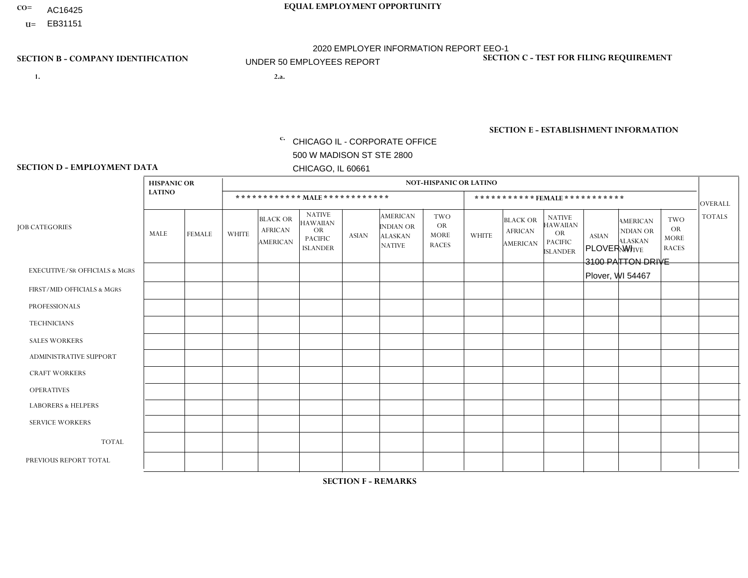CO= AC16425
U= EB31151

**EQUAL EMPLOYMENT OPPORTUNITY**

2020 EMPLOYER INFORMATION REPORT EEO-1

UNDER 50 EMPLOYEES REPORT

**SECTION B - COMPANY IDENTIFICATION**

1.

2.a.

c. CHICAGO IL - CORPORATE OFFICE
500 W MADISON ST STE 2800
CHICAGO, IL 60661

**SECTION C - TEST FOR FILING REQUIREMENT**

**SECTION E - ESTABLISHMENT INFORMATION**

PLOVER WI
3100 PATTON DRIVE
Plover, WI 54467

**SECTION D - EMPLOYMENT DATA**

| JOB CATEGORIES | HISPANIC OR LATINO | | NOT-HISPANIC OR LATINO | | | | | | | | | | | | OVERALL TOTALS |
|---|---|---|---|---|---|---|---|---|---|---|---|---|---|---|---|
| | | | MALE | | | | | | FEMALE | | | | | | |
| | MALE | FEMALE | WHITE | BLACK OR AFRICAN AMERICAN | NATIVE HAWAIIAN OR PACIFIC ISLANDER | ASIAN | AMERICAN INDIAN OR ALASKAN NATIVE | TWO OR MORE RACES | WHITE | BLACK OR AFRICAN AMERICAN | NATIVE HAWAIIAN OR PACIFIC ISLANDER | ASIAN | AMERICAN INDIAN OR ALASKAN NATIVE | TWO OR MORE RACES | |
| EXECUTIVE/SR OFFICIALS & MGRS | | | | | | | | | | | | | | | |
| FIRST/MID OFFICIALS & MGRS | | | | | | | | | | | | | | | |
| PROFESSIONALS | | | | | | | | | | | | | | | |
| TECHNICIANS | | | | | | | | | | | | | | | |
| SALES WORKERS | | | | | | | | | | | | | | | |
| ADMINISTRATIVE SUPPORT | | | | | | | | | | | | | | | |
| CRAFT WORKERS | | | | | | | | | | | | | | | |
| OPERATIVES | | | | | | | | | | | | | | | |
| LABORERS & HELPERS | | | | | | | | | | | | | | | |
| SERVICE WORKERS | | | | | | | | | | | | | | | |
| TOTAL | | | | | | | | | | | | | | | |
| PREVIOUS REPORT TOTAL | | | | | | | | | | | | | | | |

**SECTION F - REMARKS**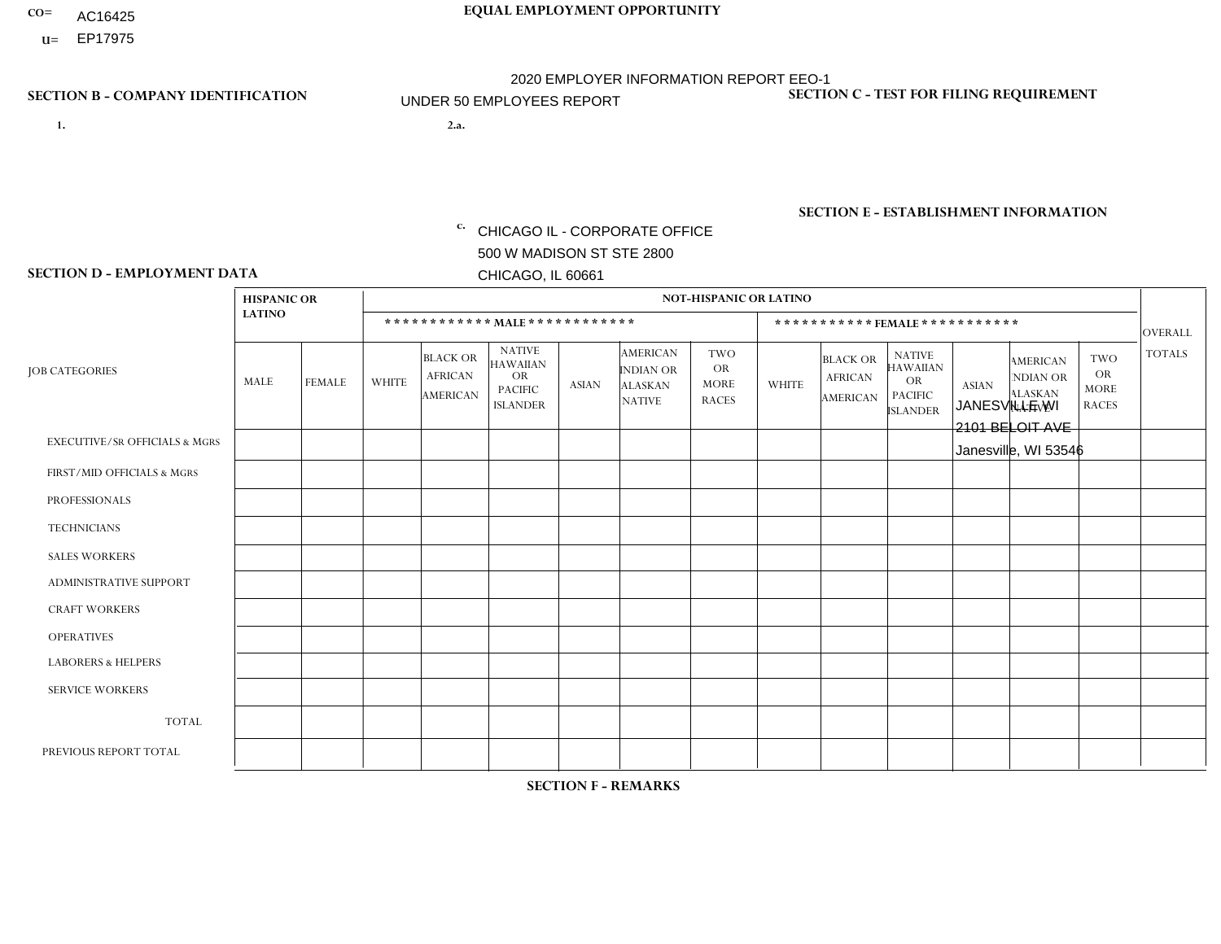CO= AC16425
U= EP17975

**EQUAL EMPLOYMENT OPPORTUNITY**

2020 EMPLOYER INFORMATION REPORT EEO-1
UNDER 50 EMPLOYEES REPORT

**SECTION B - COMPANY IDENTIFICATION**

1.

2.a.

c. CHICAGO IL - CORPORATE OFFICE
500 W MADISON ST STE 2800
CHICAGO, IL 60661

**SECTION C - TEST FOR FILING REQUIREMENT**

**SECTION E - ESTABLISHMENT INFORMATION**

JANESVILLE WI
2101 BELOIT AVE
Janesville, WI 53546

**SECTION D - EMPLOYMENT DATA**

| JOB CATEGORIES | HISPANIC OR LATINO | | NOT-HISPANIC OR LATINO | | | | | | | | | | | | OVERALL TOTALS |
|---|---|---|---|---|---|---|---|---|---|---|---|---|---|---|---|
| | | | MALE | | | | | | FEMALE | | | | | | |
| | MALE | FEMALE | WHITE | BLACK OR AFRICAN AMERICAN | NATIVE HAWAIIAN OR PACIFIC ISLANDER | ASIAN | AMERICAN INDIAN OR ALASKAN NATIVE | TWO OR MORE RACES | WHITE | BLACK OR AFRICAN AMERICAN | NATIVE HAWAIIAN OR PACIFIC ISLANDER | ASIAN | AMERICAN INDIAN OR ALASKAN NATIVE | TWO OR MORE RACES | |
| EXECUTIVE/SR OFFICIALS & MGRS | | | | | | | | | | | | | | | |
| FIRST/MID OFFICIALS & MGRS | | | | | | | | | | | | | | | |
| PROFESSIONALS | | | | | | | | | | | | | | | |
| TECHNICIANS | | | | | | | | | | | | | | | |
| SALES WORKERS | | | | | | | | | | | | | | | |
| ADMINISTRATIVE SUPPORT | | | | | | | | | | | | | | | |
| CRAFT WORKERS | | | | | | | | | | | | | | | |
| OPERATIVES | | | | | | | | | | | | | | | |
| LABORERS & HELPERS | | | | | | | | | | | | | | | |
| SERVICE WORKERS | | | | | | | | | | | | | | | |
| TOTAL | | | | | | | | | | | | | | | |
| PREVIOUS REPORT TOTAL | | | | | | | | | | | | | | | |

**SECTION F - REMARKS**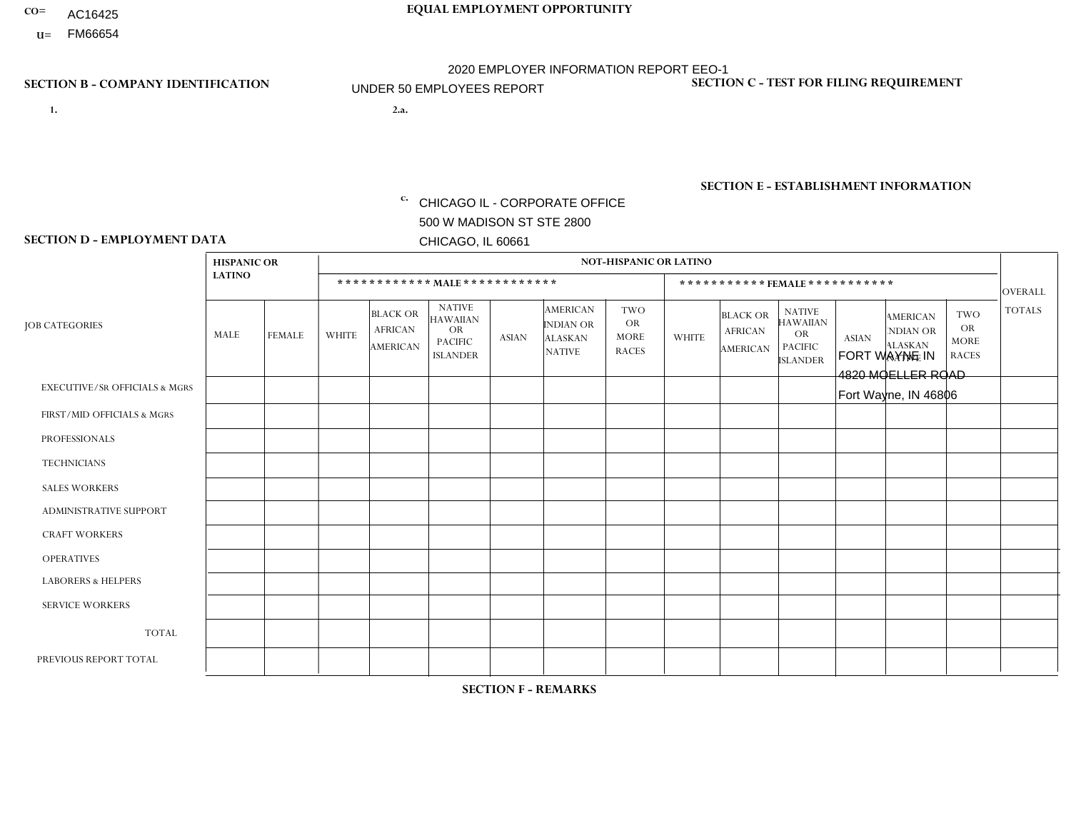CO= AC16425
U= FM66654

**EQUAL EMPLOYMENT OPPORTUNITY**

2020 EMPLOYER INFORMATION REPORT EEO-1

UNDER 50 EMPLOYEES REPORT

**SECTION B - COMPANY IDENTIFICATION**

1.

2.a.

c. CHICAGO IL - CORPORATE OFFICE
500 W MADISON ST STE 2800
CHICAGO, IL 60661

**SECTION C - TEST FOR FILING REQUIREMENT**

**SECTION E - ESTABLISHMENT INFORMATION**

FORT WAYNE IN
4820 MOELLER ROAD
Fort Wayne, IN 46806

**SECTION D - EMPLOYMENT DATA**

| JOB CATEGORIES | HISPANIC OR LATINO | | NOT-HISPANIC OR LATINO | | | | | | | | | | | | OVERALL TOTALS |
|---|---|---|---|---|---|---|---|---|---|---|---|---|---|---|---|
| | | | MALE | | | | | | FEMALE | | | | | | |
| | MALE | FEMALE | WHITE | BLACK OR AFRICAN AMERICAN | NATIVE HAWAIIAN OR PACIFIC ISLANDER | ASIAN | AMERICAN INDIAN OR ALASKAN NATIVE | TWO OR MORE RACES | WHITE | BLACK OR AFRICAN AMERICAN | NATIVE HAWAIIAN OR PACIFIC ISLANDER | ASIAN | AMERICAN INDIAN OR ALASKAN NATIVE | TWO OR MORE RACES | |
| EXECUTIVE/SR OFFICIALS & MGRS | | | | | | | | | | | | | | | |
| FIRST/MID OFFICIALS & MGRS | | | | | | | | | | | | | | | |
| PROFESSIONALS | | | | | | | | | | | | | | | |
| TECHNICIANS | | | | | | | | | | | | | | | |
| SALES WORKERS | | | | | | | | | | | | | | | |
| ADMINISTRATIVE SUPPORT | | | | | | | | | | | | | | | |
| CRAFT WORKERS | | | | | | | | | | | | | | | |
| OPERATIVES | | | | | | | | | | | | | | | |
| LABORERS & HELPERS | | | | | | | | | | | | | | | |
| SERVICE WORKERS | | | | | | | | | | | | | | | |
| TOTAL | | | | | | | | | | | | | | | |
| PREVIOUS REPORT TOTAL | | | | | | | | | | | | | | | |

**SECTION F - REMARKS**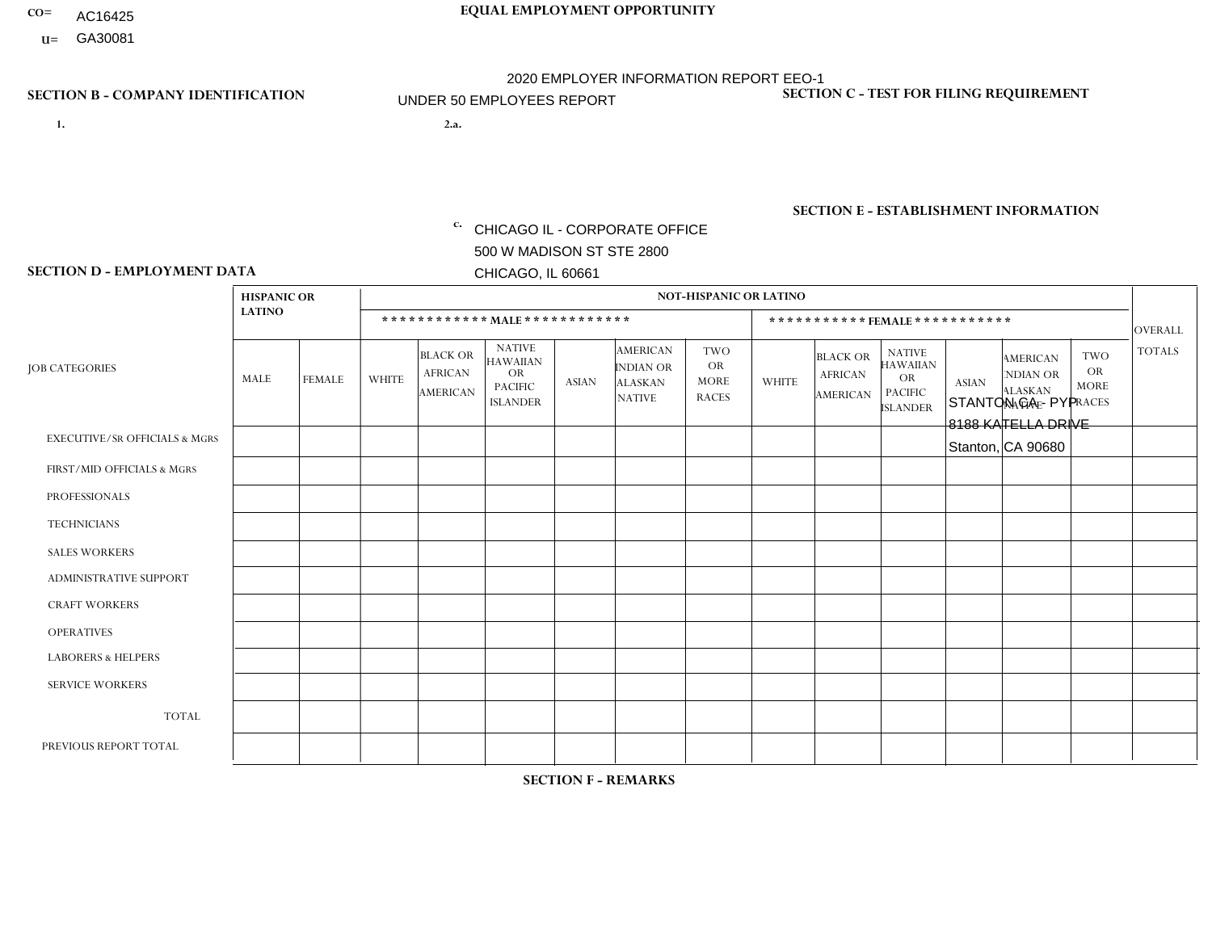CO= AC16425
U= GA30081

**EQUAL EMPLOYMENT OPPORTUNITY**

2020 EMPLOYER INFORMATION REPORT EEO-1
UNDER 50 EMPLOYEES REPORT

**SECTION B - COMPANY IDENTIFICATION**

1.

2.a.

c. CHICAGO IL - CORPORATE OFFICE
500 W MADISON ST STE 2800
CHICAGO, IL 60661

**SECTION C - TEST FOR FILING REQUIREMENT**

**SECTION E - ESTABLISHMENT INFORMATION**

STANTON CA - PYP
8188 KATELLA DRIVE
Stanton, CA 90680

**SECTION D - EMPLOYMENT DATA**

| JOB CATEGORIES | HISPANIC OR LATINO | | NOT-HISPANIC OR LATINO | | | | | | | | | | | | OVERALL TOTALS |
|---|---|---|---|---|---|---|---|---|---|---|---|---|---|---|---|
| | | | MALE | | | | | | FEMALE | | | | | | |
| | MALE | FEMALE | WHITE | BLACK OR AFRICAN AMERICAN | NATIVE HAWAIIAN OR PACIFIC ISLANDER | ASIAN | AMERICAN INDIAN OR ALASKAN NATIVE | TWO OR MORE RACES | WHITE | BLACK OR AFRICAN AMERICAN | NATIVE HAWAIIAN OR PACIFIC ISLANDER | ASIAN | AMERICAN INDIAN OR ALASKAN NATIVE | TWO OR MORE RACES | |
| EXECUTIVE/SR OFFICIALS & MGRS | | | | | | | | | | | | | | | |
| FIRST/MID OFFICIALS & MGRS | | | | | | | | | | | | | | | |
| PROFESSIONALS | | | | | | | | | | | | | | | |
| TECHNICIANS | | | | | | | | | | | | | | | |
| SALES WORKERS | | | | | | | | | | | | | | | |
| ADMINISTRATIVE SUPPORT | | | | | | | | | | | | | | | |
| CRAFT WORKERS | | | | | | | | | | | | | | | |
| OPERATIVES | | | | | | | | | | | | | | | |
| LABORERS & HELPERS | | | | | | | | | | | | | | | |
| SERVICE WORKERS | | | | | | | | | | | | | | | |
| TOTAL | | | | | | | | | | | | | | | |
| PREVIOUS REPORT TOTAL | | | | | | | | | | | | | | | |

**SECTION F - REMARKS**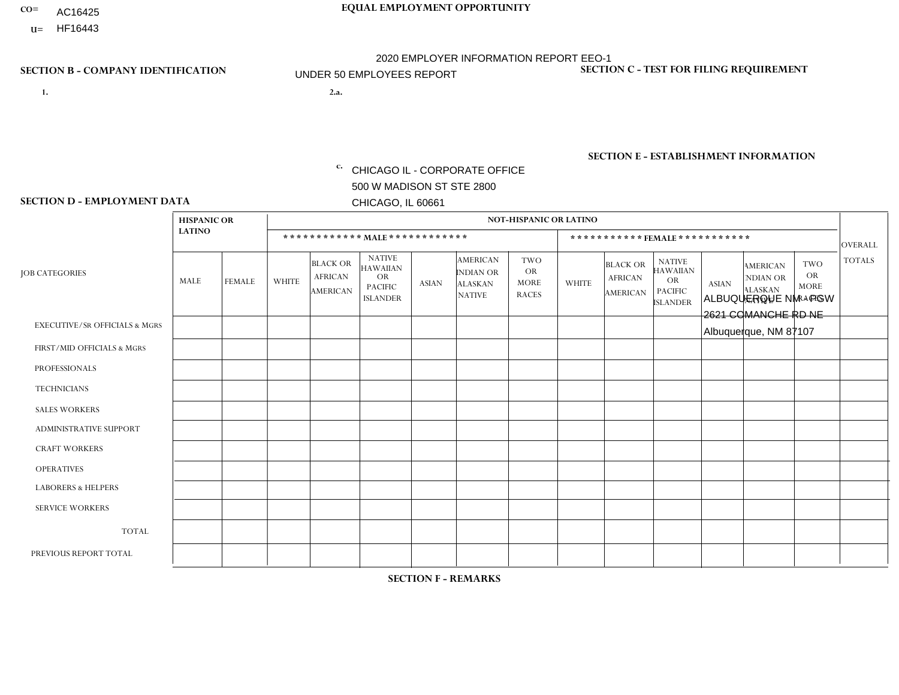CO= AC16425
U= HF16443

**EQUAL EMPLOYMENT OPPORTUNITY**

2020 EMPLOYER INFORMATION REPORT EEO-1
UNDER 50 EMPLOYEES REPORT

**SECTION B - COMPANY IDENTIFICATION**

1.

2.a.

c. CHICAGO IL - CORPORATE OFFICE
500 W MADISON ST STE 2800
CHICAGO, IL 60661

**SECTION C - TEST FOR FILING REQUIREMENT**

**SECTION E - ESTABLISHMENT INFORMATION**

ALBUQUERQUE NM - PGW
2621 COMANCHE RD NE
Albuquerque, NM 87107

**SECTION D - EMPLOYMENT DATA**

| JOB CATEGORIES | HISPANIC OR LATINO | | NOT-HISPANIC OR LATINO | | | | | | | | | | | | OVERALL TOTALS |
|---|---|---|---|---|---|---|---|---|---|---|---|---|---|---|---|
| | | | MALE | | | | | | FEMALE | | | | | | |
| | MALE | FEMALE | WHITE | BLACK OR AFRICAN AMERICAN | NATIVE HAWAIIAN OR PACIFIC ISLANDER | ASIAN | AMERICAN INDIAN OR ALASKAN NATIVE | TWO OR MORE RACES | WHITE | BLACK OR AFRICAN AMERICAN | NATIVE HAWAIIAN OR PACIFIC ISLANDER | ASIAN | AMERICAN INDIAN OR ALASKAN NATIVE | TWO OR MORE RACES | |
| EXECUTIVE/SR OFFICIALS & MGRS | | | | | | | | | | | | | | | |
| FIRST/MID OFFICIALS & MGRS | | | | | | | | | | | | | | | |
| PROFESSIONALS | | | | | | | | | | | | | | | |
| TECHNICIANS | | | | | | | | | | | | | | | |
| SALES WORKERS | | | | | | | | | | | | | | | |
| ADMINISTRATIVE SUPPORT | | | | | | | | | | | | | | | |
| CRAFT WORKERS | | | | | | | | | | | | | | | |
| OPERATIVES | | | | | | | | | | | | | | | |
| LABORERS & HELPERS | | | | | | | | | | | | | | | |
| SERVICE WORKERS | | | | | | | | | | | | | | | |
| TOTAL | | | | | | | | | | | | | | | |
| PREVIOUS REPORT TOTAL | | | | | | | | | | | | | | | |

**SECTION F - REMARKS**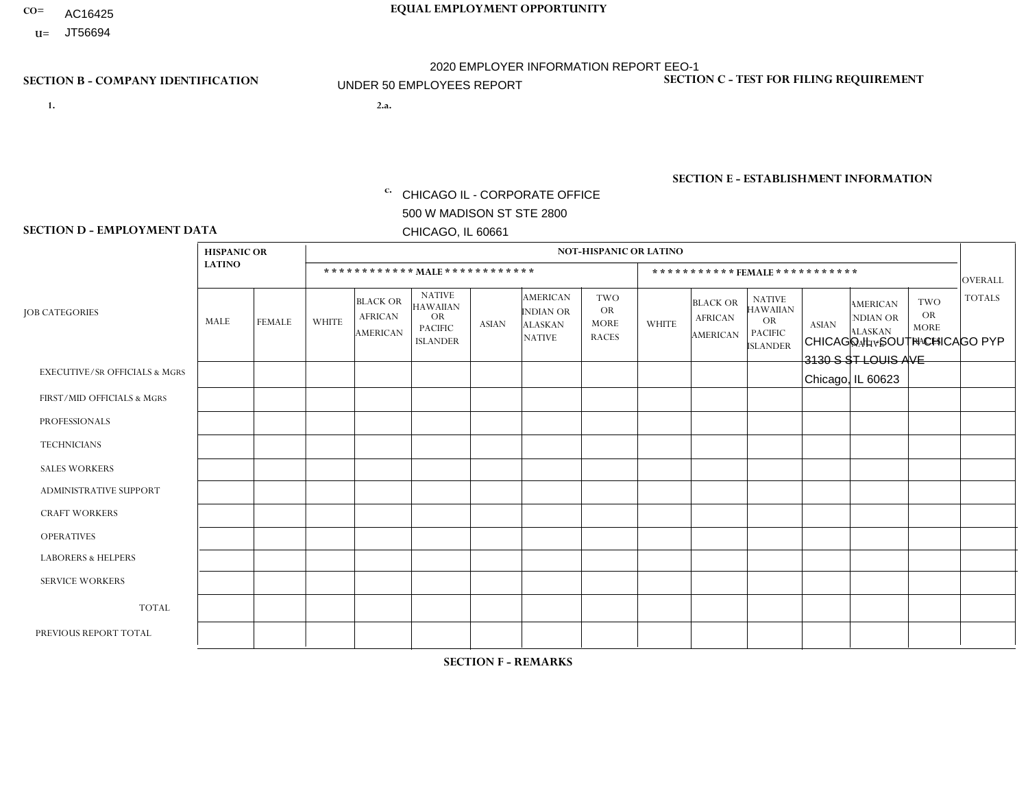CO= AC16425

U= JT56694

**EQUAL EMPLOYMENT OPPORTUNITY**

2020 EMPLOYER INFORMATION REPORT EEO-1

UNDER 50 EMPLOYEES REPORT

**SECTION B - COMPANY IDENTIFICATION**

1.

2.a.

c. CHICAGO IL - CORPORATE OFFICE
500 W MADISON ST STE 2800
CHICAGO, IL 60661

**SECTION C - TEST FOR FILING REQUIREMENT**

**SECTION E - ESTABLISHMENT INFORMATION**

CHICAGO IL - SOUTH CHICAGO PYP
3130 S ST LOUIS AVE
Chicago, IL 60623

**SECTION D - EMPLOYMENT DATA**

| JOB CATEGORIES | HISPANIC OR LATINO | | NOT-HISPANIC OR LATINO | | | | | | | | | | | | OVERALL TOTALS |
|---|---|---|---|---|---|---|---|---|---|---|---|---|---|---|---|
| | | | MALE | | | | | | FEMALE | | | | | | |
| | MALE | FEMALE | WHITE | BLACK OR AFRICAN AMERICAN | NATIVE HAWAIIAN OR PACIFIC ISLANDER | ASIAN | AMERICAN INDIAN OR ALASKAN NATIVE | TWO OR MORE RACES | WHITE | BLACK OR AFRICAN AMERICAN | NATIVE HAWAIIAN OR PACIFIC ISLANDER | ASIAN | AMERICAN INDIAN OR ALASKAN NATIVE | TWO OR MORE RACES | |
| EXECUTIVE/SR OFFICIALS & MGRS | | | | | | | | | | | | | | | |
| FIRST/MID OFFICIALS & MGRS | | | | | | | | | | | | | | | |
| PROFESSIONALS | | | | | | | | | | | | | | | |
| TECHNICIANS | | | | | | | | | | | | | | | |
| SALES WORKERS | | | | | | | | | | | | | | | |
| ADMINISTRATIVE SUPPORT | | | | | | | | | | | | | | | |
| CRAFT WORKERS | | | | | | | | | | | | | | | |
| OPERATIVES | | | | | | | | | | | | | | | |
| LABORERS & HELPERS | | | | | | | | | | | | | | | |
| SERVICE WORKERS | | | | | | | | | | | | | | | |
| TOTAL | | | | | | | | | | | | | | | |
| PREVIOUS REPORT TOTAL | | | | | | | | | | | | | | | |

**SECTION F - REMARKS**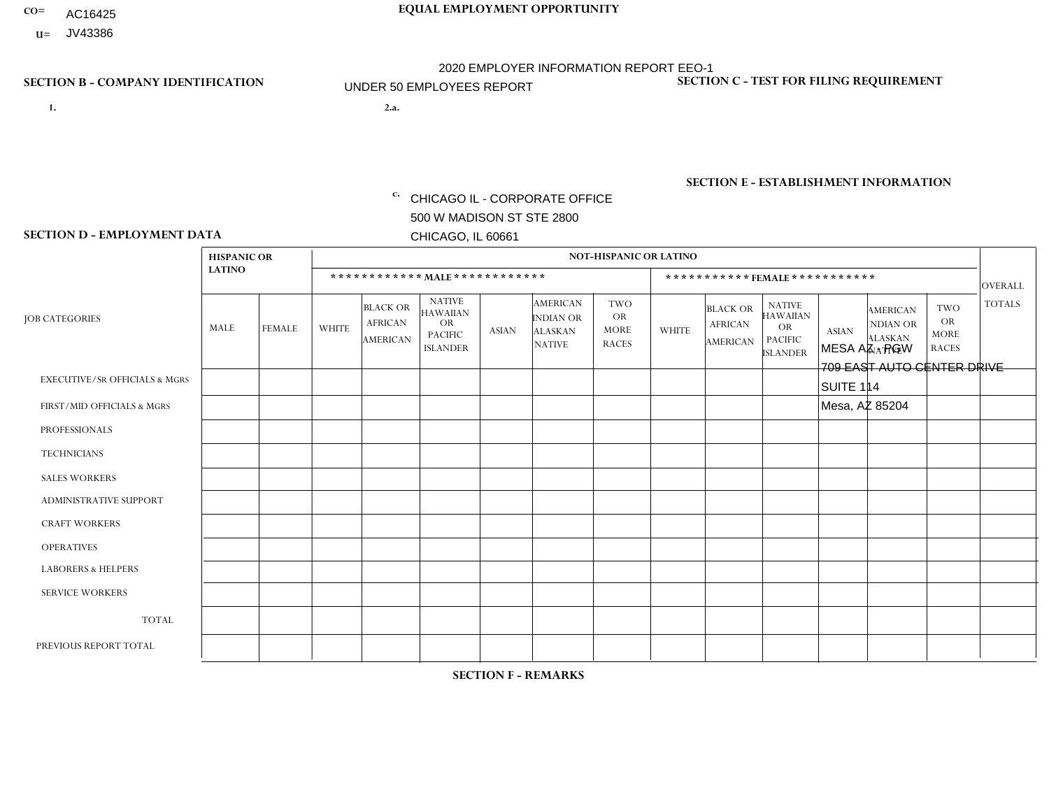CO= AC16425
U= JV43386

**EQUAL EMPLOYMENT OPPORTUNITY**

2020 EMPLOYER INFORMATION REPORT EEO-1
UNDER 50 EMPLOYEES REPORT

**SECTION B - COMPANY IDENTIFICATION**

1.

2.a.

c. CHICAGO IL - CORPORATE OFFICE
500 W MADISON ST STE 2800
CHICAGO, IL 60661

**SECTION C - TEST FOR FILING REQUIREMENT**

**SECTION E - ESTABLISHMENT INFORMATION**

MESA AZ - PGW
709 EAST AUTO CENTER DRIVE
SUITE 114
Mesa, AZ 85204

**SECTION D - EMPLOYMENT DATA**

| JOB CATEGORIES | HISPANIC OR LATINO | | NOT-HISPANIC OR LATINO | | | | | | | | | | | | OVERALL TOTALS |
|---|---|---|---|---|---|---|---|---|---|---|---|---|---|---|---|
| | | | MALE | | | | | | FEMALE | | | | | | |
| | MALE | FEMALE | WHITE | BLACK OR AFRICAN AMERICAN | NATIVE HAWAIIAN OR PACIFIC ISLANDER | ASIAN | AMERICAN INDIAN OR ALASKAN NATIVE | TWO OR MORE RACES | WHITE | BLACK OR AFRICAN AMERICAN | NATIVE HAWAIIAN OR PACIFIC ISLANDER | ASIAN | AMERICAN INDIAN OR ALASKAN NATIVE | TWO OR MORE RACES | |
| EXECUTIVE/Sr OFFICIALS & MGRS | | | | | | | | | | | | | | | |
| FIRST/MID OFFICIALS & MGRS | | | | | | | | | | | | | | | |
| PROFESSIONALS | | | | | | | | | | | | | | | |
| TECHNICIANS | | | | | | | | | | | | | | | |
| SALES WORKERS | | | | | | | | | | | | | | | |
| ADMINISTRATIVE SUPPORT | | | | | | | | | | | | | | | |
| CRAFT WORKERS | | | | | | | | | | | | | | | |
| OPERATIVES | | | | | | | | | | | | | | | |
| LABORERS & HELPERS | | | | | | | | | | | | | | | |
| SERVICE WORKERS | | | | | | | | | | | | | | | |
| TOTAL | | | | | | | | | | | | | | | |
| PREVIOUS REPORT TOTAL | | | | | | | | | | | | | | | |

**SECTION F - REMARKS**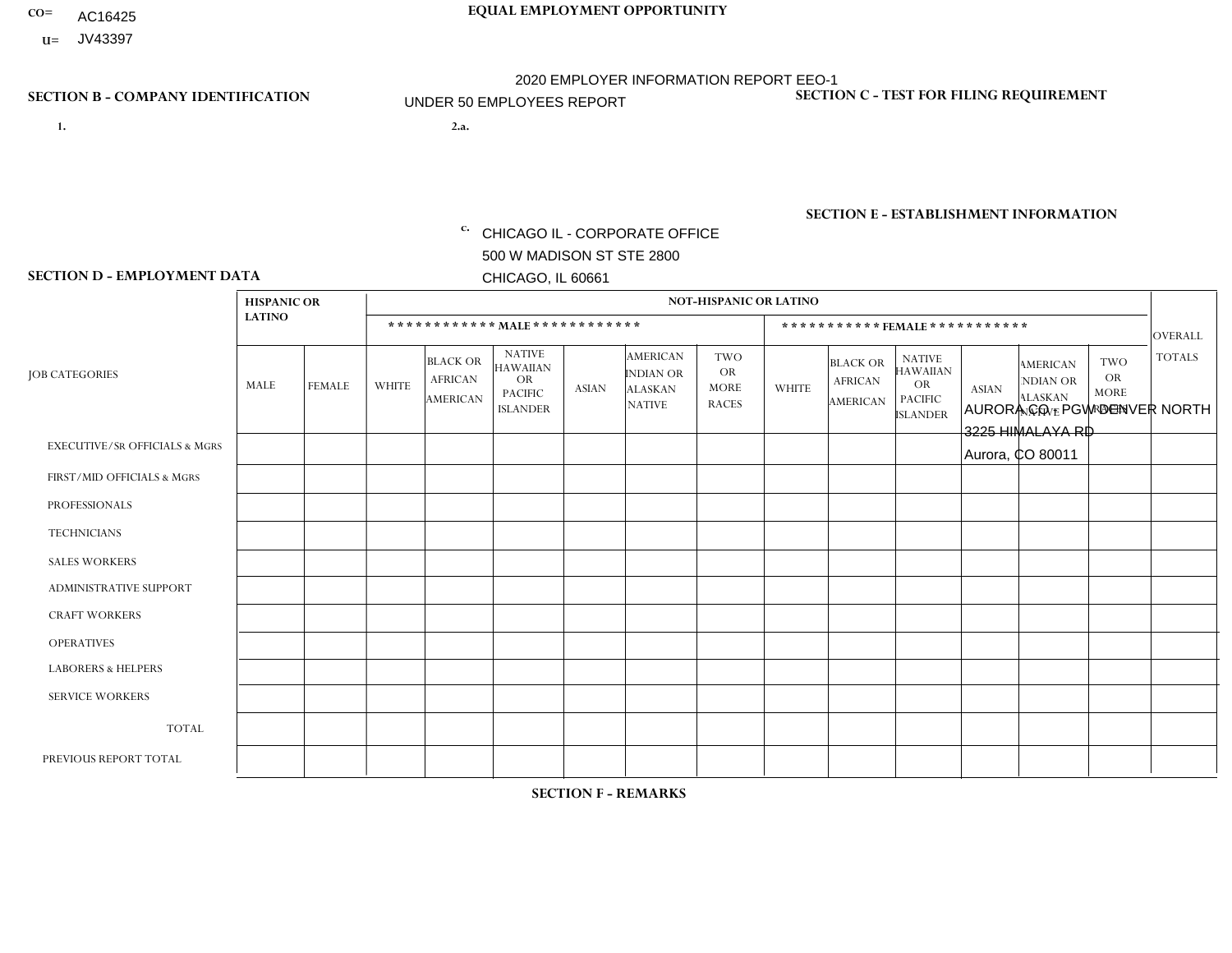CO= AC16425

U= JV43397

**EQUAL EMPLOYMENT OPPORTUNITY**

2020 EMPLOYER INFORMATION REPORT EEO-1

UNDER 50 EMPLOYEES REPORT

**SECTION B - COMPANY IDENTIFICATION**

1.

2.a.

c. CHICAGO IL - CORPORATE OFFICE
500 W MADISON ST STE 2800
CHICAGO, IL 60661

**SECTION C - TEST FOR FILING REQUIREMENT**

**SECTION E - ESTABLISHMENT INFORMATION**

AURORA CO - PGW DENVER NORTH
3225 HIMALAYA RD
Aurora, CO 80011

**SECTION D - EMPLOYMENT DATA**

| JOB CATEGORIES | HISPANIC OR LATINO | | NOT-HISPANIC OR LATINO | | | | | | | | | | | | OVERALL TOTALS |
|---|---|---|---|---|---|---|---|---|---|---|---|---|---|---|---|
| | | | MALE | | | | | | FEMALE | | | | | | |
| | MALE | FEMALE | WHITE | BLACK OR AFRICAN AMERICAN | NATIVE HAWAIIAN OR PACIFIC ISLANDER | ASIAN | AMERICAN INDIAN OR ALASKAN NATIVE | TWO OR MORE RACES | WHITE | BLACK OR AFRICAN AMERICAN | NATIVE HAWAIIAN OR PACIFIC ISLANDER | ASIAN | AMERICAN INDIAN OR ALASKAN NATIVE | TWO OR MORE RACES | |
| EXECUTIVE/Sr OFFICIALS & MGRS | | | | | | | | | | | | | | | |
| FIRST/MID OFFICIALS & MGRS | | | | | | | | | | | | | | | |
| PROFESSIONALS | | | | | | | | | | | | | | | |
| TECHNICIANS | | | | | | | | | | | | | | | |
| SALES WORKERS | | | | | | | | | | | | | | | |
| ADMINISTRATIVE SUPPORT | | | | | | | | | | | | | | | |
| CRAFT WORKERS | | | | | | | | | | | | | | | |
| OPERATIVES | | | | | | | | | | | | | | | |
| LABORERS & HELPERS | | | | | | | | | | | | | | | |
| SERVICE WORKERS | | | | | | | | | | | | | | | |
| TOTAL | | | | | | | | | | | | | | | |
| PREVIOUS REPORT TOTAL | | | | | | | | | | | | | | | |

**SECTION F - REMARKS**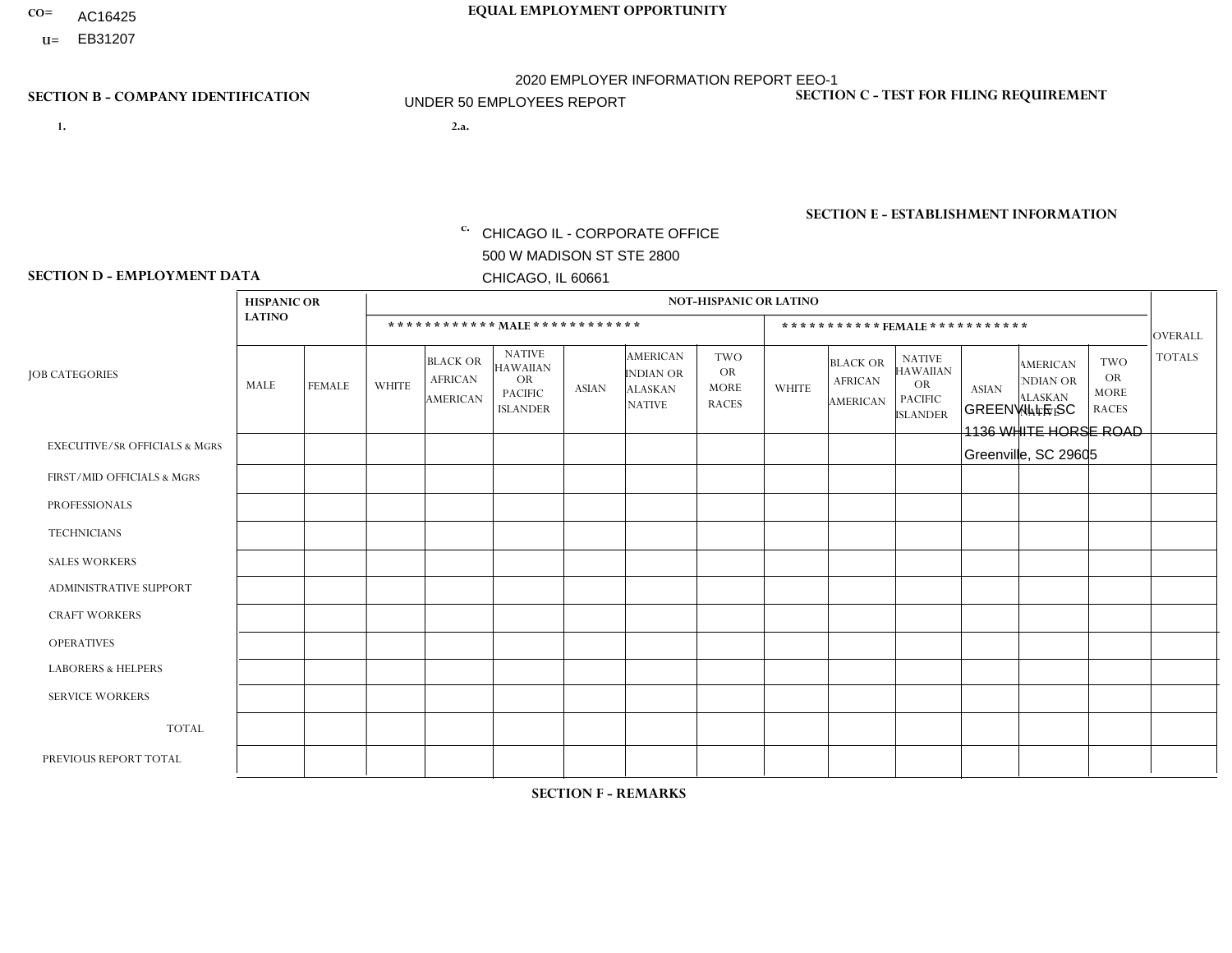CO= AC16425
U= EB31207

**EQUAL EMPLOYMENT OPPORTUNITY**

2020 EMPLOYER INFORMATION REPORT EEO-1

UNDER 50 EMPLOYEES REPORT

**SECTION B - COMPANY IDENTIFICATION**

1.

2.a.

c. CHICAGO IL - CORPORATE OFFICE
500 W MADISON ST STE 2800
CHICAGO, IL 60661

**SECTION C - TEST FOR FILING REQUIREMENT**

**SECTION E - ESTABLISHMENT INFORMATION**

GREENVILLE SC
1136 WHITE HORSE ROAD
Greenville, SC 29605

**SECTION D - EMPLOYMENT DATA**

| JOB CATEGORIES | HISPANIC OR LATINO | | NOT-HISPANIC OR LATINO | | | | | | | | | | | | OVERALL TOTALS |
|---|---|---|---|---|---|---|---|---|---|---|---|---|---|---|---|
| | | | MALE | | | | | | FEMALE | | | | | | |
| | MALE | FEMALE | WHITE | BLACK OR AFRICAN AMERICAN | NATIVE HAWAIIAN OR PACIFIC ISLANDER | ASIAN | AMERICAN INDIAN OR ALASKAN NATIVE | TWO OR MORE RACES | WHITE | BLACK OR AFRICAN AMERICAN | NATIVE HAWAIIAN OR PACIFIC ISLANDER | ASIAN | AMERICAN INDIAN OR ALASKAN NATIVE | TWO OR MORE RACES | |
| EXECUTIVE/SR OFFICIALS & MGRS | | | | | | | | | | | | | | | |
| FIRST/MID OFFICIALS & MGRS | | | | | | | | | | | | | | | |
| PROFESSIONALS | | | | | | | | | | | | | | | |
| TECHNICIANS | | | | | | | | | | | | | | | |
| SALES WORKERS | | | | | | | | | | | | | | | |
| ADMINISTRATIVE SUPPORT | | | | | | | | | | | | | | | |
| CRAFT WORKERS | | | | | | | | | | | | | | | |
| OPERATIVES | | | | | | | | | | | | | | | |
| LABORERS & HELPERS | | | | | | | | | | | | | | | |
| SERVICE WORKERS | | | | | | | | | | | | | | | |
| TOTAL | | | | | | | | | | | | | | | |
| PREVIOUS REPORT TOTAL | | | | | | | | | | | | | | | |

**SECTION F - REMARKS**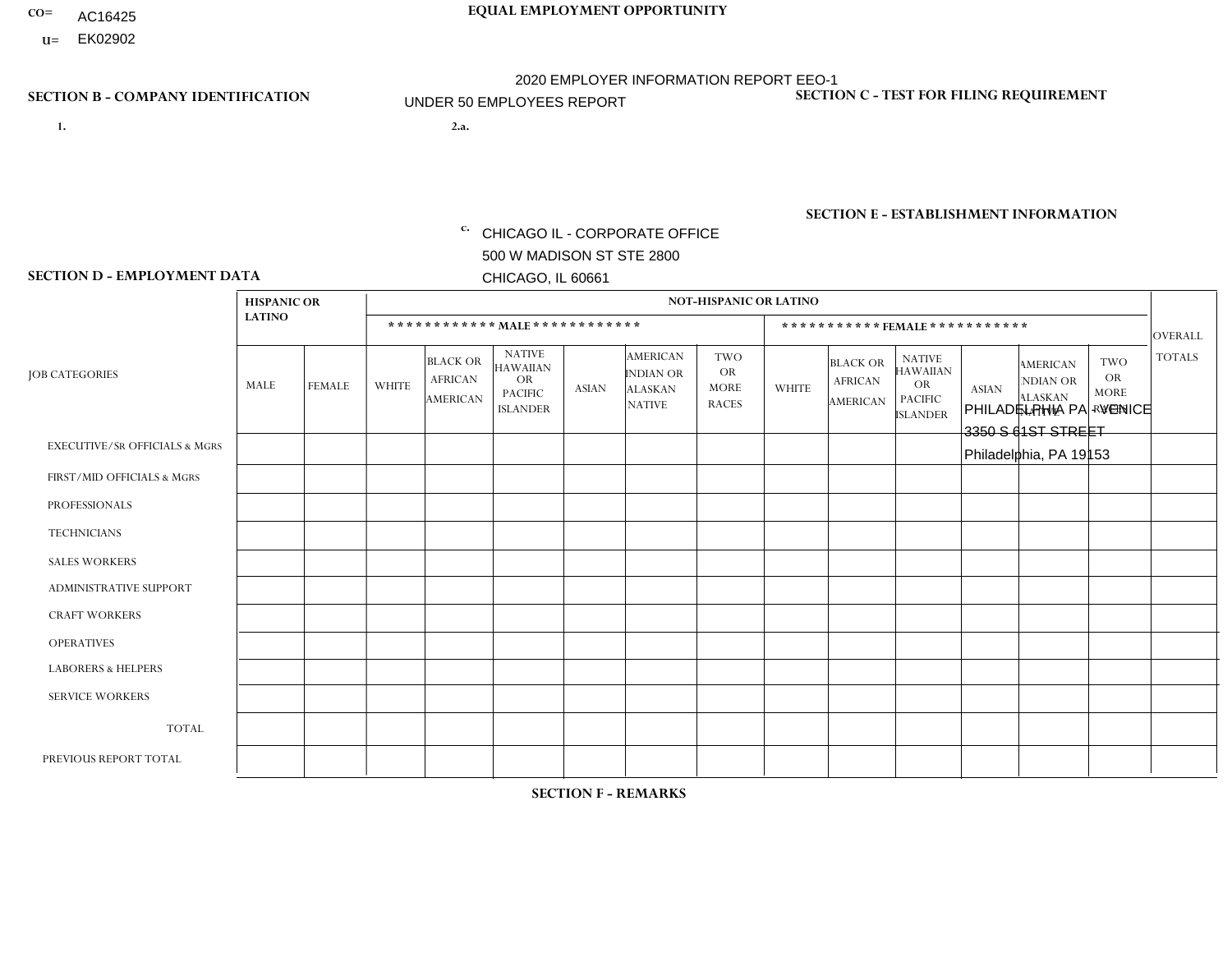CO= AC16425
U= EK02902

**EQUAL EMPLOYMENT OPPORTUNITY**

2020 EMPLOYER INFORMATION REPORT EEO-1
UNDER 50 EMPLOYEES REPORT

**SECTION B - COMPANY IDENTIFICATION**

1.

2.a.

c. CHICAGO IL - CORPORATE OFFICE
500 W MADISON ST STE 2800
CHICAGO, IL 60661

**SECTION C - TEST FOR FILING REQUIREMENT**

**SECTION E - ESTABLISHMENT INFORMATION**

PHILADELPHIA PA - VENICE
3350 S 61ST STREET
Philadelphia, PA 19153

**SECTION D - EMPLOYMENT DATA**

| JOB CATEGORIES | HISPANIC OR LATINO | | NOT-HISPANIC OR LATINO | | | | | | | | | | | | OVERALL TOTALS |
|---|---|---|---|---|---|---|---|---|---|---|---|---|---|---|---|
| | | | MALE | | | | | | FEMALE | | | | | | |
| | MALE | FEMALE | WHITE | BLACK OR AFRICAN AMERICAN | NATIVE HAWAIIAN OR PACIFIC ISLANDER | ASIAN | AMERICAN INDIAN OR ALASKAN NATIVE | TWO OR MORE RACES | WHITE | BLACK OR AFRICAN AMERICAN | NATIVE HAWAIIAN OR PACIFIC ISLANDER | ASIAN | AMERICAN INDIAN OR ALASKAN NATIVE | TWO OR MORE RACES | |
| EXECUTIVE/SR OFFICIALS & MGRS | | | | | | | | | | | | | | | |
| FIRST/MID OFFICIALS & MGRS | | | | | | | | | | | | | | | |
| PROFESSIONALS | | | | | | | | | | | | | | | |
| TECHNICIANS | | | | | | | | | | | | | | | |
| SALES WORKERS | | | | | | | | | | | | | | | |
| ADMINISTRATIVE SUPPORT | | | | | | | | | | | | | | | |
| CRAFT WORKERS | | | | | | | | | | | | | | | |
| OPERATIVES | | | | | | | | | | | | | | | |
| LABORERS & HELPERS | | | | | | | | | | | | | | | |
| SERVICE WORKERS | | | | | | | | | | | | | | | |
| TOTAL | | | | | | | | | | | | | | | |
| PREVIOUS REPORT TOTAL | | | | | | | | | | | | | | | |

**SECTION F - REMARKS**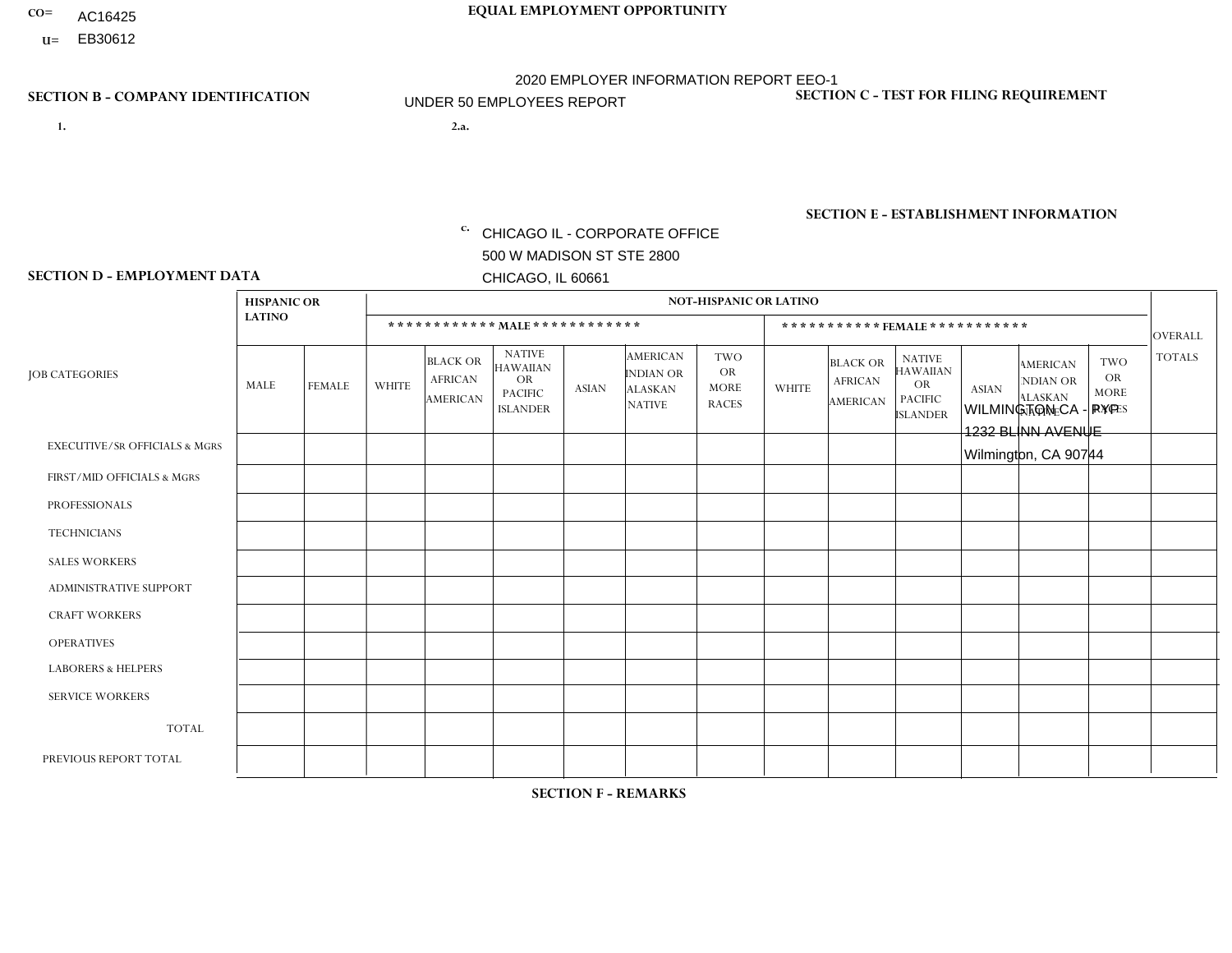CO= AC16425
U= EB30612

**EQUAL EMPLOYMENT OPPORTUNITY**

2020 EMPLOYER INFORMATION REPORT EEO-1
UNDER 50 EMPLOYEES REPORT

**SECTION B - COMPANY IDENTIFICATION**

1.

2.a.

c. CHICAGO IL - CORPORATE OFFICE
500 W MADISON ST STE 2800
CHICAGO, IL 60661

**SECTION C - TEST FOR FILING REQUIREMENT**

**SECTION E - ESTABLISHMENT INFORMATION**

WILMINGTON CA - PYP
1232 BLINN AVENUE
Wilmington, CA 90744

**SECTION D - EMPLOYMENT DATA**

| JOB CATEGORIES | HISPANIC OR LATINO | | NOT-HISPANIC OR LATINO | | | | | | | | | | | | OVERALL TOTALS |
|---|---|---|---|---|---|---|---|---|---|---|---|---|---|---|---|
| | | | MALE | | | | | | FEMALE | | | | | | |
| | MALE | FEMALE | WHITE | BLACK OR AFRICAN AMERICAN | NATIVE HAWAIIAN OR PACIFIC ISLANDER | ASIAN | AMERICAN INDIAN OR ALASKAN NATIVE | TWO OR MORE RACES | WHITE | BLACK OR AFRICAN AMERICAN | NATIVE HAWAIIAN OR PACIFIC ISLANDER | ASIAN | AMERICAN INDIAN OR ALASKAN NATIVE | TWO OR MORE RACES | |
| EXECUTIVE/SR OFFICIALS & MGRS | | | | | | | | | | | | | | | |
| FIRST/MID OFFICIALS & MGRS | | | | | | | | | | | | | | | |
| PROFESSIONALS | | | | | | | | | | | | | | | |
| TECHNICIANS | | | | | | | | | | | | | | | |
| SALES WORKERS | | | | | | | | | | | | | | | |
| ADMINISTRATIVE SUPPORT | | | | | | | | | | | | | | | |
| CRAFT WORKERS | | | | | | | | | | | | | | | |
| OPERATIVES | | | | | | | | | | | | | | | |
| LABORERS & HELPERS | | | | | | | | | | | | | | | |
| SERVICE WORKERS | | | | | | | | | | | | | | | |
| TOTAL | | | | | | | | | | | | | | | |
| PREVIOUS REPORT TOTAL | | | | | | | | | | | | | | | |

**SECTION F - REMARKS**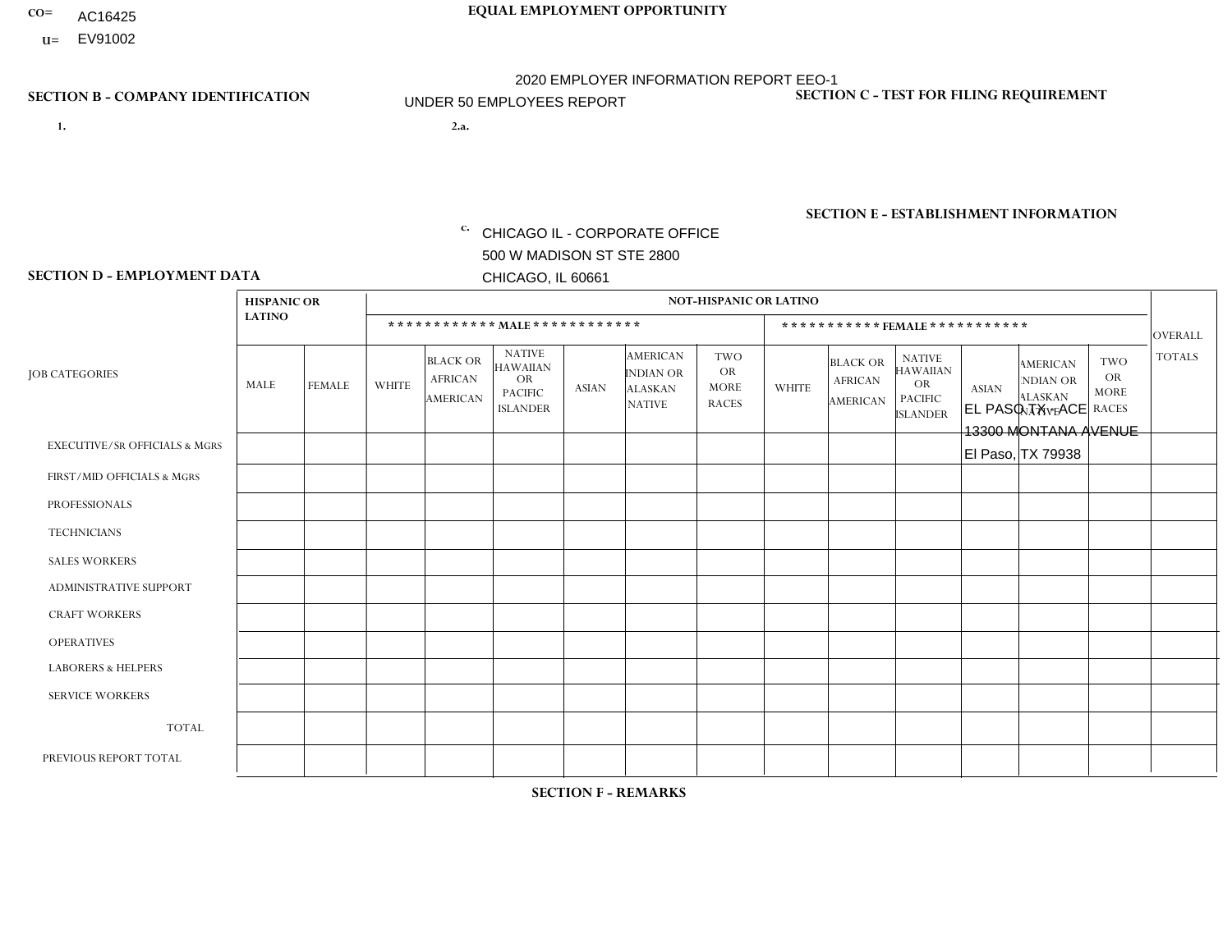CO= AC16425
U= EV91002

**EQUAL EMPLOYMENT OPPORTUNITY**

2020 EMPLOYER INFORMATION REPORT EEO-1
UNDER 50 EMPLOYEES REPORT

**SECTION B - COMPANY IDENTIFICATION**

1.

2.a.

c. CHICAGO IL - CORPORATE OFFICE
500 W MADISON ST STE 2800
CHICAGO, IL 60661

**SECTION C - TEST FOR FILING REQUIREMENT**

**SECTION E - ESTABLISHMENT INFORMATION**

EL PASO TX - ACE
13300 MONTANA AVENUE
El Paso, TX 79938

**SECTION D - EMPLOYMENT DATA**

| JOB CATEGORIES | HISPANIC OR LATINO | | NOT-HISPANIC OR LATINO | | | | | | | | | | | | OVERALL TOTALS |
|---|---|---|---|---|---|---|---|---|---|---|---|---|---|---|---|
| | | | *********** MALE *********** | | | | | | *********** FEMALE *********** | | | | | | |
| | MALE | FEMALE | WHITE | BLACK OR AFRICAN AMERICAN | NATIVE HAWAIIAN OR PACIFIC ISLANDER | ASIAN | AMERICAN INDIAN OR ALASKAN NATIVE | TWO OR MORE RACES | WHITE | BLACK OR AFRICAN AMERICAN | NATIVE HAWAIIAN OR PACIFIC ISLANDER | ASIAN | AMERICAN INDIAN OR ALASKAN NATIVE | TWO OR MORE RACES | |
| EXECUTIVE/Sr OFFICIALS & MGRS | | | | | | | | | | | | | | | |
| FIRST/MID OFFICIALS & MGRS | | | | | | | | | | | | | | | |
| PROFESSIONALS | | | | | | | | | | | | | | | |
| TECHNICIANS | | | | | | | | | | | | | | | |
| SALES WORKERS | | | | | | | | | | | | | | | |
| ADMINISTRATIVE SUPPORT | | | | | | | | | | | | | | | |
| CRAFT WORKERS | | | | | | | | | | | | | | | |
| OPERATIVES | | | | | | | | | | | | | | | |
| LABORERS & HELPERS | | | | | | | | | | | | | | | |
| SERVICE WORKERS | | | | | | | | | | | | | | | |
| TOTAL | | | | | | | | | | | | | | | |
| PREVIOUS REPORT TOTAL | | | | | | | | | | | | | | | |

**SECTION F - REMARKS**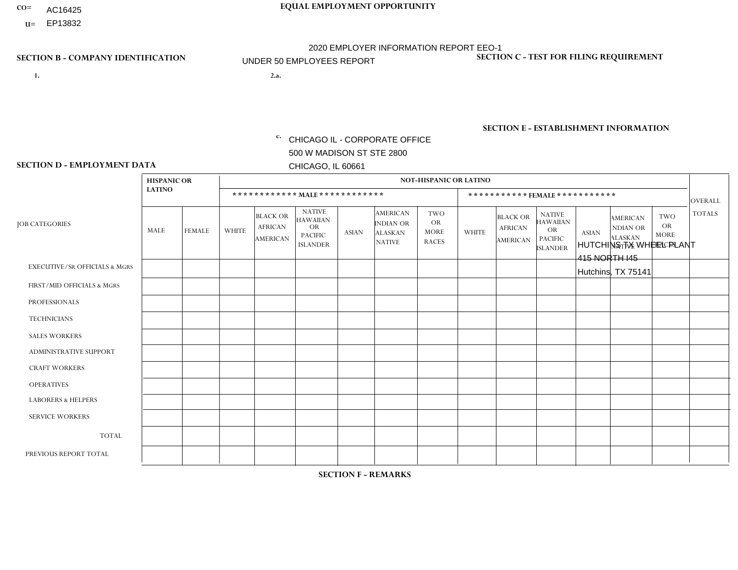CO= AC16425
U= EP13832

**EQUAL EMPLOYMENT OPPORTUNITY**

2020 EMPLOYER INFORMATION REPORT EEO-1

UNDER 50 EMPLOYEES REPORT

**SECTION B - COMPANY IDENTIFICATION**

1.

2.a.

c. CHICAGO IL - CORPORATE OFFICE
500 W MADISON ST STE 2800
CHICAGO, IL 60661

**SECTION C - TEST FOR FILING REQUIREMENT**

**SECTION E - ESTABLISHMENT INFORMATION**

HUTCHINS TX WHEEL PLANT
415 NORTH I45
Hutchins, TX 75141

**SECTION D - EMPLOYMENT DATA**

| JOB CATEGORIES | HISPANIC OR LATINO | | NOT-HISPANIC OR LATINO | | | | | | | | | | | | OVERALL TOTALS |
|---|---|---|---|---|---|---|---|---|---|---|---|---|---|---|---|
| | | | MALE | | | | | | FEMALE | | | | | | |
| | MALE | FEMALE | WHITE | BLACK OR AFRICAN AMERICAN | NATIVE HAWAIIAN OR PACIFIC ISLANDER | ASIAN | AMERICAN INDIAN OR ALASKAN NATIVE | TWO OR MORE RACES | WHITE | BLACK OR AFRICAN AMERICAN | NATIVE HAWAIIAN OR PACIFIC ISLANDER | ASIAN | AMERICAN INDIAN OR ALASKAN NATIVE | TWO OR MORE RACES | |
| EXECUTIVE/SR OFFICIALS & MGRS | | | | | | | | | | | | | | | |
| FIRST/MID OFFICIALS & MGRS | | | | | | | | | | | | | | | |
| PROFESSIONALS | | | | | | | | | | | | | | | |
| TECHNICIANS | | | | | | | | | | | | | | | |
| SALES WORKERS | | | | | | | | | | | | | | | |
| ADMINISTRATIVE SUPPORT | | | | | | | | | | | | | | | |
| CRAFT WORKERS | | | | | | | | | | | | | | | |
| OPERATIVES | | | | | | | | | | | | | | | |
| LABORERS & HELPERS | | | | | | | | | | | | | | | |
| SERVICE WORKERS | | | | | | | | | | | | | | | |
| TOTAL | | | | | | | | | | | | | | | |
| PREVIOUS REPORT TOTAL | | | | | | | | | | | | | | | |

**SECTION F - REMARKS**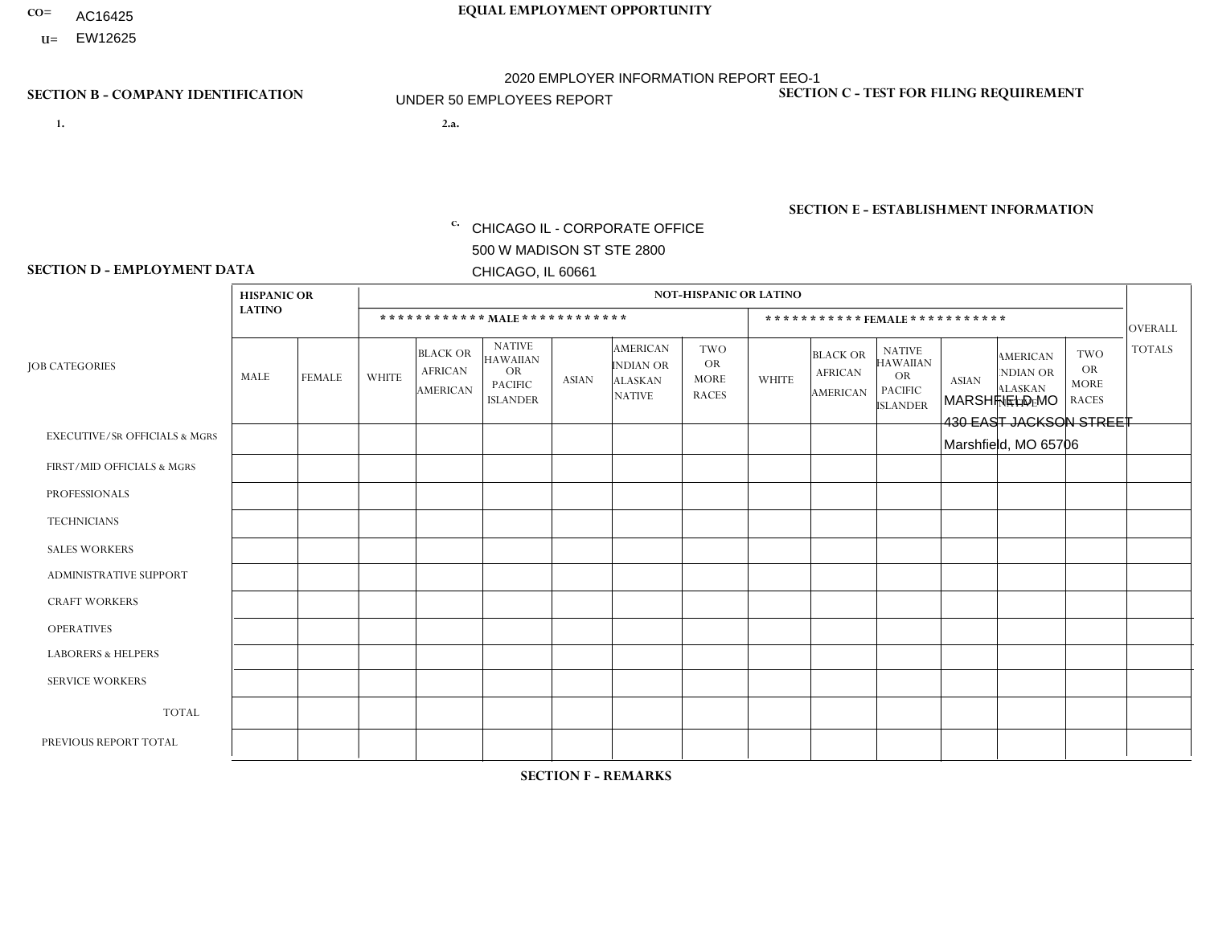CO= AC16425
U= EW12625

**EQUAL EMPLOYMENT OPPORTUNITY**

2020 EMPLOYER INFORMATION REPORT EEO-1
UNDER 50 EMPLOYEES REPORT

**SECTION B - COMPANY IDENTIFICATION**

1.

2.a.

c. CHICAGO IL - CORPORATE OFFICE
500 W MADISON ST STE 2800
CHICAGO, IL 60661

**SECTION C - TEST FOR FILING REQUIREMENT**

**SECTION E - ESTABLISHMENT INFORMATION**

MARSHFIELD MO
430 EAST JACKSON STREET
Marshfield, MO 65706

**SECTION D - EMPLOYMENT DATA**

| JOB CATEGORIES | HISPANIC OR LATINO | | NOT-HISPANIC OR LATINO | | | | | | | | | | | | OVERALL TOTALS |
|---|---|---|---|---|---|---|---|---|---|---|---|---|---|---|---|
| | | | MALE | | | | | | FEMALE | | | | | | |
| | MALE | FEMALE | WHITE | BLACK OR AFRICAN AMERICAN | NATIVE HAWAIIAN OR PACIFIC ISLANDER | ASIAN | AMERICAN INDIAN OR ALASKAN NATIVE | TWO OR MORE RACES | WHITE | BLACK OR AFRICAN AMERICAN | NATIVE HAWAIIAN OR PACIFIC ISLANDER | ASIAN | AMERICAN INDIAN OR ALASKAN NATIVE | TWO OR MORE RACES | |
| EXECUTIVE/SR OFFICIALS & MGRS | | | | | | | | | | | | | | | |
| FIRST/MID OFFICIALS & MGRS | | | | | | | | | | | | | | | |
| PROFESSIONALS | | | | | | | | | | | | | | | |
| TECHNICIANS | | | | | | | | | | | | | | | |
| SALES WORKERS | | | | | | | | | | | | | | | |
| ADMINISTRATIVE SUPPORT | | | | | | | | | | | | | | | |
| CRAFT WORKERS | | | | | | | | | | | | | | | |
| OPERATIVES | | | | | | | | | | | | | | | |
| LABORERS & HELPERS | | | | | | | | | | | | | | | |
| SERVICE WORKERS | | | | | | | | | | | | | | | |
| TOTAL | | | | | | | | | | | | | | | |
| PREVIOUS REPORT TOTAL | | | | | | | | | | | | | | | |

**SECTION F - REMARKS**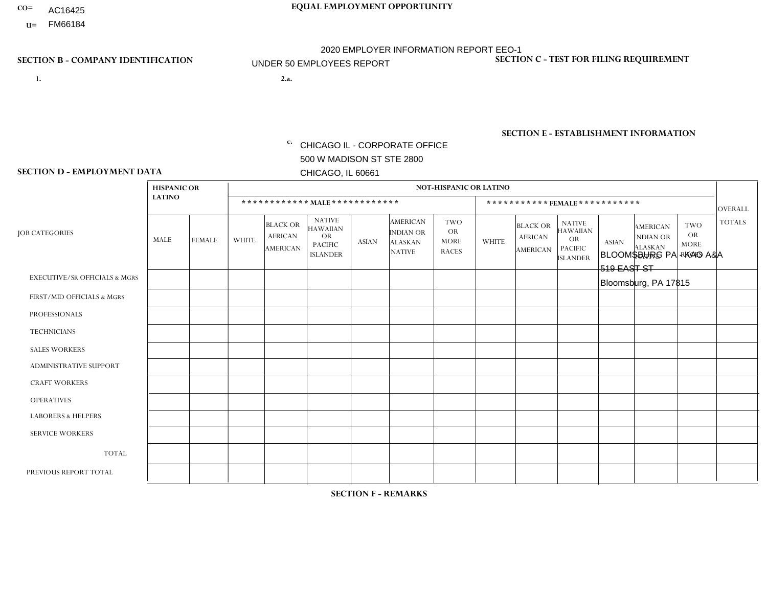CO= AC16425
U= FM66184

**EQUAL EMPLOYMENT OPPORTUNITY**

2020 EMPLOYER INFORMATION REPORT EEO-1
UNDER 50 EMPLOYEES REPORT

**SECTION B - COMPANY IDENTIFICATION**

1.

2.a.

c. CHICAGO IL - CORPORATE OFFICE
500 W MADISON ST STE 2800
CHICAGO, IL 60661

**SECTION C - TEST FOR FILING REQUIREMENT**

**SECTION E - ESTABLISHMENT INFORMATION**

BLOOMSBURG PA - KAO A&A
519 EAST ST
Bloomsburg, PA 17815

**SECTION D - EMPLOYMENT DATA**

| JOB CATEGORIES | HISPANIC OR LATINO | | NOT-HISPANIC OR LATINO | | | | | | | | | | | | OVERALL TOTALS |
|---|---|---|---|---|---|---|---|---|---|---|---|---|---|---|---|
| | | | MALE | | | | | | FEMALE | | | | | | |
| | MALE | FEMALE | WHITE | BLACK OR AFRICAN AMERICAN | NATIVE HAWAIIAN OR PACIFIC ISLANDER | ASIAN | AMERICAN INDIAN OR ALASKAN NATIVE | TWO OR MORE RACES | WHITE | BLACK OR AFRICAN AMERICAN | NATIVE HAWAIIAN OR PACIFIC ISLANDER | ASIAN | AMERICAN INDIAN OR ALASKAN NATIVE | TWO OR MORE RACES | |
| EXECUTIVE/SR OFFICIALS & MGRS | | | | | | | | | | | | | | | |
| FIRST/MID OFFICIALS & MGRS | | | | | | | | | | | | | | | |
| PROFESSIONALS | | | | | | | | | | | | | | | |
| TECHNICIANS | | | | | | | | | | | | | | | |
| SALES WORKERS | | | | | | | | | | | | | | | |
| ADMINISTRATIVE SUPPORT | | | | | | | | | | | | | | | |
| CRAFT WORKERS | | | | | | | | | | | | | | | |
| OPERATIVES | | | | | | | | | | | | | | | |
| LABORERS & HELPERS | | | | | | | | | | | | | | | |
| SERVICE WORKERS | | | | | | | | | | | | | | | |
| TOTAL | | | | | | | | | | | | | | | |
| PREVIOUS REPORT TOTAL | | | | | | | | | | | | | | | |

**SECTION F - REMARKS**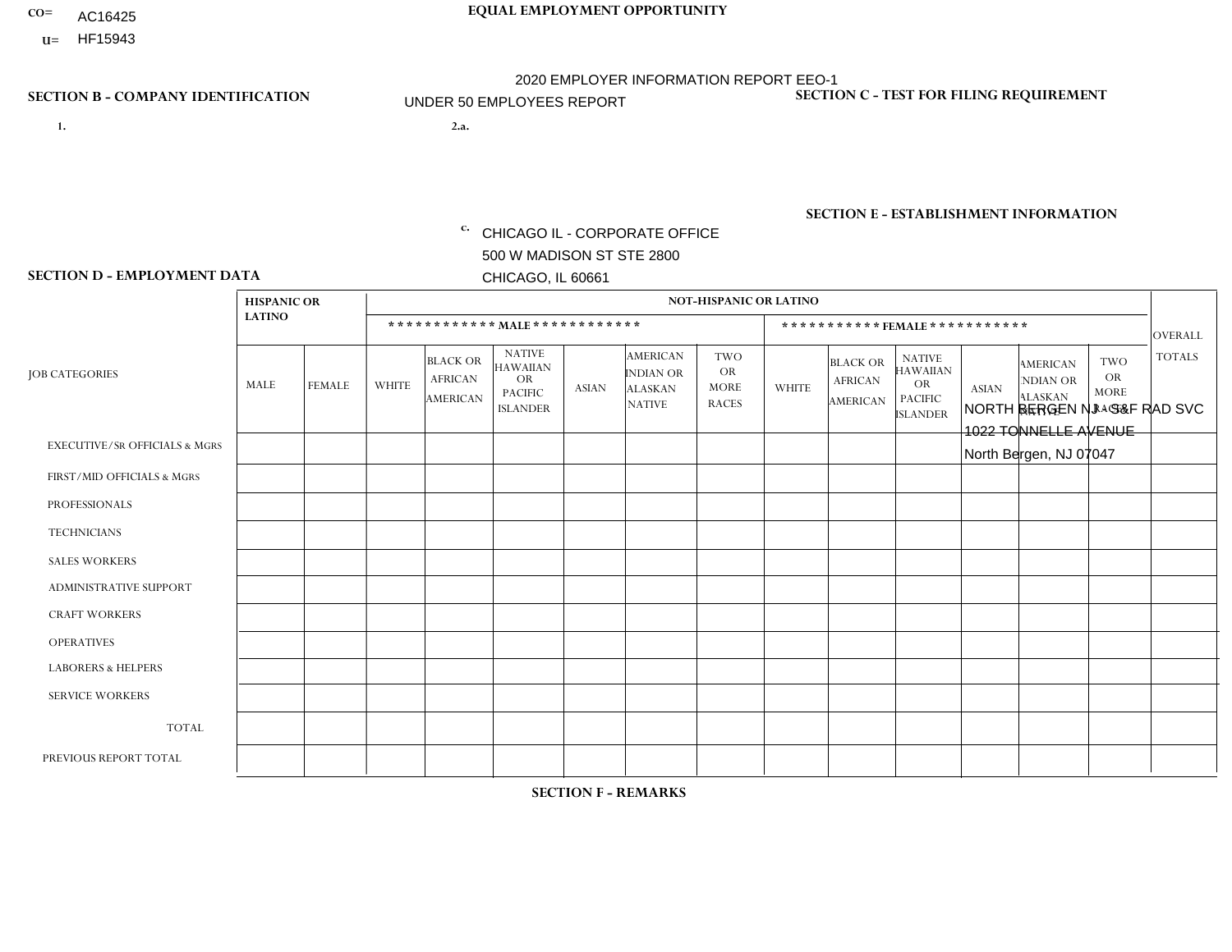CO= AC16425
U= HF15943

**EQUAL EMPLOYMENT OPPORTUNITY**

2020 EMPLOYER INFORMATION REPORT EEO-1

UNDER 50 EMPLOYEES REPORT

**SECTION B - COMPANY IDENTIFICATION**

1.

2.a.

c. CHICAGO IL - CORPORATE OFFICE
500 W MADISON ST STE 2800
CHICAGO, IL 60661

**SECTION C - TEST FOR FILING REQUIREMENT**

**SECTION E - ESTABLISHMENT INFORMATION**

NORTH BERGEN NJ - S&F RAD SVC
1022 TONNELLE AVENUE
North Bergen, NJ 07047

**SECTION D - EMPLOYMENT DATA**

| JOB CATEGORIES | HISPANIC OR LATINO | | NOT-HISPANIC OR LATINO | | | | | | | | | | | | OVERALL TOTALS |
|---|---|---|---|---|---|---|---|---|---|---|---|---|---|---|---|
| | | | MALE | | | | | | FEMALE | | | | | | |
| | MALE | FEMALE | WHITE | BLACK OR AFRICAN AMERICAN | NATIVE HAWAIIAN OR PACIFIC ISLANDER | ASIAN | AMERICAN INDIAN OR ALASKAN NATIVE | TWO OR MORE RACES | WHITE | BLACK OR AFRICAN AMERICAN | NATIVE HAWAIIAN OR PACIFIC ISLANDER | ASIAN | AMERICAN INDIAN OR ALASKAN NATIVE | TWO OR MORE RACES | |
| EXECUTIVE/SR OFFICIALS & MGRS | | | | | | | | | | | | | | | |
| FIRST/MID OFFICIALS & MGRS | | | | | | | | | | | | | | | |
| PROFESSIONALS | | | | | | | | | | | | | | | |
| TECHNICIANS | | | | | | | | | | | | | | | |
| SALES WORKERS | | | | | | | | | | | | | | | |
| ADMINISTRATIVE SUPPORT | | | | | | | | | | | | | | | |
| CRAFT WORKERS | | | | | | | | | | | | | | | |
| OPERATIVES | | | | | | | | | | | | | | | |
| LABORERS & HELPERS | | | | | | | | | | | | | | | |
| SERVICE WORKERS | | | | | | | | | | | | | | | |
| TOTAL | | | | | | | | | | | | | | | |
| PREVIOUS REPORT TOTAL | | | | | | | | | | | | | | | |

**SECTION F - REMARKS**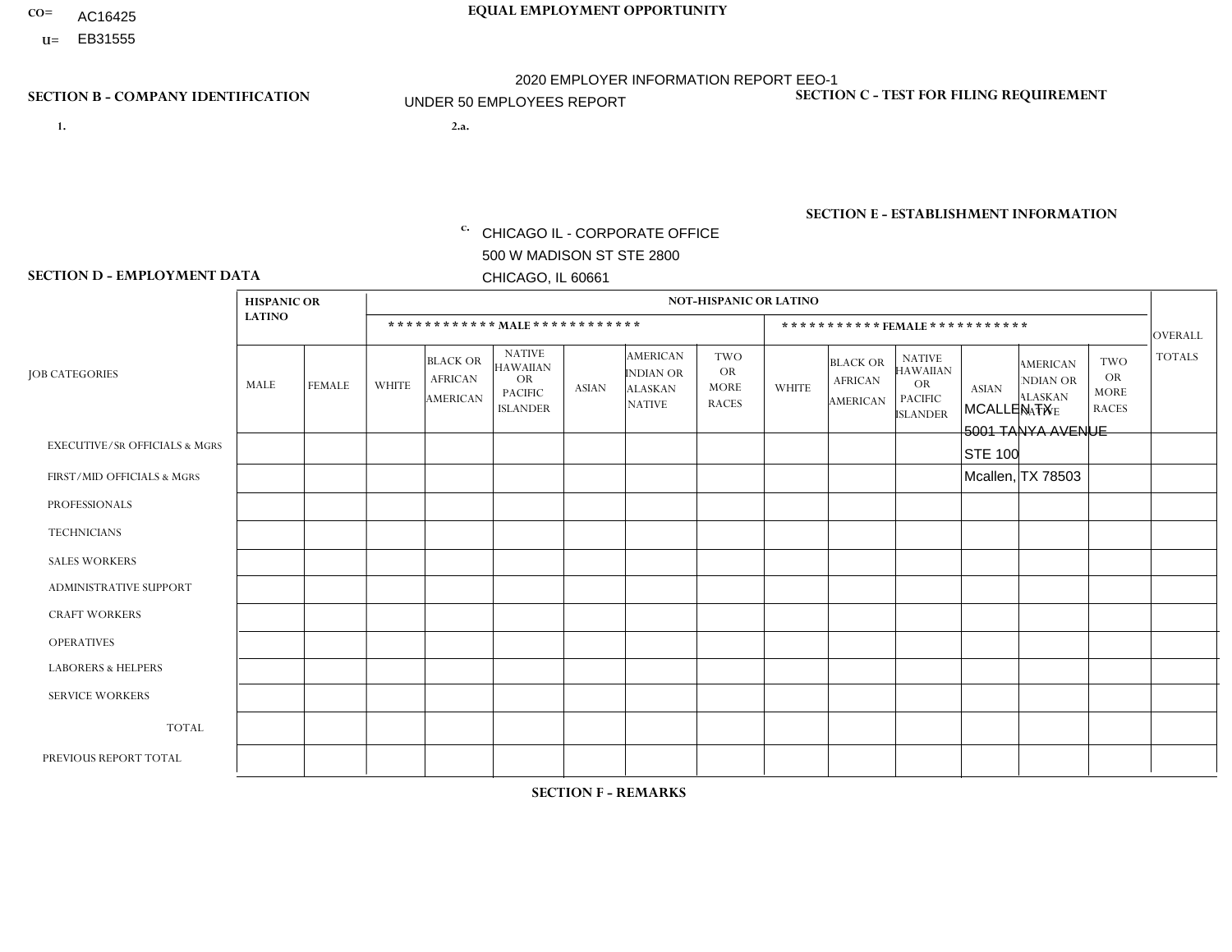CO= AC16425
U= EB31555

**EQUAL EMPLOYMENT OPPORTUNITY**

2020 EMPLOYER INFORMATION REPORT EEO-1

UNDER 50 EMPLOYEES REPORT

**SECTION B - COMPANY IDENTIFICATION**

1.

2.a.

c. CHICAGO IL - CORPORATE OFFICE
500 W MADISON ST STE 2800
CHICAGO, IL 60661

**SECTION C - TEST FOR FILING REQUIREMENT**

**SECTION E - ESTABLISHMENT INFORMATION**

MCALLEN TX
5001 TANYA AVENUE
STE 100
Mcallen, TX 78503

**SECTION D - EMPLOYMENT DATA**

| JOB CATEGORIES | HISPANIC OR LATINO | | NOT-HISPANIC OR LATINO | | | | | | | | | | | | OVERALL TOTALS |
|---|---|---|---|---|---|---|---|---|---|---|---|---|---|---|---|
| | | | *********** MALE *********** | | | | | | *********** FEMALE *********** | | | | | | |
| | MALE | FEMALE | WHITE | BLACK OR AFRICAN AMERICAN | NATIVE HAWAIIAN OR PACIFIC ISLANDER | ASIAN | AMERICAN INDIAN OR ALASKAN NATIVE | TWO OR MORE RACES | WHITE | BLACK OR AFRICAN AMERICAN | NATIVE HAWAIIAN OR PACIFIC ISLANDER | ASIAN | AMERICAN INDIAN OR ALASKAN NATIVE | TWO OR MORE RACES | |
| EXECUTIVE/Sr OFFICIALS & MGRS | | | | | | | | | | | | | | | |
| FIRST/MID OFFICIALS & MGRS | | | | | | | | | | | | | | | |
| PROFESSIONALS | | | | | | | | | | | | | | | |
| TECHNICIANS | | | | | | | | | | | | | | | |
| SALES WORKERS | | | | | | | | | | | | | | | |
| ADMINISTRATIVE SUPPORT | | | | | | | | | | | | | | | |
| CRAFT WORKERS | | | | | | | | | | | | | | | |
| OPERATIVES | | | | | | | | | | | | | | | |
| LABORERS & HELPERS | | | | | | | | | | | | | | | |
| SERVICE WORKERS | | | | | | | | | | | | | | | |
| TOTAL | | | | | | | | | | | | | | | |
| PREVIOUS REPORT TOTAL | | | | | | | | | | | | | | | |

**SECTION F - REMARKS**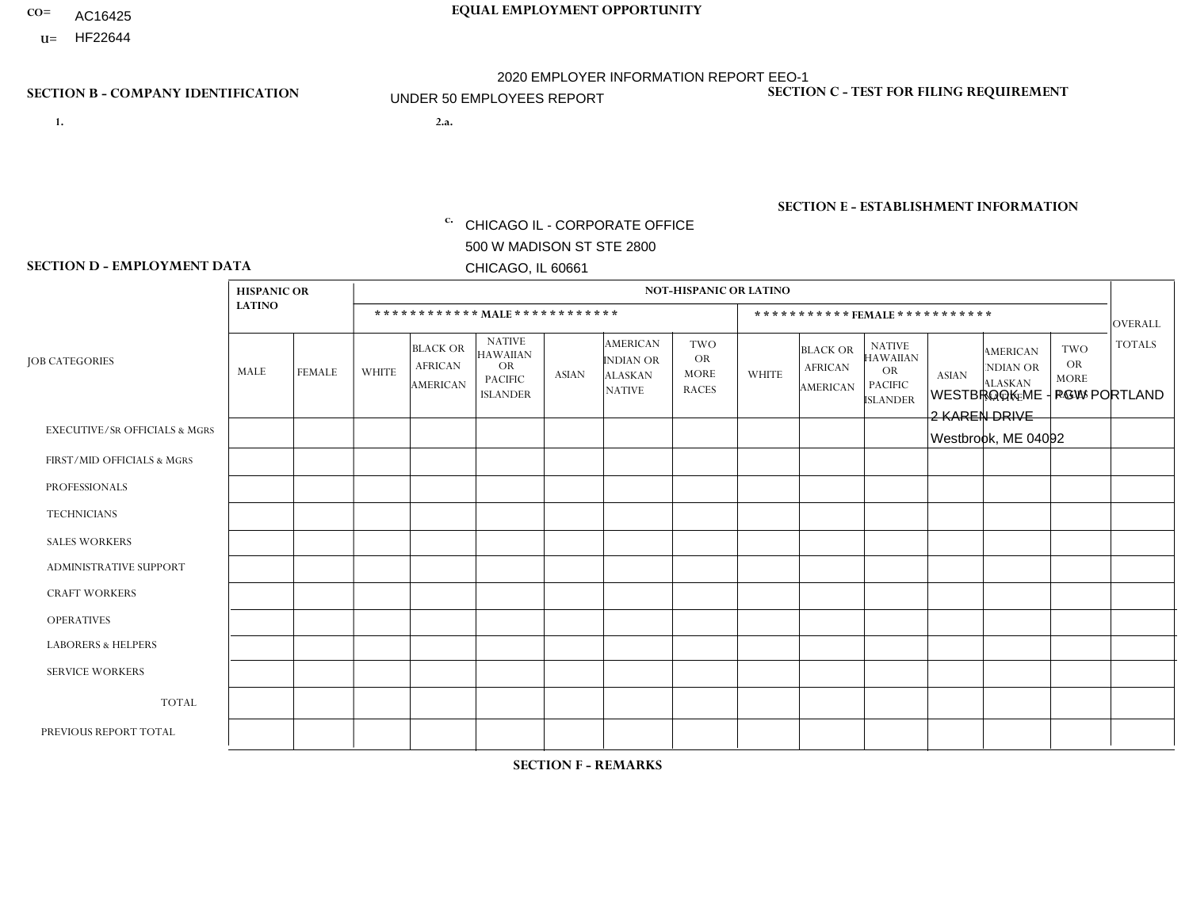CO= AC16425

U= HF22644

# EQUAL EMPLOYMENT OPPORTUNITY

2020 EMPLOYER INFORMATION REPORT EEO-1

UNDER 50 EMPLOYEES REPORT

## SECTION B - COMPANY IDENTIFICATION

1.

2.a.

c. CHICAGO IL - CORPORATE OFFICE
500 W MADISON ST STE 2800
CHICAGO, IL 60661

## SECTION C - TEST FOR FILING REQUIREMENT

## SECTION E - ESTABLISHMENT INFORMATION

WESTBROOK ME - PGW PORTLAND
2 KAREN DRIVE
Westbrook, ME 04092

## SECTION D - EMPLOYMENT DATA

| JOB CATEGORIES | HISPANIC OR LATINO | | NOT-HISPANIC OR LATINO | | | | | | | | | | | | OVERALL TOTALS |
|---|---|---|---|---|---|---|---|---|---|---|---|---|---|---|---|
| | | | MALE | | | | | | FEMALE | | | | | | |
| | MALE | FEMALE | WHITE | BLACK OR AFRICAN AMERICAN | NATIVE HAWAIIAN OR PACIFIC ISLANDER | ASIAN | AMERICAN INDIAN OR ALASKAN NATIVE | TWO OR MORE RACES | WHITE | BLACK OR AFRICAN AMERICAN | NATIVE HAWAIIAN OR PACIFIC ISLANDER | ASIAN | AMERICAN INDIAN OR ALASKAN NATIVE | TWO OR MORE RACES | |
| EXECUTIVE/Sr OFFICIALS & MGRS | | | | | | | | | | | | | | | |
| FIRST/MID OFFICIALS & MGRS | | | | | | | | | | | | | | | |
| PROFESSIONALS | | | | | | | | | | | | | | | |
| TECHNICIANS | | | | | | | | | | | | | | | |
| SALES WORKERS | | | | | | | | | | | | | | | |
| ADMINISTRATIVE SUPPORT | | | | | | | | | | | | | | | |
| CRAFT WORKERS | | | | | | | | | | | | | | | |
| OPERATIVES | | | | | | | | | | | | | | | |
| LABORERS & HELPERS | | | | | | | | | | | | | | | |
| SERVICE WORKERS | | | | | | | | | | | | | | | |
| TOTAL | | | | | | | | | | | | | | | |
| PREVIOUS REPORT TOTAL | | | | | | | | | | | | | | | |

## SECTION F - REMARKS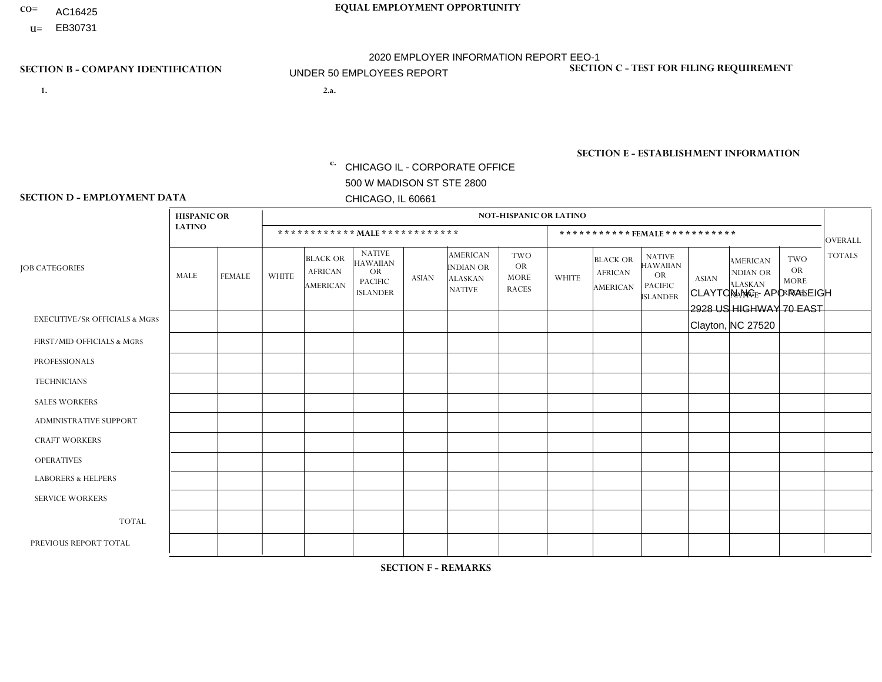CO= AC16425
U= EB30731

**EQUAL EMPLOYMENT OPPORTUNITY**

2020 EMPLOYER INFORMATION REPORT EEO-1
UNDER 50 EMPLOYEES REPORT

**SECTION B - COMPANY IDENTIFICATION**

1.

2.a.

c. CHICAGO IL - CORPORATE OFFICE
500 W MADISON ST STE 2800
CHICAGO, IL 60661

**SECTION C - TEST FOR FILING REQUIREMENT**

**SECTION E - ESTABLISHMENT INFORMATION**

CLAYTON NC - APO RALEIGH
2928 US HIGHWAY 70 EAST
Clayton, NC 27520

**SECTION D - EMPLOYMENT DATA**

| JOB CATEGORIES | HISPANIC OR LATINO | | NOT-HISPANIC OR LATINO | | | | | | | | | | | | OVERALL TOTALS |
|---|---|---|---|---|---|---|---|---|---|---|---|---|---|---|---|
| | | | MALE | | | | | | FEMALE | | | | | | |
| | MALE | FEMALE | WHITE | BLACK OR AFRICAN AMERICAN | NATIVE HAWAIIAN OR PACIFIC ISLANDER | ASIAN | AMERICAN INDIAN OR ALASKAN NATIVE | TWO OR MORE RACES | WHITE | BLACK OR AFRICAN AMERICAN | NATIVE HAWAIIAN OR PACIFIC ISLANDER | ASIAN | AMERICAN INDIAN OR ALASKAN NATIVE | TWO OR MORE RACES | |
| EXECUTIVE/SR OFFICIALS & MGRS | | | | | | | | | | | | | | | |
| FIRST/MID OFFICIALS & MGRS | | | | | | | | | | | | | | | |
| PROFESSIONALS | | | | | | | | | | | | | | | |
| TECHNICIANS | | | | | | | | | | | | | | | |
| SALES WORKERS | | | | | | | | | | | | | | | |
| ADMINISTRATIVE SUPPORT | | | | | | | | | | | | | | | |
| CRAFT WORKERS | | | | | | | | | | | | | | | |
| OPERATIVES | | | | | | | | | | | | | | | |
| LABORERS & HELPERS | | | | | | | | | | | | | | | |
| SERVICE WORKERS | | | | | | | | | | | | | | | |
| TOTAL | | | | | | | | | | | | | | | |
| PREVIOUS REPORT TOTAL | | | | | | | | | | | | | | | |

**SECTION F - REMARKS**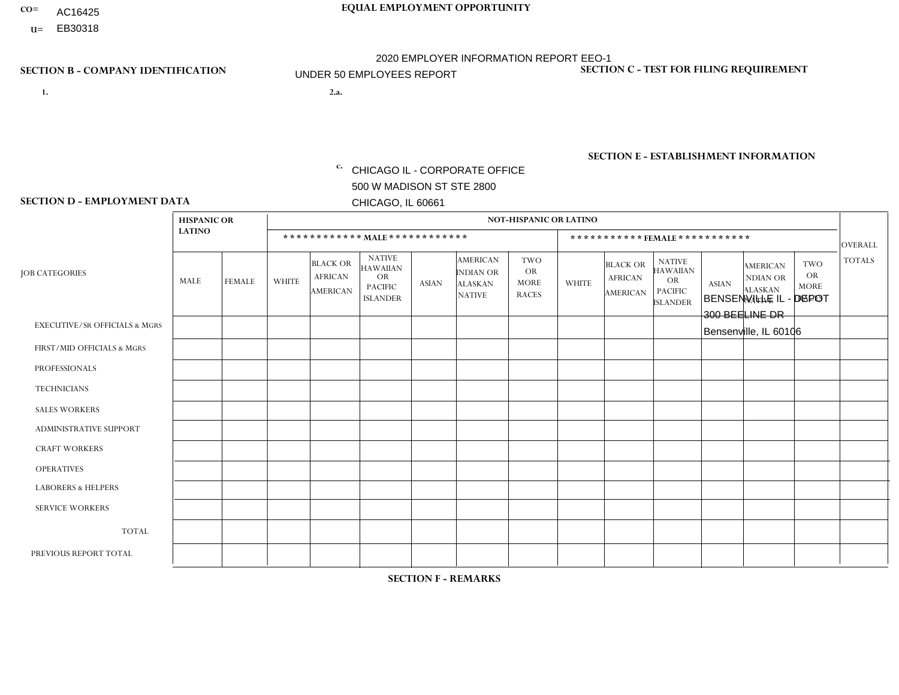CO= AC16425

U= EB30318

**EQUAL EMPLOYMENT OPPORTUNITY**

2020 EMPLOYER INFORMATION REPORT EEO-1

UNDER 50 EMPLOYEES REPORT

## SECTION B - COMPANY IDENTIFICATION

1.

2.a.

c. CHICAGO IL - CORPORATE OFFICE
500 W MADISON ST STE 2800
CHICAGO, IL 60661

## SECTION C - TEST FOR FILING REQUIREMENT

## SECTION E - ESTABLISHMENT INFORMATION

BENSENVILLE IL - DEPOT
300 BEELINE DR
Bensenville, IL 60106

## SECTION D - EMPLOYMENT DATA

| JOB CATEGORIES | HISPANIC OR LATINO | | NOT-HISPANIC OR LATINO | | | | | | | | | | | | OVERALL TOTALS |
|---|---|---|---|---|---|---|---|---|---|---|---|---|---|---|---|
| | | | MALE | | | | | | FEMALE | | | | | | |
| | MALE | FEMALE | WHITE | BLACK OR AFRICAN AMERICAN | NATIVE HAWAIIAN OR PACIFIC ISLANDER | ASIAN | AMERICAN INDIAN OR ALASKAN NATIVE | TWO OR MORE RACES | WHITE | BLACK OR AFRICAN AMERICAN | NATIVE HAWAIIAN OR PACIFIC ISLANDER | ASIAN | AMERICAN INDIAN OR ALASKAN NATIVE | TWO OR MORE RACES | |
| EXECUTIVE/SR OFFICIALS & MGRS | | | | | | | | | | | | | | | |
| FIRST/MID OFFICIALS & MGRS | | | | | | | | | | | | | | | |
| PROFESSIONALS | | | | | | | | | | | | | | | |
| TECHNICIANS | | | | | | | | | | | | | | | |
| SALES WORKERS | | | | | | | | | | | | | | | |
| ADMINISTRATIVE SUPPORT | | | | | | | | | | | | | | | |
| CRAFT WORKERS | | | | | | | | | | | | | | | |
| OPERATIVES | | | | | | | | | | | | | | | |
| LABORERS & HELPERS | | | | | | | | | | | | | | | |
| SERVICE WORKERS | | | | | | | | | | | | | | | |
| TOTAL | | | | | | | | | | | | | | | |
| PREVIOUS REPORT TOTAL | | | | | | | | | | | | | | | |

## SECTION F - REMARKS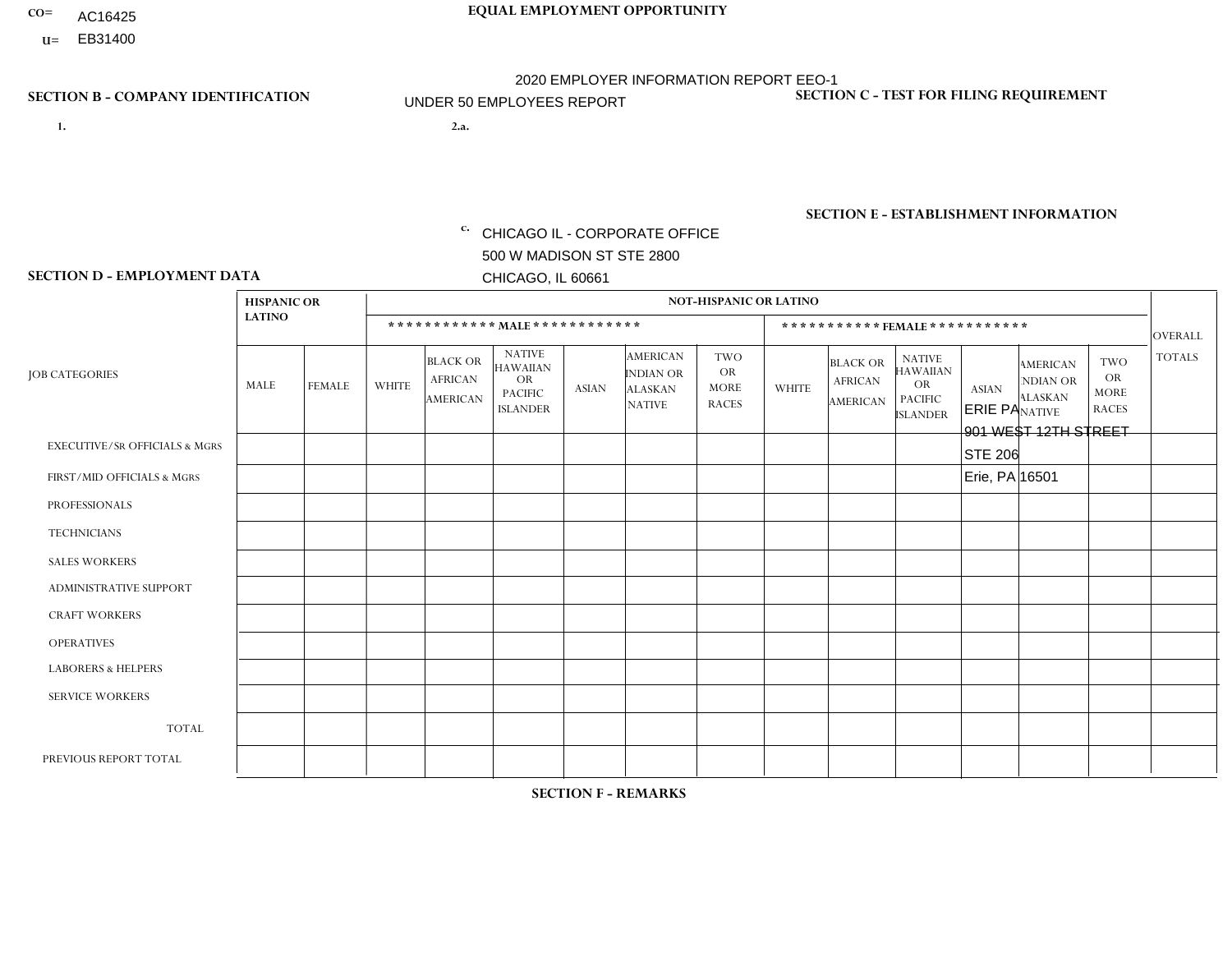CO= AC16425
U= EB31400

**EQUAL EMPLOYMENT OPPORTUNITY**

2020 EMPLOYER INFORMATION REPORT EEO-1
UNDER 50 EMPLOYEES REPORT

**SECTION B - COMPANY IDENTIFICATION**

1.

2.a.

c. CHICAGO IL - CORPORATE OFFICE
500 W MADISON ST STE 2800
CHICAGO, IL 60661

**SECTION C - TEST FOR FILING REQUIREMENT**

**SECTION E - ESTABLISHMENT INFORMATION**

ERIE PA
901 WEST 12TH STREET
STE 206
Erie, PA 16501

**SECTION D - EMPLOYMENT DATA**

| JOB CATEGORIES | HISPANIC OR LATINO | | NOT-HISPANIC OR LATINO | | | | | | | | | | | | OVERALL TOTALS |
|---|---|---|---|---|---|---|---|---|---|---|---|---|---|---|---|
| | | | MALE | | | | | | FEMALE | | | | | | |
| | MALE | FEMALE | WHITE | BLACK OR AFRICAN AMERICAN | NATIVE HAWAIIAN OR PACIFIC ISLANDER | ASIAN | AMERICAN INDIAN OR ALASKAN NATIVE | TWO OR MORE RACES | WHITE | BLACK OR AFRICAN AMERICAN | NATIVE HAWAIIAN OR PACIFIC ISLANDER | ASIAN | AMERICAN INDIAN OR ALASKAN NATIVE | TWO OR MORE RACES | |
| EXECUTIVE/Sr OFFICIALS & MGRS | | | | | | | | | | | | | | | |
| FIRST/MID OFFICIALS & MGRS | | | | | | | | | | | | | | | |
| PROFESSIONALS | | | | | | | | | | | | | | | |
| TECHNICIANS | | | | | | | | | | | | | | | |
| SALES WORKERS | | | | | | | | | | | | | | | |
| ADMINISTRATIVE SUPPORT | | | | | | | | | | | | | | | |
| CRAFT WORKERS | | | | | | | | | | | | | | | |
| OPERATIVES | | | | | | | | | | | | | | | |
| LABORERS & HELPERS | | | | | | | | | | | | | | | |
| SERVICE WORKERS | | | | | | | | | | | | | | | |
| TOTAL | | | | | | | | | | | | | | | |
| PREVIOUS REPORT TOTAL | | | | | | | | | | | | | | | |

**SECTION F - REMARKS**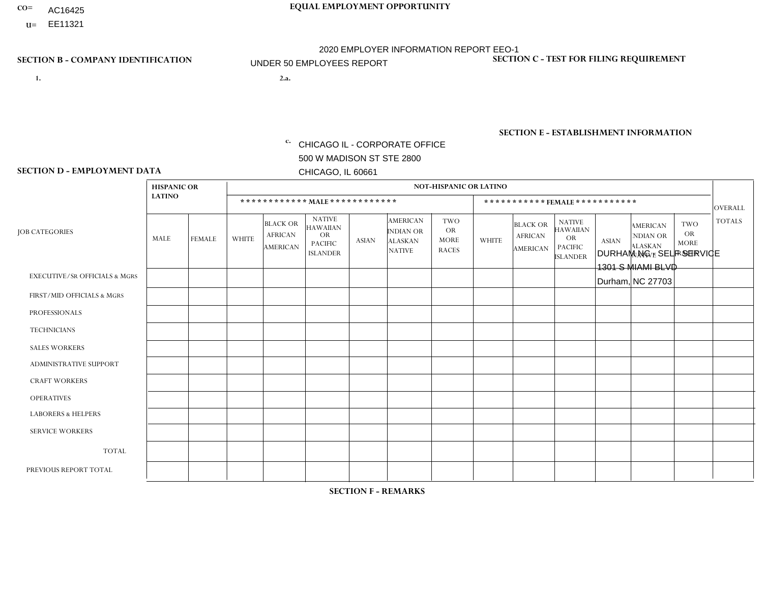CO= AC16425
U= EE11321

**EQUAL EMPLOYMENT OPPORTUNITY**

2020 EMPLOYER INFORMATION REPORT EEO-1
UNDER 50 EMPLOYEES REPORT

**SECTION B - COMPANY IDENTIFICATION**

1.

2.a.

c. CHICAGO IL - CORPORATE OFFICE
500 W MADISON ST STE 2800
CHICAGO, IL 60661

**SECTION C - TEST FOR FILING REQUIREMENT**

**SECTION E - ESTABLISHMENT INFORMATION**

DURHAM NC - SELF SERVICE
1301 S MIAMI BLVD
Durham, NC 27703

**SECTION D - EMPLOYMENT DATA**

| JOB CATEGORIES | HISPANIC OR LATINO | | NOT-HISPANIC OR LATINO | | | | | | | | | | | | OVERALL TOTALS |
|---|---|---|---|---|---|---|---|---|---|---|---|---|---|---|---|
| | | | MALE | | | | | | FEMALE | | | | | | |
| | MALE | FEMALE | WHITE | BLACK OR AFRICAN AMERICAN | NATIVE HAWAIIAN OR PACIFIC ISLANDER | ASIAN | AMERICAN INDIAN OR ALASKAN NATIVE | TWO OR MORE RACES | WHITE | BLACK OR AFRICAN AMERICAN | NATIVE HAWAIIAN OR PACIFIC ISLANDER | ASIAN | AMERICAN INDIAN OR ALASKAN NATIVE | TWO OR MORE RACES | |
| EXECUTIVE/SR OFFICIALS & MGRS | | | | | | | | | | | | | | | |
| FIRST/MID OFFICIALS & MGRS | | | | | | | | | | | | | | | |
| PROFESSIONALS | | | | | | | | | | | | | | | |
| TECHNICIANS | | | | | | | | | | | | | | | |
| SALES WORKERS | | | | | | | | | | | | | | | |
| ADMINISTRATIVE SUPPORT | | | | | | | | | | | | | | | |
| CRAFT WORKERS | | | | | | | | | | | | | | | |
| OPERATIVES | | | | | | | | | | | | | | | |
| LABORERS & HELPERS | | | | | | | | | | | | | | | |
| SERVICE WORKERS | | | | | | | | | | | | | | | |
| TOTAL | | | | | | | | | | | | | | | |
| PREVIOUS REPORT TOTAL | | | | | | | | | | | | | | | |

**SECTION F - REMARKS**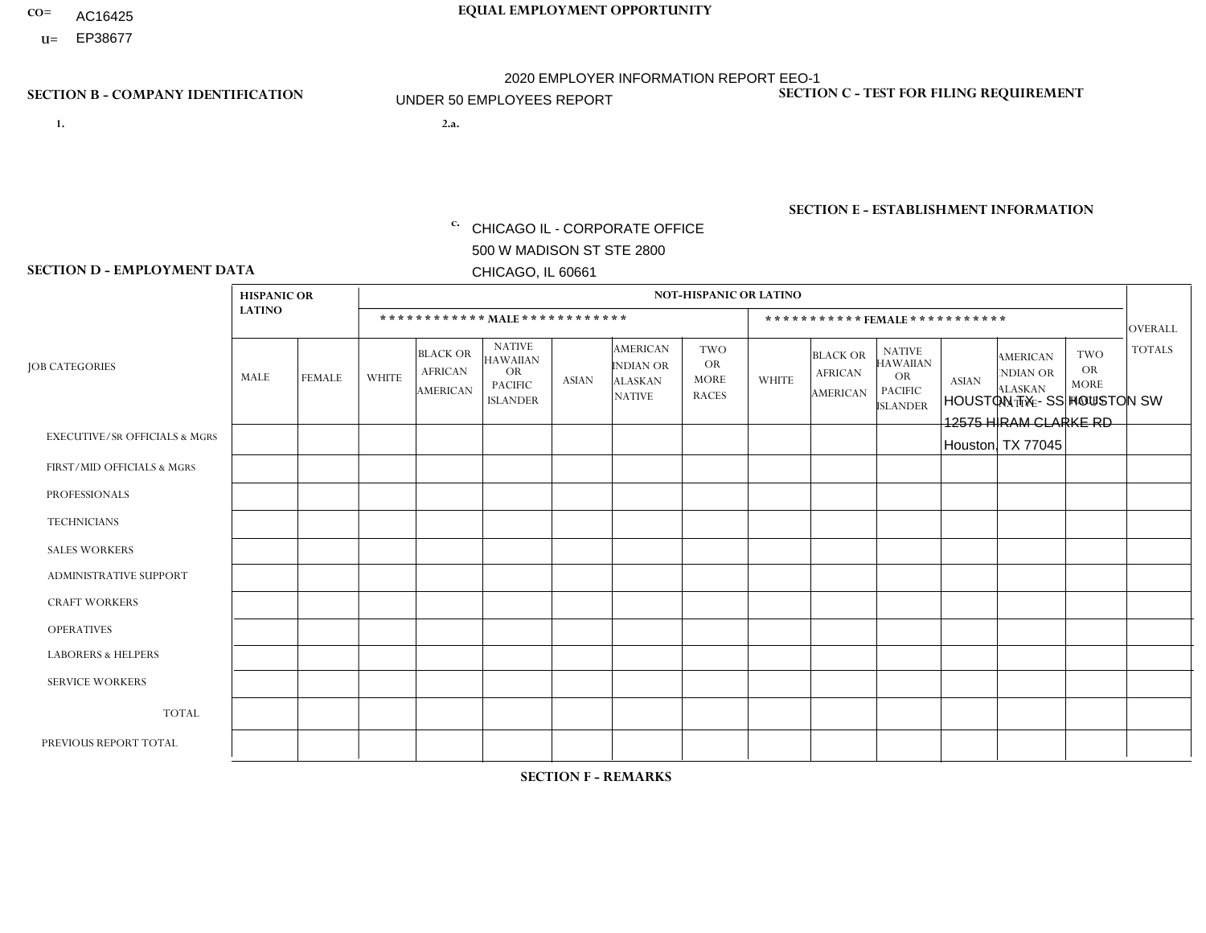CO= AC16425
U= EP38677

**EQUAL EMPLOYMENT OPPORTUNITY**

2020 EMPLOYER INFORMATION REPORT EEO-1
UNDER 50 EMPLOYEES REPORT

**SECTION B - COMPANY IDENTIFICATION**

1.

2.a.

c. CHICAGO IL - CORPORATE OFFICE
500 W MADISON ST STE 2800
CHICAGO, IL 60661

**SECTION C - TEST FOR FILING REQUIREMENT**

**SECTION E - ESTABLISHMENT INFORMATION**

HOUSTON TX - SS HOUSTON SW
12575 HIRAM CLARKE RD
Houston, TX 77045

**SECTION D - EMPLOYMENT DATA**

| JOB CATEGORIES | HISPANIC OR LATINO | | NOT-HISPANIC OR LATINO | | | | | | | | | | | | OVERALL TOTALS |
|---|---|---|---|---|---|---|---|---|---|---|---|---|---|---|---|
| | | | MALE | | | | | | FEMALE | | | | | | |
| | MALE | FEMALE | WHITE | BLACK OR AFRICAN AMERICAN | NATIVE HAWAIIAN OR PACIFIC ISLANDER | ASIAN | AMERICAN INDIAN OR ALASKAN NATIVE | TWO OR MORE RACES | WHITE | BLACK OR AFRICAN AMERICAN | NATIVE HAWAIIAN OR PACIFIC ISLANDER | ASIAN | AMERICAN INDIAN OR ALASKAN NATIVE | TWO OR MORE RACES | |
| EXECUTIVE/Sr OFFICIALS & MGRS | | | | | | | | | | | | | | | |
| FIRST/MID OFFICIALS & MGRS | | | | | | | | | | | | | | | |
| PROFESSIONALS | | | | | | | | | | | | | | | |
| TECHNICIANS | | | | | | | | | | | | | | | |
| SALES WORKERS | | | | | | | | | | | | | | | |
| ADMINISTRATIVE SUPPORT | | | | | | | | | | | | | | | |
| CRAFT WORKERS | | | | | | | | | | | | | | | |
| OPERATIVES | | | | | | | | | | | | | | | |
| LABORERS & HELPERS | | | | | | | | | | | | | | | |
| SERVICE WORKERS | | | | | | | | | | | | | | | |
| TOTAL | | | | | | | | | | | | | | | |
| PREVIOUS REPORT TOTAL | | | | | | | | | | | | | | | |

**SECTION F - REMARKS**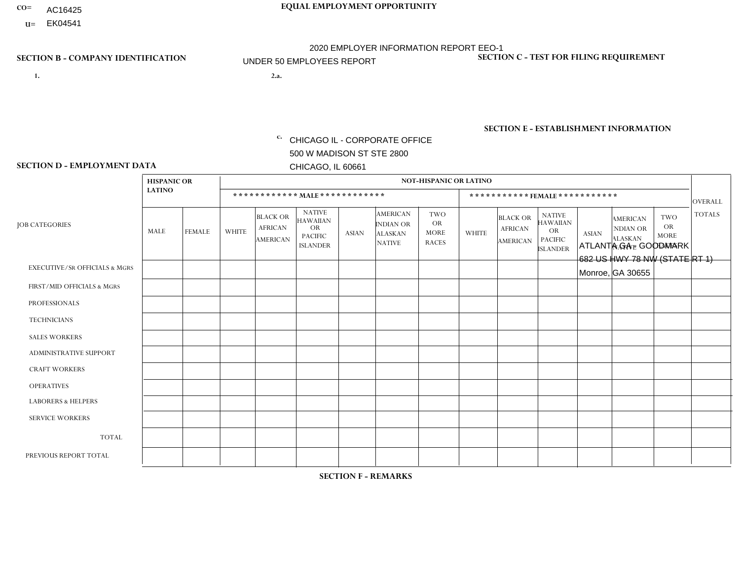CO= AC16425
U= EK04541

EQUAL EMPLOYMENT OPPORTUNITY

2020 EMPLOYER INFORMATION REPORT EEO-1
UNDER 50 EMPLOYEES REPORT

SECTION B - COMPANY IDENTIFICATION

1.

2.a.

c. CHICAGO IL - CORPORATE OFFICE
500 W MADISON ST STE 2800
CHICAGO, IL 60661

SECTION C - TEST FOR FILING REQUIREMENT

SECTION E - ESTABLISHMENT INFORMATION

ATLANTA GA - GOODMARK
682 US HWY 78 NW (STATE RT 1)
Monroe, GA 30655

SECTION D - EMPLOYMENT DATA

| JOB CATEGORIES | HISPANIC OR LATINO | | NOT-HISPANIC OR LATINO | | | | | | | | | | | | OVERALL TOTALS |
|---|---|---|---|---|---|---|---|---|---|---|---|---|---|---|---|
| | | | MALE | | | | | | FEMALE | | | | | | |
| | MALE | FEMALE | WHITE | BLACK OR AFRICAN AMERICAN | NATIVE HAWAIIAN OR PACIFIC ISLANDER | ASIAN | AMERICAN INDIAN OR ALASKAN NATIVE | TWO OR MORE RACES | WHITE | BLACK OR AFRICAN AMERICAN | NATIVE HAWAIIAN OR PACIFIC ISLANDER | ASIAN | AMERICAN INDIAN OR ALASKAN NATIVE | TWO OR MORE RACES | |
| EXECUTIVE/SR OFFICIALS & MGRS | | | | | | | | | | | | | | | |
| FIRST/MID OFFICIALS & MGRS | | | | | | | | | | | | | | | |
| PROFESSIONALS | | | | | | | | | | | | | | | |
| TECHNICIANS | | | | | | | | | | | | | | | |
| SALES WORKERS | | | | | | | | | | | | | | | |
| ADMINISTRATIVE SUPPORT | | | | | | | | | | | | | | | |
| CRAFT WORKERS | | | | | | | | | | | | | | | |
| OPERATIVES | | | | | | | | | | | | | | | |
| LABORERS & HELPERS | | | | | | | | | | | | | | | |
| SERVICE WORKERS | | | | | | | | | | | | | | | |
| TOTAL | | | | | | | | | | | | | | | |
| PREVIOUS REPORT TOTAL | | | | | | | | | | | | | | | |

SECTION F - REMARKS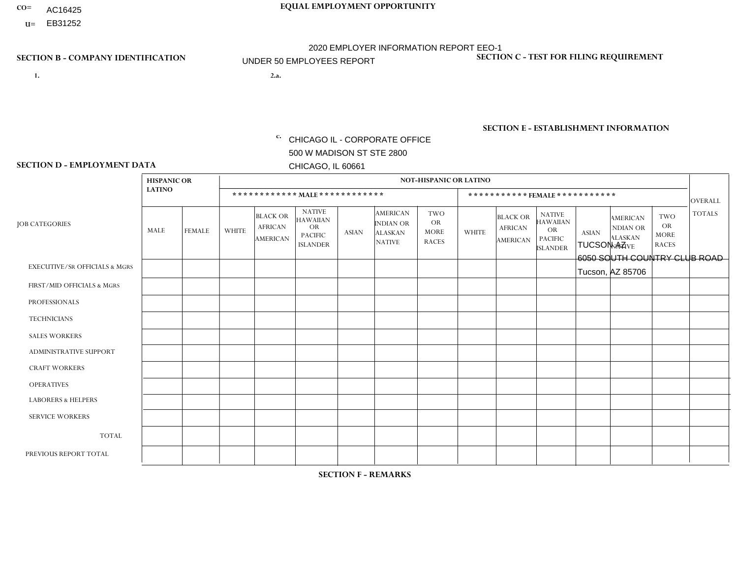CO= AC16425
U= EB31252

**EQUAL EMPLOYMENT OPPORTUNITY**

2020 EMPLOYER INFORMATION REPORT EEO-1

UNDER 50 EMPLOYEES REPORT

**SECTION B - COMPANY IDENTIFICATION**

1.

2.a.

c. CHICAGO IL - CORPORATE OFFICE
500 W MADISON ST STE 2800
CHICAGO, IL 60661

**SECTION C - TEST FOR FILING REQUIREMENT**

**SECTION E - ESTABLISHMENT INFORMATION**

TUCSON AZ
6050 SOUTH COUNTRY CLUB ROAD
Tucson, AZ 85706

**SECTION D - EMPLOYMENT DATA**

| JOB CATEGORIES | HISPANIC OR LATINO | | NOT-HISPANIC OR LATINO | | | | | | | | | | | | OVERALL TOTALS |
|---|---|---|---|---|---|---|---|---|---|---|---|---|---|---|---|
| | | | ************ MALE ************ | | | | | | *********** FEMALE *********** | | | | | | |
| | MALE | FEMALE | WHITE | BLACK OR AFRICAN AMERICAN | NATIVE HAWAIIAN OR PACIFIC ISLANDER | ASIAN | AMERICAN INDIAN OR ALASKAN NATIVE | TWO OR MORE RACES | WHITE | BLACK OR AFRICAN AMERICAN | NATIVE HAWAIIAN OR PACIFIC ISLANDER | ASIAN | AMERICAN INDIAN OR ALASKAN NATIVE | TWO OR MORE RACES | |
| EXECUTIVE/Sr OFFICIALS & MGRS | | | | | | | | | | | | | | | |
| FIRST/MID OFFICIALS & MGRS | | | | | | | | | | | | | | | |
| PROFESSIONALS | | | | | | | | | | | | | | | |
| TECHNICIANS | | | | | | | | | | | | | | | |
| SALES WORKERS | | | | | | | | | | | | | | | |
| ADMINISTRATIVE SUPPORT | | | | | | | | | | | | | | | |
| CRAFT WORKERS | | | | | | | | | | | | | | | |
| OPERATIVES | | | | | | | | | | | | | | | |
| LABORERS & HELPERS | | | | | | | | | | | | | | | |
| SERVICE WORKERS | | | | | | | | | | | | | | | |
| TOTAL | | | | | | | | | | | | | | | |
| PREVIOUS REPORT TOTAL | | | | | | | | | | | | | | | |

**SECTION F - REMARKS**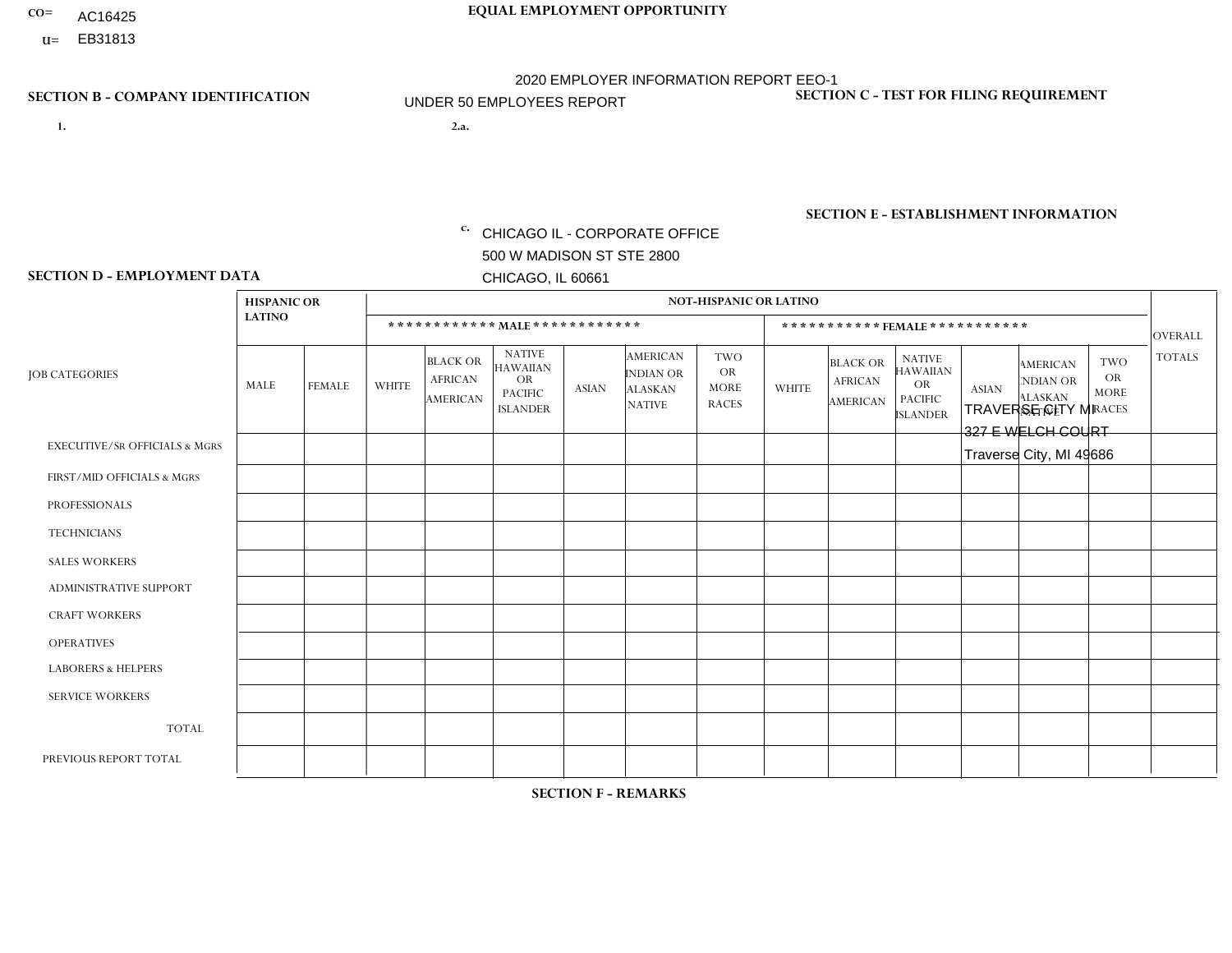CO= AC16425
U= EB31813

**EQUAL EMPLOYMENT OPPORTUNITY**

2020 EMPLOYER INFORMATION REPORT EEO-1

UNDER 50 EMPLOYEES REPORT

## SECTION B - COMPANY IDENTIFICATION

1.

2.a.

c. CHICAGO IL - CORPORATE OFFICE
500 W MADISON ST STE 2800
CHICAGO, IL 60661

## SECTION C - TEST FOR FILING REQUIREMENT

## SECTION E - ESTABLISHMENT INFORMATION

TRAVERSE CITY MI
327 E WELCH COURT
Traverse City, MI 49686

## SECTION D - EMPLOYMENT DATA

| JOB CATEGORIES | HISPANIC OR LATINO | | NOT-HISPANIC OR LATINO | | | | | | | | | | | | OVERALL TOTALS |
|---|---|---|---|---|---|---|---|---|---|---|---|---|---|---|---|
| | | | MALE | | | | | | FEMALE | | | | | | |
| | MALE | FEMALE | WHITE | BLACK OR AFRICAN AMERICAN | NATIVE HAWAIIAN OR PACIFIC ISLANDER | ASIAN | AMERICAN INDIAN OR ALASKAN NATIVE | TWO OR MORE RACES | WHITE | BLACK OR AFRICAN AMERICAN | NATIVE HAWAIIAN OR PACIFIC ISLANDER | ASIAN | AMERICAN INDIAN OR ALASKAN NATIVE | TWO OR MORE RACES | |
| EXECUTIVE/Sr OFFICIALS & MGRS | | | | | | | | | | | | | | | |
| FIRST/MID OFFICIALS & MGRS | | | | | | | | | | | | | | | |
| PROFESSIONALS | | | | | | | | | | | | | | | |
| TECHNICIANS | | | | | | | | | | | | | | | |
| SALES WORKERS | | | | | | | | | | | | | | | |
| ADMINISTRATIVE SUPPORT | | | | | | | | | | | | | | | |
| CRAFT WORKERS | | | | | | | | | | | | | | | |
| OPERATIVES | | | | | | | | | | | | | | | |
| LABORERS & HELPERS | | | | | | | | | | | | | | | |
| SERVICE WORKERS | | | | | | | | | | | | | | | |
| TOTAL | | | | | | | | | | | | | | | |
| PREVIOUS REPORT TOTAL | | | | | | | | | | | | | | | |

## SECTION F - REMARKS